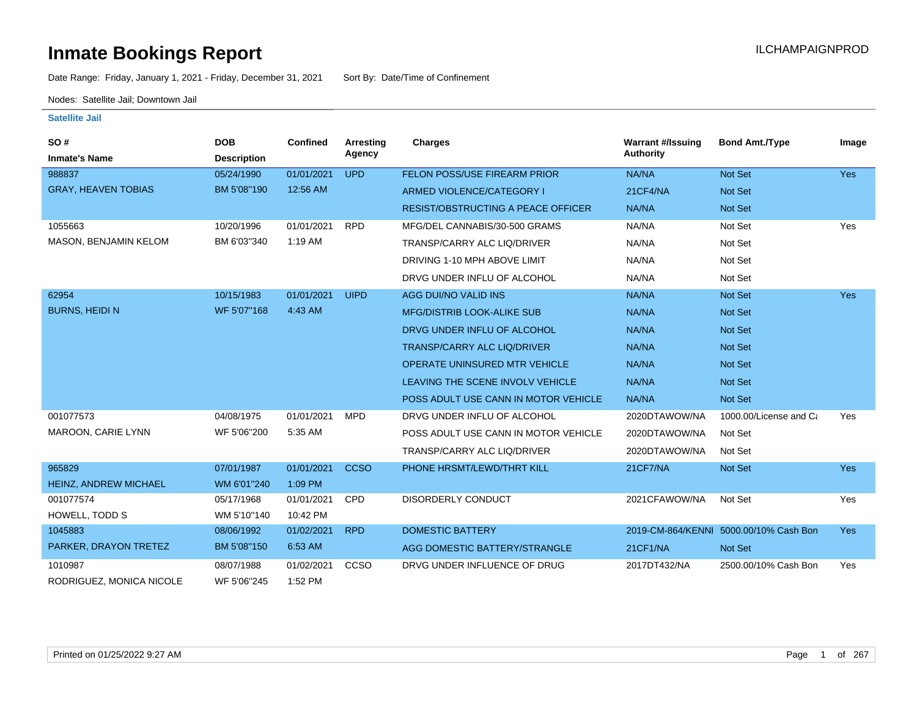# Inmate Bookings Report

ILCHAMPAIGNPROD

Date Range: Friday, January 1, 2021 - Friday, December 31, 2021 Sort By: Date/Time of Confinement

Nodes: Satellite Jail; Downtown Jail

### Satellite Jail

| SO # / Inmate's Name | DOB / Description | Confined | Arresting Agency | Charges | Warrant #/Issuing Authority | Bond Amt./Type | Image |
|---|---|---|---|---|---|---|---|
| 988837 | 05/24/1990 | 01/01/2021 | UPD | FELON POSS/USE FIREARM PRIOR | NA/NA | Not Set | Yes |
| GRAY, HEAVEN TOBIAS | BM 5'08"190 | 12:56 AM | | ARMED VIOLENCE/CATEGORY I | 21CF4/NA | Not Set | |
| | | | | RESIST/OBSTRUCTING A PEACE OFFICER | NA/NA | Not Set | |
| 1055663 | 10/20/1996 | 01/01/2021 | RPD | MFG/DEL CANNABIS/30-500 GRAMS | NA/NA | Not Set | Yes |
| MASON, BENJAMIN KELOM | BM 6'03"340 | 1:19 AM | | TRANSP/CARRY ALC LIQ/DRIVER | NA/NA | Not Set | |
| | | | | DRIVING 1-10 MPH ABOVE LIMIT | NA/NA | Not Set | |
| | | | | DRVG UNDER INFLU OF ALCOHOL | NA/NA | Not Set | |
| 62954 | 10/15/1983 | 01/01/2021 | UIPD | AGG DUI/NO VALID INS | NA/NA | Not Set | Yes |
| BURNS, HEIDI N | WF 5'07"168 | 4:43 AM | | MFG/DISTRIB LOOK-ALIKE SUB | NA/NA | Not Set | |
| | | | | DRVG UNDER INFLU OF ALCOHOL | NA/NA | Not Set | |
| | | | | TRANSP/CARRY ALC LIQ/DRIVER | NA/NA | Not Set | |
| | | | | OPERATE UNINSURED MTR VEHICLE | NA/NA | Not Set | |
| | | | | LEAVING THE SCENE INVOLV VEHICLE | NA/NA | Not Set | |
| | | | | POSS ADULT USE CANN IN MOTOR VEHICLE | NA/NA | Not Set | |
| 001077573 | 04/08/1975 | 01/01/2021 | MPD | DRVG UNDER INFLU OF ALCOHOL | 2020DTAWOW/NA | 1000.00/License and Ca | Yes |
| MAROON, CARIE LYNN | WF 5'06"200 | 5:35 AM | | POSS ADULT USE CANN IN MOTOR VEHICLE | 2020DTAWOW/NA | Not Set | |
| | | | | TRANSP/CARRY ALC LIQ/DRIVER | 2020DTAWOW/NA | Not Set | |
| 965829 | 07/01/1987 | 01/01/2021 | CCSO | PHONE HRSMT/LEWD/THRT KILL | 21CF7/NA | Not Set | Yes |
| HEINZ, ANDREW MICHAEL | WM 6'01"240 | 1:09 PM | | | | | |
| 001077574 | 05/17/1968 | 01/01/2021 | CPD | DISORDERLY CONDUCT | 2021CFAWOW/NA | Not Set | Yes |
| HOWELL, TODD S | WM 5'10"140 | 10:42 PM | | | | | |
| 1045883 | 08/06/1992 | 01/02/2021 | RPD | DOMESTIC BATTERY | 2019-CM-864/KENNI | 5000.00/10% Cash Bon | Yes |
| PARKER, DRAYON TRETEZ | BM 5'08"150 | 6:53 AM | | AGG DOMESTIC BATTERY/STRANGLE | 21CF1/NA | Not Set | |
| 1010987 | 08/07/1988 | 01/02/2021 | CCSO | DRVG UNDER INFLUENCE OF DRUG | 2017DT432/NA | 2500.00/10% Cash Bon | Yes |
| RODRIGUEZ, MONICA NICOLE | WF 5'06"245 | 1:52 PM | | | | | |

Printed on 01/25/2022 9:27 AM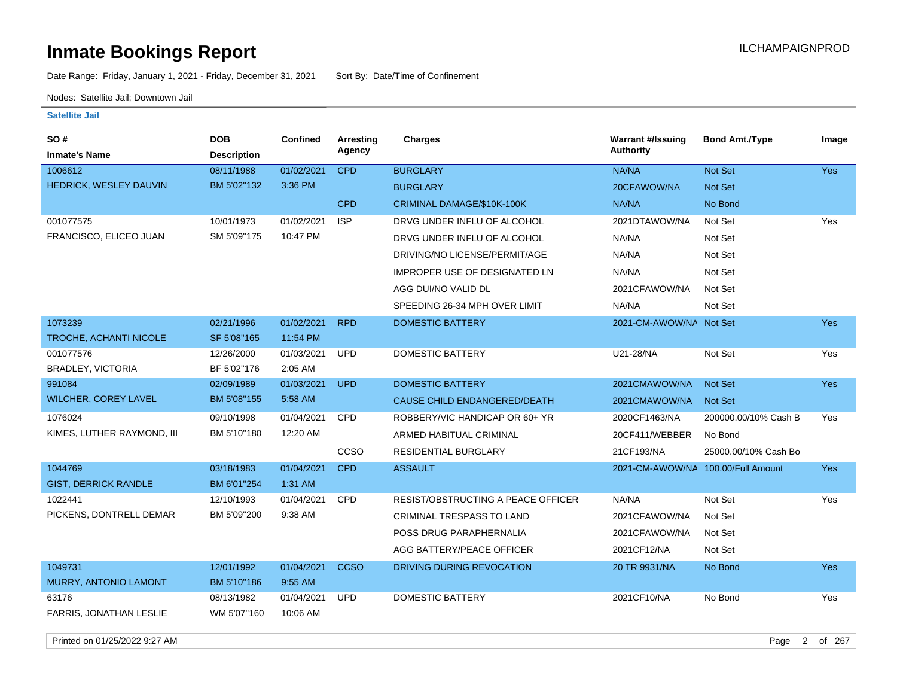# Inmate Bookings Report

ILCHAMPAIGNPROD

Date Range: Friday, January 1, 2021 - Friday, December 31, 2021 Sort By: Date/Time of Confinement

Nodes: Satellite Jail; Downtown Jail

## Satellite Jail

| SO # / Inmate's Name | DOB / Description | Confined | Arresting Agency | Charges | Warrant #/Issuing Authority | Bond Amt./Type | Image |
|---|---|---|---|---|---|---|---|
| 1006612 | 08/11/1988 | 01/02/2021 | CPD | BURGLARY | NA/NA | Not Set | Yes |
| HEDRICK, WESLEY DAUVIN | BM 5'02"132 | 3:36 PM | | BURGLARY | 20CFAWOW/NA | Not Set | |
| | | | CPD | CRIMINAL DAMAGE/$10K-100K | NA/NA | No Bond | |
| 001077575 | 10/01/1973 | 01/02/2021 | ISP | DRVG UNDER INFLU OF ALCOHOL | 2021DTAWOW/NA | Not Set | Yes |
| FRANCISCO, ELICEO JUAN | SM 5'09"175 | 10:47 PM | | DRVG UNDER INFLU OF ALCOHOL | NA/NA | Not Set | |
| | | | | DRIVING/NO LICENSE/PERMIT/AGE | NA/NA | Not Set | |
| | | | | IMPROPER USE OF DESIGNATED LN | NA/NA | Not Set | |
| | | | | AGG DUI/NO VALID DL | 2021CFAWOW/NA | Not Set | |
| | | | | SPEEDING 26-34 MPH OVER LIMIT | NA/NA | Not Set | |
| 1073239 | 02/21/1996 | 01/02/2021 | RPD | DOMESTIC BATTERY | 2021-CM-AWOW/NA | Not Set | Yes |
| TROCHE, ACHANTI NICOLE | SF 5'08"165 | 11:54 PM | | | | | |
| 001077576 | 12/26/2000 | 01/03/2021 | UPD | DOMESTIC BATTERY | U21-28/NA | Not Set | Yes |
| BRADLEY, VICTORIA | BF 5'02"176 | 2:05 AM | | | | | |
| 991084 | 02/09/1989 | 01/03/2021 | UPD | DOMESTIC BATTERY | 2021CMAWOW/NA | Not Set | Yes |
| WILCHER, COREY LAVEL | BM 5'08"155 | 5:58 AM | | CAUSE CHILD ENDANGERED/DEATH | 2021CMAWOW/NA | Not Set | |
| 1076024 | 09/10/1998 | 01/04/2021 | CPD | ROBBERY/VIC HANDICAP OR 60+ YR | 2020CF1463/NA | 200000.00/10% Cash B | Yes |
| KIMES, LUTHER RAYMOND, III | BM 5'10"180 | 12:20 AM | | ARMED HABITUAL CRIMINAL | 20CF411/WEBBER | No Bond | |
| | | | CCSO | RESIDENTIAL BURGLARY | 21CF193/NA | 25000.00/10% Cash Bo | |
| 1044769 | 03/18/1983 | 01/04/2021 | CPD | ASSAULT | 2021-CM-AWOW/NA | 100.00/Full Amount | Yes |
| GIST, DERRICK RANDLE | BM 6'01"254 | 1:31 AM | | | | | |
| 1022441 | 12/10/1993 | 01/04/2021 | CPD | RESIST/OBSTRUCTING A PEACE OFFICER | NA/NA | Not Set | Yes |
| PICKENS, DONTRELL DEMAR | BM 5'09"200 | 9:38 AM | | CRIMINAL TRESPASS TO LAND | 2021CFAWOW/NA | Not Set | |
| | | | | POSS DRUG PARAPHERNALIA | 2021CFAWOW/NA | Not Set | |
| | | | | AGG BATTERY/PEACE OFFICER | 2021CF12/NA | Not Set | |
| 1049731 | 12/01/1992 | 01/04/2021 | CCSO | DRIVING DURING REVOCATION | 20 TR 9931/NA | No Bond | Yes |
| MURRY, ANTONIO LAMONT | BM 5'10"186 | 9:55 AM | | | | | |
| 63176 | 08/13/1982 | 01/04/2021 | UPD | DOMESTIC BATTERY | 2021CF10/NA | No Bond | Yes |
| FARRIS, JONATHAN LESLIE | WM 5'07"160 | 10:06 AM | | | | | |

Printed on 01/25/2022 9:27 AM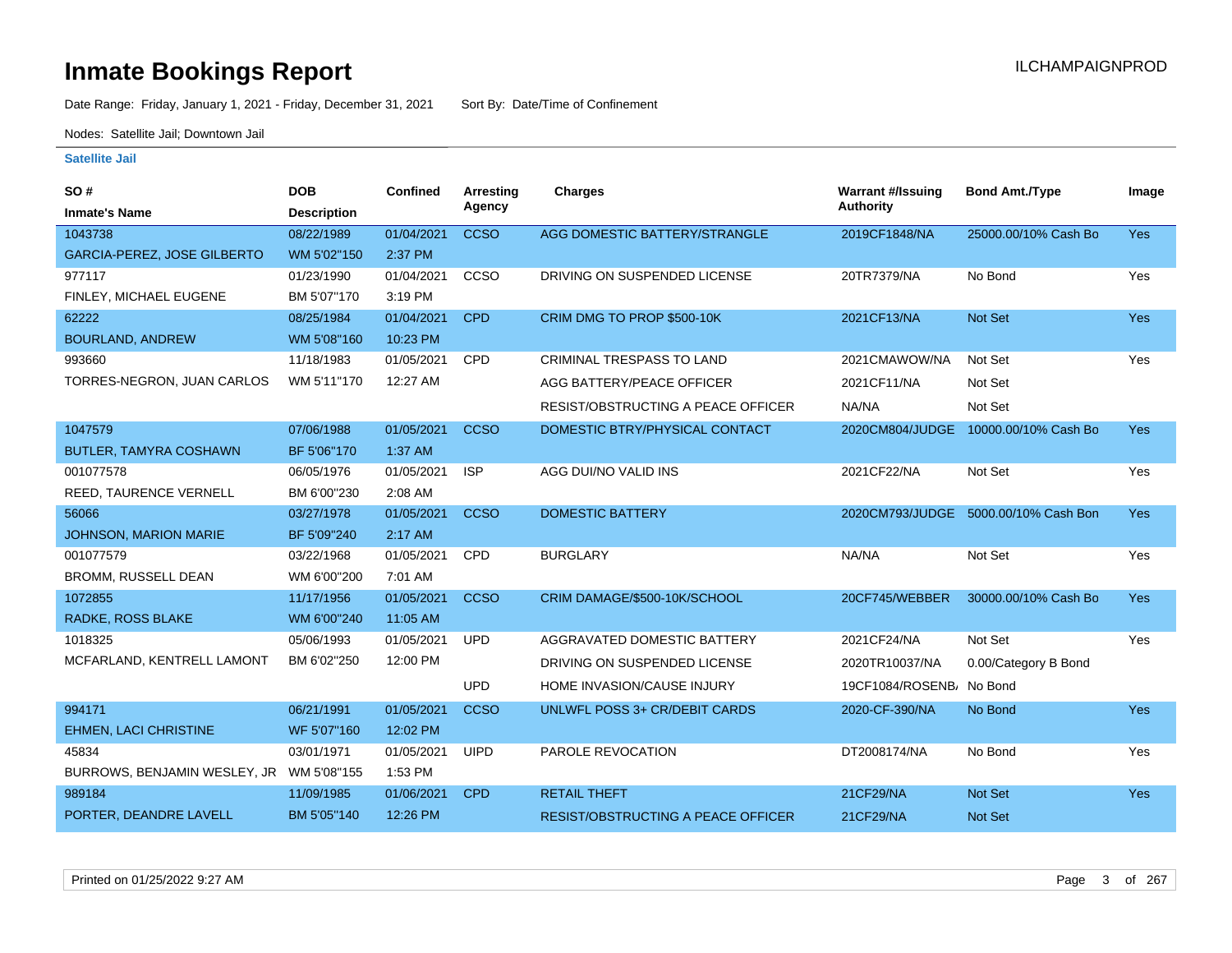# Inmate Bookings Report

ILCHAMPAIGNPROD

Date Range: Friday, January 1, 2021 - Friday, December 31, 2021 Sort By: Date/Time of Confinement

Nodes: Satellite Jail; Downtown Jail

**Satellite Jail**

| SO # / Inmate's Name | DOB / Description | Confined | Arresting Agency | Charges | Warrant #/Issuing Authority | Bond Amt./Type | Image |
|---|---|---|---|---|---|---|---|
| 1043738 GARCIA-PEREZ, JOSE GILBERTO | 08/22/1989 WM 5'02"150 | 01/04/2021 2:37 PM | CCSO | AGG DOMESTIC BATTERY/STRANGLE | 2019CF1848/NA | 25000.00/10% Cash Bo | Yes |
| 977117 FINLEY, MICHAEL EUGENE | 01/23/1990 BM 5'07"170 | 01/04/2021 3:19 PM | CCSO | DRIVING ON SUSPENDED LICENSE | 20TR7379/NA | No Bond | Yes |
| 62222 BOURLAND, ANDREW | 08/25/1984 WM 5'08"160 | 01/04/2021 10:23 PM | CPD | CRIM DMG TO PROP $500-10K | 2021CF13/NA | Not Set | Yes |
| 993660 TORRES-NEGRON, JUAN CARLOS | 11/18/1983 WM 5'11"170 | 01/05/2021 12:27 AM | CPD | CRIMINAL TRESPASS TO LAND | 2021CMAWOW/NA | Not Set | Yes |
| | | | | AGG BATTERY/PEACE OFFICER | 2021CF11/NA | Not Set | |
| | | | | RESIST/OBSTRUCTING A PEACE OFFICER | NA/NA | Not Set | |
| 1047579 BUTLER, TAMYRA COSHAWN | 07/06/1988 BF 5'06"170 | 01/05/2021 1:37 AM | CCSO | DOMESTIC BTRY/PHYSICAL CONTACT | 2020CM804/JUDGE | 10000.00/10% Cash Bo | Yes |
| 001077578 REED, TAURENCE VERNELL | 06/05/1976 BM 6'00"230 | 01/05/2021 2:08 AM | ISP | AGG DUI/NO VALID INS | 2021CF22/NA | Not Set | Yes |
| 56066 JOHNSON, MARION MARIE | 03/27/1978 BF 5'09"240 | 01/05/2021 2:17 AM | CCSO | DOMESTIC BATTERY | 2020CM793/JUDGE | 5000.00/10% Cash Bon | Yes |
| 001077579 BROMM, RUSSELL DEAN | 03/22/1968 WM 6'00"200 | 01/05/2021 7:01 AM | CPD | BURGLARY | NA/NA | Not Set | Yes |
| 1072855 RADKE, ROSS BLAKE | 11/17/1956 WM 6'00"240 | 01/05/2021 11:05 AM | CCSO | CRIM DAMAGE/$500-10K/SCHOOL | 20CF745/WEBBER | 30000.00/10% Cash Bo | Yes |
| 1018325 MCFARLAND, KENTRELL LAMONT | 05/06/1993 BM 6'02"250 | 01/05/2021 12:00 PM | UPD | AGGRAVATED DOMESTIC BATTERY | 2021CF24/NA | Not Set | Yes |
| | | | | DRIVING ON SUSPENDED LICENSE | 2020TR10037/NA | 0.00/Category B Bond | |
| | | | UPD | HOME INVASION/CAUSE INJURY | 19CF1084/ROSENB/ | No Bond | |
| 994171 EHMEN, LACI CHRISTINE | 06/21/1991 WF 5'07"160 | 01/05/2021 12:02 PM | CCSO | UNLWFL POSS 3+ CR/DEBIT CARDS | 2020-CF-390/NA | No Bond | Yes |
| 45834 BURROWS, BENJAMIN WESLEY, JR | 03/01/1971 WM 5'08"155 | 01/05/2021 1:53 PM | UIPD | PAROLE REVOCATION | DT2008174/NA | No Bond | Yes |
| 989184 PORTER, DEANDRE LAVELL | 11/09/1985 BM 5'05"140 | 01/06/2021 12:26 PM | CPD | RETAIL THEFT | 21CF29/NA | Not Set | Yes |
| | | | | RESIST/OBSTRUCTING A PEACE OFFICER | 21CF29/NA | Not Set | |

Printed on 01/25/2022 9:27 AM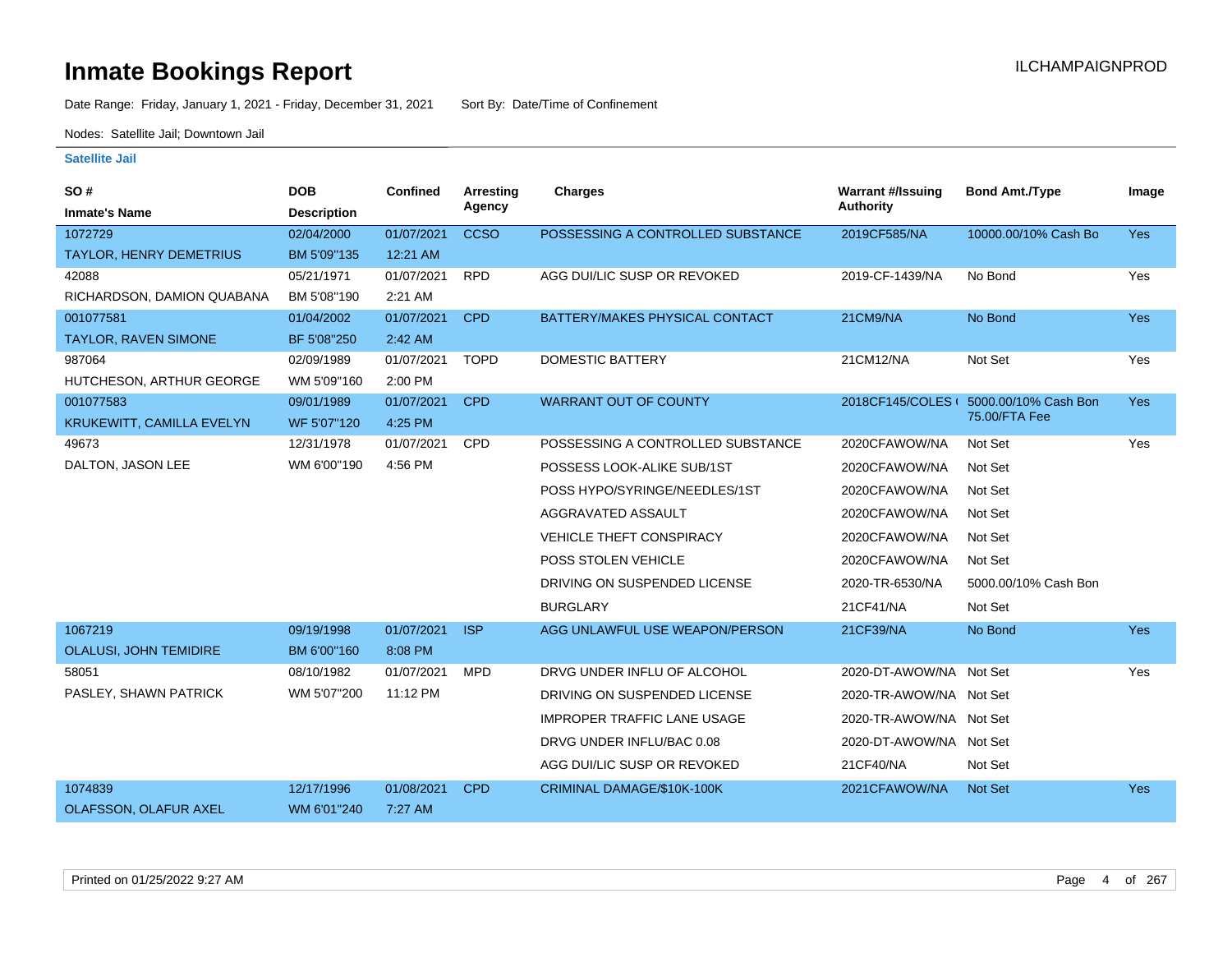# Inmate Bookings Report

ILCHAMPAIGNPROD

Date Range: Friday, January 1, 2021 - Friday, December 31, 2021    Sort By: Date/Time of Confinement

Nodes: Satellite Jail; Downtown Jail

**Satellite Jail**

| SO # / Inmate's Name | DOB / Description | Confined | Arresting Agency | Charges | Warrant #/Issuing Authority | Bond Amt./Type | Image |
|---|---|---|---|---|---|---|---|
| 1072729<br>TAYLOR, HENRY DEMETRIUS | 02/04/2000<br>BM 5'09"135 | 01/07/2021<br>12:21 AM | CCSO | POSSESSING A CONTROLLED SUBSTANCE | 2019CF585/NA | 10000.00/10% Cash Bo | Yes |
| 42088<br>RICHARDSON, DAMION QUABANA | 05/21/1971<br>BM 5'08"190 | 01/07/2021<br>2:21 AM | RPD | AGG DUI/LIC SUSP OR REVOKED | 2019-CF-1439/NA | No Bond | Yes |
| 001077581<br>TAYLOR, RAVEN SIMONE | 01/04/2002<br>BF 5'08"250 | 01/07/2021<br>2:42 AM | CPD | BATTERY/MAKES PHYSICAL CONTACT | 21CM9/NA | No Bond | Yes |
| 987064<br>HUTCHESON, ARTHUR GEORGE | 02/09/1989<br>WM 5'09"160 | 01/07/2021<br>2:00 PM | TOPD | DOMESTIC BATTERY | 21CM12/NA | Not Set | Yes |
| 001077583<br>KRUKEWITT, CAMILLA EVELYN | 09/01/1989<br>WF 5'07"120 | 01/07/2021<br>4:25 PM | CPD | WARRANT OUT OF COUNTY | 2018CF145/COLES ( | 5000.00/10% Cash Bon<br>75.00/FTA Fee | Yes |
| 49673<br>DALTON, JASON LEE | 12/31/1978<br>WM 6'00"190 | 01/07/2021<br>4:56 PM | CPD | POSSESSING A CONTROLLED SUBSTANCE | 2020CFAWOW/NA | Not Set | Yes |
| | | | | POSSESS LOOK-ALIKE SUB/1ST | 2020CFAWOW/NA | Not Set | |
| | | | | POSS HYPO/SYRINGE/NEEDLES/1ST | 2020CFAWOW/NA | Not Set | |
| | | | | AGGRAVATED ASSAULT | 2020CFAWOW/NA | Not Set | |
| | | | | VEHICLE THEFT CONSPIRACY | 2020CFAWOW/NA | Not Set | |
| | | | | POSS STOLEN VEHICLE | 2020CFAWOW/NA | Not Set | |
| | | | | DRIVING ON SUSPENDED LICENSE | 2020-TR-6530/NA | 5000.00/10% Cash Bon | |
| | | | | BURGLARY | 21CF41/NA | Not Set | |
| 1067219<br>OLALUSI, JOHN TEMIDIRE | 09/19/1998<br>BM 6'00"160 | 01/07/2021<br>8:08 PM | ISP | AGG UNLAWFUL USE WEAPON/PERSON | 21CF39/NA | No Bond | Yes |
| 58051<br>PASLEY, SHAWN PATRICK | 08/10/1982<br>WM 5'07"200 | 01/07/2021<br>11:12 PM | MPD | DRVG UNDER INFLU OF ALCOHOL | 2020-DT-AWOW/NA | Not Set | Yes |
| | | | | DRIVING ON SUSPENDED LICENSE | 2020-TR-AWOW/NA | Not Set | |
| | | | | IMPROPER TRAFFIC LANE USAGE | 2020-TR-AWOW/NA | Not Set | |
| | | | | DRVG UNDER INFLU/BAC 0.08 | 2020-DT-AWOW/NA | Not Set | |
| | | | | AGG DUI/LIC SUSP OR REVOKED | 21CF40/NA | Not Set | |
| 1074839<br>OLAFSSON, OLAFUR AXEL | 12/17/1996<br>WM 6'01"240 | 01/08/2021<br>7:27 AM | CPD | CRIMINAL DAMAGE/$10K-100K | 2021CFAWOW/NA | Not Set | Yes |

Printed on 01/25/2022 9:27 AM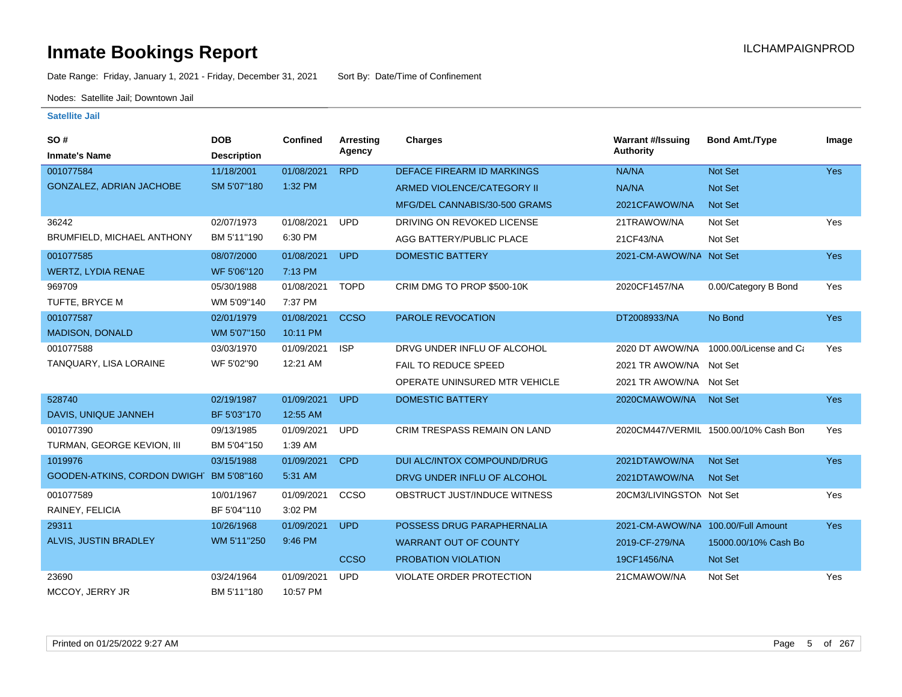# Inmate Bookings Report

ILCHAMPAIGNPROD

Date Range: Friday, January 1, 2021 - Friday, December 31, 2021 Sort By: Date/Time of Confinement

Nodes: Satellite Jail; Downtown Jail

## Satellite Jail

| SO # / Inmate's Name | DOB / Description | Confined | Arresting Agency | Charges | Warrant #/Issuing Authority | Bond Amt./Type | Image |
|---|---|---|---|---|---|---|---|
| 001077584 GONZALEZ, ADRIAN JACHOBE | 11/18/2001 SM 5'07''180 | 01/08/2021 1:32 PM | RPD | DEFACE FIREARM ID MARKINGS | NA/NA | Not Set | Yes |
| | | | | ARMED VIOLENCE/CATEGORY II | NA/NA | Not Set | |
| | | | | MFG/DEL CANNABIS/30-500 GRAMS | 2021CFAWOW/NA | Not Set | |
| 36242 BRUMFIELD, MICHAEL ANTHONY | 02/07/1973 BM 5'11''190 | 01/08/2021 6:30 PM | UPD | DRIVING ON REVOKED LICENSE | 21TRAWOW/NA | Not Set | Yes |
| | | | | AGG BATTERY/PUBLIC PLACE | 21CF43/NA | Not Set | |
| 001077585 WERTZ, LYDIA RENAE | 08/07/2000 WF 5'06''120 | 01/08/2021 7:13 PM | UPD | DOMESTIC BATTERY | 2021-CM-AWOW/NA | Not Set | Yes |
| 969709 TUFTE, BRYCE M | 05/30/1988 WM 5'09''140 | 01/08/2021 7:37 PM | TOPD | CRIM DMG TO PROP $500-10K | 2020CF1457/NA | 0.00/Category B Bond | Yes |
| 001077587 MADISON, DONALD | 02/01/1979 WM 5'07''150 | 01/08/2021 10:11 PM | CCSO | PAROLE REVOCATION | DT2008933/NA | No Bond | Yes |
| 001077588 TANQUARY, LISA LORAINE | 03/03/1970 WF 5'02''90 | 01/09/2021 12:21 AM | ISP | DRVG UNDER INFLU OF ALCOHOL | 2020 DT AWOW/NA | 1000.00/License and Ca | Yes |
| | | | | FAIL TO REDUCE SPEED | 2021 TR AWOW/NA | Not Set | |
| | | | | OPERATE UNINSURED MTR VEHICLE | 2021 TR AWOW/NA | Not Set | |
| 528740 DAVIS, UNIQUE JANNEH | 02/19/1987 BF 5'03''170 | 01/09/2021 12:55 AM | UPD | DOMESTIC BATTERY | 2020CMAWOW/NA | Not Set | Yes |
| 001077390 TURMAN, GEORGE KEVION, III | 09/13/1985 BM 5'04''150 | 01/09/2021 1:39 AM | UPD | CRIM TRESPASS REMAIN ON LAND | 2020CM447/VERMIL | 1500.00/10% Cash Bon | Yes |
| 1019976 GOODEN-ATKINS, CORDON DWIGHT | 03/15/1988 BM 5'08''160 | 01/09/2021 5:31 AM | CPD | DUI ALC/INTOX COMPOUND/DRUG | 2021DTAWOW/NA | Not Set | Yes |
| | | | | DRVG UNDER INFLU OF ALCOHOL | 2021DTAWOW/NA | Not Set | |
| 001077589 RAINEY, FELICIA | 10/01/1967 BF 5'04''110 | 01/09/2021 3:02 PM | CCSO | OBSTRUCT JUST/INDUCE WITNESS | 20CM3/LIVINGSTON | Not Set | Yes |
| 29311 ALVIS, JUSTIN BRADLEY | 10/26/1968 WM 5'11''250 | 01/09/2021 9:46 PM | UPD | POSSESS DRUG PARAPHERNALIA | 2021-CM-AWOW/NA | 100.00/Full Amount | Yes |
| | | | | WARRANT OUT OF COUNTY | 2019-CF-279/NA | 15000.00/10% Cash Bo | |
| | | | CCSO | PROBATION VIOLATION | 19CF1456/NA | Not Set | |
| 23690 MCCOY, JERRY JR | 03/24/1964 BM 5'11''180 | 01/09/2021 10:57 PM | UPD | VIOLATE ORDER PROTECTION | 21CMAWOW/NA | Not Set | Yes |

Printed on 01/25/2022 9:27 AM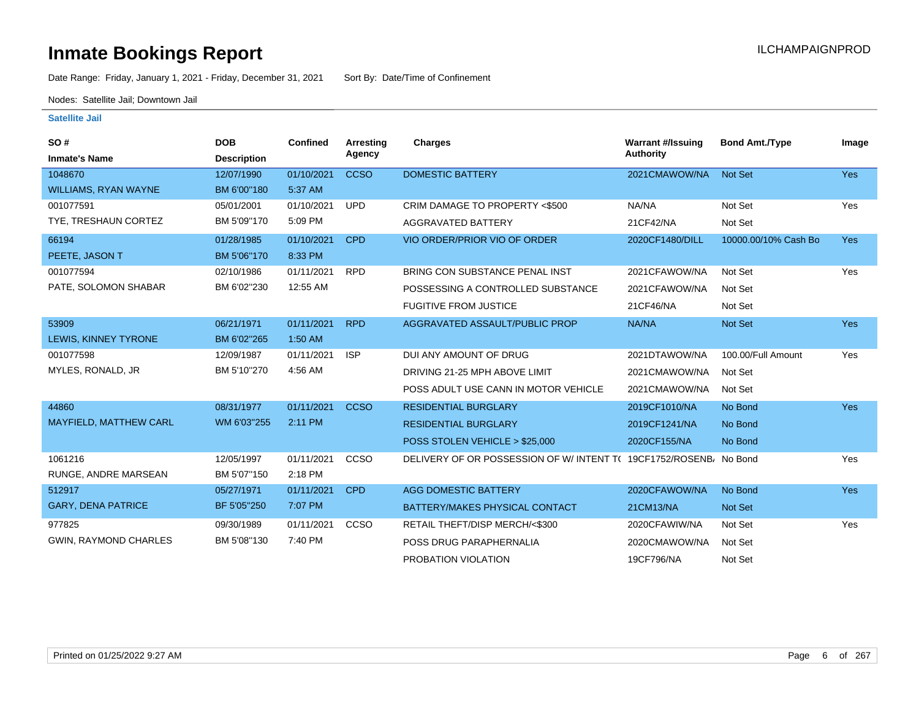# Inmate Bookings Report

ILCHAMPAIGNPROD

Date Range: Friday, January 1, 2021 - Friday, December 31, 2021 Sort By: Date/Time of Confinement

Nodes: Satellite Jail; Downtown Jail

## Satellite Jail

| SO # / Inmate's Name | DOB / Description | Confined | Arresting Agency | Charges | Warrant #/Issuing Authority | Bond Amt./Type | Image |
|---|---|---|---|---|---|---|---|
| 1048670 | 12/07/1990 | 01/10/2021 | CCSO | DOMESTIC BATTERY | 2021CMAWOW/NA | Not Set | Yes |
| WILLIAMS, RYAN WAYNE | BM 6'00"180 | 5:37 AM | | | | | |
| 001077591 | 05/01/2001 | 01/10/2021 | UPD | CRIM DAMAGE TO PROPERTY <$500 | NA/NA | Not Set | Yes |
| TYE, TRESHAUN CORTEZ | BM 5'09"170 | 5:09 PM | | AGGRAVATED BATTERY | 21CF42/NA | Not Set | |
| 66194 | 01/28/1985 | 01/10/2021 | CPD | VIO ORDER/PRIOR VIO OF ORDER | 2020CF1480/DILL | 10000.00/10% Cash Bo | Yes |
| PEETE, JASON T | BM 5'06"170 | 8:33 PM | | | | | |
| 001077594 | 02/10/1986 | 01/11/2021 | RPD | BRING CON SUBSTANCE PENAL INST | 2021CFAWOW/NA | Not Set | Yes |
| PATE, SOLOMON SHABAR | BM 6'02"230 | 12:55 AM | | POSSESSING A CONTROLLED SUBSTANCE | 2021CFAWOW/NA | Not Set | |
| | | | | FUGITIVE FROM JUSTICE | 21CF46/NA | Not Set | |
| 53909 | 06/21/1971 | 01/11/2021 | RPD | AGGRAVATED ASSAULT/PUBLIC PROP | NA/NA | Not Set | Yes |
| LEWIS, KINNEY TYRONE | BM 6'02"265 | 1:50 AM | | | | | |
| 001077598 | 12/09/1987 | 01/11/2021 | ISP | DUI ANY AMOUNT OF DRUG | 2021DTAWOW/NA | 100.00/Full Amount | Yes |
| MYLES, RONALD, JR | BM 5'10"270 | 4:56 AM | | DRIVING 21-25 MPH ABOVE LIMIT | 2021CMAWOW/NA | Not Set | |
| | | | | POSS ADULT USE CANN IN MOTOR VEHICLE | 2021CMAWOW/NA | Not Set | |
| 44860 | 08/31/1977 | 01/11/2021 | CCSO | RESIDENTIAL BURGLARY | 2019CF1010/NA | No Bond | Yes |
| MAYFIELD, MATTHEW CARL | WM 6'03"255 | 2:11 PM | | RESIDENTIAL BURGLARY | 2019CF1241/NA | No Bond | |
| | | | | POSS STOLEN VEHICLE > $25,000 | 2020CF155/NA | No Bond | |
| 1061216 | 12/05/1997 | 01/11/2021 | CCSO | DELIVERY OF OR POSSESSION OF W/ INTENT T( | 19CF1752/ROSENB/ | No Bond | Yes |
| RUNGE, ANDRE MARSEAN | BM 5'07"150 | 2:18 PM | | | | | |
| 512917 | 05/27/1971 | 01/11/2021 | CPD | AGG DOMESTIC BATTERY | 2020CFAWOW/NA | No Bond | Yes |
| GARY, DENA PATRICE | BF 5'05"250 | 7:07 PM | | BATTERY/MAKES PHYSICAL CONTACT | 21CM13/NA | Not Set | |
| 977825 | 09/30/1989 | 01/11/2021 | CCSO | RETAIL THEFT/DISP MERCH/<$300 | 2020CFAWIW/NA | Not Set | Yes |
| GWIN, RAYMOND CHARLES | BM 5'08"130 | 7:40 PM | | POSS DRUG PARAPHERNALIA | 2020CMAWOW/NA | Not Set | |
| | | | | PROBATION VIOLATION | 19CF796/NA | Not Set | |

Printed on 01/25/2022 9:27 AM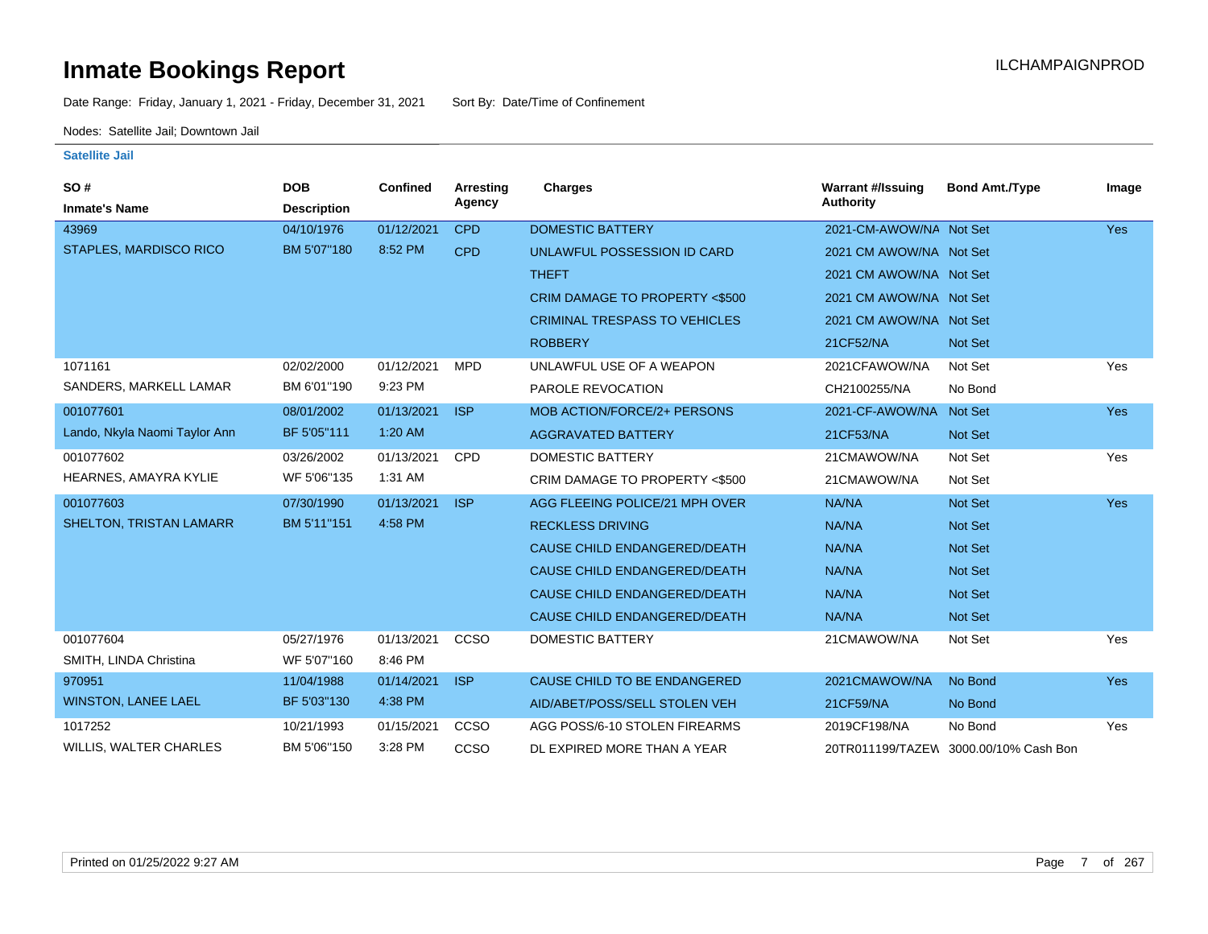# Inmate Bookings Report

ILCHAMPAIGNPROD

Date Range: Friday, January 1, 2021 - Friday, December 31, 2021     Sort By: Date/Time of Confinement

Nodes: Satellite Jail; Downtown Jail

## Satellite Jail

| SO # / Inmate's Name | DOB / Description | Confined | Arresting Agency | Charges | Warrant #/Issuing Authority | Bond Amt./Type | Image |
|---|---|---|---|---|---|---|---|
| 43969 | 04/10/1976 | 01/12/2021 | CPD | DOMESTIC BATTERY | 2021-CM-AWOW/NA | Not Set | Yes |
| STAPLES, MARDISCO RICO | BM 5'07"180 | 8:52 PM | CPD | UNLAWFUL POSSESSION ID CARD | 2021 CM AWOW/NA | Not Set | |
| | | | | THEFT | 2021 CM AWOW/NA | Not Set | |
| | | | | CRIM DAMAGE TO PROPERTY <$500 | 2021 CM AWOW/NA | Not Set | |
| | | | | CRIMINAL TRESPASS TO VEHICLES | 2021 CM AWOW/NA | Not Set | |
| | | | | ROBBERY | 21CF52/NA | Not Set | |
| 1071161 | 02/02/2000 | 01/12/2021 | MPD | UNLAWFUL USE OF A WEAPON | 2021CFAWOW/NA | Not Set | Yes |
| SANDERS, MARKELL LAMAR | BM 6'01"190 | 9:23 PM | | PAROLE REVOCATION | CH2100255/NA | No Bond | |
| 001077601 | 08/01/2002 | 01/13/2021 | ISP | MOB ACTION/FORCE/2+ PERSONS | 2021-CF-AWOW/NA | Not Set | Yes |
| Lando, Nkyla Naomi Taylor Ann | BF 5'05"111 | 1:20 AM | | AGGRAVATED BATTERY | 21CF53/NA | Not Set | |
| 001077602 | 03/26/2002 | 01/13/2021 | CPD | DOMESTIC BATTERY | 21CMAWOW/NA | Not Set | Yes |
| HEARNES, AMAYRA KYLIE | WF 5'06"135 | 1:31 AM | | CRIM DAMAGE TO PROPERTY <$500 | 21CMAWOW/NA | Not Set | |
| 001077603 | 07/30/1990 | 01/13/2021 | ISP | AGG FLEEING POLICE/21 MPH OVER | NA/NA | Not Set | Yes |
| SHELTON, TRISTAN LAMARR | BM 5'11"151 | 4:58 PM | | RECKLESS DRIVING | NA/NA | Not Set | |
| | | | | CAUSE CHILD ENDANGERED/DEATH | NA/NA | Not Set | |
| | | | | CAUSE CHILD ENDANGERED/DEATH | NA/NA | Not Set | |
| | | | | CAUSE CHILD ENDANGERED/DEATH | NA/NA | Not Set | |
| | | | | CAUSE CHILD ENDANGERED/DEATH | NA/NA | Not Set | |
| 001077604 | 05/27/1976 | 01/13/2021 | CCSO | DOMESTIC BATTERY | 21CMAWOW/NA | Not Set | Yes |
| SMITH, LINDA Christina | WF 5'07"160 | 8:46 PM | | | | | |
| 970951 | 11/04/1988 | 01/14/2021 | ISP | CAUSE CHILD TO BE ENDANGERED | 2021CMAWOW/NA | No Bond | Yes |
| WINSTON, LANEE LAEL | BF 5'03"130 | 4:38 PM | | AID/ABET/POSS/SELL STOLEN VEH | 21CF59/NA | No Bond | |
| 1017252 | 10/21/1993 | 01/15/2021 | CCSO | AGG POSS/6-10 STOLEN FIREARMS | 2019CF198/NA | No Bond | Yes |
| WILLIS, WALTER CHARLES | BM 5'06"150 | 3:28 PM | CCSO | DL EXPIRED MORE THAN A YEAR | 20TR011199/TAZEW | 3000.00/10% Cash Bon | |

Printed on 01/25/2022 9:27 AM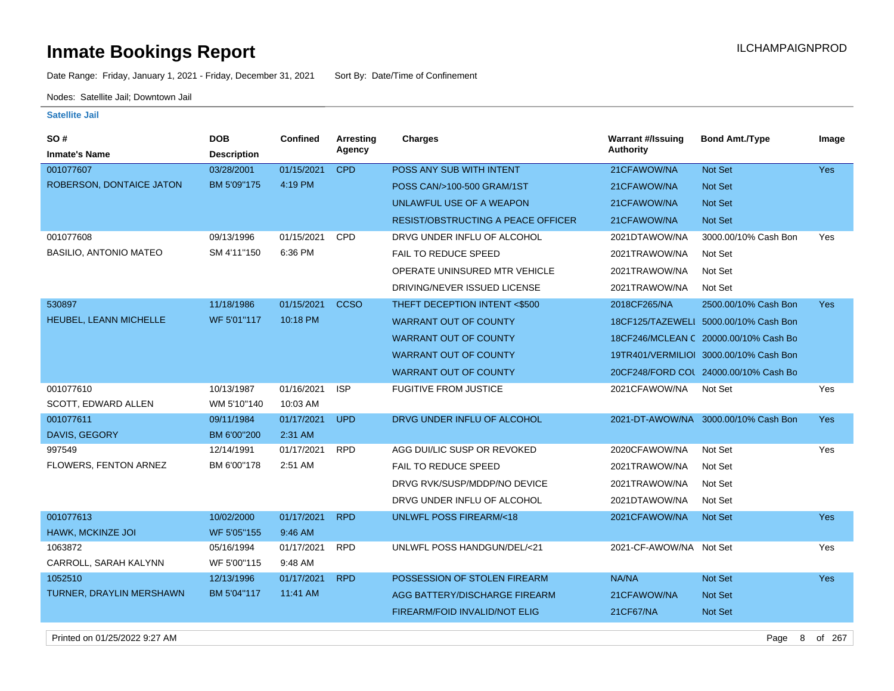# Inmate Bookings Report

ILCHAMPAIGNPROD

Date Range: Friday, January 1, 2021 - Friday, December 31, 2021 Sort By: Date/Time of Confinement

Nodes: Satellite Jail; Downtown Jail

## Satellite Jail

| SO # / Inmate's Name | DOB / Description | Confined | Arresting Agency | Charges | Warrant #/Issuing Authority | Bond Amt./Type | Image |
|---|---|---|---|---|---|---|---|
| 001077607 | 03/28/2001 | 01/15/2021 | CPD | POSS ANY SUB WITH INTENT | 21CFAWOW/NA | Not Set | Yes |
| ROBERSON, DONTAICE JATON | BM 5'09"175 | 4:19 PM | | POSS CAN/>100-500 GRAM/1ST | 21CFAWOW/NA | Not Set | |
| | | | | UNLAWFUL USE OF A WEAPON | 21CFAWOW/NA | Not Set | |
| | | | | RESIST/OBSTRUCTING A PEACE OFFICER | 21CFAWOW/NA | Not Set | |
| 001077608 | 09/13/1996 | 01/15/2021 | CPD | DRVG UNDER INFLU OF ALCOHOL | 2021DTAWOW/NA | 3000.00/10% Cash Bon | Yes |
| BASILIO, ANTONIO MATEO | SM 4'11"150 | 6:36 PM | | FAIL TO REDUCE SPEED | 2021TRAWOW/NA | Not Set | |
| | | | | OPERATE UNINSURED MTR VEHICLE | 2021TRAWOW/NA | Not Set | |
| | | | | DRIVING/NEVER ISSUED LICENSE | 2021TRAWOW/NA | Not Set | |
| 530897 | 11/18/1986 | 01/15/2021 | CCSO | THEFT DECEPTION INTENT <$500 | 2018CF265/NA | 2500.00/10% Cash Bon | Yes |
| HEUBEL, LEANN MICHELLE | WF 5'01"117 | 10:18 PM | | WARRANT OUT OF COUNTY | 18CF125/TAZEWELI | 5000.00/10% Cash Bon | |
| | | | | WARRANT OUT OF COUNTY | 18CF246/MCLEAN C | 20000.00/10% Cash Bo | |
| | | | | WARRANT OUT OF COUNTY | 19TR401/VERMILIOI | 3000.00/10% Cash Bon | |
| | | | | WARRANT OUT OF COUNTY | 20CF248/FORD COL | 24000.00/10% Cash Bo | |
| 001077610 | 10/13/1987 | 01/16/2021 | ISP | FUGITIVE FROM JUSTICE | 2021CFAWOW/NA | Not Set | Yes |
| SCOTT, EDWARD ALLEN | WM 5'10"140 | 10:03 AM | | | | | |
| 001077611 | 09/11/1984 | 01/17/2021 | UPD | DRVG UNDER INFLU OF ALCOHOL | 2021-DT-AWOW/NA | 3000.00/10% Cash Bon | Yes |
| DAVIS, GEGORY | BM 6'00"200 | 2:31 AM | | | | | |
| 997549 | 12/14/1991 | 01/17/2021 | RPD | AGG DUI/LIC SUSP OR REVOKED | 2020CFAWOW/NA | Not Set | Yes |
| FLOWERS, FENTON ARNEZ | BM 6'00"178 | 2:51 AM | | FAIL TO REDUCE SPEED | 2021TRAWOW/NA | Not Set | |
| | | | | DRVG RVK/SUSP/MDDP/NO DEVICE | 2021TRAWOW/NA | Not Set | |
| | | | | DRVG UNDER INFLU OF ALCOHOL | 2021DTAWOW/NA | Not Set | |
| 001077613 | 10/02/2000 | 01/17/2021 | RPD | UNLWFL POSS FIREARM/<18 | 2021CFAWOW/NA | Not Set | Yes |
| HAWK, MCKINZE JOI | WF 5'05"155 | 9:46 AM | | | | | |
| 1063872 | 05/16/1994 | 01/17/2021 | RPD | UNLWFL POSS HANDGUN/DEL/<21 | 2021-CF-AWOW/NA | Not Set | Yes |
| CARROLL, SARAH KALYNN | WF 5'00"115 | 9:48 AM | | | | | |
| 1052510 | 12/13/1996 | 01/17/2021 | RPD | POSSESSION OF STOLEN FIREARM | NA/NA | Not Set | Yes |
| TURNER, DRAYLIN MERSHAWN | BM 5'04"117 | 11:41 AM | | AGG BATTERY/DISCHARGE FIREARM | 21CFAWOW/NA | Not Set | |
| | | | | FIREARM/FOID INVALID/NOT ELIG | 21CF67/NA | Not Set | |

Printed on 01/25/2022 9:27 AM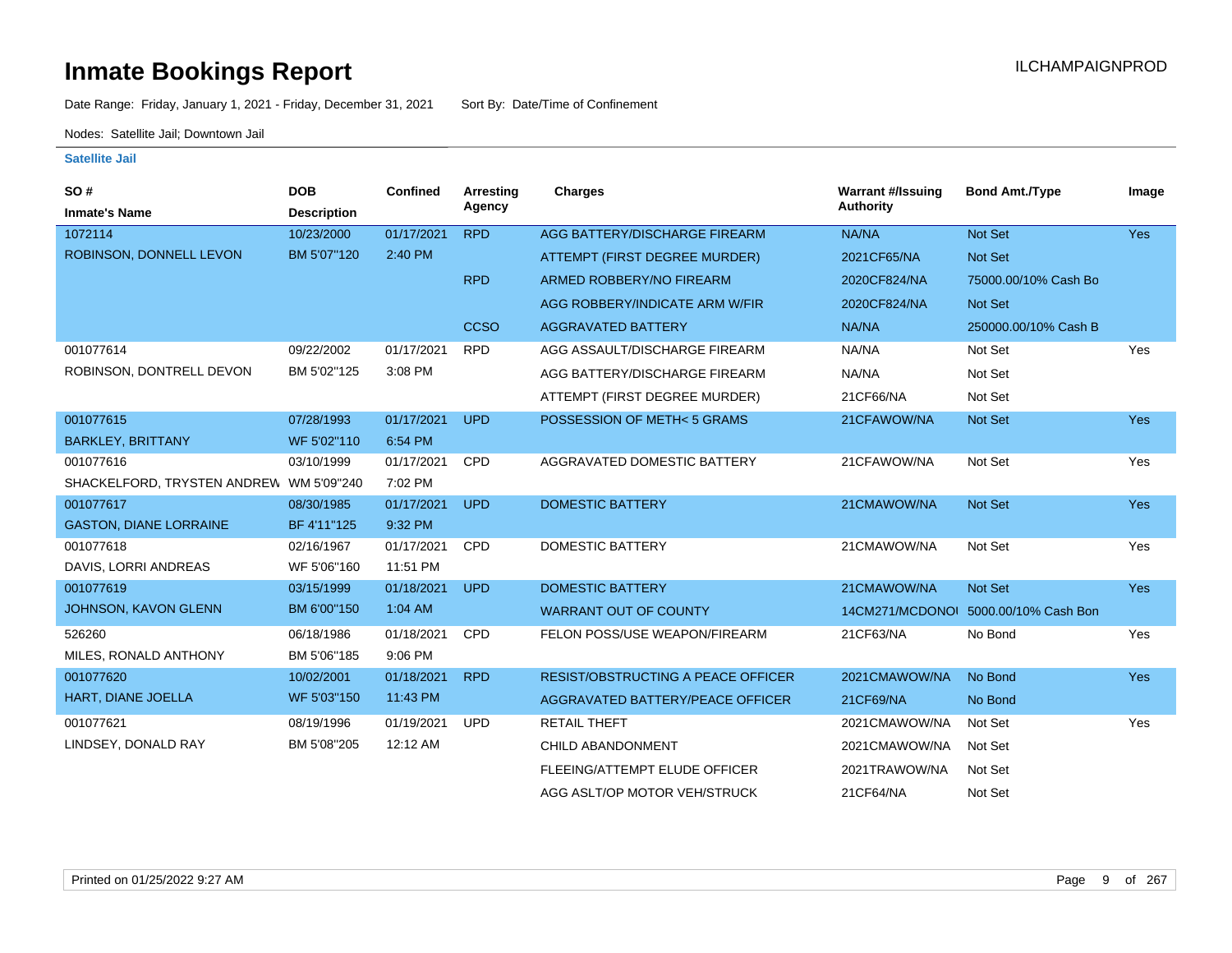# Inmate Bookings Report

Date Range: Friday, January 1, 2021 - Friday, December 31, 2021 Sort By: Date/Time of Confinement

Nodes: Satellite Jail; Downtown Jail

### Satellite Jail

| SO # / Inmate's Name | DOB / Description | Confined | Arresting Agency | Charges | Warrant #/Issuing Authority | Bond Amt./Type | Image |
|---|---|---|---|---|---|---|---|
| 1072114 | 10/23/2000 | 01/17/2021 | RPD | AGG BATTERY/DISCHARGE FIREARM | NA/NA | Not Set | Yes |
| ROBINSON, DONNELL LEVON | BM 5'07"120 | 2:40 PM | | ATTEMPT (FIRST DEGREE MURDER) | 2021CF65/NA | Not Set | |
| | | | RPD | ARMED ROBBERY/NO FIREARM | 2020CF824/NA | 75000.00/10% Cash Bo | |
| | | | | AGG ROBBERY/INDICATE ARM W/FIR | 2020CF824/NA | Not Set | |
| | | | CCSO | AGGRAVATED BATTERY | NA/NA | 250000.00/10% Cash B | |
| 001077614 | 09/22/2002 | 01/17/2021 | RPD | AGG ASSAULT/DISCHARGE FIREARM | NA/NA | Not Set | Yes |
| ROBINSON, DONTRELL DEVON | BM 5'02"125 | 3:08 PM | | AGG BATTERY/DISCHARGE FIREARM | NA/NA | Not Set | |
| | | | | ATTEMPT (FIRST DEGREE MURDER) | 21CF66/NA | Not Set | |
| 001077615 | 07/28/1993 | 01/17/2021 | UPD | POSSESSION OF METH< 5 GRAMS | 21CFAWOW/NA | Not Set | Yes |
| BARKLEY, BRITTANY | WF 5'02"110 | 6:54 PM | | | | | |
| 001077616 | 03/10/1999 | 01/17/2021 | CPD | AGGRAVATED DOMESTIC BATTERY | 21CFAWOW/NA | Not Set | Yes |
| SHACKELFORD, TRYSTEN ANDREW | WM 5'09"240 | 7:02 PM | | | | | |
| 001077617 | 08/30/1985 | 01/17/2021 | UPD | DOMESTIC BATTERY | 21CMAWOW/NA | Not Set | Yes |
| GASTON, DIANE LORRAINE | BF 4'11"125 | 9:32 PM | | | | | |
| 001077618 | 02/16/1967 | 01/17/2021 | CPD | DOMESTIC BATTERY | 21CMAWOW/NA | Not Set | Yes |
| DAVIS, LORRI ANDREAS | WF 5'06"160 | 11:51 PM | | | | | |
| 001077619 | 03/15/1999 | 01/18/2021 | UPD | DOMESTIC BATTERY | 21CMAWOW/NA | Not Set | Yes |
| JOHNSON, KAVON GLENN | BM 6'00"150 | 1:04 AM | | WARRANT OUT OF COUNTY | 14CM271/MCDONOI | 5000.00/10% Cash Bon | |
| 526260 | 06/18/1986 | 01/18/2021 | CPD | FELON POSS/USE WEAPON/FIREARM | 21CF63/NA | No Bond | Yes |
| MILES, RONALD ANTHONY | BM 5'06"185 | 9:06 PM | | | | | |
| 001077620 | 10/02/2001 | 01/18/2021 | RPD | RESIST/OBSTRUCTING A PEACE OFFICER | 2021CMAWOW/NA | No Bond | Yes |
| HART, DIANE JOELLA | WF 5'03"150 | 11:43 PM | | AGGRAVATED BATTERY/PEACE OFFICER | 21CF69/NA | No Bond | |
| 001077621 | 08/19/1996 | 01/19/2021 | UPD | RETAIL THEFT | 2021CMAWOW/NA | Not Set | Yes |
| LINDSEY, DONALD RAY | BM 5'08"205 | 12:12 AM | | CHILD ABANDONMENT | 2021CMAWOW/NA | Not Set | |
| | | | | FLEEING/ATTEMPT ELUDE OFFICER | 2021TRAWOW/NA | Not Set | |
| | | | | AGG ASLT/OP MOTOR VEH/STRUCK | 21CF64/NA | Not Set | |

Printed on 01/25/2022 9:27 AM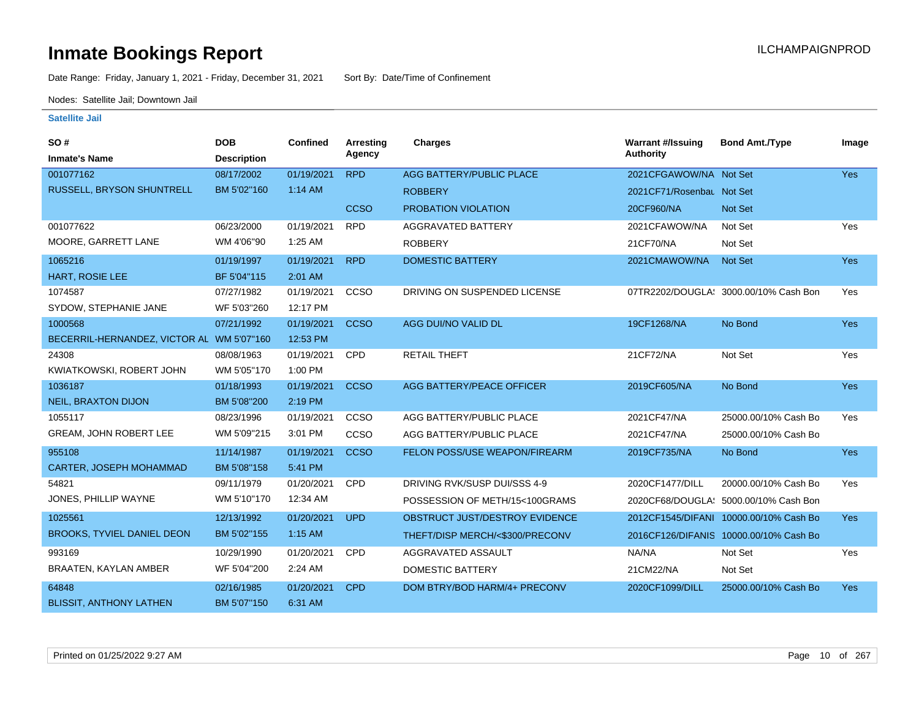# Inmate Bookings Report

ILCHAMPAIGNPROD

Date Range: Friday, January 1, 2021 - Friday, December 31, 2021 Sort By: Date/Time of Confinement

Nodes: Satellite Jail; Downtown Jail

### Satellite Jail

| SO # / Inmate's Name | DOB / Description | Confined | Arresting Agency | Charges | Warrant #/Issuing Authority | Bond Amt./Type | Image |
|---|---|---|---|---|---|---|---|
| 001077162 | 08/17/2002 | 01/19/2021 | RPD | AGG BATTERY/PUBLIC PLACE | 2021CFGAWOW/NA | Not Set | Yes |
| RUSSELL, BRYSON SHUNTRELL | BM 5'02"160 | 1:14 AM | | ROBBERY | 2021CF71/Rosenbau | Not Set | |
| | | | CCSO | PROBATION VIOLATION | 20CF960/NA | Not Set | |
| 001077622 | 06/23/2000 | 01/19/2021 | RPD | AGGRAVATED BATTERY | 2021CFAWOW/NA | Not Set | Yes |
| MOORE, GARRETT LANE | WM 4'06"90 | 1:25 AM | | ROBBERY | 21CF70/NA | Not Set | |
| 1065216 | 01/19/1997 | 01/19/2021 | RPD | DOMESTIC BATTERY | 2021CMAWOW/NA | Not Set | Yes |
| HART, ROSIE LEE | BF 5'04"115 | 2:01 AM | | | | | |
| 1074587 | 07/27/1982 | 01/19/2021 | CCSO | DRIVING ON SUSPENDED LICENSE | 07TR2202/DOUGLA! | 3000.00/10% Cash Bon | Yes |
| SYDOW, STEPHANIE JANE | WF 5'03"260 | 12:17 PM | | | | | |
| 1000568 | 07/21/1992 | 01/19/2021 | CCSO | AGG DUI/NO VALID DL | 19CF1268/NA | No Bond | Yes |
| BECERRIL-HERNANDEZ, VICTOR AL | WM 5'07"160 | 12:53 PM | | | | | |
| 24308 | 08/08/1963 | 01/19/2021 | CPD | RETAIL THEFT | 21CF72/NA | Not Set | Yes |
| KWIATKOWSKI, ROBERT JOHN | WM 5'05"170 | 1:00 PM | | | | | |
| 1036187 | 01/18/1993 | 01/19/2021 | CCSO | AGG BATTERY/PEACE OFFICER | 2019CF605/NA | No Bond | Yes |
| NEIL, BRAXTON DIJON | BM 5'08"200 | 2:19 PM | | | | | |
| 1055117 | 08/23/1996 | 01/19/2021 | CCSO | AGG BATTERY/PUBLIC PLACE | 2021CF47/NA | 25000.00/10% Cash Bo | Yes |
| GREAM, JOHN ROBERT LEE | WM 5'09"215 | 3:01 PM | CCSO | AGG BATTERY/PUBLIC PLACE | 2021CF47/NA | 25000.00/10% Cash Bo | |
| 955108 | 11/14/1987 | 01/19/2021 | CCSO | FELON POSS/USE WEAPON/FIREARM | 2019CF735/NA | No Bond | Yes |
| CARTER, JOSEPH MOHAMMAD | BM 5'08"158 | 5:41 PM | | | | | |
| 54821 | 09/11/1979 | 01/20/2021 | CPD | DRIVING RVK/SUSP DUI/SSS 4-9 | 2020CF1477/DILL | 20000.00/10% Cash Bo | Yes |
| JONES, PHILLIP WAYNE | WM 5'10"170 | 12:34 AM | | POSSESSION OF METH/15<100GRAMS | 2020CF68/DOUGLA! | 5000.00/10% Cash Bon | |
| 1025561 | 12/13/1992 | 01/20/2021 | UPD | OBSTRUCT JUST/DESTROY EVIDENCE | 2012CF1545/DIFANI | 10000.00/10% Cash Bo | Yes |
| BROOKS, TYVIEL DANIEL DEON | BM 5'02"155 | 1:15 AM | | THEFT/DISP MERCH/<$300/PRECONV | 2016CF126/DIFANIS | 10000.00/10% Cash Bo | |
| 993169 | 10/29/1990 | 01/20/2021 | CPD | AGGRAVATED ASSAULT | NA/NA | Not Set | Yes |
| BRAATEN, KAYLAN AMBER | WF 5'04"200 | 2:24 AM | | DOMESTIC BATTERY | 21CM22/NA | Not Set | |
| 64848 | 02/16/1985 | 01/20/2021 | CPD | DOM BTRY/BOD HARM/4+ PRECONV | 2020CF1099/DILL | 25000.00/10% Cash Bo | Yes |
| BLISSIT, ANTHONY LATHEN | BM 5'07"150 | 6:31 AM | | | | | |

Printed on 01/25/2022 9:27 AM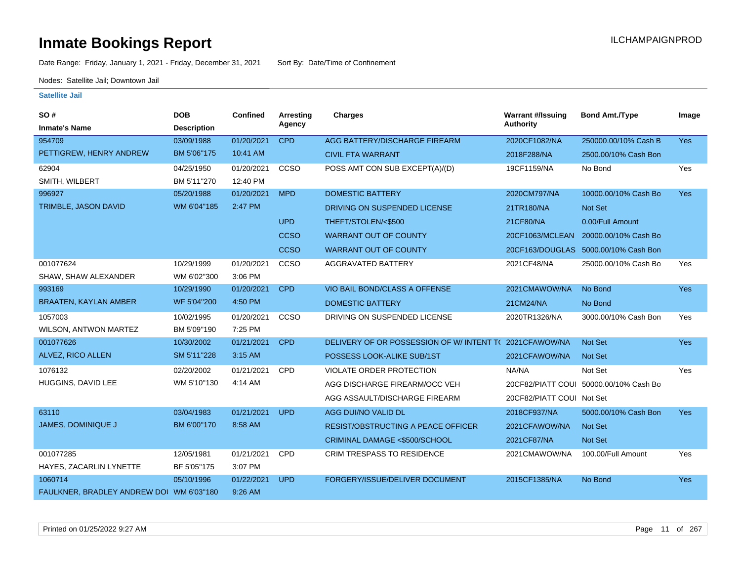# Inmate Bookings Report

ILCHAMPAIGNPROD

Date Range: Friday, January 1, 2021 - Friday, December 31, 2021 Sort By: Date/Time of Confinement

Nodes: Satellite Jail; Downtown Jail

## Satellite Jail

| SO # / Inmate's Name | DOB / Description | Confined | Arresting Agency | Charges | Warrant #/Issuing Authority | Bond Amt./Type | Image |
|---|---|---|---|---|---|---|---|
| 954709 | 03/09/1988 | 01/20/2021 | CPD | AGG BATTERY/DISCHARGE FIREARM | 2020CF1082/NA | 250000.00/10% Cash B | Yes |
| PETTIGREW, HENRY ANDREW | BM 5'06"175 | 10:41 AM | | CIVIL FTA WARRANT | 2018F288/NA | 2500.00/10% Cash Bon | |
| 62904 | 04/25/1950 | 01/20/2021 | CCSO | POSS AMT CON SUB EXCEPT(A)/(D) | 19CF1159/NA | No Bond | Yes |
| SMITH, WILBERT | BM 5'11"270 | 12:40 PM | | | | | |
| 996927 | 05/20/1988 | 01/20/2021 | MPD | DOMESTIC BATTERY | 2020CM797/NA | 10000.00/10% Cash Bo | Yes |
| TRIMBLE, JASON DAVID | WM 6'04"185 | 2:47 PM | | DRIVING ON SUSPENDED LICENSE | 21TR180/NA | Not Set | |
| | | | UPD | THEFT/STOLEN/<$500 | 21CF80/NA | 0.00/Full Amount | |
| | | | CCSO | WARRANT OUT OF COUNTY | 20CF1063/MCLEAN | 20000.00/10% Cash Bo | |
| | | | CCSO | WARRANT OUT OF COUNTY | 20CF163/DOUGLAS | 5000.00/10% Cash Bon | |
| 001077624 | 10/29/1999 | 01/20/2021 | CCSO | AGGRAVATED BATTERY | 2021CF48/NA | 25000.00/10% Cash Bo | Yes |
| SHAW, SHAW ALEXANDER | WM 6'02"300 | 3:06 PM | | | | | |
| 993169 | 10/29/1990 | 01/20/2021 | CPD | VIO BAIL BOND/CLASS A OFFENSE | 2021CMAWOW/NA | No Bond | Yes |
| BRAATEN, KAYLAN AMBER | WF 5'04"200 | 4:50 PM | | DOMESTIC BATTERY | 21CM24/NA | No Bond | |
| 1057003 | 10/02/1995 | 01/20/2021 | CCSO | DRIVING ON SUSPENDED LICENSE | 2020TR1326/NA | 3000.00/10% Cash Bon | Yes |
| WILSON, ANTWON MARTEZ | BM 5'09"190 | 7:25 PM | | | | | |
| 001077626 | 10/30/2002 | 01/21/2021 | CPD | DELIVERY OF OR POSSESSION OF W/ INTENT T( | 2021CFAWOW/NA | Not Set | Yes |
| ALVEZ, RICO ALLEN | SM 5'11"228 | 3:15 AM | | POSSESS LOOK-ALIKE SUB/1ST | 2021CFAWOW/NA | Not Set | |
| 1076132 | 02/20/2002 | 01/21/2021 | CPD | VIOLATE ORDER PROTECTION | NA/NA | Not Set | Yes |
| HUGGINS, DAVID LEE | WM 5'10"130 | 4:14 AM | | AGG DISCHARGE FIREARM/OCC VEH | 20CF82/PIATT COUI | 50000.00/10% Cash Bo | |
| | | | | AGG ASSAULT/DISCHARGE FIREARM | 20CF82/PIATT COUI | Not Set | |
| 63110 | 03/04/1983 | 01/21/2021 | UPD | AGG DUI/NO VALID DL | 2018CF937/NA | 5000.00/10% Cash Bon | Yes |
| JAMES, DOMINIQUE J | BM 6'00"170 | 8:58 AM | | RESIST/OBSTRUCTING A PEACE OFFICER | 2021CFAWOW/NA | Not Set | |
| | | | | CRIMINAL DAMAGE <$500/SCHOOL | 2021CF87/NA | Not Set | |
| 001077285 | 12/05/1981 | 01/21/2021 | CPD | CRIM TRESPASS TO RESIDENCE | 2021CMAWOW/NA | 100.00/Full Amount | Yes |
| HAYES, ZACARLIN LYNETTE | BF 5'05"175 | 3:07 PM | | | | | |
| 1060714 | 05/10/1996 | 01/22/2021 | UPD | FORGERY/ISSUE/DELIVER DOCUMENT | 2015CF1385/NA | No Bond | Yes |
| FAULKNER, BRADLEY ANDREW DOI | WM 6'03"180 | 9:26 AM | | | | | |

Printed on 01/25/2022 9:27 AM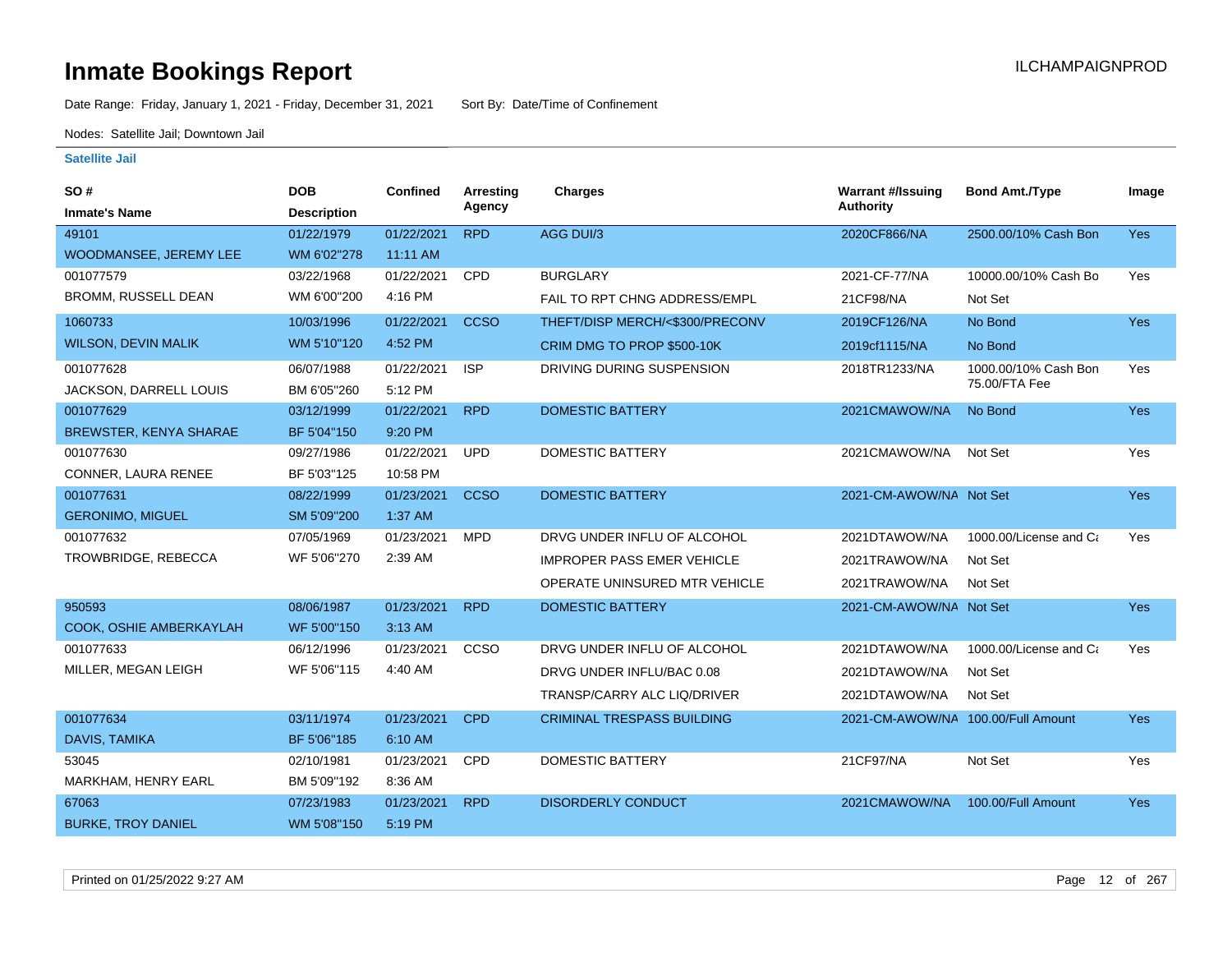# Inmate Bookings Report

ILCHAMPAIGNPROD

Date Range: Friday, January 1, 2021 - Friday, December 31, 2021    Sort By: Date/Time of Confinement

Nodes: Satellite Jail; Downtown Jail

## Satellite Jail

| SO # / Inmate's Name | DOB / Description | Confined | Arresting Agency | Charges | Warrant #/Issuing Authority | Bond Amt./Type | Image |
|---|---|---|---|---|---|---|---|
| 49101 | 01/22/1979 | 01/22/2021 | RPD | AGG DUI/3 | 2020CF866/NA | 2500.00/10% Cash Bon | Yes |
| WOODMANSEE, JEREMY LEE | WM 6'02"278 | 11:11 AM | | | | | |
| 001077579 | 03/22/1968 | 01/22/2021 | CPD | BURGLARY | 2021-CF-77/NA | 10000.00/10% Cash Bo | Yes |
| BROMM, RUSSELL DEAN | WM 6'00"200 | 4:16 PM | | FAIL TO RPT CHNG ADDRESS/EMPL | 21CF98/NA | Not Set | |
| 1060733 | 10/03/1996 | 01/22/2021 | CCSO | THEFT/DISP MERCH/<$300/PRECONV | 2019CF126/NA | No Bond | Yes |
| WILSON, DEVIN MALIK | WM 5'10"120 | 4:52 PM | | CRIM DMG TO PROP $500-10K | 2019cf1115/NA | No Bond | |
| 001077628 | 06/07/1988 | 01/22/2021 | ISP | DRIVING DURING SUSPENSION | 2018TR1233/NA | 1000.00/10% Cash Bon 75.00/FTA Fee | Yes |
| JACKSON, DARRELL LOUIS | BM 6'05"260 | 5:12 PM | | | | | |
| 001077629 | 03/12/1999 | 01/22/2021 | RPD | DOMESTIC BATTERY | 2021CMAWOW/NA | No Bond | Yes |
| BREWSTER, KENYA SHARAE | BF 5'04"150 | 9:20 PM | | | | | |
| 001077630 | 09/27/1986 | 01/22/2021 | UPD | DOMESTIC BATTERY | 2021CMAWOW/NA | Not Set | Yes |
| CONNER, LAURA RENEE | BF 5'03"125 | 10:58 PM | | | | | |
| 001077631 | 08/22/1999 | 01/23/2021 | CCSO | DOMESTIC BATTERY | 2021-CM-AWOW/NA | Not Set | Yes |
| GERONIMO, MIGUEL | SM 5'09"200 | 1:37 AM | | | | | |
| 001077632 | 07/05/1969 | 01/23/2021 | MPD | DRVG UNDER INFLU OF ALCOHOL | 2021DTAWOW/NA | 1000.00/License and Ca | Yes |
| TROWBRIDGE, REBECCA | WF 5'06"270 | 2:39 AM | | IMPROPER PASS EMER VEHICLE | 2021TRAWOW/NA | Not Set | |
| | | | | OPERATE UNINSURED MTR VEHICLE | 2021TRAWOW/NA | Not Set | |
| 950593 | 08/06/1987 | 01/23/2021 | RPD | DOMESTIC BATTERY | 2021-CM-AWOW/NA | Not Set | Yes |
| COOK, OSHIE AMBERKAYLAH | WF 5'00"150 | 3:13 AM | | | | | |
| 001077633 | 06/12/1996 | 01/23/2021 | CCSO | DRVG UNDER INFLU OF ALCOHOL | 2021DTAWOW/NA | 1000.00/License and Ca | Yes |
| MILLER, MEGAN LEIGH | WF 5'06"115 | 4:40 AM | | DRVG UNDER INFLU/BAC 0.08 | 2021DTAWOW/NA | Not Set | |
| | | | | TRANSP/CARRY ALC LIQ/DRIVER | 2021DTAWOW/NA | Not Set | |
| 001077634 | 03/11/1974 | 01/23/2021 | CPD | CRIMINAL TRESPASS BUILDING | 2021-CM-AWOW/NA | 100.00/Full Amount | Yes |
| DAVIS, TAMIKA | BF 5'06"185 | 6:10 AM | | | | | |
| 53045 | 02/10/1981 | 01/23/2021 | CPD | DOMESTIC BATTERY | 21CF97/NA | Not Set | Yes |
| MARKHAM, HENRY EARL | BM 5'09"192 | 8:36 AM | | | | | |
| 67063 | 07/23/1983 | 01/23/2021 | RPD | DISORDERLY CONDUCT | 2021CMAWOW/NA | 100.00/Full Amount | Yes |
| BURKE, TROY DANIEL | WM 5'08"150 | 5:19 PM | | | | | |

Printed on 01/25/2022 9:27 AM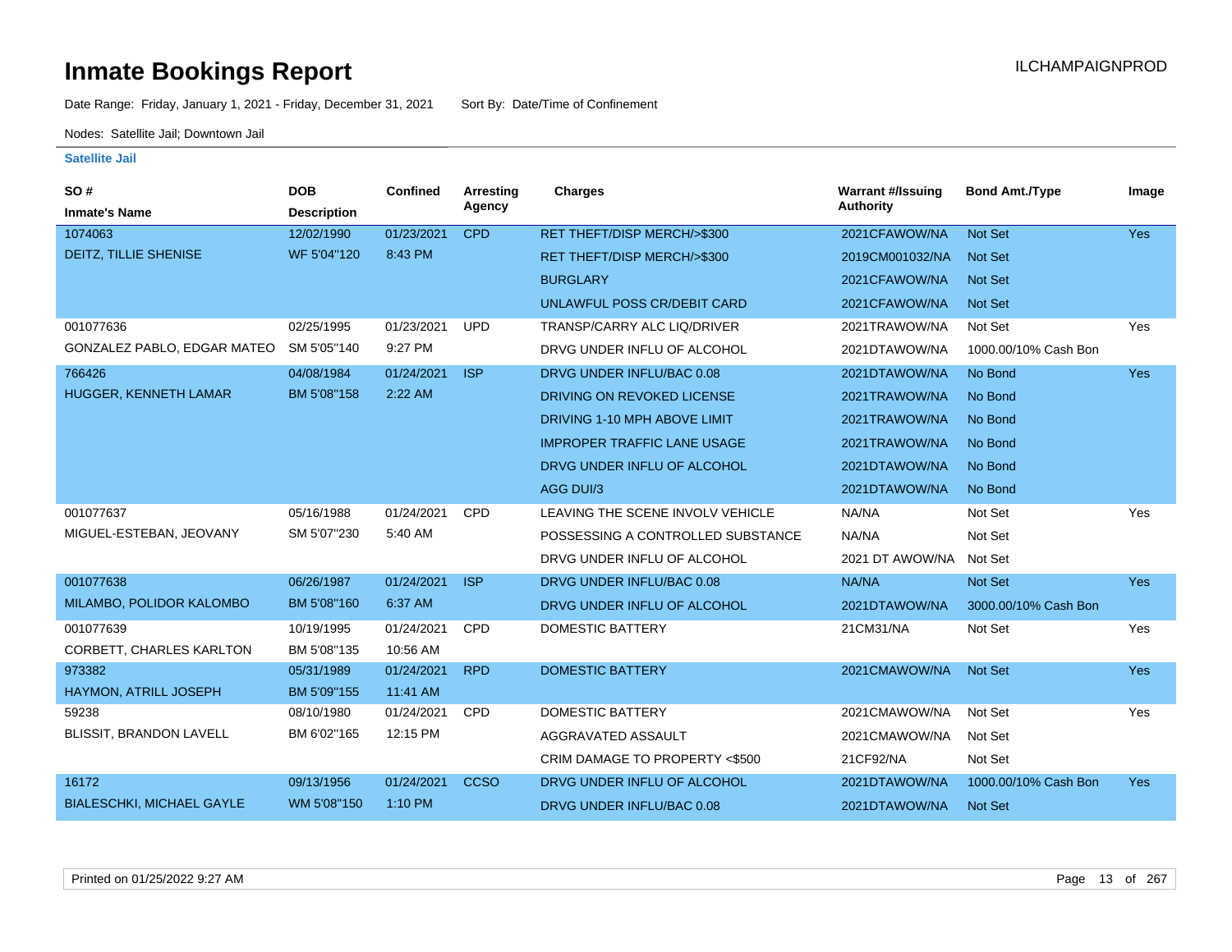# Inmate Bookings Report

ILCHAMPAIGNPROD

Date Range: Friday, January 1, 2021 - Friday, December 31, 2021     Sort By: Date/Time of Confinement

Nodes: Satellite Jail; Downtown Jail

### Satellite Jail

| SO # / Inmate's Name | DOB / Description | Confined | Arresting Agency | Charges | Warrant #/Issuing Authority | Bond Amt./Type | Image |
|---|---|---|---|---|---|---|---|
| 1074063 | 12/02/1990 | 01/23/2021 | CPD | RET THEFT/DISP MERCH/>$300 | 2021CFAWOW/NA | Not Set | Yes |
| DEITZ, TILLIE SHENISE | WF 5'04"120 | 8:43 PM | | RET THEFT/DISP MERCH/>$300 | 2019CM001032/NA | Not Set | |
| | | | | BURGLARY | 2021CFAWOW/NA | Not Set | |
| | | | | UNLAWFUL POSS CR/DEBIT CARD | 2021CFAWOW/NA | Not Set | |
| 001077636 | 02/25/1995 | 01/23/2021 | UPD | TRANSP/CARRY ALC LIQ/DRIVER | 2021TRAWOW/NA | Not Set | Yes |
| GONZALEZ PABLO, EDGAR MATEO | SM 5'05"140 | 9:27 PM | | DRVG UNDER INFLU OF ALCOHOL | 2021DTAWOW/NA | 1000.00/10% Cash Bon | |
| 766426 | 04/08/1984 | 01/24/2021 | ISP | DRVG UNDER INFLU/BAC 0.08 | 2021DTAWOW/NA | No Bond | Yes |
| HUGGER, KENNETH LAMAR | BM 5'08"158 | 2:22 AM | | DRIVING ON REVOKED LICENSE | 2021TRAWOW/NA | No Bond | |
| | | | | DRIVING 1-10 MPH ABOVE LIMIT | 2021TRAWOW/NA | No Bond | |
| | | | | IMPROPER TRAFFIC LANE USAGE | 2021TRAWOW/NA | No Bond | |
| | | | | DRVG UNDER INFLU OF ALCOHOL | 2021DTAWOW/NA | No Bond | |
| | | | | AGG DUI/3 | 2021DTAWOW/NA | No Bond | |
| 001077637 | 05/16/1988 | 01/24/2021 | CPD | LEAVING THE SCENE INVOLV VEHICLE | NA/NA | Not Set | Yes |
| MIGUEL-ESTEBAN, JEOVANY | SM 5'07"230 | 5:40 AM | | POSSESSING A CONTROLLED SUBSTANCE | NA/NA | Not Set | |
| | | | | DRVG UNDER INFLU OF ALCOHOL | 2021 DT AWOW/NA | Not Set | |
| 001077638 | 06/26/1987 | 01/24/2021 | ISP | DRVG UNDER INFLU/BAC 0.08 | NA/NA | Not Set | Yes |
| MILAMBO, POLIDOR KALOMBO | BM 5'08"160 | 6:37 AM | | DRVG UNDER INFLU OF ALCOHOL | 2021DTAWOW/NA | 3000.00/10% Cash Bon | |
| 001077639 | 10/19/1995 | 01/24/2021 | CPD | DOMESTIC BATTERY | 21CM31/NA | Not Set | Yes |
| CORBETT, CHARLES KARLTON | BM 5'08"135 | 10:56 AM | | | | | |
| 973382 | 05/31/1989 | 01/24/2021 | RPD | DOMESTIC BATTERY | 2021CMAWOW/NA | Not Set | Yes |
| HAYMON, ATRILL JOSEPH | BM 5'09"155 | 11:41 AM | | | | | |
| 59238 | 08/10/1980 | 01/24/2021 | CPD | DOMESTIC BATTERY | 2021CMAWOW/NA | Not Set | Yes |
| BLISSIT, BRANDON LAVELL | BM 6'02"165 | 12:15 PM | | AGGRAVATED ASSAULT | 2021CMAWOW/NA | Not Set | |
| | | | | CRIM DAMAGE TO PROPERTY <$500 | 21CF92/NA | Not Set | |
| 16172 | 09/13/1956 | 01/24/2021 | CCSO | DRVG UNDER INFLU OF ALCOHOL | 2021DTAWOW/NA | 1000.00/10% Cash Bon | Yes |
| BIALESCHKI, MICHAEL GAYLE | WM 5'08"150 | 1:10 PM | | DRVG UNDER INFLU/BAC 0.08 | 2021DTAWOW/NA | Not Set | |

Printed on 01/25/2022 9:27 AM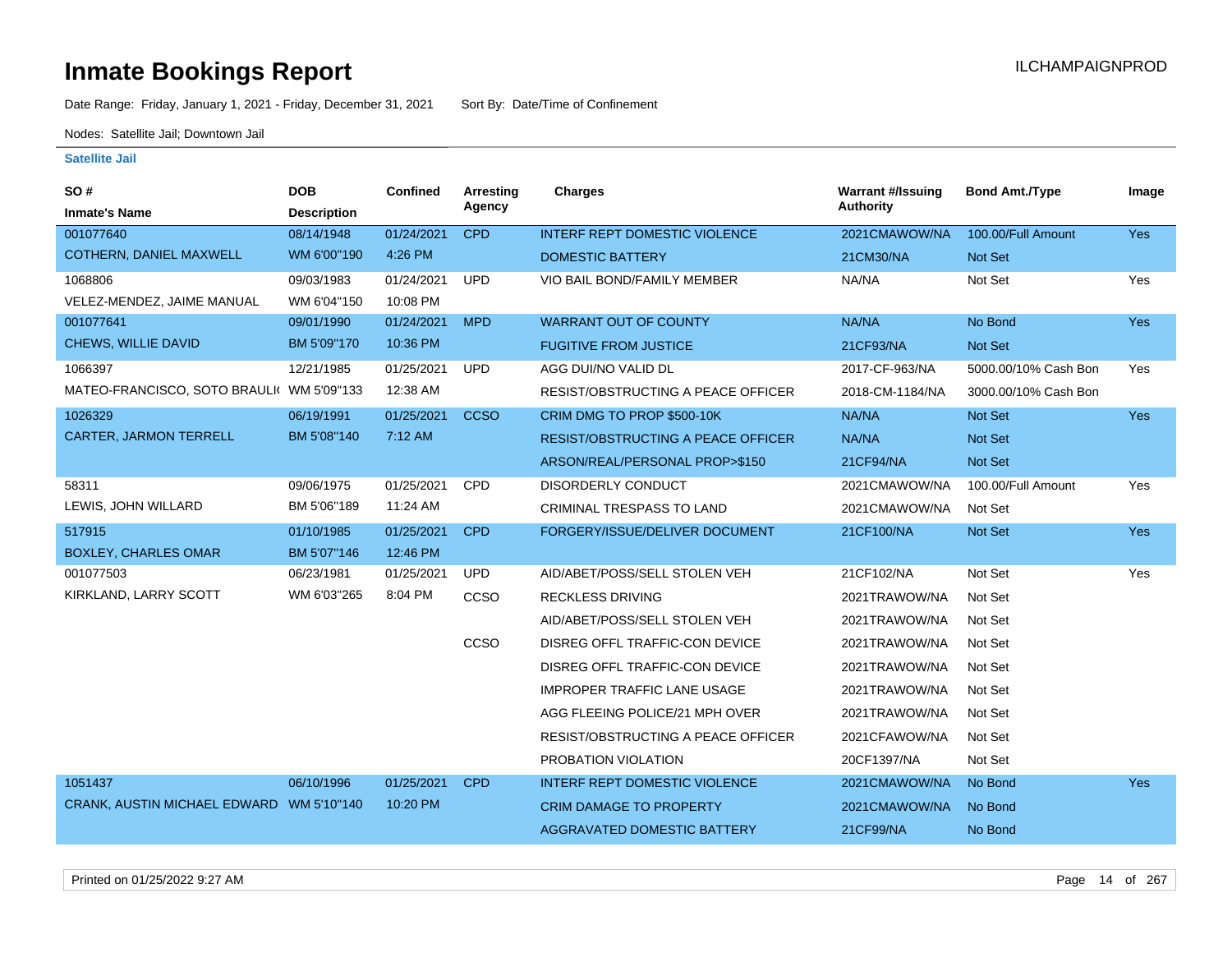# Inmate Bookings Report

ILCHAMPAIGNPROD

Date Range: Friday, January 1, 2021 - Friday, December 31, 2021     Sort By: Date/Time of Confinement

Nodes: Satellite Jail; Downtown Jail

### Satellite Jail

| SO # / Inmate's Name | DOB / Description | Confined | Arresting Agency | Charges | Warrant #/Issuing Authority | Bond Amt./Type | Image |
|---|---|---|---|---|---|---|---|
| 001077640 | 08/14/1948 | 01/24/2021 | CPD | INTERF REPT DOMESTIC VIOLENCE | 2021CMAWOW/NA | 100.00/Full Amount | Yes |
| COTHERN, DANIEL MAXWELL | WM 6'00"190 | 4:26 PM | | DOMESTIC BATTERY | 21CM30/NA | Not Set | |
| 1068806 | 09/03/1983 | 01/24/2021 | UPD | VIO BAIL BOND/FAMILY MEMBER | NA/NA | Not Set | Yes |
| VELEZ-MENDEZ, JAIME MANUAL | WM 6'04"150 | 10:08 PM | | | | | |
| 001077641 | 09/01/1990 | 01/24/2021 | MPD | WARRANT OUT OF COUNTY | NA/NA | No Bond | Yes |
| CHEWS, WILLIE DAVID | BM 5'09"170 | 10:36 PM | | FUGITIVE FROM JUSTICE | 21CF93/NA | Not Set | |
| 1066397 | 12/21/1985 | 01/25/2021 | UPD | AGG DUI/NO VALID DL | 2017-CF-963/NA | 5000.00/10% Cash Bon | Yes |
| MATEO-FRANCISCO, SOTO BRAULI( | WM 5'09"133 | 12:38 AM | | RESIST/OBSTRUCTING A PEACE OFFICER | 2018-CM-1184/NA | 3000.00/10% Cash Bon | |
| 1026329 | 06/19/1991 | 01/25/2021 | CCSO | CRIM DMG TO PROP $500-10K | NA/NA | Not Set | Yes |
| CARTER, JARMON TERRELL | BM 5'08"140 | 7:12 AM | | RESIST/OBSTRUCTING A PEACE OFFICER | NA/NA | Not Set | |
| | | | | ARSON/REAL/PERSONAL PROP>$150 | 21CF94/NA | Not Set | |
| 58311 | 09/06/1975 | 01/25/2021 | CPD | DISORDERLY CONDUCT | 2021CMAWOW/NA | 100.00/Full Amount | Yes |
| LEWIS, JOHN WILLARD | BM 5'06"189 | 11:24 AM | | CRIMINAL TRESPASS TO LAND | 2021CMAWOW/NA | Not Set | |
| 517915 | 01/10/1985 | 01/25/2021 | CPD | FORGERY/ISSUE/DELIVER DOCUMENT | 21CF100/NA | Not Set | Yes |
| BOXLEY, CHARLES OMAR | BM 5'07"146 | 12:46 PM | | | | | |
| 001077503 | 06/23/1981 | 01/25/2021 | UPD | AID/ABET/POSS/SELL STOLEN VEH | 21CF102/NA | Not Set | Yes |
| KIRKLAND, LARRY SCOTT | WM 6'03"265 | 8:04 PM | CCSO | RECKLESS DRIVING | 2021TRAWOW/NA | Not Set | |
| | | | | AID/ABET/POSS/SELL STOLEN VEH | 2021TRAWOW/NA | Not Set | |
| | | | CCSO | DISREG OFFL TRAFFIC-CON DEVICE | 2021TRAWOW/NA | Not Set | |
| | | | | DISREG OFFL TRAFFIC-CON DEVICE | 2021TRAWOW/NA | Not Set | |
| | | | | IMPROPER TRAFFIC LANE USAGE | 2021TRAWOW/NA | Not Set | |
| | | | | AGG FLEEING POLICE/21 MPH OVER | 2021TRAWOW/NA | Not Set | |
| | | | | RESIST/OBSTRUCTING A PEACE OFFICER | 2021CFAWOW/NA | Not Set | |
| | | | | PROBATION VIOLATION | 20CF1397/NA | Not Set | |
| 1051437 | 06/10/1996 | 01/25/2021 | CPD | INTERF REPT DOMESTIC VIOLENCE | 2021CMAWOW/NA | No Bond | Yes |
| CRANK, AUSTIN MICHAEL EDWARD | WM 5'10"140 | 10:20 PM | | CRIM DAMAGE TO PROPERTY | 2021CMAWOW/NA | No Bond | |
| | | | | AGGRAVATED DOMESTIC BATTERY | 21CF99/NA | No Bond | |

Printed on 01/25/2022 9:27 AM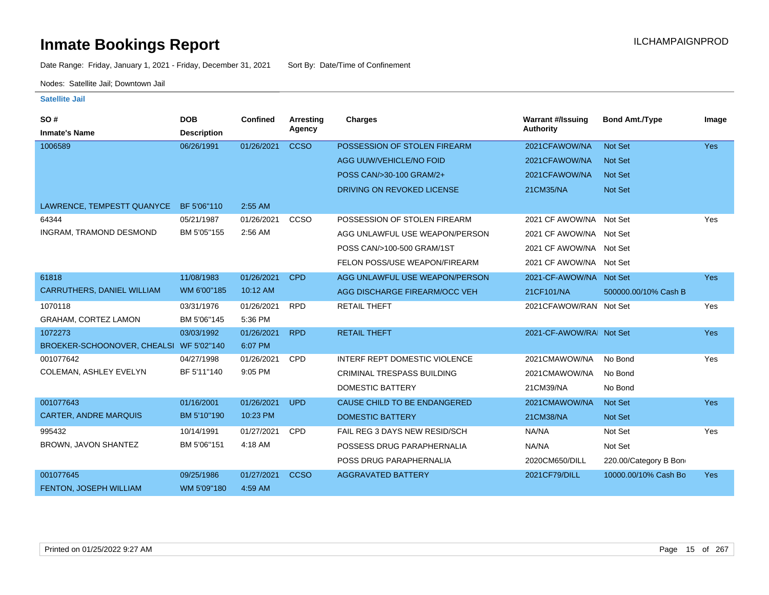# Inmate Bookings Report

ILCHAMPAIGNPROD

Date Range: Friday, January 1, 2021 - Friday, December 31, 2021 Sort By: Date/Time of Confinement

Nodes: Satellite Jail; Downtown Jail

### Satellite Jail

| SO # / Inmate's Name | DOB / Description | Confined | Arresting Agency | Charges | Warrant #/Issuing Authority | Bond Amt./Type | Image |
|---|---|---|---|---|---|---|---|
| 1006589 | 06/26/1991 | 01/26/2021 | CCSO | POSSESSION OF STOLEN FIREARM | 2021CFAWOW/NA | Not Set | Yes |
| | | | | AGG UUW/VEHICLE/NO FOID | 2021CFAWOW/NA | Not Set | |
| | | | | POSS CAN/>30-100 GRAM/2+ | 2021CFAWOW/NA | Not Set | |
| | | | | DRIVING ON REVOKED LICENSE | 21CM35/NA | Not Set | |
| LAWRENCE, TEMPESTT QUANYCE | BF 5'06"110 | 2:55 AM | | | | | |
| 64344 | 05/21/1987 | 01/26/2021 | CCSO | POSSESSION OF STOLEN FIREARM | 2021 CF AWOW/NA | Not Set | Yes |
| INGRAM, TRAMOND DESMOND | BM 5'05"155 | 2:56 AM | | AGG UNLAWFUL USE WEAPON/PERSON | 2021 CF AWOW/NA | Not Set | |
| | | | | POSS CAN/>100-500 GRAM/1ST | 2021 CF AWOW/NA | Not Set | |
| | | | | FELON POSS/USE WEAPON/FIREARM | 2021 CF AWOW/NA | Not Set | |
| 61818 | 11/08/1983 | 01/26/2021 | CPD | AGG UNLAWFUL USE WEAPON/PERSON | 2021-CF-AWOW/NA | Not Set | Yes |
| CARRUTHERS, DANIEL WILLIAM | WM 6'00"185 | 10:12 AM | | AGG DISCHARGE FIREARM/OCC VEH | 21CF101/NA | 500000.00/10% Cash B | |
| 1070118 | 03/31/1976 | 01/26/2021 | RPD | RETAIL THEFT | 2021CFAWOW/RAN | Not Set | Yes |
| GRAHAM, CORTEZ LAMON | BM 5'06"145 | 5:36 PM | | | | | |
| 1072273 | 03/03/1992 | 01/26/2021 | RPD | RETAIL THEFT | 2021-CF-AWOW/RA | Not Set | Yes |
| BROEKER-SCHOONOVER, CHEALSI | WF 5'02"140 | 6:07 PM | | | | | |
| 001077642 | 04/27/1998 | 01/26/2021 | CPD | INTERF REPT DOMESTIC VIOLENCE | 2021CMAWOW/NA | No Bond | Yes |
| COLEMAN, ASHLEY EVELYN | BF 5'11"140 | 9:05 PM | | CRIMINAL TRESPASS BUILDING | 2021CMAWOW/NA | No Bond | |
| | | | | DOMESTIC BATTERY | 21CM39/NA | No Bond | |
| 001077643 | 01/16/2001 | 01/26/2021 | UPD | CAUSE CHILD TO BE ENDANGERED | 2021CMAWOW/NA | Not Set | Yes |
| CARTER, ANDRE MARQUIS | BM 5'10"190 | 10:23 PM | | DOMESTIC BATTERY | 21CM38/NA | Not Set | |
| 995432 | 10/14/1991 | 01/27/2021 | CPD | FAIL REG 3 DAYS NEW RESID/SCH | NA/NA | Not Set | Yes |
| BROWN, JAVON SHANTEZ | BM 5'06"151 | 4:18 AM | | POSSESS DRUG PARAPHERNALIA | NA/NA | Not Set | |
| | | | | POSS DRUG PARAPHERNALIA | 2020CM650/DILL | 220.00/Category B Bon | |
| 001077645 | 09/25/1986 | 01/27/2021 | CCSO | AGGRAVATED BATTERY | 2021CF79/DILL | 10000.00/10% Cash Bo | Yes |
| FENTON, JOSEPH WILLIAM | WM 5'09"180 | 4:59 AM | | | | | |

Printed on 01/25/2022 9:27 AM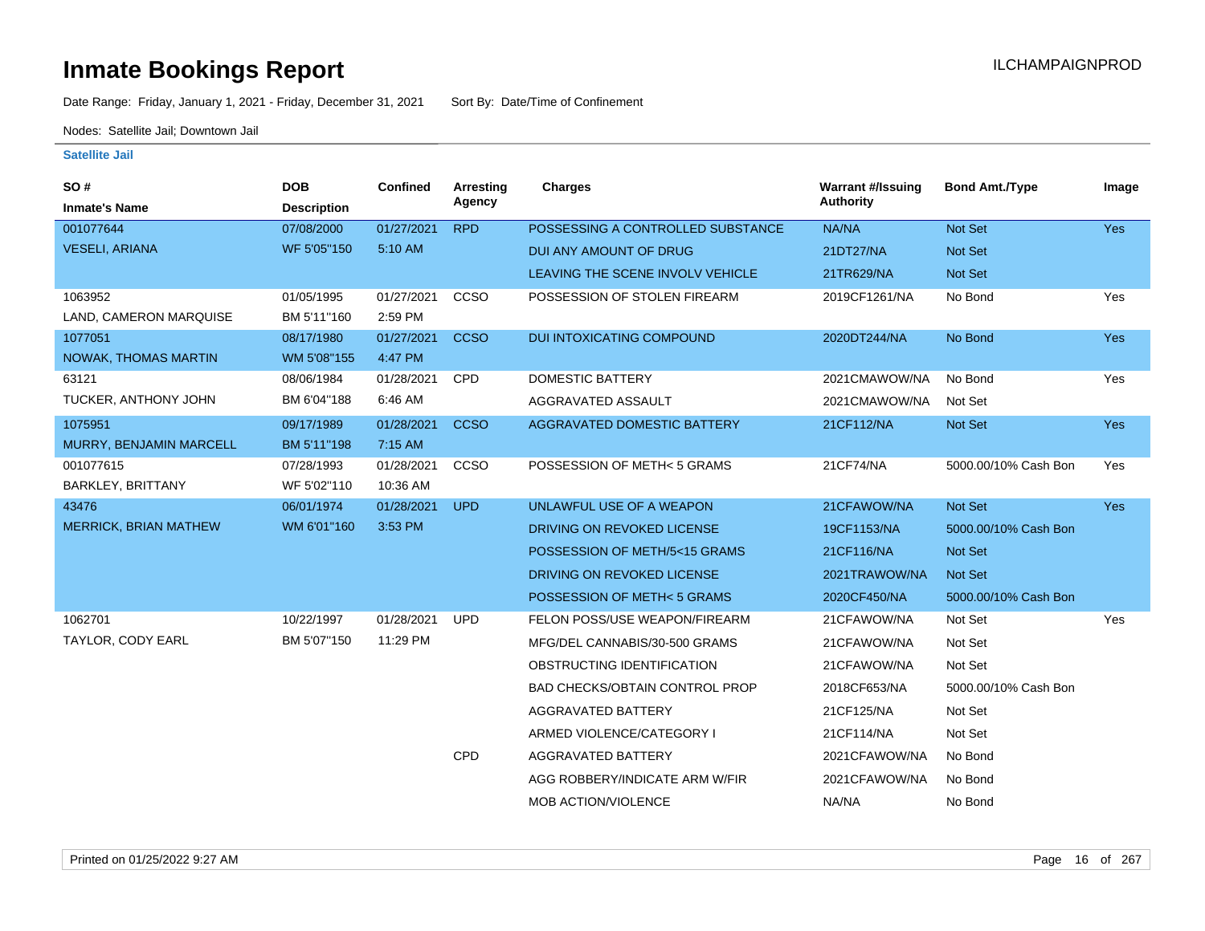# Inmate Bookings Report

ILCHAMPAIGNPROD

Date Range: Friday, January 1, 2021 - Friday, December 31, 2021    Sort By: Date/Time of Confinement

Nodes: Satellite Jail; Downtown Jail

### Satellite Jail

| SO # / Inmate's Name | DOB / Description | Confined | Arresting Agency | Charges | Warrant #/Issuing Authority | Bond Amt./Type | Image |
|---|---|---|---|---|---|---|---|
| 001077644 | 07/08/2000 | 01/27/2021 | RPD | POSSESSING A CONTROLLED SUBSTANCE | NA/NA | Not Set | Yes |
| VESELI, ARIANA | WF 5'05"150 | 5:10 AM | | DUI ANY AMOUNT OF DRUG | 21DT27/NA | Not Set | |
| | | | | LEAVING THE SCENE INVOLV VEHICLE | 21TR629/NA | Not Set | |
| 1063952 | 01/05/1995 | 01/27/2021 | CCSO | POSSESSION OF STOLEN FIREARM | 2019CF1261/NA | No Bond | Yes |
| LAND, CAMERON MARQUISE | BM 5'11"160 | 2:59 PM | | | | | |
| 1077051 | 08/17/1980 | 01/27/2021 | CCSO | DUI INTOXICATING COMPOUND | 2020DT244/NA | No Bond | Yes |
| NOWAK, THOMAS MARTIN | WM 5'08"155 | 4:47 PM | | | | | |
| 63121 | 08/06/1984 | 01/28/2021 | CPD | DOMESTIC BATTERY | 2021CMAWOW/NA | No Bond | Yes |
| TUCKER, ANTHONY JOHN | BM 6'04"188 | 6:46 AM | | AGGRAVATED ASSAULT | 2021CMAWOW/NA | Not Set | |
| 1075951 | 09/17/1989 | 01/28/2021 | CCSO | AGGRAVATED DOMESTIC BATTERY | 21CF112/NA | Not Set | Yes |
| MURRY, BENJAMIN MARCELL | BM 5'11"198 | 7:15 AM | | | | | |
| 001077615 | 07/28/1993 | 01/28/2021 | CCSO | POSSESSION OF METH< 5 GRAMS | 21CF74/NA | 5000.00/10% Cash Bon | Yes |
| BARKLEY, BRITTANY | WF 5'02"110 | 10:36 AM | | | | | |
| 43476 | 06/01/1974 | 01/28/2021 | UPD | UNLAWFUL USE OF A WEAPON | 21CFAWOW/NA | Not Set | Yes |
| MERRICK, BRIAN MATHEW | WM 6'01"160 | 3:53 PM | | DRIVING ON REVOKED LICENSE | 19CF1153/NA | 5000.00/10% Cash Bon | |
| | | | | POSSESSION OF METH/5<15 GRAMS | 21CF116/NA | Not Set | |
| | | | | DRIVING ON REVOKED LICENSE | 2021TRAWOW/NA | Not Set | |
| | | | | POSSESSION OF METH< 5 GRAMS | 2020CF450/NA | 5000.00/10% Cash Bon | |
| 1062701 | 10/22/1997 | 01/28/2021 | UPD | FELON POSS/USE WEAPON/FIREARM | 21CFAWOW/NA | Not Set | Yes |
| TAYLOR, CODY EARL | BM 5'07"150 | 11:29 PM | | MFG/DEL CANNABIS/30-500 GRAMS | 21CFAWOW/NA | Not Set | |
| | | | | OBSTRUCTING IDENTIFICATION | 21CFAWOW/NA | Not Set | |
| | | | | BAD CHECKS/OBTAIN CONTROL PROP | 2018CF653/NA | 5000.00/10% Cash Bon | |
| | | | | AGGRAVATED BATTERY | 21CF125/NA | Not Set | |
| | | | | ARMED VIOLENCE/CATEGORY I | 21CF114/NA | Not Set | |
| | | | CPD | AGGRAVATED BATTERY | 2021CFAWOW/NA | No Bond | |
| | | | | AGG ROBBERY/INDICATE ARM W/FIR | 2021CFAWOW/NA | No Bond | |
| | | | | MOB ACTION/VIOLENCE | NA/NA | No Bond | |

Printed on 01/25/2022 9:27 AM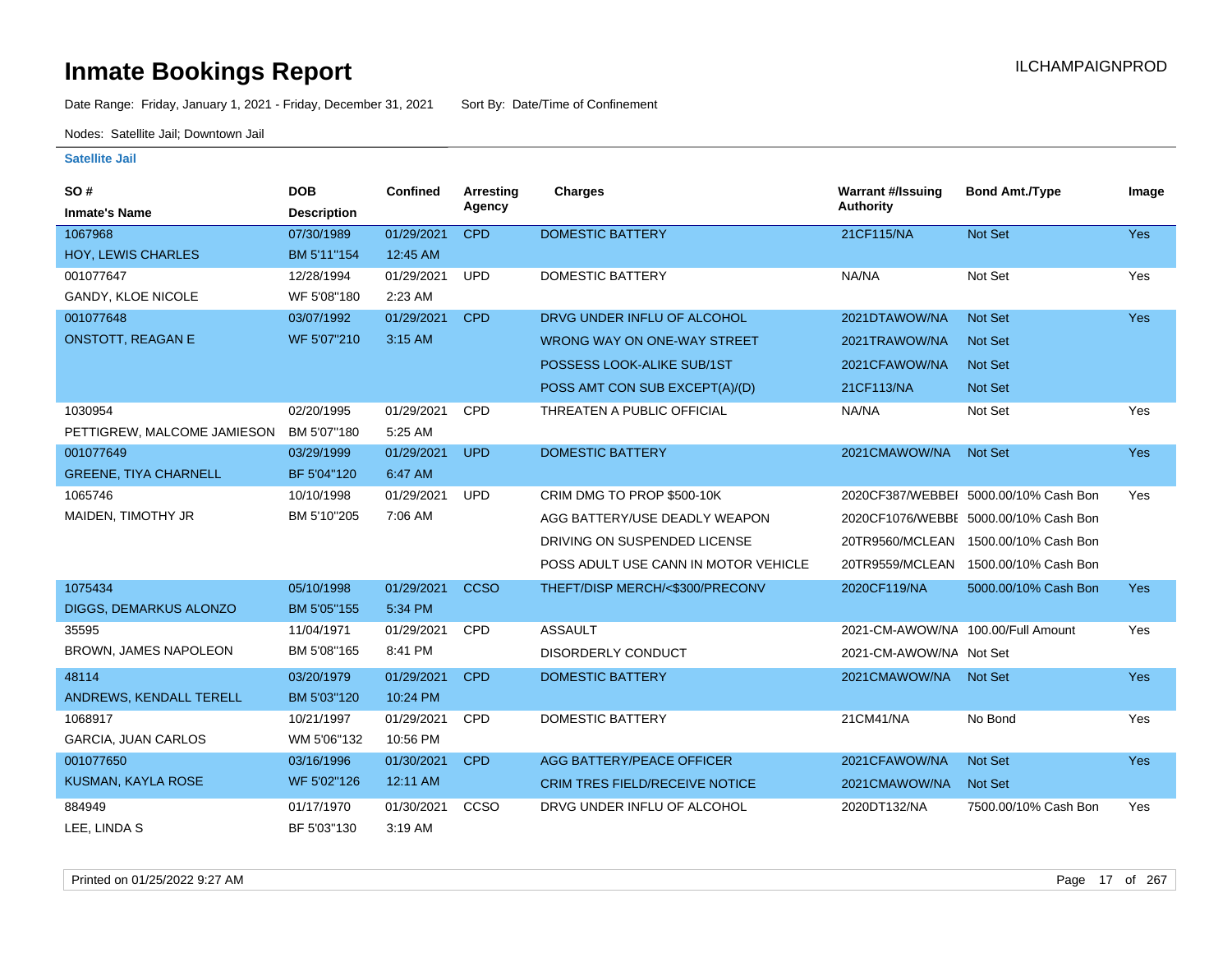# Inmate Bookings Report

ILCHAMPAIGNPROD

Date Range: Friday, January 1, 2021 - Friday, December 31, 2021    Sort By: Date/Time of Confinement

Nodes: Satellite Jail; Downtown Jail

**Satellite Jail**

| SO # / Inmate's Name | DOB / Description | Confined | Arresting Agency | Charges | Warrant #/Issuing Authority | Bond Amt./Type | Image |
|---|---|---|---|---|---|---|---|
| 1067968 / HOY, LEWIS CHARLES | 07/30/1989 / BM 5'11"154 | 01/29/2021 12:45 AM | CPD | DOMESTIC BATTERY | 21CF115/NA | Not Set | Yes |
| 001077647 / GANDY, KLOE NICOLE | 12/28/1994 / WF 5'08"180 | 01/29/2021 2:23 AM | UPD | DOMESTIC BATTERY | NA/NA | Not Set | Yes |
| 001077648 / ONSTOTT, REAGAN E | 03/07/1992 / WF 5'07"210 | 01/29/2021 3:15 AM | CPD | DRVG UNDER INFLU OF ALCOHOL | 2021DTAWOW/NA | Not Set | Yes |
| | | | | WRONG WAY ON ONE-WAY STREET | 2021TRAWOW/NA | Not Set | |
| | | | | POSSESS LOOK-ALIKE SUB/1ST | 2021CFAWOW/NA | Not Set | |
| | | | | POSS AMT CON SUB EXCEPT(A)/(D) | 21CF113/NA | Not Set | |
| 1030954 / PETTIGREW, MALCOME JAMIESON | 02/20/1995 / BM 5'07"180 | 01/29/2021 5:25 AM | CPD | THREATEN A PUBLIC OFFICIAL | NA/NA | Not Set | Yes |
| 001077649 / GREENE, TIYA CHARNELL | 03/29/1999 / BF 5'04"120 | 01/29/2021 6:47 AM | UPD | DOMESTIC BATTERY | 2021CMAWOW/NA | Not Set | Yes |
| 1065746 / MAIDEN, TIMOTHY JR | 10/10/1998 / BM 5'10"205 | 01/29/2021 7:06 AM | UPD | CRIM DMG TO PROP $500-10K | 2020CF387/WEBBEI | 5000.00/10% Cash Bon | Yes |
| | | | | AGG BATTERY/USE DEADLY WEAPON | 2020CF1076/WEBBE | 5000.00/10% Cash Bon | |
| | | | | DRIVING ON SUSPENDED LICENSE | 20TR9560/MCLEAN | 1500.00/10% Cash Bon | |
| | | | | POSS ADULT USE CANN IN MOTOR VEHICLE | 20TR9559/MCLEAN | 1500.00/10% Cash Bon | |
| 1075434 / DIGGS, DEMARKUS ALONZO | 05/10/1998 / BM 5'05"155 | 01/29/2021 5:34 PM | CCSO | THEFT/DISP MERCH/<$300/PRECONV | 2020CF119/NA | 5000.00/10% Cash Bon | Yes |
| 35595 / BROWN, JAMES NAPOLEON | 11/04/1971 / BM 5'08"165 | 01/29/2021 8:41 PM | CPD | ASSAULT | 2021-CM-AWOW/NA | 100.00/Full Amount | Yes |
| | | | | DISORDERLY CONDUCT | 2021-CM-AWOW/NA | Not Set | |
| 48114 / ANDREWS, KENDALL TERELL | 03/20/1979 / BM 5'03"120 | 01/29/2021 10:24 PM | CPD | DOMESTIC BATTERY | 2021CMAWOW/NA | Not Set | Yes |
| 1068917 / GARCIA, JUAN CARLOS | 10/21/1997 / WM 5'06"132 | 01/29/2021 10:56 PM | CPD | DOMESTIC BATTERY | 21CM41/NA | No Bond | Yes |
| 001077650 / KUSMAN, KAYLA ROSE | 03/16/1996 / WF 5'02"126 | 01/30/2021 12:11 AM | CPD | AGG BATTERY/PEACE OFFICER | 2021CFAWOW/NA | Not Set | Yes |
| | | | | CRIM TRES FIELD/RECEIVE NOTICE | 2021CMAWOW/NA | Not Set | |
| 884949 / LEE, LINDA S | 01/17/1970 / BF 5'03"130 | 01/30/2021 3:19 AM | CCSO | DRVG UNDER INFLU OF ALCOHOL | 2020DT132/NA | 7500.00/10% Cash Bon | Yes |

Printed on 01/25/2022 9:27 AM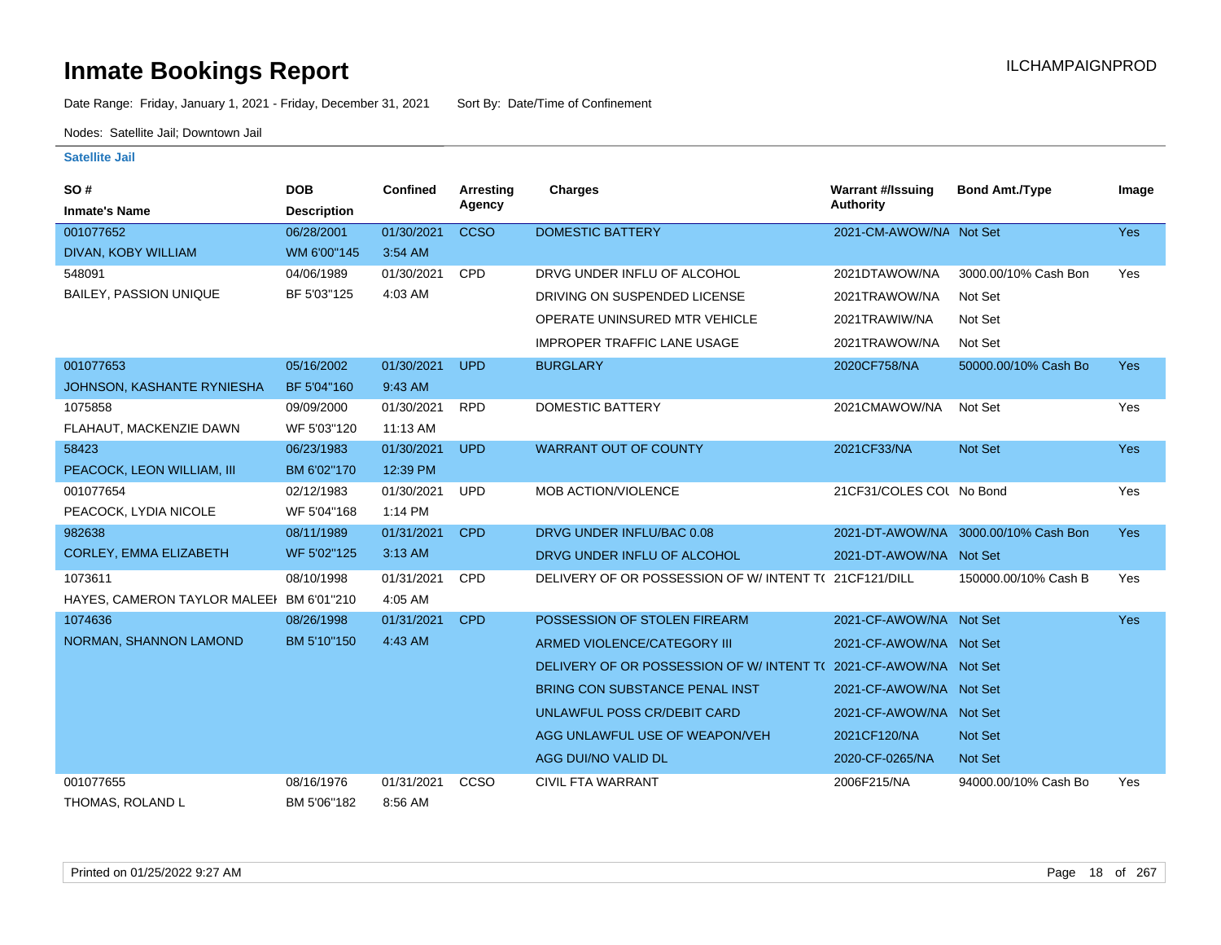# Inmate Bookings Report

ILCHAMPAIGNPROD

Date Range: Friday, January 1, 2021 - Friday, December 31, 2021 Sort By: Date/Time of Confinement

Nodes: Satellite Jail; Downtown Jail

### Satellite Jail

| SO # / Inmate's Name | DOB / Description | Confined | Arresting Agency | Charges | Warrant #/Issuing Authority | Bond Amt./Type | Image |
|---|---|---|---|---|---|---|---|
| 001077652 DIVAN, KOBY WILLIAM | 06/28/2001 WM 6'00"145 | 01/30/2021 3:54 AM | CCSO | DOMESTIC BATTERY | 2021-CM-AWOW/NA | Not Set | Yes |
| 548091 BAILEY, PASSION UNIQUE | 04/06/1989 BF 5'03"125 | 01/30/2021 4:03 AM | CPD | DRVG UNDER INFLU OF ALCOHOL | 2021DTAWOW/NA | 3000.00/10% Cash Bon | Yes |
| | | | | DRIVING ON SUSPENDED LICENSE | 2021TRAWOW/NA | Not Set | |
| | | | | OPERATE UNINSURED MTR VEHICLE | 2021TRAWIW/NA | Not Set | |
| | | | | IMPROPER TRAFFIC LANE USAGE | 2021TRAWOW/NA | Not Set | |
| 001077653 JOHNSON, KASHANTE RYNIESHA | 05/16/2002 BF 5'04"160 | 01/30/2021 9:43 AM | UPD | BURGLARY | 2020CF758/NA | 50000.00/10% Cash Bo | Yes |
| 1075858 FLAHAUT, MACKENZIE DAWN | 09/09/2000 WF 5'03"120 | 01/30/2021 11:13 AM | RPD | DOMESTIC BATTERY | 2021CMAWOW/NA | Not Set | Yes |
| 58423 PEACOCK, LEON WILLIAM, III | 06/23/1983 BM 6'02"170 | 01/30/2021 12:39 PM | UPD | WARRANT OUT OF COUNTY | 2021CF33/NA | Not Set | Yes |
| 001077654 PEACOCK, LYDIA NICOLE | 02/12/1983 WF 5'04"168 | 01/30/2021 1:14 PM | UPD | MOB ACTION/VIOLENCE | 21CF31/COLES COU | No Bond | Yes |
| 982638 CORLEY, EMMA ELIZABETH | 08/11/1989 WF 5'02"125 | 01/31/2021 3:13 AM | CPD | DRVG UNDER INFLU/BAC 0.08 | 2021-DT-AWOW/NA | 3000.00/10% Cash Bon | Yes |
| | | | | DRVG UNDER INFLU OF ALCOHOL | 2021-DT-AWOW/NA | Not Set | |
| 1073611 HAYES, CAMERON TAYLOR MALEEI | 08/10/1998 BM 6'01"210 | 01/31/2021 4:05 AM | CPD | DELIVERY OF OR POSSESSION OF W/ INTENT TO | 21CF121/DILL | 150000.00/10% Cash B | Yes |
| 1074636 NORMAN, SHANNON LAMOND | 08/26/1998 BM 5'10"150 | 01/31/2021 4:43 AM | CPD | POSSESSION OF STOLEN FIREARM | 2021-CF-AWOW/NA | Not Set | Yes |
| | | | | ARMED VIOLENCE/CATEGORY III | 2021-CF-AWOW/NA | Not Set | |
| | | | | DELIVERY OF OR POSSESSION OF W/ INTENT TO | 2021-CF-AWOW/NA | Not Set | |
| | | | | BRING CON SUBSTANCE PENAL INST | 2021-CF-AWOW/NA | Not Set | |
| | | | | UNLAWFUL POSS CR/DEBIT CARD | 2021-CF-AWOW/NA | Not Set | |
| | | | | AGG UNLAWFUL USE OF WEAPON/VEH | 2021CF120/NA | Not Set | |
| | | | | AGG DUI/NO VALID DL | 2020-CF-0265/NA | Not Set | |
| 001077655 THOMAS, ROLAND L | 08/16/1976 BM 5'06"182 | 01/31/2021 8:56 AM | CCSO | CIVIL FTA WARRANT | 2006F215/NA | 94000.00/10% Cash Bo | Yes |

Printed on 01/25/2022 9:27 AM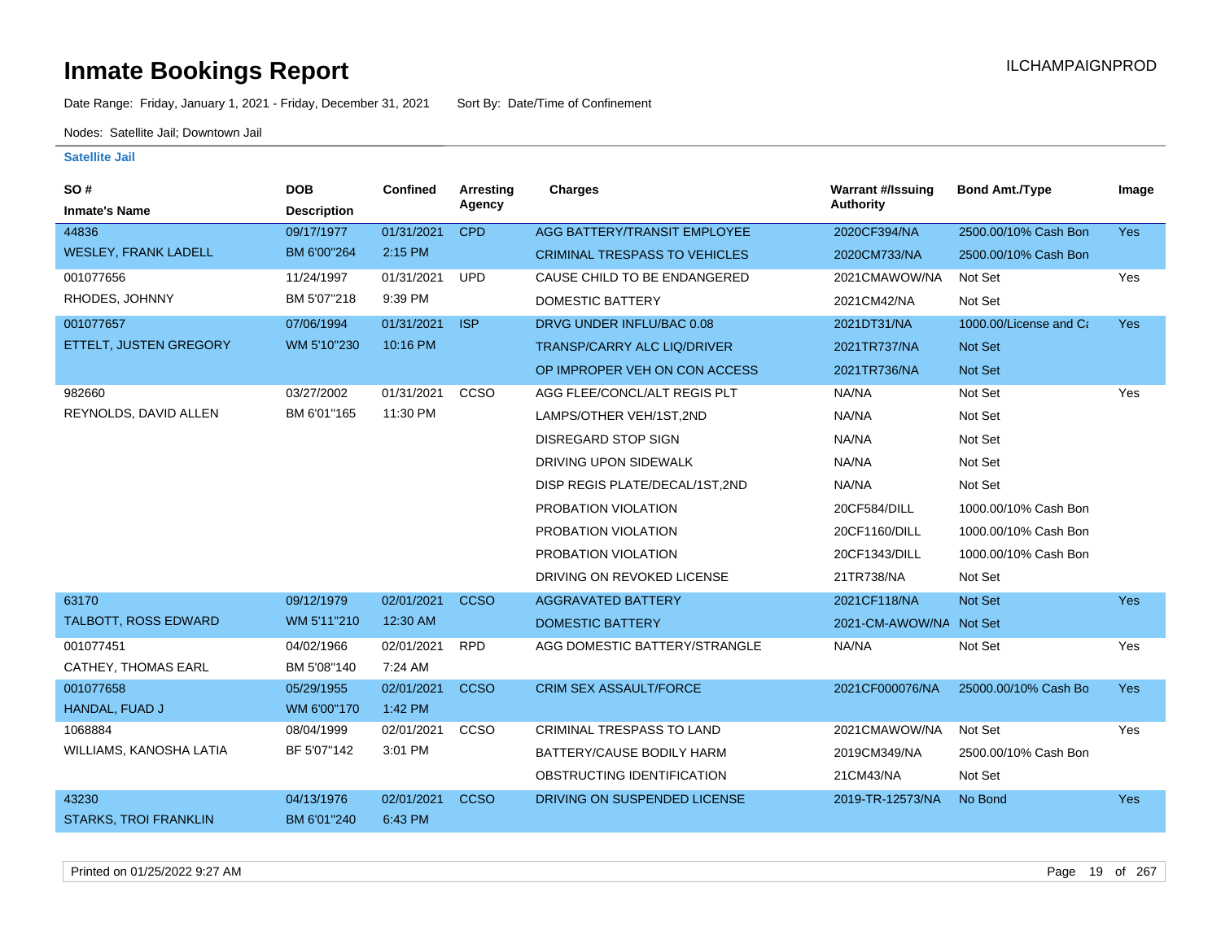# Inmate Bookings Report

ILCHAMPAIGNPROD

Date Range: Friday, January 1, 2021 - Friday, December 31, 2021 Sort By: Date/Time of Confinement

Nodes: Satellite Jail; Downtown Jail

### Satellite Jail

| SO # / Inmate's Name | DOB / Description | Confined | Arresting Agency | Charges | Warrant #/Issuing Authority | Bond Amt./Type | Image |
|---|---|---|---|---|---|---|---|
| 44836 | 09/17/1977 | 01/31/2021 | CPD | AGG BATTERY/TRANSIT EMPLOYEE | 2020CF394/NA | 2500.00/10% Cash Bon | Yes |
| WESLEY, FRANK LADELL | BM 6'00"264 | 2:15 PM | | CRIMINAL TRESPASS TO VEHICLES | 2020CM733/NA | 2500.00/10% Cash Bon | |
| 001077656 | 11/24/1997 | 01/31/2021 | UPD | CAUSE CHILD TO BE ENDANGERED | 2021CMAWOW/NA | Not Set | Yes |
| RHODES, JOHNNY | BM 5'07"218 | 9:39 PM | | DOMESTIC BATTERY | 2021CM42/NA | Not Set | |
| 001077657 | 07/06/1994 | 01/31/2021 | ISP | DRVG UNDER INFLU/BAC 0.08 | 2021DT31/NA | 1000.00/License and Ca | Yes |
| ETTELT, JUSTEN GREGORY | WM 5'10"230 | 10:16 PM | | TRANSP/CARRY ALC LIQ/DRIVER | 2021TR737/NA | Not Set | |
| | | | | OP IMPROPER VEH ON CON ACCESS | 2021TR736/NA | Not Set | |
| 982660 | 03/27/2002 | 01/31/2021 | CCSO | AGG FLEE/CONCL/ALT REGIS PLT | NA/NA | Not Set | Yes |
| REYNOLDS, DAVID ALLEN | BM 6'01"165 | 11:30 PM | | LAMPS/OTHER VEH/1ST,2ND | NA/NA | Not Set | |
| | | | | DISREGARD STOP SIGN | NA/NA | Not Set | |
| | | | | DRIVING UPON SIDEWALK | NA/NA | Not Set | |
| | | | | DISP REGIS PLATE/DECAL/1ST,2ND | NA/NA | Not Set | |
| | | | | PROBATION VIOLATION | 20CF584/DILL | 1000.00/10% Cash Bon | |
| | | | | PROBATION VIOLATION | 20CF1160/DILL | 1000.00/10% Cash Bon | |
| | | | | PROBATION VIOLATION | 20CF1343/DILL | 1000.00/10% Cash Bon | |
| | | | | DRIVING ON REVOKED LICENSE | 21TR738/NA | Not Set | |
| 63170 | 09/12/1979 | 02/01/2021 | CCSO | AGGRAVATED BATTERY | 2021CF118/NA | Not Set | Yes |
| TALBOTT, ROSS EDWARD | WM 5'11"210 | 12:30 AM | | DOMESTIC BATTERY | 2021-CM-AWOW/NA | Not Set | |
| 001077451 | 04/02/1966 | 02/01/2021 | RPD | AGG DOMESTIC BATTERY/STRANGLE | NA/NA | Not Set | Yes |
| CATHEY, THOMAS EARL | BM 5'08"140 | 7:24 AM | | | | | |
| 001077658 | 05/29/1955 | 02/01/2021 | CCSO | CRIM SEX ASSAULT/FORCE | 2021CF000076/NA | 25000.00/10% Cash Bo | Yes |
| HANDAL, FUAD J | WM 6'00"170 | 1:42 PM | | | | | |
| 1068884 | 08/04/1999 | 02/01/2021 | CCSO | CRIMINAL TRESPASS TO LAND | 2021CMAWOW/NA | Not Set | Yes |
| WILLIAMS, KANOSHA LATIA | BF 5'07"142 | 3:01 PM | | BATTERY/CAUSE BODILY HARM | 2019CM349/NA | 2500.00/10% Cash Bon | |
| | | | | OBSTRUCTING IDENTIFICATION | 21CM43/NA | Not Set | |
| 43230 | 04/13/1976 | 02/01/2021 | CCSO | DRIVING ON SUSPENDED LICENSE | 2019-TR-12573/NA | No Bond | Yes |
| STARKS, TROI FRANKLIN | BM 6'01"240 | 6:43 PM | | | | | |

Printed on 01/25/2022 9:27 AM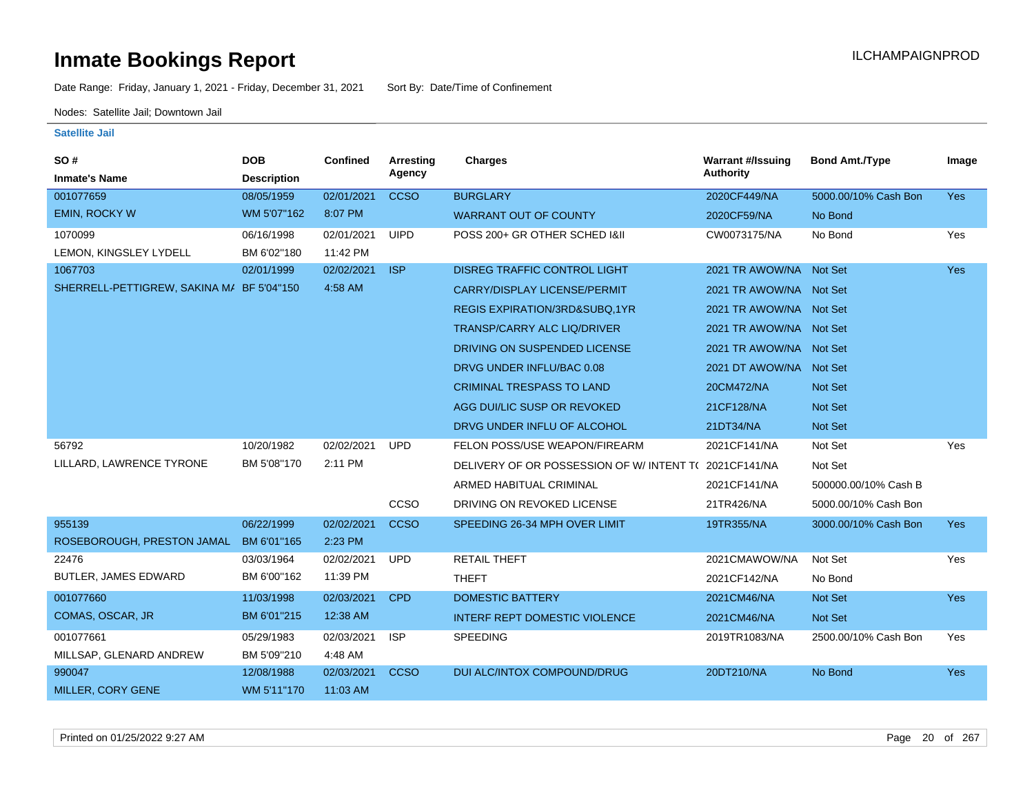# Inmate Bookings Report

ILCHAMPAIGNPROD

Date Range: Friday, January 1, 2021 - Friday, December 31, 2021 Sort By: Date/Time of Confinement

Nodes: Satellite Jail; Downtown Jail

### Satellite Jail

| SO # / Inmate's Name | DOB / Description | Confined | Arresting Agency | Charges | Warrant #/Issuing Authority | Bond Amt./Type | Image |
|---|---|---|---|---|---|---|---|
| 001077659 | 08/05/1959 | 02/01/2021 | CCSO | BURGLARY | 2020CF449/NA | 5000.00/10% Cash Bon | Yes |
| EMIN, ROCKY W | WM 5'07"162 | 8:07 PM | | WARRANT OUT OF COUNTY | 2020CF59/NA | No Bond | |
| 1070099 | 06/16/1998 | 02/01/2021 | UIPD | POSS 200+ GR OTHER SCHED I&II | CW0073175/NA | No Bond | Yes |
| LEMON, KINGSLEY LYDELL | BM 6'02"180 | 11:42 PM | | | | | |
| 1067703 | 02/01/1999 | 02/02/2021 | ISP | DISREG TRAFFIC CONTROL LIGHT | 2021 TR AWOW/NA | Not Set | Yes |
| SHERRELL-PETTIGREW, SAKINA MA | BF 5'04"150 | 4:58 AM | | CARRY/DISPLAY LICENSE/PERMIT | 2021 TR AWOW/NA | Not Set | |
| | | | | REGIS EXPIRATION/3RD&SUBQ,1YR | 2021 TR AWOW/NA | Not Set | |
| | | | | TRANSP/CARRY ALC LIQ/DRIVER | 2021 TR AWOW/NA | Not Set | |
| | | | | DRIVING ON SUSPENDED LICENSE | 2021 TR AWOW/NA | Not Set | |
| | | | | DRVG UNDER INFLU/BAC 0.08 | 2021 DT AWOW/NA | Not Set | |
| | | | | CRIMINAL TRESPASS TO LAND | 20CM472/NA | Not Set | |
| | | | | AGG DUI/LIC SUSP OR REVOKED | 21CF128/NA | Not Set | |
| | | | | DRVG UNDER INFLU OF ALCOHOL | 21DT34/NA | Not Set | |
| 56792 | 10/20/1982 | 02/02/2021 | UPD | FELON POSS/USE WEAPON/FIREARM | 2021CF141/NA | Not Set | Yes |
| LILLARD, LAWRENCE TYRONE | BM 5'08"170 | 2:11 PM | | DELIVERY OF OR POSSESSION OF W/ INTENT TO | 2021CF141/NA | Not Set | |
| | | | | ARMED HABITUAL CRIMINAL | 2021CF141/NA | 500000.00/10% Cash B | |
| | | | CCSO | DRIVING ON REVOKED LICENSE | 21TR426/NA | 5000.00/10% Cash Bon | |
| 955139 | 06/22/1999 | 02/02/2021 | CCSO | SPEEDING 26-34 MPH OVER LIMIT | 19TR355/NA | 3000.00/10% Cash Bon | Yes |
| ROSEBOROUGH, PRESTON JAMAL | BM 6'01"165 | 2:23 PM | | | | | |
| 22476 | 03/03/1964 | 02/02/2021 | UPD | RETAIL THEFT | 2021CMAWOW/NA | Not Set | Yes |
| BUTLER, JAMES EDWARD | BM 6'00"162 | 11:39 PM | | THEFT | 2021CF142/NA | No Bond | |
| 001077660 | 11/03/1998 | 02/03/2021 | CPD | DOMESTIC BATTERY | 2021CM46/NA | Not Set | Yes |
| COMAS, OSCAR, JR | BM 6'01"215 | 12:38 AM | | INTERF REPT DOMESTIC VIOLENCE | 2021CM46/NA | Not Set | |
| 001077661 | 05/29/1983 | 02/03/2021 | ISP | SPEEDING | 2019TR1083/NA | 2500.00/10% Cash Bon | Yes |
| MILLSAP, GLENARD ANDREW | BM 5'09"210 | 4:48 AM | | | | | |
| 990047 | 12/08/1988 | 02/03/2021 | CCSO | DUI ALC/INTOX COMPOUND/DRUG | 20DT210/NA | No Bond | Yes |
| MILLER, CORY GENE | WM 5'11"170 | 11:03 AM | | | | | |

Printed on 01/25/2022 9:27 AM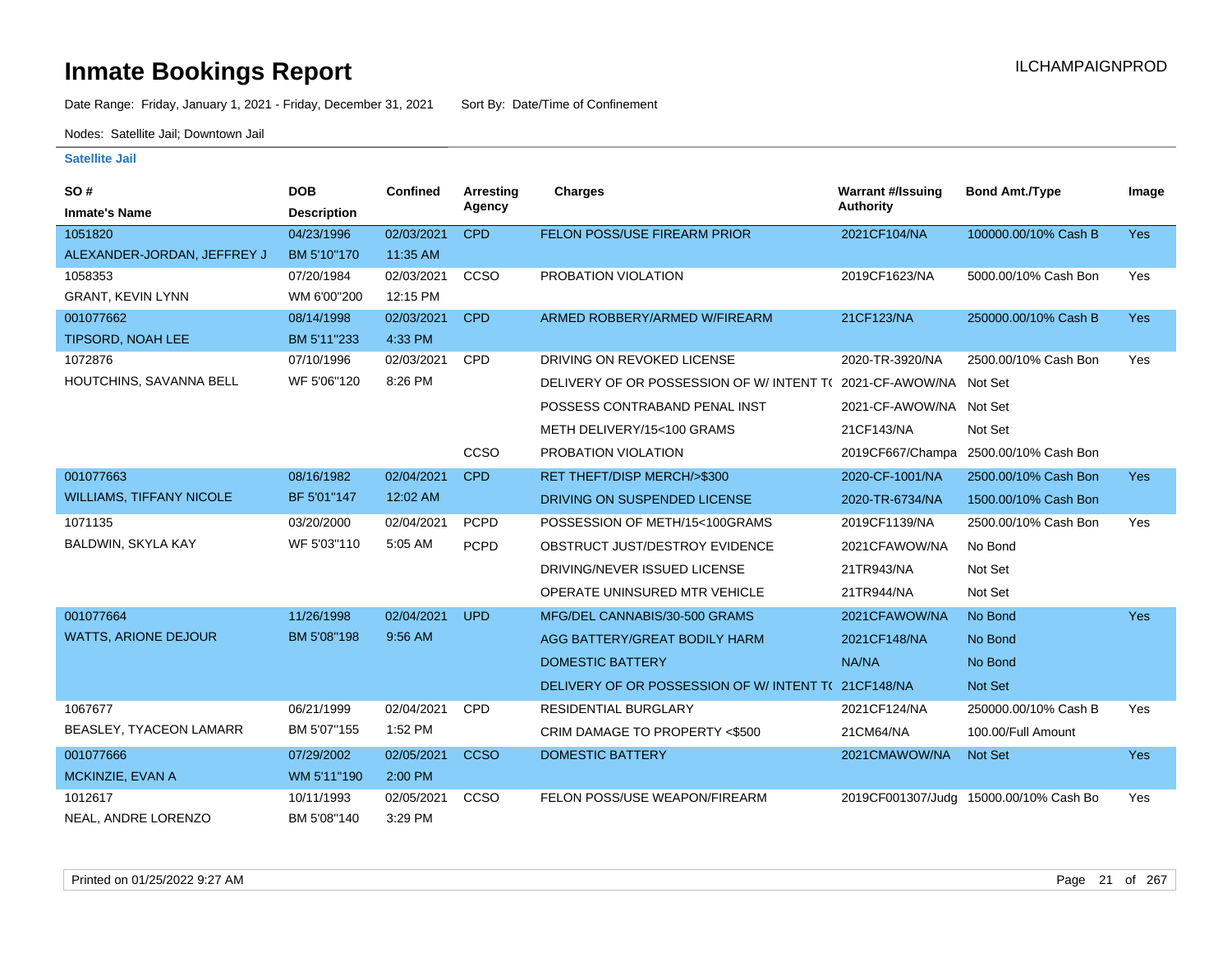# Inmate Bookings Report

ILCHAMPAIGNPROD

Date Range: Friday, January 1, 2021 - Friday, December 31, 2021 Sort By: Date/Time of Confinement

Nodes: Satellite Jail; Downtown Jail

**Satellite Jail**

| SO # / Inmate's Name | DOB / Description | Confined | Arresting Agency | Charges | Warrant #/Issuing Authority | Bond Amt./Type | Image |
|---|---|---|---|---|---|---|---|
| 1051820 ALEXANDER-JORDAN, JEFFREY J | 04/23/1996 BM 5'10"170 | 02/03/2021 11:35 AM | CPD | FELON POSS/USE FIREARM PRIOR | 2021CF104/NA | 100000.00/10% Cash B | Yes |
| 1058353 GRANT, KEVIN LYNN | 07/20/1984 WM 6'00"200 | 02/03/2021 12:15 PM | CCSO | PROBATION VIOLATION | 2019CF1623/NA | 5000.00/10% Cash Bon | Yes |
| 001077662 TIPSORD, NOAH LEE | 08/14/1998 BM 5'11"233 | 02/03/2021 4:33 PM | CPD | ARMED ROBBERY/ARMED W/FIREARM | 21CF123/NA | 250000.00/10% Cash B | Yes |
| 1072876 HOUTCHINS, SAVANNA BELL | 07/10/1996 WF 5'06"120 | 02/03/2021 8:26 PM | CPD | DRIVING ON REVOKED LICENSE | 2020-TR-3920/NA | 2500.00/10% Cash Bon | Yes |
| | | | | DELIVERY OF OR POSSESSION OF W/ INTENT T( | 2021-CF-AWOW/NA | Not Set | |
| | | | | POSSESS CONTRABAND PENAL INST | 2021-CF-AWOW/NA | Not Set | |
| | | | | METH DELIVERY/15<100 GRAMS | 21CF143/NA | Not Set | |
| | | | CCSO | PROBATION VIOLATION | 2019CF667/Champa | 2500.00/10% Cash Bon | |
| 001077663 WILLIAMS, TIFFANY NICOLE | 08/16/1982 BF 5'01"147 | 02/04/2021 12:02 AM | CPD | RET THEFT/DISP MERCH/>$300 | 2020-CF-1001/NA | 2500.00/10% Cash Bon | Yes |
| | | | | DRIVING ON SUSPENDED LICENSE | 2020-TR-6734/NA | 1500.00/10% Cash Bon | |
| 1071135 BALDWIN, SKYLA KAY | 03/20/2000 WF 5'03"110 | 02/04/2021 5:05 AM | PCPD | POSSESSION OF METH/15<100GRAMS | 2019CF1139/NA | 2500.00/10% Cash Bon | Yes |
| | | | PCPD | OBSTRUCT JUST/DESTROY EVIDENCE | 2021CFAWOW/NA | No Bond | |
| | | | | DRIVING/NEVER ISSUED LICENSE | 21TR943/NA | Not Set | |
| | | | | OPERATE UNINSURED MTR VEHICLE | 21TR944/NA | Not Set | |
| 001077664 WATTS, ARIONE DEJOUR | 11/26/1998 BM 5'08"198 | 02/04/2021 9:56 AM | UPD | MFG/DEL CANNABIS/30-500 GRAMS | 2021CFAWOW/NA | No Bond | Yes |
| | | | | AGG BATTERY/GREAT BODILY HARM | 2021CF148/NA | No Bond | |
| | | | | DOMESTIC BATTERY | NA/NA | No Bond | |
| | | | | DELIVERY OF OR POSSESSION OF W/ INTENT T( | 21CF148/NA | Not Set | |
| 1067677 BEASLEY, TYACEON LAMARR | 06/21/1999 BM 5'07"155 | 02/04/2021 1:52 PM | CPD | RESIDENTIAL BURGLARY | 2021CF124/NA | 250000.00/10% Cash B | Yes |
| | | | | CRIM DAMAGE TO PROPERTY <$500 | 21CM64/NA | 100.00/Full Amount | |
| 001077666 MCKINZIE, EVAN A | 07/29/2002 WM 5'11"190 | 02/05/2021 2:00 PM | CCSO | DOMESTIC BATTERY | 2021CMAWOW/NA | Not Set | Yes |
| 1012617 NEAL, ANDRE LORENZO | 10/11/1993 BM 5'08"140 | 02/05/2021 3:29 PM | CCSO | FELON POSS/USE WEAPON/FIREARM | 2019CF001307/Judg | 15000.00/10% Cash Bo | Yes |

Printed on 01/25/2022 9:27 AM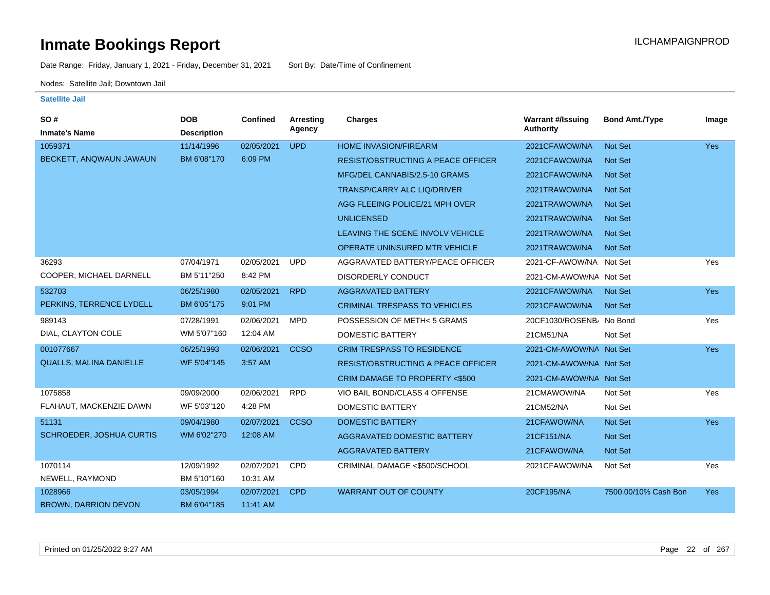# Inmate Bookings Report

ILCHAMPAIGNPROD

Date Range: Friday, January 1, 2021 - Friday, December 31, 2021 Sort By: Date/Time of Confinement

Nodes: Satellite Jail; Downtown Jail

### Satellite Jail

| SO # / Inmate's Name | DOB / Description | Confined | Arresting Agency | Charges | Warrant #/Issuing Authority | Bond Amt./Type | Image |
|---|---|---|---|---|---|---|---|
| 1059371 | 11/14/1996 | 02/05/2021 | UPD | HOME INVASION/FIREARM | 2021CFAWOW/NA | Not Set | Yes |
| BECKETT, ANQWAUN JAWAUN | BM 6'08"170 | 6:09 PM | | RESIST/OBSTRUCTING A PEACE OFFICER | 2021CFAWOW/NA | Not Set | |
| | | | | MFG/DEL CANNABIS/2.5-10 GRAMS | 2021CFAWOW/NA | Not Set | |
| | | | | TRANSP/CARRY ALC LIQ/DRIVER | 2021TRAWOW/NA | Not Set | |
| | | | | AGG FLEEING POLICE/21 MPH OVER | 2021TRAWOW/NA | Not Set | |
| | | | | UNLICENSED | 2021TRAWOW/NA | Not Set | |
| | | | | LEAVING THE SCENE INVOLV VEHICLE | 2021TRAWOW/NA | Not Set | |
| | | | | OPERATE UNINSURED MTR VEHICLE | 2021TRAWOW/NA | Not Set | |
| 36293 | 07/04/1971 | 02/05/2021 | UPD | AGGRAVATED BATTERY/PEACE OFFICER | 2021-CF-AWOW/NA | Not Set | Yes |
| COOPER, MICHAEL DARNELL | BM 5'11"250 | 8:42 PM | | DISORDERLY CONDUCT | 2021-CM-AWOW/NA | Not Set | |
| 532703 | 06/25/1980 | 02/05/2021 | RPD | AGGRAVATED BATTERY | 2021CFAWOW/NA | Not Set | Yes |
| PERKINS, TERRENCE LYDELL | BM 6'05"175 | 9:01 PM | | CRIMINAL TRESPASS TO VEHICLES | 2021CFAWOW/NA | Not Set | |
| 989143 | 07/28/1991 | 02/06/2021 | MPD | POSSESSION OF METH< 5 GRAMS | 20CF1030/ROSENB/ | No Bond | Yes |
| DIAL, CLAYTON COLE | WM 5'07"160 | 12:04 AM | | DOMESTIC BATTERY | 21CM51/NA | Not Set | |
| 001077667 | 06/25/1993 | 02/06/2021 | CCSO | CRIM TRESPASS TO RESIDENCE | 2021-CM-AWOW/NA | Not Set | Yes |
| QUALLS, MALINA DANIELLE | WF 5'04"145 | 3:57 AM | | RESIST/OBSTRUCTING A PEACE OFFICER | 2021-CM-AWOW/NA | Not Set | |
| | | | | CRIM DAMAGE TO PROPERTY <$500 | 2021-CM-AWOW/NA | Not Set | |
| 1075858 | 09/09/2000 | 02/06/2021 | RPD | VIO BAIL BOND/CLASS 4 OFFENSE | 21CMAWOW/NA | Not Set | Yes |
| FLAHAUT, MACKENZIE DAWN | WF 5'03"120 | 4:28 PM | | DOMESTIC BATTERY | 21CM52/NA | Not Set | |
| 51131 | 09/04/1980 | 02/07/2021 | CCSO | DOMESTIC BATTERY | 21CFAWOW/NA | Not Set | Yes |
| SCHROEDER, JOSHUA CURTIS | WM 6'02"270 | 12:08 AM | | AGGRAVATED DOMESTIC BATTERY | 21CF151/NA | Not Set | |
| | | | | AGGRAVATED BATTERY | 21CFAWOW/NA | Not Set | |
| 1070114 | 12/09/1992 | 02/07/2021 | CPD | CRIMINAL DAMAGE <$500/SCHOOL | 2021CFAWOW/NA | Not Set | Yes |
| NEWELL, RAYMOND | BM 5'10"160 | 10:31 AM | | | | | |
| 1028966 | 03/05/1994 | 02/07/2021 | CPD | WARRANT OUT OF COUNTY | 20CF195/NA | 7500.00/10% Cash Bon | Yes |
| BROWN, DARRION DEVON | BM 6'04"185 | 11:41 AM | | | | | |

Printed on 01/25/2022 9:27 AM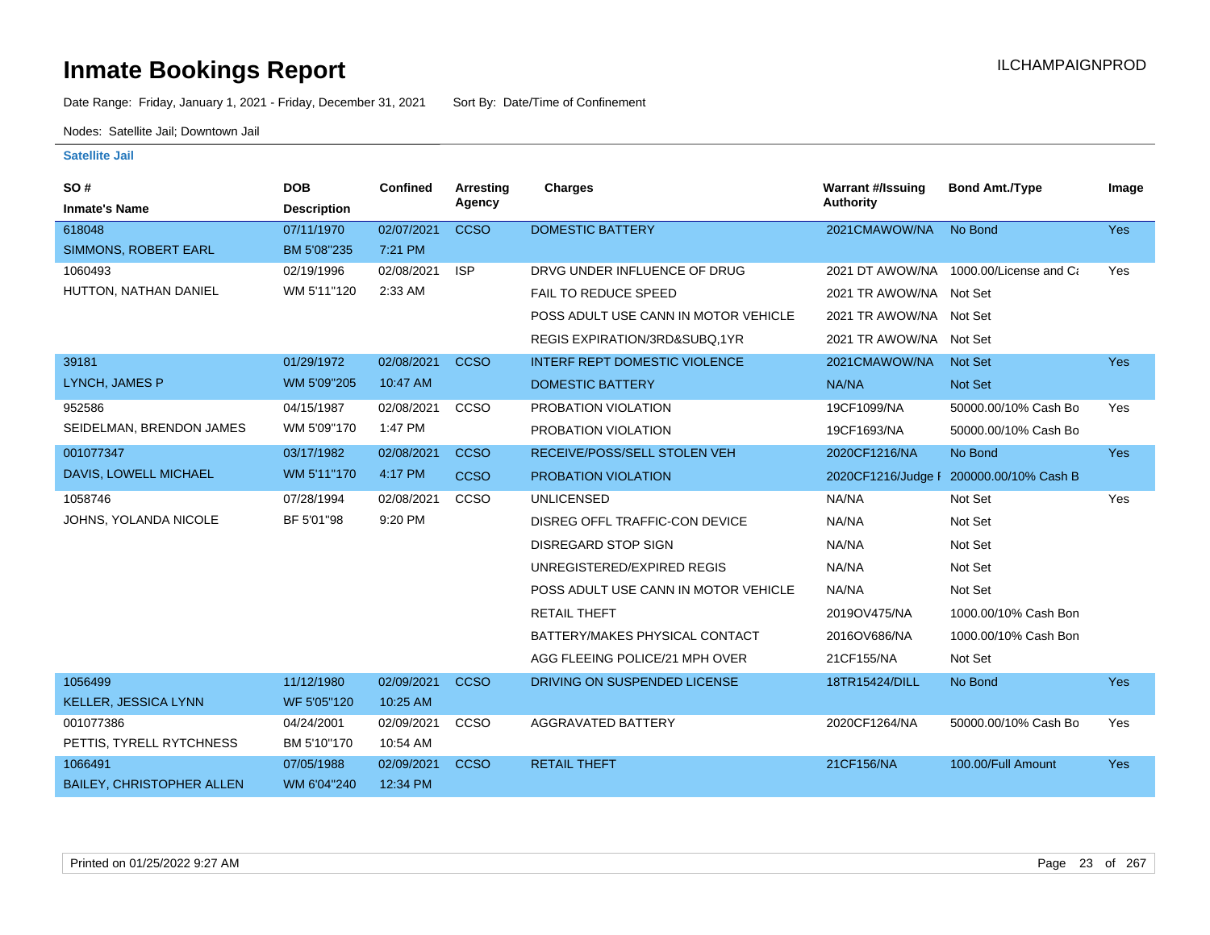# Inmate Bookings Report

ILCHAMPAIGNPROD

Date Range: Friday, January 1, 2021 - Friday, December 31, 2021 Sort By: Date/Time of Confinement

Nodes: Satellite Jail; Downtown Jail

**Satellite Jail**

| SO # / Inmate's Name | DOB / Description | Confined | Arresting Agency | Charges | Warrant #/Issuing Authority | Bond Amt./Type | Image |
|---|---|---|---|---|---|---|---|
| 618048 | 07/11/1970 | 02/07/2021 | CCSO | DOMESTIC BATTERY | 2021CMAWOW/NA | No Bond | Yes |
| SIMMONS, ROBERT EARL | BM 5'08"235 | 7:21 PM | | | | | |
| 1060493 | 02/19/1996 | 02/08/2021 | ISP | DRVG UNDER INFLUENCE OF DRUG | 2021 DT AWOW/NA | 1000.00/License and Ca | Yes |
| HUTTON, NATHAN DANIEL | WM 5'11"120 | 2:33 AM | | FAIL TO REDUCE SPEED | 2021 TR AWOW/NA | Not Set | |
| | | | | POSS ADULT USE CANN IN MOTOR VEHICLE | 2021 TR AWOW/NA | Not Set | |
| | | | | REGIS EXPIRATION/3RD&SUBQ,1YR | 2021 TR AWOW/NA | Not Set | |
| 39181 | 01/29/1972 | 02/08/2021 | CCSO | INTERF REPT DOMESTIC VIOLENCE | 2021CMAWOW/NA | Not Set | Yes |
| LYNCH, JAMES P | WM 5'09"205 | 10:47 AM | | DOMESTIC BATTERY | NA/NA | Not Set | |
| 952586 | 04/15/1987 | 02/08/2021 | CCSO | PROBATION VIOLATION | 19CF1099/NA | 50000.00/10% Cash Bo | Yes |
| SEIDELMAN, BRENDON JAMES | WM 5'09"170 | 1:47 PM | | PROBATION VIOLATION | 19CF1693/NA | 50000.00/10% Cash Bo | |
| 001077347 | 03/17/1982 | 02/08/2021 | CCSO | RECEIVE/POSS/SELL STOLEN VEH | 2020CF1216/NA | No Bond | Yes |
| DAVIS, LOWELL MICHAEL | WM 5'11"170 | 4:17 PM | CCSO | PROBATION VIOLATION | 2020CF1216/Judge I | 200000.00/10% Cash B | |
| 1058746 | 07/28/1994 | 02/08/2021 | CCSO | UNLICENSED | NA/NA | Not Set | Yes |
| JOHNS, YOLANDA NICOLE | BF 5'01"98 | 9:20 PM | | DISREG OFFL TRAFFIC-CON DEVICE | NA/NA | Not Set | |
| | | | | DISREGARD STOP SIGN | NA/NA | Not Set | |
| | | | | UNREGISTERED/EXPIRED REGIS | NA/NA | Not Set | |
| | | | | POSS ADULT USE CANN IN MOTOR VEHICLE | NA/NA | Not Set | |
| | | | | RETAIL THEFT | 2019OV475/NA | 1000.00/10% Cash Bon | |
| | | | | BATTERY/MAKES PHYSICAL CONTACT | 2016OV686/NA | 1000.00/10% Cash Bon | |
| | | | | AGG FLEEING POLICE/21 MPH OVER | 21CF155/NA | Not Set | |
| 1056499 | 11/12/1980 | 02/09/2021 | CCSO | DRIVING ON SUSPENDED LICENSE | 18TR15424/DILL | No Bond | Yes |
| KELLER, JESSICA LYNN | WF 5'05"120 | 10:25 AM | | | | | |
| 001077386 | 04/24/2001 | 02/09/2021 | CCSO | AGGRAVATED BATTERY | 2020CF1264/NA | 50000.00/10% Cash Bo | Yes |
| PETTIS, TYRELL RYTCHNESS | BM 5'10"170 | 10:54 AM | | | | | |
| 1066491 | 07/05/1988 | 02/09/2021 | CCSO | RETAIL THEFT | 21CF156/NA | 100.00/Full Amount | Yes |
| BAILEY, CHRISTOPHER ALLEN | WM 6'04"240 | 12:34 PM | | | | | |

Printed on 01/25/2022 9:27 AM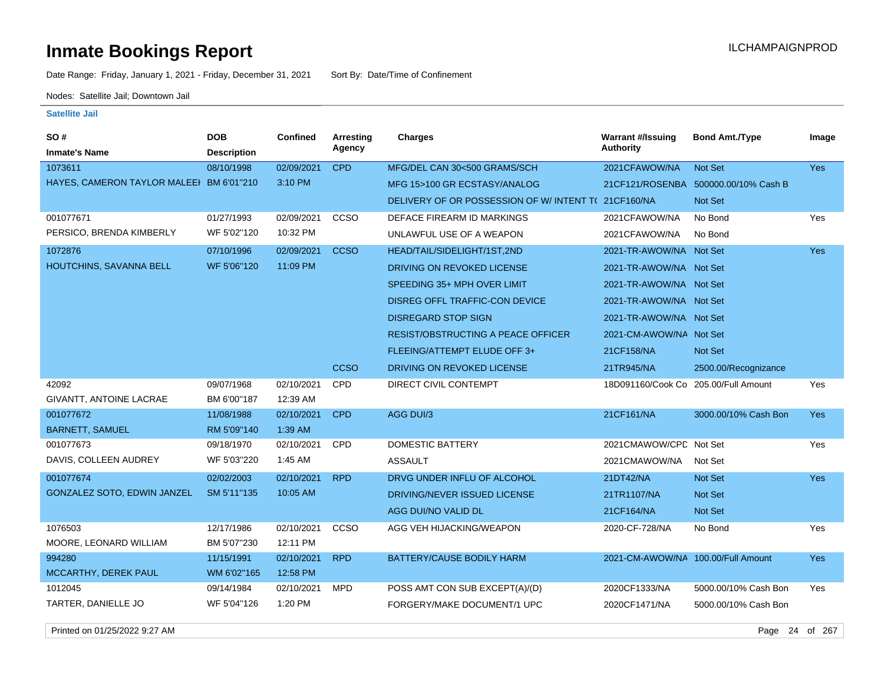# Inmate Bookings Report

ILCHAMPAIGNPROD

Date Range: Friday, January 1, 2021 - Friday, December 31, 2021 Sort By: Date/Time of Confinement

Nodes: Satellite Jail; Downtown Jail

### Satellite Jail

| SO # / Inmate's Name | DOB / Description | Confined | Arresting Agency | Charges | Warrant #/Issuing Authority | Bond Amt./Type | Image |
|---|---|---|---|---|---|---|---|
| 1073611 | 08/10/1998 | 02/09/2021 | CPD | MFG/DEL CAN 30<500 GRAMS/SCH | 2021CFAWOW/NA | Not Set | Yes |
| HAYES, CAMERON TAYLOR MALEEI | BM 6'01"210 | 3:10 PM | | MFG 15>100 GR ECSTASY/ANALOG | 21CF121/ROSENBA | 500000.00/10% Cash B | |
| | | | | DELIVERY OF OR POSSESSION OF W/ INTENT T( | 21CF160/NA | Not Set | |
| 001077671 | 01/27/1993 | 02/09/2021 | CCSO | DEFACE FIREARM ID MARKINGS | 2021CFAWOW/NA | No Bond | Yes |
| PERSICO, BRENDA KIMBERLY | WF 5'02"120 | 10:32 PM | | UNLAWFUL USE OF A WEAPON | 2021CFAWOW/NA | No Bond | |
| 1072876 | 07/10/1996 | 02/09/2021 | CCSO | HEAD/TAIL/SIDELIGHT/1ST,2ND | 2021-TR-AWOW/NA | Not Set | Yes |
| HOUTCHINS, SAVANNA BELL | WF 5'06"120 | 11:09 PM | | DRIVING ON REVOKED LICENSE | 2021-TR-AWOW/NA | Not Set | |
| | | | | SPEEDING 35+ MPH OVER LIMIT | 2021-TR-AWOW/NA | Not Set | |
| | | | | DISREG OFFL TRAFFIC-CON DEVICE | 2021-TR-AWOW/NA | Not Set | |
| | | | | DISREGARD STOP SIGN | 2021-TR-AWOW/NA | Not Set | |
| | | | | RESIST/OBSTRUCTING A PEACE OFFICER | 2021-CM-AWOW/NA | Not Set | |
| | | | | FLEEING/ATTEMPT ELUDE OFF 3+ | 21CF158/NA | Not Set | |
| | | | CCSO | DRIVING ON REVOKED LICENSE | 21TR945/NA | 2500.00/Recognizance | |
| 42092 | 09/07/1968 | 02/10/2021 | CPD | DIRECT CIVIL CONTEMPT | 18D091160/Cook Co | 205.00/Full Amount | Yes |
| GIVANTT, ANTOINE LACRAE | BM 6'00"187 | 12:39 AM | | | | | |
| 001077672 | 11/08/1988 | 02/10/2021 | CPD | AGG DUI/3 | 21CF161/NA | 3000.00/10% Cash Bon | Yes |
| BARNETT, SAMUEL | RM 5'09"140 | 1:39 AM | | | | | |
| 001077673 | 09/18/1970 | 02/10/2021 | CPD | DOMESTIC BATTERY | 2021CMAWOW/CPD | Not Set | Yes |
| DAVIS, COLLEEN AUDREY | WF 5'03"220 | 1:45 AM | | ASSAULT | 2021CMAWOW/NA | Not Set | |
| 001077674 | 02/02/2003 | 02/10/2021 | RPD | DRVG UNDER INFLU OF ALCOHOL | 21DT42/NA | Not Set | Yes |
| GONZALEZ SOTO, EDWIN JANZEL | SM 5'11"135 | 10:05 AM | | DRIVING/NEVER ISSUED LICENSE | 21TR1107/NA | Not Set | |
| | | | | AGG DUI/NO VALID DL | 21CF164/NA | Not Set | |
| 1076503 | 12/17/1986 | 02/10/2021 | CCSO | AGG VEH HIJACKING/WEAPON | 2020-CF-728/NA | No Bond | Yes |
| MOORE, LEONARD WILLIAM | BM 5'07"230 | 12:11 PM | | | | | |
| 994280 | 11/15/1991 | 02/10/2021 | RPD | BATTERY/CAUSE BODILY HARM | 2021-CM-AWOW/NA | 100.00/Full Amount | Yes |
| MCCARTHY, DEREK PAUL | WM 6'02"165 | 12:58 PM | | | | | |
| 1012045 | 09/14/1984 | 02/10/2021 | MPD | POSS AMT CON SUB EXCEPT(A)/(D) | 2020CF1333/NA | 5000.00/10% Cash Bon | Yes |
| TARTER, DANIELLE JO | WF 5'04"126 | 1:20 PM | | FORGERY/MAKE DOCUMENT/1 UPC | 2020CF1471/NA | 5000.00/10% Cash Bon | |

Printed on 01/25/2022 9:27 AM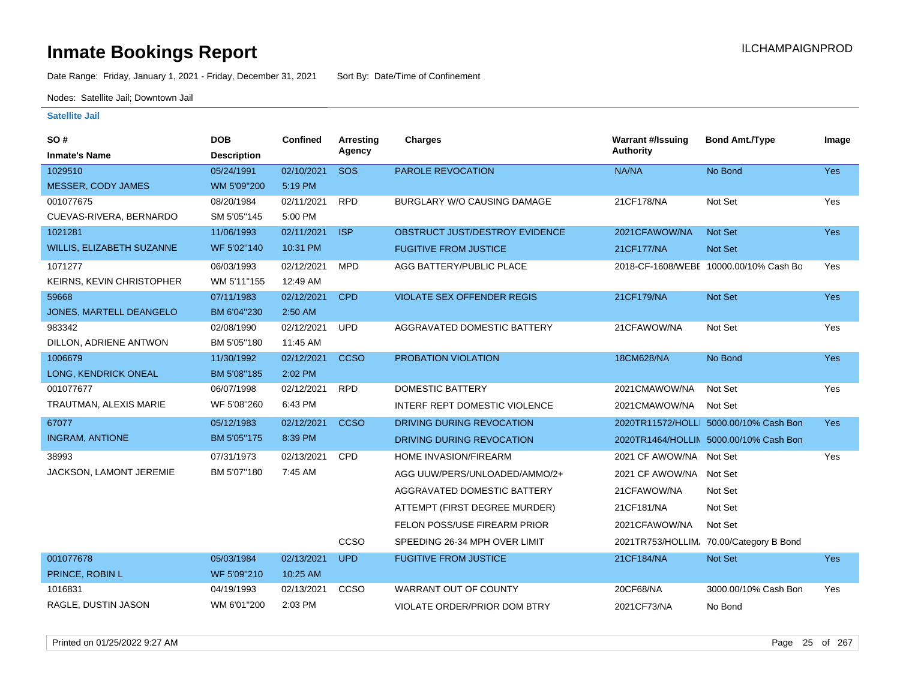# Inmate Bookings Report

ILCHAMPAIGNPROD

Date Range: Friday, January 1, 2021 - Friday, December 31, 2021 Sort By: Date/Time of Confinement

Nodes: Satellite Jail; Downtown Jail

**Satellite Jail**

| SO # / Inmate's Name | DOB / Description | Confined | Arresting Agency | Charges | Warrant #/Issuing Authority | Bond Amt./Type | Image |
|---|---|---|---|---|---|---|---|
| 1029510 MESSER, CODY JAMES | 05/24/1991 WM 5'09"200 | 02/10/2021 5:19 PM | SOS | PAROLE REVOCATION | NA/NA | No Bond | Yes |
| 001077675 CUEVAS-RIVERA, BERNARDO | 08/20/1984 SM 5'05"145 | 02/11/2021 5:00 PM | RPD | BURGLARY W/O CAUSING DAMAGE | 21CF178/NA | Not Set | Yes |
| 1021281 WILLIS, ELIZABETH SUZANNE | 11/06/1993 WF 5'02"140 | 02/11/2021 10:31 PM | ISP | OBSTRUCT JUST/DESTROY EVIDENCE | 2021CFAWOW/NA | Not Set | Yes |
| | | | | FUGITIVE FROM JUSTICE | 21CF177/NA | Not Set | |
| 1071277 KEIRNS, KEVIN CHRISTOPHER | 06/03/1993 WM 5'11"155 | 02/12/2021 12:49 AM | MPD | AGG BATTERY/PUBLIC PLACE | 2018-CF-1608/WEBE | 10000.00/10% Cash Bo | Yes |
| 59668 JONES, MARTELL DEANGELO | 07/11/1983 BM 6'04"230 | 02/12/2021 2:50 AM | CPD | VIOLATE SEX OFFENDER REGIS | 21CF179/NA | Not Set | Yes |
| 983342 DILLON, ADRIENE ANTWON | 02/08/1990 BM 5'05"180 | 02/12/2021 11:45 AM | UPD | AGGRAVATED DOMESTIC BATTERY | 21CFAWOW/NA | Not Set | Yes |
| 1006679 LONG, KENDRICK ONEAL | 11/30/1992 BM 5'08"185 | 02/12/2021 2:02 PM | CCSO | PROBATION VIOLATION | 18CM628/NA | No Bond | Yes |
| 001077677 TRAUTMAN, ALEXIS MARIE | 06/07/1998 WF 5'08"260 | 02/12/2021 6:43 PM | RPD | DOMESTIC BATTERY | 2021CMAWOW/NA | Not Set | Yes |
| | | | | INTERF REPT DOMESTIC VIOLENCE | 2021CMAWOW/NA | Not Set | |
| 67077 INGRAM, ANTIONE | 05/12/1983 BM 5'05"175 | 02/12/2021 8:39 PM | CCSO | DRIVING DURING REVOCATION | 2020TR11572/HOLLI | 5000.00/10% Cash Bon | Yes |
| | | | | DRIVING DURING REVOCATION | 2020TR1464/HOLLIN | 5000.00/10% Cash Bon | |
| 38993 JACKSON, LAMONT JEREMIE | 07/31/1973 BM 5'07"180 | 02/13/2021 7:45 AM | CPD | HOME INVASION/FIREARM | 2021 CF AWOW/NA | Not Set | Yes |
| | | | | AGG UUW/PERS/UNLOADED/AMMO/2+ | 2021 CF AWOW/NA | Not Set | |
| | | | | AGGRAVATED DOMESTIC BATTERY | 21CFAWOW/NA | Not Set | |
| | | | | ATTEMPT (FIRST DEGREE MURDER) | 21CF181/NA | Not Set | |
| | | | | FELON POSS/USE FIREARM PRIOR | 2021CFAWOW/NA | Not Set | |
| | | | CCSO | SPEEDING 26-34 MPH OVER LIMIT | 2021TR753/HOLLIM. | 70.00/Category B Bond | |
| 001077678 PRINCE, ROBIN L | 05/03/1984 WF 5'09"210 | 02/13/2021 10:25 AM | UPD | FUGITIVE FROM JUSTICE | 21CF184/NA | Not Set | Yes |
| 1016831 RAGLE, DUSTIN JASON | 04/19/1993 WM 6'01"200 | 02/13/2021 2:03 PM | CCSO | WARRANT OUT OF COUNTY | 20CF68/NA | 3000.00/10% Cash Bon | Yes |
| | | | | VIOLATE ORDER/PRIOR DOM BTRY | 2021CF73/NA | No Bond | |

Printed on 01/25/2022 9:27 AM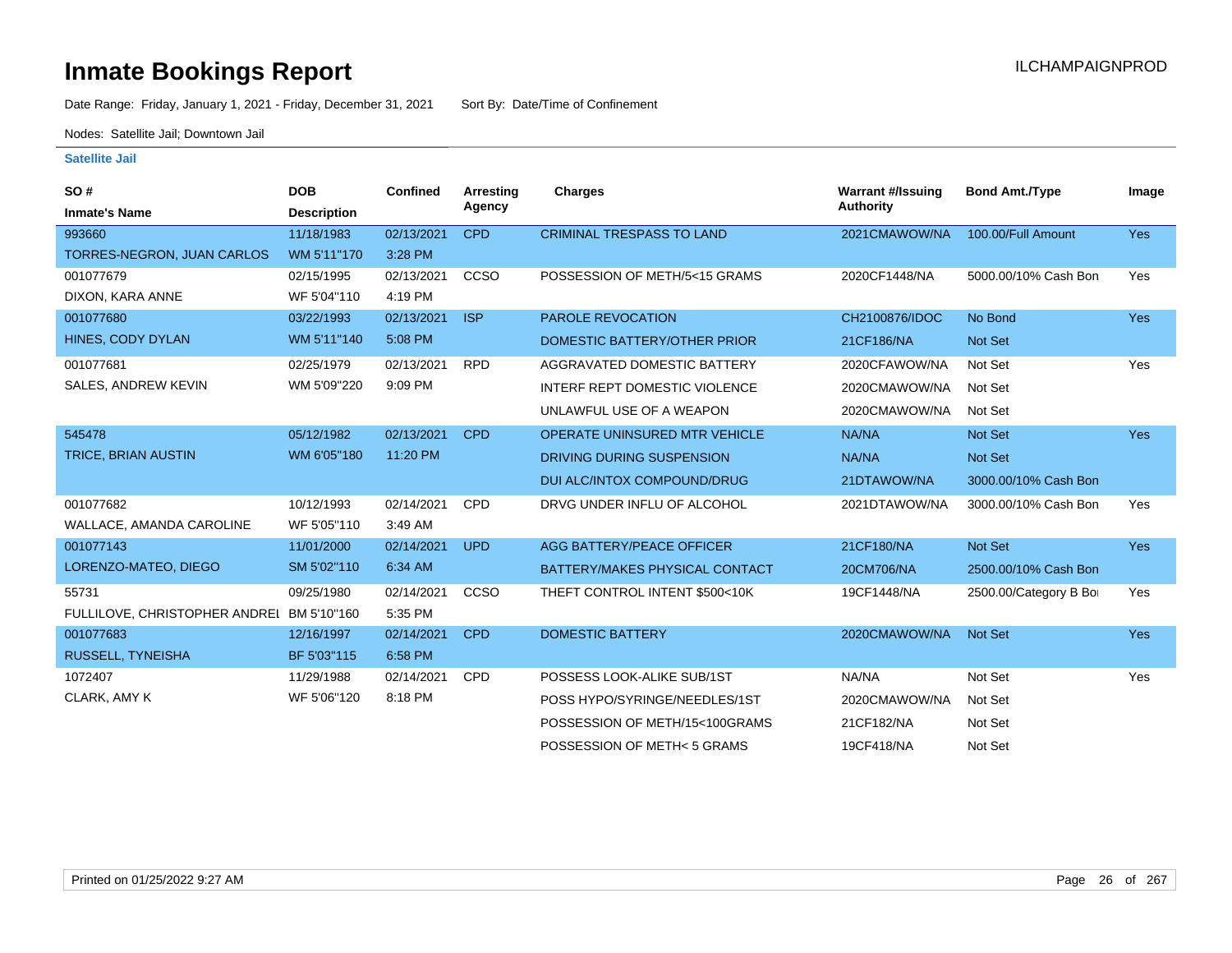# Inmate Bookings Report

ILCHAMPAIGNPROD

Date Range: Friday, January 1, 2021 - Friday, December 31, 2021     Sort By: Date/Time of Confinement

Nodes: Satellite Jail; Downtown Jail

## Satellite Jail

| SO # / Inmate's Name | DOB / Description | Confined | Arresting Agency | Charges | Warrant #/Issuing Authority | Bond Amt./Type | Image |
|---|---|---|---|---|---|---|---|
| 993660 / TORRES-NEGRON, JUAN CARLOS | 11/18/1983 / WM 5'11"170 | 02/13/2021 3:28 PM | CPD | CRIMINAL TRESPASS TO LAND | 2021CMAWOW/NA | 100.00/Full Amount | Yes |
| 001077679 / DIXON, KARA ANNE | 02/15/1995 / WF 5'04"110 | 02/13/2021 4:19 PM | CCSO | POSSESSION OF METH/5<15 GRAMS | 2020CF1448/NA | 5000.00/10% Cash Bon | Yes |
| 001077680 / HINES, CODY DYLAN | 03/22/1993 / WM 5'11"140 | 02/13/2021 5:08 PM | ISP | PAROLE REVOCATION | CH2100876/IDOC | No Bond | Yes |
| | | | | DOMESTIC BATTERY/OTHER PRIOR | 21CF186/NA | Not Set | |
| 001077681 / SALES, ANDREW KEVIN | 02/25/1979 / WM 5'09"220 | 02/13/2021 9:09 PM | RPD | AGGRAVATED DOMESTIC BATTERY | 2020CFAWOW/NA | Not Set | Yes |
| | | | | INTERF REPT DOMESTIC VIOLENCE | 2020CMAWOW/NA | Not Set | |
| | | | | UNLAWFUL USE OF A WEAPON | 2020CMAWOW/NA | Not Set | |
| 545478 / TRICE, BRIAN AUSTIN | 05/12/1982 / WM 6'05"180 | 02/13/2021 11:20 PM | CPD | OPERATE UNINSURED MTR VEHICLE | NA/NA | Not Set | Yes |
| | | | | DRIVING DURING SUSPENSION | NA/NA | Not Set | |
| | | | | DUI ALC/INTOX COMPOUND/DRUG | 21DTAWOW/NA | 3000.00/10% Cash Bon | |
| 001077682 / WALLACE, AMANDA CAROLINE | 10/12/1993 / WF 5'05"110 | 02/14/2021 3:49 AM | CPD | DRVG UNDER INFLU OF ALCOHOL | 2021DTAWOW/NA | 3000.00/10% Cash Bon | Yes |
| 001077143 / LORENZO-MATEO, DIEGO | 11/01/2000 / SM 5'02"110 | 02/14/2021 6:34 AM | UPD | AGG BATTERY/PEACE OFFICER | 21CF180/NA | Not Set | Yes |
| | | | | BATTERY/MAKES PHYSICAL CONTACT | 20CM706/NA | 2500.00/10% Cash Bon | |
| 55731 / FULLILOVE, CHRISTOPHER ANDREI | 09/25/1980 / BM 5'10"160 | 02/14/2021 5:35 PM | CCSO | THEFT CONTROL INTENT $500<10K | 19CF1448/NA | 2500.00/Category B Bo | Yes |
| 001077683 / RUSSELL, TYNEISHA | 12/16/1997 / BF 5'03"115 | 02/14/2021 6:58 PM | CPD | DOMESTIC BATTERY | 2020CMAWOW/NA | Not Set | Yes |
| 1072407 / CLARK, AMY K | 11/29/1988 / WF 5'06"120 | 02/14/2021 8:18 PM | CPD | POSSESS LOOK-ALIKE SUB/1ST | NA/NA | Not Set | Yes |
| | | | | POSS HYPO/SYRINGE/NEEDLES/1ST | 2020CMAWOW/NA | Not Set | |
| | | | | POSSESSION OF METH/15<100GRAMS | 21CF182/NA | Not Set | |
| | | | | POSSESSION OF METH< 5 GRAMS | 19CF418/NA | Not Set | |

Printed on 01/25/2022 9:27 AM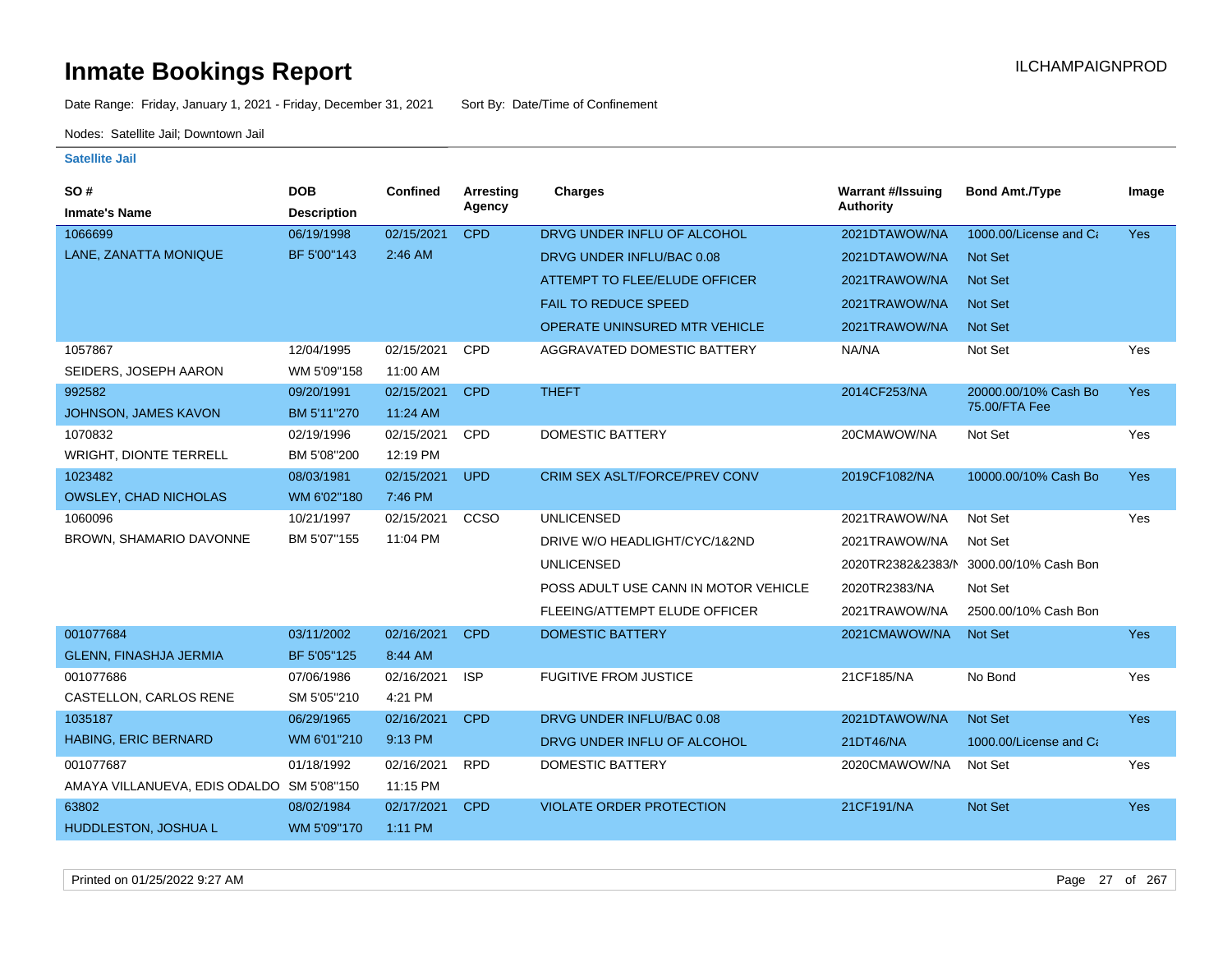# Inmate Bookings Report

ILCHAMPAIGNPROD

Date Range: Friday, January 1, 2021 - Friday, December 31, 2021     Sort By: Date/Time of Confinement

Nodes: Satellite Jail; Downtown Jail

### Satellite Jail

| SO # / Inmate's Name | DOB / Description | Confined | Arresting Agency | Charges | Warrant #/Issuing Authority | Bond Amt./Type | Image |
|---|---|---|---|---|---|---|---|
| 1066699 | 06/19/1998 | 02/15/2021 | CPD | DRVG UNDER INFLU OF ALCOHOL | 2021DTAWOW/NA | 1000.00/License and Ca | Yes |
| LANE, ZANATTA MONIQUE | BF 5'00"143 | 2:46 AM | | DRVG UNDER INFLU/BAC 0.08 | 2021DTAWOW/NA | Not Set | |
| | | | | ATTEMPT TO FLEE/ELUDE OFFICER | 2021TRAWOW/NA | Not Set | |
| | | | | FAIL TO REDUCE SPEED | 2021TRAWOW/NA | Not Set | |
| | | | | OPERATE UNINSURED MTR VEHICLE | 2021TRAWOW/NA | Not Set | |
| 1057867 | 12/04/1995 | 02/15/2021 | CPD | AGGRAVATED DOMESTIC BATTERY | NA/NA | Not Set | Yes |
| SEIDERS, JOSEPH AARON | WM 5'09"158 | 11:00 AM | | | | | |
| 992582 | 09/20/1991 | 02/15/2021 | CPD | THEFT | 2014CF253/NA | 20000.00/10% Cash Bo 75.00/FTA Fee | Yes |
| JOHNSON, JAMES KAVON | BM 5'11"270 | 11:24 AM | | | | | |
| 1070832 | 02/19/1996 | 02/15/2021 | CPD | DOMESTIC BATTERY | 20CMAWOW/NA | Not Set | Yes |
| WRIGHT, DIONTE TERRELL | BM 5'08"200 | 12:19 PM | | | | | |
| 1023482 | 08/03/1981 | 02/15/2021 | UPD | CRIM SEX ASLT/FORCE/PREV CONV | 2019CF1082/NA | 10000.00/10% Cash Bo | Yes |
| OWSLEY, CHAD NICHOLAS | WM 6'02"180 | 7:46 PM | | | | | |
| 1060096 | 10/21/1997 | 02/15/2021 | CCSO | UNLICENSED | 2021TRAWOW/NA | Not Set | Yes |
| BROWN, SHAMARIO DAVONNE | BM 5'07"155 | 11:04 PM | | DRIVE W/O HEADLIGHT/CYC/1&2ND | 2021TRAWOW/NA | Not Set | |
| | | | | UNLICENSED | 2020TR2382&2383/N | 3000.00/10% Cash Bon | |
| | | | | POSS ADULT USE CANN IN MOTOR VEHICLE | 2020TR2383/NA | Not Set | |
| | | | | FLEEING/ATTEMPT ELUDE OFFICER | 2021TRAWOW/NA | 2500.00/10% Cash Bon | |
| 001077684 | 03/11/2002 | 02/16/2021 | CPD | DOMESTIC BATTERY | 2021CMAWOW/NA | Not Set | Yes |
| GLENN, FINASHJA JERMIA | BF 5'05"125 | 8:44 AM | | | | | |
| 001077686 | 07/06/1986 | 02/16/2021 | ISP | FUGITIVE FROM JUSTICE | 21CF185/NA | No Bond | Yes |
| CASTELLON, CARLOS RENE | SM 5'05"210 | 4:21 PM | | | | | |
| 1035187 | 06/29/1965 | 02/16/2021 | CPD | DRVG UNDER INFLU/BAC 0.08 | 2021DTAWOW/NA | Not Set | Yes |
| HABING, ERIC BERNARD | WM 6'01"210 | 9:13 PM | | DRVG UNDER INFLU OF ALCOHOL | 21DT46/NA | 1000.00/License and Ca | |
| 001077687 | 01/18/1992 | 02/16/2021 | RPD | DOMESTIC BATTERY | 2020CMAWOW/NA | Not Set | Yes |
| AMAYA VILLANUEVA, EDIS ODALDO | SM 5'08"150 | 11:15 PM | | | | | |
| 63802 | 08/02/1984 | 02/17/2021 | CPD | VIOLATE ORDER PROTECTION | 21CF191/NA | Not Set | Yes |
| HUDDLESTON, JOSHUA L | WM 5'09"170 | 1:11 PM | | | | | |

Printed on 01/25/2022 9:27 AM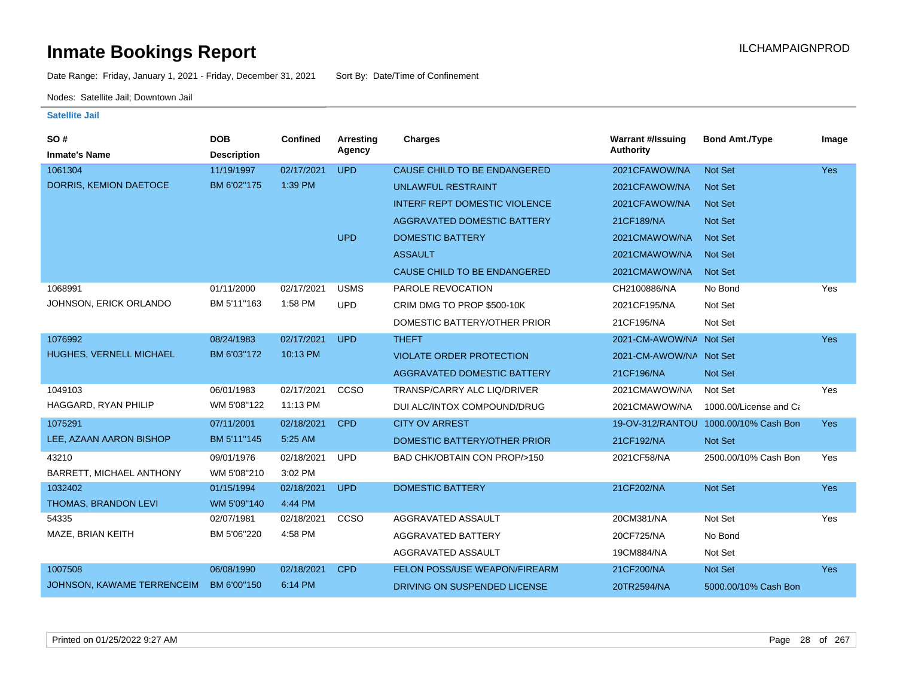# Inmate Bookings Report

ILCHAMPAIGNPROD

Date Range: Friday, January 1, 2021 - Friday, December 31, 2021    Sort By: Date/Time of Confinement

Nodes: Satellite Jail; Downtown Jail

### Satellite Jail

| SO # / Inmate's Name | DOB / Description | Confined | Arresting Agency | Charges | Warrant #/Issuing Authority | Bond Amt./Type | Image |
|---|---|---|---|---|---|---|---|
| 1061304 | 11/19/1997 | 02/17/2021 | UPD | CAUSE CHILD TO BE ENDANGERED | 2021CFAWOW/NA | Not Set | Yes |
| DORRIS, KEMION DAETOCE | BM 6'02"175 | 1:39 PM | | UNLAWFUL RESTRAINT | 2021CFAWOW/NA | Not Set | |
| | | | | INTERF REPT DOMESTIC VIOLENCE | 2021CFAWOW/NA | Not Set | |
| | | | | AGGRAVATED DOMESTIC BATTERY | 21CF189/NA | Not Set | |
| | | | UPD | DOMESTIC BATTERY | 2021CMAWOW/NA | Not Set | |
| | | | | ASSAULT | 2021CMAWOW/NA | Not Set | |
| | | | | CAUSE CHILD TO BE ENDANGERED | 2021CMAWOW/NA | Not Set | |
| 1068991 | 01/11/2000 | 02/17/2021 | USMS | PAROLE REVOCATION | CH2100886/NA | No Bond | Yes |
| JOHNSON, ERICK ORLANDO | BM 5'11"163 | 1:58 PM | UPD | CRIM DMG TO PROP $500-10K | 2021CF195/NA | Not Set | |
| | | | | DOMESTIC BATTERY/OTHER PRIOR | 21CF195/NA | Not Set | |
| 1076992 | 08/24/1983 | 02/17/2021 | UPD | THEFT | 2021-CM-AWOW/NA | Not Set | Yes |
| HUGHES, VERNELL MICHAEL | BM 6'03"172 | 10:13 PM | | VIOLATE ORDER PROTECTION | 2021-CM-AWOW/NA | Not Set | |
| | | | | AGGRAVATED DOMESTIC BATTERY | 21CF196/NA | Not Set | |
| 1049103 | 06/01/1983 | 02/17/2021 | CCSO | TRANSP/CARRY ALC LIQ/DRIVER | 2021CMAWOW/NA | Not Set | Yes |
| HAGGARD, RYAN PHILIP | WM 5'08"122 | 11:13 PM | | DUI ALC/INTOX COMPOUND/DRUG | 2021CMAWOW/NA | 1000.00/License and Ca | |
| 1075291 | 07/11/2001 | 02/18/2021 | CPD | CITY OV ARREST | 19-OV-312/RANTOU | 1000.00/10% Cash Bon | Yes |
| LEE, AZAAN AARON BISHOP | BM 5'11"145 | 5:25 AM | | DOMESTIC BATTERY/OTHER PRIOR | 21CF192/NA | Not Set | |
| 43210 | 09/01/1976 | 02/18/2021 | UPD | BAD CHK/OBTAIN CON PROP/>150 | 2021CF58/NA | 2500.00/10% Cash Bon | Yes |
| BARRETT, MICHAEL ANTHONY | WM 5'08"210 | 3:02 PM | | | | | |
| 1032402 | 01/15/1994 | 02/18/2021 | UPD | DOMESTIC BATTERY | 21CF202/NA | Not Set | Yes |
| THOMAS, BRANDON LEVI | WM 5'09"140 | 4:44 PM | | | | | |
| 54335 | 02/07/1981 | 02/18/2021 | CCSO | AGGRAVATED ASSAULT | 20CM381/NA | Not Set | Yes |
| MAZE, BRIAN KEITH | BM 5'06"220 | 4:58 PM | | AGGRAVATED BATTERY | 20CF725/NA | No Bond | |
| | | | | AGGRAVATED ASSAULT | 19CM884/NA | Not Set | |
| 1007508 | 06/08/1990 | 02/18/2021 | CPD | FELON POSS/USE WEAPON/FIREARM | 21CF200/NA | Not Set | Yes |
| JOHNSON, KAWAME TERRENCEIM | BM 6'00"150 | 6:14 PM | | DRIVING ON SUSPENDED LICENSE | 20TR2594/NA | 5000.00/10% Cash Bon | |

Printed on 01/25/2022 9:27 AM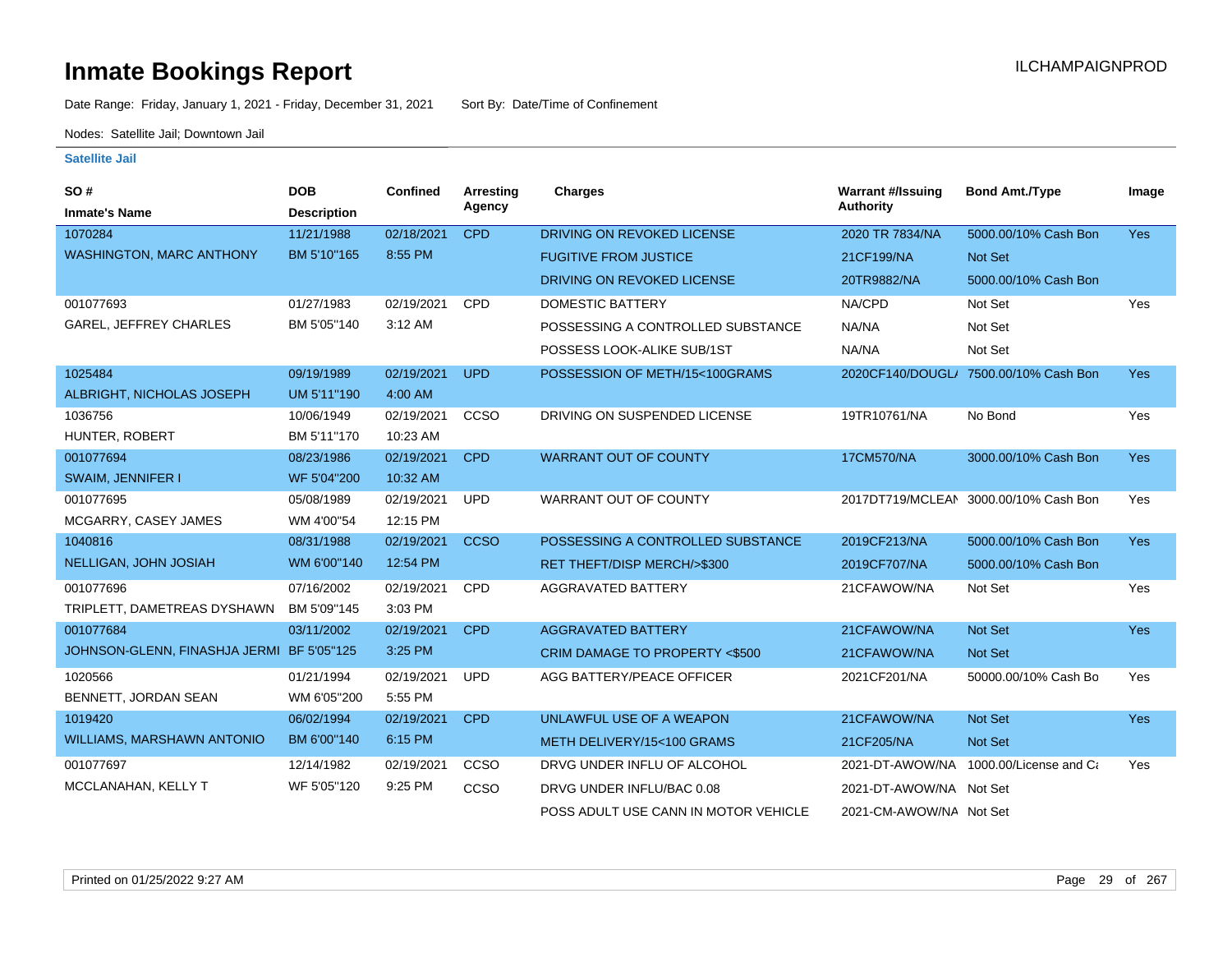# Inmate Bookings Report

ILCHAMPAIGNPROD

Date Range: Friday, January 1, 2021 - Friday, December 31, 2021     Sort By: Date/Time of Confinement

Nodes: Satellite Jail; Downtown Jail

**Satellite Jail**

| SO # / Inmate's Name | DOB / Description | Confined | Arresting Agency | Charges | Warrant #/Issuing Authority | Bond Amt./Type | Image |
|---|---|---|---|---|---|---|---|
| 1070284 | 11/21/1988 | 02/18/2021 | CPD | DRIVING ON REVOKED LICENSE | 2020 TR 7834/NA | 5000.00/10% Cash Bon | Yes |
| WASHINGTON, MARC ANTHONY | BM 5'10"165 | 8:55 PM | | FUGITIVE FROM JUSTICE | 21CF199/NA | Not Set | |
| | | | | DRIVING ON REVOKED LICENSE | 20TR9882/NA | 5000.00/10% Cash Bon | |
| 001077693 | 01/27/1983 | 02/19/2021 | CPD | DOMESTIC BATTERY | NA/CPD | Not Set | Yes |
| GAREL, JEFFREY CHARLES | BM 5'05"140 | 3:12 AM | | POSSESSING A CONTROLLED SUBSTANCE | NA/NA | Not Set | |
| | | | | POSSESS LOOK-ALIKE SUB/1ST | NA/NA | Not Set | |
| 1025484 | 09/19/1989 | 02/19/2021 | UPD | POSSESSION OF METH/15<100GRAMS | 2020CF140/DOUGL/ | 7500.00/10% Cash Bon | Yes |
| ALBRIGHT, NICHOLAS JOSEPH | UM 5'11"190 | 4:00 AM | | | | | |
| 1036756 | 10/06/1949 | 02/19/2021 | CCSO | DRIVING ON SUSPENDED LICENSE | 19TR10761/NA | No Bond | Yes |
| HUNTER, ROBERT | BM 5'11"170 | 10:23 AM | | | | | |
| 001077694 | 08/23/1986 | 02/19/2021 | CPD | WARRANT OUT OF COUNTY | 17CM570/NA | 3000.00/10% Cash Bon | Yes |
| SWAIM, JENNIFER I | WF 5'04"200 | 10:32 AM | | | | | |
| 001077695 | 05/08/1989 | 02/19/2021 | UPD | WARRANT OUT OF COUNTY | 2017DT719/MCLEAN | 3000.00/10% Cash Bon | Yes |
| MCGARRY, CASEY JAMES | WM 4'00"54 | 12:15 PM | | | | | |
| 1040816 | 08/31/1988 | 02/19/2021 | CCSO | POSSESSING A CONTROLLED SUBSTANCE | 2019CF213/NA | 5000.00/10% Cash Bon | Yes |
| NELLIGAN, JOHN JOSIAH | WM 6'00"140 | 12:54 PM | | RET THEFT/DISP MERCH/>$300 | 2019CF707/NA | 5000.00/10% Cash Bon | |
| 001077696 | 07/16/2002 | 02/19/2021 | CPD | AGGRAVATED BATTERY | 21CFAWOW/NA | Not Set | Yes |
| TRIPLETT, DAMETREAS DYSHAWN | BM 5'09"145 | 3:03 PM | | | | | |
| 001077684 | 03/11/2002 | 02/19/2021 | CPD | AGGRAVATED BATTERY | 21CFAWOW/NA | Not Set | Yes |
| JOHNSON-GLENN, FINASHJA JERMI | BF 5'05"125 | 3:25 PM | | CRIM DAMAGE TO PROPERTY <$500 | 21CFAWOW/NA | Not Set | |
| 1020566 | 01/21/1994 | 02/19/2021 | UPD | AGG BATTERY/PEACE OFFICER | 2021CF201/NA | 50000.00/10% Cash Bo | Yes |
| BENNETT, JORDAN SEAN | WM 6'05"200 | 5:55 PM | | | | | |
| 1019420 | 06/02/1994 | 02/19/2021 | CPD | UNLAWFUL USE OF A WEAPON | 21CFAWOW/NA | Not Set | Yes |
| WILLIAMS, MARSHAWN ANTONIO | BM 6'00"140 | 6:15 PM | | METH DELIVERY/15<100 GRAMS | 21CF205/NA | Not Set | |
| 001077697 | 12/14/1982 | 02/19/2021 | CCSO | DRVG UNDER INFLU OF ALCOHOL | 2021-DT-AWOW/NA | 1000.00/License and Ca | Yes |
| MCCLANAHAN, KELLY T | WF 5'05"120 | 9:25 PM | CCSO | DRVG UNDER INFLU/BAC 0.08 | 2021-DT-AWOW/NA | Not Set | |
| | | | | POSS ADULT USE CANN IN MOTOR VEHICLE | 2021-CM-AWOW/NA | Not Set | |

Printed on 01/25/2022 9:27 AM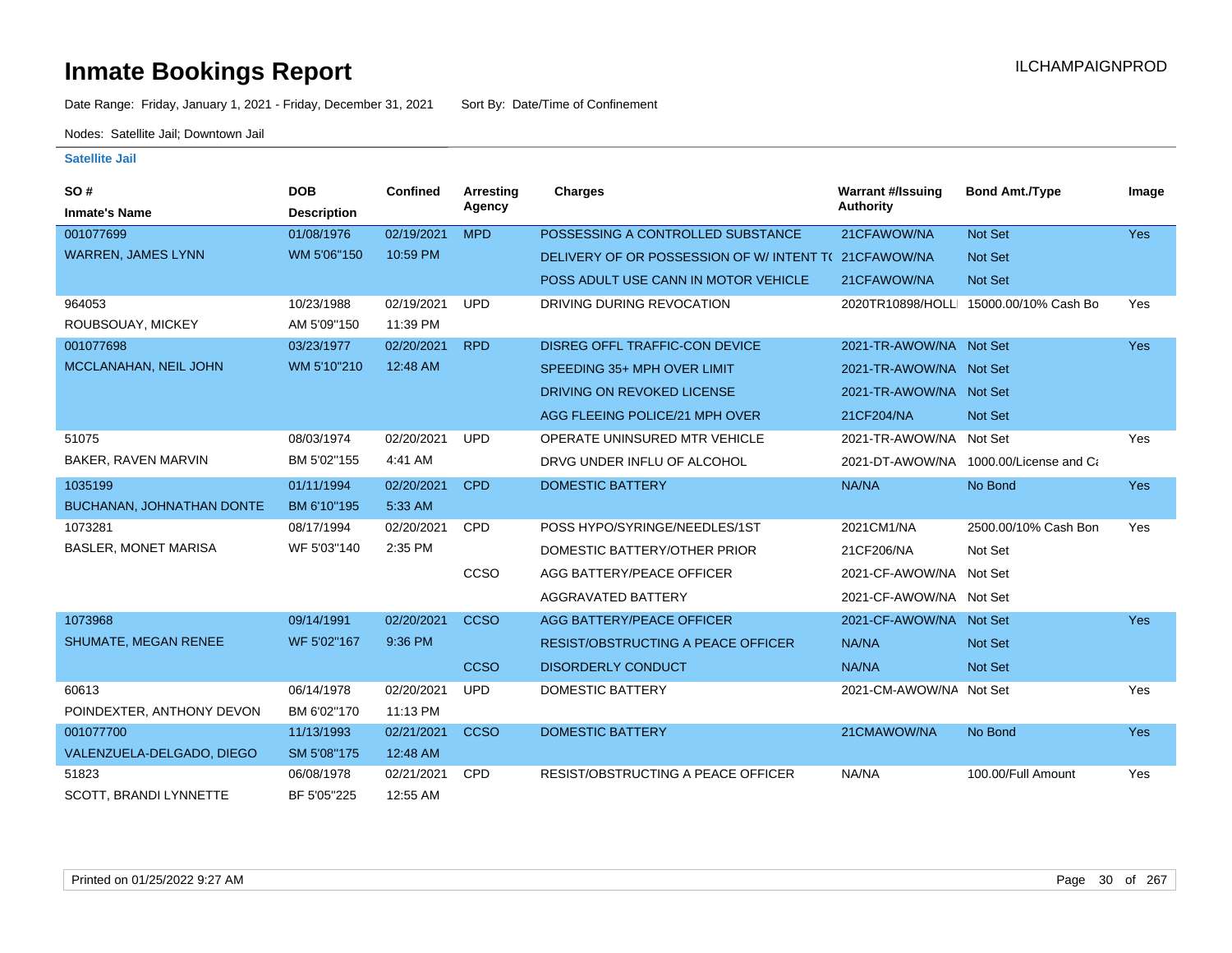# Inmate Bookings Report

ILCHAMPAIGNPROD

Date Range: Friday, January 1, 2021 - Friday, December 31, 2021    Sort By: Date/Time of Confinement

Nodes: Satellite Jail; Downtown Jail

### Satellite Jail

| SO # / Inmate's Name | DOB / Description | Confined | Arresting Agency | Charges | Warrant #/Issuing Authority | Bond Amt./Type | Image |
|---|---|---|---|---|---|---|---|
| 001077699 | 01/08/1976 | 02/19/2021 | MPD | POSSESSING A CONTROLLED SUBSTANCE | 21CFAWOW/NA | Not Set | Yes |
| WARREN, JAMES LYNN | WM 5'06"150 | 10:59 PM | | DELIVERY OF OR POSSESSION OF W/ INTENT T( | 21CFAWOW/NA | Not Set | |
| | | | | POSS ADULT USE CANN IN MOTOR VEHICLE | 21CFAWOW/NA | Not Set | |
| 964053 | 10/23/1988 | 02/19/2021 | UPD | DRIVING DURING REVOCATION | 2020TR10898/HOLL | 15000.00/10% Cash Bo | Yes |
| ROUBSOUAY, MICKEY | AM 5'09"150 | 11:39 PM | | | | | |
| 001077698 | 03/23/1977 | 02/20/2021 | RPD | DISREG OFFL TRAFFIC-CON DEVICE | 2021-TR-AWOW/NA | Not Set | Yes |
| MCCLANAHAN, NEIL JOHN | WM 5'10"210 | 12:48 AM | | SPEEDING 35+ MPH OVER LIMIT | 2021-TR-AWOW/NA | Not Set | |
| | | | | DRIVING ON REVOKED LICENSE | 2021-TR-AWOW/NA | Not Set | |
| | | | | AGG FLEEING POLICE/21 MPH OVER | 21CF204/NA | Not Set | |
| 51075 | 08/03/1974 | 02/20/2021 | UPD | OPERATE UNINSURED MTR VEHICLE | 2021-TR-AWOW/NA | Not Set | Yes |
| BAKER, RAVEN MARVIN | BM 5'02"155 | 4:41 AM | | DRVG UNDER INFLU OF ALCOHOL | 2021-DT-AWOW/NA | 1000.00/License and Ca | |
| 1035199 | 01/11/1994 | 02/20/2021 | CPD | DOMESTIC BATTERY | NA/NA | No Bond | Yes |
| BUCHANAN, JOHNATHAN DONTE | BM 6'10"195 | 5:33 AM | | | | | |
| 1073281 | 08/17/1994 | 02/20/2021 | CPD | POSS HYPO/SYRINGE/NEEDLES/1ST | 2021CM1/NA | 2500.00/10% Cash Bon | Yes |
| BASLER, MONET MARISA | WF 5'03"140 | 2:35 PM | | DOMESTIC BATTERY/OTHER PRIOR | 21CF206/NA | Not Set | |
| | | | CCSO | AGG BATTERY/PEACE OFFICER | 2021-CF-AWOW/NA | Not Set | |
| | | | | AGGRAVATED BATTERY | 2021-CF-AWOW/NA | Not Set | |
| 1073968 | 09/14/1991 | 02/20/2021 | CCSO | AGG BATTERY/PEACE OFFICER | 2021-CF-AWOW/NA | Not Set | Yes |
| SHUMATE, MEGAN RENEE | WF 5'02"167 | 9:36 PM | | RESIST/OBSTRUCTING A PEACE OFFICER | NA/NA | Not Set | |
| | | | CCSO | DISORDERLY CONDUCT | NA/NA | Not Set | |
| 60613 | 06/14/1978 | 02/20/2021 | UPD | DOMESTIC BATTERY | 2021-CM-AWOW/NA | Not Set | Yes |
| POINDEXTER, ANTHONY DEVON | BM 6'02"170 | 11:13 PM | | | | | |
| 001077700 | 11/13/1993 | 02/21/2021 | CCSO | DOMESTIC BATTERY | 21CMAWOW/NA | No Bond | Yes |
| VALENZUELA-DELGADO, DIEGO | SM 5'08"175 | 12:48 AM | | | | | |
| 51823 | 06/08/1978 | 02/21/2021 | CPD | RESIST/OBSTRUCTING A PEACE OFFICER | NA/NA | 100.00/Full Amount | Yes |
| SCOTT, BRANDI LYNNETTE | BF 5'05"225 | 12:55 AM | | | | | |

Printed on 01/25/2022 9:27 AM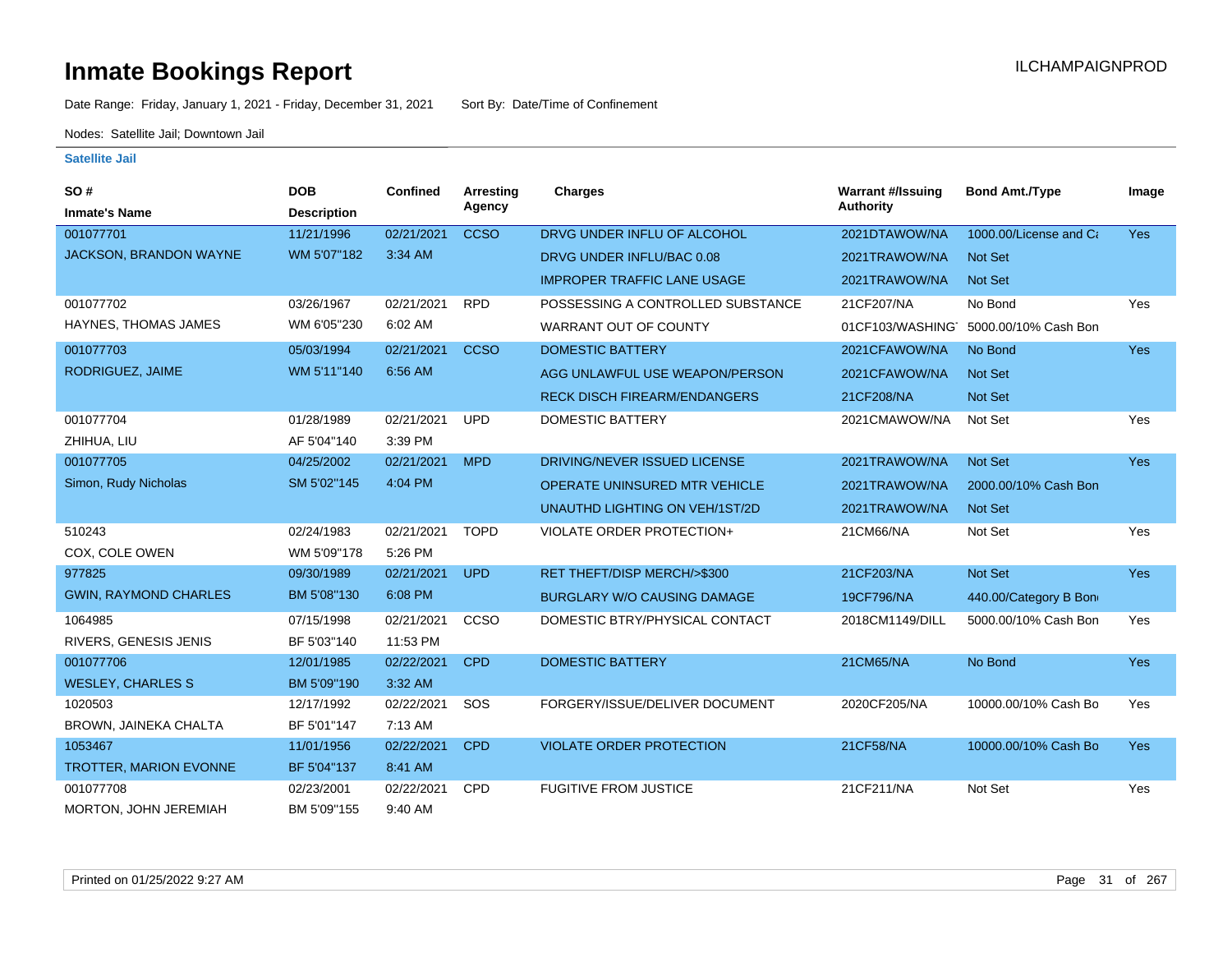# Inmate Bookings Report

ILCHAMPAIGNPROD

Date Range: Friday, January 1, 2021 - Friday, December 31, 2021 Sort By: Date/Time of Confinement

Nodes: Satellite Jail; Downtown Jail

**Satellite Jail**

| SO # / Inmate's Name | DOB / Description | Confined | Arresting Agency | Charges | Warrant #/Issuing Authority | Bond Amt./Type | Image |
|---|---|---|---|---|---|---|---|
| 001077701 | 11/21/1996 | 02/21/2021 | CCSO | DRVG UNDER INFLU OF ALCOHOL | 2021DTAWOW/NA | 1000.00/License and Ca | Yes |
| JACKSON, BRANDON WAYNE | WM 5'07"182 | 3:34 AM | | DRVG UNDER INFLU/BAC 0.08 | 2021TRAWOW/NA | Not Set | |
| | | | | IMPROPER TRAFFIC LANE USAGE | 2021TRAWOW/NA | Not Set | |
| 001077702 | 03/26/1967 | 02/21/2021 | RPD | POSSESSING A CONTROLLED SUBSTANCE | 21CF207/NA | No Bond | Yes |
| HAYNES, THOMAS JAMES | WM 6'05"230 | 6:02 AM | | WARRANT OUT OF COUNTY | 01CF103/WASHING | 5000.00/10% Cash Bon | |
| 001077703 | 05/03/1994 | 02/21/2021 | CCSO | DOMESTIC BATTERY | 2021CFAWOW/NA | No Bond | Yes |
| RODRIGUEZ, JAIME | WM 5'11"140 | 6:56 AM | | AGG UNLAWFUL USE WEAPON/PERSON | 2021CFAWOW/NA | Not Set | |
| | | | | RECK DISCH FIREARM/ENDANGERS | 21CF208/NA | Not Set | |
| 001077704 | 01/28/1989 | 02/21/2021 | UPD | DOMESTIC BATTERY | 2021CMAWOW/NA | Not Set | Yes |
| ZHIHUA, LIU | AF 5'04"140 | 3:39 PM | | | | | |
| 001077705 | 04/25/2002 | 02/21/2021 | MPD | DRIVING/NEVER ISSUED LICENSE | 2021TRAWOW/NA | Not Set | Yes |
| Simon, Rudy Nicholas | SM 5'02"145 | 4:04 PM | | OPERATE UNINSURED MTR VEHICLE | 2021TRAWOW/NA | 2000.00/10% Cash Bon | |
| | | | | UNAUTHD LIGHTING ON VEH/1ST/2D | 2021TRAWOW/NA | Not Set | |
| 510243 | 02/24/1983 | 02/21/2021 | TOPD | VIOLATE ORDER PROTECTION+ | 21CM66/NA | Not Set | Yes |
| COX, COLE OWEN | WM 5'09"178 | 5:26 PM | | | | | |
| 977825 | 09/30/1989 | 02/21/2021 | UPD | RET THEFT/DISP MERCH/>$300 | 21CF203/NA | Not Set | Yes |
| GWIN, RAYMOND CHARLES | BM 5'08"130 | 6:08 PM | | BURGLARY W/O CAUSING DAMAGE | 19CF796/NA | 440.00/Category B Bon | |
| 1064985 | 07/15/1998 | 02/21/2021 | CCSO | DOMESTIC BTRY/PHYSICAL CONTACT | 2018CM1149/DILL | 5000.00/10% Cash Bon | Yes |
| RIVERS, GENESIS JENIS | BF 5'03"140 | 11:53 PM | | | | | |
| 001077706 | 12/01/1985 | 02/22/2021 | CPD | DOMESTIC BATTERY | 21CM65/NA | No Bond | Yes |
| WESLEY, CHARLES S | BM 5'09"190 | 3:32 AM | | | | | |
| 1020503 | 12/17/1992 | 02/22/2021 | SOS | FORGERY/ISSUE/DELIVER DOCUMENT | 2020CF205/NA | 10000.00/10% Cash Bo | Yes |
| BROWN, JAINEKA CHALTA | BF 5'01"147 | 7:13 AM | | | | | |
| 1053467 | 11/01/1956 | 02/22/2021 | CPD | VIOLATE ORDER PROTECTION | 21CF58/NA | 10000.00/10% Cash Bo | Yes |
| TROTTER, MARION EVONNE | BF 5'04"137 | 8:41 AM | | | | | |
| 001077708 | 02/23/2001 | 02/22/2021 | CPD | FUGITIVE FROM JUSTICE | 21CF211/NA | Not Set | Yes |
| MORTON, JOHN JEREMIAH | BM 5'09"155 | 9:40 AM | | | | | |

Printed on 01/25/2022 9:27 AM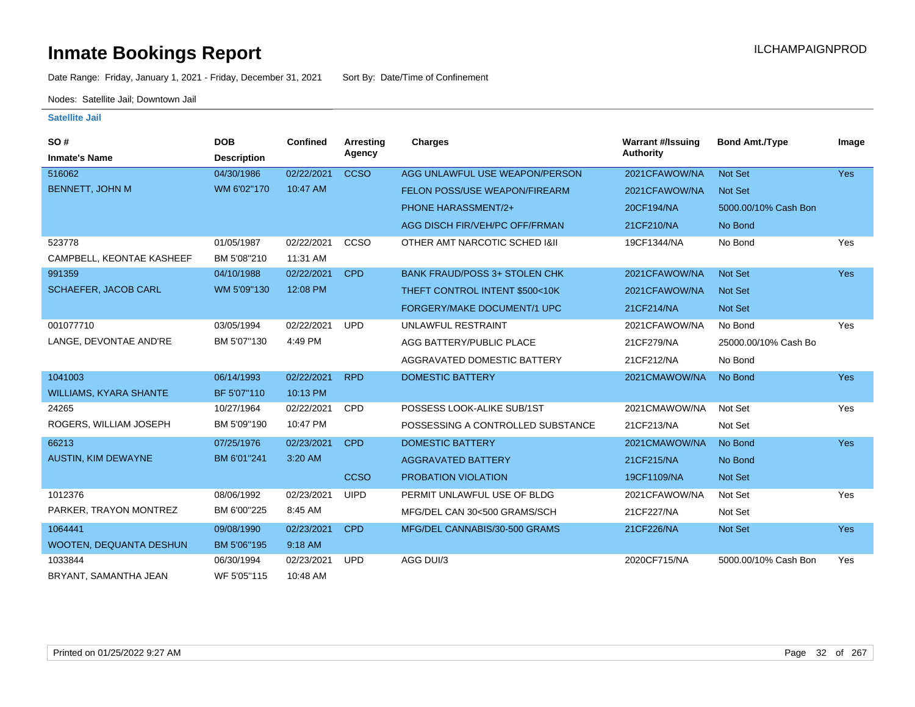# Inmate Bookings Report

ILCHAMPAIGNPROD

Date Range: Friday, January 1, 2021 - Friday, December 31, 2021    Sort By: Date/Time of Confinement

Nodes: Satellite Jail; Downtown Jail

**Satellite Jail**

| SO # / Inmate's Name | DOB / Description | Confined | Arresting Agency | Charges | Warrant #/Issuing Authority | Bond Amt./Type | Image |
|---|---|---|---|---|---|---|---|
| 516062 | 04/30/1986 | 02/22/2021 | CCSO | AGG UNLAWFUL USE WEAPON/PERSON | 2021CFAWOW/NA | Not Set | Yes |
| BENNETT, JOHN M | WM 6'02"170 | 10:47 AM | | FELON POSS/USE WEAPON/FIREARM | 2021CFAWOW/NA | Not Set | |
| | | | | PHONE HARASSMENT/2+ | 20CF194/NA | 5000.00/10% Cash Bon | |
| | | | | AGG DISCH FIR/VEH/PC OFF/FRMAN | 21CF210/NA | No Bond | |
| 523778 | 01/05/1987 | 02/22/2021 | CCSO | OTHER AMT NARCOTIC SCHED I&II | 19CF1344/NA | No Bond | Yes |
| CAMPBELL, KEONTAE KASHEEF | BM 5'08"210 | 11:31 AM | | | | | |
| 991359 | 04/10/1988 | 02/22/2021 | CPD | BANK FRAUD/POSS 3+ STOLEN CHK | 2021CFAWOW/NA | Not Set | Yes |
| SCHAEFER, JACOB CARL | WM 5'09"130 | 12:08 PM | | THEFT CONTROL INTENT $500<10K | 2021CFAWOW/NA | Not Set | |
| | | | | FORGERY/MAKE DOCUMENT/1 UPC | 21CF214/NA | Not Set | |
| 001077710 | 03/05/1994 | 02/22/2021 | UPD | UNLAWFUL RESTRAINT | 2021CFAWOW/NA | No Bond | Yes |
| LANGE, DEVONTAE AND'RE | BM 5'07"130 | 4:49 PM | | AGG BATTERY/PUBLIC PLACE | 21CF279/NA | 25000.00/10% Cash Bo | |
| | | | | AGGRAVATED DOMESTIC BATTERY | 21CF212/NA | No Bond | |
| 1041003 | 06/14/1993 | 02/22/2021 | RPD | DOMESTIC BATTERY | 2021CMAWOW/NA | No Bond | Yes |
| WILLIAMS, KYARA SHANTE | BF 5'07"110 | 10:13 PM | | | | | |
| 24265 | 10/27/1964 | 02/22/2021 | CPD | POSSESS LOOK-ALIKE SUB/1ST | 2021CMAWOW/NA | Not Set | Yes |
| ROGERS, WILLIAM JOSEPH | BM 5'09"190 | 10:47 PM | | POSSESSING A CONTROLLED SUBSTANCE | 21CF213/NA | Not Set | |
| 66213 | 07/25/1976 | 02/23/2021 | CPD | DOMESTIC BATTERY | 2021CMAWOW/NA | No Bond | Yes |
| AUSTIN, KIM DEWAYNE | BM 6'01"241 | 3:20 AM | | AGGRAVATED BATTERY | 21CF215/NA | No Bond | |
| | | | CCSO | PROBATION VIOLATION | 19CF1109/NA | Not Set | |
| 1012376 | 08/06/1992 | 02/23/2021 | UIPD | PERMIT UNLAWFUL USE OF BLDG | 2021CFAWOW/NA | Not Set | Yes |
| PARKER, TRAYON MONTREZ | BM 6'00"225 | 8:45 AM | | MFG/DEL CAN 30<500 GRAMS/SCH | 21CF227/NA | Not Set | |
| 1064441 | 09/08/1990 | 02/23/2021 | CPD | MFG/DEL CANNABIS/30-500 GRAMS | 21CF226/NA | Not Set | Yes |
| WOOTEN, DEQUANTA DESHUN | BM 5'06"195 | 9:18 AM | | | | | |
| 1033844 | 06/30/1994 | 02/23/2021 | UPD | AGG DUI/3 | 2020CF715/NA | 5000.00/10% Cash Bon | Yes |
| BRYANT, SAMANTHA JEAN | WF 5'05"115 | 10:48 AM | | | | | |

Printed on 01/25/2022 9:27 AM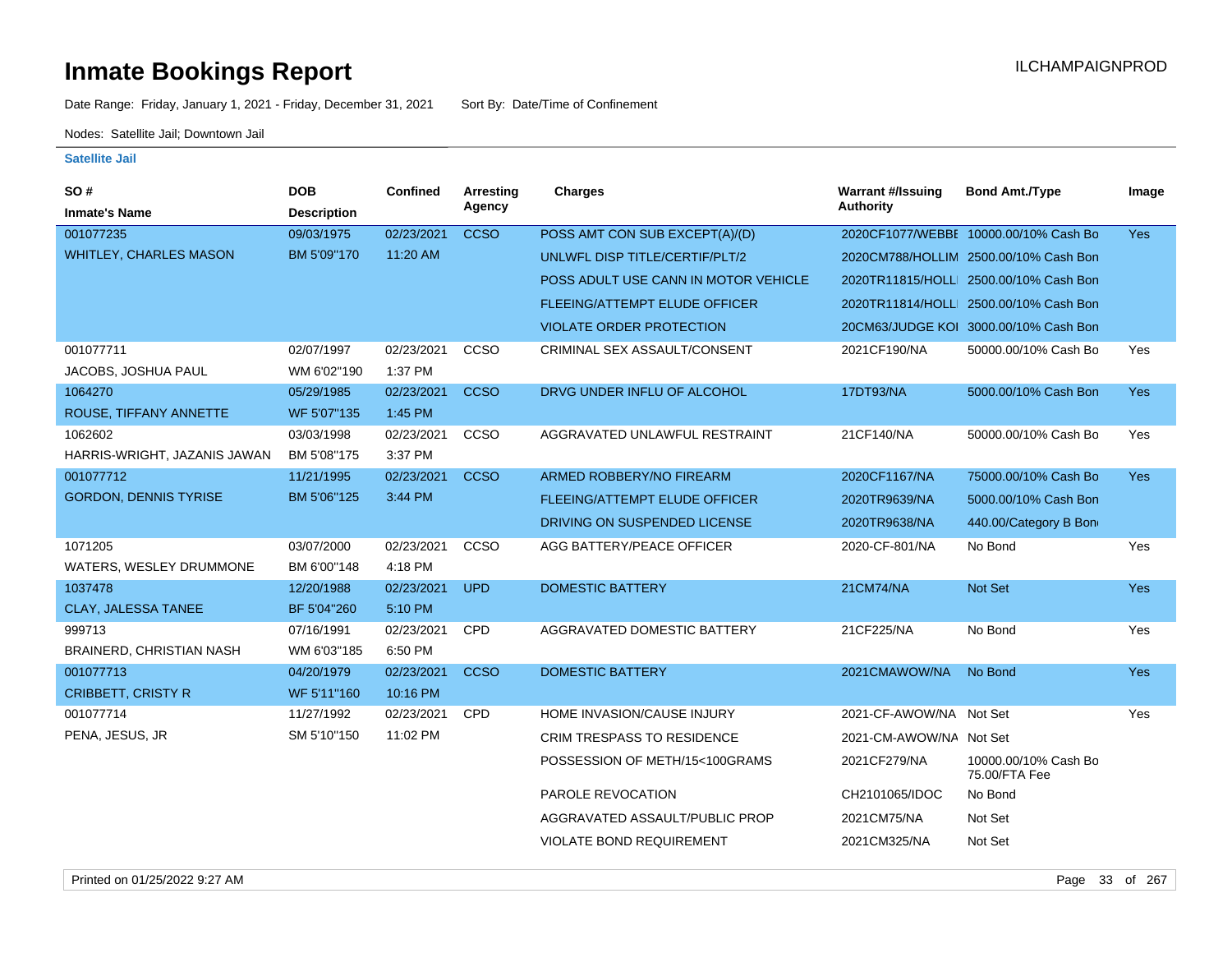# Inmate Bookings Report

ILCHAMPAIGNPROD

Date Range: Friday, January 1, 2021 - Friday, December 31, 2021 Sort By: Date/Time of Confinement

Nodes: Satellite Jail; Downtown Jail

### Satellite Jail

| SO # / Inmate's Name | DOB / Description | Confined | Arresting Agency | Charges | Warrant #/Issuing Authority | Bond Amt./Type | Image |
|---|---|---|---|---|---|---|---|
| 001077235 WHITLEY, CHARLES MASON | 09/03/1975 BM 5'09"170 | 02/23/2021 11:20 AM | CCSO | POSS AMT CON SUB EXCEPT(A)/(D) | 2020CF1077/WEBBE | 10000.00/10% Cash Bo | Yes |
| | | | | UNLWFL DISP TITLE/CERTIF/PLT/2 | 2020CM788/HOLLIM | 2500.00/10% Cash Bon | |
| | | | | POSS ADULT USE CANN IN MOTOR VEHICLE | 2020TR11815/HOLLI | 2500.00/10% Cash Bon | |
| | | | | FLEEING/ATTEMPT ELUDE OFFICER | 2020TR11814/HOLLI | 2500.00/10% Cash Bon | |
| | | | | VIOLATE ORDER PROTECTION | 20CM63/JUDGE KOI | 3000.00/10% Cash Bon | |
| 001077711 JACOBS, JOSHUA PAUL | 02/07/1997 WM 6'02"190 | 02/23/2021 1:37 PM | CCSO | CRIMINAL SEX ASSAULT/CONSENT | 2021CF190/NA | 50000.00/10% Cash Bo | Yes |
| 1064270 ROUSE, TIFFANY ANNETTE | 05/29/1985 WF 5'07"135 | 02/23/2021 1:45 PM | CCSO | DRVG UNDER INFLU OF ALCOHOL | 17DT93/NA | 5000.00/10% Cash Bon | Yes |
| 1062602 HARRIS-WRIGHT, JAZANIS JAWAN | 03/03/1998 BM 5'08"175 | 02/23/2021 3:37 PM | CCSO | AGGRAVATED UNLAWFUL RESTRAINT | 21CF140/NA | 50000.00/10% Cash Bo | Yes |
| 001077712 GORDON, DENNIS TYRISE | 11/21/1995 BM 5'06"125 | 02/23/2021 3:44 PM | CCSO | ARMED ROBBERY/NO FIREARM | 2020CF1167/NA | 75000.00/10% Cash Bo | Yes |
| | | | | FLEEING/ATTEMPT ELUDE OFFICER | 2020TR9639/NA | 5000.00/10% Cash Bon | |
| | | | | DRIVING ON SUSPENDED LICENSE | 2020TR9638/NA | 440.00/Category B Bon | |
| 1071205 WATERS, WESLEY DRUMMONE | 03/07/2000 BM 6'00"148 | 02/23/2021 4:18 PM | CCSO | AGG BATTERY/PEACE OFFICER | 2020-CF-801/NA | No Bond | Yes |
| 1037478 CLAY, JALESSA TANEE | 12/20/1988 BF 5'04"260 | 02/23/2021 5:10 PM | UPD | DOMESTIC BATTERY | 21CM74/NA | Not Set | Yes |
| 999713 BRAINERD, CHRISTIAN NASH | 07/16/1991 WM 6'03"185 | 02/23/2021 6:50 PM | CPD | AGGRAVATED DOMESTIC BATTERY | 21CF225/NA | No Bond | Yes |
| 001077713 CRIBBETT, CRISTY R | 04/20/1979 WF 5'11"160 | 02/23/2021 10:16 PM | CCSO | DOMESTIC BATTERY | 2021CMAWOW/NA | No Bond | Yes |
| 001077714 PENA, JESUS, JR | 11/27/1992 SM 5'10"150 | 02/23/2021 11:02 PM | CPD | HOME INVASION/CAUSE INJURY | 2021-CF-AWOW/NA | Not Set | Yes |
| | | | | CRIM TRESPASS TO RESIDENCE | 2021-CM-AWOW/NA | Not Set | |
| | | | | POSSESSION OF METH/15<100GRAMS | 2021CF279/NA | 10000.00/10% Cash Bo 75.00/FTA Fee | |
| | | | | PAROLE REVOCATION | CH2101065/IDOC | No Bond | |
| | | | | AGGRAVATED ASSAULT/PUBLIC PROP | 2021CM75/NA | Not Set | |
| | | | | VIOLATE BOND REQUIREMENT | 2021CM325/NA | Not Set | |

Printed on 01/25/2022 9:27 AM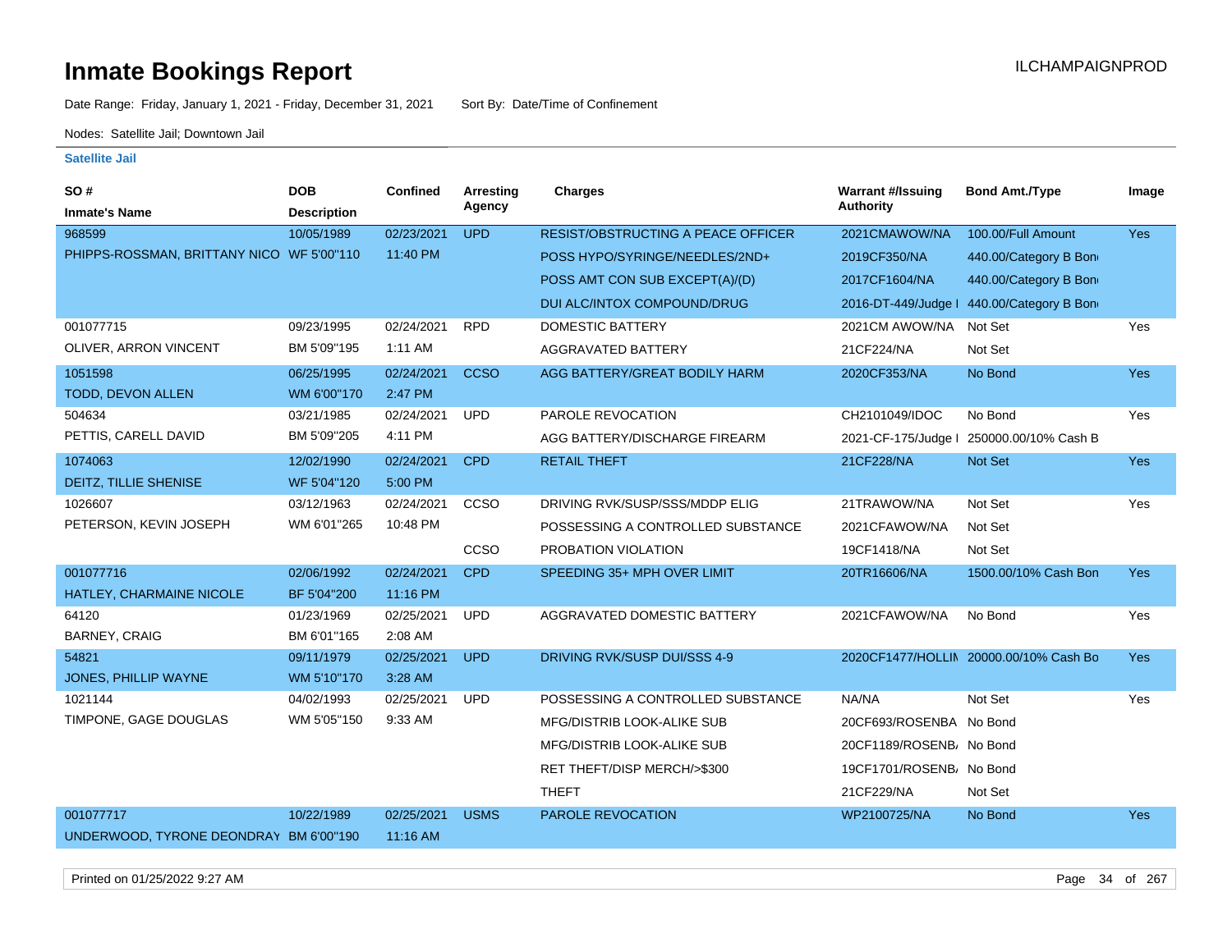# Inmate Bookings Report

ILCHAMPAIGNPROD

Date Range: Friday, January 1, 2021 - Friday, December 31, 2021 Sort By: Date/Time of Confinement

Nodes: Satellite Jail; Downtown Jail

### Satellite Jail

| SO # / Inmate's Name | DOB / Description | Confined | Arresting Agency | Charges | Warrant #/Issuing Authority | Bond Amt./Type | Image |
|---|---|---|---|---|---|---|---|
| 968599 | 10/05/1989 | 02/23/2021 | UPD | RESIST/OBSTRUCTING A PEACE OFFICER | 2021CMAWOW/NA | 100.00/Full Amount | Yes |
| PHIPPS-ROSSMAN, BRITTANY NICO | WF 5'00"110 | 11:40 PM | | POSS HYPO/SYRINGE/NEEDLES/2ND+ | 2019CF350/NA | 440.00/Category B Bon | |
| | | | | POSS AMT CON SUB EXCEPT(A)/(D) | 2017CF1604/NA | 440.00/Category B Bon | |
| | | | | DUI ALC/INTOX COMPOUND/DRUG | 2016-DT-449/Judge I | 440.00/Category B Bon | |
| 001077715 | 09/23/1995 | 02/24/2021 | RPD | DOMESTIC BATTERY | 2021CM AWOW/NA | Not Set | Yes |
| OLIVER, ARRON VINCENT | BM 5'09"195 | 1:11 AM | | AGGRAVATED BATTERY | 21CF224/NA | Not Set | |
| 1051598 | 06/25/1995 | 02/24/2021 | CCSO | AGG BATTERY/GREAT BODILY HARM | 2020CF353/NA | No Bond | Yes |
| TODD, DEVON ALLEN | WM 6'00"170 | 2:47 PM | | | | | |
| 504634 | 03/21/1985 | 02/24/2021 | UPD | PAROLE REVOCATION | CH2101049/IDOC | No Bond | Yes |
| PETTIS, CARELL DAVID | BM 5'09"205 | 4:11 PM | | AGG BATTERY/DISCHARGE FIREARM | 2021-CF-175/Judge I | 250000.00/10% Cash B | |
| 1074063 | 12/02/1990 | 02/24/2021 | CPD | RETAIL THEFT | 21CF228/NA | Not Set | Yes |
| DEITZ, TILLIE SHENISE | WF 5'04"120 | 5:00 PM | | | | | |
| 1026607 | 03/12/1963 | 02/24/2021 | CCSO | DRIVING RVK/SUSP/SSS/MDDP ELIG | 21TRAWOW/NA | Not Set | Yes |
| PETERSON, KEVIN JOSEPH | WM 6'01"265 | 10:48 PM | | POSSESSING A CONTROLLED SUBSTANCE | 2021CFAWOW/NA | Not Set | |
| | | | CCSO | PROBATION VIOLATION | 19CF1418/NA | Not Set | |
| 001077716 | 02/06/1992 | 02/24/2021 | CPD | SPEEDING 35+ MPH OVER LIMIT | 20TR16606/NA | 1500.00/10% Cash Bon | Yes |
| HATLEY, CHARMAINE NICOLE | BF 5'04"200 | 11:16 PM | | | | | |
| 64120 | 01/23/1969 | 02/25/2021 | UPD | AGGRAVATED DOMESTIC BATTERY | 2021CFAWOW/NA | No Bond | Yes |
| BARNEY, CRAIG | BM 6'01"165 | 2:08 AM | | | | | |
| 54821 | 09/11/1979 | 02/25/2021 | UPD | DRIVING RVK/SUSP DUI/SSS 4-9 | 2020CF1477/HOLLIN | 20000.00/10% Cash Bo | Yes |
| JONES, PHILLIP WAYNE | WM 5'10"170 | 3:28 AM | | | | | |
| 1021144 | 04/02/1993 | 02/25/2021 | UPD | POSSESSING A CONTROLLED SUBSTANCE | NA/NA | Not Set | Yes |
| TIMPONE, GAGE DOUGLAS | WM 5'05"150 | 9:33 AM | | MFG/DISTRIB LOOK-ALIKE SUB | 20CF693/ROSENBA | No Bond | |
| | | | | MFG/DISTRIB LOOK-ALIKE SUB | 20CF1189/ROSENB | No Bond | |
| | | | | RET THEFT/DISP MERCH/>$300 | 19CF1701/ROSENB | No Bond | |
| | | | | THEFT | 21CF229/NA | Not Set | |
| 001077717 | 10/22/1989 | 02/25/2021 | USMS | PAROLE REVOCATION | WP2100725/NA | No Bond | Yes |
| UNDERWOOD, TYRONE DEONDRAY | BM 6'00"190 | 11:16 AM | | | | | |

Printed on 01/25/2022 9:27 AM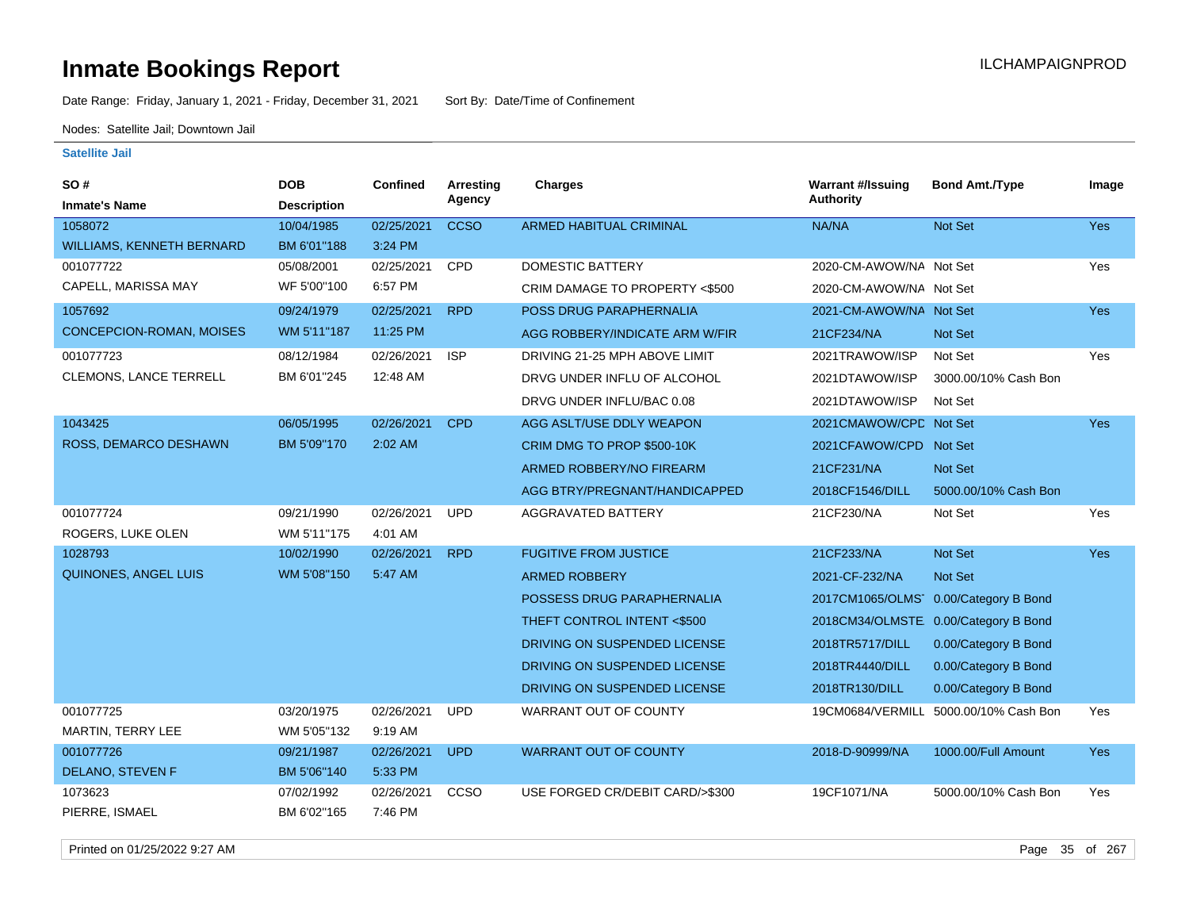# Inmate Bookings Report

ILCHAMPAIGNPROD

Date Range: Friday, January 1, 2021 - Friday, December 31, 2021 Sort By: Date/Time of Confinement

Nodes: Satellite Jail; Downtown Jail

## Satellite Jail

| SO # / Inmate's Name | DOB / Description | Confined | Arresting Agency | Charges | Warrant #/Issuing Authority | Bond Amt./Type | Image |
|---|---|---|---|---|---|---|---|
| 1058072 WILLIAMS, KENNETH BERNARD | 10/04/1985 BM 6'01"188 | 02/25/2021 3:24 PM | CCSO | ARMED HABITUAL CRIMINAL | NA/NA | Not Set | Yes |
| 001077722 CAPELL, MARISSA MAY | 05/08/2001 WF 5'00"100 | 02/25/2021 6:57 PM | CPD | DOMESTIC BATTERY | 2020-CM-AWOW/NA | Not Set | Yes |
| | | | | CRIM DAMAGE TO PROPERTY <$500 | 2020-CM-AWOW/NA | Not Set | |
| 1057692 CONCEPCION-ROMAN, MOISES | 09/24/1979 WM 5'11"187 | 02/25/2021 11:25 PM | RPD | POSS DRUG PARAPHERNALIA | 2021-CM-AWOW/NA | Not Set | Yes |
| | | | | AGG ROBBERY/INDICATE ARM W/FIR | 21CF234/NA | Not Set | |
| 001077723 CLEMONS, LANCE TERRELL | 08/12/1984 BM 6'01"245 | 02/26/2021 12:48 AM | ISP | DRIVING 21-25 MPH ABOVE LIMIT | 2021TRAWOW/ISP | Not Set | Yes |
| | | | | DRVG UNDER INFLU OF ALCOHOL | 2021DTAWOW/ISP | 3000.00/10% Cash Bon | |
| | | | | DRVG UNDER INFLU/BAC 0.08 | 2021DTAWOW/ISP | Not Set | |
| 1043425 ROSS, DEMARCO DESHAWN | 06/05/1995 BM 5'09"170 | 02/26/2021 2:02 AM | CPD | AGG ASLT/USE DDLY WEAPON | 2021CMAWOW/CPD | Not Set | Yes |
| | | | | CRIM DMG TO PROP $500-10K | 2021CFAWOW/CPD | Not Set | |
| | | | | ARMED ROBBERY/NO FIREARM | 21CF231/NA | Not Set | |
| | | | | AGG BTRY/PREGNANT/HANDICAPPED | 2018CF1546/DILL | 5000.00/10% Cash Bon | |
| 001077724 ROGERS, LUKE OLEN | 09/21/1990 WM 5'11"175 | 02/26/2021 4:01 AM | UPD | AGGRAVATED BATTERY | 21CF230/NA | Not Set | Yes |
| 1028793 QUINONES, ANGEL LUIS | 10/02/1990 WM 5'08"150 | 02/26/2021 5:47 AM | RPD | FUGITIVE FROM JUSTICE | 21CF233/NA | Not Set | Yes |
| | | | | ARMED ROBBERY | 2021-CF-232/NA | Not Set | |
| | | | | POSSESS DRUG PARAPHERNALIA | 2017CM1065/OLMS | 0.00/Category B Bond | |
| | | | | THEFT CONTROL INTENT <$500 | 2018CM34/OLMSTE | 0.00/Category B Bond | |
| | | | | DRIVING ON SUSPENDED LICENSE | 2018TR5717/DILL | 0.00/Category B Bond | |
| | | | | DRIVING ON SUSPENDED LICENSE | 2018TR4440/DILL | 0.00/Category B Bond | |
| | | | | DRIVING ON SUSPENDED LICENSE | 2018TR130/DILL | 0.00/Category B Bond | |
| 001077725 MARTIN, TERRY LEE | 03/20/1975 WM 5'05"132 | 02/26/2021 9:19 AM | UPD | WARRANT OUT OF COUNTY | 19CM0684/VERMILL | 5000.00/10% Cash Bon | Yes |
| 001077726 DELANO, STEVEN F | 09/21/1987 BM 5'06"140 | 02/26/2021 5:33 PM | UPD | WARRANT OUT OF COUNTY | 2018-D-90999/NA | 1000.00/Full Amount | Yes |
| 1073623 PIERRE, ISMAEL | 07/02/1992 BM 6'02"165 | 02/26/2021 7:46 PM | CCSO | USE FORGED CR/DEBIT CARD/>$300 | 19CF1071/NA | 5000.00/10% Cash Bon | Yes |

Printed on 01/25/2022 9:27 AM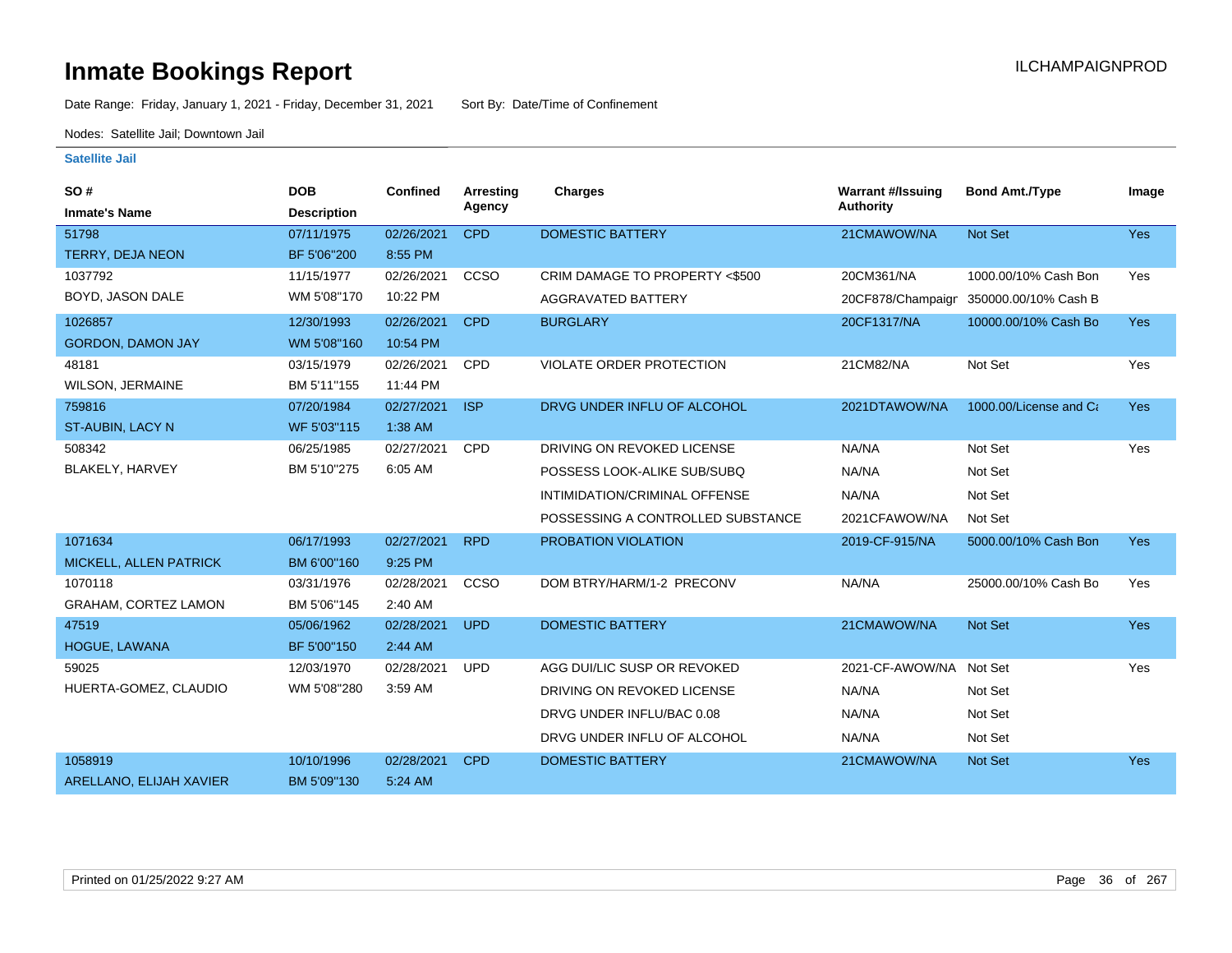# Inmate Bookings Report

ILCHAMPAIGNPROD

Date Range: Friday, January 1, 2021 - Friday, December 31, 2021 Sort By: Date/Time of Confinement

Nodes: Satellite Jail; Downtown Jail

**Satellite Jail**

| SO # / Inmate's Name | DOB / Description | Confined | Arresting Agency | Charges | Warrant #/Issuing Authority | Bond Amt./Type | Image |
|---|---|---|---|---|---|---|---|
| 51798<br>TERRY, DEJA NEON | 07/11/1975<br>BF 5'06"200 | 02/26/2021<br>8:55 PM | CPD | DOMESTIC BATTERY | 21CMAWOW/NA | Not Set | Yes |
| 1037792<br>BOYD, JASON DALE | 11/15/1977<br>WM 5'08"170 | 02/26/2021<br>10:22 PM | CCSO | CRIM DAMAGE TO PROPERTY <$500 | 20CM361/NA | 1000.00/10% Cash Bon | Yes |
| | | | | AGGRAVATED BATTERY | 20CF878/Champaigr | 350000.00/10% Cash B | |
| 1026857<br>GORDON, DAMON JAY | 12/30/1993<br>WM 5'08"160 | 02/26/2021<br>10:54 PM | CPD | BURGLARY | 20CF1317/NA | 10000.00/10% Cash Bo | Yes |
| 48181<br>WILSON, JERMAINE | 03/15/1979<br>BM 5'11"155 | 02/26/2021<br>11:44 PM | CPD | VIOLATE ORDER PROTECTION | 21CM82/NA | Not Set | Yes |
| 759816<br>ST-AUBIN, LACY N | 07/20/1984<br>WF 5'03"115 | 02/27/2021<br>1:38 AM | ISP | DRVG UNDER INFLU OF ALCOHOL | 2021DTAWOW/NA | 1000.00/License and Ca | Yes |
| 508342<br>BLAKELY, HARVEY | 06/25/1985<br>BM 5'10"275 | 02/27/2021<br>6:05 AM | CPD | DRIVING ON REVOKED LICENSE | NA/NA | Not Set | Yes |
| | | | | POSSESS LOOK-ALIKE SUB/SUBQ | NA/NA | Not Set | |
| | | | | INTIMIDATION/CRIMINAL OFFENSE | NA/NA | Not Set | |
| | | | | POSSESSING A CONTROLLED SUBSTANCE | 2021CFAWOW/NA | Not Set | |
| 1071634<br>MICKELL, ALLEN PATRICK | 06/17/1993<br>BM 6'00"160 | 02/27/2021<br>9:25 PM | RPD | PROBATION VIOLATION | 2019-CF-915/NA | 5000.00/10% Cash Bon | Yes |
| 1070118<br>GRAHAM, CORTEZ LAMON | 03/31/1976<br>BM 5'06"145 | 02/28/2021<br>2:40 AM | CCSO | DOM BTRY/HARM/1-2 PRECONV | NA/NA | 25000.00/10% Cash Bo | Yes |
| 47519<br>HOGUE, LAWANA | 05/06/1962<br>BF 5'00"150 | 02/28/2021<br>2:44 AM | UPD | DOMESTIC BATTERY | 21CMAWOW/NA | Not Set | Yes |
| 59025<br>HUERTA-GOMEZ, CLAUDIO | 12/03/1970<br>WM 5'08"280 | 02/28/2021<br>3:59 AM | UPD | AGG DUI/LIC SUSP OR REVOKED | 2021-CF-AWOW/NA | Not Set | Yes |
| | | | | DRIVING ON REVOKED LICENSE | NA/NA | Not Set | |
| | | | | DRVG UNDER INFLU/BAC 0.08 | NA/NA | Not Set | |
| | | | | DRVG UNDER INFLU OF ALCOHOL | NA/NA | Not Set | |
| 1058919<br>ARELLANO, ELIJAH XAVIER | 10/10/1996<br>BM 5'09"130 | 02/28/2021<br>5:24 AM | CPD | DOMESTIC BATTERY | 21CMAWOW/NA | Not Set | Yes |

Printed on 01/25/2022 9:27 AM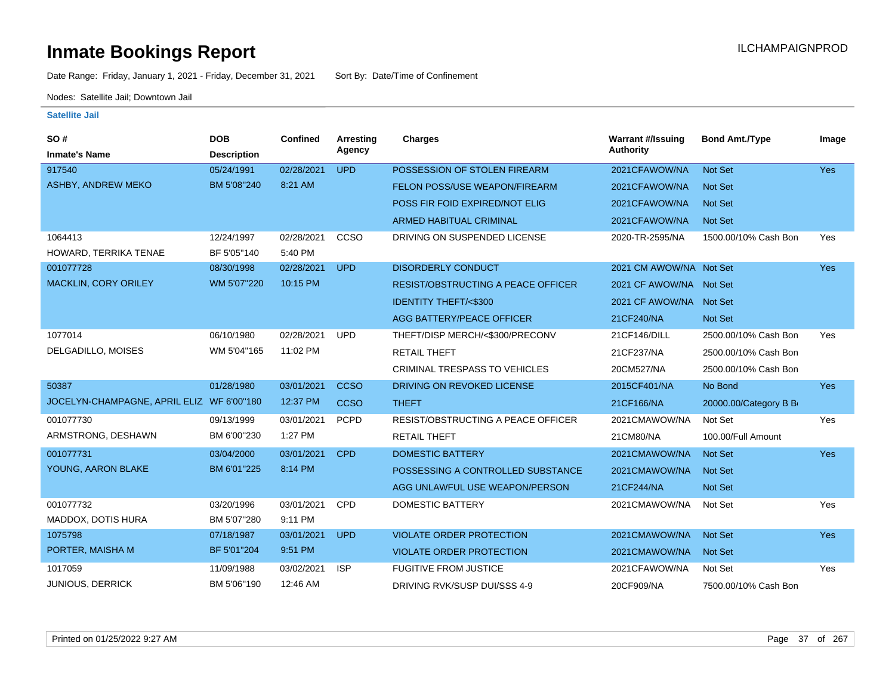# Inmate Bookings Report

ILCHAMPAIGNPROD

Date Range: Friday, January 1, 2021 - Friday, December 31, 2021    Sort By: Date/Time of Confinement

Nodes: Satellite Jail; Downtown Jail

**Satellite Jail**

| SO # / Inmate's Name | DOB / Description | Confined | Arresting Agency | Charges | Warrant #/Issuing Authority | Bond Amt./Type | Image |
|---|---|---|---|---|---|---|---|
| 917540 | 05/24/1991 | 02/28/2021 | UPD | POSSESSION OF STOLEN FIREARM | 2021CFAWOW/NA | Not Set | Yes |
| ASHBY, ANDREW MEKO | BM 5'08"240 | 8:21 AM | | FELON POSS/USE WEAPON/FIREARM | 2021CFAWOW/NA | Not Set | |
| | | | | POSS FIR FOID EXPIRED/NOT ELIG | 2021CFAWOW/NA | Not Set | |
| | | | | ARMED HABITUAL CRIMINAL | 2021CFAWOW/NA | Not Set | |
| 1064413 | 12/24/1997 | 02/28/2021 | CCSO | DRIVING ON SUSPENDED LICENSE | 2020-TR-2595/NA | 1500.00/10% Cash Bon | Yes |
| HOWARD, TERRIKA TENAE | BF 5'05"140 | 5:40 PM | | | | | |
| 001077728 | 08/30/1998 | 02/28/2021 | UPD | DISORDERLY CONDUCT | 2021 CM AWOW/NA | Not Set | Yes |
| MACKLIN, CORY ORILEY | WM 5'07"220 | 10:15 PM | | RESIST/OBSTRUCTING A PEACE OFFICER | 2021 CF AWOW/NA | Not Set | |
| | | | | IDENTITY THEFT/<$300 | 2021 CF AWOW/NA | Not Set | |
| | | | | AGG BATTERY/PEACE OFFICER | 21CF240/NA | Not Set | |
| 1077014 | 06/10/1980 | 02/28/2021 | UPD | THEFT/DISP MERCH/<$300/PRECONV | 21CF146/DILL | 2500.00/10% Cash Bon | Yes |
| DELGADILLO, MOISES | WM 5'04"165 | 11:02 PM | | RETAIL THEFT | 21CF237/NA | 2500.00/10% Cash Bon | |
| | | | | CRIMINAL TRESPASS TO VEHICLES | 20CM527/NA | 2500.00/10% Cash Bon | |
| 50387 | 01/28/1980 | 03/01/2021 | CCSO | DRIVING ON REVOKED LICENSE | 2015CF401/NA | No Bond | Yes |
| JOCELYN-CHAMPAGNE, APRIL ELIZ | WF 6'00"180 | 12:37 PM | CCSO | THEFT | 21CF166/NA | 20000.00/Category B B | |
| 001077730 | 09/13/1999 | 03/01/2021 | PCPD | RESIST/OBSTRUCTING A PEACE OFFICER | 2021CMAWOW/NA | Not Set | Yes |
| ARMSTRONG, DESHAWN | BM 6'00"230 | 1:27 PM | | RETAIL THEFT | 21CM80/NA | 100.00/Full Amount | |
| 001077731 | 03/04/2000 | 03/01/2021 | CPD | DOMESTIC BATTERY | 2021CMAWOW/NA | Not Set | Yes |
| YOUNG, AARON BLAKE | BM 6'01"225 | 8:14 PM | | POSSESSING A CONTROLLED SUBSTANCE | 2021CMAWOW/NA | Not Set | |
| | | | | AGG UNLAWFUL USE WEAPON/PERSON | 21CF244/NA | Not Set | |
| 001077732 | 03/20/1996 | 03/01/2021 | CPD | DOMESTIC BATTERY | 2021CMAWOW/NA | Not Set | Yes |
| MADDOX, DOTIS HURA | BM 5'07"280 | 9:11 PM | | | | | |
| 1075798 | 07/18/1987 | 03/01/2021 | UPD | VIOLATE ORDER PROTECTION | 2021CMAWOW/NA | Not Set | Yes |
| PORTER, MAISHA M | BF 5'01"204 | 9:51 PM | | VIOLATE ORDER PROTECTION | 2021CMAWOW/NA | Not Set | |
| 1017059 | 11/09/1988 | 03/02/2021 | ISP | FUGITIVE FROM JUSTICE | 2021CFAWOW/NA | Not Set | Yes |
| JUNIOUS, DERRICK | BM 5'06"190 | 12:46 AM | | DRIVING RVK/SUSP DUI/SSS 4-9 | 20CF909/NA | 7500.00/10% Cash Bon | |

Printed on 01/25/2022 9:27 AM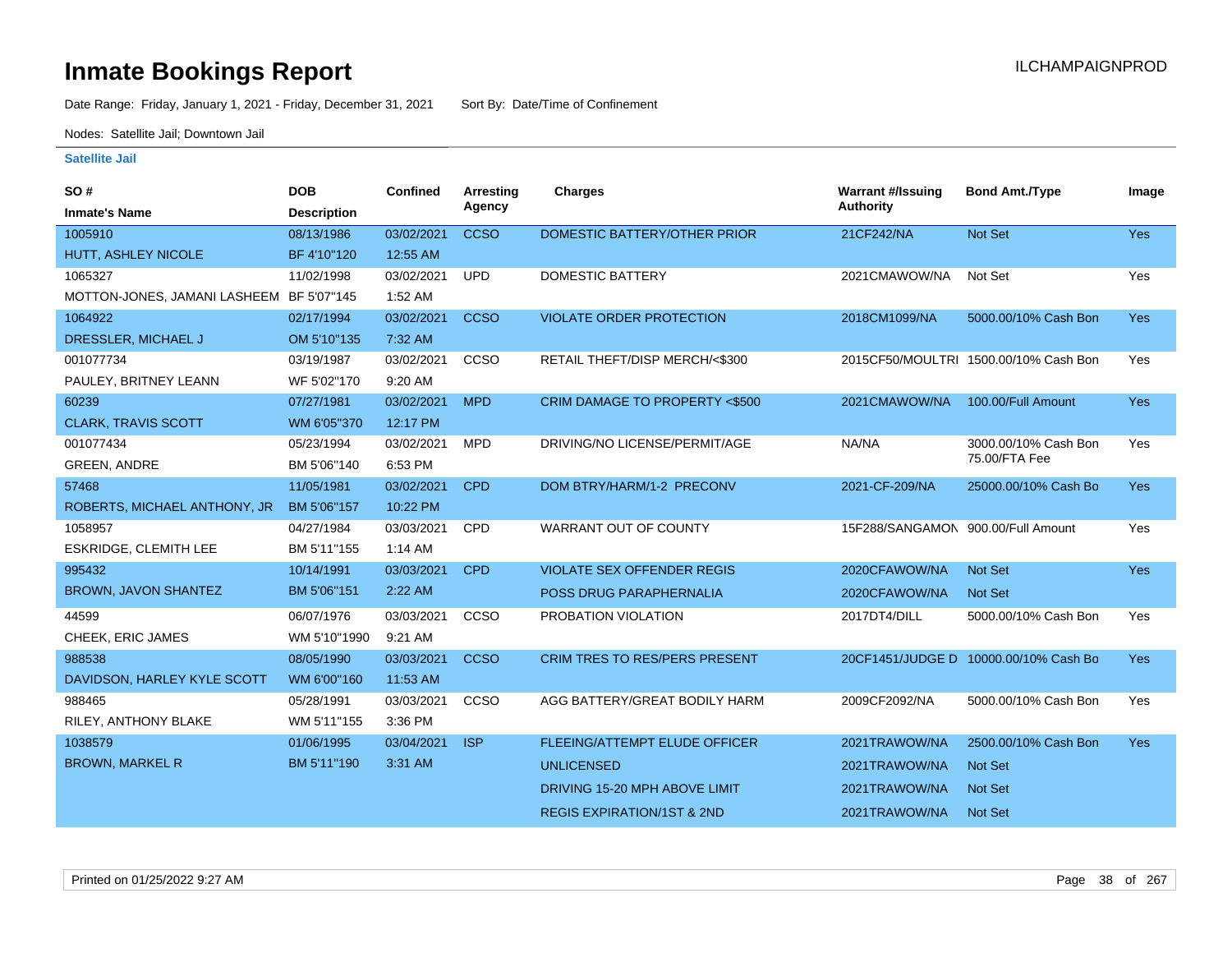# Inmate Bookings Report

ILCHAMPAIGNPROD

Date Range: Friday, January 1, 2021 - Friday, December 31, 2021 Sort By: Date/Time of Confinement

Nodes: Satellite Jail; Downtown Jail

**Satellite Jail**

| SO # / Inmate's Name | DOB / Description | Confined | Arresting Agency | Charges | Warrant #/Issuing Authority | Bond Amt./Type | Image |
|---|---|---|---|---|---|---|---|
| 1005910 / HUTT, ASHLEY NICOLE | 08/13/1986 / BF 4'10"120 | 03/02/2021 12:55 AM | CCSO | DOMESTIC BATTERY/OTHER PRIOR | 21CF242/NA | Not Set | Yes |
| 1065327 / MOTTON-JONES, JAMANI LASHEEM | 11/02/1998 / BF 5'07"145 | 03/02/2021 1:52 AM | UPD | DOMESTIC BATTERY | 2021CMAWOW/NA | Not Set | Yes |
| 1064922 / DRESSLER, MICHAEL J | 02/17/1994 / OM 5'10"135 | 03/02/2021 7:32 AM | CCSO | VIOLATE ORDER PROTECTION | 2018CM1099/NA | 5000.00/10% Cash Bon | Yes |
| 001077734 / PAULEY, BRITNEY LEANN | 03/19/1987 / WF 5'02"170 | 03/02/2021 9:20 AM | CCSO | RETAIL THEFT/DISP MERCH/<$300 | 2015CF50/MOULTRI | 1500.00/10% Cash Bon | Yes |
| 60239 / CLARK, TRAVIS SCOTT | 07/27/1981 / WM 6'05"370 | 03/02/2021 12:17 PM | MPD | CRIM DAMAGE TO PROPERTY <$500 | 2021CMAWOW/NA | 100.00/Full Amount | Yes |
| 001077434 / GREEN, ANDRE | 05/23/1994 / BM 5'06"140 | 03/02/2021 6:53 PM | MPD | DRIVING/NO LICENSE/PERMIT/AGE | NA/NA | 3000.00/10% Cash Bon 75.00/FTA Fee | Yes |
| 57468 / ROBERTS, MICHAEL ANTHONY, JR | 11/05/1981 / BM 5'06"157 | 03/02/2021 10:22 PM | CPD | DOM BTRY/HARM/1-2 PRECONV | 2021-CF-209/NA | 25000.00/10% Cash Bo | Yes |
| 1058957 / ESKRIDGE, CLEMITH LEE | 04/27/1984 / BM 5'11"155 | 03/03/2021 1:14 AM | CPD | WARRANT OUT OF COUNTY | 15F288/SANGAMON | 900.00/Full Amount | Yes |
| 995432 / BROWN, JAVON SHANTEZ | 10/14/1991 / BM 5'06"151 | 03/03/2021 2:22 AM | CPD | VIOLATE SEX OFFENDER REGIS | 2020CFAWOW/NA | Not Set | Yes |
| | | | | POSS DRUG PARAPHERNALIA | 2020CFAWOW/NA | Not Set | |
| 44599 / CHEEK, ERIC JAMES | 06/07/1976 / WM 5'10"1990 | 03/03/2021 9:21 AM | CCSO | PROBATION VIOLATION | 2017DT4/DILL | 5000.00/10% Cash Bon | Yes |
| 988538 / DAVIDSON, HARLEY KYLE SCOTT | 08/05/1990 / WM 6'00"160 | 03/03/2021 11:53 AM | CCSO | CRIM TRES TO RES/PERS PRESENT | 20CF1451/JUDGE D | 10000.00/10% Cash Bo | Yes |
| 988465 / RILEY, ANTHONY BLAKE | 05/28/1991 / WM 5'11"155 | 03/03/2021 3:36 PM | CCSO | AGG BATTERY/GREAT BODILY HARM | 2009CF2092/NA | 5000.00/10% Cash Bon | Yes |
| 1038579 / BROWN, MARKEL R | 01/06/1995 / BM 5'11"190 | 03/04/2021 3:31 AM | ISP | FLEEING/ATTEMPT ELUDE OFFICER | 2021TRAWOW/NA | 2500.00/10% Cash Bon | Yes |
| | | | | UNLICENSED | 2021TRAWOW/NA | Not Set | |
| | | | | DRIVING 15-20 MPH ABOVE LIMIT | 2021TRAWOW/NA | Not Set | |
| | | | | REGIS EXPIRATION/1ST & 2ND | 2021TRAWOW/NA | Not Set | |

Printed on 01/25/2022 9:27 AM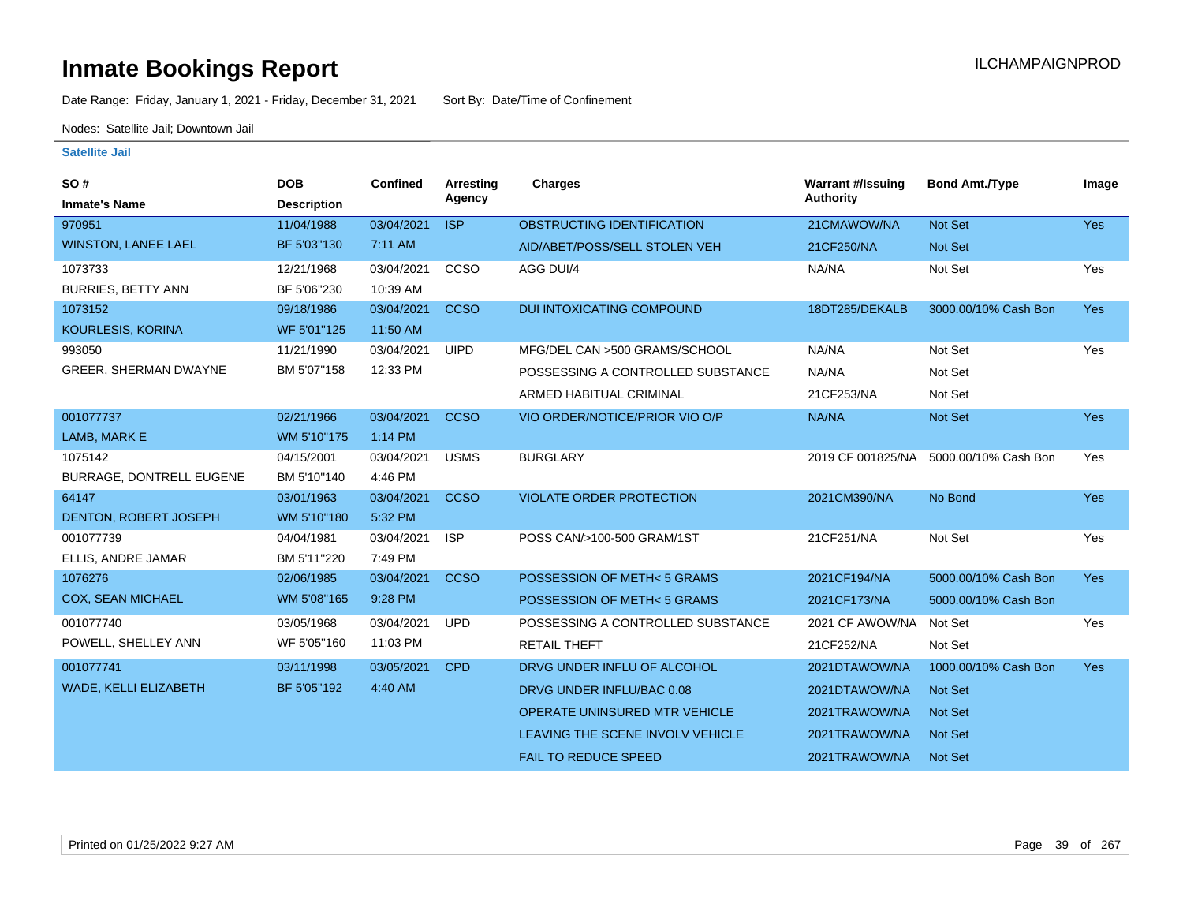# Inmate Bookings Report

Date Range: Friday, January 1, 2021 - Friday, December 31, 2021 Sort By: Date/Time of Confinement

Nodes: Satellite Jail; Downtown Jail

ILCHAMPAIGNPROD

**Satellite Jail**

| SO # / Inmate's Name | DOB / Description | Confined | Arresting Agency | Charges | Warrant #/Issuing Authority | Bond Amt./Type | Image |
|---|---|---|---|---|---|---|---|
| 970951 | 11/04/1988 | 03/04/2021 | ISP | OBSTRUCTING IDENTIFICATION | 21CMAWOW/NA | Not Set | Yes |
| WINSTON, LANEE LAEL | BF 5'03"130 | 7:11 AM | | AID/ABET/POSS/SELL STOLEN VEH | 21CF250/NA | Not Set | |
| 1073733 | 12/21/1968 | 03/04/2021 | CCSO | AGG DUI/4 | NA/NA | Not Set | Yes |
| BURRIES, BETTY ANN | BF 5'06"230 | 10:39 AM | | | | | |
| 1073152 | 09/18/1986 | 03/04/2021 | CCSO | DUI INTOXICATING COMPOUND | 18DT285/DEKALB | 3000.00/10% Cash Bon | Yes |
| KOURLESIS, KORINA | WF 5'01"125 | 11:50 AM | | | | | |
| 993050 | 11/21/1990 | 03/04/2021 | UIPD | MFG/DEL CAN >500 GRAMS/SCHOOL | NA/NA | Not Set | Yes |
| GREER, SHERMAN DWAYNE | BM 5'07"158 | 12:33 PM | | POSSESSING A CONTROLLED SUBSTANCE | NA/NA | Not Set | |
| | | | | ARMED HABITUAL CRIMINAL | 21CF253/NA | Not Set | |
| 001077737 | 02/21/1966 | 03/04/2021 | CCSO | VIO ORDER/NOTICE/PRIOR VIO O/P | NA/NA | Not Set | Yes |
| LAMB, MARK E | WM 5'10"175 | 1:14 PM | | | | | |
| 1075142 | 04/15/2001 | 03/04/2021 | USMS | BURGLARY | 2019 CF 001825/NA | 5000.00/10% Cash Bon | Yes |
| BURRAGE, DONTRELL EUGENE | BM 5'10"140 | 4:46 PM | | | | | |
| 64147 | 03/01/1963 | 03/04/2021 | CCSO | VIOLATE ORDER PROTECTION | 2021CM390/NA | No Bond | Yes |
| DENTON, ROBERT JOSEPH | WM 5'10"180 | 5:32 PM | | | | | |
| 001077739 | 04/04/1981 | 03/04/2021 | ISP | POSS CAN/>100-500 GRAM/1ST | 21CF251/NA | Not Set | Yes |
| ELLIS, ANDRE JAMAR | BM 5'11"220 | 7:49 PM | | | | | |
| 1076276 | 02/06/1985 | 03/04/2021 | CCSO | POSSESSION OF METH< 5 GRAMS | 2021CF194/NA | 5000.00/10% Cash Bon | Yes |
| COX, SEAN MICHAEL | WM 5'08"165 | 9:28 PM | | POSSESSION OF METH< 5 GRAMS | 2021CF173/NA | 5000.00/10% Cash Bon | |
| 001077740 | 03/05/1968 | 03/04/2021 | UPD | POSSESSING A CONTROLLED SUBSTANCE | 2021 CF AWOW/NA | Not Set | Yes |
| POWELL, SHELLEY ANN | WF 5'05"160 | 11:03 PM | | RETAIL THEFT | 21CF252/NA | Not Set | |
| 001077741 | 03/11/1998 | 03/05/2021 | CPD | DRVG UNDER INFLU OF ALCOHOL | 2021DTAWOW/NA | 1000.00/10% Cash Bon | Yes |
| WADE, KELLI ELIZABETH | BF 5'05"192 | 4:40 AM | | DRVG UNDER INFLU/BAC 0.08 | 2021DTAWOW/NA | Not Set | |
| | | | | OPERATE UNINSURED MTR VEHICLE | 2021TRAWOW/NA | Not Set | |
| | | | | LEAVING THE SCENE INVOLV VEHICLE | 2021TRAWOW/NA | Not Set | |
| | | | | FAIL TO REDUCE SPEED | 2021TRAWOW/NA | Not Set | |

Printed on 01/25/2022 9:27 AM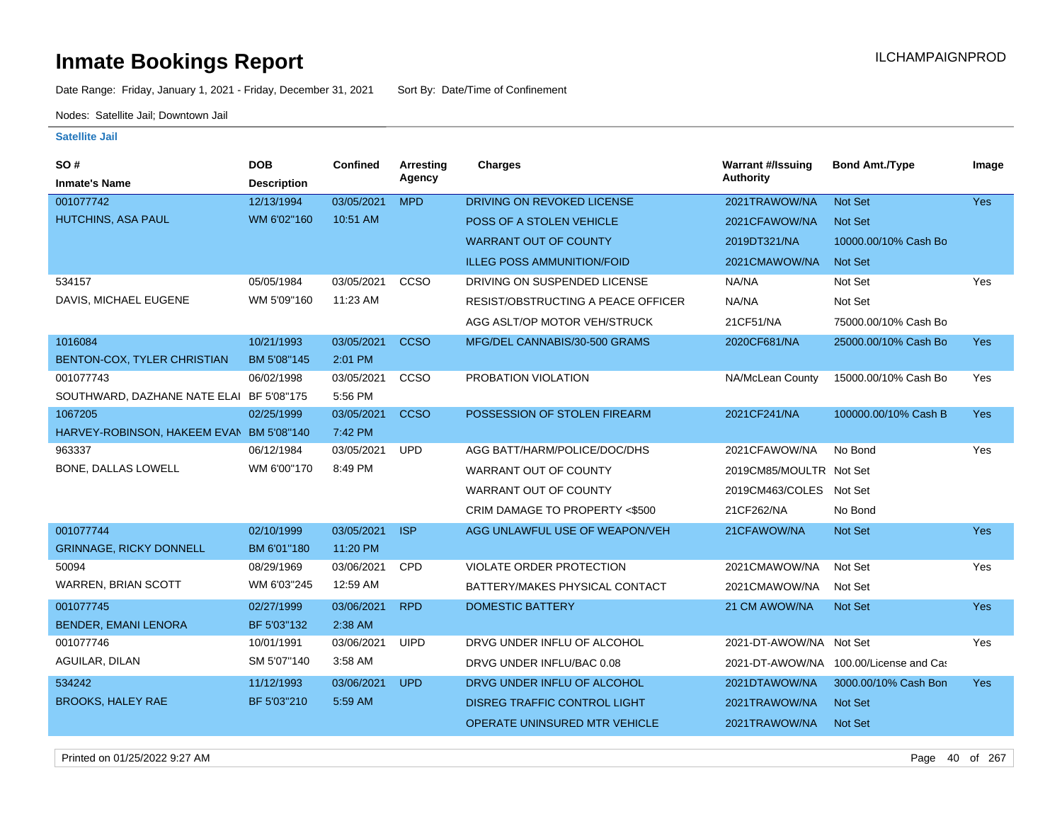# Inmate Bookings Report

ILCHAMPAIGNPROD

Date Range: Friday, January 1, 2021 - Friday, December 31, 2021     Sort By: Date/Time of Confinement

Nodes: Satellite Jail; Downtown Jail

### Satellite Jail

| SO # / Inmate's Name | DOB / Description | Confined | Arresting Agency | Charges | Warrant #/Issuing Authority | Bond Amt./Type | Image |
|---|---|---|---|---|---|---|---|
| 001077742 | 12/13/1994 | 03/05/2021 | MPD | DRIVING ON REVOKED LICENSE | 2021TRAWOW/NA | Not Set | Yes |
| HUTCHINS, ASA PAUL | WM 6'02"160 | 10:51 AM | | POSS OF A STOLEN VEHICLE | 2021CFAWOW/NA | Not Set | |
| | | | | WARRANT OUT OF COUNTY | 2019DT321/NA | 10000.00/10% Cash Bo | |
| | | | | ILLEG POSS AMMUNITION/FOID | 2021CMAWOW/NA | Not Set | |
| 534157 | 05/05/1984 | 03/05/2021 | CCSO | DRIVING ON SUSPENDED LICENSE | NA/NA | Not Set | Yes |
| DAVIS, MICHAEL EUGENE | WM 5'09"160 | 11:23 AM | | RESIST/OBSTRUCTING A PEACE OFFICER | NA/NA | Not Set | |
| | | | | AGG ASLT/OP MOTOR VEH/STRUCK | 21CF51/NA | 75000.00/10% Cash Bo | |
| 1016084 | 10/21/1993 | 03/05/2021 | CCSO | MFG/DEL CANNABIS/30-500 GRAMS | 2020CF681/NA | 25000.00/10% Cash Bo | Yes |
| BENTON-COX, TYLER CHRISTIAN | BM 5'08"145 | 2:01 PM | | | | | |
| 001077743 | 06/02/1998 | 03/05/2021 | CCSO | PROBATION VIOLATION | NA/McLean County | 15000.00/10% Cash Bo | Yes |
| SOUTHWARD, DAZHANE NATE ELAI | BF 5'08"175 | 5:56 PM | | | | | |
| 1067205 | 02/25/1999 | 03/05/2021 | CCSO | POSSESSION OF STOLEN FIREARM | 2021CF241/NA | 100000.00/10% Cash B | Yes |
| HARVEY-ROBINSON, HAKEEM EVAN | BM 5'08"140 | 7:42 PM | | | | | |
| 963337 | 06/12/1984 | 03/05/2021 | UPD | AGG BATT/HARM/POLICE/DOC/DHS | 2021CFAWOW/NA | No Bond | Yes |
| BONE, DALLAS LOWELL | WM 6'00"170 | 8:49 PM | | WARRANT OUT OF COUNTY | 2019CM85/MOULTR | Not Set | |
| | | | | WARRANT OUT OF COUNTY | 2019CM463/COLES | Not Set | |
| | | | | CRIM DAMAGE TO PROPERTY <$500 | 21CF262/NA | No Bond | |
| 001077744 | 02/10/1999 | 03/05/2021 | ISP | AGG UNLAWFUL USE OF WEAPON/VEH | 21CFAWOW/NA | Not Set | Yes |
| GRINNAGE, RICKY DONNELL | BM 6'01"180 | 11:20 PM | | | | | |
| 50094 | 08/29/1969 | 03/06/2021 | CPD | VIOLATE ORDER PROTECTION | 2021CMAWOW/NA | Not Set | Yes |
| WARREN, BRIAN SCOTT | WM 6'03"245 | 12:59 AM | | BATTERY/MAKES PHYSICAL CONTACT | 2021CMAWOW/NA | Not Set | |
| 001077745 | 02/27/1999 | 03/06/2021 | RPD | DOMESTIC BATTERY | 21 CM AWOW/NA | Not Set | Yes |
| BENDER, EMANI LENORA | BF 5'03"132 | 2:38 AM | | | | | |
| 001077746 | 10/01/1991 | 03/06/2021 | UIPD | DRVG UNDER INFLU OF ALCOHOL | 2021-DT-AWOW/NA | Not Set | Yes |
| AGUILAR, DILAN | SM 5'07"140 | 3:58 AM | | DRVG UNDER INFLU/BAC 0.08 | 2021-DT-AWOW/NA | 100.00/License and Cas | |
| 534242 | 11/12/1993 | 03/06/2021 | UPD | DRVG UNDER INFLU OF ALCOHOL | 2021DTAWOW/NA | 3000.00/10% Cash Bon | Yes |
| BROOKS, HALEY RAE | BF 5'03"210 | 5:59 AM | | DISREG TRAFFIC CONTROL LIGHT | 2021TRAWOW/NA | Not Set | |
| | | | | OPERATE UNINSURED MTR VEHICLE | 2021TRAWOW/NA | Not Set | |

Printed on 01/25/2022 9:27 AM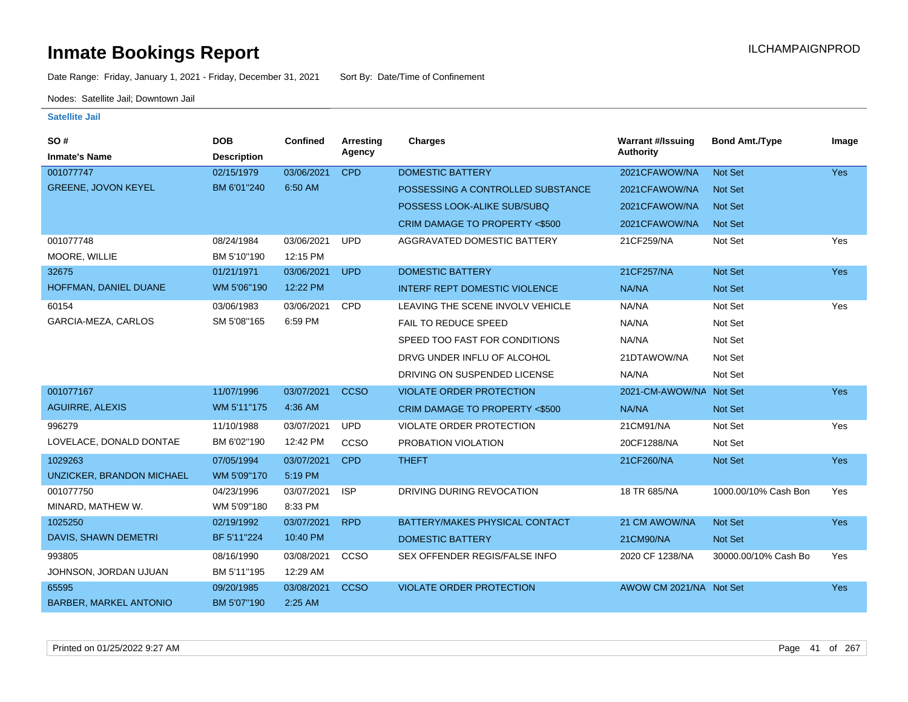# Inmate Bookings Report

ILCHAMPAIGNPROD

Date Range: Friday, January 1, 2021 - Friday, December 31, 2021 Sort By: Date/Time of Confinement

Nodes: Satellite Jail; Downtown Jail

**Satellite Jail**

| SO # / Inmate's Name | DOB / Description | Confined | Arresting Agency | Charges | Warrant #/Issuing Authority | Bond Amt./Type | Image |
|---|---|---|---|---|---|---|---|
| 001077747 | 02/15/1979 | 03/06/2021 | CPD | DOMESTIC BATTERY | 2021CFAWOW/NA | Not Set | Yes |
| GREENE, JOVON KEYEL | BM 6'01"240 | 6:50 AM | | POSSESSING A CONTROLLED SUBSTANCE | 2021CFAWOW/NA | Not Set | |
| | | | | POSSESS LOOK-ALIKE SUB/SUBQ | 2021CFAWOW/NA | Not Set | |
| | | | | CRIM DAMAGE TO PROPERTY <$500 | 2021CFAWOW/NA | Not Set | |
| 001077748 | 08/24/1984 | 03/06/2021 | UPD | AGGRAVATED DOMESTIC BATTERY | 21CF259/NA | Not Set | Yes |
| MOORE, WILLIE | BM 5'10"190 | 12:15 PM | | | | | |
| 32675 | 01/21/1971 | 03/06/2021 | UPD | DOMESTIC BATTERY | 21CF257/NA | Not Set | Yes |
| HOFFMAN, DANIEL DUANE | WM 5'06"190 | 12:22 PM | | INTERF REPT DOMESTIC VIOLENCE | NA/NA | Not Set | |
| 60154 | 03/06/1983 | 03/06/2021 | CPD | LEAVING THE SCENE INVOLV VEHICLE | NA/NA | Not Set | Yes |
| GARCIA-MEZA, CARLOS | SM 5'08"165 | 6:59 PM | | FAIL TO REDUCE SPEED | NA/NA | Not Set | |
| | | | | SPEED TOO FAST FOR CONDITIONS | NA/NA | Not Set | |
| | | | | DRVG UNDER INFLU OF ALCOHOL | 21DTAWOW/NA | Not Set | |
| | | | | DRIVING ON SUSPENDED LICENSE | NA/NA | Not Set | |
| 001077167 | 11/07/1996 | 03/07/2021 | CCSO | VIOLATE ORDER PROTECTION | 2021-CM-AWOW/NA | Not Set | Yes |
| AGUIRRE, ALEXIS | WM 5'11"175 | 4:36 AM | | CRIM DAMAGE TO PROPERTY <$500 | NA/NA | Not Set | |
| 996279 | 11/10/1988 | 03/07/2021 | UPD | VIOLATE ORDER PROTECTION | 21CM91/NA | Not Set | Yes |
| LOVELACE, DONALD DONTAE | BM 6'02"190 | 12:42 PM | CCSO | PROBATION VIOLATION | 20CF1288/NA | Not Set | |
| 1029263 | 07/05/1994 | 03/07/2021 | CPD | THEFT | 21CF260/NA | Not Set | Yes |
| UNZICKER, BRANDON MICHAEL | WM 5'09"170 | 5:19 PM | | | | | |
| 001077750 | 04/23/1996 | 03/07/2021 | ISP | DRIVING DURING REVOCATION | 18 TR 685/NA | 1000.00/10% Cash Bon | Yes |
| MINARD, MATHEW W. | WM 5'09"180 | 8:33 PM | | | | | |
| 1025250 | 02/19/1992 | 03/07/2021 | RPD | BATTERY/MAKES PHYSICAL CONTACT | 21 CM AWOW/NA | Not Set | Yes |
| DAVIS, SHAWN DEMETRI | BF 5'11"224 | 10:40 PM | | DOMESTIC BATTERY | 21CM90/NA | Not Set | |
| 993805 | 08/16/1990 | 03/08/2021 | CCSO | SEX OFFENDER REGIS/FALSE INFO | 2020 CF 1238/NA | 30000.00/10% Cash Bo | Yes |
| JOHNSON, JORDAN UJUAN | BM 5'11"195 | 12:29 AM | | | | | |
| 65595 | 09/20/1985 | 03/08/2021 | CCSO | VIOLATE ORDER PROTECTION | AWOW CM 2021/NA | Not Set | Yes |
| BARBER, MARKEL ANTONIO | BM 5'07"190 | 2:25 AM | | | | | |

Printed on 01/25/2022 9:27 AM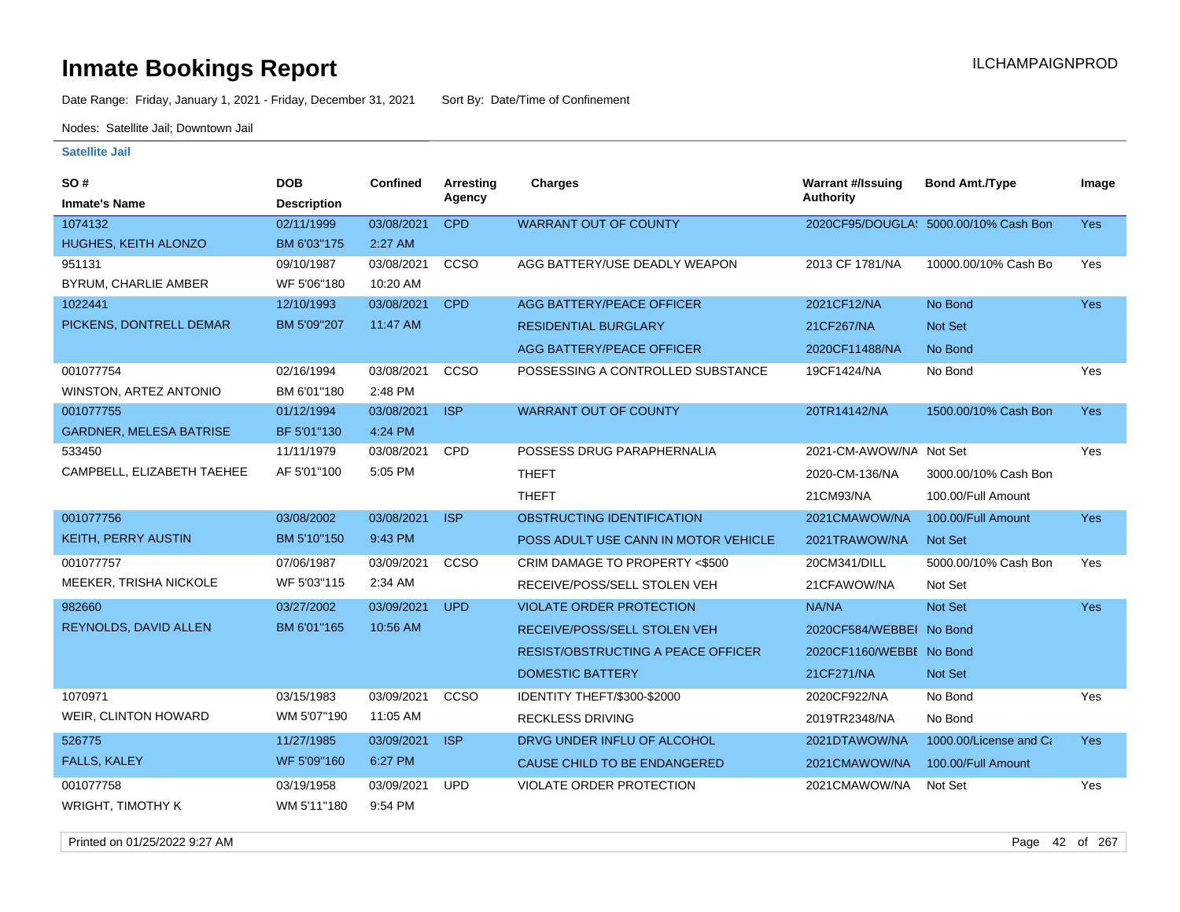# Inmate Bookings Report

ILCHAMPAIGNPROD

Date Range: Friday, January 1, 2021 - Friday, December 31, 2021    Sort By: Date/Time of Confinement

Nodes: Satellite Jail; Downtown Jail

**Satellite Jail**

| SO # / Inmate's Name | DOB / Description | Confined | Arresting Agency | Charges | Warrant #/Issuing Authority | Bond Amt./Type | Image |
|---|---|---|---|---|---|---|---|
| 1074132 HUGHES, KEITH ALONZO | 02/11/1999 BM 6'03"175 | 03/08/2021 2:27 AM | CPD | WARRANT OUT OF COUNTY | 2020CF95/DOUGLA | 5000.00/10% Cash Bon | Yes |
| 951131 BYRUM, CHARLIE AMBER | 09/10/1987 WF 5'06"180 | 03/08/2021 10:20 AM | CCSO | AGG BATTERY/USE DEADLY WEAPON | 2013 CF 1781/NA | 10000.00/10% Cash Bo | Yes |
| 1022441 PICKENS, DONTRELL DEMAR | 12/10/1993 BM 5'09"207 | 03/08/2021 11:47 AM | CPD | AGG BATTERY/PEACE OFFICER | 2021CF12/NA | No Bond | Yes |
| | | | | RESIDENTIAL BURGLARY | 21CF267/NA | Not Set | |
| | | | | AGG BATTERY/PEACE OFFICER | 2020CF11488/NA | No Bond | |
| 001077754 WINSTON, ARTEZ ANTONIO | 02/16/1994 BM 6'01"180 | 03/08/2021 2:48 PM | CCSO | POSSESSING A CONTROLLED SUBSTANCE | 19CF1424/NA | No Bond | Yes |
| 001077755 GARDNER, MELESA BATRISE | 01/12/1994 BF 5'01"130 | 03/08/2021 4:24 PM | ISP | WARRANT OUT OF COUNTY | 20TR14142/NA | 1500.00/10% Cash Bon | Yes |
| 533450 CAMPBELL, ELIZABETH TAEHEE | 11/11/1979 AF 5'01"100 | 03/08/2021 5:05 PM | CPD | POSSESS DRUG PARAPHERNALIA | 2021-CM-AWOW/NA | Not Set | Yes |
| | | | | THEFT | 2020-CM-136/NA | 3000.00/10% Cash Bon | |
| | | | | THEFT | 21CM93/NA | 100.00/Full Amount | |
| 001077756 KEITH, PERRY AUSTIN | 03/08/2002 BM 5'10"150 | 03/08/2021 9:43 PM | ISP | OBSTRUCTING IDENTIFICATION | 2021CMAWOW/NA | 100.00/Full Amount | Yes |
| | | | | POSS ADULT USE CANN IN MOTOR VEHICLE | 2021TRAWOW/NA | Not Set | |
| 001077757 MEEKER, TRISHA NICKOLE | 07/06/1987 WF 5'03"115 | 03/09/2021 2:34 AM | CCSO | CRIM DAMAGE TO PROPERTY <$500 | 20CM341/DILL | 5000.00/10% Cash Bon | Yes |
| | | | | RECEIVE/POSS/SELL STOLEN VEH | 21CFAWOW/NA | Not Set | |
| 982660 REYNOLDS, DAVID ALLEN | 03/27/2002 BM 6'01"165 | 03/09/2021 10:56 AM | UPD | VIOLATE ORDER PROTECTION | NA/NA | Not Set | Yes |
| | | | | RECEIVE/POSS/SELL STOLEN VEH | 2020CF584/WEBBEI | No Bond | |
| | | | | RESIST/OBSTRUCTING A PEACE OFFICER | 2020CF1160/WEBBE | No Bond | |
| | | | | DOMESTIC BATTERY | 21CF271/NA | Not Set | |
| 1070971 WEIR, CLINTON HOWARD | 03/15/1983 WM 5'07"190 | 03/09/2021 11:05 AM | CCSO | IDENTITY THEFT/$300-$2000 | 2020CF922/NA | No Bond | Yes |
| | | | | RECKLESS DRIVING | 2019TR2348/NA | No Bond | |
| 526775 FALLS, KALEY | 11/27/1985 WF 5'09"160 | 03/09/2021 6:27 PM | ISP | DRVG UNDER INFLU OF ALCOHOL | 2021DTAWOW/NA | 1000.00/License and Ca | Yes |
| | | | | CAUSE CHILD TO BE ENDANGERED | 2021CMAWOW/NA | 100.00/Full Amount | |
| 001077758 WRIGHT, TIMOTHY K | 03/19/1958 WM 5'11"180 | 03/09/2021 9:54 PM | UPD | VIOLATE ORDER PROTECTION | 2021CMAWOW/NA | Not Set | Yes |

Printed on 01/25/2022 9:27 AM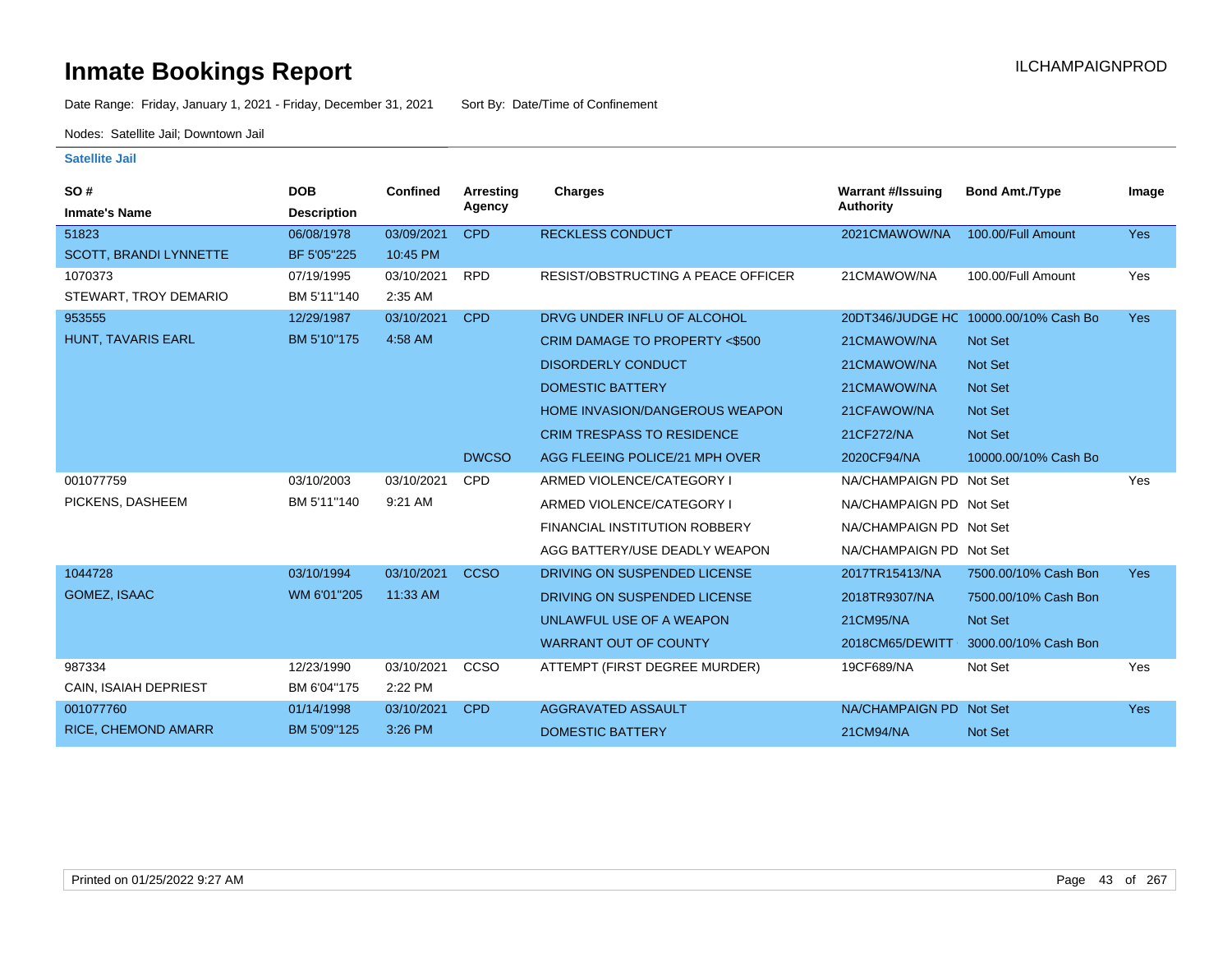# Inmate Bookings Report

ILCHAMPAIGNPROD

Date Range: Friday, January 1, 2021 - Friday, December 31, 2021 Sort By: Date/Time of Confinement

Nodes: Satellite Jail; Downtown Jail

### Satellite Jail

| SO # / Inmate's Name | DOB / Description | Confined | Arresting Agency | Charges | Warrant #/Issuing Authority | Bond Amt./Type | Image |
|---|---|---|---|---|---|---|---|
| 51823 | 06/08/1978 | 03/09/2021 | CPD | RECKLESS CONDUCT | 2021CMAWOW/NA | 100.00/Full Amount | Yes |
| SCOTT, BRANDI LYNNETTE | BF 5'05"225 | 10:45 PM | | | | | |
| 1070373 | 07/19/1995 | 03/10/2021 | RPD | RESIST/OBSTRUCTING A PEACE OFFICER | 21CMAWOW/NA | 100.00/Full Amount | Yes |
| STEWART, TROY DEMARIO | BM 5'11"140 | 2:35 AM | | | | | |
| 953555 | 12/29/1987 | 03/10/2021 | CPD | DRVG UNDER INFLU OF ALCOHOL | 20DT346/JUDGE HC | 10000.00/10% Cash Bo | Yes |
| HUNT, TAVARIS EARL | BM 5'10"175 | 4:58 AM | | CRIM DAMAGE TO PROPERTY <$500 | 21CMAWOW/NA | Not Set | |
| | | | | DISORDERLY CONDUCT | 21CMAWOW/NA | Not Set | |
| | | | | DOMESTIC BATTERY | 21CMAWOW/NA | Not Set | |
| | | | | HOME INVASION/DANGEROUS WEAPON | 21CFAWOW/NA | Not Set | |
| | | | | CRIM TRESPASS TO RESIDENCE | 21CF272/NA | Not Set | |
| | | | DWCSO | AGG FLEEING POLICE/21 MPH OVER | 2020CF94/NA | 10000.00/10% Cash Bo | |
| 001077759 | 03/10/2003 | 03/10/2021 | CPD | ARMED VIOLENCE/CATEGORY I | NA/CHAMPAIGN PD | Not Set | Yes |
| PICKENS, DASHEEM | BM 5'11"140 | 9:21 AM | | ARMED VIOLENCE/CATEGORY I | NA/CHAMPAIGN PD | Not Set | |
| | | | | FINANCIAL INSTITUTION ROBBERY | NA/CHAMPAIGN PD | Not Set | |
| | | | | AGG BATTERY/USE DEADLY WEAPON | NA/CHAMPAIGN PD | Not Set | |
| 1044728 | 03/10/1994 | 03/10/2021 | CCSO | DRIVING ON SUSPENDED LICENSE | 2017TR15413/NA | 7500.00/10% Cash Bon | Yes |
| GOMEZ, ISAAC | WM 6'01"205 | 11:33 AM | | DRIVING ON SUSPENDED LICENSE | 2018TR9307/NA | 7500.00/10% Cash Bon | |
| | | | | UNLAWFUL USE OF A WEAPON | 21CM95/NA | Not Set | |
| | | | | WARRANT OUT OF COUNTY | 2018CM65/DEWITT | 3000.00/10% Cash Bon | |
| 987334 | 12/23/1990 | 03/10/2021 | CCSO | ATTEMPT (FIRST DEGREE MURDER) | 19CF689/NA | Not Set | Yes |
| CAIN, ISAIAH DEPRIEST | BM 6'04"175 | 2:22 PM | | | | | |
| 001077760 | 01/14/1998 | 03/10/2021 | CPD | AGGRAVATED ASSAULT | NA/CHAMPAIGN PD | Not Set | Yes |
| RICE, CHEMOND AMARR | BM 5'09"125 | 3:26 PM | | DOMESTIC BATTERY | 21CM94/NA | Not Set | |

Printed on 01/25/2022 9:27 AM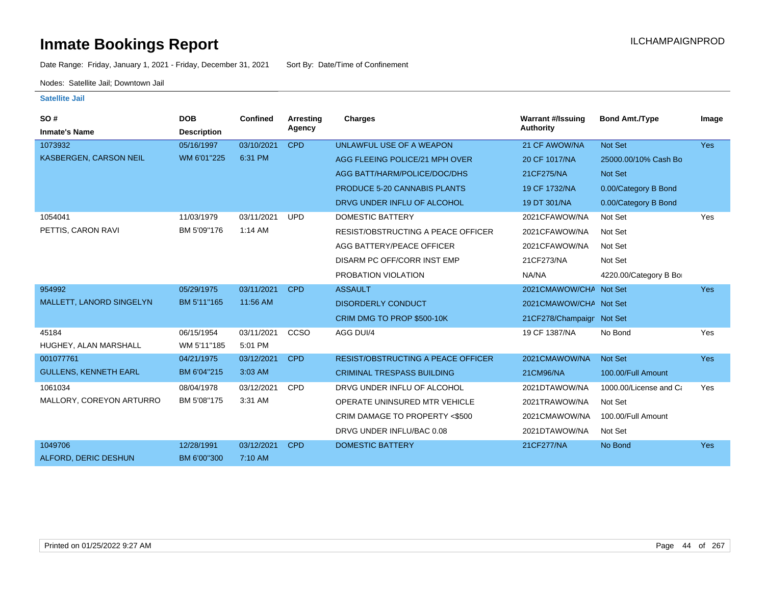# Inmate Bookings Report

ILCHAMPAIGNPROD

Date Range: Friday, January 1, 2021 - Friday, December 31, 2021    Sort By: Date/Time of Confinement

Nodes: Satellite Jail; Downtown Jail

**Satellite Jail**

| SO # / Inmate's Name | DOB / Description | Confined | Arresting Agency | Charges | Warrant #/Issuing Authority | Bond Amt./Type | Image |
|---|---|---|---|---|---|---|---|
| 1073932 | 05/16/1997 | 03/10/2021 | CPD | UNLAWFUL USE OF A WEAPON | 21 CF AWOW/NA | Not Set | Yes |
| KASBERGEN, CARSON NEIL | WM 6'01"225 | 6:31 PM | | AGG FLEEING POLICE/21 MPH OVER | 20 CF 1017/NA | 25000.00/10% Cash Bo | |
| | | | | AGG BATT/HARM/POLICE/DOC/DHS | 21CF275/NA | Not Set | |
| | | | | PRODUCE 5-20 CANNABIS PLANTS | 19 CF 1732/NA | 0.00/Category B Bond | |
| | | | | DRVG UNDER INFLU OF ALCOHOL | 19 DT 301/NA | 0.00/Category B Bond | |
| 1054041 | 11/03/1979 | 03/11/2021 | UPD | DOMESTIC BATTERY | 2021CFAWOW/NA | Not Set | Yes |
| PETTIS, CARON RAVI | BM 5'09"176 | 1:14 AM | | RESIST/OBSTRUCTING A PEACE OFFICER | 2021CFAWOW/NA | Not Set | |
| | | | | AGG BATTERY/PEACE OFFICER | 2021CFAWOW/NA | Not Set | |
| | | | | DISARM PC OFF/CORR INST EMP | 21CF273/NA | Not Set | |
| | | | | PROBATION VIOLATION | NA/NA | 4220.00/Category B Bo | |
| 954992 | 05/29/1975 | 03/11/2021 | CPD | ASSAULT | 2021CMAWOW/CHA | Not Set | Yes |
| MALLETT, LANORD SINGELYN | BM 5'11"165 | 11:56 AM | | DISORDERLY CONDUCT | 2021CMAWOW/CHA | Not Set | |
| | | | | CRIM DMG TO PROP $500-10K | 21CF278/Champaign | Not Set | |
| 45184 | 06/15/1954 | 03/11/2021 | CCSO | AGG DUI/4 | 19 CF 1387/NA | No Bond | Yes |
| HUGHEY, ALAN MARSHALL | WM 5'11"185 | 5:01 PM | | | | | |
| 001077761 | 04/21/1975 | 03/12/2021 | CPD | RESIST/OBSTRUCTING A PEACE OFFICER | 2021CMAWOW/NA | Not Set | Yes |
| GULLENS, KENNETH EARL | BM 6'04"215 | 3:03 AM | | CRIMINAL TRESPASS BUILDING | 21CM96/NA | 100.00/Full Amount | |
| 1061034 | 08/04/1978 | 03/12/2021 | CPD | DRVG UNDER INFLU OF ALCOHOL | 2021DTAWOW/NA | 1000.00/License and Ca | Yes |
| MALLORY, COREYON ARTURRO | BM 5'08"175 | 3:31 AM | | OPERATE UNINSURED MTR VEHICLE | 2021TRAWOW/NA | Not Set | |
| | | | | CRIM DAMAGE TO PROPERTY <$500 | 2021CMAWOW/NA | 100.00/Full Amount | |
| | | | | DRVG UNDER INFLU/BAC 0.08 | 2021DTAWOW/NA | Not Set | |
| 1049706 | 12/28/1991 | 03/12/2021 | CPD | DOMESTIC BATTERY | 21CF277/NA | No Bond | Yes |
| ALFORD, DERIC DESHUN | BM 6'00"300 | 7:10 AM | | | | | |

Printed on 01/25/2022 9:27 AM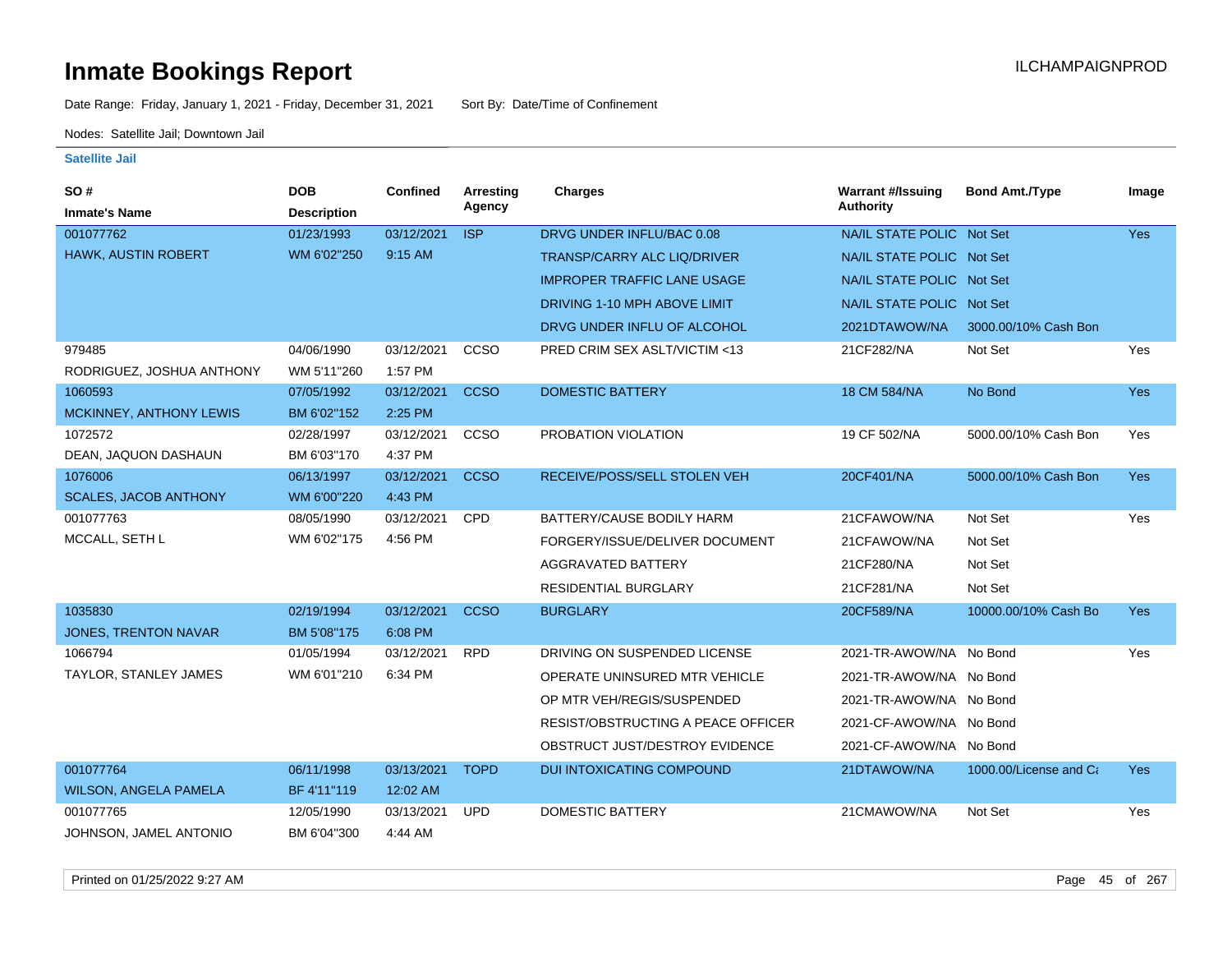# Inmate Bookings Report

ILCHAMPAIGNPROD

Date Range: Friday, January 1, 2021 - Friday, December 31, 2021    Sort By: Date/Time of Confinement

Nodes: Satellite Jail; Downtown Jail

**Satellite Jail**

| SO # / Inmate's Name | DOB / Description | Confined | Arresting Agency | Charges | Warrant #/Issuing Authority | Bond Amt./Type | Image |
|---|---|---|---|---|---|---|---|
| 001077762 | 01/23/1993 | 03/12/2021 | ISP | DRVG UNDER INFLU/BAC 0.08 | NA/IL STATE POLIC | Not Set | Yes |
| HAWK, AUSTIN ROBERT | WM 6'02"250 | 9:15 AM | | TRANSP/CARRY ALC LIQ/DRIVER | NA/IL STATE POLIC | Not Set | |
| | | | | IMPROPER TRAFFIC LANE USAGE | NA/IL STATE POLIC | Not Set | |
| | | | | DRIVING 1-10 MPH ABOVE LIMIT | NA/IL STATE POLIC | Not Set | |
| | | | | DRVG UNDER INFLU OF ALCOHOL | 2021DTAWOW/NA | 3000.00/10% Cash Bon | |
| 979485 | 04/06/1990 | 03/12/2021 | CCSO | PRED CRIM SEX ASLT/VICTIM <13 | 21CF282/NA | Not Set | Yes |
| RODRIGUEZ, JOSHUA ANTHONY | WM 5'11"260 | 1:57 PM | | | | | |
| 1060593 | 07/05/1992 | 03/12/2021 | CCSO | DOMESTIC BATTERY | 18 CM 584/NA | No Bond | Yes |
| MCKINNEY, ANTHONY LEWIS | BM 6'02"152 | 2:25 PM | | | | | |
| 1072572 | 02/28/1997 | 03/12/2021 | CCSO | PROBATION VIOLATION | 19 CF 502/NA | 5000.00/10% Cash Bon | Yes |
| DEAN, JAQUON DASHAUN | BM 6'03"170 | 4:37 PM | | | | | |
| 1076006 | 06/13/1997 | 03/12/2021 | CCSO | RECEIVE/POSS/SELL STOLEN VEH | 20CF401/NA | 5000.00/10% Cash Bon | Yes |
| SCALES, JACOB ANTHONY | WM 6'00"220 | 4:43 PM | | | | | |
| 001077763 | 08/05/1990 | 03/12/2021 | CPD | BATTERY/CAUSE BODILY HARM | 21CFAWOW/NA | Not Set | Yes |
| MCCALL, SETH L | WM 6'02"175 | 4:56 PM | | FORGERY/ISSUE/DELIVER DOCUMENT | 21CFAWOW/NA | Not Set | |
| | | | | AGGRAVATED BATTERY | 21CF280/NA | Not Set | |
| | | | | RESIDENTIAL BURGLARY | 21CF281/NA | Not Set | |
| 1035830 | 02/19/1994 | 03/12/2021 | CCSO | BURGLARY | 20CF589/NA | 10000.00/10% Cash Bo | Yes |
| JONES, TRENTON NAVAR | BM 5'08"175 | 6:08 PM | | | | | |
| 1066794 | 01/05/1994 | 03/12/2021 | RPD | DRIVING ON SUSPENDED LICENSE | 2021-TR-AWOW/NA | No Bond | Yes |
| TAYLOR, STANLEY JAMES | WM 6'01"210 | 6:34 PM | | OPERATE UNINSURED MTR VEHICLE | 2021-TR-AWOW/NA | No Bond | |
| | | | | OP MTR VEH/REGIS/SUSPENDED | 2021-TR-AWOW/NA | No Bond | |
| | | | | RESIST/OBSTRUCTING A PEACE OFFICER | 2021-CF-AWOW/NA | No Bond | |
| | | | | OBSTRUCT JUST/DESTROY EVIDENCE | 2021-CF-AWOW/NA | No Bond | |
| 001077764 | 06/11/1998 | 03/13/2021 | TOPD | DUI INTOXICATING COMPOUND | 21DTAWOW/NA | 1000.00/License and Ca | Yes |
| WILSON, ANGELA PAMELA | BF 4'11"119 | 12:02 AM | | | | | |
| 001077765 | 12/05/1990 | 03/13/2021 | UPD | DOMESTIC BATTERY | 21CMAWOW/NA | Not Set | Yes |
| JOHNSON, JAMEL ANTONIO | BM 6'04"300 | 4:44 AM | | | | | |

Printed on 01/25/2022 9:27 AM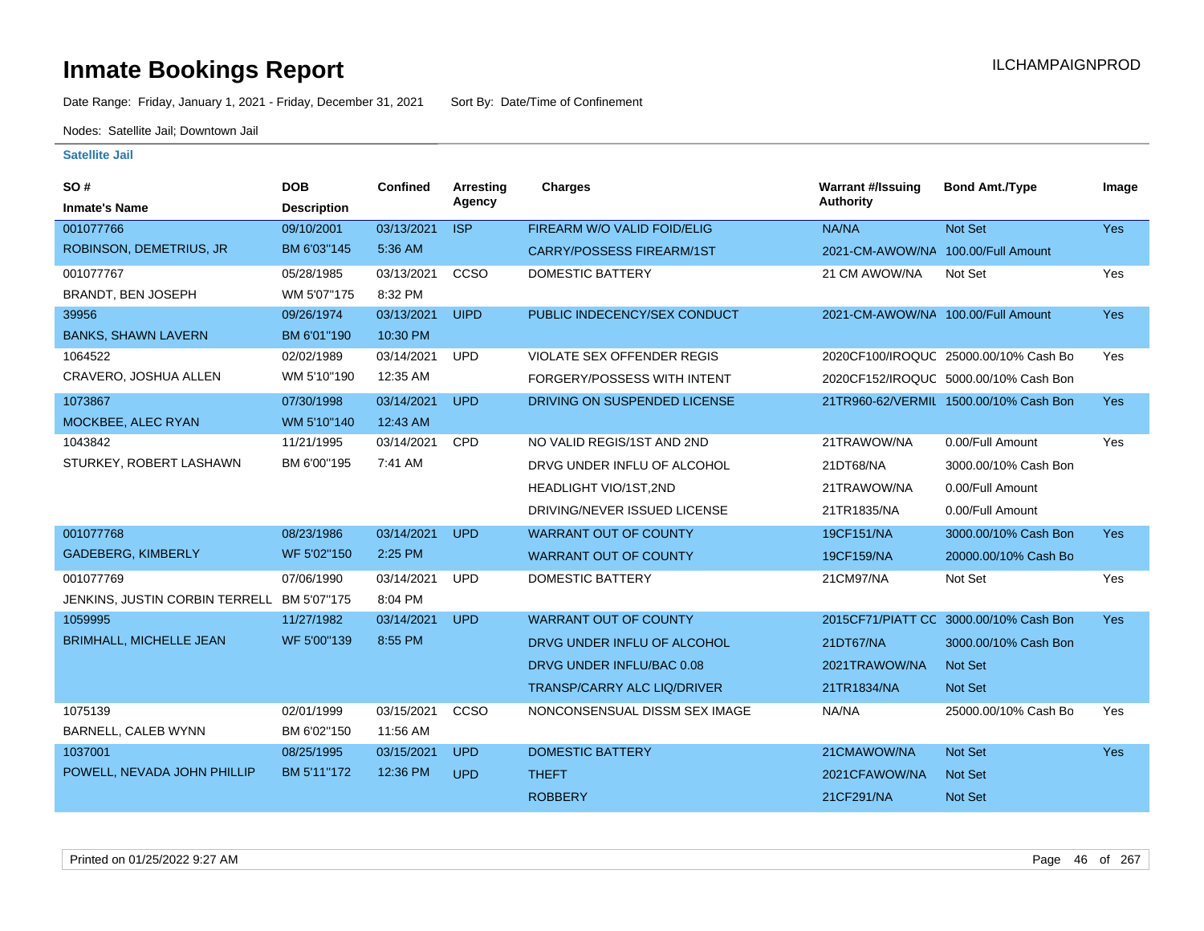# Inmate Bookings Report

ILCHAMPAIGNPROD

Date Range: Friday, January 1, 2021 - Friday, December 31, 2021     Sort By: Date/Time of Confinement

Nodes: Satellite Jail; Downtown Jail

### Satellite Jail

| SO # / Inmate's Name | DOB / Description | Confined | Arresting Agency | Charges | Warrant #/Issuing Authority | Bond Amt./Type | Image |
|---|---|---|---|---|---|---|---|
| 001077766 | 09/10/2001 | 03/13/2021 | ISP | FIREARM W/O VALID FOID/ELIG | NA/NA | Not Set | Yes |
| ROBINSON, DEMETRIUS, JR | BM 6'03"145 | 5:36 AM | | CARRY/POSSESS FIREARM/1ST | 2021-CM-AWOW/NA | 100.00/Full Amount | |
| 001077767 | 05/28/1985 | 03/13/2021 | CCSO | DOMESTIC BATTERY | 21 CM AWOW/NA | Not Set | Yes |
| BRANDT, BEN JOSEPH | WM 5'07"175 | 8:32 PM | | | | | |
| 39956 | 09/26/1974 | 03/13/2021 | UIPD | PUBLIC INDECENCY/SEX CONDUCT | 2021-CM-AWOW/NA | 100.00/Full Amount | Yes |
| BANKS, SHAWN LAVERN | BM 6'01"190 | 10:30 PM | | | | | |
| 1064522 | 02/02/1989 | 03/14/2021 | UPD | VIOLATE SEX OFFENDER REGIS | 2020CF100/IROQUC | 25000.00/10% Cash Bo | Yes |
| CRAVERO, JOSHUA ALLEN | WM 5'10"190 | 12:35 AM | | FORGERY/POSSESS WITH INTENT | 2020CF152/IROQUC | 5000.00/10% Cash Bon | |
| 1073867 | 07/30/1998 | 03/14/2021 | UPD | DRIVING ON SUSPENDED LICENSE | 21TR960-62/VERMIL | 1500.00/10% Cash Bon | Yes |
| MOCKBEE, ALEC RYAN | WM 5'10"140 | 12:43 AM | | | | | |
| 1043842 | 11/21/1995 | 03/14/2021 | CPD | NO VALID REGIS/1ST AND 2ND | 21TRAWOW/NA | 0.00/Full Amount | Yes |
| STURKEY, ROBERT LASHAWN | BM 6'00"195 | 7:41 AM | | DRVG UNDER INFLU OF ALCOHOL | 21DT68/NA | 3000.00/10% Cash Bon | |
| | | | | HEADLIGHT VIO/1ST,2ND | 21TRAWOW/NA | 0.00/Full Amount | |
| | | | | DRIVING/NEVER ISSUED LICENSE | 21TR1835/NA | 0.00/Full Amount | |
| 001077768 | 08/23/1986 | 03/14/2021 | UPD | WARRANT OUT OF COUNTY | 19CF151/NA | 3000.00/10% Cash Bon | Yes |
| GADEBERG, KIMBERLY | WF 5'02"150 | 2:25 PM | | WARRANT OUT OF COUNTY | 19CF159/NA | 20000.00/10% Cash Bo | |
| 001077769 | 07/06/1990 | 03/14/2021 | UPD | DOMESTIC BATTERY | 21CM97/NA | Not Set | Yes |
| JENKINS, JUSTIN CORBIN TERRELL | BM 5'07"175 | 8:04 PM | | | | | |
| 1059995 | 11/27/1982 | 03/14/2021 | UPD | WARRANT OUT OF COUNTY | 2015CF71/PIATT CC | 3000.00/10% Cash Bon | Yes |
| BRIMHALL, MICHELLE JEAN | WF 5'00"139 | 8:55 PM | | DRVG UNDER INFLU OF ALCOHOL | 21DT67/NA | 3000.00/10% Cash Bon | |
| | | | | DRVG UNDER INFLU/BAC 0.08 | 2021TRAWOW/NA | Not Set | |
| | | | | TRANSP/CARRY ALC LIQ/DRIVER | 21TR1834/NA | Not Set | |
| 1075139 | 02/01/1999 | 03/15/2021 | CCSO | NONCONSENSUAL DISSM SEX IMAGE | NA/NA | 25000.00/10% Cash Bo | Yes |
| BARNELL, CALEB WYNN | BM 6'02"150 | 11:56 AM | | | | | |
| 1037001 | 08/25/1995 | 03/15/2021 | UPD | DOMESTIC BATTERY | 21CMAWOW/NA | Not Set | Yes |
| POWELL, NEVADA JOHN PHILLIP | BM 5'11"172 | 12:36 PM | UPD | THEFT | 2021CFAWOW/NA | Not Set | |
| | | | | ROBBERY | 21CF291/NA | Not Set | |

Printed on 01/25/2022 9:27 AM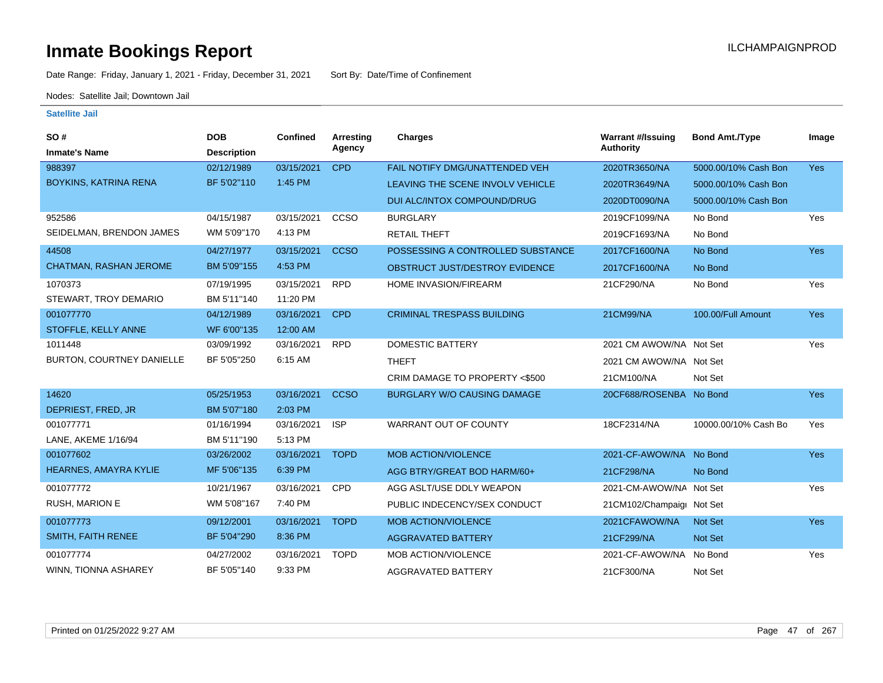# Inmate Bookings Report

ILCHAMPAIGNPROD

Date Range: Friday, January 1, 2021 - Friday, December 31, 2021 Sort By: Date/Time of Confinement

Nodes: Satellite Jail; Downtown Jail

## Satellite Jail

| SO # / Inmate's Name | DOB / Description | Confined | Arresting Agency | Charges | Warrant #/Issuing Authority | Bond Amt./Type | Image |
|---|---|---|---|---|---|---|---|
| 988397 | 02/12/1989 | 03/15/2021 | CPD | FAIL NOTIFY DMG/UNATTENDED VEH | 2020TR3650/NA | 5000.00/10% Cash Bon | Yes |
| BOYKINS, KATRINA RENA | BF 5'02"110 | 1:45 PM | | LEAVING THE SCENE INVOLV VEHICLE | 2020TR3649/NA | 5000.00/10% Cash Bon | |
| | | | | DUI ALC/INTOX COMPOUND/DRUG | 2020DT0090/NA | 5000.00/10% Cash Bon | |
| 952586 | 04/15/1987 | 03/15/2021 | CCSO | BURGLARY | 2019CF1099/NA | No Bond | Yes |
| SEIDELMAN, BRENDON JAMES | WM 5'09"170 | 4:13 PM | | RETAIL THEFT | 2019CF1693/NA | No Bond | |
| 44508 | 04/27/1977 | 03/15/2021 | CCSO | POSSESSING A CONTROLLED SUBSTANCE | 2017CF1600/NA | No Bond | Yes |
| CHATMAN, RASHAN JEROME | BM 5'09"155 | 4:53 PM | | OBSTRUCT JUST/DESTROY EVIDENCE | 2017CF1600/NA | No Bond | |
| 1070373 | 07/19/1995 | 03/15/2021 | RPD | HOME INVASION/FIREARM | 21CF290/NA | No Bond | Yes |
| STEWART, TROY DEMARIO | BM 5'11"140 | 11:20 PM | | | | | |
| 001077770 | 04/12/1989 | 03/16/2021 | CPD | CRIMINAL TRESPASS BUILDING | 21CM99/NA | 100.00/Full Amount | Yes |
| STOFFLE, KELLY ANNE | WF 6'00"135 | 12:00 AM | | | | | |
| 1011448 | 03/09/1992 | 03/16/2021 | RPD | DOMESTIC BATTERY | 2021 CM AWOW/NA | Not Set | Yes |
| BURTON, COURTNEY DANIELLE | BF 5'05"250 | 6:15 AM | | THEFT | 2021 CM AWOW/NA | Not Set | |
| | | | | CRIM DAMAGE TO PROPERTY <$500 | 21CM100/NA | Not Set | |
| 14620 | 05/25/1953 | 03/16/2021 | CCSO | BURGLARY W/O CAUSING DAMAGE | 20CF688/ROSENBA | No Bond | Yes |
| DEPRIEST, FRED, JR | BM 5'07"180 | 2:03 PM | | | | | |
| 001077771 | 01/16/1994 | 03/16/2021 | ISP | WARRANT OUT OF COUNTY | 18CF2314/NA | 10000.00/10% Cash Bo | Yes |
| LANE, AKEME 1/16/94 | BM 5'11"190 | 5:13 PM | | | | | |
| 001077602 | 03/26/2002 | 03/16/2021 | TOPD | MOB ACTION/VIOLENCE | 2021-CF-AWOW/NA | No Bond | Yes |
| HEARNES, AMAYRA KYLIE | MF 5'06"135 | 6:39 PM | | AGG BTRY/GREAT BOD HARM/60+ | 21CF298/NA | No Bond | |
| 001077772 | 10/21/1967 | 03/16/2021 | CPD | AGG ASLT/USE DDLY WEAPON | 2021-CM-AWOW/NA | Not Set | Yes |
| RUSH, MARION E | WM 5'08"167 | 7:40 PM | | PUBLIC INDECENCY/SEX CONDUCT | 21CM102/Champaign | Not Set | |
| 001077773 | 09/12/2001 | 03/16/2021 | TOPD | MOB ACTION/VIOLENCE | 2021CFAWOW/NA | Not Set | Yes |
| SMITH, FAITH RENEE | BF 5'04"290 | 8:36 PM | | AGGRAVATED BATTERY | 21CF299/NA | Not Set | |
| 001077774 | 04/27/2002 | 03/16/2021 | TOPD | MOB ACTION/VIOLENCE | 2021-CF-AWOW/NA | No Bond | Yes |
| WINN, TIONNA ASHAREY | BF 5'05"140 | 9:33 PM | | AGGRAVATED BATTERY | 21CF300/NA | Not Set | |

Printed on 01/25/2022 9:27 AM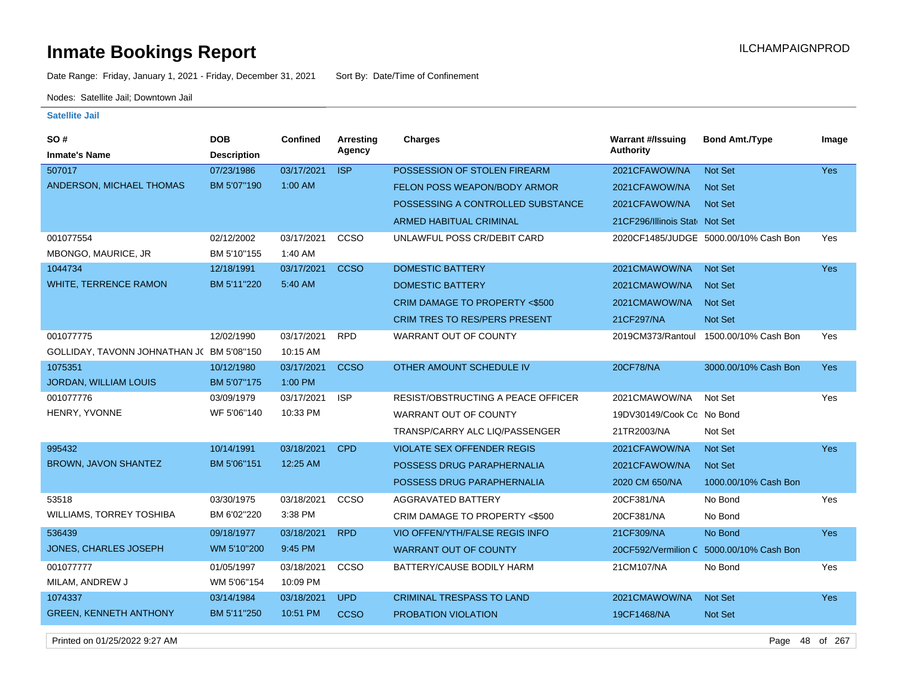# Inmate Bookings Report

ILCHAMPAIGNPROD

Date Range: Friday, January 1, 2021 - Friday, December 31, 2021     Sort By: Date/Time of Confinement

Nodes: Satellite Jail; Downtown Jail

### Satellite Jail

| SO # / Inmate's Name | DOB / Description | Confined | Arresting Agency | Charges | Warrant #/Issuing Authority | Bond Amt./Type | Image |
|---|---|---|---|---|---|---|---|
| 507017 | 07/23/1986 | 03/17/2021 | ISP | POSSESSION OF STOLEN FIREARM | 2021CFAWOW/NA | Not Set | Yes |
| ANDERSON, MICHAEL THOMAS | BM 5'07"190 | 1:00 AM | | FELON POSS WEAPON/BODY ARMOR | 2021CFAWOW/NA | Not Set | |
| | | | | POSSESSING A CONTROLLED SUBSTANCE | 2021CFAWOW/NA | Not Set | |
| | | | | ARMED HABITUAL CRIMINAL | 21CF296/Illinois Stat | Not Set | |
| 001077554 | 02/12/2002 | 03/17/2021 | CCSO | UNLAWFUL POSS CR/DEBIT CARD | 2020CF1485/JUDGE | 5000.00/10% Cash Bon | Yes |
| MBONGO, MAURICE, JR | BM 5'10"155 | 1:40 AM | | | | | |
| 1044734 | 12/18/1991 | 03/17/2021 | CCSO | DOMESTIC BATTERY | 2021CMAWOW/NA | Not Set | Yes |
| WHITE, TERRENCE RAMON | BM 5'11"220 | 5:40 AM | | DOMESTIC BATTERY | 2021CMAWOW/NA | Not Set | |
| | | | | CRIM DAMAGE TO PROPERTY <$500 | 2021CMAWOW/NA | Not Set | |
| | | | | CRIM TRES TO RES/PERS PRESENT | 21CF297/NA | Not Set | |
| 001077775 | 12/02/1990 | 03/17/2021 | RPD | WARRANT OUT OF COUNTY | 2019CM373/Rantoul | 1500.00/10% Cash Bon | Yes |
| GOLLIDAY, TAVONN JOHNATHAN JO | BM 5'08"150 | 10:15 AM | | | | | |
| 1075351 | 10/12/1980 | 03/17/2021 | CCSO | OTHER AMOUNT SCHEDULE IV | 20CF78/NA | 3000.00/10% Cash Bon | Yes |
| JORDAN, WILLIAM LOUIS | BM 5'07"175 | 1:00 PM | | | | | |
| 001077776 | 03/09/1979 | 03/17/2021 | ISP | RESIST/OBSTRUCTING A PEACE OFFICER | 2021CMAWOW/NA | Not Set | Yes |
| HENRY, YVONNE | WF 5'06"140 | 10:33 PM | | WARRANT OUT OF COUNTY | 19DV30149/Cook Co | No Bond | |
| | | | | TRANSP/CARRY ALC LIQ/PASSENGER | 21TR2003/NA | Not Set | |
| 995432 | 10/14/1991 | 03/18/2021 | CPD | VIOLATE SEX OFFENDER REGIS | 2021CFAWOW/NA | Not Set | Yes |
| BROWN, JAVON SHANTEZ | BM 5'06"151 | 12:25 AM | | POSSESS DRUG PARAPHERNALIA | 2021CFAWOW/NA | Not Set | |
| | | | | POSSESS DRUG PARAPHERNALIA | 2020 CM 650/NA | 1000.00/10% Cash Bon | |
| 53518 | 03/30/1975 | 03/18/2021 | CCSO | AGGRAVATED BATTERY | 20CF381/NA | No Bond | Yes |
| WILLIAMS, TORREY TOSHIBA | BM 6'02"220 | 3:38 PM | | CRIM DAMAGE TO PROPERTY <$500 | 20CF381/NA | No Bond | |
| 536439 | 09/18/1977 | 03/18/2021 | RPD | VIO OFFEN/YTH/FALSE REGIS INFO | 21CF309/NA | No Bond | Yes |
| JONES, CHARLES JOSEPH | WM 5'10"200 | 9:45 PM | | WARRANT OUT OF COUNTY | 20CF592/Vermilion C | 5000.00/10% Cash Bon | |
| 001077777 | 01/05/1997 | 03/18/2021 | CCSO | BATTERY/CAUSE BODILY HARM | 21CM107/NA | No Bond | Yes |
| MILAM, ANDREW J | WM 5'06"154 | 10:09 PM | | | | | |
| 1074337 | 03/14/1984 | 03/18/2021 | UPD | CRIMINAL TRESPASS TO LAND | 2021CMAWOW/NA | Not Set | Yes |
| GREEN, KENNETH ANTHONY | BM 5'11"250 | 10:51 PM | CCSO | PROBATION VIOLATION | 19CF1468/NA | Not Set | |

Printed on 01/25/2022 9:27 AM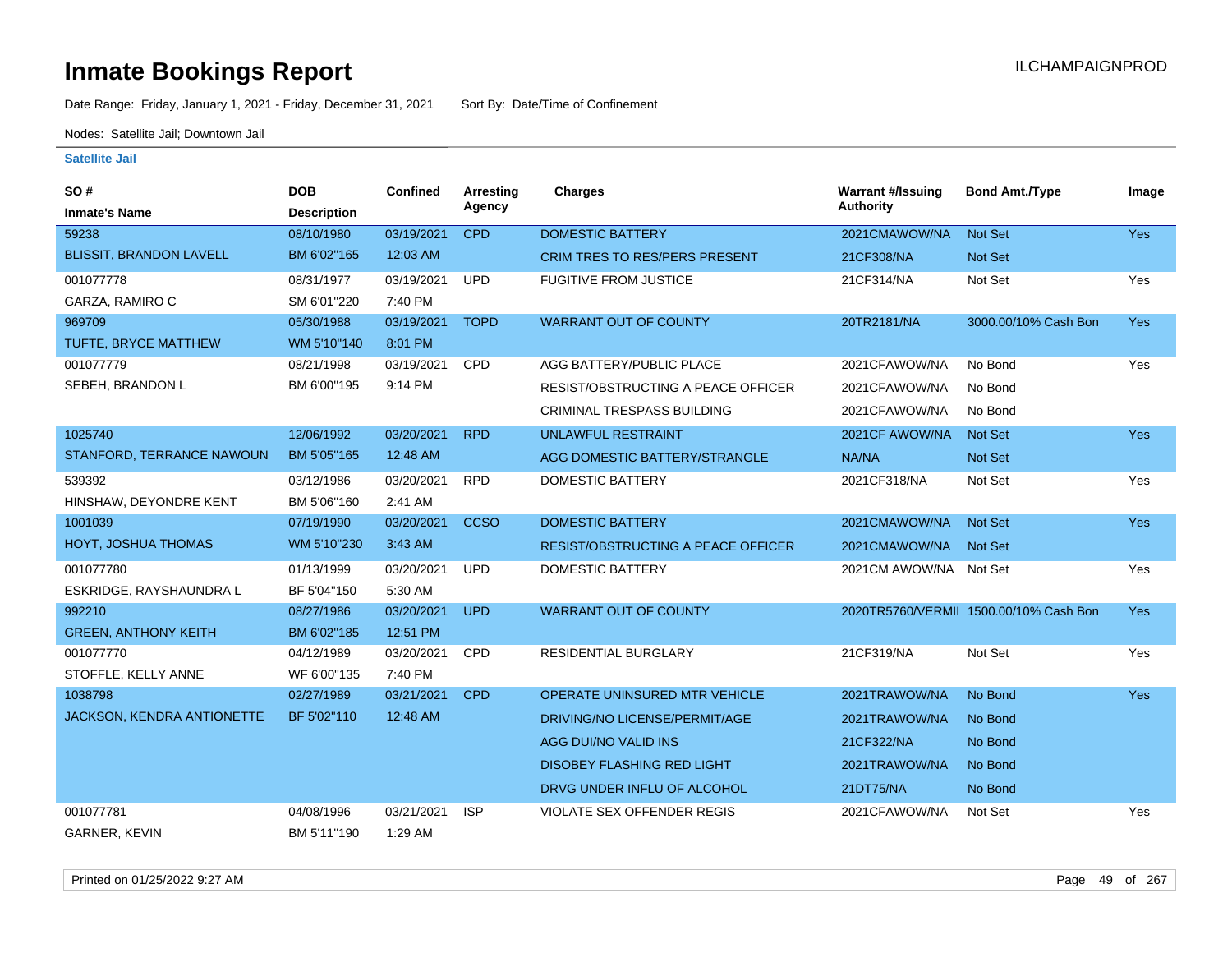# Inmate Bookings Report

Date Range: Friday, January 1, 2021 - Friday, December 31, 2021    Sort By: Date/Time of Confinement

Nodes: Satellite Jail; Downtown Jail

### Satellite Jail

| SO # / Inmate's Name | DOB / Description | Confined | Arresting Agency | Charges | Warrant #/Issuing Authority | Bond Amt./Type | Image |
|---|---|---|---|---|---|---|---|
| 59238 BLISSIT, BRANDON LAVELL | 08/10/1980 BM 6'02"165 | 03/19/2021 12:03 AM | CPD | DOMESTIC BATTERY | 2021CMAWOW/NA | Not Set | Yes |
| | | | | CRIM TRES TO RES/PERS PRESENT | 21CF308/NA | Not Set | |
| 001077778 GARZA, RAMIRO C | 08/31/1977 SM 6'01"220 | 03/19/2021 7:40 PM | UPD | FUGITIVE FROM JUSTICE | 21CF314/NA | Not Set | Yes |
| 969709 TUFTE, BRYCE MATTHEW | 05/30/1988 WM 5'10"140 | 03/19/2021 8:01 PM | TOPD | WARRANT OUT OF COUNTY | 20TR2181/NA | 3000.00/10% Cash Bon | Yes |
| 001077779 SEBEH, BRANDON L | 08/21/1998 BM 6'00"195 | 03/19/2021 9:14 PM | CPD | AGG BATTERY/PUBLIC PLACE | 2021CFAWOW/NA | No Bond | Yes |
| | | | | RESIST/OBSTRUCTING A PEACE OFFICER | 2021CFAWOW/NA | No Bond | |
| | | | | CRIMINAL TRESPASS BUILDING | 2021CFAWOW/NA | No Bond | |
| 1025740 STANFORD, TERRANCE NAWOUN | 12/06/1992 BM 5'05"165 | 03/20/2021 12:48 AM | RPD | UNLAWFUL RESTRAINT | 2021CF AWOW/NA | Not Set | Yes |
| | | | | AGG DOMESTIC BATTERY/STRANGLE | NA/NA | Not Set | |
| 539392 HINSHAW, DEYONDRE KENT | 03/12/1986 BM 5'06"160 | 03/20/2021 2:41 AM | RPD | DOMESTIC BATTERY | 2021CF318/NA | Not Set | Yes |
| 1001039 HOYT, JOSHUA THOMAS | 07/19/1990 WM 5'10"230 | 03/20/2021 3:43 AM | CCSO | DOMESTIC BATTERY | 2021CMAWOW/NA | Not Set | Yes |
| | | | | RESIST/OBSTRUCTING A PEACE OFFICER | 2021CMAWOW/NA | Not Set | |
| 001077780 ESKRIDGE, RAYSHAUNDRA L | 01/13/1999 BF 5'04"150 | 03/20/2021 5:30 AM | UPD | DOMESTIC BATTERY | 2021CM AWOW/NA | Not Set | Yes |
| 992210 GREEN, ANTHONY KEITH | 08/27/1986 BM 6'02"185 | 03/20/2021 12:51 PM | UPD | WARRANT OUT OF COUNTY | 2020TR5760/VERMI | 1500.00/10% Cash Bon | Yes |
| 001077770 STOFFLE, KELLY ANNE | 04/12/1989 WF 6'00"135 | 03/20/2021 7:40 PM | CPD | RESIDENTIAL BURGLARY | 21CF319/NA | Not Set | Yes |
| 1038798 JACKSON, KENDRA ANTIONETTE | 02/27/1989 BF 5'02"110 | 03/21/2021 12:48 AM | CPD | OPERATE UNINSURED MTR VEHICLE | 2021TRAWOW/NA | No Bond | Yes |
| | | | | DRIVING/NO LICENSE/PERMIT/AGE | 2021TRAWOW/NA | No Bond | |
| | | | | AGG DUI/NO VALID INS | 21CF322/NA | No Bond | |
| | | | | DISOBEY FLASHING RED LIGHT | 2021TRAWOW/NA | No Bond | |
| | | | | DRVG UNDER INFLU OF ALCOHOL | 21DT75/NA | No Bond | |
| 001077781 GARNER, KEVIN | 04/08/1996 BM 5'11"190 | 03/21/2021 1:29 AM | ISP | VIOLATE SEX OFFENDER REGIS | 2021CFAWOW/NA | Not Set | Yes |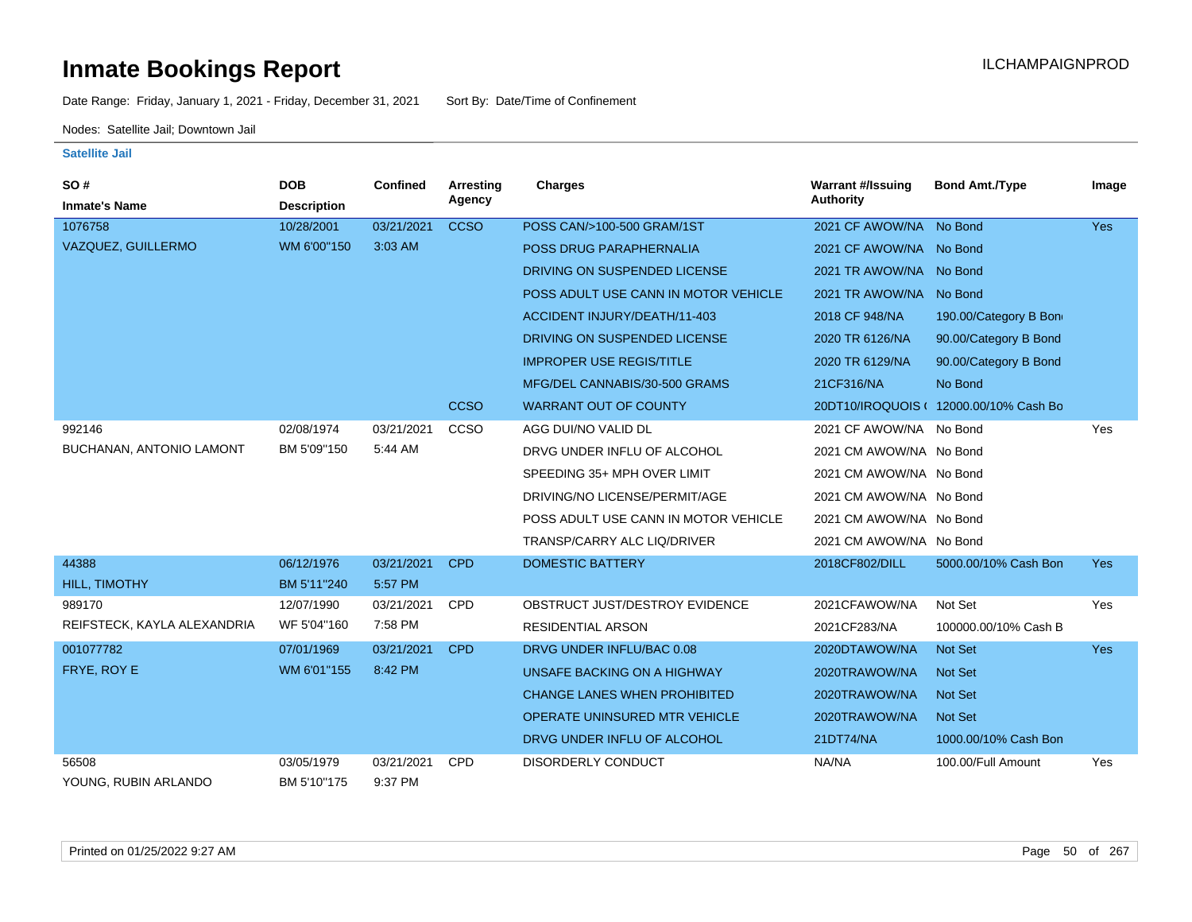# Inmate Bookings Report

ILCHAMPAIGNPROD

Date Range: Friday, January 1, 2021 - Friday, December 31, 2021 Sort By: Date/Time of Confinement

Nodes: Satellite Jail; Downtown Jail

### Satellite Jail

| SO # / Inmate's Name | DOB / Description | Confined | Arresting Agency | Charges | Warrant #/Issuing Authority | Bond Amt./Type | Image |
|---|---|---|---|---|---|---|---|
| 1076758 | 10/28/2001 | 03/21/2021 | CCSO | POSS CAN/>100-500 GRAM/1ST | 2021 CF AWOW/NA | No Bond | Yes |
| VAZQUEZ, GUILLERMO | WM 6'00"150 | 3:03 AM | | POSS DRUG PARAPHERNALIA | 2021 CF AWOW/NA | No Bond | |
| | | | | DRIVING ON SUSPENDED LICENSE | 2021 TR AWOW/NA | No Bond | |
| | | | | POSS ADULT USE CANN IN MOTOR VEHICLE | 2021 TR AWOW/NA | No Bond | |
| | | | | ACCIDENT INJURY/DEATH/11-403 | 2018 CF 948/NA | 190.00/Category B Bon | |
| | | | | DRIVING ON SUSPENDED LICENSE | 2020 TR 6126/NA | 90.00/Category B Bond | |
| | | | | IMPROPER USE REGIS/TITLE | 2020 TR 6129/NA | 90.00/Category B Bond | |
| | | | | MFG/DEL CANNABIS/30-500 GRAMS | 21CF316/NA | No Bond | |
| | | | CCSO | WARRANT OUT OF COUNTY | 20DT10/IROQUOIS ( | 12000.00/10% Cash Bo | |
| 992146 | 02/08/1974 | 03/21/2021 | CCSO | AGG DUI/NO VALID DL | 2021 CF AWOW/NA | No Bond | Yes |
| BUCHANAN, ANTONIO LAMONT | BM 5'09"150 | 5:44 AM | | DRVG UNDER INFLU OF ALCOHOL | 2021 CM AWOW/NA | No Bond | |
| | | | | SPEEDING 35+ MPH OVER LIMIT | 2021 CM AWOW/NA | No Bond | |
| | | | | DRIVING/NO LICENSE/PERMIT/AGE | 2021 CM AWOW/NA | No Bond | |
| | | | | POSS ADULT USE CANN IN MOTOR VEHICLE | 2021 CM AWOW/NA | No Bond | |
| | | | | TRANSP/CARRY ALC LIQ/DRIVER | 2021 CM AWOW/NA | No Bond | |
| 44388 | 06/12/1976 | 03/21/2021 | CPD | DOMESTIC BATTERY | 2018CF802/DILL | 5000.00/10% Cash Bon | Yes |
| HILL, TIMOTHY | BM 5'11"240 | 5:57 PM | | | | | |
| 989170 | 12/07/1990 | 03/21/2021 | CPD | OBSTRUCT JUST/DESTROY EVIDENCE | 2021CFAWOW/NA | Not Set | Yes |
| REIFSTECK, KAYLA ALEXANDRIA | WF 5'04"160 | 7:58 PM | | RESIDENTIAL ARSON | 2021CF283/NA | 100000.00/10% Cash B | |
| 001077782 | 07/01/1969 | 03/21/2021 | CPD | DRVG UNDER INFLU/BAC 0.08 | 2020DTAWOW/NA | Not Set | Yes |
| FRYE, ROY E | WM 6'01"155 | 8:42 PM | | UNSAFE BACKING ON A HIGHWAY | 2020TRAWOW/NA | Not Set | |
| | | | | CHANGE LANES WHEN PROHIBITED | 2020TRAWOW/NA | Not Set | |
| | | | | OPERATE UNINSURED MTR VEHICLE | 2020TRAWOW/NA | Not Set | |
| | | | | DRVG UNDER INFLU OF ALCOHOL | 21DT74/NA | 1000.00/10% Cash Bon | |
| 56508 | 03/05/1979 | 03/21/2021 | CPD | DISORDERLY CONDUCT | NA/NA | 100.00/Full Amount | Yes |
| YOUNG, RUBIN ARLANDO | BM 5'10"175 | 9:37 PM | | | | | |

Printed on 01/25/2022 9:27 AM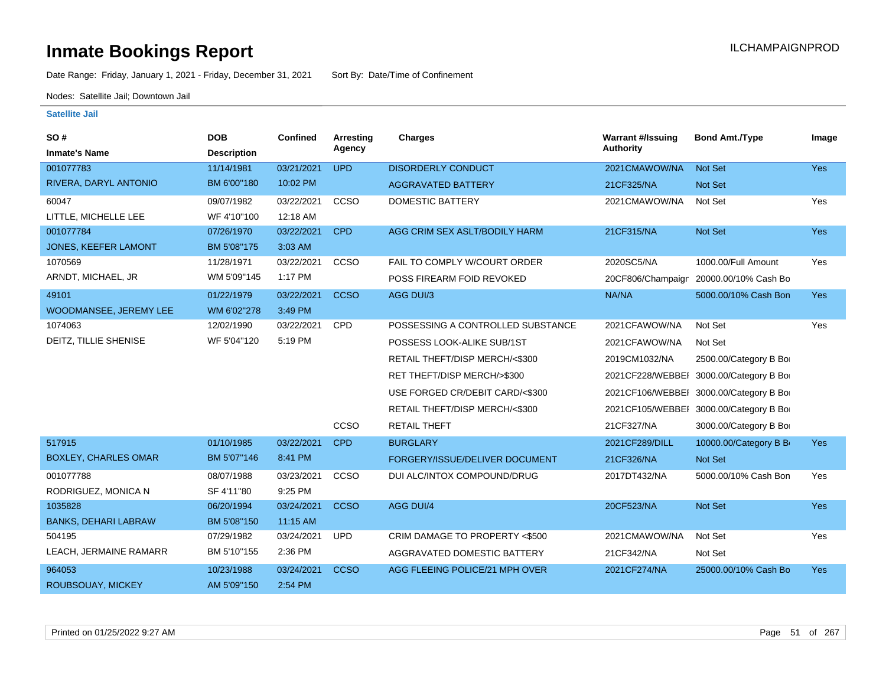# Inmate Bookings Report

ILCHAMPAIGNPROD

Date Range: Friday, January 1, 2021 - Friday, December 31, 2021    Sort By: Date/Time of Confinement

Nodes: Satellite Jail; Downtown Jail

### Satellite Jail

| SO # / Inmate's Name | DOB / Description | Confined | Arresting Agency | Charges | Warrant #/Issuing Authority | Bond Amt./Type | Image |
|---|---|---|---|---|---|---|---|
| 001077783 | 11/14/1981 | 03/21/2021 | UPD | DISORDERLY CONDUCT | 2021CMAWOW/NA | Not Set | Yes |
| RIVERA, DARYL ANTONIO | BM 6'00"180 | 10:02 PM | | AGGRAVATED BATTERY | 21CF325/NA | Not Set | |
| 60047 | 09/07/1982 | 03/22/2021 | CCSO | DOMESTIC BATTERY | 2021CMAWOW/NA | Not Set | Yes |
| LITTLE, MICHELLE LEE | WF 4'10"100 | 12:18 AM | | | | | |
| 001077784 | 07/26/1970 | 03/22/2021 | CPD | AGG CRIM SEX ASLT/BODILY HARM | 21CF315/NA | Not Set | Yes |
| JONES, KEEFER LAMONT | BM 5'08"175 | 3:03 AM | | | | | |
| 1070569 | 11/28/1971 | 03/22/2021 | CCSO | FAIL TO COMPLY W/COURT ORDER | 2020SC5/NA | 1000.00/Full Amount | Yes |
| ARNDT, MICHAEL, JR | WM 5'09"145 | 1:17 PM | | POSS FIREARM FOID REVOKED | 20CF806/Champaign | 20000.00/10% Cash Bo | |
| 49101 | 01/22/1979 | 03/22/2021 | CCSO | AGG DUI/3 | NA/NA | 5000.00/10% Cash Bon | Yes |
| WOODMANSEE, JEREMY LEE | WM 6'02"278 | 3:49 PM | | | | | |
| 1074063 | 12/02/1990 | 03/22/2021 | CPD | POSSESSING A CONTROLLED SUBSTANCE | 2021CFAWOW/NA | Not Set | Yes |
| DEITZ, TILLIE SHENISE | WF 5'04"120 | 5:19 PM | | POSSESS LOOK-ALIKE SUB/1ST | 2021CFAWOW/NA | Not Set | |
| | | | | RETAIL THEFT/DISP MERCH/<$300 | 2019CM1032/NA | 2500.00/Category B Bo | |
| | | | | RET THEFT/DISP MERCH/>$300 | 2021CF228/WEBBEI | 3000.00/Category B Bo | |
| | | | | USE FORGED CR/DEBIT CARD/<$300 | 2021CF106/WEBBEI | 3000.00/Category B Bo | |
| | | | | RETAIL THEFT/DISP MERCH/<$300 | 2021CF105/WEBBEI | 3000.00/Category B Bo | |
| | | | CCSO | RETAIL THEFT | 21CF327/NA | 3000.00/Category B Bo | |
| 517915 | 01/10/1985 | 03/22/2021 | CPD | BURGLARY | 2021CF289/DILL | 10000.00/Category B B | Yes |
| BOXLEY, CHARLES OMAR | BM 5'07"146 | 8:41 PM | | FORGERY/ISSUE/DELIVER DOCUMENT | 21CF326/NA | Not Set | |
| 001077788 | 08/07/1988 | 03/23/2021 | CCSO | DUI ALC/INTOX COMPOUND/DRUG | 2017DT432/NA | 5000.00/10% Cash Bon | Yes |
| RODRIGUEZ, MONICA N | SF 4'11"80 | 9:25 PM | | | | | |
| 1035828 | 06/20/1994 | 03/24/2021 | CCSO | AGG DUI/4 | 20CF523/NA | Not Set | Yes |
| BANKS, DEHARI LABRAW | BM 5'08"150 | 11:15 AM | | | | | |
| 504195 | 07/29/1982 | 03/24/2021 | UPD | CRIM DAMAGE TO PROPERTY <$500 | 2021CMAWOW/NA | Not Set | Yes |
| LEACH, JERMAINE RAMARR | BM 5'10"155 | 2:36 PM | | AGGRAVATED DOMESTIC BATTERY | 21CF342/NA | Not Set | |
| 964053 | 10/23/1988 | 03/24/2021 | CCSO | AGG FLEEING POLICE/21 MPH OVER | 2021CF274/NA | 25000.00/10% Cash Bo | Yes |
| ROUBSOUAY, MICKEY | AM 5'09"150 | 2:54 PM | | | | | |

Printed on 01/25/2022 9:27 AM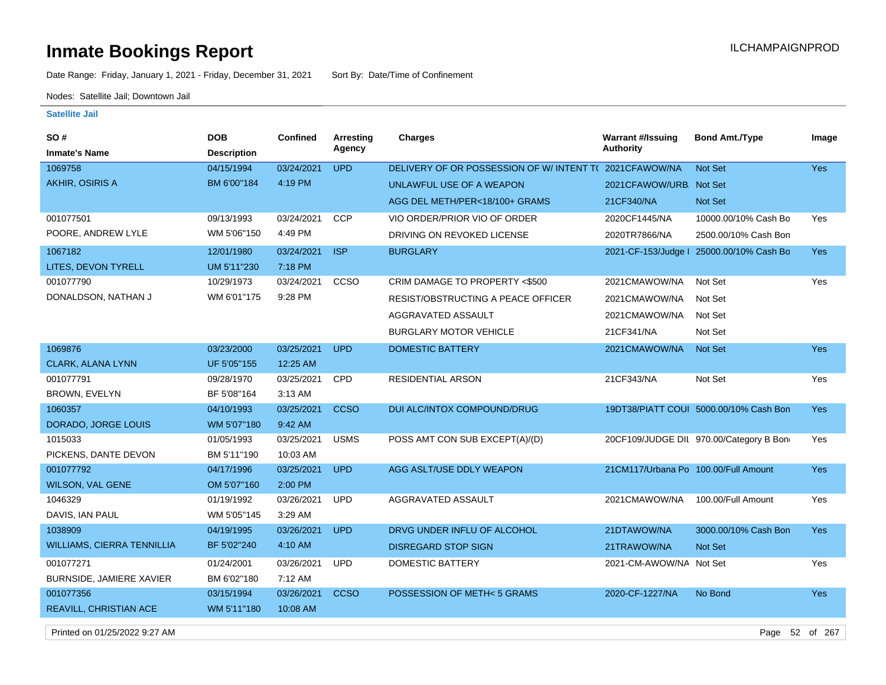# Inmate Bookings Report

ILCHAMPAIGNPROD

Date Range: Friday, January 1, 2021 - Friday, December 31, 2021 Sort By: Date/Time of Confinement

Nodes: Satellite Jail; Downtown Jail

**Satellite Jail**

| SO # / Inmate's Name | DOB / Description | Confined | Arresting Agency | Charges | Warrant #/Issuing Authority | Bond Amt./Type | Image |
|---|---|---|---|---|---|---|---|
| 1069758 | 04/15/1994 | 03/24/2021 | UPD | DELIVERY OF OR POSSESSION OF W/ INTENT T( | 2021CFAWOW/NA | Not Set | Yes |
| AKHIR, OSIRIS A | BM 6'00"184 | 4:19 PM | | UNLAWFUL USE OF A WEAPON | 2021CFAWOW/URB | Not Set | |
| | | | | AGG DEL METH/PER<18/100+ GRAMS | 21CF340/NA | Not Set | |
| 001077501 | 09/13/1993 | 03/24/2021 | CCP | VIO ORDER/PRIOR VIO OF ORDER | 2020CF1445/NA | 10000.00/10% Cash Bo | Yes |
| POORE, ANDREW LYLE | WM 5'06"150 | 4:49 PM | | DRIVING ON REVOKED LICENSE | 2020TR7866/NA | 2500.00/10% Cash Bon | |
| 1067182 | 12/01/1980 | 03/24/2021 | ISP | BURGLARY | 2021-CF-153/Judge I | 25000.00/10% Cash Bo | Yes |
| LITES, DEVON TYRELL | UM 5'11"230 | 7:18 PM | | | | | |
| 001077790 | 10/29/1973 | 03/24/2021 | CCSO | CRIM DAMAGE TO PROPERTY <$500 | 2021CMAWOW/NA | Not Set | Yes |
| DONALDSON, NATHAN J | WM 6'01"175 | 9:28 PM | | RESIST/OBSTRUCTING A PEACE OFFICER | 2021CMAWOW/NA | Not Set | |
| | | | | AGGRAVATED ASSAULT | 2021CMAWOW/NA | Not Set | |
| | | | | BURGLARY MOTOR VEHICLE | 21CF341/NA | Not Set | |
| 1069876 | 03/23/2000 | 03/25/2021 | UPD | DOMESTIC BATTERY | 2021CMAWOW/NA | Not Set | Yes |
| CLARK, ALANA LYNN | UF 5'05"155 | 12:25 AM | | | | | |
| 001077791 | 09/28/1970 | 03/25/2021 | CPD | RESIDENTIAL ARSON | 21CF343/NA | Not Set | Yes |
| BROWN, EVELYN | BF 5'08"164 | 3:13 AM | | | | | |
| 1060357 | 04/10/1993 | 03/25/2021 | CCSO | DUI ALC/INTOX COMPOUND/DRUG | 19DT38/PIATT COUI | 5000.00/10% Cash Bon | Yes |
| DORADO, JORGE LOUIS | WM 5'07"180 | 9:42 AM | | | | | |
| 1015033 | 01/05/1993 | 03/25/2021 | USMS | POSS AMT CON SUB EXCEPT(A)/(D) | 20CF109/JUDGE DII | 970.00/Category B Bon | Yes |
| PICKENS, DANTE DEVON | BM 5'11"190 | 10:03 AM | | | | | |
| 001077792 | 04/17/1996 | 03/25/2021 | UPD | AGG ASLT/USE DDLY WEAPON | 21CM117/Urbana Po | 100.00/Full Amount | Yes |
| WILSON, VAL GENE | OM 5'07"160 | 2:00 PM | | | | | |
| 1046329 | 01/19/1992 | 03/26/2021 | UPD | AGGRAVATED ASSAULT | 2021CMAWOW/NA | 100.00/Full Amount | Yes |
| DAVIS, IAN PAUL | WM 5'05"145 | 3:29 AM | | | | | |
| 1038909 | 04/19/1995 | 03/26/2021 | UPD | DRVG UNDER INFLU OF ALCOHOL | 21DTAWOW/NA | 3000.00/10% Cash Bon | Yes |
| WILLIAMS, CIERRA TENNILLIA | BF 5'02"240 | 4:10 AM | | DISREGARD STOP SIGN | 21TRAWOW/NA | Not Set | |
| 001077271 | 01/24/2001 | 03/26/2021 | UPD | DOMESTIC BATTERY | 2021-CM-AWOW/NA | Not Set | Yes |
| BURNSIDE, JAMIERE XAVIER | BM 6'02"180 | 7:12 AM | | | | | |
| 001077356 | 03/15/1994 | 03/26/2021 | CCSO | POSSESSION OF METH< 5 GRAMS | 2020-CF-1227/NA | No Bond | Yes |
| REAVILL, CHRISTIAN ACE | WM 5'11"180 | 10:08 AM | | | | | |

Printed on 01/25/2022 9:27 AM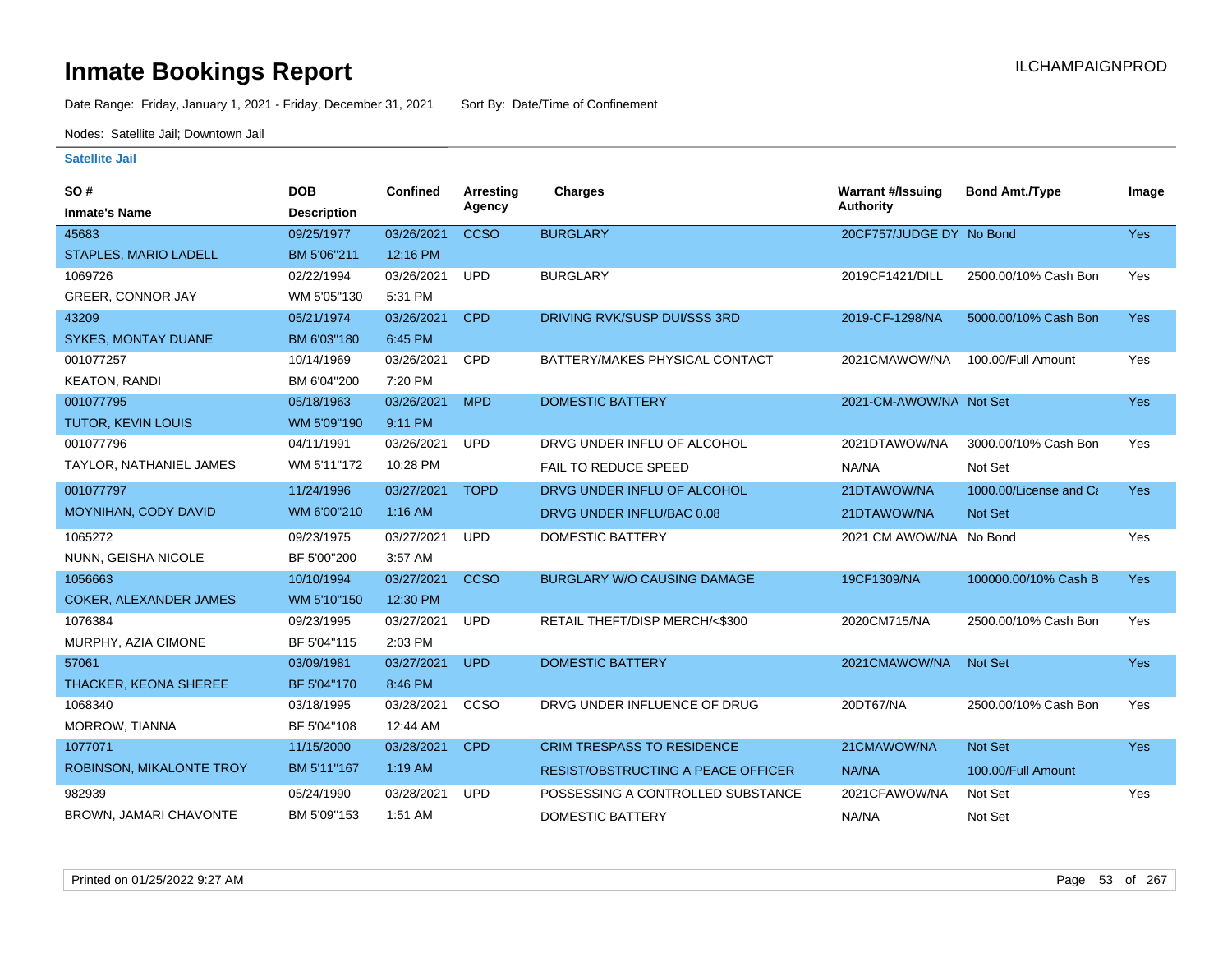# Inmate Bookings Report

ILCHAMPAIGNPROD

Date Range: Friday, January 1, 2021 - Friday, December 31, 2021 Sort By: Date/Time of Confinement

Nodes: Satellite Jail; Downtown Jail

### Satellite Jail

| SO # / Inmate's Name | DOB / Description | Confined | Arresting Agency | Charges | Warrant #/Issuing Authority | Bond Amt./Type | Image |
|---|---|---|---|---|---|---|---|
| 45683 STAPLES, MARIO LADELL | 09/25/1977 BM 5'06"211 | 03/26/2021 12:16 PM | CCSO | BURGLARY | 20CF757/JUDGE DY | No Bond | Yes |
| 1069726 GREER, CONNOR JAY | 02/22/1994 WM 5'05"130 | 03/26/2021 5:31 PM | UPD | BURGLARY | 2019CF1421/DILL | 2500.00/10% Cash Bon | Yes |
| 43209 SYKES, MONTAY DUANE | 05/21/1974 BM 6'03"180 | 03/26/2021 6:45 PM | CPD | DRIVING RVK/SUSP DUI/SSS 3RD | 2019-CF-1298/NA | 5000.00/10% Cash Bon | Yes |
| 001077257 KEATON, RANDI | 10/14/1969 BM 6'04"200 | 03/26/2021 7:20 PM | CPD | BATTERY/MAKES PHYSICAL CONTACT | 2021CMAWOW/NA | 100.00/Full Amount | Yes |
| 001077795 TUTOR, KEVIN LOUIS | 05/18/1963 WM 5'09"190 | 03/26/2021 9:11 PM | MPD | DOMESTIC BATTERY | 2021-CM-AWOW/NA | Not Set | Yes |
| 001077796 TAYLOR, NATHANIEL JAMES | 04/11/1991 WM 5'11"172 | 03/26/2021 10:28 PM | UPD | DRVG UNDER INFLU OF ALCOHOL | 2021DTAWOW/NA | 3000.00/10% Cash Bon | Yes |
| | | | | FAIL TO REDUCE SPEED | NA/NA | Not Set | |
| 001077797 MOYNIHAN, CODY DAVID | 11/24/1996 WM 6'00"210 | 03/27/2021 1:16 AM | TOPD | DRVG UNDER INFLU OF ALCOHOL | 21DTAWOW/NA | 1000.00/License and Ca | Yes |
| | | | | DRVG UNDER INFLU/BAC 0.08 | 21DTAWOW/NA | Not Set | |
| 1065272 NUNN, GEISHA NICOLE | 09/23/1975 BF 5'00"200 | 03/27/2021 3:57 AM | UPD | DOMESTIC BATTERY | 2021 CM AWOW/NA | No Bond | Yes |
| 1056663 COKER, ALEXANDER JAMES | 10/10/1994 WM 5'10"150 | 03/27/2021 12:30 PM | CCSO | BURGLARY W/O CAUSING DAMAGE | 19CF1309/NA | 100000.00/10% Cash B | Yes |
| 1076384 MURPHY, AZIA CIMONE | 09/23/1995 BF 5'04"115 | 03/27/2021 2:03 PM | UPD | RETAIL THEFT/DISP MERCH/<$300 | 2020CM715/NA | 2500.00/10% Cash Bon | Yes |
| 57061 THACKER, KEONA SHEREE | 03/09/1981 BF 5'04"170 | 03/27/2021 8:46 PM | UPD | DOMESTIC BATTERY | 2021CMAWOW/NA | Not Set | Yes |
| 1068340 MORROW, TIANNA | 03/18/1995 BF 5'04"108 | 03/28/2021 12:44 AM | CCSO | DRVG UNDER INFLUENCE OF DRUG | 20DT67/NA | 2500.00/10% Cash Bon | Yes |
| 1077071 ROBINSON, MIKALONTE TROY | 11/15/2000 BM 5'11"167 | 03/28/2021 1:19 AM | CPD | CRIM TRESPASS TO RESIDENCE | 21CMAWOW/NA | Not Set | Yes |
| | | | | RESIST/OBSTRUCTING A PEACE OFFICER | NA/NA | 100.00/Full Amount | |
| 982939 BROWN, JAMARI CHAVONTE | 05/24/1990 BM 5'09"153 | 03/28/2021 1:51 AM | UPD | POSSESSING A CONTROLLED SUBSTANCE | 2021CFAWOW/NA | Not Set | Yes |
| | | | | DOMESTIC BATTERY | NA/NA | Not Set | |

Printed on 01/25/2022 9:27 AM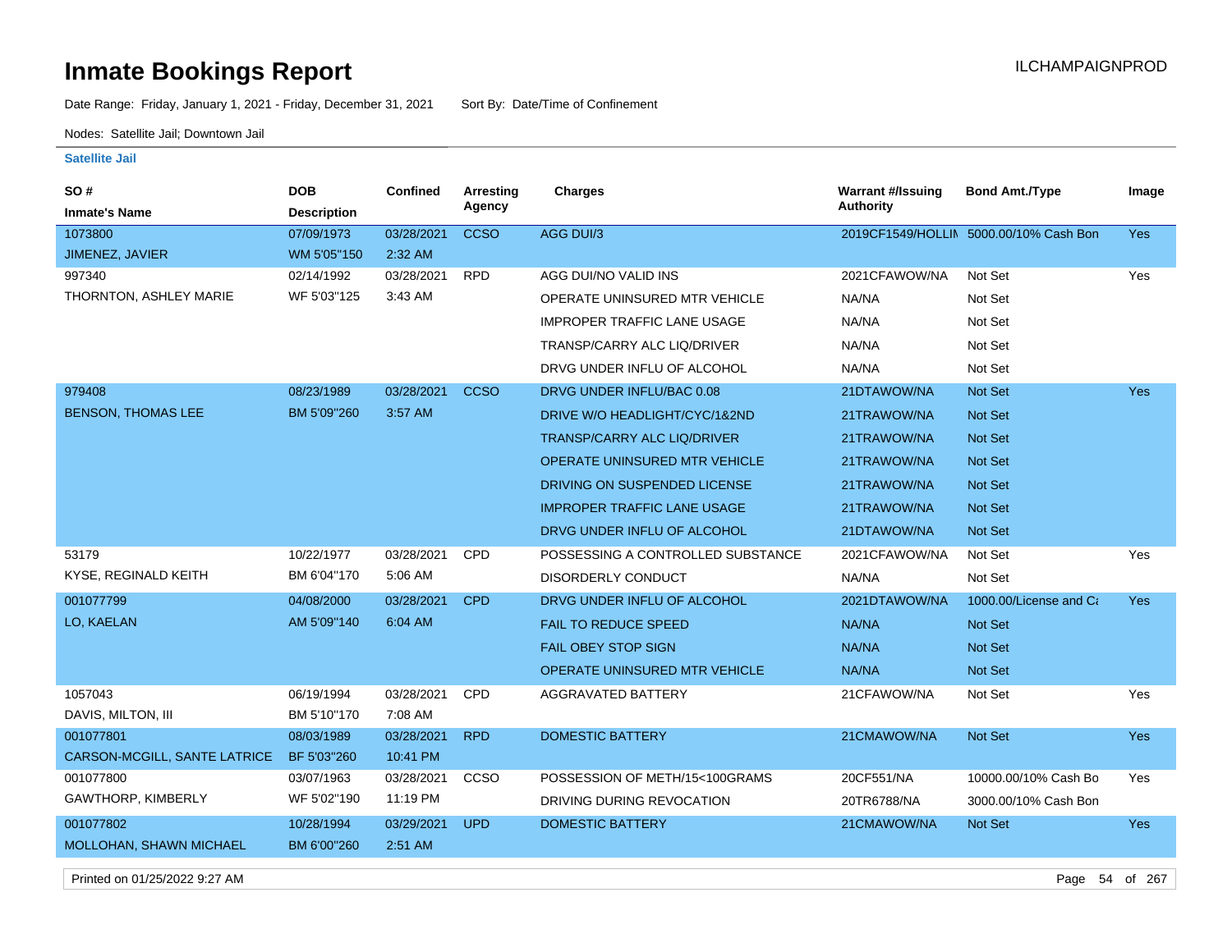# Inmate Bookings Report

ILCHAMPAIGNPROD

Date Range: Friday, January 1, 2021 - Friday, December 31, 2021 Sort By: Date/Time of Confinement

Nodes: Satellite Jail; Downtown Jail

**Satellite Jail**

| SO # / Inmate's Name | DOB / Description | Confined | Arresting Agency | Charges | Warrant #/Issuing Authority | Bond Amt./Type | Image |
|---|---|---|---|---|---|---|---|
| 1073800 JIMENEZ, JAVIER | 07/09/1973 WM 5'05"150 | 03/28/2021 2:32 AM | CCSO | AGG DUI/3 | 2019CF1549/HOLLIN | 5000.00/10% Cash Bon | Yes |
| 997340 THORNTON, ASHLEY MARIE | 02/14/1992 WF 5'03"125 | 03/28/2021 3:43 AM | RPD | AGG DUI/NO VALID INS | 2021CFAWOW/NA | Not Set | Yes |
| | | | | OPERATE UNINSURED MTR VEHICLE | NA/NA | Not Set | |
| | | | | IMPROPER TRAFFIC LANE USAGE | NA/NA | Not Set | |
| | | | | TRANSP/CARRY ALC LIQ/DRIVER | NA/NA | Not Set | |
| | | | | DRVG UNDER INFLU OF ALCOHOL | NA/NA | Not Set | |
| 979408 BENSON, THOMAS LEE | 08/23/1989 BM 5'09"260 | 03/28/2021 3:57 AM | CCSO | DRVG UNDER INFLU/BAC 0.08 | 21DTAWOW/NA | Not Set | Yes |
| | | | | DRIVE W/O HEADLIGHT/CYC/1&2ND | 21TRAWOW/NA | Not Set | |
| | | | | TRANSP/CARRY ALC LIQ/DRIVER | 21TRAWOW/NA | Not Set | |
| | | | | OPERATE UNINSURED MTR VEHICLE | 21TRAWOW/NA | Not Set | |
| | | | | DRIVING ON SUSPENDED LICENSE | 21TRAWOW/NA | Not Set | |
| | | | | IMPROPER TRAFFIC LANE USAGE | 21TRAWOW/NA | Not Set | |
| | | | | DRVG UNDER INFLU OF ALCOHOL | 21DTAWOW/NA | Not Set | |
| 53179 KYSE, REGINALD KEITH | 10/22/1977 BM 6'04"170 | 03/28/2021 5:06 AM | CPD | POSSESSING A CONTROLLED SUBSTANCE | 2021CFAWOW/NA | Not Set | Yes |
| | | | | DISORDERLY CONDUCT | NA/NA | Not Set | |
| 001077799 LO, KAELAN | 04/08/2000 AM 5'09"140 | 03/28/2021 6:04 AM | CPD | DRVG UNDER INFLU OF ALCOHOL | 2021DTAWOW/NA | 1000.00/License and Ca | Yes |
| | | | | FAIL TO REDUCE SPEED | NA/NA | Not Set | |
| | | | | FAIL OBEY STOP SIGN | NA/NA | Not Set | |
| | | | | OPERATE UNINSURED MTR VEHICLE | NA/NA | Not Set | |
| 1057043 DAVIS, MILTON, III | 06/19/1994 BM 5'10"170 | 03/28/2021 7:08 AM | CPD | AGGRAVATED BATTERY | 21CFAWOW/NA | Not Set | Yes |
| 001077801 CARSON-MCGILL, SANTE LATRICE | 08/03/1989 BF 5'03"260 | 03/28/2021 10:41 PM | RPD | DOMESTIC BATTERY | 21CMAWOW/NA | Not Set | Yes |
| 001077800 GAWTHORP, KIMBERLY | 03/07/1963 WF 5'02"190 | 03/28/2021 11:19 PM | CCSO | POSSESSION OF METH/15<100GRAMS | 20CF551/NA | 10000.00/10% Cash Bo | Yes |
| | | | | DRIVING DURING REVOCATION | 20TR6788/NA | 3000.00/10% Cash Bon | |
| 001077802 MOLLOHAN, SHAWN MICHAEL | 10/28/1994 BM 6'00"260 | 03/29/2021 2:51 AM | UPD | DOMESTIC BATTERY | 21CMAWOW/NA | Not Set | Yes |

Printed on 01/25/2022 9:27 AM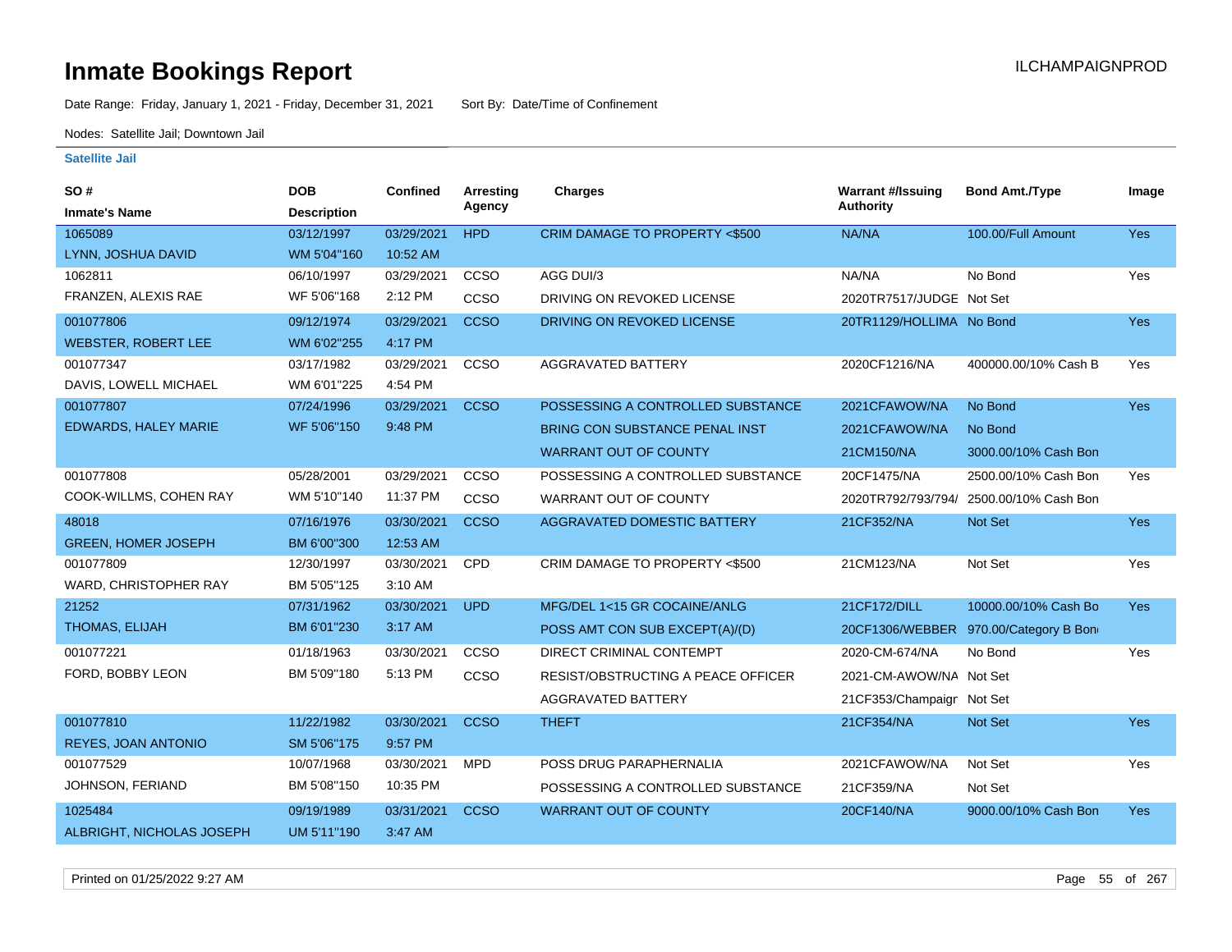# Inmate Bookings Report

ILCHAMPAIGNPROD

Date Range: Friday, January 1, 2021 - Friday, December 31, 2021 Sort By: Date/Time of Confinement

Nodes: Satellite Jail; Downtown Jail

**Satellite Jail**

| SO # / Inmate's Name | DOB / Description | Confined | Arresting Agency | Charges | Warrant #/Issuing Authority | Bond Amt./Type | Image |
|---|---|---|---|---|---|---|---|
| 1065089 | 03/12/1997 | 03/29/2021 | HPD | CRIM DAMAGE TO PROPERTY <$500 | NA/NA | 100.00/Full Amount | Yes |
| LYNN, JOSHUA DAVID | WM 5'04"160 | 10:52 AM | | | | | |
| 1062811 | 06/10/1997 | 03/29/2021 | CCSO | AGG DUI/3 | NA/NA | No Bond | Yes |
| FRANZEN, ALEXIS RAE | WF 5'06"168 | 2:12 PM | CCSO | DRIVING ON REVOKED LICENSE | 2020TR7517/JUDGE | Not Set | |
| 001077806 | 09/12/1974 | 03/29/2021 | CCSO | DRIVING ON REVOKED LICENSE | 20TR1129/HOLLIMA | No Bond | Yes |
| WEBSTER, ROBERT LEE | WM 6'02"255 | 4:17 PM | | | | | |
| 001077347 | 03/17/1982 | 03/29/2021 | CCSO | AGGRAVATED BATTERY | 2020CF1216/NA | 400000.00/10% Cash B | Yes |
| DAVIS, LOWELL MICHAEL | WM 6'01"225 | 4:54 PM | | | | | |
| 001077807 | 07/24/1996 | 03/29/2021 | CCSO | POSSESSING A CONTROLLED SUBSTANCE | 2021CFAWOW/NA | No Bond | Yes |
| EDWARDS, HALEY MARIE | WF 5'06"150 | 9:48 PM | | BRING CON SUBSTANCE PENAL INST | 2021CFAWOW/NA | No Bond | |
| | | | | WARRANT OUT OF COUNTY | 21CM150/NA | 3000.00/10% Cash Bon | |
| 001077808 | 05/28/2001 | 03/29/2021 | CCSO | POSSESSING A CONTROLLED SUBSTANCE | 20CF1475/NA | 2500.00/10% Cash Bon | Yes |
| COOK-WILLMS, COHEN RAY | WM 5'10"140 | 11:37 PM | CCSO | WARRANT OUT OF COUNTY | 2020TR792/793/794/ | 2500.00/10% Cash Bon | |
| 48018 | 07/16/1976 | 03/30/2021 | CCSO | AGGRAVATED DOMESTIC BATTERY | 21CF352/NA | Not Set | Yes |
| GREEN, HOMER JOSEPH | BM 6'00"300 | 12:53 AM | | | | | |
| 001077809 | 12/30/1997 | 03/30/2021 | CPD | CRIM DAMAGE TO PROPERTY <$500 | 21CM123/NA | Not Set | Yes |
| WARD, CHRISTOPHER RAY | BM 5'05"125 | 3:10 AM | | | | | |
| 21252 | 07/31/1962 | 03/30/2021 | UPD | MFG/DEL 1<15 GR COCAINE/ANLG | 21CF172/DILL | 10000.00/10% Cash Bo | Yes |
| THOMAS, ELIJAH | BM 6'01"230 | 3:17 AM | | POSS AMT CON SUB EXCEPT(A)/(D) | 20CF1306/WEBBER | 970.00/Category B Bon | |
| 001077221 | 01/18/1963 | 03/30/2021 | CCSO | DIRECT CRIMINAL CONTEMPT | 2020-CM-674/NA | No Bond | Yes |
| FORD, BOBBY LEON | BM 5'09"180 | 5:13 PM | CCSO | RESIST/OBSTRUCTING A PEACE OFFICER | 2021-CM-AWOW/NA | Not Set | |
| | | | | AGGRAVATED BATTERY | 21CF353/Champaign | Not Set | |
| 001077810 | 11/22/1982 | 03/30/2021 | CCSO | THEFT | 21CF354/NA | Not Set | Yes |
| REYES, JOAN ANTONIO | SM 5'06"175 | 9:57 PM | | | | | |
| 001077529 | 10/07/1968 | 03/30/2021 | MPD | POSS DRUG PARAPHERNALIA | 2021CFAWOW/NA | Not Set | Yes |
| JOHNSON, FERIAND | BM 5'08"150 | 10:35 PM | | POSSESSING A CONTROLLED SUBSTANCE | 21CF359/NA | Not Set | |
| 1025484 | 09/19/1989 | 03/31/2021 | CCSO | WARRANT OUT OF COUNTY | 20CF140/NA | 9000.00/10% Cash Bon | Yes |
| ALBRIGHT, NICHOLAS JOSEPH | UM 5'11"190 | 3:47 AM | | | | | |

Printed on 01/25/2022 9:27 AM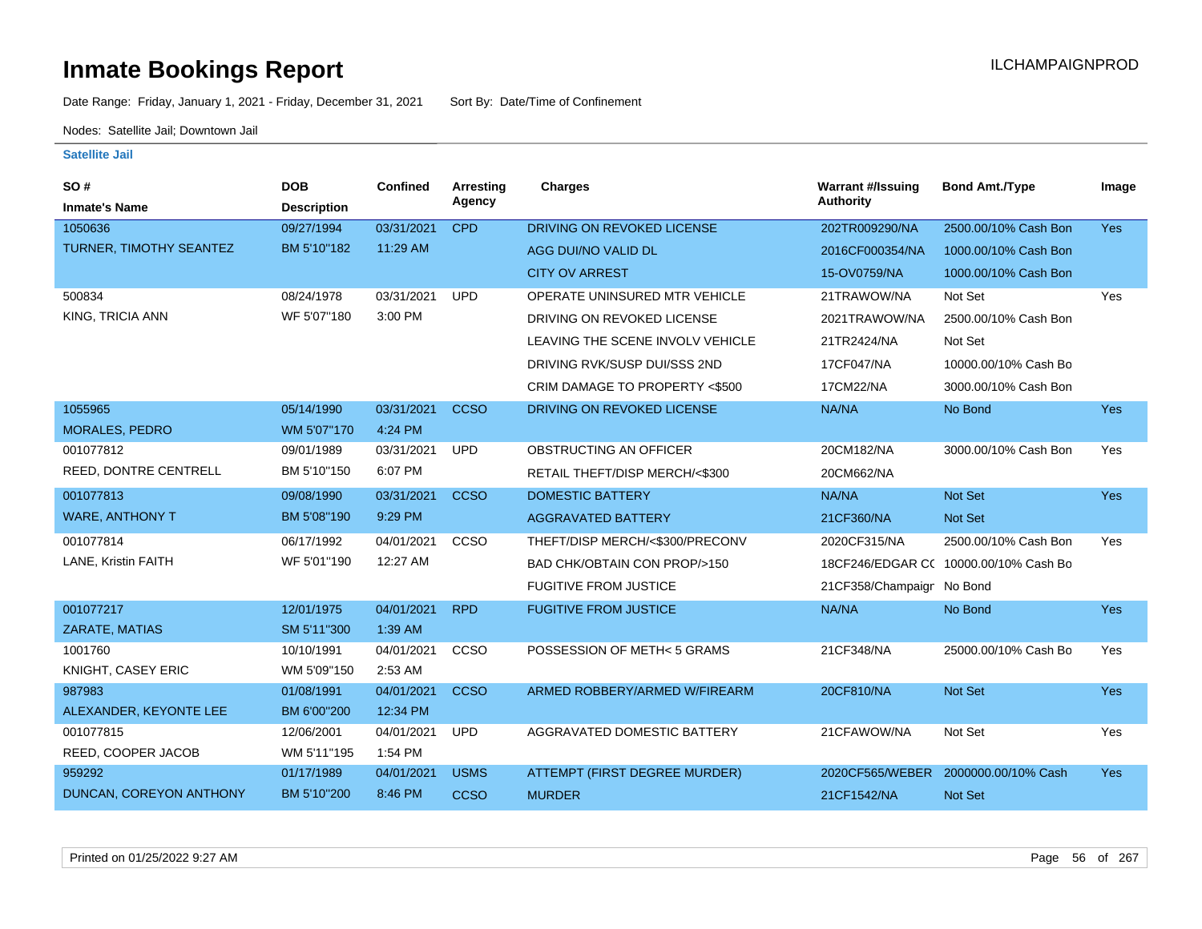# Inmate Bookings Report

ILCHAMPAIGNPROD

Date Range: Friday, January 1, 2021 - Friday, December 31, 2021    Sort By: Date/Time of Confinement

Nodes: Satellite Jail; Downtown Jail

**Satellite Jail**

| SO # / Inmate's Name | DOB / Description | Confined | Arresting Agency | Charges | Warrant #/Issuing Authority | Bond Amt./Type | Image |
|---|---|---|---|---|---|---|---|
| 1050636 | 09/27/1994 | 03/31/2021 | CPD | DRIVING ON REVOKED LICENSE | 202TR009290/NA | 2500.00/10% Cash Bon | Yes |
| TURNER, TIMOTHY SEANTEZ | BM 5'10"182 | 11:29 AM | | AGG DUI/NO VALID DL | 2016CF000354/NA | 1000.00/10% Cash Bon | |
| | | | | CITY OV ARREST | 15-OV0759/NA | 1000.00/10% Cash Bon | |
| 500834 | 08/24/1978 | 03/31/2021 | UPD | OPERATE UNINSURED MTR VEHICLE | 21TRAWOW/NA | Not Set | Yes |
| KING, TRICIA ANN | WF 5'07"180 | 3:00 PM | | DRIVING ON REVOKED LICENSE | 2021TRAWOW/NA | 2500.00/10% Cash Bon | |
| | | | | LEAVING THE SCENE INVOLV VEHICLE | 21TR2424/NA | Not Set | |
| | | | | DRIVING RVK/SUSP DUI/SSS 2ND | 17CF047/NA | 10000.00/10% Cash Bo | |
| | | | | CRIM DAMAGE TO PROPERTY <$500 | 17CM22/NA | 3000.00/10% Cash Bon | |
| 1055965 | 05/14/1990 | 03/31/2021 | CCSO | DRIVING ON REVOKED LICENSE | NA/NA | No Bond | Yes |
| MORALES, PEDRO | WM 5'07"170 | 4:24 PM | | | | | |
| 001077812 | 09/01/1989 | 03/31/2021 | UPD | OBSTRUCTING AN OFFICER | 20CM182/NA | 3000.00/10% Cash Bon | Yes |
| REED, DONTRE CENTRELL | BM 5'10"150 | 6:07 PM | | RETAIL THEFT/DISP MERCH/<$300 | 20CM662/NA | | |
| 001077813 | 09/08/1990 | 03/31/2021 | CCSO | DOMESTIC BATTERY | NA/NA | Not Set | Yes |
| WARE, ANTHONY T | BM 5'08"190 | 9:29 PM | | AGGRAVATED BATTERY | 21CF360/NA | Not Set | |
| 001077814 | 06/17/1992 | 04/01/2021 | CCSO | THEFT/DISP MERCH/<$300/PRECONV | 2020CF315/NA | 2500.00/10% Cash Bon | Yes |
| LANE, Kristin FAITH | WF 5'01"190 | 12:27 AM | | BAD CHK/OBTAIN CON PROP/>150 | 18CF246/EDGAR C( | 10000.00/10% Cash Bo | |
| | | | | FUGITIVE FROM JUSTICE | 21CF358/Champaigr | No Bond | |
| 001077217 | 12/01/1975 | 04/01/2021 | RPD | FUGITIVE FROM JUSTICE | NA/NA | No Bond | Yes |
| ZARATE, MATIAS | SM 5'11"300 | 1:39 AM | | | | | |
| 1001760 | 10/10/1991 | 04/01/2021 | CCSO | POSSESSION OF METH< 5 GRAMS | 21CF348/NA | 25000.00/10% Cash Bo | Yes |
| KNIGHT, CASEY ERIC | WM 5'09"150 | 2:53 AM | | | | | |
| 987983 | 01/08/1991 | 04/01/2021 | CCSO | ARMED ROBBERY/ARMED W/FIREARM | 20CF810/NA | Not Set | Yes |
| ALEXANDER, KEYONTE LEE | BM 6'00"200 | 12:34 PM | | | | | |
| 001077815 | 12/06/2001 | 04/01/2021 | UPD | AGGRAVATED DOMESTIC BATTERY | 21CFAWOW/NA | Not Set | Yes |
| REED, COOPER JACOB | WM 5'11"195 | 1:54 PM | | | | | |
| 959292 | 01/17/1989 | 04/01/2021 | USMS | ATTEMPT (FIRST DEGREE MURDER) | 2020CF565/WEBER | 2000000.00/10% Cash | Yes |
| DUNCAN, COREYON ANTHONY | BM 5'10"200 | 8:46 PM | CCSO | MURDER | 21CF1542/NA | Not Set | |

Printed on 01/25/2022 9:27 AM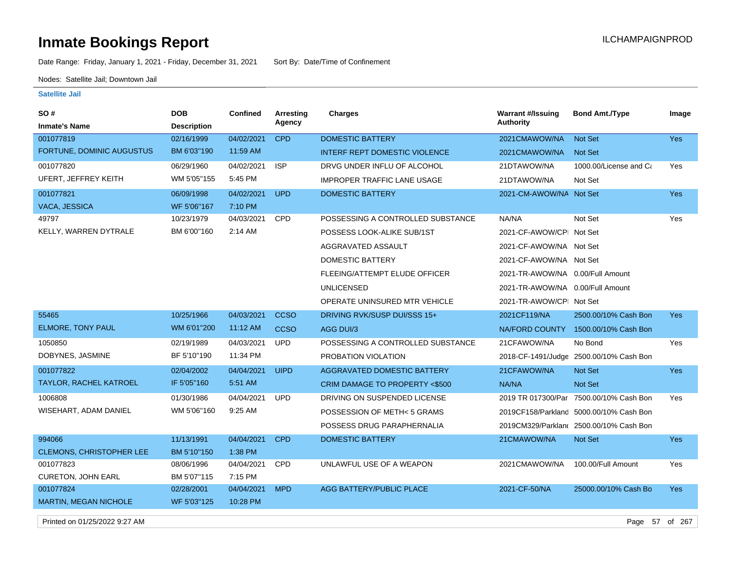# Inmate Bookings Report

ILCHAMPAIGNPROD

Date Range: Friday, January 1, 2021 - Friday, December 31, 2021    Sort By: Date/Time of Confinement

Nodes: Satellite Jail; Downtown Jail

**Satellite Jail**

| SO # / Inmate's Name | DOB / Description | Confined | Arresting Agency | Charges | Warrant #/Issuing Authority | Bond Amt./Type | Image |
|---|---|---|---|---|---|---|---|
| 001077819 | 02/16/1999 | 04/02/2021 | CPD | DOMESTIC BATTERY | 2021CMAWOW/NA | Not Set | Yes |
| FORTUNE, DOMINIC AUGUSTUS | BM 6'03"190 | 11:59 AM | | INTERF REPT DOMESTIC VIOLENCE | 2021CMAWOW/NA | Not Set | |
| 001077820 | 06/29/1960 | 04/02/2021 | ISP | DRVG UNDER INFLU OF ALCOHOL | 21DTAWOW/NA | 1000.00/License and Ca | Yes |
| UFERT, JEFFREY KEITH | WM 5'05"155 | 5:45 PM | | IMPROPER TRAFFIC LANE USAGE | 21DTAWOW/NA | Not Set | |
| 001077821 | 06/09/1998 | 04/02/2021 | UPD | DOMESTIC BATTERY | 2021-CM-AWOW/NA | Not Set | Yes |
| VACA, JESSICA | WF 5'06"167 | 7:10 PM | | | | | |
| 49797 | 10/23/1979 | 04/03/2021 | CPD | POSSESSING A CONTROLLED SUBSTANCE | NA/NA | Not Set | Yes |
| KELLY, WARREN DYTRALE | BM 6'00"160 | 2:14 AM | | POSSESS LOOK-ALIKE SUB/1ST | 2021-CF-AWOW/CPI | Not Set | |
| | | | | AGGRAVATED ASSAULT | 2021-CF-AWOW/NA | Not Set | |
| | | | | DOMESTIC BATTERY | 2021-CF-AWOW/NA | Not Set | |
| | | | | FLEEING/ATTEMPT ELUDE OFFICER | 2021-TR-AWOW/NA | 0.00/Full Amount | |
| | | | | UNLICENSED | 2021-TR-AWOW/NA | 0.00/Full Amount | |
| | | | | OPERATE UNINSURED MTR VEHICLE | 2021-TR-AWOW/CPI | Not Set | |
| 55465 | 10/25/1966 | 04/03/2021 | CCSO | DRIVING RVK/SUSP DUI/SSS 15+ | 2021CF119/NA | 2500.00/10% Cash Bon | Yes |
| ELMORE, TONY PAUL | WM 6'01"200 | 11:12 AM | CCSO | AGG DUI/3 | NA/FORD COUNTY | 1500.00/10% Cash Bon | |
| 1050850 | 02/19/1989 | 04/03/2021 | UPD | POSSESSING A CONTROLLED SUBSTANCE | 21CFAWOW/NA | No Bond | Yes |
| DOBYNES, JASMINE | BF 5'10"190 | 11:34 PM | | PROBATION VIOLATION | 2018-CF-1491/Judge | 2500.00/10% Cash Bon | |
| 001077822 | 02/04/2002 | 04/04/2021 | UIPD | AGGRAVATED DOMESTIC BATTERY | 21CFAWOW/NA | Not Set | Yes |
| TAYLOR, RACHEL KATROEL | IF 5'05"160 | 5:51 AM | | CRIM DAMAGE TO PROPERTY <$500 | NA/NA | Not Set | |
| 1006808 | 01/30/1986 | 04/04/2021 | UPD | DRIVING ON SUSPENDED LICENSE | 2019 TR 017300/Par | 7500.00/10% Cash Bon | Yes |
| WISEHART, ADAM DANIEL | WM 5'06"160 | 9:25 AM | | POSSESSION OF METH< 5 GRAMS | 2019CF158/Parkland | 5000.00/10% Cash Bon | |
| | | | | POSSESS DRUG PARAPHERNALIA | 2019CM329/Parkland | 2500.00/10% Cash Bon | |
| 994066 | 11/13/1991 | 04/04/2021 | CPD | DOMESTIC BATTERY | 21CMAWOW/NA | Not Set | Yes |
| CLEMONS, CHRISTOPHER LEE | BM 5'10"150 | 1:38 PM | | | | | |
| 001077823 | 08/06/1996 | 04/04/2021 | CPD | UNLAWFUL USE OF A WEAPON | 2021CMAWOW/NA | 100.00/Full Amount | Yes |
| CURETON, JOHN EARL | BM 5'07"115 | 7:15 PM | | | | | |
| 001077824 | 02/28/2001 | 04/04/2021 | MPD | AGG BATTERY/PUBLIC PLACE | 2021-CF-50/NA | 25000.00/10% Cash Bo | Yes |
| MARTIN, MEGAN NICHOLE | WF 5'03"125 | 10:28 PM | | | | | |

Printed on 01/25/2022 9:27 AM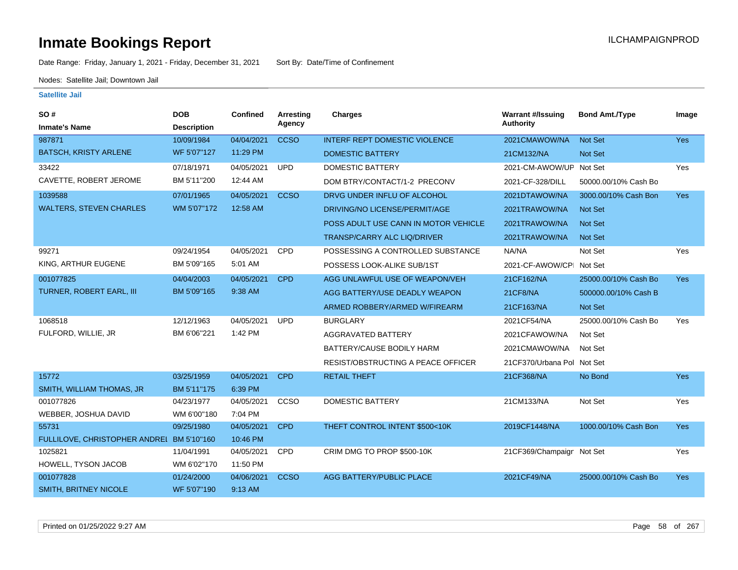# Inmate Bookings Report

Date Range: Friday, January 1, 2021 - Friday, December 31, 2021    Sort By: Date/Time of Confinement

Nodes: Satellite Jail; Downtown Jail

### Satellite Jail

| SO # / Inmate's Name | DOB / Description | Confined | Arresting Agency | Charges | Warrant #/Issuing Authority | Bond Amt./Type | Image |
|---|---|---|---|---|---|---|---|
| 987871 | 10/09/1984 | 04/04/2021 | CCSO | INTERF REPT DOMESTIC VIOLENCE | 2021CMAWOW/NA | Not Set | Yes |
| BATSCH, KRISTY ARLENE | WF 5'07"127 | 11:29 PM | | DOMESTIC BATTERY | 21CM132/NA | Not Set | |
| 33422 | 07/18/1971 | 04/05/2021 | UPD | DOMESTIC BATTERY | 2021-CM-AWOW/UP | Not Set | Yes |
| CAVETTE, ROBERT JEROME | BM 5'11"200 | 12:44 AM | | DOM BTRY/CONTACT/1-2 PRECONV | 2021-CF-328/DILL | 50000.00/10% Cash Bo | |
| 1039588 | 07/01/1965 | 04/05/2021 | CCSO | DRVG UNDER INFLU OF ALCOHOL | 2021DTAWOW/NA | 3000.00/10% Cash Bon | Yes |
| WALTERS, STEVEN CHARLES | WM 5'07"172 | 12:58 AM | | DRIVING/NO LICENSE/PERMIT/AGE | 2021TRAWOW/NA | Not Set | |
| | | | | POSS ADULT USE CANN IN MOTOR VEHICLE | 2021TRAWOW/NA | Not Set | |
| | | | | TRANSP/CARRY ALC LIQ/DRIVER | 2021TRAWOW/NA | Not Set | |
| 99271 | 09/24/1954 | 04/05/2021 | CPD | POSSESSING A CONTROLLED SUBSTANCE | NA/NA | Not Set | Yes |
| KING, ARTHUR EUGENE | BM 5'09"165 | 5:01 AM | | POSSESS LOOK-ALIKE SUB/1ST | 2021-CF-AWOW/CPI | Not Set | |
| 001077825 | 04/04/2003 | 04/05/2021 | CPD | AGG UNLAWFUL USE OF WEAPON/VEH | 21CF162/NA | 25000.00/10% Cash Bo | Yes |
| TURNER, ROBERT EARL, III | BM 5'09"165 | 9:38 AM | | AGG BATTERY/USE DEADLY WEAPON | 21CF8/NA | 500000.00/10% Cash B | |
| | | | | ARMED ROBBERY/ARMED W/FIREARM | 21CF163/NA | Not Set | |
| 1068518 | 12/12/1963 | 04/05/2021 | UPD | BURGLARY | 2021CF54/NA | 25000.00/10% Cash Bo | Yes |
| FULFORD, WILLIE, JR | BM 6'06"221 | 1:42 PM | | AGGRAVATED BATTERY | 2021CFAWOW/NA | Not Set | |
| | | | | BATTERY/CAUSE BODILY HARM | 2021CMAWOW/NA | Not Set | |
| | | | | RESIST/OBSTRUCTING A PEACE OFFICER | 21CF370/Urbana Pol | Not Set | |
| 15772 | 03/25/1959 | 04/05/2021 | CPD | RETAIL THEFT | 21CF368/NA | No Bond | Yes |
| SMITH, WILLIAM THOMAS, JR | BM 5'11"175 | 6:39 PM | | | | | |
| 001077826 | 04/23/1977 | 04/05/2021 | CCSO | DOMESTIC BATTERY | 21CM133/NA | Not Set | Yes |
| WEBBER, JOSHUA DAVID | WM 6'00"180 | 7:04 PM | | | | | |
| 55731 | 09/25/1980 | 04/05/2021 | CPD | THEFT CONTROL INTENT $500<10K | 2019CF1448/NA | 1000.00/10% Cash Bon | Yes |
| FULLILOVE, CHRISTOPHER ANDREI | BM 5'10"160 | 10:46 PM | | | | | |
| 1025821 | 11/04/1991 | 04/05/2021 | CPD | CRIM DMG TO PROP $500-10K | 21CF369/Champaigr | Not Set | Yes |
| HOWELL, TYSON JACOB | WM 6'02"170 | 11:50 PM | | | | | |
| 001077828 | 01/24/2000 | 04/06/2021 | CCSO | AGG BATTERY/PUBLIC PLACE | 2021CF49/NA | 25000.00/10% Cash Bo | Yes |
| SMITH, BRITNEY NICOLE | WF 5'07"190 | 9:13 AM | | | | | |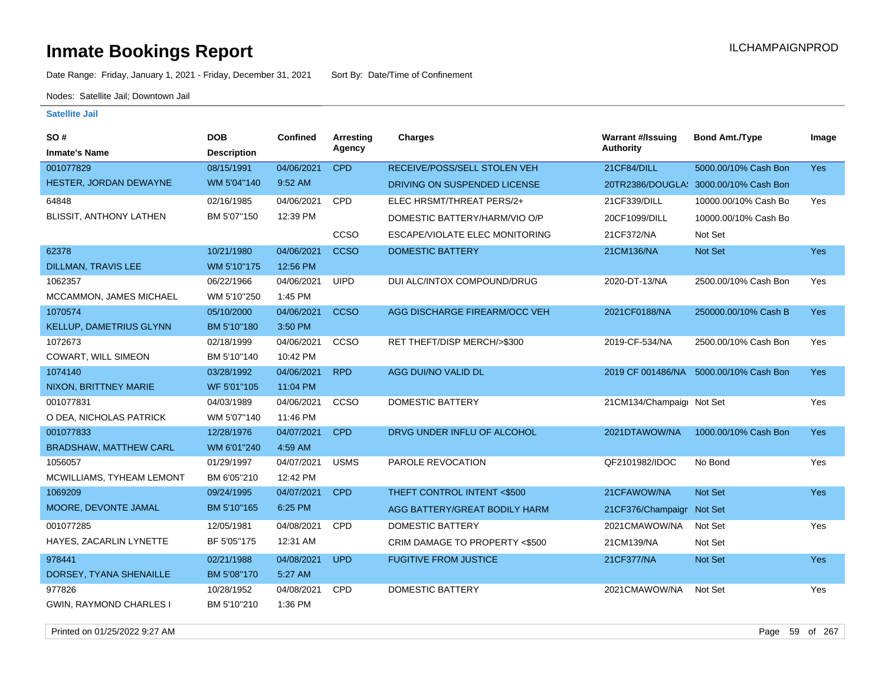# Inmate Bookings Report

ILCHAMPAIGNPROD

Date Range: Friday, January 1, 2021 - Friday, December 31, 2021     Sort By: Date/Time of Confinement

Nodes: Satellite Jail; Downtown Jail

**Satellite Jail**

| SO # / Inmate's Name | DOB / Description | Confined | Arresting Agency | Charges | Warrant #/Issuing Authority | Bond Amt./Type | Image |
|---|---|---|---|---|---|---|---|
| 001077829 | 08/15/1991 | 04/06/2021 | CPD | RECEIVE/POSS/SELL STOLEN VEH | 21CF84/DILL | 5000.00/10% Cash Bon | Yes |
| HESTER, JORDAN DEWAYNE | WM 5'04''140 | 9:52 AM | | DRIVING ON SUSPENDED LICENSE | 20TR2386/DOUGLA: | 3000.00/10% Cash Bon | |
| 64848 | 02/16/1985 | 04/06/2021 | CPD | ELEC HRSMT/THREAT PERS/2+ | 21CF339/DILL | 10000.00/10% Cash Bo | Yes |
| BLISSIT, ANTHONY LATHEN | BM 5'07''150 | 12:39 PM | | DOMESTIC BATTERY/HARM/VIO O/P | 20CF1099/DILL | 10000.00/10% Cash Bo | |
| | | | CCSO | ESCAPE/VIOLATE ELEC MONITORING | 21CF372/NA | Not Set | |
| 62378 | 10/21/1980 | 04/06/2021 | CCSO | DOMESTIC BATTERY | 21CM136/NA | Not Set | Yes |
| DILLMAN, TRAVIS LEE | WM 5'10''175 | 12:56 PM | | | | | |
| 1062357 | 06/22/1966 | 04/06/2021 | UIPD | DUI ALC/INTOX COMPOUND/DRUG | 2020-DT-13/NA | 2500.00/10% Cash Bon | Yes |
| MCCAMMON, JAMES MICHAEL | WM 5'10''250 | 1:45 PM | | | | | |
| 1070574 | 05/10/2000 | 04/06/2021 | CCSO | AGG DISCHARGE FIREARM/OCC VEH | 2021CF0188/NA | 250000.00/10% Cash B | Yes |
| KELLUP, DAMETRIUS GLYNN | BM 5'10''180 | 3:50 PM | | | | | |
| 1072673 | 02/18/1999 | 04/06/2021 | CCSO | RET THEFT/DISP MERCH/>$300 | 2019-CF-534/NA | 2500.00/10% Cash Bon | Yes |
| COWART, WILL SIMEON | BM 5'10''140 | 10:42 PM | | | | | |
| 1074140 | 03/28/1992 | 04/06/2021 | RPD | AGG DUI/NO VALID DL | 2019 CF 001486/NA | 5000.00/10% Cash Bon | Yes |
| NIXON, BRITTNEY MARIE | WF 5'01''105 | 11:04 PM | | | | | |
| 001077831 | 04/03/1989 | 04/06/2021 | CCSO | DOMESTIC BATTERY | 21CM134/Champaigi | Not Set | Yes |
| O DEA, NICHOLAS PATRICK | WM 5'07''140 | 11:46 PM | | | | | |
| 001077833 | 12/28/1976 | 04/07/2021 | CPD | DRVG UNDER INFLU OF ALCOHOL | 2021DTAWOW/NA | 1000.00/10% Cash Bon | Yes |
| BRADSHAW, MATTHEW CARL | WM 6'01''240 | 4:59 AM | | | | | |
| 1056057 | 01/29/1997 | 04/07/2021 | USMS | PAROLE REVOCATION | QF2101982/IDOC | No Bond | Yes |
| MCWILLIAMS, TYHEAM LEMONT | BM 6'05''210 | 12:42 PM | | | | | |
| 1069209 | 09/24/1995 | 04/07/2021 | CPD | THEFT CONTROL INTENT <$500 | 21CFAWOW/NA | Not Set | Yes |
| MOORE, DEVONTE JAMAL | BM 5'10''165 | 6:25 PM | | AGG BATTERY/GREAT BODILY HARM | 21CF376/Champaigr | Not Set | |
| 001077285 | 12/05/1981 | 04/08/2021 | CPD | DOMESTIC BATTERY | 2021CMAWOW/NA | Not Set | Yes |
| HAYES, ZACARLIN LYNETTE | BF 5'05''175 | 12:31 AM | | CRIM DAMAGE TO PROPERTY <$500 | 21CM139/NA | Not Set | |
| 978441 | 02/21/1988 | 04/08/2021 | UPD | FUGITIVE FROM JUSTICE | 21CF377/NA | Not Set | Yes |
| DORSEY, TYANA SHENAILLE | BM 5'08''170 | 5:27 AM | | | | | |
| 977826 | 10/28/1952 | 04/08/2021 | CPD | DOMESTIC BATTERY | 2021CMAWOW/NA | Not Set | Yes |
| GWIN, RAYMOND CHARLES I | BM 5'10''210 | 1:36 PM | | | | | |

Printed on 01/25/2022 9:27 AM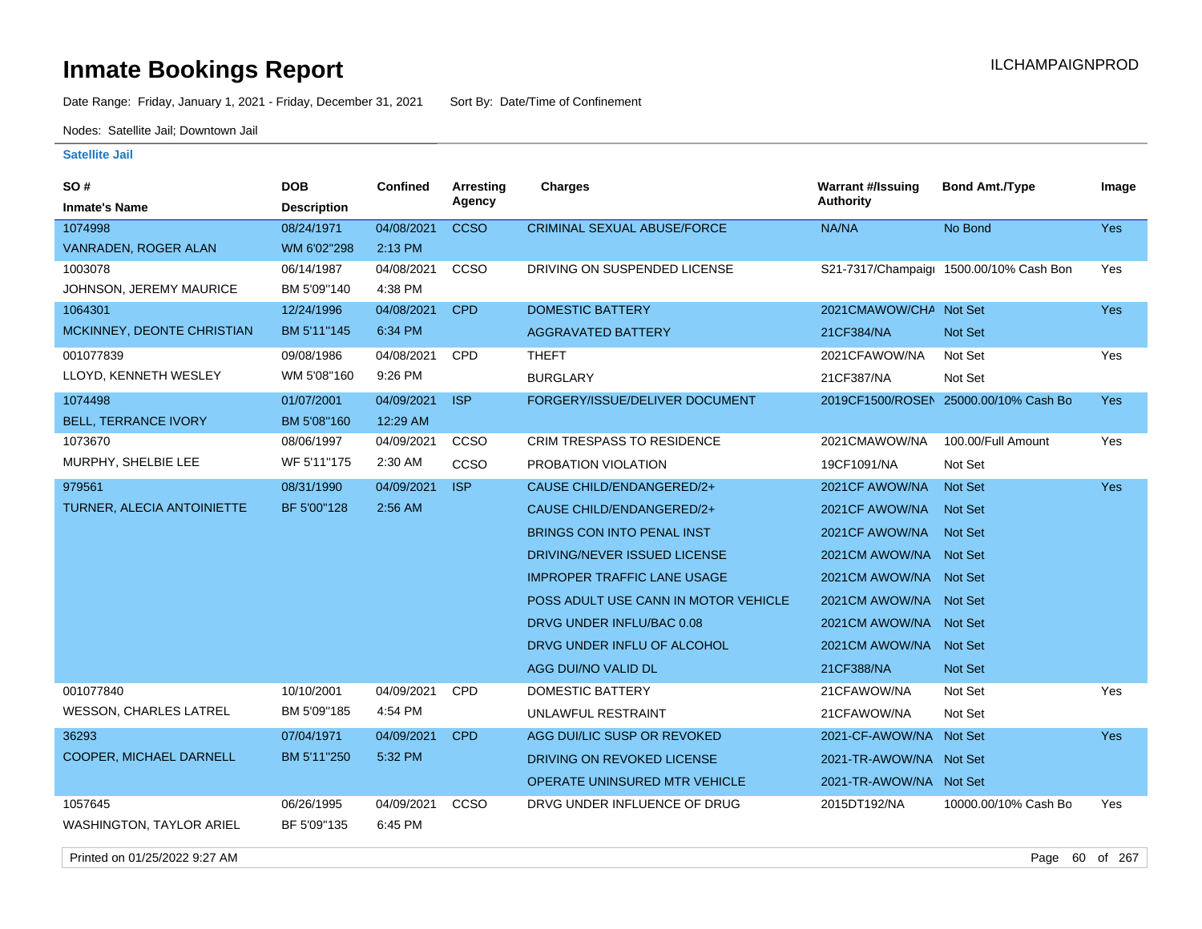# Inmate Bookings Report

ILCHAMPAIGNPROD

Date Range: Friday, January 1, 2021 - Friday, December 31, 2021 Sort By: Date/Time of Confinement

Nodes: Satellite Jail; Downtown Jail

## Satellite Jail

| SO # / Inmate's Name | DOB / Description | Confined | Arresting Agency | Charges | Warrant #/Issuing Authority | Bond Amt./Type | Image |
|---|---|---|---|---|---|---|---|
| 1074998 VANRADEN, ROGER ALAN | 08/24/1971 WM 6'02"298 | 04/08/2021 2:13 PM | CCSO | CRIMINAL SEXUAL ABUSE/FORCE | NA/NA | No Bond | Yes |
| 1003078 JOHNSON, JEREMY MAURICE | 06/14/1987 BM 5'09"140 | 04/08/2021 4:38 PM | CCSO | DRIVING ON SUSPENDED LICENSE | S21-7317/Champaigı | 1500.00/10% Cash Bon | Yes |
| 1064301 MCKINNEY, DEONTE CHRISTIAN | 12/24/1996 BM 5'11"145 | 04/08/2021 6:34 PM | CPD | DOMESTIC BATTERY | 2021CMAWOW/CHA | Not Set | Yes |
| | | | | AGGRAVATED BATTERY | 21CF384/NA | Not Set | |
| 001077839 LLOYD, KENNETH WESLEY | 09/08/1986 WM 5'08"160 | 04/08/2021 9:26 PM | CPD | THEFT | 2021CFAWOW/NA | Not Set | Yes |
| | | | | BURGLARY | 21CF387/NA | Not Set | |
| 1074498 BELL, TERRANCE IVORY | 01/07/2001 BM 5'08"160 | 04/09/2021 12:29 AM | ISP | FORGERY/ISSUE/DELIVER DOCUMENT | 2019CF1500/ROSEN | 25000.00/10% Cash Bo | Yes |
| 1073670 MURPHY, SHELBIE LEE | 08/06/1997 WF 5'11"175 | 04/09/2021 2:30 AM | CCSO | CRIM TRESPASS TO RESIDENCE | 2021CMAWOW/NA | 100.00/Full Amount | Yes |
| | | | CCSO | PROBATION VIOLATION | 19CF1091/NA | Not Set | |
| 979561 TURNER, ALECIA ANTOINIETTE | 08/31/1990 BF 5'00"128 | 04/09/2021 2:56 AM | ISP | CAUSE CHILD/ENDANGERED/2+ | 2021CF AWOW/NA | Not Set | Yes |
| | | | | CAUSE CHILD/ENDANGERED/2+ | 2021CF AWOW/NA | Not Set | |
| | | | | BRINGS CON INTO PENAL INST | 2021CF AWOW/NA | Not Set | |
| | | | | DRIVING/NEVER ISSUED LICENSE | 2021CM AWOW/NA | Not Set | |
| | | | | IMPROPER TRAFFIC LANE USAGE | 2021CM AWOW/NA | Not Set | |
| | | | | POSS ADULT USE CANN IN MOTOR VEHICLE | 2021CM AWOW/NA | Not Set | |
| | | | | DRVG UNDER INFLU/BAC 0.08 | 2021CM AWOW/NA | Not Set | |
| | | | | DRVG UNDER INFLU OF ALCOHOL | 2021CM AWOW/NA | Not Set | |
| | | | | AGG DUI/NO VALID DL | 21CF388/NA | Not Set | |
| 001077840 WESSON, CHARLES LATREL | 10/10/2001 BM 5'09"185 | 04/09/2021 4:54 PM | CPD | DOMESTIC BATTERY | 21CFAWOW/NA | Not Set | Yes |
| | | | | UNLAWFUL RESTRAINT | 21CFAWOW/NA | Not Set | |
| 36293 COOPER, MICHAEL DARNELL | 07/04/1971 BM 5'11"250 | 04/09/2021 5:32 PM | CPD | AGG DUI/LIC SUSP OR REVOKED | 2021-CF-AWOW/NA | Not Set | Yes |
| | | | | DRIVING ON REVOKED LICENSE | 2021-TR-AWOW/NA | Not Set | |
| | | | | OPERATE UNINSURED MTR VEHICLE | 2021-TR-AWOW/NA | Not Set | |
| 1057645 WASHINGTON, TAYLOR ARIEL | 06/26/1995 BF 5'09"135 | 04/09/2021 6:45 PM | CCSO | DRVG UNDER INFLUENCE OF DRUG | 2015DT192/NA | 10000.00/10% Cash Bo | Yes |

Printed on 01/25/2022 9:27 AM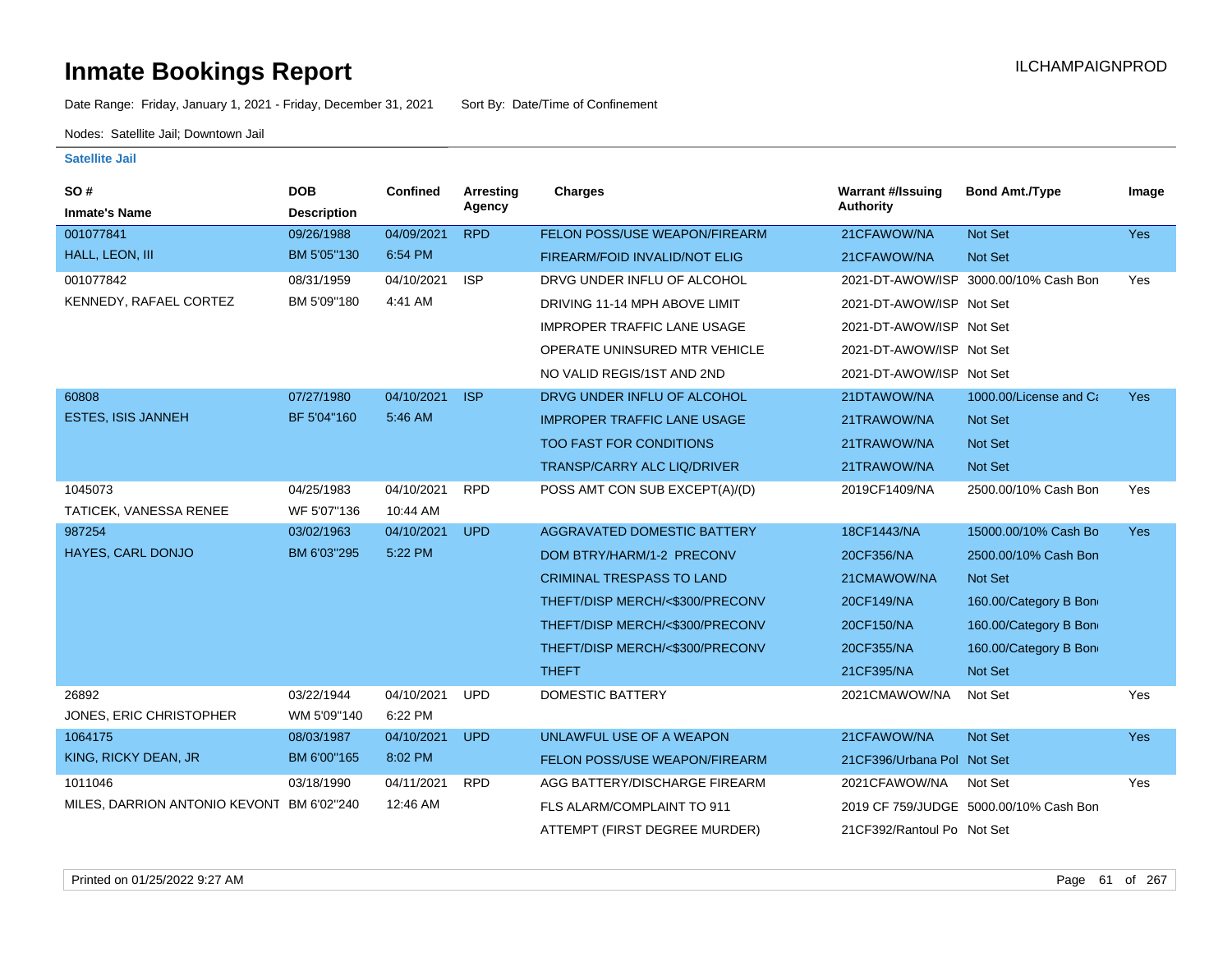# Inmate Bookings Report

ILCHAMPAIGNPROD

Date Range: Friday, January 1, 2021 - Friday, December 31, 2021    Sort By: Date/Time of Confinement

Nodes: Satellite Jail; Downtown Jail

### Satellite Jail

| SO # / Inmate's Name | DOB / Description | Confined | Arresting Agency | Charges | Warrant #/Issuing Authority | Bond Amt./Type | Image |
|---|---|---|---|---|---|---|---|
| 001077841 | 09/26/1988 | 04/09/2021 | RPD | FELON POSS/USE WEAPON/FIREARM | 21CFAWOW/NA | Not Set | Yes |
| HALL, LEON, III | BM 5'05"130 | 6:54 PM | | FIREARM/FOID INVALID/NOT ELIG | 21CFAWOW/NA | Not Set | |
| 001077842 | 08/31/1959 | 04/10/2021 | ISP | DRVG UNDER INFLU OF ALCOHOL | 2021-DT-AWOW/ISP | 3000.00/10% Cash Bon | Yes |
| KENNEDY, RAFAEL CORTEZ | BM 5'09"180 | 4:41 AM | | DRIVING 11-14 MPH ABOVE LIMIT | 2021-DT-AWOW/ISP | Not Set | |
| | | | | IMPROPER TRAFFIC LANE USAGE | 2021-DT-AWOW/ISP | Not Set | |
| | | | | OPERATE UNINSURED MTR VEHICLE | 2021-DT-AWOW/ISP | Not Set | |
| | | | | NO VALID REGIS/1ST AND 2ND | 2021-DT-AWOW/ISP | Not Set | |
| 60808 | 07/27/1980 | 04/10/2021 | ISP | DRVG UNDER INFLU OF ALCOHOL | 21DTAWOW/NA | 1000.00/License and Ca | Yes |
| ESTES, ISIS JANNEH | BF 5'04"160 | 5:46 AM | | IMPROPER TRAFFIC LANE USAGE | 21TRAWOW/NA | Not Set | |
| | | | | TOO FAST FOR CONDITIONS | 21TRAWOW/NA | Not Set | |
| | | | | TRANSP/CARRY ALC LIQ/DRIVER | 21TRAWOW/NA | Not Set | |
| 1045073 | 04/25/1983 | 04/10/2021 | RPD | POSS AMT CON SUB EXCEPT(A)/(D) | 2019CF1409/NA | 2500.00/10% Cash Bon | Yes |
| TATICEK, VANESSA RENEE | WF 5'07"136 | 10:44 AM | | | | | |
| 987254 | 03/02/1963 | 04/10/2021 | UPD | AGGRAVATED DOMESTIC BATTERY | 18CF1443/NA | 15000.00/10% Cash Bo | Yes |
| HAYES, CARL DONJO | BM 6'03"295 | 5:22 PM | | DOM BTRY/HARM/1-2 PRECONV | 20CF356/NA | 2500.00/10% Cash Bon | |
| | | | | CRIMINAL TRESPASS TO LAND | 21CMAWOW/NA | Not Set | |
| | | | | THEFT/DISP MERCH/<$300/PRECONV | 20CF149/NA | 160.00/Category B Bon | |
| | | | | THEFT/DISP MERCH/<$300/PRECONV | 20CF150/NA | 160.00/Category B Bon | |
| | | | | THEFT/DISP MERCH/<$300/PRECONV | 20CF355/NA | 160.00/Category B Bon | |
| | | | | THEFT | 21CF395/NA | Not Set | |
| 26892 | 03/22/1944 | 04/10/2021 | UPD | DOMESTIC BATTERY | 2021CMAWOW/NA | Not Set | Yes |
| JONES, ERIC CHRISTOPHER | WM 5'09"140 | 6:22 PM | | | | | |
| 1064175 | 08/03/1987 | 04/10/2021 | UPD | UNLAWFUL USE OF A WEAPON | 21CFAWOW/NA | Not Set | Yes |
| KING, RICKY DEAN, JR | BM 6'00"165 | 8:02 PM | | FELON POSS/USE WEAPON/FIREARM | 21CF396/Urbana Pol | Not Set | |
| 1011046 | 03/18/1990 | 04/11/2021 | RPD | AGG BATTERY/DISCHARGE FIREARM | 2021CFAWOW/NA | Not Set | Yes |
| MILES, DARRION ANTONIO KEVONT | BM 6'02"240 | 12:46 AM | | FLS ALARM/COMPLAINT TO 911 | 2019 CF 759/JUDGE | 5000.00/10% Cash Bon | |
| | | | | ATTEMPT (FIRST DEGREE MURDER) | 21CF392/Rantoul Po | Not Set | |

Printed on 01/25/2022 9:27 AM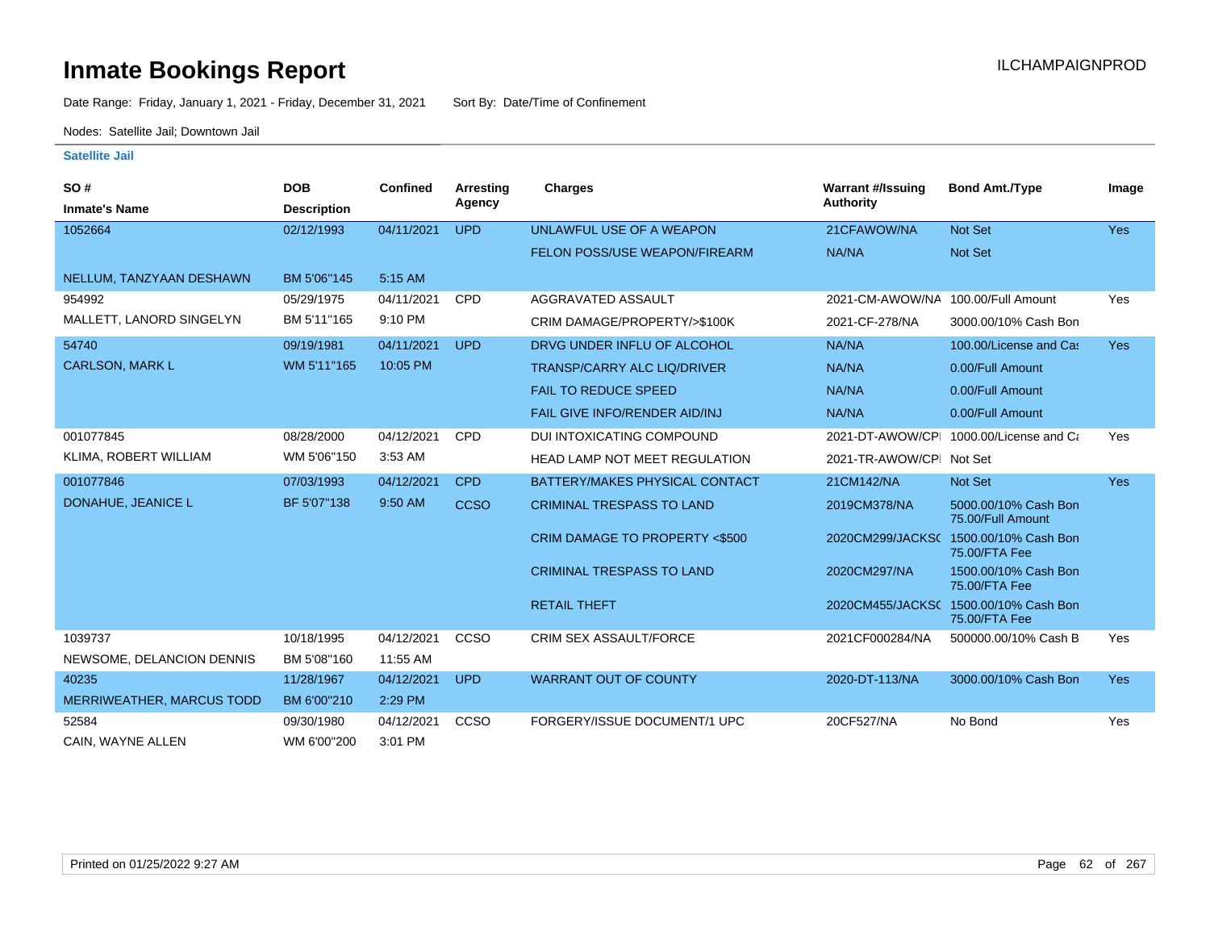# Inmate Bookings Report

ILCHAMPAIGNPROD

Date Range: Friday, January 1, 2021 - Friday, December 31, 2021     Sort By: Date/Time of Confinement

Nodes: Satellite Jail; Downtown Jail

## Satellite Jail

| SO # / Inmate's Name | DOB / Description | Confined | Arresting Agency | Charges | Warrant #/Issuing Authority | Bond Amt./Type | Image |
|---|---|---|---|---|---|---|---|
| 1052664 | 02/12/1993 | 04/11/2021 | UPD | UNLAWFUL USE OF A WEAPON | 21CFAWOW/NA | Not Set | Yes |
| | | | | FELON POSS/USE WEAPON/FIREARM | NA/NA | Not Set | |
| NELLUM, TANZYAAN DESHAWN | BM 5'06"145 | 5:15 AM | | | | | |
| 954992 | 05/29/1975 | 04/11/2021 | CPD | AGGRAVATED ASSAULT | 2021-CM-AWOW/NA | 100.00/Full Amount | Yes |
| MALLETT, LANORD SINGELYN | BM 5'11"165 | 9:10 PM | | CRIM DAMAGE/PROPERTY/>$100K | 2021-CF-278/NA | 3000.00/10% Cash Bon | |
| 54740 | 09/19/1981 | 04/11/2021 | UPD | DRVG UNDER INFLU OF ALCOHOL | NA/NA | 100.00/License and Cas | Yes |
| CARLSON, MARK L | WM 5'11"165 | 10:05 PM | | TRANSP/CARRY ALC LIQ/DRIVER | NA/NA | 0.00/Full Amount | |
| | | | | FAIL TO REDUCE SPEED | NA/NA | 0.00/Full Amount | |
| | | | | FAIL GIVE INFO/RENDER AID/INJ | NA/NA | 0.00/Full Amount | |
| 001077845 | 08/28/2000 | 04/12/2021 | CPD | DUI INTOXICATING COMPOUND | 2021-DT-AWOW/CPI | 1000.00/License and Ca | Yes |
| KLIMA, ROBERT WILLIAM | WM 5'06"150 | 3:53 AM | | HEAD LAMP NOT MEET REGULATION | 2021-TR-AWOW/CPI | Not Set | |
| 001077846 | 07/03/1993 | 04/12/2021 | CPD | BATTERY/MAKES PHYSICAL CONTACT | 21CM142/NA | Not Set | Yes |
| DONAHUE, JEANICE L | BF 5'07"138 | 9:50 AM | CCSO | CRIMINAL TRESPASS TO LAND | 2019CM378/NA | 5000.00/10% Cash Bon 75.00/Full Amount | |
| | | | | CRIM DAMAGE TO PROPERTY <$500 | 2020CM299/JACKSO | 1500.00/10% Cash Bon 75.00/FTA Fee | |
| | | | | CRIMINAL TRESPASS TO LAND | 2020CM297/NA | 1500.00/10% Cash Bon 75.00/FTA Fee | |
| | | | | RETAIL THEFT | 2020CM455/JACKSO | 1500.00/10% Cash Bon 75.00/FTA Fee | |
| 1039737 | 10/18/1995 | 04/12/2021 | CCSO | CRIM SEX ASSAULT/FORCE | 2021CF000284/NA | 500000.00/10% Cash B | Yes |
| NEWSOME, DELANCION DENNIS | BM 5'08"160 | 11:55 AM | | | | | |
| 40235 | 11/28/1967 | 04/12/2021 | UPD | WARRANT OUT OF COUNTY | 2020-DT-113/NA | 3000.00/10% Cash Bon | Yes |
| MERRIWEATHER, MARCUS TODD | BM 6'00"210 | 2:29 PM | | | | | |
| 52584 | 09/30/1980 | 04/12/2021 | CCSO | FORGERY/ISSUE DOCUMENT/1 UPC | 20CF527/NA | No Bond | Yes |
| CAIN, WAYNE ALLEN | WM 6'00"200 | 3:01 PM | | | | | |

Printed on 01/25/2022 9:27 AM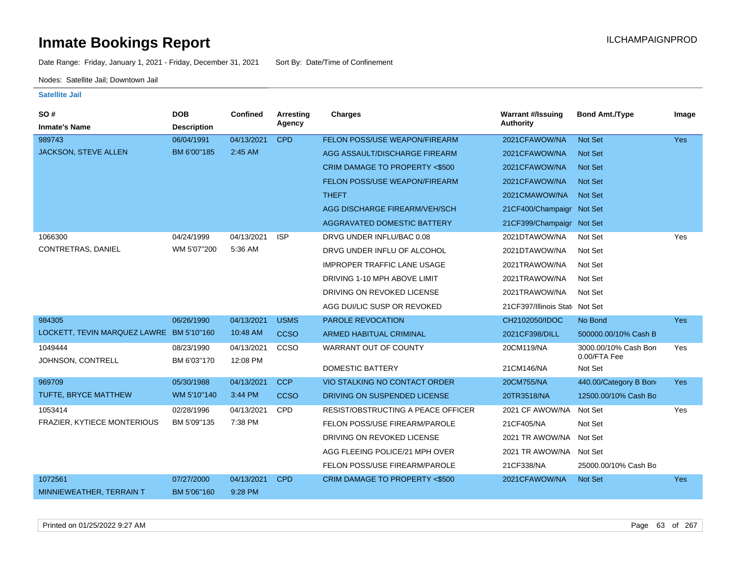# Inmate Bookings Report

ILCHAMPAIGNPROD

Date Range: Friday, January 1, 2021 - Friday, December 31, 2021    Sort By: Date/Time of Confinement

Nodes: Satellite Jail; Downtown Jail

**Satellite Jail**

| SO # / Inmate's Name | DOB / Description | Confined | Arresting Agency | Charges | Warrant #/Issuing Authority | Bond Amt./Type | Image |
|---|---|---|---|---|---|---|---|
| 989743 | 06/04/1991 | 04/13/2021 | CPD | FELON POSS/USE WEAPON/FIREARM | 2021CFAWOW/NA | Not Set | Yes |
| JACKSON, STEVE ALLEN | BM 6'00"185 | 2:45 AM | | AGG ASSAULT/DISCHARGE FIREARM | 2021CFAWOW/NA | Not Set | |
| | | | | CRIM DAMAGE TO PROPERTY <$500 | 2021CFAWOW/NA | Not Set | |
| | | | | FELON POSS/USE WEAPON/FIREARM | 2021CFAWOW/NA | Not Set | |
| | | | | THEFT | 2021CMAWOW/NA | Not Set | |
| | | | | AGG DISCHARGE FIREARM/VEH/SCH | 21CF400/Champaigr | Not Set | |
| | | | | AGGRAVATED DOMESTIC BATTERY | 21CF399/Champaigr | Not Set | |
| 1066300 | 04/24/1999 | 04/13/2021 | ISP | DRVG UNDER INFLU/BAC 0.08 | 2021DTAWOW/NA | Not Set | Yes |
| CONTRETRAS, DANIEL | WM 5'07"200 | 5:36 AM | | DRVG UNDER INFLU OF ALCOHOL | 2021DTAWOW/NA | Not Set | |
| | | | | IMPROPER TRAFFIC LANE USAGE | 2021TRAWOW/NA | Not Set | |
| | | | | DRIVING 1-10 MPH ABOVE LIMIT | 2021TRAWOW/NA | Not Set | |
| | | | | DRIVING ON REVOKED LICENSE | 2021TRAWOW/NA | Not Set | |
| | | | | AGG DUI/LIC SUSP OR REVOKED | 21CF397/Illinois Stat | Not Set | |
| 984305 | 06/26/1990 | 04/13/2021 | USMS | PAROLE REVOCATION | CH2102050/IDOC | No Bond | Yes |
| LOCKETT, TEVIN MARQUEZ LAWRE | BM 5'10"160 | 10:48 AM | CCSO | ARMED HABITUAL CRIMINAL | 2021CF398/DILL | 500000.00/10% Cash B | |
| 1049444 | 08/23/1990 | 04/13/2021 | CCSO | WARRANT OUT OF COUNTY | 20CM119/NA | 3000.00/10% Cash Bon 0.00/FTA Fee | Yes |
| JOHNSON, CONTRELL | BM 6'03"170 | 12:08 PM | | DOMESTIC BATTERY | 21CM146/NA | Not Set | |
| 969709 | 05/30/1988 | 04/13/2021 | CCP | VIO STALKING NO CONTACT ORDER | 20CM755/NA | 440.00/Category B Bon | Yes |
| TUFTE, BRYCE MATTHEW | WM 5'10"140 | 3:44 PM | CCSO | DRIVING ON SUSPENDED LICENSE | 20TR3518/NA | 12500.00/10% Cash Bo | |
| 1053414 | 02/28/1996 | 04/13/2021 | CPD | RESIST/OBSTRUCTING A PEACE OFFICER | 2021 CF AWOW/NA | Not Set | Yes |
| FRAZIER, KYTIECE MONTERIOUS | BM 5'09"135 | 7:38 PM | | FELON POSS/USE FIREARM/PAROLE | 21CF405/NA | Not Set | |
| | | | | DRIVING ON REVOKED LICENSE | 2021 TR AWOW/NA | Not Set | |
| | | | | AGG FLEEING POLICE/21 MPH OVER | 2021 TR AWOW/NA | Not Set | |
| | | | | FELON POSS/USE FIREARM/PAROLE | 21CF338/NA | 25000.00/10% Cash Bo | |
| 1072561 | 07/27/2000 | 04/13/2021 | CPD | CRIM DAMAGE TO PROPERTY <$500 | 2021CFAWOW/NA | Not Set | Yes |
| MINNIEWEATHER, TERRAIN T | BM 5'06"160 | 9:28 PM | | | | | |

Printed on 01/25/2022 9:27 AM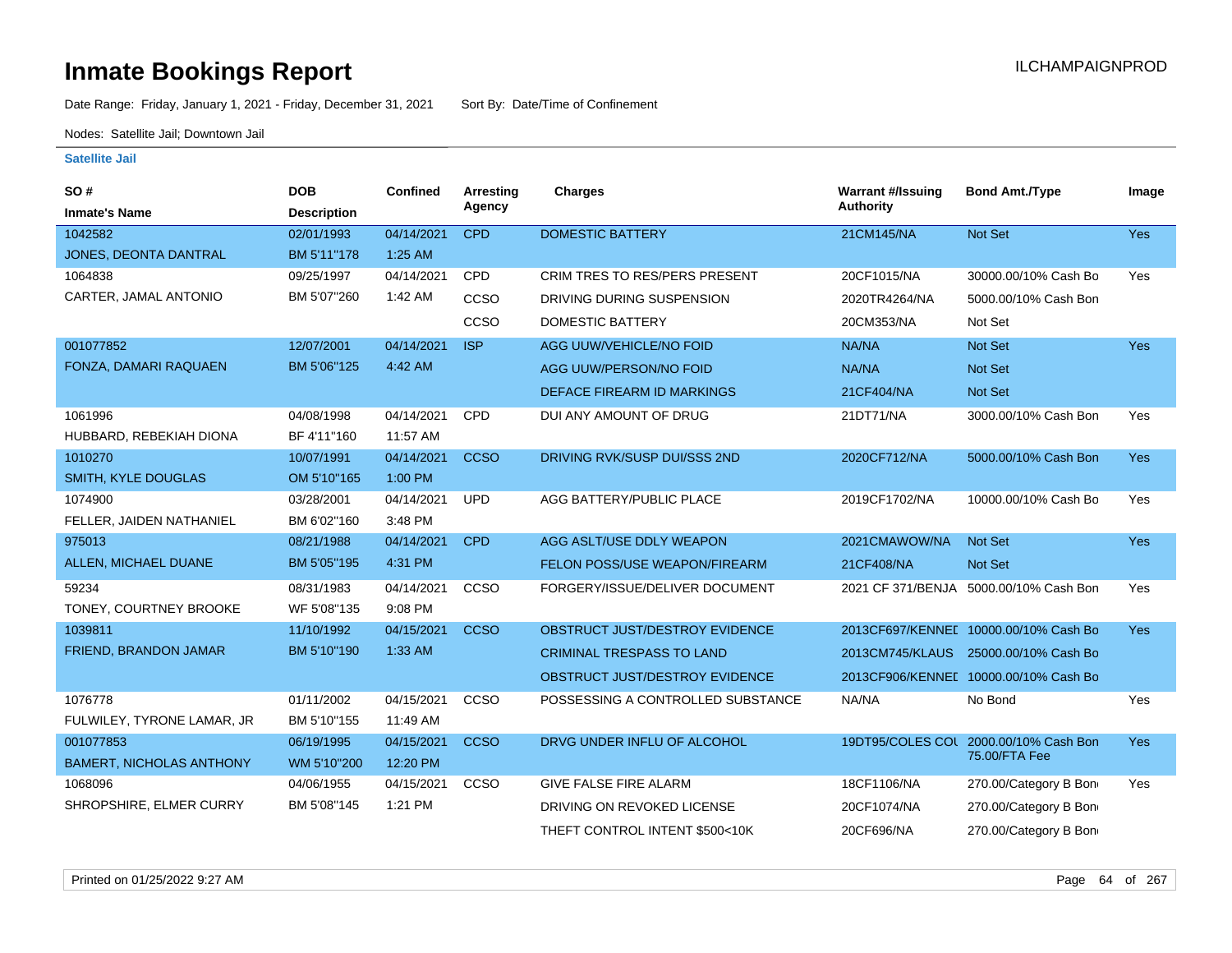# Inmate Bookings Report

ILCHAMPAIGNPROD

Date Range: Friday, January 1, 2021 - Friday, December 31, 2021    Sort By: Date/Time of Confinement

Nodes: Satellite Jail; Downtown Jail

### Satellite Jail

| SO # / Inmate's Name | DOB / Description | Confined | Arresting Agency | Charges | Warrant #/Issuing Authority | Bond Amt./Type | Image |
|---|---|---|---|---|---|---|---|
| 1042582 JONES, DEONTA DANTRAL | 02/01/1993 BM 5'11"178 | 04/14/2021 1:25 AM | CPD | DOMESTIC BATTERY | 21CM145/NA | Not Set | Yes |
| 1064838 CARTER, JAMAL ANTONIO | 09/25/1997 BM 5'07"260 | 04/14/2021 1:42 AM | CPD | CRIM TRES TO RES/PERS PRESENT | 20CF1015/NA | 30000.00/10% Cash Bo | Yes |
| | | | CCSO | DRIVING DURING SUSPENSION | 2020TR4264/NA | 5000.00/10% Cash Bon | |
| | | | CCSO | DOMESTIC BATTERY | 20CM353/NA | Not Set | |
| 001077852 FONZA, DAMARI RAQUAEN | 12/07/2001 BM 5'06"125 | 04/14/2021 4:42 AM | ISP | AGG UUW/VEHICLE/NO FOID | NA/NA | Not Set | Yes |
| | | | | AGG UUW/PERSON/NO FOID | NA/NA | Not Set | |
| | | | | DEFACE FIREARM ID MARKINGS | 21CF404/NA | Not Set | |
| 1061996 HUBBARD, REBEKIAH DIONA | 04/08/1998 BF 4'11"160 | 04/14/2021 11:57 AM | CPD | DUI ANY AMOUNT OF DRUG | 21DT71/NA | 3000.00/10% Cash Bon | Yes |
| 1010270 SMITH, KYLE DOUGLAS | 10/07/1991 OM 5'10"165 | 04/14/2021 1:00 PM | CCSO | DRIVING RVK/SUSP DUI/SSS 2ND | 2020CF712/NA | 5000.00/10% Cash Bon | Yes |
| 1074900 FELLER, JAIDEN NATHANIEL | 03/28/2001 BM 6'02"160 | 04/14/2021 3:48 PM | UPD | AGG BATTERY/PUBLIC PLACE | 2019CF1702/NA | 10000.00/10% Cash Bo | Yes |
| 975013 ALLEN, MICHAEL DUANE | 08/21/1988 BM 5'05"195 | 04/14/2021 4:31 PM | CPD | AGG ASLT/USE DDLY WEAPON | 2021CMAWOW/NA | Not Set | Yes |
| | | | | FELON POSS/USE WEAPON/FIREARM | 21CF408/NA | Not Set | |
| 59234 TONEY, COURTNEY BROOKE | 08/31/1983 WF 5'08"135 | 04/14/2021 9:08 PM | CCSO | FORGERY/ISSUE/DELIVER DOCUMENT | 2021 CF 371/BENJA | 5000.00/10% Cash Bon | Yes |
| 1039811 FRIEND, BRANDON JAMAR | 11/10/1992 BM 5'10"190 | 04/15/2021 1:33 AM | CCSO | OBSTRUCT JUST/DESTROY EVIDENCE | 2013CF697/KENNEL | 10000.00/10% Cash Bo | Yes |
| | | | | CRIMINAL TRESPASS TO LAND | 2013CM745/KLAUS | 25000.00/10% Cash Bo | |
| | | | | OBSTRUCT JUST/DESTROY EVIDENCE | 2013CF906/KENNEL | 10000.00/10% Cash Bo | |
| 1076778 FULWILEY, TYRONE LAMAR, JR | 01/11/2002 BM 5'10"155 | 04/15/2021 11:49 AM | CCSO | POSSESSING A CONTROLLED SUBSTANCE | NA/NA | No Bond | Yes |
| 001077853 BAMERT, NICHOLAS ANTHONY | 06/19/1995 WM 5'10"200 | 04/15/2021 12:20 PM | CCSO | DRVG UNDER INFLU OF ALCOHOL | 19DT95/COLES COL | 2000.00/10% Cash Bon 75.00/FTA Fee | Yes |
| 1068096 SHROPSHIRE, ELMER CURRY | 04/06/1955 BM 5'08"145 | 04/15/2021 1:21 PM | CCSO | GIVE FALSE FIRE ALARM | 18CF1106/NA | 270.00/Category B Bon | Yes |
| | | | | DRIVING ON REVOKED LICENSE | 20CF1074/NA | 270.00/Category B Bon | |
| | | | | THEFT CONTROL INTENT $500<10K | 20CF696/NA | 270.00/Category B Bon | |

Printed on 01/25/2022 9:27 AM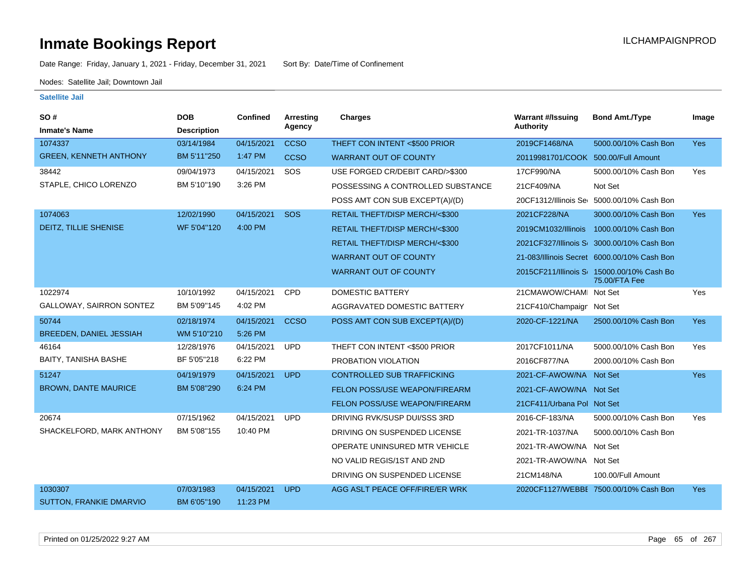# Inmate Bookings Report

ILCHAMPAIGNPROD

Date Range: Friday, January 1, 2021 - Friday, December 31, 2021 Sort By: Date/Time of Confinement

Nodes: Satellite Jail; Downtown Jail

### Satellite Jail

| SO # / Inmate's Name | DOB / Description | Confined | Arresting Agency | Charges | Warrant #/Issuing Authority | Bond Amt./Type | Image |
|---|---|---|---|---|---|---|---|
| 1074337 | 03/14/1984 | 04/15/2021 | CCSO | THEFT CON INTENT <$500 PRIOR | 2019CF1468/NA | 5000.00/10% Cash Bon | Yes |
| GREEN, KENNETH ANTHONY | BM 5'11"250 | 1:47 PM | CCSO | WARRANT OUT OF COUNTY | 20119981701/COOK | 500.00/Full Amount | |
| 38442 | 09/04/1973 | 04/15/2021 | SOS | USE FORGED CR/DEBIT CARD/>$300 | 17CF990/NA | 5000.00/10% Cash Bon | Yes |
| STAPLE, CHICO LORENZO | BM 5'10"190 | 3:26 PM | | POSSESSING A CONTROLLED SUBSTANCE | 21CF409/NA | Not Set | |
| | | | | POSS AMT CON SUB EXCEPT(A)/(D) | 20CF1312/Illinois Se | 5000.00/10% Cash Bon | |
| 1074063 | 12/02/1990 | 04/15/2021 | SOS | RETAIL THEFT/DISP MERCH/<$300 | 2021CF228/NA | 3000.00/10% Cash Bon | Yes |
| DEITZ, TILLIE SHENISE | WF 5'04"120 | 4:00 PM | | RETAIL THEFT/DISP MERCH/<$300 | 2019CM1032/Illinois | 1000.00/10% Cash Bon | |
| | | | | RETAIL THEFT/DISP MERCH/<$300 | 2021CF327/Illinois S | 3000.00/10% Cash Bon | |
| | | | | WARRANT OUT OF COUNTY | 21-083/Illinois Secret | 6000.00/10% Cash Bon | |
| | | | | WARRANT OUT OF COUNTY | 2015CF211/Illinois S | 15000.00/10% Cash Bo 75.00/FTA Fee | |
| 1022974 | 10/10/1992 | 04/15/2021 | CPD | DOMESTIC BATTERY | 21CMAWOW/CHAM | Not Set | Yes |
| GALLOWAY, SAIRRON SONTEZ | BM 5'09"145 | 4:02 PM | | AGGRAVATED DOMESTIC BATTERY | 21CF410/Champaign | Not Set | |
| 50744 | 02/18/1974 | 04/15/2021 | CCSO | POSS AMT CON SUB EXCEPT(A)/(D) | 2020-CF-1221/NA | 2500.00/10% Cash Bon | Yes |
| BREEDEN, DANIEL JESSIAH | WM 5'10"210 | 5:26 PM | | | | | |
| 46164 | 12/28/1976 | 04/15/2021 | UPD | THEFT CON INTENT <$500 PRIOR | 2017CF1011/NA | 5000.00/10% Cash Bon | Yes |
| BAITY, TANISHA BASHE | BF 5'05"218 | 6:22 PM | | PROBATION VIOLATION | 2016CF877/NA | 2000.00/10% Cash Bon | |
| 51247 | 04/19/1979 | 04/15/2021 | UPD | CONTROLLED SUB TRAFFICKING | 2021-CF-AWOW/NA | Not Set | Yes |
| BROWN, DANTE MAURICE | BM 5'08"290 | 6:24 PM | | FELON POSS/USE WEAPON/FIREARM | 2021-CF-AWOW/NA | Not Set | |
| | | | | FELON POSS/USE WEAPON/FIREARM | 21CF411/Urbana Pol | Not Set | |
| 20674 | 07/15/1962 | 04/15/2021 | UPD | DRIVING RVK/SUSP DUI/SSS 3RD | 2016-CF-183/NA | 5000.00/10% Cash Bon | Yes |
| SHACKELFORD, MARK ANTHONY | BM 5'08"155 | 10:40 PM | | DRIVING ON SUSPENDED LICENSE | 2021-TR-1037/NA | 5000.00/10% Cash Bon | |
| | | | | OPERATE UNINSURED MTR VEHICLE | 2021-TR-AWOW/NA | Not Set | |
| | | | | NO VALID REGIS/1ST AND 2ND | 2021-TR-AWOW/NA | Not Set | |
| | | | | DRIVING ON SUSPENDED LICENSE | 21CM148/NA | 100.00/Full Amount | |
| 1030307 | 07/03/1983 | 04/15/2021 | UPD | AGG ASLT PEACE OFF/FIRE/ER WRK | 2020CF1127/WEBBE | 7500.00/10% Cash Bon | Yes |
| SUTTON, FRANKIE DMARVIO | BM 6'05"190 | 11:23 PM | | | | | |

Printed on 01/25/2022 9:27 AM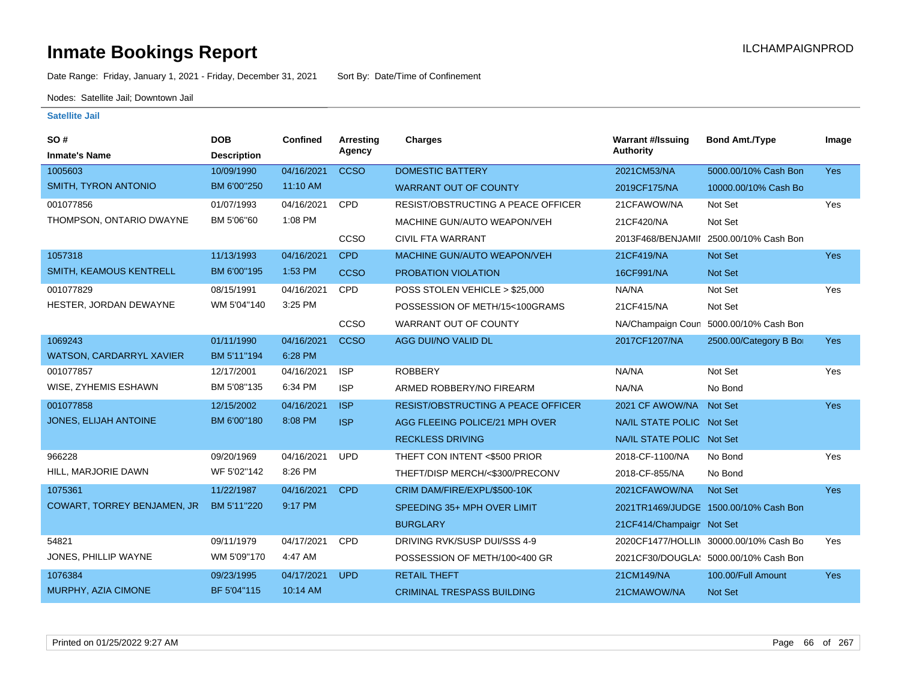# Inmate Bookings Report

ILCHAMPAIGNPROD

Date Range: Friday, January 1, 2021 - Friday, December 31, 2021    Sort By: Date/Time of Confinement

Nodes: Satellite Jail; Downtown Jail

### Satellite Jail

| SO # / Inmate's Name | DOB / Description | Confined | Arresting Agency | Charges | Warrant #/Issuing Authority | Bond Amt./Type | Image |
|---|---|---|---|---|---|---|---|
| 1005603 | 10/09/1990 | 04/16/2021 | CCSO | DOMESTIC BATTERY | 2021CM53/NA | 5000.00/10% Cash Bon | Yes |
| SMITH, TYRON ANTONIO | BM 6'00"250 | 11:10 AM | | WARRANT OUT OF COUNTY | 2019CF175/NA | 10000.00/10% Cash Bo | |
| 001077856 | 01/07/1993 | 04/16/2021 | CPD | RESIST/OBSTRUCTING A PEACE OFFICER | 21CFAWOW/NA | Not Set | Yes |
| THOMPSON, ONTARIO DWAYNE | BM 5'06"60 | 1:08 PM | | MACHINE GUN/AUTO WEAPON/VEH | 21CF420/NA | Not Set | |
| | | | CCSO | CIVIL FTA WARRANT | 2013F468/BENJAMII | 2500.00/10% Cash Bon | |
| 1057318 | 11/13/1993 | 04/16/2021 | CPD | MACHINE GUN/AUTO WEAPON/VEH | 21CF419/NA | Not Set | Yes |
| SMITH, KEAMOUS KENTRELL | BM 6'00"195 | 1:53 PM | CCSO | PROBATION VIOLATION | 16CF991/NA | Not Set | |
| 001077829 | 08/15/1991 | 04/16/2021 | CPD | POSS STOLEN VEHICLE > $25,000 | NA/NA | Not Set | Yes |
| HESTER, JORDAN DEWAYNE | WM 5'04"140 | 3:25 PM | | POSSESSION OF METH/15<100GRAMS | 21CF415/NA | Not Set | |
| | | | CCSO | WARRANT OUT OF COUNTY | NA/Champaign Coun | 5000.00/10% Cash Bon | |
| 1069243 | 01/11/1990 | 04/16/2021 | CCSO | AGG DUI/NO VALID DL | 2017CF1207/NA | 2500.00/Category B Bo | Yes |
| WATSON, CARDARRYL XAVIER | BM 5'11"194 | 6:28 PM | | | | | |
| 001077857 | 12/17/2001 | 04/16/2021 | ISP | ROBBERY | NA/NA | Not Set | Yes |
| WISE, ZYHEMIS ESHAWN | BM 5'08"135 | 6:34 PM | ISP | ARMED ROBBERY/NO FIREARM | NA/NA | No Bond | |
| 001077858 | 12/15/2002 | 04/16/2021 | ISP | RESIST/OBSTRUCTING A PEACE OFFICER | 2021 CF AWOW/NA | Not Set | Yes |
| JONES, ELIJAH ANTOINE | BM 6'00"180 | 8:08 PM | ISP | AGG FLEEING POLICE/21 MPH OVER | NA/IL STATE POLIC | Not Set | |
| | | | | RECKLESS DRIVING | NA/IL STATE POLIC | Not Set | |
| 966228 | 09/20/1969 | 04/16/2021 | UPD | THEFT CON INTENT <$500 PRIOR | 2018-CF-1100/NA | No Bond | Yes |
| HILL, MARJORIE DAWN | WF 5'02"142 | 8:26 PM | | THEFT/DISP MERCH/<$300/PRECONV | 2018-CF-855/NA | No Bond | |
| 1075361 | 11/22/1987 | 04/16/2021 | CPD | CRIM DAM/FIRE/EXPL/$500-10K | 2021CFAWOW/NA | Not Set | Yes |
| COWART, TORREY BENJAMEN, JR | BM 5'11"220 | 9:17 PM | | SPEEDING 35+ MPH OVER LIMIT | 2021TR1469/JUDGE | 1500.00/10% Cash Bon | |
| | | | | BURGLARY | 21CF414/Champaigr | Not Set | |
| 54821 | 09/11/1979 | 04/17/2021 | CPD | DRIVING RVK/SUSP DUI/SSS 4-9 | 2020CF1477/HOLLIN | 30000.00/10% Cash Bo | Yes |
| JONES, PHILLIP WAYNE | WM 5'09"170 | 4:47 AM | | POSSESSION OF METH/100<400 GR | 2021CF30/DOUGLA: | 5000.00/10% Cash Bon | |
| 1076384 | 09/23/1995 | 04/17/2021 | UPD | RETAIL THEFT | 21CM149/NA | 100.00/Full Amount | Yes |
| MURPHY, AZIA CIMONE | BF 5'04"115 | 10:14 AM | | CRIMINAL TRESPASS BUILDING | 21CMAWOW/NA | Not Set | |

Printed on 01/25/2022 9:27 AM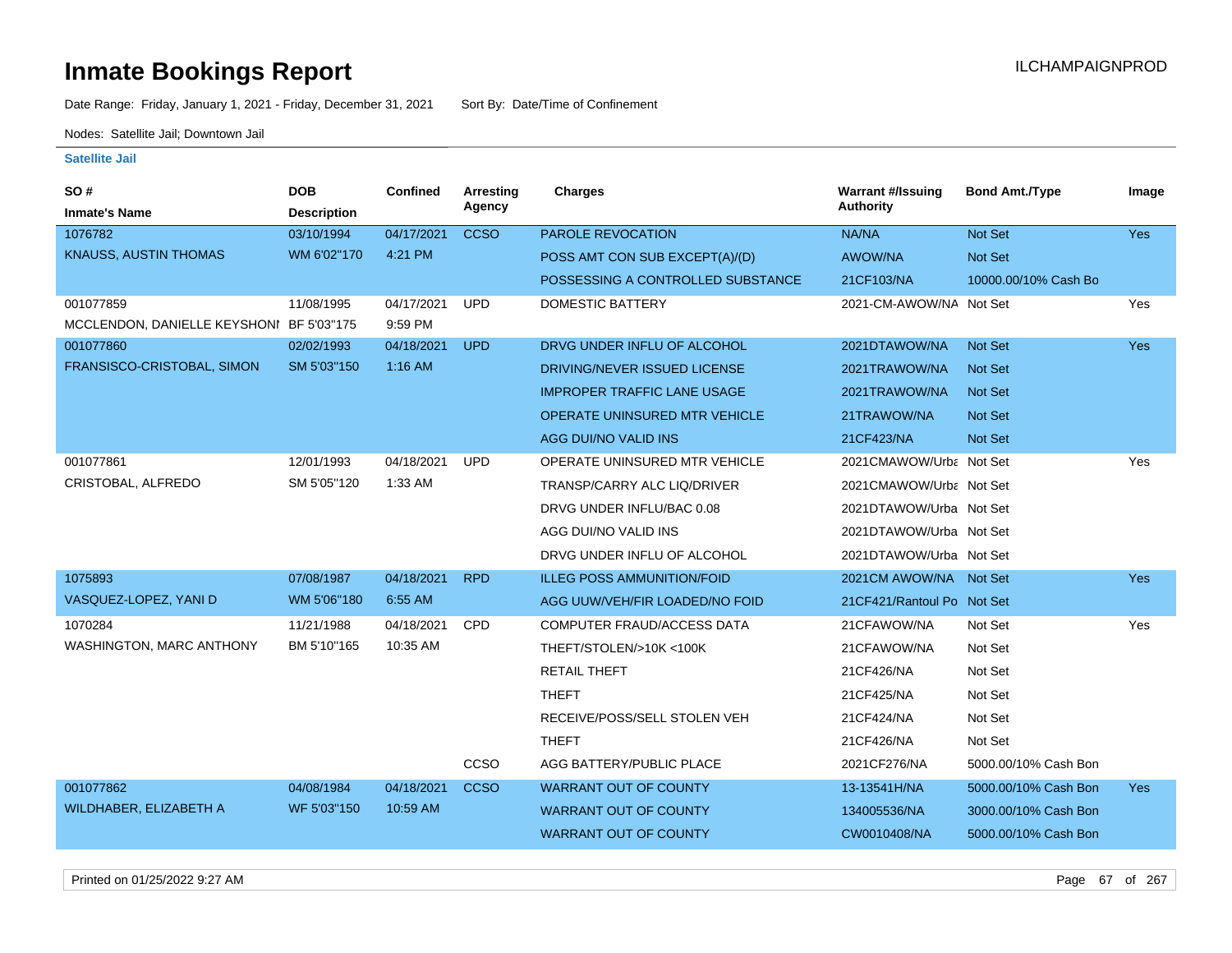# Inmate Bookings Report

ILCHAMPAIGNPROD

Date Range: Friday, January 1, 2021 - Friday, December 31, 2021 Sort By: Date/Time of Confinement

Nodes: Satellite Jail; Downtown Jail

**Satellite Jail**

| SO # / Inmate's Name | DOB / Description | Confined | Arresting Agency | Charges | Warrant #/Issuing Authority | Bond Amt./Type | Image |
|---|---|---|---|---|---|---|---|
| 1076782 | 03/10/1994 | 04/17/2021 | CCSO | PAROLE REVOCATION | NA/NA | Not Set | Yes |
| KNAUSS, AUSTIN THOMAS | WM 6'02"170 | 4:21 PM | | POSS AMT CON SUB EXCEPT(A)/(D) | AWOW/NA | Not Set | |
| | | | | POSSESSING A CONTROLLED SUBSTANCE | 21CF103/NA | 10000.00/10% Cash Bo | |
| 001077859 | 11/08/1995 | 04/17/2021 | UPD | DOMESTIC BATTERY | 2021-CM-AWOW/NA | Not Set | Yes |
| MCCLENDON, DANIELLE KEYSHONI | BF 5'03"175 | 9:59 PM | | | | | |
| 001077860 | 02/02/1993 | 04/18/2021 | UPD | DRVG UNDER INFLU OF ALCOHOL | 2021DTAWOW/NA | Not Set | Yes |
| FRANSISCO-CRISTOBAL, SIMON | SM 5'03"150 | 1:16 AM | | DRIVING/NEVER ISSUED LICENSE | 2021TRAWOW/NA | Not Set | |
| | | | | IMPROPER TRAFFIC LANE USAGE | 2021TRAWOW/NA | Not Set | |
| | | | | OPERATE UNINSURED MTR VEHICLE | 21TRAWOW/NA | Not Set | |
| | | | | AGG DUI/NO VALID INS | 21CF423/NA | Not Set | |
| 001077861 | 12/01/1993 | 04/18/2021 | UPD | OPERATE UNINSURED MTR VEHICLE | 2021CMAWOW/Urba | Not Set | Yes |
| CRISTOBAL, ALFREDO | SM 5'05"120 | 1:33 AM | | TRANSP/CARRY ALC LIQ/DRIVER | 2021CMAWOW/Urba | Not Set | |
| | | | | DRVG UNDER INFLU/BAC 0.08 | 2021DTAWOW/Urba | Not Set | |
| | | | | AGG DUI/NO VALID INS | 2021DTAWOW/Urba | Not Set | |
| | | | | DRVG UNDER INFLU OF ALCOHOL | 2021DTAWOW/Urba | Not Set | |
| 1075893 | 07/08/1987 | 04/18/2021 | RPD | ILLEG POSS AMMUNITION/FOID | 2021CM AWOW/NA | Not Set | Yes |
| VASQUEZ-LOPEZ, YANI D | WM 5'06"180 | 6:55 AM | | AGG UUW/VEH/FIR LOADED/NO FOID | 21CF421/Rantoul Po | Not Set | |
| 1070284 | 11/21/1988 | 04/18/2021 | CPD | COMPUTER FRAUD/ACCESS DATA | 21CFAWOW/NA | Not Set | Yes |
| WASHINGTON, MARC ANTHONY | BM 5'10"165 | 10:35 AM | | THEFT/STOLEN/>10K <100K | 21CFAWOW/NA | Not Set | |
| | | | | RETAIL THEFT | 21CF426/NA | Not Set | |
| | | | | THEFT | 21CF425/NA | Not Set | |
| | | | | RECEIVE/POSS/SELL STOLEN VEH | 21CF424/NA | Not Set | |
| | | | | THEFT | 21CF426/NA | Not Set | |
| | | | CCSO | AGG BATTERY/PUBLIC PLACE | 2021CF276/NA | 5000.00/10% Cash Bon | |
| 001077862 | 04/08/1984 | 04/18/2021 | CCSO | WARRANT OUT OF COUNTY | 13-13541H/NA | 5000.00/10% Cash Bon | Yes |
| WILDHABER, ELIZABETH A | WF 5'03"150 | 10:59 AM | | WARRANT OUT OF COUNTY | 134005536/NA | 3000.00/10% Cash Bon | |
| | | | | WARRANT OUT OF COUNTY | CW0010408/NA | 5000.00/10% Cash Bon | |

Printed on 01/25/2022 9:27 AM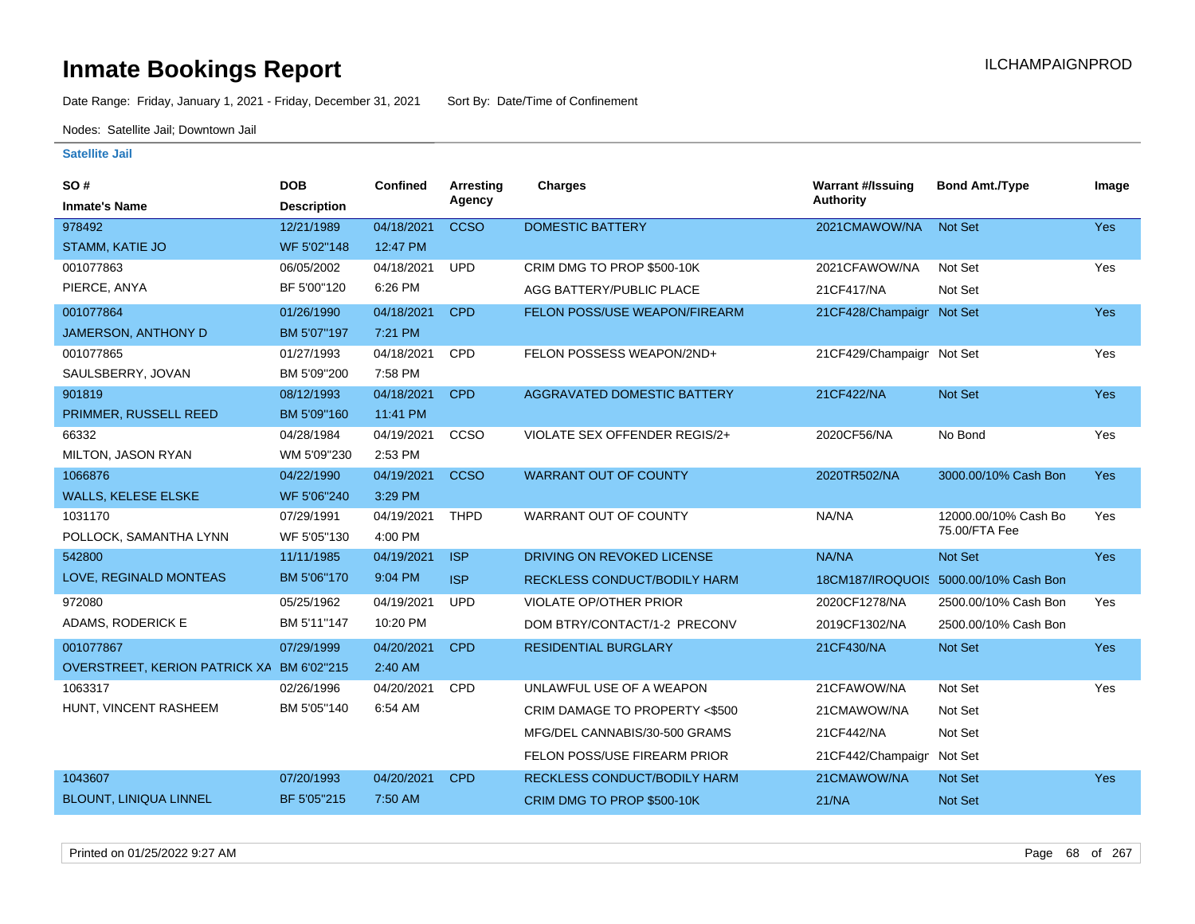# Inmate Bookings Report

ILCHAMPAIGNPROD

Date Range: Friday, January 1, 2021 - Friday, December 31, 2021 Sort By: Date/Time of Confinement

Nodes: Satellite Jail; Downtown Jail

## Satellite Jail

| SO # / Inmate's Name | DOB / Description | Confined | Arresting Agency | Charges | Warrant #/Issuing Authority | Bond Amt./Type | Image |
|---|---|---|---|---|---|---|---|
| 978492 | 12/21/1989 | 04/18/2021 | CCSO | DOMESTIC BATTERY | 2021CMAWOW/NA | Not Set | Yes |
| STAMM, KATIE JO | WF 5'02"148 | 12:47 PM | | | | | |
| 001077863 | 06/05/2002 | 04/18/2021 | UPD | CRIM DMG TO PROP $500-10K | 2021CFAWOW/NA | Not Set | Yes |
| PIERCE, ANYA | BF 5'00"120 | 6:26 PM | | AGG BATTERY/PUBLIC PLACE | 21CF417/NA | Not Set | |
| 001077864 | 01/26/1990 | 04/18/2021 | CPD | FELON POSS/USE WEAPON/FIREARM | 21CF428/Champaigr | Not Set | Yes |
| JAMERSON, ANTHONY D | BM 5'07"197 | 7:21 PM | | | | | |
| 001077865 | 01/27/1993 | 04/18/2021 | CPD | FELON POSSESS WEAPON/2ND+ | 21CF429/Champaigr | Not Set | Yes |
| SAULSBERRY, JOVAN | BM 5'09"200 | 7:58 PM | | | | | |
| 901819 | 08/12/1993 | 04/18/2021 | CPD | AGGRAVATED DOMESTIC BATTERY | 21CF422/NA | Not Set | Yes |
| PRIMMER, RUSSELL REED | BM 5'09"160 | 11:41 PM | | | | | |
| 66332 | 04/28/1984 | 04/19/2021 | CCSO | VIOLATE SEX OFFENDER REGIS/2+ | 2020CF56/NA | No Bond | Yes |
| MILTON, JASON RYAN | WM 5'09"230 | 2:53 PM | | | | | |
| 1066876 | 04/22/1990 | 04/19/2021 | CCSO | WARRANT OUT OF COUNTY | 2020TR502/NA | 3000.00/10% Cash Bon | Yes |
| WALLS, KELESE ELSKE | WF 5'06"240 | 3:29 PM | | | | | |
| 1031170 | 07/29/1991 | 04/19/2021 | THPD | WARRANT OUT OF COUNTY | NA/NA | 12000.00/10% Cash Bo 75.00/FTA Fee | Yes |
| POLLOCK, SAMANTHA LYNN | WF 5'05"130 | 4:00 PM | | | | | |
| 542800 | 11/11/1985 | 04/19/2021 | ISP | DRIVING ON REVOKED LICENSE | NA/NA | Not Set | Yes |
| LOVE, REGINALD MONTEAS | BM 5'06"170 | 9:04 PM | ISP | RECKLESS CONDUCT/BODILY HARM | 18CM187/IROQUOIS | 5000.00/10% Cash Bon | |
| 972080 | 05/25/1962 | 04/19/2021 | UPD | VIOLATE OP/OTHER PRIOR | 2020CF1278/NA | 2500.00/10% Cash Bon | Yes |
| ADAMS, RODERICK E | BM 5'11"147 | 10:20 PM | | DOM BTRY/CONTACT/1-2 PRECONV | 2019CF1302/NA | 2500.00/10% Cash Bon | |
| 001077867 | 07/29/1999 | 04/20/2021 | CPD | RESIDENTIAL BURGLARY | 21CF430/NA | Not Set | Yes |
| OVERSTREET, KERION PATRICK XA | BM 6'02"215 | 2:40 AM | | | | | |
| 1063317 | 02/26/1996 | 04/20/2021 | CPD | UNLAWFUL USE OF A WEAPON | 21CFAWOW/NA | Not Set | Yes |
| HUNT, VINCENT RASHEEM | BM 5'05"140 | 6:54 AM | | CRIM DAMAGE TO PROPERTY <$500 | 21CMAWOW/NA | Not Set | |
| | | | | MFG/DEL CANNABIS/30-500 GRAMS | 21CF442/NA | Not Set | |
| | | | | FELON POSS/USE FIREARM PRIOR | 21CF442/Champaigr | Not Set | |
| 1043607 | 07/20/1993 | 04/20/2021 | CPD | RECKLESS CONDUCT/BODILY HARM | 21CMAWOW/NA | Not Set | Yes |
| BLOUNT, LINIQUA LINNEL | BF 5'05"215 | 7:50 AM | | CRIM DMG TO PROP $500-10K | 21/NA | Not Set | |

Printed on 01/25/2022 9:27 AM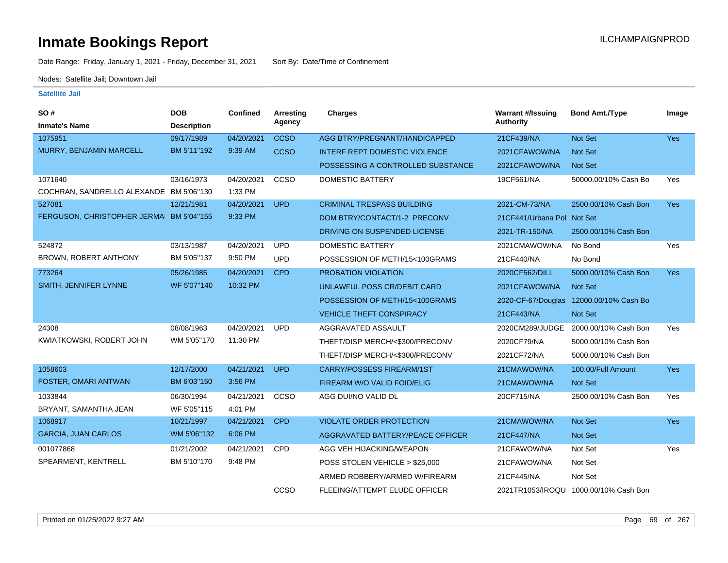# Inmate Bookings Report

ILCHAMPAIGNPROD

Date Range: Friday, January 1, 2021 - Friday, December 31, 2021 Sort By: Date/Time of Confinement

Nodes: Satellite Jail; Downtown Jail

**Satellite Jail**

| SO # / Inmate's Name | DOB / Description | Confined | Arresting Agency | Charges | Warrant #/Issuing Authority | Bond Amt./Type | Image |
|---|---|---|---|---|---|---|---|
| 1075951 | 09/17/1989 | 04/20/2021 | CCSO | AGG BTRY/PREGNANT/HANDICAPPED | 21CF439/NA | Not Set | Yes |
| MURRY, BENJAMIN MARCELL | BM 5'11"192 | 9:39 AM | CCSO | INTERF REPT DOMESTIC VIOLENCE | 2021CFAWOW/NA | Not Set | |
| | | | | POSSESSING A CONTROLLED SUBSTANCE | 2021CFAWOW/NA | Not Set | |
| 1071640 | 03/16/1973 | 04/20/2021 | CCSO | DOMESTIC BATTERY | 19CF561/NA | 50000.00/10% Cash Bo | Yes |
| COCHRAN, SANDRELLO ALEXANDE | BM 5'06"130 | 1:33 PM | | | | | |
| 527081 | 12/21/1981 | 04/20/2021 | UPD | CRIMINAL TRESPASS BUILDING | 2021-CM-73/NA | 2500.00/10% Cash Bon | Yes |
| FERGUSON, CHRISTOPHER JERMA | BM 5'04"155 | 9:33 PM | | DOM BTRY/CONTACT/1-2 PRECONV | 21CF441/Urbana Pol | Not Set | |
| | | | | DRIVING ON SUSPENDED LICENSE | 2021-TR-150/NA | 2500.00/10% Cash Bon | |
| 524872 | 03/13/1987 | 04/20/2021 | UPD | DOMESTIC BATTERY | 2021CMAWOW/NA | No Bond | Yes |
| BROWN, ROBERT ANTHONY | BM 5'05"137 | 9:50 PM | UPD | POSSESSION OF METH/15<100GRAMS | 21CF440/NA | No Bond | |
| 773264 | 05/26/1985 | 04/20/2021 | CPD | PROBATION VIOLATION | 2020CF562/DILL | 5000.00/10% Cash Bon | Yes |
| SMITH, JENNIFER LYNNE | WF 5'07"140 | 10:32 PM | | UNLAWFUL POSS CR/DEBIT CARD | 2021CFAWOW/NA | Not Set | |
| | | | | POSSESSION OF METH/15<100GRAMS | 2020-CF-67/Douglas | 12000.00/10% Cash Bo | |
| | | | | VEHICLE THEFT CONSPIRACY | 21CF443/NA | Not Set | |
| 24308 | 08/08/1963 | 04/20/2021 | UPD | AGGRAVATED ASSAULT | 2020CM289/JUDGE | 2000.00/10% Cash Bon | Yes |
| KWIATKOWSKI, ROBERT JOHN | WM 5'05"170 | 11:30 PM | | THEFT/DISP MERCH/<$300/PRECONV | 2020CF79/NA | 5000.00/10% Cash Bon | |
| | | | | THEFT/DISP MERCH/<$300/PRECONV | 2021CF72/NA | 5000.00/10% Cash Bon | |
| 1058603 | 12/17/2000 | 04/21/2021 | UPD | CARRY/POSSESS FIREARM/1ST | 21CMAWOW/NA | 100.00/Full Amount | Yes |
| FOSTER, OMARI ANTWAN | BM 6'03"150 | 3:56 PM | | FIREARM W/O VALID FOID/ELIG | 21CMAWOW/NA | Not Set | |
| 1033844 | 06/30/1994 | 04/21/2021 | CCSO | AGG DUI/NO VALID DL | 20CF715/NA | 2500.00/10% Cash Bon | Yes |
| BRYANT, SAMANTHA JEAN | WF 5'05"115 | 4:01 PM | | | | | |
| 1068917 | 10/21/1997 | 04/21/2021 | CPD | VIOLATE ORDER PROTECTION | 21CMAWOW/NA | Not Set | Yes |
| GARCIA, JUAN CARLOS | WM 5'06"132 | 6:06 PM | | AGGRAVATED BATTERY/PEACE OFFICER | 21CF447/NA | Not Set | |
| 001077868 | 01/21/2002 | 04/21/2021 | CPD | AGG VEH HIJACKING/WEAPON | 21CFAWOW/NA | Not Set | Yes |
| SPEARMENT, KENTRELL | BM 5'10"170 | 9:48 PM | | POSS STOLEN VEHICLE > $25,000 | 21CFAWOW/NA | Not Set | |
| | | | | ARMED ROBBERY/ARMED W/FIREARM | 21CF445/NA | Not Set | |
| | | | CCSO | FLEEING/ATTEMPT ELUDE OFFICER | 2021TR1053/IROQU | 1000.00/10% Cash Bon | |

Printed on 01/25/2022 9:27 AM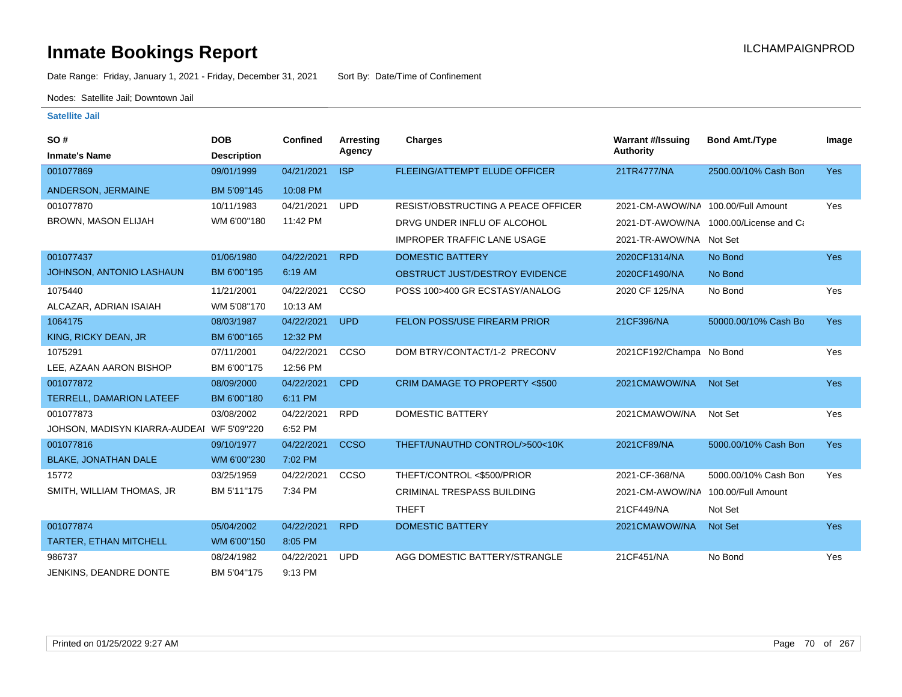# Inmate Bookings Report

ILCHAMPAIGNPROD

Date Range: Friday, January 1, 2021 - Friday, December 31, 2021  Sort By: Date/Time of Confinement

Nodes: Satellite Jail; Downtown Jail

## Satellite Jail

| SO # / Inmate's Name | DOB / Description | Confined | Arresting Agency | Charges | Warrant #/Issuing Authority | Bond Amt./Type | Image |
|---|---|---|---|---|---|---|---|
| 001077869 | 09/01/1999 | 04/21/2021 | ISP | FLEEING/ATTEMPT ELUDE OFFICER | 21TR4777/NA | 2500.00/10% Cash Bon | Yes |
| ANDERSON, JERMAINE | BM 5'09"145 | 10:08 PM | | | | | |
| 001077870 | 10/11/1983 | 04/21/2021 | UPD | RESIST/OBSTRUCTING A PEACE OFFICER | 2021-CM-AWOW/NA | 100.00/Full Amount | Yes |
| BROWN, MASON ELIJAH | WM 6'00"180 | 11:42 PM | | DRVG UNDER INFLU OF ALCOHOL | 2021-DT-AWOW/NA | 1000.00/License and Ca | |
| | | | | IMPROPER TRAFFIC LANE USAGE | 2021-TR-AWOW/NA | Not Set | |
| 001077437 | 01/06/1980 | 04/22/2021 | RPD | DOMESTIC BATTERY | 2020CF1314/NA | No Bond | Yes |
| JOHNSON, ANTONIO LASHAUN | BM 6'00"195 | 6:19 AM | | OBSTRUCT JUST/DESTROY EVIDENCE | 2020CF1490/NA | No Bond | |
| 1075440 | 11/21/2001 | 04/22/2021 | CCSO | POSS 100>400 GR ECSTASY/ANALOG | 2020 CF 125/NA | No Bond | Yes |
| ALCAZAR, ADRIAN ISAIAH | WM 5'08"170 | 10:13 AM | | | | | |
| 1064175 | 08/03/1987 | 04/22/2021 | UPD | FELON POSS/USE FIREARM PRIOR | 21CF396/NA | 50000.00/10% Cash Bo | Yes |
| KING, RICKY DEAN, JR | BM 6'00"165 | 12:32 PM | | | | | |
| 1075291 | 07/11/2001 | 04/22/2021 | CCSO | DOM BTRY/CONTACT/1-2 PRECONV | 2021CF192/Champa | No Bond | Yes |
| LEE, AZAAN AARON BISHOP | BM 6'00"175 | 12:56 PM | | | | | |
| 001077872 | 08/09/2000 | 04/22/2021 | CPD | CRIM DAMAGE TO PROPERTY <$500 | 2021CMAWOW/NA | Not Set | Yes |
| TERRELL, DAMARION LATEEF | BM 6'00"180 | 6:11 PM | | | | | |
| 001077873 | 03/08/2002 | 04/22/2021 | RPD | DOMESTIC BATTERY | 2021CMAWOW/NA | Not Set | Yes |
| JOHSON, MADISYN KIARRA-AUDEAI | WF 5'09"220 | 6:52 PM | | | | | |
| 001077816 | 09/10/1977 | 04/22/2021 | CCSO | THEFT/UNAUTHD CONTROL/>500<10K | 2021CF89/NA | 5000.00/10% Cash Bon | Yes |
| BLAKE, JONATHAN DALE | WM 6'00"230 | 7:02 PM | | | | | |
| 15772 | 03/25/1959 | 04/22/2021 | CCSO | THEFT/CONTROL <$500/PRIOR | 2021-CF-368/NA | 5000.00/10% Cash Bon | Yes |
| SMITH, WILLIAM THOMAS, JR | BM 5'11"175 | 7:34 PM | | CRIMINAL TRESPASS BUILDING | 2021-CM-AWOW/NA | 100.00/Full Amount | |
| | | | | THEFT | 21CF449/NA | Not Set | |
| 001077874 | 05/04/2002 | 04/22/2021 | RPD | DOMESTIC BATTERY | 2021CMAWOW/NA | Not Set | Yes |
| TARTER, ETHAN MITCHELL | WM 6'00"150 | 8:05 PM | | | | | |
| 986737 | 08/24/1982 | 04/22/2021 | UPD | AGG DOMESTIC BATTERY/STRANGLE | 21CF451/NA | No Bond | Yes |
| JENKINS, DEANDRE DONTE | BM 5'04"175 | 9:13 PM | | | | | |

Printed on 01/25/2022 9:27 AM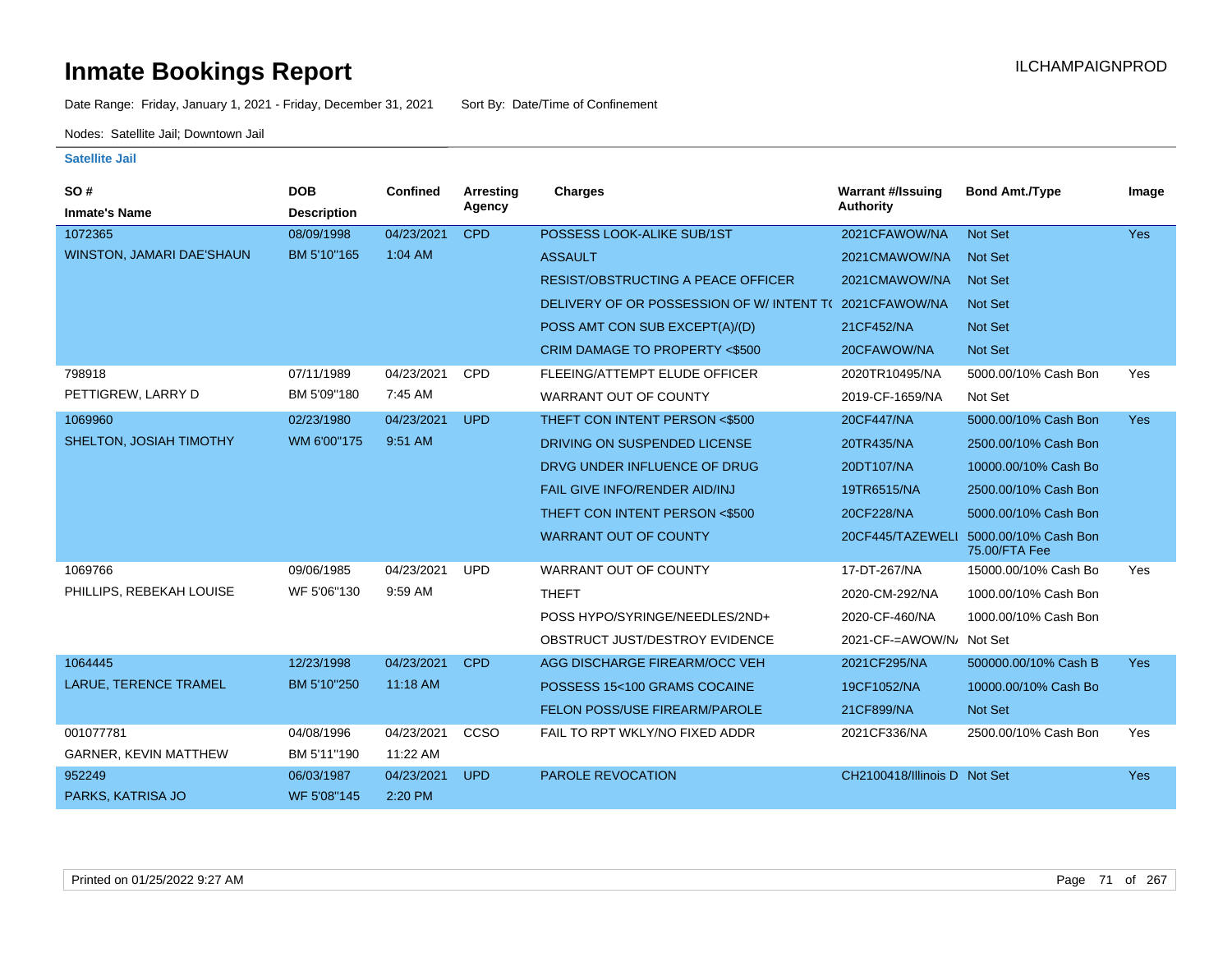# Inmate Bookings Report

ILCHAMPAIGNPROD

Date Range: Friday, January 1, 2021 - Friday, December 31, 2021    Sort By: Date/Time of Confinement

Nodes: Satellite Jail; Downtown Jail

### Satellite Jail

| SO # / Inmate's Name | DOB / Description | Confined | Arresting Agency | Charges | Warrant #/Issuing Authority | Bond Amt./Type | Image |
|---|---|---|---|---|---|---|---|
| 1072365 | 08/09/1998 | 04/23/2021 | CPD | POSSESS LOOK-ALIKE SUB/1ST | 2021CFAWOW/NA | Not Set | Yes |
| WINSTON, JAMARI DAE'SHAUN | BM 5'10"165 | 1:04 AM | | ASSAULT | 2021CMAWOW/NA | Not Set | |
| | | | | RESIST/OBSTRUCTING A PEACE OFFICER | 2021CMAWOW/NA | Not Set | |
| | | | | DELIVERY OF OR POSSESSION OF W/ INTENT T( | 2021CFAWOW/NA | Not Set | |
| | | | | POSS AMT CON SUB EXCEPT(A)/(D) | 21CF452/NA | Not Set | |
| | | | | CRIM DAMAGE TO PROPERTY <$500 | 20CFAWOW/NA | Not Set | |
| 798918 | 07/11/1989 | 04/23/2021 | CPD | FLEEING/ATTEMPT ELUDE OFFICER | 2020TR10495/NA | 5000.00/10% Cash Bon | Yes |
| PETTIGREW, LARRY D | BM 5'09"180 | 7:45 AM | | WARRANT OUT OF COUNTY | 2019-CF-1659/NA | Not Set | |
| 1069960 | 02/23/1980 | 04/23/2021 | UPD | THEFT CON INTENT PERSON <$500 | 20CF447/NA | 5000.00/10% Cash Bon | Yes |
| SHELTON, JOSIAH TIMOTHY | WM 6'00"175 | 9:51 AM | | DRIVING ON SUSPENDED LICENSE | 20TR435/NA | 2500.00/10% Cash Bon | |
| | | | | DRVG UNDER INFLUENCE OF DRUG | 20DT107/NA | 10000.00/10% Cash Bo | |
| | | | | FAIL GIVE INFO/RENDER AID/INJ | 19TR6515/NA | 2500.00/10% Cash Bon | |
| | | | | THEFT CON INTENT PERSON <$500 | 20CF228/NA | 5000.00/10% Cash Bon | |
| | | | | WARRANT OUT OF COUNTY | 20CF445/TAZEWELI | 5000.00/10% Cash Bon 75.00/FTA Fee | |
| 1069766 | 09/06/1985 | 04/23/2021 | UPD | WARRANT OUT OF COUNTY | 17-DT-267/NA | 15000.00/10% Cash Bo | Yes |
| PHILLIPS, REBEKAH LOUISE | WF 5'06"130 | 9:59 AM | | THEFT | 2020-CM-292/NA | 1000.00/10% Cash Bon | |
| | | | | POSS HYPO/SYRINGE/NEEDLES/2ND+ | 2020-CF-460/NA | 1000.00/10% Cash Bon | |
| | | | | OBSTRUCT JUST/DESTROY EVIDENCE | 2021-CF-=AWOW/N/ | Not Set | |
| 1064445 | 12/23/1998 | 04/23/2021 | CPD | AGG DISCHARGE FIREARM/OCC VEH | 2021CF295/NA | 500000.00/10% Cash B | Yes |
| LARUE, TERENCE TRAMEL | BM 5'10"250 | 11:18 AM | | POSSESS 15<100 GRAMS COCAINE | 19CF1052/NA | 10000.00/10% Cash Bo | |
| | | | | FELON POSS/USE FIREARM/PAROLE | 21CF899/NA | Not Set | |
| 001077781 | 04/08/1996 | 04/23/2021 | CCSO | FAIL TO RPT WKLY/NO FIXED ADDR | 2021CF336/NA | 2500.00/10% Cash Bon | Yes |
| GARNER, KEVIN MATTHEW | BM 5'11"190 | 11:22 AM | | | | | |
| 952249 | 06/03/1987 | 04/23/2021 | UPD | PAROLE REVOCATION | CH2100418/Illinois D | Not Set | Yes |
| PARKS, KATRISA JO | WF 5'08"145 | 2:20 PM | | | | | |

Printed on 01/25/2022 9:27 AM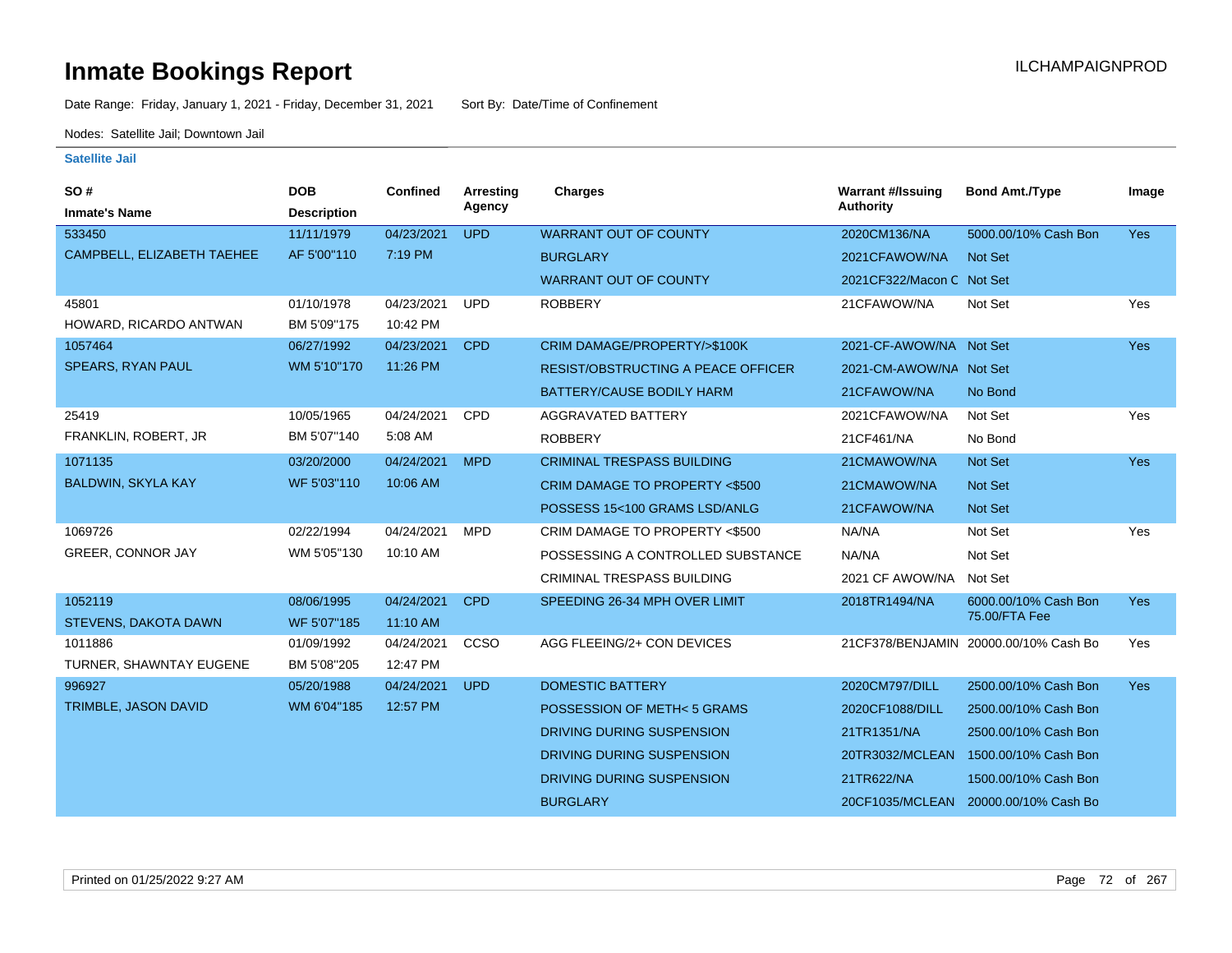# Inmate Bookings Report

ILCHAMPAIGNPROD

Date Range: Friday, January 1, 2021 - Friday, December 31, 2021 Sort By: Date/Time of Confinement

Nodes: Satellite Jail; Downtown Jail

### Satellite Jail

| SO # / Inmate's Name | DOB / Description | Confined | Arresting Agency | Charges | Warrant #/Issuing Authority | Bond Amt./Type | Image |
|---|---|---|---|---|---|---|---|
| 533450 CAMPBELL, ELIZABETH TAEHEE | 11/11/1979 AF 5'00"110 | 04/23/2021 7:19 PM | UPD | WARRANT OUT OF COUNTY | 2020CM136/NA | 5000.00/10% Cash Bon | Yes |
| | | | | BURGLARY | 2021CFAWOW/NA | Not Set | |
| | | | | WARRANT OUT OF COUNTY | 2021CF322/Macon C | Not Set | |
| 45801 HOWARD, RICARDO ANTWAN | 01/10/1978 BM 5'09"175 | 04/23/2021 10:42 PM | UPD | ROBBERY | 21CFAWOW/NA | Not Set | Yes |
| 1057464 SPEARS, RYAN PAUL | 06/27/1992 WM 5'10"170 | 04/23/2021 11:26 PM | CPD | CRIM DAMAGE/PROPERTY/>$100K | 2021-CF-AWOW/NA | Not Set | Yes |
| | | | | RESIST/OBSTRUCTING A PEACE OFFICER | 2021-CM-AWOW/NA | Not Set | |
| | | | | BATTERY/CAUSE BODILY HARM | 21CFAWOW/NA | No Bond | |
| 25419 FRANKLIN, ROBERT, JR | 10/05/1965 BM 5'07"140 | 04/24/2021 5:08 AM | CPD | AGGRAVATED BATTERY | 2021CFAWOW/NA | Not Set | Yes |
| | | | | ROBBERY | 21CF461/NA | No Bond | |
| 1071135 BALDWIN, SKYLA KAY | 03/20/2000 WF 5'03"110 | 04/24/2021 10:06 AM | MPD | CRIMINAL TRESPASS BUILDING | 21CMAWOW/NA | Not Set | Yes |
| | | | | CRIM DAMAGE TO PROPERTY <$500 | 21CMAWOW/NA | Not Set | |
| | | | | POSSESS 15<100 GRAMS LSD/ANLG | 21CFAWOW/NA | Not Set | |
| 1069726 GREER, CONNOR JAY | 02/22/1994 WM 5'05"130 | 04/24/2021 10:10 AM | MPD | CRIM DAMAGE TO PROPERTY <$500 | NA/NA | Not Set | Yes |
| | | | | POSSESSING A CONTROLLED SUBSTANCE | NA/NA | Not Set | |
| | | | | CRIMINAL TRESPASS BUILDING | 2021 CF AWOW/NA | Not Set | |
| 1052119 STEVENS, DAKOTA DAWN | 08/06/1995 WF 5'07"185 | 04/24/2021 11:10 AM | CPD | SPEEDING 26-34 MPH OVER LIMIT | 2018TR1494/NA | 6000.00/10% Cash Bon 75.00/FTA Fee | Yes |
| 1011886 TURNER, SHAWNTAY EUGENE | 01/09/1992 BM 5'08"205 | 04/24/2021 12:47 PM | CCSO | AGG FLEEING/2+ CON DEVICES | 21CF378/BENJAMIN | 20000.00/10% Cash Bo | Yes |
| 996927 TRIMBLE, JASON DAVID | 05/20/1988 WM 6'04"185 | 04/24/2021 12:57 PM | UPD | DOMESTIC BATTERY | 2020CM797/DILL | 2500.00/10% Cash Bon | Yes |
| | | | | POSSESSION OF METH< 5 GRAMS | 2020CF1088/DILL | 2500.00/10% Cash Bon | |
| | | | | DRIVING DURING SUSPENSION | 21TR1351/NA | 2500.00/10% Cash Bon | |
| | | | | DRIVING DURING SUSPENSION | 20TR3032/MCLEAN | 1500.00/10% Cash Bon | |
| | | | | DRIVING DURING SUSPENSION | 21TR622/NA | 1500.00/10% Cash Bon | |
| | | | | BURGLARY | 20CF1035/MCLEAN | 20000.00/10% Cash Bo | |

Printed on 01/25/2022 9:27 AM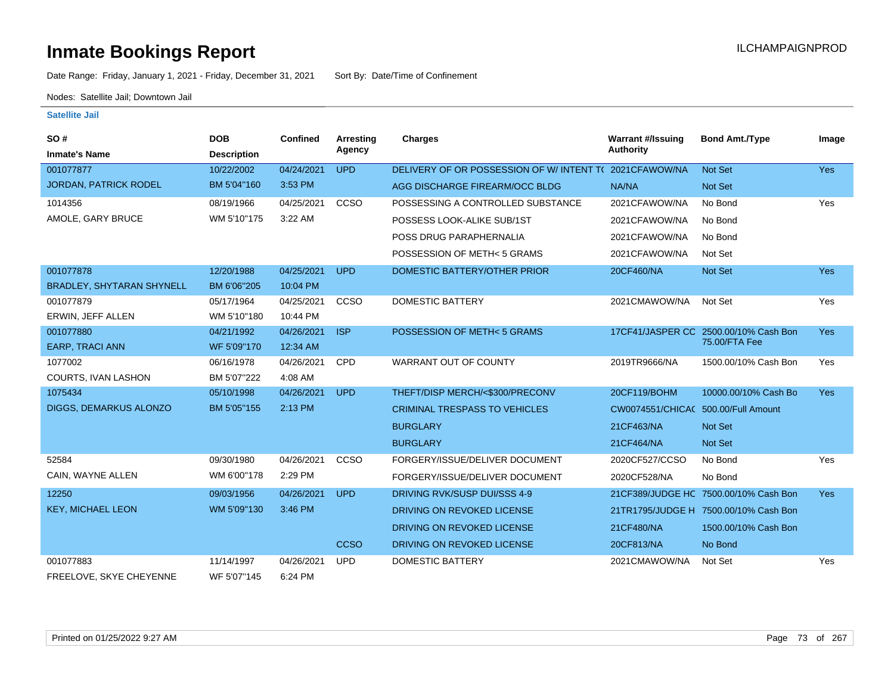# Inmate Bookings Report

ILCHAMPAIGNPROD

Date Range: Friday, January 1, 2021 - Friday, December 31, 2021     Sort By: Date/Time of Confinement

Nodes: Satellite Jail; Downtown Jail

**Satellite Jail**

| SO # / Inmate's Name | DOB / Description | Confined | Arresting Agency | Charges | Warrant #/Issuing Authority | Bond Amt./Type | Image |
|---|---|---|---|---|---|---|---|
| 001077877 | 10/22/2002 | 04/24/2021 | UPD | DELIVERY OF OR POSSESSION OF W/ INTENT T( | 2021CFAWOW/NA | Not Set | Yes |
| JORDAN, PATRICK RODEL | BM 5'04"160 | 3:53 PM | | AGG DISCHARGE FIREARM/OCC BLDG | NA/NA | Not Set | |
| 1014356 | 08/19/1966 | 04/25/2021 | CCSO | POSSESSING A CONTROLLED SUBSTANCE | 2021CFAWOW/NA | No Bond | Yes |
| AMOLE, GARY BRUCE | WM 5'10"175 | 3:22 AM | | POSSESS LOOK-ALIKE SUB/1ST | 2021CFAWOW/NA | No Bond | |
| | | | | POSS DRUG PARAPHERNALIA | 2021CFAWOW/NA | No Bond | |
| | | | | POSSESSION OF METH< 5 GRAMS | 2021CFAWOW/NA | Not Set | |
| 001077878 | 12/20/1988 | 04/25/2021 | UPD | DOMESTIC BATTERY/OTHER PRIOR | 20CF460/NA | Not Set | Yes |
| BRADLEY, SHYTARAN SHYNELL | BM 6'06"205 | 10:04 PM | | | | | |
| 001077879 | 05/17/1964 | 04/25/2021 | CCSO | DOMESTIC BATTERY | 2021CMAWOW/NA | Not Set | Yes |
| ERWIN, JEFF ALLEN | WM 5'10"180 | 10:44 PM | | | | | |
| 001077880 | 04/21/1992 | 04/26/2021 | ISP | POSSESSION OF METH< 5 GRAMS | 17CF41/JASPER CC | 2500.00/10% Cash Bon 75.00/FTA Fee | Yes |
| EARP, TRACI ANN | WF 5'09"170 | 12:34 AM | | | | | |
| 1077002 | 06/16/1978 | 04/26/2021 | CPD | WARRANT OUT OF COUNTY | 2019TR9666/NA | 1500.00/10% Cash Bon | Yes |
| COURTS, IVAN LASHON | BM 5'07"222 | 4:08 AM | | | | | |
| 1075434 | 05/10/1998 | 04/26/2021 | UPD | THEFT/DISP MERCH/<$300/PRECONV | 20CF119/BOHM | 10000.00/10% Cash Bo | Yes |
| DIGGS, DEMARKUS ALONZO | BM 5'05"155 | 2:13 PM | | CRIMINAL TRESPASS TO VEHICLES | CW0074551/CHICA( | 500.00/Full Amount | |
| | | | | BURGLARY | 21CF463/NA | Not Set | |
| | | | | BURGLARY | 21CF464/NA | Not Set | |
| 52584 | 09/30/1980 | 04/26/2021 | CCSO | FORGERY/ISSUE/DELIVER DOCUMENT | 2020CF527/CCSO | No Bond | Yes |
| CAIN, WAYNE ALLEN | WM 6'00"178 | 2:29 PM | | FORGERY/ISSUE/DELIVER DOCUMENT | 2020CF528/NA | No Bond | |
| 12250 | 09/03/1956 | 04/26/2021 | UPD | DRIVING RVK/SUSP DUI/SSS 4-9 | 21CF389/JUDGE HC | 7500.00/10% Cash Bon | Yes |
| KEY, MICHAEL LEON | WM 5'09"130 | 3:46 PM | | DRIVING ON REVOKED LICENSE | 21TR1795/JUDGE H | 7500.00/10% Cash Bon | |
| | | | | DRIVING ON REVOKED LICENSE | 21CF480/NA | 1500.00/10% Cash Bon | |
| | | | CCSO | DRIVING ON REVOKED LICENSE | 20CF813/NA | No Bond | |
| 001077883 | 11/14/1997 | 04/26/2021 | UPD | DOMESTIC BATTERY | 2021CMAWOW/NA | Not Set | Yes |
| FREELOVE, SKYE CHEYENNE | WF 5'07"145 | 6:24 PM | | | | | |

Printed on 01/25/2022 9:27 AM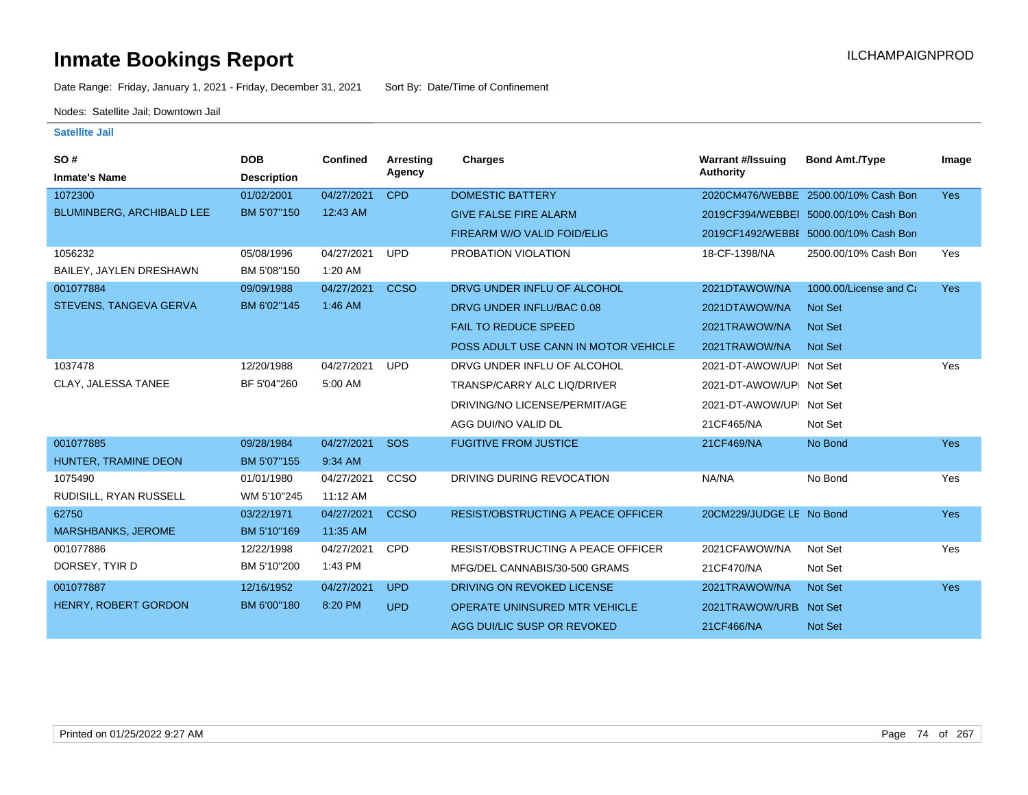# Inmate Bookings Report

ILCHAMPAIGNPROD

Date Range: Friday, January 1, 2021 - Friday, December 31, 2021     Sort By: Date/Time of Confinement

Nodes: Satellite Jail; Downtown Jail

### Satellite Jail

| SO # / Inmate's Name | DOB / Description | Confined | Arresting Agency | Charges | Warrant #/Issuing Authority | Bond Amt./Type | Image |
|---|---|---|---|---|---|---|---|
| 1072300 | 01/02/2001 | 04/27/2021 | CPD | DOMESTIC BATTERY | 2020CM476/WEBBE | 2500.00/10% Cash Bon | Yes |
| BLUMINBERG, ARCHIBALD LEE | BM 5'07"150 | 12:43 AM | | GIVE FALSE FIRE ALARM | 2019CF394/WEBBEI | 5000.00/10% Cash Bon | |
| | | | | FIREARM W/O VALID FOID/ELIG | 2019CF1492/WEBBE | 5000.00/10% Cash Bon | |
| 1056232 | 05/08/1996 | 04/27/2021 | UPD | PROBATION VIOLATION | 18-CF-1398/NA | 2500.00/10% Cash Bon | Yes |
| BAILEY, JAYLEN DRESHAWN | BM 5'08"150 | 1:20 AM | | | | | |
| 001077884 | 09/09/1988 | 04/27/2021 | CCSO | DRVG UNDER INFLU OF ALCOHOL | 2021DTAWOW/NA | 1000.00/License and Ca | Yes |
| STEVENS, TANGEVA GERVA | BM 6'02"145 | 1:46 AM | | DRVG UNDER INFLU/BAC 0.08 | 2021DTAWOW/NA | Not Set | |
| | | | | FAIL TO REDUCE SPEED | 2021TRAWOW/NA | Not Set | |
| | | | | POSS ADULT USE CANN IN MOTOR VEHICLE | 2021TRAWOW/NA | Not Set | |
| 1037478 | 12/20/1988 | 04/27/2021 | UPD | DRVG UNDER INFLU OF ALCOHOL | 2021-DT-AWOW/UPI | Not Set | Yes |
| CLAY, JALESSA TANEE | BF 5'04"260 | 5:00 AM | | TRANSP/CARRY ALC LIQ/DRIVER | 2021-DT-AWOW/UPI | Not Set | |
| | | | | DRIVING/NO LICENSE/PERMIT/AGE | 2021-DT-AWOW/UPI | Not Set | |
| | | | | AGG DUI/NO VALID DL | 21CF465/NA | Not Set | |
| 001077885 | 09/28/1984 | 04/27/2021 | SOS | FUGITIVE FROM JUSTICE | 21CF469/NA | No Bond | Yes |
| HUNTER, TRAMINE DEON | BM 5'07"155 | 9:34 AM | | | | | |
| 1075490 | 01/01/1980 | 04/27/2021 | CCSO | DRIVING DURING REVOCATION | NA/NA | No Bond | Yes |
| RUDISILL, RYAN RUSSELL | WM 5'10"245 | 11:12 AM | | | | | |
| 62750 | 03/22/1971 | 04/27/2021 | CCSO | RESIST/OBSTRUCTING A PEACE OFFICER | 20CM229/JUDGE LE | No Bond | Yes |
| MARSHBANKS, JEROME | BM 5'10"169 | 11:35 AM | | | | | |
| 001077886 | 12/22/1998 | 04/27/2021 | CPD | RESIST/OBSTRUCTING A PEACE OFFICER | 2021CFAWOW/NA | Not Set | Yes |
| DORSEY, TYIR D | BM 5'10"200 | 1:43 PM | | MFG/DEL CANNABIS/30-500 GRAMS | 21CF470/NA | Not Set | |
| 001077887 | 12/16/1952 | 04/27/2021 | UPD | DRIVING ON REVOKED LICENSE | 2021TRAWOW/NA | Not Set | Yes |
| HENRY, ROBERT GORDON | BM 6'00"180 | 8:20 PM | UPD | OPERATE UNINSURED MTR VEHICLE | 2021TRAWOW/URB | Not Set | |
| | | | | AGG DUI/LIC SUSP OR REVOKED | 21CF466/NA | Not Set | |

Printed on 01/25/2022 9:27 AM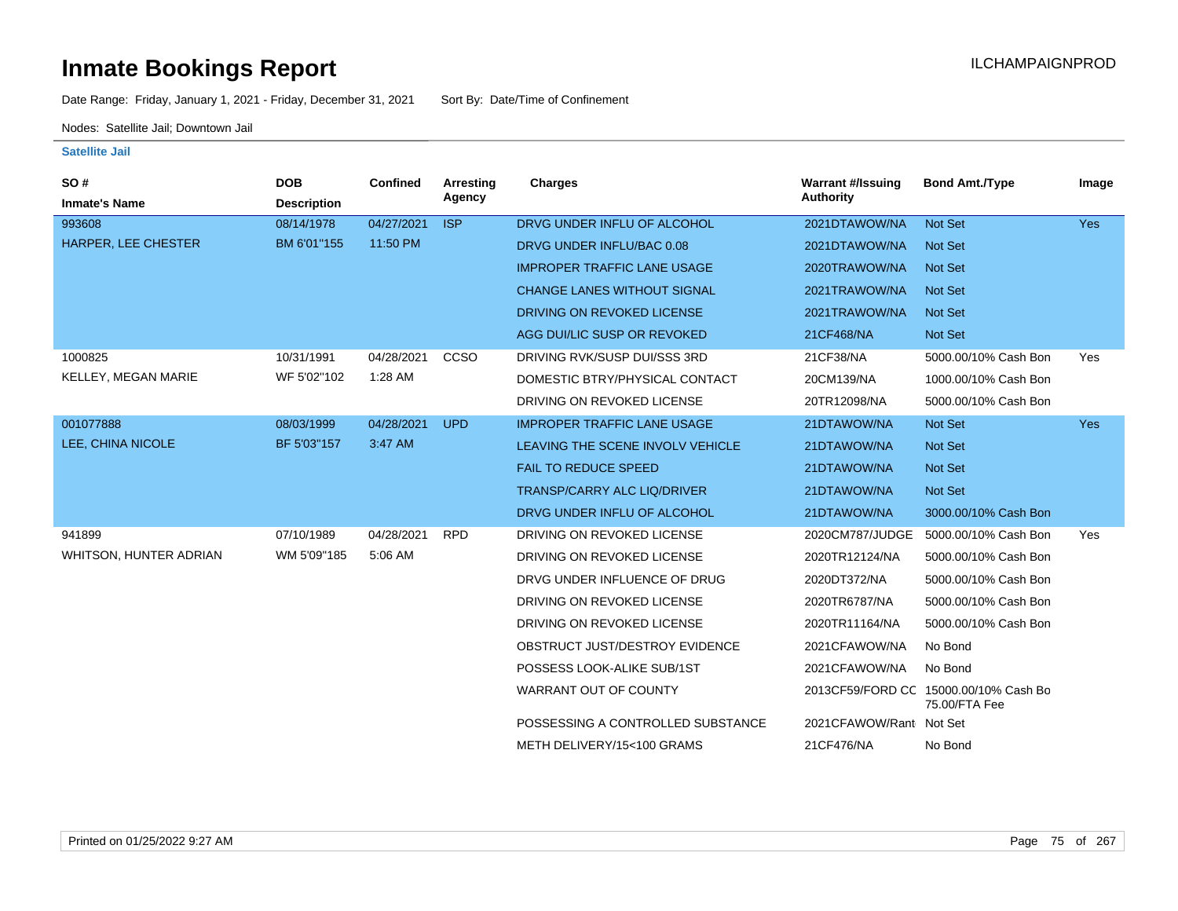# Inmate Bookings Report

ILCHAMPAIGNPROD

Date Range: Friday, January 1, 2021 - Friday, December 31, 2021 Sort By: Date/Time of Confinement

Nodes: Satellite Jail; Downtown Jail

## Satellite Jail

| SO # / Inmate's Name | DOB / Description | Confined | Arresting Agency | Charges | Warrant #/Issuing Authority | Bond Amt./Type | Image |
|---|---|---|---|---|---|---|---|
| 993608 | 08/14/1978 | 04/27/2021 | ISP | DRVG UNDER INFLU OF ALCOHOL | 2021DTAWOW/NA | Not Set | Yes |
| HARPER, LEE CHESTER | BM 6'01"155 | 11:50 PM | | DRVG UNDER INFLU/BAC 0.08 | 2021DTAWOW/NA | Not Set | |
| | | | | IMPROPER TRAFFIC LANE USAGE | 2020TRAWOW/NA | Not Set | |
| | | | | CHANGE LANES WITHOUT SIGNAL | 2021TRAWOW/NA | Not Set | |
| | | | | DRIVING ON REVOKED LICENSE | 2021TRAWOW/NA | Not Set | |
| | | | | AGG DUI/LIC SUSP OR REVOKED | 21CF468/NA | Not Set | |
| 1000825 | 10/31/1991 | 04/28/2021 | CCSO | DRIVING RVK/SUSP DUI/SSS 3RD | 21CF38/NA | 5000.00/10% Cash Bon | Yes |
| KELLEY, MEGAN MARIE | WF 5'02"102 | 1:28 AM | | DOMESTIC BTRY/PHYSICAL CONTACT | 20CM139/NA | 1000.00/10% Cash Bon | |
| | | | | DRIVING ON REVOKED LICENSE | 20TR12098/NA | 5000.00/10% Cash Bon | |
| 001077888 | 08/03/1999 | 04/28/2021 | UPD | IMPROPER TRAFFIC LANE USAGE | 21DTAWOW/NA | Not Set | Yes |
| LEE, CHINA NICOLE | BF 5'03"157 | 3:47 AM | | LEAVING THE SCENE INVOLV VEHICLE | 21DTAWOW/NA | Not Set | |
| | | | | FAIL TO REDUCE SPEED | 21DTAWOW/NA | Not Set | |
| | | | | TRANSP/CARRY ALC LIQ/DRIVER | 21DTAWOW/NA | Not Set | |
| | | | | DRVG UNDER INFLU OF ALCOHOL | 21DTAWOW/NA | 3000.00/10% Cash Bon | |
| 941899 | 07/10/1989 | 04/28/2021 | RPD | DRIVING ON REVOKED LICENSE | 2020CM787/JUDGE | 5000.00/10% Cash Bon | Yes |
| WHITSON, HUNTER ADRIAN | WM 5'09"185 | 5:06 AM | | DRIVING ON REVOKED LICENSE | 2020TR12124/NA | 5000.00/10% Cash Bon | |
| | | | | DRVG UNDER INFLUENCE OF DRUG | 2020DT372/NA | 5000.00/10% Cash Bon | |
| | | | | DRIVING ON REVOKED LICENSE | 2020TR6787/NA | 5000.00/10% Cash Bon | |
| | | | | DRIVING ON REVOKED LICENSE | 2020TR11164/NA | 5000.00/10% Cash Bon | |
| | | | | OBSTRUCT JUST/DESTROY EVIDENCE | 2021CFAWOW/NA | No Bond | |
| | | | | POSSESS LOOK-ALIKE SUB/1ST | 2021CFAWOW/NA | No Bond | |
| | | | | WARRANT OUT OF COUNTY | 2013CF59/FORD CC | 15000.00/10% Cash Bo 75.00/FTA Fee | |
| | | | | POSSESSING A CONTROLLED SUBSTANCE | 2021CFAWOW/Rant | Not Set | |
| | | | | METH DELIVERY/15<100 GRAMS | 21CF476/NA | No Bond | |

Printed on 01/25/2022 9:27 AM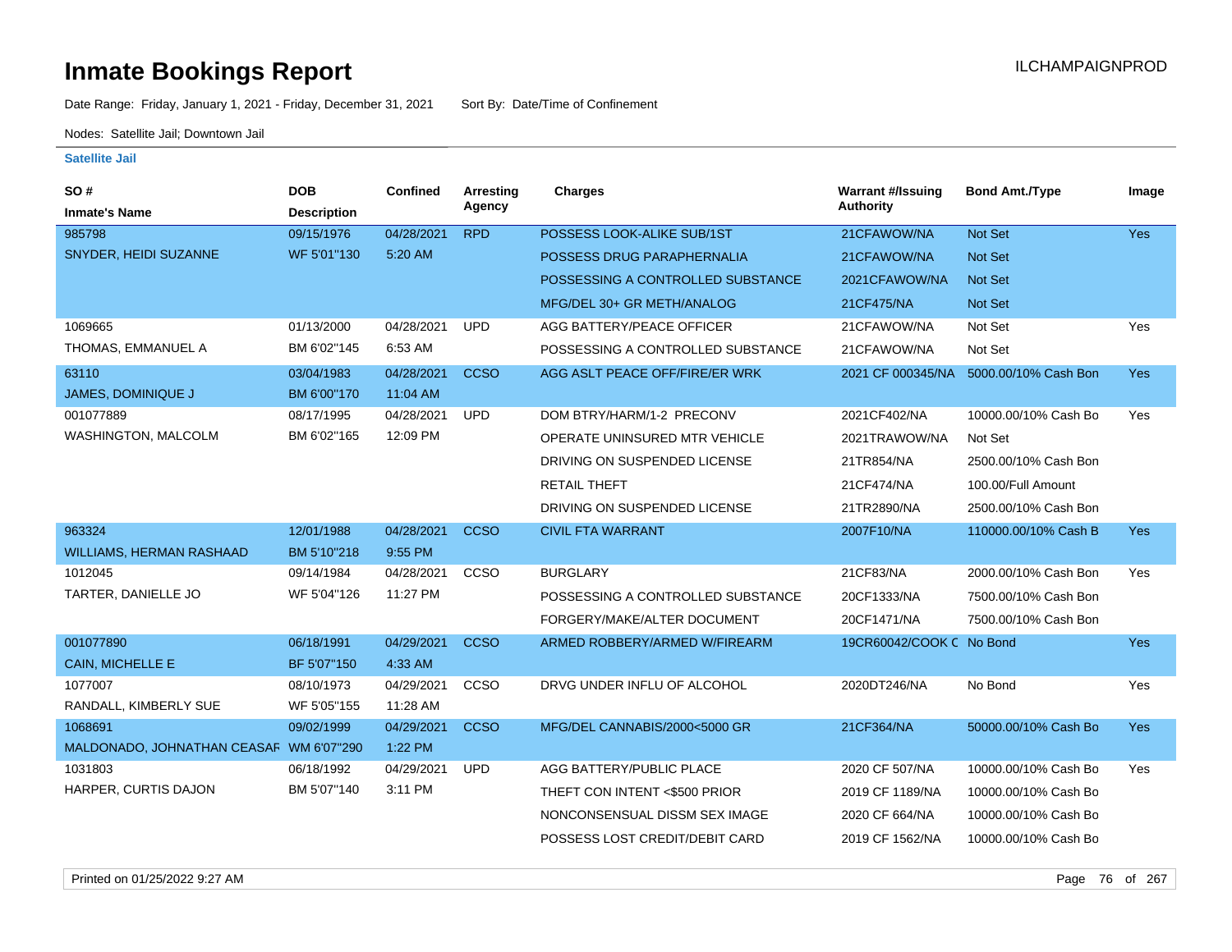# Inmate Bookings Report

ILCHAMPAIGNPROD

Date Range: Friday, January 1, 2021 - Friday, December 31, 2021 Sort By: Date/Time of Confinement

Nodes: Satellite Jail; Downtown Jail

### Satellite Jail

| SO # / Inmate's Name | DOB / Description | Confined | Arresting Agency | Charges | Warrant #/Issuing Authority | Bond Amt./Type | Image |
|---|---|---|---|---|---|---|---|
| 985798 | 09/15/1976 | 04/28/2021 | RPD | POSSESS LOOK-ALIKE SUB/1ST | 21CFAWOW/NA | Not Set | Yes |
| SNYDER, HEIDI SUZANNE | WF 5'01''130 | 5:20 AM | | POSSESS DRUG PARAPHERNALIA | 21CFAWOW/NA | Not Set | |
| | | | | POSSESSING A CONTROLLED SUBSTANCE | 2021CFAWOW/NA | Not Set | |
| | | | | MFG/DEL 30+ GR METH/ANALOG | 21CF475/NA | Not Set | |
| 1069665 | 01/13/2000 | 04/28/2021 | UPD | AGG BATTERY/PEACE OFFICER | 21CFAWOW/NA | Not Set | Yes |
| THOMAS, EMMANUEL A | BM 6'02''145 | 6:53 AM | | POSSESSING A CONTROLLED SUBSTANCE | 21CFAWOW/NA | Not Set | |
| 63110 | 03/04/1983 | 04/28/2021 | CCSO | AGG ASLT PEACE OFF/FIRE/ER WRK | 2021 CF 000345/NA | 5000.00/10% Cash Bon | Yes |
| JAMES, DOMINIQUE J | BM 6'00''170 | 11:04 AM | | | | | |
| 001077889 | 08/17/1995 | 04/28/2021 | UPD | DOM BTRY/HARM/1-2 PRECONV | 2021CF402/NA | 10000.00/10% Cash Bo | Yes |
| WASHINGTON, MALCOLM | BM 6'02''165 | 12:09 PM | | OPERATE UNINSURED MTR VEHICLE | 2021TRAWOW/NA | Not Set | |
| | | | | DRIVING ON SUSPENDED LICENSE | 21TR854/NA | 2500.00/10% Cash Bon | |
| | | | | RETAIL THEFT | 21CF474/NA | 100.00/Full Amount | |
| | | | | DRIVING ON SUSPENDED LICENSE | 21TR2890/NA | 2500.00/10% Cash Bon | |
| 963324 | 12/01/1988 | 04/28/2021 | CCSO | CIVIL FTA WARRANT | 2007F10/NA | 110000.00/10% Cash B | Yes |
| WILLIAMS, HERMAN RASHAAD | BM 5'10''218 | 9:55 PM | | | | | |
| 1012045 | 09/14/1984 | 04/28/2021 | CCSO | BURGLARY | 21CF83/NA | 2000.00/10% Cash Bon | Yes |
| TARTER, DANIELLE JO | WF 5'04''126 | 11:27 PM | | POSSESSING A CONTROLLED SUBSTANCE | 20CF1333/NA | 7500.00/10% Cash Bon | |
| | | | | FORGERY/MAKE/ALTER DOCUMENT | 20CF1471/NA | 7500.00/10% Cash Bon | |
| 001077890 | 06/18/1991 | 04/29/2021 | CCSO | ARMED ROBBERY/ARMED W/FIREARM | 19CR60042/COOK C | No Bond | Yes |
| CAIN, MICHELLE E | BF 5'07''150 | 4:33 AM | | | | | |
| 1077007 | 08/10/1973 | 04/29/2021 | CCSO | DRVG UNDER INFLU OF ALCOHOL | 2020DT246/NA | No Bond | Yes |
| RANDALL, KIMBERLY SUE | WF 5'05''155 | 11:28 AM | | | | | |
| 1068691 | 09/02/1999 | 04/29/2021 | CCSO | MFG/DEL CANNABIS/2000<5000 GR | 21CF364/NA | 50000.00/10% Cash Bo | Yes |
| MALDONADO, JOHNATHAN CEASAR | WM 6'07''290 | 1:22 PM | | | | | |
| 1031803 | 06/18/1992 | 04/29/2021 | UPD | AGG BATTERY/PUBLIC PLACE | 2020 CF 507/NA | 10000.00/10% Cash Bo | Yes |
| HARPER, CURTIS DAJON | BM 5'07''140 | 3:11 PM | | THEFT CON INTENT <$500 PRIOR | 2019 CF 1189/NA | 10000.00/10% Cash Bo | |
| | | | | NONCONSENSUAL DISSM SEX IMAGE | 2020 CF 664/NA | 10000.00/10% Cash Bo | |
| | | | | POSSESS LOST CREDIT/DEBIT CARD | 2019 CF 1562/NA | 10000.00/10% Cash Bo | |

Printed on 01/25/2022 9:27 AM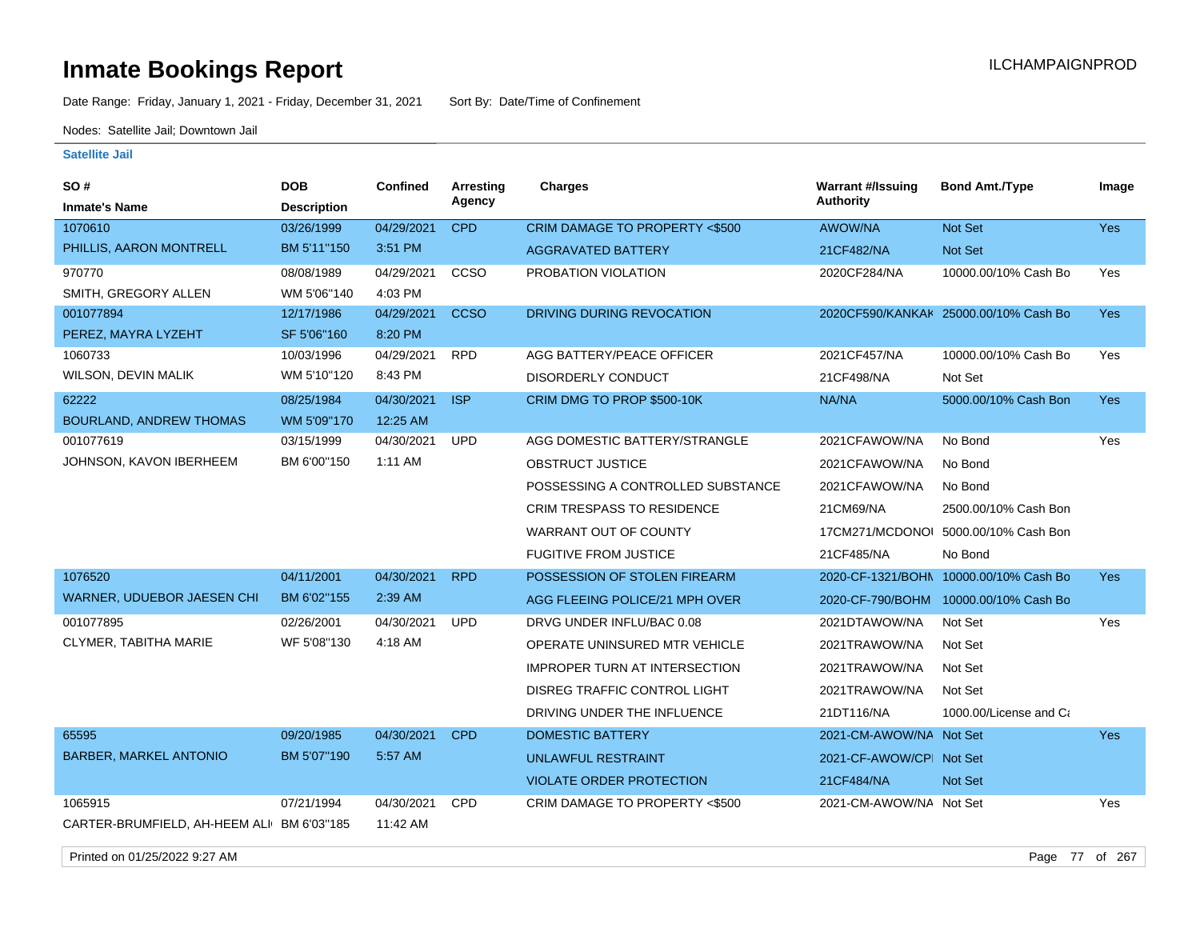# Inmate Bookings Report

ILCHAMPAIGNPROD

Date Range: Friday, January 1, 2021 - Friday, December 31, 2021 Sort By: Date/Time of Confinement

Nodes: Satellite Jail; Downtown Jail

**Satellite Jail**

| SO # / Inmate's Name | DOB / Description | Confined | Arresting Agency | Charges | Warrant #/Issuing Authority | Bond Amt./Type | Image |
|---|---|---|---|---|---|---|---|
| 1070610 | 03/26/1999 | 04/29/2021 | CPD | CRIM DAMAGE TO PROPERTY <$500 | AWOW/NA | Not Set | Yes |
| PHILLIS, AARON MONTRELL | BM 5'11"150 | 3:51 PM | | AGGRAVATED BATTERY | 21CF482/NA | Not Set | |
| 970770 | 08/08/1989 | 04/29/2021 | CCSO | PROBATION VIOLATION | 2020CF284/NA | 10000.00/10% Cash Bo | Yes |
| SMITH, GREGORY ALLEN | WM 5'06"140 | 4:03 PM | | | | | |
| 001077894 | 12/17/1986 | 04/29/2021 | CCSO | DRIVING DURING REVOCATION | 2020CF590/KANKAK | 25000.00/10% Cash Bo | Yes |
| PEREZ, MAYRA LYZEHT | SF 5'06"160 | 8:20 PM | | | | | |
| 1060733 | 10/03/1996 | 04/29/2021 | RPD | AGG BATTERY/PEACE OFFICER | 2021CF457/NA | 10000.00/10% Cash Bo | Yes |
| WILSON, DEVIN MALIK | WM 5'10"120 | 8:43 PM | | DISORDERLY CONDUCT | 21CF498/NA | Not Set | |
| 62222 | 08/25/1984 | 04/30/2021 | ISP | CRIM DMG TO PROP $500-10K | NA/NA | 5000.00/10% Cash Bon | Yes |
| BOURLAND, ANDREW THOMAS | WM 5'09"170 | 12:25 AM | | | | | |
| 001077619 | 03/15/1999 | 04/30/2021 | UPD | AGG DOMESTIC BATTERY/STRANGLE | 2021CFAWOW/NA | No Bond | Yes |
| JOHNSON, KAVON IBERHEEM | BM 6'00"150 | 1:11 AM | | OBSTRUCT JUSTICE | 2021CFAWOW/NA | No Bond | |
| | | | | POSSESSING A CONTROLLED SUBSTANCE | 2021CFAWOW/NA | No Bond | |
| | | | | CRIM TRESPASS TO RESIDENCE | 21CM69/NA | 2500.00/10% Cash Bon | |
| | | | | WARRANT OUT OF COUNTY | 17CM271/MCDONOI | 5000.00/10% Cash Bon | |
| | | | | FUGITIVE FROM JUSTICE | 21CF485/NA | No Bond | |
| 1076520 | 04/11/2001 | 04/30/2021 | RPD | POSSESSION OF STOLEN FIREARM | 2020-CF-1321/BOHN | 10000.00/10% Cash Bo | Yes |
| WARNER, UDUEBOR JAESEN CHI | BM 6'02"155 | 2:39 AM | | AGG FLEEING POLICE/21 MPH OVER | 2020-CF-790/BOHM | 10000.00/10% Cash Bo | |
| 001077895 | 02/26/2001 | 04/30/2021 | UPD | DRVG UNDER INFLU/BAC 0.08 | 2021DTAWOW/NA | Not Set | Yes |
| CLYMER, TABITHA MARIE | WF 5'08"130 | 4:18 AM | | OPERATE UNINSURED MTR VEHICLE | 2021TRAWOW/NA | Not Set | |
| | | | | IMPROPER TURN AT INTERSECTION | 2021TRAWOW/NA | Not Set | |
| | | | | DISREG TRAFFIC CONTROL LIGHT | 2021TRAWOW/NA | Not Set | |
| | | | | DRIVING UNDER THE INFLUENCE | 21DT116/NA | 1000.00/License and Ca | |
| 65595 | 09/20/1985 | 04/30/2021 | CPD | DOMESTIC BATTERY | 2021-CM-AWOW/NA | Not Set | Yes |
| BARBER, MARKEL ANTONIO | BM 5'07"190 | 5:57 AM | | UNLAWFUL RESTRAINT | 2021-CF-AWOW/CPI | Not Set | |
| | | | | VIOLATE ORDER PROTECTION | 21CF484/NA | Not Set | |
| 1065915 | 07/21/1994 | 04/30/2021 | CPD | CRIM DAMAGE TO PROPERTY <$500 | 2021-CM-AWOW/NA | Not Set | Yes |
| CARTER-BRUMFIELD, AH-HEEM ALI | BM 6'03"185 | 11:42 AM | | | | | |

Printed on 01/25/2022 9:27 AM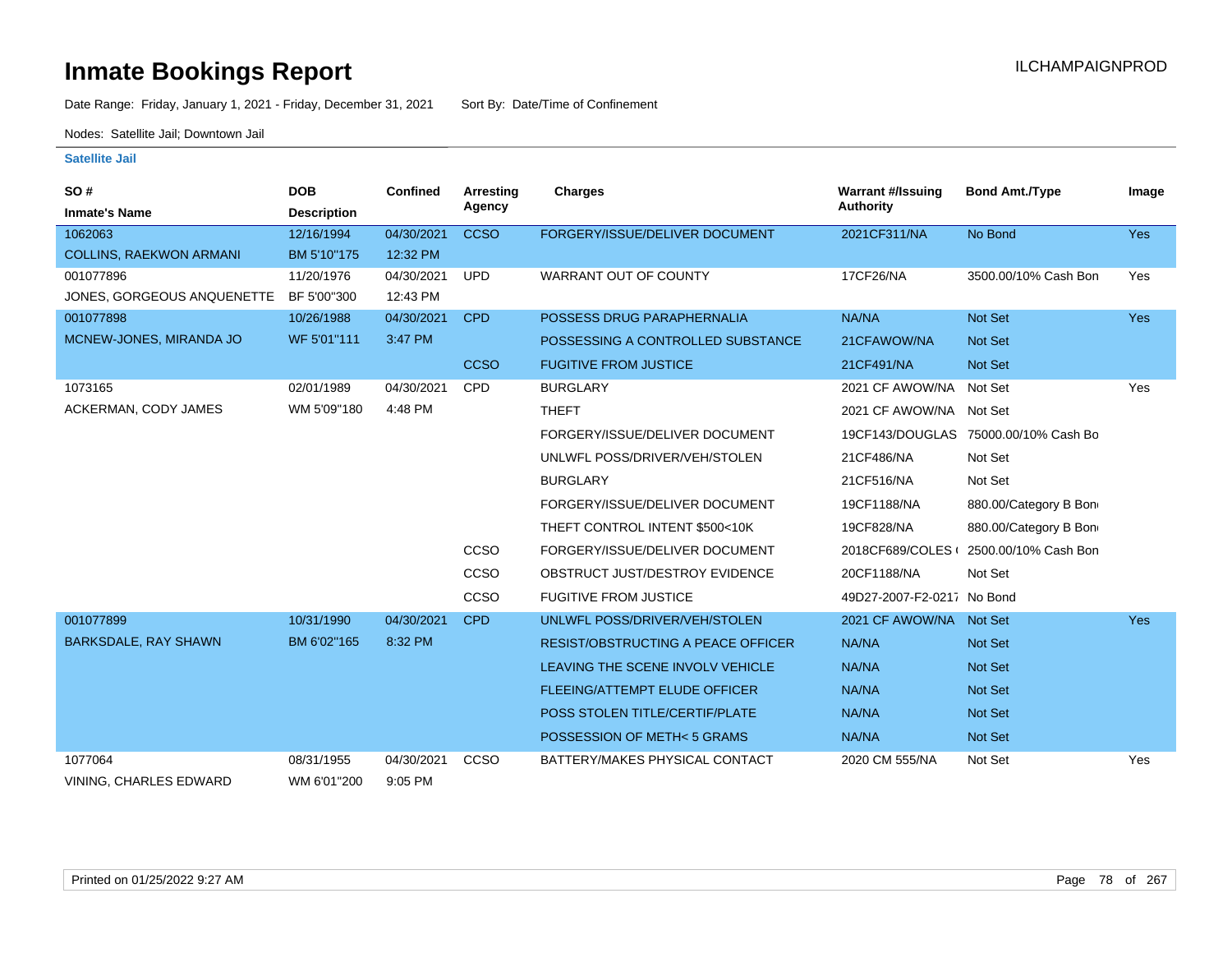# Inmate Bookings Report

Date Range: Friday, January 1, 2021 - Friday, December 31, 2021 Sort By: Date/Time of Confinement

Nodes: Satellite Jail; Downtown Jail

### Satellite Jail

| SO # / Inmate's Name | DOB / Description | Confined | Arresting Agency | Charges | Warrant #/Issuing Authority | Bond Amt./Type | Image |
|---|---|---|---|---|---|---|---|
| 1062063 COLLINS, RAEKWON ARMANI | 12/16/1994 BM 5'10"175 | 04/30/2021 12:32 PM | CCSO | FORGERY/ISSUE/DELIVER DOCUMENT | 2021CF311/NA | No Bond | Yes |
| 001077896 JONES, GORGEOUS ANQUENETTE | 11/20/1976 BF 5'00"300 | 04/30/2021 12:43 PM | UPD | WARRANT OUT OF COUNTY | 17CF26/NA | 3500.00/10% Cash Bon | Yes |
| 001077898 MCNEW-JONES, MIRANDA JO | 10/26/1988 WF 5'01"111 | 04/30/2021 3:47 PM | CPD | POSSESS DRUG PARAPHERNALIA | NA/NA | Not Set | Yes |
| | | | | POSSESSING A CONTROLLED SUBSTANCE | 21CFAWOW/NA | Not Set | |
| | | | CCSO | FUGITIVE FROM JUSTICE | 21CF491/NA | Not Set | |
| 1073165 ACKERMAN, CODY JAMES | 02/01/1989 WM 5'09"180 | 04/30/2021 4:48 PM | CPD | BURGLARY | 2021 CF AWOW/NA | Not Set | Yes |
| | | | | THEFT | 2021 CF AWOW/NA | Not Set | |
| | | | | FORGERY/ISSUE/DELIVER DOCUMENT | 19CF143/DOUGLAS | 75000.00/10% Cash Bo | |
| | | | | UNLWFL POSS/DRIVER/VEH/STOLEN | 21CF486/NA | Not Set | |
| | | | | BURGLARY | 21CF516/NA | Not Set | |
| | | | | FORGERY/ISSUE/DELIVER DOCUMENT | 19CF1188/NA | 880.00/Category B Bon | |
| | | | | THEFT CONTROL INTENT $500<10K | 19CF828/NA | 880.00/Category B Bon | |
| | | | CCSO | FORGERY/ISSUE/DELIVER DOCUMENT | 2018CF689/COLES ( | 2500.00/10% Cash Bon | |
| | | | CCSO | OBSTRUCT JUST/DESTROY EVIDENCE | 20CF1188/NA | Not Set | |
| | | | CCSO | FUGITIVE FROM JUSTICE | 49D27-2007-F2-0217 | No Bond | |
| 001077899 BARKSDALE, RAY SHAWN | 10/31/1990 BM 6'02"165 | 04/30/2021 8:32 PM | CPD | UNLWFL POSS/DRIVER/VEH/STOLEN | 2021 CF AWOW/NA | Not Set | Yes |
| | | | | RESIST/OBSTRUCTING A PEACE OFFICER | NA/NA | Not Set | |
| | | | | LEAVING THE SCENE INVOLV VEHICLE | NA/NA | Not Set | |
| | | | | FLEEING/ATTEMPT ELUDE OFFICER | NA/NA | Not Set | |
| | | | | POSS STOLEN TITLE/CERTIF/PLATE | NA/NA | Not Set | |
| | | | | POSSESSION OF METH< 5 GRAMS | NA/NA | Not Set | |
| 1077064 VINING, CHARLES EDWARD | 08/31/1955 WM 6'01"200 | 04/30/2021 9:05 PM | CCSO | BATTERY/MAKES PHYSICAL CONTACT | 2020 CM 555/NA | Not Set | Yes |

Printed on 01/25/2022 9:27 AM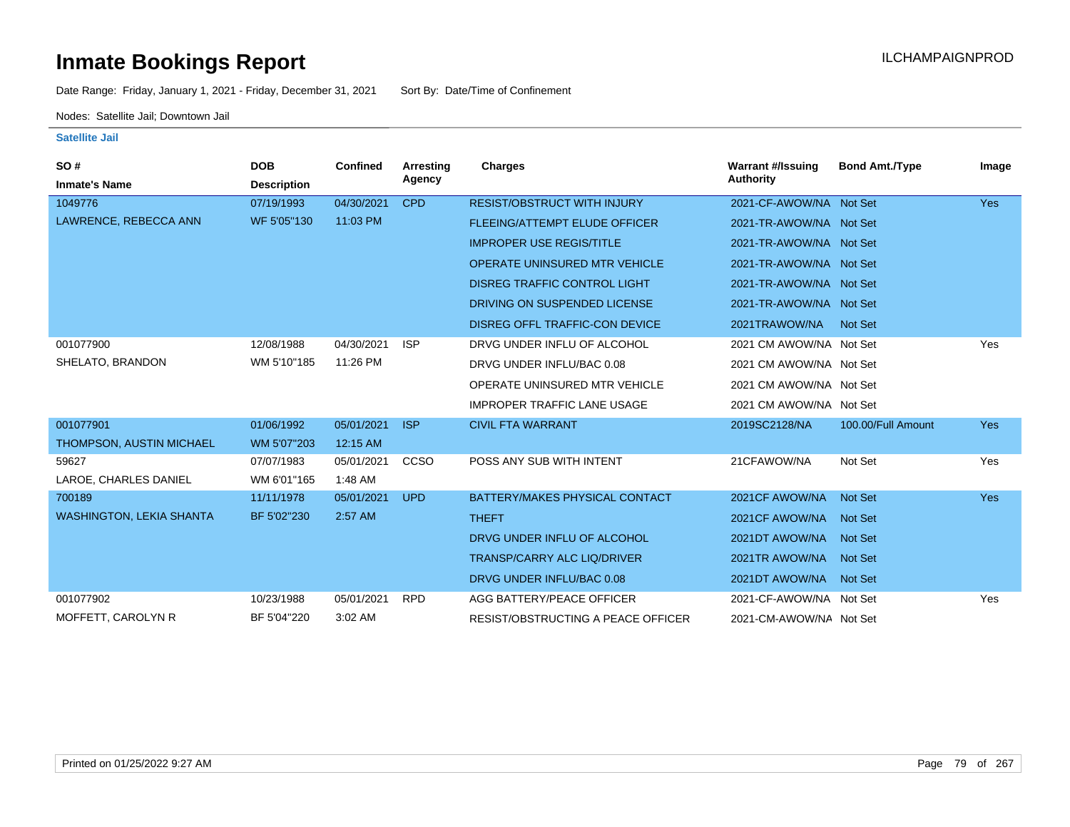# Inmate Bookings Report

ILCHAMPAIGNPROD

Date Range: Friday, January 1, 2021 - Friday, December 31, 2021     Sort By: Date/Time of Confinement

Nodes: Satellite Jail; Downtown Jail

### Satellite Jail

| SO # / Inmate's Name | DOB / Description | Confined | Arresting Agency | Charges | Warrant #/Issuing Authority | Bond Amt./Type | Image |
|---|---|---|---|---|---|---|---|
| 1049776 | 07/19/1993 | 04/30/2021 | CPD | RESIST/OBSTRUCT WITH INJURY | 2021-CF-AWOW/NA | Not Set | Yes |
| LAWRENCE, REBECCA ANN | WF 5'05"130 | 11:03 PM | | FLEEING/ATTEMPT ELUDE OFFICER | 2021-TR-AWOW/NA | Not Set | |
| | | | | IMPROPER USE REGIS/TITLE | 2021-TR-AWOW/NA | Not Set | |
| | | | | OPERATE UNINSURED MTR VEHICLE | 2021-TR-AWOW/NA | Not Set | |
| | | | | DISREG TRAFFIC CONTROL LIGHT | 2021-TR-AWOW/NA | Not Set | |
| | | | | DRIVING ON SUSPENDED LICENSE | 2021-TR-AWOW/NA | Not Set | |
| | | | | DISREG OFFL TRAFFIC-CON DEVICE | 2021TRAWOW/NA | Not Set | |
| 001077900 | 12/08/1988 | 04/30/2021 | ISP | DRVG UNDER INFLU OF ALCOHOL | 2021 CM AWOW/NA | Not Set | Yes |
| SHELATO, BRANDON | WM 5'10"185 | 11:26 PM | | DRVG UNDER INFLU/BAC 0.08 | 2021 CM AWOW/NA | Not Set | |
| | | | | OPERATE UNINSURED MTR VEHICLE | 2021 CM AWOW/NA | Not Set | |
| | | | | IMPROPER TRAFFIC LANE USAGE | 2021 CM AWOW/NA | Not Set | |
| 001077901 | 01/06/1992 | 05/01/2021 | ISP | CIVIL FTA WARRANT | 2019SC2128/NA | 100.00/Full Amount | Yes |
| THOMPSON, AUSTIN MICHAEL | WM 5'07"203 | 12:15 AM | | | | | |
| 59627 | 07/07/1983 | 05/01/2021 | CCSO | POSS ANY SUB WITH INTENT | 21CFAWOW/NA | Not Set | Yes |
| LAROE, CHARLES DANIEL | WM 6'01"165 | 1:48 AM | | | | | |
| 700189 | 11/11/1978 | 05/01/2021 | UPD | BATTERY/MAKES PHYSICAL CONTACT | 2021CF AWOW/NA | Not Set | Yes |
| WASHINGTON, LEKIA SHANTA | BF 5'02"230 | 2:57 AM | | THEFT | 2021CF AWOW/NA | Not Set | |
| | | | | DRVG UNDER INFLU OF ALCOHOL | 2021DT AWOW/NA | Not Set | |
| | | | | TRANSP/CARRY ALC LIQ/DRIVER | 2021TR AWOW/NA | Not Set | |
| | | | | DRVG UNDER INFLU/BAC 0.08 | 2021DT AWOW/NA | Not Set | |
| 001077902 | 10/23/1988 | 05/01/2021 | RPD | AGG BATTERY/PEACE OFFICER | 2021-CF-AWOW/NA | Not Set | Yes |
| MOFFETT, CAROLYN R | BF 5'04"220 | 3:02 AM | | RESIST/OBSTRUCTING A PEACE OFFICER | 2021-CM-AWOW/NA | Not Set | |

Printed on 01/25/2022 9:27 AM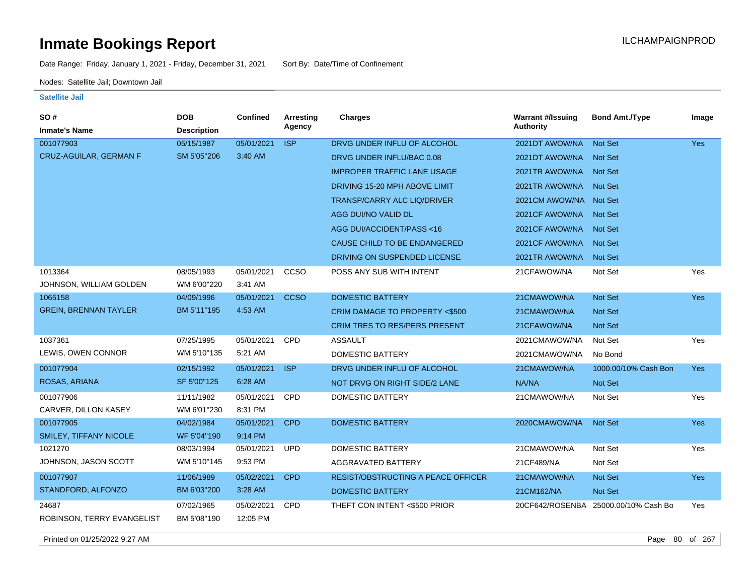# Inmate Bookings Report

ILCHAMPAIGNPROD

Date Range: Friday, January 1, 2021 - Friday, December 31, 2021    Sort By: Date/Time of Confinement

Nodes: Satellite Jail; Downtown Jail

**Satellite Jail**

| SO # / Inmate's Name | DOB / Description | Confined | Arresting Agency | Charges | Warrant #/Issuing Authority | Bond Amt./Type | Image |
|---|---|---|---|---|---|---|---|
| 001077903 | 05/15/1987 | 05/01/2021 | ISP | DRVG UNDER INFLU OF ALCOHOL | 2021DT AWOW/NA | Not Set | Yes |
| CRUZ-AGUILAR, GERMAN F | SM 5'05"206 | 3:40 AM | | DRVG UNDER INFLU/BAC 0.08 | 2021DT AWOW/NA | Not Set | |
| | | | | IMPROPER TRAFFIC LANE USAGE | 2021TR AWOW/NA | Not Set | |
| | | | | DRIVING 15-20 MPH ABOVE LIMIT | 2021TR AWOW/NA | Not Set | |
| | | | | TRANSP/CARRY ALC LIQ/DRIVER | 2021CM AWOW/NA | Not Set | |
| | | | | AGG DUI/NO VALID DL | 2021CF AWOW/NA | Not Set | |
| | | | | AGG DUI/ACCIDENT/PASS <16 | 2021CF AWOW/NA | Not Set | |
| | | | | CAUSE CHILD TO BE ENDANGERED | 2021CF AWOW/NA | Not Set | |
| | | | | DRIVING ON SUSPENDED LICENSE | 2021TR AWOW/NA | Not Set | |
| 1013364 | 08/05/1993 | 05/01/2021 | CCSO | POSS ANY SUB WITH INTENT | 21CFAWOW/NA | Not Set | Yes |
| JOHNSON, WILLIAM GOLDEN | WM 6'00"220 | 3:41 AM | | | | | |
| 1065158 | 04/09/1996 | 05/01/2021 | CCSO | DOMESTIC BATTERY | 21CMAWOW/NA | Not Set | Yes |
| GREIN, BRENNAN TAYLER | BM 5'11"195 | 4:53 AM | | CRIM DAMAGE TO PROPERTY <$500 | 21CMAWOW/NA | Not Set | |
| | | | | CRIM TRES TO RES/PERS PRESENT | 21CFAWOW/NA | Not Set | |
| 1037361 | 07/25/1995 | 05/01/2021 | CPD | ASSAULT | 2021CMAWOW/NA | Not Set | Yes |
| LEWIS, OWEN CONNOR | WM 5'10"135 | 5:21 AM | | DOMESTIC BATTERY | 2021CMAWOW/NA | No Bond | |
| 001077904 | 02/15/1992 | 05/01/2021 | ISP | DRVG UNDER INFLU OF ALCOHOL | 21CMAWOW/NA | 1000.00/10% Cash Bon | Yes |
| ROSAS, ARIANA | SF 5'00"125 | 6:28 AM | | NOT DRVG ON RIGHT SIDE/2 LANE | NA/NA | Not Set | |
| 001077906 | 11/11/1982 | 05/01/2021 | CPD | DOMESTIC BATTERY | 21CMAWOW/NA | Not Set | Yes |
| CARVER, DILLON KASEY | WM 6'01"230 | 8:31 PM | | | | | |
| 001077905 | 04/02/1984 | 05/01/2021 | CPD | DOMESTIC BATTERY | 2020CMAWOW/NA | Not Set | Yes |
| SMILEY, TIFFANY NICOLE | WF 5'04"190 | 9:14 PM | | | | | |
| 1021270 | 08/03/1994 | 05/01/2021 | UPD | DOMESTIC BATTERY | 21CMAWOW/NA | Not Set | Yes |
| JOHNSON, JASON SCOTT | WM 5'10"145 | 9:53 PM | | AGGRAVATED BATTERY | 21CF489/NA | Not Set | |
| 001077907 | 11/06/1989 | 05/02/2021 | CPD | RESIST/OBSTRUCTING A PEACE OFFICER | 21CMAWOW/NA | Not Set | Yes |
| STANDFORD, ALFONZO | BM 6'03"200 | 3:28 AM | | DOMESTIC BATTERY | 21CM162/NA | Not Set | |
| 24687 | 07/02/1965 | 05/02/2021 | CPD | THEFT CON INTENT <$500 PRIOR | 20CF642/ROSENBA | 25000.00/10% Cash Bo | Yes |
| ROBINSON, TERRY EVANGELIST | BM 5'08"190 | 12:05 PM | | | | | |

Printed on 01/25/2022 9:27 AM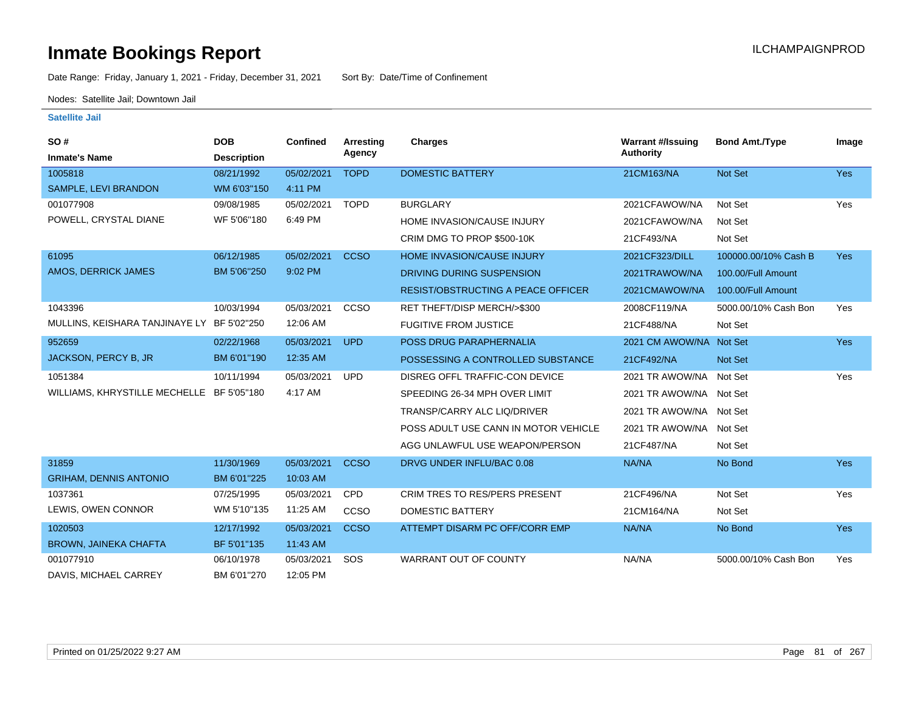# Inmate Bookings Report

ILCHAMPAIGNPROD

Date Range: Friday, January 1, 2021 - Friday, December 31, 2021    Sort By: Date/Time of Confinement

Nodes: Satellite Jail; Downtown Jail

### Satellite Jail

| SO # / Inmate's Name | DOB / Description | Confined | Arresting Agency | Charges | Warrant #/Issuing Authority | Bond Amt./Type | Image |
|---|---|---|---|---|---|---|---|
| 1005818 SAMPLE, LEVI BRANDON | 08/21/1992 WM 6'03"150 | 05/02/2021 4:11 PM | TOPD | DOMESTIC BATTERY | 21CM163/NA | Not Set | Yes |
| 001077908 POWELL, CRYSTAL DIANE | 09/08/1985 WF 5'06"180 | 05/02/2021 6:49 PM | TOPD | BURGLARY | 2021CFAWOW/NA | Not Set | Yes |
| | | | | HOME INVASION/CAUSE INJURY | 2021CFAWOW/NA | Not Set | |
| | | | | CRIM DMG TO PROP $500-10K | 21CF493/NA | Not Set | |
| 61095 AMOS, DERRICK JAMES | 06/12/1985 BM 5'06"250 | 05/02/2021 9:02 PM | CCSO | HOME INVASION/CAUSE INJURY | 2021CF323/DILL | 100000.00/10% Cash B | Yes |
| | | | | DRIVING DURING SUSPENSION | 2021TRAWOW/NA | 100.00/Full Amount | |
| | | | | RESIST/OBSTRUCTING A PEACE OFFICER | 2021CMAWOW/NA | 100.00/Full Amount | |
| 1043396 MULLINS, KEISHARA TANJINAYE LY | 10/03/1994 BF 5'02"250 | 05/03/2021 12:06 AM | CCSO | RET THEFT/DISP MERCH/>$300 | 2008CF119/NA | 5000.00/10% Cash Bon | Yes |
| | | | | FUGITIVE FROM JUSTICE | 21CF488/NA | Not Set | |
| 952659 JACKSON, PERCY B, JR | 02/22/1968 BM 6'01"190 | 05/03/2021 12:35 AM | UPD | POSS DRUG PARAPHERNALIA | 2021 CM AWOW/NA | Not Set | Yes |
| | | | | POSSESSING A CONTROLLED SUBSTANCE | 21CF492/NA | Not Set | |
| 1051384 WILLIAMS, KHRYSTILLE MECHELLE | 10/11/1994 BF 5'05"180 | 05/03/2021 4:17 AM | UPD | DISREG OFFL TRAFFIC-CON DEVICE | 2021 TR AWOW/NA | Not Set | Yes |
| | | | | SPEEDING 26-34 MPH OVER LIMIT | 2021 TR AWOW/NA | Not Set | |
| | | | | TRANSP/CARRY ALC LIQ/DRIVER | 2021 TR AWOW/NA | Not Set | |
| | | | | POSS ADULT USE CANN IN MOTOR VEHICLE | 2021 TR AWOW/NA | Not Set | |
| | | | | AGG UNLAWFUL USE WEAPON/PERSON | 21CF487/NA | Not Set | |
| 31859 GRIHAM, DENNIS ANTONIO | 11/30/1969 BM 6'01"225 | 05/03/2021 10:03 AM | CCSO | DRVG UNDER INFLU/BAC 0.08 | NA/NA | No Bond | Yes |
| 1037361 LEWIS, OWEN CONNOR | 07/25/1995 WM 5'10"135 | 05/03/2021 11:25 AM | CPD | CRIM TRES TO RES/PERS PRESENT | 21CF496/NA | Not Set | Yes |
| | | | CCSO | DOMESTIC BATTERY | 21CM164/NA | Not Set | |
| 1020503 BROWN, JAINEKA CHAFTA | 12/17/1992 BF 5'01"135 | 05/03/2021 11:43 AM | CCSO | ATTEMPT DISARM PC OFF/CORR EMP | NA/NA | No Bond | Yes |
| 001077910 DAVIS, MICHAEL CARREY | 06/10/1978 BM 6'01"270 | 05/03/2021 12:05 PM | SOS | WARRANT OUT OF COUNTY | NA/NA | 5000.00/10% Cash Bon | Yes |

Printed on 01/25/2022 9:27 AM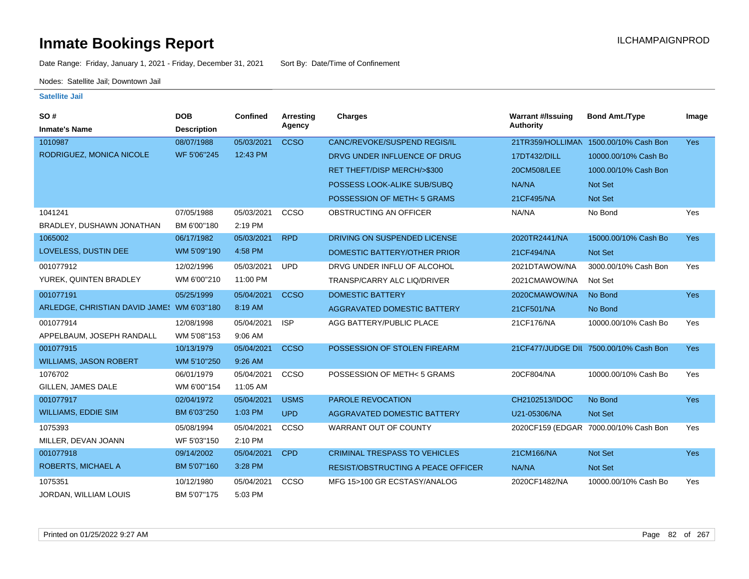# Inmate Bookings Report

ILCHAMPAIGNPROD

Date Range: Friday, January 1, 2021 - Friday, December 31, 2021 Sort By: Date/Time of Confinement

Nodes: Satellite Jail; Downtown Jail

**Satellite Jail**

| SO # / Inmate's Name | DOB / Description | Confined | Arresting Agency | Charges | Warrant #/Issuing Authority | Bond Amt./Type | Image |
|---|---|---|---|---|---|---|---|
| 1010987 | 08/07/1988 | 05/03/2021 | CCSO | CANC/REVOKE/SUSPEND REGIS/IL | 21TR359/HOLLIMAN | 1500.00/10% Cash Bon | Yes |
| RODRIGUEZ, MONICA NICOLE | WF 5'06"245 | 12:43 PM | | DRVG UNDER INFLUENCE OF DRUG | 17DT432/DILL | 10000.00/10% Cash Bo | |
| | | | | RET THEFT/DISP MERCH/>$300 | 20CM508/LEE | 1000.00/10% Cash Bon | |
| | | | | POSSESS LOOK-ALIKE SUB/SUBQ | NA/NA | Not Set | |
| | | | | POSSESSION OF METH< 5 GRAMS | 21CF495/NA | Not Set | |
| 1041241 | 07/05/1988 | 05/03/2021 | CCSO | OBSTRUCTING AN OFFICER | NA/NA | No Bond | Yes |
| BRADLEY, DUSHAWN JONATHAN | BM 6'00"180 | 2:19 PM | | | | | |
| 1065002 | 06/17/1982 | 05/03/2021 | RPD | DRIVING ON SUSPENDED LICENSE | 2020TR2441/NA | 15000.00/10% Cash Bo | Yes |
| LOVELESS, DUSTIN DEE | WM 5'09"190 | 4:58 PM | | DOMESTIC BATTERY/OTHER PRIOR | 21CF494/NA | Not Set | |
| 001077912 | 12/02/1996 | 05/03/2021 | UPD | DRVG UNDER INFLU OF ALCOHOL | 2021DTAWOW/NA | 3000.00/10% Cash Bon | Yes |
| YUREK, QUINTEN BRADLEY | WM 6'00"210 | 11:00 PM | | TRANSP/CARRY ALC LIQ/DRIVER | 2021CMAWOW/NA | Not Set | |
| 001077191 | 05/25/1999 | 05/04/2021 | CCSO | DOMESTIC BATTERY | 2020CMAWOW/NA | No Bond | Yes |
| ARLEDGE, CHRISTIAN DAVID JAMES | WM 6'03"180 | 8:19 AM | | AGGRAVATED DOMESTIC BATTERY | 21CF501/NA | No Bond | |
| 001077914 | 12/08/1998 | 05/04/2021 | ISP | AGG BATTERY/PUBLIC PLACE | 21CF176/NA | 10000.00/10% Cash Bo | Yes |
| APPELBAUM, JOSEPH RANDALL | WM 5'08"153 | 9:06 AM | | | | | |
| 001077915 | 10/13/1979 | 05/04/2021 | CCSO | POSSESSION OF STOLEN FIREARM | 21CF477/JUDGE DIL | 7500.00/10% Cash Bon | Yes |
| WILLIAMS, JASON ROBERT | WM 5'10"250 | 9:26 AM | | | | | |
| 1076702 | 06/01/1979 | 05/04/2021 | CCSO | POSSESSION OF METH< 5 GRAMS | 20CF804/NA | 10000.00/10% Cash Bo | Yes |
| GILLEN, JAMES DALE | WM 6'00"154 | 11:05 AM | | | | | |
| 001077917 | 02/04/1972 | 05/04/2021 | USMS | PAROLE REVOCATION | CH2102513/IDOC | No Bond | Yes |
| WILLIAMS, EDDIE SIM | BM 6'03"250 | 1:03 PM | UPD | AGGRAVATED DOMESTIC BATTERY | U21-05306/NA | Not Set | |
| 1075393 | 05/08/1994 | 05/04/2021 | CCSO | WARRANT OUT OF COUNTY | 2020CF159 (EDGAR | 7000.00/10% Cash Bon | Yes |
| MILLER, DEVAN JOANN | WF 5'03"150 | 2:10 PM | | | | | |
| 001077918 | 09/14/2002 | 05/04/2021 | CPD | CRIMINAL TRESPASS TO VEHICLES | 21CM166/NA | Not Set | Yes |
| ROBERTS, MICHAEL A | BM 5'07"160 | 3:28 PM | | RESIST/OBSTRUCTING A PEACE OFFICER | NA/NA | Not Set | |
| 1075351 | 10/12/1980 | 05/04/2021 | CCSO | MFG 15>100 GR ECSTASY/ANALOG | 2020CF1482/NA | 10000.00/10% Cash Bo | Yes |
| JORDAN, WILLIAM LOUIS | BM 5'07"175 | 5:03 PM | | | | | |

Printed on 01/25/2022 9:27 AM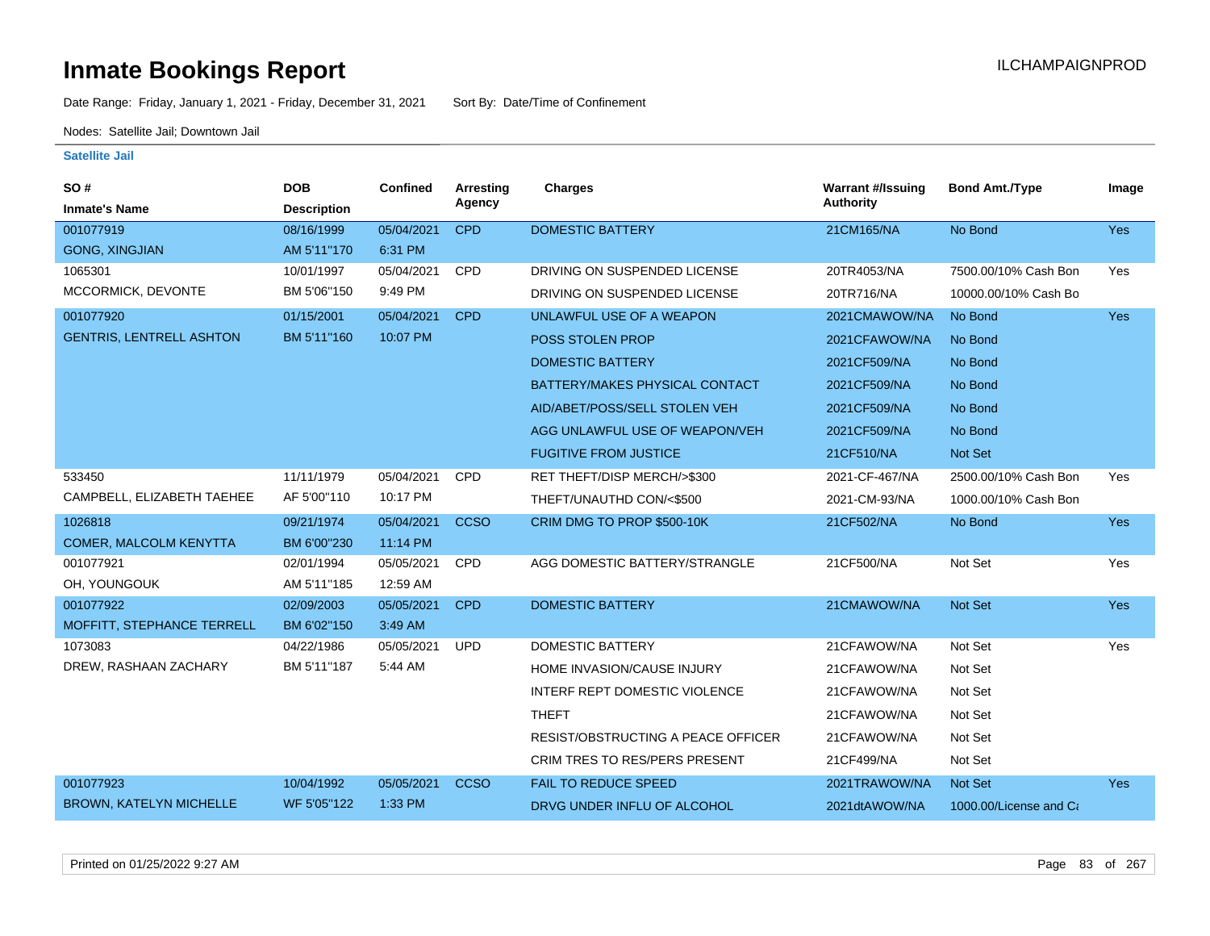# Inmate Bookings Report

ILCHAMPAIGNPROD

Date Range: Friday, January 1, 2021 - Friday, December 31, 2021 Sort By: Date/Time of Confinement

Nodes: Satellite Jail; Downtown Jail

## Satellite Jail

| SO # / Inmate's Name | DOB / Description | Confined | Arresting Agency | Charges | Warrant #/Issuing Authority | Bond Amt./Type | Image |
|---|---|---|---|---|---|---|---|
| 001077919 GONG, XINGJIAN | 08/16/1999 AM 5'11"170 | 05/04/2021 6:31 PM | CPD | DOMESTIC BATTERY | 21CM165/NA | No Bond | Yes |
| 1065301 MCCORMICK, DEVONTE | 10/01/1997 BM 5'06"150 | 05/04/2021 9:49 PM | CPD | DRIVING ON SUSPENDED LICENSE | 20TR4053/NA | 7500.00/10% Cash Bon | Yes |
| | | | | DRIVING ON SUSPENDED LICENSE | 20TR716/NA | 10000.00/10% Cash Bo | |
| 001077920 GENTRIS, LENTRELL ASHTON | 01/15/2001 BM 5'11"160 | 05/04/2021 10:07 PM | CPD | UNLAWFUL USE OF A WEAPON | 2021CMAWOW/NA | No Bond | Yes |
| | | | | POSS STOLEN PROP | 2021CFAWOW/NA | No Bond | |
| | | | | DOMESTIC BATTERY | 2021CF509/NA | No Bond | |
| | | | | BATTERY/MAKES PHYSICAL CONTACT | 2021CF509/NA | No Bond | |
| | | | | AID/ABET/POSS/SELL STOLEN VEH | 2021CF509/NA | No Bond | |
| | | | | AGG UNLAWFUL USE OF WEAPON/VEH | 2021CF509/NA | No Bond | |
| | | | | FUGITIVE FROM JUSTICE | 21CF510/NA | Not Set | |
| 533450 CAMPBELL, ELIZABETH TAEHEE | 11/11/1979 AF 5'00"110 | 05/04/2021 10:17 PM | CPD | RET THEFT/DISP MERCH/>$300 | 2021-CF-467/NA | 2500.00/10% Cash Bon | Yes |
| | | | | THEFT/UNAUTHD CON/<$500 | 2021-CM-93/NA | 1000.00/10% Cash Bon | |
| 1026818 COMER, MALCOLM KENYTTA | 09/21/1974 BM 6'00"230 | 05/04/2021 11:14 PM | CCSO | CRIM DMG TO PROP $500-10K | 21CF502/NA | No Bond | Yes |
| 001077921 OH, YOUNGOUK | 02/01/1994 AM 5'11"185 | 05/05/2021 12:59 AM | CPD | AGG DOMESTIC BATTERY/STRANGLE | 21CF500/NA | Not Set | Yes |
| 001077922 MOFFITT, STEPHANCE TERRELL | 02/09/2003 BM 6'02"150 | 05/05/2021 3:49 AM | CPD | DOMESTIC BATTERY | 21CMAWOW/NA | Not Set | Yes |
| 1073083 DREW, RASHAAN ZACHARY | 04/22/1986 BM 5'11"187 | 05/05/2021 5:44 AM | UPD | DOMESTIC BATTERY | 21CFAWOW/NA | Not Set | Yes |
| | | | | HOME INVASION/CAUSE INJURY | 21CFAWOW/NA | Not Set | |
| | | | | INTERF REPT DOMESTIC VIOLENCE | 21CFAWOW/NA | Not Set | |
| | | | | THEFT | 21CFAWOW/NA | Not Set | |
| | | | | RESIST/OBSTRUCTING A PEACE OFFICER | 21CFAWOW/NA | Not Set | |
| | | | | CRIM TRES TO RES/PERS PRESENT | 21CF499/NA | Not Set | |
| 001077923 BROWN, KATELYN MICHELLE | 10/04/1992 WF 5'05"122 | 05/05/2021 1:33 PM | CCSO | FAIL TO REDUCE SPEED | 2021TRAWOW/NA | Not Set | Yes |
| | | | | DRVG UNDER INFLU OF ALCOHOL | 2021dtAWOW/NA | 1000.00/License and Ca | |

Printed on 01/25/2022 9:27 AM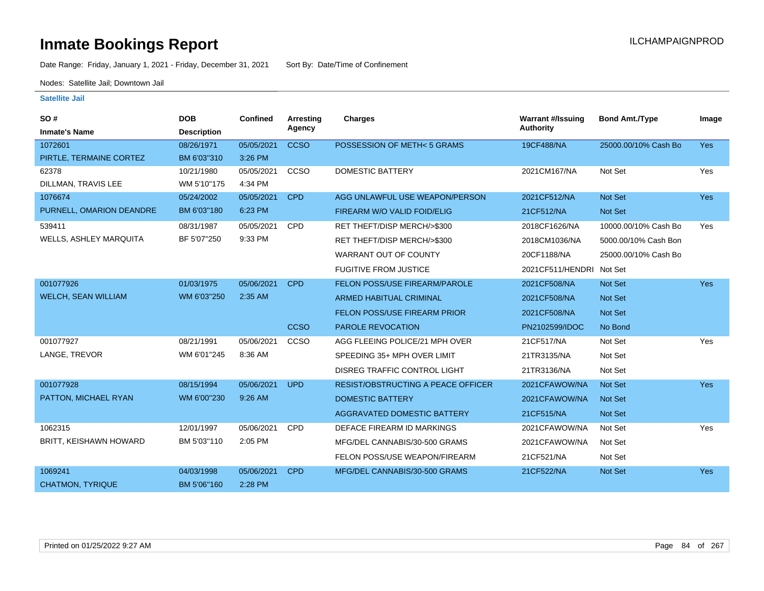# Inmate Bookings Report

Date Range: Friday, January 1, 2021 - Friday, December 31, 2021    Sort By: Date/Time of Confinement

Nodes: Satellite Jail; Downtown Jail

## Satellite Jail

| SO # / Inmate's Name | DOB / Description | Confined | Arresting Agency | Charges | Warrant #/Issuing Authority | Bond Amt./Type | Image |
|---|---|---|---|---|---|---|---|
| 1072601 | 08/26/1971 | 05/05/2021 | CCSO | POSSESSION OF METH< 5 GRAMS | 19CF488/NA | 25000.00/10% Cash Bo | Yes |
| PIRTLE, TERMAINE CORTEZ | BM 6'03"310 | 3:26 PM | | | | | |
| 62378 | 10/21/1980 | 05/05/2021 | CCSO | DOMESTIC BATTERY | 2021CM167/NA | Not Set | Yes |
| DILLMAN, TRAVIS LEE | WM 5'10"175 | 4:34 PM | | | | | |
| 1076674 | 05/24/2002 | 05/05/2021 | CPD | AGG UNLAWFUL USE WEAPON/PERSON | 2021CF512/NA | Not Set | Yes |
| PURNELL, OMARION DEANDRE | BM 6'03"180 | 6:23 PM | | FIREARM W/O VALID FOID/ELIG | 21CF512/NA | Not Set | |
| 539411 | 08/31/1987 | 05/05/2021 | CPD | RET THEFT/DISP MERCH/>$300 | 2018CF1626/NA | 10000.00/10% Cash Bo | Yes |
| WELLS, ASHLEY MARQUITA | BF 5'07"250 | 9:33 PM | | RET THEFT/DISP MERCH/>$300 | 2018CM1036/NA | 5000.00/10% Cash Bon | |
| | | | | WARRANT OUT OF COUNTY | 20CF1188/NA | 25000.00/10% Cash Bo | |
| | | | | FUGITIVE FROM JUSTICE | 2021CF511/HENDRI | Not Set | |
| 001077926 | 01/03/1975 | 05/06/2021 | CPD | FELON POSS/USE FIREARM/PAROLE | 2021CF508/NA | Not Set | Yes |
| WELCH, SEAN WILLIAM | WM 6'03"250 | 2:35 AM | | ARMED HABITUAL CRIMINAL | 2021CF508/NA | Not Set | |
| | | | | FELON POSS/USE FIREARM PRIOR | 2021CF508/NA | Not Set | |
| | | | CCSO | PAROLE REVOCATION | PN2102599/IDOC | No Bond | |
| 001077927 | 08/21/1991 | 05/06/2021 | CCSO | AGG FLEEING POLICE/21 MPH OVER | 21CF517/NA | Not Set | Yes |
| LANGE, TREVOR | WM 6'01"245 | 8:36 AM | | SPEEDING 35+ MPH OVER LIMIT | 21TR3135/NA | Not Set | |
| | | | | DISREG TRAFFIC CONTROL LIGHT | 21TR3136/NA | Not Set | |
| 001077928 | 08/15/1994 | 05/06/2021 | UPD | RESIST/OBSTRUCTING A PEACE OFFICER | 2021CFAWOW/NA | Not Set | Yes |
| PATTON, MICHAEL RYAN | WM 6'00"230 | 9:26 AM | | DOMESTIC BATTERY | 2021CFAWOW/NA | Not Set | |
| | | | | AGGRAVATED DOMESTIC BATTERY | 21CF515/NA | Not Set | |
| 1062315 | 12/01/1997 | 05/06/2021 | CPD | DEFACE FIREARM ID MARKINGS | 2021CFAWOW/NA | Not Set | Yes |
| BRITT, KEISHAWN HOWARD | BM 5'03"110 | 2:05 PM | | MFG/DEL CANNABIS/30-500 GRAMS | 2021CFAWOW/NA | Not Set | |
| | | | | FELON POSS/USE WEAPON/FIREARM | 21CF521/NA | Not Set | |
| 1069241 | 04/03/1998 | 05/06/2021 | CPD | MFG/DEL CANNABIS/30-500 GRAMS | 21CF522/NA | Not Set | Yes |
| CHATMON, TYRIQUE | BM 5'06"160 | 2:28 PM | | | | | |

Printed on 01/25/2022 9:27 AM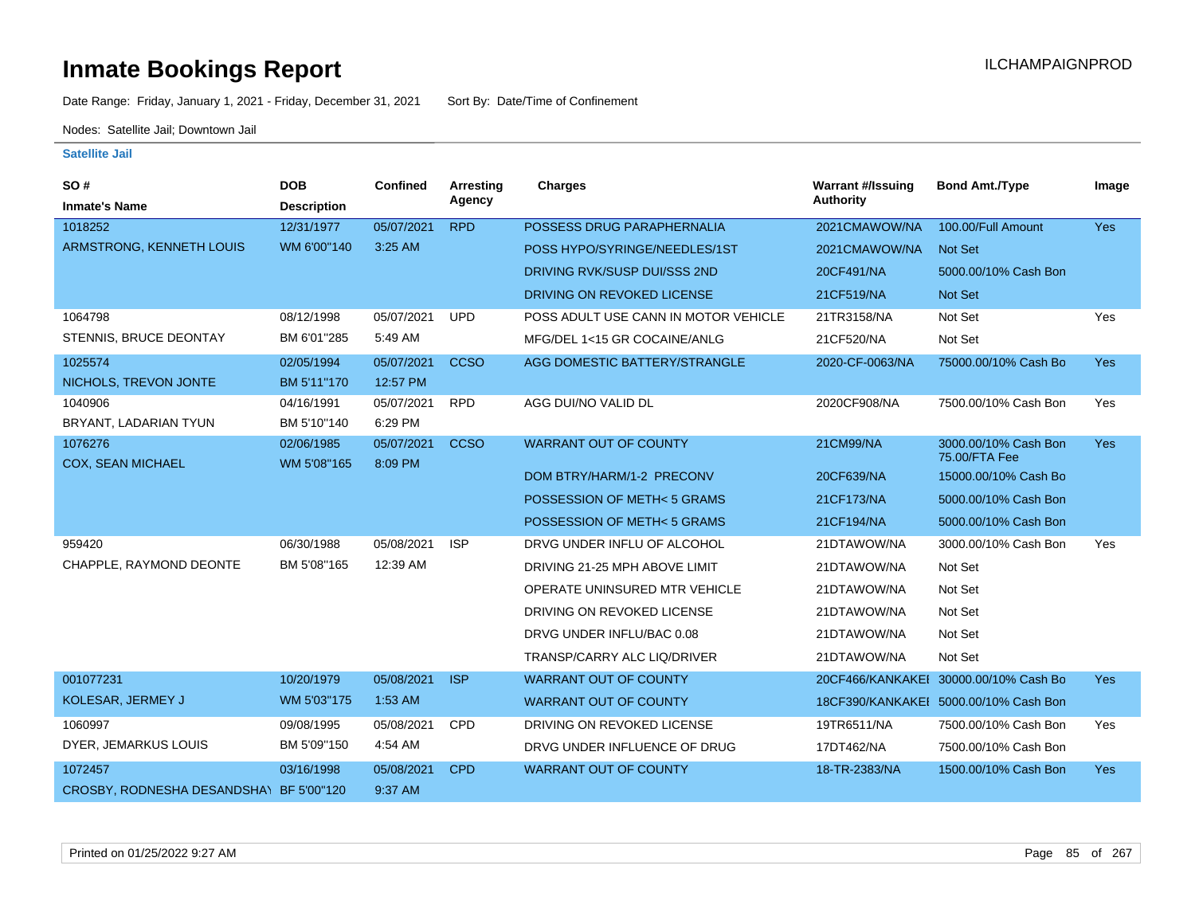# Inmate Bookings Report

ILCHAMPAIGNPROD

Date Range: Friday, January 1, 2021 - Friday, December 31, 2021  Sort By: Date/Time of Confinement

Nodes: Satellite Jail; Downtown Jail

**Satellite Jail**

| SO # / Inmate's Name | DOB / Description | Confined | Arresting Agency | Charges | Warrant #/Issuing Authority | Bond Amt./Type | Image |
|---|---|---|---|---|---|---|---|
| 1018252 ARMSTRONG, KENNETH LOUIS | 12/31/1977 WM 6'00"140 | 05/07/2021 3:25 AM | RPD | POSSESS DRUG PARAPHERNALIA | 2021CMAWOW/NA | 100.00/Full Amount | Yes |
| | | | | POSS HYPO/SYRINGE/NEEDLES/1ST | 2021CMAWOW/NA | Not Set | |
| | | | | DRIVING RVK/SUSP DUI/SSS 2ND | 20CF491/NA | 5000.00/10% Cash Bon | |
| | | | | DRIVING ON REVOKED LICENSE | 21CF519/NA | Not Set | |
| 1064798 STENNIS, BRUCE DEONTAY | 08/12/1998 BM 6'01"285 | 05/07/2021 5:49 AM | UPD | POSS ADULT USE CANN IN MOTOR VEHICLE | 21TR3158/NA | Not Set | Yes |
| | | | | MFG/DEL 1<15 GR COCAINE/ANLG | 21CF520/NA | Not Set | |
| 1025574 NICHOLS, TREVON JONTE | 02/05/1994 BM 5'11"170 | 05/07/2021 12:57 PM | CCSO | AGG DOMESTIC BATTERY/STRANGLE | 2020-CF-0063/NA | 75000.00/10% Cash Bo | Yes |
| 1040906 BRYANT, LADARIAN TYUN | 04/16/1991 BM 5'10"140 | 05/07/2021 6:29 PM | RPD | AGG DUI/NO VALID DL | 2020CF908/NA | 7500.00/10% Cash Bon | Yes |
| 1076276 COX, SEAN MICHAEL | 02/06/1985 WM 5'08"165 | 05/07/2021 8:09 PM | CCSO | WARRANT OUT OF COUNTY | 21CM99/NA | 3000.00/10% Cash Bon 75.00/FTA Fee | Yes |
| | | | | DOM BTRY/HARM/1-2 PRECONV | 20CF639/NA | 15000.00/10% Cash Bo | |
| | | | | POSSESSION OF METH< 5 GRAMS | 21CF173/NA | 5000.00/10% Cash Bon | |
| | | | | POSSESSION OF METH< 5 GRAMS | 21CF194/NA | 5000.00/10% Cash Bon | |
| 959420 CHAPPLE, RAYMOND DEONTE | 06/30/1988 BM 5'08"165 | 05/08/2021 12:39 AM | ISP | DRVG UNDER INFLU OF ALCOHOL | 21DTAWOW/NA | 3000.00/10% Cash Bon | Yes |
| | | | | DRIVING 21-25 MPH ABOVE LIMIT | 21DTAWOW/NA | Not Set | |
| | | | | OPERATE UNINSURED MTR VEHICLE | 21DTAWOW/NA | Not Set | |
| | | | | DRIVING ON REVOKED LICENSE | 21DTAWOW/NA | Not Set | |
| | | | | DRVG UNDER INFLU/BAC 0.08 | 21DTAWOW/NA | Not Set | |
| | | | | TRANSP/CARRY ALC LIQ/DRIVER | 21DTAWOW/NA | Not Set | |
| 001077231 KOLESAR, JERMEY J | 10/20/1979 WM 5'03"175 | 05/08/2021 1:53 AM | ISP | WARRANT OUT OF COUNTY | 20CF466/KANKAKEI | 30000.00/10% Cash Bo | Yes |
| | | | | WARRANT OUT OF COUNTY | 18CF390/KANKAKEI | 5000.00/10% Cash Bon | |
| 1060997 DYER, JEMARKUS LOUIS | 09/08/1995 BM 5'09"150 | 05/08/2021 4:54 AM | CPD | DRIVING ON REVOKED LICENSE | 19TR6511/NA | 7500.00/10% Cash Bon | Yes |
| | | | | DRVG UNDER INFLUENCE OF DRUG | 17DT462/NA | 7500.00/10% Cash Bon | |
| 1072457 CROSBY, RODNESHA DESANDSHAY | 03/16/1998 BF 5'00"120 | 05/08/2021 9:37 AM | CPD | WARRANT OUT OF COUNTY | 18-TR-2383/NA | 1500.00/10% Cash Bon | Yes |

Printed on 01/25/2022 9:27 AM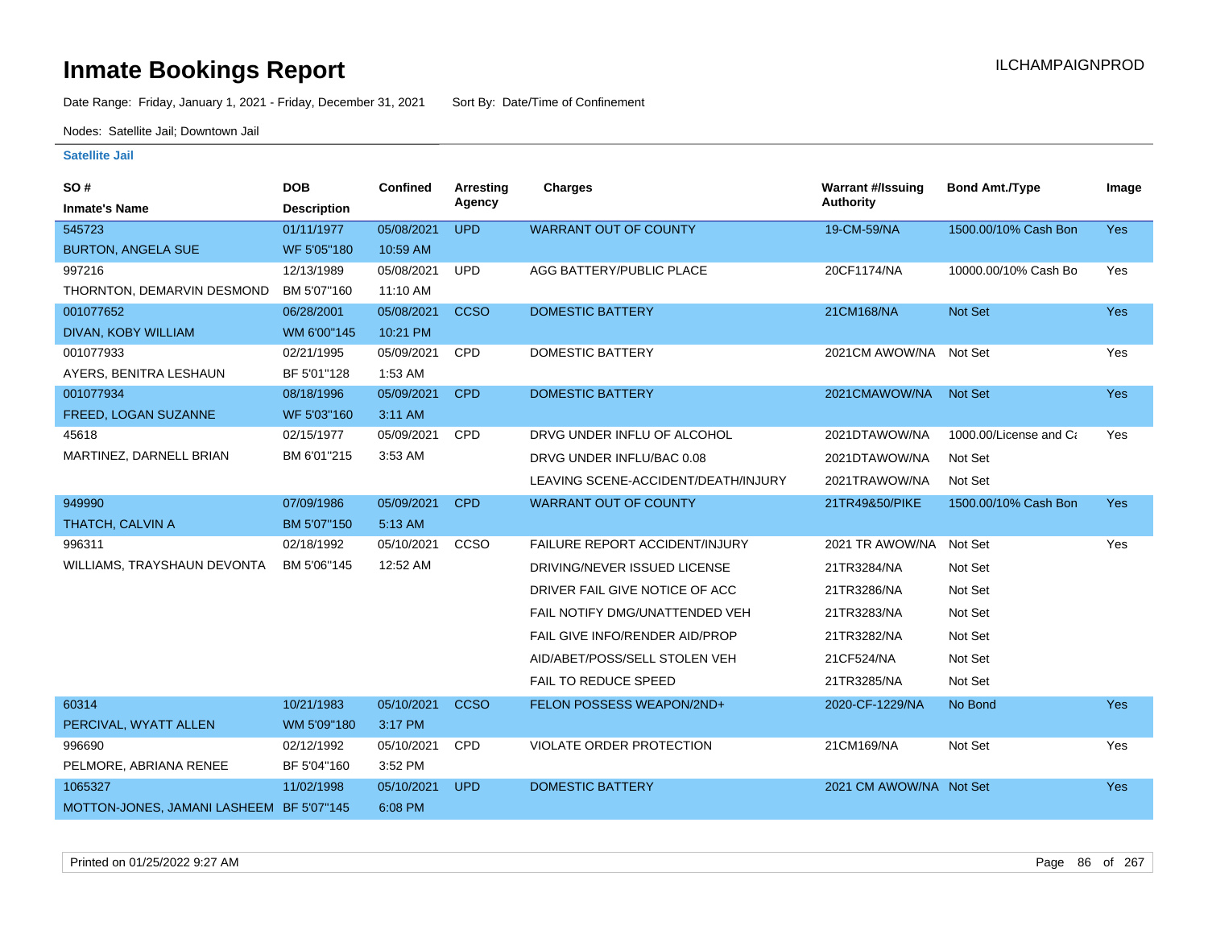# Inmate Bookings Report

ILCHAMPAIGNPROD

Date Range: Friday, January 1, 2021 - Friday, December 31, 2021 Sort By: Date/Time of Confinement

Nodes: Satellite Jail; Downtown Jail

### Satellite Jail

| SO # / Inmate's Name | DOB / Description | Confined | Arresting Agency | Charges | Warrant #/Issuing Authority | Bond Amt./Type | Image |
|---|---|---|---|---|---|---|---|
| 545723 BURTON, ANGELA SUE | 01/11/1977 WF 5'05''180 | 05/08/2021 10:59 AM | UPD | WARRANT OUT OF COUNTY | 19-CM-59/NA | 1500.00/10% Cash Bon | Yes |
| 997216 THORNTON, DEMARVIN DESMOND | 12/13/1989 BM 5'07''160 | 05/08/2021 11:10 AM | UPD | AGG BATTERY/PUBLIC PLACE | 20CF1174/NA | 10000.00/10% Cash Bo | Yes |
| 001077652 DIVAN, KOBY WILLIAM | 06/28/2001 WM 6'00''145 | 05/08/2021 10:21 PM | CCSO | DOMESTIC BATTERY | 21CM168/NA | Not Set | Yes |
| 001077933 AYERS, BENITRA LESHAUN | 02/21/1995 BF 5'01''128 | 05/09/2021 1:53 AM | CPD | DOMESTIC BATTERY | 2021CM AWOW/NA | Not Set | Yes |
| 001077934 FREED, LOGAN SUZANNE | 08/18/1996 WF 5'03''160 | 05/09/2021 3:11 AM | CPD | DOMESTIC BATTERY | 2021CMAWOW/NA | Not Set | Yes |
| 45618 MARTINEZ, DARNELL BRIAN | 02/15/1977 BM 6'01''215 | 05/09/2021 3:53 AM | CPD | DRVG UNDER INFLU OF ALCOHOL | 2021DTAWOW/NA | 1000.00/License and Ca | Yes |
| | | | | DRVG UNDER INFLU/BAC 0.08 | 2021DTAWOW/NA | Not Set | |
| | | | | LEAVING SCENE-ACCIDENT/DEATH/INJURY | 2021TRAWOW/NA | Not Set | |
| 949990 THATCH, CALVIN A | 07/09/1986 BM 5'07''150 | 05/09/2021 5:13 AM | CPD | WARRANT OUT OF COUNTY | 21TR49&50/PIKE | 1500.00/10% Cash Bon | Yes |
| 996311 WILLIAMS, TRAYSHAUN DEVONTA | 02/18/1992 BM 5'06''145 | 05/10/2021 12:52 AM | CCSO | FAILURE REPORT ACCIDENT/INJURY | 2021 TR AWOW/NA | Not Set | Yes |
| | | | | DRIVING/NEVER ISSUED LICENSE | 21TR3284/NA | Not Set | |
| | | | | DRIVER FAIL GIVE NOTICE OF ACC | 21TR3286/NA | Not Set | |
| | | | | FAIL NOTIFY DMG/UNATTENDED VEH | 21TR3283/NA | Not Set | |
| | | | | FAIL GIVE INFO/RENDER AID/PROP | 21TR3282/NA | Not Set | |
| | | | | AID/ABET/POSS/SELL STOLEN VEH | 21CF524/NA | Not Set | |
| | | | | FAIL TO REDUCE SPEED | 21TR3285/NA | Not Set | |
| 60314 PERCIVAL, WYATT ALLEN | 10/21/1983 WM 5'09''180 | 05/10/2021 3:17 PM | CCSO | FELON POSSESS WEAPON/2ND+ | 2020-CF-1229/NA | No Bond | Yes |
| 996690 PELMORE, ABRIANA RENEE | 02/12/1992 BF 5'04''160 | 05/10/2021 3:52 PM | CPD | VIOLATE ORDER PROTECTION | 21CM169/NA | Not Set | Yes |
| 1065327 MOTTON-JONES, JAMANI LASHEEM | 11/02/1998 BF 5'07''145 | 05/10/2021 6:08 PM | UPD | DOMESTIC BATTERY | 2021 CM AWOW/NA | Not Set | Yes |

Printed on 01/25/2022 9:27 AM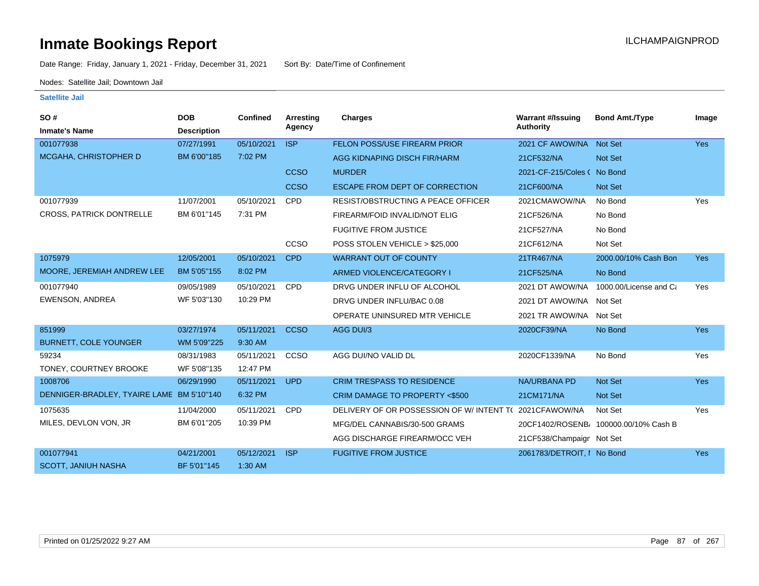# Inmate Bookings Report

ILCHAMPAIGNPROD

Date Range: Friday, January 1, 2021 - Friday, December 31, 2021 Sort By: Date/Time of Confinement

Nodes: Satellite Jail; Downtown Jail

**Satellite Jail**

| SO # / Inmate's Name | DOB / Description | Confined | Arresting Agency | Charges | Warrant #/Issuing Authority | Bond Amt./Type | Image |
|---|---|---|---|---|---|---|---|
| 001077938 | 07/27/1991 | 05/10/2021 | ISP | FELON POSS/USE FIREARM PRIOR | 2021 CF AWOW/NA | Not Set | Yes |
| MCGAHA, CHRISTOPHER D | BM 6'00"185 | 7:02 PM | | AGG KIDNAPING DISCH FIR/HARM | 21CF532/NA | Not Set | |
| | | | CCSO | MURDER | 2021-CF-215/Coles ( | No Bond | |
| | | | CCSO | ESCAPE FROM DEPT OF CORRECTION | 21CF600/NA | Not Set | |
| 001077939 | 11/07/2001 | 05/10/2021 | CPD | RESIST/OBSTRUCTING A PEACE OFFICER | 2021CMAWOW/NA | No Bond | Yes |
| CROSS, PATRICK DONTRELLE | BM 6'01"145 | 7:31 PM | | FIREARM/FOID INVALID/NOT ELIG | 21CF526/NA | No Bond | |
| | | | | FUGITIVE FROM JUSTICE | 21CF527/NA | No Bond | |
| | | | CCSO | POSS STOLEN VEHICLE > $25,000 | 21CF612/NA | Not Set | |
| 1075979 | 12/05/2001 | 05/10/2021 | CPD | WARRANT OUT OF COUNTY | 21TR467/NA | 2000.00/10% Cash Bon | Yes |
| MOORE, JEREMIAH ANDREW LEE | BM 5'05"155 | 8:02 PM | | ARMED VIOLENCE/CATEGORY I | 21CF525/NA | No Bond | |
| 001077940 | 09/05/1989 | 05/10/2021 | CPD | DRVG UNDER INFLU OF ALCOHOL | 2021 DT AWOW/NA | 1000.00/License and Ca | Yes |
| EWENSON, ANDREA | WF 5'03"130 | 10:29 PM | | DRVG UNDER INFLU/BAC 0.08 | 2021 DT AWOW/NA | Not Set | |
| | | | | OPERATE UNINSURED MTR VEHICLE | 2021 TR AWOW/NA | Not Set | |
| 851999 | 03/27/1974 | 05/11/2021 | CCSO | AGG DUI/3 | 2020CF39/NA | No Bond | Yes |
| BURNETT, COLE YOUNGER | WM 5'09"225 | 9:30 AM | | | | | |
| 59234 | 08/31/1983 | 05/11/2021 | CCSO | AGG DUI/NO VALID DL | 2020CF1339/NA | No Bond | Yes |
| TONEY, COURTNEY BROOKE | WF 5'08"135 | 12:47 PM | | | | | |
| 1008706 | 06/29/1990 | 05/11/2021 | UPD | CRIM TRESPASS TO RESIDENCE | NA/URBANA PD | Not Set | Yes |
| DENNIGER-BRADLEY, TYAIRE LAME | BM 5'10"140 | 6:32 PM | | CRIM DAMAGE TO PROPERTY <$500 | 21CM171/NA | Not Set | |
| 1075635 | 11/04/2000 | 05/11/2021 | CPD | DELIVERY OF OR POSSESSION OF W/ INTENT T( | 2021CFAWOW/NA | Not Set | Yes |
| MILES, DEVLON VON, JR | BM 6'01"205 | 10:39 PM | | MFG/DEL CANNABIS/30-500 GRAMS | 20CF1402/ROSENB/ | 100000.00/10% Cash B | |
| | | | | AGG DISCHARGE FIREARM/OCC VEH | 21CF538/Champaigr | Not Set | |
| 001077941 | 04/21/2001 | 05/12/2021 | ISP | FUGITIVE FROM JUSTICE | 2061783/DETROIT, I | No Bond | Yes |
| SCOTT, JANIUH NASHA | BF 5'01"145 | 1:30 AM | | | | | |

Printed on 01/25/2022 9:27 AM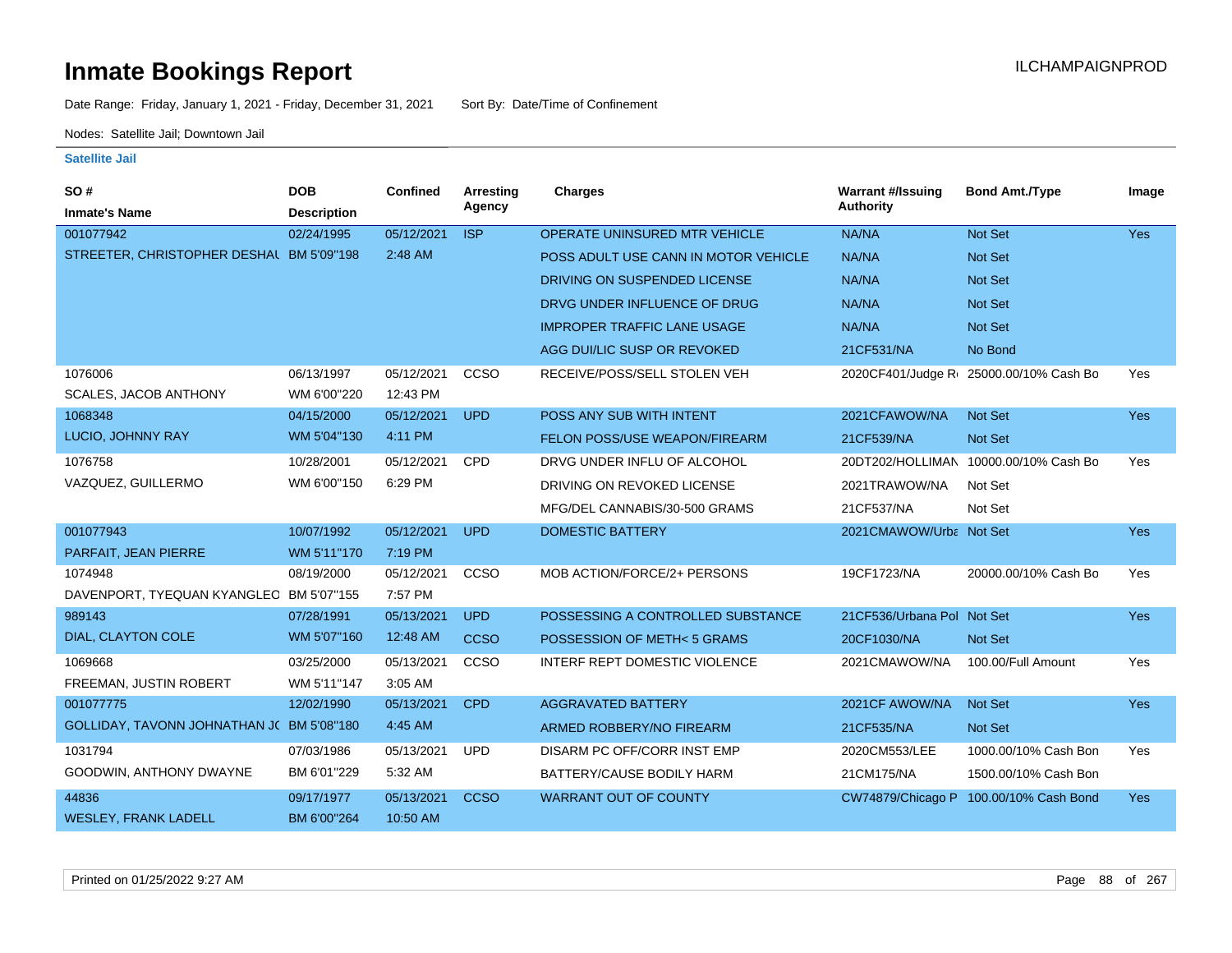# Inmate Bookings Report

ILCHAMPAIGNPROD

Date Range: Friday, January 1, 2021 - Friday, December 31, 2021 Sort By: Date/Time of Confinement

Nodes: Satellite Jail; Downtown Jail

**Satellite Jail**

| SO # / Inmate's Name | DOB / Description | Confined | Arresting Agency | Charges | Warrant #/Issuing Authority | Bond Amt./Type | Image |
|---|---|---|---|---|---|---|---|
| 001077942 | 02/24/1995 | 05/12/2021 | ISP | OPERATE UNINSURED MTR VEHICLE | NA/NA | Not Set | Yes |
| STREETER, CHRISTOPHER DESHAU | BM 5'09"198 | 2:48 AM | | POSS ADULT USE CANN IN MOTOR VEHICLE | NA/NA | Not Set | |
| | | | | DRIVING ON SUSPENDED LICENSE | NA/NA | Not Set | |
| | | | | DRVG UNDER INFLUENCE OF DRUG | NA/NA | Not Set | |
| | | | | IMPROPER TRAFFIC LANE USAGE | NA/NA | Not Set | |
| | | | | AGG DUI/LIC SUSP OR REVOKED | 21CF531/NA | No Bond | |
| 1076006 | 06/13/1997 | 05/12/2021 | CCSO | RECEIVE/POSS/SELL STOLEN VEH | 2020CF401/Judge R | 25000.00/10% Cash Bo | Yes |
| SCALES, JACOB ANTHONY | WM 6'00"220 | 12:43 PM | | | | | |
| 1068348 | 04/15/2000 | 05/12/2021 | UPD | POSS ANY SUB WITH INTENT | 2021CFAWOW/NA | Not Set | Yes |
| LUCIO, JOHNNY RAY | WM 5'04"130 | 4:11 PM | | FELON POSS/USE WEAPON/FIREARM | 21CF539/NA | Not Set | |
| 1076758 | 10/28/2001 | 05/12/2021 | CPD | DRVG UNDER INFLU OF ALCOHOL | 20DT202/HOLLIMAN | 10000.00/10% Cash Bo | Yes |
| VAZQUEZ, GUILLERMO | WM 6'00"150 | 6:29 PM | | DRIVING ON REVOKED LICENSE | 2021TRAWOW/NA | Not Set | |
| | | | | MFG/DEL CANNABIS/30-500 GRAMS | 21CF537/NA | Not Set | |
| 001077943 | 10/07/1992 | 05/12/2021 | UPD | DOMESTIC BATTERY | 2021CMAWOW/Urba | Not Set | Yes |
| PARFAIT, JEAN PIERRE | WM 5'11"170 | 7:19 PM | | | | | |
| 1074948 | 08/19/2000 | 05/12/2021 | CCSO | MOB ACTION/FORCE/2+ PERSONS | 19CF1723/NA | 20000.00/10% Cash Bo | Yes |
| DAVENPORT, TYEQUAN KYANGLEO | BM 5'07"155 | 7:57 PM | | | | | |
| 989143 | 07/28/1991 | 05/13/2021 | UPD | POSSESSING A CONTROLLED SUBSTANCE | 21CF536/Urbana Pol | Not Set | Yes |
| DIAL, CLAYTON COLE | WM 5'07"160 | 12:48 AM | CCSO | POSSESSION OF METH< 5 GRAMS | 20CF1030/NA | Not Set | |
| 1069668 | 03/25/2000 | 05/13/2021 | CCSO | INTERF REPT DOMESTIC VIOLENCE | 2021CMAWOW/NA | 100.00/Full Amount | Yes |
| FREEMAN, JUSTIN ROBERT | WM 5'11"147 | 3:05 AM | | | | | |
| 001077775 | 12/02/1990 | 05/13/2021 | CPD | AGGRAVATED BATTERY | 2021CF AWOW/NA | Not Set | Yes |
| GOLLIDAY, TAVONN JOHNATHAN JC | BM 5'08"180 | 4:45 AM | | ARMED ROBBERY/NO FIREARM | 21CF535/NA | Not Set | |
| 1031794 | 07/03/1986 | 05/13/2021 | UPD | DISARM PC OFF/CORR INST EMP | 2020CM553/LEE | 1000.00/10% Cash Bon | Yes |
| GOODWIN, ANTHONY DWAYNE | BM 6'01"229 | 5:32 AM | | BATTERY/CAUSE BODILY HARM | 21CM175/NA | 1500.00/10% Cash Bon | |
| 44836 | 09/17/1977 | 05/13/2021 | CCSO | WARRANT OUT OF COUNTY | CW74879/Chicago P | 100.00/10% Cash Bond | Yes |
| WESLEY, FRANK LADELL | BM 6'00"264 | 10:50 AM | | | | | |

Printed on 01/25/2022 9:27 AM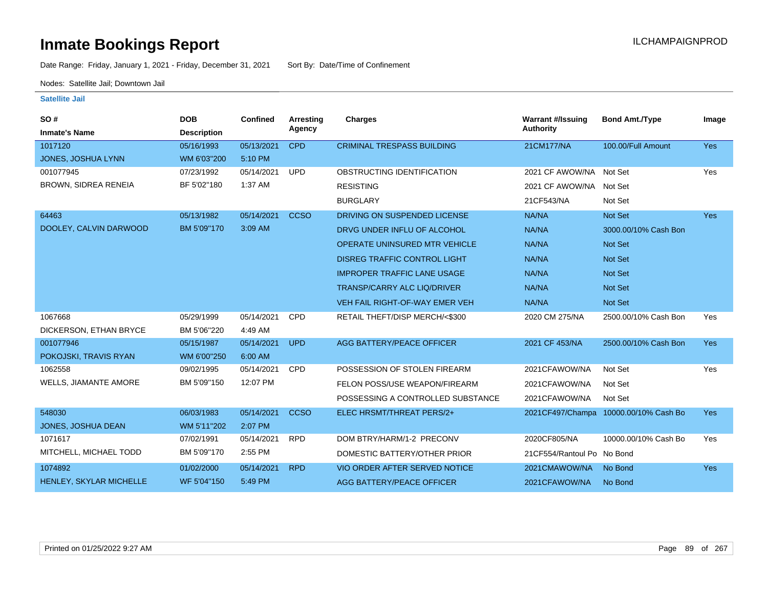# Inmate Bookings Report

ILCHAMPAIGNPROD

Date Range: Friday, January 1, 2021 - Friday, December 31, 2021    Sort By: Date/Time of Confinement

Nodes: Satellite Jail; Downtown Jail

### Satellite Jail

| SO # / Inmate's Name | DOB / Description | Confined | Arresting Agency | Charges | Warrant #/Issuing Authority | Bond Amt./Type | Image |
|---|---|---|---|---|---|---|---|
| 1017120 | 05/16/1993 | 05/13/2021 | CPD | CRIMINAL TRESPASS BUILDING | 21CM177/NA | 100.00/Full Amount | Yes |
| JONES, JOSHUA LYNN | WM 6'03"200 | 5:10 PM | | | | | |
| 001077945 | 07/23/1992 | 05/14/2021 | UPD | OBSTRUCTING IDENTIFICATION | 2021 CF AWOW/NA | Not Set | Yes |
| BROWN, SIDREA RENEIA | BF 5'02"180 | 1:37 AM | | RESISTING | 2021 CF AWOW/NA | Not Set | |
| | | | | BURGLARY | 21CF543/NA | Not Set | |
| 64463 | 05/13/1982 | 05/14/2021 | CCSO | DRIVING ON SUSPENDED LICENSE | NA/NA | Not Set | Yes |
| DOOLEY, CALVIN DARWOOD | BM 5'09"170 | 3:09 AM | | DRVG UNDER INFLU OF ALCOHOL | NA/NA | 3000.00/10% Cash Bon | |
| | | | | OPERATE UNINSURED MTR VEHICLE | NA/NA | Not Set | |
| | | | | DISREG TRAFFIC CONTROL LIGHT | NA/NA | Not Set | |
| | | | | IMPROPER TRAFFIC LANE USAGE | NA/NA | Not Set | |
| | | | | TRANSP/CARRY ALC LIQ/DRIVER | NA/NA | Not Set | |
| | | | | VEH FAIL RIGHT-OF-WAY EMER VEH | NA/NA | Not Set | |
| 1067668 | 05/29/1999 | 05/14/2021 | CPD | RETAIL THEFT/DISP MERCH/<$300 | 2020 CM 275/NA | 2500.00/10% Cash Bon | Yes |
| DICKERSON, ETHAN BRYCE | BM 5'06"220 | 4:49 AM | | | | | |
| 001077946 | 05/15/1987 | 05/14/2021 | UPD | AGG BATTERY/PEACE OFFICER | 2021 CF 453/NA | 2500.00/10% Cash Bon | Yes |
| POKOJSKI, TRAVIS RYAN | WM 6'00"250 | 6:00 AM | | | | | |
| 1062558 | 09/02/1995 | 05/14/2021 | CPD | POSSESSION OF STOLEN FIREARM | 2021CFAWOW/NA | Not Set | Yes |
| WELLS, JIAMANTE AMORE | BM 5'09"150 | 12:07 PM | | FELON POSS/USE WEAPON/FIREARM | 2021CFAWOW/NA | Not Set | |
| | | | | POSSESSING A CONTROLLED SUBSTANCE | 2021CFAWOW/NA | Not Set | |
| 548030 | 06/03/1983 | 05/14/2021 | CCSO | ELEC HRSMT/THREAT PERS/2+ | 2021CF497/Champa | 10000.00/10% Cash Bo | Yes |
| JONES, JOSHUA DEAN | WM 5'11"202 | 2:07 PM | | | | | |
| 1071617 | 07/02/1991 | 05/14/2021 | RPD | DOM BTRY/HARM/1-2 PRECONV | 2020CF805/NA | 10000.00/10% Cash Bo | Yes |
| MITCHELL, MICHAEL TODD | BM 5'09"170 | 2:55 PM | | DOMESTIC BATTERY/OTHER PRIOR | 21CF554/Rantoul Po | No Bond | |
| 1074892 | 01/02/2000 | 05/14/2021 | RPD | VIO ORDER AFTER SERVED NOTICE | 2021CMAWOW/NA | No Bond | Yes |
| HENLEY, SKYLAR MICHELLE | WF 5'04"150 | 5:49 PM | | AGG BATTERY/PEACE OFFICER | 2021CFAWOW/NA | No Bond | |

Printed on 01/25/2022 9:27 AM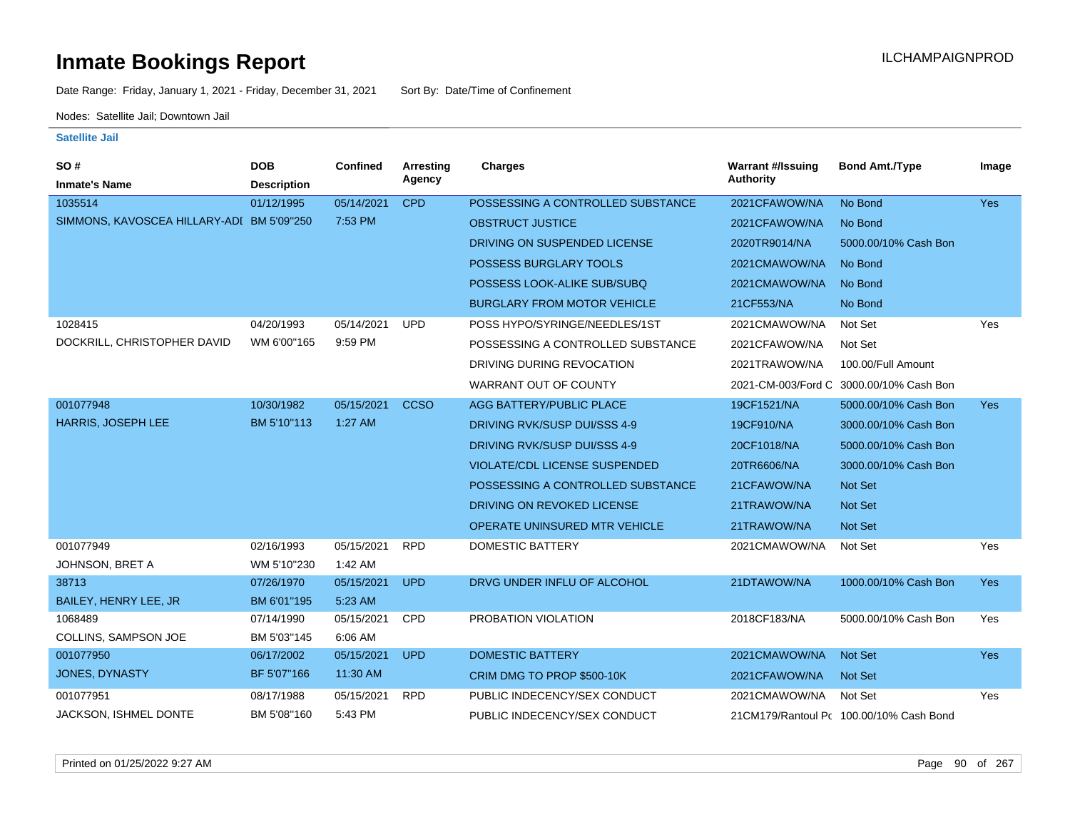# Inmate Bookings Report

ILCHAMPAIGNPROD

Date Range: Friday, January 1, 2021 - Friday, December 31, 2021 Sort By: Date/Time of Confinement

Nodes: Satellite Jail; Downtown Jail

### Satellite Jail

| SO # / Inmate's Name | DOB / Description | Confined | Arresting Agency | Charges | Warrant #/Issuing Authority | Bond Amt./Type | Image |
|---|---|---|---|---|---|---|---|
| 1035514 | 01/12/1995 | 05/14/2021 | CPD | POSSESSING A CONTROLLED SUBSTANCE | 2021CFAWOW/NA | No Bond | Yes |
| SIMMONS, KAVOSCEA HILLARY-ADI | BM 5'09"250 | 7:53 PM | | OBSTRUCT JUSTICE | 2021CFAWOW/NA | No Bond | |
| | | | | DRIVING ON SUSPENDED LICENSE | 2020TR9014/NA | 5000.00/10% Cash Bon | |
| | | | | POSSESS BURGLARY TOOLS | 2021CMAWOW/NA | No Bond | |
| | | | | POSSESS LOOK-ALIKE SUB/SUBQ | 2021CMAWOW/NA | No Bond | |
| | | | | BURGLARY FROM MOTOR VEHICLE | 21CF553/NA | No Bond | |
| 1028415 | 04/20/1993 | 05/14/2021 | UPD | POSS HYPO/SYRINGE/NEEDLES/1ST | 2021CMAWOW/NA | Not Set | Yes |
| DOCKRILL, CHRISTOPHER DAVID | WM 6'00"165 | 9:59 PM | | POSSESSING A CONTROLLED SUBSTANCE | 2021CFAWOW/NA | Not Set | |
| | | | | DRIVING DURING REVOCATION | 2021TRAWOW/NA | 100.00/Full Amount | |
| | | | | WARRANT OUT OF COUNTY | 2021-CM-003/Ford C | 3000.00/10% Cash Bon | |
| 001077948 | 10/30/1982 | 05/15/2021 | CCSO | AGG BATTERY/PUBLIC PLACE | 19CF1521/NA | 5000.00/10% Cash Bon | Yes |
| HARRIS, JOSEPH LEE | BM 5'10"113 | 1:27 AM | | DRIVING RVK/SUSP DUI/SSS 4-9 | 19CF910/NA | 3000.00/10% Cash Bon | |
| | | | | DRIVING RVK/SUSP DUI/SSS 4-9 | 20CF1018/NA | 5000.00/10% Cash Bon | |
| | | | | VIOLATE/CDL LICENSE SUSPENDED | 20TR6606/NA | 3000.00/10% Cash Bon | |
| | | | | POSSESSING A CONTROLLED SUBSTANCE | 21CFAWOW/NA | Not Set | |
| | | | | DRIVING ON REVOKED LICENSE | 21TRAWOW/NA | Not Set | |
| | | | | OPERATE UNINSURED MTR VEHICLE | 21TRAWOW/NA | Not Set | |
| 001077949 | 02/16/1993 | 05/15/2021 | RPD | DOMESTIC BATTERY | 2021CMAWOW/NA | Not Set | Yes |
| JOHNSON, BRET A | WM 5'10"230 | 1:42 AM | | | | | |
| 38713 | 07/26/1970 | 05/15/2021 | UPD | DRVG UNDER INFLU OF ALCOHOL | 21DTAWOW/NA | 1000.00/10% Cash Bon | Yes |
| BAILEY, HENRY LEE, JR | BM 6'01"195 | 5:23 AM | | | | | |
| 1068489 | 07/14/1990 | 05/15/2021 | CPD | PROBATION VIOLATION | 2018CF183/NA | 5000.00/10% Cash Bon | Yes |
| COLLINS, SAMPSON JOE | BM 5'03"145 | 6:06 AM | | | | | |
| 001077950 | 06/17/2002 | 05/15/2021 | UPD | DOMESTIC BATTERY | 2021CMAWOW/NA | Not Set | Yes |
| JONES, DYNASTY | BF 5'07"166 | 11:30 AM | | CRIM DMG TO PROP $500-10K | 2021CFAWOW/NA | Not Set | |
| 001077951 | 08/17/1988 | 05/15/2021 | RPD | PUBLIC INDECENCY/SEX CONDUCT | 2021CMAWOW/NA | Not Set | Yes |
| JACKSON, ISHMEL DONTE | BM 5'08"160 | 5:43 PM | | PUBLIC INDECENCY/SEX CONDUCT | 21CM179/Rantoul Pc | 100.00/10% Cash Bond | |

Printed on 01/25/2022 9:27 AM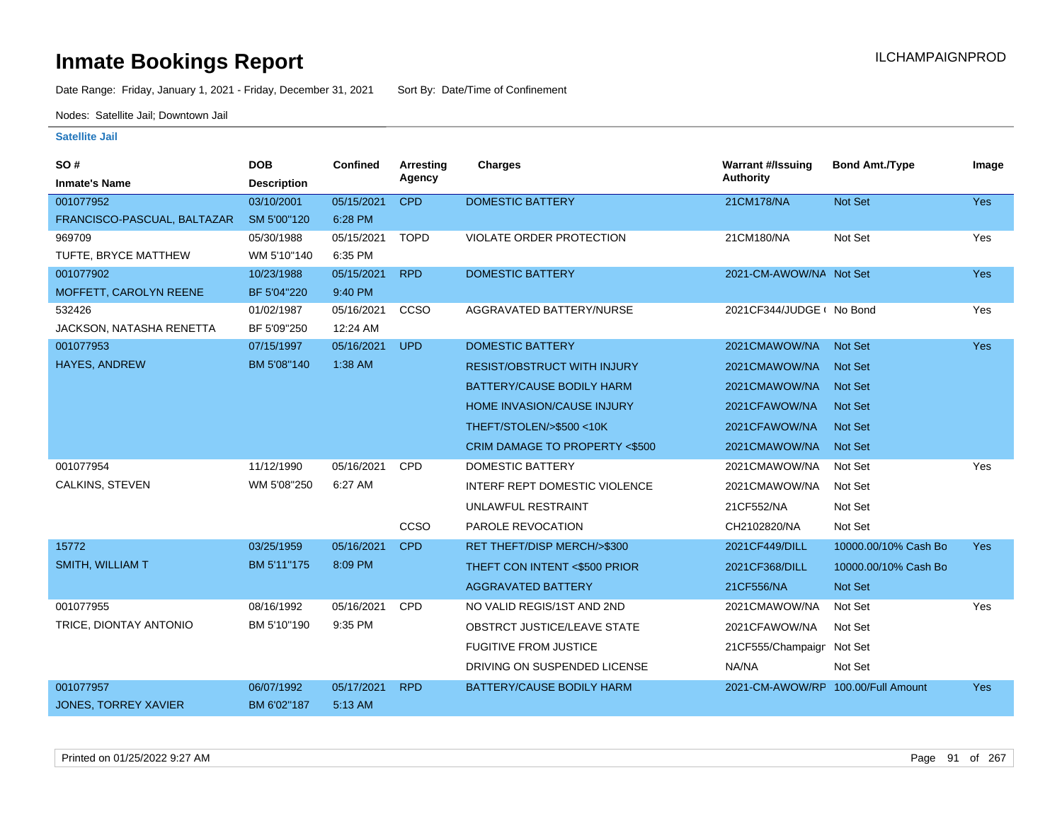# Inmate Bookings Report

Date Range: Friday, January 1, 2021 - Friday, December 31, 2021     Sort By: Date/Time of Confinement

Nodes: Satellite Jail; Downtown Jail

### Satellite Jail

| SO # / Inmate's Name | DOB / Description | Confined | Arresting Agency | Charges | Warrant #/Issuing Authority | Bond Amt./Type | Image |
|---|---|---|---|---|---|---|---|
| 001077952 FRANCISCO-PASCUAL, BALTAZAR | 03/10/2001 SM 5'00"120 | 05/15/2021 6:28 PM | CPD | DOMESTIC BATTERY | 21CM178/NA | Not Set | Yes |
| 969709 TUFTE, BRYCE MATTHEW | 05/30/1988 WM 5'10"140 | 05/15/2021 6:35 PM | TOPD | VIOLATE ORDER PROTECTION | 21CM180/NA | Not Set | Yes |
| 001077902 MOFFETT, CAROLYN REENE | 10/23/1988 BF 5'04"220 | 05/15/2021 9:40 PM | RPD | DOMESTIC BATTERY | 2021-CM-AWOW/NA | Not Set | Yes |
| 532426 JACKSON, NATASHA RENETTA | 01/02/1987 BF 5'09"250 | 05/16/2021 12:24 AM | CCSO | AGGRAVATED BATTERY/NURSE | 2021CF344/JUDGE ( | No Bond | Yes |
| 001077953 HAYES, ANDREW | 07/15/1997 BM 5'08"140 | 05/16/2021 1:38 AM | UPD | DOMESTIC BATTERY | 2021CMAWOW/NA | Not Set | Yes |
| | | | | RESIST/OBSTRUCT WITH INJURY | 2021CMAWOW/NA | Not Set | |
| | | | | BATTERY/CAUSE BODILY HARM | 2021CMAWOW/NA | Not Set | |
| | | | | HOME INVASION/CAUSE INJURY | 2021CFAWOW/NA | Not Set | |
| | | | | THEFT/STOLEN/>$500 <10K | 2021CFAWOW/NA | Not Set | |
| | | | | CRIM DAMAGE TO PROPERTY <$500 | 2021CMAWOW/NA | Not Set | |
| 001077954 CALKINS, STEVEN | 11/12/1990 WM 5'08"250 | 05/16/2021 6:27 AM | CPD | DOMESTIC BATTERY | 2021CMAWOW/NA | Not Set | Yes |
| | | | | INTERF REPT DOMESTIC VIOLENCE | 2021CMAWOW/NA | Not Set | |
| | | | | UNLAWFUL RESTRAINT | 21CF552/NA | Not Set | |
| | | | CCSO | PAROLE REVOCATION | CH2102820/NA | Not Set | |
| 15772 SMITH, WILLIAM T | 03/25/1959 BM 5'11"175 | 05/16/2021 8:09 PM | CPD | RET THEFT/DISP MERCH/>$300 | 2021CF449/DILL | 10000.00/10% Cash Bo | Yes |
| | | | | THEFT CON INTENT <$500 PRIOR | 2021CF368/DILL | 10000.00/10% Cash Bo | |
| | | | | AGGRAVATED BATTERY | 21CF556/NA | Not Set | |
| 001077955 TRICE, DIONTAY ANTONIO | 08/16/1992 BM 5'10"190 | 05/16/2021 9:35 PM | CPD | NO VALID REGIS/1ST AND 2ND | 2021CMAWOW/NA | Not Set | Yes |
| | | | | OBSTRCT JUSTICE/LEAVE STATE | 2021CFAWOW/NA | Not Set | |
| | | | | FUGITIVE FROM JUSTICE | 21CF555/Champaign | Not Set | |
| | | | | DRIVING ON SUSPENDED LICENSE | NA/NA | Not Set | |
| 001077957 JONES, TORREY XAVIER | 06/07/1992 BM 6'02"187 | 05/17/2021 5:13 AM | RPD | BATTERY/CAUSE BODILY HARM | 2021-CM-AWOW/RP | 100.00/Full Amount | Yes |

Printed on 01/25/2022 9:27 AM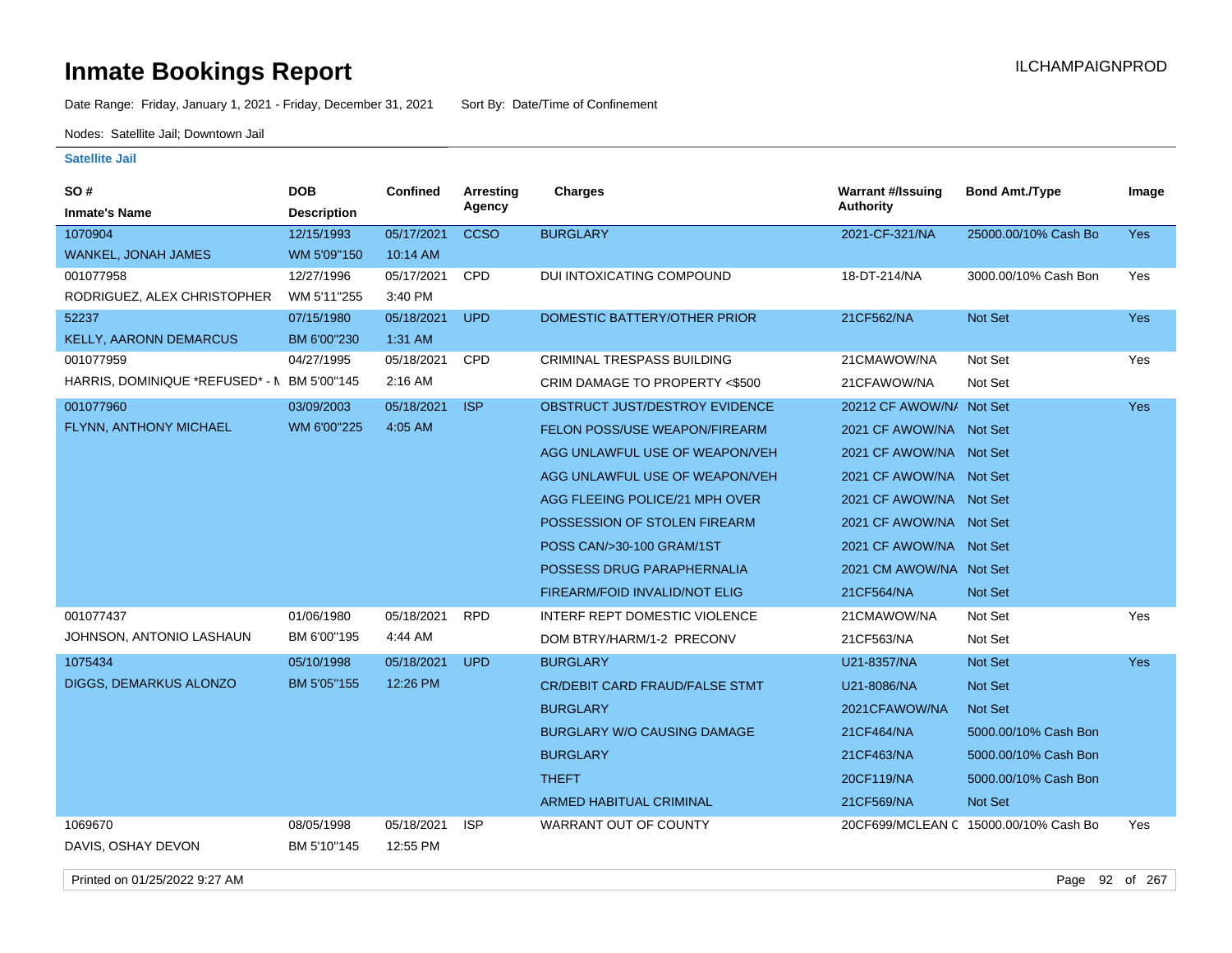# Inmate Bookings Report

ILCHAMPAIGNPROD

Date Range: Friday, January 1, 2021 - Friday, December 31, 2021 Sort By: Date/Time of Confinement

Nodes: Satellite Jail; Downtown Jail

**Satellite Jail**

| SO # / Inmate's Name | DOB / Description | Confined | Arresting Agency | Charges | Warrant #/Issuing Authority | Bond Amt./Type | Image |
|---|---|---|---|---|---|---|---|
| 1070904 WANKEL, JONAH JAMES | 12/15/1993 WM 5'09"150 | 05/17/2021 10:14 AM | CCSO | BURGLARY | 2021-CF-321/NA | 25000.00/10% Cash Bo | Yes |
| 001077958 RODRIGUEZ, ALEX CHRISTOPHER | 12/27/1996 WM 5'11"255 | 05/17/2021 3:40 PM | CPD | DUI INTOXICATING COMPOUND | 18-DT-214/NA | 3000.00/10% Cash Bon | Yes |
| 52237 KELLY, AARONN DEMARCUS | 07/15/1980 BM 6'00"230 | 05/18/2021 1:31 AM | UPD | DOMESTIC BATTERY/OTHER PRIOR | 21CF562/NA | Not Set | Yes |
| 001077959 HARRIS, DOMINIQUE *REFUSED* - N | 04/27/1995 BM 5'00"145 | 05/18/2021 2:16 AM | CPD | CRIMINAL TRESPASS BUILDING | 21CMAWOW/NA | Not Set | Yes |
| | | | | CRIM DAMAGE TO PROPERTY <$500 | 21CFAWOW/NA | Not Set | |
| 001077960 FLYNN, ANTHONY MICHAEL | 03/09/2003 WM 6'00"225 | 05/18/2021 4:05 AM | ISP | OBSTRUCT JUST/DESTROY EVIDENCE | 20212 CF AWOW/N/ | Not Set | Yes |
| | | | | FELON POSS/USE WEAPON/FIREARM | 2021 CF AWOW/NA | Not Set | |
| | | | | AGG UNLAWFUL USE OF WEAPON/VEH | 2021 CF AWOW/NA | Not Set | |
| | | | | AGG UNLAWFUL USE OF WEAPON/VEH | 2021 CF AWOW/NA | Not Set | |
| | | | | AGG FLEEING POLICE/21 MPH OVER | 2021 CF AWOW/NA | Not Set | |
| | | | | POSSESSION OF STOLEN FIREARM | 2021 CF AWOW/NA | Not Set | |
| | | | | POSS CAN/>30-100 GRAM/1ST | 2021 CF AWOW/NA | Not Set | |
| | | | | POSSESS DRUG PARAPHERNALIA | 2021 CM AWOW/NA | Not Set | |
| | | | | FIREARM/FOID INVALID/NOT ELIG | 21CF564/NA | Not Set | |
| 001077437 JOHNSON, ANTONIO LASHAUN | 01/06/1980 BM 6'00"195 | 05/18/2021 4:44 AM | RPD | INTERF REPT DOMESTIC VIOLENCE | 21CMAWOW/NA | Not Set | Yes |
| | | | | DOM BTRY/HARM/1-2 PRECONV | 21CF563/NA | Not Set | |
| 1075434 DIGGS, DEMARKUS ALONZO | 05/10/1998 BM 5'05"155 | 05/18/2021 12:26 PM | UPD | BURGLARY | U21-8357/NA | Not Set | Yes |
| | | | | CR/DEBIT CARD FRAUD/FALSE STMT | U21-8086/NA | Not Set | |
| | | | | BURGLARY | 2021CFAWOW/NA | Not Set | |
| | | | | BURGLARY W/O CAUSING DAMAGE | 21CF464/NA | 5000.00/10% Cash Bon | |
| | | | | BURGLARY | 21CF463/NA | 5000.00/10% Cash Bon | |
| | | | | THEFT | 20CF119/NA | 5000.00/10% Cash Bon | |
| | | | | ARMED HABITUAL CRIMINAL | 21CF569/NA | Not Set | |
| 1069670 DAVIS, OSHAY DEVON | 08/05/1998 BM 5'10"145 | 05/18/2021 12:55 PM | ISP | WARRANT OUT OF COUNTY | 20CF699/MCLEAN C | 15000.00/10% Cash Bo | Yes |

Printed on 01/25/2022 9:27 AM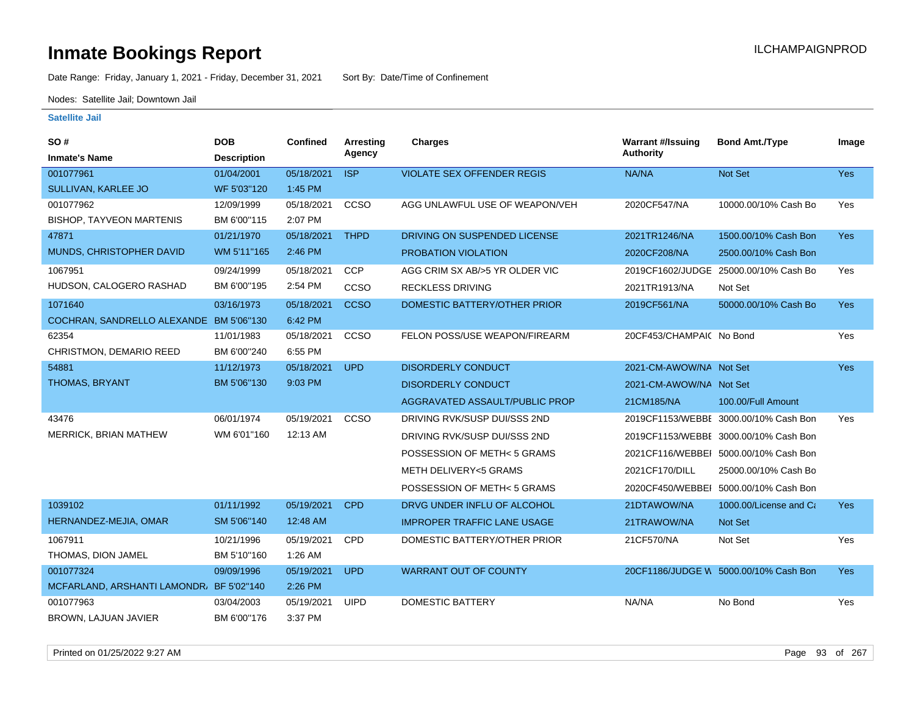# Inmate Bookings Report

ILCHAMPAIGNPROD

Date Range: Friday, January 1, 2021 - Friday, December 31, 2021    Sort By: Date/Time of Confinement

Nodes: Satellite Jail; Downtown Jail

**Satellite Jail**

| SO # / Inmate's Name | DOB / Description | Confined | Arresting Agency | Charges | Warrant #/Issuing Authority | Bond Amt./Type | Image |
|---|---|---|---|---|---|---|---|
| 001077961 | 01/04/2001 | 05/18/2021 | ISP | VIOLATE SEX OFFENDER REGIS | NA/NA | Not Set | Yes |
| SULLIVAN, KARLEE JO | WF 5'03"120 | 1:45 PM | | | | | |
| 001077962 | 12/09/1999 | 05/18/2021 | CCSO | AGG UNLAWFUL USE OF WEAPON/VEH | 2020CF547/NA | 10000.00/10% Cash Bo | Yes |
| BISHOP, TAYVEON MARTENIS | BM 6'00"115 | 2:07 PM | | | | | |
| 47871 | 01/21/1970 | 05/18/2021 | THPD | DRIVING ON SUSPENDED LICENSE | 2021TR1246/NA | 1500.00/10% Cash Bon | Yes |
| MUNDS, CHRISTOPHER DAVID | WM 5'11"165 | 2:46 PM | | PROBATION VIOLATION | 2020CF208/NA | 2500.00/10% Cash Bon | |
| 1067951 | 09/24/1999 | 05/18/2021 | CCP | AGG CRIM SX AB/>5 YR OLDER VIC | 2019CF1602/JUDGE | 25000.00/10% Cash Bo | Yes |
| HUDSON, CALOGERO RASHAD | BM 6'00"195 | 2:54 PM | CCSO | RECKLESS DRIVING | 2021TR1913/NA | Not Set | |
| 1071640 | 03/16/1973 | 05/18/2021 | CCSO | DOMESTIC BATTERY/OTHER PRIOR | 2019CF561/NA | 50000.00/10% Cash Bo | Yes |
| COCHRAN, SANDRELLO ALEXANDE | BM 5'06"130 | 6:42 PM | | | | | |
| 62354 | 11/01/1983 | 05/18/2021 | CCSO | FELON POSS/USE WEAPON/FIREARM | 20CF453/CHAMPAIC | No Bond | Yes |
| CHRISTMON, DEMARIO REED | BM 6'00"240 | 6:55 PM | | | | | |
| 54881 | 11/12/1973 | 05/18/2021 | UPD | DISORDERLY CONDUCT | 2021-CM-AWOW/NA | Not Set | Yes |
| THOMAS, BRYANT | BM 5'06"130 | 9:03 PM | | DISORDERLY CONDUCT | 2021-CM-AWOW/NA | Not Set | |
| | | | | AGGRAVATED ASSAULT/PUBLIC PROP | 21CM185/NA | 100.00/Full Amount | |
| 43476 | 06/01/1974 | 05/19/2021 | CCSO | DRIVING RVK/SUSP DUI/SSS 2ND | 2019CF1153/WEBBE | 3000.00/10% Cash Bon | Yes |
| MERRICK, BRIAN MATHEW | WM 6'01"160 | 12:13 AM | | DRIVING RVK/SUSP DUI/SSS 2ND | 2019CF1153/WEBBE | 3000.00/10% Cash Bon | |
| | | | | POSSESSION OF METH< 5 GRAMS | 2021CF116/WEBBEI | 5000.00/10% Cash Bon | |
| | | | | METH DELIVERY<5 GRAMS | 2021CF170/DILL | 25000.00/10% Cash Bo | |
| | | | | POSSESSION OF METH< 5 GRAMS | 2020CF450/WEBBEI | 5000.00/10% Cash Bon | |
| 1039102 | 01/11/1992 | 05/19/2021 | CPD | DRVG UNDER INFLU OF ALCOHOL | 21DTAWOW/NA | 1000.00/License and Ca | Yes |
| HERNANDEZ-MEJIA, OMAR | SM 5'06"140 | 12:48 AM | | IMPROPER TRAFFIC LANE USAGE | 21TRAWOW/NA | Not Set | |
| 1067911 | 10/21/1996 | 05/19/2021 | CPD | DOMESTIC BATTERY/OTHER PRIOR | 21CF570/NA | Not Set | Yes |
| THOMAS, DION JAMEL | BM 5'10"160 | 1:26 AM | | | | | |
| 001077324 | 09/09/1996 | 05/19/2021 | UPD | WARRANT OUT OF COUNTY | 20CF1186/JUDGE W | 5000.00/10% Cash Bon | Yes |
| MCFARLAND, ARSHANTI LAMONDR/ | BF 5'02"140 | 2:26 PM | | | | | |
| 001077963 | 03/04/2003 | 05/19/2021 | UIPD | DOMESTIC BATTERY | NA/NA | No Bond | Yes |
| BROWN, LAJUAN JAVIER | BM 6'00"176 | 3:37 PM | | | | | |

Printed on 01/25/2022 9:27 AM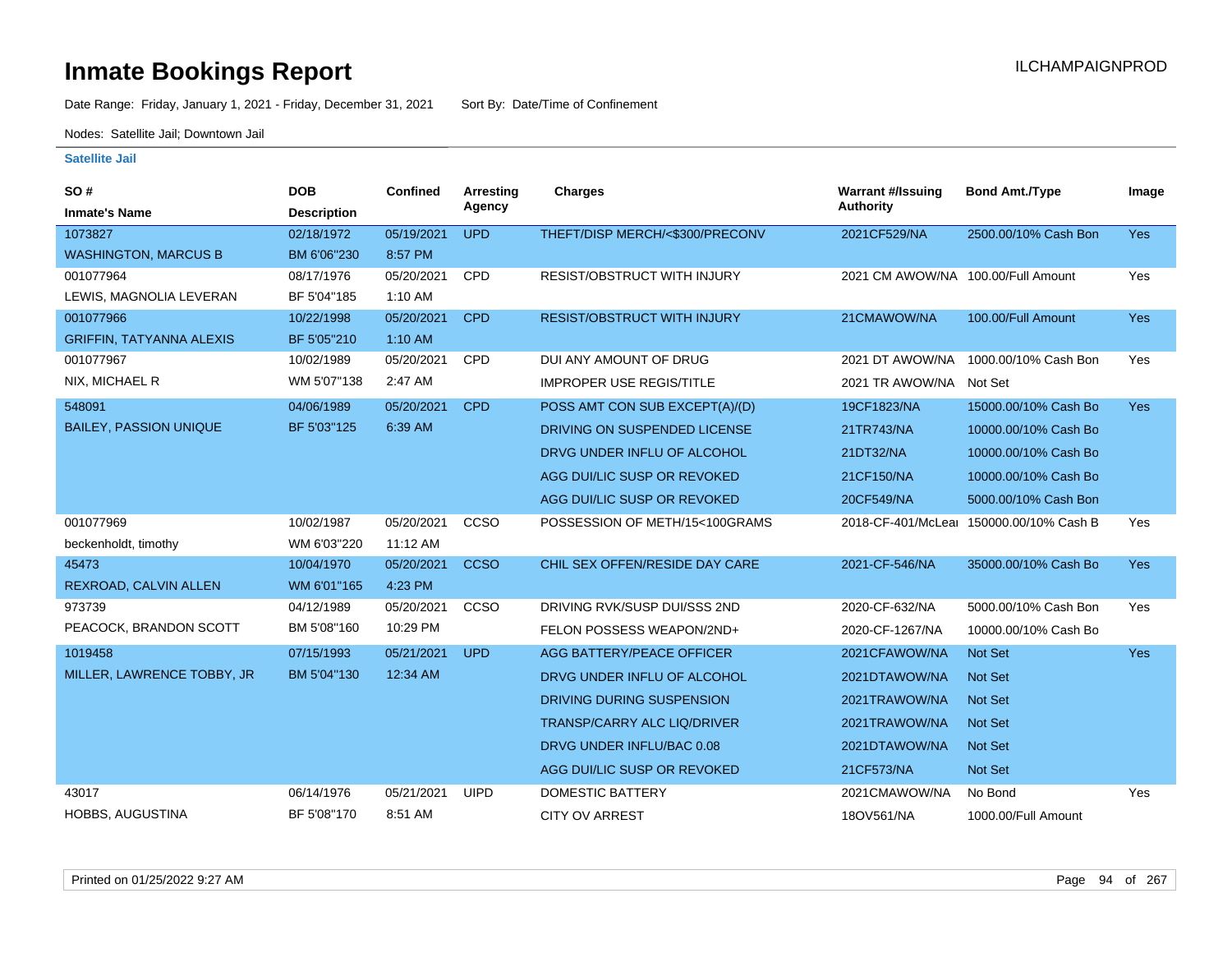# Inmate Bookings Report

ILCHAMPAIGNPROD

Date Range: Friday, January 1, 2021 - Friday, December 31, 2021    Sort By: Date/Time of Confinement

Nodes: Satellite Jail; Downtown Jail

### Satellite Jail

| SO # / Inmate's Name | DOB / Description | Confined | Arresting Agency | Charges | Warrant #/Issuing Authority | Bond Amt./Type | Image |
|---|---|---|---|---|---|---|---|
| 1073827<br>WASHINGTON, MARCUS B | 02/18/1972<br>BM 6'06"230 | 05/19/2021<br>8:57 PM | UPD | THEFT/DISP MERCH/<$300/PRECONV | 2021CF529/NA | 2500.00/10% Cash Bon | Yes |
| 001077964<br>LEWIS, MAGNOLIA LEVERAN | 08/17/1976<br>BF 5'04"185 | 05/20/2021<br>1:10 AM | CPD | RESIST/OBSTRUCT WITH INJURY | 2021 CM AWOW/NA | 100.00/Full Amount | Yes |
| 001077966<br>GRIFFIN, TATYANNA ALEXIS | 10/22/1998<br>BF 5'05"210 | 05/20/2021<br>1:10 AM | CPD | RESIST/OBSTRUCT WITH INJURY | 21CMAWOW/NA | 100.00/Full Amount | Yes |
| 001077967<br>NIX, MICHAEL R | 10/02/1989<br>WM 5'07"138 | 05/20/2021<br>2:47 AM | CPD | DUI ANY AMOUNT OF DRUG | 2021 DT AWOW/NA | 1000.00/10% Cash Bon | Yes |
| | | | | IMPROPER USE REGIS/TITLE | 2021 TR AWOW/NA | Not Set | |
| 548091<br>BAILEY, PASSION UNIQUE | 04/06/1989<br>BF 5'03"125 | 05/20/2021<br>6:39 AM | CPD | POSS AMT CON SUB EXCEPT(A)/(D) | 19CF1823/NA | 15000.00/10% Cash Bo | Yes |
| | | | | DRIVING ON SUSPENDED LICENSE | 21TR743/NA | 10000.00/10% Cash Bo | |
| | | | | DRVG UNDER INFLU OF ALCOHOL | 21DT32/NA | 10000.00/10% Cash Bo | |
| | | | | AGG DUI/LIC SUSP OR REVOKED | 21CF150/NA | 10000.00/10% Cash Bo | |
| | | | | AGG DUI/LIC SUSP OR REVOKED | 20CF549/NA | 5000.00/10% Cash Bon | |
| 001077969<br>beckenholdt, timothy | 10/02/1987<br>WM 6'03"220 | 05/20/2021<br>11:12 AM | CCSO | POSSESSION OF METH/15<100GRAMS | 2018-CF-401/McLeai | 150000.00/10% Cash B | Yes |
| 45473<br>REXROAD, CALVIN ALLEN | 10/04/1970<br>WM 6'01"165 | 05/20/2021<br>4:23 PM | CCSO | CHIL SEX OFFEN/RESIDE DAY CARE | 2021-CF-546/NA | 35000.00/10% Cash Bo | Yes |
| 973739<br>PEACOCK, BRANDON SCOTT | 04/12/1989<br>BM 5'08"160 | 05/20/2021<br>10:29 PM | CCSO | DRIVING RVK/SUSP DUI/SSS 2ND | 2020-CF-632/NA | 5000.00/10% Cash Bon | Yes |
| | | | | FELON POSSESS WEAPON/2ND+ | 2020-CF-1267/NA | 10000.00/10% Cash Bo | |
| 1019458<br>MILLER, LAWRENCE TOBBY, JR | 07/15/1993<br>BM 5'04"130 | 05/21/2021<br>12:34 AM | UPD | AGG BATTERY/PEACE OFFICER | 2021CFAWOW/NA | Not Set | Yes |
| | | | | DRVG UNDER INFLU OF ALCOHOL | 2021DTAWOW/NA | Not Set | |
| | | | | DRIVING DURING SUSPENSION | 2021TRAWOW/NA | Not Set | |
| | | | | TRANSP/CARRY ALC LIQ/DRIVER | 2021TRAWOW/NA | Not Set | |
| | | | | DRVG UNDER INFLU/BAC 0.08 | 2021DTAWOW/NA | Not Set | |
| | | | | AGG DUI/LIC SUSP OR REVOKED | 21CF573/NA | Not Set | |
| 43017<br>HOBBS, AUGUSTINA | 06/14/1976<br>BF 5'08"170 | 05/21/2021<br>8:51 AM | UIPD | DOMESTIC BATTERY | 2021CMAWOW/NA | No Bond | Yes |
| | | | | CITY OV ARREST | 18OV561/NA | 1000.00/Full Amount | |

Printed on 01/25/2022 9:27 AM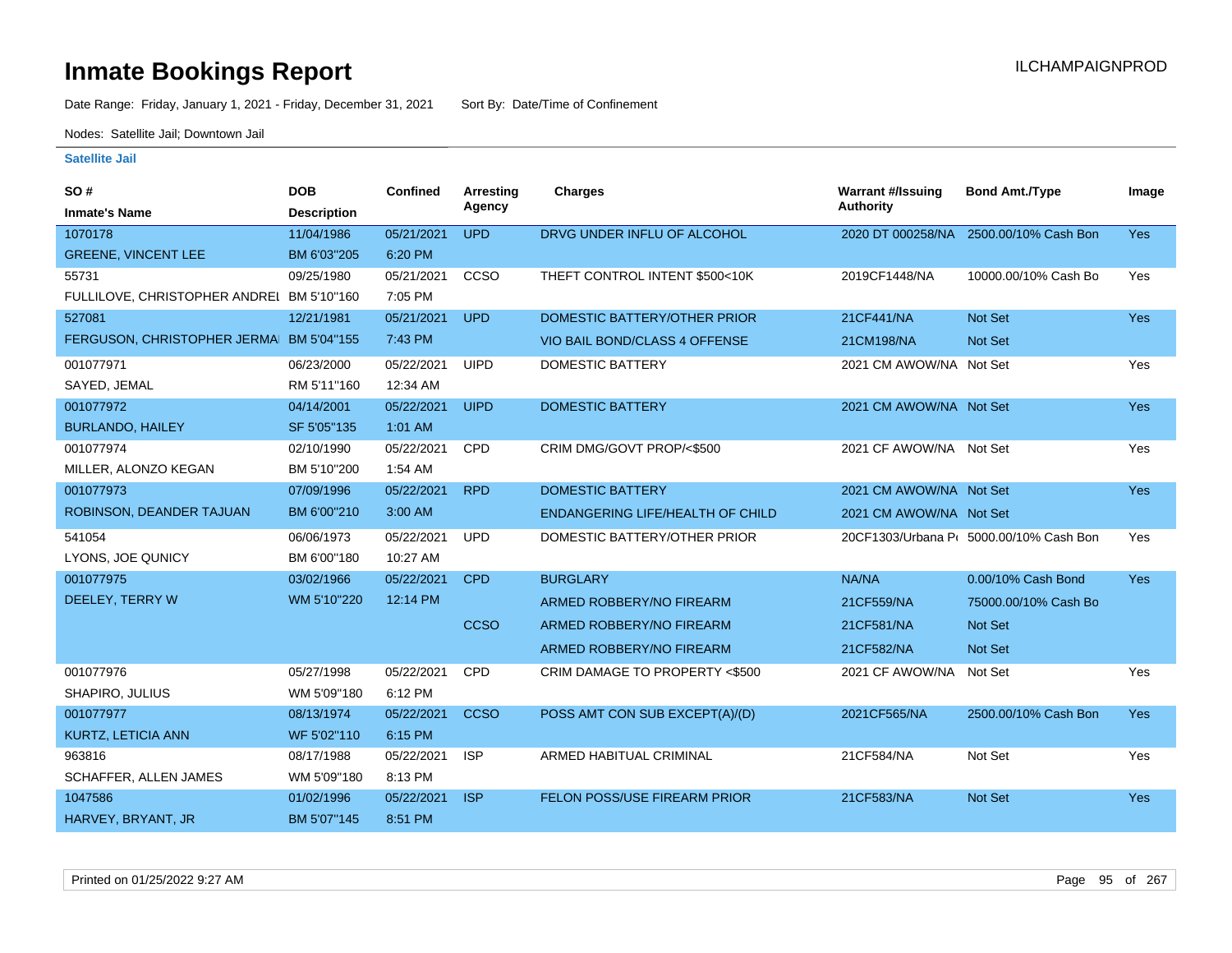# Inmate Bookings Report

ILCHAMPAIGNPROD

Date Range: Friday, January 1, 2021 - Friday, December 31, 2021 Sort By: Date/Time of Confinement

Nodes: Satellite Jail; Downtown Jail

## Satellite Jail

| SO # / Inmate's Name | DOB / Description | Confined | Arresting Agency | Charges | Warrant #/Issuing Authority | Bond Amt./Type | Image |
|---|---|---|---|---|---|---|---|
| 1070178 GREENE, VINCENT LEE | 11/04/1986 BM 6'03"205 | 05/21/2021 6:20 PM | UPD | DRVG UNDER INFLU OF ALCOHOL | 2020 DT 000258/NA | 2500.00/10% Cash Bon | Yes |
| 55731 FULLILOVE, CHRISTOPHER ANDREI | 09/25/1980 BM 5'10"160 | 05/21/2021 7:05 PM | CCSO | THEFT CONTROL INTENT $500<10K | 2019CF1448/NA | 10000.00/10% Cash Bo | Yes |
| 527081 FERGUSON, CHRISTOPHER JERMA | 12/21/1981 BM 5'04"155 | 05/21/2021 7:43 PM | UPD | DOMESTIC BATTERY/OTHER PRIOR | 21CF441/NA | Not Set | Yes |
| | | | | VIO BAIL BOND/CLASS 4 OFFENSE | 21CM198/NA | Not Set | |
| 001077971 SAYED, JEMAL | 06/23/2000 RM 5'11"160 | 05/22/2021 12:34 AM | UIPD | DOMESTIC BATTERY | 2021 CM AWOW/NA | Not Set | Yes |
| 001077972 BURLANDO, HAILEY | 04/14/2001 SF 5'05"135 | 05/22/2021 1:01 AM | UIPD | DOMESTIC BATTERY | 2021 CM AWOW/NA | Not Set | Yes |
| 001077974 MILLER, ALONZO KEGAN | 02/10/1990 BM 5'10"200 | 05/22/2021 1:54 AM | CPD | CRIM DMG/GOVT PROP/<$500 | 2021 CF AWOW/NA | Not Set | Yes |
| 001077973 ROBINSON, DEANDER TAJUAN | 07/09/1996 BM 6'00"210 | 05/22/2021 3:00 AM | RPD | DOMESTIC BATTERY | 2021 CM AWOW/NA | Not Set | Yes |
| | | | | ENDANGERING LIFE/HEALTH OF CHILD | 2021 CM AWOW/NA | Not Set | |
| 541054 LYONS, JOE QUNICY | 06/06/1973 BM 6'00"180 | 05/22/2021 10:27 AM | UPD | DOMESTIC BATTERY/OTHER PRIOR | 20CF1303/Urbana P | 5000.00/10% Cash Bon | Yes |
| 001077975 DEELEY, TERRY W | 03/02/1966 WM 5'10"220 | 05/22/2021 12:14 PM | CPD | BURGLARY | NA/NA | 0.00/10% Cash Bond | Yes |
| | | | | ARMED ROBBERY/NO FIREARM | 21CF559/NA | 75000.00/10% Cash Bo | |
| | | | CCSO | ARMED ROBBERY/NO FIREARM | 21CF581/NA | Not Set | |
| | | | | ARMED ROBBERY/NO FIREARM | 21CF582/NA | Not Set | |
| 001077976 SHAPIRO, JULIUS | 05/27/1998 WM 5'09"180 | 05/22/2021 6:12 PM | CPD | CRIM DAMAGE TO PROPERTY <$500 | 2021 CF AWOW/NA | Not Set | Yes |
| 001077977 KURTZ, LETICIA ANN | 08/13/1974 WF 5'02"110 | 05/22/2021 6:15 PM | CCSO | POSS AMT CON SUB EXCEPT(A)/(D) | 2021CF565/NA | 2500.00/10% Cash Bon | Yes |
| 963816 SCHAFFER, ALLEN JAMES | 08/17/1988 WM 5'09"180 | 05/22/2021 8:13 PM | ISP | ARMED HABITUAL CRIMINAL | 21CF584/NA | Not Set | Yes |
| 1047586 HARVEY, BRYANT, JR | 01/02/1996 BM 5'07"145 | 05/22/2021 8:51 PM | ISP | FELON POSS/USE FIREARM PRIOR | 21CF583/NA | Not Set | Yes |

Printed on 01/25/2022 9:27 AM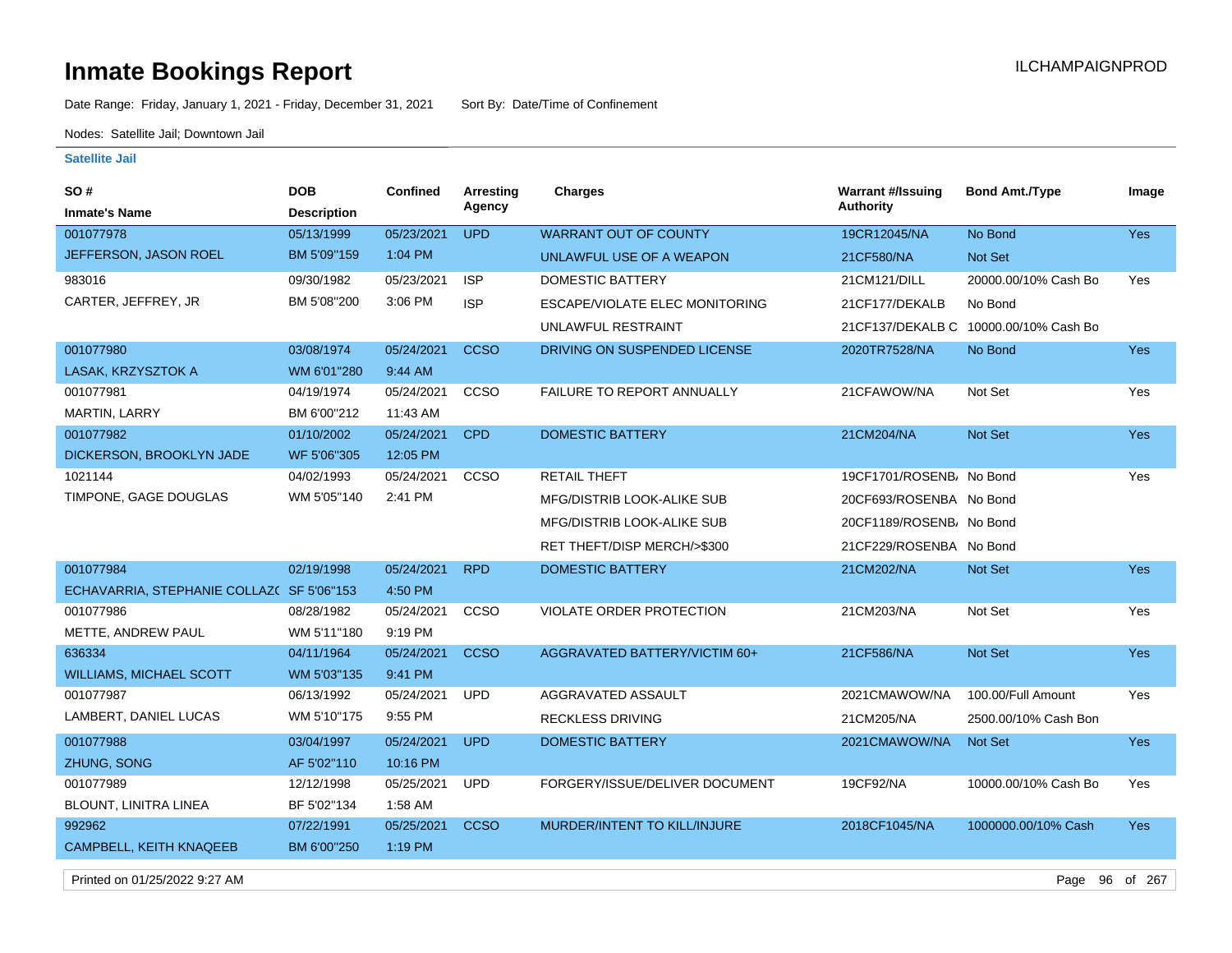# Inmate Bookings Report

ILCHAMPAIGNPROD

Date Range: Friday, January 1, 2021 - Friday, December 31, 2021 Sort By: Date/Time of Confinement

Nodes: Satellite Jail; Downtown Jail

## Satellite Jail

| SO # / Inmate's Name | DOB / Description | Confined | Arresting Agency | Charges | Warrant #/Issuing Authority | Bond Amt./Type | Image |
|---|---|---|---|---|---|---|---|
| 001077978 | 05/13/1999 | 05/23/2021 | UPD | WARRANT OUT OF COUNTY | 19CR12045/NA | No Bond | Yes |
| JEFFERSON, JASON ROEL | BM 5'09"159 | 1:04 PM | | UNLAWFUL USE OF A WEAPON | 21CF580/NA | Not Set | |
| 983016 | 09/30/1982 | 05/23/2021 | ISP | DOMESTIC BATTERY | 21CM121/DILL | 20000.00/10% Cash Bo | Yes |
| CARTER, JEFFREY, JR | BM 5'08"200 | 3:06 PM | ISP | ESCAPE/VIOLATE ELEC MONITORING | 21CF177/DEKALB | No Bond | |
| | | | | UNLAWFUL RESTRAINT | 21CF137/DEKALB C | 10000.00/10% Cash Bo | |
| 001077980 | 03/08/1974 | 05/24/2021 | CCSO | DRIVING ON SUSPENDED LICENSE | 2020TR7528/NA | No Bond | Yes |
| LASAK, KRZYSZTOK A | WM 6'01"280 | 9:44 AM | | | | | |
| 001077981 | 04/19/1974 | 05/24/2021 | CCSO | FAILURE TO REPORT ANNUALLY | 21CFAWOW/NA | Not Set | Yes |
| MARTIN, LARRY | BM 6'00"212 | 11:43 AM | | | | | |
| 001077982 | 01/10/2002 | 05/24/2021 | CPD | DOMESTIC BATTERY | 21CM204/NA | Not Set | Yes |
| DICKERSON, BROOKLYN JADE | WF 5'06"305 | 12:05 PM | | | | | |
| 1021144 | 04/02/1993 | 05/24/2021 | CCSO | RETAIL THEFT | 19CF1701/ROSENB/ | No Bond | Yes |
| TIMPONE, GAGE DOUGLAS | WM 5'05"140 | 2:41 PM | | MFG/DISTRIB LOOK-ALIKE SUB | 20CF693/ROSENBA | No Bond | |
| | | | | MFG/DISTRIB LOOK-ALIKE SUB | 20CF1189/ROSENB/ | No Bond | |
| | | | | RET THEFT/DISP MERCH/>$300 | 21CF229/ROSENBA | No Bond | |
| 001077984 | 02/19/1998 | 05/24/2021 | RPD | DOMESTIC BATTERY | 21CM202/NA | Not Set | Yes |
| ECHAVARRIA, STEPHANIE COLLAZ( | SF 5'06"153 | 4:50 PM | | | | | |
| 001077986 | 08/28/1982 | 05/24/2021 | CCSO | VIOLATE ORDER PROTECTION | 21CM203/NA | Not Set | Yes |
| METTE, ANDREW PAUL | WM 5'11"180 | 9:19 PM | | | | | |
| 636334 | 04/11/1964 | 05/24/2021 | CCSO | AGGRAVATED BATTERY/VICTIM 60+ | 21CF586/NA | Not Set | Yes |
| WILLIAMS, MICHAEL SCOTT | WM 5'03"135 | 9:41 PM | | | | | |
| 001077987 | 06/13/1992 | 05/24/2021 | UPD | AGGRAVATED ASSAULT | 2021CMAWOW/NA | 100.00/Full Amount | Yes |
| LAMBERT, DANIEL LUCAS | WM 5'10"175 | 9:55 PM | | RECKLESS DRIVING | 21CM205/NA | 2500.00/10% Cash Bon | |
| 001077988 | 03/04/1997 | 05/24/2021 | UPD | DOMESTIC BATTERY | 2021CMAWOW/NA | Not Set | Yes |
| ZHUNG, SONG | AF 5'02"110 | 10:16 PM | | | | | |
| 001077989 | 12/12/1998 | 05/25/2021 | UPD | FORGERY/ISSUE/DELIVER DOCUMENT | 19CF92/NA | 10000.00/10% Cash Bo | Yes |
| BLOUNT, LINITRA LINEA | BF 5'02"134 | 1:58 AM | | | | | |
| 992962 | 07/22/1991 | 05/25/2021 | CCSO | MURDER/INTENT TO KILL/INJURE | 2018CF1045/NA | 1000000.00/10% Cash | Yes |
| CAMPBELL, KEITH KNAQEEB | BM 6'00"250 | 1:19 PM | | | | | |

Printed on 01/25/2022 9:27 AM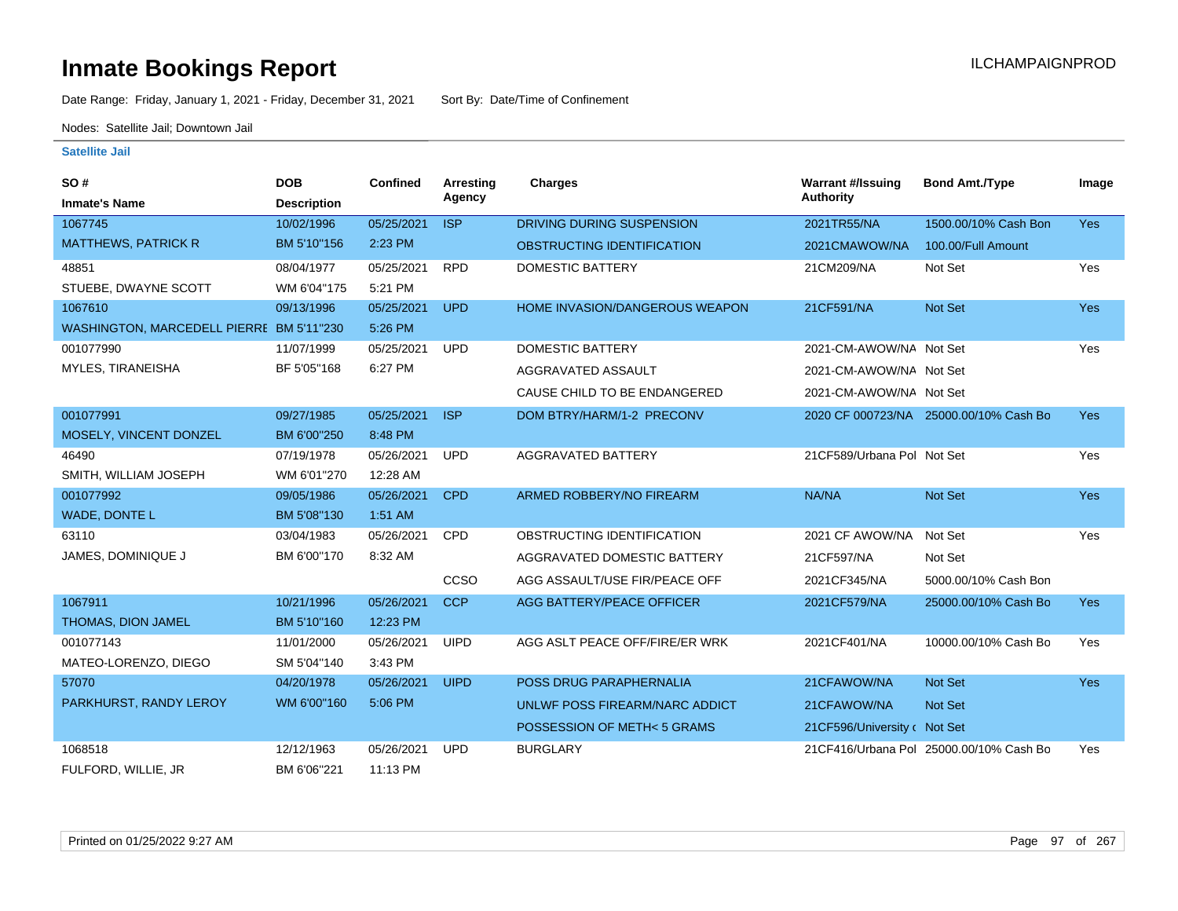# Inmate Bookings Report

ILCHAMPAIGNPROD

Date Range: Friday, January 1, 2021 - Friday, December 31, 2021 Sort By: Date/Time of Confinement

Nodes: Satellite Jail; Downtown Jail

**Satellite Jail**

| SO # / Inmate's Name | DOB / Description | Confined | Arresting Agency | Charges | Warrant #/Issuing Authority | Bond Amt./Type | Image |
|---|---|---|---|---|---|---|---|
| 1067745 | 10/02/1996 | 05/25/2021 | ISP | DRIVING DURING SUSPENSION | 2021TR55/NA | 1500.00/10% Cash Bon | Yes |
| MATTHEWS, PATRICK R | BM 5'10"156 | 2:23 PM | | OBSTRUCTING IDENTIFICATION | 2021CMAWOW/NA | 100.00/Full Amount | |
| 48851 | 08/04/1977 | 05/25/2021 | RPD | DOMESTIC BATTERY | 21CM209/NA | Not Set | Yes |
| STUEBE, DWAYNE SCOTT | WM 6'04"175 | 5:21 PM | | | | | |
| 1067610 | 09/13/1996 | 05/25/2021 | UPD | HOME INVASION/DANGEROUS WEAPON | 21CF591/NA | Not Set | Yes |
| WASHINGTON, MARCEDELL PIERRE | BM 5'11"230 | 5:26 PM | | | | | |
| 001077990 | 11/07/1999 | 05/25/2021 | UPD | DOMESTIC BATTERY | 2021-CM-AWOW/NA | Not Set | Yes |
| MYLES, TIRANEISHA | BF 5'05"168 | 6:27 PM | | AGGRAVATED ASSAULT | 2021-CM-AWOW/NA | Not Set | |
| | | | | CAUSE CHILD TO BE ENDANGERED | 2021-CM-AWOW/NA | Not Set | |
| 001077991 | 09/27/1985 | 05/25/2021 | ISP | DOM BTRY/HARM/1-2 PRECONV | 2020 CF 000723/NA | 25000.00/10% Cash Bo | Yes |
| MOSELY, VINCENT DONZEL | BM 6'00"250 | 8:48 PM | | | | | |
| 46490 | 07/19/1978 | 05/26/2021 | UPD | AGGRAVATED BATTERY | 21CF589/Urbana Pol | Not Set | Yes |
| SMITH, WILLIAM JOSEPH | WM 6'01"270 | 12:28 AM | | | | | |
| 001077992 | 09/05/1986 | 05/26/2021 | CPD | ARMED ROBBERY/NO FIREARM | NA/NA | Not Set | Yes |
| WADE, DONTE L | BM 5'08"130 | 1:51 AM | | | | | |
| 63110 | 03/04/1983 | 05/26/2021 | CPD | OBSTRUCTING IDENTIFICATION | 2021 CF AWOW/NA | Not Set | Yes |
| JAMES, DOMINIQUE J | BM 6'00"170 | 8:32 AM | | AGGRAVATED DOMESTIC BATTERY | 21CF597/NA | Not Set | |
| | | | CCSO | AGG ASSAULT/USE FIR/PEACE OFF | 2021CF345/NA | 5000.00/10% Cash Bon | |
| 1067911 | 10/21/1996 | 05/26/2021 | CCP | AGG BATTERY/PEACE OFFICER | 2021CF579/NA | 25000.00/10% Cash Bo | Yes |
| THOMAS, DION JAMEL | BM 5'10"160 | 12:23 PM | | | | | |
| 001077143 | 11/01/2000 | 05/26/2021 | UIPD | AGG ASLT PEACE OFF/FIRE/ER WRK | 2021CF401/NA | 10000.00/10% Cash Bo | Yes |
| MATEO-LORENZO, DIEGO | SM 5'04"140 | 3:43 PM | | | | | |
| 57070 | 04/20/1978 | 05/26/2021 | UIPD | POSS DRUG PARAPHERNALIA | 21CFAWOW/NA | Not Set | Yes |
| PARKHURST, RANDY LEROY | WM 6'00"160 | 5:06 PM | | UNLWF POSS FIREARM/NARC ADDICT | 21CFAWOW/NA | Not Set | |
| | | | | POSSESSION OF METH< 5 GRAMS | 21CF596/University ( | Not Set | |
| 1068518 | 12/12/1963 | 05/26/2021 | UPD | BURGLARY | 21CF416/Urbana Pol | 25000.00/10% Cash Bo | Yes |
| FULFORD, WILLIE, JR | BM 6'06"221 | 11:13 PM | | | | | |

Printed on 01/25/2022 9:27 AM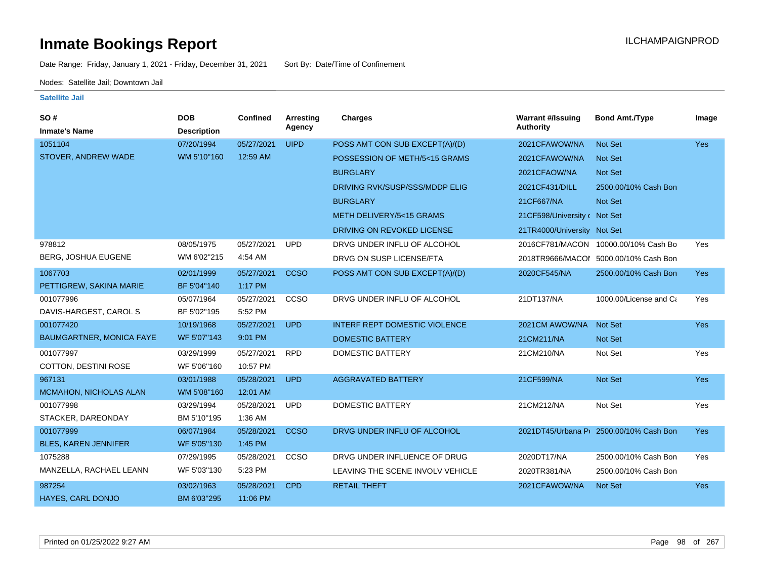# Inmate Bookings Report

Date Range: Friday, January 1, 2021 - Friday, December 31, 2021 Sort By: Date/Time of Confinement

Nodes: Satellite Jail; Downtown Jail

### Satellite Jail

| SO # / Inmate's Name | DOB / Description | Confined | Arresting Agency | Charges | Warrant #/Issuing Authority | Bond Amt./Type | Image |
|---|---|---|---|---|---|---|---|
| 1051104 | 07/20/1994 | 05/27/2021 | UIPD | POSS AMT CON SUB EXCEPT(A)/(D) | 2021CFAWOW/NA | Not Set | Yes |
| STOVER, ANDREW WADE | WM 5'10"160 | 12:59 AM | | POSSESSION OF METH/5<15 GRAMS | 2021CFAWOW/NA | Not Set | |
| | | | | BURGLARY | 2021CFAOW/NA | Not Set | |
| | | | | DRIVING RVK/SUSP/SSS/MDDP ELIG | 2021CF431/DILL | 2500.00/10% Cash Bon | |
| | | | | BURGLARY | 21CF667/NA | Not Set | |
| | | | | METH DELIVERY/5<15 GRAMS | 21CF598/University ( | Not Set | |
| | | | | DRIVING ON REVOKED LICENSE | 21TR4000/University | Not Set | |
| 978812 | 08/05/1975 | 05/27/2021 | UPD | DRVG UNDER INFLU OF ALCOHOL | 2016CF781/MACON | 10000.00/10% Cash Bo | Yes |
| BERG, JOSHUA EUGENE | WM 6'02"215 | 4:54 AM | | DRVG ON SUSP LICENSE/FTA | 2018TR9666/MACOI | 5000.00/10% Cash Bon | |
| 1067703 | 02/01/1999 | 05/27/2021 | CCSO | POSS AMT CON SUB EXCEPT(A)/(D) | 2020CF545/NA | 2500.00/10% Cash Bon | Yes |
| PETTIGREW, SAKINA MARIE | BF 5'04"140 | 1:17 PM | | | | | |
| 001077996 | 05/07/1964 | 05/27/2021 | CCSO | DRVG UNDER INFLU OF ALCOHOL | 21DT137/NA | 1000.00/License and Ca | Yes |
| DAVIS-HARGEST, CAROL S | BF 5'02"195 | 5:52 PM | | | | | |
| 001077420 | 10/19/1968 | 05/27/2021 | UPD | INTERF REPT DOMESTIC VIOLENCE | 2021CM AWOW/NA | Not Set | Yes |
| BAUMGARTNER, MONICA FAYE | WF 5'07"143 | 9:01 PM | | DOMESTIC BATTERY | 21CM211/NA | Not Set | |
| 001077997 | 03/29/1999 | 05/27/2021 | RPD | DOMESTIC BATTERY | 21CM210/NA | Not Set | Yes |
| COTTON, DESTINI ROSE | WF 5'06"160 | 10:57 PM | | | | | |
| 967131 | 03/01/1988 | 05/28/2021 | UPD | AGGRAVATED BATTERY | 21CF599/NA | Not Set | Yes |
| MCMAHON, NICHOLAS ALAN | WM 5'08"160 | 12:01 AM | | | | | |
| 001077998 | 03/29/1994 | 05/28/2021 | UPD | DOMESTIC BATTERY | 21CM212/NA | Not Set | Yes |
| STACKER, DAREONDAY | BM 5'10"195 | 1:36 AM | | | | | |
| 001077999 | 06/07/1984 | 05/28/2021 | CCSO | DRVG UNDER INFLU OF ALCOHOL | 2021DT45/Urbana Po | 2500.00/10% Cash Bon | Yes |
| BLES, KAREN JENNIFER | WF 5'05"130 | 1:45 PM | | | | | |
| 1075288 | 07/29/1995 | 05/28/2021 | CCSO | DRVG UNDER INFLUENCE OF DRUG | 2020DT17/NA | 2500.00/10% Cash Bon | Yes |
| MANZELLA, RACHAEL LEANN | WF 5'03"130 | 5:23 PM | | LEAVING THE SCENE INVOLV VEHICLE | 2020TR381/NA | 2500.00/10% Cash Bon | |
| 987254 | 03/02/1963 | 05/28/2021 | CPD | RETAIL THEFT | 2021CFAWOW/NA | Not Set | Yes |
| HAYES, CARL DONJO | BM 6'03"295 | 11:06 PM | | | | | |

Printed on 01/25/2022 9:27 AM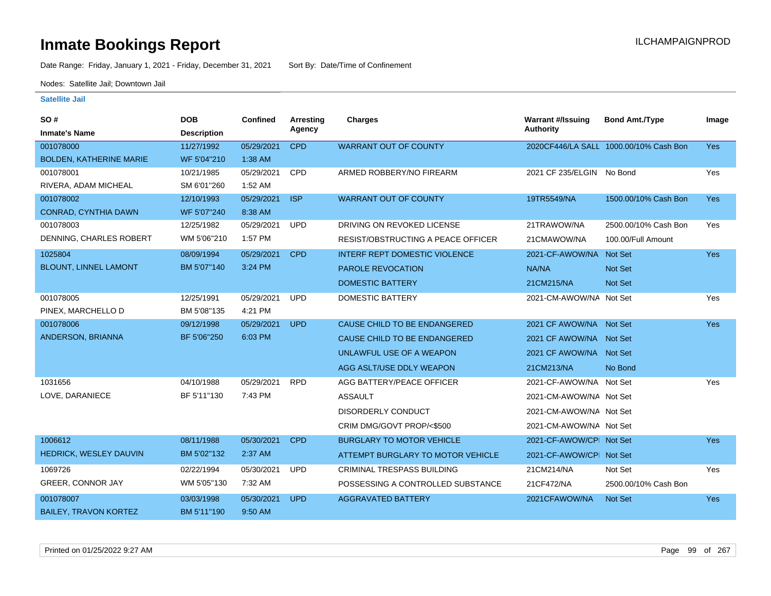# Inmate Bookings Report

ILCHAMPAIGNPROD

Date Range: Friday, January 1, 2021 - Friday, December 31, 2021  Sort By: Date/Time of Confinement

Nodes: Satellite Jail; Downtown Jail

### Satellite Jail

| SO # / Inmate's Name | DOB / Description | Confined | Arresting Agency | Charges | Warrant #/Issuing Authority | Bond Amt./Type | Image |
|---|---|---|---|---|---|---|---|
| 001078000 BOLDEN, KATHERINE MARIE | 11/27/1992 WF 5'04"210 | 05/29/2021 1:38 AM | CPD | WARRANT OUT OF COUNTY | 2020CF446/LA SALL | 1000.00/10% Cash Bon | Yes |
| 001078001 RIVERA, ADAM MICHEAL | 10/21/1985 SM 6'01"260 | 05/29/2021 1:52 AM | CPD | ARMED ROBBERY/NO FIREARM | 2021 CF 235/ELGIN | No Bond | Yes |
| 001078002 CONRAD, CYNTHIA DAWN | 12/10/1993 WF 5'07"240 | 05/29/2021 8:38 AM | ISP | WARRANT OUT OF COUNTY | 19TR5549/NA | 1500.00/10% Cash Bon | Yes |
| 001078003 DENNING, CHARLES ROBERT | 12/25/1982 WM 5'06"210 | 05/29/2021 1:57 PM | UPD | DRIVING ON REVOKED LICENSE | 21TRAWOW/NA | 2500.00/10% Cash Bon | Yes |
| | | | | RESIST/OBSTRUCTING A PEACE OFFICER | 21CMAWOW/NA | 100.00/Full Amount | |
| 1025804 BLOUNT, LINNEL LAMONT | 08/09/1994 BM 5'07"140 | 05/29/2021 3:24 PM | CPD | INTERF REPT DOMESTIC VIOLENCE | 2021-CF-AWOW/NA | Not Set | Yes |
| | | | | PAROLE REVOCATION | NA/NA | Not Set | |
| | | | | DOMESTIC BATTERY | 21CM215/NA | Not Set | |
| 001078005 PINEX, MARCHELLO D | 12/25/1991 BM 5'08"135 | 05/29/2021 4:21 PM | UPD | DOMESTIC BATTERY | 2021-CM-AWOW/NA | Not Set | Yes |
| 001078006 ANDERSON, BRIANNA | 09/12/1998 BF 5'06"250 | 05/29/2021 6:03 PM | UPD | CAUSE CHILD TO BE ENDANGERED | 2021 CF AWOW/NA | Not Set | Yes |
| | | | | CAUSE CHILD TO BE ENDANGERED | 2021 CF AWOW/NA | Not Set | |
| | | | | UNLAWFUL USE OF A WEAPON | 2021 CF AWOW/NA | Not Set | |
| | | | | AGG ASLT/USE DDLY WEAPON | 21CM213/NA | No Bond | |
| 1031656 LOVE, DARANIECE | 04/10/1988 BF 5'11"130 | 05/29/2021 7:43 PM | RPD | AGG BATTERY/PEACE OFFICER | 2021-CF-AWOW/NA | Not Set | Yes |
| | | | | ASSAULT | 2021-CM-AWOW/NA | Not Set | |
| | | | | DISORDERLY CONDUCT | 2021-CM-AWOW/NA | Not Set | |
| | | | | CRIM DMG/GOVT PROP/<$500 | 2021-CM-AWOW/NA | Not Set | |
| 1006612 HEDRICK, WESLEY DAUVIN | 08/11/1988 BM 5'02"132 | 05/30/2021 2:37 AM | CPD | BURGLARY TO MOTOR VEHICLE | 2021-CF-AWOW/CPI | Not Set | Yes |
| | | | | ATTEMPT BURGLARY TO MOTOR VEHICLE | 2021-CF-AWOW/CPI | Not Set | |
| 1069726 GREER, CONNOR JAY | 02/22/1994 WM 5'05"130 | 05/30/2021 7:32 AM | UPD | CRIMINAL TRESPASS BUILDING | 21CM214/NA | Not Set | Yes |
| | | | | POSSESSING A CONTROLLED SUBSTANCE | 21CF472/NA | 2500.00/10% Cash Bon | |
| 001078007 BAILEY, TRAVON KORTEZ | 03/03/1998 BM 5'11"190 | 05/30/2021 9:50 AM | UPD | AGGRAVATED BATTERY | 2021CFAWOW/NA | Not Set | Yes |

Printed on 01/25/2022 9:27 AM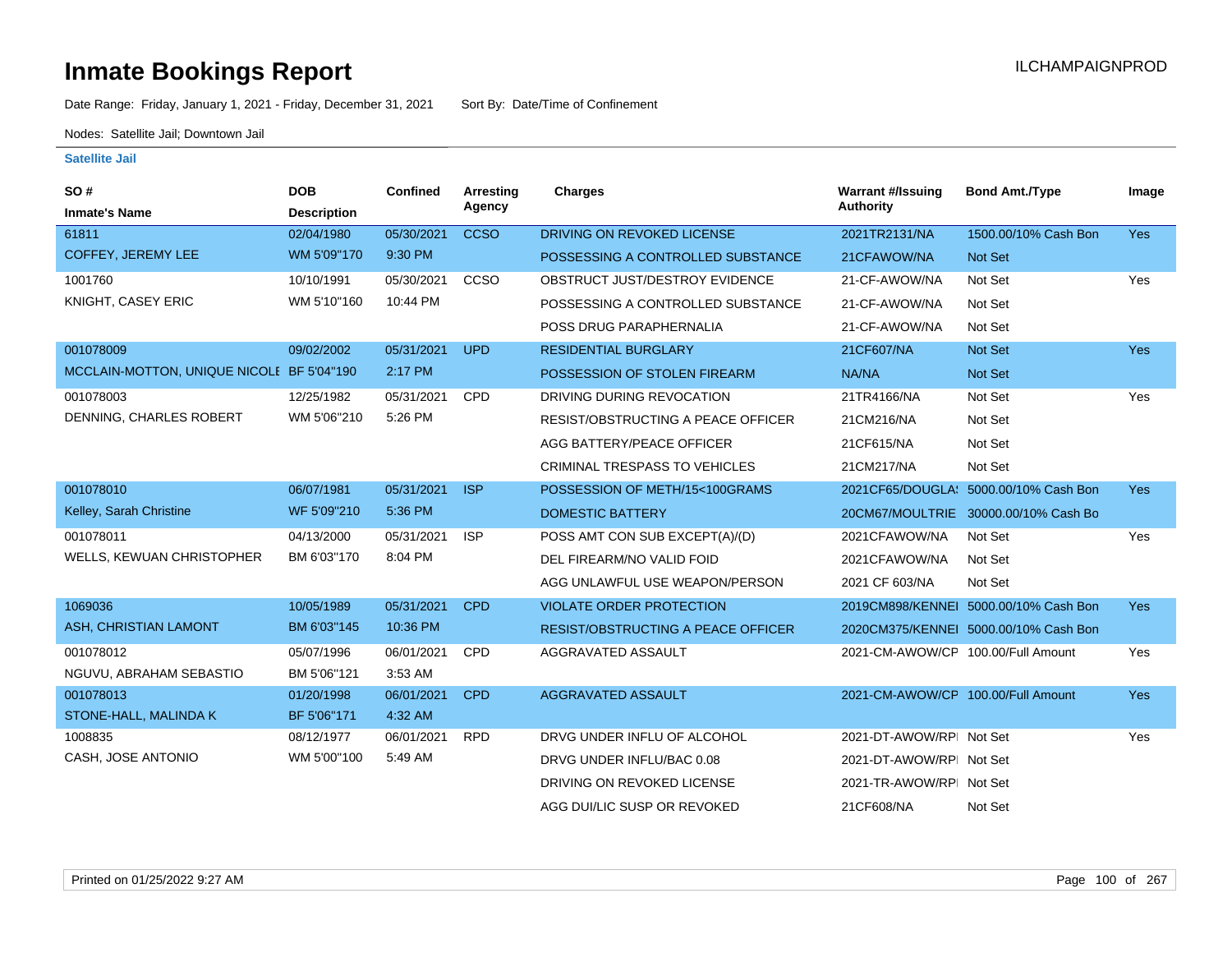# Inmate Bookings Report

ILCHAMPAIGNPROD

Date Range: Friday, January 1, 2021 - Friday, December 31, 2021     Sort By: Date/Time of Confinement

Nodes: Satellite Jail; Downtown Jail

**Satellite Jail**

| SO # / Inmate's Name | DOB / Description | Confined | Arresting Agency | Charges | Warrant #/Issuing Authority | Bond Amt./Type | Image |
|---|---|---|---|---|---|---|---|
| 61811 | 02/04/1980 | 05/30/2021 | CCSO | DRIVING ON REVOKED LICENSE | 2021TR2131/NA | 1500.00/10% Cash Bon | Yes |
| COFFEY, JEREMY LEE | WM 5'09"170 | 9:30 PM | | POSSESSING A CONTROLLED SUBSTANCE | 21CFAWOW/NA | Not Set | |
| 1001760 | 10/10/1991 | 05/30/2021 | CCSO | OBSTRUCT JUST/DESTROY EVIDENCE | 21-CF-AWOW/NA | Not Set | Yes |
| KNIGHT, CASEY ERIC | WM 5'10"160 | 10:44 PM | | POSSESSING A CONTROLLED SUBSTANCE | 21-CF-AWOW/NA | Not Set | |
| | | | | POSS DRUG PARAPHERNALIA | 21-CF-AWOW/NA | Not Set | |
| 001078009 | 09/02/2002 | 05/31/2021 | UPD | RESIDENTIAL BURGLARY | 21CF607/NA | Not Set | Yes |
| MCCLAIN-MOTTON, UNIQUE NICOLE | BF 5'04"190 | 2:17 PM | | POSSESSION OF STOLEN FIREARM | NA/NA | Not Set | |
| 001078003 | 12/25/1982 | 05/31/2021 | CPD | DRIVING DURING REVOCATION | 21TR4166/NA | Not Set | Yes |
| DENNING, CHARLES ROBERT | WM 5'06"210 | 5:26 PM | | RESIST/OBSTRUCTING A PEACE OFFICER | 21CM216/NA | Not Set | |
| | | | | AGG BATTERY/PEACE OFFICER | 21CF615/NA | Not Set | |
| | | | | CRIMINAL TRESPASS TO VEHICLES | 21CM217/NA | Not Set | |
| 001078010 | 06/07/1981 | 05/31/2021 | ISP | POSSESSION OF METH/15<100GRAMS | 2021CF65/DOUGLAS | 5000.00/10% Cash Bon | Yes |
| Kelley, Sarah Christine | WF 5'09"210 | 5:36 PM | | DOMESTIC BATTERY | 20CM67/MOULTRIE | 30000.00/10% Cash Bo | |
| 001078011 | 04/13/2000 | 05/31/2021 | ISP | POSS AMT CON SUB EXCEPT(A)/(D) | 2021CFAWOW/NA | Not Set | Yes |
| WELLS, KEWUAN CHRISTOPHER | BM 6'03"170 | 8:04 PM | | DEL FIREARM/NO VALID FOID | 2021CFAWOW/NA | Not Set | |
| | | | | AGG UNLAWFUL USE WEAPON/PERSON | 2021 CF 603/NA | Not Set | |
| 1069036 | 10/05/1989 | 05/31/2021 | CPD | VIOLATE ORDER PROTECTION | 2019CM898/KENNEI | 5000.00/10% Cash Bon | Yes |
| ASH, CHRISTIAN LAMONT | BM 6'03"145 | 10:36 PM | | RESIST/OBSTRUCTING A PEACE OFFICER | 2020CM375/KENNEI | 5000.00/10% Cash Bon | |
| 001078012 | 05/07/1996 | 06/01/2021 | CPD | AGGRAVATED ASSAULT | 2021-CM-AWOW/CP | 100.00/Full Amount | Yes |
| NGUVU, ABRAHAM SEBASTIO | BM 5'06"121 | 3:53 AM | | | | | |
| 001078013 | 01/20/1998 | 06/01/2021 | CPD | AGGRAVATED ASSAULT | 2021-CM-AWOW/CP | 100.00/Full Amount | Yes |
| STONE-HALL, MALINDA K | BF 5'06"171 | 4:32 AM | | | | | |
| 1008835 | 08/12/1977 | 06/01/2021 | RPD | DRVG UNDER INFLU OF ALCOHOL | 2021-DT-AWOW/RPI | Not Set | Yes |
| CASH, JOSE ANTONIO | WM 5'00"100 | 5:49 AM | | DRVG UNDER INFLU/BAC 0.08 | 2021-DT-AWOW/RPI | Not Set | |
| | | | | DRIVING ON REVOKED LICENSE | 2021-TR-AWOW/RPI | Not Set | |
| | | | | AGG DUI/LIC SUSP OR REVOKED | 21CF608/NA | Not Set | |

Printed on 01/25/2022 9:27 AM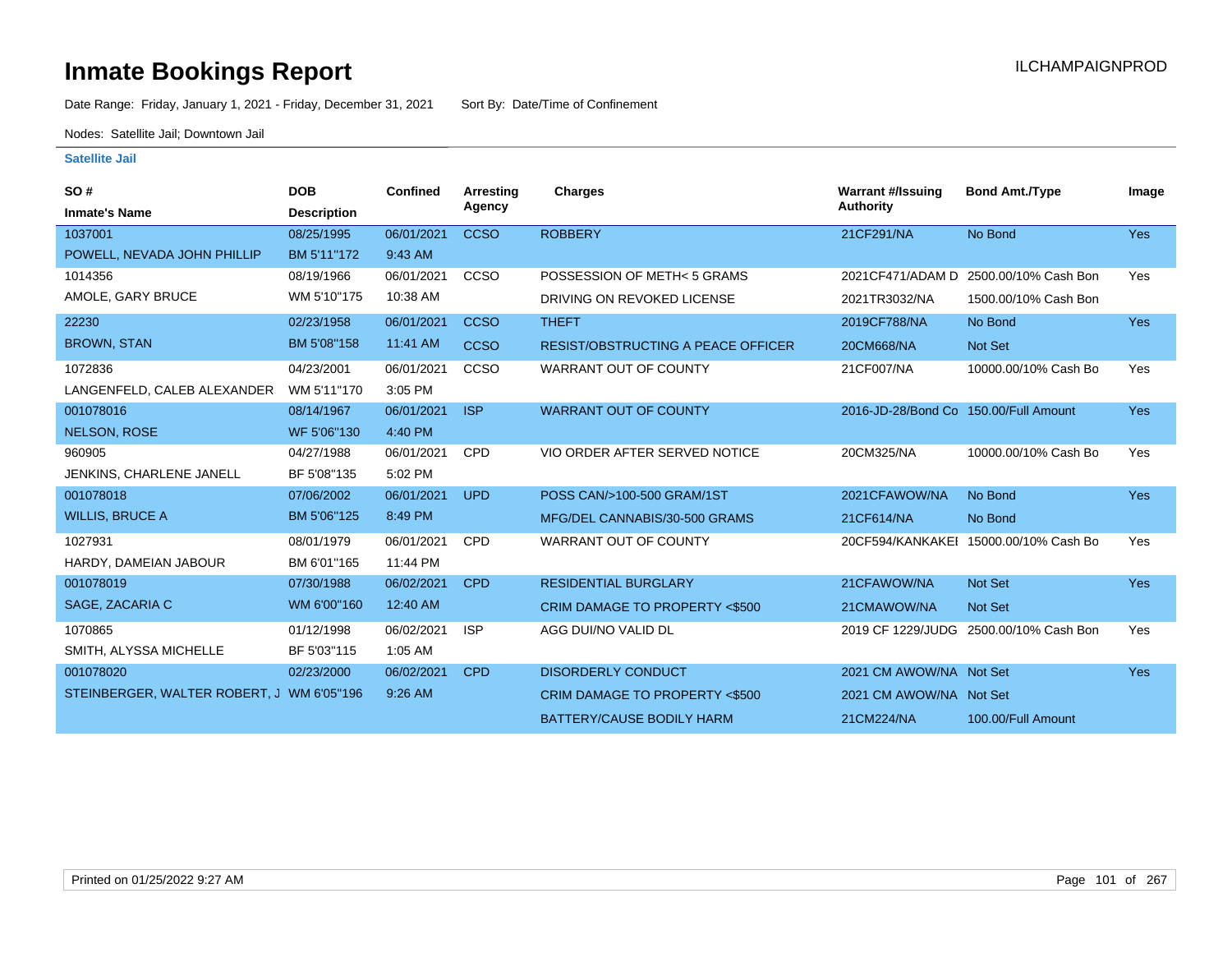# Inmate Bookings Report

ILCHAMPAIGNPROD

Date Range: Friday, January 1, 2021 - Friday, December 31, 2021 Sort By: Date/Time of Confinement

Nodes: Satellite Jail; Downtown Jail

### Satellite Jail

| SO # / Inmate's Name | DOB / Description | Confined | Arresting Agency | Charges | Warrant #/Issuing Authority | Bond Amt./Type | Image |
|---|---|---|---|---|---|---|---|
| 1037001 | 08/25/1995 | 06/01/2021 | CCSO | ROBBERY | 21CF291/NA | No Bond | Yes |
| POWELL, NEVADA JOHN PHILLIP | BM 5'11"172 | 9:43 AM | | | | | |
| 1014356 | 08/19/1966 | 06/01/2021 | CCSO | POSSESSION OF METH< 5 GRAMS | 2021CF471/ADAM D | 2500.00/10% Cash Bon | Yes |
| AMOLE, GARY BRUCE | WM 5'10"175 | 10:38 AM | | DRIVING ON REVOKED LICENSE | 2021TR3032/NA | 1500.00/10% Cash Bon | |
| 22230 | 02/23/1958 | 06/01/2021 | CCSO | THEFT | 2019CF788/NA | No Bond | Yes |
| BROWN, STAN | BM 5'08"158 | 11:41 AM | CCSO | RESIST/OBSTRUCTING A PEACE OFFICER | 20CM668/NA | Not Set | |
| 1072836 | 04/23/2001 | 06/01/2021 | CCSO | WARRANT OUT OF COUNTY | 21CF007/NA | 10000.00/10% Cash Bo | Yes |
| LANGENFELD, CALEB ALEXANDER | WM 5'11"170 | 3:05 PM | | | | | |
| 001078016 | 08/14/1967 | 06/01/2021 | ISP | WARRANT OUT OF COUNTY | 2016-JD-28/Bond Co | 150.00/Full Amount | Yes |
| NELSON, ROSE | WF 5'06"130 | 4:40 PM | | | | | |
| 960905 | 04/27/1988 | 06/01/2021 | CPD | VIO ORDER AFTER SERVED NOTICE | 20CM325/NA | 10000.00/10% Cash Bo | Yes |
| JENKINS, CHARLENE JANELL | BF 5'08"135 | 5:02 PM | | | | | |
| 001078018 | 07/06/2002 | 06/01/2021 | UPD | POSS CAN/>100-500 GRAM/1ST | 2021CFAWOW/NA | No Bond | Yes |
| WILLIS, BRUCE A | BM 5'06"125 | 8:49 PM | | MFG/DEL CANNABIS/30-500 GRAMS | 21CF614/NA | No Bond | |
| 1027931 | 08/01/1979 | 06/01/2021 | CPD | WARRANT OUT OF COUNTY | 20CF594/KANKAKEI | 15000.00/10% Cash Bo | Yes |
| HARDY, DAMEIAN JABOUR | BM 6'01"165 | 11:44 PM | | | | | |
| 001078019 | 07/30/1988 | 06/02/2021 | CPD | RESIDENTIAL BURGLARY | 21CFAWOW/NA | Not Set | Yes |
| SAGE, ZACARIA C | WM 6'00"160 | 12:40 AM | | CRIM DAMAGE TO PROPERTY <$500 | 21CMAWOW/NA | Not Set | |
| 1070865 | 01/12/1998 | 06/02/2021 | ISP | AGG DUI/NO VALID DL | 2019 CF 1229/JUDG | 2500.00/10% Cash Bon | Yes |
| SMITH, ALYSSA MICHELLE | BF 5'03"115 | 1:05 AM | | | | | |
| 001078020 | 02/23/2000 | 06/02/2021 | CPD | DISORDERLY CONDUCT | 2021 CM AWOW/NA | Not Set | Yes |
| STEINBERGER, WALTER ROBERT, J | WM 6'05"196 | 9:26 AM | | CRIM DAMAGE TO PROPERTY <$500 | 2021 CM AWOW/NA | Not Set | |
| | | | | BATTERY/CAUSE BODILY HARM | 21CM224/NA | 100.00/Full Amount | |

Printed on 01/25/2022 9:27 AM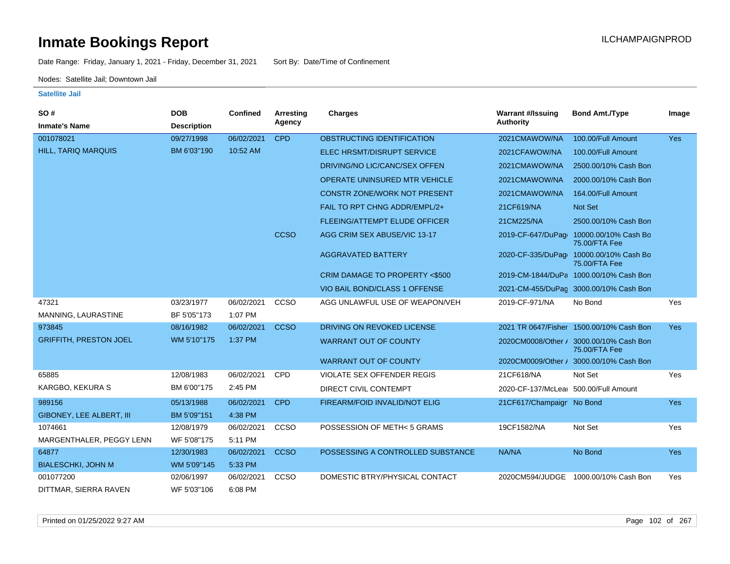# Inmate Bookings Report

ILCHAMPAIGNPROD

Date Range: Friday, January 1, 2021 - Friday, December 31, 2021 Sort By: Date/Time of Confinement

Nodes: Satellite Jail; Downtown Jail

**Satellite Jail**

| SO # / Inmate's Name | DOB / Description | Confined | Arresting Agency | Charges | Warrant #/Issuing Authority | Bond Amt./Type | Image |
|---|---|---|---|---|---|---|---|
| 001078021 | 09/27/1998 | 06/02/2021 | CPD | OBSTRUCTING IDENTIFICATION | 2021CMAWOW/NA | 100.00/Full Amount | Yes |
| HILL, TARIQ MARQUIS | BM 6'03"190 | 10:52 AM | | ELEC HRSMT/DISRUPT SERVICE | 2021CFAWOW/NA | 100.00/Full Amount | |
| | | | | DRIVING/NO LIC/CANC/SEX OFFEN | 2021CMAWOW/NA | 2500.00/10% Cash Bon | |
| | | | | OPERATE UNINSURED MTR VEHICLE | 2021CMAWOW/NA | 2000.00/10% Cash Bon | |
| | | | | CONSTR ZONE/WORK NOT PRESENT | 2021CMAWOW/NA | 164.00/Full Amount | |
| | | | | FAIL TO RPT CHNG ADDR/EMPL/2+ | 21CF619/NA | Not Set | |
| | | | | FLEEING/ATTEMPT ELUDE OFFICER | 21CM225/NA | 2500.00/10% Cash Bon | |
| | | | CCSO | AGG CRIM SEX ABUSE/VIC 13-17 | 2019-CF-647/DuPag | 10000.00/10% Cash Bo 75.00/FTA Fee | |
| | | | | AGGRAVATED BATTERY | 2020-CF-335/DuPag | 10000.00/10% Cash Bo 75.00/FTA Fee | |
| | | | | CRIM DAMAGE TO PROPERTY <$500 | 2019-CM-1844/DuPa | 1000.00/10% Cash Bon | |
| | | | | VIO BAIL BOND/CLASS 1 OFFENSE | 2021-CM-455/DuPag | 3000.00/10% Cash Bon | |
| 47321 | 03/23/1977 | 06/02/2021 | CCSO | AGG UNLAWFUL USE OF WEAPON/VEH | 2019-CF-971/NA | No Bond | Yes |
| MANNING, LAURASTINE | BF 5'05"173 | 1:07 PM | | | | | |
| 973845 | 08/16/1982 | 06/02/2021 | CCSO | DRIVING ON REVOKED LICENSE | 2021 TR 0647/Fisher | 1500.00/10% Cash Bon | Yes |
| GRIFFITH, PRESTON JOEL | WM 5'10"175 | 1:37 PM | | WARRANT OUT OF COUNTY | 2020CM0008/Other / | 3000.00/10% Cash Bon 75.00/FTA Fee | |
| | | | | WARRANT OUT OF COUNTY | 2020CM0009/Other / | 3000.00/10% Cash Bon | |
| 65885 | 12/08/1983 | 06/02/2021 | CPD | VIOLATE SEX OFFENDER REGIS | 21CF618/NA | Not Set | Yes |
| KARGBO, KEKURA S | BM 6'00"175 | 2:45 PM | | DIRECT CIVIL CONTEMPT | 2020-CF-137/McLea | 500.00/Full Amount | |
| 989156 | 05/13/1988 | 06/02/2021 | CPD | FIREARM/FOID INVALID/NOT ELIG | 21CF617/Champaigr | No Bond | Yes |
| GIBONEY, LEE ALBERT, III | BM 5'09"151 | 4:38 PM | | | | | |
| 1074661 | 12/08/1979 | 06/02/2021 | CCSO | POSSESSION OF METH< 5 GRAMS | 19CF1582/NA | Not Set | Yes |
| MARGENTHALER, PEGGY LENN | WF 5'08"175 | 5:11 PM | | | | | |
| 64877 | 12/30/1983 | 06/02/2021 | CCSO | POSSESSING A CONTROLLED SUBSTANCE | NA/NA | No Bond | Yes |
| BIALESCHKI, JOHN M | WM 5'09"145 | 5:33 PM | | | | | |
| 001077200 | 02/06/1997 | 06/02/2021 | CCSO | DOMESTIC BTRY/PHYSICAL CONTACT | 2020CM594/JUDGE | 1000.00/10% Cash Bon | Yes |
| DITTMAR, SIERRA RAVEN | WF 5'03"106 | 6:08 PM | | | | | |

Printed on 01/25/2022 9:27 AM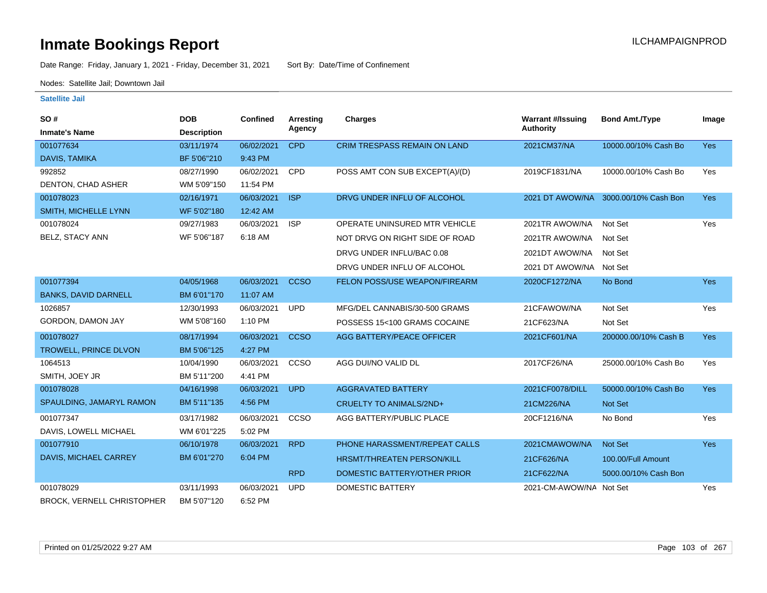# Inmate Bookings Report

ILCHAMPAIGNPROD

Date Range: Friday, January 1, 2021 - Friday, December 31, 2021 Sort By: Date/Time of Confinement

Nodes: Satellite Jail; Downtown Jail

### Satellite Jail

| SO # / Inmate's Name | DOB / Description | Confined | Arresting Agency | Charges | Warrant #/Issuing Authority | Bond Amt./Type | Image |
|---|---|---|---|---|---|---|---|
| 001077634 | 03/11/1974 | 06/02/2021 | CPD | CRIM TRESPASS REMAIN ON LAND | 2021CM37/NA | 10000.00/10% Cash Bo | Yes |
| DAVIS, TAMIKA | BF 5'06"210 | 9:43 PM | | | | | |
| 992852 | 08/27/1990 | 06/02/2021 | CPD | POSS AMT CON SUB EXCEPT(A)/(D) | 2019CF1831/NA | 10000.00/10% Cash Bo | Yes |
| DENTON, CHAD ASHER | WM 5'09"150 | 11:54 PM | | | | | |
| 001078023 | 02/16/1971 | 06/03/2021 | ISP | DRVG UNDER INFLU OF ALCOHOL | 2021 DT AWOW/NA | 3000.00/10% Cash Bon | Yes |
| SMITH, MICHELLE LYNN | WF 5'02"180 | 12:42 AM | | | | | |
| 001078024 | 09/27/1983 | 06/03/2021 | ISP | OPERATE UNINSURED MTR VEHICLE | 2021TR AWOW/NA | Not Set | Yes |
| BELZ, STACY ANN | WF 5'06"187 | 6:18 AM | | NOT DRVG ON RIGHT SIDE OF ROAD | 2021TR AWOW/NA | Not Set | |
| | | | | DRVG UNDER INFLU/BAC 0.08 | 2021DT AWOW/NA | Not Set | |
| | | | | DRVG UNDER INFLU OF ALCOHOL | 2021 DT AWOW/NA | Not Set | |
| 001077394 | 04/05/1968 | 06/03/2021 | CCSO | FELON POSS/USE WEAPON/FIREARM | 2020CF1272/NA | No Bond | Yes |
| BANKS, DAVID DARNELL | BM 6'01"170 | 11:07 AM | | | | | |
| 1026857 | 12/30/1993 | 06/03/2021 | UPD | MFG/DEL CANNABIS/30-500 GRAMS | 21CFAWOW/NA | Not Set | Yes |
| GORDON, DAMON JAY | WM 5'08"160 | 1:10 PM | | POSSESS 15<100 GRAMS COCAINE | 21CF623/NA | Not Set | |
| 001078027 | 08/17/1994 | 06/03/2021 | CCSO | AGG BATTERY/PEACE OFFICER | 2021CF601/NA | 200000.00/10% Cash B | Yes |
| TROWELL, PRINCE DLVON | BM 5'06"125 | 4:27 PM | | | | | |
| 1064513 | 10/04/1990 | 06/03/2021 | CCSO | AGG DUI/NO VALID DL | 2017CF26/NA | 25000.00/10% Cash Bo | Yes |
| SMITH, JOEY JR | BM 5'11"200 | 4:41 PM | | | | | |
| 001078028 | 04/16/1998 | 06/03/2021 | UPD | AGGRAVATED BATTERY | 2021CF0078/DILL | 50000.00/10% Cash Bo | Yes |
| SPAULDING, JAMARYL RAMON | BM 5'11"135 | 4:56 PM | | CRUELTY TO ANIMALS/2ND+ | 21CM226/NA | Not Set | |
| 001077347 | 03/17/1982 | 06/03/2021 | CCSO | AGG BATTERY/PUBLIC PLACE | 20CF1216/NA | No Bond | Yes |
| DAVIS, LOWELL MICHAEL | WM 6'01"225 | 5:02 PM | | | | | |
| 001077910 | 06/10/1978 | 06/03/2021 | RPD | PHONE HARASSMENT/REPEAT CALLS | 2021CMAWOW/NA | Not Set | Yes |
| DAVIS, MICHAEL CARREY | BM 6'01"270 | 6:04 PM | | HRSMT/THREATEN PERSON/KILL | 21CF626/NA | 100.00/Full Amount | |
| | | | RPD | DOMESTIC BATTERY/OTHER PRIOR | 21CF622/NA | 5000.00/10% Cash Bon | |
| 001078029 | 03/11/1993 | 06/03/2021 | UPD | DOMESTIC BATTERY | 2021-CM-AWOW/NA | Not Set | Yes |
| BROCK, VERNELL CHRISTOPHER | BM 5'07"120 | 6:52 PM | | | | | |

Printed on 01/25/2022 9:27 AM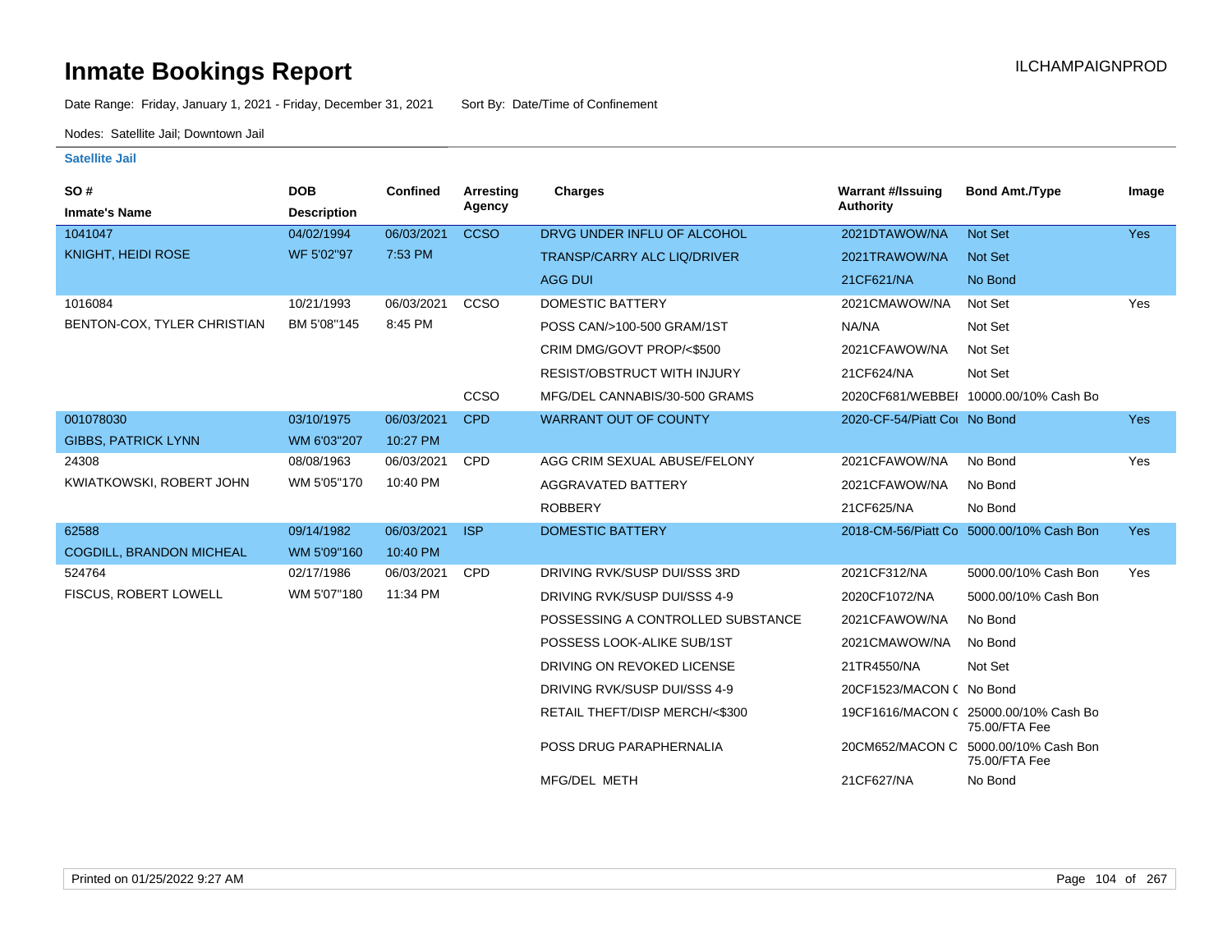# Inmate Bookings Report

ILCHAMPAIGNPROD

Date Range: Friday, January 1, 2021 - Friday, December 31, 2021 Sort By: Date/Time of Confinement

Nodes: Satellite Jail; Downtown Jail

### Satellite Jail

| SO # / Inmate's Name | DOB / Description | Confined | Arresting Agency | Charges | Warrant #/Issuing Authority | Bond Amt./Type | Image |
|---|---|---|---|---|---|---|---|
| 1041047 | 04/02/1994 | 06/03/2021 | CCSO | DRVG UNDER INFLU OF ALCOHOL | 2021DTAWOW/NA | Not Set | Yes |
| KNIGHT, HEIDI ROSE | WF 5'02"97 | 7:53 PM | | TRANSP/CARRY ALC LIQ/DRIVER | 2021TRAWOW/NA | Not Set | |
| | | | | AGG DUI | 21CF621/NA | No Bond | |
| 1016084 | 10/21/1993 | 06/03/2021 | CCSO | DOMESTIC BATTERY | 2021CMAWOW/NA | Not Set | Yes |
| BENTON-COX, TYLER CHRISTIAN | BM 5'08"145 | 8:45 PM | | POSS CAN/>100-500 GRAM/1ST | NA/NA | Not Set | |
| | | | | CRIM DMG/GOVT PROP/<$500 | 2021CFAWOW/NA | Not Set | |
| | | | | RESIST/OBSTRUCT WITH INJURY | 21CF624/NA | Not Set | |
| | | | CCSO | MFG/DEL CANNABIS/30-500 GRAMS | 2020CF681/WEBBEI | 10000.00/10% Cash Bo | |
| 001078030 | 03/10/1975 | 06/03/2021 | CPD | WARRANT OUT OF COUNTY | 2020-CF-54/Piatt Cou | No Bond | Yes |
| GIBBS, PATRICK LYNN | WM 6'03"207 | 10:27 PM | | | | | |
| 24308 | 08/08/1963 | 06/03/2021 | CPD | AGG CRIM SEXUAL ABUSE/FELONY | 2021CFAWOW/NA | No Bond | Yes |
| KWIATKOWSKI, ROBERT JOHN | WM 5'05"170 | 10:40 PM | | AGGRAVATED BATTERY | 2021CFAWOW/NA | No Bond | |
| | | | | ROBBERY | 21CF625/NA | No Bond | |
| 62588 | 09/14/1982 | 06/03/2021 | ISP | DOMESTIC BATTERY | 2018-CM-56/Piatt Co | 5000.00/10% Cash Bon | Yes |
| COGDILL, BRANDON MICHEAL | WM 5'09"160 | 10:40 PM | | | | | |
| 524764 | 02/17/1986 | 06/03/2021 | CPD | DRIVING RVK/SUSP DUI/SSS 3RD | 2021CF312/NA | 5000.00/10% Cash Bon | Yes |
| FISCUS, ROBERT LOWELL | WM 5'07"180 | 11:34 PM | | DRIVING RVK/SUSP DUI/SSS 4-9 | 2020CF1072/NA | 5000.00/10% Cash Bon | |
| | | | | POSSESSING A CONTROLLED SUBSTANCE | 2021CFAWOW/NA | No Bond | |
| | | | | POSSESS LOOK-ALIKE SUB/1ST | 2021CMAWOW/NA | No Bond | |
| | | | | DRIVING ON REVOKED LICENSE | 21TR4550/NA | Not Set | |
| | | | | DRIVING RVK/SUSP DUI/SSS 4-9 | 20CF1523/MACON ( | No Bond | |
| | | | | RETAIL THEFT/DISP MERCH/<$300 | 19CF1616/MACON ( | 25000.00/10% Cash Bo 75.00/FTA Fee | |
| | | | | POSS DRUG PARAPHERNALIA | 20CM652/MACON C | 5000.00/10% Cash Bon 75.00/FTA Fee | |
| | | | | MFG/DEL METH | 21CF627/NA | No Bond | |

Printed on 01/25/2022 9:27 AM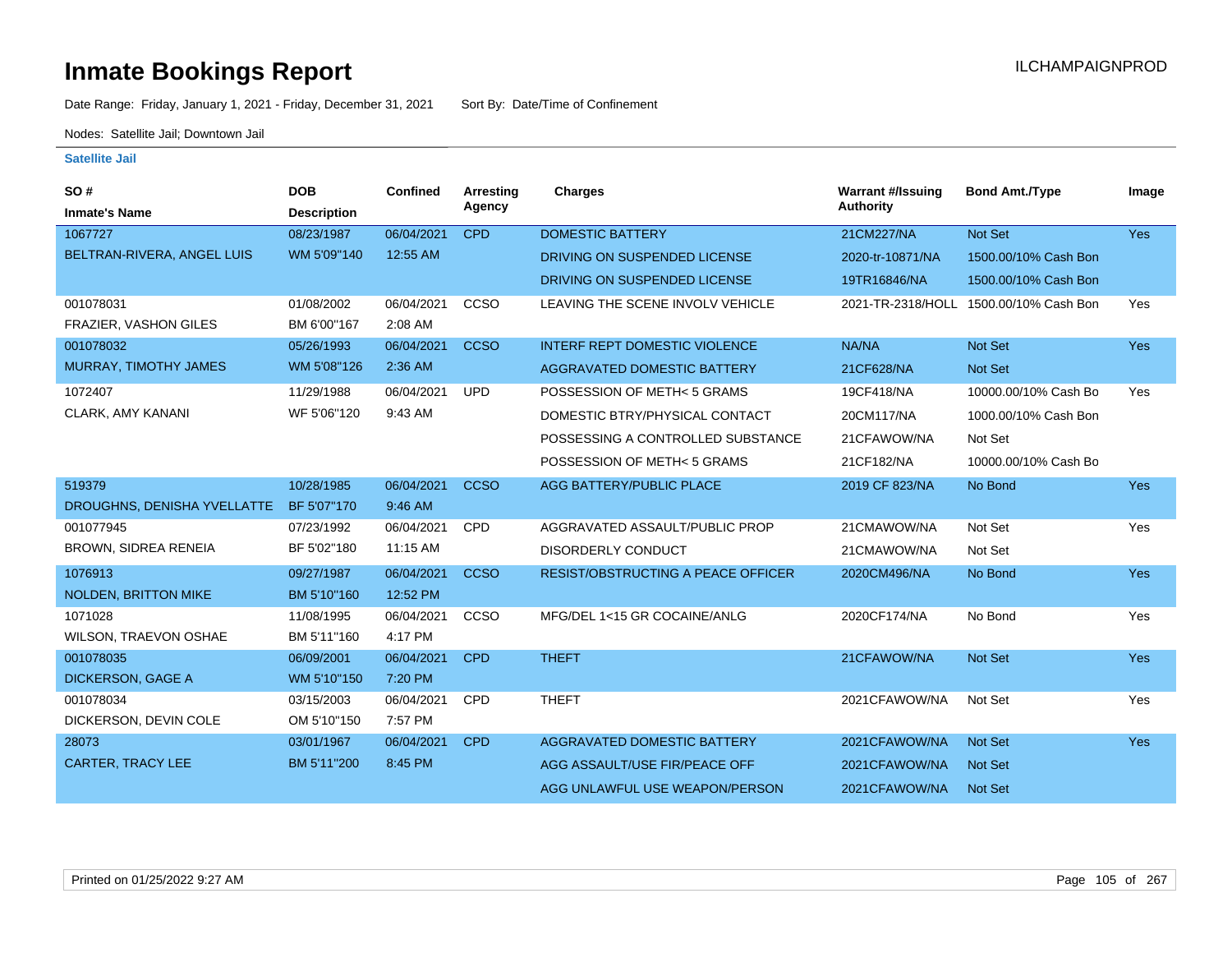# Inmate Bookings Report

ILCHAMPAIGNPROD

Date Range: Friday, January 1, 2021 - Friday, December 31, 2021   Sort By: Date/Time of Confinement

Nodes: Satellite Jail; Downtown Jail

### Satellite Jail

| SO # / Inmate's Name | DOB / Description | Confined | Arresting Agency | Charges | Warrant #/Issuing Authority | Bond Amt./Type | Image |
|---|---|---|---|---|---|---|---|
| 1067727 BELTRAN-RIVERA, ANGEL LUIS | 08/23/1987 WM 5'09"140 | 06/04/2021 12:55 AM | CPD | DOMESTIC BATTERY | 21CM227/NA | Not Set | Yes |
| | | | | DRIVING ON SUSPENDED LICENSE | 2020-tr-10871/NA | 1500.00/10% Cash Bon | |
| | | | | DRIVING ON SUSPENDED LICENSE | 19TR16846/NA | 1500.00/10% Cash Bon | |
| 001078031 FRAZIER, VASHON GILES | 01/08/2002 BM 6'00"167 | 06/04/2021 2:08 AM | CCSO | LEAVING THE SCENE INVOLV VEHICLE | 2021-TR-2318/HOLL | 1500.00/10% Cash Bon | Yes |
| 001078032 MURRAY, TIMOTHY JAMES | 05/26/1993 WM 5'08"126 | 06/04/2021 2:36 AM | CCSO | INTERF REPT DOMESTIC VIOLENCE | NA/NA | Not Set | Yes |
| | | | | AGGRAVATED DOMESTIC BATTERY | 21CF628/NA | Not Set | |
| 1072407 CLARK, AMY KANANI | 11/29/1988 WF 5'06"120 | 06/04/2021 9:43 AM | UPD | POSSESSION OF METH< 5 GRAMS | 19CF418/NA | 10000.00/10% Cash Bo | Yes |
| | | | | DOMESTIC BTRY/PHYSICAL CONTACT | 20CM117/NA | 1000.00/10% Cash Bon | |
| | | | | POSSESSING A CONTROLLED SUBSTANCE | 21CFAWOW/NA | Not Set | |
| | | | | POSSESSION OF METH< 5 GRAMS | 21CF182/NA | 10000.00/10% Cash Bo | |
| 519379 DROUGHNS, DENISHA YVELLATTE | 10/28/1985 BF 5'07"170 | 06/04/2021 9:46 AM | CCSO | AGG BATTERY/PUBLIC PLACE | 2019 CF 823/NA | No Bond | Yes |
| 001077945 BROWN, SIDREA RENEIA | 07/23/1992 BF 5'02"180 | 06/04/2021 11:15 AM | CPD | AGGRAVATED ASSAULT/PUBLIC PROP | 21CMAWOW/NA | Not Set | Yes |
| | | | | DISORDERLY CONDUCT | 21CMAWOW/NA | Not Set | |
| 1076913 NOLDEN, BRITTON MIKE | 09/27/1987 BM 5'10"160 | 06/04/2021 12:52 PM | CCSO | RESIST/OBSTRUCTING A PEACE OFFICER | 2020CM496/NA | No Bond | Yes |
| 1071028 WILSON, TRAEVON OSHAE | 11/08/1995 BM 5'11"160 | 06/04/2021 4:17 PM | CCSO | MFG/DEL 1<15 GR COCAINE/ANLG | 2020CF174/NA | No Bond | Yes |
| 001078035 DICKERSON, GAGE A | 06/09/2001 WM 5'10"150 | 06/04/2021 7:20 PM | CPD | THEFT | 21CFAWOW/NA | Not Set | Yes |
| 001078034 DICKERSON, DEVIN COLE | 03/15/2003 OM 5'10"150 | 06/04/2021 7:57 PM | CPD | THEFT | 2021CFAWOW/NA | Not Set | Yes |
| 28073 CARTER, TRACY LEE | 03/01/1967 BM 5'11"200 | 06/04/2021 8:45 PM | CPD | AGGRAVATED DOMESTIC BATTERY | 2021CFAWOW/NA | Not Set | Yes |
| | | | | AGG ASSAULT/USE FIR/PEACE OFF | 2021CFAWOW/NA | Not Set | |
| | | | | AGG UNLAWFUL USE WEAPON/PERSON | 2021CFAWOW/NA | Not Set | |

Printed on 01/25/2022 9:27 AM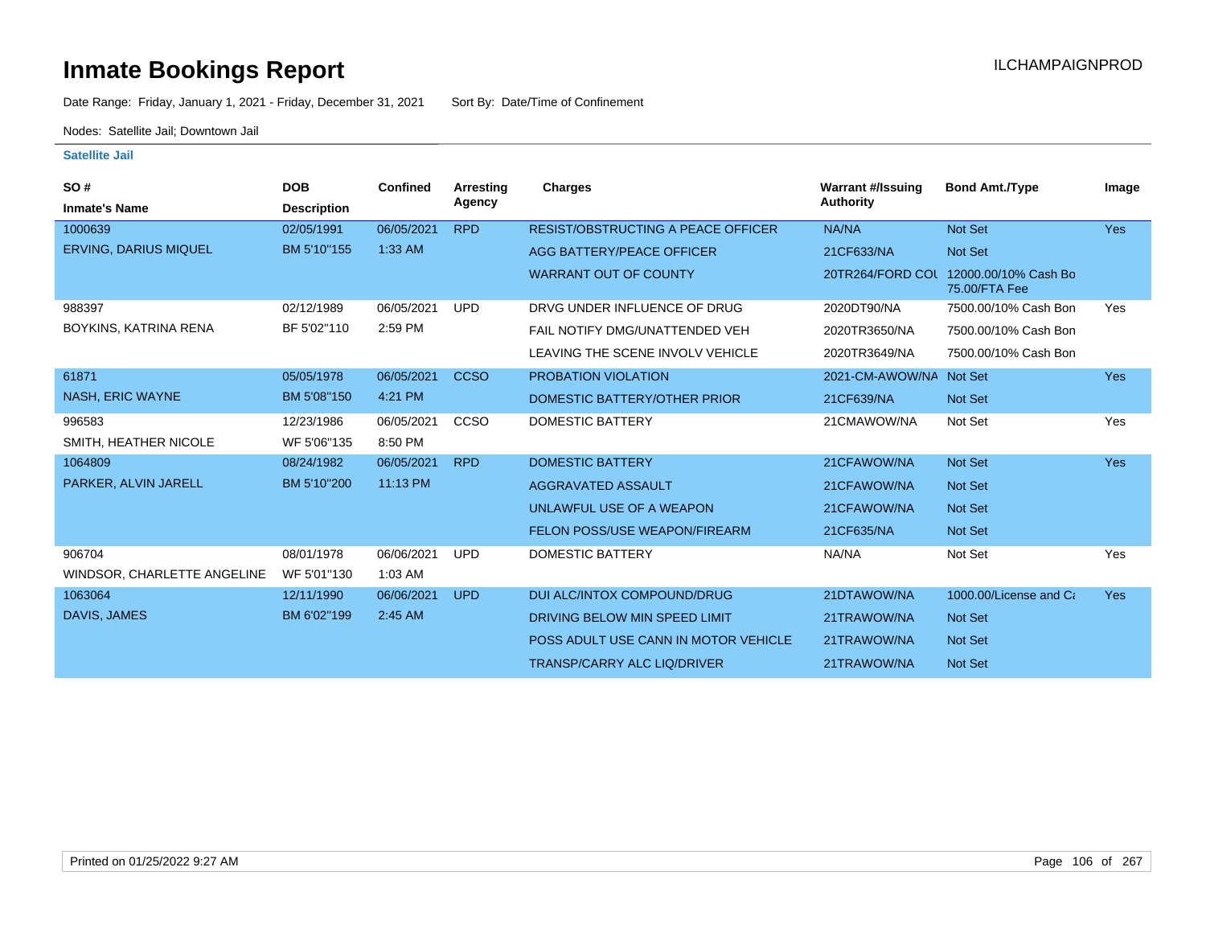# Inmate Bookings Report

ILCHAMPAIGNPROD

Date Range: Friday, January 1, 2021 - Friday, December 31, 2021     Sort By: Date/Time of Confinement

Nodes: Satellite Jail; Downtown Jail

## Satellite Jail

| SO # / Inmate's Name | DOB / Description | Confined | Arresting Agency | Charges | Warrant #/Issuing Authority | Bond Amt./Type | Image |
|---|---|---|---|---|---|---|---|
| 1000639 | 02/05/1991 | 06/05/2021 | RPD | RESIST/OBSTRUCTING A PEACE OFFICER | NA/NA | Not Set | Yes |
| ERVING, DARIUS MIQUEL | BM 5'10"155 | 1:33 AM | | AGG BATTERY/PEACE OFFICER | 21CF633/NA | Not Set | |
| | | | | WARRANT OUT OF COUNTY | 20TR264/FORD COU | 12000.00/10% Cash Bo 75.00/FTA Fee | |
| 988397 | 02/12/1989 | 06/05/2021 | UPD | DRVG UNDER INFLUENCE OF DRUG | 2020DT90/NA | 7500.00/10% Cash Bon | Yes |
| BOYKINS, KATRINA RENA | BF 5'02"110 | 2:59 PM | | FAIL NOTIFY DMG/UNATTENDED VEH | 2020TR3650/NA | 7500.00/10% Cash Bon | |
| | | | | LEAVING THE SCENE INVOLV VEHICLE | 2020TR3649/NA | 7500.00/10% Cash Bon | |
| 61871 | 05/05/1978 | 06/05/2021 | CCSO | PROBATION VIOLATION | 2021-CM-AWOW/NA | Not Set | Yes |
| NASH, ERIC WAYNE | BM 5'08"150 | 4:21 PM | | DOMESTIC BATTERY/OTHER PRIOR | 21CF639/NA | Not Set | |
| 996583 | 12/23/1986 | 06/05/2021 | CCSO | DOMESTIC BATTERY | 21CMAWOW/NA | Not Set | Yes |
| SMITH, HEATHER NICOLE | WF 5'06"135 | 8:50 PM | | | | | |
| 1064809 | 08/24/1982 | 06/05/2021 | RPD | DOMESTIC BATTERY | 21CFAWOW/NA | Not Set | Yes |
| PARKER, ALVIN JARELL | BM 5'10"200 | 11:13 PM | | AGGRAVATED ASSAULT | 21CFAWOW/NA | Not Set | |
| | | | | UNLAWFUL USE OF A WEAPON | 21CFAWOW/NA | Not Set | |
| | | | | FELON POSS/USE WEAPON/FIREARM | 21CF635/NA | Not Set | |
| 906704 | 08/01/1978 | 06/06/2021 | UPD | DOMESTIC BATTERY | NA/NA | Not Set | Yes |
| WINDSOR, CHARLETTE ANGELINE | WF 5'01"130 | 1:03 AM | | | | | |
| 1063064 | 12/11/1990 | 06/06/2021 | UPD | DUI ALC/INTOX COMPOUND/DRUG | 21DTAWOW/NA | 1000.00/License and Ca | Yes |
| DAVIS, JAMES | BM 6'02"199 | 2:45 AM | | DRIVING BELOW MIN SPEED LIMIT | 21TRAWOW/NA | Not Set | |
| | | | | POSS ADULT USE CANN IN MOTOR VEHICLE | 21TRAWOW/NA | Not Set | |
| | | | | TRANSP/CARRY ALC LIQ/DRIVER | 21TRAWOW/NA | Not Set | |

Printed on 01/25/2022 9:27 AM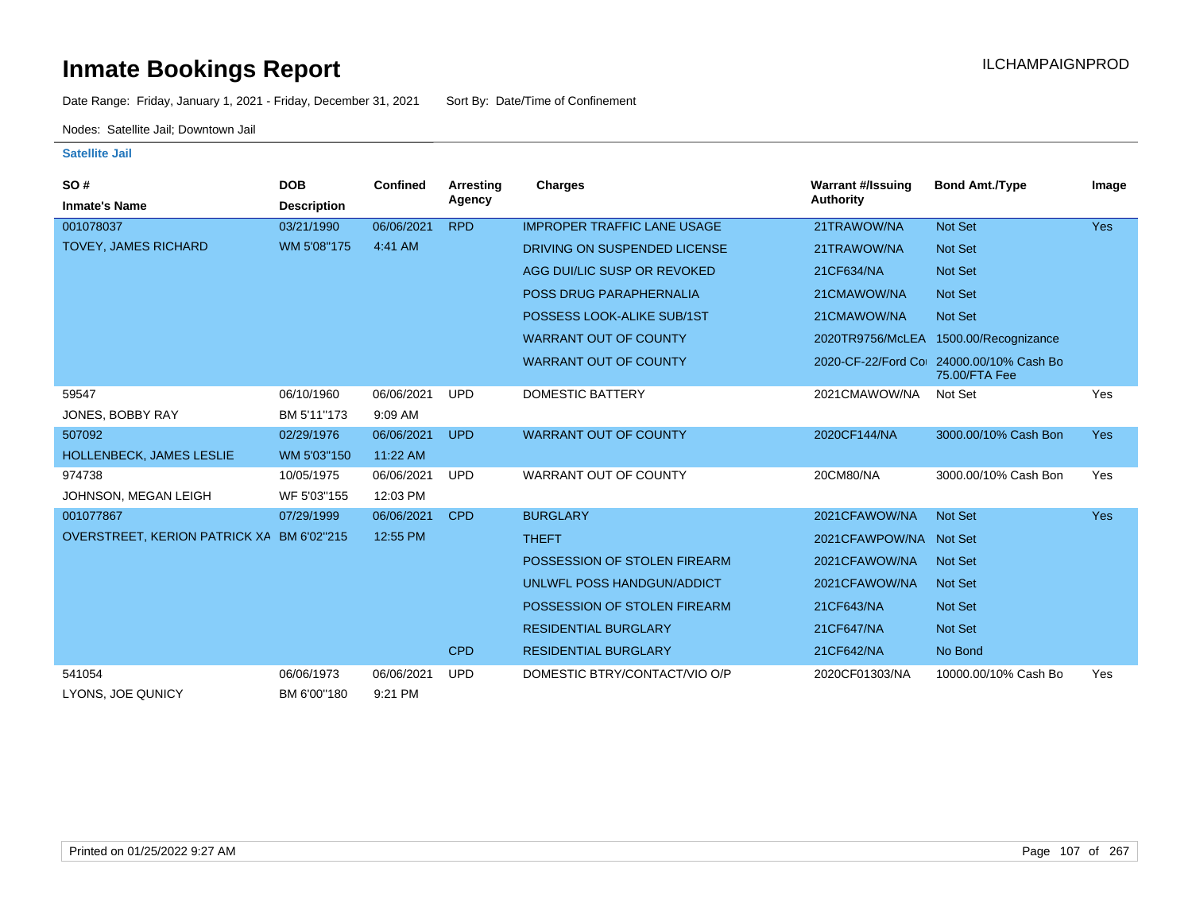# Inmate Bookings Report

ILCHAMPAIGNPROD

Date Range: Friday, January 1, 2021 - Friday, December 31, 2021     Sort By: Date/Time of Confinement

Nodes: Satellite Jail; Downtown Jail

**Satellite Jail**

| SO # / Inmate's Name | DOB / Description | Confined | Arresting Agency | Charges | Warrant #/Issuing Authority | Bond Amt./Type | Image |
|---|---|---|---|---|---|---|---|
| 001078037 | 03/21/1990 | 06/06/2021 | RPD | IMPROPER TRAFFIC LANE USAGE | 21TRAWOW/NA | Not Set | Yes |
| TOVEY, JAMES RICHARD | WM 5'08"175 | 4:41 AM | | DRIVING ON SUSPENDED LICENSE | 21TRAWOW/NA | Not Set | |
| | | | | AGG DUI/LIC SUSP OR REVOKED | 21CF634/NA | Not Set | |
| | | | | POSS DRUG PARAPHERNALIA | 21CMAWOW/NA | Not Set | |
| | | | | POSSESS LOOK-ALIKE SUB/1ST | 21CMAWOW/NA | Not Set | |
| | | | | WARRANT OUT OF COUNTY | 2020TR9756/McLEA | 1500.00/Recognizance | |
| | | | | WARRANT OUT OF COUNTY | 2020-CF-22/Ford Co | 24000.00/10% Cash Bo 75.00/FTA Fee | |
| 59547 | 06/10/1960 | 06/06/2021 | UPD | DOMESTIC BATTERY | 2021CMAWOW/NA | Not Set | Yes |
| JONES, BOBBY RAY | BM 5'11"173 | 9:09 AM | | | | | |
| 507092 | 02/29/1976 | 06/06/2021 | UPD | WARRANT OUT OF COUNTY | 2020CF144/NA | 3000.00/10% Cash Bon | Yes |
| HOLLENBECK, JAMES LESLIE | WM 5'03"150 | 11:22 AM | | | | | |
| 974738 | 10/05/1975 | 06/06/2021 | UPD | WARRANT OUT OF COUNTY | 20CM80/NA | 3000.00/10% Cash Bon | Yes |
| JOHNSON, MEGAN LEIGH | WF 5'03"155 | 12:03 PM | | | | | |
| 001077867 | 07/29/1999 | 06/06/2021 | CPD | BURGLARY | 2021CFAWOW/NA | Not Set | Yes |
| OVERSTREET, KERION PATRICK XA | BM 6'02"215 | 12:55 PM | | THEFT | 2021CFAWPOW/NA | Not Set | |
| | | | | POSSESSION OF STOLEN FIREARM | 2021CFAWOW/NA | Not Set | |
| | | | | UNLWFL POSS HANDGUN/ADDICT | 2021CFAWOW/NA | Not Set | |
| | | | | POSSESSION OF STOLEN FIREARM | 21CF643/NA | Not Set | |
| | | | | RESIDENTIAL BURGLARY | 21CF647/NA | Not Set | |
| | | | CPD | RESIDENTIAL BURGLARY | 21CF642/NA | No Bond | |
| 541054 | 06/06/1973 | 06/06/2021 | UPD | DOMESTIC BTRY/CONTACT/VIO O/P | 2020CF01303/NA | 10000.00/10% Cash Bo | Yes |
| LYONS, JOE QUNICY | BM 6'00"180 | 9:21 PM | | | | | |

Printed on 01/25/2022 9:27 AM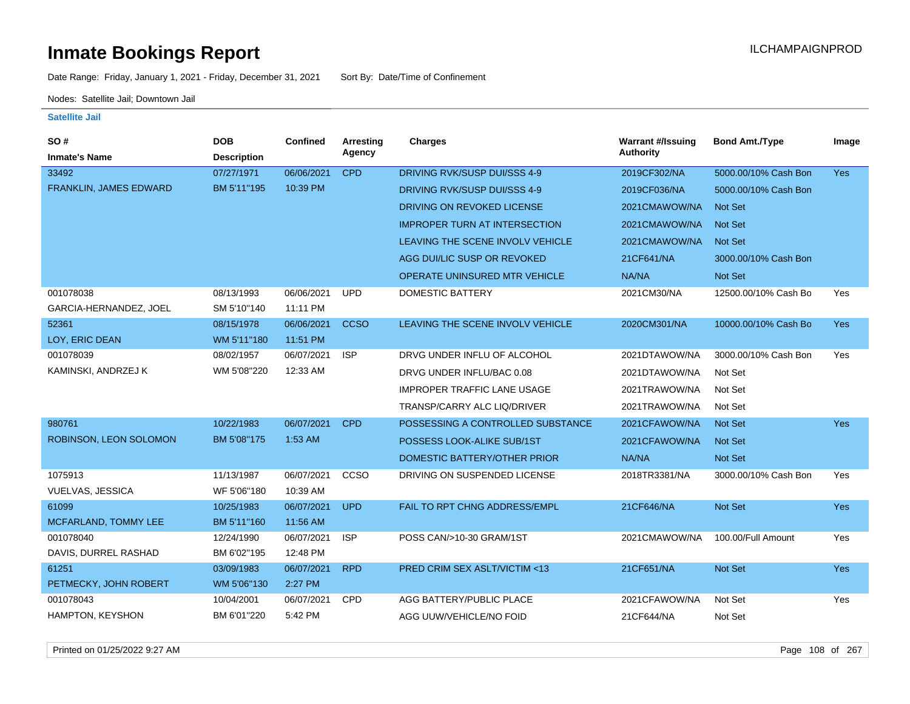# Inmate Bookings Report

Date Range: Friday, January 1, 2021 - Friday, December 31, 2021 Sort By: Date/Time of Confinement

Nodes: Satellite Jail; Downtown Jail

### Satellite Jail

| SO # / Inmate's Name | DOB / Description | Confined | Arresting Agency | Charges | Warrant #/Issuing Authority | Bond Amt./Type | Image |
|---|---|---|---|---|---|---|---|
| 33492 FRANKLIN, JAMES EDWARD | 07/27/1971 BM 5'11"195 | 06/06/2021 10:39 PM | CPD | DRIVING RVK/SUSP DUI/SSS 4-9 | 2019CF302/NA | 5000.00/10% Cash Bon | Yes |
| | | | | DRIVING RVK/SUSP DUI/SSS 4-9 | 2019CF036/NA | 5000.00/10% Cash Bon | |
| | | | | DRIVING ON REVOKED LICENSE | 2021CMAWOW/NA | Not Set | |
| | | | | IMPROPER TURN AT INTERSECTION | 2021CMAWOW/NA | Not Set | |
| | | | | LEAVING THE SCENE INVOLV VEHICLE | 2021CMAWOW/NA | Not Set | |
| | | | | AGG DUI/LIC SUSP OR REVOKED | 21CF641/NA | 3000.00/10% Cash Bon | |
| | | | | OPERATE UNINSURED MTR VEHICLE | NA/NA | Not Set | |
| 001078038 GARCIA-HERNANDEZ, JOEL | 08/13/1993 SM 5'10"140 | 06/06/2021 11:11 PM | UPD | DOMESTIC BATTERY | 2021CM30/NA | 12500.00/10% Cash Bo | Yes |
| 52361 LOY, ERIC DEAN | 08/15/1978 WM 5'11"180 | 06/06/2021 11:51 PM | CCSO | LEAVING THE SCENE INVOLV VEHICLE | 2020CM301/NA | 10000.00/10% Cash Bo | Yes |
| 001078039 KAMINSKI, ANDRZEJ K | 08/02/1957 WM 5'08"220 | 06/07/2021 12:33 AM | ISP | DRVG UNDER INFLU OF ALCOHOL | 2021DTAWOW/NA | 3000.00/10% Cash Bon | Yes |
| | | | | DRVG UNDER INFLU/BAC 0.08 | 2021DTAWOW/NA | Not Set | |
| | | | | IMPROPER TRAFFIC LANE USAGE | 2021TRAWOW/NA | Not Set | |
| | | | | TRANSP/CARRY ALC LIQ/DRIVER | 2021TRAWOW/NA | Not Set | |
| 980761 ROBINSON, LEON SOLOMON | 10/22/1983 BM 5'08"175 | 06/07/2021 1:53 AM | CPD | POSSESSING A CONTROLLED SUBSTANCE | 2021CFAWOW/NA | Not Set | Yes |
| | | | | POSSESS LOOK-ALIKE SUB/1ST | 2021CFAWOW/NA | Not Set | |
| | | | | DOMESTIC BATTERY/OTHER PRIOR | NA/NA | Not Set | |
| 1075913 VUELVAS, JESSICA | 11/13/1987 WF 5'06"180 | 06/07/2021 10:39 AM | CCSO | DRIVING ON SUSPENDED LICENSE | 2018TR3381/NA | 3000.00/10% Cash Bon | Yes |
| 61099 MCFARLAND, TOMMY LEE | 10/25/1983 BM 5'11"160 | 06/07/2021 11:56 AM | UPD | FAIL TO RPT CHNG ADDRESS/EMPL | 21CF646/NA | Not Set | Yes |
| 001078040 DAVIS, DURREL RASHAD | 12/24/1990 BM 6'02"195 | 06/07/2021 12:48 PM | ISP | POSS CAN/>10-30 GRAM/1ST | 2021CMAWOW/NA | 100.00/Full Amount | Yes |
| 61251 PETMECKY, JOHN ROBERT | 03/09/1983 WM 5'06"130 | 06/07/2021 2:27 PM | RPD | PRED CRIM SEX ASLT/VICTIM <13 | 21CF651/NA | Not Set | Yes |
| 001078043 HAMPTON, KEYSHON | 10/04/2001 BM 6'01"220 | 06/07/2021 5:42 PM | CPD | AGG BATTERY/PUBLIC PLACE | 2021CFAWOW/NA | Not Set | Yes |
| | | | | AGG UUW/VEHICLE/NO FOID | 21CF644/NA | Not Set | |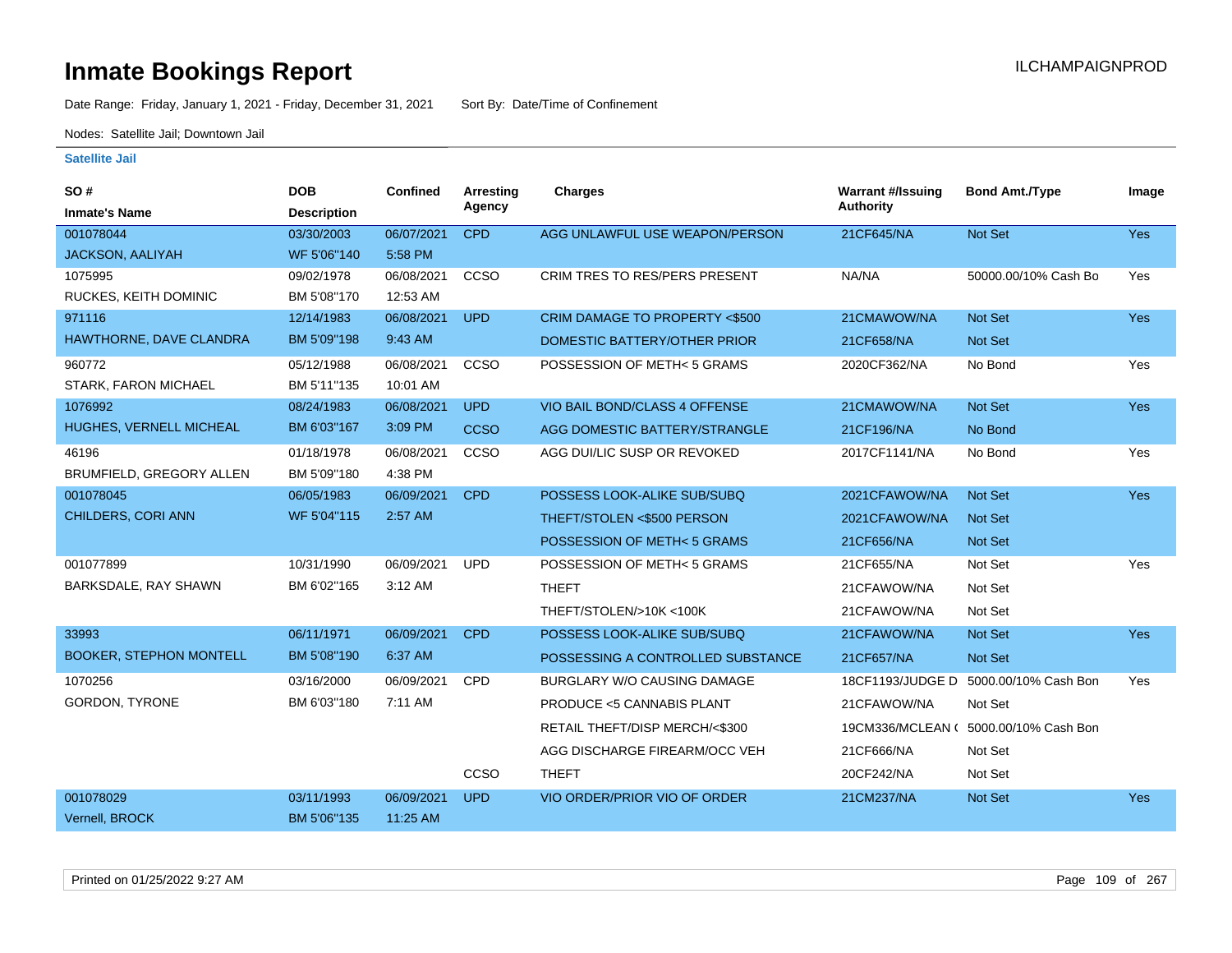# Inmate Bookings Report

ILCHAMPAIGNPROD

Date Range: Friday, January 1, 2021 - Friday, December 31, 2021 Sort By: Date/Time of Confinement

Nodes: Satellite Jail; Downtown Jail

**Satellite Jail**

| SO # / Inmate's Name | DOB / Description | Confined | Arresting Agency | Charges | Warrant #/Issuing Authority | Bond Amt./Type | Image |
|---|---|---|---|---|---|---|---|
| 001078044 | 03/30/2003 | 06/07/2021 | CPD | AGG UNLAWFUL USE WEAPON/PERSON | 21CF645/NA | Not Set | Yes |
| JACKSON, AALIYAH | WF 5'06"140 | 5:58 PM | | | | | |
| 1075995 | 09/02/1978 | 06/08/2021 | CCSO | CRIM TRES TO RES/PERS PRESENT | NA/NA | 50000.00/10% Cash Bo | Yes |
| RUCKES, KEITH DOMINIC | BM 5'08"170 | 12:53 AM | | | | | |
| 971116 | 12/14/1983 | 06/08/2021 | UPD | CRIM DAMAGE TO PROPERTY <$500 | 21CMAWOW/NA | Not Set | Yes |
| HAWTHORNE, DAVE CLANDRA | BM 5'09"198 | 9:43 AM | | DOMESTIC BATTERY/OTHER PRIOR | 21CF658/NA | Not Set | |
| 960772 | 05/12/1988 | 06/08/2021 | CCSO | POSSESSION OF METH< 5 GRAMS | 2020CF362/NA | No Bond | Yes |
| STARK, FARON MICHAEL | BM 5'11"135 | 10:01 AM | | | | | |
| 1076992 | 08/24/1983 | 06/08/2021 | UPD | VIO BAIL BOND/CLASS 4 OFFENSE | 21CMAWOW/NA | Not Set | Yes |
| HUGHES, VERNELL MICHEAL | BM 6'03"167 | 3:09 PM | CCSO | AGG DOMESTIC BATTERY/STRANGLE | 21CF196/NA | No Bond | |
| 46196 | 01/18/1978 | 06/08/2021 | CCSO | AGG DUI/LIC SUSP OR REVOKED | 2017CF1141/NA | No Bond | Yes |
| BRUMFIELD, GREGORY ALLEN | BM 5'09"180 | 4:38 PM | | | | | |
| 001078045 | 06/05/1983 | 06/09/2021 | CPD | POSSESS LOOK-ALIKE SUB/SUBQ | 2021CFAWOW/NA | Not Set | Yes |
| CHILDERS, CORI ANN | WF 5'04"115 | 2:57 AM | | THEFT/STOLEN <$500 PERSON | 2021CFAWOW/NA | Not Set | |
| | | | | POSSESSION OF METH< 5 GRAMS | 21CF656/NA | Not Set | |
| 001077899 | 10/31/1990 | 06/09/2021 | UPD | POSSESSION OF METH< 5 GRAMS | 21CF655/NA | Not Set | Yes |
| BARKSDALE, RAY SHAWN | BM 6'02"165 | 3:12 AM | | THEFT | 21CFAWOW/NA | Not Set | |
| | | | | THEFT/STOLEN/>10K <100K | 21CFAWOW/NA | Not Set | |
| 33993 | 06/11/1971 | 06/09/2021 | CPD | POSSESS LOOK-ALIKE SUB/SUBQ | 21CFAWOW/NA | Not Set | Yes |
| BOOKER, STEPHON MONTELL | BM 5'08"190 | 6:37 AM | | POSSESSING A CONTROLLED SUBSTANCE | 21CF657/NA | Not Set | |
| 1070256 | 03/16/2000 | 06/09/2021 | CPD | BURGLARY W/O CAUSING DAMAGE | 18CF1193/JUDGE D | 5000.00/10% Cash Bon | Yes |
| GORDON, TYRONE | BM 6'03"180 | 7:11 AM | | PRODUCE <5 CANNABIS PLANT | 21CFAWOW/NA | Not Set | |
| | | | | RETAIL THEFT/DISP MERCH/<$300 | 19CM336/MCLEAN ( | 5000.00/10% Cash Bon | |
| | | | | AGG DISCHARGE FIREARM/OCC VEH | 21CF666/NA | Not Set | |
| | | | CCSO | THEFT | 20CF242/NA | Not Set | |
| 001078029 | 03/11/1993 | 06/09/2021 | UPD | VIO ORDER/PRIOR VIO OF ORDER | 21CM237/NA | Not Set | Yes |
| Vernell, BROCK | BM 5'06"135 | 11:25 AM | | | | | |

Printed on 01/25/2022 9:27 AM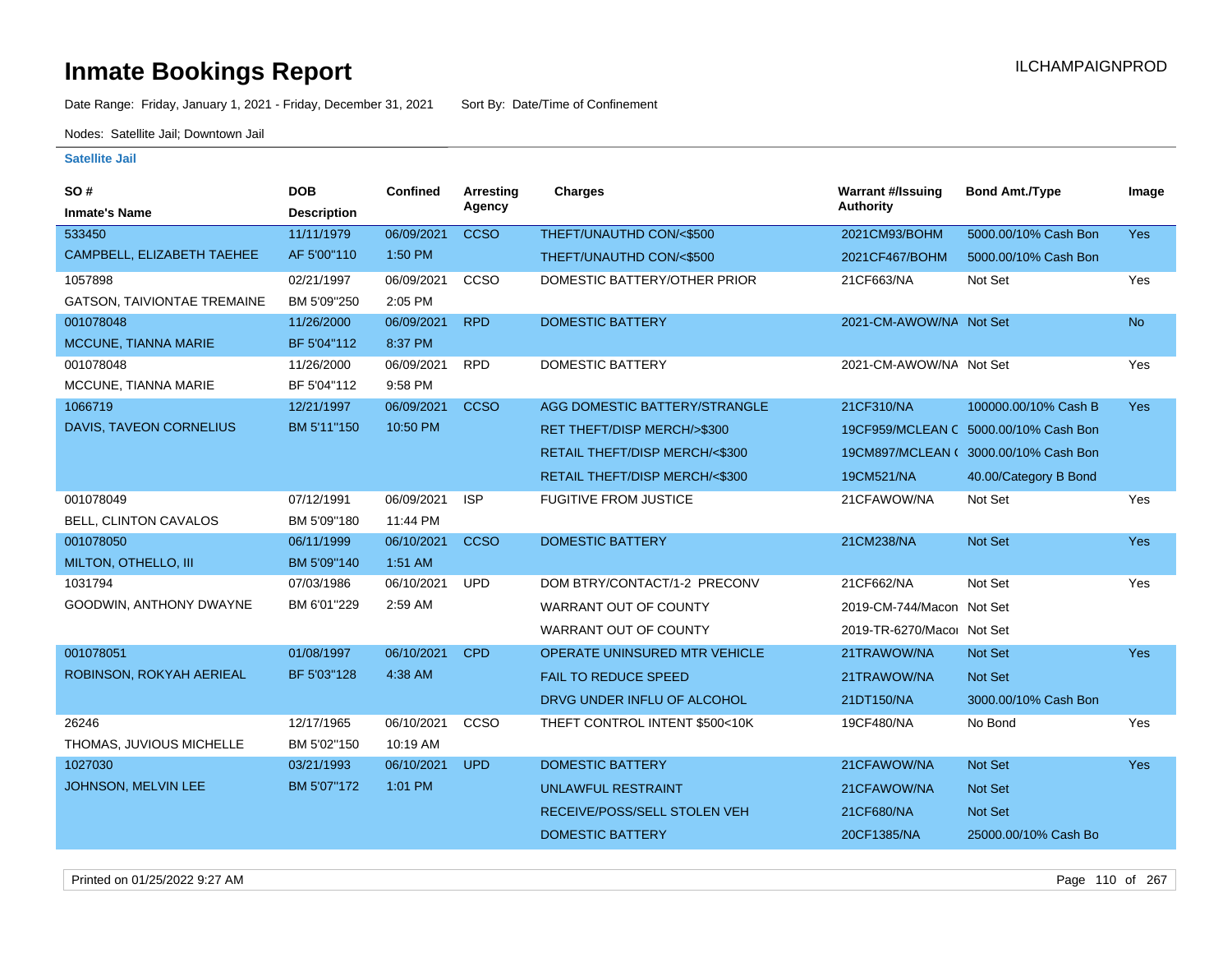# Inmate Bookings Report

ILCHAMPAIGNPROD

Date Range: Friday, January 1, 2021 - Friday, December 31, 2021    Sort By: Date/Time of Confinement

Nodes: Satellite Jail; Downtown Jail

### Satellite Jail

| SO # / Inmate's Name | DOB / Description | Confined | Arresting Agency | Charges | Warrant #/Issuing Authority | Bond Amt./Type | Image |
|---|---|---|---|---|---|---|---|
| 533450 | 11/11/1979 | 06/09/2021 | CCSO | THEFT/UNAUTHD CON/<$500 | 2021CM93/BOHM | 5000.00/10% Cash Bon | Yes |
| CAMPBELL, ELIZABETH TAEHEE | AF 5'00"110 | 1:50 PM | | THEFT/UNAUTHD CON/<$500 | 2021CF467/BOHM | 5000.00/10% Cash Bon | |
| 1057898 | 02/21/1997 | 06/09/2021 | CCSO | DOMESTIC BATTERY/OTHER PRIOR | 21CF663/NA | Not Set | Yes |
| GATSON, TAIVIONTAE TREMAINE | BM 5'09"250 | 2:05 PM | | | | | |
| 001078048 | 11/26/2000 | 06/09/2021 | RPD | DOMESTIC BATTERY | 2021-CM-AWOW/NA | Not Set | No |
| MCCUNE, TIANNA MARIE | BF 5'04"112 | 8:37 PM | | | | | |
| 001078048 | 11/26/2000 | 06/09/2021 | RPD | DOMESTIC BATTERY | 2021-CM-AWOW/NA | Not Set | Yes |
| MCCUNE, TIANNA MARIE | BF 5'04"112 | 9:58 PM | | | | | |
| 1066719 | 12/21/1997 | 06/09/2021 | CCSO | AGG DOMESTIC BATTERY/STRANGLE | 21CF310/NA | 100000.00/10% Cash B | Yes |
| DAVIS, TAVEON CORNELIUS | BM 5'11"150 | 10:50 PM | | RET THEFT/DISP MERCH/>$300 | 19CF959/MCLEAN C | 5000.00/10% Cash Bon | |
| | | | | RETAIL THEFT/DISP MERCH/<$300 | 19CM897/MCLEAN ( | 3000.00/10% Cash Bon | |
| | | | | RETAIL THEFT/DISP MERCH/<$300 | 19CM521/NA | 40.00/Category B Bond | |
| 001078049 | 07/12/1991 | 06/09/2021 | ISP | FUGITIVE FROM JUSTICE | 21CFAWOW/NA | Not Set | Yes |
| BELL, CLINTON CAVALOS | BM 5'09"180 | 11:44 PM | | | | | |
| 001078050 | 06/11/1999 | 06/10/2021 | CCSO | DOMESTIC BATTERY | 21CM238/NA | Not Set | Yes |
| MILTON, OTHELLO, III | BM 5'09"140 | 1:51 AM | | | | | |
| 1031794 | 07/03/1986 | 06/10/2021 | UPD | DOM BTRY/CONTACT/1-2 PRECONV | 21CF662/NA | Not Set | Yes |
| GOODWIN, ANTHONY DWAYNE | BM 6'01"229 | 2:59 AM | | WARRANT OUT OF COUNTY | 2019-CM-744/Macon | Not Set | |
| | | | | WARRANT OUT OF COUNTY | 2019-TR-6270/Macoı | Not Set | |
| 001078051 | 01/08/1997 | 06/10/2021 | CPD | OPERATE UNINSURED MTR VEHICLE | 21TRAWOW/NA | Not Set | Yes |
| ROBINSON, ROKYAH AERIEAL | BF 5'03"128 | 4:38 AM | | FAIL TO REDUCE SPEED | 21TRAWOW/NA | Not Set | |
| | | | | DRVG UNDER INFLU OF ALCOHOL | 21DT150/NA | 3000.00/10% Cash Bon | |
| 26246 | 12/17/1965 | 06/10/2021 | CCSO | THEFT CONTROL INTENT $500<10K | 19CF480/NA | No Bond | Yes |
| THOMAS, JUVIOUS MICHELLE | BM 5'02"150 | 10:19 AM | | | | | |
| 1027030 | 03/21/1993 | 06/10/2021 | UPD | DOMESTIC BATTERY | 21CFAWOW/NA | Not Set | Yes |
| JOHNSON, MELVIN LEE | BM 5'07"172 | 1:01 PM | | UNLAWFUL RESTRAINT | 21CFAWOW/NA | Not Set | |
| | | | | RECEIVE/POSS/SELL STOLEN VEH | 21CF680/NA | Not Set | |
| | | | | DOMESTIC BATTERY | 20CF1385/NA | 25000.00/10% Cash Bo | |

Printed on 01/25/2022 9:27 AM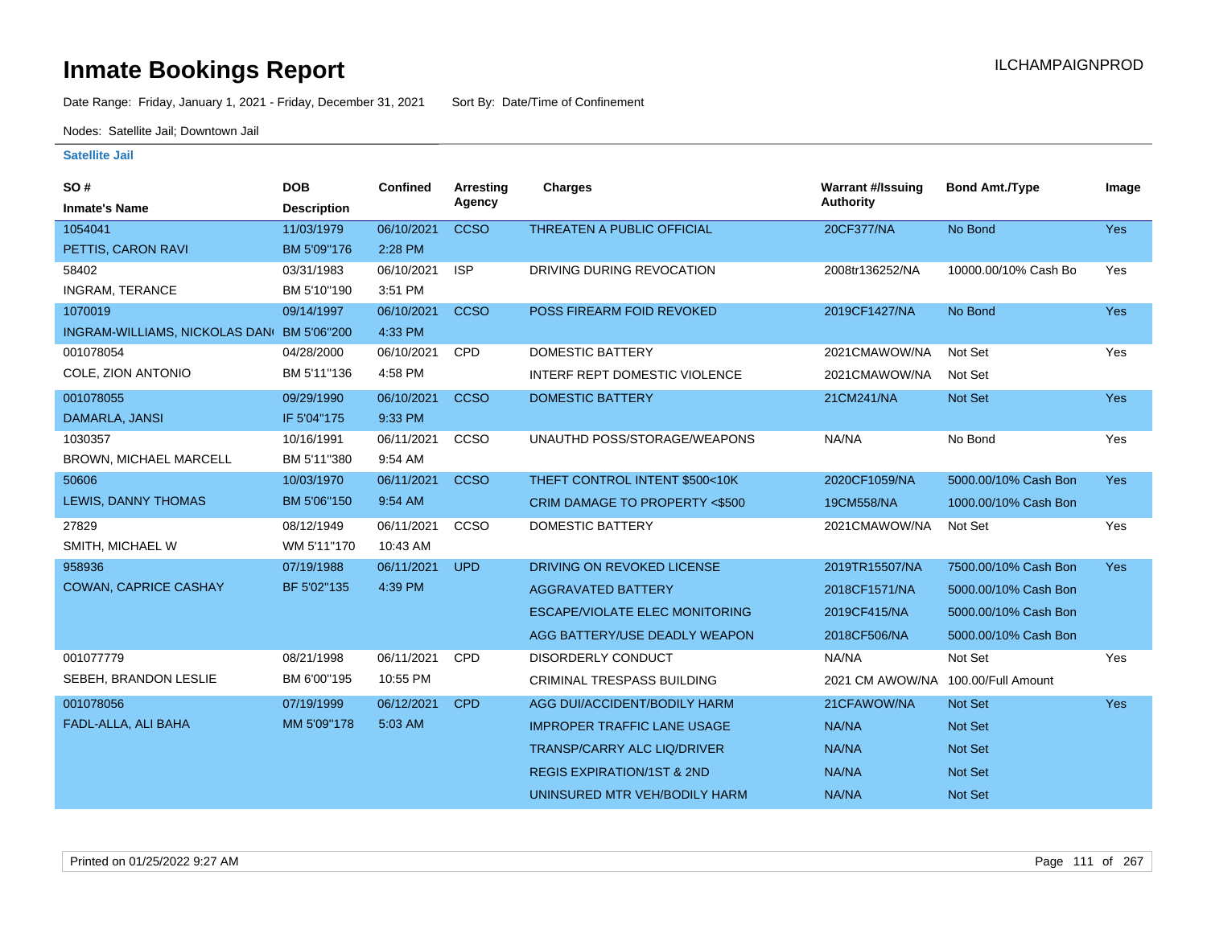# Inmate Bookings Report

ILCHAMPAIGNPROD

Date Range: Friday, January 1, 2021 - Friday, December 31, 2021 Sort By: Date/Time of Confinement

Nodes: Satellite Jail; Downtown Jail

### Satellite Jail

| SO # / Inmate's Name | DOB / Description | Confined | Arresting Agency | Charges | Warrant #/Issuing Authority | Bond Amt./Type | Image |
|---|---|---|---|---|---|---|---|
| 1054041 PETTIS, CARON RAVI | 11/03/1979 BM 5'09"176 | 06/10/2021 2:28 PM | CCSO | THREATEN A PUBLIC OFFICIAL | 20CF377/NA | No Bond | Yes |
| 58402 INGRAM, TERANCE | 03/31/1983 BM 5'10"190 | 06/10/2021 3:51 PM | ISP | DRIVING DURING REVOCATION | 2008tr136252/NA | 10000.00/10% Cash Bo | Yes |
| 1070019 INGRAM-WILLIAMS, NICKOLAS DAN | 09/14/1997 BM 5'06"200 | 06/10/2021 4:33 PM | CCSO | POSS FIREARM FOID REVOKED | 2019CF1427/NA | No Bond | Yes |
| 001078054 COLE, ZION ANTONIO | 04/28/2000 BM 5'11"136 | 06/10/2021 4:58 PM | CPD | DOMESTIC BATTERY | 2021CMAWOW/NA | Not Set | Yes |
| | | | | INTERF REPT DOMESTIC VIOLENCE | 2021CMAWOW/NA | Not Set | |
| 001078055 DAMARLA, JANSI | 09/29/1990 IF 5'04"175 | 06/10/2021 9:33 PM | CCSO | DOMESTIC BATTERY | 21CM241/NA | Not Set | Yes |
| 1030357 BROWN, MICHAEL MARCELL | 10/16/1991 BM 5'11"380 | 06/11/2021 9:54 AM | CCSO | UNAUTHD POSS/STORAGE/WEAPONS | NA/NA | No Bond | Yes |
| 50606 LEWIS, DANNY THOMAS | 10/03/1970 BM 5'06"150 | 06/11/2021 9:54 AM | CCSO | THEFT CONTROL INTENT $500<10K | 2020CF1059/NA | 5000.00/10% Cash Bon | Yes |
| | | | | CRIM DAMAGE TO PROPERTY <$500 | 19CM558/NA | 1000.00/10% Cash Bon | |
| 27829 SMITH, MICHAEL W | 08/12/1949 WM 5'11"170 | 06/11/2021 10:43 AM | CCSO | DOMESTIC BATTERY | 2021CMAWOW/NA | Not Set | Yes |
| 958936 COWAN, CAPRICE CASHAY | 07/19/1988 BF 5'02"135 | 06/11/2021 4:39 PM | UPD | DRIVING ON REVOKED LICENSE | 2019TR15507/NA | 7500.00/10% Cash Bon | Yes |
| | | | | AGGRAVATED BATTERY | 2018CF1571/NA | 5000.00/10% Cash Bon | |
| | | | | ESCAPE/VIOLATE ELEC MONITORING | 2019CF415/NA | 5000.00/10% Cash Bon | |
| | | | | AGG BATTERY/USE DEADLY WEAPON | 2018CF506/NA | 5000.00/10% Cash Bon | |
| 001077779 SEBEH, BRANDON LESLIE | 08/21/1998 BM 6'00"195 | 06/11/2021 10:55 PM | CPD | DISORDERLY CONDUCT | NA/NA | Not Set | Yes |
| | | | | CRIMINAL TRESPASS BUILDING | 2021 CM AWOW/NA | 100.00/Full Amount | |
| 001078056 FADL-ALLA, ALI BAHA | 07/19/1999 MM 5'09"178 | 06/12/2021 5:03 AM | CPD | AGG DUI/ACCIDENT/BODILY HARM | 21CFAWOW/NA | Not Set | Yes |
| | | | | IMPROPER TRAFFIC LANE USAGE | NA/NA | Not Set | |
| | | | | TRANSP/CARRY ALC LIQ/DRIVER | NA/NA | Not Set | |
| | | | | REGIS EXPIRATION/1ST & 2ND | NA/NA | Not Set | |
| | | | | UNINSURED MTR VEH/BODILY HARM | NA/NA | Not Set | |

Printed on 01/25/2022 9:27 AM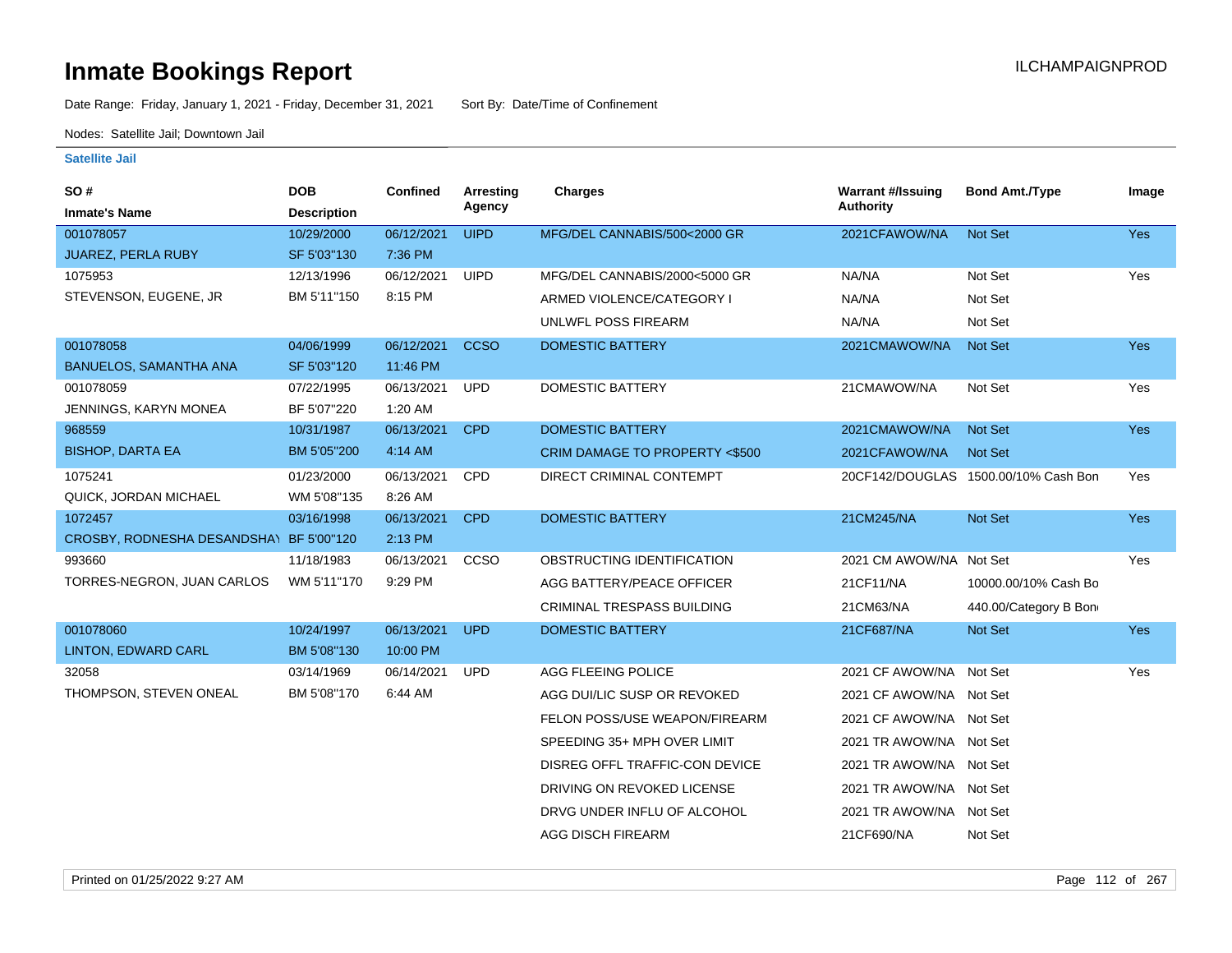# Inmate Bookings Report

ILCHAMPAIGNPROD

Date Range: Friday, January 1, 2021 - Friday, December 31, 2021    Sort By: Date/Time of Confinement

Nodes: Satellite Jail; Downtown Jail

**Satellite Jail**

| SO # / Inmate's Name | DOB / Description | Confined | Arresting Agency | Charges | Warrant #/Issuing Authority | Bond Amt./Type | Image |
|---|---|---|---|---|---|---|---|
| 001078057 JUAREZ, PERLA RUBY | 10/29/2000 SF 5'03"130 | 06/12/2021 7:36 PM | UIPD | MFG/DEL CANNABIS/500<2000 GR | 2021CFAWOW/NA | Not Set | Yes |
| 1075953 STEVENSON, EUGENE, JR | 12/13/1996 BM 5'11"150 | 06/12/2021 8:15 PM | UIPD | MFG/DEL CANNABIS/2000<5000 GR | NA/NA | Not Set | Yes |
| | | | | ARMED VIOLENCE/CATEGORY I | NA/NA | Not Set | |
| | | | | UNLWFL POSS FIREARM | NA/NA | Not Set | |
| 001078058 BANUELOS, SAMANTHA ANA | 04/06/1999 SF 5'03"120 | 06/12/2021 11:46 PM | CCSO | DOMESTIC BATTERY | 2021CMAWOW/NA | Not Set | Yes |
| 001078059 JENNINGS, KARYN MONEA | 07/22/1995 BF 5'07"220 | 06/13/2021 1:20 AM | UPD | DOMESTIC BATTERY | 21CMAWOW/NA | Not Set | Yes |
| 968559 BISHOP, DARTA EA | 10/31/1987 BM 5'05"200 | 06/13/2021 4:14 AM | CPD | DOMESTIC BATTERY | 2021CMAWOW/NA | Not Set | Yes |
| | | | | CRIM DAMAGE TO PROPERTY <$500 | 2021CFAWOW/NA | Not Set | |
| 1075241 QUICK, JORDAN MICHAEL | 01/23/2000 WM 5'08"135 | 06/13/2021 8:26 AM | CPD | DIRECT CRIMINAL CONTEMPT | 20CF142/DOUGLAS | 1500.00/10% Cash Bon | Yes |
| 1072457 CROSBY, RODNESHA DESANDSHAY | 03/16/1998 BF 5'00"120 | 06/13/2021 2:13 PM | CPD | DOMESTIC BATTERY | 21CM245/NA | Not Set | Yes |
| 993660 TORRES-NEGRON, JUAN CARLOS | 11/18/1983 WM 5'11"170 | 06/13/2021 9:29 PM | CCSO | OBSTRUCTING IDENTIFICATION | 2021 CM AWOW/NA | Not Set | Yes |
| | | | | AGG BATTERY/PEACE OFFICER | 21CF11/NA | 10000.00/10% Cash Bo | |
| | | | | CRIMINAL TRESPASS BUILDING | 21CM63/NA | 440.00/Category B Bon | |
| 001078060 LINTON, EDWARD CARL | 10/24/1997 BM 5'08"130 | 06/13/2021 10:00 PM | UPD | DOMESTIC BATTERY | 21CF687/NA | Not Set | Yes |
| 32058 THOMPSON, STEVEN ONEAL | 03/14/1969 BM 5'08"170 | 06/14/2021 6:44 AM | UPD | AGG FLEEING POLICE | 2021 CF AWOW/NA | Not Set | Yes |
| | | | | AGG DUI/LIC SUSP OR REVOKED | 2021 CF AWOW/NA | Not Set | |
| | | | | FELON POSS/USE WEAPON/FIREARM | 2021 CF AWOW/NA | Not Set | |
| | | | | SPEEDING 35+ MPH OVER LIMIT | 2021 TR AWOW/NA | Not Set | |
| | | | | DISREG OFFL TRAFFIC-CON DEVICE | 2021 TR AWOW/NA | Not Set | |
| | | | | DRIVING ON REVOKED LICENSE | 2021 TR AWOW/NA | Not Set | |
| | | | | DRVG UNDER INFLU OF ALCOHOL | 2021 TR AWOW/NA | Not Set | |
| | | | | AGG DISCH FIREARM | 21CF690/NA | Not Set | |

Printed on 01/25/2022 9:27 AM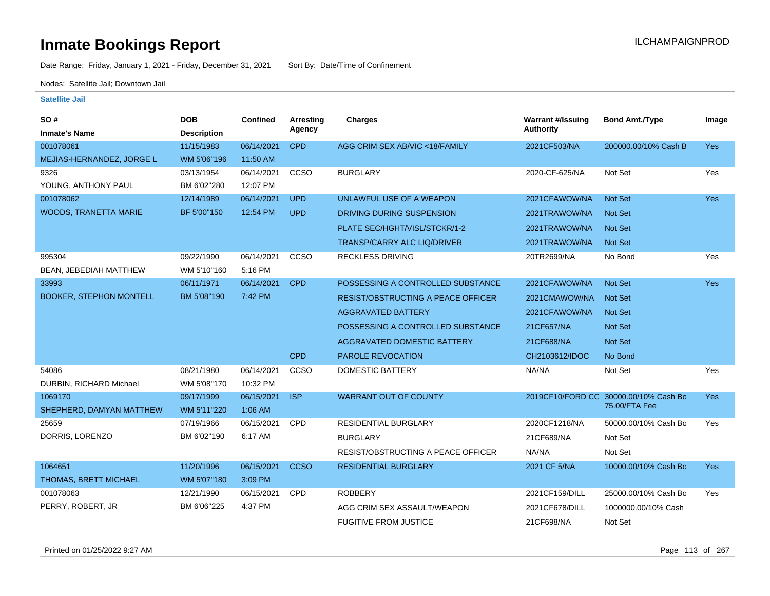# Inmate Bookings Report

ILCHAMPAIGNPROD

Date Range: Friday, January 1, 2021 - Friday, December 31, 2021    Sort By: Date/Time of Confinement

Nodes: Satellite Jail; Downtown Jail

**Satellite Jail**

| SO # / Inmate's Name | DOB / Description | Confined | Arresting Agency | Charges | Warrant #/Issuing Authority | Bond Amt./Type | Image |
|---|---|---|---|---|---|---|---|
| 001078061 MEJIAS-HERNANDEZ, JORGE L | 11/15/1983 WM 5'06"196 | 06/14/2021 11:50 AM | CPD | AGG CRIM SEX AB/VIC <18/FAMILY | 2021CF503/NA | 200000.00/10% Cash B | Yes |
| 9326 YOUNG, ANTHONY PAUL | 03/13/1954 BM 6'02"280 | 06/14/2021 12:07 PM | CCSO | BURGLARY | 2020-CF-625/NA | Not Set | Yes |
| 001078062 WOODS, TRANETTA MARIE | 12/14/1989 BF 5'00"150 | 06/14/2021 12:54 PM | UPD | UNLAWFUL USE OF A WEAPON | 2021CFAWOW/NA | Not Set | Yes |
| | | | UPD | DRIVING DURING SUSPENSION | 2021TRAWOW/NA | Not Set | |
| | | | | PLATE SEC/HGHT/VISL/STCKR/1-2 | 2021TRAWOW/NA | Not Set | |
| | | | | TRANSP/CARRY ALC LIQ/DRIVER | 2021TRAWOW/NA | Not Set | |
| 995304 BEAN, JEBEDIAH MATTHEW | 09/22/1990 WM 5'10"160 | 06/14/2021 5:16 PM | CCSO | RECKLESS DRIVING | 20TR2699/NA | No Bond | Yes |
| 33993 BOOKER, STEPHON MONTELL | 06/11/1971 BM 5'08"190 | 06/14/2021 7:42 PM | CPD | POSSESSING A CONTROLLED SUBSTANCE | 2021CFAWOW/NA | Not Set | Yes |
| | | | | RESIST/OBSTRUCTING A PEACE OFFICER | 2021CMAWOW/NA | Not Set | |
| | | | | AGGRAVATED BATTERY | 2021CFAWOW/NA | Not Set | |
| | | | | POSSESSING A CONTROLLED SUBSTANCE | 21CF657/NA | Not Set | |
| | | | | AGGRAVATED DOMESTIC BATTERY | 21CF688/NA | Not Set | |
| | | | CPD | PAROLE REVOCATION | CH2103612/IDOC | No Bond | |
| 54086 DURBIN, RICHARD Michael | 08/21/1980 WM 5'08"170 | 06/14/2021 10:32 PM | CCSO | DOMESTIC BATTERY | NA/NA | Not Set | Yes |
| 1069170 SHEPHERD, DAMYAN MATTHEW | 09/17/1999 WM 5'11"220 | 06/15/2021 1:06 AM | ISP | WARRANT OUT OF COUNTY | 2019CF10/FORD CC | 30000.00/10% Cash Bo 75.00/FTA Fee | Yes |
| 25659 DORRIS, LORENZO | 07/19/1966 BM 6'02"190 | 06/15/2021 6:17 AM | CPD | RESIDENTIAL BURGLARY | 2020CF1218/NA | 50000.00/10% Cash Bo | Yes |
| | | | | BURGLARY | 21CF689/NA | Not Set | |
| | | | | RESIST/OBSTRUCTING A PEACE OFFICER | NA/NA | Not Set | |
| 1064651 THOMAS, BRETT MICHAEL | 11/20/1996 WM 5'07"180 | 06/15/2021 3:09 PM | CCSO | RESIDENTIAL BURGLARY | 2021 CF 5/NA | 10000.00/10% Cash Bo | Yes |
| 001078063 PERRY, ROBERT, JR | 12/21/1990 BM 6'06"225 | 06/15/2021 4:37 PM | CPD | ROBBERY | 2021CF159/DILL | 25000.00/10% Cash Bo | Yes |
| | | | | AGG CRIM SEX ASSAULT/WEAPON | 2021CF678/DILL | 1000000.00/10% Cash | |
| | | | | FUGITIVE FROM JUSTICE | 21CF698/NA | Not Set | |

Printed on 01/25/2022 9:27 AM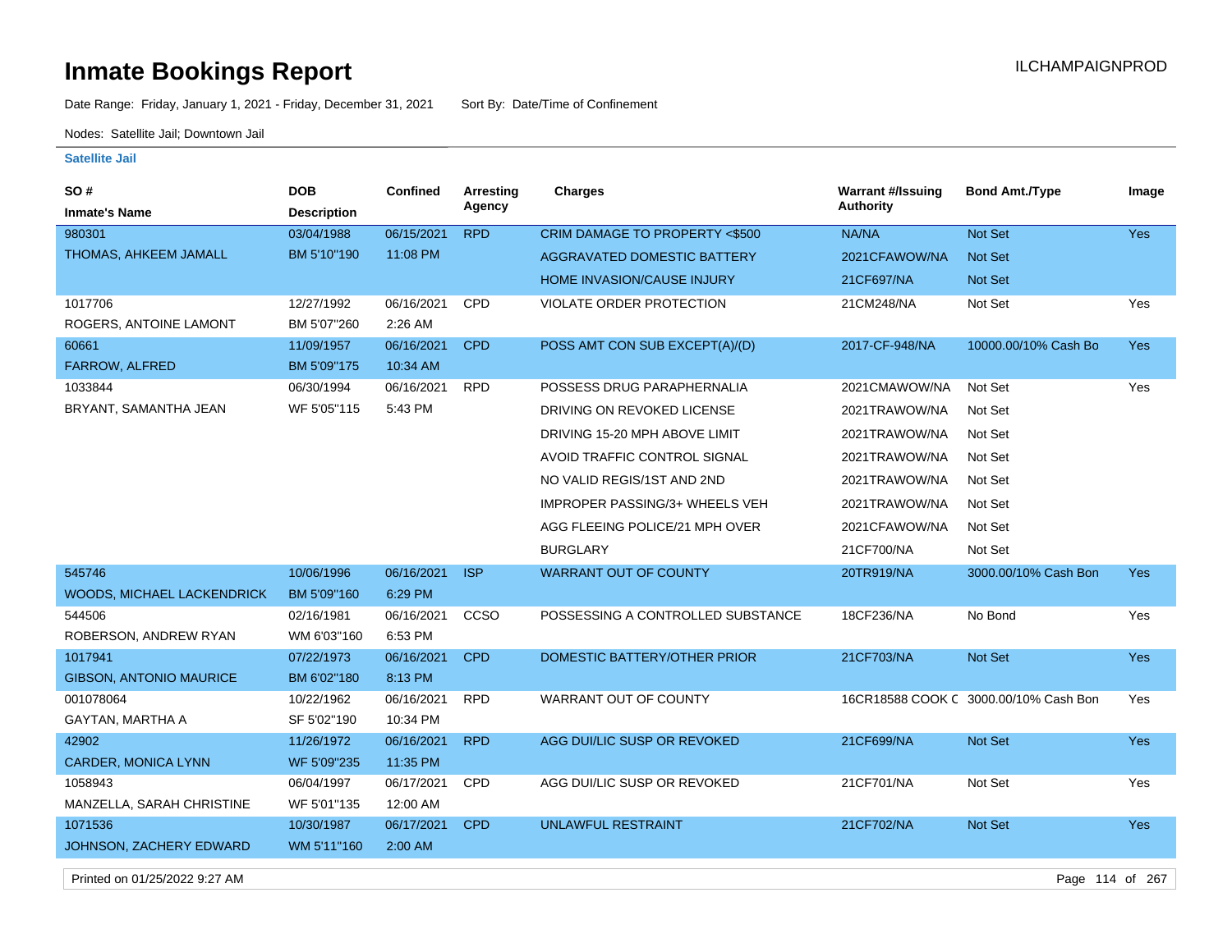# Inmate Bookings Report

ILCHAMPAIGNPROD

Date Range: Friday, January 1, 2021 - Friday, December 31, 2021 Sort By: Date/Time of Confinement

Nodes: Satellite Jail; Downtown Jail

### Satellite Jail

| SO # / Inmate's Name | DOB / Description | Confined | Arresting Agency | Charges | Warrant #/Issuing Authority | Bond Amt./Type | Image |
|---|---|---|---|---|---|---|---|
| 980301 / THOMAS, AHKEEM JAMALL | 03/04/1988 / BM 5'10"190 | 06/15/2021 11:08 PM | RPD | CRIM DAMAGE TO PROPERTY <$500 | NA/NA | Not Set | Yes |
| | | | | AGGRAVATED DOMESTIC BATTERY | 2021CFAWOW/NA | Not Set | |
| | | | | HOME INVASION/CAUSE INJURY | 21CF697/NA | Not Set | |
| 1017706 / ROGERS, ANTOINE LAMONT | 12/27/1992 / BM 5'07"260 | 06/16/2021 2:26 AM | CPD | VIOLATE ORDER PROTECTION | 21CM248/NA | Not Set | Yes |
| 60661 / FARROW, ALFRED | 11/09/1957 / BM 5'09"175 | 06/16/2021 10:34 AM | CPD | POSS AMT CON SUB EXCEPT(A)/(D) | 2017-CF-948/NA | 10000.00/10% Cash Bo | Yes |
| 1033844 / BRYANT, SAMANTHA JEAN | 06/30/1994 / WF 5'05"115 | 06/16/2021 5:43 PM | RPD | POSSESS DRUG PARAPHERNALIA | 2021CMAWOW/NA | Not Set | Yes |
| | | | | DRIVING ON REVOKED LICENSE | 2021TRAWOW/NA | Not Set | |
| | | | | DRIVING 15-20 MPH ABOVE LIMIT | 2021TRAWOW/NA | Not Set | |
| | | | | AVOID TRAFFIC CONTROL SIGNAL | 2021TRAWOW/NA | Not Set | |
| | | | | NO VALID REGIS/1ST AND 2ND | 2021TRAWOW/NA | Not Set | |
| | | | | IMPROPER PASSING/3+ WHEELS VEH | 2021TRAWOW/NA | Not Set | |
| | | | | AGG FLEEING POLICE/21 MPH OVER | 2021CFAWOW/NA | Not Set | |
| | | | | BURGLARY | 21CF700/NA | Not Set | |
| 545746 / WOODS, MICHAEL LACKENDRICK | 10/06/1996 / BM 5'09"160 | 06/16/2021 6:29 PM | ISP | WARRANT OUT OF COUNTY | 20TR919/NA | 3000.00/10% Cash Bon | Yes |
| 544506 / ROBERSON, ANDREW RYAN | 02/16/1981 / WM 6'03"160 | 06/16/2021 6:53 PM | CCSO | POSSESSING A CONTROLLED SUBSTANCE | 18CF236/NA | No Bond | Yes |
| 1017941 / GIBSON, ANTONIO MAURICE | 07/22/1973 / BM 6'02"180 | 06/16/2021 8:13 PM | CPD | DOMESTIC BATTERY/OTHER PRIOR | 21CF703/NA | Not Set | Yes |
| 001078064 / GAYTAN, MARTHA A | 10/22/1962 / SF 5'02"190 | 06/16/2021 10:34 PM | RPD | WARRANT OUT OF COUNTY | 16CR18588 COOK C | 3000.00/10% Cash Bon | Yes |
| 42902 / CARDER, MONICA LYNN | 11/26/1972 / WF 5'09"235 | 06/16/2021 11:35 PM | RPD | AGG DUI/LIC SUSP OR REVOKED | 21CF699/NA | Not Set | Yes |
| 1058943 / MANZELLA, SARAH CHRISTINE | 06/04/1997 / WF 5'01"135 | 06/17/2021 12:00 AM | CPD | AGG DUI/LIC SUSP OR REVOKED | 21CF701/NA | Not Set | Yes |
| 1071536 / JOHNSON, ZACHERY EDWARD | 10/30/1987 / WM 5'11"160 | 06/17/2021 2:00 AM | CPD | UNLAWFUL RESTRAINT | 21CF702/NA | Not Set | Yes |

Printed on 01/25/2022 9:27 AM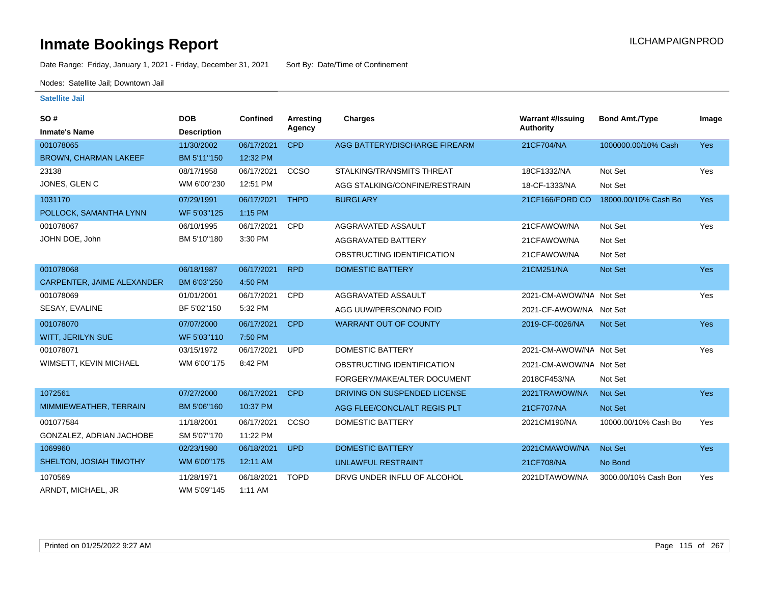# Inmate Bookings Report

ILCHAMPAIGNPROD

Date Range: Friday, January 1, 2021 - Friday, December 31, 2021 Sort By: Date/Time of Confinement

Nodes: Satellite Jail; Downtown Jail

### Satellite Jail

| SO # / Inmate's Name | DOB / Description | Confined | Arresting Agency | Charges | Warrant #/Issuing Authority | Bond Amt./Type | Image |
|---|---|---|---|---|---|---|---|
| 001078065 BROWN, CHARMAN LAKEEF | 11/30/2002 BM 5'11"150 | 06/17/2021 12:32 PM | CPD | AGG BATTERY/DISCHARGE FIREARM | 21CF704/NA | 1000000.00/10% Cash | Yes |
| 23138 JONES, GLEN C | 08/17/1958 WM 6'00"230 | 06/17/2021 12:51 PM | CCSO | STALKING/TRANSMITS THREAT | 18CF1332/NA | Not Set | Yes |
| | | | | AGG STALKING/CONFINE/RESTRAIN | 18-CF-1333/NA | Not Set | |
| 1031170 POLLOCK, SAMANTHA LYNN | 07/29/1991 WF 5'03"125 | 06/17/2021 1:15 PM | THPD | BURGLARY | 21CF166/FORD CO | 18000.00/10% Cash Bo | Yes |
| 001078067 JOHN DOE, John | 06/10/1995 BM 5'10"180 | 06/17/2021 3:30 PM | CPD | AGGRAVATED ASSAULT | 21CFAWOW/NA | Not Set | Yes |
| | | | | AGGRAVATED BATTERY | 21CFAWOW/NA | Not Set | |
| | | | | OBSTRUCTING IDENTIFICATION | 21CFAWOW/NA | Not Set | |
| 001078068 CARPENTER, JAIME ALEXANDER | 06/18/1987 BM 6'03"250 | 06/17/2021 4:50 PM | RPD | DOMESTIC BATTERY | 21CM251/NA | Not Set | Yes |
| 001078069 SESAY, EVALINE | 01/01/2001 BF 5'02"150 | 06/17/2021 5:32 PM | CPD | AGGRAVATED ASSAULT | 2021-CM-AWOW/NA | Not Set | Yes |
| | | | | AGG UUW/PERSON/NO FOID | 2021-CF-AWOW/NA | Not Set | |
| 001078070 WITT, JERILYN SUE | 07/07/2000 WF 5'03"110 | 06/17/2021 7:50 PM | CPD | WARRANT OUT OF COUNTY | 2019-CF-0026/NA | Not Set | Yes |
| 001078071 WIMSETT, KEVIN MICHAEL | 03/15/1972 WM 6'00"175 | 06/17/2021 8:42 PM | UPD | DOMESTIC BATTERY | 2021-CM-AWOW/NA | Not Set | Yes |
| | | | | OBSTRUCTING IDENTIFICATION | 2021-CM-AWOW/NA | Not Set | |
| | | | | FORGERY/MAKE/ALTER DOCUMENT | 2018CF453/NA | Not Set | |
| 1072561 MIMMIEWEATHER, TERRAIN | 07/27/2000 BM 5'06"160 | 06/17/2021 10:37 PM | CPD | DRIVING ON SUSPENDED LICENSE | 2021TRAWOW/NA | Not Set | Yes |
| | | | | AGG FLEE/CONCL/ALT REGIS PLT | 21CF707/NA | Not Set | |
| 001077584 GONZALEZ, ADRIAN JACHOBE | 11/18/2001 SM 5'07"170 | 06/17/2021 11:22 PM | CCSO | DOMESTIC BATTERY | 2021CM190/NA | 10000.00/10% Cash Bo | Yes |
| 1069960 SHELTON, JOSIAH TIMOTHY | 02/23/1980 WM 6'00"175 | 06/18/2021 12:11 AM | UPD | DOMESTIC BATTERY | 2021CMAWOW/NA | Not Set | Yes |
| | | | | UNLAWFUL RESTRAINT | 21CF708/NA | No Bond | |
| 1070569 ARNDT, MICHAEL, JR | 11/28/1971 WM 5'09"145 | 06/18/2021 1:11 AM | TOPD | DRVG UNDER INFLU OF ALCOHOL | 2021DTAWOW/NA | 3000.00/10% Cash Bon | Yes |

Printed on 01/25/2022 9:27 AM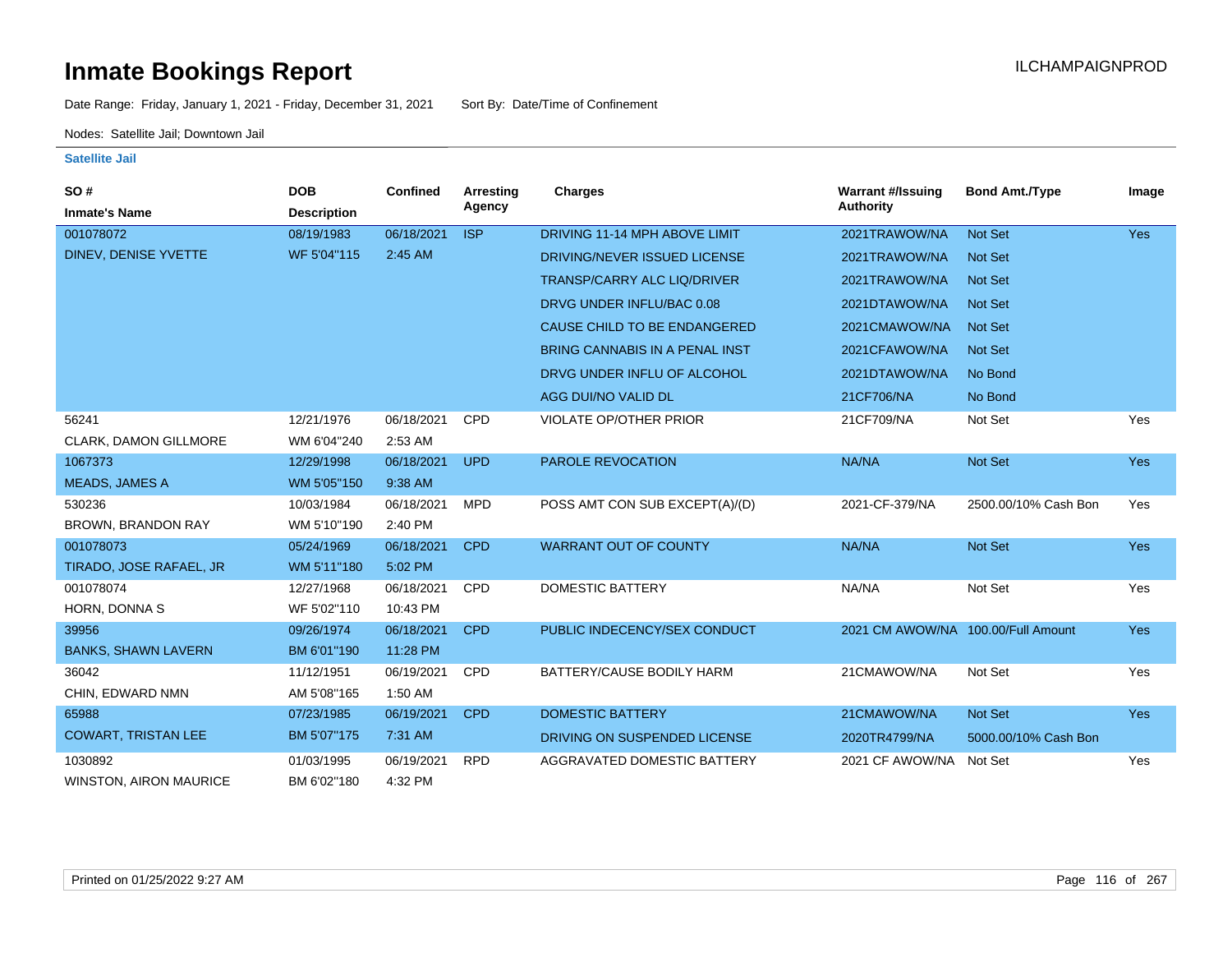# Inmate Bookings Report

ILCHAMPAIGNPROD

Date Range: Friday, January 1, 2021 - Friday, December 31, 2021    Sort By: Date/Time of Confinement

Nodes: Satellite Jail; Downtown Jail

## Satellite Jail

| SO # / Inmate's Name | DOB / Description | Confined | Arresting Agency | Charges | Warrant #/Issuing Authority | Bond Amt./Type | Image |
|---|---|---|---|---|---|---|---|
| 001078072 | 08/19/1983 | 06/18/2021 | ISP | DRIVING 11-14 MPH ABOVE LIMIT | 2021TRAWOW/NA | Not Set | Yes |
| DINEV, DENISE YVETTE | WF 5'04"115 | 2:45 AM | | DRIVING/NEVER ISSUED LICENSE | 2021TRAWOW/NA | Not Set | |
| | | | | TRANSP/CARRY ALC LIQ/DRIVER | 2021TRAWOW/NA | Not Set | |
| | | | | DRVG UNDER INFLU/BAC 0.08 | 2021DTAWOW/NA | Not Set | |
| | | | | CAUSE CHILD TO BE ENDANGERED | 2021CMAWOW/NA | Not Set | |
| | | | | BRING CANNABIS IN A PENAL INST | 2021CFAWOW/NA | Not Set | |
| | | | | DRVG UNDER INFLU OF ALCOHOL | 2021DTAWOW/NA | No Bond | |
| | | | | AGG DUI/NO VALID DL | 21CF706/NA | No Bond | |
| 56241 | 12/21/1976 | 06/18/2021 | CPD | VIOLATE OP/OTHER PRIOR | 21CF709/NA | Not Set | Yes |
| CLARK, DAMON GILLMORE | WM 6'04"240 | 2:53 AM | | | | | |
| 1067373 | 12/29/1998 | 06/18/2021 | UPD | PAROLE REVOCATION | NA/NA | Not Set | Yes |
| MEADS, JAMES A | WM 5'05"150 | 9:38 AM | | | | | |
| 530236 | 10/03/1984 | 06/18/2021 | MPD | POSS AMT CON SUB EXCEPT(A)/(D) | 2021-CF-379/NA | 2500.00/10% Cash Bon | Yes |
| BROWN, BRANDON RAY | WM 5'10"190 | 2:40 PM | | | | | |
| 001078073 | 05/24/1969 | 06/18/2021 | CPD | WARRANT OUT OF COUNTY | NA/NA | Not Set | Yes |
| TIRADO, JOSE RAFAEL, JR | WM 5'11"180 | 5:02 PM | | | | | |
| 001078074 | 12/27/1968 | 06/18/2021 | CPD | DOMESTIC BATTERY | NA/NA | Not Set | Yes |
| HORN, DONNA S | WF 5'02"110 | 10:43 PM | | | | | |
| 39956 | 09/26/1974 | 06/18/2021 | CPD | PUBLIC INDECENCY/SEX CONDUCT | 2021 CM AWOW/NA | 100.00/Full Amount | Yes |
| BANKS, SHAWN LAVERN | BM 6'01"190 | 11:28 PM | | | | | |
| 36042 | 11/12/1951 | 06/19/2021 | CPD | BATTERY/CAUSE BODILY HARM | 21CMAWOW/NA | Not Set | Yes |
| CHIN, EDWARD NMN | AM 5'08"165 | 1:50 AM | | | | | |
| 65988 | 07/23/1985 | 06/19/2021 | CPD | DOMESTIC BATTERY | 21CMAWOW/NA | Not Set | Yes |
| COWART, TRISTAN LEE | BM 5'07"175 | 7:31 AM | | DRIVING ON SUSPENDED LICENSE | 2020TR4799/NA | 5000.00/10% Cash Bon | |
| 1030892 | 01/03/1995 | 06/19/2021 | RPD | AGGRAVATED DOMESTIC BATTERY | 2021 CF AWOW/NA | Not Set | Yes |
| WINSTON, AIRON MAURICE | BM 6'02"180 | 4:32 PM | | | | | |

Printed on 01/25/2022 9:27 AM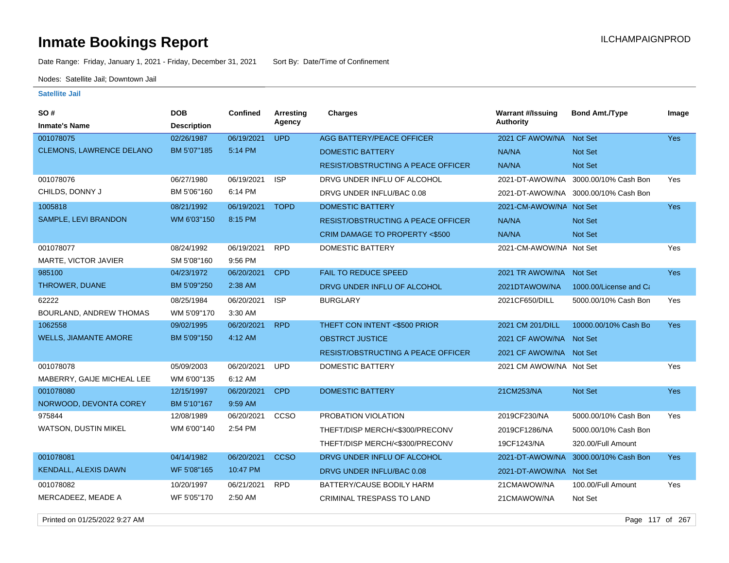# Inmate Bookings Report

ILCHAMPAIGNPROD

Date Range: Friday, January 1, 2021 - Friday, December 31, 2021  Sort By: Date/Time of Confinement

Nodes: Satellite Jail; Downtown Jail

### Satellite Jail

| SO # / Inmate's Name | DOB / Description | Confined | Arresting Agency | Charges | Warrant #/Issuing Authority | Bond Amt./Type | Image |
|---|---|---|---|---|---|---|---|
| 001078075 CLEMONS, LAWRENCE DELANO | 02/26/1987 BM 5'07"185 | 06/19/2021 5:14 PM | UPD | AGG BATTERY/PEACE OFFICER | 2021 CF AWOW/NA | Not Set | Yes |
| | | | | DOMESTIC BATTERY | NA/NA | Not Set | |
| | | | | RESIST/OBSTRUCTING A PEACE OFFICER | NA/NA | Not Set | |
| 001078076 CHILDS, DONNY J | 06/27/1980 BM 5'06"160 | 06/19/2021 6:14 PM | ISP | DRVG UNDER INFLU OF ALCOHOL | 2021-DT-AWOW/NA | 3000.00/10% Cash Bon | Yes |
| | | | | DRVG UNDER INFLU/BAC 0.08 | 2021-DT-AWOW/NA | 3000.00/10% Cash Bon | |
| 1005818 SAMPLE, LEVI BRANDON | 08/21/1992 WM 6'03"150 | 06/19/2021 8:15 PM | TOPD | DOMESTIC BATTERY | 2021-CM-AWOW/NA | Not Set | Yes |
| | | | | RESIST/OBSTRUCTING A PEACE OFFICER | NA/NA | Not Set | |
| | | | | CRIM DAMAGE TO PROPERTY <$500 | NA/NA | Not Set | |
| 001078077 MARTE, VICTOR JAVIER | 08/24/1992 SM 5'08"160 | 06/19/2021 9:56 PM | RPD | DOMESTIC BATTERY | 2021-CM-AWOW/NA | Not Set | Yes |
| 985100 THROWER, DUANE | 04/23/1972 BM 5'09"250 | 06/20/2021 2:38 AM | CPD | FAIL TO REDUCE SPEED | 2021 TR AWOW/NA | Not Set | Yes |
| | | | | DRVG UNDER INFLU OF ALCOHOL | 2021DTAWOW/NA | 1000.00/License and Ca | |
| 62222 BOURLAND, ANDREW THOMAS | 08/25/1984 WM 5'09"170 | 06/20/2021 3:30 AM | ISP | BURGLARY | 2021CF650/DILL | 5000.00/10% Cash Bon | Yes |
| 1062558 WELLS, JIAMANTE AMORE | 09/02/1995 BM 5'09"150 | 06/20/2021 4:12 AM | RPD | THEFT CON INTENT <$500 PRIOR | 2021 CM 201/DILL | 10000.00/10% Cash Bo | Yes |
| | | | | OBSTRCT JUSTICE | 2021 CF AWOW/NA | Not Set | |
| | | | | RESIST/OBSTRUCTING A PEACE OFFICER | 2021 CF AWOW/NA | Not Set | |
| 001078078 MABERRY, GAIJE MICHEAL LEE | 05/09/2003 WM 6'00"135 | 06/20/2021 6:12 AM | UPD | DOMESTIC BATTERY | 2021 CM AWOW/NA | Not Set | Yes |
| 001078080 NORWOOD, DEVONTA COREY | 12/15/1997 BM 5'10"167 | 06/20/2021 9:59 AM | CPD | DOMESTIC BATTERY | 21CM253/NA | Not Set | Yes |
| 975844 WATSON, DUSTIN MIKEL | 12/08/1989 WM 6'00"140 | 06/20/2021 2:54 PM | CCSO | PROBATION VIOLATION | 2019CF230/NA | 5000.00/10% Cash Bon | Yes |
| | | | | THEFT/DISP MERCH/<$300/PRECONV | 2019CF1286/NA | 5000.00/10% Cash Bon | |
| | | | | THEFT/DISP MERCH/<$300/PRECONV | 19CF1243/NA | 320.00/Full Amount | |
| 001078081 KENDALL, ALEXIS DAWN | 04/14/1982 WF 5'08"165 | 06/20/2021 10:47 PM | CCSO | DRVG UNDER INFLU OF ALCOHOL | 2021-DT-AWOW/NA | 3000.00/10% Cash Bon | Yes |
| | | | | DRVG UNDER INFLU/BAC 0.08 | 2021-DT-AWOW/NA | Not Set | |
| 001078082 MERCADEEZ, MEADE A | 10/20/1997 WF 5'05"170 | 06/21/2021 2:50 AM | RPD | BATTERY/CAUSE BODILY HARM | 21CMAWOW/NA | 100.00/Full Amount | Yes |
| | | | | CRIMINAL TRESPASS TO LAND | 21CMAWOW/NA | Not Set | |

Printed on 01/25/2022 9:27 AM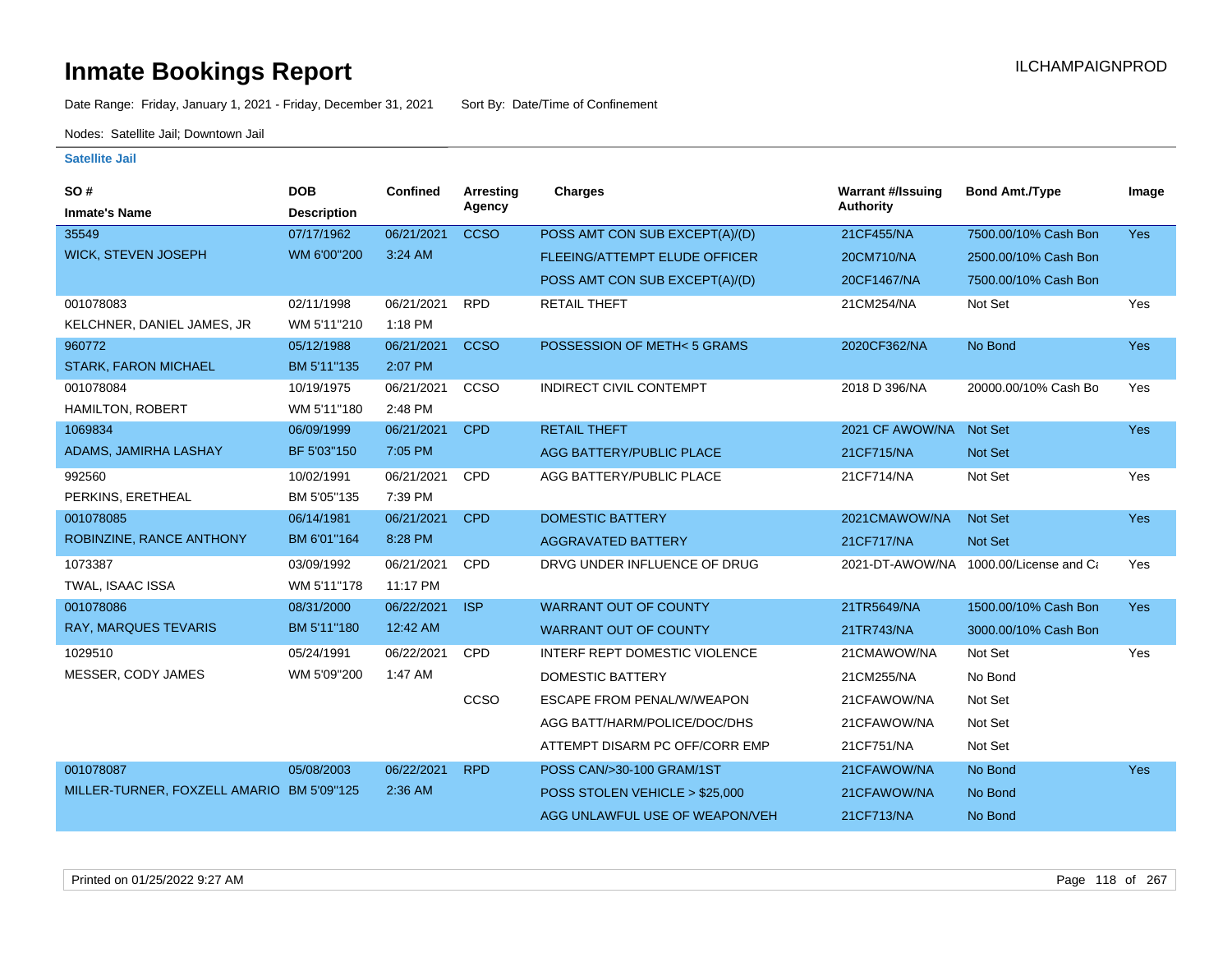# Inmate Bookings Report

ILCHAMPAIGNPROD

Date Range: Friday, January 1, 2021 - Friday, December 31, 2021   Sort By: Date/Time of Confinement

Nodes: Satellite Jail; Downtown Jail

**Satellite Jail**

| SO # / Inmate's Name | DOB / Description | Confined | Arresting Agency | Charges | Warrant #/Issuing Authority | Bond Amt./Type | Image |
|---|---|---|---|---|---|---|---|
| 35549 | 07/17/1962 | 06/21/2021 | CCSO | POSS AMT CON SUB EXCEPT(A)/(D) | 21CF455/NA | 7500.00/10% Cash Bon | Yes |
| WICK, STEVEN JOSEPH | WM 6'00"200 | 3:24 AM | | FLEEING/ATTEMPT ELUDE OFFICER | 20CM710/NA | 2500.00/10% Cash Bon | |
| | | | | POSS AMT CON SUB EXCEPT(A)/(D) | 20CF1467/NA | 7500.00/10% Cash Bon | |
| 001078083 | 02/11/1998 | 06/21/2021 | RPD | RETAIL THEFT | 21CM254/NA | Not Set | Yes |
| KELCHNER, DANIEL JAMES, JR | WM 5'11"210 | 1:18 PM | | | | | |
| 960772 | 05/12/1988 | 06/21/2021 | CCSO | POSSESSION OF METH< 5 GRAMS | 2020CF362/NA | No Bond | Yes |
| STARK, FARON MICHAEL | BM 5'11"135 | 2:07 PM | | | | | |
| 001078084 | 10/19/1975 | 06/21/2021 | CCSO | INDIRECT CIVIL CONTEMPT | 2018 D 396/NA | 20000.00/10% Cash Bo | Yes |
| HAMILTON, ROBERT | WM 5'11"180 | 2:48 PM | | | | | |
| 1069834 | 06/09/1999 | 06/21/2021 | CPD | RETAIL THEFT | 2021 CF AWOW/NA | Not Set | Yes |
| ADAMS, JAMIRHA LASHAY | BF 5'03"150 | 7:05 PM | | AGG BATTERY/PUBLIC PLACE | 21CF715/NA | Not Set | |
| 992560 | 10/02/1991 | 06/21/2021 | CPD | AGG BATTERY/PUBLIC PLACE | 21CF714/NA | Not Set | Yes |
| PERKINS, ERETHEAL | BM 5'05"135 | 7:39 PM | | | | | |
| 001078085 | 06/14/1981 | 06/21/2021 | CPD | DOMESTIC BATTERY | 2021CMAWOW/NA | Not Set | Yes |
| ROBINZINE, RANCE ANTHONY | BM 6'01"164 | 8:28 PM | | AGGRAVATED BATTERY | 21CF717/NA | Not Set | |
| 1073387 | 03/09/1992 | 06/21/2021 | CPD | DRVG UNDER INFLUENCE OF DRUG | 2021-DT-AWOW/NA | 1000.00/License and Ca | Yes |
| TWAL, ISAAC ISSA | WM 5'11"178 | 11:17 PM | | | | | |
| 001078086 | 08/31/2000 | 06/22/2021 | ISP | WARRANT OUT OF COUNTY | 21TR5649/NA | 1500.00/10% Cash Bon | Yes |
| RAY, MARQUES TEVARIS | BM 5'11"180 | 12:42 AM | | WARRANT OUT OF COUNTY | 21TR743/NA | 3000.00/10% Cash Bon | |
| 1029510 | 05/24/1991 | 06/22/2021 | CPD | INTERF REPT DOMESTIC VIOLENCE | 21CMAWOW/NA | Not Set | Yes |
| MESSER, CODY JAMES | WM 5'09"200 | 1:47 AM | | DOMESTIC BATTERY | 21CM255/NA | No Bond | |
| | | | CCSO | ESCAPE FROM PENAL/W/WEAPON | 21CFAWOW/NA | Not Set | |
| | | | | AGG BATT/HARM/POLICE/DOC/DHS | 21CFAWOW/NA | Not Set | |
| | | | | ATTEMPT DISARM PC OFF/CORR EMP | 21CF751/NA | Not Set | |
| 001078087 | 05/08/2003 | 06/22/2021 | RPD | POSS CAN/>30-100 GRAM/1ST | 21CFAWOW/NA | No Bond | Yes |
| MILLER-TURNER, FOXZELL AMARIO | BM 5'09"125 | 2:36 AM | | POSS STOLEN VEHICLE > $25,000 | 21CFAWOW/NA | No Bond | |
| | | | | AGG UNLAWFUL USE OF WEAPON/VEH | 21CF713/NA | No Bond | |

Printed on 01/25/2022 9:27 AM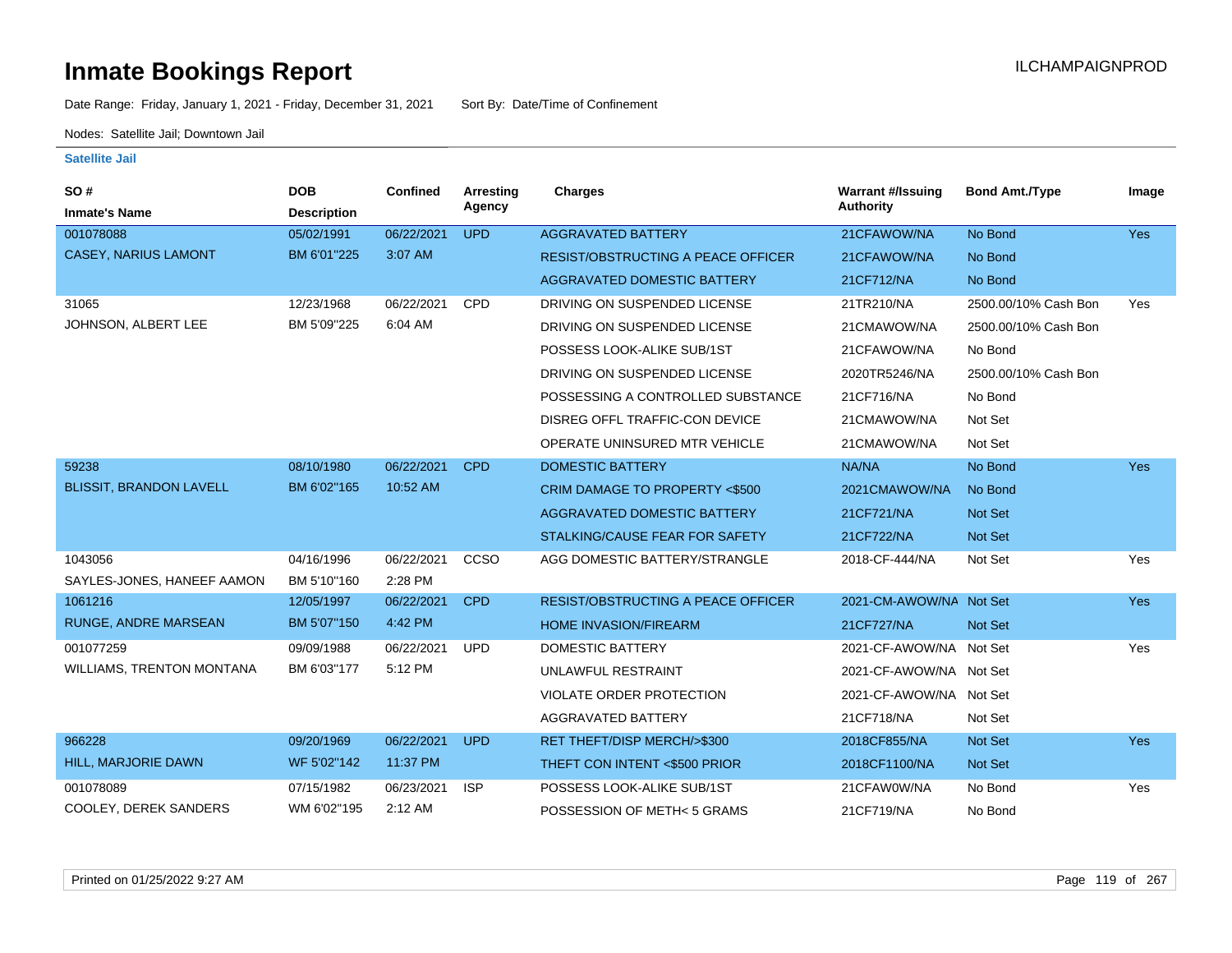# Inmate Bookings Report

Date Range: Friday, January 1, 2021 - Friday, December 31, 2021 Sort By: Date/Time of Confinement

Nodes: Satellite Jail; Downtown Jail

### Satellite Jail

| SO # / Inmate's Name | DOB / Description | Confined | Arresting Agency | Charges | Warrant #/Issuing Authority | Bond Amt./Type | Image |
|---|---|---|---|---|---|---|---|
| 001078088 | 05/02/1991 | 06/22/2021 | UPD | AGGRAVATED BATTERY | 21CFAWOW/NA | No Bond | Yes |
| CASEY, NARIUS LAMONT | BM 6'01"225 | 3:07 AM | | RESIST/OBSTRUCTING A PEACE OFFICER | 21CFAWOW/NA | No Bond | |
| | | | | AGGRAVATED DOMESTIC BATTERY | 21CF712/NA | No Bond | |
| 31065 | 12/23/1968 | 06/22/2021 | CPD | DRIVING ON SUSPENDED LICENSE | 21TR210/NA | 2500.00/10% Cash Bon | Yes |
| JOHNSON, ALBERT LEE | BM 5'09"225 | 6:04 AM | | DRIVING ON SUSPENDED LICENSE | 21CMAWOW/NA | 2500.00/10% Cash Bon | |
| | | | | POSSESS LOOK-ALIKE SUB/1ST | 21CFAWOW/NA | No Bond | |
| | | | | DRIVING ON SUSPENDED LICENSE | 2020TR5246/NA | 2500.00/10% Cash Bon | |
| | | | | POSSESSING A CONTROLLED SUBSTANCE | 21CF716/NA | No Bond | |
| | | | | DISREG OFFL TRAFFIC-CON DEVICE | 21CMAWOW/NA | Not Set | |
| | | | | OPERATE UNINSURED MTR VEHICLE | 21CMAWOW/NA | Not Set | |
| 59238 | 08/10/1980 | 06/22/2021 | CPD | DOMESTIC BATTERY | NA/NA | No Bond | Yes |
| BLISSIT, BRANDON LAVELL | BM 6'02"165 | 10:52 AM | | CRIM DAMAGE TO PROPERTY <$500 | 2021CMAWOW/NA | No Bond | |
| | | | | AGGRAVATED DOMESTIC BATTERY | 21CF721/NA | Not Set | |
| | | | | STALKING/CAUSE FEAR FOR SAFETY | 21CF722/NA | Not Set | |
| 1043056 | 04/16/1996 | 06/22/2021 | CCSO | AGG DOMESTIC BATTERY/STRANGLE | 2018-CF-444/NA | Not Set | Yes |
| SAYLES-JONES, HANEEF AAMON | BM 5'10"160 | 2:28 PM | | | | | |
| 1061216 | 12/05/1997 | 06/22/2021 | CPD | RESIST/OBSTRUCTING A PEACE OFFICER | 2021-CM-AWOW/NA | Not Set | Yes |
| RUNGE, ANDRE MARSEAN | BM 5'07"150 | 4:42 PM | | HOME INVASION/FIREARM | 21CF727/NA | Not Set | |
| 001077259 | 09/09/1988 | 06/22/2021 | UPD | DOMESTIC BATTERY | 2021-CF-AWOW/NA | Not Set | Yes |
| WILLIAMS, TRENTON MONTANA | BM 6'03"177 | 5:12 PM | | UNLAWFUL RESTRAINT | 2021-CF-AWOW/NA | Not Set | |
| | | | | VIOLATE ORDER PROTECTION | 2021-CF-AWOW/NA | Not Set | |
| | | | | AGGRAVATED BATTERY | 21CF718/NA | Not Set | |
| 966228 | 09/20/1969 | 06/22/2021 | UPD | RET THEFT/DISP MERCH/>$300 | 2018CF855/NA | Not Set | Yes |
| HILL, MARJORIE DAWN | WF 5'02"142 | 11:37 PM | | THEFT CON INTENT <$500 PRIOR | 2018CF1100/NA | Not Set | |
| 001078089 | 07/15/1982 | 06/23/2021 | ISP | POSSESS LOOK-ALIKE SUB/1ST | 21CFAW0W/NA | No Bond | Yes |
| COOLEY, DEREK SANDERS | WM 6'02"195 | 2:12 AM | | POSSESSION OF METH< 5 GRAMS | 21CF719/NA | No Bond | |

Printed on 01/25/2022 9:27 AM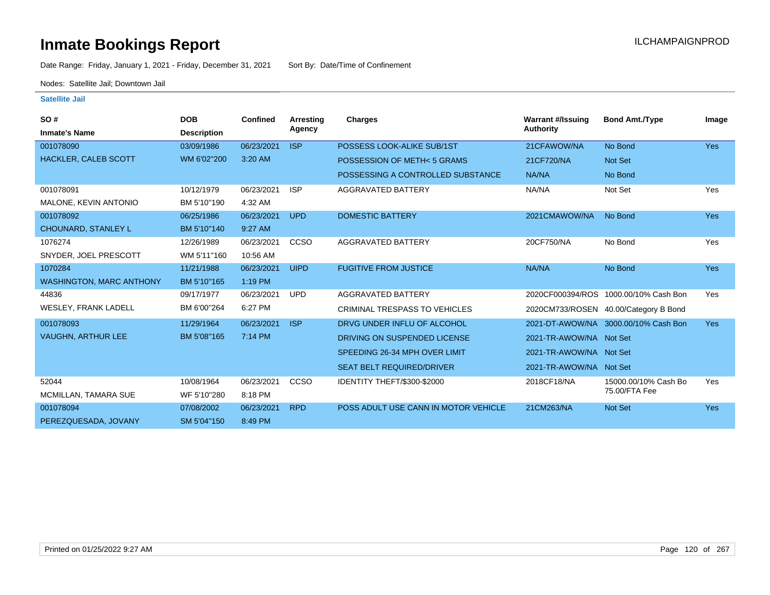# Inmate Bookings Report

ILCHAMPAIGNPROD

Date Range: Friday, January 1, 2021 - Friday, December 31, 2021    Sort By: Date/Time of Confinement

Nodes: Satellite Jail; Downtown Jail

**Satellite Jail**

| SO # / Inmate's Name | DOB / Description | Confined | Arresting Agency | Charges | Warrant #/Issuing Authority | Bond Amt./Type | Image |
|---|---|---|---|---|---|---|---|
| 001078090 HACKLER, CALEB SCOTT | 03/09/1986 WM 6'02"200 | 06/23/2021 3:20 AM | ISP | POSSESS LOOK-ALIKE SUB/1ST | 21CFAWOW/NA | No Bond | Yes |
| | | | | POSSESSION OF METH< 5 GRAMS | 21CF720/NA | Not Set | |
| | | | | POSSESSING A CONTROLLED SUBSTANCE | NA/NA | No Bond | |
| 001078091 MALONE, KEVIN ANTONIO | 10/12/1979 BM 5'10"190 | 06/23/2021 4:32 AM | ISP | AGGRAVATED BATTERY | NA/NA | Not Set | Yes |
| 001078092 CHOUNARD, STANLEY L | 06/25/1986 BM 5'10"140 | 06/23/2021 9:27 AM | UPD | DOMESTIC BATTERY | 2021CMAWOW/NA | No Bond | Yes |
| 1076274 SNYDER, JOEL PRESCOTT | 12/26/1989 WM 5'11"160 | 06/23/2021 10:56 AM | CCSO | AGGRAVATED BATTERY | 20CF750/NA | No Bond | Yes |
| 1070284 WASHINGTON, MARC ANTHONY | 11/21/1988 BM 5'10"165 | 06/23/2021 1:19 PM | UIPD | FUGITIVE FROM JUSTICE | NA/NA | No Bond | Yes |
| 44836 WESLEY, FRANK LADELL | 09/17/1977 BM 6'00"264 | 06/23/2021 6:27 PM | UPD | AGGRAVATED BATTERY | 2020CF000394/ROS | 1000.00/10% Cash Bon | Yes |
| | | | | CRIMINAL TRESPASS TO VEHICLES | 2020CM733/ROSEN | 40.00/Category B Bond | |
| 001078093 VAUGHN, ARTHUR LEE | 11/29/1964 BM 5'08"165 | 06/23/2021 7:14 PM | ISP | DRVG UNDER INFLU OF ALCOHOL | 2021-DT-AWOW/NA | 3000.00/10% Cash Bon | Yes |
| | | | | DRIVING ON SUSPENDED LICENSE | 2021-TR-AWOW/NA | Not Set | |
| | | | | SPEEDING 26-34 MPH OVER LIMIT | 2021-TR-AWOW/NA | Not Set | |
| | | | | SEAT BELT REQUIRED/DRIVER | 2021-TR-AWOW/NA | Not Set | |
| 52044 MCMILLAN, TAMARA SUE | 10/08/1964 WF 5'10"280 | 06/23/2021 8:18 PM | CCSO | IDENTITY THEFT/$300-$2000 | 2018CF18/NA | 15000.00/10% Cash Bo 75.00/FTA Fee | Yes |
| 001078094 PEREZQUESADA, JOVANY | 07/08/2002 SM 5'04"150 | 06/23/2021 8:49 PM | RPD | POSS ADULT USE CANN IN MOTOR VEHICLE | 21CM263/NA | Not Set | Yes |

Printed on 01/25/2022 9:27 AM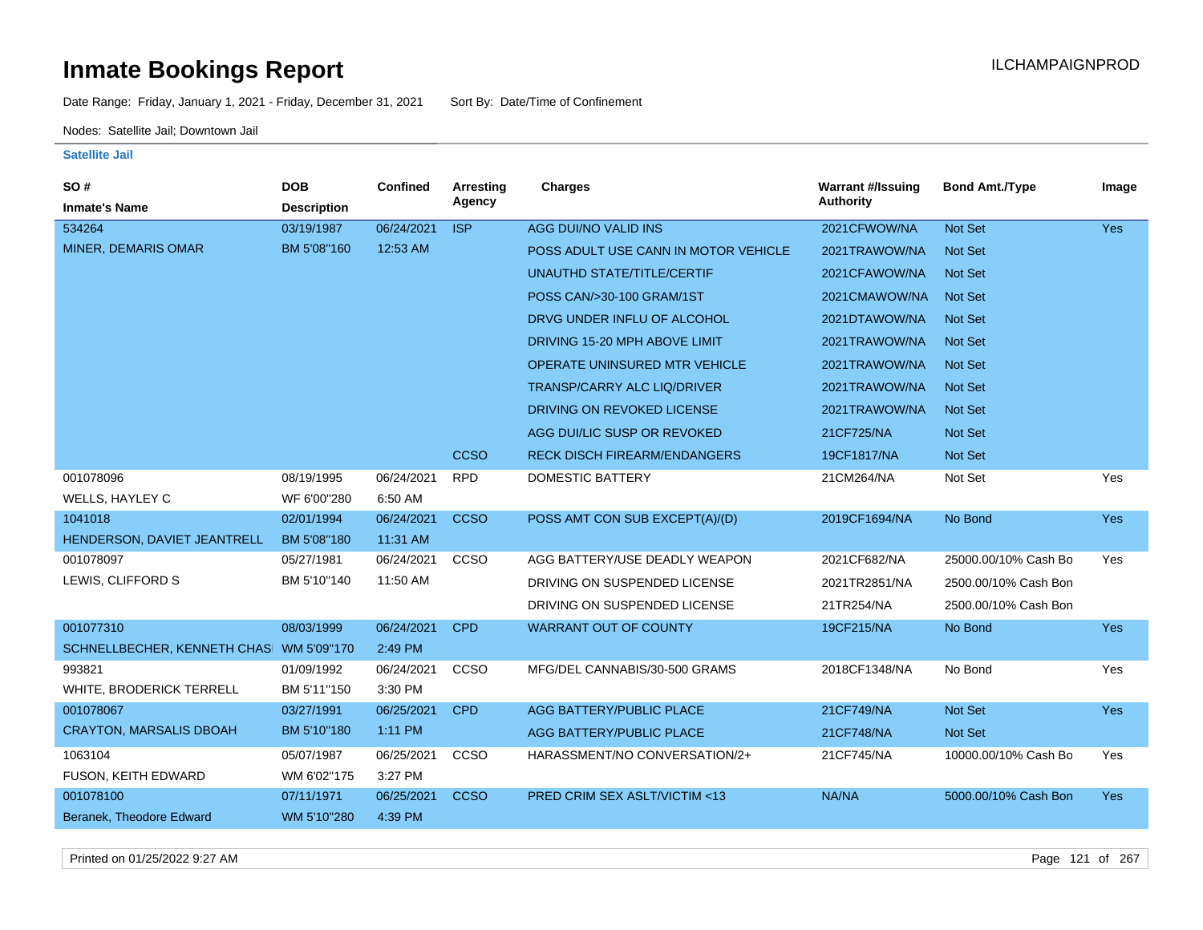# Inmate Bookings Report

ILCHAMPAIGNPROD

Date Range: Friday, January 1, 2021 - Friday, December 31, 2021     Sort By: Date/Time of Confinement

Nodes: Satellite Jail; Downtown Jail

### Satellite Jail

| SO # / Inmate's Name | DOB / Description | Confined | Arresting Agency | Charges | Warrant #/Issuing Authority | Bond Amt./Type | Image |
|---|---|---|---|---|---|---|---|
| 534264 | 03/19/1987 | 06/24/2021 | ISP | AGG DUI/NO VALID INS | 2021CFWOW/NA | Not Set | Yes |
| MINER, DEMARIS OMAR | BM 5'08"160 | 12:53 AM | | POSS ADULT USE CANN IN MOTOR VEHICLE | 2021TRAWOW/NA | Not Set | |
| | | | | UNAUTHD STATE/TITLE/CERTIF | 2021CFAWOW/NA | Not Set | |
| | | | | POSS CAN/>30-100 GRAM/1ST | 2021CMAWOW/NA | Not Set | |
| | | | | DRVG UNDER INFLU OF ALCOHOL | 2021DTAWOW/NA | Not Set | |
| | | | | DRIVING 15-20 MPH ABOVE LIMIT | 2021TRAWOW/NA | Not Set | |
| | | | | OPERATE UNINSURED MTR VEHICLE | 2021TRAWOW/NA | Not Set | |
| | | | | TRANSP/CARRY ALC LIQ/DRIVER | 2021TRAWOW/NA | Not Set | |
| | | | | DRIVING ON REVOKED LICENSE | 2021TRAWOW/NA | Not Set | |
| | | | | AGG DUI/LIC SUSP OR REVOKED | 21CF725/NA | Not Set | |
| | | | CCSO | RECK DISCH FIREARM/ENDANGERS | 19CF1817/NA | Not Set | |
| 001078096 | 08/19/1995 | 06/24/2021 | RPD | DOMESTIC BATTERY | 21CM264/NA | Not Set | Yes |
| WELLS, HAYLEY C | WF 6'00"280 | 6:50 AM | | | | | |
| 1041018 | 02/01/1994 | 06/24/2021 | CCSO | POSS AMT CON SUB EXCEPT(A)/(D) | 2019CF1694/NA | No Bond | Yes |
| HENDERSON, DAVIET JEANTRELL | BM 5'08"180 | 11:31 AM | | | | | |
| 001078097 | 05/27/1981 | 06/24/2021 | CCSO | AGG BATTERY/USE DEADLY WEAPON | 2021CF682/NA | 25000.00/10% Cash Bo | Yes |
| LEWIS, CLIFFORD S | BM 5'10"140 | 11:50 AM | | DRIVING ON SUSPENDED LICENSE | 2021TR2851/NA | 2500.00/10% Cash Bon | |
| | | | | DRIVING ON SUSPENDED LICENSE | 21TR254/NA | 2500.00/10% Cash Bon | |
| 001077310 | 08/03/1999 | 06/24/2021 | CPD | WARRANT OUT OF COUNTY | 19CF215/NA | No Bond | Yes |
| SCHNELLBECHER, KENNETH CHASI | WM 5'09"170 | 2:49 PM | | | | | |
| 993821 | 01/09/1992 | 06/24/2021 | CCSO | MFG/DEL CANNABIS/30-500 GRAMS | 2018CF1348/NA | No Bond | Yes |
| WHITE, BRODERICK TERRELL | BM 5'11"150 | 3:30 PM | | | | | |
| 001078067 | 03/27/1991 | 06/25/2021 | CPD | AGG BATTERY/PUBLIC PLACE | 21CF749/NA | Not Set | Yes |
| CRAYTON, MARSALIS DBOAH | BM 5'10"180 | 1:11 PM | | AGG BATTERY/PUBLIC PLACE | 21CF748/NA | Not Set | |
| 1063104 | 05/07/1987 | 06/25/2021 | CCSO | HARASSMENT/NO CONVERSATION/2+ | 21CF745/NA | 10000.00/10% Cash Bo | Yes |
| FUSON, KEITH EDWARD | WM 6'02"175 | 3:27 PM | | | | | |
| 001078100 | 07/11/1971 | 06/25/2021 | CCSO | PRED CRIM SEX ASLT/VICTIM <13 | NA/NA | 5000.00/10% Cash Bon | Yes |
| Beranek, Theodore Edward | WM 5'10"280 | 4:39 PM | | | | | |

Printed on 01/25/2022 9:27 AM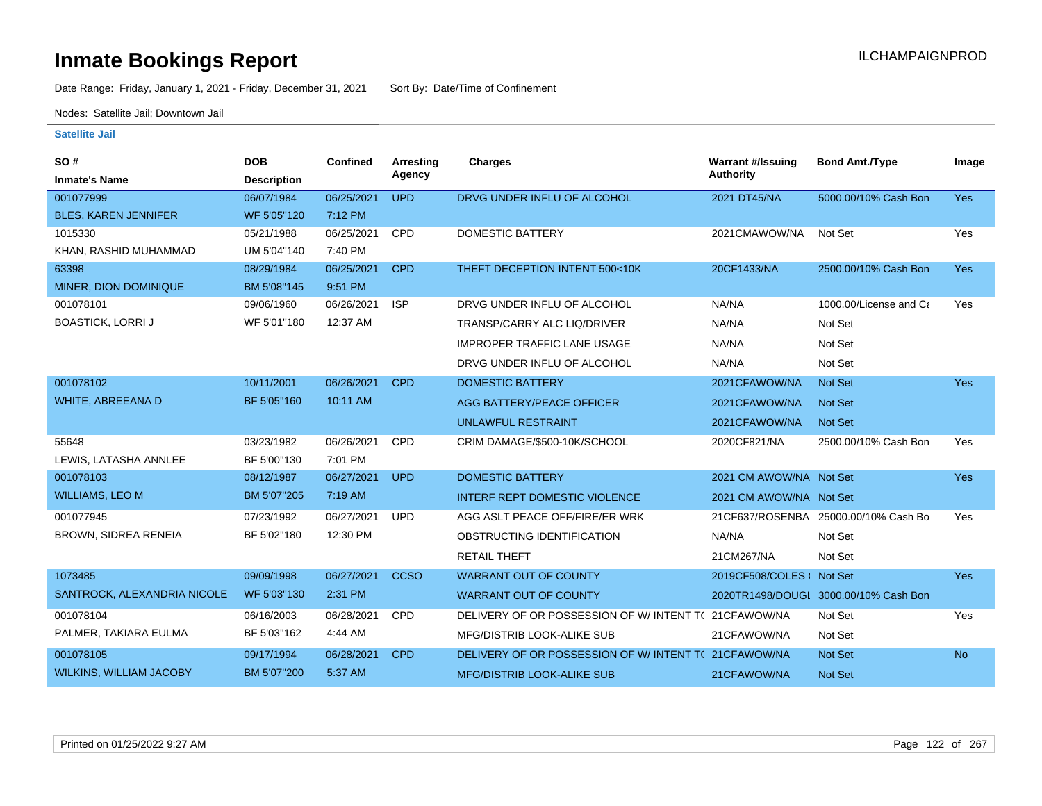# Inmate Bookings Report

ILCHAMPAIGNPROD

Date Range: Friday, January 1, 2021 - Friday, December 31, 2021 Sort By: Date/Time of Confinement

Nodes: Satellite Jail; Downtown Jail

### Satellite Jail

| SO # / Inmate's Name | DOB / Description | Confined | Arresting Agency | Charges | Warrant #/Issuing Authority | Bond Amt./Type | Image |
|---|---|---|---|---|---|---|---|
| 001077999 | 06/07/1984 | 06/25/2021 | UPD | DRVG UNDER INFLU OF ALCOHOL | 2021 DT45/NA | 5000.00/10% Cash Bon | Yes |
| BLES, KAREN JENNIFER | WF 5'05"120 | 7:12 PM | | | | | |
| 1015330 | 05/21/1988 | 06/25/2021 | CPD | DOMESTIC BATTERY | 2021CMAWOW/NA | Not Set | Yes |
| KHAN, RASHID MUHAMMAD | UM 5'04"140 | 7:40 PM | | | | | |
| 63398 | 08/29/1984 | 06/25/2021 | CPD | THEFT DECEPTION INTENT 500<10K | 20CF1433/NA | 2500.00/10% Cash Bon | Yes |
| MINER, DION DOMINIQUE | BM 5'08"145 | 9:51 PM | | | | | |
| 001078101 | 09/06/1960 | 06/26/2021 | ISP | DRVG UNDER INFLU OF ALCOHOL | NA/NA | 1000.00/License and Ca | Yes |
| BOASTICK, LORRI J | WF 5'01"180 | 12:37 AM | | TRANSP/CARRY ALC LIQ/DRIVER | NA/NA | Not Set | |
| | | | | IMPROPER TRAFFIC LANE USAGE | NA/NA | Not Set | |
| | | | | DRVG UNDER INFLU OF ALCOHOL | NA/NA | Not Set | |
| 001078102 | 10/11/2001 | 06/26/2021 | CPD | DOMESTIC BATTERY | 2021CFAWOW/NA | Not Set | Yes |
| WHITE, ABREEANA D | BF 5'05"160 | 10:11 AM | | AGG BATTERY/PEACE OFFICER | 2021CFAWOW/NA | Not Set | |
| | | | | UNLAWFUL RESTRAINT | 2021CFAWOW/NA | Not Set | |
| 55648 | 03/23/1982 | 06/26/2021 | CPD | CRIM DAMAGE/$500-10K/SCHOOL | 2020CF821/NA | 2500.00/10% Cash Bon | Yes |
| LEWIS, LATASHA ANNLEE | BF 5'00"130 | 7:01 PM | | | | | |
| 001078103 | 08/12/1987 | 06/27/2021 | UPD | DOMESTIC BATTERY | 2021 CM AWOW/NA | Not Set | Yes |
| WILLIAMS, LEO M | BM 5'07"205 | 7:19 AM | | INTERF REPT DOMESTIC VIOLENCE | 2021 CM AWOW/NA | Not Set | |
| 001077945 | 07/23/1992 | 06/27/2021 | UPD | AGG ASLT PEACE OFF/FIRE/ER WRK | 21CF637/ROSENBA | 25000.00/10% Cash Bo | Yes |
| BROWN, SIDREA RENEIA | BF 5'02"180 | 12:30 PM | | OBSTRUCTING IDENTIFICATION | NA/NA | Not Set | |
| | | | | RETAIL THEFT | 21CM267/NA | Not Set | |
| 1073485 | 09/09/1998 | 06/27/2021 | CCSO | WARRANT OUT OF COUNTY | 2019CF508/COLES ( | Not Set | Yes |
| SANTROCK, ALEXANDRIA NICOLE | WF 5'03"130 | 2:31 PM | | WARRANT OUT OF COUNTY | 2020TR1498/DOUGL | 3000.00/10% Cash Bon | |
| 001078104 | 06/16/2003 | 06/28/2021 | CPD | DELIVERY OF OR POSSESSION OF W/ INTENT T( | 21CFAWOW/NA | Not Set | Yes |
| PALMER, TAKIARA EULMA | BF 5'03"162 | 4:44 AM | | MFG/DISTRIB LOOK-ALIKE SUB | 21CFAWOW/NA | Not Set | |
| 001078105 | 09/17/1994 | 06/28/2021 | CPD | DELIVERY OF OR POSSESSION OF W/ INTENT T( | 21CFAWOW/NA | Not Set | No |
| WILKINS, WILLIAM JACOBY | BM 5'07"200 | 5:37 AM | | MFG/DISTRIB LOOK-ALIKE SUB | 21CFAWOW/NA | Not Set | |

Printed on 01/25/2022 9:27 AM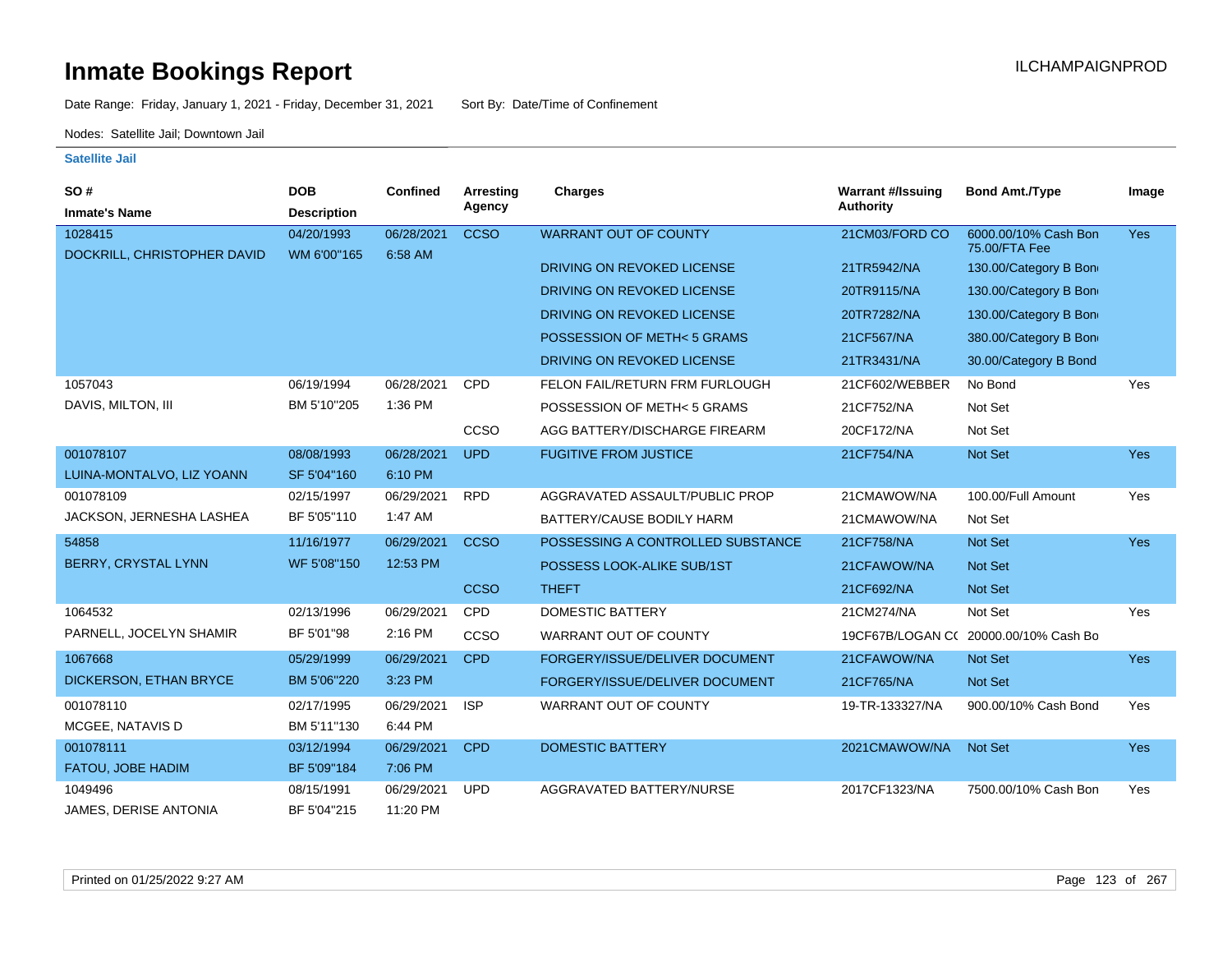# Inmate Bookings Report

ILCHAMPAIGNPROD

Date Range: Friday, January 1, 2021 - Friday, December 31, 2021  Sort By: Date/Time of Confinement

Nodes: Satellite Jail; Downtown Jail

### Satellite Jail

| SO # / Inmate's Name | DOB / Description | Confined | Arresting Agency | Charges | Warrant #/Issuing Authority | Bond Amt./Type | Image |
|---|---|---|---|---|---|---|---|
| 1028415 DOCKRILL, CHRISTOPHER DAVID | 04/20/1993 WM 6'00"165 | 06/28/2021 6:58 AM | CCSO | WARRANT OUT OF COUNTY | 21CM03/FORD CO | 6000.00/10% Cash Bon 75.00/FTA Fee | Yes |
| | | | | DRIVING ON REVOKED LICENSE | 21TR5942/NA | 130.00/Category B Bon | |
| | | | | DRIVING ON REVOKED LICENSE | 20TR9115/NA | 130.00/Category B Bon | |
| | | | | DRIVING ON REVOKED LICENSE | 20TR7282/NA | 130.00/Category B Bon | |
| | | | | POSSESSION OF METH< 5 GRAMS | 21CF567/NA | 380.00/Category B Bon | |
| | | | | DRIVING ON REVOKED LICENSE | 21TR3431/NA | 30.00/Category B Bond | |
| 1057043 DAVIS, MILTON, III | 06/19/1994 BM 5'10"205 | 06/28/2021 1:36 PM | CPD | FELON FAIL/RETURN FRM FURLOUGH | 21CF602/WEBBER | No Bond | Yes |
| | | | | POSSESSION OF METH< 5 GRAMS | 21CF752/NA | Not Set | |
| | | | CCSO | AGG BATTERY/DISCHARGE FIREARM | 20CF172/NA | Not Set | |
| 001078107 LUINA-MONTALVO, LIZ YOANN | 08/08/1993 SF 5'04"160 | 06/28/2021 6:10 PM | UPD | FUGITIVE FROM JUSTICE | 21CF754/NA | Not Set | Yes |
| 001078109 JACKSON, JERNESHA LASHEA | 02/15/1997 BF 5'05"110 | 06/29/2021 1:47 AM | RPD | AGGRAVATED ASSAULT/PUBLIC PROP | 21CMAWOW/NA | 100.00/Full Amount | Yes |
| | | | | BATTERY/CAUSE BODILY HARM | 21CMAWOW/NA | Not Set | |
| 54858 BERRY, CRYSTAL LYNN | 11/16/1977 WF 5'08"150 | 06/29/2021 12:53 PM | CCSO | POSSESSING A CONTROLLED SUBSTANCE | 21CF758/NA | Not Set | Yes |
| | | | | POSSESS LOOK-ALIKE SUB/1ST | 21CFAWOW/NA | Not Set | |
| | | | CCSO | THEFT | 21CF692/NA | Not Set | |
| 1064532 PARNELL, JOCELYN SHAMIR | 02/13/1996 BF 5'01"98 | 06/29/2021 2:16 PM | CPD | DOMESTIC BATTERY | 21CM274/NA | Not Set | Yes |
| | | | CCSO | WARRANT OUT OF COUNTY | 19CF67B/LOGAN C( | 20000.00/10% Cash Bo | |
| 1067668 DICKERSON, ETHAN BRYCE | 05/29/1999 BM 5'06"220 | 06/29/2021 3:23 PM | CPD | FORGERY/ISSUE/DELIVER DOCUMENT | 21CFAWOW/NA | Not Set | Yes |
| | | | | FORGERY/ISSUE/DELIVER DOCUMENT | 21CF765/NA | Not Set | |
| 001078110 MCGEE, NATAVIS D | 02/17/1995 BM 5'11"130 | 06/29/2021 6:44 PM | ISP | WARRANT OUT OF COUNTY | 19-TR-133327/NA | 900.00/10% Cash Bond | Yes |
| 001078111 FATOU, JOBE HADIM | 03/12/1994 BF 5'09"184 | 06/29/2021 7:06 PM | CPD | DOMESTIC BATTERY | 2021CMAWOW/NA | Not Set | Yes |
| 1049496 JAMES, DERISE ANTONIA | 08/15/1991 BF 5'04"215 | 06/29/2021 11:20 PM | UPD | AGGRAVATED BATTERY/NURSE | 2017CF1323/NA | 7500.00/10% Cash Bon | Yes |

Printed on 01/25/2022 9:27 AM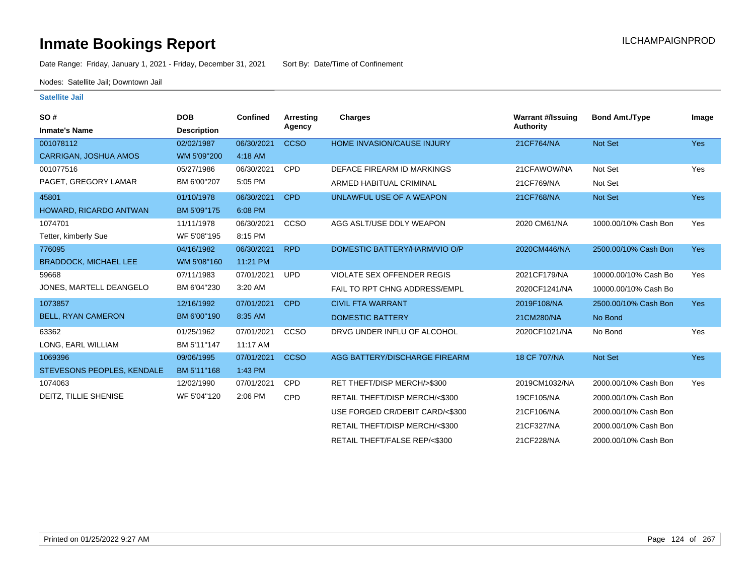# Inmate Bookings Report

ILCHAMPAIGNPROD

Date Range: Friday, January 1, 2021 - Friday, December 31, 2021 Sort By: Date/Time of Confinement

Nodes: Satellite Jail; Downtown Jail

### Satellite Jail

| SO # / Inmate's Name | DOB / Description | Confined | Arresting Agency | Charges | Warrant #/Issuing Authority | Bond Amt./Type | Image |
|---|---|---|---|---|---|---|---|
| 001078112 | 02/02/1987 | 06/30/2021 | CCSO | HOME INVASION/CAUSE INJURY | 21CF764/NA | Not Set | Yes |
| CARRIGAN, JOSHUA AMOS | WM 5'09"200 | 4:18 AM | | | | | |
| 001077516 | 05/27/1986 | 06/30/2021 | CPD | DEFACE FIREARM ID MARKINGS | 21CFAWOW/NA | Not Set | Yes |
| PAGET, GREGORY LAMAR | BM 6'00"207 | 5:05 PM | | ARMED HABITUAL CRIMINAL | 21CF769/NA | Not Set | |
| 45801 | 01/10/1978 | 06/30/2021 | CPD | UNLAWFUL USE OF A WEAPON | 21CF768/NA | Not Set | Yes |
| HOWARD, RICARDO ANTWAN | BM 5'09"175 | 6:08 PM | | | | | |
| 1074701 | 11/11/1978 | 06/30/2021 | CCSO | AGG ASLT/USE DDLY WEAPON | 2020 CM61/NA | 1000.00/10% Cash Bon | Yes |
| Tetter, kimberly Sue | WF 5'08"195 | 8:15 PM | | | | | |
| 776095 | 04/16/1982 | 06/30/2021 | RPD | DOMESTIC BATTERY/HARM/VIO O/P | 2020CM446/NA | 2500.00/10% Cash Bon | Yes |
| BRADDOCK, MICHAEL LEE | WM 5'08"160 | 11:21 PM | | | | | |
| 59668 | 07/11/1983 | 07/01/2021 | UPD | VIOLATE SEX OFFENDER REGIS | 2021CF179/NA | 10000.00/10% Cash Bo | Yes |
| JONES, MARTELL DEANGELO | BM 6'04"230 | 3:20 AM | | FAIL TO RPT CHNG ADDRESS/EMPL | 2020CF1241/NA | 10000.00/10% Cash Bo | |
| 1073857 | 12/16/1992 | 07/01/2021 | CPD | CIVIL FTA WARRANT | 2019F108/NA | 2500.00/10% Cash Bon | Yes |
| BELL, RYAN CAMERON | BM 6'00"190 | 8:35 AM | | DOMESTIC BATTERY | 21CM280/NA | No Bond | |
| 63362 | 01/25/1962 | 07/01/2021 | CCSO | DRVG UNDER INFLU OF ALCOHOL | 2020CF1021/NA | No Bond | Yes |
| LONG, EARL WILLIAM | BM 5'11"147 | 11:17 AM | | | | | |
| 1069396 | 09/06/1995 | 07/01/2021 | CCSO | AGG BATTERY/DISCHARGE FIREARM | 18 CF 707/NA | Not Set | Yes |
| STEVESONS PEOPLES, KENDALE | BM 5'11"168 | 1:43 PM | | | | | |
| 1074063 | 12/02/1990 | 07/01/2021 | CPD | RET THEFT/DISP MERCH/>$300 | 2019CM1032/NA | 2000.00/10% Cash Bon | Yes |
| DEITZ, TILLIE SHENISE | WF 5'04"120 | 2:06 PM | CPD | RETAIL THEFT/DISP MERCH/<$300 | 19CF105/NA | 2000.00/10% Cash Bon | |
| | | | | USE FORGED CR/DEBIT CARD/<$300 | 21CF106/NA | 2000.00/10% Cash Bon | |
| | | | | RETAIL THEFT/DISP MERCH/<$300 | 21CF327/NA | 2000.00/10% Cash Bon | |
| | | | | RETAIL THEFT/FALSE REP/<$300 | 21CF228/NA | 2000.00/10% Cash Bon | |

Printed on 01/25/2022 9:27 AM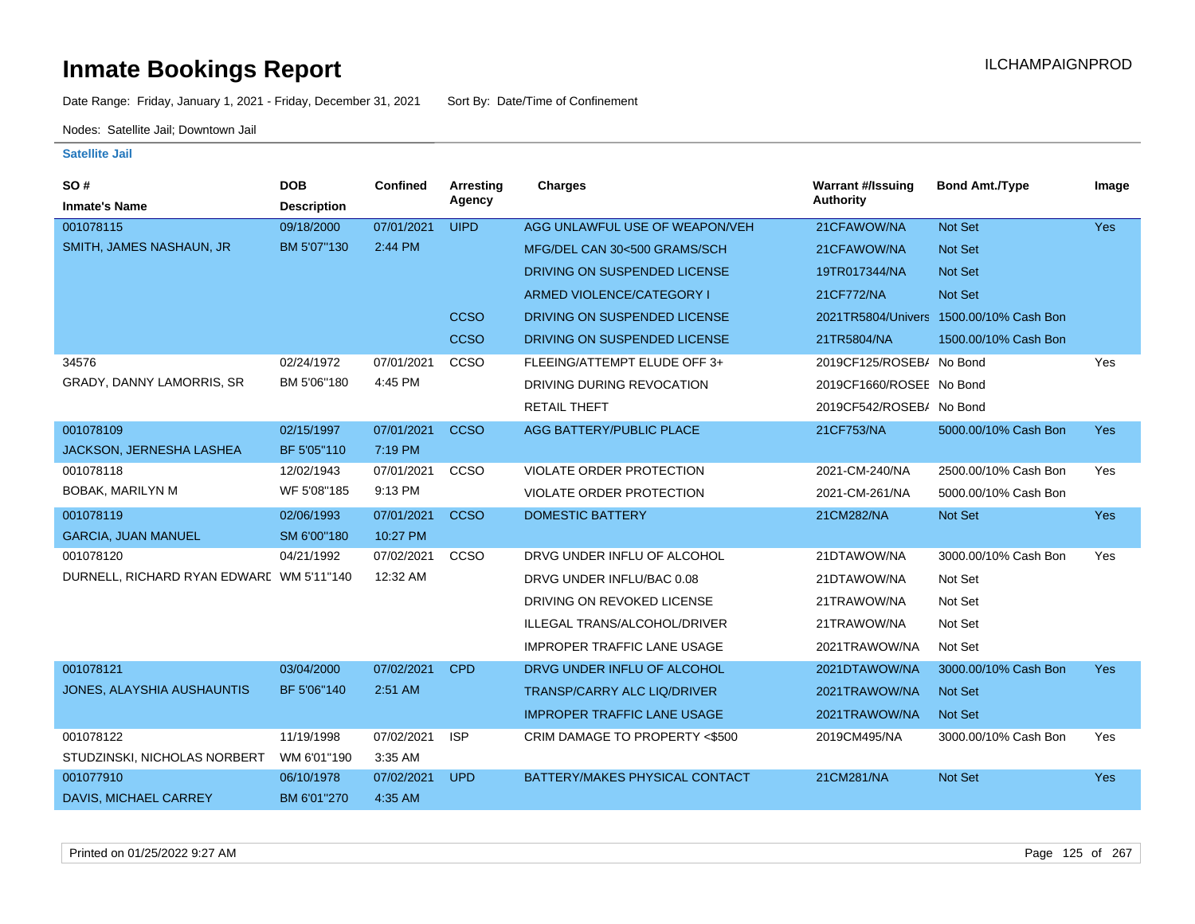# Inmate Bookings Report

ILCHAMPAIGNPROD

Date Range: Friday, January 1, 2021 - Friday, December 31, 2021   Sort By: Date/Time of Confinement

Nodes: Satellite Jail; Downtown Jail

### Satellite Jail

| SO # / Inmate's Name | DOB / Description | Confined | Arresting Agency | Charges | Warrant #/Issuing Authority | Bond Amt./Type | Image |
|---|---|---|---|---|---|---|---|
| 001078115 | 09/18/2000 | 07/01/2021 | UIPD | AGG UNLAWFUL USE OF WEAPON/VEH | 21CFAWOW/NA | Not Set | Yes |
| SMITH, JAMES NASHAUN, JR | BM 5'07''130 | 2:44 PM | | MFG/DEL CAN 30<500 GRAMS/SCH | 21CFAWOW/NA | Not Set | |
| | | | | DRIVING ON SUSPENDED LICENSE | 19TR017344/NA | Not Set | |
| | | | | ARMED VIOLENCE/CATEGORY I | 21CF772/NA | Not Set | |
| | | | CCSO | DRIVING ON SUSPENDED LICENSE | 2021TR5804/Univers | 1500.00/10% Cash Bon | |
| | | | CCSO | DRIVING ON SUSPENDED LICENSE | 21TR5804/NA | 1500.00/10% Cash Bon | |
| 34576 | 02/24/1972 | 07/01/2021 | CCSO | FLEEING/ATTEMPT ELUDE OFF 3+ | 2019CF125/ROSEB/ | No Bond | Yes |
| GRADY, DANNY LAMORRIS, SR | BM 5'06''180 | 4:45 PM | | DRIVING DURING REVOCATION | 2019CF1660/ROSEE | No Bond | |
| | | | | RETAIL THEFT | 2019CF542/ROSEB/ | No Bond | |
| 001078109 | 02/15/1997 | 07/01/2021 | CCSO | AGG BATTERY/PUBLIC PLACE | 21CF753/NA | 5000.00/10% Cash Bon | Yes |
| JACKSON, JERNESHA LASHEA | BF 5'05''110 | 7:19 PM | | | | | |
| 001078118 | 12/02/1943 | 07/01/2021 | CCSO | VIOLATE ORDER PROTECTION | 2021-CM-240/NA | 2500.00/10% Cash Bon | Yes |
| BOBAK, MARILYN M | WF 5'08''185 | 9:13 PM | | VIOLATE ORDER PROTECTION | 2021-CM-261/NA | 5000.00/10% Cash Bon | |
| 001078119 | 02/06/1993 | 07/01/2021 | CCSO | DOMESTIC BATTERY | 21CM282/NA | Not Set | Yes |
| GARCIA, JUAN MANUEL | SM 6'00''180 | 10:27 PM | | | | | |
| 001078120 | 04/21/1992 | 07/02/2021 | CCSO | DRVG UNDER INFLU OF ALCOHOL | 21DTAWOW/NA | 3000.00/10% Cash Bon | Yes |
| DURNELL, RICHARD RYAN EDWARD | WM 5'11''140 | 12:32 AM | | DRVG UNDER INFLU/BAC 0.08 | 21DTAWOW/NA | Not Set | |
| | | | | DRIVING ON REVOKED LICENSE | 21TRAWOW/NA | Not Set | |
| | | | | ILLEGAL TRANS/ALCOHOL/DRIVER | 21TRAWOW/NA | Not Set | |
| | | | | IMPROPER TRAFFIC LANE USAGE | 2021TRAWOW/NA | Not Set | |
| 001078121 | 03/04/2000 | 07/02/2021 | CPD | DRVG UNDER INFLU OF ALCOHOL | 2021DTAWOW/NA | 3000.00/10% Cash Bon | Yes |
| JONES, ALAYSHIA AUSHAUNTIS | BF 5'06''140 | 2:51 AM | | TRANSP/CARRY ALC LIQ/DRIVER | 2021TRAWOW/NA | Not Set | |
| | | | | IMPROPER TRAFFIC LANE USAGE | 2021TRAWOW/NA | Not Set | |
| 001078122 | 11/19/1998 | 07/02/2021 | ISP | CRIM DAMAGE TO PROPERTY <$500 | 2019CM495/NA | 3000.00/10% Cash Bon | Yes |
| STUDZINSKI, NICHOLAS NORBERT | WM 6'01''190 | 3:35 AM | | | | | |
| 001077910 | 06/10/1978 | 07/02/2021 | UPD | BATTERY/MAKES PHYSICAL CONTACT | 21CM281/NA | Not Set | Yes |
| DAVIS, MICHAEL CARREY | BM 6'01''270 | 4:35 AM | | | | | |

Printed on 01/25/2022 9:27 AM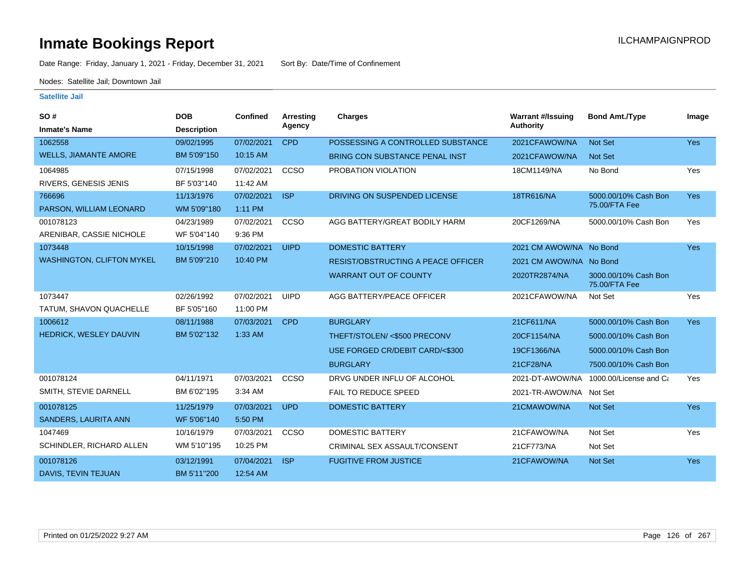# Inmate Bookings Report

ILCHAMPAIGNPROD

Date Range: Friday, January 1, 2021 - Friday, December 31, 2021     Sort By: Date/Time of Confinement

Nodes: Satellite Jail; Downtown Jail

**Satellite Jail**

| SO # / Inmate's Name | DOB / Description | Confined | Arresting Agency | Charges | Warrant #/Issuing Authority | Bond Amt./Type | Image |
|---|---|---|---|---|---|---|---|
| 1062558 | 09/02/1995 | 07/02/2021 | CPD | POSSESSING A CONTROLLED SUBSTANCE | 2021CFAWOW/NA | Not Set | Yes |
| WELLS, JIAMANTE AMORE | BM 5'09"150 | 10:15 AM | | BRING CON SUBSTANCE PENAL INST | 2021CFAWOW/NA | Not Set | |
| 1064985 | 07/15/1998 | 07/02/2021 | CCSO | PROBATION VIOLATION | 18CM1149/NA | No Bond | Yes |
| RIVERS, GENESIS JENIS | BF 5'03"140 | 11:42 AM | | | | | |
| 766696 | 11/13/1976 | 07/02/2021 | ISP | DRIVING ON SUSPENDED LICENSE | 18TR616/NA | 5000.00/10% Cash Bon 75.00/FTA Fee | Yes |
| PARSON, WILLIAM LEONARD | WM 5'09"180 | 1:11 PM | | | | | |
| 001078123 | 04/23/1989 | 07/02/2021 | CCSO | AGG BATTERY/GREAT BODILY HARM | 20CF1269/NA | 5000.00/10% Cash Bon | Yes |
| ARENIBAR, CASSIE NICHOLE | WF 5'04"140 | 9:36 PM | | | | | |
| 1073448 | 10/15/1998 | 07/02/2021 | UIPD | DOMESTIC BATTERY | 2021 CM AWOW/NA | No Bond | Yes |
| WASHINGTON, CLIFTON MYKEL | BM 5'09"210 | 10:40 PM | | RESIST/OBSTRUCTING A PEACE OFFICER | 2021 CM AWOW/NA | No Bond | |
| | | | | WARRANT OUT OF COUNTY | 2020TR2874/NA | 3000.00/10% Cash Bon 75.00/FTA Fee | |
| 1073447 | 02/26/1992 | 07/02/2021 | UIPD | AGG BATTERY/PEACE OFFICER | 2021CFAWOW/NA | Not Set | Yes |
| TATUM, SHAVON QUACHELLE | BF 5'05"160 | 11:00 PM | | | | | |
| 1006612 | 08/11/1988 | 07/03/2021 | CPD | BURGLARY | 21CF611/NA | 5000.00/10% Cash Bon | Yes |
| HEDRICK, WESLEY DAUVIN | BM 5'02"132 | 1:33 AM | | THEFT/STOLEN/ <$500 PRECONV | 20CF1154/NA | 5000.00/10% Cash Bon | |
| | | | | USE FORGED CR/DEBIT CARD/<$300 | 19CF1366/NA | 5000.00/10% Cash Bon | |
| | | | | BURGLARY | 21CF28/NA | 7500.00/10% Cash Bon | |
| 001078124 | 04/11/1971 | 07/03/2021 | CCSO | DRVG UNDER INFLU OF ALCOHOL | 2021-DT-AWOW/NA | 1000.00/License and Ca | Yes |
| SMITH, STEVIE DARNELL | BM 6'02"195 | 3:34 AM | | FAIL TO REDUCE SPEED | 2021-TR-AWOW/NA | Not Set | |
| 001078125 | 11/25/1979 | 07/03/2021 | UPD | DOMESTIC BATTERY | 21CMAWOW/NA | Not Set | Yes |
| SANDERS, LAURITA ANN | WF 5'06"140 | 5:50 PM | | | | | |
| 1047469 | 10/16/1979 | 07/03/2021 | CCSO | DOMESTIC BATTERY | 21CFAWOW/NA | Not Set | Yes |
| SCHINDLER, RICHARD ALLEN | WM 5'10"195 | 10:25 PM | | CRIMINAL SEX ASSAULT/CONSENT | 21CF773/NA | Not Set | |
| 001078126 | 03/12/1991 | 07/04/2021 | ISP | FUGITIVE FROM JUSTICE | 21CFAWOW/NA | Not Set | Yes |
| DAVIS, TEVIN TEJUAN | BM 5'11"200 | 12:54 AM | | | | | |

Printed on 01/25/2022 9:27 AM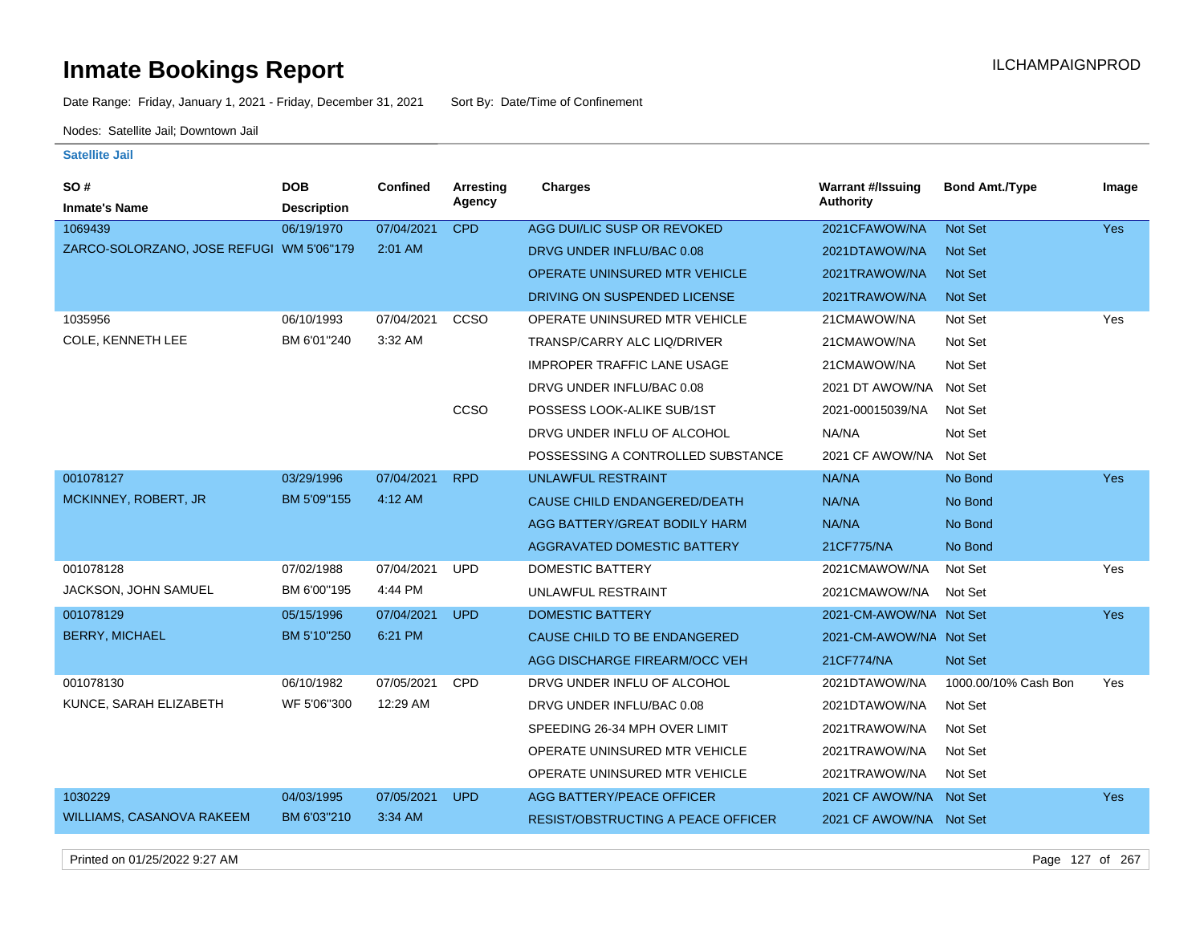# Inmate Bookings Report

Date Range: Friday, January 1, 2021 - Friday, December 31, 2021 Sort By: Date/Time of Confinement

Nodes: Satellite Jail; Downtown Jail

### Satellite Jail

| SO # / Inmate's Name | DOB / Description | Confined | Arresting Agency | Charges | Warrant #/Issuing Authority | Bond Amt./Type | Image |
|---|---|---|---|---|---|---|---|
| 1069439 | 06/19/1970 | 07/04/2021 | CPD | AGG DUI/LIC SUSP OR REVOKED | 2021CFAWOW/NA | Not Set | Yes |
| ZARCO-SOLORZANO, JOSE REFUGI | WM 5'06"179 | 2:01 AM | | DRVG UNDER INFLU/BAC 0.08 | 2021DTAWOW/NA | Not Set | |
| | | | | OPERATE UNINSURED MTR VEHICLE | 2021TRAWOW/NA | Not Set | |
| | | | | DRIVING ON SUSPENDED LICENSE | 2021TRAWOW/NA | Not Set | |
| 1035956 | 06/10/1993 | 07/04/2021 | CCSO | OPERATE UNINSURED MTR VEHICLE | 21CMAWOW/NA | Not Set | Yes |
| COLE, KENNETH LEE | BM 6'01"240 | 3:32 AM | | TRANSP/CARRY ALC LIQ/DRIVER | 21CMAWOW/NA | Not Set | |
| | | | | IMPROPER TRAFFIC LANE USAGE | 21CMAWOW/NA | Not Set | |
| | | | | DRVG UNDER INFLU/BAC 0.08 | 2021 DT AWOW/NA | Not Set | |
| | | | CCSO | POSSESS LOOK-ALIKE SUB/1ST | 2021-00015039/NA | Not Set | |
| | | | | DRVG UNDER INFLU OF ALCOHOL | NA/NA | Not Set | |
| | | | | POSSESSING A CONTROLLED SUBSTANCE | 2021 CF AWOW/NA | Not Set | |
| 001078127 | 03/29/1996 | 07/04/2021 | RPD | UNLAWFUL RESTRAINT | NA/NA | No Bond | Yes |
| MCKINNEY, ROBERT, JR | BM 5'09"155 | 4:12 AM | | CAUSE CHILD ENDANGERED/DEATH | NA/NA | No Bond | |
| | | | | AGG BATTERY/GREAT BODILY HARM | NA/NA | No Bond | |
| | | | | AGGRAVATED DOMESTIC BATTERY | 21CF775/NA | No Bond | |
| 001078128 | 07/02/1988 | 07/04/2021 | UPD | DOMESTIC BATTERY | 2021CMAWOW/NA | Not Set | Yes |
| JACKSON, JOHN SAMUEL | BM 6'00"195 | 4:44 PM | | UNLAWFUL RESTRAINT | 2021CMAWOW/NA | Not Set | |
| 001078129 | 05/15/1996 | 07/04/2021 | UPD | DOMESTIC BATTERY | 2021-CM-AWOW/NA | Not Set | Yes |
| BERRY, MICHAEL | BM 5'10"250 | 6:21 PM | | CAUSE CHILD TO BE ENDANGERED | 2021-CM-AWOW/NA | Not Set | |
| | | | | AGG DISCHARGE FIREARM/OCC VEH | 21CF774/NA | Not Set | |
| 001078130 | 06/10/1982 | 07/05/2021 | CPD | DRVG UNDER INFLU OF ALCOHOL | 2021DTAWOW/NA | 1000.00/10% Cash Bon | Yes |
| KUNCE, SARAH ELIZABETH | WF 5'06"300 | 12:29 AM | | DRVG UNDER INFLU/BAC 0.08 | 2021DTAWOW/NA | Not Set | |
| | | | | SPEEDING 26-34 MPH OVER LIMIT | 2021TRAWOW/NA | Not Set | |
| | | | | OPERATE UNINSURED MTR VEHICLE | 2021TRAWOW/NA | Not Set | |
| | | | | OPERATE UNINSURED MTR VEHICLE | 2021TRAWOW/NA | Not Set | |
| 1030229 | 04/03/1995 | 07/05/2021 | UPD | AGG BATTERY/PEACE OFFICER | 2021 CF AWOW/NA | Not Set | Yes |
| WILLIAMS, CASANOVA RAKEEM | BM 6'03"210 | 3:34 AM | | RESIST/OBSTRUCTING A PEACE OFFICER | 2021 CF AWOW/NA | Not Set | |

Printed on 01/25/2022 9:27 AM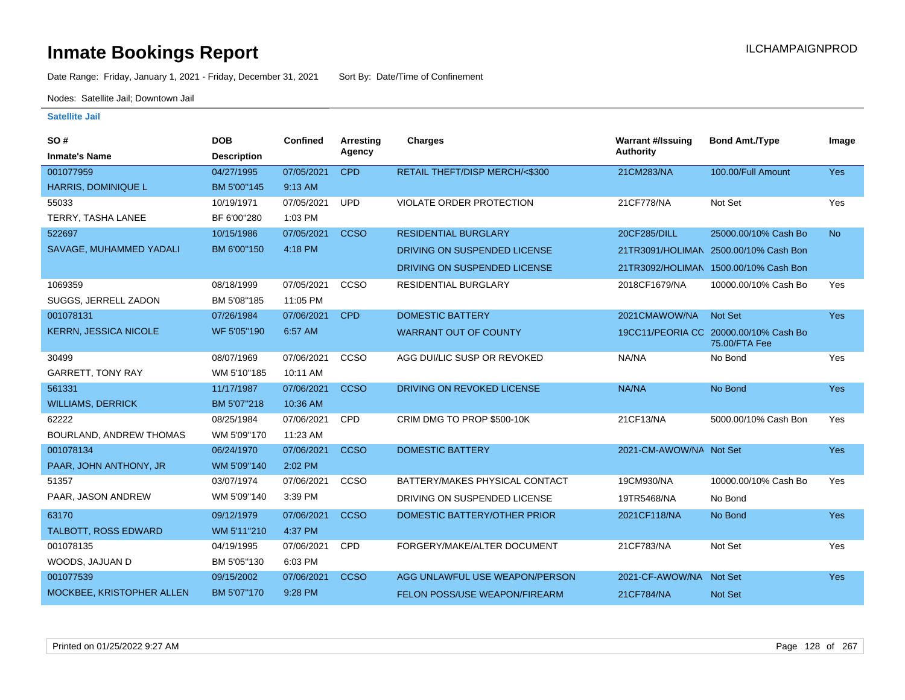# Inmate Bookings Report

Date Range: Friday, January 1, 2021 - Friday, December 31, 2021    Sort By: Date/Time of Confinement

Nodes: Satellite Jail; Downtown Jail

### Satellite Jail

| SO # / Inmate's Name | DOB / Description | Confined | Arresting Agency | Charges | Warrant #/Issuing Authority | Bond Amt./Type | Image |
|---|---|---|---|---|---|---|---|
| 001077959 HARRIS, DOMINIQUE L | 04/27/1995 BM 5'00"145 | 07/05/2021 9:13 AM | CPD | RETAIL THEFT/DISP MERCH/<$300 | 21CM283/NA | 100.00/Full Amount | Yes |
| 55033 TERRY, TASHA LANEE | 10/19/1971 BF 6'00"280 | 07/05/2021 1:03 PM | UPD | VIOLATE ORDER PROTECTION | 21CF778/NA | Not Set | Yes |
| 522697 SAVAGE, MUHAMMED YADALI | 10/15/1986 BM 6'00"150 | 07/05/2021 4:18 PM | CCSO | RESIDENTIAL BURGLARY | 20CF285/DILL | 25000.00/10% Cash Bo | No |
| | | | | DRIVING ON SUSPENDED LICENSE | 21TR3091/HOLIMAN | 2500.00/10% Cash Bon | |
| | | | | DRIVING ON SUSPENDED LICENSE | 21TR3092/HOLIMAN | 1500.00/10% Cash Bon | |
| 1069359 SUGGS, JERRELL ZADON | 08/18/1999 BM 5'08"185 | 07/05/2021 11:05 PM | CCSO | RESIDENTIAL BURGLARY | 2018CF1679/NA | 10000.00/10% Cash Bo | Yes |
| 001078131 KERRN, JESSICA NICOLE | 07/26/1984 WF 5'05"190 | 07/06/2021 6:57 AM | CPD | DOMESTIC BATTERY | 2021CMAWOW/NA | Not Set | Yes |
| | | | | WARRANT OUT OF COUNTY | 19CC11/PEORIA CC | 20000.00/10% Cash Bo 75.00/FTA Fee | |
| 30499 GARRETT, TONY RAY | 08/07/1969 WM 5'10"185 | 07/06/2021 10:11 AM | CCSO | AGG DUI/LIC SUSP OR REVOKED | NA/NA | No Bond | Yes |
| 561331 WILLIAMS, DERRICK | 11/17/1987 BM 5'07"218 | 07/06/2021 10:36 AM | CCSO | DRIVING ON REVOKED LICENSE | NA/NA | No Bond | Yes |
| 62222 BOURLAND, ANDREW THOMAS | 08/25/1984 WM 5'09"170 | 07/06/2021 11:23 AM | CPD | CRIM DMG TO PROP $500-10K | 21CF13/NA | 5000.00/10% Cash Bon | Yes |
| 001078134 PAAR, JOHN ANTHONY, JR | 06/24/1970 WM 5'09"140 | 07/06/2021 2:02 PM | CCSO | DOMESTIC BATTERY | 2021-CM-AWOW/NA | Not Set | Yes |
| 51357 PAAR, JASON ANDREW | 03/07/1974 WM 5'09"140 | 07/06/2021 3:39 PM | CCSO | BATTERY/MAKES PHYSICAL CONTACT | 19CM930/NA | 10000.00/10% Cash Bo | Yes |
| | | | | DRIVING ON SUSPENDED LICENSE | 19TR5468/NA | No Bond | |
| 63170 TALBOTT, ROSS EDWARD | 09/12/1979 WM 5'11"210 | 07/06/2021 4:37 PM | CCSO | DOMESTIC BATTERY/OTHER PRIOR | 2021CF118/NA | No Bond | Yes |
| 001078135 WOODS, JAJUAN D | 04/19/1995 BM 5'05"130 | 07/06/2021 6:03 PM | CPD | FORGERY/MAKE/ALTER DOCUMENT | 21CF783/NA | Not Set | Yes |
| 001077539 MOCKBEE, KRISTOPHER ALLEN | 09/15/2002 BM 5'07"170 | 07/06/2021 9:28 PM | CCSO | AGG UNLAWFUL USE WEAPON/PERSON | 2021-CF-AWOW/NA | Not Set | Yes |
| | | | | FELON POSS/USE WEAPON/FIREARM | 21CF784/NA | Not Set | |

Printed on 01/25/2022 9:27 AM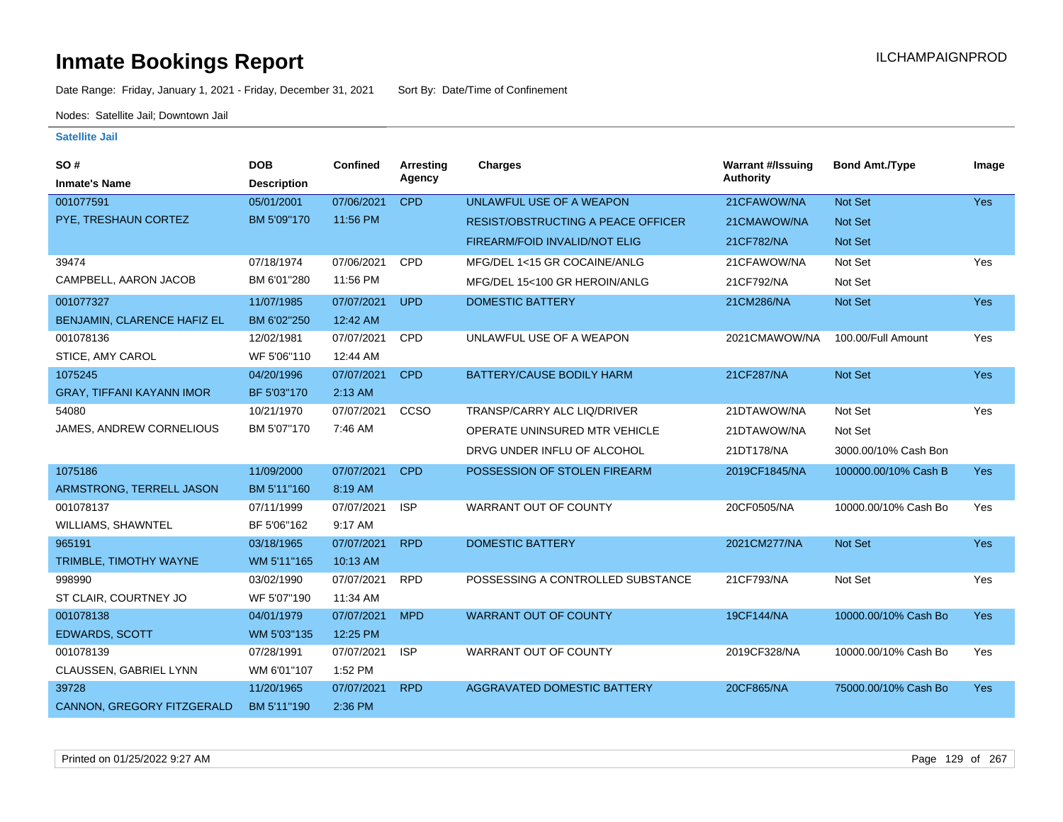# Inmate Bookings Report

ILCHAMPAIGNPROD

Date Range: Friday, January 1, 2021 - Friday, December 31, 2021    Sort By: Date/Time of Confinement

Nodes: Satellite Jail; Downtown Jail

**Satellite Jail**

| SO # / Inmate's Name | DOB / Description | Confined | Arresting Agency | Charges | Warrant #/Issuing Authority | Bond Amt./Type | Image |
|---|---|---|---|---|---|---|---|
| 001077591 | 05/01/2001 | 07/06/2021 | CPD | UNLAWFUL USE OF A WEAPON | 21CFAWOW/NA | Not Set | Yes |
| PYE, TRESHAUN CORTEZ | BM 5'09''170 | 11:56 PM | | RESIST/OBSTRUCTING A PEACE OFFICER | 21CMAWOW/NA | Not Set | |
| | | | | FIREARM/FOID INVALID/NOT ELIG | 21CF782/NA | Not Set | |
| 39474 | 07/18/1974 | 07/06/2021 | CPD | MFG/DEL 1<15 GR COCAINE/ANLG | 21CFAWOW/NA | Not Set | Yes |
| CAMPBELL, AARON JACOB | BM 6'01''280 | 11:56 PM | | MFG/DEL 15<100 GR HEROIN/ANLG | 21CF792/NA | Not Set | |
| 001077327 | 11/07/1985 | 07/07/2021 | UPD | DOMESTIC BATTERY | 21CM286/NA | Not Set | Yes |
| BENJAMIN, CLARENCE HAFIZ EL | BM 6'02''250 | 12:42 AM | | | | | |
| 001078136 | 12/02/1981 | 07/07/2021 | CPD | UNLAWFUL USE OF A WEAPON | 2021CMAWOW/NA | 100.00/Full Amount | Yes |
| STICE, AMY CAROL | WF 5'06''110 | 12:44 AM | | | | | |
| 1075245 | 04/20/1996 | 07/07/2021 | CPD | BATTERY/CAUSE BODILY HARM | 21CF287/NA | Not Set | Yes |
| GRAY, TIFFANI KAYANN IMOR | BF 5'03''170 | 2:13 AM | | | | | |
| 54080 | 10/21/1970 | 07/07/2021 | CCSO | TRANSP/CARRY ALC LIQ/DRIVER | 21DTAWOW/NA | Not Set | Yes |
| JAMES, ANDREW CORNELIOUS | BM 5'07''170 | 7:46 AM | | OPERATE UNINSURED MTR VEHICLE | 21DTAWOW/NA | Not Set | |
| | | | | DRVG UNDER INFLU OF ALCOHOL | 21DT178/NA | 3000.00/10% Cash Bon | |
| 1075186 | 11/09/2000 | 07/07/2021 | CPD | POSSESSION OF STOLEN FIREARM | 2019CF1845/NA | 100000.00/10% Cash B | Yes |
| ARMSTRONG, TERRELL JASON | BM 5'11''160 | 8:19 AM | | | | | |
| 001078137 | 07/11/1999 | 07/07/2021 | ISP | WARRANT OUT OF COUNTY | 20CF0505/NA | 10000.00/10% Cash Bo | Yes |
| WILLIAMS, SHAWNTEL | BF 5'06''162 | 9:17 AM | | | | | |
| 965191 | 03/18/1965 | 07/07/2021 | RPD | DOMESTIC BATTERY | 2021CM277/NA | Not Set | Yes |
| TRIMBLE, TIMOTHY WAYNE | WM 5'11''165 | 10:13 AM | | | | | |
| 998990 | 03/02/1990 | 07/07/2021 | RPD | POSSESSING A CONTROLLED SUBSTANCE | 21CF793/NA | Not Set | Yes |
| ST CLAIR, COURTNEY JO | WF 5'07''190 | 11:34 AM | | | | | |
| 001078138 | 04/01/1979 | 07/07/2021 | MPD | WARRANT OUT OF COUNTY | 19CF144/NA | 10000.00/10% Cash Bo | Yes |
| EDWARDS, SCOTT | WM 5'03''135 | 12:25 PM | | | | | |
| 001078139 | 07/28/1991 | 07/07/2021 | ISP | WARRANT OUT OF COUNTY | 2019CF328/NA | 10000.00/10% Cash Bo | Yes |
| CLAUSSEN, GABRIEL LYNN | WM 6'01''107 | 1:52 PM | | | | | |
| 39728 | 11/20/1965 | 07/07/2021 | RPD | AGGRAVATED DOMESTIC BATTERY | 20CF865/NA | 75000.00/10% Cash Bo | Yes |
| CANNON, GREGORY FITZGERALD | BM 5'11''190 | 2:36 PM | | | | | |

Printed on 01/25/2022 9:27 AM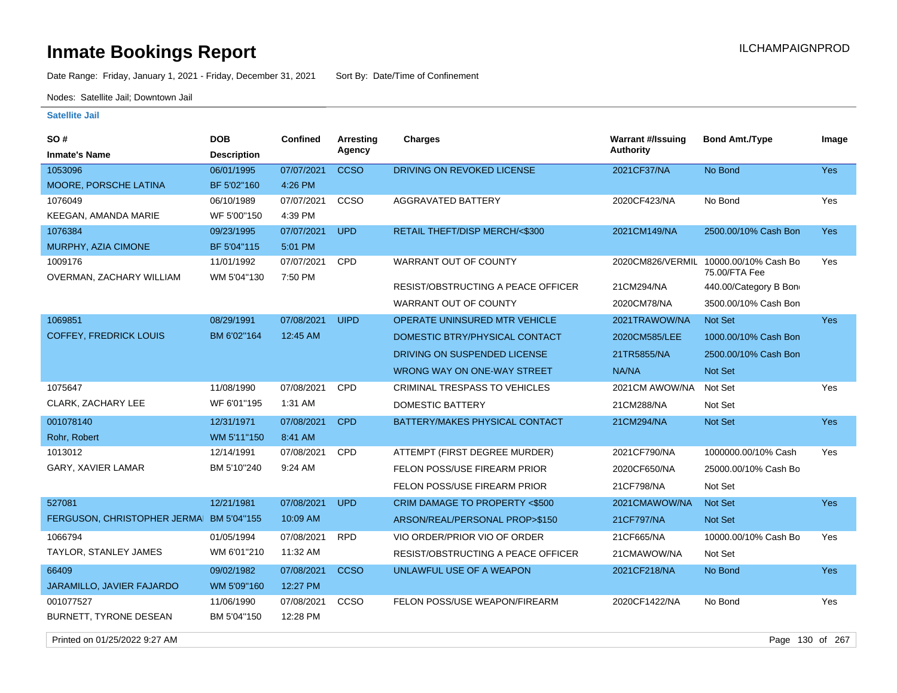# Inmate Bookings Report

Date Range: Friday, January 1, 2021 - Friday, December 31, 2021    Sort By: Date/Time of Confinement

Nodes: Satellite Jail; Downtown Jail

### Satellite Jail

| SO # / Inmate's Name | DOB / Description | Confined | Arresting Agency | Charges | Warrant #/Issuing Authority | Bond Amt./Type | Image |
|---|---|---|---|---|---|---|---|
| 1053096 MOORE, PORSCHE LATINA | 06/01/1995 BF 5'02"160 | 07/07/2021 4:26 PM | CCSO | DRIVING ON REVOKED LICENSE | 2021CF37/NA | No Bond | Yes |
| 1076049 KEEGAN, AMANDA MARIE | 06/10/1989 WF 5'00"150 | 07/07/2021 4:39 PM | CCSO | AGGRAVATED BATTERY | 2020CF423/NA | No Bond | Yes |
| 1076384 MURPHY, AZIA CIMONE | 09/23/1995 BF 5'04"115 | 07/07/2021 5:01 PM | UPD | RETAIL THEFT/DISP MERCH/<$300 | 2021CM149/NA | 2500.00/10% Cash Bon | Yes |
| 1009176 OVERMAN, ZACHARY WILLIAM | 11/01/1992 WM 5'04"130 | 07/07/2021 7:50 PM | CPD | WARRANT OUT OF COUNTY | 2020CM826/VERMIL | 10000.00/10% Cash Bo 75.00/FTA Fee | Yes |
| | | | | RESIST/OBSTRUCTING A PEACE OFFICER | 21CM294/NA | 440.00/Category B Bon | |
| | | | | WARRANT OUT OF COUNTY | 2020CM78/NA | 3500.00/10% Cash Bon | |
| 1069851 COFFEY, FREDRICK LOUIS | 08/29/1991 BM 6'02"164 | 07/08/2021 12:45 AM | UIPD | OPERATE UNINSURED MTR VEHICLE | 2021TRAWOW/NA | Not Set | Yes |
| | | | | DOMESTIC BTRY/PHYSICAL CONTACT | 2020CM585/LEE | 1000.00/10% Cash Bon | |
| | | | | DRIVING ON SUSPENDED LICENSE | 21TR5855/NA | 2500.00/10% Cash Bon | |
| | | | | WRONG WAY ON ONE-WAY STREET | NA/NA | Not Set | |
| 1075647 CLARK, ZACHARY LEE | 11/08/1990 WF 6'01"195 | 07/08/2021 1:31 AM | CPD | CRIMINAL TRESPASS TO VEHICLES | 2021CM AWOW/NA | Not Set | Yes |
| | | | | DOMESTIC BATTERY | 21CM288/NA | Not Set | |
| 001078140 Rohr, Robert | 12/31/1971 WM 5'11"150 | 07/08/2021 8:41 AM | CPD | BATTERY/MAKES PHYSICAL CONTACT | 21CM294/NA | Not Set | Yes |
| 1013012 GARY, XAVIER LAMAR | 12/14/1991 BM 5'10"240 | 07/08/2021 9:24 AM | CPD | ATTEMPT (FIRST DEGREE MURDER) | 2021CF790/NA | 1000000.00/10% Cash | Yes |
| | | | | FELON POSS/USE FIREARM PRIOR | 2020CF650/NA | 25000.00/10% Cash Bo | |
| | | | | FELON POSS/USE FIREARM PRIOR | 21CF798/NA | Not Set | |
| 527081 FERGUSON, CHRISTOPHER JERMAI | 12/21/1981 BM 5'04"155 | 07/08/2021 10:09 AM | UPD | CRIM DAMAGE TO PROPERTY <$500 | 2021CMAWOW/NA | Not Set | Yes |
| | | | | ARSON/REAL/PERSONAL PROP>$150 | 21CF797/NA | Not Set | |
| 1066794 TAYLOR, STANLEY JAMES | 01/05/1994 WM 6'01"210 | 07/08/2021 11:32 AM | RPD | VIO ORDER/PRIOR VIO OF ORDER | 21CF665/NA | 10000.00/10% Cash Bo | Yes |
| | | | | RESIST/OBSTRUCTING A PEACE OFFICER | 21CMAWOW/NA | Not Set | |
| 66409 JARAMILLO, JAVIER FAJARDO | 09/02/1982 WM 5'09"160 | 07/08/2021 12:27 PM | CCSO | UNLAWFUL USE OF A WEAPON | 2021CF218/NA | No Bond | Yes |
| 001077527 BURNETT, TYRONE DESEAN | 11/06/1990 BM 5'04"150 | 07/08/2021 12:28 PM | CCSO | FELON POSS/USE WEAPON/FIREARM | 2020CF1422/NA | No Bond | Yes |

Printed on 01/25/2022 9:27 AM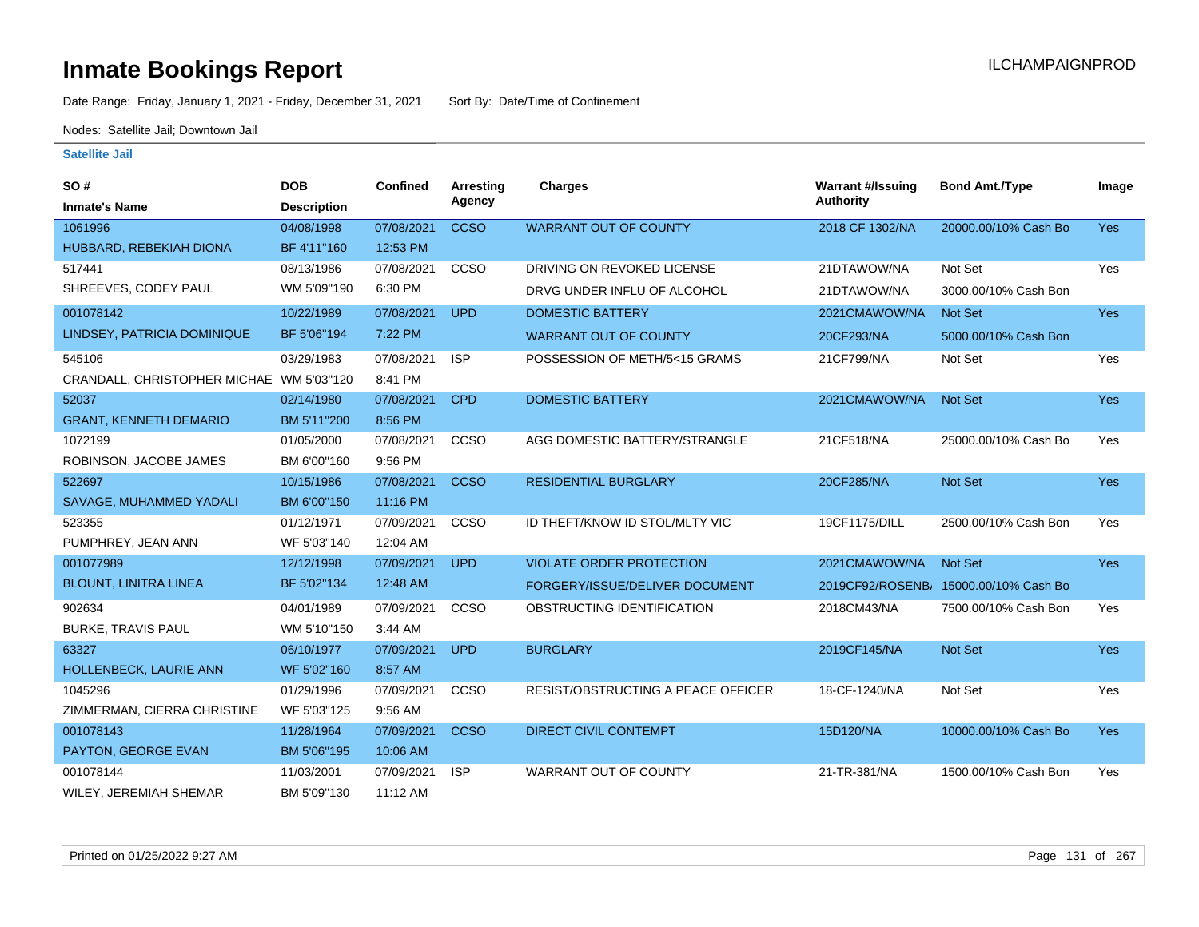# Inmate Bookings Report

ILCHAMPAIGNPROD

Date Range: Friday, January 1, 2021 - Friday, December 31, 2021    Sort By: Date/Time of Confinement

Nodes: Satellite Jail; Downtown Jail

### Satellite Jail

| SO # / Inmate's Name | DOB / Description | Confined | Arresting Agency | Charges | Warrant #/Issuing Authority | Bond Amt./Type | Image |
|---|---|---|---|---|---|---|---|
| 1061996 / HUBBARD, REBEKIAH DIONA | 04/08/1998 / BF 4'11"160 | 07/08/2021 12:53 PM | CCSO | WARRANT OUT OF COUNTY | 2018 CF 1302/NA | 20000.00/10% Cash Bo | Yes |
| 517441 / SHREEVES, CODEY PAUL | 08/13/1986 / WM 5'09"190 | 07/08/2021 6:30 PM | CCSO | DRIVING ON REVOKED LICENSE | 21DTAWOW/NA | Not Set | Yes |
| | | | | DRVG UNDER INFLU OF ALCOHOL | 21DTAWOW/NA | 3000.00/10% Cash Bon | |
| 001078142 / LINDSEY, PATRICIA DOMINIQUE | 10/22/1989 / BF 5'06"194 | 07/08/2021 7:22 PM | UPD | DOMESTIC BATTERY | 2021CMAWOW/NA | Not Set | Yes |
| | | | | WARRANT OUT OF COUNTY | 20CF293/NA | 5000.00/10% Cash Bon | |
| 545106 / CRANDALL, CHRISTOPHER MICHAE | 03/29/1983 / WM 5'03"120 | 07/08/2021 8:41 PM | ISP | POSSESSION OF METH/5<15 GRAMS | 21CF799/NA | Not Set | Yes |
| 52037 / GRANT, KENNETH DEMARIO | 02/14/1980 / BM 5'11"200 | 07/08/2021 8:56 PM | CPD | DOMESTIC BATTERY | 2021CMAWOW/NA | Not Set | Yes |
| 1072199 / ROBINSON, JACOBE JAMES | 01/05/2000 / BM 6'00"160 | 07/08/2021 9:56 PM | CCSO | AGG DOMESTIC BATTERY/STRANGLE | 21CF518/NA | 25000.00/10% Cash Bo | Yes |
| 522697 / SAVAGE, MUHAMMED YADALI | 10/15/1986 / BM 6'00"150 | 07/08/2021 11:16 PM | CCSO | RESIDENTIAL BURGLARY | 20CF285/NA | Not Set | Yes |
| 523355 / PUMPHREY, JEAN ANN | 01/12/1971 / WF 5'03"140 | 07/09/2021 12:04 AM | CCSO | ID THEFT/KNOW ID STOL/MLTY VIC | 19CF1175/DILL | 2500.00/10% Cash Bon | Yes |
| 001077989 / BLOUNT, LINITRA LINEA | 12/12/1998 / BF 5'02"134 | 07/09/2021 12:48 AM | UPD | VIOLATE ORDER PROTECTION | 2021CMAWOW/NA | Not Set | Yes |
| | | | | FORGERY/ISSUE/DELIVER DOCUMENT | 2019CF92/ROSENB/ | 15000.00/10% Cash Bo | |
| 902634 / BURKE, TRAVIS PAUL | 04/01/1989 / WM 5'10"150 | 07/09/2021 3:44 AM | CCSO | OBSTRUCTING IDENTIFICATION | 2018CM43/NA | 7500.00/10% Cash Bon | Yes |
| 63327 / HOLLENBECK, LAURIE ANN | 06/10/1977 / WF 5'02"160 | 07/09/2021 8:57 AM | UPD | BURGLARY | 2019CF145/NA | Not Set | Yes |
| 1045296 / ZIMMERMAN, CIERRA CHRISTINE | 01/29/1996 / WF 5'03"125 | 07/09/2021 9:56 AM | CCSO | RESIST/OBSTRUCTING A PEACE OFFICER | 18-CF-1240/NA | Not Set | Yes |
| 001078143 / PAYTON, GEORGE EVAN | 11/28/1964 / BM 5'06"195 | 07/09/2021 10:06 AM | CCSO | DIRECT CIVIL CONTEMPT | 15D120/NA | 10000.00/10% Cash Bo | Yes |
| 001078144 / WILEY, JEREMIAH SHEMAR | 11/03/2001 / BM 5'09"130 | 07/09/2021 11:12 AM | ISP | WARRANT OUT OF COUNTY | 21-TR-381/NA | 1500.00/10% Cash Bon | Yes |

Printed on 01/25/2022 9:27 AM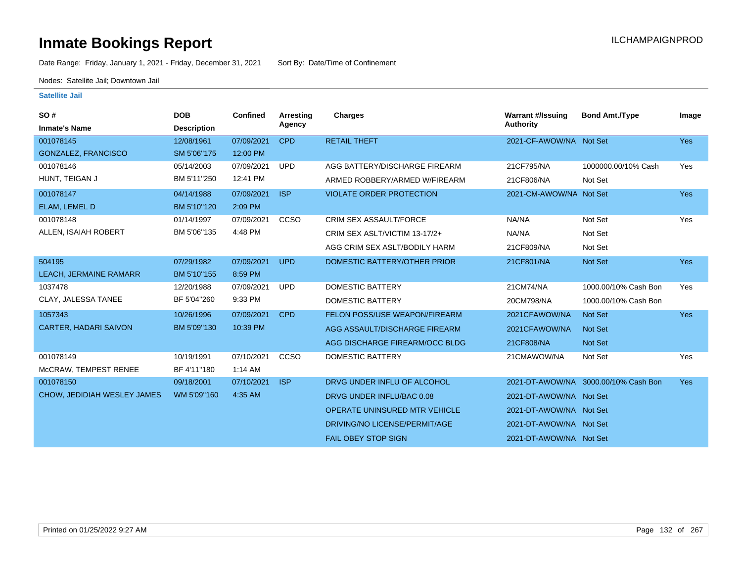# Inmate Bookings Report

ILCHAMPAIGNPROD

Date Range: Friday, January 1, 2021 - Friday, December 31, 2021    Sort By: Date/Time of Confinement

Nodes: Satellite Jail; Downtown Jail

## Satellite Jail

| SO # / Inmate's Name | DOB / Description | Confined | Arresting Agency | Charges | Warrant #/Issuing Authority | Bond Amt./Type | Image |
|---|---|---|---|---|---|---|---|
| 001078145 | 12/08/1961 | 07/09/2021 | CPD | RETAIL THEFT | 2021-CF-AWOW/NA | Not Set | Yes |
| GONZALEZ, FRANCISCO | SM 5'06"175 | 12:00 PM | | | | | |
| 001078146 | 05/14/2003 | 07/09/2021 | UPD | AGG BATTERY/DISCHARGE FIREARM | 21CF795/NA | 1000000.00/10% Cash | Yes |
| HUNT, TEIGAN J | BM 5'11"250 | 12:41 PM | | ARMED ROBBERY/ARMED W/FIREARM | 21CF806/NA | Not Set | |
| 001078147 | 04/14/1988 | 07/09/2021 | ISP | VIOLATE ORDER PROTECTION | 2021-CM-AWOW/NA | Not Set | Yes |
| ELAM, LEMEL D | BM 5'10"120 | 2:09 PM | | | | | |
| 001078148 | 01/14/1997 | 07/09/2021 | CCSO | CRIM SEX ASSAULT/FORCE | NA/NA | Not Set | Yes |
| ALLEN, ISAIAH ROBERT | BM 5'06"135 | 4:48 PM | | CRIM SEX ASLT/VICTIM 13-17/2+ | NA/NA | Not Set | |
| | | | | AGG CRIM SEX ASLT/BODILY HARM | 21CF809/NA | Not Set | |
| 504195 | 07/29/1982 | 07/09/2021 | UPD | DOMESTIC BATTERY/OTHER PRIOR | 21CF801/NA | Not Set | Yes |
| LEACH, JERMAINE RAMARR | BM 5'10"155 | 8:59 PM | | | | | |
| 1037478 | 12/20/1988 | 07/09/2021 | UPD | DOMESTIC BATTERY | 21CM74/NA | 1000.00/10% Cash Bon | Yes |
| CLAY, JALESSA TANEE | BF 5'04"260 | 9:33 PM | | DOMESTIC BATTERY | 20CM798/NA | 1000.00/10% Cash Bon | |
| 1057343 | 10/26/1996 | 07/09/2021 | CPD | FELON POSS/USE WEAPON/FIREARM | 2021CFAWOW/NA | Not Set | Yes |
| CARTER, HADARI SAIVON | BM 5'09"130 | 10:39 PM | | AGG ASSAULT/DISCHARGE FIREARM | 2021CFAWOW/NA | Not Set | |
| | | | | AGG DISCHARGE FIREARM/OCC BLDG | 21CF808/NA | Not Set | |
| 001078149 | 10/19/1991 | 07/10/2021 | CCSO | DOMESTIC BATTERY | 21CMAWOW/NA | Not Set | Yes |
| McCRAW, TEMPEST RENEE | BF 4'11"180 | 1:14 AM | | | | | |
| 001078150 | 09/18/2001 | 07/10/2021 | ISP | DRVG UNDER INFLU OF ALCOHOL | 2021-DT-AWOW/NA | 3000.00/10% Cash Bon | Yes |
| CHOW, JEDIDIAH WESLEY JAMES | WM 5'09"160 | 4:35 AM | | DRVG UNDER INFLU/BAC 0.08 | 2021-DT-AWOW/NA | Not Set | |
| | | | | OPERATE UNINSURED MTR VEHICLE | 2021-DT-AWOW/NA | Not Set | |
| | | | | DRIVING/NO LICENSE/PERMIT/AGE | 2021-DT-AWOW/NA | Not Set | |
| | | | | FAIL OBEY STOP SIGN | 2021-DT-AWOW/NA | Not Set | |

Printed on 01/25/2022 9:27 AM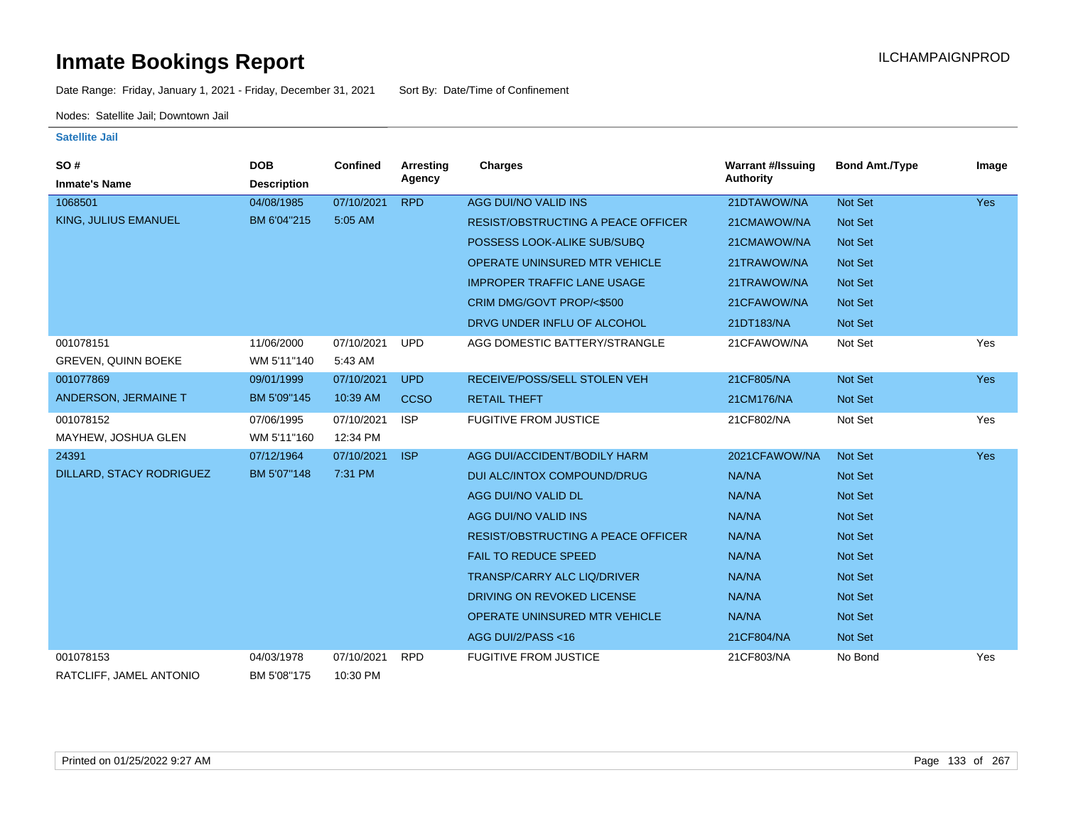# Inmate Bookings Report

ILCHAMPAIGNPROD

Date Range: Friday, January 1, 2021 - Friday, December 31, 2021    Sort By: Date/Time of Confinement

Nodes: Satellite Jail; Downtown Jail

**Satellite Jail**

| SO # / Inmate's Name | DOB / Description | Confined | Arresting Agency | Charges | Warrant #/Issuing Authority | Bond Amt./Type | Image |
|---|---|---|---|---|---|---|---|
| 1068501 | 04/08/1985 | 07/10/2021 | RPD | AGG DUI/NO VALID INS | 21DTAWOW/NA | Not Set | Yes |
| KING, JULIUS EMANUEL | BM 6'04"215 | 5:05 AM | | RESIST/OBSTRUCTING A PEACE OFFICER | 21CMAWOW/NA | Not Set | |
| | | | | POSSESS LOOK-ALIKE SUB/SUBQ | 21CMAWOW/NA | Not Set | |
| | | | | OPERATE UNINSURED MTR VEHICLE | 21TRAWOW/NA | Not Set | |
| | | | | IMPROPER TRAFFIC LANE USAGE | 21TRAWOW/NA | Not Set | |
| | | | | CRIM DMG/GOVT PROP/<$500 | 21CFAWOW/NA | Not Set | |
| | | | | DRVG UNDER INFLU OF ALCOHOL | 21DT183/NA | Not Set | |
| 001078151 | 11/06/2000 | 07/10/2021 | UPD | AGG DOMESTIC BATTERY/STRANGLE | 21CFAWOW/NA | Not Set | Yes |
| GREVEN, QUINN BOEKE | WM 5'11"140 | 5:43 AM | | | | | |
| 001077869 | 09/01/1999 | 07/10/2021 | UPD | RECEIVE/POSS/SELL STOLEN VEH | 21CF805/NA | Not Set | Yes |
| ANDERSON, JERMAINE T | BM 5'09"145 | 10:39 AM | CCSO | RETAIL THEFT | 21CM176/NA | Not Set | |
| 001078152 | 07/06/1995 | 07/10/2021 | ISP | FUGITIVE FROM JUSTICE | 21CF802/NA | Not Set | Yes |
| MAYHEW, JOSHUA GLEN | WM 5'11"160 | 12:34 PM | | | | | |
| 24391 | 07/12/1964 | 07/10/2021 | ISP | AGG DUI/ACCIDENT/BODILY HARM | 2021CFAWOW/NA | Not Set | Yes |
| DILLARD, STACY RODRIGUEZ | BM 5'07"148 | 7:31 PM | | DUI ALC/INTOX COMPOUND/DRUG | NA/NA | Not Set | |
| | | | | AGG DUI/NO VALID DL | NA/NA | Not Set | |
| | | | | AGG DUI/NO VALID INS | NA/NA | Not Set | |
| | | | | RESIST/OBSTRUCTING A PEACE OFFICER | NA/NA | Not Set | |
| | | | | FAIL TO REDUCE SPEED | NA/NA | Not Set | |
| | | | | TRANSP/CARRY ALC LIQ/DRIVER | NA/NA | Not Set | |
| | | | | DRIVING ON REVOKED LICENSE | NA/NA | Not Set | |
| | | | | OPERATE UNINSURED MTR VEHICLE | NA/NA | Not Set | |
| | | | | AGG DUI/2/PASS <16 | 21CF804/NA | Not Set | |
| 001078153 | 04/03/1978 | 07/10/2021 | RPD | FUGITIVE FROM JUSTICE | 21CF803/NA | No Bond | Yes |
| RATCLIFF, JAMEL ANTONIO | BM 5'08"175 | 10:30 PM | | | | | |

Printed on 01/25/2022 9:27 AM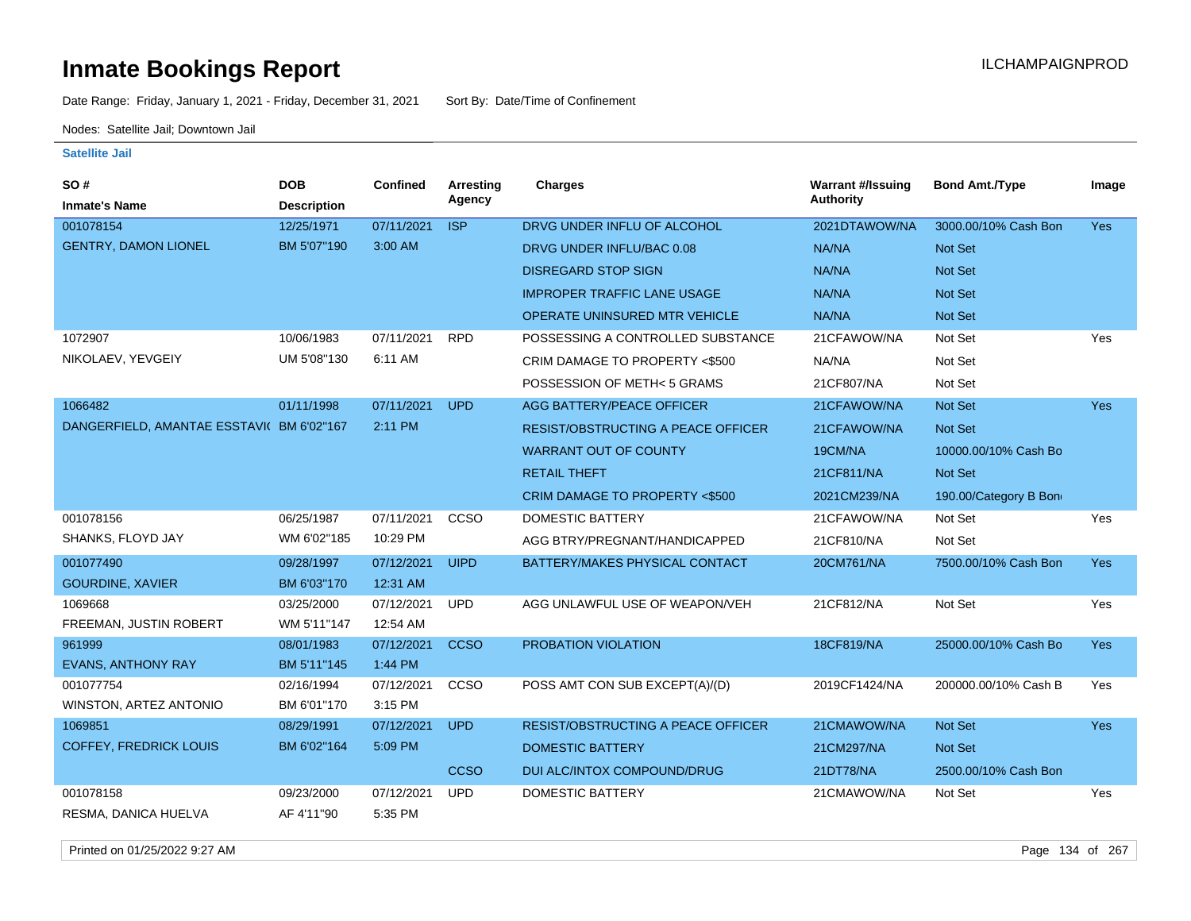# Inmate Bookings Report

ILCHAMPAIGNPROD

Date Range: Friday, January 1, 2021 - Friday, December 31, 2021 Sort By: Date/Time of Confinement

Nodes: Satellite Jail; Downtown Jail

**Satellite Jail**

| SO # / Inmate's Name | DOB / Description | Confined | Arresting Agency | Charges | Warrant #/Issuing Authority | Bond Amt./Type | Image |
|---|---|---|---|---|---|---|---|
| 001078154 | 12/25/1971 | 07/11/2021 | ISP | DRVG UNDER INFLU OF ALCOHOL | 2021DTAWOW/NA | 3000.00/10% Cash Bon | Yes |
| GENTRY, DAMON LIONEL | BM 5'07"190 | 3:00 AM | | DRVG UNDER INFLU/BAC 0.08 | NA/NA | Not Set | |
| | | | | DISREGARD STOP SIGN | NA/NA | Not Set | |
| | | | | IMPROPER TRAFFIC LANE USAGE | NA/NA | Not Set | |
| | | | | OPERATE UNINSURED MTR VEHICLE | NA/NA | Not Set | |
| 1072907 | 10/06/1983 | 07/11/2021 | RPD | POSSESSING A CONTROLLED SUBSTANCE | 21CFAWOW/NA | Not Set | Yes |
| NIKOLAEV, YEVGEIY | UM 5'08"130 | 6:11 AM | | CRIM DAMAGE TO PROPERTY <$500 | NA/NA | Not Set | |
| | | | | POSSESSION OF METH< 5 GRAMS | 21CF807/NA | Not Set | |
| 1066482 | 01/11/1998 | 07/11/2021 | UPD | AGG BATTERY/PEACE OFFICER | 21CFAWOW/NA | Not Set | Yes |
| DANGERFIELD, AMANTAE ESSTAVI( | BM 6'02"167 | 2:11 PM | | RESIST/OBSTRUCTING A PEACE OFFICER | 21CFAWOW/NA | Not Set | |
| | | | | WARRANT OUT OF COUNTY | 19CM/NA | 10000.00/10% Cash Bo | |
| | | | | RETAIL THEFT | 21CF811/NA | Not Set | |
| | | | | CRIM DAMAGE TO PROPERTY <$500 | 2021CM239/NA | 190.00/Category B Bon | |
| 001078156 | 06/25/1987 | 07/11/2021 | CCSO | DOMESTIC BATTERY | 21CFAWOW/NA | Not Set | Yes |
| SHANKS, FLOYD JAY | WM 6'02"185 | 10:29 PM | | AGG BTRY/PREGNANT/HANDICAPPED | 21CF810/NA | Not Set | |
| 001077490 | 09/28/1997 | 07/12/2021 | UIPD | BATTERY/MAKES PHYSICAL CONTACT | 20CM761/NA | 7500.00/10% Cash Bon | Yes |
| GOURDINE, XAVIER | BM 6'03"170 | 12:31 AM | | | | | |
| 1069668 | 03/25/2000 | 07/12/2021 | UPD | AGG UNLAWFUL USE OF WEAPON/VEH | 21CF812/NA | Not Set | Yes |
| FREEMAN, JUSTIN ROBERT | WM 5'11"147 | 12:54 AM | | | | | |
| 961999 | 08/01/1983 | 07/12/2021 | CCSO | PROBATION VIOLATION | 18CF819/NA | 25000.00/10% Cash Bo | Yes |
| EVANS, ANTHONY RAY | BM 5'11"145 | 1:44 PM | | | | | |
| 001077754 | 02/16/1994 | 07/12/2021 | CCSO | POSS AMT CON SUB EXCEPT(A)/(D) | 2019CF1424/NA | 200000.00/10% Cash B | Yes |
| WINSTON, ARTEZ ANTONIO | BM 6'01"170 | 3:15 PM | | | | | |
| 1069851 | 08/29/1991 | 07/12/2021 | UPD | RESIST/OBSTRUCTING A PEACE OFFICER | 21CMAWOW/NA | Not Set | Yes |
| COFFEY, FREDRICK LOUIS | BM 6'02"164 | 5:09 PM | | DOMESTIC BATTERY | 21CM297/NA | Not Set | |
| | | | CCSO | DUI ALC/INTOX COMPOUND/DRUG | 21DT78/NA | 2500.00/10% Cash Bon | |
| 001078158 | 09/23/2000 | 07/12/2021 | UPD | DOMESTIC BATTERY | 21CMAWOW/NA | Not Set | Yes |
| RESMA, DANICA HUELVA | AF 4'11"90 | 5:35 PM | | | | | |

Printed on 01/25/2022 9:27 AM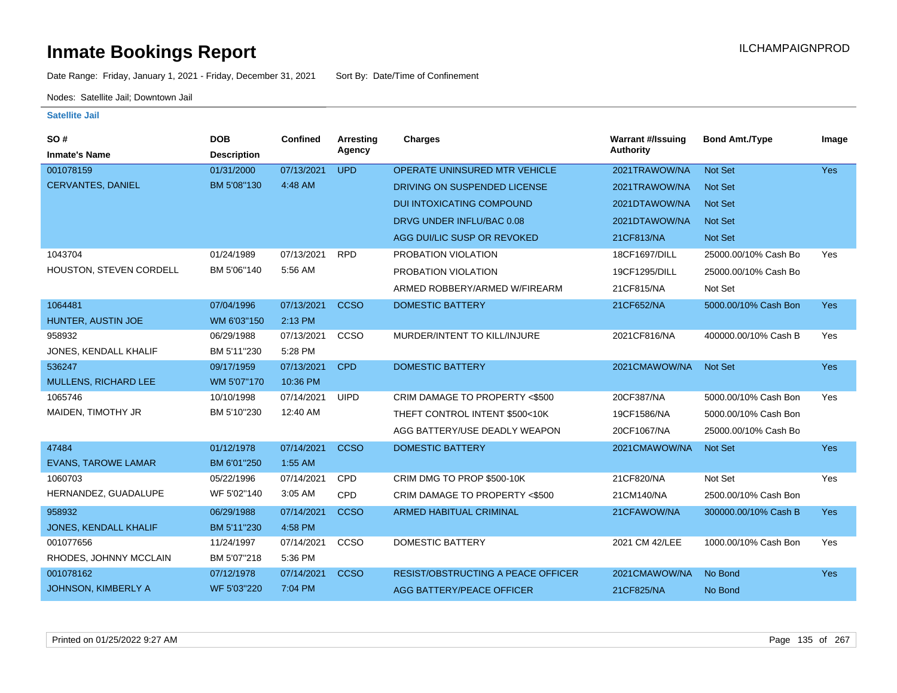# Inmate Bookings Report

ILCHAMPAIGNPROD

Date Range: Friday, January 1, 2021 - Friday, December 31, 2021    Sort By: Date/Time of Confinement

Nodes: Satellite Jail; Downtown Jail

## Satellite Jail

| SO # / Inmate's Name | DOB / Description | Confined | Arresting Agency | Charges | Warrant #/Issuing Authority | Bond Amt./Type | Image |
|---|---|---|---|---|---|---|---|
| 001078159 | 01/31/2000 | 07/13/2021 | UPD | OPERATE UNINSURED MTR VEHICLE | 2021TRAWOW/NA | Not Set | Yes |
| CERVANTES, DANIEL | BM 5'08"130 | 4:48 AM | | DRIVING ON SUSPENDED LICENSE | 2021TRAWOW/NA | Not Set | |
| | | | | DUI INTOXICATING COMPOUND | 2021DTAWOW/NA | Not Set | |
| | | | | DRVG UNDER INFLU/BAC 0.08 | 2021DTAWOW/NA | Not Set | |
| | | | | AGG DUI/LIC SUSP OR REVOKED | 21CF813/NA | Not Set | |
| 1043704 | 01/24/1989 | 07/13/2021 | RPD | PROBATION VIOLATION | 18CF1697/DILL | 25000.00/10% Cash Bo | Yes |
| HOUSTON, STEVEN CORDELL | BM 5'06"140 | 5:56 AM | | PROBATION VIOLATION | 19CF1295/DILL | 25000.00/10% Cash Bo | |
| | | | | ARMED ROBBERY/ARMED W/FIREARM | 21CF815/NA | Not Set | |
| 1064481 | 07/04/1996 | 07/13/2021 | CCSO | DOMESTIC BATTERY | 21CF652/NA | 5000.00/10% Cash Bon | Yes |
| HUNTER, AUSTIN JOE | WM 6'03"150 | 2:13 PM | | | | | |
| 958932 | 06/29/1988 | 07/13/2021 | CCSO | MURDER/INTENT TO KILL/INJURE | 2021CF816/NA | 400000.00/10% Cash B | Yes |
| JONES, KENDALL KHALIF | BM 5'11"230 | 5:28 PM | | | | | |
| 536247 | 09/17/1959 | 07/13/2021 | CPD | DOMESTIC BATTERY | 2021CMAWOW/NA | Not Set | Yes |
| MULLENS, RICHARD LEE | WM 5'07"170 | 10:36 PM | | | | | |
| 1065746 | 10/10/1998 | 07/14/2021 | UIPD | CRIM DAMAGE TO PROPERTY <$500 | 20CF387/NA | 5000.00/10% Cash Bon | Yes |
| MAIDEN, TIMOTHY JR | BM 5'10"230 | 12:40 AM | | THEFT CONTROL INTENT $500<10K | 19CF1586/NA | 5000.00/10% Cash Bon | |
| | | | | AGG BATTERY/USE DEADLY WEAPON | 20CF1067/NA | 25000.00/10% Cash Bo | |
| 47484 | 01/12/1978 | 07/14/2021 | CCSO | DOMESTIC BATTERY | 2021CMAWOW/NA | Not Set | Yes |
| EVANS, TAROWE LAMAR | BM 6'01"250 | 1:55 AM | | | | | |
| 1060703 | 05/22/1996 | 07/14/2021 | CPD | CRIM DMG TO PROP $500-10K | 21CF820/NA | Not Set | Yes |
| HERNANDEZ, GUADALUPE | WF 5'02"140 | 3:05 AM | CPD | CRIM DAMAGE TO PROPERTY <$500 | 21CM140/NA | 2500.00/10% Cash Bon | |
| 958932 | 06/29/1988 | 07/14/2021 | CCSO | ARMED HABITUAL CRIMINAL | 21CFAWOW/NA | 300000.00/10% Cash B | Yes |
| JONES, KENDALL KHALIF | BM 5'11"230 | 4:58 PM | | | | | |
| 001077656 | 11/24/1997 | 07/14/2021 | CCSO | DOMESTIC BATTERY | 2021 CM 42/LEE | 1000.00/10% Cash Bon | Yes |
| RHODES, JOHNNY MCCLAIN | BM 5'07"218 | 5:36 PM | | | | | |
| 001078162 | 07/12/1978 | 07/14/2021 | CCSO | RESIST/OBSTRUCTING A PEACE OFFICER | 2021CMAWOW/NA | No Bond | Yes |
| JOHNSON, KIMBERLY A | WF 5'03"220 | 7:04 PM | | AGG BATTERY/PEACE OFFICER | 21CF825/NA | No Bond | |

Printed on 01/25/2022 9:27 AM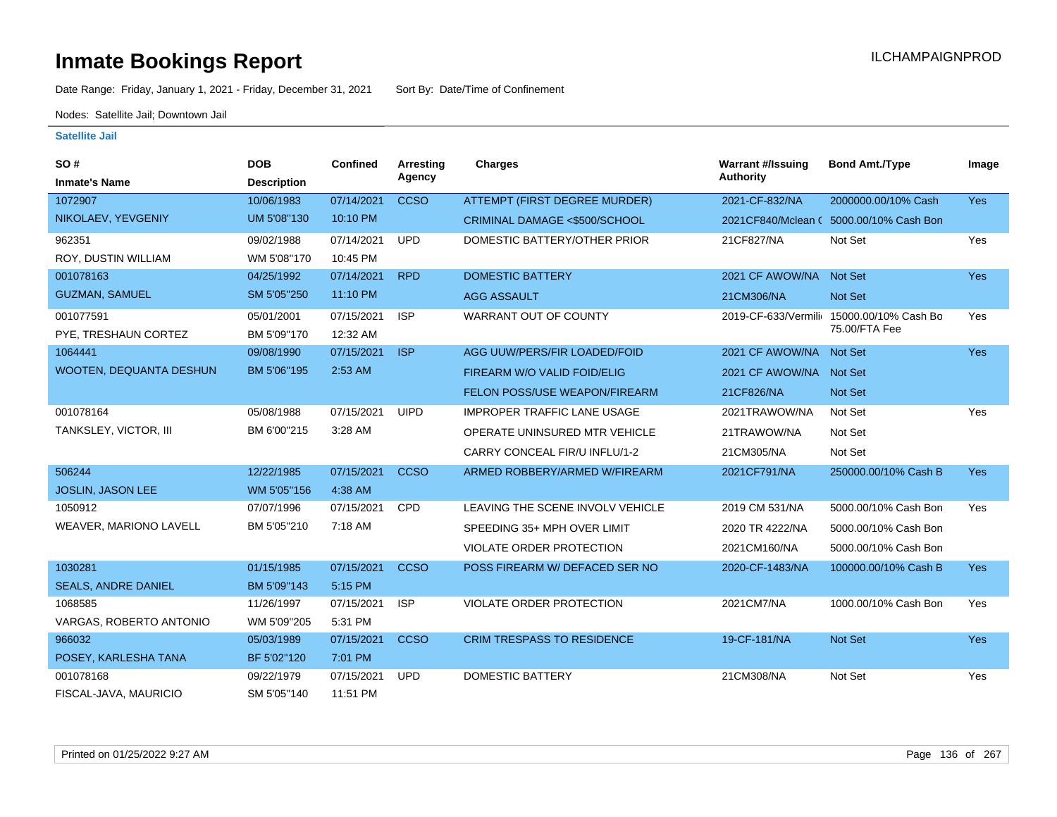# Inmate Bookings Report

ILCHAMPAIGNPROD

Date Range: Friday, January 1, 2021 - Friday, December 31, 2021    Sort By: Date/Time of Confinement

Nodes: Satellite Jail; Downtown Jail

**Satellite Jail**

| SO # / Inmate's Name | DOB / Description | Confined | Arresting Agency | Charges | Warrant #/Issuing Authority | Bond Amt./Type | Image |
|---|---|---|---|---|---|---|---|
| 1072907 NIKOLAEV, YEVGENIY | 10/06/1983 UM 5'08"130 | 07/14/2021 10:10 PM | CCSO | ATTEMPT (FIRST DEGREE MURDER) | 2021-CF-832/NA | 2000000.00/10% Cash | Yes |
| | | | | CRIMINAL DAMAGE <$500/SCHOOL | 2021CF840/Mclean ( | 5000.00/10% Cash Bon | |
| 962351 ROY, DUSTIN WILLIAM | 09/02/1988 WM 5'08"170 | 07/14/2021 10:45 PM | UPD | DOMESTIC BATTERY/OTHER PRIOR | 21CF827/NA | Not Set | Yes |
| 001078163 GUZMAN, SAMUEL | 04/25/1992 SM 5'05"250 | 07/14/2021 11:10 PM | RPD | DOMESTIC BATTERY | 2021 CF AWOW/NA | Not Set | Yes |
| | | | | AGG ASSAULT | 21CM306/NA | Not Set | |
| 001077591 PYE, TRESHAUN CORTEZ | 05/01/2001 BM 5'09"170 | 07/15/2021 12:32 AM | ISP | WARRANT OUT OF COUNTY | 2019-CF-633/Vermili | 15000.00/10% Cash Bo 75.00/FTA Fee | Yes |
| 1064441 WOOTEN, DEQUANTA DESHUN | 09/08/1990 BM 5'06"195 | 07/15/2021 2:53 AM | ISP | AGG UUW/PERS/FIR LOADED/FOID | 2021 CF AWOW/NA | Not Set | Yes |
| | | | | FIREARM W/O VALID FOID/ELIG | 2021 CF AWOW/NA | Not Set | |
| | | | | FELON POSS/USE WEAPON/FIREARM | 21CF826/NA | Not Set | |
| 001078164 TANKSLEY, VICTOR, III | 05/08/1988 BM 6'00"215 | 07/15/2021 3:28 AM | UIPD | IMPROPER TRAFFIC LANE USAGE | 2021TRAWOW/NA | Not Set | Yes |
| | | | | OPERATE UNINSURED MTR VEHICLE | 21TRAWOW/NA | Not Set | |
| | | | | CARRY CONCEAL FIR/U INFLU/1-2 | 21CM305/NA | Not Set | |
| 506244 JOSLIN, JASON LEE | 12/22/1985 WM 5'05"156 | 07/15/2021 4:38 AM | CCSO | ARMED ROBBERY/ARMED W/FIREARM | 2021CF791/NA | 250000.00/10% Cash B | Yes |
| 1050912 WEAVER, MARIONO LAVELL | 07/07/1996 BM 5'05"210 | 07/15/2021 7:18 AM | CPD | LEAVING THE SCENE INVOLV VEHICLE | 2019 CM 531/NA | 5000.00/10% Cash Bon | Yes |
| | | | | SPEEDING 35+ MPH OVER LIMIT | 2020 TR 4222/NA | 5000.00/10% Cash Bon | |
| | | | | VIOLATE ORDER PROTECTION | 2021CM160/NA | 5000.00/10% Cash Bon | |
| 1030281 SEALS, ANDRE DANIEL | 01/15/1985 BM 5'09"143 | 07/15/2021 5:15 PM | CCSO | POSS FIREARM W/ DEFACED SER NO | 2020-CF-1483/NA | 100000.00/10% Cash B | Yes |
| 1068585 VARGAS, ROBERTO ANTONIO | 11/26/1997 WM 5'09"205 | 07/15/2021 5:31 PM | ISP | VIOLATE ORDER PROTECTION | 2021CM7/NA | 1000.00/10% Cash Bon | Yes |
| 966032 POSEY, KARLESHA TANA | 05/03/1989 BF 5'02"120 | 07/15/2021 7:01 PM | CCSO | CRIM TRESPASS TO RESIDENCE | 19-CF-181/NA | Not Set | Yes |
| 001078168 FISCAL-JAVA, MAURICIO | 09/22/1979 SM 5'05"140 | 07/15/2021 11:51 PM | UPD | DOMESTIC BATTERY | 21CM308/NA | Not Set | Yes |

Printed on 01/25/2022 9:27 AM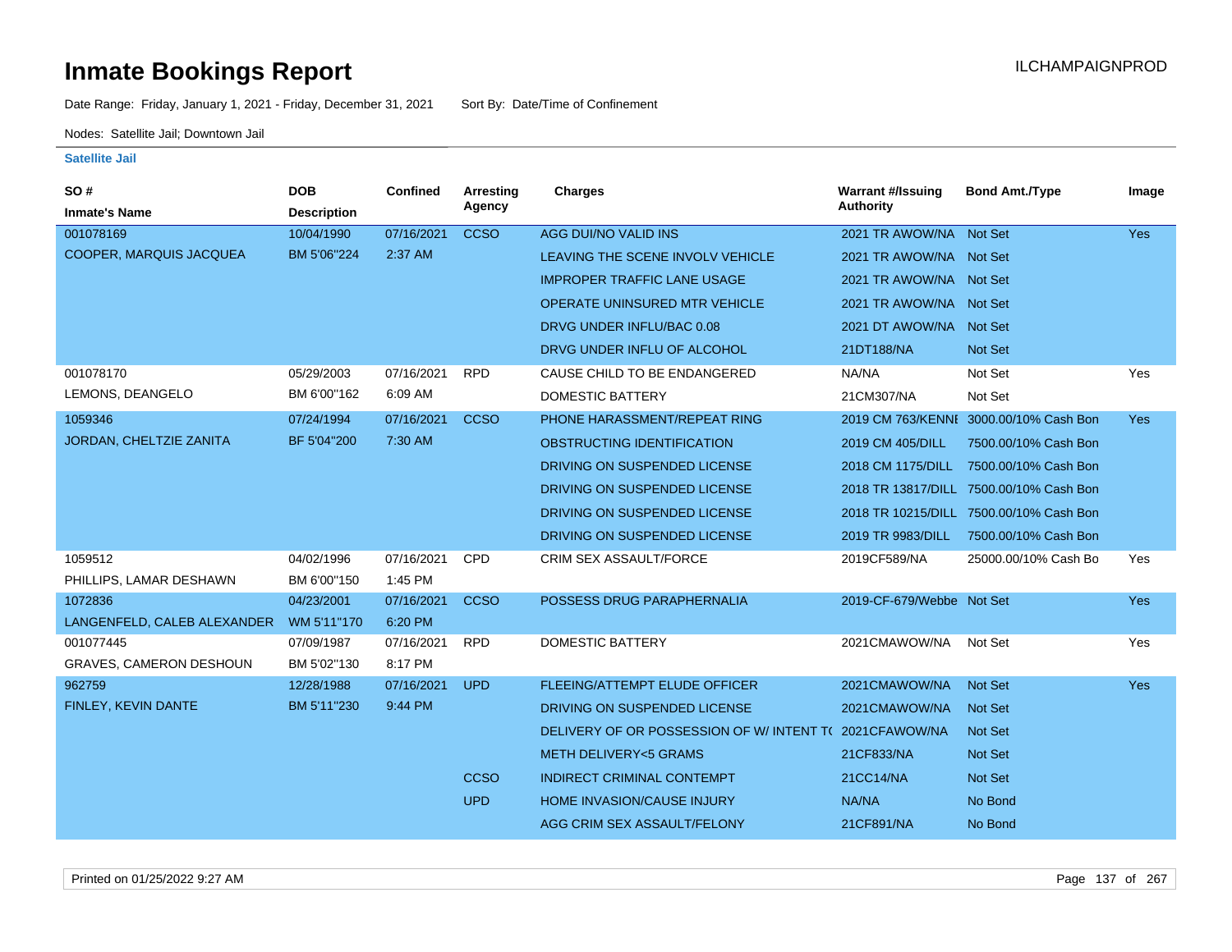# Inmate Bookings Report

Date Range: Friday, January 1, 2021 - Friday, December 31, 2021 Sort By: Date/Time of Confinement

Nodes: Satellite Jail; Downtown Jail

### Satellite Jail

| SO # / Inmate's Name | DOB / Description | Confined | Arresting Agency | Charges | Warrant #/Issuing Authority | Bond Amt./Type | Image |
|---|---|---|---|---|---|---|---|
| 001078169 COOPER, MARQUIS JACQUEA | 10/04/1990 BM 5'06"224 | 07/16/2021 2:37 AM | CCSO | AGG DUI/NO VALID INS | 2021 TR AWOW/NA | Not Set | Yes |
| | | | | LEAVING THE SCENE INVOLV VEHICLE | 2021 TR AWOW/NA | Not Set | |
| | | | | IMPROPER TRAFFIC LANE USAGE | 2021 TR AWOW/NA | Not Set | |
| | | | | OPERATE UNINSURED MTR VEHICLE | 2021 TR AWOW/NA | Not Set | |
| | | | | DRVG UNDER INFLU/BAC 0.08 | 2021 DT AWOW/NA | Not Set | |
| | | | | DRVG UNDER INFLU OF ALCOHOL | 21DT188/NA | Not Set | |
| 001078170 LEMONS, DEANGELO | 05/29/2003 BM 6'00"162 | 07/16/2021 6:09 AM | RPD | CAUSE CHILD TO BE ENDANGERED | NA/NA | Not Set | Yes |
| | | | | DOMESTIC BATTERY | 21CM307/NA | Not Set | |
| 1059346 JORDAN, CHELTZIE ZANITA | 07/24/1994 BF 5'04"200 | 07/16/2021 7:30 AM | CCSO | PHONE HARASSMENT/REPEAT RING | 2019 CM 763/KENNI | 3000.00/10% Cash Bon | Yes |
| | | | | OBSTRUCTING IDENTIFICATION | 2019 CM 405/DILL | 7500.00/10% Cash Bon | |
| | | | | DRIVING ON SUSPENDED LICENSE | 2018 CM 1175/DILL | 7500.00/10% Cash Bon | |
| | | | | DRIVING ON SUSPENDED LICENSE | 2018 TR 13817/DILL | 7500.00/10% Cash Bon | |
| | | | | DRIVING ON SUSPENDED LICENSE | 2018 TR 10215/DILL | 7500.00/10% Cash Bon | |
| | | | | DRIVING ON SUSPENDED LICENSE | 2019 TR 9983/DILL | 7500.00/10% Cash Bon | |
| 1059512 PHILLIPS, LAMAR DESHAWN | 04/02/1996 BM 6'00"150 | 07/16/2021 1:45 PM | CPD | CRIM SEX ASSAULT/FORCE | 2019CF589/NA | 25000.00/10% Cash Bo | Yes |
| 1072836 LANGENFELD, CALEB ALEXANDER | 04/23/2001 WM 5'11"170 | 07/16/2021 6:20 PM | CCSO | POSSESS DRUG PARAPHERNALIA | 2019-CF-679/Webbe | Not Set | Yes |
| 001077445 GRAVES, CAMERON DESHOUN | 07/09/1987 BM 5'02"130 | 07/16/2021 8:17 PM | RPD | DOMESTIC BATTERY | 2021CMAWOW/NA | Not Set | Yes |
| 962759 FINLEY, KEVIN DANTE | 12/28/1988 BM 5'11"230 | 07/16/2021 9:44 PM | UPD | FLEEING/ATTEMPT ELUDE OFFICER | 2021CMAWOW/NA | Not Set | Yes |
| | | | | DRIVING ON SUSPENDED LICENSE | 2021CMAWOW/NA | Not Set | |
| | | | | DELIVERY OF OR POSSESSION OF W/ INTENT T( | 2021CFAWOW/NA | Not Set | |
| | | | | METH DELIVERY<5 GRAMS | 21CF833/NA | Not Set | |
| | | | CCSO | INDIRECT CRIMINAL CONTEMPT | 21CC14/NA | Not Set | |
| | | | UPD | HOME INVASION/CAUSE INJURY | NA/NA | No Bond | |
| | | | | AGG CRIM SEX ASSAULT/FELONY | 21CF891/NA | No Bond | |

Printed on 01/25/2022 9:27 AM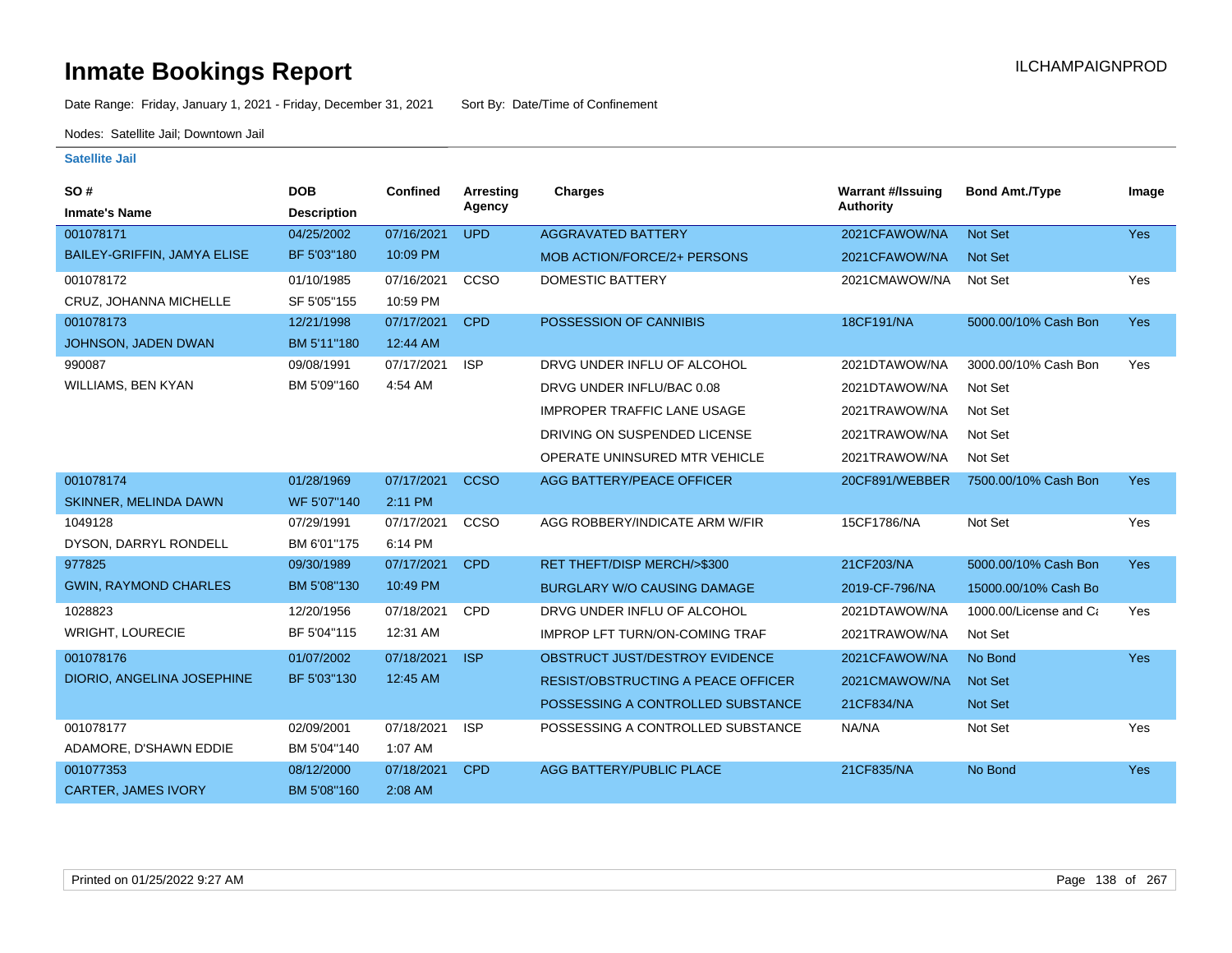# Inmate Bookings Report

ILCHAMPAIGNPROD

Date Range: Friday, January 1, 2021 - Friday, December 31, 2021 Sort By: Date/Time of Confinement

Nodes: Satellite Jail; Downtown Jail

**Satellite Jail**

| SO # / Inmate's Name | DOB / Description | Confined | Arresting Agency | Charges | Warrant #/Issuing Authority | Bond Amt./Type | Image |
|---|---|---|---|---|---|---|---|
| 001078171 | 04/25/2002 | 07/16/2021 | UPD | AGGRAVATED BATTERY | 2021CFAWOW/NA | Not Set | Yes |
| BAILEY-GRIFFIN, JAMYA ELISE | BF 5'03"180 | 10:09 PM | | MOB ACTION/FORCE/2+ PERSONS | 2021CFAWOW/NA | Not Set | |
| 001078172 | 01/10/1985 | 07/16/2021 | CCSO | DOMESTIC BATTERY | 2021CMAWOW/NA | Not Set | Yes |
| CRUZ, JOHANNA MICHELLE | SF 5'05"155 | 10:59 PM | | | | | |
| 001078173 | 12/21/1998 | 07/17/2021 | CPD | POSSESSION OF CANNIBIS | 18CF191/NA | 5000.00/10% Cash Bon | Yes |
| JOHNSON, JADEN DWAN | BM 5'11"180 | 12:44 AM | | | | | |
| 990087 | 09/08/1991 | 07/17/2021 | ISP | DRVG UNDER INFLU OF ALCOHOL | 2021DTAWOW/NA | 3000.00/10% Cash Bon | Yes |
| WILLIAMS, BEN KYAN | BM 5'09"160 | 4:54 AM | | DRVG UNDER INFLU/BAC 0.08 | 2021DTAWOW/NA | Not Set | |
| | | | | IMPROPER TRAFFIC LANE USAGE | 2021TRAWOW/NA | Not Set | |
| | | | | DRIVING ON SUSPENDED LICENSE | 2021TRAWOW/NA | Not Set | |
| | | | | OPERATE UNINSURED MTR VEHICLE | 2021TRAWOW/NA | Not Set | |
| 001078174 | 01/28/1969 | 07/17/2021 | CCSO | AGG BATTERY/PEACE OFFICER | 20CF891/WEBBER | 7500.00/10% Cash Bon | Yes |
| SKINNER, MELINDA DAWN | WF 5'07"140 | 2:11 PM | | | | | |
| 1049128 | 07/29/1991 | 07/17/2021 | CCSO | AGG ROBBERY/INDICATE ARM W/FIR | 15CF1786/NA | Not Set | Yes |
| DYSON, DARRYL RONDELL | BM 6'01"175 | 6:14 PM | | | | | |
| 977825 | 09/30/1989 | 07/17/2021 | CPD | RET THEFT/DISP MERCH/>$300 | 21CF203/NA | 5000.00/10% Cash Bon | Yes |
| GWIN, RAYMOND CHARLES | BM 5'08"130 | 10:49 PM | | BURGLARY W/O CAUSING DAMAGE | 2019-CF-796/NA | 15000.00/10% Cash Bo | |
| 1028823 | 12/20/1956 | 07/18/2021 | CPD | DRVG UNDER INFLU OF ALCOHOL | 2021DTAWOW/NA | 1000.00/License and Ca | Yes |
| WRIGHT, LOURECIE | BF 5'04"115 | 12:31 AM | | IMPROP LFT TURN/ON-COMING TRAF | 2021TRAWOW/NA | Not Set | |
| 001078176 | 01/07/2002 | 07/18/2021 | ISP | OBSTRUCT JUST/DESTROY EVIDENCE | 2021CFAWOW/NA | No Bond | Yes |
| DIORIO, ANGELINA JOSEPHINE | BF 5'03"130 | 12:45 AM | | RESIST/OBSTRUCTING A PEACE OFFICER | 2021CMAWOW/NA | Not Set | |
| | | | | POSSESSING A CONTROLLED SUBSTANCE | 21CF834/NA | Not Set | |
| 001078177 | 02/09/2001 | 07/18/2021 | ISP | POSSESSING A CONTROLLED SUBSTANCE | NA/NA | Not Set | Yes |
| ADAMORE, D'SHAWN EDDIE | BM 5'04"140 | 1:07 AM | | | | | |
| 001077353 | 08/12/2000 | 07/18/2021 | CPD | AGG BATTERY/PUBLIC PLACE | 21CF835/NA | No Bond | Yes |
| CARTER, JAMES IVORY | BM 5'08"160 | 2:08 AM | | | | | |

Printed on 01/25/2022 9:27 AM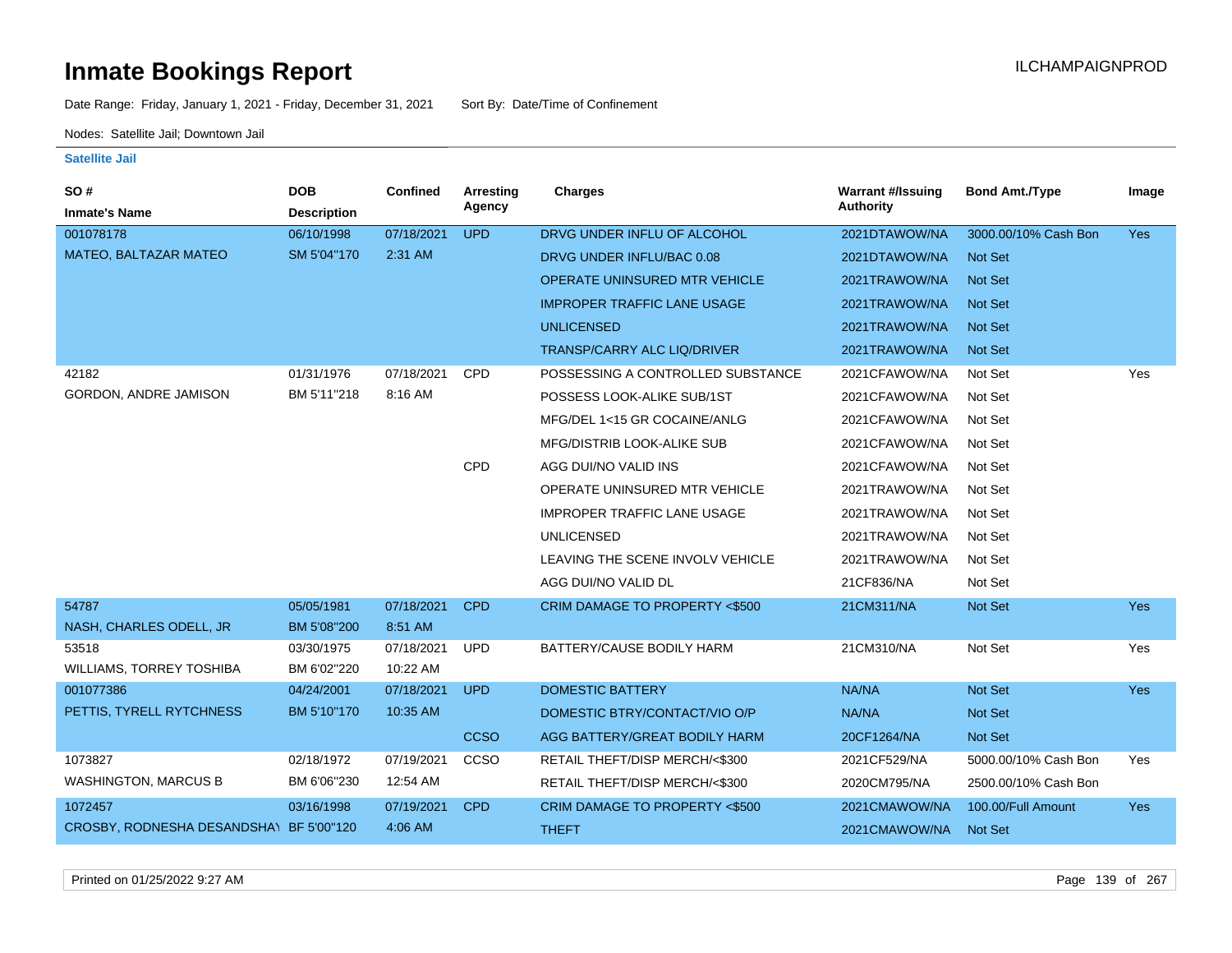# Inmate Bookings Report

ILCHAMPAIGNPROD

Date Range: Friday, January 1, 2021 - Friday, December 31, 2021 Sort By: Date/Time of Confinement

Nodes: Satellite Jail; Downtown Jail

### Satellite Jail

| SO # / Inmate's Name | DOB / Description | Confined | Arresting Agency | Charges | Warrant #/Issuing Authority | Bond Amt./Type | Image |
|---|---|---|---|---|---|---|---|
| 001078178 | 06/10/1998 | 07/18/2021 | UPD | DRVG UNDER INFLU OF ALCOHOL | 2021DTAWOW/NA | 3000.00/10% Cash Bon | Yes |
| MATEO, BALTAZAR MATEO | SM 5'04"170 | 2:31 AM | | DRVG UNDER INFLU/BAC 0.08 | 2021DTAWOW/NA | Not Set | |
| | | | | OPERATE UNINSURED MTR VEHICLE | 2021TRAWOW/NA | Not Set | |
| | | | | IMPROPER TRAFFIC LANE USAGE | 2021TRAWOW/NA | Not Set | |
| | | | | UNLICENSED | 2021TRAWOW/NA | Not Set | |
| | | | | TRANSP/CARRY ALC LIQ/DRIVER | 2021TRAWOW/NA | Not Set | |
| 42182 | 01/31/1976 | 07/18/2021 | CPD | POSSESSING A CONTROLLED SUBSTANCE | 2021CFAWOW/NA | Not Set | Yes |
| GORDON, ANDRE JAMISON | BM 5'11"218 | 8:16 AM | | POSSESS LOOK-ALIKE SUB/1ST | 2021CFAWOW/NA | Not Set | |
| | | | | MFG/DEL 1<15 GR COCAINE/ANLG | 2021CFAWOW/NA | Not Set | |
| | | | | MFG/DISTRIB LOOK-ALIKE SUB | 2021CFAWOW/NA | Not Set | |
| | | | CPD | AGG DUI/NO VALID INS | 2021CFAWOW/NA | Not Set | |
| | | | | OPERATE UNINSURED MTR VEHICLE | 2021TRAWOW/NA | Not Set | |
| | | | | IMPROPER TRAFFIC LANE USAGE | 2021TRAWOW/NA | Not Set | |
| | | | | UNLICENSED | 2021TRAWOW/NA | Not Set | |
| | | | | LEAVING THE SCENE INVOLV VEHICLE | 2021TRAWOW/NA | Not Set | |
| | | | | AGG DUI/NO VALID DL | 21CF836/NA | Not Set | |
| 54787 | 05/05/1981 | 07/18/2021 | CPD | CRIM DAMAGE TO PROPERTY <$500 | 21CM311/NA | Not Set | Yes |
| NASH, CHARLES ODELL, JR | BM 5'08"200 | 8:51 AM | | | | | |
| 53518 | 03/30/1975 | 07/18/2021 | UPD | BATTERY/CAUSE BODILY HARM | 21CM310/NA | Not Set | Yes |
| WILLIAMS, TORREY TOSHIBA | BM 6'02"220 | 10:22 AM | | | | | |
| 001077386 | 04/24/2001 | 07/18/2021 | UPD | DOMESTIC BATTERY | NA/NA | Not Set | Yes |
| PETTIS, TYRELL RYTCHNESS | BM 5'10"170 | 10:35 AM | | DOMESTIC BTRY/CONTACT/VIO O/P | NA/NA | Not Set | |
| | | | CCSO | AGG BATTERY/GREAT BODILY HARM | 20CF1264/NA | Not Set | |
| 1073827 | 02/18/1972 | 07/19/2021 | CCSO | RETAIL THEFT/DISP MERCH/<$300 | 2021CF529/NA | 5000.00/10% Cash Bon | Yes |
| WASHINGTON, MARCUS B | BM 6'06"230 | 12:54 AM | | RETAIL THEFT/DISP MERCH/<$300 | 2020CM795/NA | 2500.00/10% Cash Bon | |
| 1072457 | 03/16/1998 | 07/19/2021 | CPD | CRIM DAMAGE TO PROPERTY <$500 | 2021CMAWOW/NA | 100.00/Full Amount | Yes |
| CROSBY, RODNESHA DESANDSHAY | BF 5'00"120 | 4:06 AM | | THEFT | 2021CMAWOW/NA | Not Set | |

Printed on 01/25/2022 9:27 AM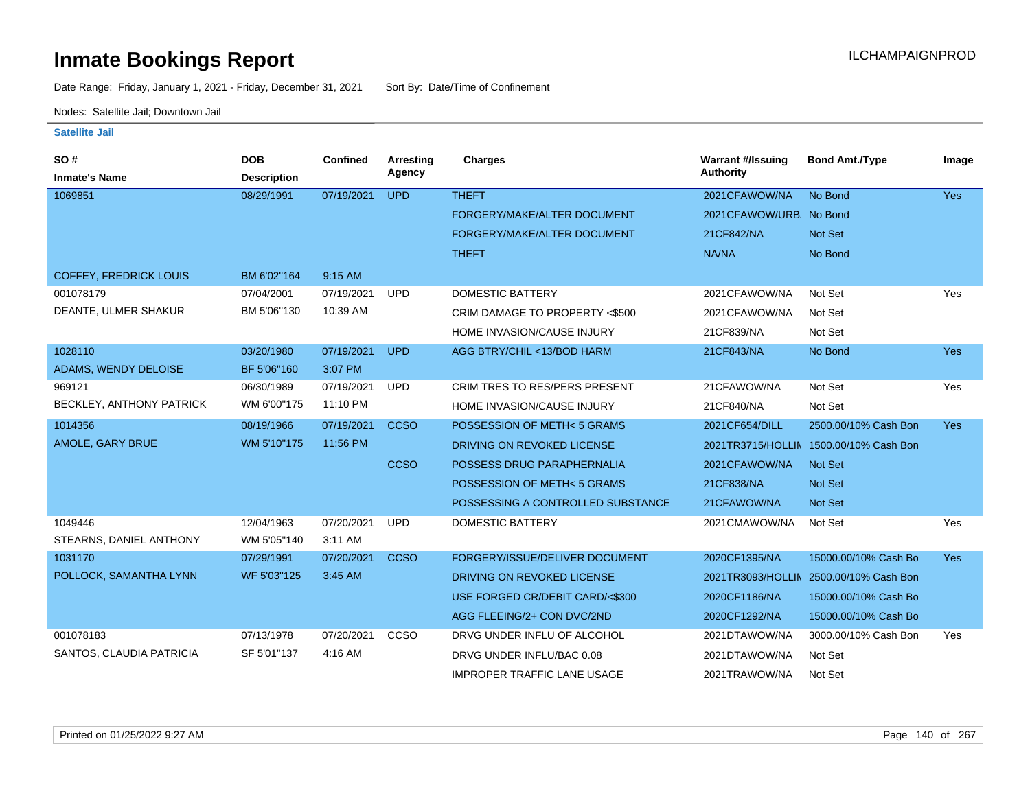# Inmate Bookings Report

ILCHAMPAIGNPROD

Date Range: Friday, January 1, 2021 - Friday, December 31, 2021 Sort By: Date/Time of Confinement

Nodes: Satellite Jail; Downtown Jail

**Satellite Jail**

| SO # / Inmate's Name | DOB / Description | Confined | Arresting Agency | Charges | Warrant #/Issuing Authority | Bond Amt./Type | Image |
|---|---|---|---|---|---|---|---|
| 1069851 | 08/29/1991 | 07/19/2021 | UPD | THEFT | 2021CFAWOW/NA | No Bond | Yes |
| | | | | FORGERY/MAKE/ALTER DOCUMENT | 2021CFAWOW/URB. | No Bond | |
| | | | | FORGERY/MAKE/ALTER DOCUMENT | 21CF842/NA | Not Set | |
| | | | | THEFT | NA/NA | No Bond | |
| COFFEY, FREDRICK LOUIS | BM 6'02"164 | 9:15 AM | | | | | |
| 001078179 | 07/04/2001 | 07/19/2021 | UPD | DOMESTIC BATTERY | 2021CFAWOW/NA | Not Set | Yes |
| DEANTE, ULMER SHAKUR | BM 5'06"130 | 10:39 AM | | CRIM DAMAGE TO PROPERTY <$500 | 2021CFAWOW/NA | Not Set | |
| | | | | HOME INVASION/CAUSE INJURY | 21CF839/NA | Not Set | |
| 1028110 | 03/20/1980 | 07/19/2021 | UPD | AGG BTRY/CHIL <13/BOD HARM | 21CF843/NA | No Bond | Yes |
| ADAMS, WENDY DELOISE | BF 5'06"160 | 3:07 PM | | | | | |
| 969121 | 06/30/1989 | 07/19/2021 | UPD | CRIM TRES TO RES/PERS PRESENT | 21CFAWOW/NA | Not Set | Yes |
| BECKLEY, ANTHONY PATRICK | WM 6'00"175 | 11:10 PM | | HOME INVASION/CAUSE INJURY | 21CF840/NA | Not Set | |
| 1014356 | 08/19/1966 | 07/19/2021 | CCSO | POSSESSION OF METH< 5 GRAMS | 2021CF654/DILL | 2500.00/10% Cash Bon | Yes |
| AMOLE, GARY BRUE | WM 5'10"175 | 11:56 PM | | DRIVING ON REVOKED LICENSE | 2021TR3715/HOLLIN | 1500.00/10% Cash Bon | |
| | | | CCSO | POSSESS DRUG PARAPHERNALIA | 2021CFAWOW/NA | Not Set | |
| | | | | POSSESSION OF METH< 5 GRAMS | 21CF838/NA | Not Set | |
| | | | | POSSESSING A CONTROLLED SUBSTANCE | 21CFAWOW/NA | Not Set | |
| 1049446 | 12/04/1963 | 07/20/2021 | UPD | DOMESTIC BATTERY | 2021CMAWOW/NA | Not Set | Yes |
| STEARNS, DANIEL ANTHONY | WM 5'05"140 | 3:11 AM | | | | | |
| 1031170 | 07/29/1991 | 07/20/2021 | CCSO | FORGERY/ISSUE/DELIVER DOCUMENT | 2020CF1395/NA | 15000.00/10% Cash Bo | Yes |
| POLLOCK, SAMANTHA LYNN | WF 5'03"125 | 3:45 AM | | DRIVING ON REVOKED LICENSE | 2021TR3093/HOLLIN | 2500.00/10% Cash Bon | |
| | | | | USE FORGED CR/DEBIT CARD/<$300 | 2020CF1186/NA | 15000.00/10% Cash Bo | |
| | | | | AGG FLEEING/2+ CON DVC/2ND | 2020CF1292/NA | 15000.00/10% Cash Bo | |
| 001078183 | 07/13/1978 | 07/20/2021 | CCSO | DRVG UNDER INFLU OF ALCOHOL | 2021DTAWOW/NA | 3000.00/10% Cash Bon | Yes |
| SANTOS, CLAUDIA PATRICIA | SF 5'01"137 | 4:16 AM | | DRVG UNDER INFLU/BAC 0.08 | 2021DTAWOW/NA | Not Set | |
| | | | | IMPROPER TRAFFIC LANE USAGE | 2021TRAWOW/NA | Not Set | |

Printed on 01/25/2022 9:27 AM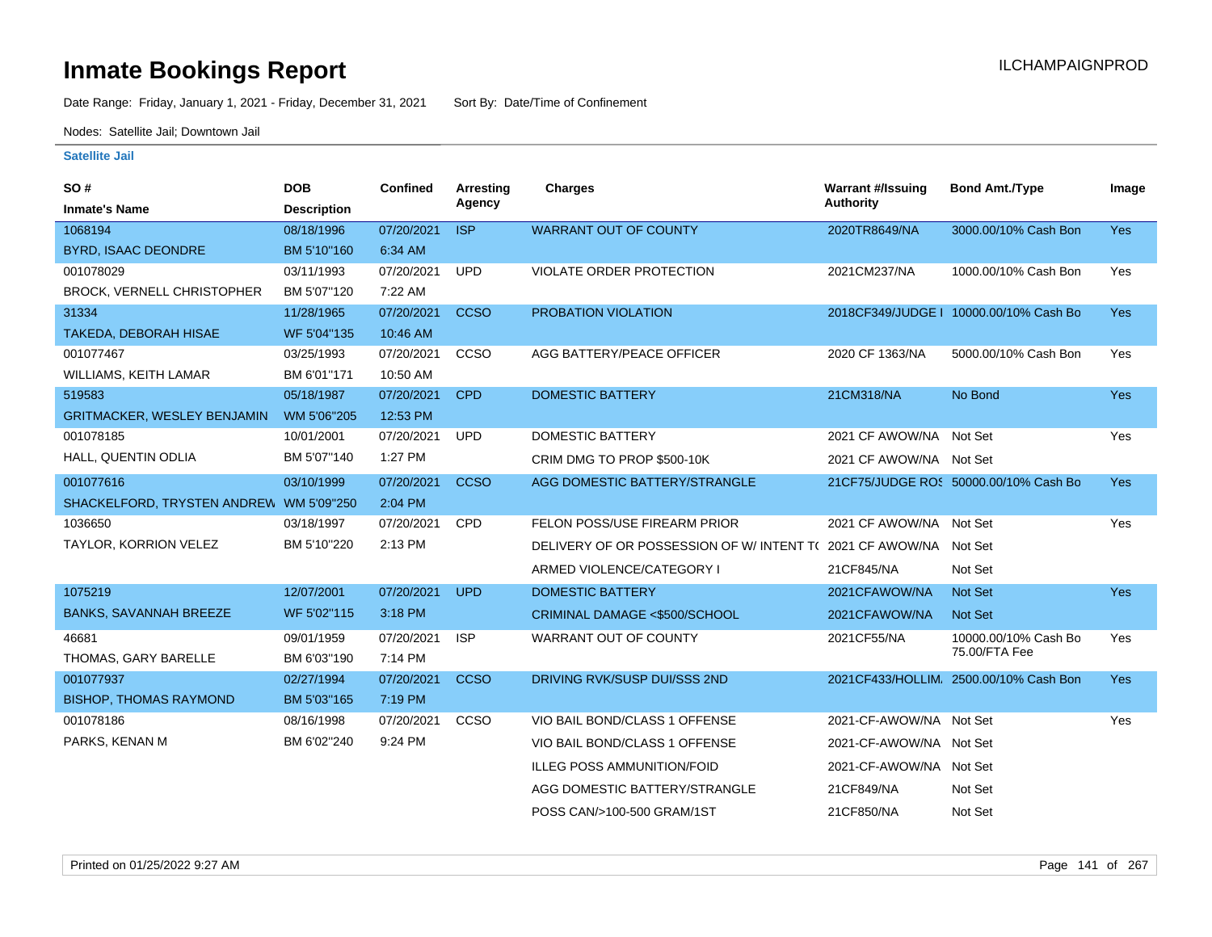# Inmate Bookings Report

Date Range: Friday, January 1, 2021 - Friday, December 31, 2021 Sort By: Date/Time of Confinement

Nodes: Satellite Jail; Downtown Jail

### Satellite Jail

| SO # / Inmate's Name | DOB / Description | Confined | Arresting Agency | Charges | Warrant #/Issuing Authority | Bond Amt./Type | Image |
|---|---|---|---|---|---|---|---|
| 1068194 | 08/18/1996 | 07/20/2021 | ISP | WARRANT OUT OF COUNTY | 2020TR8649/NA | 3000.00/10% Cash Bon | Yes |
| BYRD, ISAAC DEONDRE | BM 5'10"160 | 6:34 AM | | | | | |
| 001078029 | 03/11/1993 | 07/20/2021 | UPD | VIOLATE ORDER PROTECTION | 2021CM237/NA | 1000.00/10% Cash Bon | Yes |
| BROCK, VERNELL CHRISTOPHER | BM 5'07"120 | 7:22 AM | | | | | |
| 31334 | 11/28/1965 | 07/20/2021 | CCSO | PROBATION VIOLATION | 2018CF349/JUDGE I | 10000.00/10% Cash Bo | Yes |
| TAKEDA, DEBORAH HISAE | WF 5'04"135 | 10:46 AM | | | | | |
| 001077467 | 03/25/1993 | 07/20/2021 | CCSO | AGG BATTERY/PEACE OFFICER | 2020 CF 1363/NA | 5000.00/10% Cash Bon | Yes |
| WILLIAMS, KEITH LAMAR | BM 6'01"171 | 10:50 AM | | | | | |
| 519583 | 05/18/1987 | 07/20/2021 | CPD | DOMESTIC BATTERY | 21CM318/NA | No Bond | Yes |
| GRITMACKER, WESLEY BENJAMIN | WM 5'06"205 | 12:53 PM | | | | | |
| 001078185 | 10/01/2001 | 07/20/2021 | UPD | DOMESTIC BATTERY | 2021 CF AWOW/NA | Not Set | Yes |
| HALL, QUENTIN ODLIA | BM 5'07"140 | 1:27 PM | | CRIM DMG TO PROP $500-10K | 2021 CF AWOW/NA | Not Set | |
| 001077616 | 03/10/1999 | 07/20/2021 | CCSO | AGG DOMESTIC BATTERY/STRANGLE | 21CF75/JUDGE ROS | 50000.00/10% Cash Bo | Yes |
| SHACKELFORD, TRYSTEN ANDREW | WM 5'09"250 | 2:04 PM | | | | | |
| 1036650 | 03/18/1997 | 07/20/2021 | CPD | FELON POSS/USE FIREARM PRIOR | 2021 CF AWOW/NA | Not Set | Yes |
| TAYLOR, KORRION VELEZ | BM 5'10"220 | 2:13 PM | | DELIVERY OF OR POSSESSION OF W/ INTENT TO | 2021 CF AWOW/NA | Not Set | |
| | | | | ARMED VIOLENCE/CATEGORY I | 21CF845/NA | Not Set | |
| 1075219 | 12/07/2001 | 07/20/2021 | UPD | DOMESTIC BATTERY | 2021CFAWOW/NA | Not Set | Yes |
| BANKS, SAVANNAH BREEZE | WF 5'02"115 | 3:18 PM | | CRIMINAL DAMAGE <$500/SCHOOL | 2021CFAWOW/NA | Not Set | |
| 46681 | 09/01/1959 | 07/20/2021 | ISP | WARRANT OUT OF COUNTY | 2021CF55/NA | 10000.00/10% Cash Bo 75.00/FTA Fee | Yes |
| THOMAS, GARY BARELLE | BM 6'03"190 | 7:14 PM | | | | | |
| 001077937 | 02/27/1994 | 07/20/2021 | CCSO | DRIVING RVK/SUSP DUI/SSS 2ND | 2021CF433/HOLLIM. | 2500.00/10% Cash Bon | Yes |
| BISHOP, THOMAS RAYMOND | BM 5'03"165 | 7:19 PM | | | | | |
| 001078186 | 08/16/1998 | 07/20/2021 | CCSO | VIO BAIL BOND/CLASS 1 OFFENSE | 2021-CF-AWOW/NA | Not Set | Yes |
| PARKS, KENAN M | BM 6'02"240 | 9:24 PM | | VIO BAIL BOND/CLASS 1 OFFENSE | 2021-CF-AWOW/NA | Not Set | |
| | | | | ILLEG POSS AMMUNITION/FOID | 2021-CF-AWOW/NA | Not Set | |
| | | | | AGG DOMESTIC BATTERY/STRANGLE | 21CF849/NA | Not Set | |
| | | | | POSS CAN/>100-500 GRAM/1ST | 21CF850/NA | Not Set | |

Printed on 01/25/2022 9:27 AM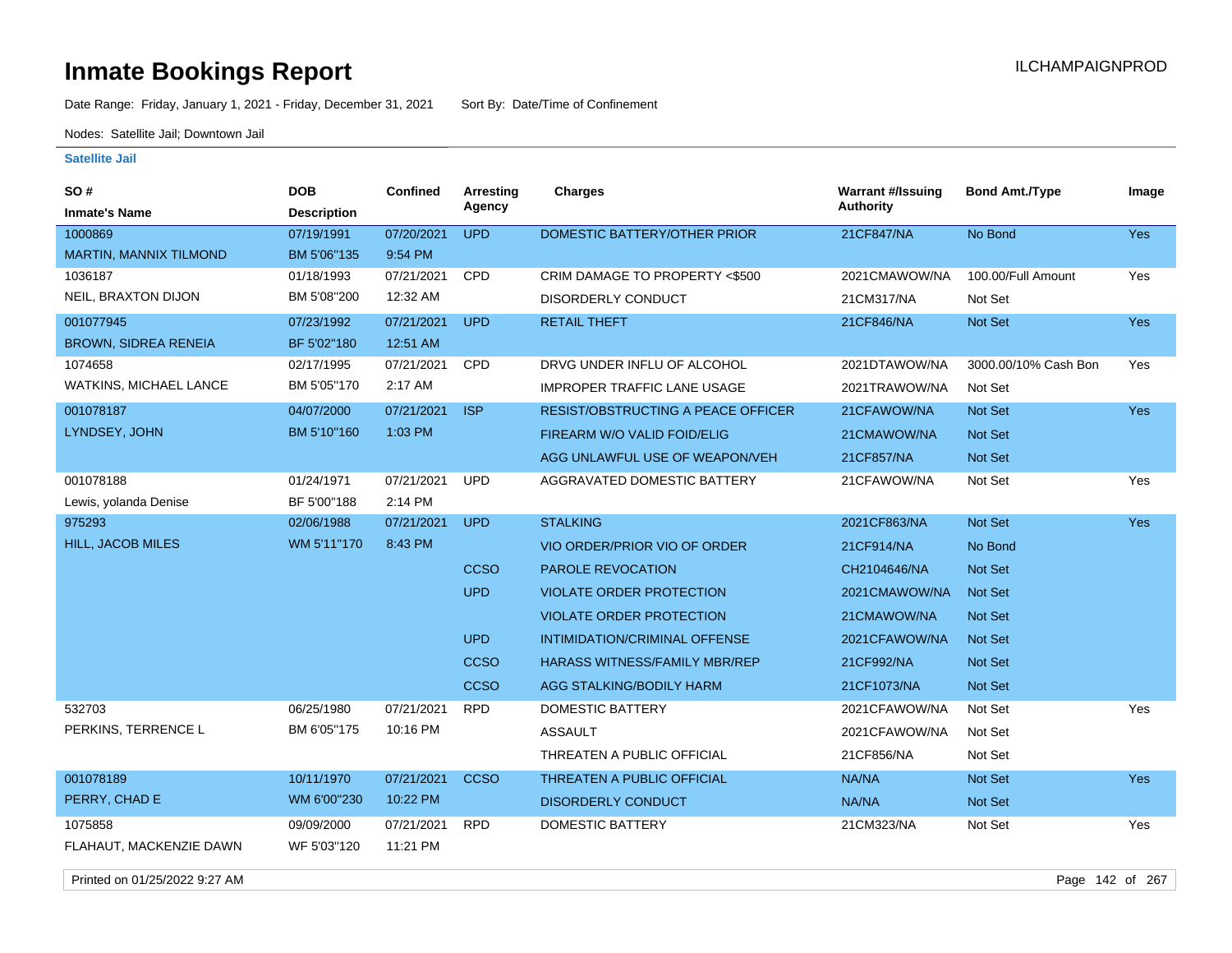# Inmate Bookings Report

ILCHAMPAIGNPROD

Date Range: Friday, January 1, 2021 - Friday, December 31, 2021    Sort By: Date/Time of Confinement

Nodes: Satellite Jail; Downtown Jail

### Satellite Jail

| SO # / Inmate's Name | DOB / Description | Confined | Arresting Agency | Charges | Warrant #/Issuing Authority | Bond Amt./Type | Image |
|---|---|---|---|---|---|---|---|
| 1000869 | 07/19/1991 | 07/20/2021 | UPD | DOMESTIC BATTERY/OTHER PRIOR | 21CF847/NA | No Bond | Yes |
| MARTIN, MANNIX TILMOND | BM 5'06"135 | 9:54 PM | | | | | |
| 1036187 | 01/18/1993 | 07/21/2021 | CPD | CRIM DAMAGE TO PROPERTY <$500 | 2021CMAWOW/NA | 100.00/Full Amount | Yes |
| NEIL, BRAXTON DIJON | BM 5'08"200 | 12:32 AM | | DISORDERLY CONDUCT | 21CM317/NA | Not Set | |
| 001077945 | 07/23/1992 | 07/21/2021 | UPD | RETAIL THEFT | 21CF846/NA | Not Set | Yes |
| BROWN, SIDREA RENEIA | BF 5'02"180 | 12:51 AM | | | | | |
| 1074658 | 02/17/1995 | 07/21/2021 | CPD | DRVG UNDER INFLU OF ALCOHOL | 2021DTAWOW/NA | 3000.00/10% Cash Bon | Yes |
| WATKINS, MICHAEL LANCE | BM 5'05"170 | 2:17 AM | | IMPROPER TRAFFIC LANE USAGE | 2021TRAWOW/NA | Not Set | |
| 001078187 | 04/07/2000 | 07/21/2021 | ISP | RESIST/OBSTRUCTING A PEACE OFFICER | 21CFAWOW/NA | Not Set | Yes |
| LYNDSEY, JOHN | BM 5'10"160 | 1:03 PM | | FIREARM W/O VALID FOID/ELIG | 21CMAWOW/NA | Not Set | |
| | | | | AGG UNLAWFUL USE OF WEAPON/VEH | 21CF857/NA | Not Set | |
| 001078188 | 01/24/1971 | 07/21/2021 | UPD | AGGRAVATED DOMESTIC BATTERY | 21CFAWOW/NA | Not Set | Yes |
| Lewis, yolanda Denise | BF 5'00"188 | 2:14 PM | | | | | |
| 975293 | 02/06/1988 | 07/21/2021 | UPD | STALKING | 2021CF863/NA | Not Set | Yes |
| HILL, JACOB MILES | WM 5'11"170 | 8:43 PM | | VIO ORDER/PRIOR VIO OF ORDER | 21CF914/NA | No Bond | |
| | | | CCSO | PAROLE REVOCATION | CH2104646/NA | Not Set | |
| | | | UPD | VIOLATE ORDER PROTECTION | 2021CMAWOW/NA | Not Set | |
| | | | | VIOLATE ORDER PROTECTION | 21CMAWOW/NA | Not Set | |
| | | | UPD | INTIMIDATION/CRIMINAL OFFENSE | 2021CFAWOW/NA | Not Set | |
| | | | CCSO | HARASS WITNESS/FAMILY MBR/REP | 21CF992/NA | Not Set | |
| | | | CCSO | AGG STALKING/BODILY HARM | 21CF1073/NA | Not Set | |
| 532703 | 06/25/1980 | 07/21/2021 | RPD | DOMESTIC BATTERY | 2021CFAWOW/NA | Not Set | Yes |
| PERKINS, TERRENCE L | BM 6'05"175 | 10:16 PM | | ASSAULT | 2021CFAWOW/NA | Not Set | |
| | | | | THREATEN A PUBLIC OFFICIAL | 21CF856/NA | Not Set | |
| 001078189 | 10/11/1970 | 07/21/2021 | CCSO | THREATEN A PUBLIC OFFICIAL | NA/NA | Not Set | Yes |
| PERRY, CHAD E | WM 6'00"230 | 10:22 PM | | DISORDERLY CONDUCT | NA/NA | Not Set | |
| 1075858 | 09/09/2000 | 07/21/2021 | RPD | DOMESTIC BATTERY | 21CM323/NA | Not Set | Yes |
| FLAHAUT, MACKENZIE DAWN | WF 5'03"120 | 11:21 PM | | | | | |

Printed on 01/25/2022 9:27 AM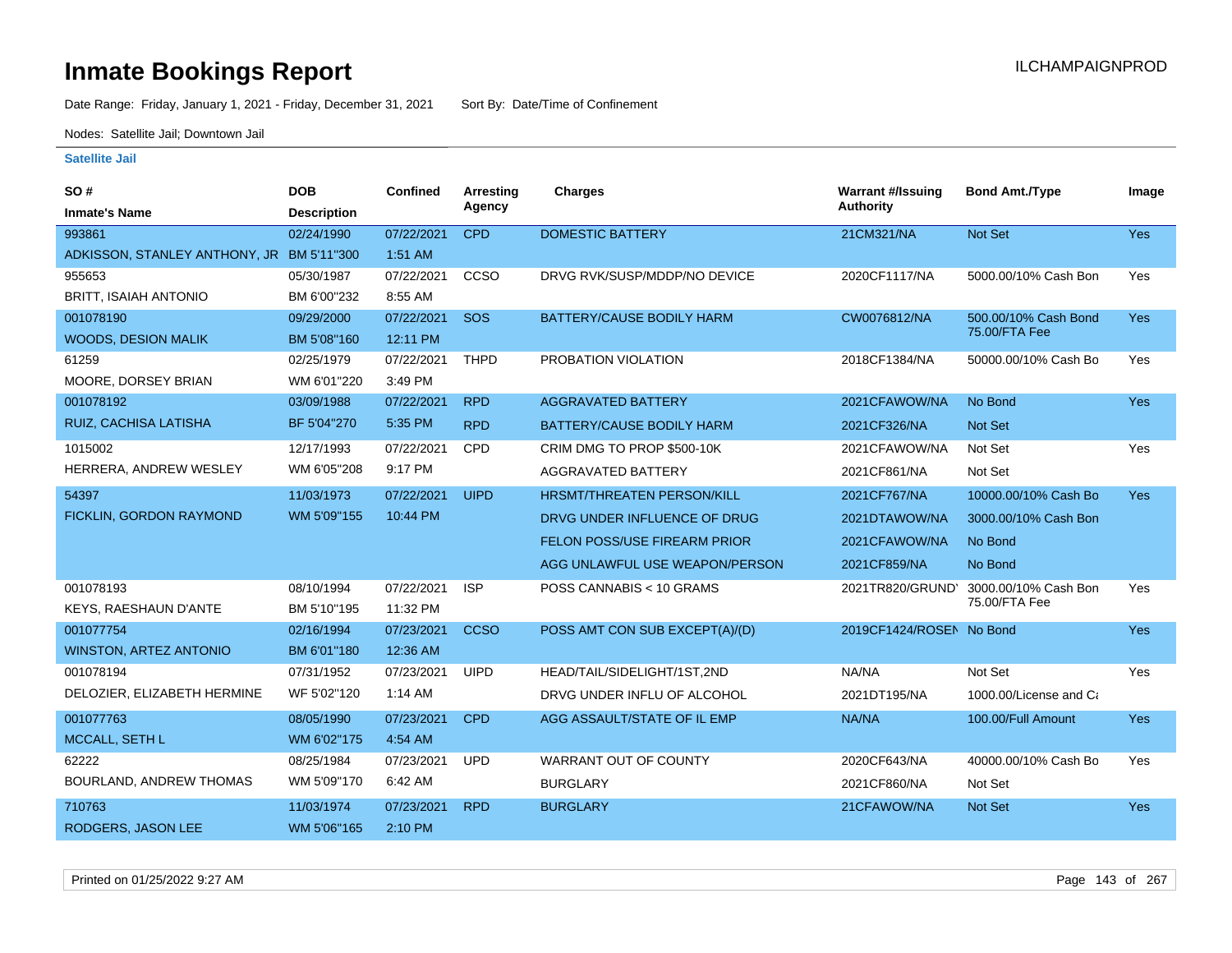# Inmate Bookings Report

ILCHAMPAIGNPROD

Date Range: Friday, January 1, 2021 - Friday, December 31, 2021    Sort By: Date/Time of Confinement

Nodes: Satellite Jail; Downtown Jail

**Satellite Jail**

| SO # / Inmate's Name | DOB / Description | Confined | Arresting Agency | Charges | Warrant #/Issuing Authority | Bond Amt./Type | Image |
|---|---|---|---|---|---|---|---|
| 993861 | 02/24/1990 | 07/22/2021 | CPD | DOMESTIC BATTERY | 21CM321/NA | Not Set | Yes |
| ADKISSON, STANLEY ANTHONY, JR | BM 5'11"300 | 1:51 AM | | | | | |
| 955653 | 05/30/1987 | 07/22/2021 | CCSO | DRVG RVK/SUSP/MDDP/NO DEVICE | 2020CF1117/NA | 5000.00/10% Cash Bon | Yes |
| BRITT, ISAIAH ANTONIO | BM 6'00"232 | 8:55 AM | | | | | |
| 001078190 | 09/29/2000 | 07/22/2021 | SOS | BATTERY/CAUSE BODILY HARM | CW0076812/NA | 500.00/10% Cash Bond 75.00/FTA Fee | Yes |
| WOODS, DESION MALIK | BM 5'08"160 | 12:11 PM | | | | | |
| 61259 | 02/25/1979 | 07/22/2021 | THPD | PROBATION VIOLATION | 2018CF1384/NA | 50000.00/10% Cash Bo | Yes |
| MOORE, DORSEY BRIAN | WM 6'01"220 | 3:49 PM | | | | | |
| 001078192 | 03/09/1988 | 07/22/2021 | RPD | AGGRAVATED BATTERY | 2021CFAWOW/NA | No Bond | Yes |
| RUIZ, CACHISA LATISHA | BF 5'04"270 | 5:35 PM | RPD | BATTERY/CAUSE BODILY HARM | 2021CF326/NA | Not Set | |
| 1015002 | 12/17/1993 | 07/22/2021 | CPD | CRIM DMG TO PROP $500-10K | 2021CFAWOW/NA | Not Set | Yes |
| HERRERA, ANDREW WESLEY | WM 6'05"208 | 9:17 PM | | AGGRAVATED BATTERY | 2021CF861/NA | Not Set | |
| 54397 | 11/03/1973 | 07/22/2021 | UIPD | HRSMT/THREATEN PERSON/KILL | 2021CF767/NA | 10000.00/10% Cash Bo | Yes |
| FICKLIN, GORDON RAYMOND | WM 5'09"155 | 10:44 PM | | DRVG UNDER INFLUENCE OF DRUG | 2021DTAWOW/NA | 3000.00/10% Cash Bon | |
| | | | | FELON POSS/USE FIREARM PRIOR | 2021CFAWOW/NA | No Bond | |
| | | | | AGG UNLAWFUL USE WEAPON/PERSON | 2021CF859/NA | No Bond | |
| 001078193 | 08/10/1994 | 07/22/2021 | ISP | POSS CANNABIS < 10 GRAMS | 2021TR820/GRUND' | 3000.00/10% Cash Bon 75.00/FTA Fee | Yes |
| KEYS, RAESHAUN D'ANTE | BM 5'10"195 | 11:32 PM | | | | | |
| 001077754 | 02/16/1994 | 07/23/2021 | CCSO | POSS AMT CON SUB EXCEPT(A)/(D) | 2019CF1424/ROSEN | No Bond | Yes |
| WINSTON, ARTEZ ANTONIO | BM 6'01"180 | 12:36 AM | | | | | |
| 001078194 | 07/31/1952 | 07/23/2021 | UIPD | HEAD/TAIL/SIDELIGHT/1ST,2ND | NA/NA | Not Set | Yes |
| DELOZIER, ELIZABETH HERMINE | WF 5'02"120 | 1:14 AM | | DRVG UNDER INFLU OF ALCOHOL | 2021DT195/NA | 1000.00/License and Ca | |
| 001077763 | 08/05/1990 | 07/23/2021 | CPD | AGG ASSAULT/STATE OF IL EMP | NA/NA | 100.00/Full Amount | Yes |
| MCCALL, SETH L | WM 6'02"175 | 4:54 AM | | | | | |
| 62222 | 08/25/1984 | 07/23/2021 | UPD | WARRANT OUT OF COUNTY | 2020CF643/NA | 40000.00/10% Cash Bo | Yes |
| BOURLAND, ANDREW THOMAS | WM 5'09"170 | 6:42 AM | | BURGLARY | 2021CF860/NA | Not Set | |
| 710763 | 11/03/1974 | 07/23/2021 | RPD | BURGLARY | 21CFAWOW/NA | Not Set | Yes |
| RODGERS, JASON LEE | WM 5'06"165 | 2:10 PM | | | | | |

Printed on 01/25/2022 9:27 AM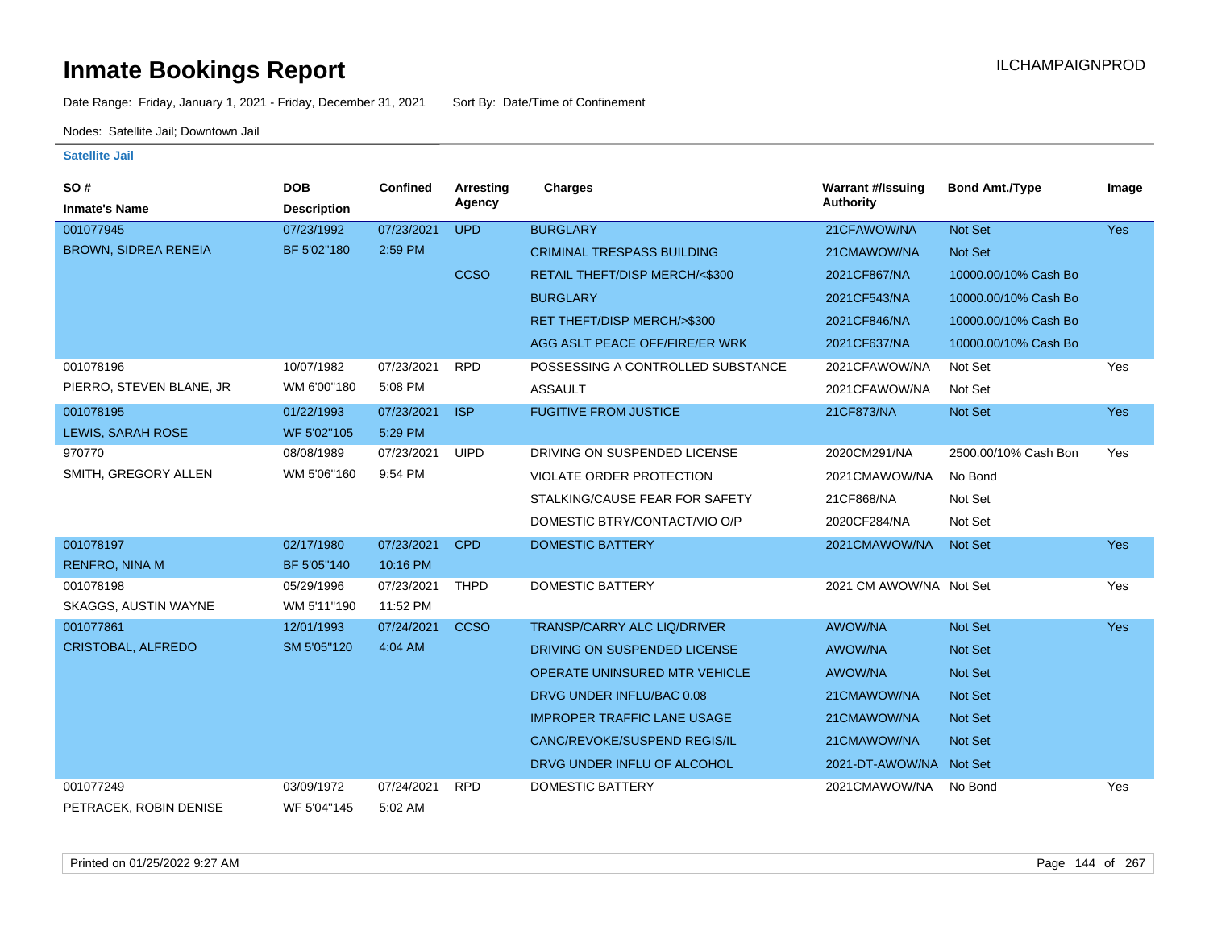# Inmate Bookings Report

ILCHAMPAIGNPROD

Date Range: Friday, January 1, 2021 - Friday, December 31, 2021 Sort By: Date/Time of Confinement

Nodes: Satellite Jail; Downtown Jail

### Satellite Jail

| SO # / Inmate's Name | DOB / Description | Confined | Arresting Agency | Charges | Warrant #/Issuing Authority | Bond Amt./Type | Image |
|---|---|---|---|---|---|---|---|
| 001077945 | 07/23/1992 | 07/23/2021 | UPD | BURGLARY | 21CFAWOW/NA | Not Set | Yes |
| BROWN, SIDREA RENEIA | BF 5'02"180 | 2:59 PM | | CRIMINAL TRESPASS BUILDING | 21CMAWOW/NA | Not Set | |
| | | | CCSO | RETAIL THEFT/DISP MERCH/<$300 | 2021CF867/NA | 10000.00/10% Cash Bo | |
| | | | | BURGLARY | 2021CF543/NA | 10000.00/10% Cash Bo | |
| | | | | RET THEFT/DISP MERCH/>$300 | 2021CF846/NA | 10000.00/10% Cash Bo | |
| | | | | AGG ASLT PEACE OFF/FIRE/ER WRK | 2021CF637/NA | 10000.00/10% Cash Bo | |
| 001078196 | 10/07/1982 | 07/23/2021 | RPD | POSSESSING A CONTROLLED SUBSTANCE | 2021CFAWOW/NA | Not Set | Yes |
| PIERRO, STEVEN BLANE, JR | WM 6'00"180 | 5:08 PM | | ASSAULT | 2021CFAWOW/NA | Not Set | |
| 001078195 | 01/22/1993 | 07/23/2021 | ISP | FUGITIVE FROM JUSTICE | 21CF873/NA | Not Set | Yes |
| LEWIS, SARAH ROSE | WF 5'02"105 | 5:29 PM | | | | | |
| 970770 | 08/08/1989 | 07/23/2021 | UIPD | DRIVING ON SUSPENDED LICENSE | 2020CM291/NA | 2500.00/10% Cash Bon | Yes |
| SMITH, GREGORY ALLEN | WM 5'06"160 | 9:54 PM | | VIOLATE ORDER PROTECTION | 2021CMAWOW/NA | No Bond | |
| | | | | STALKING/CAUSE FEAR FOR SAFETY | 21CF868/NA | Not Set | |
| | | | | DOMESTIC BTRY/CONTACT/VIO O/P | 2020CF284/NA | Not Set | |
| 001078197 | 02/17/1980 | 07/23/2021 | CPD | DOMESTIC BATTERY | 2021CMAWOW/NA | Not Set | Yes |
| RENFRO, NINA M | BF 5'05"140 | 10:16 PM | | | | | |
| 001078198 | 05/29/1996 | 07/23/2021 | THPD | DOMESTIC BATTERY | 2021 CM AWOW/NA | Not Set | Yes |
| SKAGGS, AUSTIN WAYNE | WM 5'11"190 | 11:52 PM | | | | | |
| 001077861 | 12/01/1993 | 07/24/2021 | CCSO | TRANSP/CARRY ALC LIQ/DRIVER | AWOW/NA | Not Set | Yes |
| CRISTOBAL, ALFREDO | SM 5'05"120 | 4:04 AM | | DRIVING ON SUSPENDED LICENSE | AWOW/NA | Not Set | |
| | | | | OPERATE UNINSURED MTR VEHICLE | AWOW/NA | Not Set | |
| | | | | DRVG UNDER INFLU/BAC 0.08 | 21CMAWOW/NA | Not Set | |
| | | | | IMPROPER TRAFFIC LANE USAGE | 21CMAWOW/NA | Not Set | |
| | | | | CANC/REVOKE/SUSPEND REGIS/IL | 21CMAWOW/NA | Not Set | |
| | | | | DRVG UNDER INFLU OF ALCOHOL | 2021-DT-AWOW/NA | Not Set | |
| 001077249 | 03/09/1972 | 07/24/2021 | RPD | DOMESTIC BATTERY | 2021CMAWOW/NA | No Bond | Yes |
| PETRACEK, ROBIN DENISE | WF 5'04"145 | 5:02 AM | | | | | |

Printed on 01/25/2022 9:27 AM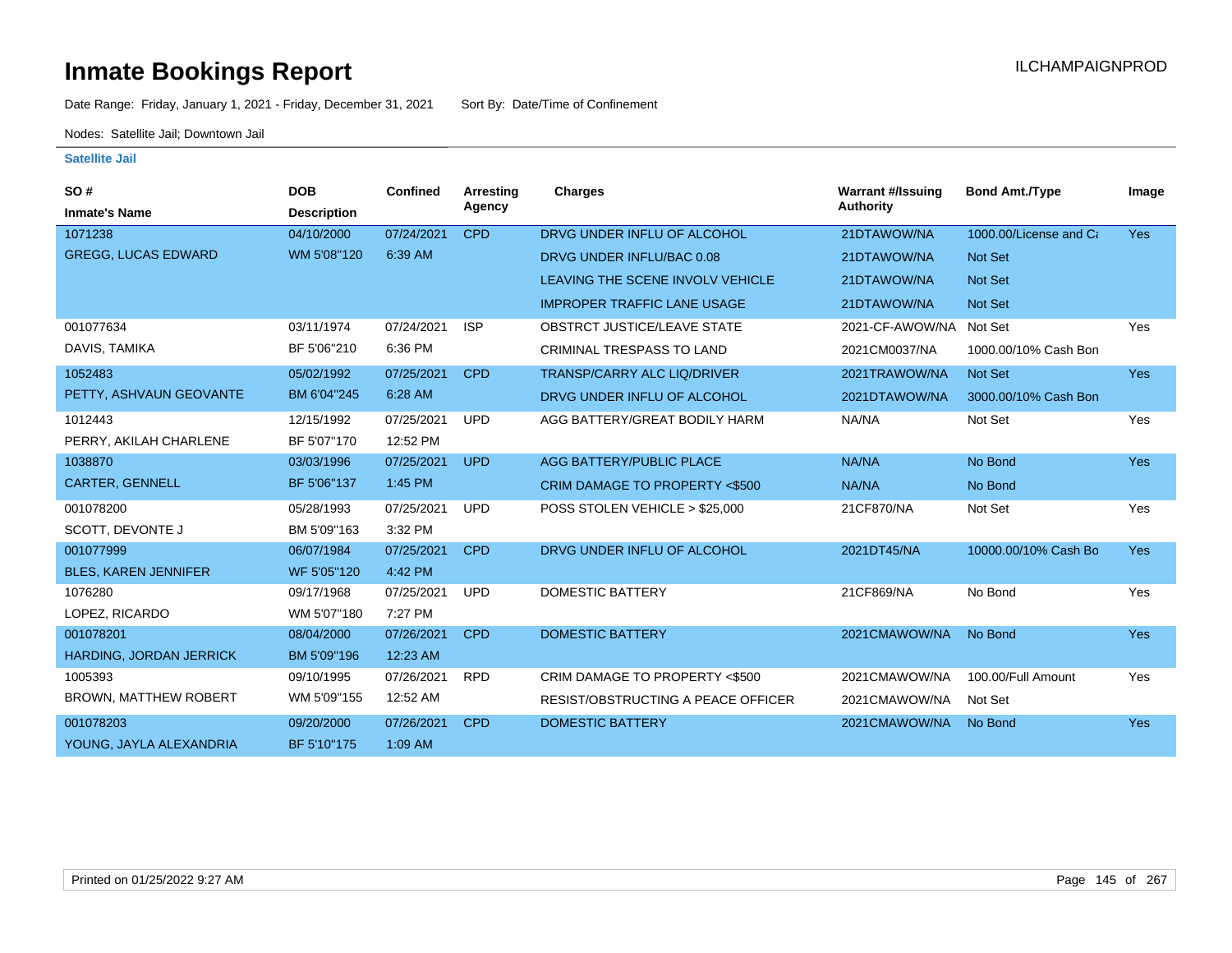# Inmate Bookings Report

ILCHAMPAIGNPROD

Date Range: Friday, January 1, 2021 - Friday, December 31, 2021    Sort By: Date/Time of Confinement

Nodes: Satellite Jail; Downtown Jail

### Satellite Jail

| SO # / Inmate's Name | DOB / Description | Confined | Arresting Agency | Charges | Warrant #/Issuing Authority | Bond Amt./Type | Image |
|---|---|---|---|---|---|---|---|
| 1071238 | 04/10/2000 | 07/24/2021 | CPD | DRVG UNDER INFLU OF ALCOHOL | 21DTAWOW/NA | 1000.00/License and Ca | Yes |
| GREGG, LUCAS EDWARD | WM 5'08"120 | 6:39 AM | | DRVG UNDER INFLU/BAC 0.08 | 21DTAWOW/NA | Not Set | |
| | | | | LEAVING THE SCENE INVOLV VEHICLE | 21DTAWOW/NA | Not Set | |
| | | | | IMPROPER TRAFFIC LANE USAGE | 21DTAWOW/NA | Not Set | |
| 001077634 | 03/11/1974 | 07/24/2021 | ISP | OBSTRCT JUSTICE/LEAVE STATE | 2021-CF-AWOW/NA | Not Set | Yes |
| DAVIS, TAMIKA | BF 5'06"210 | 6:36 PM | | CRIMINAL TRESPASS TO LAND | 2021CM0037/NA | 1000.00/10% Cash Bon | |
| 1052483 | 05/02/1992 | 07/25/2021 | CPD | TRANSP/CARRY ALC LIQ/DRIVER | 2021TRAWOW/NA | Not Set | Yes |
| PETTY, ASHVAUN GEOVANTE | BM 6'04"245 | 6:28 AM | | DRVG UNDER INFLU OF ALCOHOL | 2021DTAWOW/NA | 3000.00/10% Cash Bon | |
| 1012443 | 12/15/1992 | 07/25/2021 | UPD | AGG BATTERY/GREAT BODILY HARM | NA/NA | Not Set | Yes |
| PERRY, AKILAH CHARLENE | BF 5'07"170 | 12:52 PM | | | | | |
| 1038870 | 03/03/1996 | 07/25/2021 | UPD | AGG BATTERY/PUBLIC PLACE | NA/NA | No Bond | Yes |
| CARTER, GENNELL | BF 5'06"137 | 1:45 PM | | CRIM DAMAGE TO PROPERTY <$500 | NA/NA | No Bond | |
| 001078200 | 05/28/1993 | 07/25/2021 | UPD | POSS STOLEN VEHICLE > $25,000 | 21CF870/NA | Not Set | Yes |
| SCOTT, DEVONTE J | BM 5'09"163 | 3:32 PM | | | | | |
| 001077999 | 06/07/1984 | 07/25/2021 | CPD | DRVG UNDER INFLU OF ALCOHOL | 2021DT45/NA | 10000.00/10% Cash Bo | Yes |
| BLES, KAREN JENNIFER | WF 5'05"120 | 4:42 PM | | | | | |
| 1076280 | 09/17/1968 | 07/25/2021 | UPD | DOMESTIC BATTERY | 21CF869/NA | No Bond | Yes |
| LOPEZ, RICARDO | WM 5'07"180 | 7:27 PM | | | | | |
| 001078201 | 08/04/2000 | 07/26/2021 | CPD | DOMESTIC BATTERY | 2021CMAWOW/NA | No Bond | Yes |
| HARDING, JORDAN JERRICK | BM 5'09"196 | 12:23 AM | | | | | |
| 1005393 | 09/10/1995 | 07/26/2021 | RPD | CRIM DAMAGE TO PROPERTY <$500 | 2021CMAWOW/NA | 100.00/Full Amount | Yes |
| BROWN, MATTHEW ROBERT | WM 5'09"155 | 12:52 AM | | RESIST/OBSTRUCTING A PEACE OFFICER | 2021CMAWOW/NA | Not Set | |
| 001078203 | 09/20/2000 | 07/26/2021 | CPD | DOMESTIC BATTERY | 2021CMAWOW/NA | No Bond | Yes |
| YOUNG, JAYLA ALEXANDRIA | BF 5'10"175 | 1:09 AM | | | | | |

Printed on 01/25/2022 9:27 AM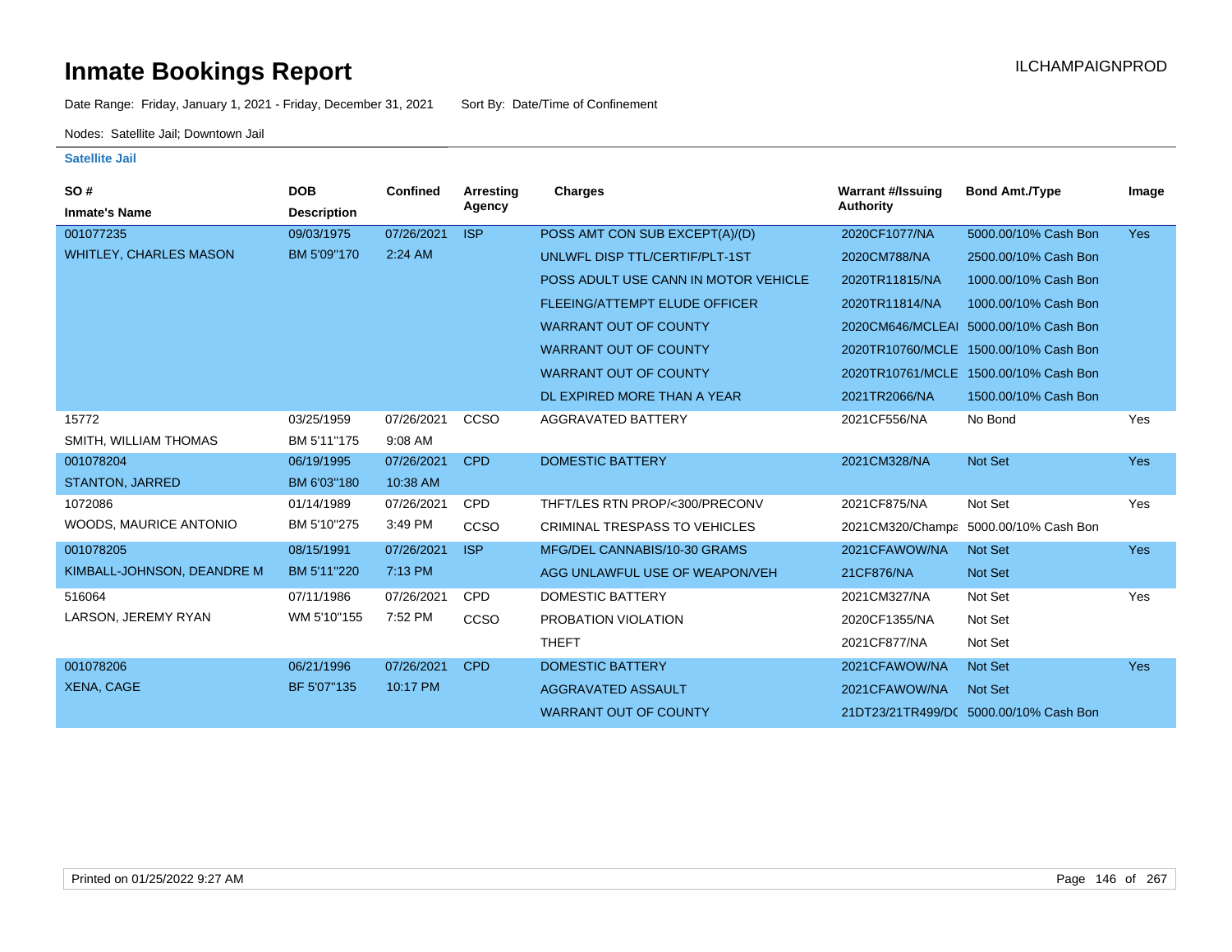# Inmate Bookings Report

ILCHAMPAIGNPROD

Date Range: Friday, January 1, 2021 - Friday, December 31, 2021 Sort By: Date/Time of Confinement

Nodes: Satellite Jail; Downtown Jail

**Satellite Jail**

| SO # / Inmate's Name | DOB / Description | Confined | Arresting Agency | Charges | Warrant #/Issuing Authority | Bond Amt./Type | Image |
|---|---|---|---|---|---|---|---|
| 001077235 | 09/03/1975 | 07/26/2021 | ISP | POSS AMT CON SUB EXCEPT(A)/(D) | 2020CF1077/NA | 5000.00/10% Cash Bon | Yes |
| WHITLEY, CHARLES MASON | BM 5'09"170 | 2:24 AM | | UNLWFL DISP TTL/CERTIF/PLT-1ST | 2020CM788/NA | 2500.00/10% Cash Bon | |
| | | | | POSS ADULT USE CANN IN MOTOR VEHICLE | 2020TR11815/NA | 1000.00/10% Cash Bon | |
| | | | | FLEEING/ATTEMPT ELUDE OFFICER | 2020TR11814/NA | 1000.00/10% Cash Bon | |
| | | | | WARRANT OUT OF COUNTY | 2020CM646/MCLEAI | 5000.00/10% Cash Bon | |
| | | | | WARRANT OUT OF COUNTY | 2020TR10760/MCLE | 1500.00/10% Cash Bon | |
| | | | | WARRANT OUT OF COUNTY | 2020TR10761/MCLE | 1500.00/10% Cash Bon | |
| | | | | DL EXPIRED MORE THAN A YEAR | 2021TR2066/NA | 1500.00/10% Cash Bon | |
| 15772 | 03/25/1959 | 07/26/2021 | CCSO | AGGRAVATED BATTERY | 2021CF556/NA | No Bond | Yes |
| SMITH, WILLIAM THOMAS | BM 5'11"175 | 9:08 AM | | | | | |
| 001078204 | 06/19/1995 | 07/26/2021 | CPD | DOMESTIC BATTERY | 2021CM328/NA | Not Set | Yes |
| STANTON, JARRED | BM 6'03"180 | 10:38 AM | | | | | |
| 1072086 | 01/14/1989 | 07/26/2021 | CPD | THFT/LES RTN PROP/<300/PRECONV | 2021CF875/NA | Not Set | Yes |
| WOODS, MAURICE ANTONIO | BM 5'10"275 | 3:49 PM | CCSO | CRIMINAL TRESPASS TO VEHICLES | 2021CM320/Champa | 5000.00/10% Cash Bon | |
| 001078205 | 08/15/1991 | 07/26/2021 | ISP | MFG/DEL CANNABIS/10-30 GRAMS | 2021CFAWOW/NA | Not Set | Yes |
| KIMBALL-JOHNSON, DEANDRE M | BM 5'11"220 | 7:13 PM | | AGG UNLAWFUL USE OF WEAPON/VEH | 21CF876/NA | Not Set | |
| 516064 | 07/11/1986 | 07/26/2021 | CPD | DOMESTIC BATTERY | 2021CM327/NA | Not Set | Yes |
| LARSON, JEREMY RYAN | WM 5'10"155 | 7:52 PM | CCSO | PROBATION VIOLATION | 2020CF1355/NA | Not Set | |
| | | | | THEFT | 2021CF877/NA | Not Set | |
| 001078206 | 06/21/1996 | 07/26/2021 | CPD | DOMESTIC BATTERY | 2021CFAWOW/NA | Not Set | Yes |
| XENA, CAGE | BF 5'07"135 | 10:17 PM | | AGGRAVATED ASSAULT | 2021CFAWOW/NA | Not Set | |
| | | | | WARRANT OUT OF COUNTY | 21DT23/21TR499/D( | 5000.00/10% Cash Bon | |

Printed on 01/25/2022 9:27 AM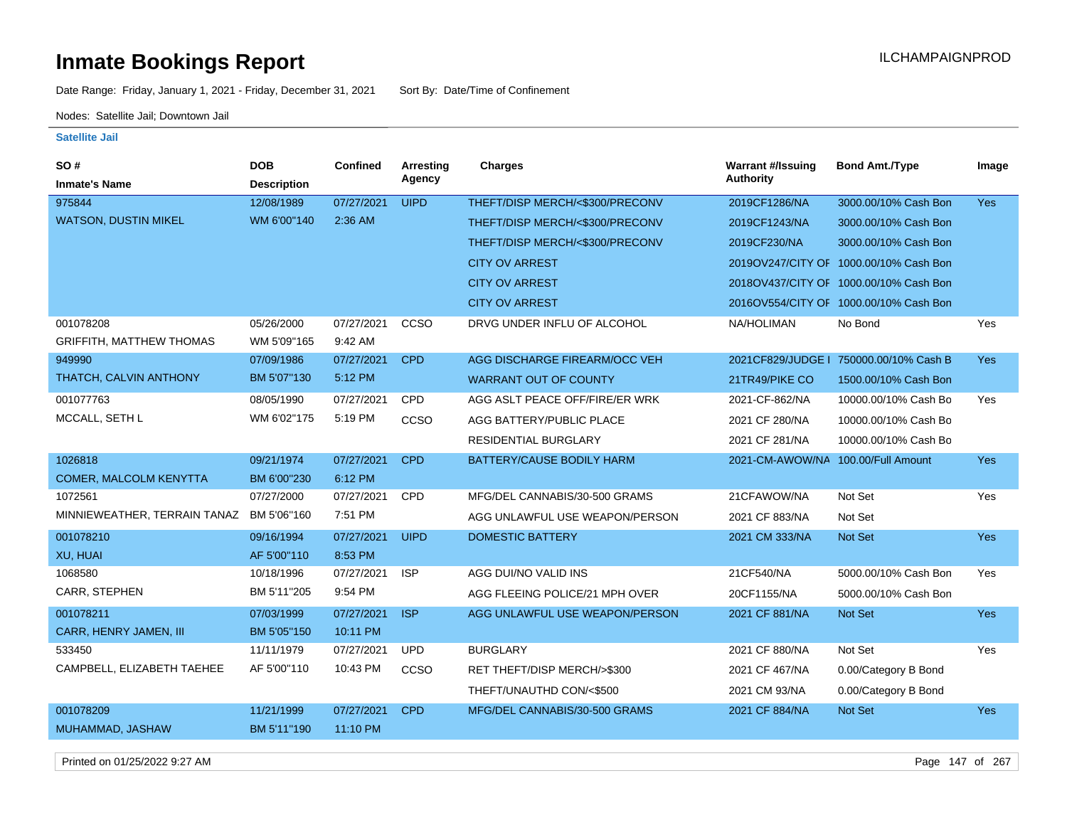# Inmate Bookings Report

ILCHAMPAIGNPROD

Date Range: Friday, January 1, 2021 - Friday, December 31, 2021    Sort By: Date/Time of Confinement

Nodes: Satellite Jail; Downtown Jail

### Satellite Jail

| SO # / Inmate's Name | DOB / Description | Confined | Arresting Agency | Charges | Warrant #/Issuing Authority | Bond Amt./Type | Image |
|---|---|---|---|---|---|---|---|
| 975844 | 12/08/1989 | 07/27/2021 | UIPD | THEFT/DISP MERCH/<$300/PRECONV | 2019CF1286/NA | 3000.00/10% Cash Bon | Yes |
| WATSON, DUSTIN MIKEL | WM 6'00"140 | 2:36 AM | | THEFT/DISP MERCH/<$300/PRECONV | 2019CF1243/NA | 3000.00/10% Cash Bon | |
| | | | | THEFT/DISP MERCH/<$300/PRECONV | 2019CF230/NA | 3000.00/10% Cash Bon | |
| | | | | CITY OV ARREST | 2019OV247/CITY OF | 1000.00/10% Cash Bon | |
| | | | | CITY OV ARREST | 2018OV437/CITY OF | 1000.00/10% Cash Bon | |
| | | | | CITY OV ARREST | 2016OV554/CITY OF | 1000.00/10% Cash Bon | |
| 001078208 | 05/26/2000 | 07/27/2021 | CCSO | DRVG UNDER INFLU OF ALCOHOL | NA/HOLIMAN | No Bond | Yes |
| GRIFFITH, MATTHEW THOMAS | WM 5'09"165 | 9:42 AM | | | | | |
| 949990 | 07/09/1986 | 07/27/2021 | CPD | AGG DISCHARGE FIREARM/OCC VEH | 2021CF829/JUDGE I | 750000.00/10% Cash B | Yes |
| THATCH, CALVIN ANTHONY | BM 5'07"130 | 5:12 PM | | WARRANT OUT OF COUNTY | 21TR49/PIKE CO | 1500.00/10% Cash Bon | |
| 001077763 | 08/05/1990 | 07/27/2021 | CPD | AGG ASLT PEACE OFF/FIRE/ER WRK | 2021-CF-862/NA | 10000.00/10% Cash Bo | Yes |
| MCCALL, SETH L | WM 6'02"175 | 5:19 PM | CCSO | AGG BATTERY/PUBLIC PLACE | 2021 CF 280/NA | 10000.00/10% Cash Bo | |
| | | | | RESIDENTIAL BURGLARY | 2021 CF 281/NA | 10000.00/10% Cash Bo | |
| 1026818 | 09/21/1974 | 07/27/2021 | CPD | BATTERY/CAUSE BODILY HARM | 2021-CM-AWOW/NA | 100.00/Full Amount | Yes |
| COMER, MALCOLM KENYTTA | BM 6'00"230 | 6:12 PM | | | | | |
| 1072561 | 07/27/2000 | 07/27/2021 | CPD | MFG/DEL CANNABIS/30-500 GRAMS | 21CFAWOW/NA | Not Set | Yes |
| MINNIEWEATHER, TERRAIN TANAZ | BM 5'06"160 | 7:51 PM | | AGG UNLAWFUL USE WEAPON/PERSON | 2021 CF 883/NA | Not Set | |
| 001078210 | 09/16/1994 | 07/27/2021 | UIPD | DOMESTIC BATTERY | 2021 CM 333/NA | Not Set | Yes |
| XU, HUAI | AF 5'00"110 | 8:53 PM | | | | | |
| 1068580 | 10/18/1996 | 07/27/2021 | ISP | AGG DUI/NO VALID INS | 21CF540/NA | 5000.00/10% Cash Bon | Yes |
| CARR, STEPHEN | BM 5'11"205 | 9:54 PM | | AGG FLEEING POLICE/21 MPH OVER | 20CF1155/NA | 5000.00/10% Cash Bon | |
| 001078211 | 07/03/1999 | 07/27/2021 | ISP | AGG UNLAWFUL USE WEAPON/PERSON | 2021 CF 881/NA | Not Set | Yes |
| CARR, HENRY JAMEN, III | BM 5'05"150 | 10:11 PM | | | | | |
| 533450 | 11/11/1979 | 07/27/2021 | UPD | BURGLARY | 2021 CF 880/NA | Not Set | Yes |
| CAMPBELL, ELIZABETH TAEHEE | AF 5'00"110 | 10:43 PM | CCSO | RET THEFT/DISP MERCH/>$300 | 2021 CF 467/NA | 0.00/Category B Bond | |
| | | | | THEFT/UNAUTHD CON/<$500 | 2021 CM 93/NA | 0.00/Category B Bond | |
| 001078209 | 11/21/1999 | 07/27/2021 | CPD | MFG/DEL CANNABIS/30-500 GRAMS | 2021 CF 884/NA | Not Set | Yes |
| MUHAMMAD, JASHAW | BM 5'11"190 | 11:10 PM | | | | | |

Printed on 01/25/2022 9:27 AM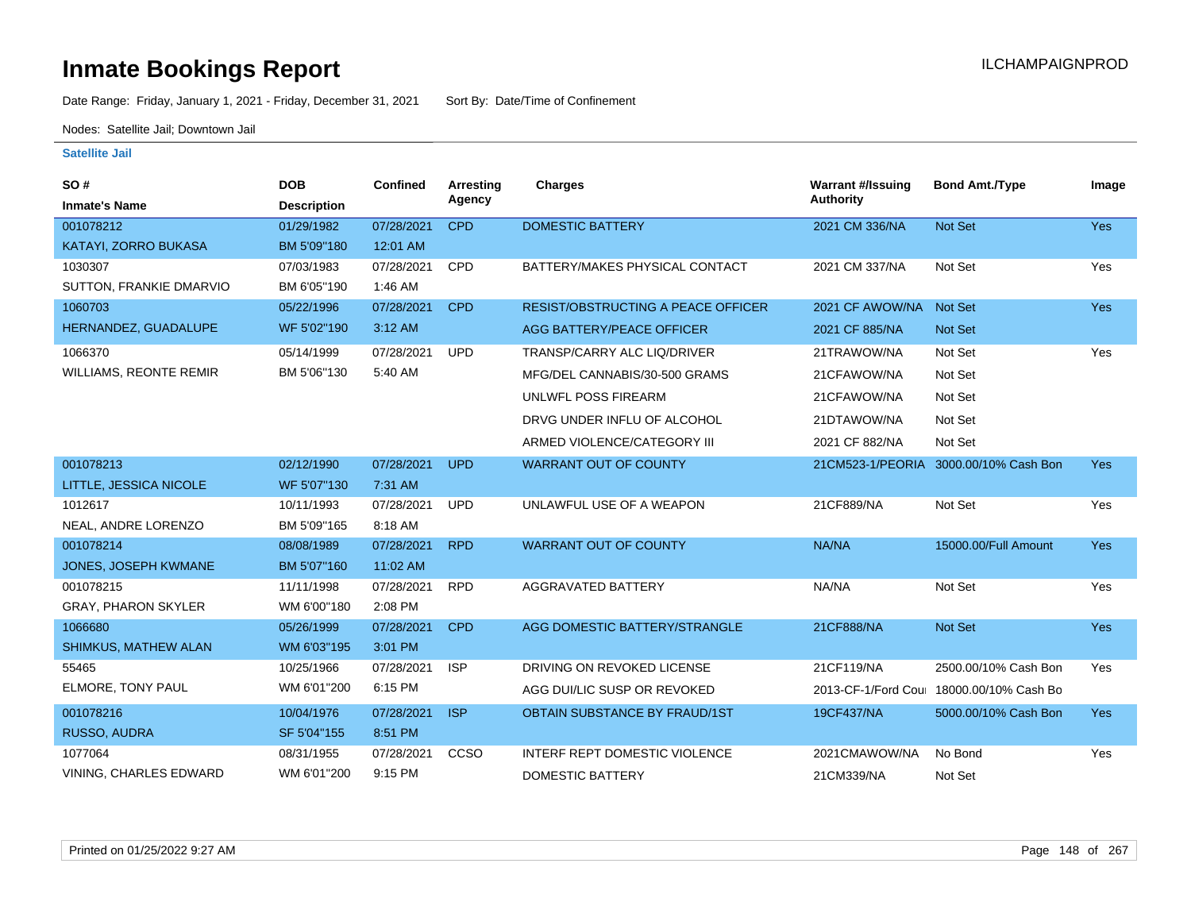# Inmate Bookings Report

ILCHAMPAIGNPROD

Date Range: Friday, January 1, 2021 - Friday, December 31, 2021 Sort By: Date/Time of Confinement

Nodes: Satellite Jail; Downtown Jail

**Satellite Jail**

| SO # / Inmate's Name | DOB / Description | Confined | Arresting Agency | Charges | Warrant #/Issuing Authority | Bond Amt./Type | Image |
|---|---|---|---|---|---|---|---|
| 001078212 | 01/29/1982 | 07/28/2021 | CPD | DOMESTIC BATTERY | 2021 CM 336/NA | Not Set | Yes |
| KATAYI, ZORRO BUKASA | BM 5'09"180 | 12:01 AM | | | | | |
| 1030307 | 07/03/1983 | 07/28/2021 | CPD | BATTERY/MAKES PHYSICAL CONTACT | 2021 CM 337/NA | Not Set | Yes |
| SUTTON, FRANKIE DMARVIO | BM 6'05"190 | 1:46 AM | | | | | |
| 1060703 | 05/22/1996 | 07/28/2021 | CPD | RESIST/OBSTRUCTING A PEACE OFFICER | 2021 CF AWOW/NA | Not Set | Yes |
| HERNANDEZ, GUADALUPE | WF 5'02"190 | 3:12 AM | | AGG BATTERY/PEACE OFFICER | 2021 CF 885/NA | Not Set | |
| 1066370 | 05/14/1999 | 07/28/2021 | UPD | TRANSP/CARRY ALC LIQ/DRIVER | 21TRAWOW/NA | Not Set | Yes |
| WILLIAMS, REONTE REMIR | BM 5'06"130 | 5:40 AM | | MFG/DEL CANNABIS/30-500 GRAMS | 21CFAWOW/NA | Not Set | |
| | | | | UNLWFL POSS FIREARM | 21CFAWOW/NA | Not Set | |
| | | | | DRVG UNDER INFLU OF ALCOHOL | 21DTAWOW/NA | Not Set | |
| | | | | ARMED VIOLENCE/CATEGORY III | 2021 CF 882/NA | Not Set | |
| 001078213 | 02/12/1990 | 07/28/2021 | UPD | WARRANT OUT OF COUNTY | 21CM523-1/PEORIA | 3000.00/10% Cash Bon | Yes |
| LITTLE, JESSICA NICOLE | WF 5'07"130 | 7:31 AM | | | | | |
| 1012617 | 10/11/1993 | 07/28/2021 | UPD | UNLAWFUL USE OF A WEAPON | 21CF889/NA | Not Set | Yes |
| NEAL, ANDRE LORENZO | BM 5'09"165 | 8:18 AM | | | | | |
| 001078214 | 08/08/1989 | 07/28/2021 | RPD | WARRANT OUT OF COUNTY | NA/NA | 15000.00/Full Amount | Yes |
| JONES, JOSEPH KWMANE | BM 5'07"160 | 11:02 AM | | | | | |
| 001078215 | 11/11/1998 | 07/28/2021 | RPD | AGGRAVATED BATTERY | NA/NA | Not Set | Yes |
| GRAY, PHARON SKYLER | WM 6'00"180 | 2:08 PM | | | | | |
| 1066680 | 05/26/1999 | 07/28/2021 | CPD | AGG DOMESTIC BATTERY/STRANGLE | 21CF888/NA | Not Set | Yes |
| SHIMKUS, MATHEW ALAN | WM 6'03"195 | 3:01 PM | | | | | |
| 55465 | 10/25/1966 | 07/28/2021 | ISP | DRIVING ON REVOKED LICENSE | 21CF119/NA | 2500.00/10% Cash Bon | Yes |
| ELMORE, TONY PAUL | WM 6'01"200 | 6:15 PM | | AGG DUI/LIC SUSP OR REVOKED | 2013-CF-1/Ford Cou | 18000.00/10% Cash Bo | |
| 001078216 | 10/04/1976 | 07/28/2021 | ISP | OBTAIN SUBSTANCE BY FRAUD/1ST | 19CF437/NA | 5000.00/10% Cash Bon | Yes |
| RUSSO, AUDRA | SF 5'04"155 | 8:51 PM | | | | | |
| 1077064 | 08/31/1955 | 07/28/2021 | CCSO | INTERF REPT DOMESTIC VIOLENCE | 2021CMAWOW/NA | No Bond | Yes |
| VINING, CHARLES EDWARD | WM 6'01"200 | 9:15 PM | | DOMESTIC BATTERY | 21CM339/NA | Not Set | |

Printed on 01/25/2022 9:27 AM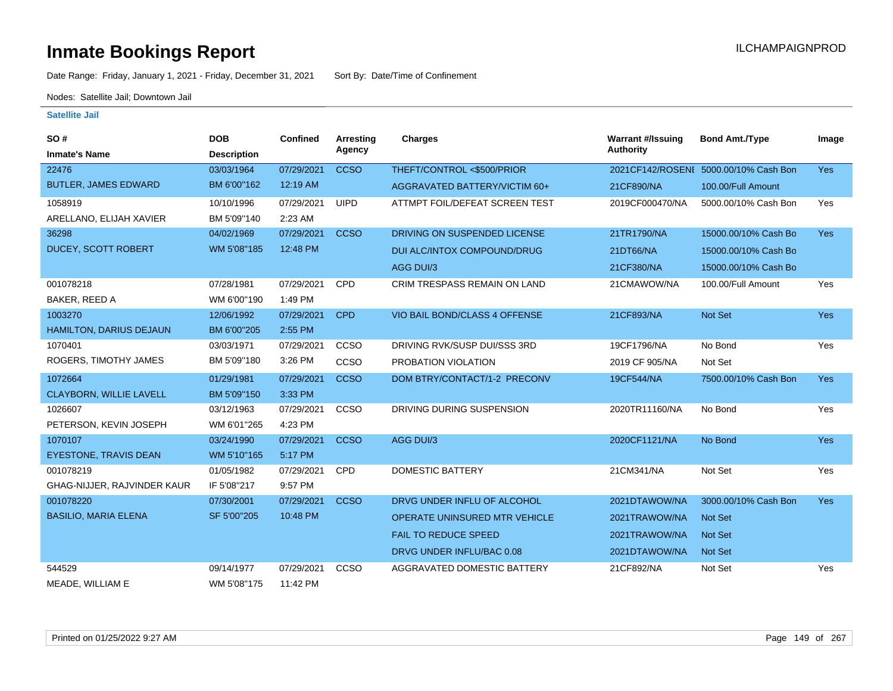# Inmate Bookings Report

ILCHAMPAIGNPROD

Date Range: Friday, January 1, 2021 - Friday, December 31, 2021    Sort By: Date/Time of Confinement

Nodes: Satellite Jail; Downtown Jail

**Satellite Jail**

| SO # / Inmate's Name | DOB / Description | Confined | Arresting Agency | Charges | Warrant #/Issuing Authority | Bond Amt./Type | Image |
|---|---|---|---|---|---|---|---|
| 22476 | 03/03/1964 | 07/29/2021 | CCSO | THEFT/CONTROL <$500/PRIOR | 2021CF142/ROSENI | 5000.00/10% Cash Bon | Yes |
| BUTLER, JAMES EDWARD | BM 6'00"162 | 12:19 AM | | AGGRAVATED BATTERY/VICTIM 60+ | 21CF890/NA | 100.00/Full Amount | |
| 1058919 | 10/10/1996 | 07/29/2021 | UIPD | ATTMPT FOIL/DEFEAT SCREEN TEST | 2019CF000470/NA | 5000.00/10% Cash Bon | Yes |
| ARELLANO, ELIJAH XAVIER | BM 5'09"140 | 2:23 AM | | | | | |
| 36298 | 04/02/1969 | 07/29/2021 | CCSO | DRIVING ON SUSPENDED LICENSE | 21TR1790/NA | 15000.00/10% Cash Bo | Yes |
| DUCEY, SCOTT ROBERT | WM 5'08"185 | 12:48 PM | | DUI ALC/INTOX COMPOUND/DRUG | 21DT66/NA | 15000.00/10% Cash Bo | |
| | | | | AGG DUI/3 | 21CF380/NA | 15000.00/10% Cash Bo | |
| 001078218 | 07/28/1981 | 07/29/2021 | CPD | CRIM TRESPASS REMAIN ON LAND | 21CMAWOW/NA | 100.00/Full Amount | Yes |
| BAKER, REED A | WM 6'00"190 | 1:49 PM | | | | | |
| 1003270 | 12/06/1992 | 07/29/2021 | CPD | VIO BAIL BOND/CLASS 4 OFFENSE | 21CF893/NA | Not Set | Yes |
| HAMILTON, DARIUS DEJAUN | BM 6'00"205 | 2:55 PM | | | | | |
| 1070401 | 03/03/1971 | 07/29/2021 | CCSO | DRIVING RVK/SUSP DUI/SSS 3RD | 19CF1796/NA | No Bond | Yes |
| ROGERS, TIMOTHY JAMES | BM 5'09"180 | 3:26 PM | CCSO | PROBATION VIOLATION | 2019 CF 905/NA | Not Set | |
| 1072664 | 01/29/1981 | 07/29/2021 | CCSO | DOM BTRY/CONTACT/1-2 PRECONV | 19CF544/NA | 7500.00/10% Cash Bon | Yes |
| CLAYBORN, WILLIE LAVELL | BM 5'09"150 | 3:33 PM | | | | | |
| 1026607 | 03/12/1963 | 07/29/2021 | CCSO | DRIVING DURING SUSPENSION | 2020TR11160/NA | No Bond | Yes |
| PETERSON, KEVIN JOSEPH | WM 6'01"265 | 4:23 PM | | | | | |
| 1070107 | 03/24/1990 | 07/29/2021 | CCSO | AGG DUI/3 | 2020CF1121/NA | No Bond | Yes |
| EYESTONE, TRAVIS DEAN | WM 5'10"165 | 5:17 PM | | | | | |
| 001078219 | 01/05/1982 | 07/29/2021 | CPD | DOMESTIC BATTERY | 21CM341/NA | Not Set | Yes |
| GHAG-NIJJER, RAJVINDER KAUR | IF 5'08"217 | 9:57 PM | | | | | |
| 001078220 | 07/30/2001 | 07/29/2021 | CCSO | DRVG UNDER INFLU OF ALCOHOL | 2021DTAWOW/NA | 3000.00/10% Cash Bon | Yes |
| BASILIO, MARIA ELENA | SF 5'00"205 | 10:48 PM | | OPERATE UNINSURED MTR VEHICLE | 2021TRAWOW/NA | Not Set | |
| | | | | FAIL TO REDUCE SPEED | 2021TRAWOW/NA | Not Set | |
| | | | | DRVG UNDER INFLU/BAC 0.08 | 2021DTAWOW/NA | Not Set | |
| 544529 | 09/14/1977 | 07/29/2021 | CCSO | AGGRAVATED DOMESTIC BATTERY | 21CF892/NA | Not Set | Yes |
| MEADE, WILLIAM E | WM 5'08"175 | 11:42 PM | | | | | |

Printed on 01/25/2022 9:27 AM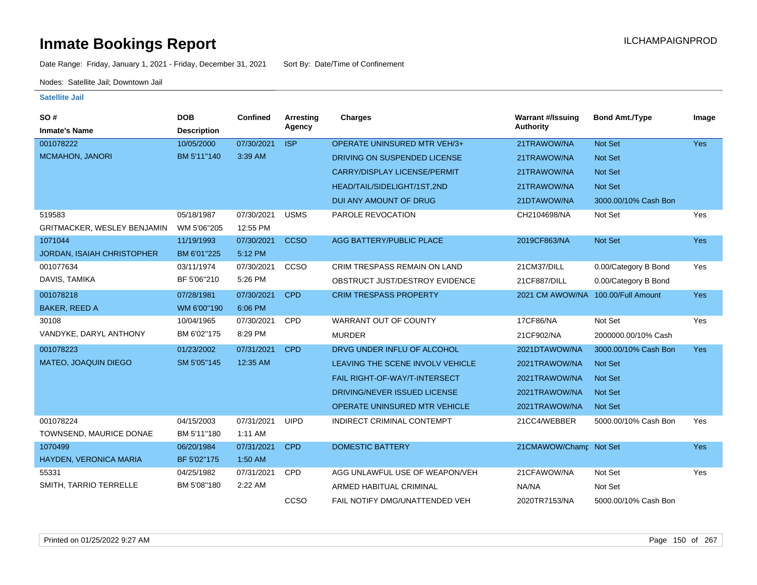# Inmate Bookings Report

ILCHAMPAIGNPROD

Date Range: Friday, January 1, 2021 - Friday, December 31, 2021    Sort By: Date/Time of Confinement

Nodes: Satellite Jail; Downtown Jail

### Satellite Jail

| SO # / Inmate's Name | DOB / Description | Confined | Arresting Agency | Charges | Warrant #/Issuing Authority | Bond Amt./Type | Image |
|---|---|---|---|---|---|---|---|
| 001078222 | 10/05/2000 | 07/30/2021 | ISP | OPERATE UNINSURED MTR VEH/3+ | 21TRAWOW/NA | Not Set | Yes |
| MCMAHON, JANORI | BM 5'11"140 | 3:39 AM | | DRIVING ON SUSPENDED LICENSE | 21TRAWOW/NA | Not Set | |
| | | | | CARRY/DISPLAY LICENSE/PERMIT | 21TRAWOW/NA | Not Set | |
| | | | | HEAD/TAIL/SIDELIGHT/1ST,2ND | 21TRAWOW/NA | Not Set | |
| | | | | DUI ANY AMOUNT OF DRUG | 21DTAWOW/NA | 3000.00/10% Cash Bon | |
| 519583 | 05/18/1987 | 07/30/2021 | USMS | PAROLE REVOCATION | CH2104698/NA | Not Set | Yes |
| GRITMACKER, WESLEY BENJAMIN | WM 5'06"205 | 12:55 PM | | | | | |
| 1071044 | 11/19/1993 | 07/30/2021 | CCSO | AGG BATTERY/PUBLIC PLACE | 2019CF863/NA | Not Set | Yes |
| JORDAN, ISAIAH CHRISTOPHER | BM 6'01"225 | 5:12 PM | | | | | |
| 001077634 | 03/11/1974 | 07/30/2021 | CCSO | CRIM TRESPASS REMAIN ON LAND | 21CM37/DILL | 0.00/Category B Bond | Yes |
| DAVIS, TAMIKA | BF 5'06"210 | 5:26 PM | | OBSTRUCT JUST/DESTROY EVIDENCE | 21CF887/DILL | 0.00/Category B Bond | |
| 001078218 | 07/28/1981 | 07/30/2021 | CPD | CRIM TRESPASS PROPERTY | 2021 CM AWOW/NA | 100.00/Full Amount | Yes |
| BAKER, REED A | WM 6'00"190 | 6:06 PM | | | | | |
| 30108 | 10/04/1965 | 07/30/2021 | CPD | WARRANT OUT OF COUNTY | 17CF86/NA | Not Set | Yes |
| VANDYKE, DARYL ANTHONY | BM 6'02"175 | 8:29 PM | | MURDER | 21CF902/NA | 2000000.00/10% Cash | |
| 001078223 | 01/23/2002 | 07/31/2021 | CPD | DRVG UNDER INFLU OF ALCOHOL | 2021DTAWOW/NA | 3000.00/10% Cash Bon | Yes |
| MATEO, JOAQUIN DIEGO | SM 5'05"145 | 12:35 AM | | LEAVING THE SCENE INVOLV VEHICLE | 2021TRAWOW/NA | Not Set | |
| | | | | FAIL RIGHT-OF-WAY/T-INTERSECT | 2021TRAWOW/NA | Not Set | |
| | | | | DRIVING/NEVER ISSUED LICENSE | 2021TRAWOW/NA | Not Set | |
| | | | | OPERATE UNINSURED MTR VEHICLE | 2021TRAWOW/NA | Not Set | |
| 001078224 | 04/15/2003 | 07/31/2021 | UIPD | INDIRECT CRIMINAL CONTEMPT | 21CC4/WEBBER | 5000.00/10% Cash Bon | Yes |
| TOWNSEND, MAURICE DONAE | BM 5'11"180 | 1:11 AM | | | | | |
| 1070499 | 06/20/1984 | 07/31/2021 | CPD | DOMESTIC BATTERY | 21CMAWOW/Champ | Not Set | Yes |
| HAYDEN, VERONICA MARIA | BF 5'02"175 | 1:50 AM | | | | | |
| 55331 | 04/25/1982 | 07/31/2021 | CPD | AGG UNLAWFUL USE OF WEAPON/VEH | 21CFAWOW/NA | Not Set | Yes |
| SMITH, TARRIO TERRELLE | BM 5'08"180 | 2:22 AM | | ARMED HABITUAL CRIMINAL | NA/NA | Not Set | |
| | | | CCSO | FAIL NOTIFY DMG/UNATTENDED VEH | 2020TR7153/NA | 5000.00/10% Cash Bon | |

Printed on 01/25/2022 9:27 AM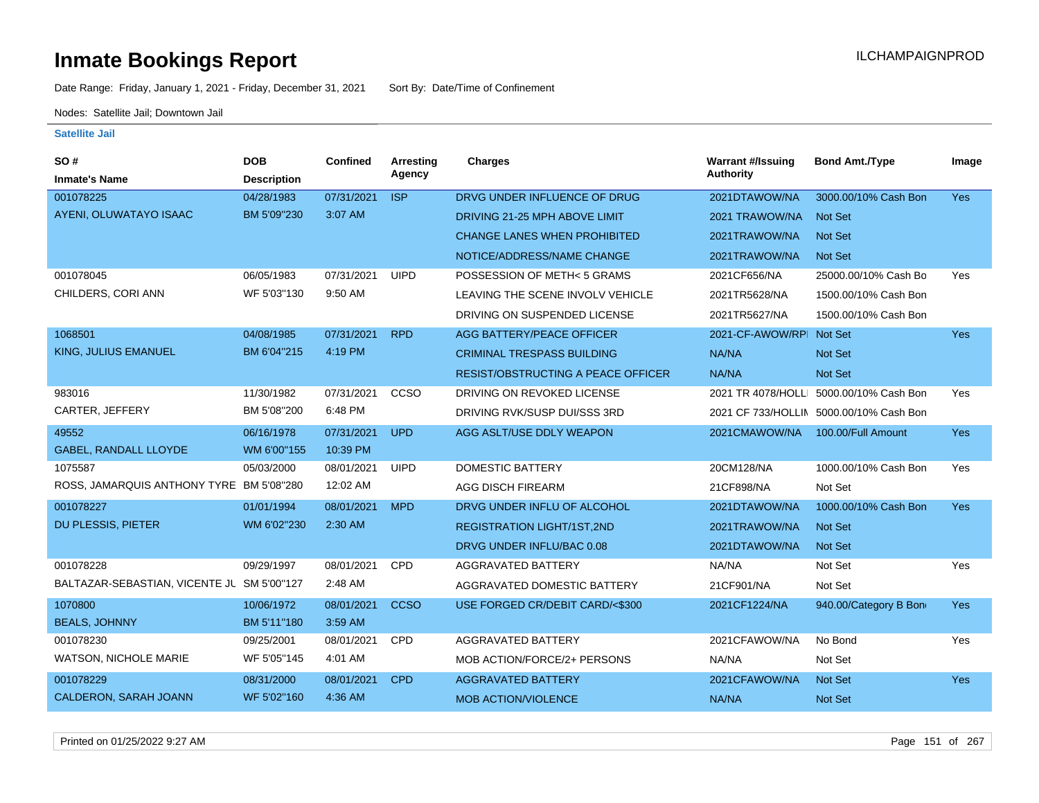# Inmate Bookings Report

Date Range: Friday, January 1, 2021 - Friday, December 31, 2021    Sort By: Date/Time of Confinement

Nodes: Satellite Jail; Downtown Jail

### Satellite Jail

| SO # / Inmate's Name | DOB / Description | Confined | Arresting Agency | Charges | Warrant #/Issuing Authority | Bond Amt./Type | Image |
|---|---|---|---|---|---|---|---|
| 001078225 | 04/28/1983 | 07/31/2021 | ISP | DRVG UNDER INFLUENCE OF DRUG | 2021DTAWOW/NA | 3000.00/10% Cash Bon | Yes |
| AYENI, OLUWATAYO ISAAC | BM 5'09"230 | 3:07 AM | | DRIVING 21-25 MPH ABOVE LIMIT | 2021 TRAWOW/NA | Not Set | |
| | | | | CHANGE LANES WHEN PROHIBITED | 2021TRAWOW/NA | Not Set | |
| | | | | NOTICE/ADDRESS/NAME CHANGE | 2021TRAWOW/NA | Not Set | |
| 001078045 | 06/05/1983 | 07/31/2021 | UIPD | POSSESSION OF METH< 5 GRAMS | 2021CF656/NA | 25000.00/10% Cash Bo | Yes |
| CHILDERS, CORI ANN | WF 5'03"130 | 9:50 AM | | LEAVING THE SCENE INVOLV VEHICLE | 2021TR5628/NA | 1500.00/10% Cash Bon | |
| | | | | DRIVING ON SUSPENDED LICENSE | 2021TR5627/NA | 1500.00/10% Cash Bon | |
| 1068501 | 04/08/1985 | 07/31/2021 | RPD | AGG BATTERY/PEACE OFFICER | 2021-CF-AWOW/RPI | Not Set | Yes |
| KING, JULIUS EMANUEL | BM 6'04"215 | 4:19 PM | | CRIMINAL TRESPASS BUILDING | NA/NA | Not Set | |
| | | | | RESIST/OBSTRUCTING A PEACE OFFICER | NA/NA | Not Set | |
| 983016 | 11/30/1982 | 07/31/2021 | CCSO | DRIVING ON REVOKED LICENSE | 2021 TR 4078/HOLLI | 5000.00/10% Cash Bon | Yes |
| CARTER, JEFFERY | BM 5'08"200 | 6:48 PM | | DRIVING RVK/SUSP DUI/SSS 3RD | 2021 CF 733/HOLLIN | 5000.00/10% Cash Bon | |
| 49552 | 06/16/1978 | 07/31/2021 | UPD | AGG ASLT/USE DDLY WEAPON | 2021CMAWOW/NA | 100.00/Full Amount | Yes |
| GABEL, RANDALL LLOYDE | WM 6'00"155 | 10:39 PM | | | | | |
| 1075587 | 05/03/2000 | 08/01/2021 | UIPD | DOMESTIC BATTERY | 20CM128/NA | 1000.00/10% Cash Bon | Yes |
| ROSS, JAMARQUIS ANTHONY TYRE | BM 5'08"280 | 12:02 AM | | AGG DISCH FIREARM | 21CF898/NA | Not Set | |
| 001078227 | 01/01/1994 | 08/01/2021 | MPD | DRVG UNDER INFLU OF ALCOHOL | 2021DTAWOW/NA | 1000.00/10% Cash Bon | Yes |
| DU PLESSIS, PIETER | WM 6'02"230 | 2:30 AM | | REGISTRATION LIGHT/1ST,2ND | 2021TRAWOW/NA | Not Set | |
| | | | | DRVG UNDER INFLU/BAC 0.08 | 2021DTAWOW/NA | Not Set | |
| 001078228 | 09/29/1997 | 08/01/2021 | CPD | AGGRAVATED BATTERY | NA/NA | Not Set | Yes |
| BALTAZAR-SEBASTIAN, VICENTE JL | SM 5'00"127 | 2:48 AM | | AGGRAVATED DOMESTIC BATTERY | 21CF901/NA | Not Set | |
| 1070800 | 10/06/1972 | 08/01/2021 | CCSO | USE FORGED CR/DEBIT CARD/<$300 | 2021CF1224/NA | 940.00/Category B Bon | Yes |
| BEALS, JOHNNY | BM 5'11"180 | 3:59 AM | | | | | |
| 001078230 | 09/25/2001 | 08/01/2021 | CPD | AGGRAVATED BATTERY | 2021CFAWOW/NA | No Bond | Yes |
| WATSON, NICHOLE MARIE | WF 5'05"145 | 4:01 AM | | MOB ACTION/FORCE/2+ PERSONS | NA/NA | Not Set | |
| 001078229 | 08/31/2000 | 08/01/2021 | CPD | AGGRAVATED BATTERY | 2021CFAWOW/NA | Not Set | Yes |
| CALDERON, SARAH JOANN | WF 5'02"160 | 4:36 AM | | MOB ACTION/VIOLENCE | NA/NA | Not Set | |

Printed on 01/25/2022 9:27 AM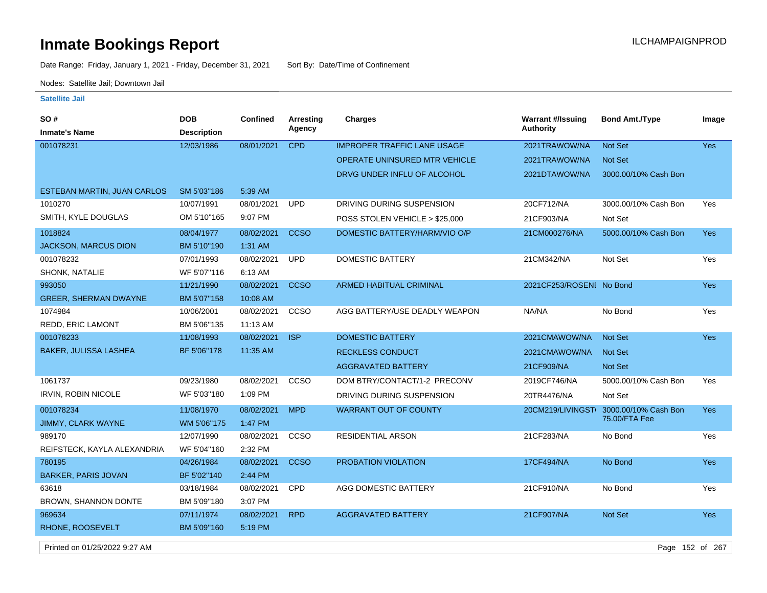# Inmate Bookings Report

ILCHAMPAIGNPROD

Date Range: Friday, January 1, 2021 - Friday, December 31, 2021 Sort By: Date/Time of Confinement

Nodes: Satellite Jail; Downtown Jail

**Satellite Jail**

| SO # / Inmate's Name | DOB / Description | Confined | Arresting Agency | Charges | Warrant #/Issuing Authority | Bond Amt./Type | Image |
|---|---|---|---|---|---|---|---|
| 001078231 | 12/03/1986 | 08/01/2021 | CPD | IMPROPER TRAFFIC LANE USAGE | 2021TRAWOW/NA | Not Set | Yes |
| | | | | OPERATE UNINSURED MTR VEHICLE | 2021TRAWOW/NA | Not Set | |
| | | | | DRVG UNDER INFLU OF ALCOHOL | 2021DTAWOW/NA | 3000.00/10% Cash Bon | |
| ESTEBAN MARTIN, JUAN CARLOS | SM 5'03"186 | 5:39 AM | | | | | |
| 1010270 | 10/07/1991 | 08/01/2021 | UPD | DRIVING DURING SUSPENSION | 20CF712/NA | 3000.00/10% Cash Bon | Yes |
| SMITH, KYLE DOUGLAS | OM 5'10"165 | 9:07 PM | | POSS STOLEN VEHICLE > $25,000 | 21CF903/NA | Not Set | |
| 1018824 | 08/04/1977 | 08/02/2021 | CCSO | DOMESTIC BATTERY/HARM/VIO O/P | 21CM000276/NA | 5000.00/10% Cash Bon | Yes |
| JACKSON, MARCUS DION | BM 5'10"190 | 1:31 AM | | | | | |
| 001078232 | 07/01/1993 | 08/02/2021 | UPD | DOMESTIC BATTERY | 21CM342/NA | Not Set | Yes |
| SHONK, NATALIE | WF 5'07"116 | 6:13 AM | | | | | |
| 993050 | 11/21/1990 | 08/02/2021 | CCSO | ARMED HABITUAL CRIMINAL | 2021CF253/ROSENI | No Bond | Yes |
| GREER, SHERMAN DWAYNE | BM 5'07"158 | 10:08 AM | | | | | |
| 1074984 | 10/06/2001 | 08/02/2021 | CCSO | AGG BATTERY/USE DEADLY WEAPON | NA/NA | No Bond | Yes |
| REDD, ERIC LAMONT | BM 5'06"135 | 11:13 AM | | | | | |
| 001078233 | 11/08/1993 | 08/02/2021 | ISP | DOMESTIC BATTERY | 2021CMAWOW/NA | Not Set | Yes |
| BAKER, JULISSA LASHEA | BF 5'06"178 | 11:35 AM | | RECKLESS CONDUCT | 2021CMAWOW/NA | Not Set | |
| | | | | AGGRAVATED BATTERY | 21CF909/NA | Not Set | |
| 1061737 | 09/23/1980 | 08/02/2021 | CCSO | DOM BTRY/CONTACT/1-2 PRECONV | 2019CF746/NA | 5000.00/10% Cash Bon | Yes |
| IRVIN, ROBIN NICOLE | WF 5'03"180 | 1:09 PM | | DRIVING DURING SUSPENSION | 20TR4476/NA | Not Set | |
| 001078234 | 11/08/1970 | 08/02/2021 | MPD | WARRANT OUT OF COUNTY | 20CM219/LIVINGST( | 3000.00/10% Cash Bon 75.00/FTA Fee | Yes |
| JIMMY, CLARK WAYNE | WM 5'06"175 | 1:47 PM | | | | | |
| 989170 | 12/07/1990 | 08/02/2021 | CCSO | RESIDENTIAL ARSON | 21CF283/NA | No Bond | Yes |
| REIFSTECK, KAYLA ALEXANDRIA | WF 5'04"160 | 2:32 PM | | | | | |
| 780195 | 04/26/1984 | 08/02/2021 | CCSO | PROBATION VIOLATION | 17CF494/NA | No Bond | Yes |
| BARKER, PARIS JOVAN | BF 5'02"140 | 2:44 PM | | | | | |
| 63618 | 03/18/1984 | 08/02/2021 | CPD | AGG DOMESTIC BATTERY | 21CF910/NA | No Bond | Yes |
| BROWN, SHANNON DONTE | BM 5'09"180 | 3:07 PM | | | | | |
| 969634 | 07/11/1974 | 08/02/2021 | RPD | AGGRAVATED BATTERY | 21CF907/NA | Not Set | Yes |
| RHONE, ROOSEVELT | BM 5'09"160 | 5:19 PM | | | | | |

Printed on 01/25/2022 9:27 AM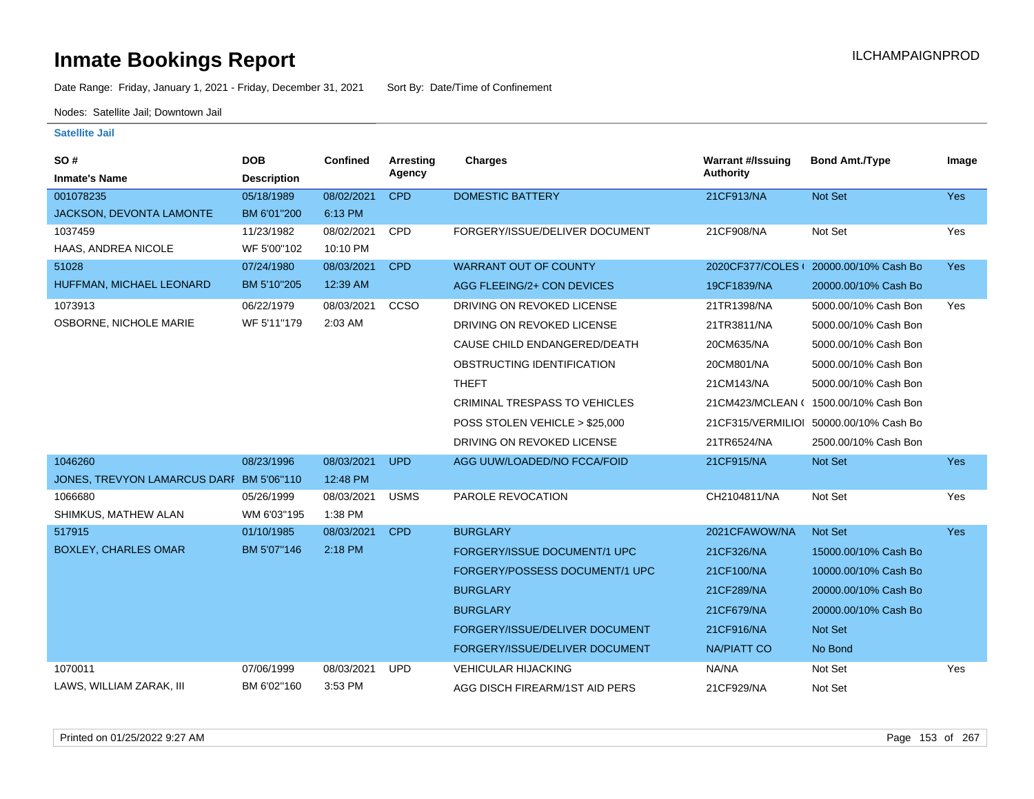# Inmate Bookings Report

Date Range: Friday, January 1, 2021 - Friday, December 31, 2021 Sort By: Date/Time of Confinement

Nodes: Satellite Jail; Downtown Jail

ILCHAMPAIGNPROD

### Satellite Jail

| SO # / Inmate's Name | DOB / Description | Confined | Arresting Agency | Charges | Warrant #/Issuing Authority | Bond Amt./Type | Image |
|---|---|---|---|---|---|---|---|
| 001078235 JACKSON, DEVONTA LAMONTE | 05/18/1989 BM 6'01"200 | 08/02/2021 6:13 PM | CPD | DOMESTIC BATTERY | 21CF913/NA | Not Set | Yes |
| 1037459 HAAS, ANDREA NICOLE | 11/23/1982 WF 5'00"102 | 08/02/2021 10:10 PM | CPD | FORGERY/ISSUE/DELIVER DOCUMENT | 21CF908/NA | Not Set | Yes |
| 51028 HUFFMAN, MICHAEL LEONARD | 07/24/1980 BM 5'10"205 | 08/03/2021 12:39 AM | CPD | WARRANT OUT OF COUNTY | 2020CF377/COLES ( | 20000.00/10% Cash Bo | Yes |
| | | | | AGG FLEEING/2+ CON DEVICES | 19CF1839/NA | 20000.00/10% Cash Bo | |
| 1073913 OSBORNE, NICHOLE MARIE | 06/22/1979 WF 5'11"179 | 08/03/2021 2:03 AM | CCSO | DRIVING ON REVOKED LICENSE | 21TR1398/NA | 5000.00/10% Cash Bon | Yes |
| | | | | DRIVING ON REVOKED LICENSE | 21TR3811/NA | 5000.00/10% Cash Bon | |
| | | | | CAUSE CHILD ENDANGERED/DEATH | 20CM635/NA | 5000.00/10% Cash Bon | |
| | | | | OBSTRUCTING IDENTIFICATION | 20CM801/NA | 5000.00/10% Cash Bon | |
| | | | | THEFT | 21CM143/NA | 5000.00/10% Cash Bon | |
| | | | | CRIMINAL TRESPASS TO VEHICLES | 21CM423/MCLEAN ( | 1500.00/10% Cash Bon | |
| | | | | POSS STOLEN VEHICLE > $25,000 | 21CF315/VERMILIOI | 50000.00/10% Cash Bo | |
| | | | | DRIVING ON REVOKED LICENSE | 21TR6524/NA | 2500.00/10% Cash Bon | |
| 1046260 JONES, TREVYON LAMARCUS DARI | 08/23/1996 BM 5'06"110 | 08/03/2021 12:48 PM | UPD | AGG UUW/LOADED/NO FCCA/FOID | 21CF915/NA | Not Set | Yes |
| 1066680 SHIMKUS, MATHEW ALAN | 05/26/1999 WM 6'03"195 | 08/03/2021 1:38 PM | USMS | PAROLE REVOCATION | CH2104811/NA | Not Set | Yes |
| 517915 BOXLEY, CHARLES OMAR | 01/10/1985 BM 5'07"146 | 08/03/2021 2:18 PM | CPD | BURGLARY | 2021CFAWOW/NA | Not Set | Yes |
| | | | | FORGERY/ISSUE DOCUMENT/1 UPC | 21CF326/NA | 15000.00/10% Cash Bo | |
| | | | | FORGERY/POSSESS DOCUMENT/1 UPC | 21CF100/NA | 10000.00/10% Cash Bo | |
| | | | | BURGLARY | 21CF289/NA | 20000.00/10% Cash Bo | |
| | | | | BURGLARY | 21CF679/NA | 20000.00/10% Cash Bo | |
| | | | | FORGERY/ISSUE/DELIVER DOCUMENT | 21CF916/NA | Not Set | |
| | | | | FORGERY/ISSUE/DELIVER DOCUMENT | NA/PIATT CO | No Bond | |
| 1070011 LAWS, WILLIAM ZARAK, III | 07/06/1999 BM 6'02"160 | 08/03/2021 3:53 PM | UPD | VEHICULAR HIJACKING | NA/NA | Not Set | Yes |
| | | | | AGG DISCH FIREARM/1ST AID PERS | 21CF929/NA | Not Set | |

Printed on 01/25/2022 9:27 AM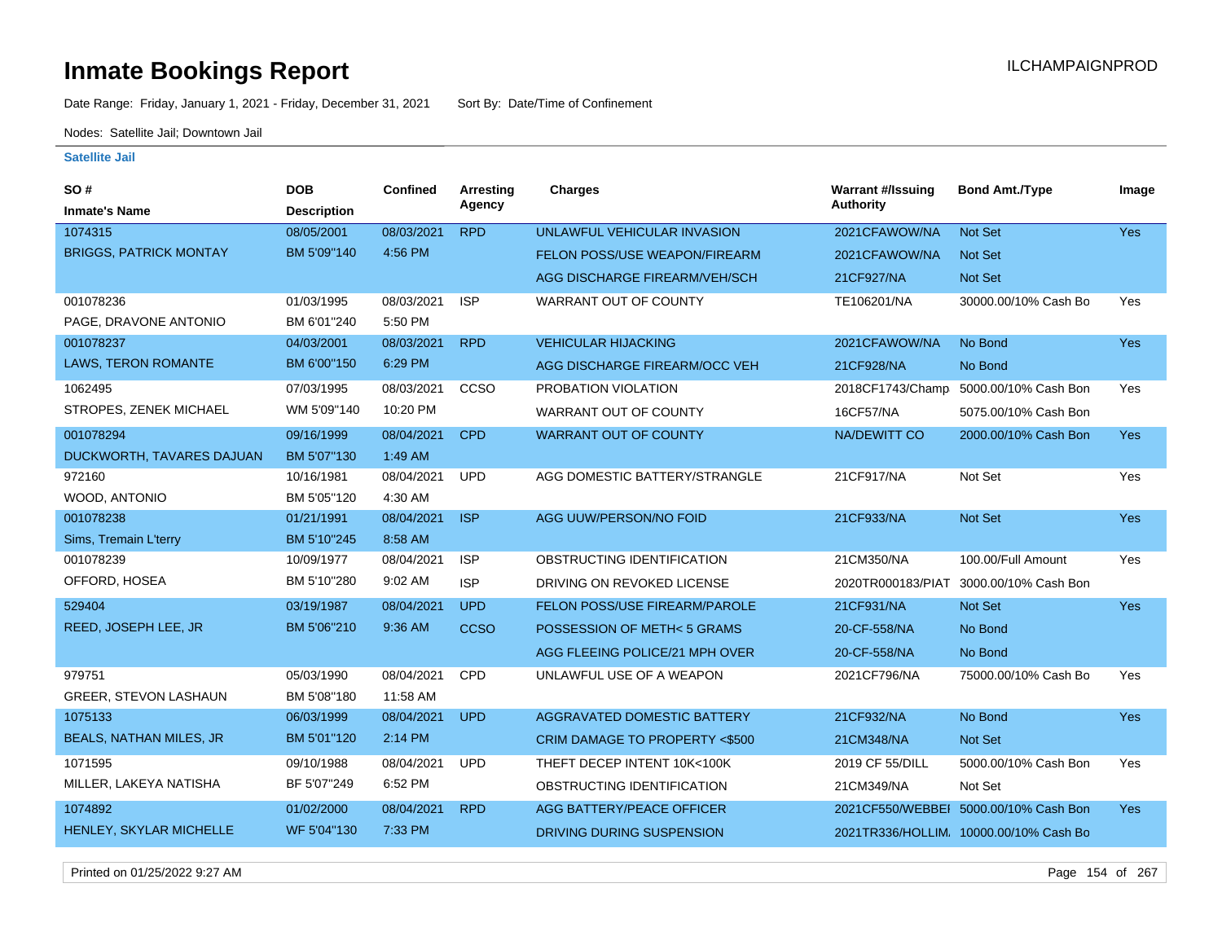# Inmate Bookings Report

ILCHAMPAIGNPROD

Date Range: Friday, January 1, 2021 - Friday, December 31, 2021    Sort By: Date/Time of Confinement

Nodes: Satellite Jail; Downtown Jail

**Satellite Jail**

| SO # / Inmate's Name | DOB / Description | Confined | Arresting Agency | Charges | Warrant #/Issuing Authority | Bond Amt./Type | Image |
|---|---|---|---|---|---|---|---|
| 1074315 | 08/05/2001 | 08/03/2021 | RPD | UNLAWFUL VEHICULAR INVASION | 2021CFAWOW/NA | Not Set | Yes |
| BRIGGS, PATRICK MONTAY | BM 5'09''140 | 4:56 PM | | FELON POSS/USE WEAPON/FIREARM | 2021CFAWOW/NA | Not Set | |
| | | | | AGG DISCHARGE FIREARM/VEH/SCH | 21CF927/NA | Not Set | |
| 001078236 | 01/03/1995 | 08/03/2021 | ISP | WARRANT OUT OF COUNTY | TE106201/NA | 30000.00/10% Cash Bo | Yes |
| PAGE, DRAVONE ANTONIO | BM 6'01''240 | 5:50 PM | | | | | |
| 001078237 | 04/03/2001 | 08/03/2021 | RPD | VEHICULAR HIJACKING | 2021CFAWOW/NA | No Bond | Yes |
| LAWS, TERON ROMANTE | BM 6'00''150 | 6:29 PM | | AGG DISCHARGE FIREARM/OCC VEH | 21CF928/NA | No Bond | |
| 1062495 | 07/03/1995 | 08/03/2021 | CCSO | PROBATION VIOLATION | 2018CF1743/Champ | 5000.00/10% Cash Bon | Yes |
| STROPES, ZENEK MICHAEL | WM 5'09''140 | 10:20 PM | | WARRANT OUT OF COUNTY | 16CF57/NA | 5075.00/10% Cash Bon | |
| 001078294 | 09/16/1999 | 08/04/2021 | CPD | WARRANT OUT OF COUNTY | NA/DEWITT CO | 2000.00/10% Cash Bon | Yes |
| DUCKWORTH, TAVARES DAJUAN | BM 5'07''130 | 1:49 AM | | | | | |
| 972160 | 10/16/1981 | 08/04/2021 | UPD | AGG DOMESTIC BATTERY/STRANGLE | 21CF917/NA | Not Set | Yes |
| WOOD, ANTONIO | BM 5'05''120 | 4:30 AM | | | | | |
| 001078238 | 01/21/1991 | 08/04/2021 | ISP | AGG UUW/PERSON/NO FOID | 21CF933/NA | Not Set | Yes |
| Sims, Tremain L'terry | BM 5'10''245 | 8:58 AM | | | | | |
| 001078239 | 10/09/1977 | 08/04/2021 | ISP | OBSTRUCTING IDENTIFICATION | 21CM350/NA | 100.00/Full Amount | Yes |
| OFFORD, HOSEA | BM 5'10''280 | 9:02 AM | ISP | DRIVING ON REVOKED LICENSE | 2020TR000183/PIAT | 3000.00/10% Cash Bon | |
| 529404 | 03/19/1987 | 08/04/2021 | UPD | FELON POSS/USE FIREARM/PAROLE | 21CF931/NA | Not Set | Yes |
| REED, JOSEPH LEE, JR | BM 5'06''210 | 9:36 AM | CCSO | POSSESSION OF METH< 5 GRAMS | 20-CF-558/NA | No Bond | |
| | | | | AGG FLEEING POLICE/21 MPH OVER | 20-CF-558/NA | No Bond | |
| 979751 | 05/03/1990 | 08/04/2021 | CPD | UNLAWFUL USE OF A WEAPON | 2021CF796/NA | 75000.00/10% Cash Bo | Yes |
| GREER, STEVON LASHAUN | BM 5'08''180 | 11:58 AM | | | | | |
| 1075133 | 06/03/1999 | 08/04/2021 | UPD | AGGRAVATED DOMESTIC BATTERY | 21CF932/NA | No Bond | Yes |
| BEALS, NATHAN MILES, JR | BM 5'01''120 | 2:14 PM | | CRIM DAMAGE TO PROPERTY <$500 | 21CM348/NA | Not Set | |
| 1071595 | 09/10/1988 | 08/04/2021 | UPD | THEFT DECEP INTENT 10K<100K | 2019 CF 55/DILL | 5000.00/10% Cash Bon | Yes |
| MILLER, LAKEYA NATISHA | BF 5'07''249 | 6:52 PM | | OBSTRUCTING IDENTIFICATION | 21CM349/NA | Not Set | |
| 1074892 | 01/02/2000 | 08/04/2021 | RPD | AGG BATTERY/PEACE OFFICER | 2021CF550/WEBBEI | 5000.00/10% Cash Bon | Yes |
| HENLEY, SKYLAR MICHELLE | WF 5'04''130 | 7:33 PM | | DRIVING DURING SUSPENSION | 2021TR336/HOLLIM. | 10000.00/10% Cash Bo | |

Printed on 01/25/2022 9:27 AM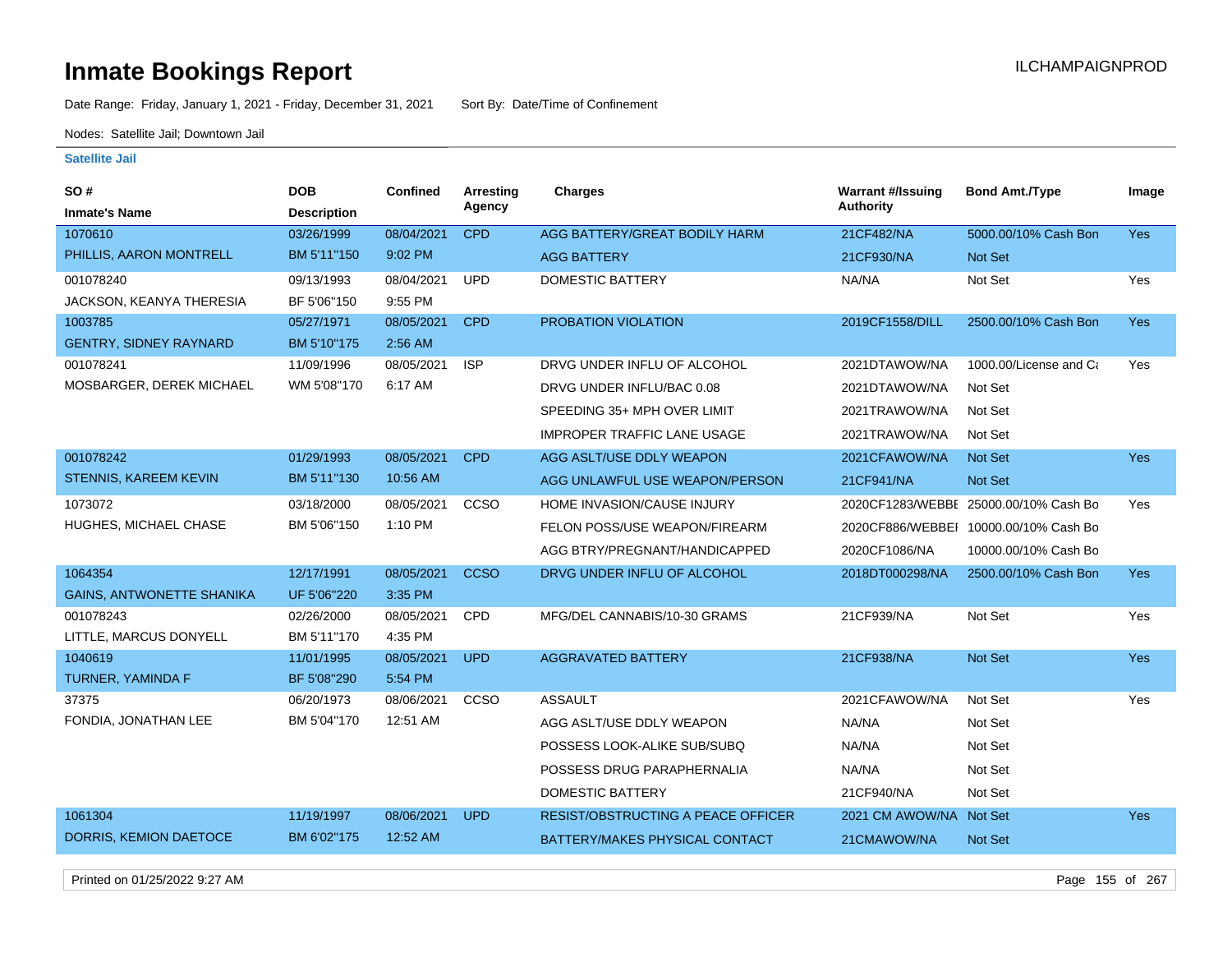# Inmate Bookings Report

ILCHAMPAIGNPROD

Date Range: Friday, January 1, 2021 - Friday, December 31, 2021 Sort By: Date/Time of Confinement

Nodes: Satellite Jail; Downtown Jail

## Satellite Jail

| SO # / Inmate's Name | DOB / Description | Confined | Arresting Agency | Charges | Warrant #/Issuing Authority | Bond Amt./Type | Image |
|---|---|---|---|---|---|---|---|
| 1070610 | 03/26/1999 | 08/04/2021 | CPD | AGG BATTERY/GREAT BODILY HARM | 21CF482/NA | 5000.00/10% Cash Bon | Yes |
| PHILLIS, AARON MONTRELL | BM 5'11"150 | 9:02 PM | | AGG BATTERY | 21CF930/NA | Not Set | |
| 001078240 | 09/13/1993 | 08/04/2021 | UPD | DOMESTIC BATTERY | NA/NA | Not Set | Yes |
| JACKSON, KEANYA THERESIA | BF 5'06"150 | 9:55 PM | | | | | |
| 1003785 | 05/27/1971 | 08/05/2021 | CPD | PROBATION VIOLATION | 2019CF1558/DILL | 2500.00/10% Cash Bon | Yes |
| GENTRY, SIDNEY RAYNARD | BM 5'10"175 | 2:56 AM | | | | | |
| 001078241 | 11/09/1996 | 08/05/2021 | ISP | DRVG UNDER INFLU OF ALCOHOL | 2021DTAWOW/NA | 1000.00/License and Ca | Yes |
| MOSBARGER, DEREK MICHAEL | WM 5'08"170 | 6:17 AM | | DRVG UNDER INFLU/BAC 0.08 | 2021DTAWOW/NA | Not Set | |
| | | | | SPEEDING 35+ MPH OVER LIMIT | 2021TRAWOW/NA | Not Set | |
| | | | | IMPROPER TRAFFIC LANE USAGE | 2021TRAWOW/NA | Not Set | |
| 001078242 | 01/29/1993 | 08/05/2021 | CPD | AGG ASLT/USE DDLY WEAPON | 2021CFAWOW/NA | Not Set | Yes |
| STENNIS, KAREEM KEVIN | BM 5'11"130 | 10:56 AM | | AGG UNLAWFUL USE WEAPON/PERSON | 21CF941/NA | Not Set | |
| 1073072 | 03/18/2000 | 08/05/2021 | CCSO | HOME INVASION/CAUSE INJURY | 2020CF1283/WEBBE | 25000.00/10% Cash Bo | Yes |
| HUGHES, MICHAEL CHASE | BM 5'06"150 | 1:10 PM | | FELON POSS/USE WEAPON/FIREARM | 2020CF886/WEBBEI | 10000.00/10% Cash Bo | |
| | | | | AGG BTRY/PREGNANT/HANDICAPPED | 2020CF1086/NA | 10000.00/10% Cash Bo | |
| 1064354 | 12/17/1991 | 08/05/2021 | CCSO | DRVG UNDER INFLU OF ALCOHOL | 2018DT000298/NA | 2500.00/10% Cash Bon | Yes |
| GAINS, ANTWONETTE SHANIKA | UF 5'06"220 | 3:35 PM | | | | | |
| 001078243 | 02/26/2000 | 08/05/2021 | CPD | MFG/DEL CANNABIS/10-30 GRAMS | 21CF939/NA | Not Set | Yes |
| LITTLE, MARCUS DONYELL | BM 5'11"170 | 4:35 PM | | | | | |
| 1040619 | 11/01/1995 | 08/05/2021 | UPD | AGGRAVATED BATTERY | 21CF938/NA | Not Set | Yes |
| TURNER, YAMINDA F | BF 5'08"290 | 5:54 PM | | | | | |
| 37375 | 06/20/1973 | 08/06/2021 | CCSO | ASSAULT | 2021CFAWOW/NA | Not Set | Yes |
| FONDIA, JONATHAN LEE | BM 5'04"170 | 12:51 AM | | AGG ASLT/USE DDLY WEAPON | NA/NA | Not Set | |
| | | | | POSSESS LOOK-ALIKE SUB/SUBQ | NA/NA | Not Set | |
| | | | | POSSESS DRUG PARAPHERNALIA | NA/NA | Not Set | |
| | | | | DOMESTIC BATTERY | 21CF940/NA | Not Set | |
| 1061304 | 11/19/1997 | 08/06/2021 | UPD | RESIST/OBSTRUCTING A PEACE OFFICER | 2021 CM AWOW/NA | Not Set | Yes |
| DORRIS, KEMION DAETOCE | BM 6'02"175 | 12:52 AM | | BATTERY/MAKES PHYSICAL CONTACT | 21CMAWOW/NA | Not Set | |

Printed on 01/25/2022 9:27 AM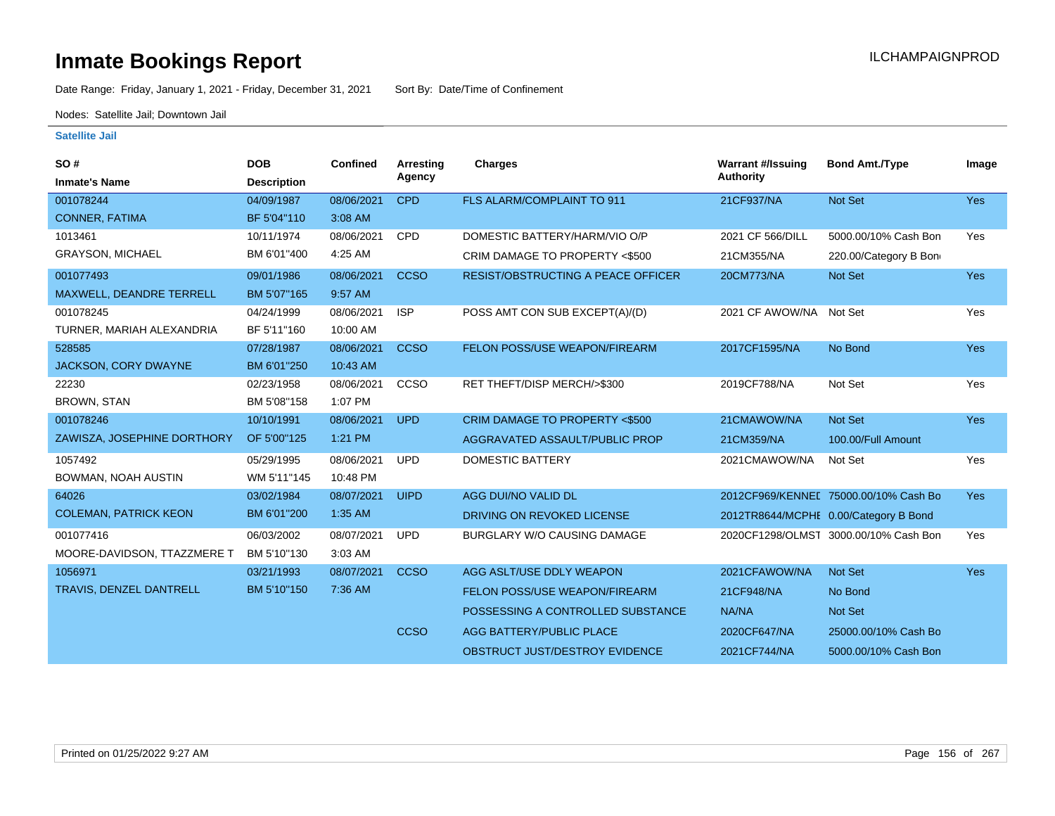# Inmate Bookings Report

ILCHAMPAIGNPROD

Date Range: Friday, January 1, 2021 - Friday, December 31, 2021     Sort By: Date/Time of Confinement

Nodes: Satellite Jail; Downtown Jail

### Satellite Jail

| SO # / Inmate's Name | DOB / Description | Confined | Arresting Agency | Charges | Warrant #/Issuing Authority | Bond Amt./Type | Image |
|---|---|---|---|---|---|---|---|
| 001078244 / CONNER, FATIMA | 04/09/1987 / BF 5'04"110 | 08/06/2021 3:08 AM | CPD | FLS ALARM/COMPLAINT TO 911 | 21CF937/NA | Not Set | Yes |
| 1013461 / GRAYSON, MICHAEL | 10/11/1974 / BM 6'01"400 | 08/06/2021 4:25 AM | CPD | DOMESTIC BATTERY/HARM/VIO O/P | 2021 CF 566/DILL | 5000.00/10% Cash Bon | Yes |
| | | | | CRIM DAMAGE TO PROPERTY <$500 | 21CM355/NA | 220.00/Category B Bon | |
| 001077493 / MAXWELL, DEANDRE TERRELL | 09/01/1986 / BM 5'07"165 | 08/06/2021 9:57 AM | CCSO | RESIST/OBSTRUCTING A PEACE OFFICER | 20CM773/NA | Not Set | Yes |
| 001078245 / TURNER, MARIAH ALEXANDRIA | 04/24/1999 / BF 5'11"160 | 08/06/2021 10:00 AM | ISP | POSS AMT CON SUB EXCEPT(A)/(D) | 2021 CF AWOW/NA | Not Set | Yes |
| 528585 / JACKSON, CORY DWAYNE | 07/28/1987 / BM 6'01"250 | 08/06/2021 10:43 AM | CCSO | FELON POSS/USE WEAPON/FIREARM | 2017CF1595/NA | No Bond | Yes |
| 22230 / BROWN, STAN | 02/23/1958 / BM 5'08"158 | 08/06/2021 1:07 PM | CCSO | RET THEFT/DISP MERCH/>$300 | 2019CF788/NA | Not Set | Yes |
| 001078246 / ZAWISZA, JOSEPHINE DORTHORY | 10/10/1991 / OF 5'00"125 | 08/06/2021 1:21 PM | UPD | CRIM DAMAGE TO PROPERTY <$500 | 21CMAWOW/NA | Not Set | Yes |
| | | | | AGGRAVATED ASSAULT/PUBLIC PROP | 21CM359/NA | 100.00/Full Amount | |
| 1057492 / BOWMAN, NOAH AUSTIN | 05/29/1995 / WM 5'11"145 | 08/06/2021 10:48 PM | UPD | DOMESTIC BATTERY | 2021CMAWOW/NA | Not Set | Yes |
| 64026 / COLEMAN, PATRICK KEON | 03/02/1984 / BM 6'01"200 | 08/07/2021 1:35 AM | UIPD | AGG DUI/NO VALID DL | 2012CF969/KENNEI | 75000.00/10% Cash Bo | Yes |
| | | | | DRIVING ON REVOKED LICENSE | 2012TR8644/MCPHE | 0.00/Category B Bond | |
| 001077416 / MOORE-DAVIDSON, TTAZZMERE T | 06/03/2002 / BM 5'10"130 | 08/07/2021 3:03 AM | UPD | BURGLARY W/O CAUSING DAMAGE | 2020CF1298/OLMST | 3000.00/10% Cash Bon | Yes |
| 1056971 / TRAVIS, DENZEL DANTRELL | 03/21/1993 / BM 5'10"150 | 08/07/2021 7:36 AM | CCSO | AGG ASLT/USE DDLY WEAPON | 2021CFAWOW/NA | Not Set | Yes |
| | | | | FELON POSS/USE WEAPON/FIREARM | 21CF948/NA | No Bond | |
| | | | | POSSESSING A CONTROLLED SUBSTANCE | NA/NA | Not Set | |
| | | | CCSO | AGG BATTERY/PUBLIC PLACE | 2020CF647/NA | 25000.00/10% Cash Bo | |
| | | | | OBSTRUCT JUST/DESTROY EVIDENCE | 2021CF744/NA | 5000.00/10% Cash Bon | |

Printed on 01/25/2022 9:27 AM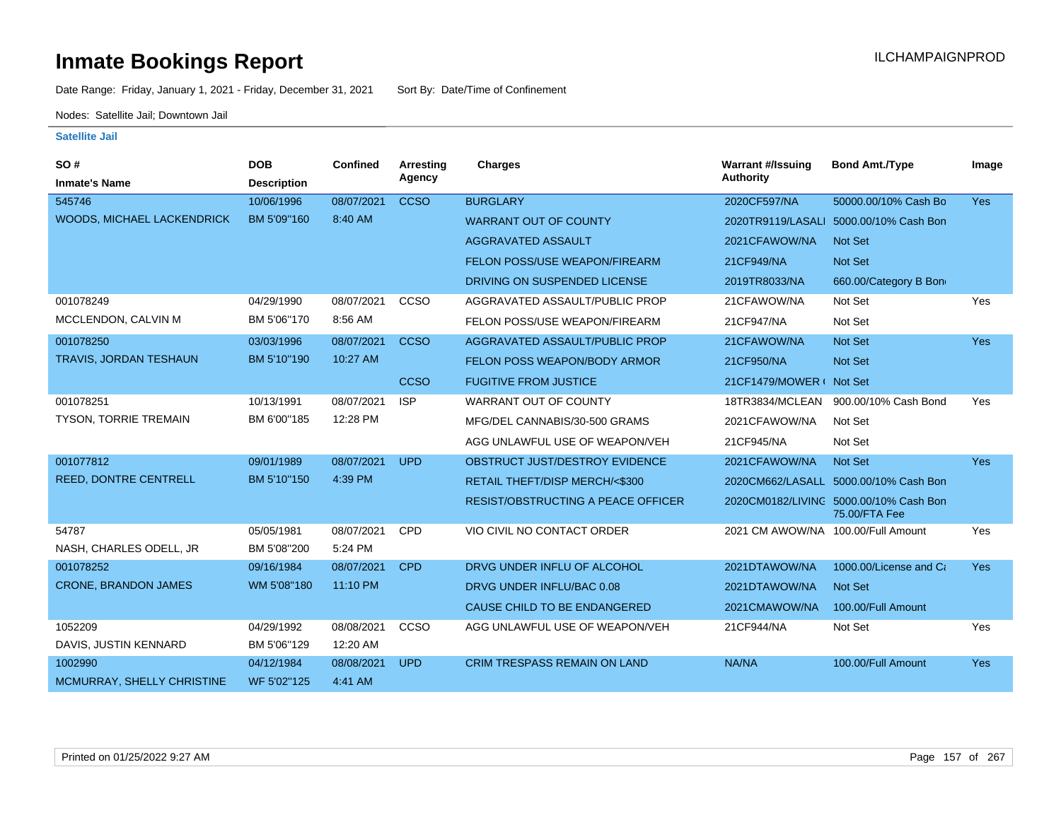# Inmate Bookings Report

ILCHAMPAIGNPROD

Date Range: Friday, January 1, 2021 - Friday, December 31, 2021    Sort By: Date/Time of Confinement

Nodes: Satellite Jail; Downtown Jail

### Satellite Jail

| SO # / Inmate's Name | DOB / Description | Confined | Arresting Agency | Charges | Warrant #/Issuing Authority | Bond Amt./Type | Image |
|---|---|---|---|---|---|---|---|
| 545746 | 10/06/1996 | 08/07/2021 | CCSO | BURGLARY | 2020CF597/NA | 50000.00/10% Cash Bo | Yes |
| WOODS, MICHAEL LACKENDRICK | BM 5'09"160 | 8:40 AM | | WARRANT OUT OF COUNTY | 2020TR9119/LASALI | 5000.00/10% Cash Bon | |
| | | | | AGGRAVATED ASSAULT | 2021CFAWOW/NA | Not Set | |
| | | | | FELON POSS/USE WEAPON/FIREARM | 21CF949/NA | Not Set | |
| | | | | DRIVING ON SUSPENDED LICENSE | 2019TR8033/NA | 660.00/Category B Bon | |
| 001078249 | 04/29/1990 | 08/07/2021 | CCSO | AGGRAVATED ASSAULT/PUBLIC PROP | 21CFAWOW/NA | Not Set | Yes |
| MCCLENDON, CALVIN M | BM 5'06"170 | 8:56 AM | | FELON POSS/USE WEAPON/FIREARM | 21CF947/NA | Not Set | |
| 001078250 | 03/03/1996 | 08/07/2021 | CCSO | AGGRAVATED ASSAULT/PUBLIC PROP | 21CFAWOW/NA | Not Set | Yes |
| TRAVIS, JORDAN TESHAUN | BM 5'10"190 | 10:27 AM | | FELON POSS WEAPON/BODY ARMOR | 21CF950/NA | Not Set | |
| | | | CCSO | FUGITIVE FROM JUSTICE | 21CF1479/MOWER ( | Not Set | |
| 001078251 | 10/13/1991 | 08/07/2021 | ISP | WARRANT OUT OF COUNTY | 18TR3834/MCLEAN | 900.00/10% Cash Bond | Yes |
| TYSON, TORRIE TREMAIN | BM 6'00"185 | 12:28 PM | | MFG/DEL CANNABIS/30-500 GRAMS | 2021CFAWOW/NA | Not Set | |
| | | | | AGG UNLAWFUL USE OF WEAPON/VEH | 21CF945/NA | Not Set | |
| 001077812 | 09/01/1989 | 08/07/2021 | UPD | OBSTRUCT JUST/DESTROY EVIDENCE | 2021CFAWOW/NA | Not Set | Yes |
| REED, DONTRE CENTRELL | BM 5'10"150 | 4:39 PM | | RETAIL THEFT/DISP MERCH/<$300 | 2020CM662/LASALL | 5000.00/10% Cash Bon | |
| | | | | RESIST/OBSTRUCTING A PEACE OFFICER | 2020CM0182/LIVING | 5000.00/10% Cash Bon 75.00/FTA Fee | |
| 54787 | 05/05/1981 | 08/07/2021 | CPD | VIO CIVIL NO CONTACT ORDER | 2021 CM AWOW/NA | 100.00/Full Amount | Yes |
| NASH, CHARLES ODELL, JR | BM 5'08"200 | 5:24 PM | | | | | |
| 001078252 | 09/16/1984 | 08/07/2021 | CPD | DRVG UNDER INFLU OF ALCOHOL | 2021DTAWOW/NA | 1000.00/License and Ca | Yes |
| CRONE, BRANDON JAMES | WM 5'08"180 | 11:10 PM | | DRVG UNDER INFLU/BAC 0.08 | 2021DTAWOW/NA | Not Set | |
| | | | | CAUSE CHILD TO BE ENDANGERED | 2021CMAWOW/NA | 100.00/Full Amount | |
| 1052209 | 04/29/1992 | 08/08/2021 | CCSO | AGG UNLAWFUL USE OF WEAPON/VEH | 21CF944/NA | Not Set | Yes |
| DAVIS, JUSTIN KENNARD | BM 5'06"129 | 12:20 AM | | | | | |
| 1002990 | 04/12/1984 | 08/08/2021 | UPD | CRIM TRESPASS REMAIN ON LAND | NA/NA | 100.00/Full Amount | Yes |
| MCMURRAY, SHELLY CHRISTINE | WF 5'02"125 | 4:41 AM | | | | | |

Printed on 01/25/2022 9:27 AM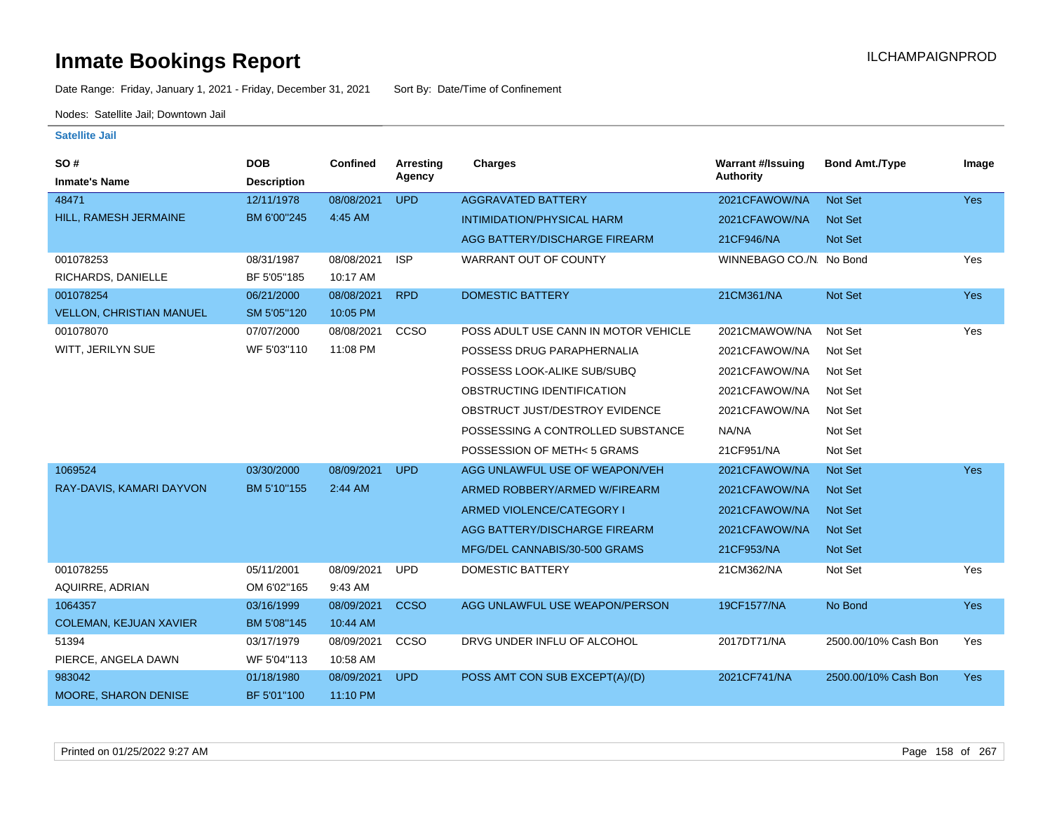# Inmate Bookings Report

ILCHAMPAIGNPROD

Date Range: Friday, January 1, 2021 - Friday, December 31, 2021 Sort By: Date/Time of Confinement

Nodes: Satellite Jail; Downtown Jail

**Satellite Jail**

| SO # / Inmate's Name | DOB / Description | Confined | Arresting Agency | Charges | Warrant #/Issuing Authority | Bond Amt./Type | Image |
|---|---|---|---|---|---|---|---|
| 48471 | 12/11/1978 | 08/08/2021 | UPD | AGGRAVATED BATTERY | 2021CFAWOW/NA | Not Set | Yes |
| HILL, RAMESH JERMAINE | BM 6'00"245 | 4:45 AM | | INTIMIDATION/PHYSICAL HARM | 2021CFAWOW/NA | Not Set | |
| | | | | AGG BATTERY/DISCHARGE FIREARM | 21CF946/NA | Not Set | |
| 001078253 | 08/31/1987 | 08/08/2021 | ISP | WARRANT OUT OF COUNTY | WINNEBAGO CO./N. | No Bond | Yes |
| RICHARDS, DANIELLE | BF 5'05"185 | 10:17 AM | | | | | |
| 001078254 | 06/21/2000 | 08/08/2021 | RPD | DOMESTIC BATTERY | 21CM361/NA | Not Set | Yes |
| VELLON, CHRISTIAN MANUEL | SM 5'05"120 | 10:05 PM | | | | | |
| 001078070 | 07/07/2000 | 08/08/2021 | CCSO | POSS ADULT USE CANN IN MOTOR VEHICLE | 2021CMAWOW/NA | Not Set | Yes |
| WITT, JERILYN SUE | WF 5'03"110 | 11:08 PM | | POSSESS DRUG PARAPHERNALIA | 2021CFAWOW/NA | Not Set | |
| | | | | POSSESS LOOK-ALIKE SUB/SUBQ | 2021CFAWOW/NA | Not Set | |
| | | | | OBSTRUCTING IDENTIFICATION | 2021CFAWOW/NA | Not Set | |
| | | | | OBSTRUCT JUST/DESTROY EVIDENCE | 2021CFAWOW/NA | Not Set | |
| | | | | POSSESSING A CONTROLLED SUBSTANCE | NA/NA | Not Set | |
| | | | | POSSESSION OF METH< 5 GRAMS | 21CF951/NA | Not Set | |
| 1069524 | 03/30/2000 | 08/09/2021 | UPD | AGG UNLAWFUL USE OF WEAPON/VEH | 2021CFAWOW/NA | Not Set | Yes |
| RAY-DAVIS, KAMARI DAYVON | BM 5'10"155 | 2:44 AM | | ARMED ROBBERY/ARMED W/FIREARM | 2021CFAWOW/NA | Not Set | |
| | | | | ARMED VIOLENCE/CATEGORY I | 2021CFAWOW/NA | Not Set | |
| | | | | AGG BATTERY/DISCHARGE FIREARM | 2021CFAWOW/NA | Not Set | |
| | | | | MFG/DEL CANNABIS/30-500 GRAMS | 21CF953/NA | Not Set | |
| 001078255 | 05/11/2001 | 08/09/2021 | UPD | DOMESTIC BATTERY | 21CM362/NA | Not Set | Yes |
| AQUIRRE, ADRIAN | OM 6'02"165 | 9:43 AM | | | | | |
| 1064357 | 03/16/1999 | 08/09/2021 | CCSO | AGG UNLAWFUL USE WEAPON/PERSON | 19CF1577/NA | No Bond | Yes |
| COLEMAN, KEJUAN XAVIER | BM 5'08"145 | 10:44 AM | | | | | |
| 51394 | 03/17/1979 | 08/09/2021 | CCSO | DRVG UNDER INFLU OF ALCOHOL | 2017DT71/NA | 2500.00/10% Cash Bon | Yes |
| PIERCE, ANGELA DAWN | WF 5'04"113 | 10:58 AM | | | | | |
| 983042 | 01/18/1980 | 08/09/2021 | UPD | POSS AMT CON SUB EXCEPT(A)/(D) | 2021CF741/NA | 2500.00/10% Cash Bon | Yes |
| MOORE, SHARON DENISE | BF 5'01"100 | 11:10 PM | | | | | |

Printed on 01/25/2022 9:27 AM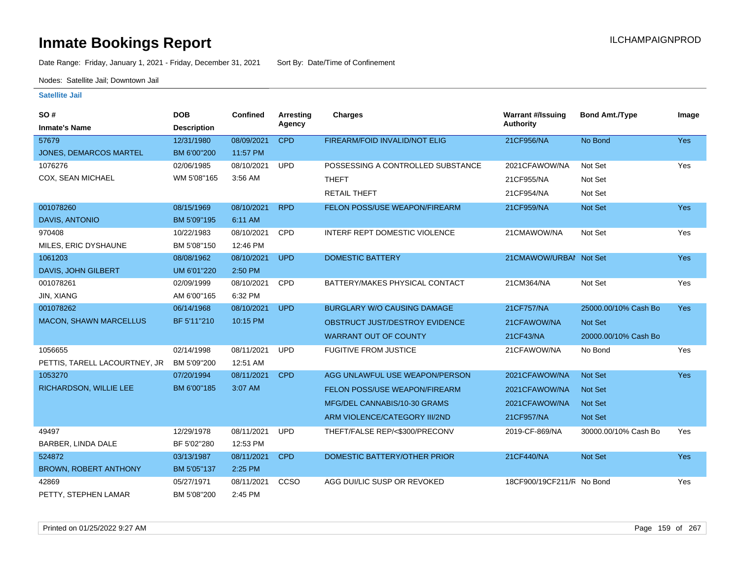# Inmate Bookings Report

ILCHAMPAIGNPROD

Date Range: Friday, January 1, 2021 - Friday, December 31, 2021 Sort By: Date/Time of Confinement

Nodes: Satellite Jail; Downtown Jail

### Satellite Jail

| SO # / Inmate's Name | DOB / Description | Confined | Arresting Agency | Charges | Warrant #/Issuing Authority | Bond Amt./Type | Image |
|---|---|---|---|---|---|---|---|
| 57679 JONES, DEMARCOS MARTEL | 12/31/1980 BM 6'00"200 | 08/09/2021 11:57 PM | CPD | FIREARM/FOID INVALID/NOT ELIG | 21CF956/NA | No Bond | Yes |
| 1076276 COX, SEAN MICHAEL | 02/06/1985 WM 5'08"165 | 08/10/2021 3:56 AM | UPD | POSSESSING A CONTROLLED SUBSTANCE | 2021CFAWOW/NA | Not Set | Yes |
| | | | | THEFT | 21CF955/NA | Not Set | |
| | | | | RETAIL THEFT | 21CF954/NA | Not Set | |
| 001078260 DAVIS, ANTONIO | 08/15/1969 BM 5'09"195 | 08/10/2021 6:11 AM | RPD | FELON POSS/USE WEAPON/FIREARM | 21CF959/NA | Not Set | Yes |
| 970408 MILES, ERIC DYSHAUNE | 10/22/1983 BM 5'08"150 | 08/10/2021 12:46 PM | CPD | INTERF REPT DOMESTIC VIOLENCE | 21CMAWOW/NA | Not Set | Yes |
| 1061203 DAVIS, JOHN GILBERT | 08/08/1962 UM 6'01"220 | 08/10/2021 2:50 PM | UPD | DOMESTIC BATTERY | 21CMAWOW/URBAI | Not Set | Yes |
| 001078261 JIN, XIANG | 02/09/1999 AM 6'00"165 | 08/10/2021 6:32 PM | CPD | BATTERY/MAKES PHYSICAL CONTACT | 21CM364/NA | Not Set | Yes |
| 001078262 MACON, SHAWN MARCELLUS | 06/14/1968 BF 5'11"210 | 08/10/2021 10:15 PM | UPD | BURGLARY W/O CAUSING DAMAGE | 21CF757/NA | 25000.00/10% Cash Bo | Yes |
| | | | | OBSTRUCT JUST/DESTROY EVIDENCE | 21CFAWOW/NA | Not Set | |
| | | | | WARRANT OUT OF COUNTY | 21CF43/NA | 20000.00/10% Cash Bo | |
| 1056655 PETTIS, TARELL LACOURTNEY, JR | 02/14/1998 BM 5'09"200 | 08/11/2021 12:51 AM | UPD | FUGITIVE FROM JUSTICE | 21CFAWOW/NA | No Bond | Yes |
| 1053270 RICHARDSON, WILLIE LEE | 07/20/1994 BM 6'00"185 | 08/11/2021 3:07 AM | CPD | AGG UNLAWFUL USE WEAPON/PERSON | 2021CFAWOW/NA | Not Set | Yes |
| | | | | FELON POSS/USE WEAPON/FIREARM | 2021CFAWOW/NA | Not Set | |
| | | | | MFG/DEL CANNABIS/10-30 GRAMS | 2021CFAWOW/NA | Not Set | |
| | | | | ARM VIOLENCE/CATEGORY III/2ND | 21CF957/NA | Not Set | |
| 49497 BARBER, LINDA DALE | 12/29/1978 BF 5'02"280 | 08/11/2021 12:53 PM | UPD | THEFT/FALSE REP/<$300/PRECONV | 2019-CF-869/NA | 30000.00/10% Cash Bo | Yes |
| 524872 BROWN, ROBERT ANTHONY | 03/13/1987 BM 5'05"137 | 08/11/2021 2:25 PM | CPD | DOMESTIC BATTERY/OTHER PRIOR | 21CF440/NA | Not Set | Yes |
| 42869 PETTY, STEPHEN LAMAR | 05/27/1971 BM 5'08"200 | 08/11/2021 2:45 PM | CCSO | AGG DUI/LIC SUSP OR REVOKED | 18CF900/19CF211/R | No Bond | Yes |

Printed on 01/25/2022 9:27 AM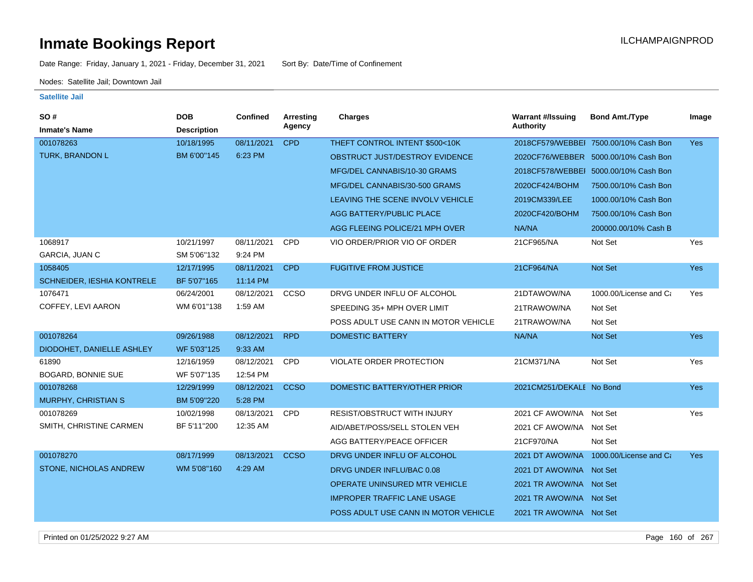# Inmate Bookings Report

ILCHAMPAIGNPROD

Date Range: Friday, January 1, 2021 - Friday, December 31, 2021    Sort By: Date/Time of Confinement

Nodes: Satellite Jail; Downtown Jail

**Satellite Jail**

| SO # / Inmate's Name | DOB / Description | Confined | Arresting Agency | Charges | Warrant #/Issuing Authority | Bond Amt./Type | Image |
|---|---|---|---|---|---|---|---|
| 001078263 | 10/18/1995 | 08/11/2021 | CPD | THEFT CONTROL INTENT $500<10K | 2018CF579/WEBBEI | 7500.00/10% Cash Bon | Yes |
| TURK, BRANDON L | BM 6'00"145 | 6:23 PM | | OBSTRUCT JUST/DESTROY EVIDENCE | 2020CF76/WEBBER | 5000.00/10% Cash Bon | |
| | | | | MFG/DEL CANNABIS/10-30 GRAMS | 2018CF578/WEBBEI | 5000.00/10% Cash Bon | |
| | | | | MFG/DEL CANNABIS/30-500 GRAMS | 2020CF424/BOHM | 7500.00/10% Cash Bon | |
| | | | | LEAVING THE SCENE INVOLV VEHICLE | 2019CM339/LEE | 1000.00/10% Cash Bon | |
| | | | | AGG BATTERY/PUBLIC PLACE | 2020CF420/BOHM | 7500.00/10% Cash Bon | |
| | | | | AGG FLEEING POLICE/21 MPH OVER | NA/NA | 200000.00/10% Cash B | |
| 1068917 | 10/21/1997 | 08/11/2021 | CPD | VIO ORDER/PRIOR VIO OF ORDER | 21CF965/NA | Not Set | Yes |
| GARCIA, JUAN C | SM 5'06"132 | 9:24 PM | | | | | |
| 1058405 | 12/17/1995 | 08/11/2021 | CPD | FUGITIVE FROM JUSTICE | 21CF964/NA | Not Set | Yes |
| SCHNEIDER, IESHIA KONTRELE | BF 5'07"165 | 11:14 PM | | | | | |
| 1076471 | 06/24/2001 | 08/12/2021 | CCSO | DRVG UNDER INFLU OF ALCOHOL | 21DTAWOW/NA | 1000.00/License and Ca | Yes |
| COFFEY, LEVI AARON | WM 6'01"138 | 1:59 AM | | SPEEDING 35+ MPH OVER LIMIT | 21TRAWOW/NA | Not Set | |
| | | | | POSS ADULT USE CANN IN MOTOR VEHICLE | 21TRAWOW/NA | Not Set | |
| 001078264 | 09/26/1988 | 08/12/2021 | RPD | DOMESTIC BATTERY | NA/NA | Not Set | Yes |
| DIODOHET, DANIELLE ASHLEY | WF 5'03"125 | 9:33 AM | | | | | |
| 61890 | 12/16/1959 | 08/12/2021 | CPD | VIOLATE ORDER PROTECTION | 21CM371/NA | Not Set | Yes |
| BOGARD, BONNIE SUE | WF 5'07"135 | 12:54 PM | | | | | |
| 001078268 | 12/29/1999 | 08/12/2021 | CCSO | DOMESTIC BATTERY/OTHER PRIOR | 2021CM251/DEKALE | No Bond | Yes |
| MURPHY, CHRISTIAN S | BM 5'09"220 | 5:28 PM | | | | | |
| 001078269 | 10/02/1998 | 08/13/2021 | CPD | RESIST/OBSTRUCT WITH INJURY | 2021 CF AWOW/NA | Not Set | Yes |
| SMITH, CHRISTINE CARMEN | BF 5'11"200 | 12:35 AM | | AID/ABET/POSS/SELL STOLEN VEH | 2021 CF AWOW/NA | Not Set | |
| | | | | AGG BATTERY/PEACE OFFICER | 21CF970/NA | Not Set | |
| 001078270 | 08/17/1999 | 08/13/2021 | CCSO | DRVG UNDER INFLU OF ALCOHOL | 2021 DT AWOW/NA | 1000.00/License and Ca | Yes |
| STONE, NICHOLAS ANDREW | WM 5'08"160 | 4:29 AM | | DRVG UNDER INFLU/BAC 0.08 | 2021 DT AWOW/NA | Not Set | |
| | | | | OPERATE UNINSURED MTR VEHICLE | 2021 TR AWOW/NA | Not Set | |
| | | | | IMPROPER TRAFFIC LANE USAGE | 2021 TR AWOW/NA | Not Set | |
| | | | | POSS ADULT USE CANN IN MOTOR VEHICLE | 2021 TR AWOW/NA | Not Set | |

Printed on 01/25/2022 9:27 AM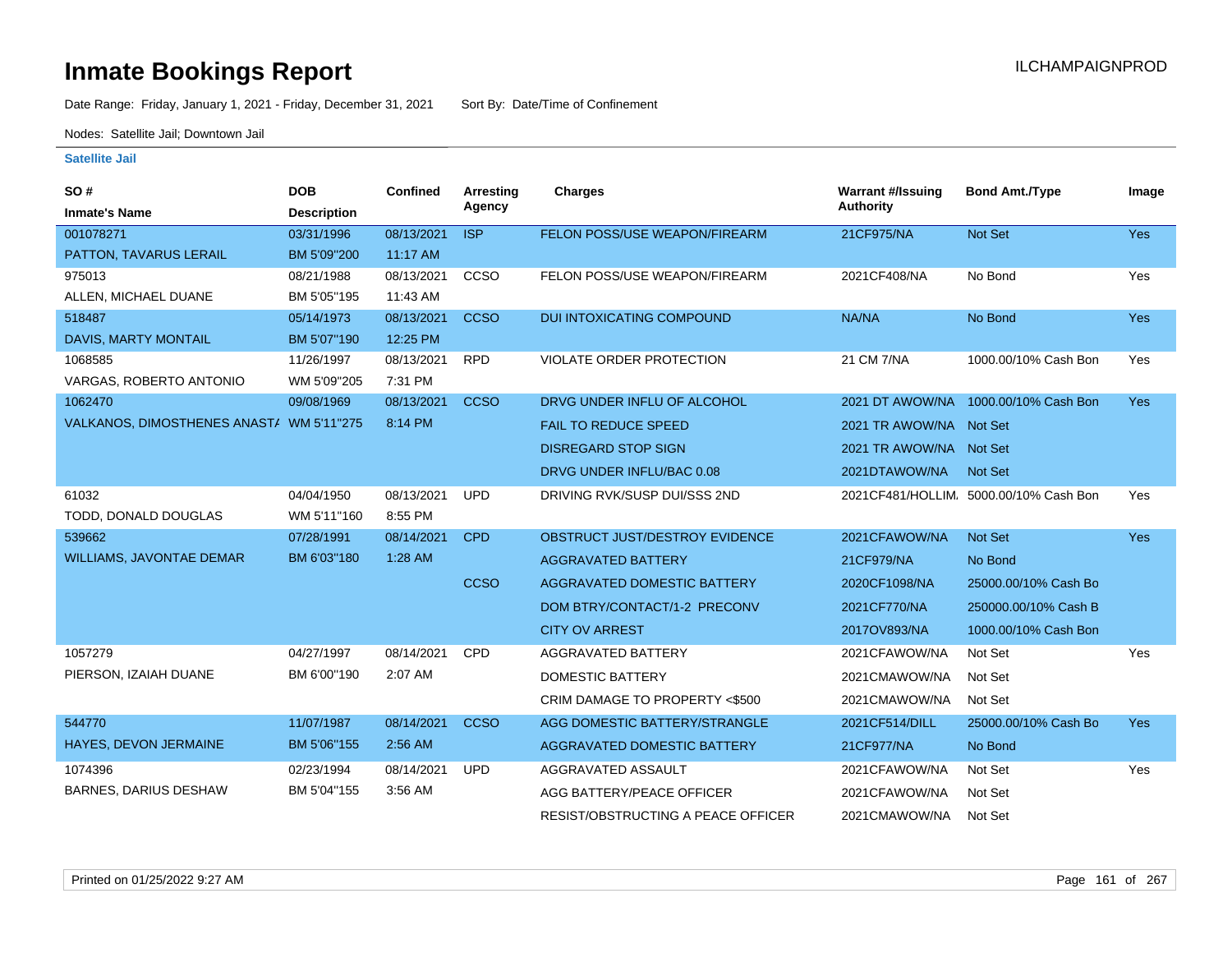# Inmate Bookings Report

Date Range: Friday, January 1, 2021 - Friday, December 31, 2021 Sort By: Date/Time of Confinement

Nodes: Satellite Jail; Downtown Jail

### Satellite Jail

| SO # / Inmate's Name | DOB / Description | Confined | Arresting Agency | Charges | Warrant #/Issuing Authority | Bond Amt./Type | Image |
|---|---|---|---|---|---|---|---|
| 001078271 PATTON, TAVARUS LERAIL | 03/31/1996 BM 5'09"200 | 08/13/2021 11:17 AM | ISP | FELON POSS/USE WEAPON/FIREARM | 21CF975/NA | Not Set | Yes |
| 975013 ALLEN, MICHAEL DUANE | 08/21/1988 BM 5'05"195 | 08/13/2021 11:43 AM | CCSO | FELON POSS/USE WEAPON/FIREARM | 2021CF408/NA | No Bond | Yes |
| 518487 DAVIS, MARTY MONTAIL | 05/14/1973 BM 5'07"190 | 08/13/2021 12:25 PM | CCSO | DUI INTOXICATING COMPOUND | NA/NA | No Bond | Yes |
| 1068585 VARGAS, ROBERTO ANTONIO | 11/26/1997 WM 5'09"205 | 08/13/2021 7:31 PM | RPD | VIOLATE ORDER PROTECTION | 21 CM 7/NA | 1000.00/10% Cash Bon | Yes |
| 1062470 VALKANOS, DIMOSTHENES ANAST/ | 09/08/1969 WM 5'11"275 | 08/13/2021 8:14 PM | CCSO | DRVG UNDER INFLU OF ALCOHOL | 2021 DT AWOW/NA | 1000.00/10% Cash Bon | Yes |
| | | | | FAIL TO REDUCE SPEED | 2021 TR AWOW/NA | Not Set | |
| | | | | DISREGARD STOP SIGN | 2021 TR AWOW/NA | Not Set | |
| | | | | DRVG UNDER INFLU/BAC 0.08 | 2021DTAWOW/NA | Not Set | |
| 61032 TODD, DONALD DOUGLAS | 04/04/1950 WM 5'11"160 | 08/13/2021 8:55 PM | UPD | DRIVING RVK/SUSP DUI/SSS 2ND | 2021CF481/HOLLIM. | 5000.00/10% Cash Bon | Yes |
| 539662 WILLIAMS, JAVONTAE DEMAR | 07/28/1991 BM 6'03"180 | 08/14/2021 1:28 AM | CPD | OBSTRUCT JUST/DESTROY EVIDENCE | 2021CFAWOW/NA | Not Set | Yes |
| | | | | AGGRAVATED BATTERY | 21CF979/NA | No Bond | |
| | | | CCSO | AGGRAVATED DOMESTIC BATTERY | 2020CF1098/NA | 25000.00/10% Cash Bo | |
| | | | | DOM BTRY/CONTACT/1-2 PRECONV | 2021CF770/NA | 250000.00/10% Cash B | |
| | | | | CITY OV ARREST | 2017OV893/NA | 1000.00/10% Cash Bon | |
| 1057279 PIERSON, IZAIAH DUANE | 04/27/1997 BM 6'00"190 | 08/14/2021 2:07 AM | CPD | AGGRAVATED BATTERY | 2021CFAWOW/NA | Not Set | Yes |
| | | | | DOMESTIC BATTERY | 2021CMAWOW/NA | Not Set | |
| | | | | CRIM DAMAGE TO PROPERTY <$500 | 2021CMAWOW/NA | Not Set | |
| 544770 HAYES, DEVON JERMAINE | 11/07/1987 BM 5'06"155 | 08/14/2021 2:56 AM | CCSO | AGG DOMESTIC BATTERY/STRANGLE | 2021CF514/DILL | 25000.00/10% Cash Bo | Yes |
| | | | | AGGRAVATED DOMESTIC BATTERY | 21CF977/NA | No Bond | |
| 1074396 BARNES, DARIUS DESHAW | 02/23/1994 BM 5'04"155 | 08/14/2021 3:56 AM | UPD | AGGRAVATED ASSAULT | 2021CFAWOW/NA | Not Set | Yes |
| | | | | AGG BATTERY/PEACE OFFICER | 2021CFAWOW/NA | Not Set | |
| | | | | RESIST/OBSTRUCTING A PEACE OFFICER | 2021CMAWOW/NA | Not Set | |

Printed on 01/25/2022 9:27 AM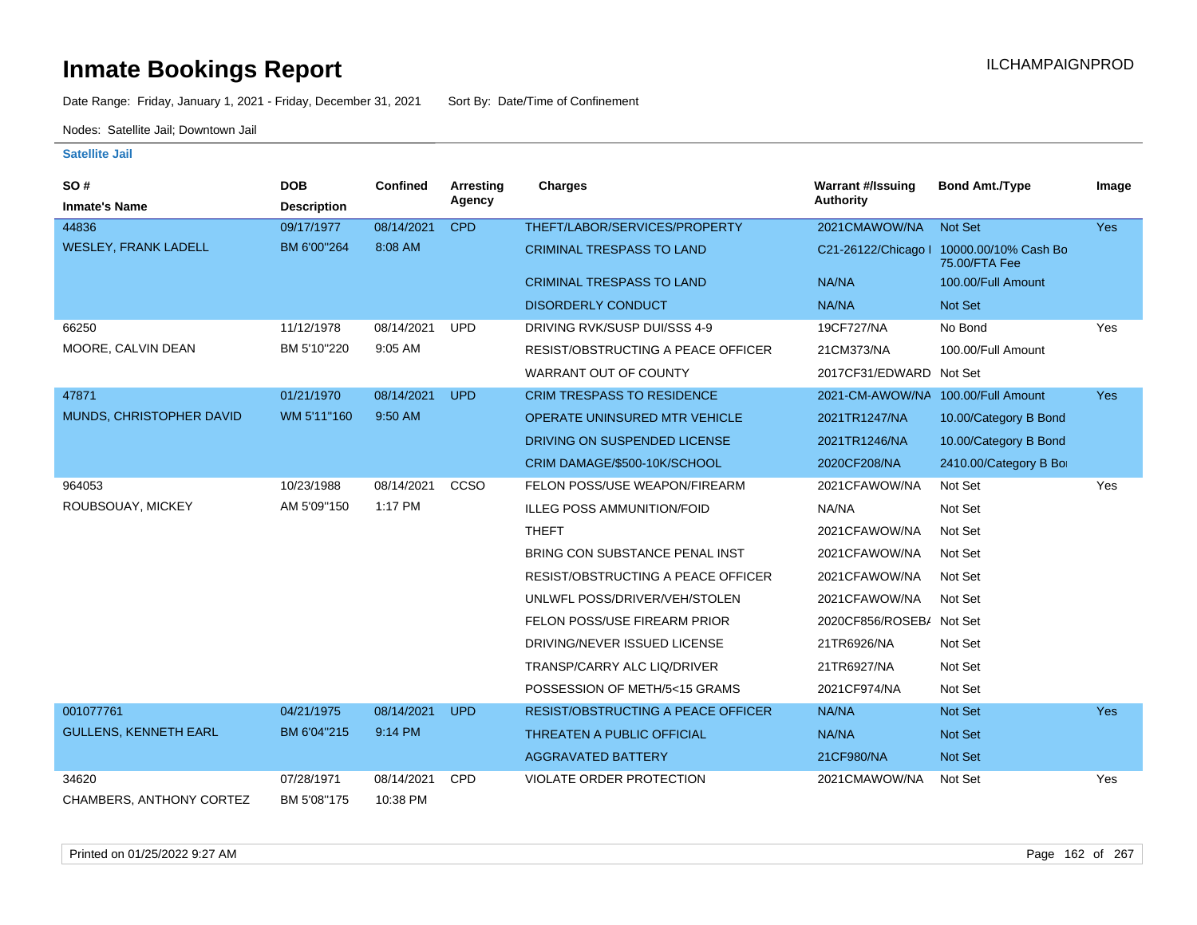# Inmate Bookings Report

ILCHAMPAIGNPROD

Date Range: Friday, January 1, 2021 - Friday, December 31, 2021 Sort By: Date/Time of Confinement

Nodes: Satellite Jail; Downtown Jail

**Satellite Jail**

| SO # / Inmate's Name | DOB / Description | Confined | Arresting Agency | Charges | Warrant #/Issuing Authority | Bond Amt./Type | Image |
|---|---|---|---|---|---|---|---|
| 44836 | 09/17/1977 | 08/14/2021 | CPD | THEFT/LABOR/SERVICES/PROPERTY | 2021CMAWOW/NA | Not Set | Yes |
| WESLEY, FRANK LADELL | BM 6'00"264 | 8:08 AM | | CRIMINAL TRESPASS TO LAND | C21-26122/Chicago I | 10000.00/10% Cash Bo 75.00/FTA Fee | |
| | | | | CRIMINAL TRESPASS TO LAND | NA/NA | 100.00/Full Amount | |
| | | | | DISORDERLY CONDUCT | NA/NA | Not Set | |
| 66250 | 11/12/1978 | 08/14/2021 | UPD | DRIVING RVK/SUSP DUI/SSS 4-9 | 19CF727/NA | No Bond | Yes |
| MOORE, CALVIN DEAN | BM 5'10"220 | 9:05 AM | | RESIST/OBSTRUCTING A PEACE OFFICER | 21CM373/NA | 100.00/Full Amount | |
| | | | | WARRANT OUT OF COUNTY | 2017CF31/EDWARD | Not Set | |
| 47871 | 01/21/1970 | 08/14/2021 | UPD | CRIM TRESPASS TO RESIDENCE | 2021-CM-AWOW/NA | 100.00/Full Amount | Yes |
| MUNDS, CHRISTOPHER DAVID | WM 5'11"160 | 9:50 AM | | OPERATE UNINSURED MTR VEHICLE | 2021TR1247/NA | 10.00/Category B Bond | |
| | | | | DRIVING ON SUSPENDED LICENSE | 2021TR1246/NA | 10.00/Category B Bond | |
| | | | | CRIM DAMAGE/$500-10K/SCHOOL | 2020CF208/NA | 2410.00/Category B Bo | |
| 964053 | 10/23/1988 | 08/14/2021 | CCSO | FELON POSS/USE WEAPON/FIREARM | 2021CFAWOW/NA | Not Set | Yes |
| ROUBSOUAY, MICKEY | AM 5'09"150 | 1:17 PM | | ILLEG POSS AMMUNITION/FOID | NA/NA | Not Set | |
| | | | | THEFT | 2021CFAWOW/NA | Not Set | |
| | | | | BRING CON SUBSTANCE PENAL INST | 2021CFAWOW/NA | Not Set | |
| | | | | RESIST/OBSTRUCTING A PEACE OFFICER | 2021CFAWOW/NA | Not Set | |
| | | | | UNLWFL POSS/DRIVER/VEH/STOLEN | 2021CFAWOW/NA | Not Set | |
| | | | | FELON POSS/USE FIREARM PRIOR | 2020CF856/ROSEB/ | Not Set | |
| | | | | DRIVING/NEVER ISSUED LICENSE | 21TR6926/NA | Not Set | |
| | | | | TRANSP/CARRY ALC LIQ/DRIVER | 21TR6927/NA | Not Set | |
| | | | | POSSESSION OF METH/5<15 GRAMS | 2021CF974/NA | Not Set | |
| 001077761 | 04/21/1975 | 08/14/2021 | UPD | RESIST/OBSTRUCTING A PEACE OFFICER | NA/NA | Not Set | Yes |
| GULLENS, KENNETH EARL | BM 6'04"215 | 9:14 PM | | THREATEN A PUBLIC OFFICIAL | NA/NA | Not Set | |
| | | | | AGGRAVATED BATTERY | 21CF980/NA | Not Set | |
| 34620 | 07/28/1971 | 08/14/2021 | CPD | VIOLATE ORDER PROTECTION | 2021CMAWOW/NA | Not Set | Yes |
| CHAMBERS, ANTHONY CORTEZ | BM 5'08"175 | 10:38 PM | | | | | |

Printed on 01/25/2022 9:27 AM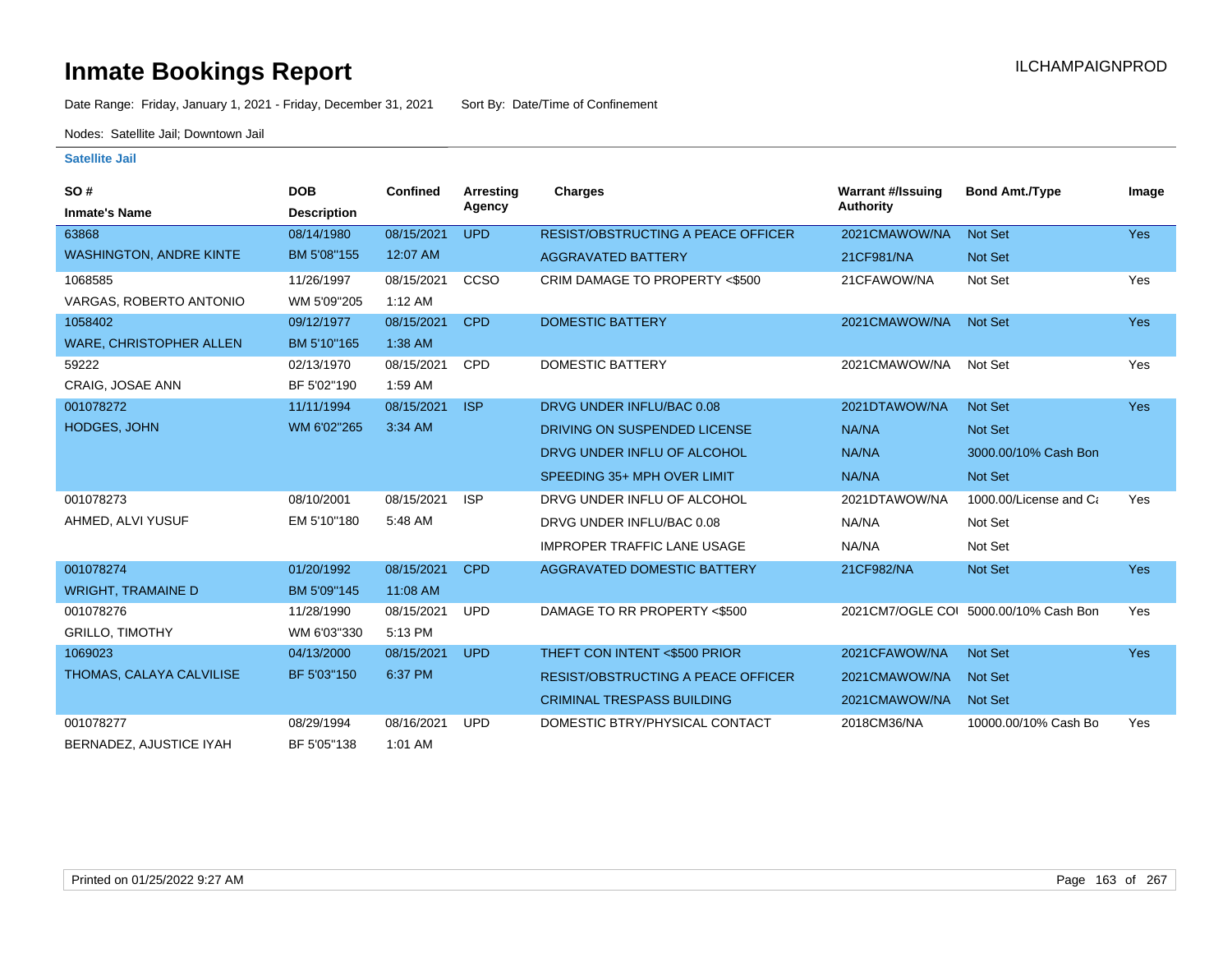# Inmate Bookings Report

ILCHAMPAIGNPROD

Date Range: Friday, January 1, 2021 - Friday, December 31, 2021 Sort By: Date/Time of Confinement

Nodes: Satellite Jail; Downtown Jail

### Satellite Jail

| SO # / Inmate's Name | DOB / Description | Confined | Arresting Agency | Charges | Warrant #/Issuing Authority | Bond Amt./Type | Image |
|---|---|---|---|---|---|---|---|
| 63868 WASHINGTON, ANDRE KINTE | 08/14/1980 BM 5'08"155 | 08/15/2021 12:07 AM | UPD | RESIST/OBSTRUCTING A PEACE OFFICER | 2021CMAWOW/NA | Not Set | Yes |
| | | | | AGGRAVATED BATTERY | 21CF981/NA | Not Set | |
| 1068585 VARGAS, ROBERTO ANTONIO | 11/26/1997 WM 5'09"205 | 08/15/2021 1:12 AM | CCSO | CRIM DAMAGE TO PROPERTY <$500 | 21CFAWOW/NA | Not Set | Yes |
| 1058402 WARE, CHRISTOPHER ALLEN | 09/12/1977 BM 5'10"165 | 08/15/2021 1:38 AM | CPD | DOMESTIC BATTERY | 2021CMAWOW/NA | Not Set | Yes |
| 59222 CRAIG, JOSAE ANN | 02/13/1970 BF 5'02"190 | 08/15/2021 1:59 AM | CPD | DOMESTIC BATTERY | 2021CMAWOW/NA | Not Set | Yes |
| 001078272 HODGES, JOHN | 11/11/1994 WM 6'02"265 | 08/15/2021 3:34 AM | ISP | DRVG UNDER INFLU/BAC 0.08 | 2021DTAWOW/NA | Not Set | Yes |
| | | | | DRIVING ON SUSPENDED LICENSE | NA/NA | Not Set | |
| | | | | DRVG UNDER INFLU OF ALCOHOL | NA/NA | 3000.00/10% Cash Bon | |
| | | | | SPEEDING 35+ MPH OVER LIMIT | NA/NA | Not Set | |
| 001078273 AHMED, ALVI YUSUF | 08/10/2001 EM 5'10"180 | 08/15/2021 5:48 AM | ISP | DRVG UNDER INFLU OF ALCOHOL | 2021DTAWOW/NA | 1000.00/License and Ca | Yes |
| | | | | DRVG UNDER INFLU/BAC 0.08 | NA/NA | Not Set | |
| | | | | IMPROPER TRAFFIC LANE USAGE | NA/NA | Not Set | |
| 001078274 WRIGHT, TRAMAINE D | 01/20/1992 BM 5'09"145 | 08/15/2021 11:08 AM | CPD | AGGRAVATED DOMESTIC BATTERY | 21CF982/NA | Not Set | Yes |
| 001078276 GRILLO, TIMOTHY | 11/28/1990 WM 6'03"330 | 08/15/2021 5:13 PM | UPD | DAMAGE TO RR PROPERTY <$500 | 2021CM7/OGLE COI | 5000.00/10% Cash Bon | Yes |
| 1069023 THOMAS, CALAYA CALVILISE | 04/13/2000 BF 5'03"150 | 08/15/2021 6:37 PM | UPD | THEFT CON INTENT <$500 PRIOR | 2021CFAWOW/NA | Not Set | Yes |
| | | | | RESIST/OBSTRUCTING A PEACE OFFICER | 2021CMAWOW/NA | Not Set | |
| | | | | CRIMINAL TRESPASS BUILDING | 2021CMAWOW/NA | Not Set | |
| 001078277 BERNADEZ, AJUSTICE IYAH | 08/29/1994 BF 5'05"138 | 08/16/2021 1:01 AM | UPD | DOMESTIC BTRY/PHYSICAL CONTACT | 2018CM36/NA | 10000.00/10% Cash Bo | Yes |

Printed on 01/25/2022 9:27 AM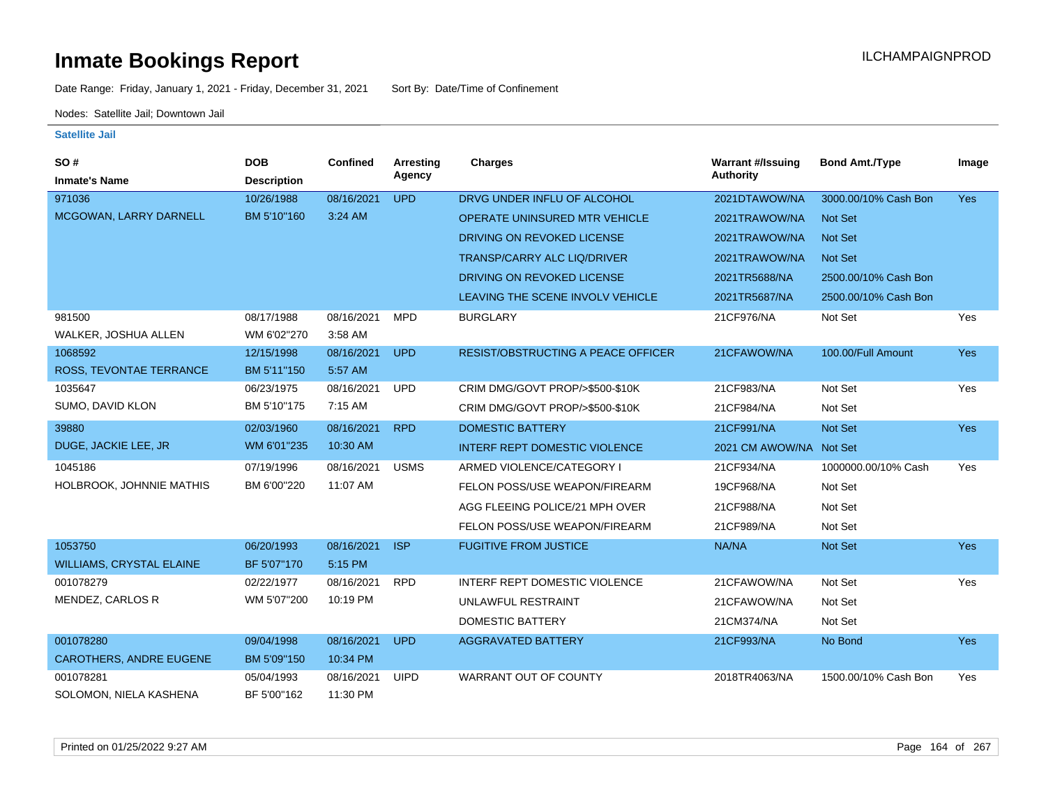# Inmate Bookings Report

ILCHAMPAIGNPROD

Date Range: Friday, January 1, 2021 - Friday, December 31, 2021    Sort By: Date/Time of Confinement

Nodes: Satellite Jail; Downtown Jail

**Satellite Jail**

| SO # / Inmate's Name | DOB / Description | Confined | Arresting Agency | Charges | Warrant #/Issuing Authority | Bond Amt./Type | Image |
|---|---|---|---|---|---|---|---|
| 971036 MCGOWAN, LARRY DARNELL | 10/26/1988 BM 5'10"160 | 08/16/2021 3:24 AM | UPD | DRVG UNDER INFLU OF ALCOHOL | 2021DTAWOW/NA | 3000.00/10% Cash Bon | Yes |
| | | | | OPERATE UNINSURED MTR VEHICLE | 2021TRAWOW/NA | Not Set | |
| | | | | DRIVING ON REVOKED LICENSE | 2021TRAWOW/NA | Not Set | |
| | | | | TRANSP/CARRY ALC LIQ/DRIVER | 2021TRAWOW/NA | Not Set | |
| | | | | DRIVING ON REVOKED LICENSE | 2021TR5688/NA | 2500.00/10% Cash Bon | |
| | | | | LEAVING THE SCENE INVOLV VEHICLE | 2021TR5687/NA | 2500.00/10% Cash Bon | |
| 981500 WALKER, JOSHUA ALLEN | 08/17/1988 WM 6'02"270 | 08/16/2021 3:58 AM | MPD | BURGLARY | 21CF976/NA | Not Set | Yes |
| 1068592 ROSS, TEVONTAE TERRANCE | 12/15/1998 BM 5'11"150 | 08/16/2021 5:57 AM | UPD | RESIST/OBSTRUCTING A PEACE OFFICER | 21CFAWOW/NA | 100.00/Full Amount | Yes |
| 1035647 SUMO, DAVID KLON | 06/23/1975 BM 5'10"175 | 08/16/2021 7:15 AM | UPD | CRIM DMG/GOVT PROP/>$500-$10K | 21CF983/NA | Not Set | Yes |
| | | | | CRIM DMG/GOVT PROP/>$500-$10K | 21CF984/NA | Not Set | |
| 39880 DUGE, JACKIE LEE, JR | 02/03/1960 WM 6'01"235 | 08/16/2021 10:30 AM | RPD | DOMESTIC BATTERY | 21CF991/NA | Not Set | Yes |
| | | | | INTERF REPT DOMESTIC VIOLENCE | 2021 CM AWOW/NA | Not Set | |
| 1045186 HOLBROOK, JOHNNIE MATHIS | 07/19/1996 BM 6'00"220 | 08/16/2021 11:07 AM | USMS | ARMED VIOLENCE/CATEGORY I | 21CF934/NA | 1000000.00/10% Cash | Yes |
| | | | | FELON POSS/USE WEAPON/FIREARM | 19CF968/NA | Not Set | |
| | | | | AGG FLEEING POLICE/21 MPH OVER | 21CF988/NA | Not Set | |
| | | | | FELON POSS/USE WEAPON/FIREARM | 21CF989/NA | Not Set | |
| 1053750 WILLIAMS, CRYSTAL ELAINE | 06/20/1993 BF 5'07"170 | 08/16/2021 5:15 PM | ISP | FUGITIVE FROM JUSTICE | NA/NA | Not Set | Yes |
| 001078279 MENDEZ, CARLOS R | 02/22/1977 WM 5'07"200 | 08/16/2021 10:19 PM | RPD | INTERF REPT DOMESTIC VIOLENCE | 21CFAWOW/NA | Not Set | Yes |
| | | | | UNLAWFUL RESTRAINT | 21CFAWOW/NA | Not Set | |
| | | | | DOMESTIC BATTERY | 21CM374/NA | Not Set | |
| 001078280 CAROTHERS, ANDRE EUGENE | 09/04/1998 BM 5'09"150 | 08/16/2021 10:34 PM | UPD | AGGRAVATED BATTERY | 21CF993/NA | No Bond | Yes |
| 001078281 SOLOMON, NIELA KASHENA | 05/04/1993 BF 5'00"162 | 08/16/2021 11:30 PM | UIPD | WARRANT OUT OF COUNTY | 2018TR4063/NA | 1500.00/10% Cash Bon | Yes |

Printed on 01/25/2022 9:27 AM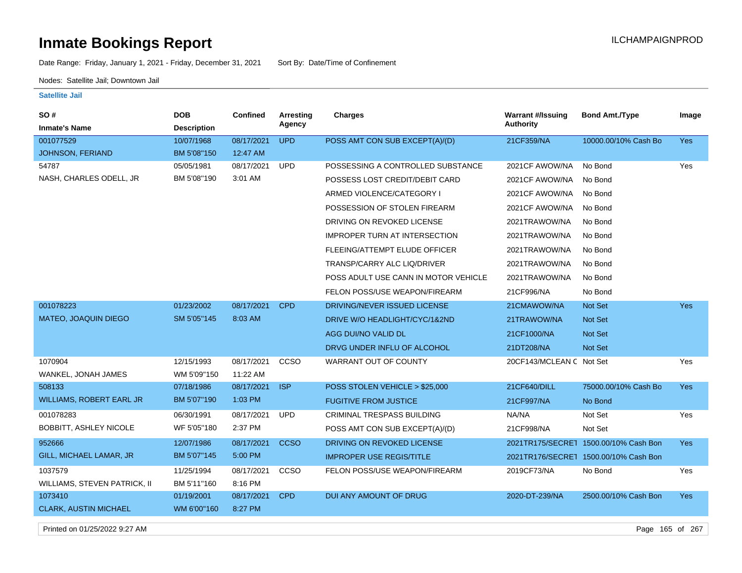# Inmate Bookings Report

ILCHAMPAIGNPROD

Date Range: Friday, January 1, 2021 - Friday, December 31, 2021 Sort By: Date/Time of Confinement

Nodes: Satellite Jail; Downtown Jail

**Satellite Jail**

| SO # / Inmate's Name | DOB / Description | Confined | Arresting Agency | Charges | Warrant #/Issuing Authority | Bond Amt./Type | Image |
|---|---|---|---|---|---|---|---|
| 001077529 JOHNSON, FERIAND | 10/07/1968 BM 5'08"150 | 08/17/2021 12:47 AM | UPD | POSS AMT CON SUB EXCEPT(A)/(D) | 21CF359/NA | 10000.00/10% Cash Bo | Yes |
| 54787 NASH, CHARLES ODELL, JR | 05/05/1981 BM 5'08"190 | 08/17/2021 3:01 AM | UPD | POSSESSING A CONTROLLED SUBSTANCE | 2021CF AWOW/NA | No Bond | Yes |
| | | | | POSSESS LOST CREDIT/DEBIT CARD | 2021CF AWOW/NA | No Bond | |
| | | | | ARMED VIOLENCE/CATEGORY I | 2021CF AWOW/NA | No Bond | |
| | | | | POSSESSION OF STOLEN FIREARM | 2021CF AWOW/NA | No Bond | |
| | | | | DRIVING ON REVOKED LICENSE | 2021TRAWOW/NA | No Bond | |
| | | | | IMPROPER TURN AT INTERSECTION | 2021TRAWOW/NA | No Bond | |
| | | | | FLEEING/ATTEMPT ELUDE OFFICER | 2021TRAWOW/NA | No Bond | |
| | | | | TRANSP/CARRY ALC LIQ/DRIVER | 2021TRAWOW/NA | No Bond | |
| | | | | POSS ADULT USE CANN IN MOTOR VEHICLE | 2021TRAWOW/NA | No Bond | |
| | | | | FELON POSS/USE WEAPON/FIREARM | 21CF996/NA | No Bond | |
| 001078223 MATEO, JOAQUIN DIEGO | 01/23/2002 SM 5'05"145 | 08/17/2021 8:03 AM | CPD | DRIVING/NEVER ISSUED LICENSE | 21CMAWOW/NA | Not Set | Yes |
| | | | | DRIVE W/O HEADLIGHT/CYC/1&2ND | 21TRAWOW/NA | Not Set | |
| | | | | AGG DUI/NO VALID DL | 21CF1000/NA | Not Set | |
| | | | | DRVG UNDER INFLU OF ALCOHOL | 21DT208/NA | Not Set | |
| 1070904 WANKEL, JONAH JAMES | 12/15/1993 WM 5'09"150 | 08/17/2021 11:22 AM | CCSO | WARRANT OUT OF COUNTY | 20CF143/MCLEAN C | Not Set | Yes |
| 508133 WILLIAMS, ROBERT EARL JR | 07/18/1986 BM 5'07"190 | 08/17/2021 1:03 PM | ISP | POSS STOLEN VEHICLE > $25,000 | 21CF640/DILL | 75000.00/10% Cash Bo | Yes |
| | | | | FUGITIVE FROM JUSTICE | 21CF997/NA | No Bond | |
| 001078283 BOBBITT, ASHLEY NICOLE | 06/30/1991 WF 5'05"180 | 08/17/2021 2:37 PM | UPD | CRIMINAL TRESPASS BUILDING | NA/NA | Not Set | Yes |
| | | | | POSS AMT CON SUB EXCEPT(A)/(D) | 21CF998/NA | Not Set | |
| 952666 GILL, MICHAEL LAMAR, JR | 12/07/1986 BM 5'07"145 | 08/17/2021 5:00 PM | CCSO | DRIVING ON REVOKED LICENSE | 2021TR175/SECRET | 1500.00/10% Cash Bon | Yes |
| | | | | IMPROPER USE REGIS/TITLE | 2021TR176/SECRET | 1500.00/10% Cash Bon | |
| 1037579 WILLIAMS, STEVEN PATRICK, II | 11/25/1994 BM 5'11"160 | 08/17/2021 8:16 PM | CCSO | FELON POSS/USE WEAPON/FIREARM | 2019CF73/NA | No Bond | Yes |
| 1073410 CLARK, AUSTIN MICHAEL | 01/19/2001 WM 6'00"160 | 08/17/2021 8:27 PM | CPD | DUI ANY AMOUNT OF DRUG | 2020-DT-239/NA | 2500.00/10% Cash Bon | Yes |

Printed on 01/25/2022 9:27 AM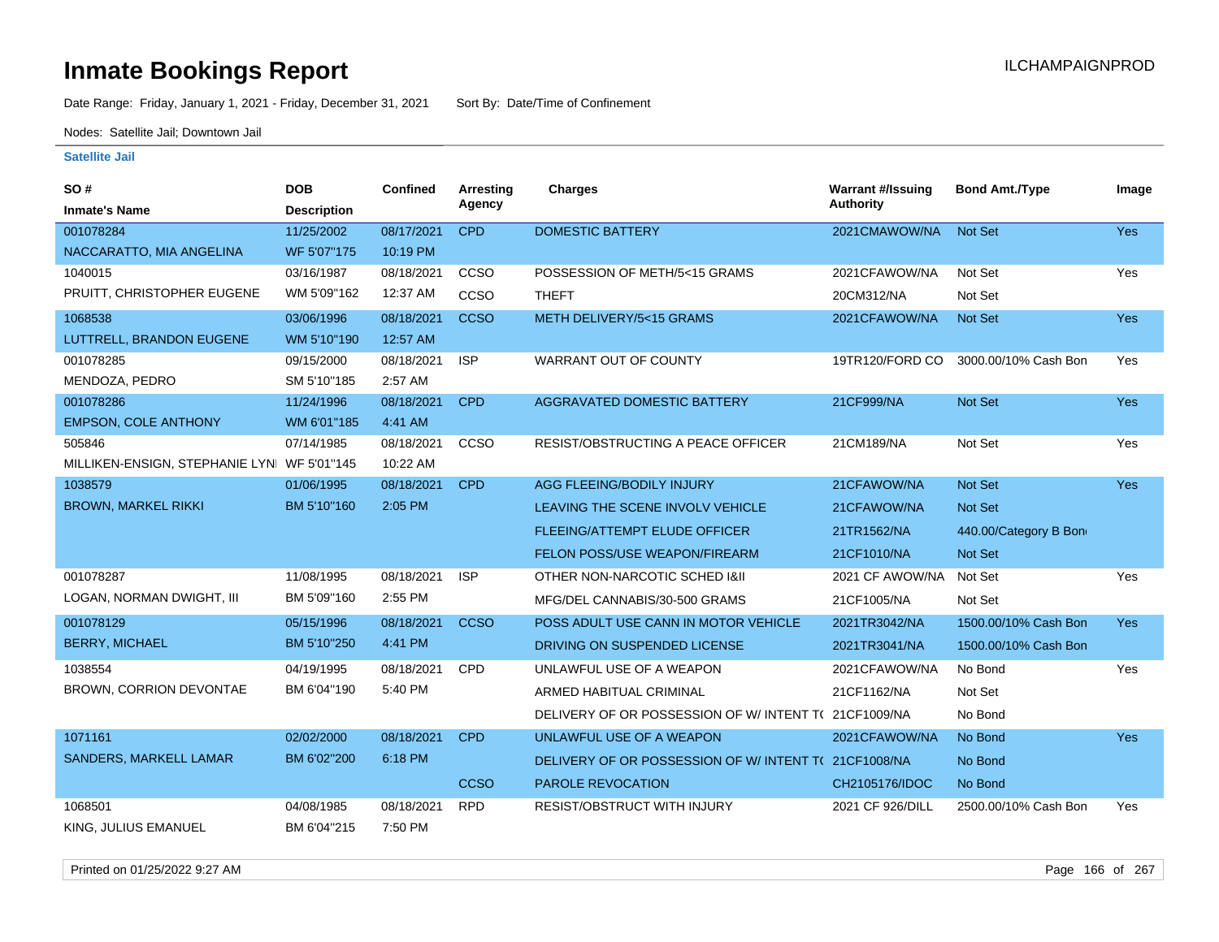# Inmate Bookings Report

ILCHAMPAIGNPROD

Date Range: Friday, January 1, 2021 - Friday, December 31, 2021 Sort By: Date/Time of Confinement

Nodes: Satellite Jail; Downtown Jail

**Satellite Jail**

| SO # / Inmate's Name | DOB / Description | Confined | Arresting Agency | Charges | Warrant #/Issuing Authority | Bond Amt./Type | Image |
|---|---|---|---|---|---|---|---|
| 001078284 | 11/25/2002 | 08/17/2021 | CPD | DOMESTIC BATTERY | 2021CMAWOW/NA | Not Set | Yes |
| NACCARATTO, MIA ANGELINA | WF 5'07"175 | 10:19 PM | | | | | |
| 1040015 | 03/16/1987 | 08/18/2021 | CCSO | POSSESSION OF METH/5<15 GRAMS | 2021CFAWOW/NA | Not Set | Yes |
| PRUITT, CHRISTOPHER EUGENE | WM 5'09"162 | 12:37 AM | CCSO | THEFT | 20CM312/NA | Not Set | |
| 1068538 | 03/06/1996 | 08/18/2021 | CCSO | METH DELIVERY/5<15 GRAMS | 2021CFAWOW/NA | Not Set | Yes |
| LUTTRELL, BRANDON EUGENE | WM 5'10"190 | 12:57 AM | | | | | |
| 001078285 | 09/15/2000 | 08/18/2021 | ISP | WARRANT OUT OF COUNTY | 19TR120/FORD CO | 3000.00/10% Cash Bon | Yes |
| MENDOZA, PEDRO | SM 5'10"185 | 2:57 AM | | | | | |
| 001078286 | 11/24/1996 | 08/18/2021 | CPD | AGGRAVATED DOMESTIC BATTERY | 21CF999/NA | Not Set | Yes |
| EMPSON, COLE ANTHONY | WM 6'01"185 | 4:41 AM | | | | | |
| 505846 | 07/14/1985 | 08/18/2021 | CCSO | RESIST/OBSTRUCTING A PEACE OFFICER | 21CM189/NA | Not Set | Yes |
| MILLIKEN-ENSIGN, STEPHANIE LYNI | WF 5'01"145 | 10:22 AM | | | | | |
| 1038579 | 01/06/1995 | 08/18/2021 | CPD | AGG FLEEING/BODILY INJURY | 21CFAWOW/NA | Not Set | Yes |
| BROWN, MARKEL RIKKI | BM 5'10"160 | 2:05 PM | | LEAVING THE SCENE INVOLV VEHICLE | 21CFAWOW/NA | Not Set | |
| | | | | FLEEING/ATTEMPT ELUDE OFFICER | 21TR1562/NA | 440.00/Category B Bon | |
| | | | | FELON POSS/USE WEAPON/FIREARM | 21CF1010/NA | Not Set | |
| 001078287 | 11/08/1995 | 08/18/2021 | ISP | OTHER NON-NARCOTIC SCHED I&II | 2021 CF AWOW/NA | Not Set | Yes |
| LOGAN, NORMAN DWIGHT, III | BM 5'09"160 | 2:55 PM | | MFG/DEL CANNABIS/30-500 GRAMS | 21CF1005/NA | Not Set | |
| 001078129 | 05/15/1996 | 08/18/2021 | CCSO | POSS ADULT USE CANN IN MOTOR VEHICLE | 2021TR3042/NA | 1500.00/10% Cash Bon | Yes |
| BERRY, MICHAEL | BM 5'10"250 | 4:41 PM | | DRIVING ON SUSPENDED LICENSE | 2021TR3041/NA | 1500.00/10% Cash Bon | |
| 1038554 | 04/19/1995 | 08/18/2021 | CPD | UNLAWFUL USE OF A WEAPON | 2021CFAWOW/NA | No Bond | Yes |
| BROWN, CORRION DEVONTAE | BM 6'04"190 | 5:40 PM | | ARMED HABITUAL CRIMINAL | 21CF1162/NA | Not Set | |
| | | | | DELIVERY OF OR POSSESSION OF W/ INTENT T( | 21CF1009/NA | No Bond | |
| 1071161 | 02/02/2000 | 08/18/2021 | CPD | UNLAWFUL USE OF A WEAPON | 2021CFAWOW/NA | No Bond | Yes |
| SANDERS, MARKELL LAMAR | BM 6'02"200 | 6:18 PM | | DELIVERY OF OR POSSESSION OF W/ INTENT T( | 21CF1008/NA | No Bond | |
| | | | CCSO | PAROLE REVOCATION | CH2105176/IDOC | No Bond | |
| 1068501 | 04/08/1985 | 08/18/2021 | RPD | RESIST/OBSTRUCT WITH INJURY | 2021 CF 926/DILL | 2500.00/10% Cash Bon | Yes |
| KING, JULIUS EMANUEL | BM 6'04"215 | 7:50 PM | | | | | |

Printed on 01/25/2022 9:27 AM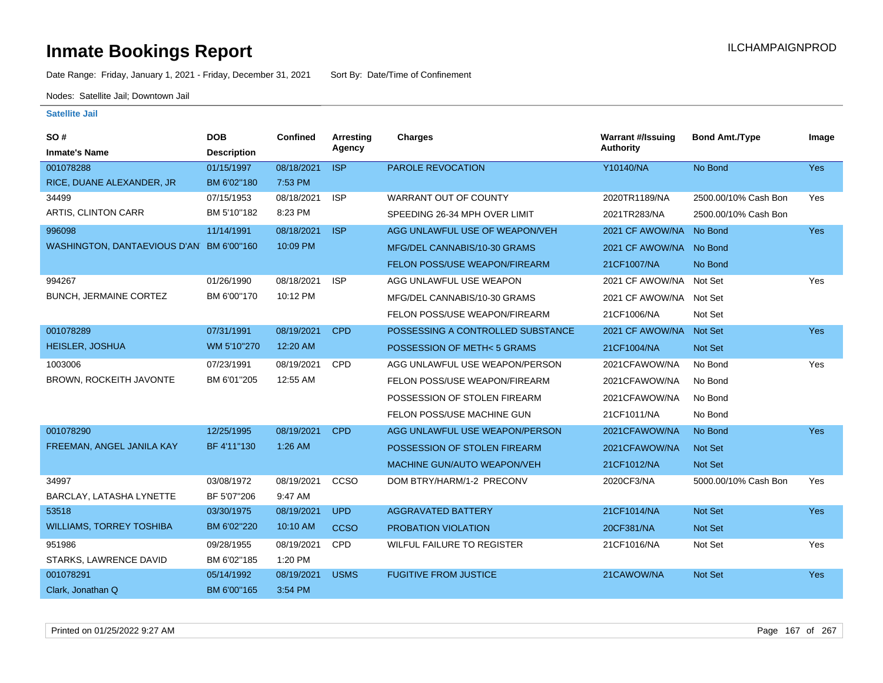# Inmate Bookings Report

ILCHAMPAIGNPROD

Date Range: Friday, January 1, 2021 - Friday, December 31, 2021 Sort By: Date/Time of Confinement

Nodes: Satellite Jail; Downtown Jail

## Satellite Jail

| SO # / Inmate's Name | DOB / Description | Confined | Arresting Agency | Charges | Warrant #/Issuing Authority | Bond Amt./Type | Image |
|---|---|---|---|---|---|---|---|
| 001078288 | 01/15/1997 | 08/18/2021 | ISP | PAROLE REVOCATION | Y10140/NA | No Bond | Yes |
| RICE, DUANE ALEXANDER, JR | BM 6'02"180 | 7:53 PM | | | | | |
| 34499 | 07/15/1953 | 08/18/2021 | ISP | WARRANT OUT OF COUNTY | 2020TR1189/NA | 2500.00/10% Cash Bon | Yes |
| ARTIS, CLINTON CARR | BM 5'10"182 | 8:23 PM | | SPEEDING 26-34 MPH OVER LIMIT | 2021TR283/NA | 2500.00/10% Cash Bon | |
| 996098 | 11/14/1991 | 08/18/2021 | ISP | AGG UNLAWFUL USE OF WEAPON/VEH | 2021 CF AWOW/NA | No Bond | Yes |
| WASHINGTON, DANTAEVIOUS D'AN | BM 6'00"160 | 10:09 PM | | MFG/DEL CANNABIS/10-30 GRAMS | 2021 CF AWOW/NA | No Bond | |
| | | | | FELON POSS/USE WEAPON/FIREARM | 21CF1007/NA | No Bond | |
| 994267 | 01/26/1990 | 08/18/2021 | ISP | AGG UNLAWFUL USE WEAPON | 2021 CF AWOW/NA | Not Set | Yes |
| BUNCH, JERMAINE CORTEZ | BM 6'00"170 | 10:12 PM | | MFG/DEL CANNABIS/10-30 GRAMS | 2021 CF AWOW/NA | Not Set | |
| | | | | FELON POSS/USE WEAPON/FIREARM | 21CF1006/NA | Not Set | |
| 001078289 | 07/31/1991 | 08/19/2021 | CPD | POSSESSING A CONTROLLED SUBSTANCE | 2021 CF AWOW/NA | Not Set | Yes |
| HEISLER, JOSHUA | WM 5'10"270 | 12:20 AM | | POSSESSION OF METH< 5 GRAMS | 21CF1004/NA | Not Set | |
| 1003006 | 07/23/1991 | 08/19/2021 | CPD | AGG UNLAWFUL USE WEAPON/PERSON | 2021CFAWOW/NA | No Bond | Yes |
| BROWN, ROCKEITH JAVONTE | BM 6'01"205 | 12:55 AM | | FELON POSS/USE WEAPON/FIREARM | 2021CFAWOW/NA | No Bond | |
| | | | | POSSESSION OF STOLEN FIREARM | 2021CFAWOW/NA | No Bond | |
| | | | | FELON POSS/USE MACHINE GUN | 21CF1011/NA | No Bond | |
| 001078290 | 12/25/1995 | 08/19/2021 | CPD | AGG UNLAWFUL USE WEAPON/PERSON | 2021CFAWOW/NA | No Bond | Yes |
| FREEMAN, ANGEL JANILA KAY | BF 4'11"130 | 1:26 AM | | POSSESSION OF STOLEN FIREARM | 2021CFAWOW/NA | Not Set | |
| | | | | MACHINE GUN/AUTO WEAPON/VEH | 21CF1012/NA | Not Set | |
| 34997 | 03/08/1972 | 08/19/2021 | CCSO | DOM BTRY/HARM/1-2 PRECONV | 2020CF3/NA | 5000.00/10% Cash Bon | Yes |
| BARCLAY, LATASHA LYNETTE | BF 5'07"206 | 9:47 AM | | | | | |
| 53518 | 03/30/1975 | 08/19/2021 | UPD | AGGRAVATED BATTERY | 21CF1014/NA | Not Set | Yes |
| WILLIAMS, TORREY TOSHIBA | BM 6'02"220 | 10:10 AM | CCSO | PROBATION VIOLATION | 20CF381/NA | Not Set | |
| 951986 | 09/28/1955 | 08/19/2021 | CPD | WILFUL FAILURE TO REGISTER | 21CF1016/NA | Not Set | Yes |
| STARKS, LAWRENCE DAVID | BM 6'02"185 | 1:20 PM | | | | | |
| 001078291 | 05/14/1992 | 08/19/2021 | USMS | FUGITIVE FROM JUSTICE | 21CAWOW/NA | Not Set | Yes |
| Clark, Jonathan Q | BM 6'00"165 | 3:54 PM | | | | | |

Printed on 01/25/2022 9:27 AM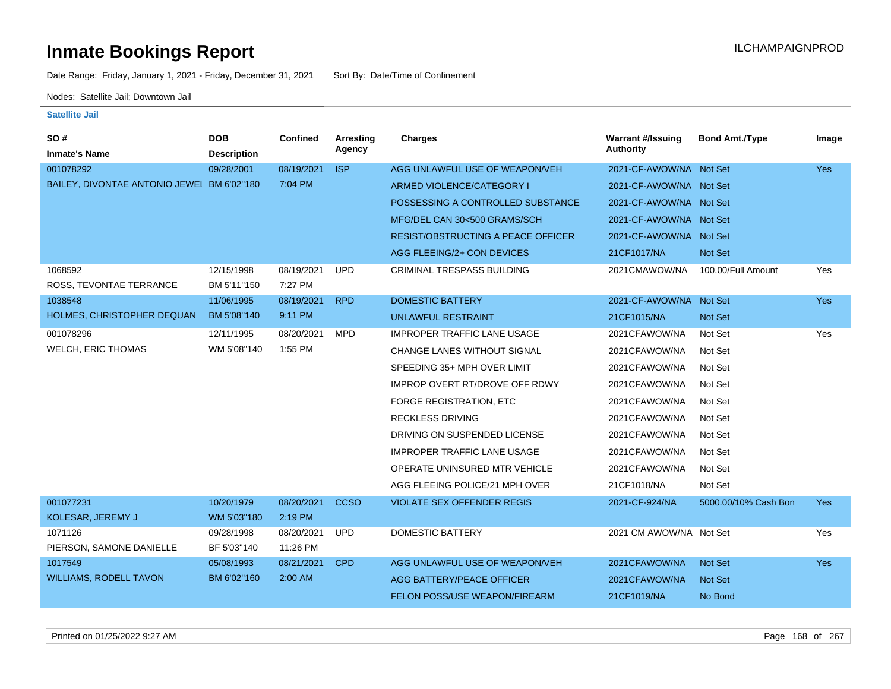# Inmate Bookings Report

ILCHAMPAIGNPROD

Date Range: Friday, January 1, 2021 - Friday, December 31, 2021    Sort By: Date/Time of Confinement

Nodes: Satellite Jail; Downtown Jail

### Satellite Jail

| SO # / Inmate's Name | DOB / Description | Confined | Arresting Agency | Charges | Warrant #/Issuing Authority | Bond Amt./Type | Image |
|---|---|---|---|---|---|---|---|
| 001078292 | 09/28/2001 | 08/19/2021 | ISP | AGG UNLAWFUL USE OF WEAPON/VEH | 2021-CF-AWOW/NA | Not Set | Yes |
| BAILEY, DIVONTAE ANTONIO JEWEI | BM 6'02"180 | 7:04 PM | | ARMED VIOLENCE/CATEGORY I | 2021-CF-AWOW/NA | Not Set | |
| | | | | POSSESSING A CONTROLLED SUBSTANCE | 2021-CF-AWOW/NA | Not Set | |
| | | | | MFG/DEL CAN 30<500 GRAMS/SCH | 2021-CF-AWOW/NA | Not Set | |
| | | | | RESIST/OBSTRUCTING A PEACE OFFICER | 2021-CF-AWOW/NA | Not Set | |
| | | | | AGG FLEEING/2+ CON DEVICES | 21CF1017/NA | Not Set | |
| 1068592 | 12/15/1998 | 08/19/2021 | UPD | CRIMINAL TRESPASS BUILDING | 2021CMAWOW/NA | 100.00/Full Amount | Yes |
| ROSS, TEVONTAE TERRANCE | BM 5'11"150 | 7:27 PM | | | | | |
| 1038548 | 11/06/1995 | 08/19/2021 | RPD | DOMESTIC BATTERY | 2021-CF-AWOW/NA | Not Set | Yes |
| HOLMES, CHRISTOPHER DEQUAN | BM 5'08"140 | 9:11 PM | | UNLAWFUL RESTRAINT | 21CF1015/NA | Not Set | |
| 001078296 | 12/11/1995 | 08/20/2021 | MPD | IMPROPER TRAFFIC LANE USAGE | 2021CFAWOW/NA | Not Set | Yes |
| WELCH, ERIC THOMAS | WM 5'08"140 | 1:55 PM | | CHANGE LANES WITHOUT SIGNAL | 2021CFAWOW/NA | Not Set | |
| | | | | SPEEDING 35+ MPH OVER LIMIT | 2021CFAWOW/NA | Not Set | |
| | | | | IMPROP OVERT RT/DROVE OFF RDWY | 2021CFAWOW/NA | Not Set | |
| | | | | FORGE REGISTRATION, ETC | 2021CFAWOW/NA | Not Set | |
| | | | | RECKLESS DRIVING | 2021CFAWOW/NA | Not Set | |
| | | | | DRIVING ON SUSPENDED LICENSE | 2021CFAWOW/NA | Not Set | |
| | | | | IMPROPER TRAFFIC LANE USAGE | 2021CFAWOW/NA | Not Set | |
| | | | | OPERATE UNINSURED MTR VEHICLE | 2021CFAWOW/NA | Not Set | |
| | | | | AGG FLEEING POLICE/21 MPH OVER | 21CF1018/NA | Not Set | |
| 001077231 | 10/20/1979 | 08/20/2021 | CCSO | VIOLATE SEX OFFENDER REGIS | 2021-CF-924/NA | 5000.00/10% Cash Bon | Yes |
| KOLESAR, JEREMY J | WM 5'03"180 | 2:19 PM | | | | | |
| 1071126 | 09/28/1998 | 08/20/2021 | UPD | DOMESTIC BATTERY | 2021 CM AWOW/NA | Not Set | Yes |
| PIERSON, SAMONE DANIELLE | BF 5'03"140 | 11:26 PM | | | | | |
| 1017549 | 05/08/1993 | 08/21/2021 | CPD | AGG UNLAWFUL USE OF WEAPON/VEH | 2021CFAWOW/NA | Not Set | Yes |
| WILLIAMS, RODELL TAVON | BM 6'02"160 | 2:00 AM | | AGG BATTERY/PEACE OFFICER | 2021CFAWOW/NA | Not Set | |
| | | | | FELON POSS/USE WEAPON/FIREARM | 21CF1019/NA | No Bond | |

Printed on 01/25/2022 9:27 AM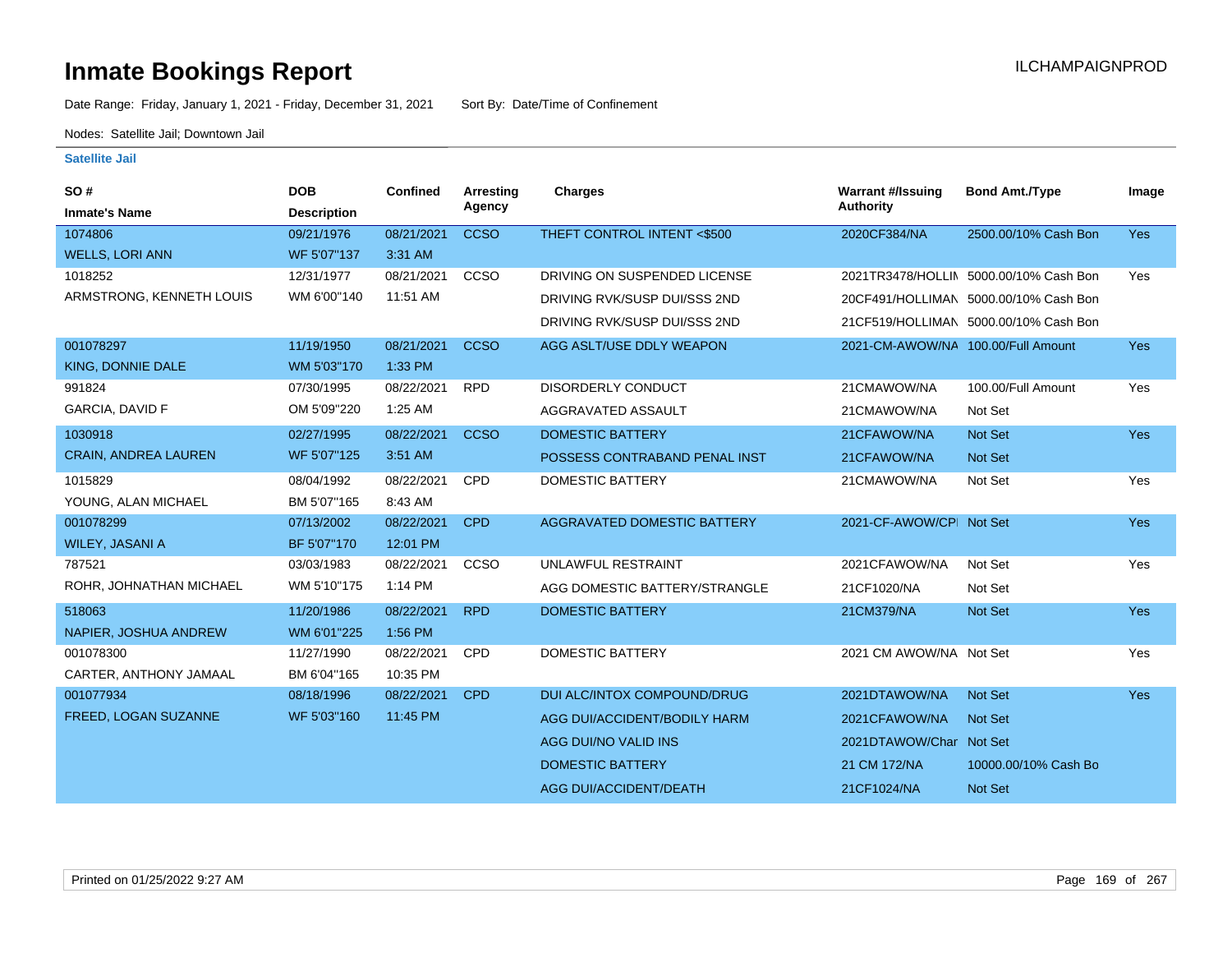# Inmate Bookings Report

ILCHAMPAIGNPROD

Date Range: Friday, January 1, 2021 - Friday, December 31, 2021    Sort By: Date/Time of Confinement

Nodes: Satellite Jail; Downtown Jail

## Satellite Jail

| SO # / Inmate's Name | DOB / Description | Confined | Arresting Agency | Charges | Warrant #/Issuing Authority | Bond Amt./Type | Image |
|---|---|---|---|---|---|---|---|
| 1074806 WELLS, LORI ANN | 09/21/1976 WF 5'07"137 | 08/21/2021 3:31 AM | CCSO | THEFT CONTROL INTENT <$500 | 2020CF384/NA | 2500.00/10% Cash Bon | Yes |
| 1018252 ARMSTRONG, KENNETH LOUIS | 12/31/1977 WM 6'00"140 | 08/21/2021 11:51 AM | CCSO | DRIVING ON SUSPENDED LICENSE | 2021TR3478/HOLLIN | 5000.00/10% Cash Bon | Yes |
| | | | | DRIVING RVK/SUSP DUI/SSS 2ND | 20CF491/HOLLIMAN | 5000.00/10% Cash Bon | |
| | | | | DRIVING RVK/SUSP DUI/SSS 2ND | 21CF519/HOLLIMAN | 5000.00/10% Cash Bon | |
| 001078297 KING, DONNIE DALE | 11/19/1950 WM 5'03"170 | 08/21/2021 1:33 PM | CCSO | AGG ASLT/USE DDLY WEAPON | 2021-CM-AWOW/NA | 100.00/Full Amount | Yes |
| 991824 GARCIA, DAVID F | 07/30/1995 OM 5'09"220 | 08/22/2021 1:25 AM | RPD | DISORDERLY CONDUCT | 21CMAWOW/NA | 100.00/Full Amount | Yes |
| | | | | AGGRAVATED ASSAULT | 21CMAWOW/NA | Not Set | |
| 1030918 CRAIN, ANDREA LAUREN | 02/27/1995 WF 5'07"125 | 08/22/2021 3:51 AM | CCSO | DOMESTIC BATTERY | 21CFAWOW/NA | Not Set | Yes |
| | | | | POSSESS CONTRABAND PENAL INST | 21CFAWOW/NA | Not Set | |
| 1015829 YOUNG, ALAN MICHAEL | 08/04/1992 BM 5'07"165 | 08/22/2021 8:43 AM | CPD | DOMESTIC BATTERY | 21CMAWOW/NA | Not Set | Yes |
| 001078299 WILEY, JASANI A | 07/13/2002 BF 5'07"170 | 08/22/2021 12:01 PM | CPD | AGGRAVATED DOMESTIC BATTERY | 2021-CF-AWOW/CPI | Not Set | Yes |
| 787521 ROHR, JOHNATHAN MICHAEL | 03/03/1983 WM 5'10"175 | 08/22/2021 1:14 PM | CCSO | UNLAWFUL RESTRAINT | 2021CFAWOW/NA | Not Set | Yes |
| | | | | AGG DOMESTIC BATTERY/STRANGLE | 21CF1020/NA | Not Set | |
| 518063 NAPIER, JOSHUA ANDREW | 11/20/1986 WM 6'01"225 | 08/22/2021 1:56 PM | RPD | DOMESTIC BATTERY | 21CM379/NA | Not Set | Yes |
| 001078300 CARTER, ANTHONY JAMAAL | 11/27/1990 BM 6'04"165 | 08/22/2021 10:35 PM | CPD | DOMESTIC BATTERY | 2021 CM AWOW/NA | Not Set | Yes |
| 001077934 FREED, LOGAN SUZANNE | 08/18/1996 WF 5'03"160 | 08/22/2021 11:45 PM | CPD | DUI ALC/INTOX COMPOUND/DRUG | 2021DTAWOW/NA | Not Set | Yes |
| | | | | AGG DUI/ACCIDENT/BODILY HARM | 2021CFAWOW/NA | Not Set | |
| | | | | AGG DUI/NO VALID INS | 2021DTAWOW/Char | Not Set | |
| | | | | DOMESTIC BATTERY | 21 CM 172/NA | 10000.00/10% Cash Bo | |
| | | | | AGG DUI/ACCIDENT/DEATH | 21CF1024/NA | Not Set | |

Printed on 01/25/2022 9:27 AM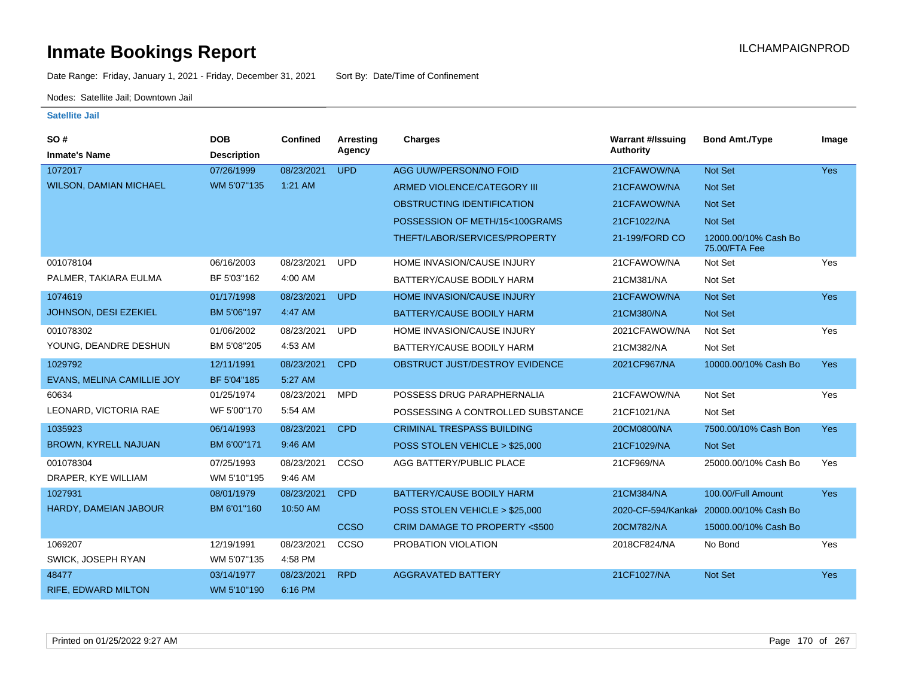# Inmate Bookings Report

ILCHAMPAIGNPROD

Date Range: Friday, January 1, 2021 - Friday, December 31, 2021    Sort By: Date/Time of Confinement

Nodes: Satellite Jail; Downtown Jail

**Satellite Jail**

| SO # / Inmate's Name | DOB / Description | Confined | Arresting Agency | Charges | Warrant #/Issuing Authority | Bond Amt./Type | Image |
|---|---|---|---|---|---|---|---|
| 1072017 | 07/26/1999 | 08/23/2021 | UPD | AGG UUW/PERSON/NO FOID | 21CFAWOW/NA | Not Set | Yes |
| WILSON, DAMIAN MICHAEL | WM 5'07"135 | 1:21 AM | | ARMED VIOLENCE/CATEGORY III | 21CFAWOW/NA | Not Set | |
| | | | | OBSTRUCTING IDENTIFICATION | 21CFAWOW/NA | Not Set | |
| | | | | POSSESSION OF METH/15<100GRAMS | 21CF1022/NA | Not Set | |
| | | | | THEFT/LABOR/SERVICES/PROPERTY | 21-199/FORD CO | 12000.00/10% Cash Bo 75.00/FTA Fee | |
| 001078104 | 06/16/2003 | 08/23/2021 | UPD | HOME INVASION/CAUSE INJURY | 21CFAWOW/NA | Not Set | Yes |
| PALMER, TAKIARA EULMA | BF 5'03"162 | 4:00 AM | | BATTERY/CAUSE BODILY HARM | 21CM381/NA | Not Set | |
| 1074619 | 01/17/1998 | 08/23/2021 | UPD | HOME INVASION/CAUSE INJURY | 21CFAWOW/NA | Not Set | Yes |
| JOHNSON, DESI EZEKIEL | BM 5'06"197 | 4:47 AM | | BATTERY/CAUSE BODILY HARM | 21CM380/NA | Not Set | |
| 001078302 | 01/06/2002 | 08/23/2021 | UPD | HOME INVASION/CAUSE INJURY | 2021CFAWOW/NA | Not Set | Yes |
| YOUNG, DEANDRE DESHUN | BM 5'08"205 | 4:53 AM | | BATTERY/CAUSE BODILY HARM | 21CM382/NA | Not Set | |
| 1029792 | 12/11/1991 | 08/23/2021 | CPD | OBSTRUCT JUST/DESTROY EVIDENCE | 2021CF967/NA | 10000.00/10% Cash Bo | Yes |
| EVANS, MELINA CAMILLIE JOY | BF 5'04"185 | 5:27 AM | | | | | |
| 60634 | 01/25/1974 | 08/23/2021 | MPD | POSSESS DRUG PARAPHERNALIA | 21CFAWOW/NA | Not Set | Yes |
| LEONARD, VICTORIA RAE | WF 5'00"170 | 5:54 AM | | POSSESSING A CONTROLLED SUBSTANCE | 21CF1021/NA | Not Set | |
| 1035923 | 06/14/1993 | 08/23/2021 | CPD | CRIMINAL TRESPASS BUILDING | 20CM0800/NA | 7500.00/10% Cash Bon | Yes |
| BROWN, KYRELL NAJUAN | BM 6'00"171 | 9:46 AM | | POSS STOLEN VEHICLE > $25,000 | 21CF1029/NA | Not Set | |
| 001078304 | 07/25/1993 | 08/23/2021 | CCSO | AGG BATTERY/PUBLIC PLACE | 21CF969/NA | 25000.00/10% Cash Bo | Yes |
| DRAPER, KYE WILLIAM | WM 5'10"195 | 9:46 AM | | | | | |
| 1027931 | 08/01/1979 | 08/23/2021 | CPD | BATTERY/CAUSE BODILY HARM | 21CM384/NA | 100.00/Full Amount | Yes |
| HARDY, DAMEIAN JABOUR | BM 6'01"160 | 10:50 AM | | POSS STOLEN VEHICLE > $25,000 | 2020-CF-594/Kankak | 20000.00/10% Cash Bo | |
| | | | CCSO | CRIM DAMAGE TO PROPERTY <$500 | 20CM782/NA | 15000.00/10% Cash Bo | |
| 1069207 | 12/19/1991 | 08/23/2021 | CCSO | PROBATION VIOLATION | 2018CF824/NA | No Bond | Yes |
| SWICK, JOSEPH RYAN | WM 5'07"135 | 4:58 PM | | | | | |
| 48477 | 03/14/1977 | 08/23/2021 | RPD | AGGRAVATED BATTERY | 21CF1027/NA | Not Set | Yes |
| RIFE, EDWARD MILTON | WM 5'10"190 | 6:16 PM | | | | | |

Printed on 01/25/2022 9:27 AM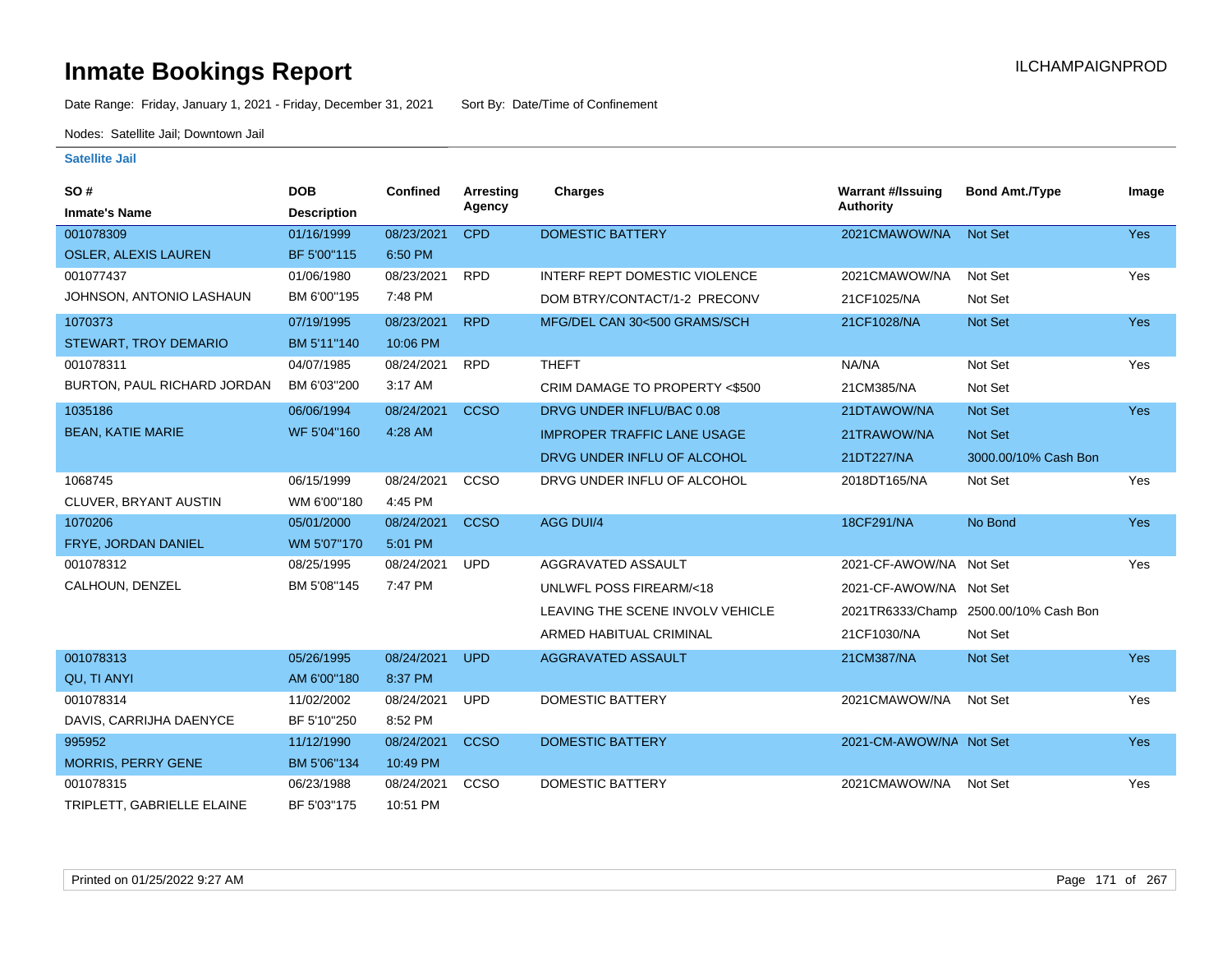# Inmate Bookings Report

ILCHAMPAIGNPROD

Date Range: Friday, January 1, 2021 - Friday, December 31, 2021    Sort By: Date/Time of Confinement

Nodes: Satellite Jail; Downtown Jail

### Satellite Jail

| SO # / Inmate's Name | DOB / Description | Confined | Arresting Agency | Charges | Warrant #/Issuing Authority | Bond Amt./Type | Image |
|---|---|---|---|---|---|---|---|
| 001078309 | 01/16/1999 | 08/23/2021 | CPD | DOMESTIC BATTERY | 2021CMAWOW/NA | Not Set | Yes |
| OSLER, ALEXIS LAUREN | BF 5'00"115 | 6:50 PM | | | | | |
| 001077437 | 01/06/1980 | 08/23/2021 | RPD | INTERF REPT DOMESTIC VIOLENCE | 2021CMAWOW/NA | Not Set | Yes |
| JOHNSON, ANTONIO LASHAUN | BM 6'00"195 | 7:48 PM | | DOM BTRY/CONTACT/1-2 PRECONV | 21CF1025/NA | Not Set | |
| 1070373 | 07/19/1995 | 08/23/2021 | RPD | MFG/DEL CAN 30<500 GRAMS/SCH | 21CF1028/NA | Not Set | Yes |
| STEWART, TROY DEMARIO | BM 5'11"140 | 10:06 PM | | | | | |
| 001078311 | 04/07/1985 | 08/24/2021 | RPD | THEFT | NA/NA | Not Set | Yes |
| BURTON, PAUL RICHARD JORDAN | BM 6'03"200 | 3:17 AM | | CRIM DAMAGE TO PROPERTY <$500 | 21CM385/NA | Not Set | |
| 1035186 | 06/06/1994 | 08/24/2021 | CCSO | DRVG UNDER INFLU/BAC 0.08 | 21DTAWOW/NA | Not Set | Yes |
| BEAN, KATIE MARIE | WF 5'04"160 | 4:28 AM | | IMPROPER TRAFFIC LANE USAGE | 21TRAWOW/NA | Not Set | |
| | | | | DRVG UNDER INFLU OF ALCOHOL | 21DT227/NA | 3000.00/10% Cash Bon | |
| 1068745 | 06/15/1999 | 08/24/2021 | CCSO | DRVG UNDER INFLU OF ALCOHOL | 2018DT165/NA | Not Set | Yes |
| CLUVER, BRYANT AUSTIN | WM 6'00"180 | 4:45 PM | | | | | |
| 1070206 | 05/01/2000 | 08/24/2021 | CCSO | AGG DUI/4 | 18CF291/NA | No Bond | Yes |
| FRYE, JORDAN DANIEL | WM 5'07"170 | 5:01 PM | | | | | |
| 001078312 | 08/25/1995 | 08/24/2021 | UPD | AGGRAVATED ASSAULT | 2021-CF-AWOW/NA | Not Set | Yes |
| CALHOUN, DENZEL | BM 5'08"145 | 7:47 PM | | UNLWFL POSS FIREARM/<18 | 2021-CF-AWOW/NA | Not Set | |
| | | | | LEAVING THE SCENE INVOLV VEHICLE | 2021TR6333/Champ | 2500.00/10% Cash Bon | |
| | | | | ARMED HABITUAL CRIMINAL | 21CF1030/NA | Not Set | |
| 001078313 | 05/26/1995 | 08/24/2021 | UPD | AGGRAVATED ASSAULT | 21CM387/NA | Not Set | Yes |
| QU, TI ANYI | AM 6'00"180 | 8:37 PM | | | | | |
| 001078314 | 11/02/2002 | 08/24/2021 | UPD | DOMESTIC BATTERY | 2021CMAWOW/NA | Not Set | Yes |
| DAVIS, CARRIJHA DAENYCE | BF 5'10"250 | 8:52 PM | | | | | |
| 995952 | 11/12/1990 | 08/24/2021 | CCSO | DOMESTIC BATTERY | 2021-CM-AWOW/NA | Not Set | Yes |
| MORRIS, PERRY GENE | BM 5'06"134 | 10:49 PM | | | | | |
| 001078315 | 06/23/1988 | 08/24/2021 | CCSO | DOMESTIC BATTERY | 2021CMAWOW/NA | Not Set | Yes |
| TRIPLETT, GABRIELLE ELAINE | BF 5'03"175 | 10:51 PM | | | | | |

Printed on 01/25/2022 9:27 AM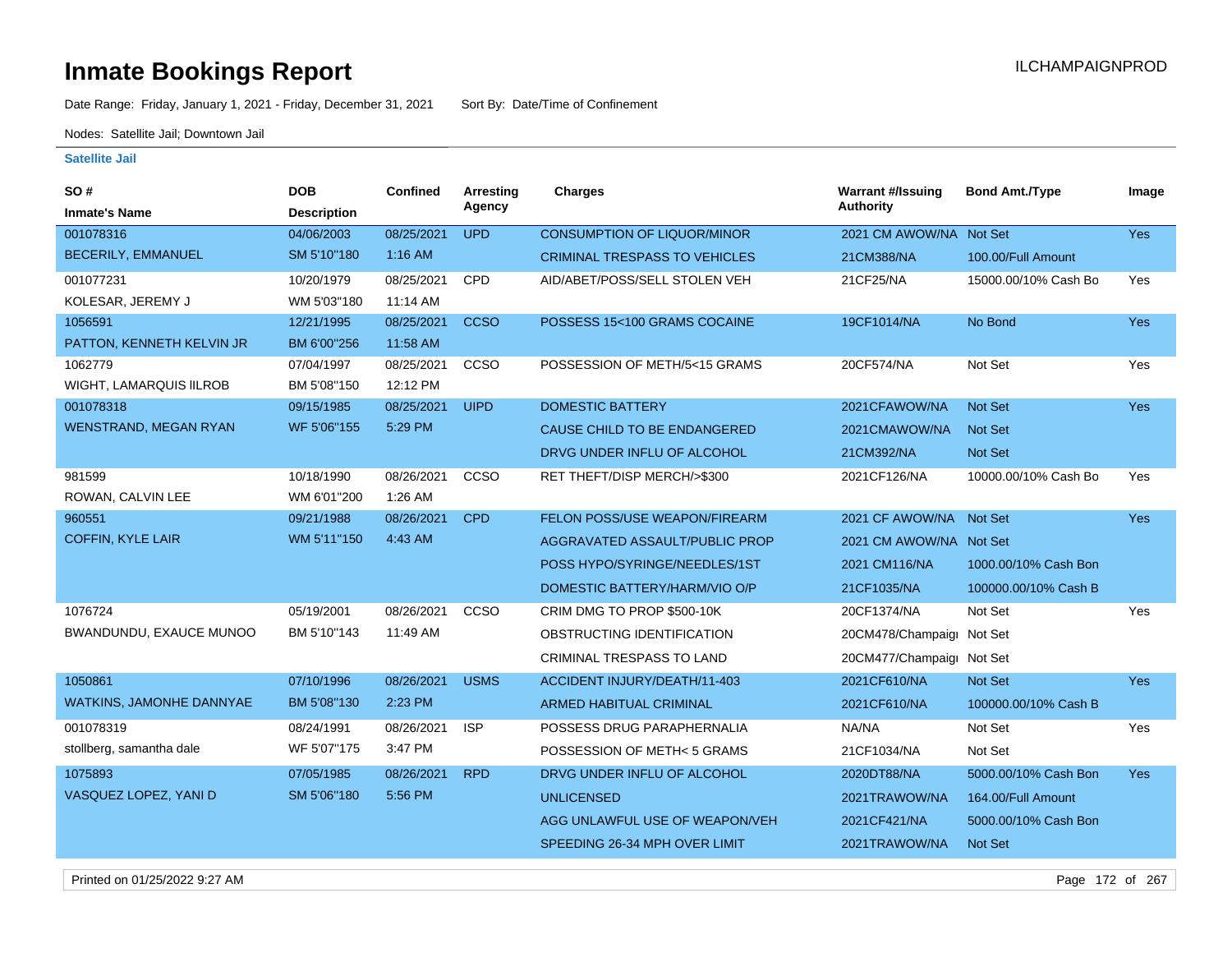# Inmate Bookings Report

ILCHAMPAIGNPROD

Date Range: Friday, January 1, 2021 - Friday, December 31, 2021    Sort By: Date/Time of Confinement

Nodes: Satellite Jail; Downtown Jail

**Satellite Jail**

| SO # / Inmate's Name | DOB / Description | Confined | Arresting Agency | Charges | Warrant #/Issuing Authority | Bond Amt./Type | Image |
|---|---|---|---|---|---|---|---|
| 001078316 BECERILY, EMMANUEL | 04/06/2003 SM 5'10"180 | 08/25/2021 1:16 AM | UPD | CONSUMPTION OF LIQUOR/MINOR | 2021 CM AWOW/NA | Not Set | Yes |
| | | | | CRIMINAL TRESPASS TO VEHICLES | 21CM388/NA | 100.00/Full Amount | |
| 001077231 KOLESAR, JEREMY J | 10/20/1979 WM 5'03"180 | 08/25/2021 11:14 AM | CPD | AID/ABET/POSS/SELL STOLEN VEH | 21CF25/NA | 15000.00/10% Cash Bo | Yes |
| 1056591 PATTON, KENNETH KELVIN JR | 12/21/1995 BM 6'00"256 | 08/25/2021 11:58 AM | CCSO | POSSESS 15<100 GRAMS COCAINE | 19CF1014/NA | No Bond | Yes |
| 1062779 WIGHT, LAMARQUIS IILROB | 07/04/1997 BM 5'08"150 | 08/25/2021 12:12 PM | CCSO | POSSESSION OF METH/5<15 GRAMS | 20CF574/NA | Not Set | Yes |
| 001078318 WENSTRAND, MEGAN RYAN | 09/15/1985 WF 5'06"155 | 08/25/2021 5:29 PM | UIPD | DOMESTIC BATTERY | 2021CFAWOW/NA | Not Set | Yes |
| | | | | CAUSE CHILD TO BE ENDANGERED | 2021CMAWOW/NA | Not Set | |
| | | | | DRVG UNDER INFLU OF ALCOHOL | 21CM392/NA | Not Set | |
| 981599 ROWAN, CALVIN LEE | 10/18/1990 WM 6'01"200 | 08/26/2021 1:26 AM | CCSO | RET THEFT/DISP MERCH/>$300 | 2021CF126/NA | 10000.00/10% Cash Bo | Yes |
| 960551 COFFIN, KYLE LAIR | 09/21/1988 WM 5'11"150 | 08/26/2021 4:43 AM | CPD | FELON POSS/USE WEAPON/FIREARM | 2021 CF AWOW/NA | Not Set | Yes |
| | | | | AGGRAVATED ASSAULT/PUBLIC PROP | 2021 CM AWOW/NA | Not Set | |
| | | | | POSS HYPO/SYRINGE/NEEDLES/1ST | 2021 CM116/NA | 1000.00/10% Cash Bon | |
| | | | | DOMESTIC BATTERY/HARM/VIO O/P | 21CF1035/NA | 100000.00/10% Cash B | |
| 1076724 BWANDUNDU, EXAUCE MUNOO | 05/19/2001 BM 5'10"143 | 08/26/2021 11:49 AM | CCSO | CRIM DMG TO PROP $500-10K | 20CF1374/NA | Not Set | Yes |
| | | | | OBSTRUCTING IDENTIFICATION | 20CM478/Champaign | Not Set | |
| | | | | CRIMINAL TRESPASS TO LAND | 20CM477/Champaign | Not Set | |
| 1050861 WATKINS, JAMONHE DANNYAE | 07/10/1996 BM 5'08"130 | 08/26/2021 2:23 PM | USMS | ACCIDENT INJURY/DEATH/11-403 | 2021CF610/NA | Not Set | Yes |
| | | | | ARMED HABITUAL CRIMINAL | 2021CF610/NA | 100000.00/10% Cash B | |
| 001078319 stollberg, samantha dale | 08/24/1991 WF 5'07"175 | 08/26/2021 3:47 PM | ISP | POSSESS DRUG PARAPHERNALIA | NA/NA | Not Set | Yes |
| | | | | POSSESSION OF METH< 5 GRAMS | 21CF1034/NA | Not Set | |
| 1075893 VASQUEZ LOPEZ, YANI D | 07/05/1985 SM 5'06"180 | 08/26/2021 5:56 PM | RPD | DRVG UNDER INFLU OF ALCOHOL | 2020DT88/NA | 5000.00/10% Cash Bon | Yes |
| | | | | UNLICENSED | 2021TRAWOW/NA | 164.00/Full Amount | |
| | | | | AGG UNLAWFUL USE OF WEAPON/VEH | 2021CF421/NA | 5000.00/10% Cash Bon | |
| | | | | SPEEDING 26-34 MPH OVER LIMIT | 2021TRAWOW/NA | Not Set | |

Printed on 01/25/2022 9:27 AM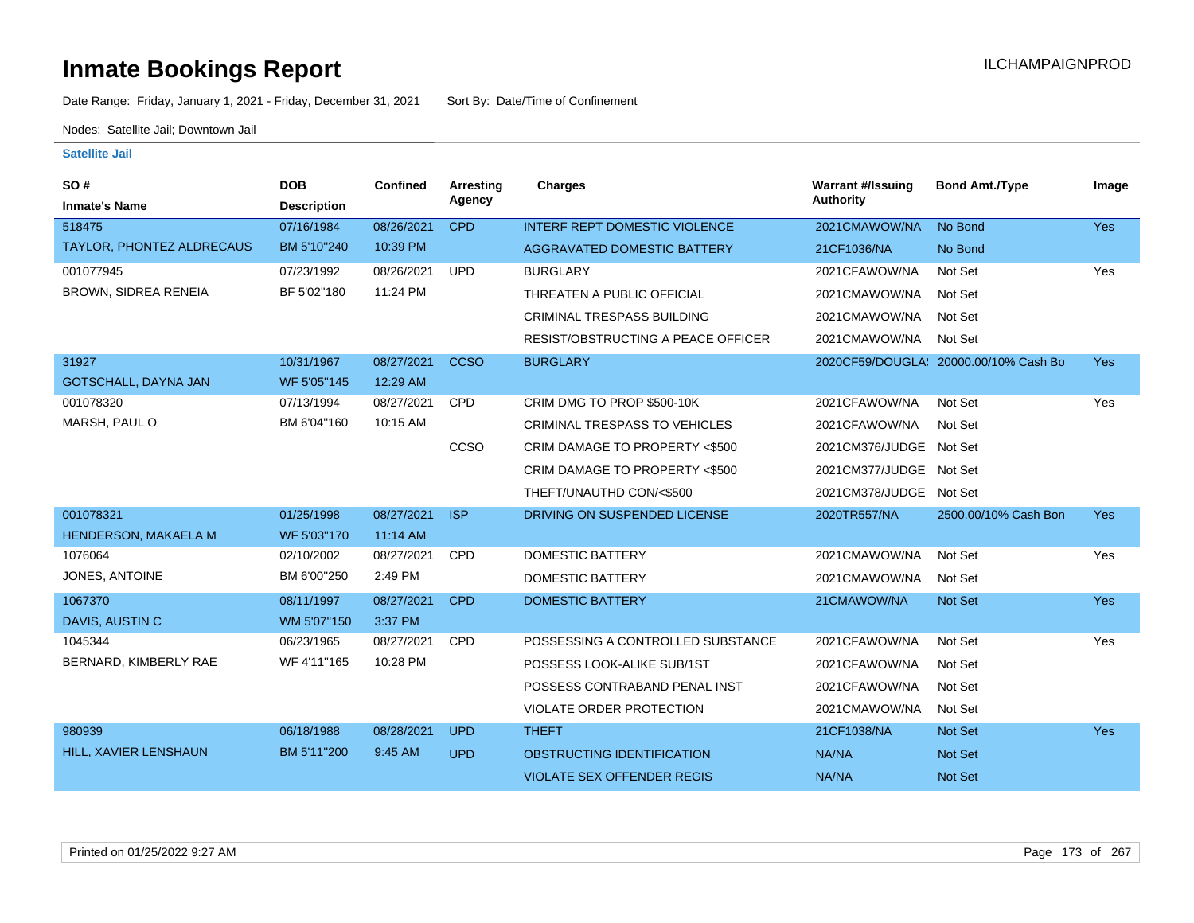# Inmate Bookings Report

ILCHAMPAIGNPROD

Date Range: Friday, January 1, 2021 - Friday, December 31, 2021    Sort By: Date/Time of Confinement

Nodes: Satellite Jail; Downtown Jail

**Satellite Jail**

| SO # / Inmate's Name | DOB / Description | Confined | Arresting Agency | Charges | Warrant #/Issuing Authority | Bond Amt./Type | Image |
|---|---|---|---|---|---|---|---|
| 518475 | 07/16/1984 | 08/26/2021 | CPD | INTERF REPT DOMESTIC VIOLENCE | 2021CMAWOW/NA | No Bond | Yes |
| TAYLOR, PHONTEZ ALDRECAUS | BM 5'10"240 | 10:39 PM | | AGGRAVATED DOMESTIC BATTERY | 21CF1036/NA | No Bond | |
| 001077945 | 07/23/1992 | 08/26/2021 | UPD | BURGLARY | 2021CFAWOW/NA | Not Set | Yes |
| BROWN, SIDREA RENEIA | BF 5'02"180 | 11:24 PM | | THREATEN A PUBLIC OFFICIAL | 2021CMAWOW/NA | Not Set | |
| | | | | CRIMINAL TRESPASS BUILDING | 2021CMAWOW/NA | Not Set | |
| | | | | RESIST/OBSTRUCTING A PEACE OFFICER | 2021CMAWOW/NA | Not Set | |
| 31927 | 10/31/1967 | 08/27/2021 | CCSO | BURGLARY | 2020CF59/DOUGLA: | 20000.00/10% Cash Bo | Yes |
| GOTSCHALL, DAYNA JAN | WF 5'05"145 | 12:29 AM | | | | | |
| 001078320 | 07/13/1994 | 08/27/2021 | CPD | CRIM DMG TO PROP $500-10K | 2021CFAWOW/NA | Not Set | Yes |
| MARSH, PAUL O | BM 6'04"160 | 10:15 AM | | CRIMINAL TRESPASS TO VEHICLES | 2021CFAWOW/NA | Not Set | |
| | | | CCSO | CRIM DAMAGE TO PROPERTY <$500 | 2021CM376/JUDGE | Not Set | |
| | | | | CRIM DAMAGE TO PROPERTY <$500 | 2021CM377/JUDGE | Not Set | |
| | | | | THEFT/UNAUTHD CON/<$500 | 2021CM378/JUDGE | Not Set | |
| 001078321 | 01/25/1998 | 08/27/2021 | ISP | DRIVING ON SUSPENDED LICENSE | 2020TR557/NA | 2500.00/10% Cash Bon | Yes |
| HENDERSON, MAKAELA M | WF 5'03"170 | 11:14 AM | | | | | |
| 1076064 | 02/10/2002 | 08/27/2021 | CPD | DOMESTIC BATTERY | 2021CMAWOW/NA | Not Set | Yes |
| JONES, ANTOINE | BM 6'00"250 | 2:49 PM | | DOMESTIC BATTERY | 2021CMAWOW/NA | Not Set | |
| 1067370 | 08/11/1997 | 08/27/2021 | CPD | DOMESTIC BATTERY | 21CMAWOW/NA | Not Set | Yes |
| DAVIS, AUSTIN C | WM 5'07"150 | 3:37 PM | | | | | |
| 1045344 | 06/23/1965 | 08/27/2021 | CPD | POSSESSING A CONTROLLED SUBSTANCE | 2021CFAWOW/NA | Not Set | Yes |
| BERNARD, KIMBERLY RAE | WF 4'11"165 | 10:28 PM | | POSSESS LOOK-ALIKE SUB/1ST | 2021CFAWOW/NA | Not Set | |
| | | | | POSSESS CONTRABAND PENAL INST | 2021CFAWOW/NA | Not Set | |
| | | | | VIOLATE ORDER PROTECTION | 2021CMAWOW/NA | Not Set | |
| 980939 | 06/18/1988 | 08/28/2021 | UPD | THEFT | 21CF1038/NA | Not Set | Yes |
| HILL, XAVIER LENSHAUN | BM 5'11"200 | 9:45 AM | UPD | OBSTRUCTING IDENTIFICATION | NA/NA | Not Set | |
| | | | | VIOLATE SEX OFFENDER REGIS | NA/NA | Not Set | |

Printed on 01/25/2022 9:27 AM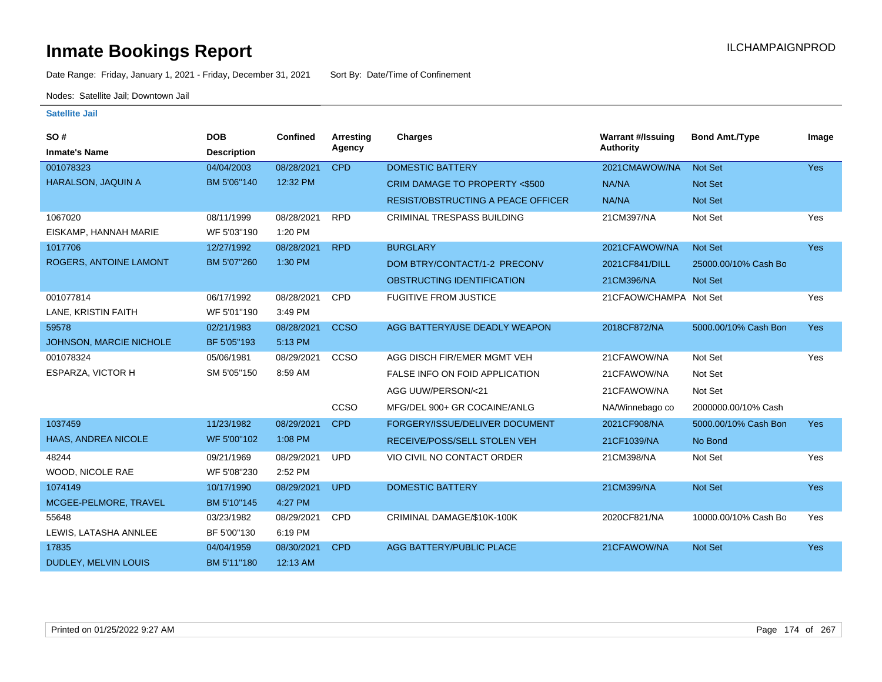# Inmate Bookings Report

ILCHAMPAIGNPROD

Date Range: Friday, January 1, 2021 - Friday, December 31, 2021    Sort By: Date/Time of Confinement

Nodes: Satellite Jail; Downtown Jail

## Satellite Jail

| SO # / Inmate's Name | DOB / Description | Confined | Arresting Agency | Charges | Warrant #/Issuing Authority | Bond Amt./Type | Image |
|---|---|---|---|---|---|---|---|
| 001078323 | 04/04/2003 | 08/28/2021 | CPD | DOMESTIC BATTERY | 2021CMAWOW/NA | Not Set | Yes |
| HARALSON, JAQUIN A | BM 5'06"140 | 12:32 PM | | CRIM DAMAGE TO PROPERTY <$500 | NA/NA | Not Set | |
| | | | | RESIST/OBSTRUCTING A PEACE OFFICER | NA/NA | Not Set | |
| 1067020 | 08/11/1999 | 08/28/2021 | RPD | CRIMINAL TRESPASS BUILDING | 21CM397/NA | Not Set | Yes |
| EISKAMP, HANNAH MARIE | WF 5'03"190 | 1:20 PM | | | | | |
| 1017706 | 12/27/1992 | 08/28/2021 | RPD | BURGLARY | 2021CFAWOW/NA | Not Set | Yes |
| ROGERS, ANTOINE LAMONT | BM 5'07"260 | 1:30 PM | | DOM BTRY/CONTACT/1-2 PRECONV | 2021CF841/DILL | 25000.00/10% Cash Bo | |
| | | | | OBSTRUCTING IDENTIFICATION | 21CM396/NA | Not Set | |
| 001077814 | 06/17/1992 | 08/28/2021 | CPD | FUGITIVE FROM JUSTICE | 21CFAOW/CHAMPA | Not Set | Yes |
| LANE, KRISTIN FAITH | WF 5'01"190 | 3:49 PM | | | | | |
| 59578 | 02/21/1983 | 08/28/2021 | CCSO | AGG BATTERY/USE DEADLY WEAPON | 2018CF872/NA | 5000.00/10% Cash Bon | Yes |
| JOHNSON, MARCIE NICHOLE | BF 5'05"193 | 5:13 PM | | | | | |
| 001078324 | 05/06/1981 | 08/29/2021 | CCSO | AGG DISCH FIR/EMER MGMT VEH | 21CFAWOW/NA | Not Set | Yes |
| ESPARZA, VICTOR H | SM 5'05"150 | 8:59 AM | | FALSE INFO ON FOID APPLICATION | 21CFAWOW/NA | Not Set | |
| | | | | AGG UUW/PERSON/<21 | 21CFAWOW/NA | Not Set | |
| | | | CCSO | MFG/DEL 900+ GR COCAINE/ANLG | NA/Winnebago co | 2000000.00/10% Cash | |
| 1037459 | 11/23/1982 | 08/29/2021 | CPD | FORGERY/ISSUE/DELIVER DOCUMENT | 2021CF908/NA | 5000.00/10% Cash Bon | Yes |
| HAAS, ANDREA NICOLE | WF 5'00"102 | 1:08 PM | | RECEIVE/POSS/SELL STOLEN VEH | 21CF1039/NA | No Bond | |
| 48244 | 09/21/1969 | 08/29/2021 | UPD | VIO CIVIL NO CONTACT ORDER | 21CM398/NA | Not Set | Yes |
| WOOD, NICOLE RAE | WF 5'08"230 | 2:52 PM | | | | | |
| 1074149 | 10/17/1990 | 08/29/2021 | UPD | DOMESTIC BATTERY | 21CM399/NA | Not Set | Yes |
| MCGEE-PELMORE, TRAVEL | BM 5'10"145 | 4:27 PM | | | | | |
| 55648 | 03/23/1982 | 08/29/2021 | CPD | CRIMINAL DAMAGE/$10K-100K | 2020CF821/NA | 10000.00/10% Cash Bo | Yes |
| LEWIS, LATASHA ANNLEE | BF 5'00"130 | 6:19 PM | | | | | |
| 17835 | 04/04/1959 | 08/30/2021 | CPD | AGG BATTERY/PUBLIC PLACE | 21CFAWOW/NA | Not Set | Yes |
| DUDLEY, MELVIN LOUIS | BM 5'11"180 | 12:13 AM | | | | | |

Printed on 01/25/2022 9:27 AM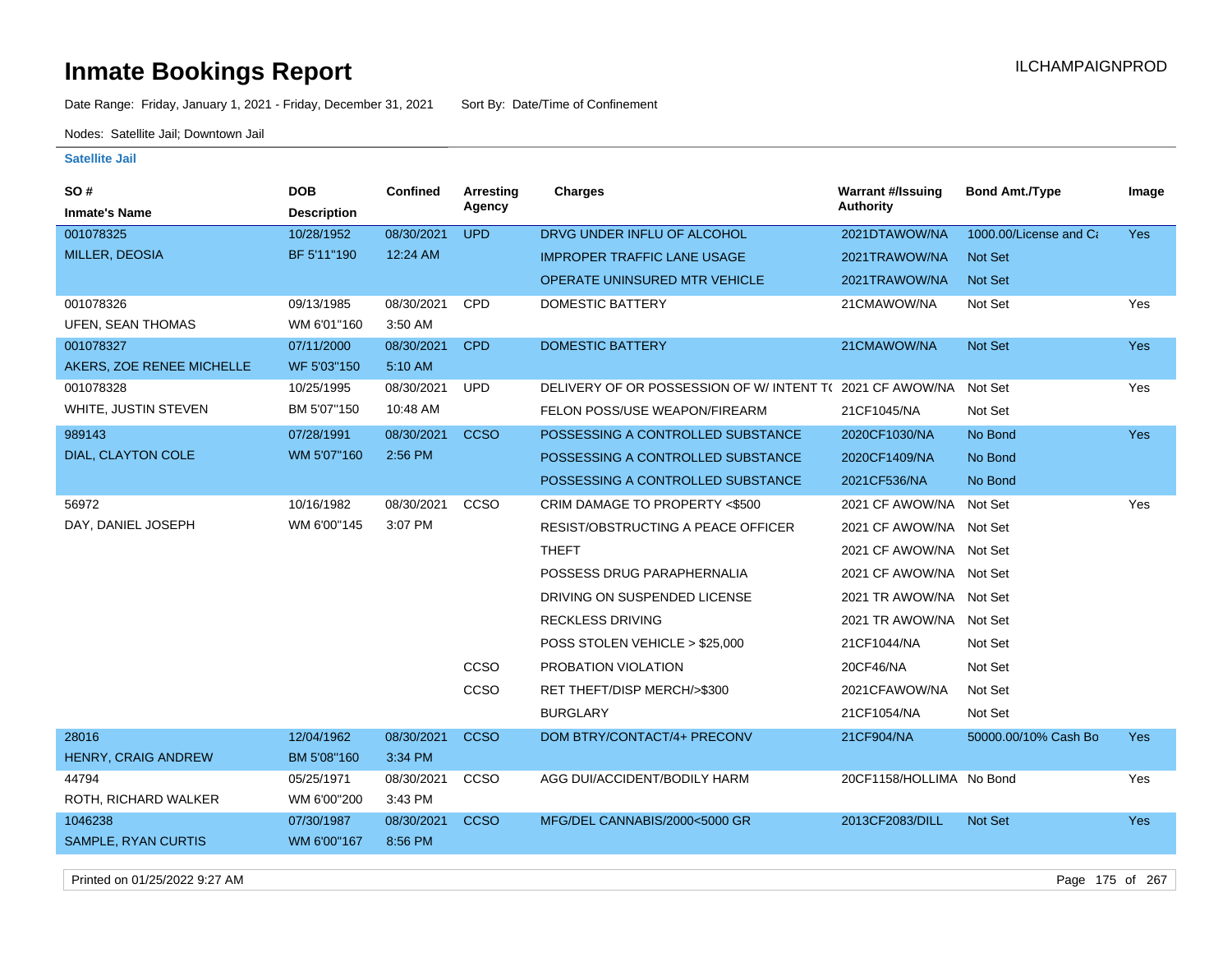# Inmate Bookings Report

ILCHAMPAIGNPROD

Date Range: Friday, January 1, 2021 - Friday, December 31, 2021    Sort By: Date/Time of Confinement

Nodes: Satellite Jail; Downtown Jail

**Satellite Jail**

| SO # / Inmate's Name | DOB / Description | Confined | Arresting Agency | Charges | Warrant #/Issuing Authority | Bond Amt./Type | Image |
|---|---|---|---|---|---|---|---|
| 001078325 MILLER, DEOSIA | 10/28/1952 BF 5'11"190 | 08/30/2021 12:24 AM | UPD | DRVG UNDER INFLU OF ALCOHOL | 2021DTAWOW/NA | 1000.00/License and Ca | Yes |
| | | | | IMPROPER TRAFFIC LANE USAGE | 2021TRAWOW/NA | Not Set | |
| | | | | OPERATE UNINSURED MTR VEHICLE | 2021TRAWOW/NA | Not Set | |
| 001078326 UFEN, SEAN THOMAS | 09/13/1985 WM 6'01"160 | 08/30/2021 3:50 AM | CPD | DOMESTIC BATTERY | 21CMAWOW/NA | Not Set | Yes |
| 001078327 AKERS, ZOE RENEE MICHELLE | 07/11/2000 WF 5'03"150 | 08/30/2021 5:10 AM | CPD | DOMESTIC BATTERY | 21CMAWOW/NA | Not Set | Yes |
| 001078328 WHITE, JUSTIN STEVEN | 10/25/1995 BM 5'07"150 | 08/30/2021 10:48 AM | UPD | DELIVERY OF OR POSSESSION OF W/ INTENT T( | 2021 CF AWOW/NA | Not Set | Yes |
| | | | | FELON POSS/USE WEAPON/FIREARM | 21CF1045/NA | Not Set | |
| 989143 DIAL, CLAYTON COLE | 07/28/1991 WM 5'07"160 | 08/30/2021 2:56 PM | CCSO | POSSESSING A CONTROLLED SUBSTANCE | 2020CF1030/NA | No Bond | Yes |
| | | | | POSSESSING A CONTROLLED SUBSTANCE | 2020CF1409/NA | No Bond | |
| | | | | POSSESSING A CONTROLLED SUBSTANCE | 2021CF536/NA | No Bond | |
| 56972 DAY, DANIEL JOSEPH | 10/16/1982 WM 6'00"145 | 08/30/2021 3:07 PM | CCSO | CRIM DAMAGE TO PROPERTY <$500 | 2021 CF AWOW/NA | Not Set | Yes |
| | | | | RESIST/OBSTRUCTING A PEACE OFFICER | 2021 CF AWOW/NA | Not Set | |
| | | | | THEFT | 2021 CF AWOW/NA | Not Set | |
| | | | | POSSESS DRUG PARAPHERNALIA | 2021 CF AWOW/NA | Not Set | |
| | | | | DRIVING ON SUSPENDED LICENSE | 2021 TR AWOW/NA | Not Set | |
| | | | | RECKLESS DRIVING | 2021 TR AWOW/NA | Not Set | |
| | | | | POSS STOLEN VEHICLE > $25,000 | 21CF1044/NA | Not Set | |
| | | | CCSO | PROBATION VIOLATION | 20CF46/NA | Not Set | |
| | | | CCSO | RET THEFT/DISP MERCH/>$300 | 2021CFAWOW/NA | Not Set | |
| | | | | BURGLARY | 21CF1054/NA | Not Set | |
| 28016 HENRY, CRAIG ANDREW | 12/04/1962 BM 5'08"160 | 08/30/2021 3:34 PM | CCSO | DOM BTRY/CONTACT/4+ PRECONV | 21CF904/NA | 50000.00/10% Cash Bo | Yes |
| 44794 ROTH, RICHARD WALKER | 05/25/1971 WM 6'00"200 | 08/30/2021 3:43 PM | CCSO | AGG DUI/ACCIDENT/BODILY HARM | 20CF1158/HOLLIMA | No Bond | Yes |
| 1046238 SAMPLE, RYAN CURTIS | 07/30/1987 WM 6'00"167 | 08/30/2021 8:56 PM | CCSO | MFG/DEL CANNABIS/2000<5000 GR | 2013CF2083/DILL | Not Set | Yes |

Printed on 01/25/2022 9:27 AM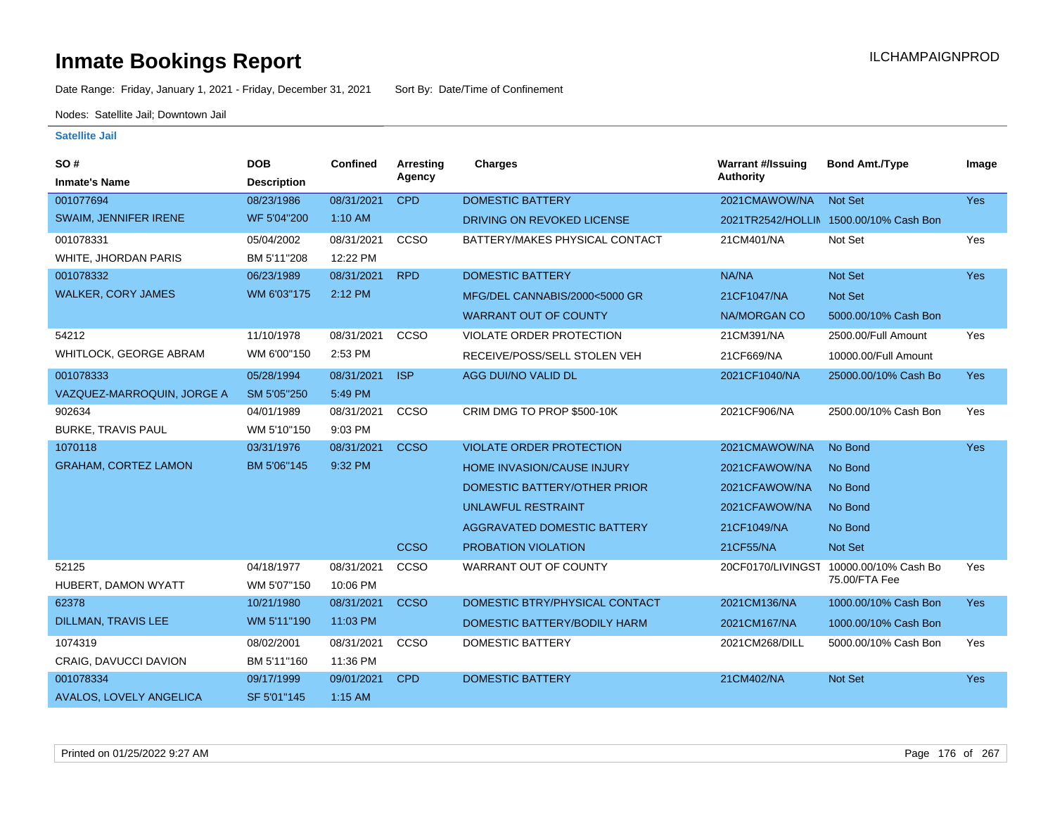# Inmate Bookings Report

ILCHAMPAIGNPROD

Date Range: Friday, January 1, 2021 - Friday, December 31, 2021 Sort By: Date/Time of Confinement

Nodes: Satellite Jail; Downtown Jail

**Satellite Jail**

| SO # / Inmate's Name | DOB / Description | Confined | Arresting Agency | Charges | Warrant #/Issuing Authority | Bond Amt./Type | Image |
|---|---|---|---|---|---|---|---|
| 001077694 | 08/23/1986 | 08/31/2021 | CPD | DOMESTIC BATTERY | 2021CMAWOW/NA | Not Set | Yes |
| SWAIM, JENNIFER IRENE | WF 5'04"200 | 1:10 AM | | DRIVING ON REVOKED LICENSE | 2021TR2542/HOLLIN | 1500.00/10% Cash Bon | |
| 001078331 | 05/04/2002 | 08/31/2021 | CCSO | BATTERY/MAKES PHYSICAL CONTACT | 21CM401/NA | Not Set | Yes |
| WHITE, JHORDAN PARIS | BM 5'11"208 | 12:22 PM | | | | | |
| 001078332 | 06/23/1989 | 08/31/2021 | RPD | DOMESTIC BATTERY | NA/NA | Not Set | Yes |
| WALKER, CORY JAMES | WM 6'03"175 | 2:12 PM | | MFG/DEL CANNABIS/2000<5000 GR | 21CF1047/NA | Not Set | |
| | | | | WARRANT OUT OF COUNTY | NA/MORGAN CO | 5000.00/10% Cash Bon | |
| 54212 | 11/10/1978 | 08/31/2021 | CCSO | VIOLATE ORDER PROTECTION | 21CM391/NA | 2500.00/Full Amount | Yes |
| WHITLOCK, GEORGE ABRAM | WM 6'00"150 | 2:53 PM | | RECEIVE/POSS/SELL STOLEN VEH | 21CF669/NA | 10000.00/Full Amount | |
| 001078333 | 05/28/1994 | 08/31/2021 | ISP | AGG DUI/NO VALID DL | 2021CF1040/NA | 25000.00/10% Cash Bo | Yes |
| VAZQUEZ-MARROQUIN, JORGE A | SM 5'05"250 | 5:49 PM | | | | | |
| 902634 | 04/01/1989 | 08/31/2021 | CCSO | CRIM DMG TO PROP $500-10K | 2021CF906/NA | 2500.00/10% Cash Bon | Yes |
| BURKE, TRAVIS PAUL | WM 5'10"150 | 9:03 PM | | | | | |
| 1070118 | 03/31/1976 | 08/31/2021 | CCSO | VIOLATE ORDER PROTECTION | 2021CMAWOW/NA | No Bond | Yes |
| GRAHAM, CORTEZ LAMON | BM 5'06"145 | 9:32 PM | | HOME INVASION/CAUSE INJURY | 2021CFAWOW/NA | No Bond | |
| | | | | DOMESTIC BATTERY/OTHER PRIOR | 2021CFAWOW/NA | No Bond | |
| | | | | UNLAWFUL RESTRAINT | 2021CFAWOW/NA | No Bond | |
| | | | | AGGRAVATED DOMESTIC BATTERY | 21CF1049/NA | No Bond | |
| | | | CCSO | PROBATION VIOLATION | 21CF55/NA | Not Set | |
| 52125 | 04/18/1977 | 08/31/2021 | CCSO | WARRANT OUT OF COUNTY | 20CF0170/LIVINGST | 10000.00/10% Cash Bo 75.00/FTA Fee | Yes |
| HUBERT, DAMON WYATT | WM 5'07"150 | 10:06 PM | | | | | |
| 62378 | 10/21/1980 | 08/31/2021 | CCSO | DOMESTIC BTRY/PHYSICAL CONTACT | 2021CM136/NA | 1000.00/10% Cash Bon | Yes |
| DILLMAN, TRAVIS LEE | WM 5'11"190 | 11:03 PM | | DOMESTIC BATTERY/BODILY HARM | 2021CM167/NA | 1000.00/10% Cash Bon | |
| 1074319 | 08/02/2001 | 08/31/2021 | CCSO | DOMESTIC BATTERY | 2021CM268/DILL | 5000.00/10% Cash Bon | Yes |
| CRAIG, DAVUCCI DAVION | BM 5'11"160 | 11:36 PM | | | | | |
| 001078334 | 09/17/1999 | 09/01/2021 | CPD | DOMESTIC BATTERY | 21CM402/NA | Not Set | Yes |
| AVALOS, LOVELY ANGELICA | SF 5'01"145 | 1:15 AM | | | | | |

Printed on 01/25/2022 9:27 AM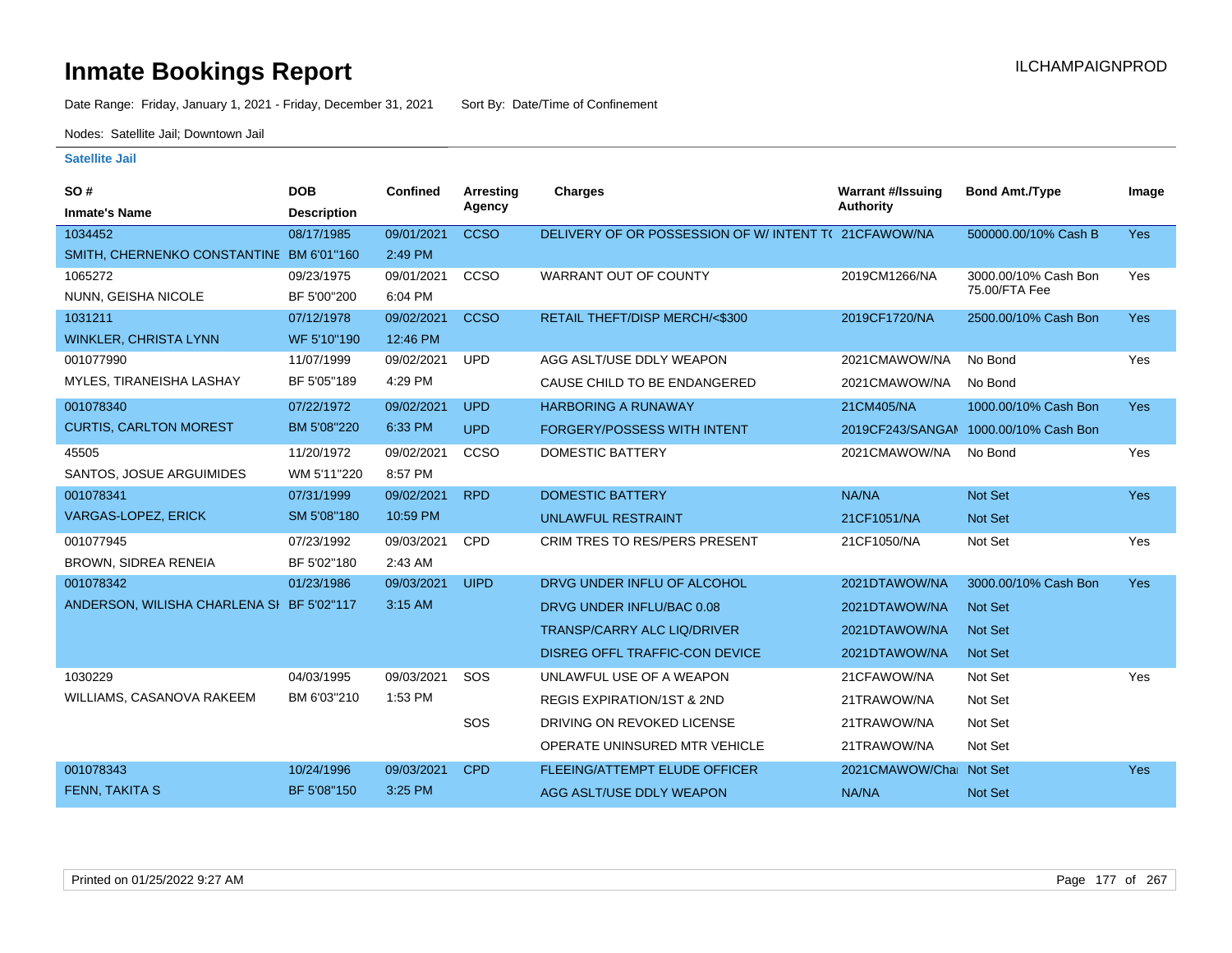# Inmate Bookings Report

ILCHAMPAIGNPROD

Date Range: Friday, January 1, 2021 - Friday, December 31, 2021 Sort By: Date/Time of Confinement

Nodes: Satellite Jail; Downtown Jail

**Satellite Jail**

| SO # / Inmate's Name | DOB / Description | Confined | Arresting Agency | Charges | Warrant #/Issuing Authority | Bond Amt./Type | Image |
|---|---|---|---|---|---|---|---|
| 1034452 | 08/17/1985 | 09/01/2021 | CCSO | DELIVERY OF OR POSSESSION OF W/ INTENT T( | 21CFAWOW/NA | 500000.00/10% Cash B | Yes |
| SMITH, CHERNENKO CONSTANTINE | BM 6'01"160 | 2:49 PM | | | | | |
| 1065272 | 09/23/1975 | 09/01/2021 | CCSO | WARRANT OUT OF COUNTY | 2019CM1266/NA | 3000.00/10% Cash Bon 75.00/FTA Fee | Yes |
| NUNN, GEISHA NICOLE | BF 5'00"200 | 6:04 PM | | | | | |
| 1031211 | 07/12/1978 | 09/02/2021 | CCSO | RETAIL THEFT/DISP MERCH/<$300 | 2019CF1720/NA | 2500.00/10% Cash Bon | Yes |
| WINKLER, CHRISTA LYNN | WF 5'10"190 | 12:46 PM | | | | | |
| 001077990 | 11/07/1999 | 09/02/2021 | UPD | AGG ASLT/USE DDLY WEAPON | 2021CMAWOW/NA | No Bond | Yes |
| MYLES, TIRANEISHA LASHAY | BF 5'05"189 | 4:29 PM | | CAUSE CHILD TO BE ENDANGERED | 2021CMAWOW/NA | No Bond | |
| 001078340 | 07/22/1972 | 09/02/2021 | UPD | HARBORING A RUNAWAY | 21CM405/NA | 1000.00/10% Cash Bon | Yes |
| CURTIS, CARLTON MOREST | BM 5'08"220 | 6:33 PM | UPD | FORGERY/POSSESS WITH INTENT | 2019CF243/SANGAI | 1000.00/10% Cash Bon | |
| 45505 | 11/20/1972 | 09/02/2021 | CCSO | DOMESTIC BATTERY | 2021CMAWOW/NA | No Bond | Yes |
| SANTOS, JOSUE ARGUIMIDES | WM 5'11"220 | 8:57 PM | | | | | |
| 001078341 | 07/31/1999 | 09/02/2021 | RPD | DOMESTIC BATTERY | NA/NA | Not Set | Yes |
| VARGAS-LOPEZ, ERICK | SM 5'08"180 | 10:59 PM | | UNLAWFUL RESTRAINT | 21CF1051/NA | Not Set | |
| 001077945 | 07/23/1992 | 09/03/2021 | CPD | CRIM TRES TO RES/PERS PRESENT | 21CF1050/NA | Not Set | Yes |
| BROWN, SIDREA RENEIA | BF 5'02"180 | 2:43 AM | | | | | |
| 001078342 | 01/23/1986 | 09/03/2021 | UIPD | DRVG UNDER INFLU OF ALCOHOL | 2021DTAWOW/NA | 3000.00/10% Cash Bon | Yes |
| ANDERSON, WILISHA CHARLENA SI | BF 5'02"117 | 3:15 AM | | DRVG UNDER INFLU/BAC 0.08 | 2021DTAWOW/NA | Not Set | |
| | | | | TRANSP/CARRY ALC LIQ/DRIVER | 2021DTAWOW/NA | Not Set | |
| | | | | DISREG OFFL TRAFFIC-CON DEVICE | 2021DTAWOW/NA | Not Set | |
| 1030229 | 04/03/1995 | 09/03/2021 | SOS | UNLAWFUL USE OF A WEAPON | 21CFAWOW/NA | Not Set | Yes |
| WILLIAMS, CASANOVA RAKEEM | BM 6'03"210 | 1:53 PM | | REGIS EXPIRATION/1ST & 2ND | 21TRAWOW/NA | Not Set | |
| | | | SOS | DRIVING ON REVOKED LICENSE | 21TRAWOW/NA | Not Set | |
| | | | | OPERATE UNINSURED MTR VEHICLE | 21TRAWOW/NA | Not Set | |
| 001078343 | 10/24/1996 | 09/03/2021 | CPD | FLEEING/ATTEMPT ELUDE OFFICER | 2021CMAWOW/Chai | Not Set | Yes |
| FENN, TAKITA S | BF 5'08"150 | 3:25 PM | | AGG ASLT/USE DDLY WEAPON | NA/NA | Not Set | |

Printed on 01/25/2022 9:27 AM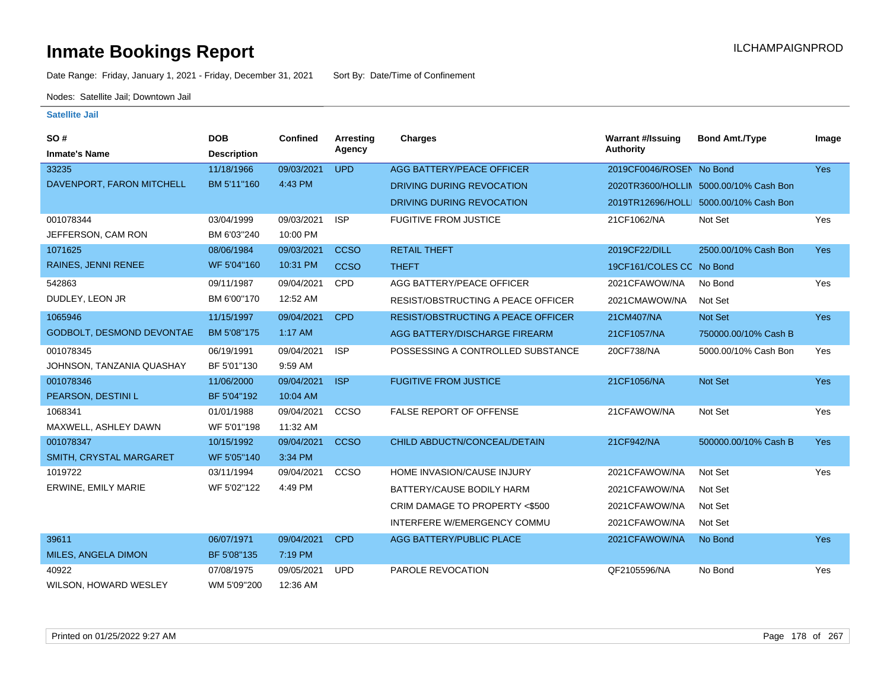# Inmate Bookings Report

ILCHAMPAIGNPROD

Date Range: Friday, January 1, 2021 - Friday, December 31, 2021    Sort By: Date/Time of Confinement

Nodes: Satellite Jail; Downtown Jail

### Satellite Jail

| SO # / Inmate's Name | DOB / Description | Confined | Arresting Agency | Charges | Warrant #/Issuing Authority | Bond Amt./Type | Image |
|---|---|---|---|---|---|---|---|
| 33235 | 11/18/1966 | 09/03/2021 | UPD | AGG BATTERY/PEACE OFFICER | 2019CF0046/ROSEN | No Bond | Yes |
| DAVENPORT, FARON MITCHELL | BM 5'11"160 | 4:43 PM | | DRIVING DURING REVOCATION | 2020TR3600/HOLLIN | 5000.00/10% Cash Bon | |
| | | | | DRIVING DURING REVOCATION | 2019TR12696/HOLLI | 5000.00/10% Cash Bon | |
| 001078344 | 03/04/1999 | 09/03/2021 | ISP | FUGITIVE FROM JUSTICE | 21CF1062/NA | Not Set | Yes |
| JEFFERSON, CAM RON | BM 6'03"240 | 10:00 PM | | | | | |
| 1071625 | 08/06/1984 | 09/03/2021 | CCSO | RETAIL THEFT | 2019CF22/DILL | 2500.00/10% Cash Bon | Yes |
| RAINES, JENNI RENEE | WF 5'04"160 | 10:31 PM | CCSO | THEFT | 19CF161/COLES CC | No Bond | |
| 542863 | 09/11/1987 | 09/04/2021 | CPD | AGG BATTERY/PEACE OFFICER | 2021CFAWOW/NA | No Bond | Yes |
| DUDLEY, LEON JR | BM 6'00"170 | 12:52 AM | | RESIST/OBSTRUCTING A PEACE OFFICER | 2021CMAWOW/NA | Not Set | |
| 1065946 | 11/15/1997 | 09/04/2021 | CPD | RESIST/OBSTRUCTING A PEACE OFFICER | 21CM407/NA | Not Set | Yes |
| GODBOLT, DESMOND DEVONTAE | BM 5'08"175 | 1:17 AM | | AGG BATTERY/DISCHARGE FIREARM | 21CF1057/NA | 750000.00/10% Cash B | |
| 001078345 | 06/19/1991 | 09/04/2021 | ISP | POSSESSING A CONTROLLED SUBSTANCE | 20CF738/NA | 5000.00/10% Cash Bon | Yes |
| JOHNSON, TANZANIA QUASHAY | BF 5'01"130 | 9:59 AM | | | | | |
| 001078346 | 11/06/2000 | 09/04/2021 | ISP | FUGITIVE FROM JUSTICE | 21CF1056/NA | Not Set | Yes |
| PEARSON, DESTINI L | BF 5'04"192 | 10:04 AM | | | | | |
| 1068341 | 01/01/1988 | 09/04/2021 | CCSO | FALSE REPORT OF OFFENSE | 21CFAWOW/NA | Not Set | Yes |
| MAXWELL, ASHLEY DAWN | WF 5'01"198 | 11:32 AM | | | | | |
| 001078347 | 10/15/1992 | 09/04/2021 | CCSO | CHILD ABDUCTN/CONCEAL/DETAIN | 21CF942/NA | 500000.00/10% Cash B | Yes |
| SMITH, CRYSTAL MARGARET | WF 5'05"140 | 3:34 PM | | | | | |
| 1019722 | 03/11/1994 | 09/04/2021 | CCSO | HOME INVASION/CAUSE INJURY | 2021CFAWOW/NA | Not Set | Yes |
| ERWINE, EMILY MARIE | WF 5'02"122 | 4:49 PM | | BATTERY/CAUSE BODILY HARM | 2021CFAWOW/NA | Not Set | |
| | | | | CRIM DAMAGE TO PROPERTY <$500 | 2021CFAWOW/NA | Not Set | |
| | | | | INTERFERE W/EMERGENCY COMMU | 2021CFAWOW/NA | Not Set | |
| 39611 | 06/07/1971 | 09/04/2021 | CPD | AGG BATTERY/PUBLIC PLACE | 2021CFAWOW/NA | No Bond | Yes |
| MILES, ANGELA DIMON | BF 5'08"135 | 7:19 PM | | | | | |
| 40922 | 07/08/1975 | 09/05/2021 | UPD | PAROLE REVOCATION | QF2105596/NA | No Bond | Yes |
| WILSON, HOWARD WESLEY | WM 5'09"200 | 12:36 AM | | | | | |

Printed on 01/25/2022 9:27 AM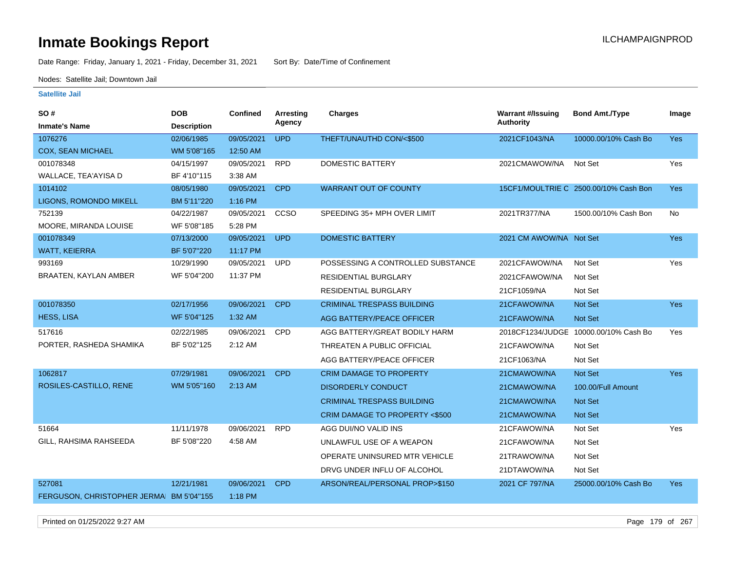# Inmate Bookings Report

ILCHAMPAIGNPROD

Date Range: Friday, January 1, 2021 - Friday, December 31, 2021    Sort By: Date/Time of Confinement

Nodes: Satellite Jail; Downtown Jail

**Satellite Jail**

| SO # / Inmate's Name | DOB / Description | Confined | Arresting Agency | Charges | Warrant #/Issuing Authority | Bond Amt./Type | Image |
|---|---|---|---|---|---|---|---|
| 1076276 COX, SEAN MICHAEL | 02/06/1985 WM 5'08"165 | 09/05/2021 12:50 AM | UPD | THEFT/UNAUTHD CON/<$500 | 2021CF1043/NA | 10000.00/10% Cash Bo | Yes |
| 001078348 WALLACE, TEA'AYISA D | 04/15/1997 BF 4'10"115 | 09/05/2021 3:38 AM | RPD | DOMESTIC BATTERY | 2021CMAWOW/NA | Not Set | Yes |
| 1014102 LIGONS, ROMONDO MIKELL | 08/05/1980 BM 5'11"220 | 09/05/2021 1:16 PM | CPD | WARRANT OUT OF COUNTY | 15CF1/MOULTRIE C | 2500.00/10% Cash Bon | Yes |
| 752139 MOORE, MIRANDA LOUISE | 04/22/1987 WF 5'08"185 | 09/05/2021 5:28 PM | CCSO | SPEEDING 35+ MPH OVER LIMIT | 2021TR377/NA | 1500.00/10% Cash Bon | No |
| 001078349 WATT, KEIERRA | 07/13/2000 BF 5'07"220 | 09/05/2021 11:17 PM | UPD | DOMESTIC BATTERY | 2021 CM AWOW/NA | Not Set | Yes |
| 993169 BRAATEN, KAYLAN AMBER | 10/29/1990 WF 5'04"200 | 09/05/2021 11:37 PM | UPD | POSSESSING A CONTROLLED SUBSTANCE | 2021CFAWOW/NA | Not Set | Yes |
| | | | | RESIDENTIAL BURGLARY | 2021CFAWOW/NA | Not Set | |
| | | | | RESIDENTIAL BURGLARY | 21CF1059/NA | Not Set | |
| 001078350 HESS, LISA | 02/17/1956 WF 5'04"125 | 09/06/2021 1:32 AM | CPD | CRIMINAL TRESPASS BUILDING | 21CFAWOW/NA | Not Set | Yes |
| | | | | AGG BATTERY/PEACE OFFICER | 21CFAWOW/NA | Not Set | |
| 517616 PORTER, RASHEDA SHAMIKA | 02/22/1985 BF 5'02"125 | 09/06/2021 2:12 AM | CPD | AGG BATTERY/GREAT BODILY HARM | 2018CF1234/JUDGE | 10000.00/10% Cash Bo | Yes |
| | | | | THREATEN A PUBLIC OFFICIAL | 21CFAWOW/NA | Not Set | |
| | | | | AGG BATTERY/PEACE OFFICER | 21CF1063/NA | Not Set | |
| 1062817 ROSILES-CASTILLO, RENE | 07/29/1981 WM 5'05"160 | 09/06/2021 2:13 AM | CPD | CRIM DAMAGE TO PROPERTY | 21CMAWOW/NA | Not Set | Yes |
| | | | | DISORDERLY CONDUCT | 21CMAWOW/NA | 100.00/Full Amount | |
| | | | | CRIMINAL TRESPASS BUILDING | 21CMAWOW/NA | Not Set | |
| | | | | CRIM DAMAGE TO PROPERTY <$500 | 21CMAWOW/NA | Not Set | |
| 51664 GILL, RAHSIMA RAHSEEDA | 11/11/1978 BF 5'08"220 | 09/06/2021 4:58 AM | RPD | AGG DUI/NO VALID INS | 21CFAWOW/NA | Not Set | Yes |
| | | | | UNLAWFUL USE OF A WEAPON | 21CFAWOW/NA | Not Set | |
| | | | | OPERATE UNINSURED MTR VEHICLE | 21TRAWOW/NA | Not Set | |
| | | | | DRVG UNDER INFLU OF ALCOHOL | 21DTAWOW/NA | Not Set | |
| 527081 FERGUSON, CHRISTOPHER JERMAI | 12/21/1981 BM 5'04"155 | 09/06/2021 1:18 PM | CPD | ARSON/REAL/PERSONAL PROP>$150 | 2021 CF 797/NA | 25000.00/10% Cash Bo | Yes |

Printed on 01/25/2022 9:27 AM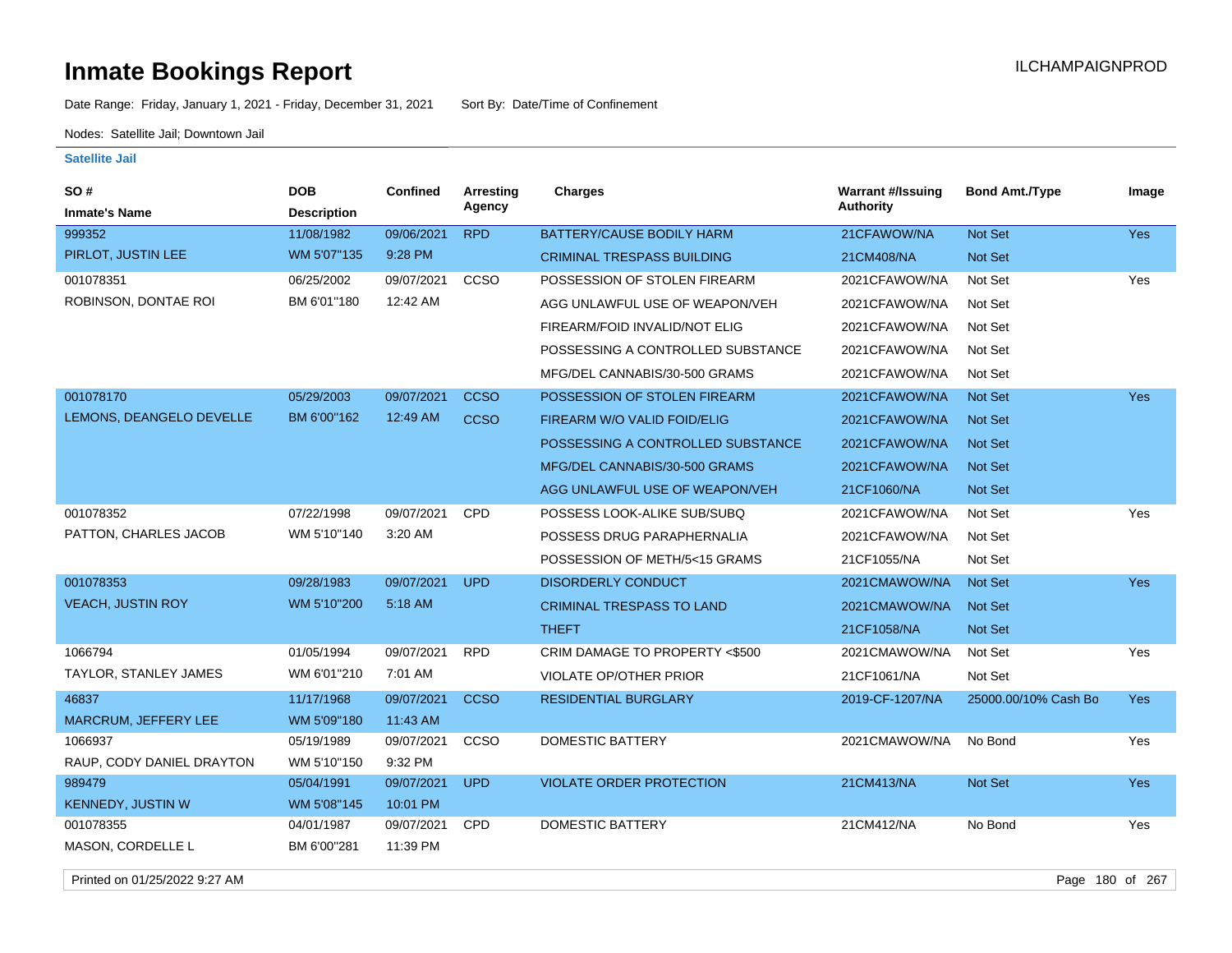# Inmate Bookings Report

ILCHAMPAIGNPROD

Date Range: Friday, January 1, 2021 - Friday, December 31, 2021    Sort By: Date/Time of Confinement

Nodes: Satellite Jail; Downtown Jail

## Satellite Jail

| SO # / Inmate's Name | DOB / Description | Confined | Arresting Agency | Charges | Warrant #/Issuing Authority | Bond Amt./Type | Image |
|---|---|---|---|---|---|---|---|
| 999352 | 11/08/1982 | 09/06/2021 | RPD | BATTERY/CAUSE BODILY HARM | 21CFAWOW/NA | Not Set | Yes |
| PIRLOT, JUSTIN LEE | WM 5'07"135 | 9:28 PM | | CRIMINAL TRESPASS BUILDING | 21CM408/NA | Not Set | |
| 001078351 | 06/25/2002 | 09/07/2021 | CCSO | POSSESSION OF STOLEN FIREARM | 2021CFAWOW/NA | Not Set | Yes |
| ROBINSON, DONTAE ROI | BM 6'01"180 | 12:42 AM | | AGG UNLAWFUL USE OF WEAPON/VEH | 2021CFAWOW/NA | Not Set | |
| | | | | FIREARM/FOID INVALID/NOT ELIG | 2021CFAWOW/NA | Not Set | |
| | | | | POSSESSING A CONTROLLED SUBSTANCE | 2021CFAWOW/NA | Not Set | |
| | | | | MFG/DEL CANNABIS/30-500 GRAMS | 2021CFAWOW/NA | Not Set | |
| 001078170 | 05/29/2003 | 09/07/2021 | CCSO | POSSESSION OF STOLEN FIREARM | 2021CFAWOW/NA | Not Set | Yes |
| LEMONS, DEANGELO DEVELLE | BM 6'00"162 | 12:49 AM | CCSO | FIREARM W/O VALID FOID/ELIG | 2021CFAWOW/NA | Not Set | |
| | | | | POSSESSING A CONTROLLED SUBSTANCE | 2021CFAWOW/NA | Not Set | |
| | | | | MFG/DEL CANNABIS/30-500 GRAMS | 2021CFAWOW/NA | Not Set | |
| | | | | AGG UNLAWFUL USE OF WEAPON/VEH | 21CF1060/NA | Not Set | |
| 001078352 | 07/22/1998 | 09/07/2021 | CPD | POSSESS LOOK-ALIKE SUB/SUBQ | 2021CFAWOW/NA | Not Set | Yes |
| PATTON, CHARLES JACOB | WM 5'10"140 | 3:20 AM | | POSSESS DRUG PARAPHERNALIA | 2021CFAWOW/NA | Not Set | |
| | | | | POSSESSION OF METH/5<15 GRAMS | 21CF1055/NA | Not Set | |
| 001078353 | 09/28/1983 | 09/07/2021 | UPD | DISORDERLY CONDUCT | 2021CMAWOW/NA | Not Set | Yes |
| VEACH, JUSTIN ROY | WM 5'10"200 | 5:18 AM | | CRIMINAL TRESPASS TO LAND | 2021CMAWOW/NA | Not Set | |
| | | | | THEFT | 21CF1058/NA | Not Set | |
| 1066794 | 01/05/1994 | 09/07/2021 | RPD | CRIM DAMAGE TO PROPERTY <$500 | 2021CMAWOW/NA | Not Set | Yes |
| TAYLOR, STANLEY JAMES | WM 6'01"210 | 7:01 AM | | VIOLATE OP/OTHER PRIOR | 21CF1061/NA | Not Set | |
| 46837 | 11/17/1968 | 09/07/2021 | CCSO | RESIDENTIAL BURGLARY | 2019-CF-1207/NA | 25000.00/10% Cash Bo | Yes |
| MARCRUM, JEFFERY LEE | WM 5'09"180 | 11:43 AM | | | | | |
| 1066937 | 05/19/1989 | 09/07/2021 | CCSO | DOMESTIC BATTERY | 2021CMAWOW/NA | No Bond | Yes |
| RAUP, CODY DANIEL DRAYTON | WM 5'10"150 | 9:32 PM | | | | | |
| 989479 | 05/04/1991 | 09/07/2021 | UPD | VIOLATE ORDER PROTECTION | 21CM413/NA | Not Set | Yes |
| KENNEDY, JUSTIN W | WM 5'08"145 | 10:01 PM | | | | | |
| 001078355 | 04/01/1987 | 09/07/2021 | CPD | DOMESTIC BATTERY | 21CM412/NA | No Bond | Yes |
| MASON, CORDELLE L | BM 6'00"281 | 11:39 PM | | | | | |

Printed on 01/25/2022 9:27 AM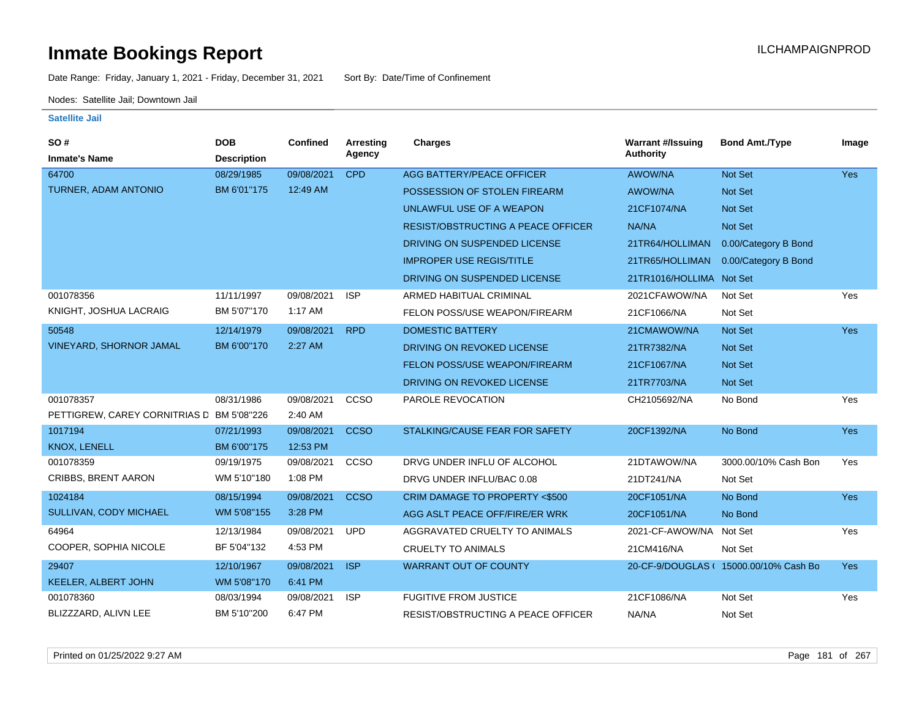# Inmate Bookings Report

ILCHAMPAIGNPROD

Date Range: Friday, January 1, 2021 - Friday, December 31, 2021 Sort By: Date/Time of Confinement

Nodes: Satellite Jail; Downtown Jail

## Satellite Jail

| SO # / Inmate's Name | DOB / Description | Confined | Arresting Agency | Charges | Warrant #/Issuing Authority | Bond Amt./Type | Image |
|---|---|---|---|---|---|---|---|
| 64700 TURNER, ADAM ANTONIO | 08/29/1985 BM 6'01"175 | 09/08/2021 12:49 AM | CPD | AGG BATTERY/PEACE OFFICER | AWOW/NA | Not Set | Yes |
| | | | | POSSESSION OF STOLEN FIREARM | AWOW/NA | Not Set | |
| | | | | UNLAWFUL USE OF A WEAPON | 21CF1074/NA | Not Set | |
| | | | | RESIST/OBSTRUCTING A PEACE OFFICER | NA/NA | Not Set | |
| | | | | DRIVING ON SUSPENDED LICENSE | 21TR64/HOLLIMAN | 0.00/Category B Bond | |
| | | | | IMPROPER USE REGIS/TITLE | 21TR65/HOLLIMAN | 0.00/Category B Bond | |
| | | | | DRIVING ON SUSPENDED LICENSE | 21TR1016/HOLLIMA | Not Set | |
| 001078356 KNIGHT, JOSHUA LACRAIG | 11/11/1997 BM 5'07"170 | 09/08/2021 1:17 AM | ISP | ARMED HABITUAL CRIMINAL | 2021CFAWOW/NA | Not Set | Yes |
| | | | | FELON POSS/USE WEAPON/FIREARM | 21CF1066/NA | Not Set | |
| 50548 VINEYARD, SHORNOR JAMAL | 12/14/1979 BM 6'00"170 | 09/08/2021 2:27 AM | RPD | DOMESTIC BATTERY | 21CMAWOW/NA | Not Set | Yes |
| | | | | DRIVING ON REVOKED LICENSE | 21TR7382/NA | Not Set | |
| | | | | FELON POSS/USE WEAPON/FIREARM | 21CF1067/NA | Not Set | |
| | | | | DRIVING ON REVOKED LICENSE | 21TR7703/NA | Not Set | |
| 001078357 PETTIGREW, CAREY CORNITRIAS D | 08/31/1986 BM 5'08"226 | 09/08/2021 2:40 AM | CCSO | PAROLE REVOCATION | CH2105692/NA | No Bond | Yes |
| 1017194 KNOX, LENELL | 07/21/1993 BM 6'00"175 | 09/08/2021 12:53 PM | CCSO | STALKING/CAUSE FEAR FOR SAFETY | 20CF1392/NA | No Bond | Yes |
| 001078359 CRIBBS, BRENT AARON | 09/19/1975 WM 5'10"180 | 09/08/2021 1:08 PM | CCSO | DRVG UNDER INFLU OF ALCOHOL | 21DTAWOW/NA | 3000.00/10% Cash Bon | Yes |
| | | | | DRVG UNDER INFLU/BAC 0.08 | 21DT241/NA | Not Set | |
| 1024184 SULLIVAN, CODY MICHAEL | 08/15/1994 WM 5'08"155 | 09/08/2021 3:28 PM | CCSO | CRIM DAMAGE TO PROPERTY <$500 | 20CF1051/NA | No Bond | Yes |
| | | | | AGG ASLT PEACE OFF/FIRE/ER WRK | 20CF1051/NA | No Bond | |
| 64964 COOPER, SOPHIA NICOLE | 12/13/1984 BF 5'04"132 | 09/08/2021 4:53 PM | UPD | AGGRAVATED CRUELTY TO ANIMALS | 2021-CF-AWOW/NA | Not Set | Yes |
| | | | | CRUELTY TO ANIMALS | 21CM416/NA | Not Set | |
| 29407 KEELER, ALBERT JOHN | 12/10/1967 WM 5'08"170 | 09/08/2021 6:41 PM | ISP | WARRANT OUT OF COUNTY | 20-CF-9/DOUGLAS ( | 15000.00/10% Cash Bo | Yes |
| 001078360 BLIZZZARD, ALIVN LEE | 08/03/1994 BM 5'10"200 | 09/08/2021 6:47 PM | ISP | FUGITIVE FROM JUSTICE | 21CF1086/NA | Not Set | Yes |
| | | | | RESIST/OBSTRUCTING A PEACE OFFICER | NA/NA | Not Set | |

Printed on 01/25/2022 9:27 AM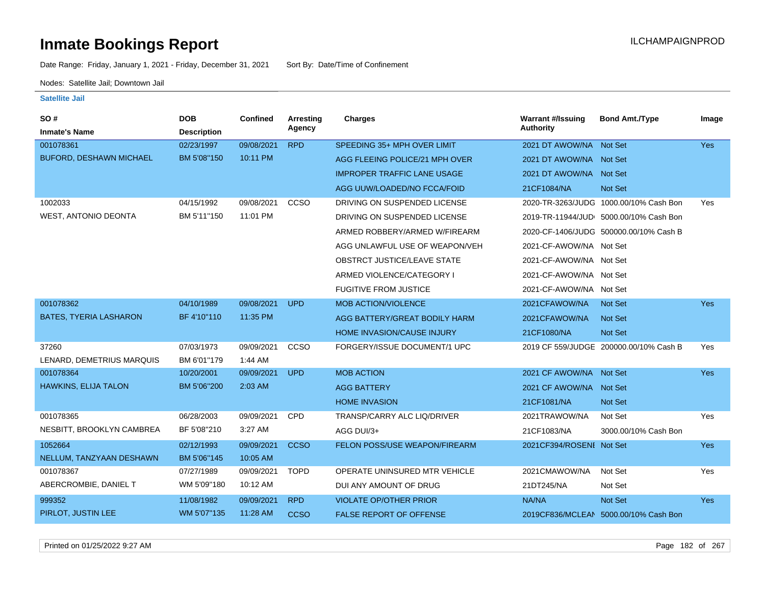# Inmate Bookings Report

ILCHAMPAIGNPROD

Date Range: Friday, January 1, 2021 - Friday, December 31, 2021 Sort By: Date/Time of Confinement

Nodes: Satellite Jail; Downtown Jail

## Satellite Jail

| SO # / Inmate's Name | DOB / Description | Confined | Arresting Agency | Charges | Warrant #/Issuing Authority | Bond Amt./Type | Image |
|---|---|---|---|---|---|---|---|
| 001078361 | 02/23/1997 | 09/08/2021 | RPD | SPEEDING 35+ MPH OVER LIMIT | 2021 DT AWOW/NA | Not Set | Yes |
| BUFORD, DESHAWN MICHAEL | BM 5'08"150 | 10:11 PM | | AGG FLEEING POLICE/21 MPH OVER | 2021 DT AWOW/NA | Not Set | |
| | | | | IMPROPER TRAFFIC LANE USAGE | 2021 DT AWOW/NA | Not Set | |
| | | | | AGG UUW/LOADED/NO FCCA/FOID | 21CF1084/NA | Not Set | |
| 1002033 | 04/15/1992 | 09/08/2021 | CCSO | DRIVING ON SUSPENDED LICENSE | 2020-TR-3263/JUDG | 1000.00/10% Cash Bon | Yes |
| WEST, ANTONIO DEONTA | BM 5'11"150 | 11:01 PM | | DRIVING ON SUSPENDED LICENSE | 2019-TR-11944/JUD | 5000.00/10% Cash Bon | |
| | | | | ARMED ROBBERY/ARMED W/FIREARM | 2020-CF-1406/JUDG | 500000.00/10% Cash B | |
| | | | | AGG UNLAWFUL USE OF WEAPON/VEH | 2021-CF-AWOW/NA | Not Set | |
| | | | | OBSTRCT JUSTICE/LEAVE STATE | 2021-CF-AWOW/NA | Not Set | |
| | | | | ARMED VIOLENCE/CATEGORY I | 2021-CF-AWOW/NA | Not Set | |
| | | | | FUGITIVE FROM JUSTICE | 2021-CF-AWOW/NA | Not Set | |
| 001078362 | 04/10/1989 | 09/08/2021 | UPD | MOB ACTION/VIOLENCE | 2021CFAWOW/NA | Not Set | Yes |
| BATES, TYERIA LASHARON | BF 4'10"110 | 11:35 PM | | AGG BATTERY/GREAT BODILY HARM | 2021CFAWOW/NA | Not Set | |
| | | | | HOME INVASION/CAUSE INJURY | 21CF1080/NA | Not Set | |
| 37260 | 07/03/1973 | 09/09/2021 | CCSO | FORGERY/ISSUE DOCUMENT/1 UPC | 2019 CF 559/JUDGE | 200000.00/10% Cash B | Yes |
| LENARD, DEMETRIUS MARQUIS | BM 6'01"179 | 1:44 AM | | | | | |
| 001078364 | 10/20/2001 | 09/09/2021 | UPD | MOB ACTION | 2021 CF AWOW/NA | Not Set | Yes |
| HAWKINS, ELIJA TALON | BM 5'06"200 | 2:03 AM | | AGG BATTERY | 2021 CF AWOW/NA | Not Set | |
| | | | | HOME INVASION | 21CF1081/NA | Not Set | |
| 001078365 | 06/28/2003 | 09/09/2021 | CPD | TRANSP/CARRY ALC LIQ/DRIVER | 2021TRAWOW/NA | Not Set | Yes |
| NESBITT, BROOKLYN CAMBREA | BF 5'08"210 | 3:27 AM | | AGG DUI/3+ | 21CF1083/NA | 3000.00/10% Cash Bon | |
| 1052664 | 02/12/1993 | 09/09/2021 | CCSO | FELON POSS/USE WEAPON/FIREARM | 2021CF394/ROSENI | Not Set | Yes |
| NELLUM, TANZYAAN DESHAWN | BM 5'06"145 | 10:05 AM | | | | | |
| 001078367 | 07/27/1989 | 09/09/2021 | TOPD | OPERATE UNINSURED MTR VEHICLE | 2021CMAWOW/NA | Not Set | Yes |
| ABERCROMBIE, DANIEL T | WM 5'09"180 | 10:12 AM | | DUI ANY AMOUNT OF DRUG | 21DT245/NA | Not Set | |
| 999352 | 11/08/1982 | 09/09/2021 | RPD | VIOLATE OP/OTHER PRIOR | NA/NA | Not Set | Yes |
| PIRLOT, JUSTIN LEE | WM 5'07"135 | 11:28 AM | CCSO | FALSE REPORT OF OFFENSE | 2019CF836/MCLEAN | 5000.00/10% Cash Bon | |

Printed on 01/25/2022 9:27 AM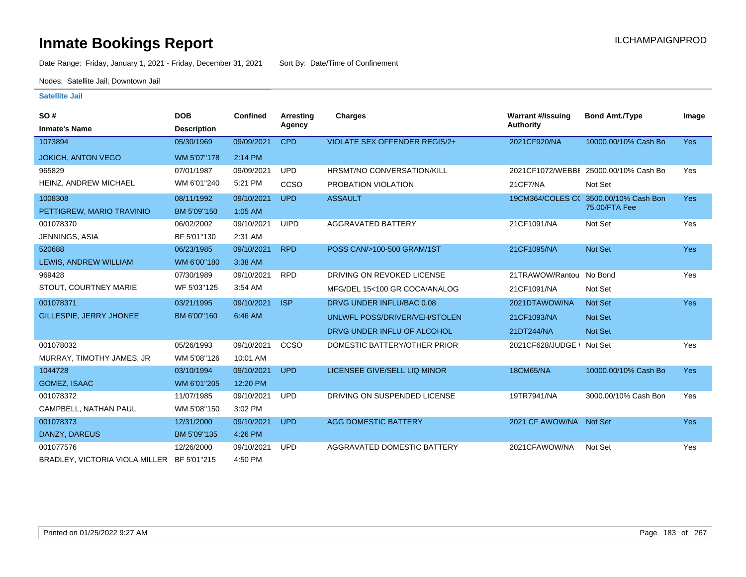# Inmate Bookings Report

ILCHAMPAIGNPROD

Date Range: Friday, January 1, 2021 - Friday, December 31, 2021    Sort By: Date/Time of Confinement

Nodes: Satellite Jail; Downtown Jail

## Satellite Jail

| SO # / Inmate's Name | DOB / Description | Confined | Arresting Agency | Charges | Warrant #/Issuing Authority | Bond Amt./Type | Image |
|---|---|---|---|---|---|---|---|
| 1073894 | 05/30/1969 | 09/09/2021 | CPD | VIOLATE SEX OFFENDER REGIS/2+ | 2021CF920/NA | 10000.00/10% Cash Bo | Yes |
| JOKICH, ANTON VEGO | WM 5'07"178 | 2:14 PM | | | | | |
| 965829 | 07/01/1987 | 09/09/2021 | UPD | HRSMT/NO CONVERSATION/KILL | 2021CF1072/WEBBE | 25000.00/10% Cash Bo | Yes |
| HEINZ, ANDREW MICHAEL | WM 6'01"240 | 5:21 PM | CCSO | PROBATION VIOLATION | 21CF7/NA | Not Set | |
| 1008308 | 08/11/1992 | 09/10/2021 | UPD | ASSAULT | 19CM364/COLES C( | 3500.00/10% Cash Bon 75.00/FTA Fee | Yes |
| PETTIGREW, MARIO TRAVINIO | BM 5'09"150 | 1:05 AM | | | | | |
| 001078370 | 06/02/2002 | 09/10/2021 | UIPD | AGGRAVATED BATTERY | 21CF1091/NA | Not Set | Yes |
| JENNINGS, ASIA | BF 5'01"130 | 2:31 AM | | | | | |
| 520688 | 06/23/1985 | 09/10/2021 | RPD | POSS CAN/>100-500 GRAM/1ST | 21CF1095/NA | Not Set | Yes |
| LEWIS, ANDREW WILLIAM | WM 6'00"180 | 3:38 AM | | | | | |
| 969428 | 07/30/1989 | 09/10/2021 | RPD | DRIVING ON REVOKED LICENSE | 21TRAWOW/Rantou | No Bond | Yes |
| STOUT, COURTNEY MARIE | WF 5'03"125 | 3:54 AM | | MFG/DEL 15<100 GR COCA/ANALOG | 21CF1091/NA | Not Set | |
| 001078371 | 03/21/1995 | 09/10/2021 | ISP | DRVG UNDER INFLU/BAC 0.08 | 2021DTAWOW/NA | Not Set | Yes |
| GILLESPIE, JERRY JHONEE | BM 6'00"160 | 6:46 AM | | UNLWFL POSS/DRIVER/VEH/STOLEN | 21CF1093/NA | Not Set | |
| | | | | DRVG UNDER INFLU OF ALCOHOL | 21DT244/NA | Not Set | |
| 001078032 | 05/26/1993 | 09/10/2021 | CCSO | DOMESTIC BATTERY/OTHER PRIOR | 2021CF628/JUDGE \ | Not Set | Yes |
| MURRAY, TIMOTHY JAMES, JR | WM 5'08"126 | 10:01 AM | | | | | |
| 1044728 | 03/10/1994 | 09/10/2021 | UPD | LICENSEE GIVE/SELL LIQ MINOR | 18CM65/NA | 10000.00/10% Cash Bo | Yes |
| GOMEZ, ISAAC | WM 6'01"205 | 12:20 PM | | | | | |
| 001078372 | 11/07/1985 | 09/10/2021 | UPD | DRIVING ON SUSPENDED LICENSE | 19TR7941/NA | 3000.00/10% Cash Bon | Yes |
| CAMPBELL, NATHAN PAUL | WM 5'08"150 | 3:02 PM | | | | | |
| 001078373 | 12/31/2000 | 09/10/2021 | UPD | AGG DOMESTIC BATTERY | 2021 CF AWOW/NA | Not Set | Yes |
| DANZY, DAREUS | BM 5'09"135 | 4:26 PM | | | | | |
| 001077576 | 12/26/2000 | 09/10/2021 | UPD | AGGRAVATED DOMESTIC BATTERY | 2021CFAWOW/NA | Not Set | Yes |
| BRADLEY, VICTORIA VIOLA MILLER | BF 5'01"215 | 4:50 PM | | | | | |

Printed on 01/25/2022 9:27 AM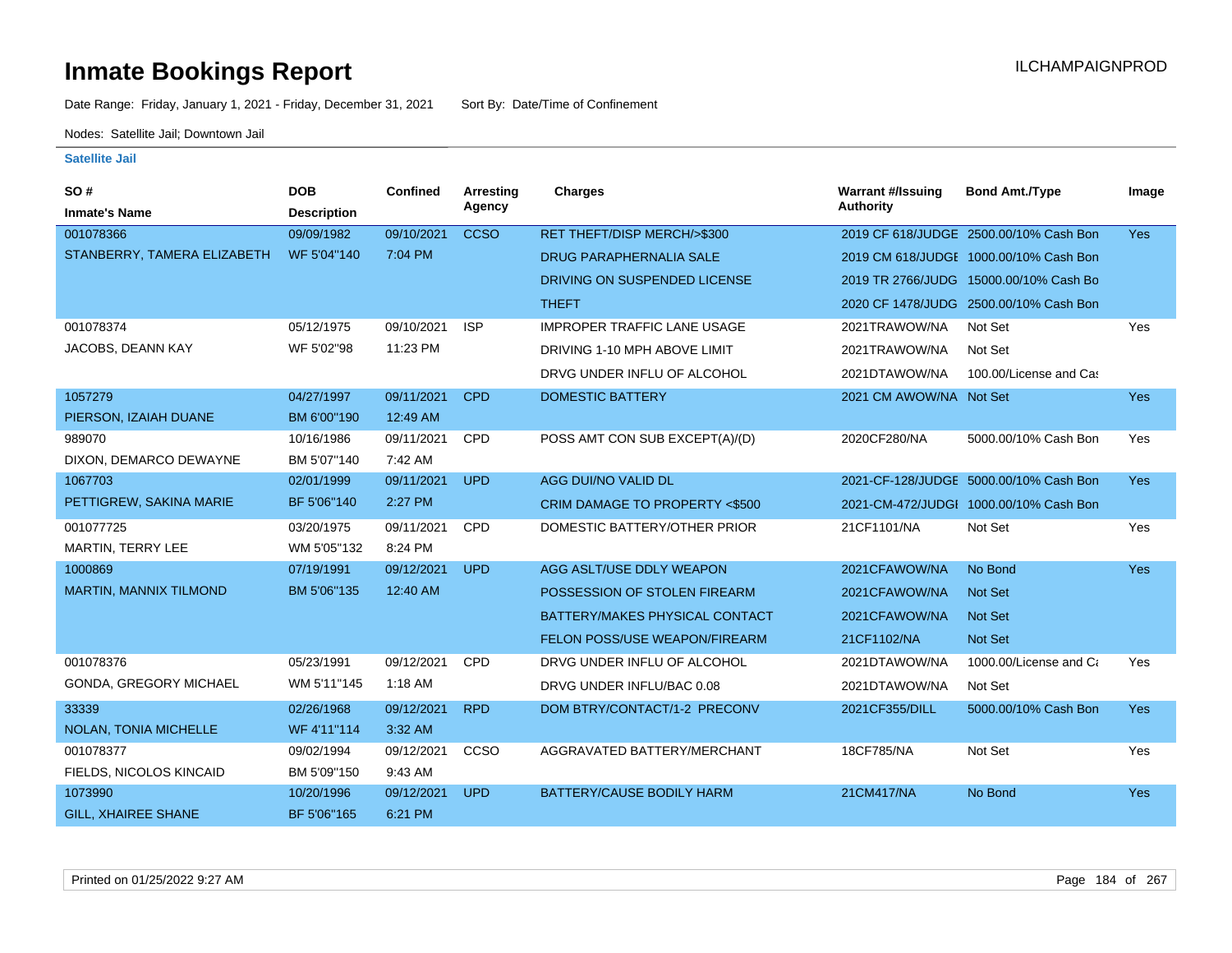# Inmate Bookings Report

ILCHAMPAIGNPROD

Date Range: Friday, January 1, 2021 - Friday, December 31, 2021 Sort By: Date/Time of Confinement

Nodes: Satellite Jail; Downtown Jail

**Satellite Jail**

| SO # / Inmate's Name | DOB / Description | Confined | Arresting Agency | Charges | Warrant #/Issuing Authority | Bond Amt./Type | Image |
|---|---|---|---|---|---|---|---|
| 001078366 | 09/09/1982 | 09/10/2021 | CCSO | RET THEFT/DISP MERCH/>$300 | 2019 CF 618/JUDGE | 2500.00/10% Cash Bon | Yes |
| STANBERRY, TAMERA ELIZABETH | WF 5'04"140 | 7:04 PM | | DRUG PARAPHERNALIA SALE | 2019 CM 618/JUDGE | 1000.00/10% Cash Bon | |
| | | | | DRIVING ON SUSPENDED LICENSE | 2019 TR 2766/JUDG | 15000.00/10% Cash Bo | |
| | | | | THEFT | 2020 CF 1478/JUDG | 2500.00/10% Cash Bon | |
| 001078374 | 05/12/1975 | 09/10/2021 | ISP | IMPROPER TRAFFIC LANE USAGE | 2021TRAWOW/NA | Not Set | Yes |
| JACOBS, DEANN KAY | WF 5'02"98 | 11:23 PM | | DRIVING 1-10 MPH ABOVE LIMIT | 2021TRAWOW/NA | Not Set | |
| | | | | DRVG UNDER INFLU OF ALCOHOL | 2021DTAWOW/NA | 100.00/License and Ca | |
| 1057279 | 04/27/1997 | 09/11/2021 | CPD | DOMESTIC BATTERY | 2021 CM AWOW/NA | Not Set | Yes |
| PIERSON, IZAIAH DUANE | BM 6'00"190 | 12:49 AM | | | | | |
| 989070 | 10/16/1986 | 09/11/2021 | CPD | POSS AMT CON SUB EXCEPT(A)/(D) | 2020CF280/NA | 5000.00/10% Cash Bon | Yes |
| DIXON, DEMARCO DEWAYNE | BM 5'07"140 | 7:42 AM | | | | | |
| 1067703 | 02/01/1999 | 09/11/2021 | UPD | AGG DUI/NO VALID DL | 2021-CF-128/JUDGE | 5000.00/10% Cash Bon | Yes |
| PETTIGREW, SAKINA MARIE | BF 5'06"140 | 2:27 PM | | CRIM DAMAGE TO PROPERTY <$500 | 2021-CM-472/JUDGI | 1000.00/10% Cash Bon | |
| 001077725 | 03/20/1975 | 09/11/2021 | CPD | DOMESTIC BATTERY/OTHER PRIOR | 21CF1101/NA | Not Set | Yes |
| MARTIN, TERRY LEE | WM 5'05"132 | 8:24 PM | | | | | |
| 1000869 | 07/19/1991 | 09/12/2021 | UPD | AGG ASLT/USE DDLY WEAPON | 2021CFAWOW/NA | No Bond | Yes |
| MARTIN, MANNIX TILMOND | BM 5'06"135 | 12:40 AM | | POSSESSION OF STOLEN FIREARM | 2021CFAWOW/NA | Not Set | |
| | | | | BATTERY/MAKES PHYSICAL CONTACT | 2021CFAWOW/NA | Not Set | |
| | | | | FELON POSS/USE WEAPON/FIREARM | 21CF1102/NA | Not Set | |
| 001078376 | 05/23/1991 | 09/12/2021 | CPD | DRVG UNDER INFLU OF ALCOHOL | 2021DTAWOW/NA | 1000.00/License and Ca | Yes |
| GONDA, GREGORY MICHAEL | WM 5'11"145 | 1:18 AM | | DRVG UNDER INFLU/BAC 0.08 | 2021DTAWOW/NA | Not Set | |
| 33339 | 02/26/1968 | 09/12/2021 | RPD | DOM BTRY/CONTACT/1-2 PRECONV | 2021CF355/DILL | 5000.00/10% Cash Bon | Yes |
| NOLAN, TONIA MICHELLE | WF 4'11"114 | 3:32 AM | | | | | |
| 001078377 | 09/02/1994 | 09/12/2021 | CCSO | AGGRAVATED BATTERY/MERCHANT | 18CF785/NA | Not Set | Yes |
| FIELDS, NICOLOS KINCAID | BM 5'09"150 | 9:43 AM | | | | | |
| 1073990 | 10/20/1996 | 09/12/2021 | UPD | BATTERY/CAUSE BODILY HARM | 21CM417/NA | No Bond | Yes |
| GILL, XHAIREE SHANE | BF 5'06"165 | 6:21 PM | | | | | |

Printed on 01/25/2022 9:27 AM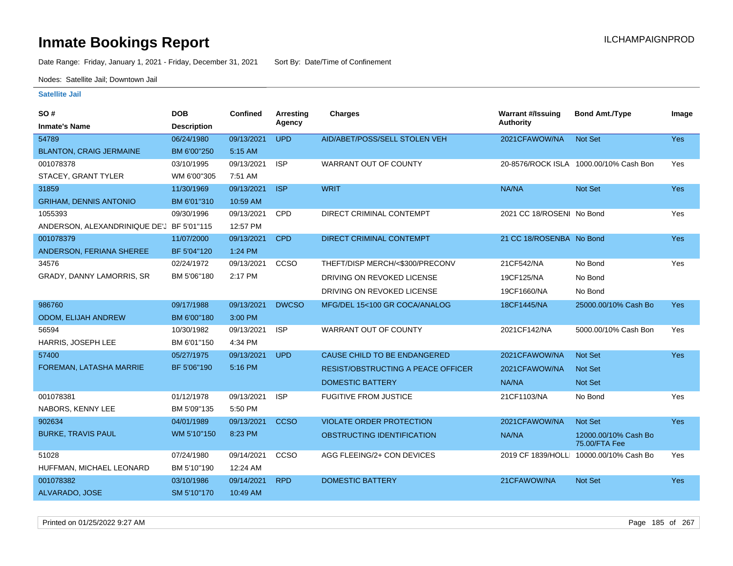# Inmate Bookings Report

ILCHAMPAIGNPROD

Date Range: Friday, January 1, 2021 - Friday, December 31, 2021 Sort By: Date/Time of Confinement

Nodes: Satellite Jail; Downtown Jail

### Satellite Jail

| SO # / Inmate's Name | DOB / Description | Confined | Arresting Agency | Charges | Warrant #/Issuing Authority | Bond Amt./Type | Image |
|---|---|---|---|---|---|---|---|
| 54789 BLANTON, CRAIG JERMAINE | 06/24/1980 BM 6'00"250 | 09/13/2021 5:15 AM | UPD | AID/ABET/POSS/SELL STOLEN VEH | 2021CFAWOW/NA | Not Set | Yes |
| 001078378 STACEY, GRANT TYLER | 03/10/1995 WM 6'00"305 | 09/13/2021 7:51 AM | ISP | WARRANT OUT OF COUNTY | 20-8576/ROCK ISLA | 1000.00/10% Cash Bon | Yes |
| 31859 GRIHAM, DENNIS ANTONIO | 11/30/1969 BM 6'01"310 | 09/13/2021 10:59 AM | ISP | WRIT | NA/NA | Not Set | Yes |
| 1055393 ANDERSON, ALEXANDRINIQUE DE'J | 09/30/1996 BF 5'01"115 | 09/13/2021 12:57 PM | CPD | DIRECT CRIMINAL CONTEMPT | 2021 CC 18/ROSENI | No Bond | Yes |
| 001078379 ANDERSON, FERIANA SHEREE | 11/07/2000 BF 5'04"120 | 09/13/2021 1:24 PM | CPD | DIRECT CRIMINAL CONTEMPT | 21 CC 18/ROSENBA | No Bond | Yes |
| 34576 GRADY, DANNY LAMORRIS, SR | 02/24/1972 BM 5'06"180 | 09/13/2021 2:17 PM | CCSO | THEFT/DISP MERCH/<$300/PRECONV | 21CF542/NA | No Bond | Yes |
| | | | | DRIVING ON REVOKED LICENSE | 19CF125/NA | No Bond | |
| | | | | DRIVING ON REVOKED LICENSE | 19CF1660/NA | No Bond | |
| 986760 ODOM, ELIJAH ANDREW | 09/17/1988 BM 6'00"180 | 09/13/2021 3:00 PM | DWCSO | MFG/DEL 15<100 GR COCA/ANALOG | 18CF1445/NA | 25000.00/10% Cash Bo | Yes |
| 56594 HARRIS, JOSEPH LEE | 10/30/1982 BM 6'01"150 | 09/13/2021 4:34 PM | ISP | WARRANT OUT OF COUNTY | 2021CF142/NA | 5000.00/10% Cash Bon | Yes |
| 57400 FOREMAN, LATASHA MARRIE | 05/27/1975 BF 5'06"190 | 09/13/2021 5:16 PM | UPD | CAUSE CHILD TO BE ENDANGERED | 2021CFAWOW/NA | Not Set | Yes |
| | | | | RESIST/OBSTRUCTING A PEACE OFFICER | 2021CFAWOW/NA | Not Set | |
| | | | | DOMESTIC BATTERY | NA/NA | Not Set | |
| 001078381 NABORS, KENNY LEE | 01/12/1978 BM 5'09"135 | 09/13/2021 5:50 PM | ISP | FUGITIVE FROM JUSTICE | 21CF1103/NA | No Bond | Yes |
| 902634 BURKE, TRAVIS PAUL | 04/01/1989 WM 5'10"150 | 09/13/2021 8:23 PM | CCSO | VIOLATE ORDER PROTECTION | 2021CFAWOW/NA | Not Set | Yes |
| | | | | OBSTRUCTING IDENTIFICATION | NA/NA | 12000.00/10% Cash Bo 75.00/FTA Fee | |
| 51028 HUFFMAN, MICHAEL LEONARD | 07/24/1980 BM 5'10"190 | 09/14/2021 12:24 AM | CCSO | AGG FLEEING/2+ CON DEVICES | 2019 CF 1839/HOLLI | 10000.00/10% Cash Bo | Yes |
| 001078382 ALVARADO, JOSE | 03/10/1986 SM 5'10"170 | 09/14/2021 10:49 AM | RPD | DOMESTIC BATTERY | 21CFAWOW/NA | Not Set | Yes |

Printed on 01/25/2022 9:27 AM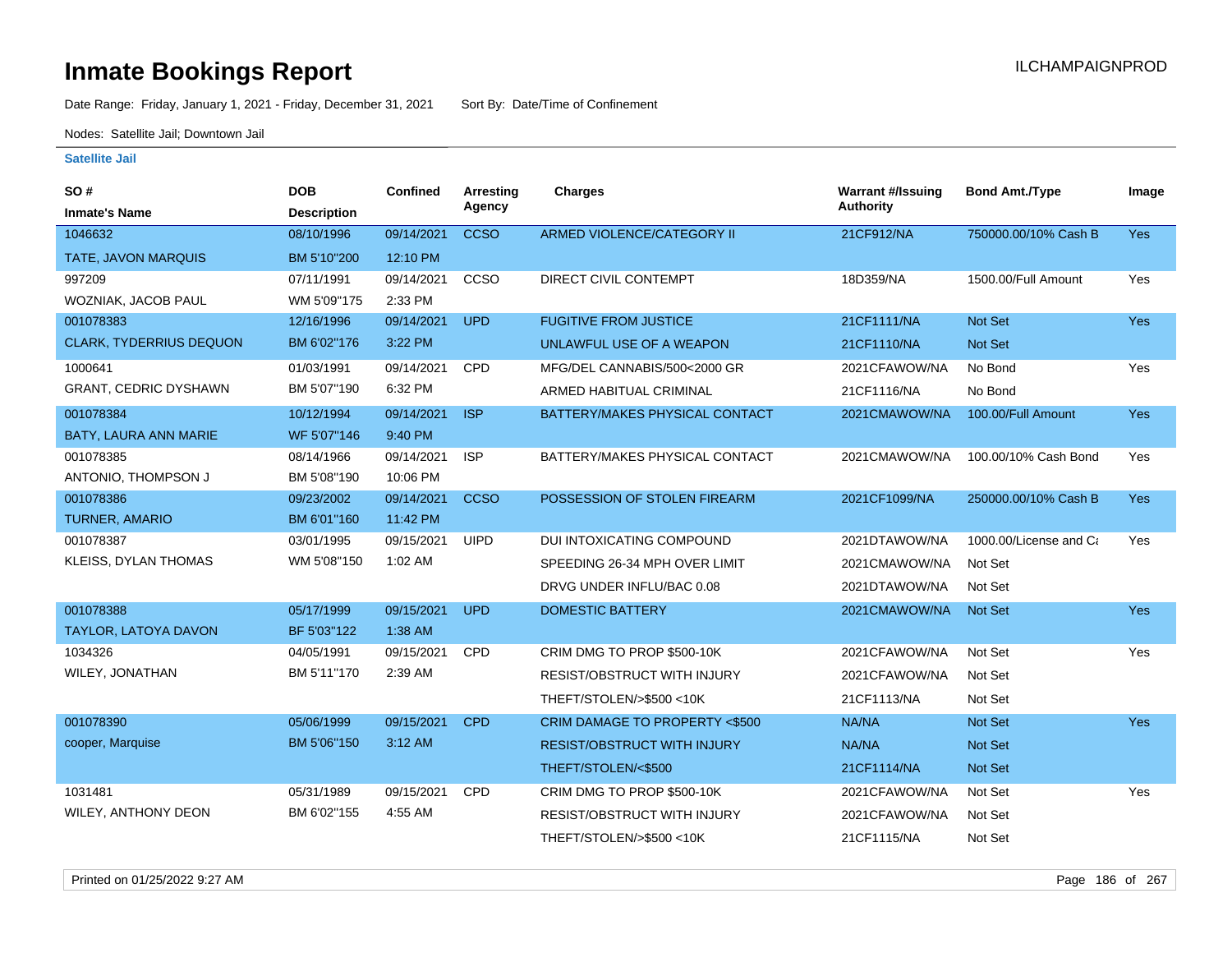# Inmate Bookings Report

Date Range: Friday, January 1, 2021 - Friday, December 31, 2021 Sort By: Date/Time of Confinement

Nodes: Satellite Jail; Downtown Jail

## Satellite Jail

| SO # / Inmate's Name | DOB / Description | Confined | Arresting Agency | Charges | Warrant #/Issuing Authority | Bond Amt./Type | Image |
|---|---|---|---|---|---|---|---|
| 1046632 TATE, JAVON MARQUIS | 08/10/1996 BM 5'10"200 | 09/14/2021 12:10 PM | CCSO | ARMED VIOLENCE/CATEGORY II | 21CF912/NA | 750000.00/10% Cash B | Yes |
| 997209 WOZNIAK, JACOB PAUL | 07/11/1991 WM 5'09"175 | 09/14/2021 2:33 PM | CCSO | DIRECT CIVIL CONTEMPT | 18D359/NA | 1500.00/Full Amount | Yes |
| 001078383 CLARK, TYDERRIUS DEQUON | 12/16/1996 BM 6'02"176 | 09/14/2021 3:22 PM | UPD | FUGITIVE FROM JUSTICE | 21CF1111/NA | Not Set | Yes |
| | | | | UNLAWFUL USE OF A WEAPON | 21CF1110/NA | Not Set | |
| 1000641 GRANT, CEDRIC DYSHAWN | 01/03/1991 BM 5'07"190 | 09/14/2021 6:32 PM | CPD | MFG/DEL CANNABIS/500<2000 GR | 2021CFAWOW/NA | No Bond | Yes |
| | | | | ARMED HABITUAL CRIMINAL | 21CF1116/NA | No Bond | |
| 001078384 BATY, LAURA ANN MARIE | 10/12/1994 WF 5'07"146 | 09/14/2021 9:40 PM | ISP | BATTERY/MAKES PHYSICAL CONTACT | 2021CMAWOW/NA | 100.00/Full Amount | Yes |
| 001078385 ANTONIO, THOMPSON J | 08/14/1966 BM 5'08"190 | 09/14/2021 10:06 PM | ISP | BATTERY/MAKES PHYSICAL CONTACT | 2021CMAWOW/NA | 100.00/10% Cash Bond | Yes |
| 001078386 TURNER, AMARIO | 09/23/2002 BM 6'01"160 | 09/14/2021 11:42 PM | CCSO | POSSESSION OF STOLEN FIREARM | 2021CF1099/NA | 250000.00/10% Cash B | Yes |
| 001078387 KLEISS, DYLAN THOMAS | 03/01/1995 WM 5'08"150 | 09/15/2021 1:02 AM | UIPD | DUI INTOXICATING COMPOUND | 2021DTAWOW/NA | 1000.00/License and Ca | Yes |
| | | | | SPEEDING 26-34 MPH OVER LIMIT | 2021CMAWOW/NA | Not Set | |
| | | | | DRVG UNDER INFLU/BAC 0.08 | 2021DTAWOW/NA | Not Set | |
| 001078388 TAYLOR, LATOYA DAVON | 05/17/1999 BF 5'03"122 | 09/15/2021 1:38 AM | UPD | DOMESTIC BATTERY | 2021CMAWOW/NA | Not Set | Yes |
| 1034326 WILEY, JONATHAN | 04/05/1991 BM 5'11"170 | 09/15/2021 2:39 AM | CPD | CRIM DMG TO PROP $500-10K | 2021CFAWOW/NA | Not Set | Yes |
| | | | | RESIST/OBSTRUCT WITH INJURY | 2021CFAWOW/NA | Not Set | |
| | | | | THEFT/STOLEN/>$500 <10K | 21CF1113/NA | Not Set | |
| 001078390 cooper, Marquise | 05/06/1999 BM 5'06"150 | 09/15/2021 3:12 AM | CPD | CRIM DAMAGE TO PROPERTY <$500 | NA/NA | Not Set | Yes |
| | | | | RESIST/OBSTRUCT WITH INJURY | NA/NA | Not Set | |
| | | | | THEFT/STOLEN/<$500 | 21CF1114/NA | Not Set | |
| 1031481 WILEY, ANTHONY DEON | 05/31/1989 BM 6'02"155 | 09/15/2021 4:55 AM | CPD | CRIM DMG TO PROP $500-10K | 2021CFAWOW/NA | Not Set | Yes |
| | | | | RESIST/OBSTRUCT WITH INJURY | 2021CFAWOW/NA | Not Set | |
| | | | | THEFT/STOLEN/>$500 <10K | 21CF1115/NA | Not Set | |

Printed on 01/25/2022 9:27 AM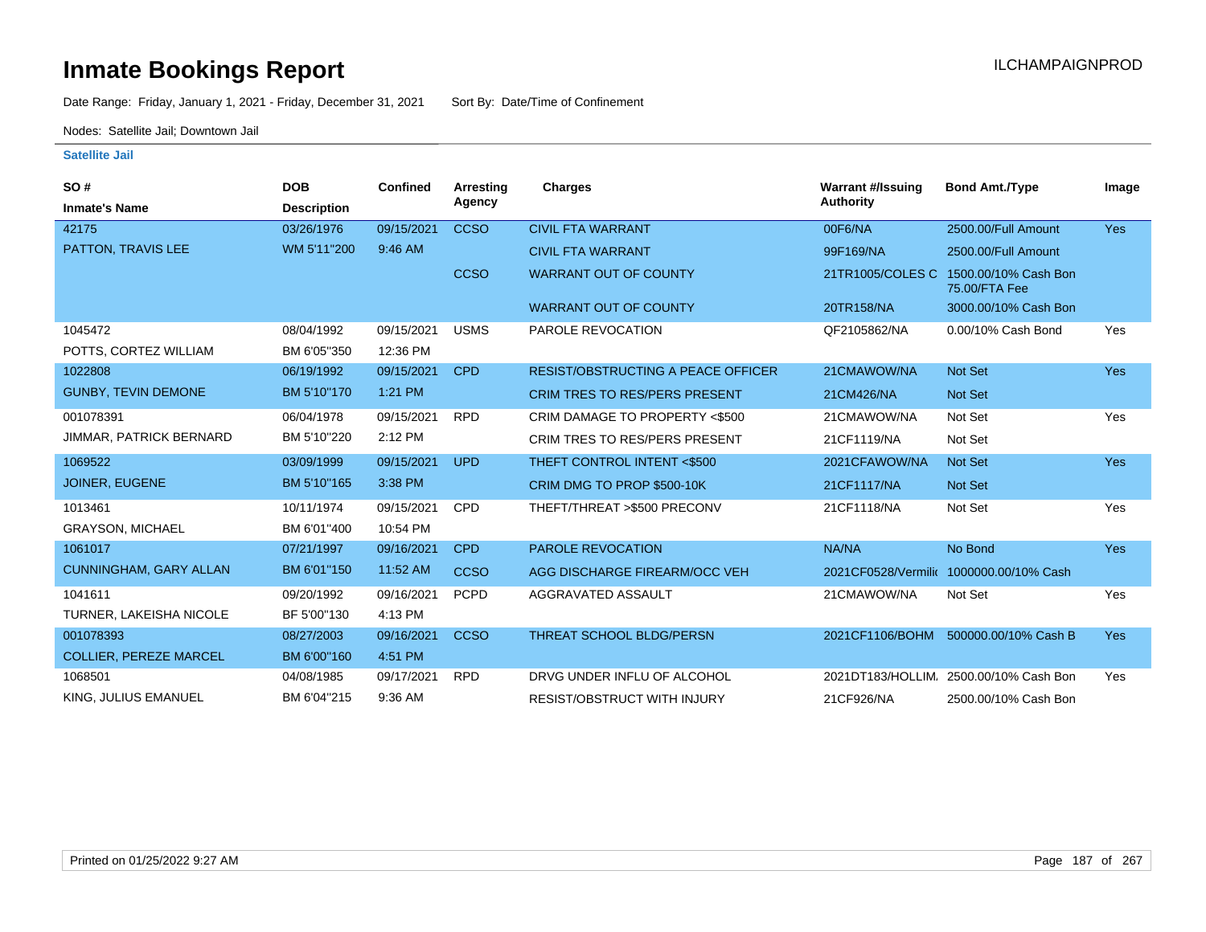# Inmate Bookings Report

Date Range: Friday, January 1, 2021 - Friday, December 31, 2021 Sort By: Date/Time of Confinement

Nodes: Satellite Jail; Downtown Jail

### Satellite Jail

| SO # / Inmate's Name | DOB / Description | Confined | Arresting Agency | Charges | Warrant #/Issuing Authority | Bond Amt./Type | Image |
|---|---|---|---|---|---|---|---|
| 42175 | 03/26/1976 | 09/15/2021 | CCSO | CIVIL FTA WARRANT | 00F6/NA | 2500.00/Full Amount | Yes |
| PATTON, TRAVIS LEE | WM 5'11"200 | 9:46 AM | | CIVIL FTA WARRANT | 99F169/NA | 2500.00/Full Amount | |
| | | | CCSO | WARRANT OUT OF COUNTY | 21TR1005/COLES C | 1500.00/10% Cash Bon 75.00/FTA Fee | |
| | | | | WARRANT OUT OF COUNTY | 20TR158/NA | 3000.00/10% Cash Bon | |
| 1045472 | 08/04/1992 | 09/15/2021 | USMS | PAROLE REVOCATION | QF2105862/NA | 0.00/10% Cash Bond | Yes |
| POTTS, CORTEZ WILLIAM | BM 6'05"350 | 12:36 PM | | | | | |
| 1022808 | 06/19/1992 | 09/15/2021 | CPD | RESIST/OBSTRUCTING A PEACE OFFICER | 21CMAWOW/NA | Not Set | Yes |
| GUNBY, TEVIN DEMONE | BM 5'10"170 | 1:21 PM | | CRIM TRES TO RES/PERS PRESENT | 21CM426/NA | Not Set | |
| 001078391 | 06/04/1978 | 09/15/2021 | RPD | CRIM DAMAGE TO PROPERTY <$500 | 21CMAWOW/NA | Not Set | Yes |
| JIMMAR, PATRICK BERNARD | BM 5'10"220 | 2:12 PM | | CRIM TRES TO RES/PERS PRESENT | 21CF1119/NA | Not Set | |
| 1069522 | 03/09/1999 | 09/15/2021 | UPD | THEFT CONTROL INTENT <$500 | 2021CFAWOW/NA | Not Set | Yes |
| JOINER, EUGENE | BM 5'10"165 | 3:38 PM | | CRIM DMG TO PROP $500-10K | 21CF1117/NA | Not Set | |
| 1013461 | 10/11/1974 | 09/15/2021 | CPD | THEFT/THREAT >$500 PRECONV | 21CF1118/NA | Not Set | Yes |
| GRAYSON, MICHAEL | BM 6'01"400 | 10:54 PM | | | | | |
| 1061017 | 07/21/1997 | 09/16/2021 | CPD | PAROLE REVOCATION | NA/NA | No Bond | Yes |
| CUNNINGHAM, GARY ALLAN | BM 6'01"150 | 11:52 AM | CCSO | AGG DISCHARGE FIREARM/OCC VEH | 2021CF0528/Vermilio | 1000000.00/10% Cash | |
| 1041611 | 09/20/1992 | 09/16/2021 | PCPD | AGGRAVATED ASSAULT | 21CMAWOW/NA | Not Set | Yes |
| TURNER, LAKEISHA NICOLE | BF 5'00"130 | 4:13 PM | | | | | |
| 001078393 | 08/27/2003 | 09/16/2021 | CCSO | THREAT SCHOOL BLDG/PERSN | 2021CF1106/BOHM | 500000.00/10% Cash B | Yes |
| COLLIER, PEREZE MARCEL | BM 6'00"160 | 4:51 PM | | | | | |
| 1068501 | 04/08/1985 | 09/17/2021 | RPD | DRVG UNDER INFLU OF ALCOHOL | 2021DT183/HOLLIM. | 2500.00/10% Cash Bon | Yes |
| KING, JULIUS EMANUEL | BM 6'04"215 | 9:36 AM | | RESIST/OBSTRUCT WITH INJURY | 21CF926/NA | 2500.00/10% Cash Bon | |

Printed on 01/25/2022 9:27 AM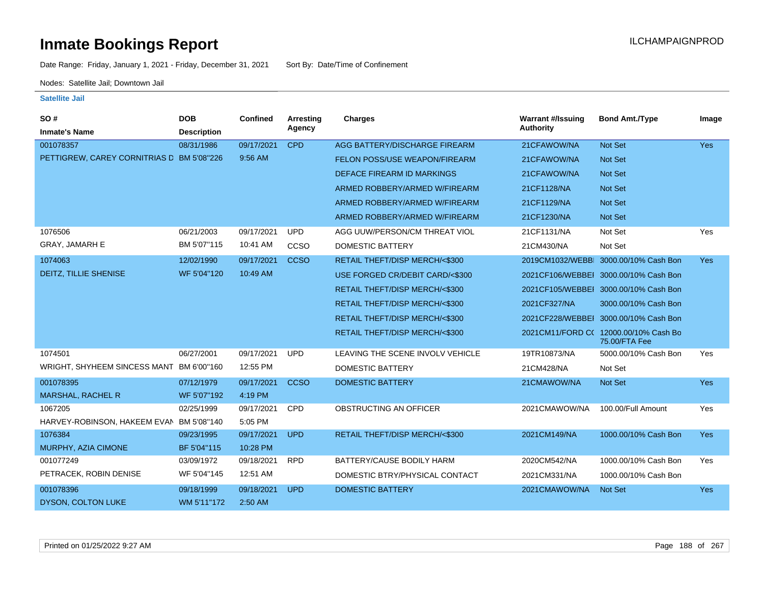# Inmate Bookings Report

ILCHAMPAIGNPROD

Date Range: Friday, January 1, 2021 - Friday, December 31, 2021    Sort By: Date/Time of Confinement

Nodes: Satellite Jail; Downtown Jail

## Satellite Jail

| SO # / Inmate's Name | DOB / Description | Confined | Arresting Agency | Charges | Warrant #/Issuing Authority | Bond Amt./Type | Image |
|---|---|---|---|---|---|---|---|
| 001078357 | 08/31/1986 | 09/17/2021 | CPD | AGG BATTERY/DISCHARGE FIREARM | 21CFAWOW/NA | Not Set | Yes |
| PETTIGREW, CAREY CORNITRIAS D | BM 5'08"226 | 9:56 AM | | FELON POSS/USE WEAPON/FIREARM | 21CFAWOW/NA | Not Set | |
| | | | | DEFACE FIREARM ID MARKINGS | 21CFAWOW/NA | Not Set | |
| | | | | ARMED ROBBERY/ARMED W/FIREARM | 21CF1128/NA | Not Set | |
| | | | | ARMED ROBBERY/ARMED W/FIREARM | 21CF1129/NA | Not Set | |
| | | | | ARMED ROBBERY/ARMED W/FIREARM | 21CF1230/NA | Not Set | |
| 1076506 | 06/21/2003 | 09/17/2021 | UPD | AGG UUW/PERSON/CM THREAT VIOL | 21CF1131/NA | Not Set | Yes |
| GRAY, JAMARH E | BM 5'07"115 | 10:41 AM | CCSO | DOMESTIC BATTERY | 21CM430/NA | Not Set | |
| 1074063 | 12/02/1990 | 09/17/2021 | CCSO | RETAIL THEFT/DISP MERCH/<$300 | 2019CM1032/WEBBI | 3000.00/10% Cash Bon | Yes |
| DEITZ, TILLIE SHENISE | WF 5'04"120 | 10:49 AM | | USE FORGED CR/DEBIT CARD/<$300 | 2021CF106/WEBBEI | 3000.00/10% Cash Bon | |
| | | | | RETAIL THEFT/DISP MERCH/<$300 | 2021CF105/WEBBEI | 3000.00/10% Cash Bon | |
| | | | | RETAIL THEFT/DISP MERCH/<$300 | 2021CF327/NA | 3000.00/10% Cash Bon | |
| | | | | RETAIL THEFT/DISP MERCH/<$300 | 2021CF228/WEBBEI | 3000.00/10% Cash Bon | |
| | | | | RETAIL THEFT/DISP MERCH/<$300 | 2021CM11/FORD C( | 12000.00/10% Cash Bo 75.00/FTA Fee | |
| 1074501 | 06/27/2001 | 09/17/2021 | UPD | LEAVING THE SCENE INVOLV VEHICLE | 19TR10873/NA | 5000.00/10% Cash Bon | Yes |
| WRIGHT, SHYHEEM SINCESS MANT | BM 6'00"160 | 12:55 PM | | DOMESTIC BATTERY | 21CM428/NA | Not Set | |
| 001078395 | 07/12/1979 | 09/17/2021 | CCSO | DOMESTIC BATTERY | 21CMAWOW/NA | Not Set | Yes |
| MARSHAL, RACHEL R | WF 5'07"192 | 4:19 PM | | | | | |
| 1067205 | 02/25/1999 | 09/17/2021 | CPD | OBSTRUCTING AN OFFICER | 2021CMAWOW/NA | 100.00/Full Amount | Yes |
| HARVEY-ROBINSON, HAKEEM EVAN | BM 5'08"140 | 5:05 PM | | | | | |
| 1076384 | 09/23/1995 | 09/17/2021 | UPD | RETAIL THEFT/DISP MERCH/<$300 | 2021CM149/NA | 1000.00/10% Cash Bon | Yes |
| MURPHY, AZIA CIMONE | BF 5'04"115 | 10:28 PM | | | | | |
| 001077249 | 03/09/1972 | 09/18/2021 | RPD | BATTERY/CAUSE BODILY HARM | 2020CM542/NA | 1000.00/10% Cash Bon | Yes |
| PETRACEK, ROBIN DENISE | WF 5'04"145 | 12:51 AM | | DOMESTIC BTRY/PHYSICAL CONTACT | 2021CM331/NA | 1000.00/10% Cash Bon | |
| 001078396 | 09/18/1999 | 09/18/2021 | UPD | DOMESTIC BATTERY | 2021CMAWOW/NA | Not Set | Yes |
| DYSON, COLTON LUKE | WM 5'11"172 | 2:50 AM | | | | | |

Printed on 01/25/2022 9:27 AM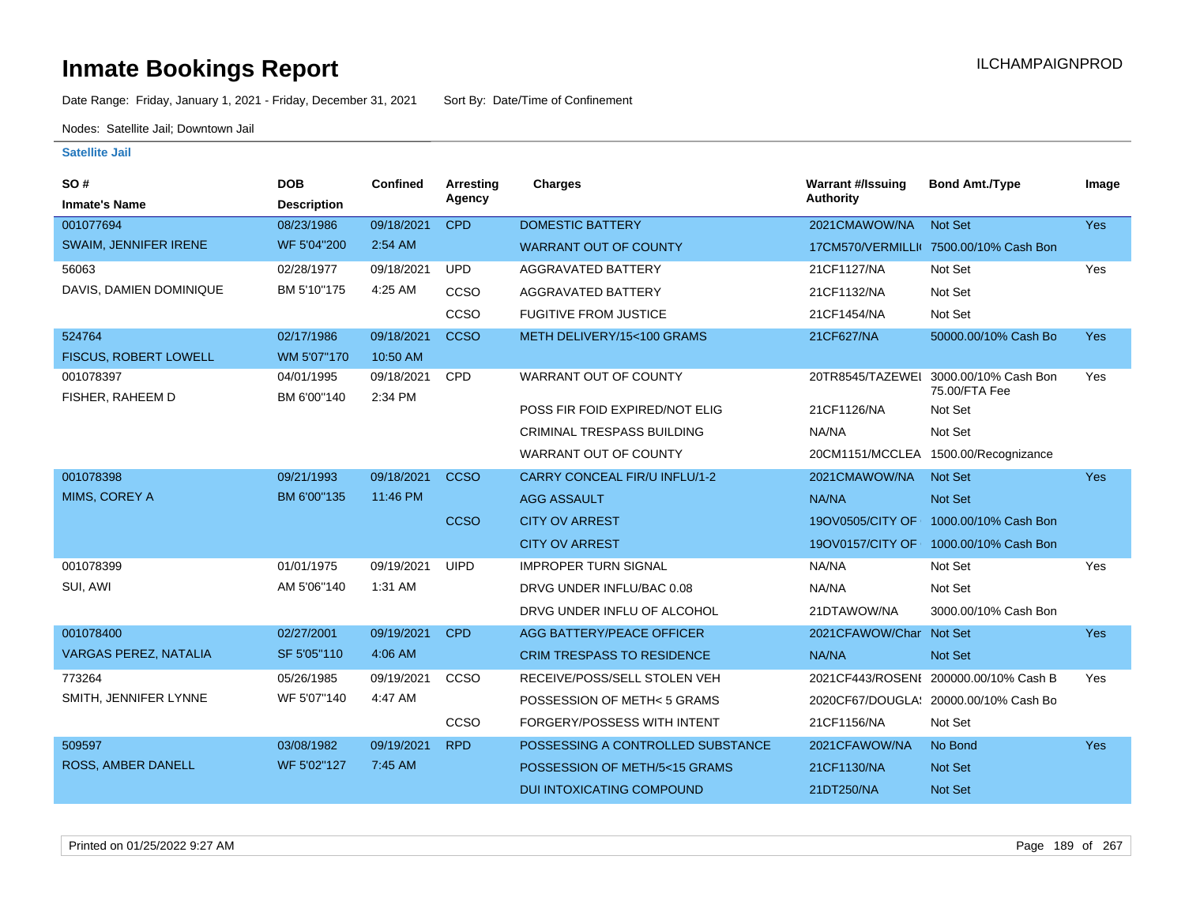# Inmate Bookings Report

ILCHAMPAIGNPROD

Date Range: Friday, January 1, 2021 - Friday, December 31, 2021    Sort By: Date/Time of Confinement

Nodes: Satellite Jail; Downtown Jail

**Satellite Jail**

| SO # / Inmate's Name | DOB / Description | Confined | Arresting Agency | Charges | Warrant #/Issuing Authority | Bond Amt./Type | Image |
|---|---|---|---|---|---|---|---|
| 001077694 | 08/23/1986 | 09/18/2021 | CPD | DOMESTIC BATTERY | 2021CMAWOW/NA | Not Set | Yes |
| SWAIM, JENNIFER IRENE | WF 5'04"200 | 2:54 AM | | WARRANT OUT OF COUNTY | 17CM570/VERMILLI | 7500.00/10% Cash Bon | |
| 56063 | 02/28/1977 | 09/18/2021 | UPD | AGGRAVATED BATTERY | 21CF1127/NA | Not Set | Yes |
| DAVIS, DAMIEN DOMINIQUE | BM 5'10"175 | 4:25 AM | CCSO | AGGRAVATED BATTERY | 21CF1132/NA | Not Set | |
| | | | CCSO | FUGITIVE FROM JUSTICE | 21CF1454/NA | Not Set | |
| 524764 | 02/17/1986 | 09/18/2021 | CCSO | METH DELIVERY/15<100 GRAMS | 21CF627/NA | 50000.00/10% Cash Bo | Yes |
| FISCUS, ROBERT LOWELL | WM 5'07"170 | 10:50 AM | | | | | |
| 001078397 | 04/01/1995 | 09/18/2021 | CPD | WARRANT OUT OF COUNTY | 20TR8545/TAZEWEI | 3000.00/10% Cash Bon 75.00/FTA Fee | Yes |
| FISHER, RAHEEM D | BM 6'00"140 | 2:34 PM | | POSS FIR FOID EXPIRED/NOT ELIG | 21CF1126/NA | Not Set | |
| | | | | CRIMINAL TRESPASS BUILDING | NA/NA | Not Set | |
| | | | | WARRANT OUT OF COUNTY | 20CM1151/MCCLEA | 1500.00/Recognizance | |
| 001078398 | 09/21/1993 | 09/18/2021 | CCSO | CARRY CONCEAL FIR/U INFLU/1-2 | 2021CMAWOW/NA | Not Set | Yes |
| MIMS, COREY A | BM 6'00"135 | 11:46 PM | | AGG ASSAULT | NA/NA | Not Set | |
| | | | CCSO | CITY OV ARREST | 19OV0505/CITY OF | 1000.00/10% Cash Bon | |
| | | | | CITY OV ARREST | 19OV0157/CITY OF | 1000.00/10% Cash Bon | |
| 001078399 | 01/01/1975 | 09/19/2021 | UIPD | IMPROPER TURN SIGNAL | NA/NA | Not Set | Yes |
| SUI, AWI | AM 5'06"140 | 1:31 AM | | DRVG UNDER INFLU/BAC 0.08 | NA/NA | Not Set | |
| | | | | DRVG UNDER INFLU OF ALCOHOL | 21DTAWOW/NA | 3000.00/10% Cash Bon | |
| 001078400 | 02/27/2001 | 09/19/2021 | CPD | AGG BATTERY/PEACE OFFICER | 2021CFAWOW/Char | Not Set | Yes |
| VARGAS PEREZ, NATALIA | SF 5'05"110 | 4:06 AM | | CRIM TRESPASS TO RESIDENCE | NA/NA | Not Set | |
| 773264 | 05/26/1985 | 09/19/2021 | CCSO | RECEIVE/POSS/SELL STOLEN VEH | 2021CF443/ROSENI | 200000.00/10% Cash B | Yes |
| SMITH, JENNIFER LYNNE | WF 5'07"140 | 4:47 AM | | POSSESSION OF METH< 5 GRAMS | 2020CF67/DOUGLA | 20000.00/10% Cash Bo | |
| | | | CCSO | FORGERY/POSSESS WITH INTENT | 21CF1156/NA | Not Set | |
| 509597 | 03/08/1982 | 09/19/2021 | RPD | POSSESSING A CONTROLLED SUBSTANCE | 2021CFAWOW/NA | No Bond | Yes |
| ROSS, AMBER DANELL | WF 5'02"127 | 7:45 AM | | POSSESSION OF METH/5<15 GRAMS | 21CF1130/NA | Not Set | |
| | | | | DUI INTOXICATING COMPOUND | 21DT250/NA | Not Set | |

Printed on 01/25/2022 9:27 AM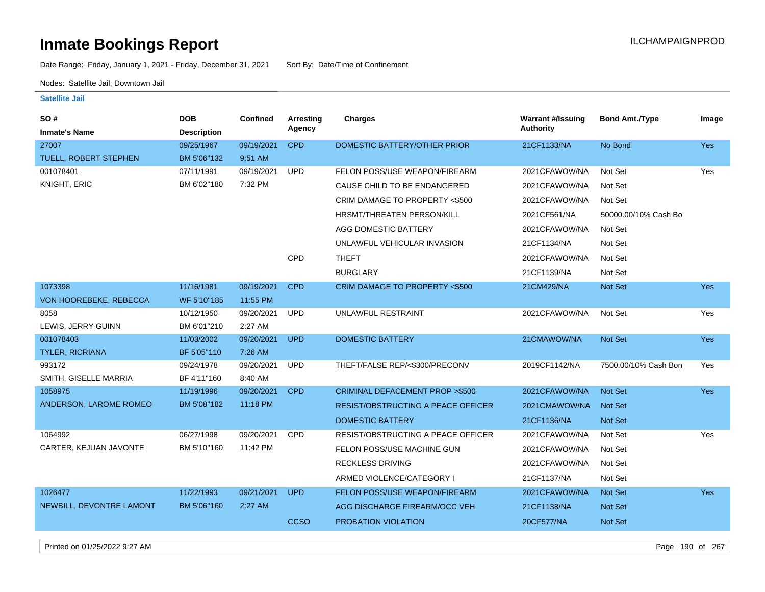# Inmate Bookings Report

ILCHAMPAIGNPROD

Date Range: Friday, January 1, 2021 - Friday, December 31, 2021 Sort By: Date/Time of Confinement

Nodes: Satellite Jail; Downtown Jail

**Satellite Jail**

| SO # / Inmate's Name | DOB / Description | Confined | Arresting Agency | Charges | Warrant #/Issuing Authority | Bond Amt./Type | Image |
|---|---|---|---|---|---|---|---|
| 27007 | 09/25/1967 | 09/19/2021 | CPD | DOMESTIC BATTERY/OTHER PRIOR | 21CF1133/NA | No Bond | Yes |
| TUELL, ROBERT STEPHEN | BM 5'06"132 | 9:51 AM | | | | | |
| 001078401 | 07/11/1991 | 09/19/2021 | UPD | FELON POSS/USE WEAPON/FIREARM | 2021CFAWOW/NA | Not Set | Yes |
| KNIGHT, ERIC | BM 6'02"180 | 7:32 PM | | CAUSE CHILD TO BE ENDANGERED | 2021CFAWOW/NA | Not Set | |
| | | | | CRIM DAMAGE TO PROPERTY <$500 | 2021CFAWOW/NA | Not Set | |
| | | | | HRSMT/THREATEN PERSON/KILL | 2021CF561/NA | 50000.00/10% Cash Bo | |
| | | | | AGG DOMESTIC BATTERY | 2021CFAWOW/NA | Not Set | |
| | | | | UNLAWFUL VEHICULAR INVASION | 21CF1134/NA | Not Set | |
| | | | CPD | THEFT | 2021CFAWOW/NA | Not Set | |
| | | | | BURGLARY | 21CF1139/NA | Not Set | |
| 1073398 | 11/16/1981 | 09/19/2021 | CPD | CRIM DAMAGE TO PROPERTY <$500 | 21CM429/NA | Not Set | Yes |
| VON HOOREBEKE, REBECCA | WF 5'10"185 | 11:55 PM | | | | | |
| 8058 | 10/12/1950 | 09/20/2021 | UPD | UNLAWFUL RESTRAINT | 2021CFAWOW/NA | Not Set | Yes |
| LEWIS, JERRY GUINN | BM 6'01"210 | 2:27 AM | | | | | |
| 001078403 | 11/03/2002 | 09/20/2021 | UPD | DOMESTIC BATTERY | 21CMAWOW/NA | Not Set | Yes |
| TYLER, RICRIANA | BF 5'05"110 | 7:26 AM | | | | | |
| 993172 | 09/24/1978 | 09/20/2021 | UPD | THEFT/FALSE REP/<$300/PRECONV | 2019CF1142/NA | 7500.00/10% Cash Bon | Yes |
| SMITH, GISELLE MARRIA | BF 4'11"160 | 8:40 AM | | | | | |
| 1058975 | 11/19/1996 | 09/20/2021 | CPD | CRIMINAL DEFACEMENT PROP >$500 | 2021CFAWOW/NA | Not Set | Yes |
| ANDERSON, LAROME ROMEO | BM 5'08"182 | 11:18 PM | | RESIST/OBSTRUCTING A PEACE OFFICER | 2021CMAWOW/NA | Not Set | |
| | | | | DOMESTIC BATTERY | 21CF1136/NA | Not Set | |
| 1064992 | 06/27/1998 | 09/20/2021 | CPD | RESIST/OBSTRUCTING A PEACE OFFICER | 2021CFAWOW/NA | Not Set | Yes |
| CARTER, KEJUAN JAVONTE | BM 5'10"160 | 11:42 PM | | FELON POSS/USE MACHINE GUN | 2021CFAWOW/NA | Not Set | |
| | | | | RECKLESS DRIVING | 2021CFAWOW/NA | Not Set | |
| | | | | ARMED VIOLENCE/CATEGORY I | 21CF1137/NA | Not Set | |
| 1026477 | 11/22/1993 | 09/21/2021 | UPD | FELON POSS/USE WEAPON/FIREARM | 2021CFAWOW/NA | Not Set | Yes |
| NEWBILL, DEVONTRE LAMONT | BM 5'06"160 | 2:27 AM | | AGG DISCHARGE FIREARM/OCC VEH | 21CF1138/NA | Not Set | |
| | | | CCSO | PROBATION VIOLATION | 20CF577/NA | Not Set | |

Printed on 01/25/2022 9:27 AM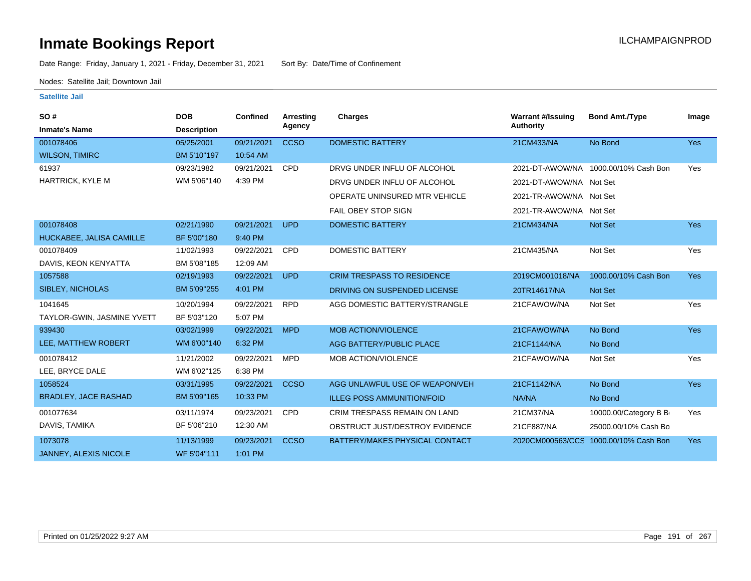# Inmate Bookings Report

ILCHAMPAIGNPROD

Date Range: Friday, January 1, 2021 - Friday, December 31, 2021    Sort By: Date/Time of Confinement

Nodes: Satellite Jail; Downtown Jail

**Satellite Jail**

| SO # / Inmate's Name | DOB / Description | Confined | Arresting Agency | Charges | Warrant #/Issuing Authority | Bond Amt./Type | Image |
|---|---|---|---|---|---|---|---|
| 001078406 | 05/25/2001 | 09/21/2021 | CCSO | DOMESTIC BATTERY | 21CM433/NA | No Bond | Yes |
| WILSON, TIMIRC | BM 5'10"197 | 10:54 AM | | | | | |
| 61937 | 09/23/1982 | 09/21/2021 | CPD | DRVG UNDER INFLU OF ALCOHOL | 2021-DT-AWOW/NA | 1000.00/10% Cash Bon | Yes |
| HARTRICK, KYLE M | WM 5'06"140 | 4:39 PM | | DRVG UNDER INFLU OF ALCOHOL | 2021-DT-AWOW/NA | Not Set | |
| | | | | OPERATE UNINSURED MTR VEHICLE | 2021-TR-AWOW/NA | Not Set | |
| | | | | FAIL OBEY STOP SIGN | 2021-TR-AWOW/NA | Not Set | |
| 001078408 | 02/21/1990 | 09/21/2021 | UPD | DOMESTIC BATTERY | 21CM434/NA | Not Set | Yes |
| HUCKABEE, JALISA CAMILLE | BF 5'00"180 | 9:40 PM | | | | | |
| 001078409 | 11/02/1993 | 09/22/2021 | CPD | DOMESTIC BATTERY | 21CM435/NA | Not Set | Yes |
| DAVIS, KEON KENYATTA | BM 5'08"185 | 12:09 AM | | | | | |
| 1057588 | 02/19/1993 | 09/22/2021 | UPD | CRIM TRESPASS TO RESIDENCE | 2019CM001018/NA | 1000.00/10% Cash Bon | Yes |
| SIBLEY, NICHOLAS | BM 5'09"255 | 4:01 PM | | DRIVING ON SUSPENDED LICENSE | 20TR14617/NA | Not Set | |
| 1041645 | 10/20/1994 | 09/22/2021 | RPD | AGG DOMESTIC BATTERY/STRANGLE | 21CFAWOW/NA | Not Set | Yes |
| TAYLOR-GWIN, JASMINE YVETT | BF 5'03"120 | 5:07 PM | | | | | |
| 939430 | 03/02/1999 | 09/22/2021 | MPD | MOB ACTION/VIOLENCE | 21CFAWOW/NA | No Bond | Yes |
| LEE, MATTHEW ROBERT | WM 6'00"140 | 6:32 PM | | AGG BATTERY/PUBLIC PLACE | 21CF1144/NA | No Bond | |
| 001078412 | 11/21/2002 | 09/22/2021 | MPD | MOB ACTION/VIOLENCE | 21CFAWOW/NA | Not Set | Yes |
| LEE, BRYCE DALE | WM 6'02"125 | 6:38 PM | | | | | |
| 1058524 | 03/31/1995 | 09/22/2021 | CCSO | AGG UNLAWFUL USE OF WEAPON/VEH | 21CF1142/NA | No Bond | Yes |
| BRADLEY, JACE RASHAD | BM 5'09"165 | 10:33 PM | | ILLEG POSS AMMUNITION/FOID | NA/NA | No Bond | |
| 001077634 | 03/11/1974 | 09/23/2021 | CPD | CRIM TRESPASS REMAIN ON LAND | 21CM37/NA | 10000.00/Category B B | Yes |
| DAVIS, TAMIKA | BF 5'06"210 | 12:30 AM | | OBSTRUCT JUST/DESTROY EVIDENCE | 21CF887/NA | 25000.00/10% Cash Bo | |
| 1073078 | 11/13/1999 | 09/23/2021 | CCSO | BATTERY/MAKES PHYSICAL CONTACT | 2020CM000563/CCS | 1000.00/10% Cash Bon | Yes |
| JANNEY, ALEXIS NICOLE | WF 5'04"111 | 1:01 PM | | | | | |

Printed on 01/25/2022 9:27 AM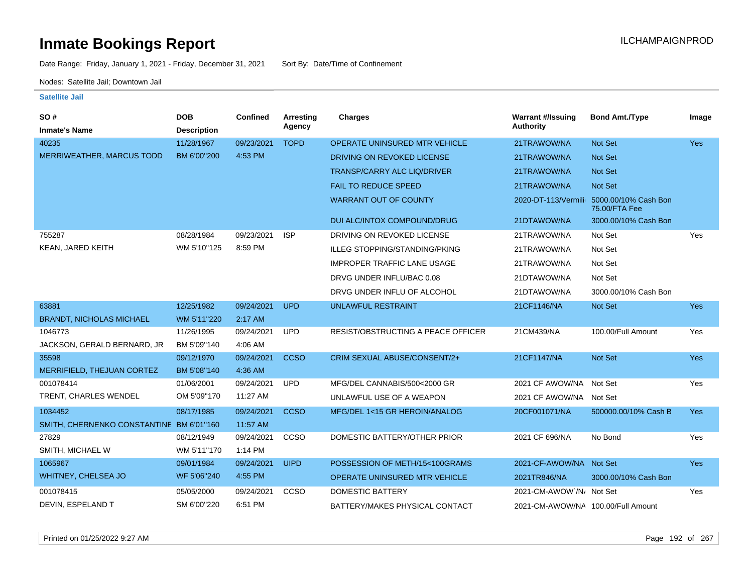# Inmate Bookings Report

ILCHAMPAIGNPROD

Date Range: Friday, January 1, 2021 - Friday, December 31, 2021 Sort By: Date/Time of Confinement

Nodes: Satellite Jail; Downtown Jail

### Satellite Jail

| SO # / Inmate's Name | DOB / Description | Confined | Arresting Agency | Charges | Warrant #/Issuing Authority | Bond Amt./Type | Image |
|---|---|---|---|---|---|---|---|
| 40235 | 11/28/1967 | 09/23/2021 | TOPD | OPERATE UNINSURED MTR VEHICLE | 21TRAWOW/NA | Not Set | Yes |
| MERRIWEATHER, MARCUS TODD | BM 6'00"200 | 4:53 PM | | DRIVING ON REVOKED LICENSE | 21TRAWOW/NA | Not Set | |
| | | | | TRANSP/CARRY ALC LIQ/DRIVER | 21TRAWOW/NA | Not Set | |
| | | | | FAIL TO REDUCE SPEED | 21TRAWOW/NA | Not Set | |
| | | | | WARRANT OUT OF COUNTY | 2020-DT-113/Vermili | 5000.00/10% Cash Bon 75.00/FTA Fee | |
| | | | | DUI ALC/INTOX COMPOUND/DRUG | 21DTAWOW/NA | 3000.00/10% Cash Bon | |
| 755287 | 08/28/1984 | 09/23/2021 | ISP | DRIVING ON REVOKED LICENSE | 21TRAWOW/NA | Not Set | Yes |
| KEAN, JARED KEITH | WM 5'10"125 | 8:59 PM | | ILLEG STOPPING/STANDING/PKING | 21TRAWOW/NA | Not Set | |
| | | | | IMPROPER TRAFFIC LANE USAGE | 21TRAWOW/NA | Not Set | |
| | | | | DRVG UNDER INFLU/BAC 0.08 | 21DTAWOW/NA | Not Set | |
| | | | | DRVG UNDER INFLU OF ALCOHOL | 21DTAWOW/NA | 3000.00/10% Cash Bon | |
| 63881 | 12/25/1982 | 09/24/2021 | UPD | UNLAWFUL RESTRAINT | 21CF1146/NA | Not Set | Yes |
| BRANDT, NICHOLAS MICHAEL | WM 5'11"220 | 2:17 AM | | | | | |
| 1046773 | 11/26/1995 | 09/24/2021 | UPD | RESIST/OBSTRUCTING A PEACE OFFICER | 21CM439/NA | 100.00/Full Amount | Yes |
| JACKSON, GERALD BERNARD, JR | BM 5'09"140 | 4:06 AM | | | | | |
| 35598 | 09/12/1970 | 09/24/2021 | CCSO | CRIM SEXUAL ABUSE/CONSENT/2+ | 21CF1147/NA | Not Set | Yes |
| MERRIFIELD, THEJUAN CORTEZ | BM 5'08"140 | 4:36 AM | | | | | |
| 001078414 | 01/06/2001 | 09/24/2021 | UPD | MFG/DEL CANNABIS/500<2000 GR | 2021 CF AWOW/NA | Not Set | Yes |
| TRENT, CHARLES WENDEL | OM 5'09"170 | 11:27 AM | | UNLAWFUL USE OF A WEAPON | 2021 CF AWOW/NA | Not Set | |
| 1034452 | 08/17/1985 | 09/24/2021 | CCSO | MFG/DEL 1<15 GR HEROIN/ANALOG | 20CF001071/NA | 500000.00/10% Cash B | Yes |
| SMITH, CHERNENKO CONSTANTINE | BM 6'01"160 | 11:57 AM | | | | | |
| 27829 | 08/12/1949 | 09/24/2021 | CCSO | DOMESTIC BATTERY/OTHER PRIOR | 2021 CF 696/NA | No Bond | Yes |
| SMITH, MICHAEL W | WM 5'11"170 | 1:14 PM | | | | | |
| 1065967 | 09/01/1984 | 09/24/2021 | UIPD | POSSESSION OF METH/15<100GRAMS | 2021-CF-AWOW/NA | Not Set | Yes |
| WHITNEY, CHELSEA JO | WF 5'06"240 | 4:55 PM | | OPERATE UNINSURED MTR VEHICLE | 2021TR846/NA | 3000.00/10% Cash Bon | |
| 001078415 | 05/05/2000 | 09/24/2021 | CCSO | DOMESTIC BATTERY | 2021-CM-AWOW`/N/ | Not Set | Yes |
| DEVIN, ESPELAND T | SM 6'00"220 | 6:51 PM | | BATTERY/MAKES PHYSICAL CONTACT | 2021-CM-AWOW/NA | 100.00/Full Amount | |

Printed on 01/25/2022 9:27 AM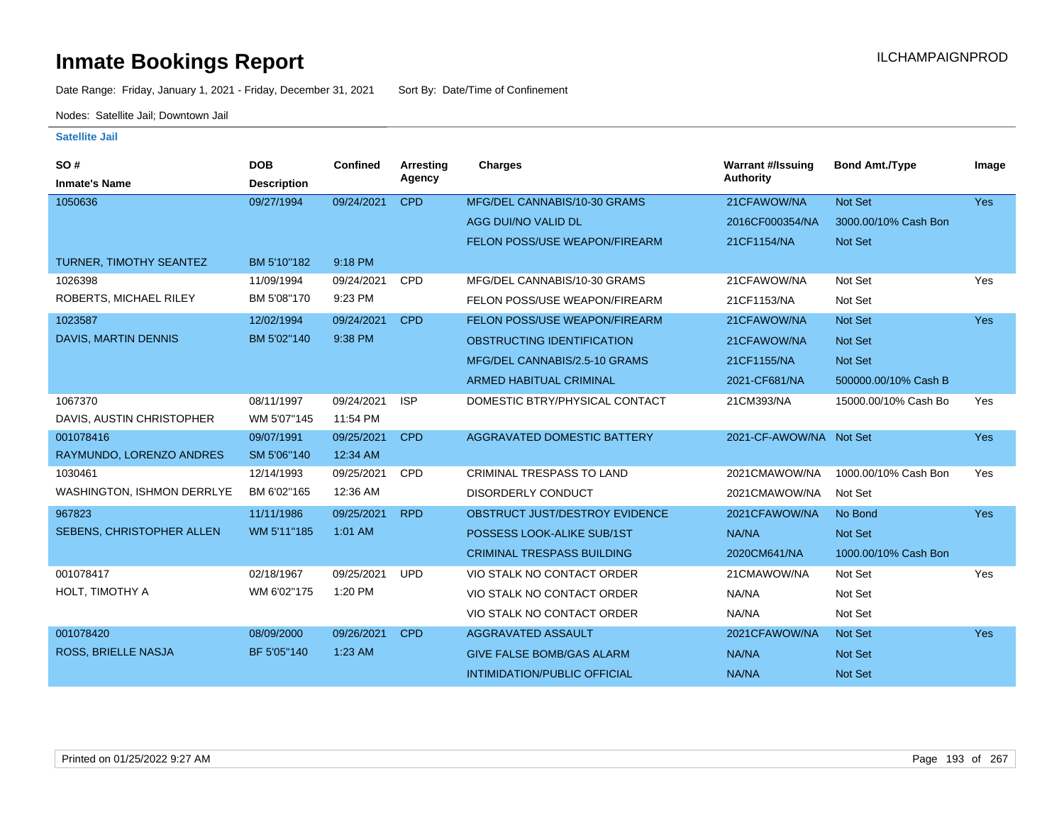# Inmate Bookings Report

ILCHAMPAIGNPROD

Date Range: Friday, January 1, 2021 - Friday, December 31, 2021  Sort By: Date/Time of Confinement

Nodes: Satellite Jail; Downtown Jail

**Satellite Jail**

| SO # / Inmate's Name | DOB / Description | Confined | Arresting Agency | Charges | Warrant #/Issuing Authority | Bond Amt./Type | Image |
|---|---|---|---|---|---|---|---|
| 1050636 | 09/27/1994 | 09/24/2021 | CPD | MFG/DEL CANNABIS/10-30 GRAMS | 21CFAWOW/NA | Not Set | Yes |
| | | | | AGG DUI/NO VALID DL | 2016CF000354/NA | 3000.00/10% Cash Bon | |
| | | | | FELON POSS/USE WEAPON/FIREARM | 21CF1154/NA | Not Set | |
| TURNER, TIMOTHY SEANTEZ | BM 5'10"182 | 9:18 PM | | | | | |
| 1026398 | 11/09/1994 | 09/24/2021 | CPD | MFG/DEL CANNABIS/10-30 GRAMS | 21CFAWOW/NA | Not Set | Yes |
| ROBERTS, MICHAEL RILEY | BM 5'08"170 | 9:23 PM | | FELON POSS/USE WEAPON/FIREARM | 21CF1153/NA | Not Set | |
| 1023587 | 12/02/1994 | 09/24/2021 | CPD | FELON POSS/USE WEAPON/FIREARM | 21CFAWOW/NA | Not Set | Yes |
| DAVIS, MARTIN DENNIS | BM 5'02"140 | 9:38 PM | | OBSTRUCTING IDENTIFICATION | 21CFAWOW/NA | Not Set | |
| | | | | MFG/DEL CANNABIS/2.5-10 GRAMS | 21CF1155/NA | Not Set | |
| | | | | ARMED HABITUAL CRIMINAL | 2021-CF681/NA | 500000.00/10% Cash B | |
| 1067370 | 08/11/1997 | 09/24/2021 | ISP | DOMESTIC BTRY/PHYSICAL CONTACT | 21CM393/NA | 15000.00/10% Cash Bo | Yes |
| DAVIS, AUSTIN CHRISTOPHER | WM 5'07"145 | 11:54 PM | | | | | |
| 001078416 | 09/07/1991 | 09/25/2021 | CPD | AGGRAVATED DOMESTIC BATTERY | 2021-CF-AWOW/NA | Not Set | Yes |
| RAYMUNDO, LORENZO ANDRES | SM 5'06"140 | 12:34 AM | | | | | |
| 1030461 | 12/14/1993 | 09/25/2021 | CPD | CRIMINAL TRESPASS TO LAND | 2021CMAWOW/NA | 1000.00/10% Cash Bon | Yes |
| WASHINGTON, ISHMON DERRLYE | BM 6'02"165 | 12:36 AM | | DISORDERLY CONDUCT | 2021CMAWOW/NA | Not Set | |
| 967823 | 11/11/1986 | 09/25/2021 | RPD | OBSTRUCT JUST/DESTROY EVIDENCE | 2021CFAWOW/NA | No Bond | Yes |
| SEBENS, CHRISTOPHER ALLEN | WM 5'11"185 | 1:01 AM | | POSSESS LOOK-ALIKE SUB/1ST | NA/NA | Not Set | |
| | | | | CRIMINAL TRESPASS BUILDING | 2020CM641/NA | 1000.00/10% Cash Bon | |
| 001078417 | 02/18/1967 | 09/25/2021 | UPD | VIO STALK NO CONTACT ORDER | 21CMAWOW/NA | Not Set | Yes |
| HOLT, TIMOTHY A | WM 6'02"175 | 1:20 PM | | VIO STALK NO CONTACT ORDER | NA/NA | Not Set | |
| | | | | VIO STALK NO CONTACT ORDER | NA/NA | Not Set | |
| 001078420 | 08/09/2000 | 09/26/2021 | CPD | AGGRAVATED ASSAULT | 2021CFAWOW/NA | Not Set | Yes |
| ROSS, BRIELLE NASJA | BF 5'05"140 | 1:23 AM | | GIVE FALSE BOMB/GAS ALARM | NA/NA | Not Set | |
| | | | | INTIMIDATION/PUBLIC OFFICIAL | NA/NA | Not Set | |

Printed on 01/25/2022 9:27 AM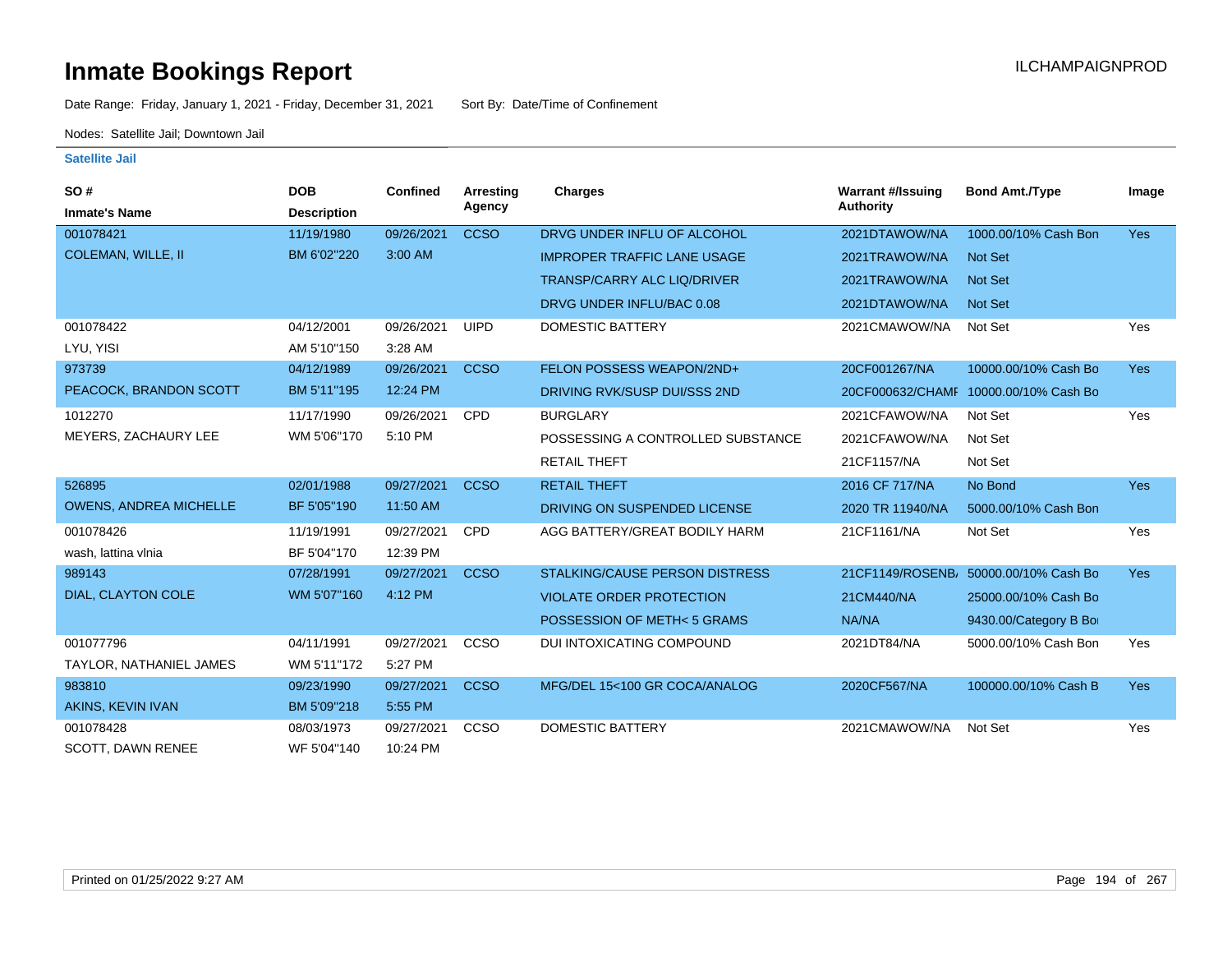# Inmate Bookings Report

ILCHAMPAIGNPROD

Date Range: Friday, January 1, 2021 - Friday, December 31, 2021    Sort By: Date/Time of Confinement

Nodes: Satellite Jail; Downtown Jail

### Satellite Jail

| SO # / Inmate's Name | DOB / Description | Confined | Arresting Agency | Charges | Warrant #/Issuing Authority | Bond Amt./Type | Image |
|---|---|---|---|---|---|---|---|
| 001078421 | 11/19/1980 | 09/26/2021 | CCSO | DRVG UNDER INFLU OF ALCOHOL | 2021DTAWOW/NA | 1000.00/10% Cash Bon | Yes |
| COLEMAN, WILLE, II | BM 6'02"220 | 3:00 AM | | IMPROPER TRAFFIC LANE USAGE | 2021TRAWOW/NA | Not Set | |
| | | | | TRANSP/CARRY ALC LIQ/DRIVER | 2021TRAWOW/NA | Not Set | |
| | | | | DRVG UNDER INFLU/BAC 0.08 | 2021DTAWOW/NA | Not Set | |
| 001078422 | 04/12/2001 | 09/26/2021 | UIPD | DOMESTIC BATTERY | 2021CMAWOW/NA | Not Set | Yes |
| LYU, YISI | AM 5'10"150 | 3:28 AM | | | | | |
| 973739 | 04/12/1989 | 09/26/2021 | CCSO | FELON POSSESS WEAPON/2ND+ | 20CF001267/NA | 10000.00/10% Cash Bo | Yes |
| PEACOCK, BRANDON SCOTT | BM 5'11"195 | 12:24 PM | | DRIVING RVK/SUSP DUI/SSS 2ND | 20CF000632/CHAMI | 10000.00/10% Cash Bo | |
| 1012270 | 11/17/1990 | 09/26/2021 | CPD | BURGLARY | 2021CFAWOW/NA | Not Set | Yes |
| MEYERS, ZACHAURY LEE | WM 5'06"170 | 5:10 PM | | POSSESSING A CONTROLLED SUBSTANCE | 2021CFAWOW/NA | Not Set | |
| | | | | RETAIL THEFT | 21CF1157/NA | Not Set | |
| 526895 | 02/01/1988 | 09/27/2021 | CCSO | RETAIL THEFT | 2016 CF 717/NA | No Bond | Yes |
| OWENS, ANDREA MICHELLE | BF 5'05"190 | 11:50 AM | | DRIVING ON SUSPENDED LICENSE | 2020 TR 11940/NA | 5000.00/10% Cash Bon | |
| 001078426 | 11/19/1991 | 09/27/2021 | CPD | AGG BATTERY/GREAT BODILY HARM | 21CF1161/NA | Not Set | Yes |
| wash, lattina vlnia | BF 5'04"170 | 12:39 PM | | | | | |
| 989143 | 07/28/1991 | 09/27/2021 | CCSO | STALKING/CAUSE PERSON DISTRESS | 21CF1149/ROSENB/ | 50000.00/10% Cash Bo | Yes |
| DIAL, CLAYTON COLE | WM 5'07"160 | 4:12 PM | | VIOLATE ORDER PROTECTION | 21CM440/NA | 25000.00/10% Cash Bo | |
| | | | | POSSESSION OF METH< 5 GRAMS | NA/NA | 9430.00/Category B Bo | |
| 001077796 | 04/11/1991 | 09/27/2021 | CCSO | DUI INTOXICATING COMPOUND | 2021DT84/NA | 5000.00/10% Cash Bon | Yes |
| TAYLOR, NATHANIEL JAMES | WM 5'11"172 | 5:27 PM | | | | | |
| 983810 | 09/23/1990 | 09/27/2021 | CCSO | MFG/DEL 15<100 GR COCA/ANALOG | 2020CF567/NA | 100000.00/10% Cash B | Yes |
| AKINS, KEVIN IVAN | BM 5'09"218 | 5:55 PM | | | | | |
| 001078428 | 08/03/1973 | 09/27/2021 | CCSO | DOMESTIC BATTERY | 2021CMAWOW/NA | Not Set | Yes |
| SCOTT, DAWN RENEE | WF 5'04"140 | 10:24 PM | | | | | |

Printed on 01/25/2022 9:27 AM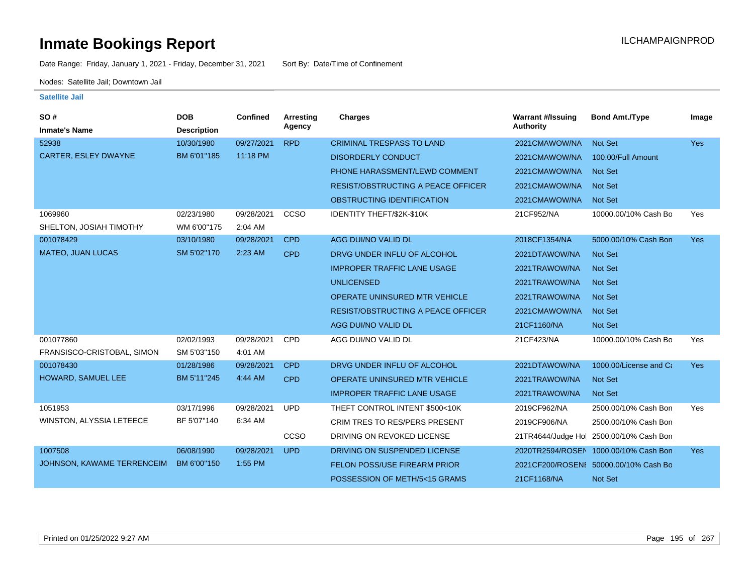# Inmate Bookings Report

ILCHAMPAIGNPROD

Date Range: Friday, January 1, 2021 - Friday, December 31, 2021    Sort By: Date/Time of Confinement

Nodes: Satellite Jail; Downtown Jail

**Satellite Jail**

| SO # / Inmate's Name | DOB / Description | Confined | Arresting Agency | Charges | Warrant #/Issuing Authority | Bond Amt./Type | Image |
|---|---|---|---|---|---|---|---|
| 52938 | 10/30/1980 | 09/27/2021 | RPD | CRIMINAL TRESPASS TO LAND | 2021CMAWOW/NA | Not Set | Yes |
| CARTER, ESLEY DWAYNE | BM 6'01"185 | 11:18 PM | | DISORDERLY CONDUCT | 2021CMAWOW/NA | 100.00/Full Amount | |
| | | | | PHONE HARASSMENT/LEWD COMMENT | 2021CMAWOW/NA | Not Set | |
| | | | | RESIST/OBSTRUCTING A PEACE OFFICER | 2021CMAWOW/NA | Not Set | |
| | | | | OBSTRUCTING IDENTIFICATION | 2021CMAWOW/NA | Not Set | |
| 1069960 | 02/23/1980 | 09/28/2021 | CCSO | IDENTITY THEFT/$2K-$10K | 21CF952/NA | 10000.00/10% Cash Bo | Yes |
| SHELTON, JOSIAH TIMOTHY | WM 6'00"175 | 2:04 AM | | | | | |
| 001078429 | 03/10/1980 | 09/28/2021 | CPD | AGG DUI/NO VALID DL | 2018CF1354/NA | 5000.00/10% Cash Bon | Yes |
| MATEO, JUAN LUCAS | SM 5'02"170 | 2:23 AM | CPD | DRVG UNDER INFLU OF ALCOHOL | 2021DTAWOW/NA | Not Set | |
| | | | | IMPROPER TRAFFIC LANE USAGE | 2021TRAWOW/NA | Not Set | |
| | | | | UNLICENSED | 2021TRAWOW/NA | Not Set | |
| | | | | OPERATE UNINSURED MTR VEHICLE | 2021TRAWOW/NA | Not Set | |
| | | | | RESIST/OBSTRUCTING A PEACE OFFICER | 2021CMAWOW/NA | Not Set | |
| | | | | AGG DUI/NO VALID DL | 21CF1160/NA | Not Set | |
| 001077860 | 02/02/1993 | 09/28/2021 | CPD | AGG DUI/NO VALID DL | 21CF423/NA | 10000.00/10% Cash Bo | Yes |
| FRANSISCO-CRISTOBAL, SIMON | SM 5'03"150 | 4:01 AM | | | | | |
| 001078430 | 01/28/1986 | 09/28/2021 | CPD | DRVG UNDER INFLU OF ALCOHOL | 2021DTAWOW/NA | 1000.00/License and Ca | Yes |
| HOWARD, SAMUEL LEE | BM 5'11"245 | 4:44 AM | CPD | OPERATE UNINSURED MTR VEHICLE | 2021TRAWOW/NA | Not Set | |
| | | | | IMPROPER TRAFFIC LANE USAGE | 2021TRAWOW/NA | Not Set | |
| 1051953 | 03/17/1996 | 09/28/2021 | UPD | THEFT CONTROL INTENT $500<10K | 2019CF962/NA | 2500.00/10% Cash Bon | Yes |
| WINSTON, ALYSSIA LETEECE | BF 5'07"140 | 6:34 AM | | CRIM TRES TO RES/PERS PRESENT | 2019CF906/NA | 2500.00/10% Cash Bon | |
| | | | CCSO | DRIVING ON REVOKED LICENSE | 21TR4644/Judge Hol | 2500.00/10% Cash Bon | |
| 1007508 | 06/08/1990 | 09/28/2021 | UPD | DRIVING ON SUSPENDED LICENSE | 2020TR2594/ROSEN | 1000.00/10% Cash Bon | Yes |
| JOHNSON, KAWAME TERRENCEIM | BM 6'00"150 | 1:55 PM | | FELON POSS/USE FIREARM PRIOR | 2021CF200/ROSENI | 50000.00/10% Cash Bo | |
| | | | | POSSESSION OF METH/5<15 GRAMS | 21CF1168/NA | Not Set | |

Printed on 01/25/2022 9:27 AM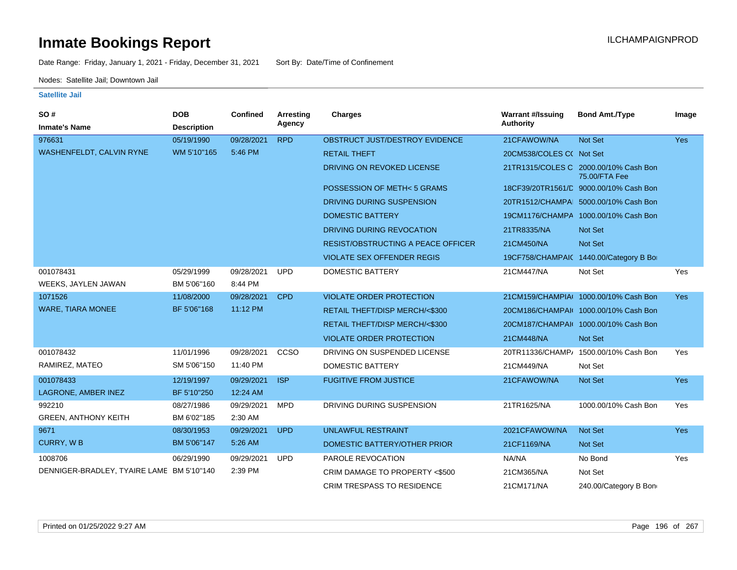# Inmate Bookings Report

ILCHAMPAIGNPROD

Date Range: Friday, January 1, 2021 - Friday, December 31, 2021 Sort By: Date/Time of Confinement

Nodes: Satellite Jail; Downtown Jail

**Satellite Jail**

| SO # / Inmate's Name | DOB / Description | Confined | Arresting Agency | Charges | Warrant #/Issuing Authority | Bond Amt./Type | Image |
|---|---|---|---|---|---|---|---|
| 976631 | 05/19/1990 | 09/28/2021 | RPD | OBSTRUCT JUST/DESTROY EVIDENCE | 21CFAWOW/NA | Not Set | Yes |
| WASHENFELDT, CALVIN RYNE | WM 5'10"165 | 5:46 PM | | RETAIL THEFT | 20CM538/COLES C( | Not Set | |
| | | | | DRIVING ON REVOKED LICENSE | 21TR1315/COLES C | 2000.00/10% Cash Bon 75.00/FTA Fee | |
| | | | | POSSESSION OF METH< 5 GRAMS | 18CF39/20TR1561/D | 9000.00/10% Cash Bon | |
| | | | | DRIVING DURING SUSPENSION | 20TR1512/CHAMPA | 5000.00/10% Cash Bon | |
| | | | | DOMESTIC BATTERY | 19CM1176/CHAMPA | 1000.00/10% Cash Bon | |
| | | | | DRIVING DURING REVOCATION | 21TR8335/NA | Not Set | |
| | | | | RESIST/OBSTRUCTING A PEACE OFFICER | 21CM450/NA | Not Set | |
| | | | | VIOLATE SEX OFFENDER REGIS | 19CF758/CHAMPAI( | 1440.00/Category B Bo | |
| 001078431 | 05/29/1999 | 09/28/2021 | UPD | DOMESTIC BATTERY | 21CM447/NA | Not Set | Yes |
| WEEKS, JAYLEN JAWAN | BM 5'06"160 | 8:44 PM | | | | | |
| 1071526 | 11/08/2000 | 09/28/2021 | CPD | VIOLATE ORDER PROTECTION | 21CM159/CHAMPAI( | 1000.00/10% Cash Bon | Yes |
| WARE, TIARA MONEE | BF 5'06"168 | 11:12 PM | | RETAIL THEFT/DISP MERCH/<$300 | 20CM186/CHAMPAI( | 1000.00/10% Cash Bon | |
| | | | | RETAIL THEFT/DISP MERCH/<$300 | 20CM187/CHAMPAI( | 1000.00/10% Cash Bon | |
| | | | | VIOLATE ORDER PROTECTION | 21CM448/NA | Not Set | |
| 001078432 | 11/01/1996 | 09/28/2021 | CCSO | DRIVING ON SUSPENDED LICENSE | 20TR11336/CHAMP/ | 1500.00/10% Cash Bon | Yes |
| RAMIREZ, MATEO | SM 5'06"150 | 11:40 PM | | DOMESTIC BATTERY | 21CM449/NA | Not Set | |
| 001078433 | 12/19/1997 | 09/29/2021 | ISP | FUGITIVE FROM JUSTICE | 21CFAWOW/NA | Not Set | Yes |
| LAGRONE, AMBER INEZ | BF 5'10"250 | 12:24 AM | | | | | |
| 992210 | 08/27/1986 | 09/29/2021 | MPD | DRIVING DURING SUSPENSION | 21TR1625/NA | 1000.00/10% Cash Bon | Yes |
| GREEN, ANTHONY KEITH | BM 6'02"185 | 2:30 AM | | | | | |
| 9671 | 08/30/1953 | 09/29/2021 | UPD | UNLAWFUL RESTRAINT | 2021CFAWOW/NA | Not Set | Yes |
| CURRY, W B | BM 5'06"147 | 5:26 AM | | DOMESTIC BATTERY/OTHER PRIOR | 21CF1169/NA | Not Set | |
| 1008706 | 06/29/1990 | 09/29/2021 | UPD | PAROLE REVOCATION | NA/NA | No Bond | Yes |
| DENNIGER-BRADLEY, TYAIRE LAME | BM 5'10"140 | 2:39 PM | | CRIM DAMAGE TO PROPERTY <$500 | 21CM365/NA | Not Set | |
| | | | | CRIM TRESPASS TO RESIDENCE | 21CM171/NA | 240.00/Category B Bon | |

Printed on 01/25/2022 9:27 AM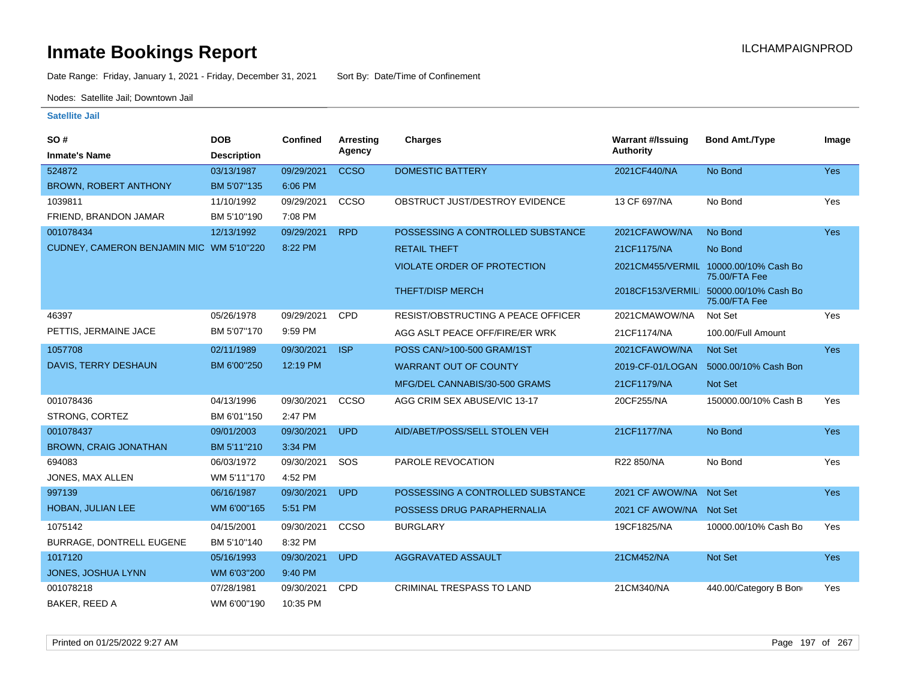# Inmate Bookings Report

ILCHAMPAIGNPROD

Date Range: Friday, January 1, 2021 - Friday, December 31, 2021 Sort By: Date/Time of Confinement

Nodes: Satellite Jail; Downtown Jail

**Satellite Jail**

| SO # / Inmate's Name | DOB / Description | Confined | Arresting Agency | Charges | Warrant #/Issuing Authority | Bond Amt./Type | Image |
|---|---|---|---|---|---|---|---|
| 524872 / BROWN, ROBERT ANTHONY | 03/13/1987 / BM 5'07"135 | 09/29/2021 6:06 PM | CCSO | DOMESTIC BATTERY | 2021CF440/NA | No Bond | Yes |
| 1039811 / FRIEND, BRANDON JAMAR | 11/10/1992 / BM 5'10"190 | 09/29/2021 7:08 PM | CCSO | OBSTRUCT JUST/DESTROY EVIDENCE | 13 CF 697/NA | No Bond | Yes |
| 001078434 / CUDNEY, CAMERON BENJAMIN MIC | 12/13/1992 / WM 5'10"220 | 09/29/2021 8:22 PM | RPD | POSSESSING A CONTROLLED SUBSTANCE | 2021CFAWOW/NA | No Bond | Yes |
| | | | | RETAIL THEFT | 21CF1175/NA | No Bond | |
| | | | | VIOLATE ORDER OF PROTECTION | 2021CM455/VERMIL | 10000.00/10% Cash Bo 75.00/FTA Fee | |
| | | | | THEFT/DISP MERCH | 2018CF153/VERMILI | 50000.00/10% Cash Bo 75.00/FTA Fee | |
| 46397 / PETTIS, JERMAINE JACE | 05/26/1978 / BM 5'07"170 | 09/29/2021 9:59 PM | CPD | RESIST/OBSTRUCTING A PEACE OFFICER | 2021CMAWOW/NA | Not Set | Yes |
| | | | | AGG ASLT PEACE OFF/FIRE/ER WRK | 21CF1174/NA | 100.00/Full Amount | |
| 1057708 / DAVIS, TERRY DESHAUN | 02/11/1989 / BM 6'00"250 | 09/30/2021 12:19 PM | ISP | POSS CAN/>100-500 GRAM/1ST | 2021CFAWOW/NA | Not Set | Yes |
| | | | | WARRANT OUT OF COUNTY | 2019-CF-01/LOGAN | 5000.00/10% Cash Bon | |
| | | | | MFG/DEL CANNABIS/30-500 GRAMS | 21CF1179/NA | Not Set | |
| 001078436 / STRONG, CORTEZ | 04/13/1996 / BM 6'01"150 | 09/30/2021 2:47 PM | CCSO | AGG CRIM SEX ABUSE/VIC 13-17 | 20CF255/NA | 150000.00/10% Cash B | Yes |
| 001078437 / BROWN, CRAIG JONATHAN | 09/01/2003 / BM 5'11"210 | 09/30/2021 3:34 PM | UPD | AID/ABET/POSS/SELL STOLEN VEH | 21CF1177/NA | No Bond | Yes |
| 694083 / JONES, MAX ALLEN | 06/03/1972 / WM 5'11"170 | 09/30/2021 4:52 PM | SOS | PAROLE REVOCATION | R22 850/NA | No Bond | Yes |
| 997139 / HOBAN, JULIAN LEE | 06/16/1987 / WM 6'00"165 | 09/30/2021 5:51 PM | UPD | POSSESSING A CONTROLLED SUBSTANCE | 2021 CF AWOW/NA | Not Set | Yes |
| | | | | POSSESS DRUG PARAPHERNALIA | 2021 CF AWOW/NA | Not Set | |
| 1075142 / BURRAGE, DONTRELL EUGENE | 04/15/2001 / BM 5'10"140 | 09/30/2021 8:32 PM | CCSO | BURGLARY | 19CF1825/NA | 10000.00/10% Cash Bo | Yes |
| 1017120 / JONES, JOSHUA LYNN | 05/16/1993 / WM 6'03"200 | 09/30/2021 9:40 PM | UPD | AGGRAVATED ASSAULT | 21CM452/NA | Not Set | Yes |
| 001078218 / BAKER, REED A | 07/28/1981 / WM 6'00"190 | 09/30/2021 10:35 PM | CPD | CRIMINAL TRESPASS TO LAND | 21CM340/NA | 440.00/Category B Bon | Yes |

Printed on 01/25/2022 9:27 AM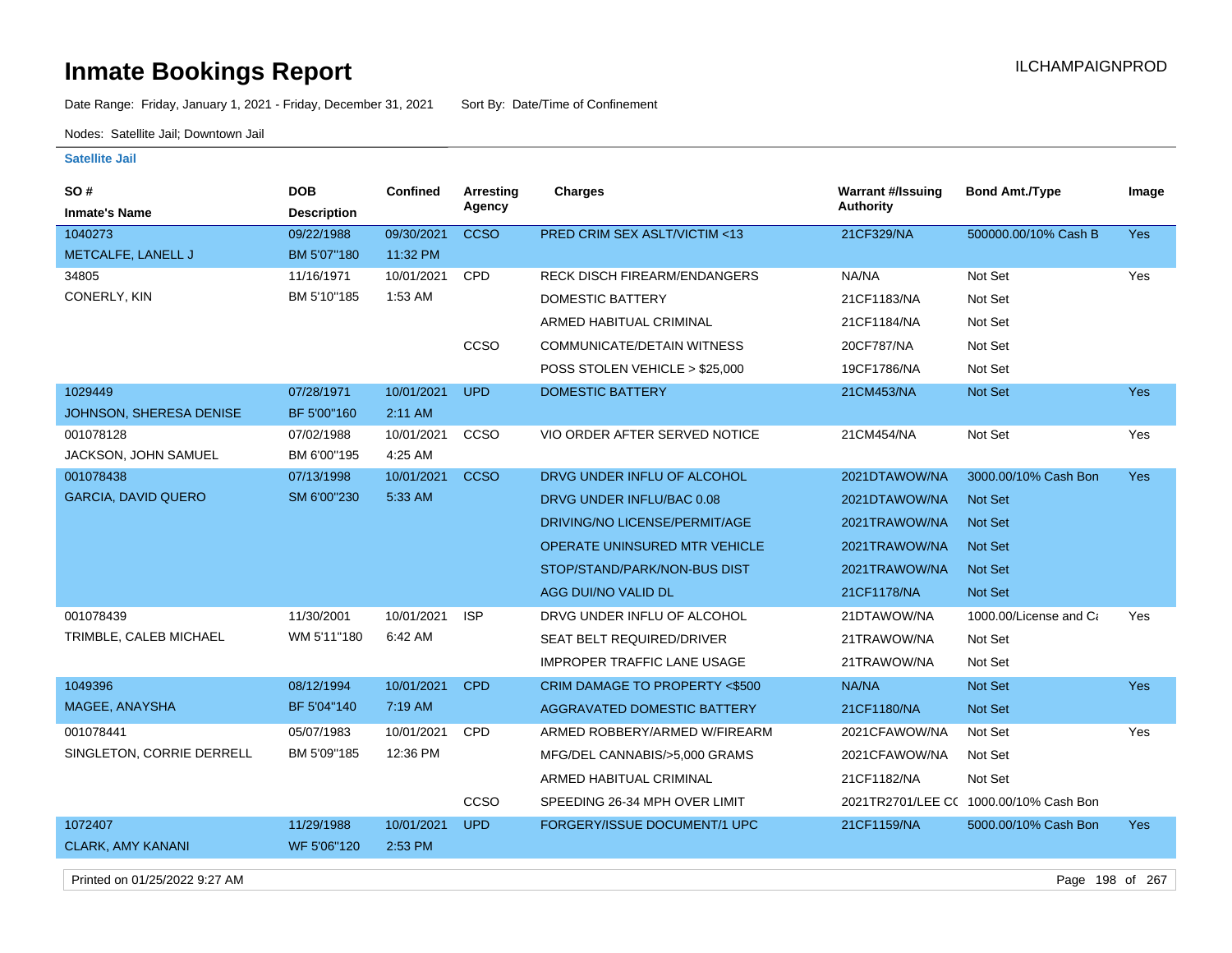# Inmate Bookings Report

ILCHAMPAIGNPROD

Date Range: Friday, January 1, 2021 - Friday, December 31, 2021    Sort By: Date/Time of Confinement

Nodes: Satellite Jail; Downtown Jail

### Satellite Jail

| SO # / Inmate's Name | DOB / Description | Confined | Arresting Agency | Charges | Warrant #/Issuing Authority | Bond Amt./Type | Image |
|---|---|---|---|---|---|---|---|
| 1040273 | 09/22/1988 | 09/30/2021 | CCSO | PRED CRIM SEX ASLT/VICTIM <13 | 21CF329/NA | 500000.00/10% Cash B | Yes |
| METCALFE, LANELL J | BM 5'07"180 | 11:32 PM | | | | | |
| 34805 | 11/16/1971 | 10/01/2021 | CPD | RECK DISCH FIREARM/ENDANGERS | NA/NA | Not Set | Yes |
| CONERLY, KIN | BM 5'10"185 | 1:53 AM | | DOMESTIC BATTERY | 21CF1183/NA | Not Set | |
| | | | | ARMED HABITUAL CRIMINAL | 21CF1184/NA | Not Set | |
| | | | CCSO | COMMUNICATE/DETAIN WITNESS | 20CF787/NA | Not Set | |
| | | | | POSS STOLEN VEHICLE > $25,000 | 19CF1786/NA | Not Set | |
| 1029449 | 07/28/1971 | 10/01/2021 | UPD | DOMESTIC BATTERY | 21CM453/NA | Not Set | Yes |
| JOHNSON, SHERESA DENISE | BF 5'00"160 | 2:11 AM | | | | | |
| 001078128 | 07/02/1988 | 10/01/2021 | CCSO | VIO ORDER AFTER SERVED NOTICE | 21CM454/NA | Not Set | Yes |
| JACKSON, JOHN SAMUEL | BM 6'00"195 | 4:25 AM | | | | | |
| 001078438 | 07/13/1998 | 10/01/2021 | CCSO | DRVG UNDER INFLU OF ALCOHOL | 2021DTAWOW/NA | 3000.00/10% Cash Bon | Yes |
| GARCIA, DAVID QUERO | SM 6'00"230 | 5:33 AM | | DRVG UNDER INFLU/BAC 0.08 | 2021DTAWOW/NA | Not Set | |
| | | | | DRIVING/NO LICENSE/PERMIT/AGE | 2021TRAWOW/NA | Not Set | |
| | | | | OPERATE UNINSURED MTR VEHICLE | 2021TRAWOW/NA | Not Set | |
| | | | | STOP/STAND/PARK/NON-BUS DIST | 2021TRAWOW/NA | Not Set | |
| | | | | AGG DUI/NO VALID DL | 21CF1178/NA | Not Set | |
| 001078439 | 11/30/2001 | 10/01/2021 | ISP | DRVG UNDER INFLU OF ALCOHOL | 21DTAWOW/NA | 1000.00/License and Ca | Yes |
| TRIMBLE, CALEB MICHAEL | WM 5'11"180 | 6:42 AM | | SEAT BELT REQUIRED/DRIVER | 21TRAWOW/NA | Not Set | |
| | | | | IMPROPER TRAFFIC LANE USAGE | 21TRAWOW/NA | Not Set | |
| 1049396 | 08/12/1994 | 10/01/2021 | CPD | CRIM DAMAGE TO PROPERTY <$500 | NA/NA | Not Set | Yes |
| MAGEE, ANAYSHA | BF 5'04"140 | 7:19 AM | | AGGRAVATED DOMESTIC BATTERY | 21CF1180/NA | Not Set | |
| 001078441 | 05/07/1983 | 10/01/2021 | CPD | ARMED ROBBERY/ARMED W/FIREARM | 2021CFAWOW/NA | Not Set | Yes |
| SINGLETON, CORRIE DERRELL | BM 5'09"185 | 12:36 PM | | MFG/DEL CANNABIS/>5,000 GRAMS | 2021CFAWOW/NA | Not Set | |
| | | | | ARMED HABITUAL CRIMINAL | 21CF1182/NA | Not Set | |
| | | | CCSO | SPEEDING 26-34 MPH OVER LIMIT | 2021TR2701/LEE CC | 1000.00/10% Cash Bon | |
| 1072407 | 11/29/1988 | 10/01/2021 | UPD | FORGERY/ISSUE DOCUMENT/1 UPC | 21CF1159/NA | 5000.00/10% Cash Bon | Yes |
| CLARK, AMY KANANI | WF 5'06"120 | 2:53 PM | | | | | |

Printed on 01/25/2022 9:27 AM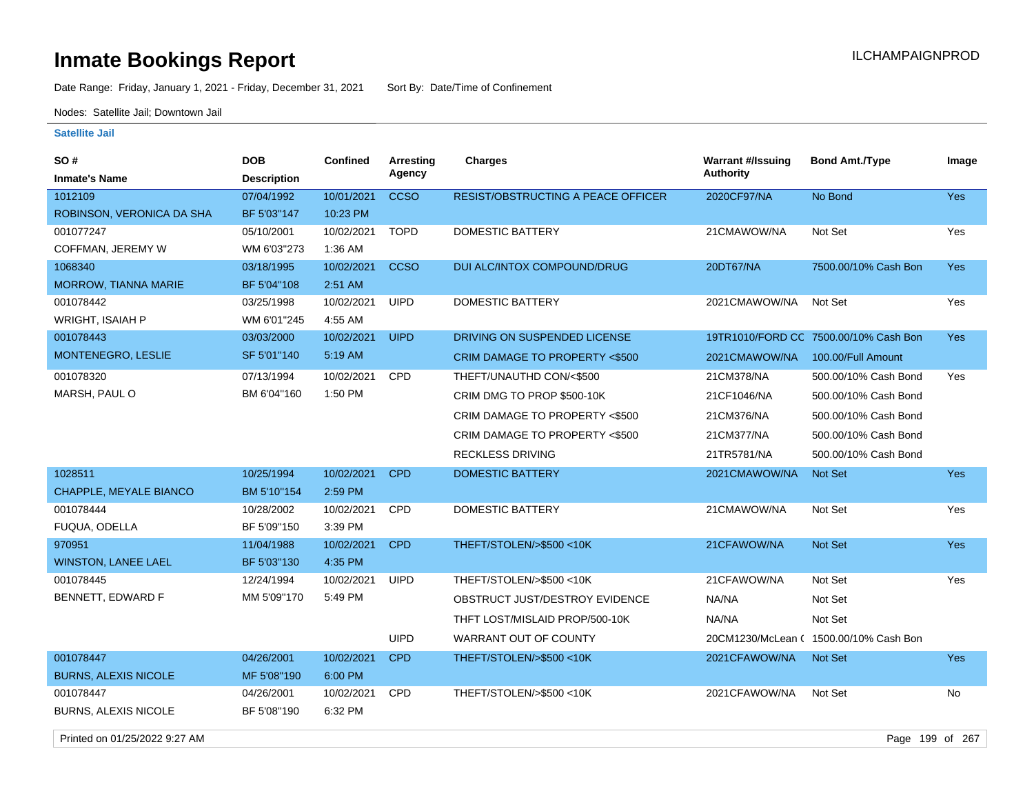# Inmate Bookings Report

ILCHAMPAIGNPROD

Date Range: Friday, January 1, 2021 - Friday, December 31, 2021   Sort By: Date/Time of Confinement

Nodes: Satellite Jail; Downtown Jail

## Satellite Jail

| SO # / Inmate's Name | DOB / Description | Confined | Arresting Agency | Charges | Warrant #/Issuing Authority | Bond Amt./Type | Image |
|---|---|---|---|---|---|---|---|
| 1012109 ROBINSON, VERONICA DA SHA | 07/04/1992 BF 5'03"147 | 10/01/2021 10:23 PM | CCSO | RESIST/OBSTRUCTING A PEACE OFFICER | 2020CF97/NA | No Bond | Yes |
| 001077247 COFFMAN, JEREMY W | 05/10/2001 WM 6'03"273 | 10/02/2021 1:36 AM | TOPD | DOMESTIC BATTERY | 21CMAWOW/NA | Not Set | Yes |
| 1068340 MORROW, TIANNA MARIE | 03/18/1995 BF 5'04"108 | 10/02/2021 2:51 AM | CCSO | DUI ALC/INTOX COMPOUND/DRUG | 20DT67/NA | 7500.00/10% Cash Bon | Yes |
| 001078442 WRIGHT, ISAIAH P | 03/25/1998 WM 6'01"245 | 10/02/2021 4:55 AM | UIPD | DOMESTIC BATTERY | 2021CMAWOW/NA | Not Set | Yes |
| 001078443 MONTENEGRO, LESLIE | 03/03/2000 SF 5'01"140 | 10/02/2021 5:19 AM | UIPD | DRIVING ON SUSPENDED LICENSE | 19TR1010/FORD CC | 7500.00/10% Cash Bon | Yes |
| | | | | CRIM DAMAGE TO PROPERTY <$500 | 2021CMAWOW/NA | 100.00/Full Amount | |
| 001078320 MARSH, PAUL O | 07/13/1994 BM 6'04"160 | 10/02/2021 1:50 PM | CPD | THEFT/UNAUTHD CON/<$500 | 21CM378/NA | 500.00/10% Cash Bond | Yes |
| | | | | CRIM DMG TO PROP $500-10K | 21CF1046/NA | 500.00/10% Cash Bond | |
| | | | | CRIM DAMAGE TO PROPERTY <$500 | 21CM376/NA | 500.00/10% Cash Bond | |
| | | | | CRIM DAMAGE TO PROPERTY <$500 | 21CM377/NA | 500.00/10% Cash Bond | |
| | | | | RECKLESS DRIVING | 21TR5781/NA | 500.00/10% Cash Bond | |
| 1028511 CHAPPLE, MEYALE BIANCO | 10/25/1994 BM 5'10"154 | 10/02/2021 2:59 PM | CPD | DOMESTIC BATTERY | 2021CMAWOW/NA | Not Set | Yes |
| 001078444 FUQUA, ODELLA | 10/28/2002 BF 5'09"150 | 10/02/2021 3:39 PM | CPD | DOMESTIC BATTERY | 21CMAWOW/NA | Not Set | Yes |
| 970951 WINSTON, LANEE LAEL | 11/04/1988 BF 5'03"130 | 10/02/2021 4:35 PM | CPD | THEFT/STOLEN/>$500 <10K | 21CFAWOW/NA | Not Set | Yes |
| 001078445 BENNETT, EDWARD F | 12/24/1994 MM 5'09"170 | 10/02/2021 5:49 PM | UIPD | THEFT/STOLEN/>$500 <10K | 21CFAWOW/NA | Not Set | Yes |
| | | | | OBSTRUCT JUST/DESTROY EVIDENCE | NA/NA | Not Set | |
| | | | | THFT LOST/MISLAID PROP/500-10K | NA/NA | Not Set | |
| | | | UIPD | WARRANT OUT OF COUNTY | 20CM1230/McLean ( | 1500.00/10% Cash Bon | |
| 001078447 BURNS, ALEXIS NICOLE | 04/26/2001 MF 5'08"190 | 10/02/2021 6:00 PM | CPD | THEFT/STOLEN/>$500 <10K | 2021CFAWOW/NA | Not Set | Yes |
| 001078447 BURNS, ALEXIS NICOLE | 04/26/2001 BF 5'08"190 | 10/02/2021 6:32 PM | CPD | THEFT/STOLEN/>$500 <10K | 2021CFAWOW/NA | Not Set | No |

Printed on 01/25/2022 9:27 AM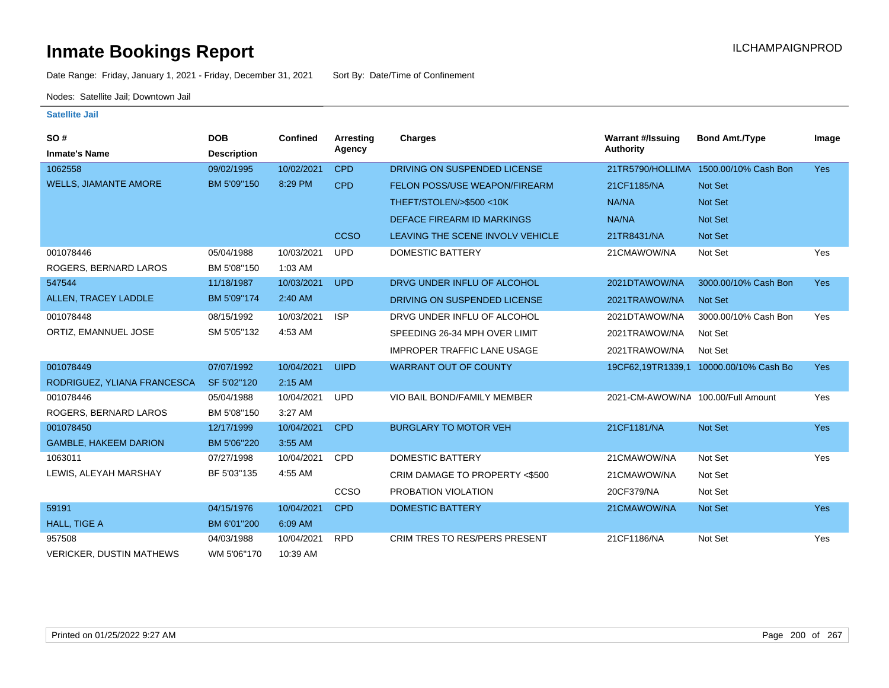# Inmate Bookings Report

ILCHAMPAIGNPROD

Date Range: Friday, January 1, 2021 - Friday, December 31, 2021    Sort By: Date/Time of Confinement

Nodes: Satellite Jail; Downtown Jail

### Satellite Jail

| SO # / Inmate's Name | DOB / Description | Confined | Arresting Agency | Charges | Warrant #/Issuing Authority | Bond Amt./Type | Image |
|---|---|---|---|---|---|---|---|
| 1062558 | 09/02/1995 | 10/02/2021 | CPD | DRIVING ON SUSPENDED LICENSE | 21TR5790/HOLLIMA | 1500.00/10% Cash Bon | Yes |
| WELLS, JIAMANTE AMORE | BM 5'09"150 | 8:29 PM | CPD | FELON POSS/USE WEAPON/FIREARM | 21CF1185/NA | Not Set | |
| | | | | THEFT/STOLEN/>$500 <10K | NA/NA | Not Set | |
| | | | | DEFACE FIREARM ID MARKINGS | NA/NA | Not Set | |
| | | | CCSO | LEAVING THE SCENE INVOLV VEHICLE | 21TR8431/NA | Not Set | |
| 001078446 | 05/04/1988 | 10/03/2021 | UPD | DOMESTIC BATTERY | 21CMAWOW/NA | Not Set | Yes |
| ROGERS, BERNARD LAROS | BM 5'08"150 | 1:03 AM | | | | | |
| 547544 | 11/18/1987 | 10/03/2021 | UPD | DRVG UNDER INFLU OF ALCOHOL | 2021DTAWOW/NA | 3000.00/10% Cash Bon | Yes |
| ALLEN, TRACEY LADDLE | BM 5'09"174 | 2:40 AM | | DRIVING ON SUSPENDED LICENSE | 2021TRAWOW/NA | Not Set | |
| 001078448 | 08/15/1992 | 10/03/2021 | ISP | DRVG UNDER INFLU OF ALCOHOL | 2021DTAWOW/NA | 3000.00/10% Cash Bon | Yes |
| ORTIZ, EMANNUEL JOSE | SM 5'05"132 | 4:53 AM | | SPEEDING 26-34 MPH OVER LIMIT | 2021TRAWOW/NA | Not Set | |
| | | | | IMPROPER TRAFFIC LANE USAGE | 2021TRAWOW/NA | Not Set | |
| 001078449 | 07/07/1992 | 10/04/2021 | UIPD | WARRANT OUT OF COUNTY | 19CF62,19TR1339,1 | 10000.00/10% Cash Bo | Yes |
| RODRIGUEZ, YLIANA FRANCESCA | SF 5'02"120 | 2:15 AM | | | | | |
| 001078446 | 05/04/1988 | 10/04/2021 | UPD | VIO BAIL BOND/FAMILY MEMBER | 2021-CM-AWOW/NA | 100.00/Full Amount | Yes |
| ROGERS, BERNARD LAROS | BM 5'08"150 | 3:27 AM | | | | | |
| 001078450 | 12/17/1999 | 10/04/2021 | CPD | BURGLARY TO MOTOR VEH | 21CF1181/NA | Not Set | Yes |
| GAMBLE, HAKEEM DARION | BM 5'06"220 | 3:55 AM | | | | | |
| 1063011 | 07/27/1998 | 10/04/2021 | CPD | DOMESTIC BATTERY | 21CMAWOW/NA | Not Set | Yes |
| LEWIS, ALEYAH MARSHAY | BF 5'03"135 | 4:55 AM | | CRIM DAMAGE TO PROPERTY <$500 | 21CMAWOW/NA | Not Set | |
| | | | CCSO | PROBATION VIOLATION | 20CF379/NA | Not Set | |
| 59191 | 04/15/1976 | 10/04/2021 | CPD | DOMESTIC BATTERY | 21CMAWOW/NA | Not Set | Yes |
| HALL, TIGE A | BM 6'01"200 | 6:09 AM | | | | | |
| 957508 | 04/03/1988 | 10/04/2021 | RPD | CRIM TRES TO RES/PERS PRESENT | 21CF1186/NA | Not Set | Yes |
| VERICKER, DUSTIN MATHEWS | WM 5'06"170 | 10:39 AM | | | | | |

Printed on 01/25/2022 9:27 AM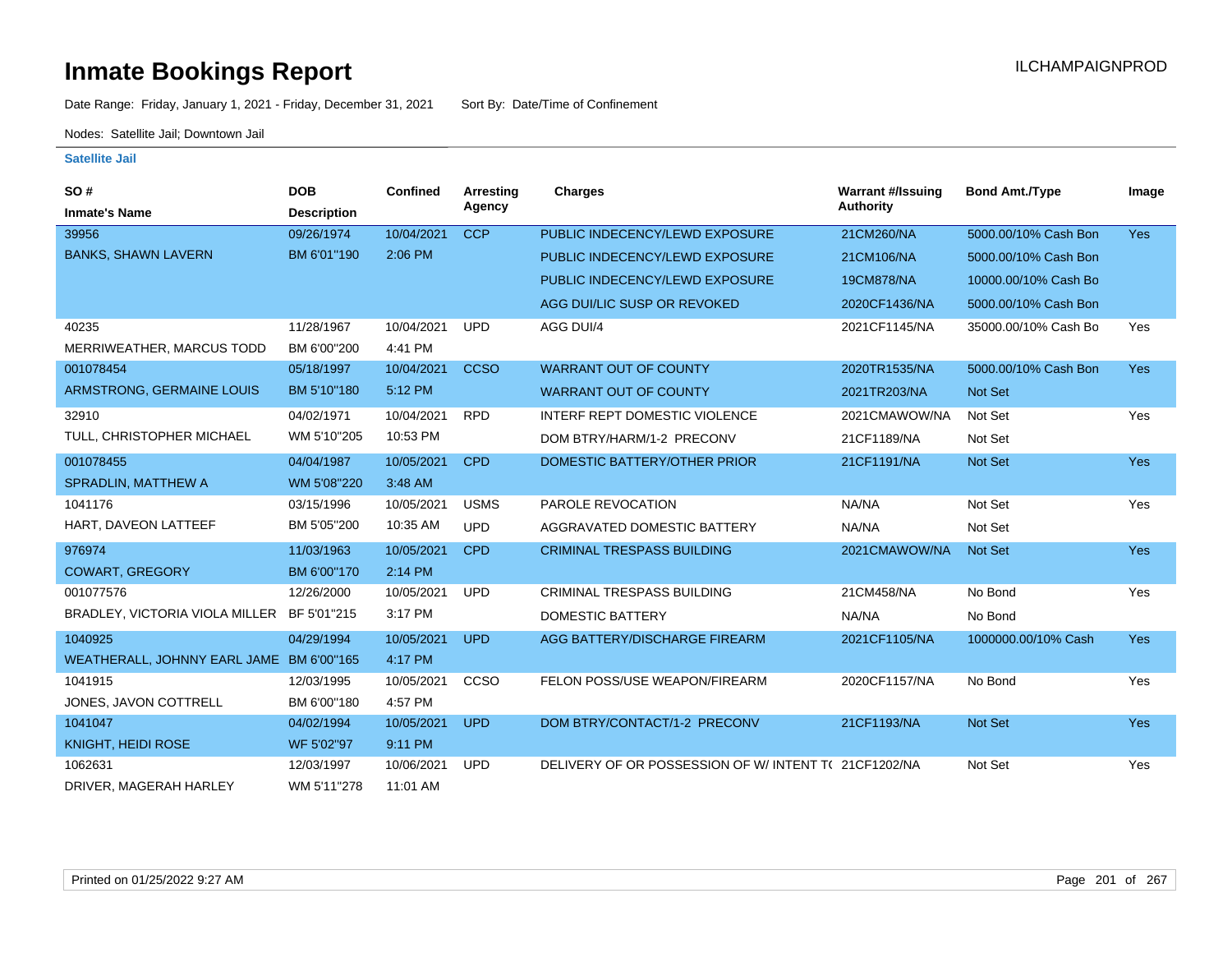# Inmate Bookings Report

ILCHAMPAIGNPROD

Date Range: Friday, January 1, 2021 - Friday, December 31, 2021    Sort By: Date/Time of Confinement

Nodes: Satellite Jail; Downtown Jail

**Satellite Jail**

| SO # / Inmate's Name | DOB / Description | Confined | Arresting Agency | Charges | Warrant #/Issuing Authority | Bond Amt./Type | Image |
|---|---|---|---|---|---|---|---|
| 39956 | 09/26/1974 | 10/04/2021 | CCP | PUBLIC INDECENCY/LEWD EXPOSURE | 21CM260/NA | 5000.00/10% Cash Bon | Yes |
| BANKS, SHAWN LAVERN | BM 6'01"190 | 2:06 PM | | PUBLIC INDECENCY/LEWD EXPOSURE | 21CM106/NA | 5000.00/10% Cash Bon | |
| | | | | PUBLIC INDECENCY/LEWD EXPOSURE | 19CM878/NA | 10000.00/10% Cash Bo | |
| | | | | AGG DUI/LIC SUSP OR REVOKED | 2020CF1436/NA | 5000.00/10% Cash Bon | |
| 40235 | 11/28/1967 | 10/04/2021 | UPD | AGG DUI/4 | 2021CF1145/NA | 35000.00/10% Cash Bo | Yes |
| MERRIWEATHER, MARCUS TODD | BM 6'00"200 | 4:41 PM | | | | | |
| 001078454 | 05/18/1997 | 10/04/2021 | CCSO | WARRANT OUT OF COUNTY | 2020TR1535/NA | 5000.00/10% Cash Bon | Yes |
| ARMSTRONG, GERMAINE LOUIS | BM 5'10"180 | 5:12 PM | | WARRANT OUT OF COUNTY | 2021TR203/NA | Not Set | |
| 32910 | 04/02/1971 | 10/04/2021 | RPD | INTERF REPT DOMESTIC VIOLENCE | 2021CMAWOW/NA | Not Set | Yes |
| TULL, CHRISTOPHER MICHAEL | WM 5'10"205 | 10:53 PM | | DOM BTRY/HARM/1-2 PRECONV | 21CF1189/NA | Not Set | |
| 001078455 | 04/04/1987 | 10/05/2021 | CPD | DOMESTIC BATTERY/OTHER PRIOR | 21CF1191/NA | Not Set | Yes |
| SPRADLIN, MATTHEW A | WM 5'08"220 | 3:48 AM | | | | | |
| 1041176 | 03/15/1996 | 10/05/2021 | USMS | PAROLE REVOCATION | NA/NA | Not Set | Yes |
| HART, DAVEON LATTEEF | BM 5'05"200 | 10:35 AM | UPD | AGGRAVATED DOMESTIC BATTERY | NA/NA | Not Set | |
| 976974 | 11/03/1963 | 10/05/2021 | CPD | CRIMINAL TRESPASS BUILDING | 2021CMAWOW/NA | Not Set | Yes |
| COWART, GREGORY | BM 6'00"170 | 2:14 PM | | | | | |
| 001077576 | 12/26/2000 | 10/05/2021 | UPD | CRIMINAL TRESPASS BUILDING | 21CM458/NA | No Bond | Yes |
| BRADLEY, VICTORIA VIOLA MILLER | BF 5'01"215 | 3:17 PM | | DOMESTIC BATTERY | NA/NA | No Bond | |
| 1040925 | 04/29/1994 | 10/05/2021 | UPD | AGG BATTERY/DISCHARGE FIREARM | 2021CF1105/NA | 1000000.00/10% Cash | Yes |
| WEATHERALL, JOHNNY EARL JAME | BM 6'00"165 | 4:17 PM | | | | | |
| 1041915 | 12/03/1995 | 10/05/2021 | CCSO | FELON POSS/USE WEAPON/FIREARM | 2020CF1157/NA | No Bond | Yes |
| JONES, JAVON COTTRELL | BM 6'00"180 | 4:57 PM | | | | | |
| 1041047 | 04/02/1994 | 10/05/2021 | UPD | DOM BTRY/CONTACT/1-2 PRECONV | 21CF1193/NA | Not Set | Yes |
| KNIGHT, HEIDI ROSE | WF 5'02"97 | 9:11 PM | | | | | |
| 1062631 | 12/03/1997 | 10/06/2021 | UPD | DELIVERY OF OR POSSESSION OF W/ INTENT T( | 21CF1202/NA | Not Set | Yes |
| DRIVER, MAGERAH HARLEY | WM 5'11"278 | 11:01 AM | | | | | |

Printed on 01/25/2022 9:27 AM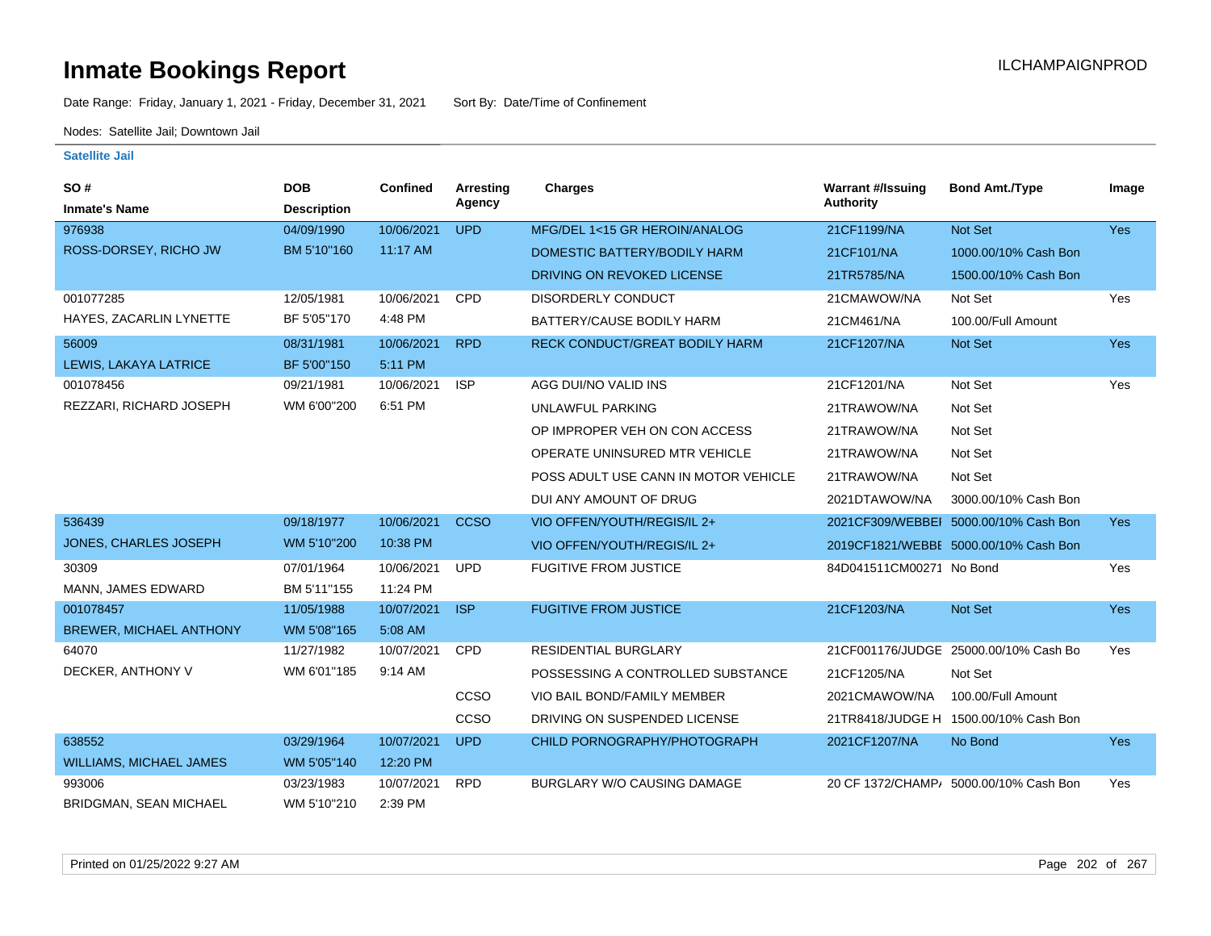# Inmate Bookings Report

Date Range: Friday, January 1, 2021 - Friday, December 31, 2021 Sort By: Date/Time of Confinement

Nodes: Satellite Jail; Downtown Jail

ILCHAMPAIGNPROD

**Satellite Jail**

| SO # / Inmate's Name | DOB / Description | Confined | Arresting Agency | Charges | Warrant #/Issuing Authority | Bond Amt./Type | Image |
|---|---|---|---|---|---|---|---|
| 976938 | 04/09/1990 | 10/06/2021 | UPD | MFG/DEL 1<15 GR HEROIN/ANALOG | 21CF1199/NA | Not Set | Yes |
| ROSS-DORSEY, RICHO JW | BM 5'10"160 | 11:17 AM | | DOMESTIC BATTERY/BODILY HARM | 21CF101/NA | 1000.00/10% Cash Bon | |
| | | | | DRIVING ON REVOKED LICENSE | 21TR5785/NA | 1500.00/10% Cash Bon | |
| 001077285 | 12/05/1981 | 10/06/2021 | CPD | DISORDERLY CONDUCT | 21CMAWOW/NA | Not Set | Yes |
| HAYES, ZACARLIN LYNETTE | BF 5'05"170 | 4:48 PM | | BATTERY/CAUSE BODILY HARM | 21CM461/NA | 100.00/Full Amount | |
| 56009 | 08/31/1981 | 10/06/2021 | RPD | RECK CONDUCT/GREAT BODILY HARM | 21CF1207/NA | Not Set | Yes |
| LEWIS, LAKAYA LATRICE | BF 5'00"150 | 5:11 PM | | | | | |
| 001078456 | 09/21/1981 | 10/06/2021 | ISP | AGG DUI/NO VALID INS | 21CF1201/NA | Not Set | Yes |
| REZZARI, RICHARD JOSEPH | WM 6'00"200 | 6:51 PM | | UNLAWFUL PARKING | 21TRAWOW/NA | Not Set | |
| | | | | OP IMPROPER VEH ON CON ACCESS | 21TRAWOW/NA | Not Set | |
| | | | | OPERATE UNINSURED MTR VEHICLE | 21TRAWOW/NA | Not Set | |
| | | | | POSS ADULT USE CANN IN MOTOR VEHICLE | 21TRAWOW/NA | Not Set | |
| | | | | DUI ANY AMOUNT OF DRUG | 2021DTAWOW/NA | 3000.00/10% Cash Bon | |
| 536439 | 09/18/1977 | 10/06/2021 | CCSO | VIO OFFEN/YOUTH/REGIS/IL 2+ | 2021CF309/WEBBEI | 5000.00/10% Cash Bon | Yes |
| JONES, CHARLES JOSEPH | WM 5'10"200 | 10:38 PM | | VIO OFFEN/YOUTH/REGIS/IL 2+ | 2019CF1821/WEBBE | 5000.00/10% Cash Bon | |
| 30309 | 07/01/1964 | 10/06/2021 | UPD | FUGITIVE FROM JUSTICE | 84D041511CM00271 | No Bond | Yes |
| MANN, JAMES EDWARD | BM 5'11"155 | 11:24 PM | | | | | |
| 001078457 | 11/05/1988 | 10/07/2021 | ISP | FUGITIVE FROM JUSTICE | 21CF1203/NA | Not Set | Yes |
| BREWER, MICHAEL ANTHONY | WM 5'08"165 | 5:08 AM | | | | | |
| 64070 | 11/27/1982 | 10/07/2021 | CPD | RESIDENTIAL BURGLARY | 21CF001176/JUDGE | 25000.00/10% Cash Bo | Yes |
| DECKER, ANTHONY V | WM 6'01"185 | 9:14 AM | | POSSESSING A CONTROLLED SUBSTANCE | 21CF1205/NA | Not Set | |
| | | | CCSO | VIO BAIL BOND/FAMILY MEMBER | 2021CMAWOW/NA | 100.00/Full Amount | |
| | | | CCSO | DRIVING ON SUSPENDED LICENSE | 21TR8418/JUDGE H | 1500.00/10% Cash Bon | |
| 638552 | 03/29/1964 | 10/07/2021 | UPD | CHILD PORNOGRAPHY/PHOTOGRAPH | 2021CF1207/NA | No Bond | Yes |
| WILLIAMS, MICHAEL JAMES | WM 5'05"140 | 12:20 PM | | | | | |
| 993006 | 03/23/1983 | 10/07/2021 | RPD | BURGLARY W/O CAUSING DAMAGE | 20 CF 1372/CHAMP/ | 5000.00/10% Cash Bon | Yes |
| BRIDGMAN, SEAN MICHAEL | WM 5'10"210 | 2:39 PM | | | | | |

Printed on 01/25/2022 9:27 AM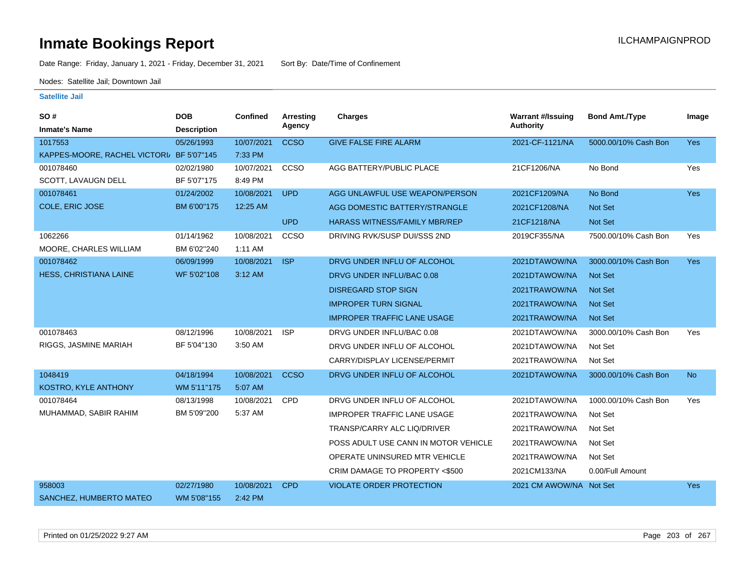# Inmate Bookings Report

ILCHAMPAIGNPROD

Date Range: Friday, January 1, 2021 - Friday, December 31, 2021    Sort By: Date/Time of Confinement

Nodes: Satellite Jail; Downtown Jail

## Satellite Jail

| SO # / Inmate's Name | DOB / Description | Confined | Arresting Agency | Charges | Warrant #/Issuing Authority | Bond Amt./Type | Image |
|---|---|---|---|---|---|---|---|
| 1017553 | 05/26/1993 | 10/07/2021 | CCSO | GIVE FALSE FIRE ALARM | 2021-CF-1121/NA | 5000.00/10% Cash Bon | Yes |
| KAPPES-MOORE, RACHEL VICTORI/ | BF 5'07"145 | 7:33 PM | | | | | |
| 001078460 | 02/02/1980 | 10/07/2021 | CCSO | AGG BATTERY/PUBLIC PLACE | 21CF1206/NA | No Bond | Yes |
| SCOTT, LAVAUGN DELL | BF 5'07"175 | 8:49 PM | | | | | |
| 001078461 | 01/24/2002 | 10/08/2021 | UPD | AGG UNLAWFUL USE WEAPON/PERSON | 2021CF1209/NA | No Bond | Yes |
| COLE, ERIC JOSE | BM 6'00"175 | 12:25 AM | | AGG DOMESTIC BATTERY/STRANGLE | 2021CF1208/NA | Not Set | |
| | | | UPD | HARASS WITNESS/FAMILY MBR/REP | 21CF1218/NA | Not Set | |
| 1062266 | 01/14/1962 | 10/08/2021 | CCSO | DRIVING RVK/SUSP DUI/SSS 2ND | 2019CF355/NA | 7500.00/10% Cash Bon | Yes |
| MOORE, CHARLES WILLIAM | BM 6'02"240 | 1:11 AM | | | | | |
| 001078462 | 06/09/1999 | 10/08/2021 | ISP | DRVG UNDER INFLU OF ALCOHOL | 2021DTAWOW/NA | 3000.00/10% Cash Bon | Yes |
| HESS, CHRISTIANA LAINE | WF 5'02"108 | 3:12 AM | | DRVG UNDER INFLU/BAC 0.08 | 2021DTAWOW/NA | Not Set | |
| | | | | DISREGARD STOP SIGN | 2021TRAWOW/NA | Not Set | |
| | | | | IMPROPER TURN SIGNAL | 2021TRAWOW/NA | Not Set | |
| | | | | IMPROPER TRAFFIC LANE USAGE | 2021TRAWOW/NA | Not Set | |
| 001078463 | 08/12/1996 | 10/08/2021 | ISP | DRVG UNDER INFLU/BAC 0.08 | 2021DTAWOW/NA | 3000.00/10% Cash Bon | Yes |
| RIGGS, JASMINE MARIAH | BF 5'04"130 | 3:50 AM | | DRVG UNDER INFLU OF ALCOHOL | 2021DTAWOW/NA | Not Set | |
| | | | | CARRY/DISPLAY LICENSE/PERMIT | 2021TRAWOW/NA | Not Set | |
| 1048419 | 04/18/1994 | 10/08/2021 | CCSO | DRVG UNDER INFLU OF ALCOHOL | 2021DTAWOW/NA | 3000.00/10% Cash Bon | No |
| KOSTRO, KYLE ANTHONY | WM 5'11"175 | 5:07 AM | | | | | |
| 001078464 | 08/13/1998 | 10/08/2021 | CPD | DRVG UNDER INFLU OF ALCOHOL | 2021DTAWOW/NA | 1000.00/10% Cash Bon | Yes |
| MUHAMMAD, SABIR RAHIM | BM 5'09"200 | 5:37 AM | | IMPROPER TRAFFIC LANE USAGE | 2021TRAWOW/NA | Not Set | |
| | | | | TRANSP/CARRY ALC LIQ/DRIVER | 2021TRAWOW/NA | Not Set | |
| | | | | POSS ADULT USE CANN IN MOTOR VEHICLE | 2021TRAWOW/NA | Not Set | |
| | | | | OPERATE UNINSURED MTR VEHICLE | 2021TRAWOW/NA | Not Set | |
| | | | | CRIM DAMAGE TO PROPERTY <$500 | 2021CM133/NA | 0.00/Full Amount | |
| 958003 | 02/27/1980 | 10/08/2021 | CPD | VIOLATE ORDER PROTECTION | 2021 CM AWOW/NA | Not Set | Yes |
| SANCHEZ, HUMBERTO MATEO | WM 5'08"155 | 2:42 PM | | | | | |

Printed on 01/25/2022 9:27 AM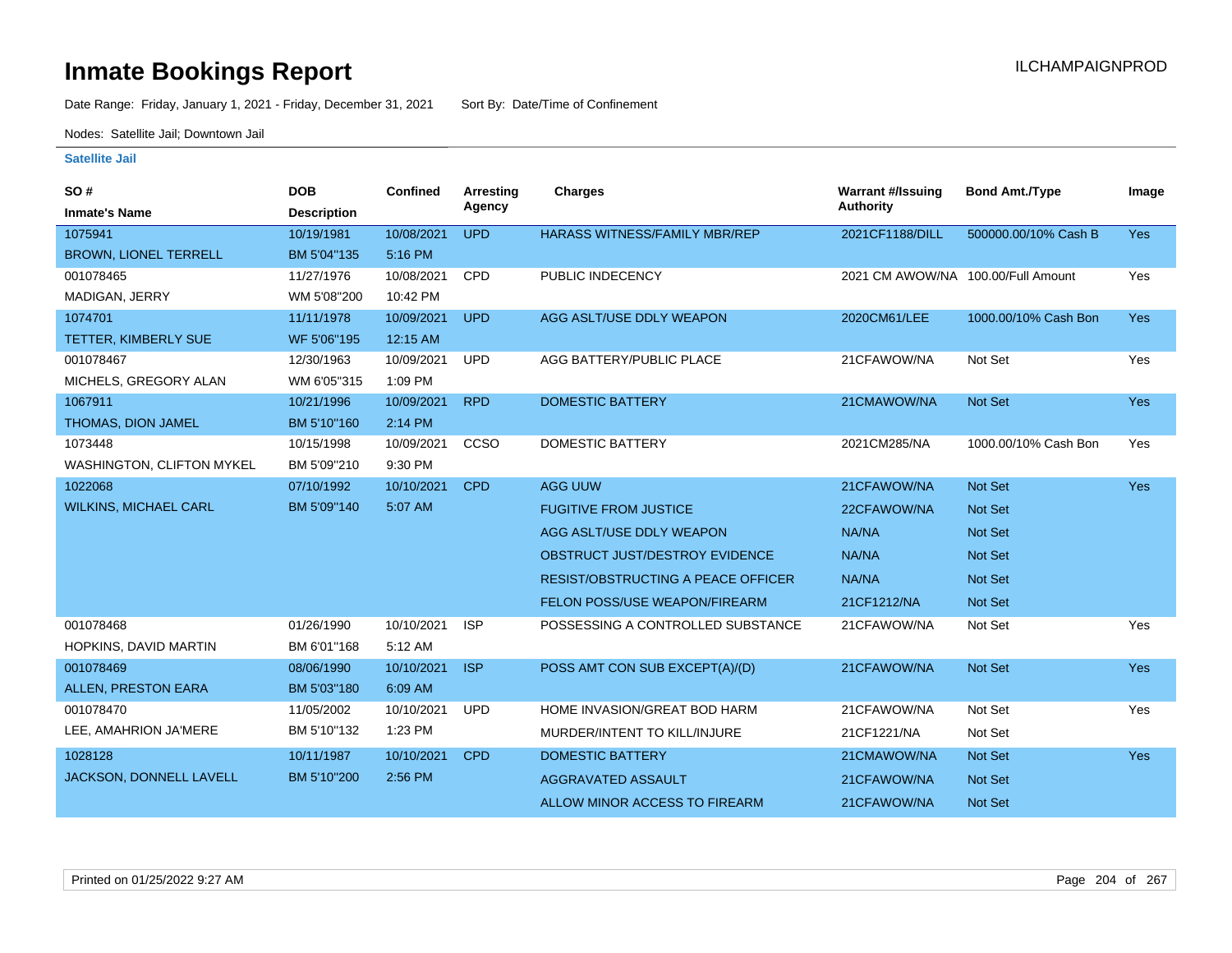# Inmate Bookings Report

ILCHAMPAIGNPROD

Date Range: Friday, January 1, 2021 - Friday, December 31, 2021 Sort By: Date/Time of Confinement

Nodes: Satellite Jail; Downtown Jail

**Satellite Jail**

| SO # / Inmate's Name | DOB / Description | Confined | Arresting Agency | Charges | Warrant #/Issuing Authority | Bond Amt./Type | Image |
|---|---|---|---|---|---|---|---|
| 1075941<br>BROWN, LIONEL TERRELL | 10/19/1981<br>BM 5'04"135 | 10/08/2021<br>5:16 PM | UPD | HARASS WITNESS/FAMILY MBR/REP | 2021CF1188/DILL | 500000.00/10% Cash B | Yes |
| 001078465<br>MADIGAN, JERRY | 11/27/1976<br>WM 5'08"200 | 10/08/2021<br>10:42 PM | CPD | PUBLIC INDECENCY | 2021 CM AWOW/NA | 100.00/Full Amount | Yes |
| 1074701<br>TETTER, KIMBERLY SUE | 11/11/1978<br>WF 5'06"195 | 10/09/2021<br>12:15 AM | UPD | AGG ASLT/USE DDLY WEAPON | 2020CM61/LEE | 1000.00/10% Cash Bon | Yes |
| 001078467<br>MICHELS, GREGORY ALAN | 12/30/1963<br>WM 6'05"315 | 10/09/2021<br>1:09 PM | UPD | AGG BATTERY/PUBLIC PLACE | 21CFAWOW/NA | Not Set | Yes |
| 1067911<br>THOMAS, DION JAMEL | 10/21/1996<br>BM 5'10"160 | 10/09/2021<br>2:14 PM | RPD | DOMESTIC BATTERY | 21CMAWOW/NA | Not Set | Yes |
| 1073448<br>WASHINGTON, CLIFTON MYKEL | 10/15/1998<br>BM 5'09"210 | 10/09/2021<br>9:30 PM | CCSO | DOMESTIC BATTERY | 2021CM285/NA | 1000.00/10% Cash Bon | Yes |
| 1022068<br>WILKINS, MICHAEL CARL | 07/10/1992<br>BM 5'09"140 | 10/10/2021<br>5:07 AM | CPD | AGG UUW | 21CFAWOW/NA | Not Set | Yes |
| | | | | FUGITIVE FROM JUSTICE | 22CFAWOW/NA | Not Set | |
| | | | | AGG ASLT/USE DDLY WEAPON | NA/NA | Not Set | |
| | | | | OBSTRUCT JUST/DESTROY EVIDENCE | NA/NA | Not Set | |
| | | | | RESIST/OBSTRUCTING A PEACE OFFICER | NA/NA | Not Set | |
| | | | | FELON POSS/USE WEAPON/FIREARM | 21CF1212/NA | Not Set | |
| 001078468<br>HOPKINS, DAVID MARTIN | 01/26/1990<br>BM 6'01"168 | 10/10/2021<br>5:12 AM | ISP | POSSESSING A CONTROLLED SUBSTANCE | 21CFAWOW/NA | Not Set | Yes |
| 001078469<br>ALLEN, PRESTON EARA | 08/06/1990<br>BM 5'03"180 | 10/10/2021<br>6:09 AM | ISP | POSS AMT CON SUB EXCEPT(A)/(D) | 21CFAWOW/NA | Not Set | Yes |
| 001078470<br>LEE, AMAHRION JA'MERE | 11/05/2002<br>BM 5'10"132 | 10/10/2021<br>1:23 PM | UPD | HOME INVASION/GREAT BOD HARM | 21CFAWOW/NA | Not Set | Yes |
| | | | | MURDER/INTENT TO KILL/INJURE | 21CF1221/NA | Not Set | |
| 1028128<br>JACKSON, DONNELL LAVELL | 10/11/1987<br>BM 5'10"200 | 10/10/2021<br>2:56 PM | CPD | DOMESTIC BATTERY | 21CMAWOW/NA | Not Set | Yes |
| | | | | AGGRAVATED ASSAULT | 21CFAWOW/NA | Not Set | |
| | | | | ALLOW MINOR ACCESS TO FIREARM | 21CFAWOW/NA | Not Set | |

Printed on 01/25/2022 9:27 AM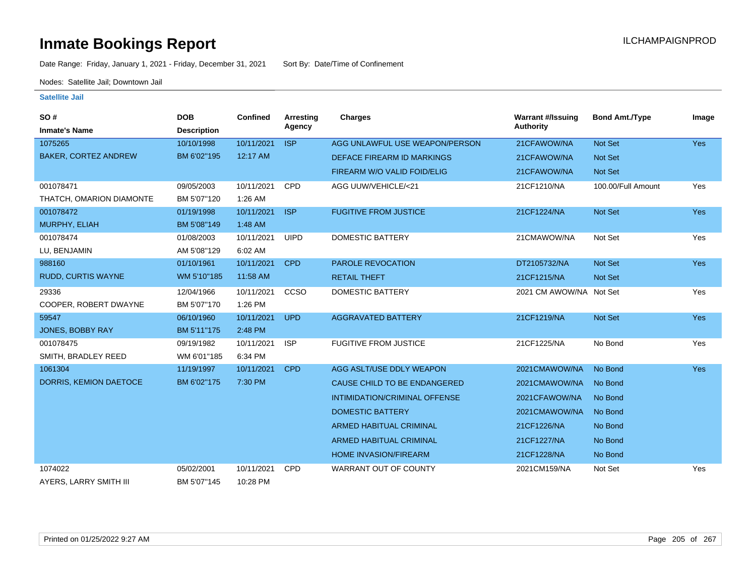# Inmate Bookings Report

ILCHAMPAIGNPROD

Date Range: Friday, January 1, 2021 - Friday, December 31, 2021    Sort By: Date/Time of Confinement

Nodes: Satellite Jail; Downtown Jail

**Satellite Jail**

| SO # / Inmate's Name | DOB / Description | Confined | Arresting Agency | Charges | Warrant #/Issuing Authority | Bond Amt./Type | Image |
|---|---|---|---|---|---|---|---|
| 1075265 BAKER, CORTEZ ANDREW | 10/10/1998 BM 6'02''195 | 10/11/2021 12:17 AM | ISP | AGG UNLAWFUL USE WEAPON/PERSON | 21CFAWOW/NA | Not Set | Yes |
| | | | | DEFACE FIREARM ID MARKINGS | 21CFAWOW/NA | Not Set | |
| | | | | FIREARM W/O VALID FOID/ELIG | 21CFAWOW/NA | Not Set | |
| 001078471 THATCH, OMARION DIAMONTE | 09/05/2003 BM 5'07''120 | 10/11/2021 1:26 AM | CPD | AGG UUW/VEHICLE/<21 | 21CF1210/NA | 100.00/Full Amount | Yes |
| 001078472 MURPHY, ELIAH | 01/19/1998 BM 5'08''149 | 10/11/2021 1:48 AM | ISP | FUGITIVE FROM JUSTICE | 21CF1224/NA | Not Set | Yes |
| 001078474 LU, BENJAMIN | 01/08/2003 AM 5'08''129 | 10/11/2021 6:02 AM | UIPD | DOMESTIC BATTERY | 21CMAWOW/NA | Not Set | Yes |
| 988160 RUDD, CURTIS WAYNE | 01/10/1961 WM 5'10''185 | 10/11/2021 11:58 AM | CPD | PAROLE REVOCATION | DT2105732/NA | Not Set | Yes |
| | | | | RETAIL THEFT | 21CF1215/NA | Not Set | |
| 29336 COOPER, ROBERT DWAYNE | 12/04/1966 BM 5'07''170 | 10/11/2021 1:26 PM | CCSO | DOMESTIC BATTERY | 2021 CM AWOW/NA | Not Set | Yes |
| 59547 JONES, BOBBY RAY | 06/10/1960 BM 5'11''175 | 10/11/2021 2:48 PM | UPD | AGGRAVATED BATTERY | 21CF1219/NA | Not Set | Yes |
| 001078475 SMITH, BRADLEY REED | 09/19/1982 WM 6'01''185 | 10/11/2021 6:34 PM | ISP | FUGITIVE FROM JUSTICE | 21CF1225/NA | No Bond | Yes |
| 1061304 DORRIS, KEMION DAETOCE | 11/19/1997 BM 6'02''175 | 10/11/2021 7:30 PM | CPD | AGG ASLT/USE DDLY WEAPON | 2021CMAWOW/NA | No Bond | Yes |
| | | | | CAUSE CHILD TO BE ENDANGERED | 2021CMAWOW/NA | No Bond | |
| | | | | INTIMIDATION/CRIMINAL OFFENSE | 2021CFAWOW/NA | No Bond | |
| | | | | DOMESTIC BATTERY | 2021CMAWOW/NA | No Bond | |
| | | | | ARMED HABITUAL CRIMINAL | 21CF1226/NA | No Bond | |
| | | | | ARMED HABITUAL CRIMINAL | 21CF1227/NA | No Bond | |
| | | | | HOME INVASION/FIREARM | 21CF1228/NA | No Bond | |
| 1074022 AYERS, LARRY SMITH III | 05/02/2001 BM 5'07''145 | 10/11/2021 10:28 PM | CPD | WARRANT OUT OF COUNTY | 2021CM159/NA | Not Set | Yes |

Printed on 01/25/2022 9:27 AM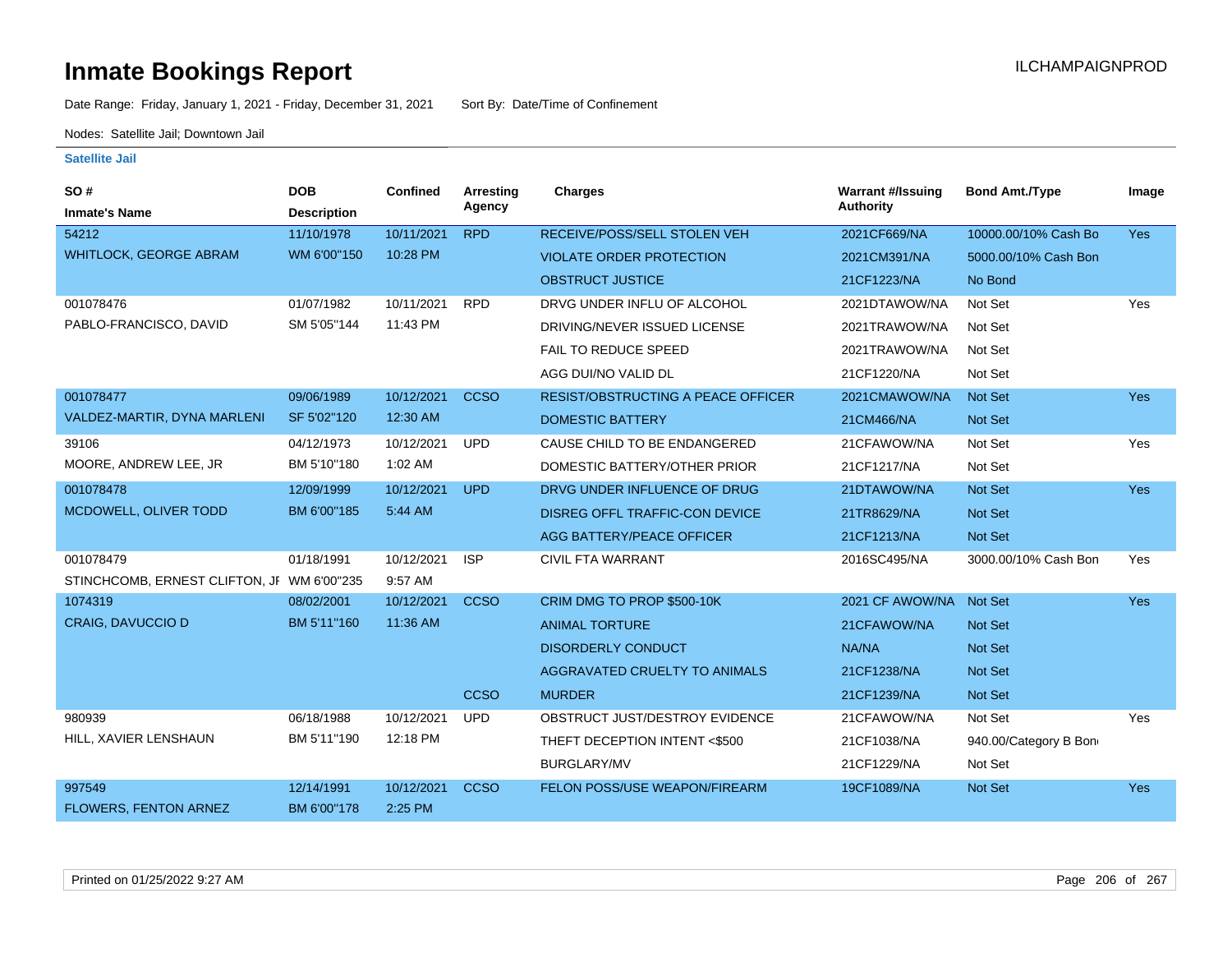# Inmate Bookings Report

ILCHAMPAIGNPROD

Date Range: Friday, January 1, 2021 - Friday, December 31, 2021 Sort By: Date/Time of Confinement

Nodes: Satellite Jail; Downtown Jail

### Satellite Jail

| SO # / Inmate's Name | DOB / Description | Confined | Arresting Agency | Charges | Warrant #/Issuing Authority | Bond Amt./Type | Image |
|---|---|---|---|---|---|---|---|
| 54212 | 11/10/1978 | 10/11/2021 | RPD | RECEIVE/POSS/SELL STOLEN VEH | 2021CF669/NA | 10000.00/10% Cash Bo | Yes |
| WHITLOCK, GEORGE ABRAM | WM 6'00"150 | 10:28 PM | | VIOLATE ORDER PROTECTION | 2021CM391/NA | 5000.00/10% Cash Bon | |
| | | | | OBSTRUCT JUSTICE | 21CF1223/NA | No Bond | |
| 001078476 | 01/07/1982 | 10/11/2021 | RPD | DRVG UNDER INFLU OF ALCOHOL | 2021DTAWOW/NA | Not Set | Yes |
| PABLO-FRANCISCO, DAVID | SM 5'05"144 | 11:43 PM | | DRIVING/NEVER ISSUED LICENSE | 2021TRAWOW/NA | Not Set | |
| | | | | FAIL TO REDUCE SPEED | 2021TRAWOW/NA | Not Set | |
| | | | | AGG DUI/NO VALID DL | 21CF1220/NA | Not Set | |
| 001078477 | 09/06/1989 | 10/12/2021 | CCSO | RESIST/OBSTRUCTING A PEACE OFFICER | 2021CMAWOW/NA | Not Set | Yes |
| VALDEZ-MARTIR, DYNA MARLENI | SF 5'02"120 | 12:30 AM | | DOMESTIC BATTERY | 21CM466/NA | Not Set | |
| 39106 | 04/12/1973 | 10/12/2021 | UPD | CAUSE CHILD TO BE ENDANGERED | 21CFAWOW/NA | Not Set | Yes |
| MOORE, ANDREW LEE, JR | BM 5'10"180 | 1:02 AM | | DOMESTIC BATTERY/OTHER PRIOR | 21CF1217/NA | Not Set | |
| 001078478 | 12/09/1999 | 10/12/2021 | UPD | DRVG UNDER INFLUENCE OF DRUG | 21DTAWOW/NA | Not Set | Yes |
| MCDOWELL, OLIVER TODD | BM 6'00"185 | 5:44 AM | | DISREG OFFL TRAFFIC-CON DEVICE | 21TR8629/NA | Not Set | |
| | | | | AGG BATTERY/PEACE OFFICER | 21CF1213/NA | Not Set | |
| 001078479 | 01/18/1991 | 10/12/2021 | ISP | CIVIL FTA WARRANT | 2016SC495/NA | 3000.00/10% Cash Bon | Yes |
| STINCHCOMB, ERNEST CLIFTON, JI | WM 6'00"235 | 9:57 AM | | | | | |
| 1074319 | 08/02/2001 | 10/12/2021 | CCSO | CRIM DMG TO PROP $500-10K | 2021 CF AWOW/NA | Not Set | Yes |
| CRAIG, DAVUCCIO D | BM 5'11"160 | 11:36 AM | | ANIMAL TORTURE | 21CFAWOW/NA | Not Set | |
| | | | | DISORDERLY CONDUCT | NA/NA | Not Set | |
| | | | | AGGRAVATED CRUELTY TO ANIMALS | 21CF1238/NA | Not Set | |
| | | | CCSO | MURDER | 21CF1239/NA | Not Set | |
| 980939 | 06/18/1988 | 10/12/2021 | UPD | OBSTRUCT JUST/DESTROY EVIDENCE | 21CFAWOW/NA | Not Set | Yes |
| HILL, XAVIER LENSHAUN | BM 5'11"190 | 12:18 PM | | THEFT DECEPTION INTENT <$500 | 21CF1038/NA | 940.00/Category B Bon | |
| | | | | BURGLARY/MV | 21CF1229/NA | Not Set | |
| 997549 | 12/14/1991 | 10/12/2021 | CCSO | FELON POSS/USE WEAPON/FIREARM | 19CF1089/NA | Not Set | Yes |
| FLOWERS, FENTON ARNEZ | BM 6'00"178 | 2:25 PM | | | | | |

Printed on 01/25/2022 9:27 AM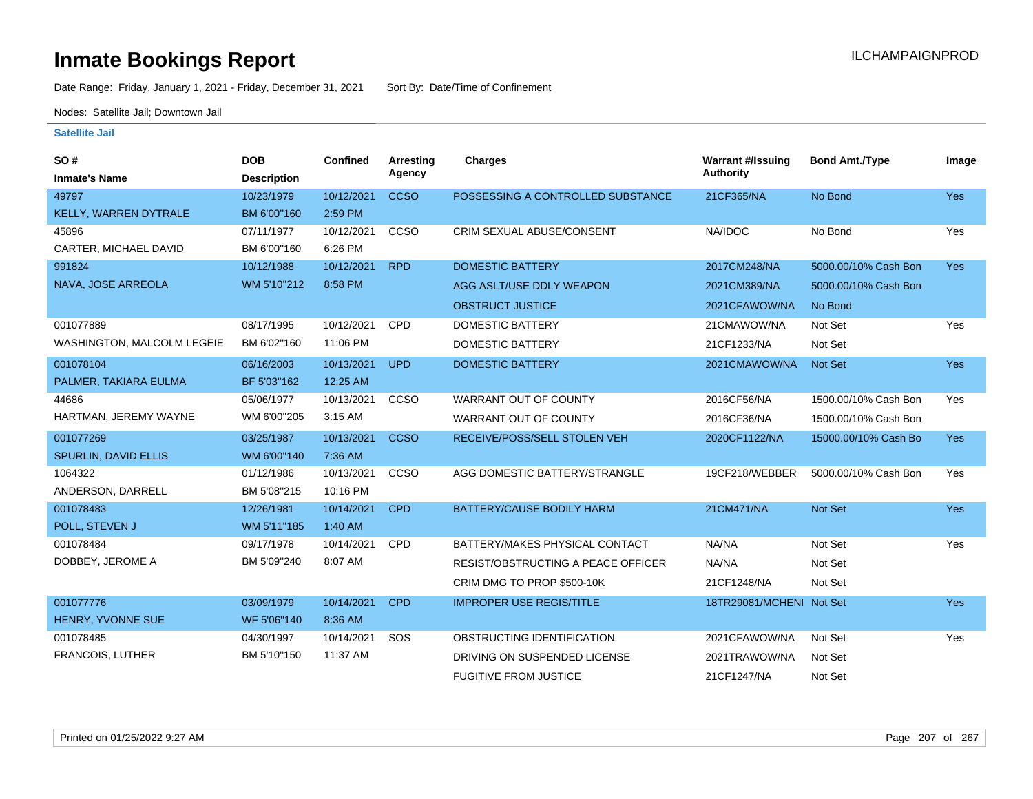# Inmate Bookings Report

ILCHAMPAIGNPROD

Date Range: Friday, January 1, 2021 - Friday, December 31, 2021    Sort By: Date/Time of Confinement

Nodes: Satellite Jail; Downtown Jail

### Satellite Jail

| SO # / Inmate's Name | DOB / Description | Confined | Arresting Agency | Charges | Warrant #/Issuing Authority | Bond Amt./Type | Image |
|---|---|---|---|---|---|---|---|
| 49797<br>KELLY, WARREN DYTRALE | 10/23/1979<br>BM 6'00"160 | 10/12/2021<br>2:59 PM | CCSO | POSSESSING A CONTROLLED SUBSTANCE | 21CF365/NA | No Bond | Yes |
| 45896<br>CARTER, MICHAEL DAVID | 07/11/1977<br>BM 6'00"160 | 10/12/2021<br>6:26 PM | CCSO | CRIM SEXUAL ABUSE/CONSENT | NA/IDOC | No Bond | Yes |
| 991824<br>NAVA, JOSE ARREOLA | 10/12/1988<br>WM 5'10"212 | 10/12/2021<br>8:58 PM | RPD | DOMESTIC BATTERY | 2017CM248/NA | 5000.00/10% Cash Bon | Yes |
| | | | | AGG ASLT/USE DDLY WEAPON | 2021CM389/NA | 5000.00/10% Cash Bon | |
| | | | | OBSTRUCT JUSTICE | 2021CFAWOW/NA | No Bond | |
| 001077889<br>WASHINGTON, MALCOLM LEGEIE | 08/17/1995<br>BM 6'02"160 | 10/12/2021<br>11:06 PM | CPD | DOMESTIC BATTERY | 21CMAWOW/NA | Not Set | Yes |
| | | | | DOMESTIC BATTERY | 21CF1233/NA | Not Set | |
| 001078104<br>PALMER, TAKIARA EULMA | 06/16/2003<br>BF 5'03"162 | 10/13/2021<br>12:25 AM | UPD | DOMESTIC BATTERY | 2021CMAWOW/NA | Not Set | Yes |
| 44686<br>HARTMAN, JEREMY WAYNE | 05/06/1977<br>WM 6'00"205 | 10/13/2021<br>3:15 AM | CCSO | WARRANT OUT OF COUNTY | 2016CF56/NA | 1500.00/10% Cash Bon | Yes |
| | | | | WARRANT OUT OF COUNTY | 2016CF36/NA | 1500.00/10% Cash Bon | |
| 001077269<br>SPURLIN, DAVID ELLIS | 03/25/1987<br>WM 6'00"140 | 10/13/2021<br>7:36 AM | CCSO | RECEIVE/POSS/SELL STOLEN VEH | 2020CF1122/NA | 15000.00/10% Cash Bo | Yes |
| 1064322<br>ANDERSON, DARRELL | 01/12/1986<br>BM 5'08"215 | 10/13/2021<br>10:16 PM | CCSO | AGG DOMESTIC BATTERY/STRANGLE | 19CF218/WEBBER | 5000.00/10% Cash Bon | Yes |
| 001078483<br>POLL, STEVEN J | 12/26/1981<br>WM 5'11"185 | 10/14/2021<br>1:40 AM | CPD | BATTERY/CAUSE BODILY HARM | 21CM471/NA | Not Set | Yes |
| 001078484<br>DOBBEY, JEROME A | 09/17/1978<br>BM 5'09"240 | 10/14/2021<br>8:07 AM | CPD | BATTERY/MAKES PHYSICAL CONTACT | NA/NA | Not Set | Yes |
| | | | | RESIST/OBSTRUCTING A PEACE OFFICER | NA/NA | Not Set | |
| | | | | CRIM DMG TO PROP $500-10K | 21CF1248/NA | Not Set | |
| 001077776<br>HENRY, YVONNE SUE | 03/09/1979<br>WF 5'06"140 | 10/14/2021<br>8:36 AM | CPD | IMPROPER USE REGIS/TITLE | 18TR29081/MCHENI | Not Set | Yes |
| 001078485<br>FRANCOIS, LUTHER | 04/30/1997<br>BM 5'10"150 | 10/14/2021<br>11:37 AM | SOS | OBSTRUCTING IDENTIFICATION | 2021CFAWOW/NA | Not Set | Yes |
| | | | | DRIVING ON SUSPENDED LICENSE | 2021TRAWOW/NA | Not Set | |
| | | | | FUGITIVE FROM JUSTICE | 21CF1247/NA | Not Set | |

Printed on 01/25/2022 9:27 AM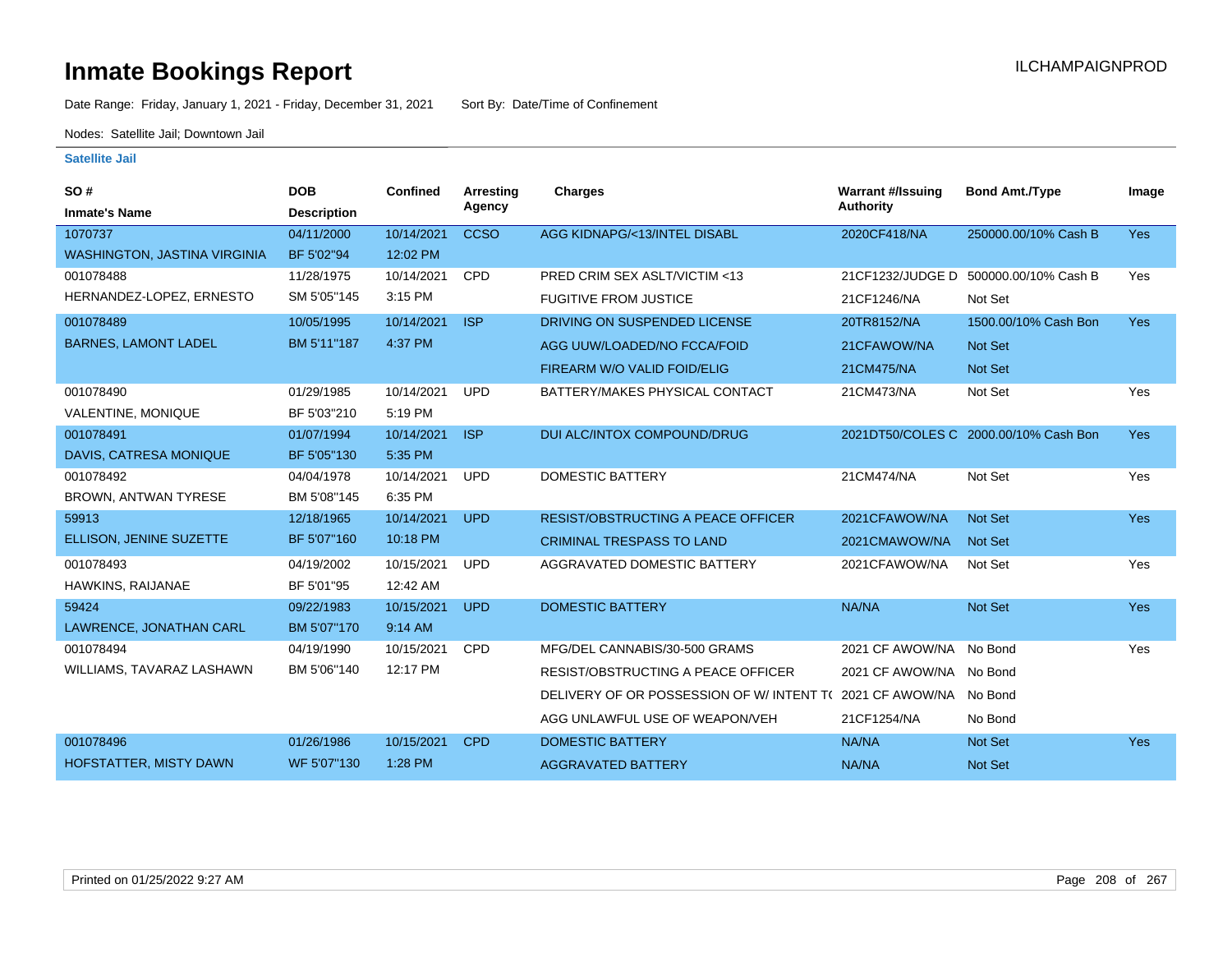# Inmate Bookings Report

ILCHAMPAIGNPROD

Date Range: Friday, January 1, 2021 - Friday, December 31, 2021 Sort By: Date/Time of Confinement

Nodes: Satellite Jail; Downtown Jail

### Satellite Jail

| SO # / Inmate's Name | DOB / Description | Confined | Arresting Agency | Charges | Warrant #/Issuing Authority | Bond Amt./Type | Image |
|---|---|---|---|---|---|---|---|
| 1070737 | 04/11/2000 | 10/14/2021 | CCSO | AGG KIDNAPG/<13/INTEL DISABL | 2020CF418/NA | 250000.00/10% Cash B | Yes |
| WASHINGTON, JASTINA VIRGINIA | BF 5'02"94 | 12:02 PM | | | | | |
| 001078488 | 11/28/1975 | 10/14/2021 | CPD | PRED CRIM SEX ASLT/VICTIM <13 | 21CF1232/JUDGE D | 500000.00/10% Cash B | Yes |
| HERNANDEZ-LOPEZ, ERNESTO | SM 5'05"145 | 3:15 PM | | FUGITIVE FROM JUSTICE | 21CF1246/NA | Not Set | |
| 001078489 | 10/05/1995 | 10/14/2021 | ISP | DRIVING ON SUSPENDED LICENSE | 20TR8152/NA | 1500.00/10% Cash Bon | Yes |
| BARNES, LAMONT LADEL | BM 5'11"187 | 4:37 PM | | AGG UUW/LOADED/NO FCCA/FOID | 21CFAWOW/NA | Not Set | |
| | | | | FIREARM W/O VALID FOID/ELIG | 21CM475/NA | Not Set | |
| 001078490 | 01/29/1985 | 10/14/2021 | UPD | BATTERY/MAKES PHYSICAL CONTACT | 21CM473/NA | Not Set | Yes |
| VALENTINE, MONIQUE | BF 5'03"210 | 5:19 PM | | | | | |
| 001078491 | 01/07/1994 | 10/14/2021 | ISP | DUI ALC/INTOX COMPOUND/DRUG | 2021DT50/COLES C | 2000.00/10% Cash Bon | Yes |
| DAVIS, CATRESA MONIQUE | BF 5'05"130 | 5:35 PM | | | | | |
| 001078492 | 04/04/1978 | 10/14/2021 | UPD | DOMESTIC BATTERY | 21CM474/NA | Not Set | Yes |
| BROWN, ANTWAN TYRESE | BM 5'08"145 | 6:35 PM | | | | | |
| 59913 | 12/18/1965 | 10/14/2021 | UPD | RESIST/OBSTRUCTING A PEACE OFFICER | 2021CFAWOW/NA | Not Set | Yes |
| ELLISON, JENINE SUZETTE | BF 5'07"160 | 10:18 PM | | CRIMINAL TRESPASS TO LAND | 2021CMAWOW/NA | Not Set | |
| 001078493 | 04/19/2002 | 10/15/2021 | UPD | AGGRAVATED DOMESTIC BATTERY | 2021CFAWOW/NA | Not Set | Yes |
| HAWKINS, RAIJANAE | BF 5'01"95 | 12:42 AM | | | | | |
| 59424 | 09/22/1983 | 10/15/2021 | UPD | DOMESTIC BATTERY | NA/NA | Not Set | Yes |
| LAWRENCE, JONATHAN CARL | BM 5'07"170 | 9:14 AM | | | | | |
| 001078494 | 04/19/1990 | 10/15/2021 | CPD | MFG/DEL CANNABIS/30-500 GRAMS | 2021 CF AWOW/NA | No Bond | Yes |
| WILLIAMS, TAVARAZ LASHAWN | BM 5'06"140 | 12:17 PM | | RESIST/OBSTRUCTING A PEACE OFFICER | 2021 CF AWOW/NA | No Bond | |
| | | | | DELIVERY OF OR POSSESSION OF W/ INTENT T( | 2021 CF AWOW/NA | No Bond | |
| | | | | AGG UNLAWFUL USE OF WEAPON/VEH | 21CF1254/NA | No Bond | |
| 001078496 | 01/26/1986 | 10/15/2021 | CPD | DOMESTIC BATTERY | NA/NA | Not Set | Yes |
| HOFSTATTER, MISTY DAWN | WF 5'07"130 | 1:28 PM | | AGGRAVATED BATTERY | NA/NA | Not Set | |

Printed on 01/25/2022 9:27 AM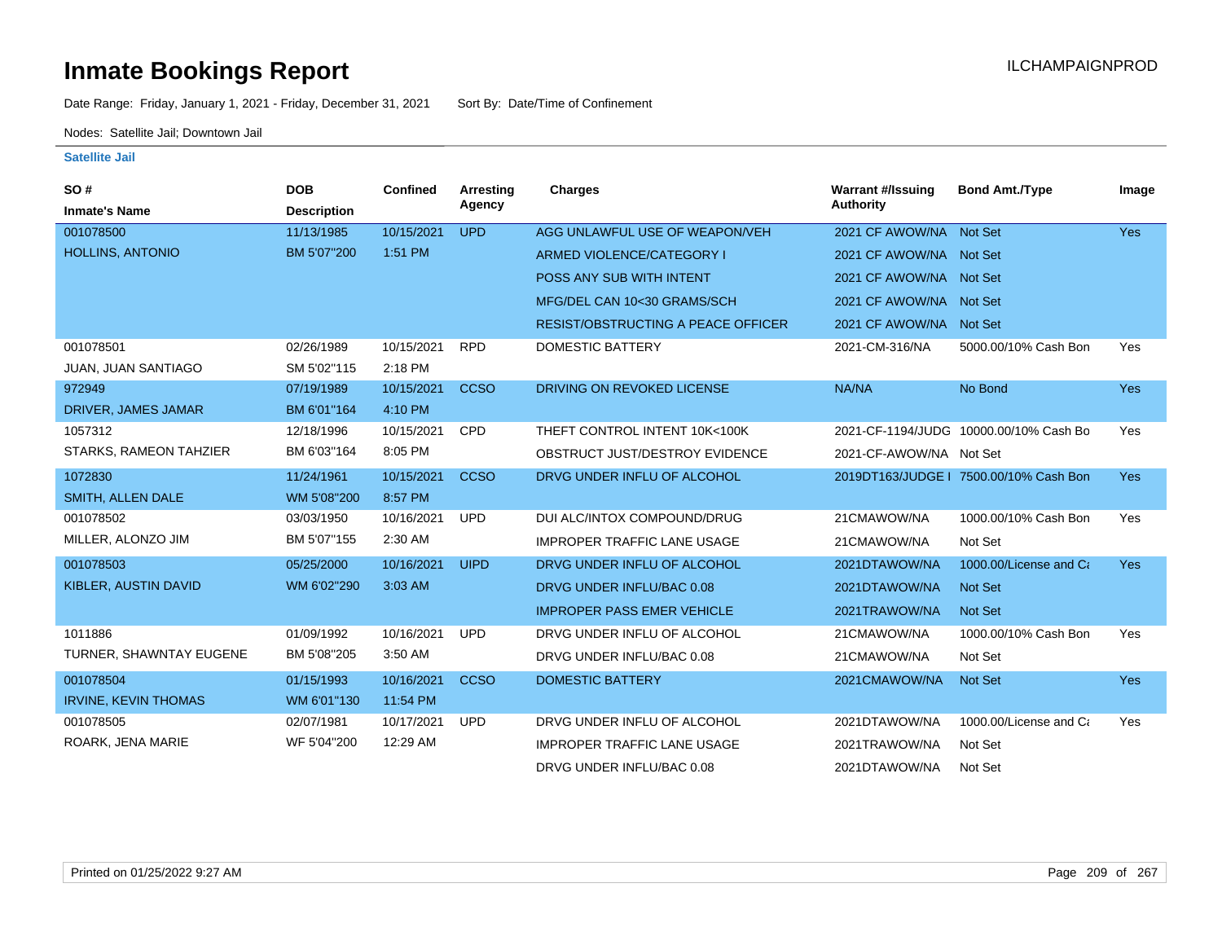# Inmate Bookings Report

ILCHAMPAIGNPROD

Date Range: Friday, January 1, 2021 - Friday, December 31, 2021 Sort By: Date/Time of Confinement

Nodes: Satellite Jail; Downtown Jail

### Satellite Jail

| SO # / Inmate's Name | DOB / Description | Confined | Arresting Agency | Charges | Warrant #/Issuing Authority | Bond Amt./Type | Image |
|---|---|---|---|---|---|---|---|
| 001078500 HOLLINS, ANTONIO | 11/13/1985 BM 5'07"200 | 10/15/2021 1:51 PM | UPD | AGG UNLAWFUL USE OF WEAPON/VEH | 2021 CF AWOW/NA | Not Set | Yes |
| | | | | ARMED VIOLENCE/CATEGORY I | 2021 CF AWOW/NA | Not Set | |
| | | | | POSS ANY SUB WITH INTENT | 2021 CF AWOW/NA | Not Set | |
| | | | | MFG/DEL CAN 10<30 GRAMS/SCH | 2021 CF AWOW/NA | Not Set | |
| | | | | RESIST/OBSTRUCTING A PEACE OFFICER | 2021 CF AWOW/NA | Not Set | |
| 001078501 JUAN, JUAN SANTIAGO | 02/26/1989 SM 5'02"115 | 10/15/2021 2:18 PM | RPD | DOMESTIC BATTERY | 2021-CM-316/NA | 5000.00/10% Cash Bon | Yes |
| 972949 DRIVER, JAMES JAMAR | 07/19/1989 BM 6'01"164 | 10/15/2021 4:10 PM | CCSO | DRIVING ON REVOKED LICENSE | NA/NA | No Bond | Yes |
| 1057312 STARKS, RAMEON TAHZIER | 12/18/1996 BM 6'03"164 | 10/15/2021 8:05 PM | CPD | THEFT CONTROL INTENT 10K<100K | 2021-CF-1194/JUDG | 10000.00/10% Cash Bo | Yes |
| | | | | OBSTRUCT JUST/DESTROY EVIDENCE | 2021-CF-AWOW/NA | Not Set | |
| 1072830 SMITH, ALLEN DALE | 11/24/1961 WM 5'08"200 | 10/15/2021 8:57 PM | CCSO | DRVG UNDER INFLU OF ALCOHOL | 2019DT163/JUDGE I | 7500.00/10% Cash Bon | Yes |
| 001078502 MILLER, ALONZO JIM | 03/03/1950 BM 5'07"155 | 10/16/2021 2:30 AM | UPD | DUI ALC/INTOX COMPOUND/DRUG | 21CMAWOW/NA | 1000.00/10% Cash Bon | Yes |
| | | | | IMPROPER TRAFFIC LANE USAGE | 21CMAWOW/NA | Not Set | |
| 001078503 KIBLER, AUSTIN DAVID | 05/25/2000 WM 6'02"290 | 10/16/2021 3:03 AM | UIPD | DRVG UNDER INFLU OF ALCOHOL | 2021DTAWOW/NA | 1000.00/License and Ca | Yes |
| | | | | DRVG UNDER INFLU/BAC 0.08 | 2021DTAWOW/NA | Not Set | |
| | | | | IMPROPER PASS EMER VEHICLE | 2021TRAWOW/NA | Not Set | |
| 1011886 TURNER, SHAWNTAY EUGENE | 01/09/1992 BM 5'08"205 | 10/16/2021 3:50 AM | UPD | DRVG UNDER INFLU OF ALCOHOL | 21CMAWOW/NA | 1000.00/10% Cash Bon | Yes |
| | | | | DRVG UNDER INFLU/BAC 0.08 | 21CMAWOW/NA | Not Set | |
| 001078504 IRVINE, KEVIN THOMAS | 01/15/1993 WM 6'01"130 | 10/16/2021 11:54 PM | CCSO | DOMESTIC BATTERY | 2021CMAWOW/NA | Not Set | Yes |
| 001078505 ROARK, JENA MARIE | 02/07/1981 WF 5'04"200 | 10/17/2021 12:29 AM | UPD | DRVG UNDER INFLU OF ALCOHOL | 2021DTAWOW/NA | 1000.00/License and Ca | Yes |
| | | | | IMPROPER TRAFFIC LANE USAGE | 2021TRAWOW/NA | Not Set | |
| | | | | DRVG UNDER INFLU/BAC 0.08 | 2021DTAWOW/NA | Not Set | |

Printed on 01/25/2022 9:27 AM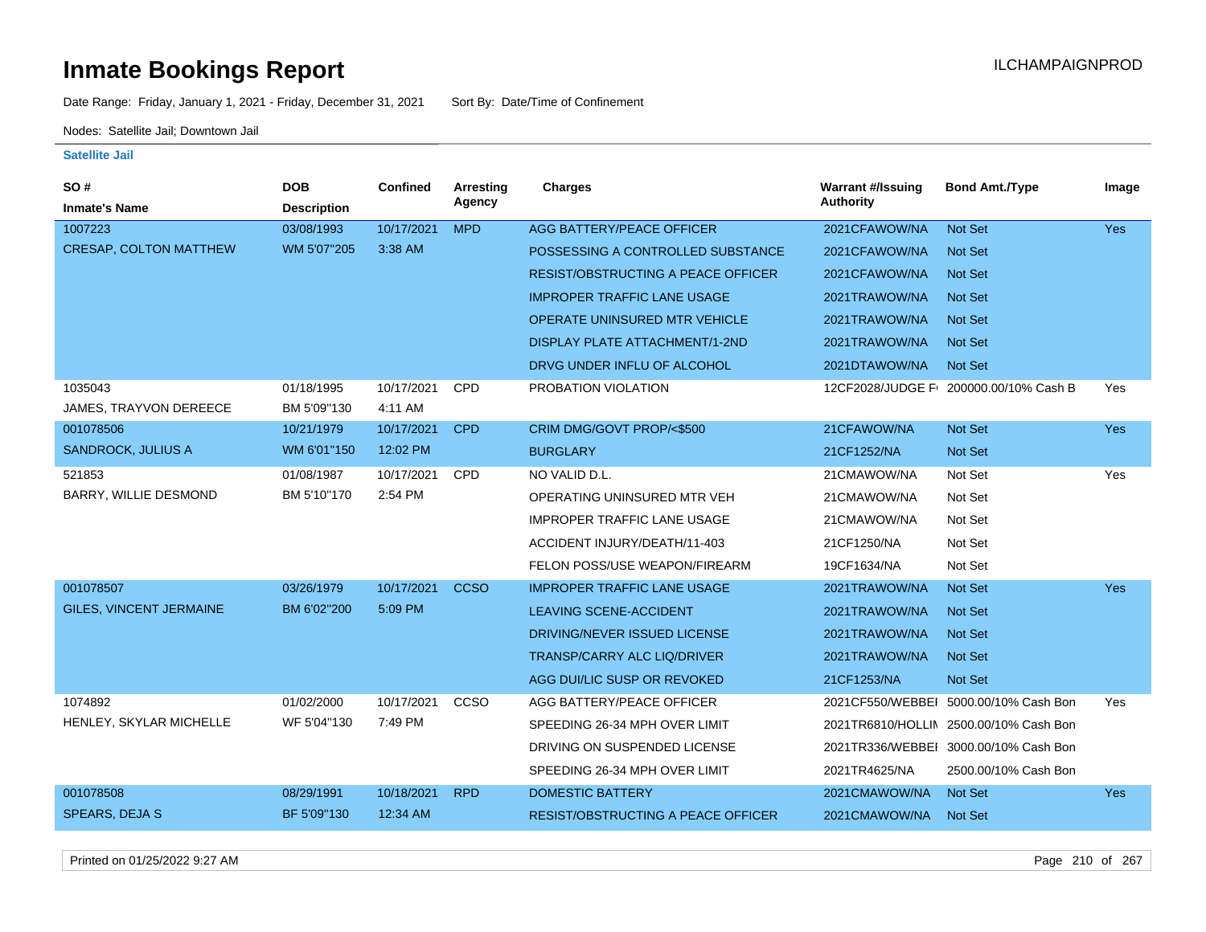# Inmate Bookings Report

ILCHAMPAIGNPROD

Date Range: Friday, January 1, 2021 - Friday, December 31, 2021 Sort By: Date/Time of Confinement

Nodes: Satellite Jail; Downtown Jail

**Satellite Jail**

| SO # / Inmate's Name | DOB / Description | Confined | Arresting Agency | Charges | Warrant #/Issuing Authority | Bond Amt./Type | Image |
|---|---|---|---|---|---|---|---|
| 1007223 | 03/08/1993 | 10/17/2021 | MPD | AGG BATTERY/PEACE OFFICER | 2021CFAWOW/NA | Not Set | Yes |
| CRESAP, COLTON MATTHEW | WM 5'07"205 | 3:38 AM | | POSSESSING A CONTROLLED SUBSTANCE | 2021CFAWOW/NA | Not Set | |
| | | | | RESIST/OBSTRUCTING A PEACE OFFICER | 2021CFAWOW/NA | Not Set | |
| | | | | IMPROPER TRAFFIC LANE USAGE | 2021TRAWOW/NA | Not Set | |
| | | | | OPERATE UNINSURED MTR VEHICLE | 2021TRAWOW/NA | Not Set | |
| | | | | DISPLAY PLATE ATTACHMENT/1-2ND | 2021TRAWOW/NA | Not Set | |
| | | | | DRVG UNDER INFLU OF ALCOHOL | 2021DTAWOW/NA | Not Set | |
| 1035043 | 01/18/1995 | 10/17/2021 | CPD | PROBATION VIOLATION | 12CF2028/JUDGE F | 200000.00/10% Cash B | Yes |
| JAMES, TRAYVON DEREECE | BM 5'09"130 | 4:11 AM | | | | | |
| 001078506 | 10/21/1979 | 10/17/2021 | CPD | CRIM DMG/GOVT PROP/<$500 | 21CFAWOW/NA | Not Set | Yes |
| SANDROCK, JULIUS A | WM 6'01"150 | 12:02 PM | | BURGLARY | 21CF1252/NA | Not Set | |
| 521853 | 01/08/1987 | 10/17/2021 | CPD | NO VALID D.L. | 21CMAWOW/NA | Not Set | Yes |
| BARRY, WILLIE DESMOND | BM 5'10"170 | 2:54 PM | | OPERATING UNINSURED MTR VEH | 21CMAWOW/NA | Not Set | |
| | | | | IMPROPER TRAFFIC LANE USAGE | 21CMAWOW/NA | Not Set | |
| | | | | ACCIDENT INJURY/DEATH/11-403 | 21CF1250/NA | Not Set | |
| | | | | FELON POSS/USE WEAPON/FIREARM | 19CF1634/NA | Not Set | |
| 001078507 | 03/26/1979 | 10/17/2021 | CCSO | IMPROPER TRAFFIC LANE USAGE | 2021TRAWOW/NA | Not Set | Yes |
| GILES, VINCENT JERMAINE | BM 6'02"200 | 5:09 PM | | LEAVING SCENE-ACCIDENT | 2021TRAWOW/NA | Not Set | |
| | | | | DRIVING/NEVER ISSUED LICENSE | 2021TRAWOW/NA | Not Set | |
| | | | | TRANSP/CARRY ALC LIQ/DRIVER | 2021TRAWOW/NA | Not Set | |
| | | | | AGG DUI/LIC SUSP OR REVOKED | 21CF1253/NA | Not Set | |
| 1074892 | 01/02/2000 | 10/17/2021 | CCSO | AGG BATTERY/PEACE OFFICER | 2021CF550/WEBBEI | 5000.00/10% Cash Bon | Yes |
| HENLEY, SKYLAR MICHELLE | WF 5'04"130 | 7:49 PM | | SPEEDING 26-34 MPH OVER LIMIT | 2021TR6810/HOLLIN | 2500.00/10% Cash Bon | |
| | | | | DRIVING ON SUSPENDED LICENSE | 2021TR336/WEBBEI | 3000.00/10% Cash Bon | |
| | | | | SPEEDING 26-34 MPH OVER LIMIT | 2021TR4625/NA | 2500.00/10% Cash Bon | |
| 001078508 | 08/29/1991 | 10/18/2021 | RPD | DOMESTIC BATTERY | 2021CMAWOW/NA | Not Set | Yes |
| SPEARS, DEJA S | BF 5'09"130 | 12:34 AM | | RESIST/OBSTRUCTING A PEACE OFFICER | 2021CMAWOW/NA | Not Set | |

Printed on 01/25/2022 9:27 AM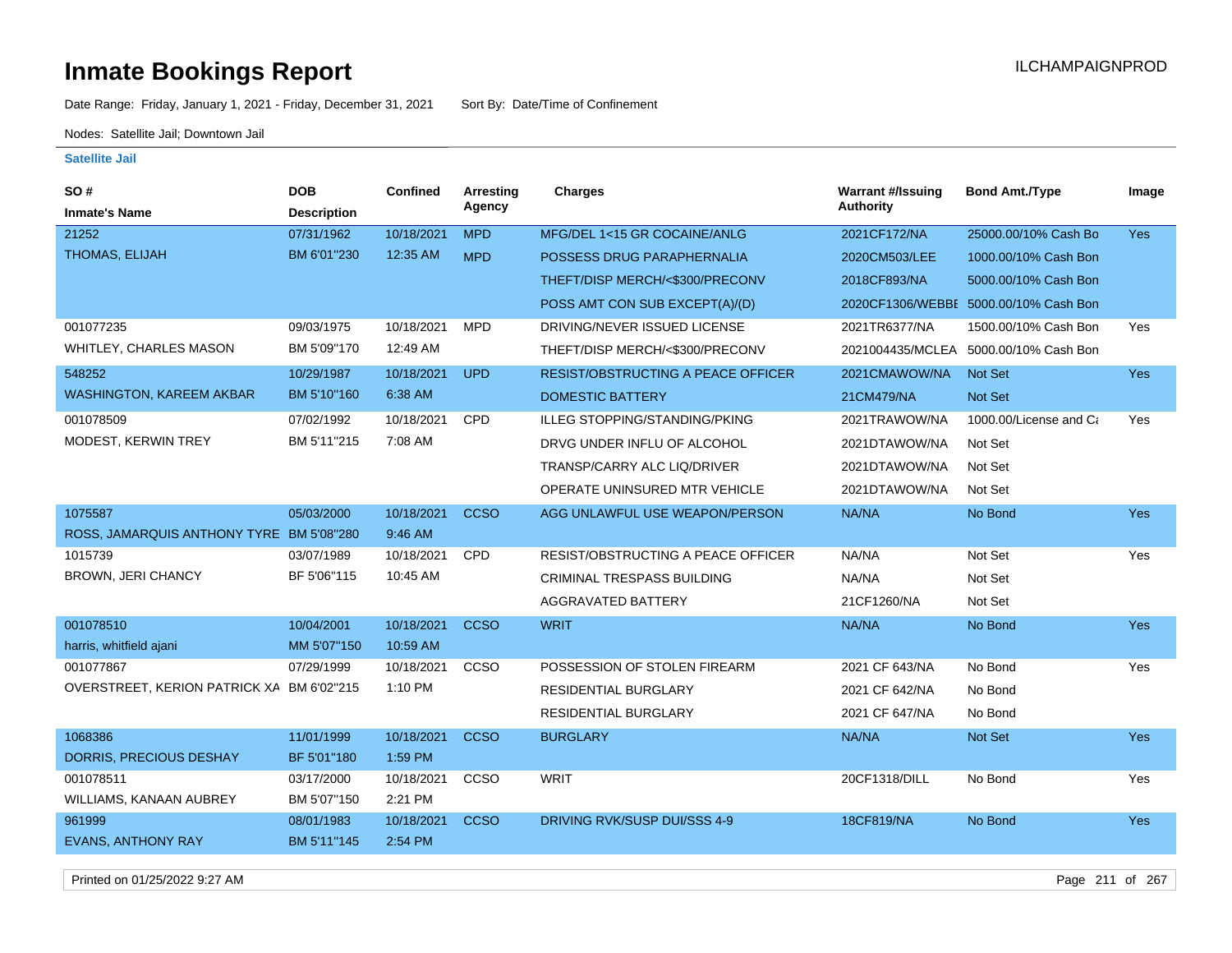# Inmate Bookings Report

Date Range: Friday, January 1, 2021 - Friday, December 31, 2021    Sort By: Date/Time of Confinement

Nodes: Satellite Jail; Downtown Jail

### Satellite Jail

| SO # / Inmate's Name | DOB / Description | Confined | Arresting Agency | Charges | Warrant #/Issuing Authority | Bond Amt./Type | Image |
|---|---|---|---|---|---|---|---|
| 21252 | 07/31/1962 | 10/18/2021 | MPD | MFG/DEL 1<15 GR COCAINE/ANLG | 2021CF172/NA | 25000.00/10% Cash Bo | Yes |
| THOMAS, ELIJAH | BM 6'01"230 | 12:35 AM | MPD | POSSESS DRUG PARAPHERNALIA | 2020CM503/LEE | 1000.00/10% Cash Bon | |
| | | | | THEFT/DISP MERCH/<$300/PRECONV | 2018CF893/NA | 5000.00/10% Cash Bon | |
| | | | | POSS AMT CON SUB EXCEPT(A)/(D) | 2020CF1306/WEBBE | 5000.00/10% Cash Bon | |
| 001077235 | 09/03/1975 | 10/18/2021 | MPD | DRIVING/NEVER ISSUED LICENSE | 2021TR6377/NA | 1500.00/10% Cash Bon | Yes |
| WHITLEY, CHARLES MASON | BM 5'09"170 | 12:49 AM | | THEFT/DISP MERCH/<$300/PRECONV | 2021004435/MCLEA | 5000.00/10% Cash Bon | |
| 548252 | 10/29/1987 | 10/18/2021 | UPD | RESIST/OBSTRUCTING A PEACE OFFICER | 2021CMAWOW/NA | Not Set | Yes |
| WASHINGTON, KAREEM AKBAR | BM 5'10"160 | 6:38 AM | | DOMESTIC BATTERY | 21CM479/NA | Not Set | |
| 001078509 | 07/02/1992 | 10/18/2021 | CPD | ILLEG STOPPING/STANDING/PKING | 2021TRAWOW/NA | 1000.00/License and Ca | Yes |
| MODEST, KERWIN TREY | BM 5'11"215 | 7:08 AM | | DRVG UNDER INFLU OF ALCOHOL | 2021DTAWOW/NA | Not Set | |
| | | | | TRANSP/CARRY ALC LIQ/DRIVER | 2021DTAWOW/NA | Not Set | |
| | | | | OPERATE UNINSURED MTR VEHICLE | 2021DTAWOW/NA | Not Set | |
| 1075587 | 05/03/2000 | 10/18/2021 | CCSO | AGG UNLAWFUL USE WEAPON/PERSON | NA/NA | No Bond | Yes |
| ROSS, JAMARQUIS ANTHONY TYRE | BM 5'08"280 | 9:46 AM | | | | | |
| 1015739 | 03/07/1989 | 10/18/2021 | CPD | RESIST/OBSTRUCTING A PEACE OFFICER | NA/NA | Not Set | Yes |
| BROWN, JERI CHANCY | BF 5'06"115 | 10:45 AM | | CRIMINAL TRESPASS BUILDING | NA/NA | Not Set | |
| | | | | AGGRAVATED BATTERY | 21CF1260/NA | Not Set | |
| 001078510 | 10/04/2001 | 10/18/2021 | CCSO | WRIT | NA/NA | No Bond | Yes |
| harris, whitfield ajani | MM 5'07"150 | 10:59 AM | | | | | |
| 001077867 | 07/29/1999 | 10/18/2021 | CCSO | POSSESSION OF STOLEN FIREARM | 2021 CF 643/NA | No Bond | Yes |
| OVERSTREET, KERION PATRICK XA | BM 6'02"215 | 1:10 PM | | RESIDENTIAL BURGLARY | 2021 CF 642/NA | No Bond | |
| | | | | RESIDENTIAL BURGLARY | 2021 CF 647/NA | No Bond | |
| 1068386 | 11/01/1999 | 10/18/2021 | CCSO | BURGLARY | NA/NA | Not Set | Yes |
| DORRIS, PRECIOUS DESHAY | BF 5'01"180 | 1:59 PM | | | | | |
| 001078511 | 03/17/2000 | 10/18/2021 | CCSO | WRIT | 20CF1318/DILL | No Bond | Yes |
| WILLIAMS, KANAAN AUBREY | BM 5'07"150 | 2:21 PM | | | | | |
| 961999 | 08/01/1983 | 10/18/2021 | CCSO | DRIVING RVK/SUSP DUI/SSS 4-9 | 18CF819/NA | No Bond | Yes |
| EVANS, ANTHONY RAY | BM 5'11"145 | 2:54 PM | | | | | |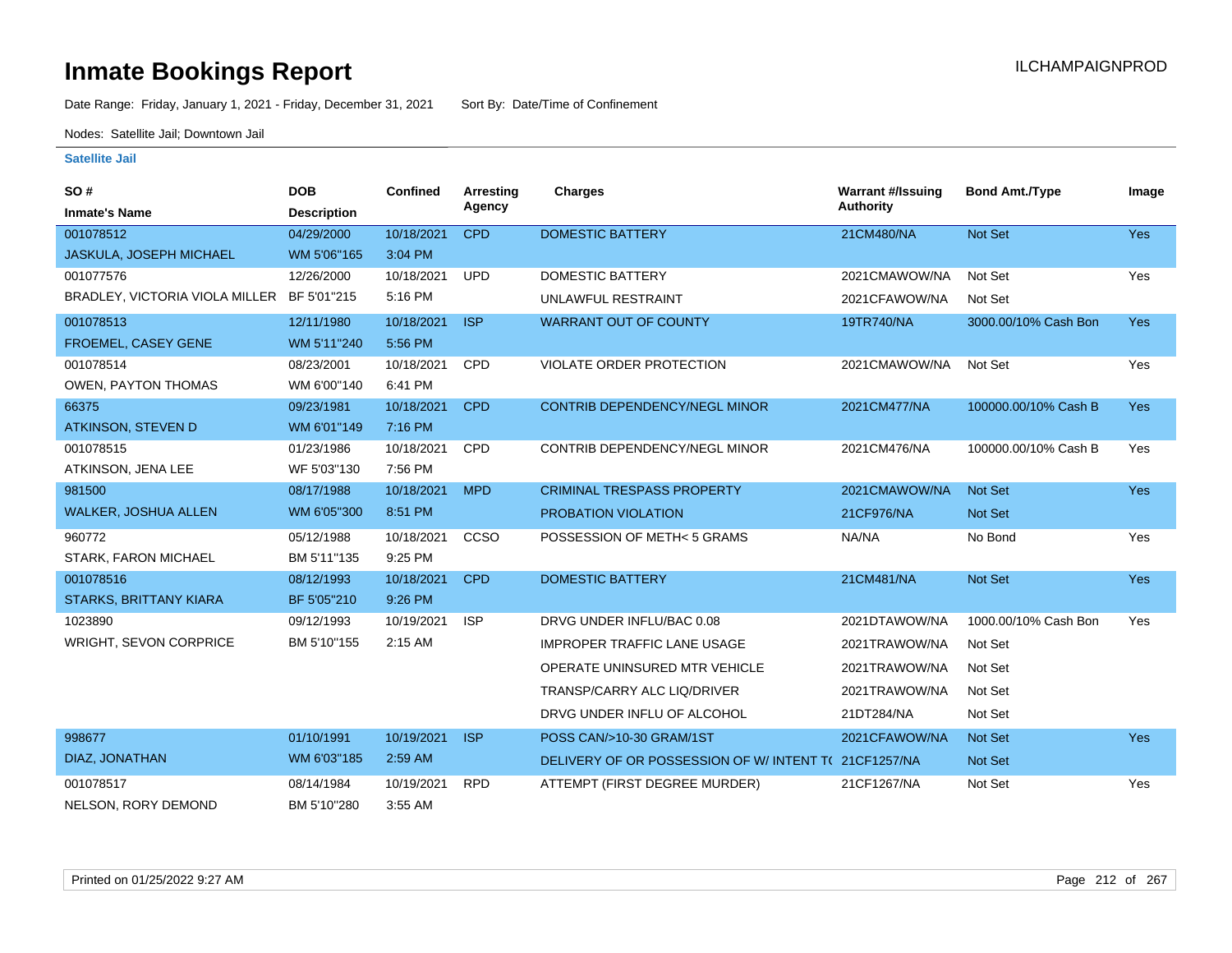# Inmate Bookings Report

ILCHAMPAIGNPROD

Date Range: Friday, January 1, 2021 - Friday, December 31, 2021 Sort By: Date/Time of Confinement

Nodes: Satellite Jail; Downtown Jail

**Satellite Jail**

| SO # / Inmate's Name | DOB / Description | Confined | Arresting Agency | Charges | Warrant #/Issuing Authority | Bond Amt./Type | Image |
|---|---|---|---|---|---|---|---|
| 001078512 JASKULA, JOSEPH MICHAEL | 04/29/2000 WM 5'06"165 | 10/18/2021 3:04 PM | CPD | DOMESTIC BATTERY | 21CM480/NA | Not Set | Yes |
| 001077576 BRADLEY, VICTORIA VIOLA MILLER | 12/26/2000 BF 5'01"215 | 10/18/2021 5:16 PM | UPD | DOMESTIC BATTERY | 2021CMAWOW/NA | Not Set | Yes |
| | | | | UNLAWFUL RESTRAINT | 2021CFAWOW/NA | Not Set | |
| 001078513 FROEMEL, CASEY GENE | 12/11/1980 WM 5'11"240 | 10/18/2021 5:56 PM | ISP | WARRANT OUT OF COUNTY | 19TR740/NA | 3000.00/10% Cash Bon | Yes |
| 001078514 OWEN, PAYTON THOMAS | 08/23/2001 WM 6'00"140 | 10/18/2021 6:41 PM | CPD | VIOLATE ORDER PROTECTION | 2021CMAWOW/NA | Not Set | Yes |
| 66375 ATKINSON, STEVEN D | 09/23/1981 WM 6'01"149 | 10/18/2021 7:16 PM | CPD | CONTRIB DEPENDENCY/NEGL MINOR | 2021CM477/NA | 100000.00/10% Cash B | Yes |
| 001078515 ATKINSON, JENA LEE | 01/23/1986 WF 5'03"130 | 10/18/2021 7:56 PM | CPD | CONTRIB DEPENDENCY/NEGL MINOR | 2021CM476/NA | 100000.00/10% Cash B | Yes |
| 981500 WALKER, JOSHUA ALLEN | 08/17/1988 WM 6'05"300 | 10/18/2021 8:51 PM | MPD | CRIMINAL TRESPASS PROPERTY | 2021CMAWOW/NA | Not Set | Yes |
| | | | | PROBATION VIOLATION | 21CF976/NA | Not Set | |
| 960772 STARK, FARON MICHAEL | 05/12/1988 BM 5'11"135 | 10/18/2021 9:25 PM | CCSO | POSSESSION OF METH< 5 GRAMS | NA/NA | No Bond | Yes |
| 001078516 STARKS, BRITTANY KIARA | 08/12/1993 BF 5'05"210 | 10/18/2021 9:26 PM | CPD | DOMESTIC BATTERY | 21CM481/NA | Not Set | Yes |
| 1023890 WRIGHT, SEVON CORPRICE | 09/12/1993 BM 5'10"155 | 10/19/2021 2:15 AM | ISP | DRVG UNDER INFLU/BAC 0.08 | 2021DTAWOW/NA | 1000.00/10% Cash Bon | Yes |
| | | | | IMPROPER TRAFFIC LANE USAGE | 2021TRAWOW/NA | Not Set | |
| | | | | OPERATE UNINSURED MTR VEHICLE | 2021TRAWOW/NA | Not Set | |
| | | | | TRANSP/CARRY ALC LIQ/DRIVER | 2021TRAWOW/NA | Not Set | |
| | | | | DRVG UNDER INFLU OF ALCOHOL | 21DT284/NA | Not Set | |
| 998677 DIAZ, JONATHAN | 01/10/1991 WM 6'03"185 | 10/19/2021 2:59 AM | ISP | POSS CAN/>10-30 GRAM/1ST | 2021CFAWOW/NA | Not Set | Yes |
| | | | | DELIVERY OF OR POSSESSION OF W/ INTENT T( | 21CF1257/NA | Not Set | |
| 001078517 NELSON, RORY DEMOND | 08/14/1984 BM 5'10"280 | 10/19/2021 3:55 AM | RPD | ATTEMPT (FIRST DEGREE MURDER) | 21CF1267/NA | Not Set | Yes |

Printed on 01/25/2022 9:27 AM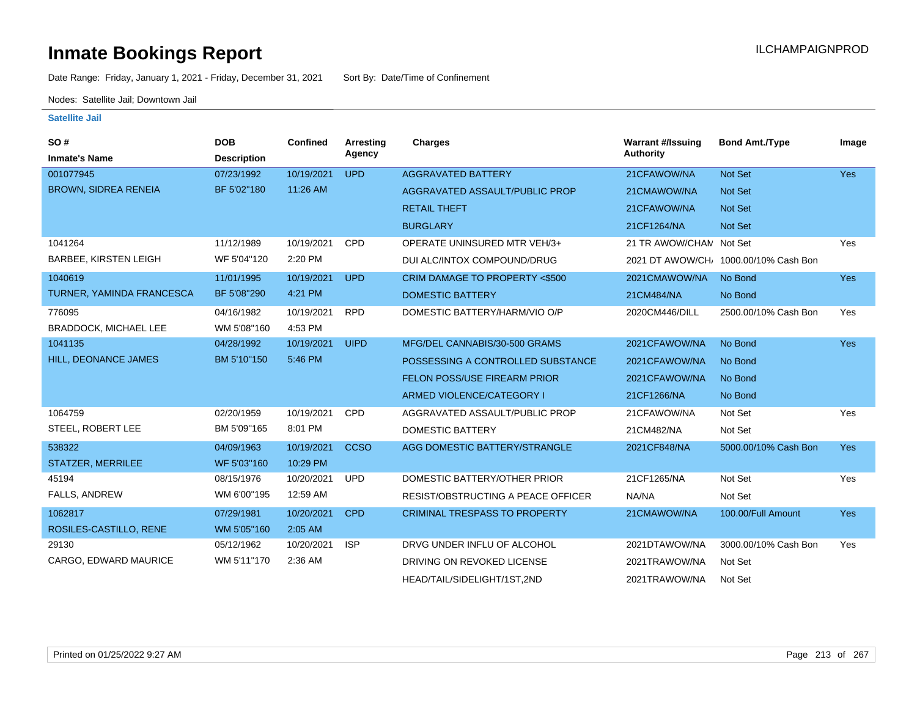# Inmate Bookings Report

ILCHAMPAIGNPROD

Date Range: Friday, January 1, 2021 - Friday, December 31, 2021    Sort By: Date/Time of Confinement

Nodes: Satellite Jail; Downtown Jail

### Satellite Jail

| SO # / Inmate's Name | DOB / Description | Confined | Arresting Agency | Charges | Warrant #/Issuing Authority | Bond Amt./Type | Image |
|---|---|---|---|---|---|---|---|
| 001077945 | 07/23/1992 | 10/19/2021 | UPD | AGGRAVATED BATTERY | 21CFAWOW/NA | Not Set | Yes |
| BROWN, SIDREA RENEIA | BF 5'02"180 | 11:26 AM | | AGGRAVATED ASSAULT/PUBLIC PROP | 21CMAWOW/NA | Not Set | |
| | | | | RETAIL THEFT | 21CFAWOW/NA | Not Set | |
| | | | | BURGLARY | 21CF1264/NA | Not Set | |
| 1041264 | 11/12/1989 | 10/19/2021 | CPD | OPERATE UNINSURED MTR VEH/3+ | 21 TR AWOW/CHAM | Not Set | Yes |
| BARBEE, KIRSTEN LEIGH | WF 5'04"120 | 2:20 PM | | DUI ALC/INTOX COMPOUND/DRUG | 2021 DT AWOW/CH/ | 1000.00/10% Cash Bon | |
| 1040619 | 11/01/1995 | 10/19/2021 | UPD | CRIM DAMAGE TO PROPERTY <$500 | 2021CMAWOW/NA | No Bond | Yes |
| TURNER, YAMINDA FRANCESCA | BF 5'08"290 | 4:21 PM | | DOMESTIC BATTERY | 21CM484/NA | No Bond | |
| 776095 | 04/16/1982 | 10/19/2021 | RPD | DOMESTIC BATTERY/HARM/VIO O/P | 2020CM446/DILL | 2500.00/10% Cash Bon | Yes |
| BRADDOCK, MICHAEL LEE | WM 5'08"160 | 4:53 PM | | | | | |
| 1041135 | 04/28/1992 | 10/19/2021 | UIPD | MFG/DEL CANNABIS/30-500 GRAMS | 2021CFAWOW/NA | No Bond | Yes |
| HILL, DEONANCE JAMES | BM 5'10"150 | 5:46 PM | | POSSESSING A CONTROLLED SUBSTANCE | 2021CFAWOW/NA | No Bond | |
| | | | | FELON POSS/USE FIREARM PRIOR | 2021CFAWOW/NA | No Bond | |
| | | | | ARMED VIOLENCE/CATEGORY I | 21CF1266/NA | No Bond | |
| 1064759 | 02/20/1959 | 10/19/2021 | CPD | AGGRAVATED ASSAULT/PUBLIC PROP | 21CFAWOW/NA | Not Set | Yes |
| STEEL, ROBERT LEE | BM 5'09"165 | 8:01 PM | | DOMESTIC BATTERY | 21CM482/NA | Not Set | |
| 538322 | 04/09/1963 | 10/19/2021 | CCSO | AGG DOMESTIC BATTERY/STRANGLE | 2021CF848/NA | 5000.00/10% Cash Bon | Yes |
| STATZER, MERRILEE | WF 5'03"160 | 10:29 PM | | | | | |
| 45194 | 08/15/1976 | 10/20/2021 | UPD | DOMESTIC BATTERY/OTHER PRIOR | 21CF1265/NA | Not Set | Yes |
| FALLS, ANDREW | WM 6'00"195 | 12:59 AM | | RESIST/OBSTRUCTING A PEACE OFFICER | NA/NA | Not Set | |
| 1062817 | 07/29/1981 | 10/20/2021 | CPD | CRIMINAL TRESPASS TO PROPERTY | 21CMAWOW/NA | 100.00/Full Amount | Yes |
| ROSILES-CASTILLO, RENE | WM 5'05"160 | 2:05 AM | | | | | |
| 29130 | 05/12/1962 | 10/20/2021 | ISP | DRVG UNDER INFLU OF ALCOHOL | 2021DTAWOW/NA | 3000.00/10% Cash Bon | Yes |
| CARGO, EDWARD MAURICE | WM 5'11"170 | 2:36 AM | | DRIVING ON REVOKED LICENSE | 2021TRAWOW/NA | Not Set | |
| | | | | HEAD/TAIL/SIDELIGHT/1ST,2ND | 2021TRAWOW/NA | Not Set | |

Printed on 01/25/2022 9:27 AM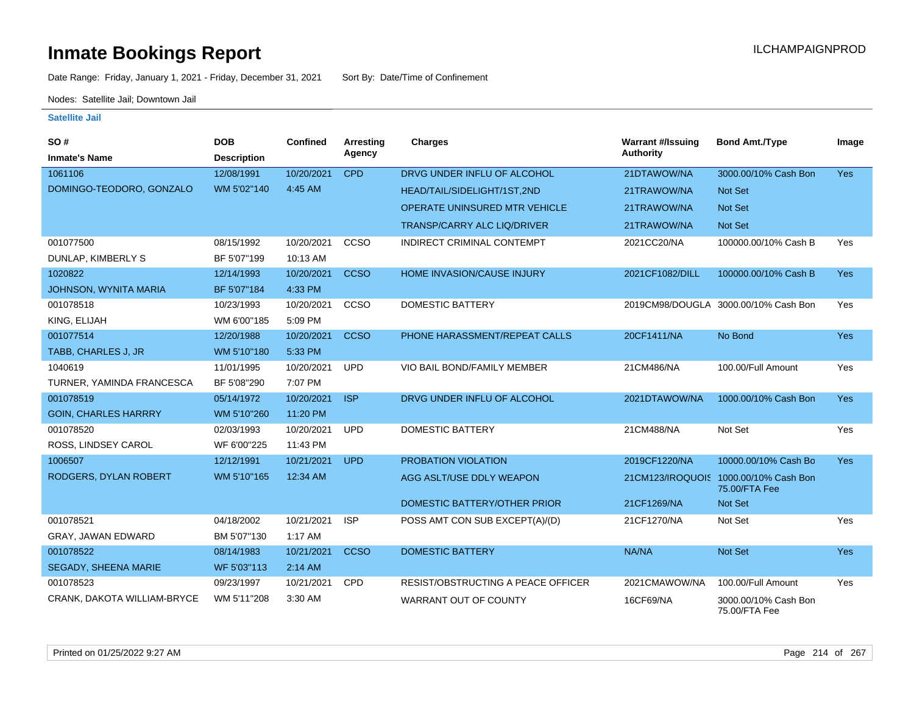# Inmate Bookings Report

ILCHAMPAIGNPROD

Date Range: Friday, January 1, 2021 - Friday, December 31, 2021 Sort By: Date/Time of Confinement

Nodes: Satellite Jail; Downtown Jail

**Satellite Jail**

| SO # / Inmate's Name | DOB / Description | Confined | Arresting Agency | Charges | Warrant #/Issuing Authority | Bond Amt./Type | Image |
|---|---|---|---|---|---|---|---|
| 1061106 / DOMINGO-TEODORO, GONZALO | 12/08/1991 / WM 5'02"140 | 10/20/2021 4:45 AM | CPD | DRVG UNDER INFLU OF ALCOHOL | 21DTAWOW/NA | 3000.00/10% Cash Bon | Yes |
| | | | | HEAD/TAIL/SIDELIGHT/1ST,2ND | 21TRAWOW/NA | Not Set | |
| | | | | OPERATE UNINSURED MTR VEHICLE | 21TRAWOW/NA | Not Set | |
| | | | | TRANSP/CARRY ALC LIQ/DRIVER | 21TRAWOW/NA | Not Set | |
| 001077500 / DUNLAP, KIMBERLY S | 08/15/1992 / BF 5'07"199 | 10/20/2021 10:13 AM | CCSO | INDIRECT CRIMINAL CONTEMPT | 2021CC20/NA | 100000.00/10% Cash B | Yes |
| 1020822 / JOHNSON, WYNITA MARIA | 12/14/1993 / BF 5'07"184 | 10/20/2021 4:33 PM | CCSO | HOME INVASION/CAUSE INJURY | 2021CF1082/DILL | 100000.00/10% Cash B | Yes |
| 001078518 / KING, ELIJAH | 10/23/1993 / WM 6'00"185 | 10/20/2021 5:09 PM | CCSO | DOMESTIC BATTERY | 2019CM98/DOUGLA | 3000.00/10% Cash Bon | Yes |
| 001077514 / TABB, CHARLES J, JR | 12/20/1988 / WM 5'10"180 | 10/20/2021 5:33 PM | CCSO | PHONE HARASSMENT/REPEAT CALLS | 20CF1411/NA | No Bond | Yes |
| 1040619 / TURNER, YAMINDA FRANCESCA | 11/01/1995 / BF 5'08"290 | 10/20/2021 7:07 PM | UPD | VIO BAIL BOND/FAMILY MEMBER | 21CM486/NA | 100.00/Full Amount | Yes |
| 001078519 / GOIN, CHARLES HARRRY | 05/14/1972 / WM 5'10"260 | 10/20/2021 11:20 PM | ISP | DRVG UNDER INFLU OF ALCOHOL | 2021DTAWOW/NA | 1000.00/10% Cash Bon | Yes |
| 001078520 / ROSS, LINDSEY CAROL | 02/03/1993 / WF 6'00"225 | 10/20/2021 11:43 PM | UPD | DOMESTIC BATTERY | 21CM488/NA | Not Set | Yes |
| 1006507 / RODGERS, DYLAN ROBERT | 12/12/1991 / WM 5'10"165 | 10/21/2021 12:34 AM | UPD | PROBATION VIOLATION | 2019CF1220/NA | 10000.00/10% Cash Bo | Yes |
| | | | | AGG ASLT/USE DDLY WEAPON | 21CM123/IROQUOIS | 1000.00/10% Cash Bon 75.00/FTA Fee | |
| | | | | DOMESTIC BATTERY/OTHER PRIOR | 21CF1269/NA | Not Set | |
| 001078521 / GRAY, JAWAN EDWARD | 04/18/2002 / BM 5'07"130 | 10/21/2021 1:17 AM | ISP | POSS AMT CON SUB EXCEPT(A)/(D) | 21CF1270/NA | Not Set | Yes |
| 001078522 / SEGADY, SHEENA MARIE | 08/14/1983 / WF 5'03"113 | 10/21/2021 2:14 AM | CCSO | DOMESTIC BATTERY | NA/NA | Not Set | Yes |
| 001078523 / CRANK, DAKOTA WILLIAM-BRYCE | 09/23/1997 / WM 5'11"208 | 10/21/2021 3:30 AM | CPD | RESIST/OBSTRUCTING A PEACE OFFICER | 2021CMAWOW/NA | 100.00/Full Amount | Yes |
| | | | | WARRANT OUT OF COUNTY | 16CF69/NA | 3000.00/10% Cash Bon 75.00/FTA Fee | |

Printed on 01/25/2022 9:27 AM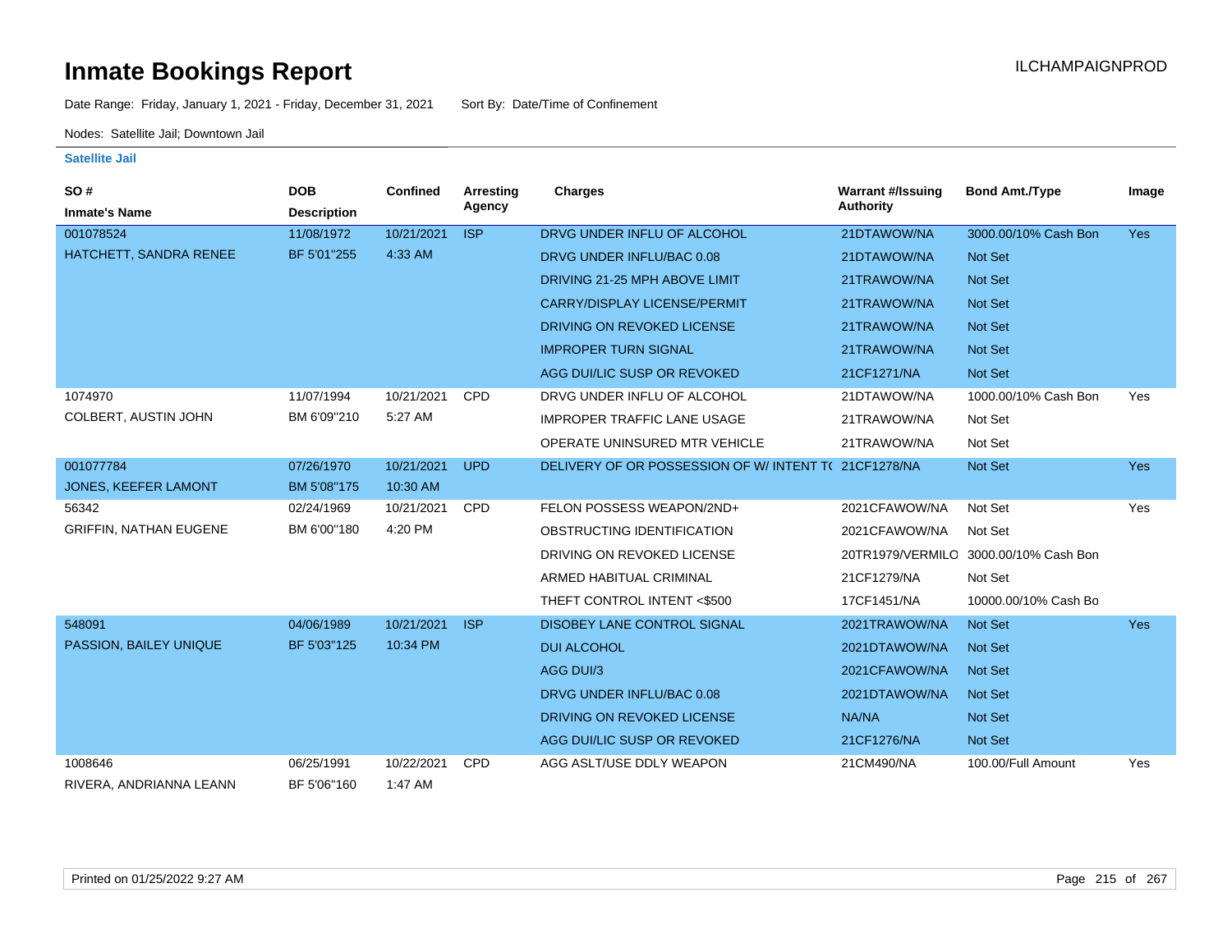# Inmate Bookings Report

ILCHAMPAIGNPROD

Date Range: Friday, January 1, 2021 - Friday, December 31, 2021 Sort By: Date/Time of Confinement

Nodes: Satellite Jail; Downtown Jail

**Satellite Jail**

| SO # / Inmate's Name | DOB / Description | Confined | Arresting Agency | Charges | Warrant #/Issuing Authority | Bond Amt./Type | Image |
|---|---|---|---|---|---|---|---|
| 001078524 | 11/08/1972 | 10/21/2021 | ISP | DRVG UNDER INFLU OF ALCOHOL | 21DTAWOW/NA | 3000.00/10% Cash Bon | Yes |
| HATCHETT, SANDRA RENEE | BF 5'01"255 | 4:33 AM | | DRVG UNDER INFLU/BAC 0.08 | 21DTAWOW/NA | Not Set | |
| | | | | DRIVING 21-25 MPH ABOVE LIMIT | 21TRAWOW/NA | Not Set | |
| | | | | CARRY/DISPLAY LICENSE/PERMIT | 21TRAWOW/NA | Not Set | |
| | | | | DRIVING ON REVOKED LICENSE | 21TRAWOW/NA | Not Set | |
| | | | | IMPROPER TURN SIGNAL | 21TRAWOW/NA | Not Set | |
| | | | | AGG DUI/LIC SUSP OR REVOKED | 21CF1271/NA | Not Set | |
| 1074970 | 11/07/1994 | 10/21/2021 | CPD | DRVG UNDER INFLU OF ALCOHOL | 21DTAWOW/NA | 1000.00/10% Cash Bon | Yes |
| COLBERT, AUSTIN JOHN | BM 6'09"210 | 5:27 AM | | IMPROPER TRAFFIC LANE USAGE | 21TRAWOW/NA | Not Set | |
| | | | | OPERATE UNINSURED MTR VEHICLE | 21TRAWOW/NA | Not Set | |
| 001077784 | 07/26/1970 | 10/21/2021 | UPD | DELIVERY OF OR POSSESSION OF W/ INTENT T( | 21CF1278/NA | Not Set | Yes |
| JONES, KEEFER LAMONT | BM 5'08"175 | 10:30 AM | | | | | |
| 56342 | 02/24/1969 | 10/21/2021 | CPD | FELON POSSESS WEAPON/2ND+ | 2021CFAWOW/NA | Not Set | Yes |
| GRIFFIN, NATHAN EUGENE | BM 6'00"180 | 4:20 PM | | OBSTRUCTING IDENTIFICATION | 2021CFAWOW/NA | Not Set | |
| | | | | DRIVING ON REVOKED LICENSE | 20TR1979/VERMILO | 3000.00/10% Cash Bon | |
| | | | | ARMED HABITUAL CRIMINAL | 21CF1279/NA | Not Set | |
| | | | | THEFT CONTROL INTENT <$500 | 17CF1451/NA | 10000.00/10% Cash Bo | |
| 548091 | 04/06/1989 | 10/21/2021 | ISP | DISOBEY LANE CONTROL SIGNAL | 2021TRAWOW/NA | Not Set | Yes |
| PASSION, BAILEY UNIQUE | BF 5'03"125 | 10:34 PM | | DUI ALCOHOL | 2021DTAWOW/NA | Not Set | |
| | | | | AGG DUI/3 | 2021CFAWOW/NA | Not Set | |
| | | | | DRVG UNDER INFLU/BAC 0.08 | 2021DTAWOW/NA | Not Set | |
| | | | | DRIVING ON REVOKED LICENSE | NA/NA | Not Set | |
| | | | | AGG DUI/LIC SUSP OR REVOKED | 21CF1276/NA | Not Set | |
| 1008646 | 06/25/1991 | 10/22/2021 | CPD | AGG ASLT/USE DDLY WEAPON | 21CM490/NA | 100.00/Full Amount | Yes |
| RIVERA, ANDRIANNA LEANN | BF 5'06"160 | 1:47 AM | | | | | |

Printed on 01/25/2022 9:27 AM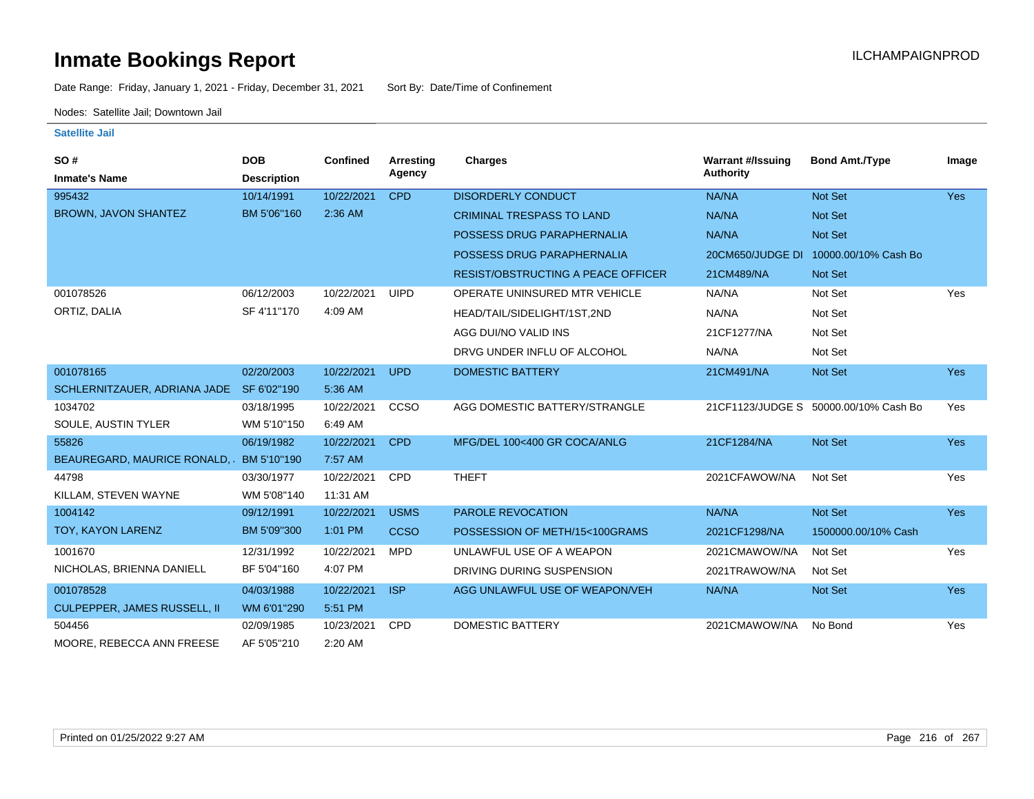# Inmate Bookings Report

ILCHAMPAIGNPROD

Date Range: Friday, January 1, 2021 - Friday, December 31, 2021 Sort By: Date/Time of Confinement

Nodes: Satellite Jail; Downtown Jail

**Satellite Jail**

| SO # / Inmate's Name | DOB / Description | Confined | Arresting Agency | Charges | Warrant #/Issuing Authority | Bond Amt./Type | Image |
|---|---|---|---|---|---|---|---|
| 995432 | 10/14/1991 | 10/22/2021 | CPD | DISORDERLY CONDUCT | NA/NA | Not Set | Yes |
| BROWN, JAVON SHANTEZ | BM 5'06"160 | 2:36 AM | | CRIMINAL TRESPASS TO LAND | NA/NA | Not Set | |
| | | | | POSSESS DRUG PARAPHERNALIA | NA/NA | Not Set | |
| | | | | POSSESS DRUG PARAPHERNALIA | 20CM650/JUDGE DI | 10000.00/10% Cash Bo | |
| | | | | RESIST/OBSTRUCTING A PEACE OFFICER | 21CM489/NA | Not Set | |
| 001078526 | 06/12/2003 | 10/22/2021 | UIPD | OPERATE UNINSURED MTR VEHICLE | NA/NA | Not Set | Yes |
| ORTIZ, DALIA | SF 4'11"170 | 4:09 AM | | HEAD/TAIL/SIDELIGHT/1ST,2ND | NA/NA | Not Set | |
| | | | | AGG DUI/NO VALID INS | 21CF1277/NA | Not Set | |
| | | | | DRVG UNDER INFLU OF ALCOHOL | NA/NA | Not Set | |
| 001078165 | 02/20/2003 | 10/22/2021 | UPD | DOMESTIC BATTERY | 21CM491/NA | Not Set | Yes |
| SCHLERNITZAUER, ADRIANA JADE | SF 6'02"190 | 5:36 AM | | | | | |
| 1034702 | 03/18/1995 | 10/22/2021 | CCSO | AGG DOMESTIC BATTERY/STRANGLE | 21CF1123/JUDGE S | 50000.00/10% Cash Bo | Yes |
| SOULE, AUSTIN TYLER | WM 5'10"150 | 6:49 AM | | | | | |
| 55826 | 06/19/1982 | 10/22/2021 | CPD | MFG/DEL 100<400 GR COCA/ANLG | 21CF1284/NA | Not Set | Yes |
| BEAUREGARD, MAURICE RONALD, | BM 5'10"190 | 7:57 AM | | | | | |
| 44798 | 03/30/1977 | 10/22/2021 | CPD | THEFT | 2021CFAWOW/NA | Not Set | Yes |
| KILLAM, STEVEN WAYNE | WM 5'08"140 | 11:31 AM | | | | | |
| 1004142 | 09/12/1991 | 10/22/2021 | USMS | PAROLE REVOCATION | NA/NA | Not Set | Yes |
| TOY, KAYON LARENZ | BM 5'09"300 | 1:01 PM | CCSO | POSSESSION OF METH/15<100GRAMS | 2021CF1298/NA | 1500000.00/10% Cash | |
| 1001670 | 12/31/1992 | 10/22/2021 | MPD | UNLAWFUL USE OF A WEAPON | 2021CMAWOW/NA | Not Set | Yes |
| NICHOLAS, BRIENNA DANIELL | BF 5'04"160 | 4:07 PM | | DRIVING DURING SUSPENSION | 2021TRAWOW/NA | Not Set | |
| 001078528 | 04/03/1988 | 10/22/2021 | ISP | AGG UNLAWFUL USE OF WEAPON/VEH | NA/NA | Not Set | Yes |
| CULPEPPER, JAMES RUSSELL, II | WM 6'01"290 | 5:51 PM | | | | | |
| 504456 | 02/09/1985 | 10/23/2021 | CPD | DOMESTIC BATTERY | 2021CMAWOW/NA | No Bond | Yes |
| MOORE, REBECCA ANN FREESE | AF 5'05"210 | 2:20 AM | | | | | |

Printed on 01/25/2022 9:27 AM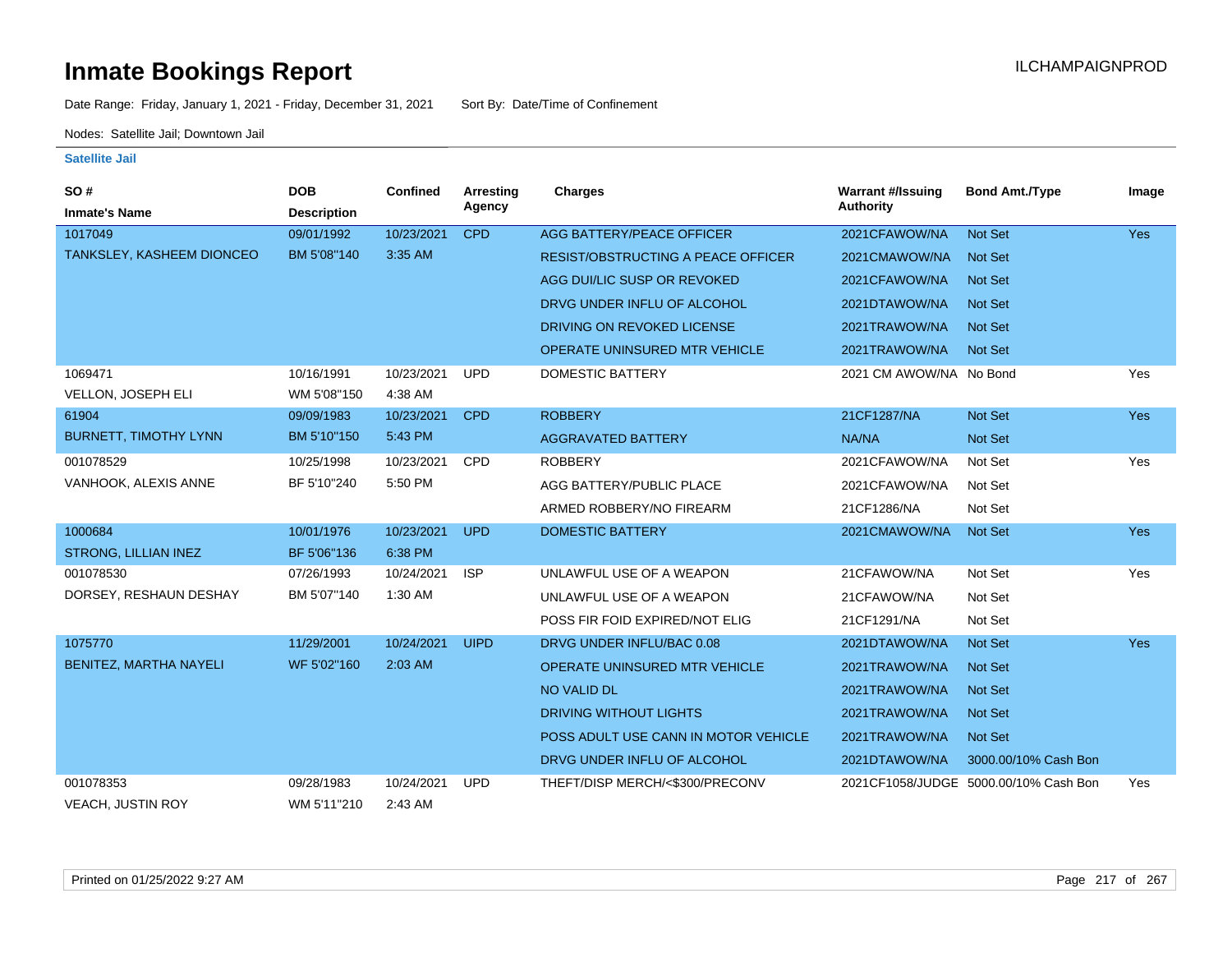# Inmate Bookings Report

ILCHAMPAIGNPROD

Date Range: Friday, January 1, 2021 - Friday, December 31, 2021    Sort By: Date/Time of Confinement

Nodes: Satellite Jail; Downtown Jail

### Satellite Jail

| SO # / Inmate's Name | DOB / Description | Confined | Arresting Agency | Charges | Warrant #/Issuing Authority | Bond Amt./Type | Image |
|---|---|---|---|---|---|---|---|
| 1017049 | 09/01/1992 | 10/23/2021 | CPD | AGG BATTERY/PEACE OFFICER | 2021CFAWOW/NA | Not Set | Yes |
| TANKSLEY, KASHEEM DIONCEO | BM 5'08"140 | 3:35 AM | | RESIST/OBSTRUCTING A PEACE OFFICER | 2021CMAWOW/NA | Not Set | |
| | | | | AGG DUI/LIC SUSP OR REVOKED | 2021CFAWOW/NA | Not Set | |
| | | | | DRVG UNDER INFLU OF ALCOHOL | 2021DTAWOW/NA | Not Set | |
| | | | | DRIVING ON REVOKED LICENSE | 2021TRAWOW/NA | Not Set | |
| | | | | OPERATE UNINSURED MTR VEHICLE | 2021TRAWOW/NA | Not Set | |
| 1069471 | 10/16/1991 | 10/23/2021 | UPD | DOMESTIC BATTERY | 2021 CM AWOW/NA | No Bond | Yes |
| VELLON, JOSEPH ELI | WM 5'08"150 | 4:38 AM | | | | | |
| 61904 | 09/09/1983 | 10/23/2021 | CPD | ROBBERY | 21CF1287/NA | Not Set | Yes |
| BURNETT, TIMOTHY LYNN | BM 5'10"150 | 5:43 PM | | AGGRAVATED BATTERY | NA/NA | Not Set | |
| 001078529 | 10/25/1998 | 10/23/2021 | CPD | ROBBERY | 2021CFAWOW/NA | Not Set | Yes |
| VANHOOK, ALEXIS ANNE | BF 5'10"240 | 5:50 PM | | AGG BATTERY/PUBLIC PLACE | 2021CFAWOW/NA | Not Set | |
| | | | | ARMED ROBBERY/NO FIREARM | 21CF1286/NA | Not Set | |
| 1000684 | 10/01/1976 | 10/23/2021 | UPD | DOMESTIC BATTERY | 2021CMAWOW/NA | Not Set | Yes |
| STRONG, LILLIAN INEZ | BF 5'06"136 | 6:38 PM | | | | | |
| 001078530 | 07/26/1993 | 10/24/2021 | ISP | UNLAWFUL USE OF A WEAPON | 21CFAWOW/NA | Not Set | Yes |
| DORSEY, RESHAUN DESHAY | BM 5'07"140 | 1:30 AM | | UNLAWFUL USE OF A WEAPON | 21CFAWOW/NA | Not Set | |
| | | | | POSS FIR FOID EXPIRED/NOT ELIG | 21CF1291/NA | Not Set | |
| 1075770 | 11/29/2001 | 10/24/2021 | UIPD | DRVG UNDER INFLU/BAC 0.08 | 2021DTAWOW/NA | Not Set | Yes |
| BENITEZ, MARTHA NAYELI | WF 5'02"160 | 2:03 AM | | OPERATE UNINSURED MTR VEHICLE | 2021TRAWOW/NA | Not Set | |
| | | | | NO VALID DL | 2021TRAWOW/NA | Not Set | |
| | | | | DRIVING WITHOUT LIGHTS | 2021TRAWOW/NA | Not Set | |
| | | | | POSS ADULT USE CANN IN MOTOR VEHICLE | 2021TRAWOW/NA | Not Set | |
| | | | | DRVG UNDER INFLU OF ALCOHOL | 2021DTAWOW/NA | 3000.00/10% Cash Bon | |
| 001078353 | 09/28/1983 | 10/24/2021 | UPD | THEFT/DISP MERCH/<$300/PRECONV | 2021CF1058/JUDGE | 5000.00/10% Cash Bon | Yes |
| VEACH, JUSTIN ROY | WM 5'11"210 | 2:43 AM | | | | | |

Printed on 01/25/2022 9:27 AM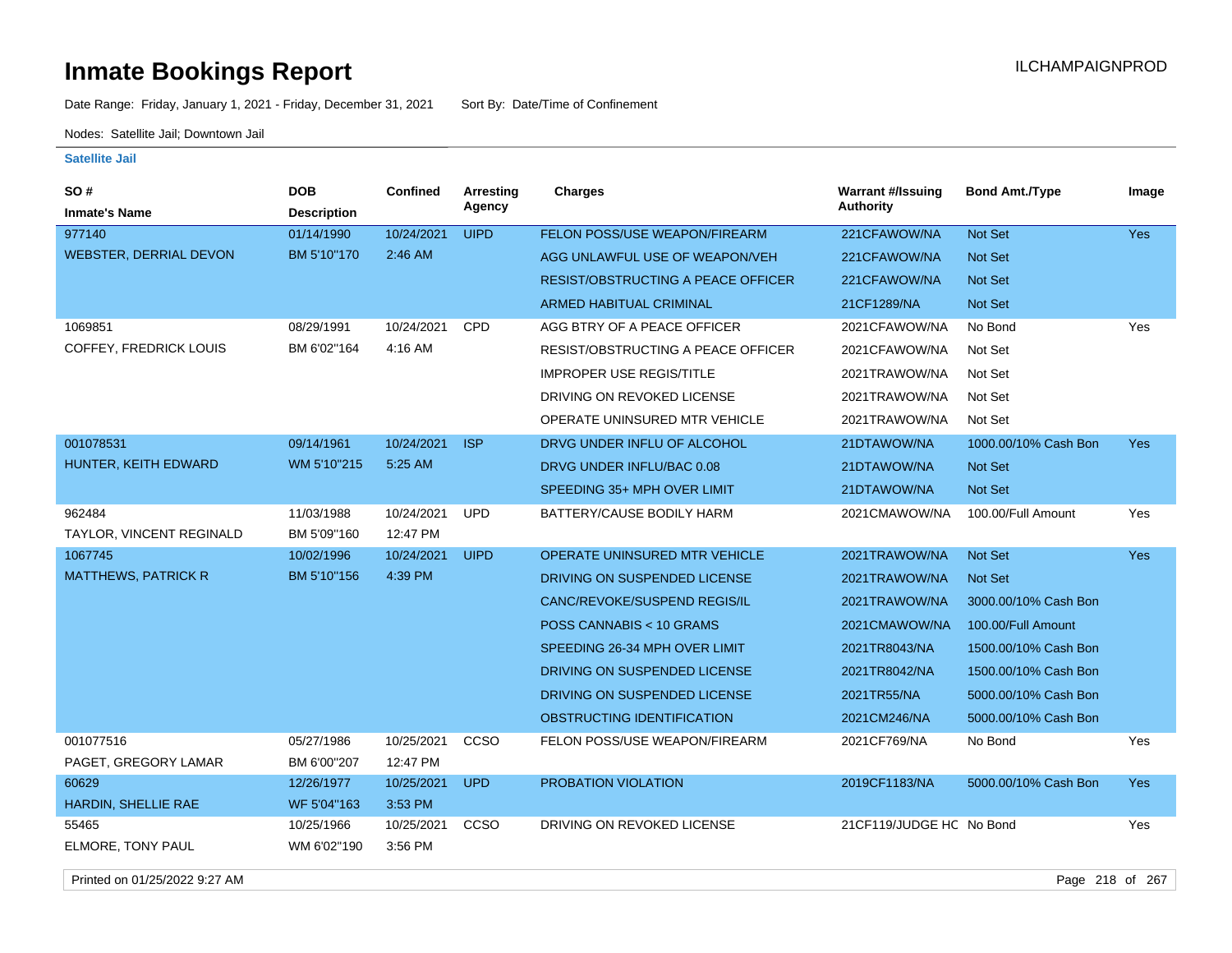# Inmate Bookings Report

ILCHAMPAIGNPROD

Date Range: Friday, January 1, 2021 - Friday, December 31, 2021 Sort By: Date/Time of Confinement

Nodes: Satellite Jail; Downtown Jail

### Satellite Jail

| SO # / Inmate's Name | DOB / Description | Confined | Arresting Agency | Charges | Warrant #/Issuing Authority | Bond Amt./Type | Image |
|---|---|---|---|---|---|---|---|
| 977140 | 01/14/1990 | 10/24/2021 | UIPD | FELON POSS/USE WEAPON/FIREARM | 221CFAWOW/NA | Not Set | Yes |
| WEBSTER, DERRIAL DEVON | BM 5'10"170 | 2:46 AM | | AGG UNLAWFUL USE OF WEAPON/VEH | 221CFAWOW/NA | Not Set | |
| | | | | RESIST/OBSTRUCTING A PEACE OFFICER | 221CFAWOW/NA | Not Set | |
| | | | | ARMED HABITUAL CRIMINAL | 21CF1289/NA | Not Set | |
| 1069851 | 08/29/1991 | 10/24/2021 | CPD | AGG BTRY OF A PEACE OFFICER | 2021CFAWOW/NA | No Bond | Yes |
| COFFEY, FREDRICK LOUIS | BM 6'02"164 | 4:16 AM | | RESIST/OBSTRUCTING A PEACE OFFICER | 2021CFAWOW/NA | Not Set | |
| | | | | IMPROPER USE REGIS/TITLE | 2021TRAWOW/NA | Not Set | |
| | | | | DRIVING ON REVOKED LICENSE | 2021TRAWOW/NA | Not Set | |
| | | | | OPERATE UNINSURED MTR VEHICLE | 2021TRAWOW/NA | Not Set | |
| 001078531 | 09/14/1961 | 10/24/2021 | ISP | DRVG UNDER INFLU OF ALCOHOL | 21DTAWOW/NA | 1000.00/10% Cash Bon | Yes |
| HUNTER, KEITH EDWARD | WM 5'10"215 | 5:25 AM | | DRVG UNDER INFLU/BAC 0.08 | 21DTAWOW/NA | Not Set | |
| | | | | SPEEDING 35+ MPH OVER LIMIT | 21DTAWOW/NA | Not Set | |
| 962484 | 11/03/1988 | 10/24/2021 | UPD | BATTERY/CAUSE BODILY HARM | 2021CMAWOW/NA | 100.00/Full Amount | Yes |
| TAYLOR, VINCENT REGINALD | BM 5'09"160 | 12:47 PM | | | | | |
| 1067745 | 10/02/1996 | 10/24/2021 | UIPD | OPERATE UNINSURED MTR VEHICLE | 2021TRAWOW/NA | Not Set | Yes |
| MATTHEWS, PATRICK R | BM 5'10"156 | 4:39 PM | | DRIVING ON SUSPENDED LICENSE | 2021TRAWOW/NA | Not Set | |
| | | | | CANC/REVOKE/SUSPEND REGIS/IL | 2021TRAWOW/NA | 3000.00/10% Cash Bon | |
| | | | | POSS CANNABIS < 10 GRAMS | 2021CMAWOW/NA | 100.00/Full Amount | |
| | | | | SPEEDING 26-34 MPH OVER LIMIT | 2021TR8043/NA | 1500.00/10% Cash Bon | |
| | | | | DRIVING ON SUSPENDED LICENSE | 2021TR8042/NA | 1500.00/10% Cash Bon | |
| | | | | DRIVING ON SUSPENDED LICENSE | 2021TR55/NA | 5000.00/10% Cash Bon | |
| | | | | OBSTRUCTING IDENTIFICATION | 2021CM246/NA | 5000.00/10% Cash Bon | |
| 001077516 | 05/27/1986 | 10/25/2021 | CCSO | FELON POSS/USE WEAPON/FIREARM | 2021CF769/NA | No Bond | Yes |
| PAGET, GREGORY LAMAR | BM 6'00"207 | 12:47 PM | | | | | |
| 60629 | 12/26/1977 | 10/25/2021 | UPD | PROBATION VIOLATION | 2019CF1183/NA | 5000.00/10% Cash Bon | Yes |
| HARDIN, SHELLIE RAE | WF 5'04"163 | 3:53 PM | | | | | |
| 55465 | 10/25/1966 | 10/25/2021 | CCSO | DRIVING ON REVOKED LICENSE | 21CF119/JUDGE HC | No Bond | Yes |
| ELMORE, TONY PAUL | WM 6'02"190 | 3:56 PM | | | | | |

Printed on 01/25/2022 9:27 AM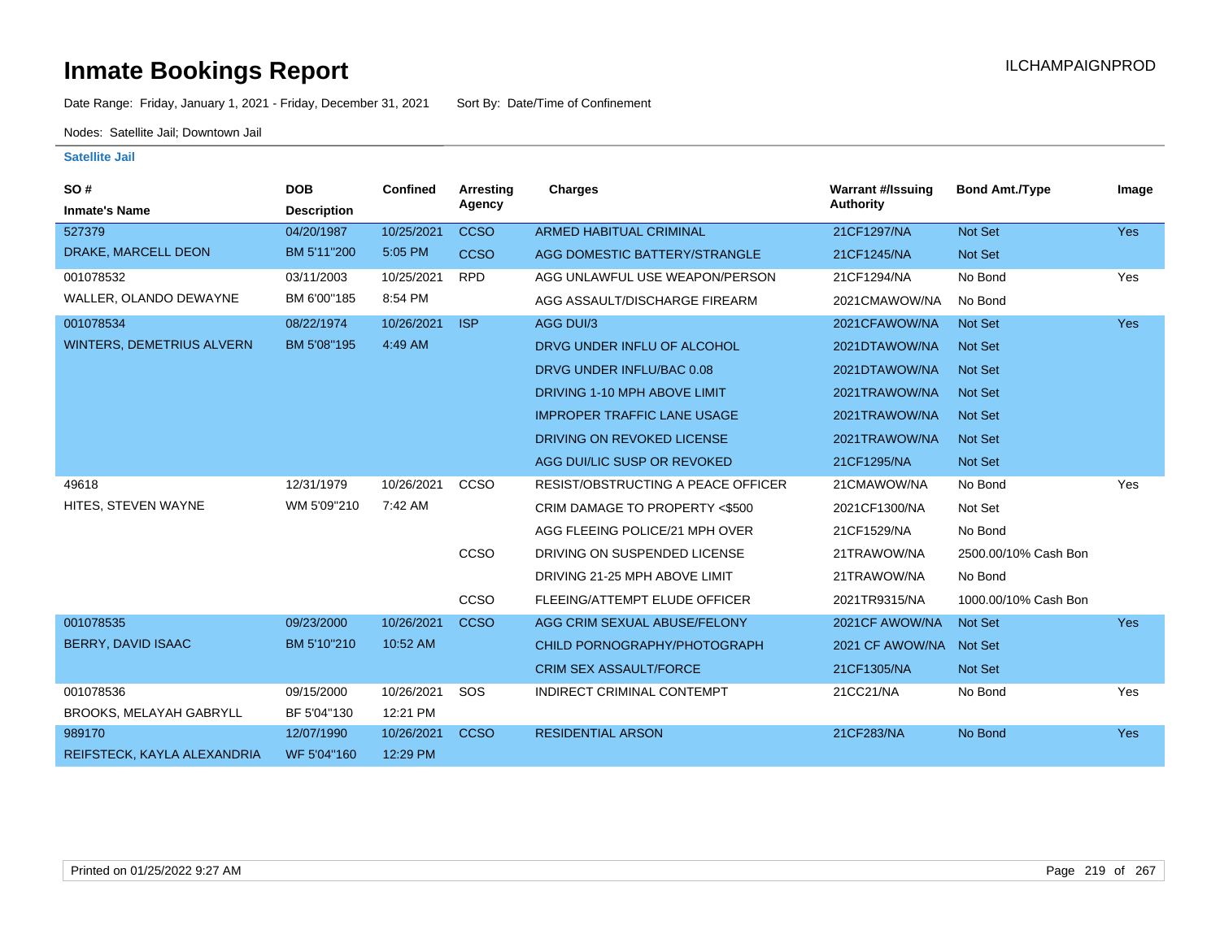# Inmate Bookings Report

ILCHAMPAIGNPROD

Date Range: Friday, January 1, 2021 - Friday, December 31, 2021    Sort By: Date/Time of Confinement

Nodes: Satellite Jail; Downtown Jail

**Satellite Jail**

| SO # / Inmate's Name | DOB / Description | Confined | Arresting Agency | Charges | Warrant #/Issuing Authority | Bond Amt./Type | Image |
|---|---|---|---|---|---|---|---|
| 527379 | 04/20/1987 | 10/25/2021 | CCSO | ARMED HABITUAL CRIMINAL | 21CF1297/NA | Not Set | Yes |
| DRAKE, MARCELL DEON | BM 5'11"200 | 5:05 PM | CCSO | AGG DOMESTIC BATTERY/STRANGLE | 21CF1245/NA | Not Set | |
| 001078532 | 03/11/2003 | 10/25/2021 | RPD | AGG UNLAWFUL USE WEAPON/PERSON | 21CF1294/NA | No Bond | Yes |
| WALLER, OLANDO DEWAYNE | BM 6'00"185 | 8:54 PM | | AGG ASSAULT/DISCHARGE FIREARM | 2021CMAWOW/NA | No Bond | |
| 001078534 | 08/22/1974 | 10/26/2021 | ISP | AGG DUI/3 | 2021CFAWOW/NA | Not Set | Yes |
| WINTERS, DEMETRIUS ALVERN | BM 5'08"195 | 4:49 AM | | DRVG UNDER INFLU OF ALCOHOL | 2021DTAWOW/NA | Not Set | |
| | | | | DRVG UNDER INFLU/BAC 0.08 | 2021DTAWOW/NA | Not Set | |
| | | | | DRIVING 1-10 MPH ABOVE LIMIT | 2021TRAWOW/NA | Not Set | |
| | | | | IMPROPER TRAFFIC LANE USAGE | 2021TRAWOW/NA | Not Set | |
| | | | | DRIVING ON REVOKED LICENSE | 2021TRAWOW/NA | Not Set | |
| | | | | AGG DUI/LIC SUSP OR REVOKED | 21CF1295/NA | Not Set | |
| 49618 | 12/31/1979 | 10/26/2021 | CCSO | RESIST/OBSTRUCTING A PEACE OFFICER | 21CMAWOW/NA | No Bond | Yes |
| HITES, STEVEN WAYNE | WM 5'09"210 | 7:42 AM | | CRIM DAMAGE TO PROPERTY <$500 | 2021CF1300/NA | Not Set | |
| | | | | AGG FLEEING POLICE/21 MPH OVER | 21CF1529/NA | No Bond | |
| | | | CCSO | DRIVING ON SUSPENDED LICENSE | 21TRAWOW/NA | 2500.00/10% Cash Bon | |
| | | | | DRIVING 21-25 MPH ABOVE LIMIT | 21TRAWOW/NA | No Bond | |
| | | | CCSO | FLEEING/ATTEMPT ELUDE OFFICER | 2021TR9315/NA | 1000.00/10% Cash Bon | |
| 001078535 | 09/23/2000 | 10/26/2021 | CCSO | AGG CRIM SEXUAL ABUSE/FELONY | 2021CF AWOW/NA | Not Set | Yes |
| BERRY, DAVID ISAAC | BM 5'10"210 | 10:52 AM | | CHILD PORNOGRAPHY/PHOTOGRAPH | 2021 CF AWOW/NA | Not Set | |
| | | | | CRIM SEX ASSAULT/FORCE | 21CF1305/NA | Not Set | |
| 001078536 | 09/15/2000 | 10/26/2021 | SOS | INDIRECT CRIMINAL CONTEMPT | 21CC21/NA | No Bond | Yes |
| BROOKS, MELAYAH GABRYLL | BF 5'04"130 | 12:21 PM | | | | | |
| 989170 | 12/07/1990 | 10/26/2021 | CCSO | RESIDENTIAL ARSON | 21CF283/NA | No Bond | Yes |
| REIFSTECK, KAYLA ALEXANDRIA | WF 5'04"160 | 12:29 PM | | | | | |

Printed on 01/25/2022 9:27 AM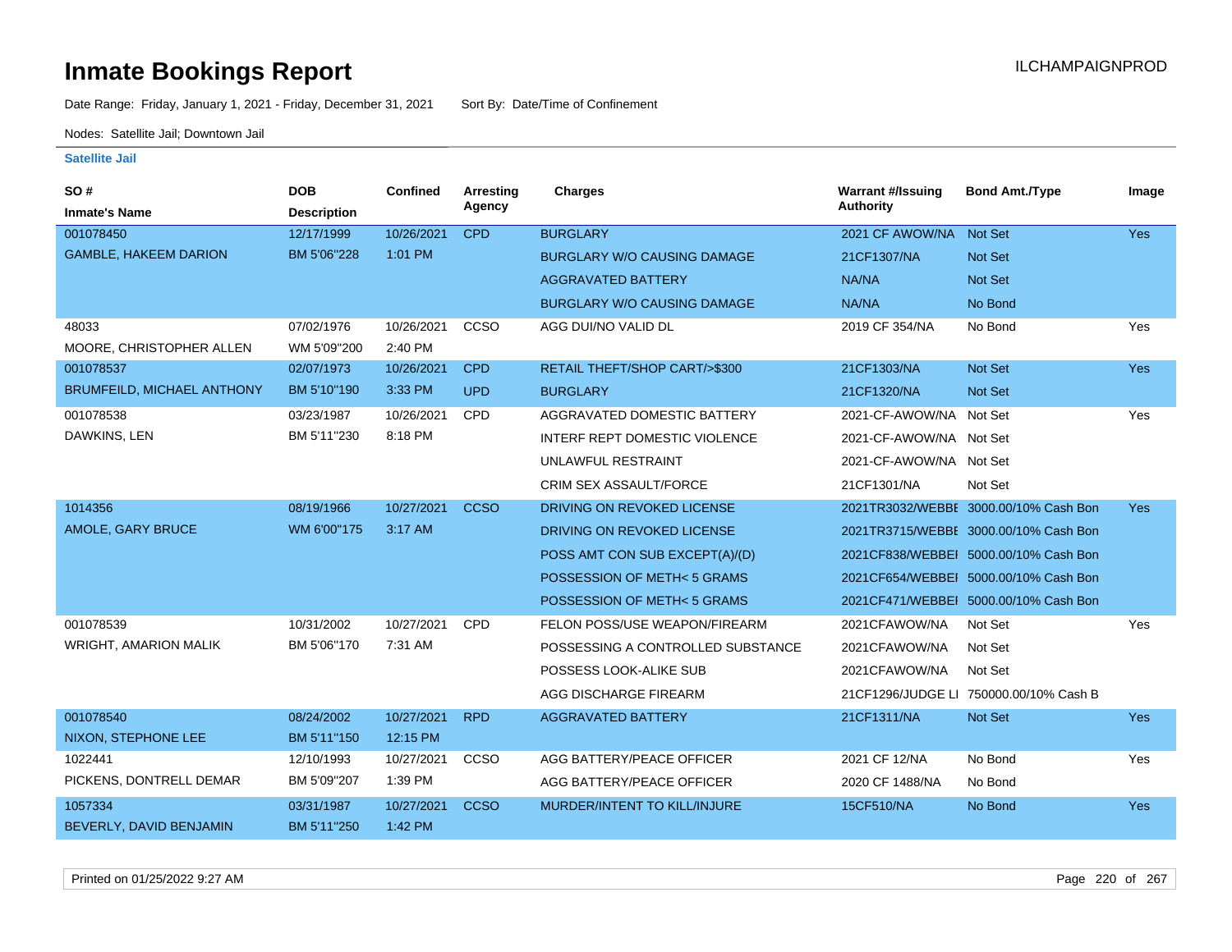# Inmate Bookings Report

ILCHAMPAIGNPROD

Date Range: Friday, January 1, 2021 - Friday, December 31, 2021    Sort By: Date/Time of Confinement

Nodes: Satellite Jail; Downtown Jail

### Satellite Jail

| SO # / Inmate's Name | DOB / Description | Confined | Arresting Agency | Charges | Warrant #/Issuing Authority | Bond Amt./Type | Image |
|---|---|---|---|---|---|---|---|
| 001078450 | 12/17/1999 | 10/26/2021 | CPD | BURGLARY | 2021 CF AWOW/NA | Not Set | Yes |
| GAMBLE, HAKEEM DARION | BM 5'06"228 | 1:01 PM | | BURGLARY W/O CAUSING DAMAGE | 21CF1307/NA | Not Set | |
| | | | | AGGRAVATED BATTERY | NA/NA | Not Set | |
| | | | | BURGLARY W/O CAUSING DAMAGE | NA/NA | No Bond | |
| 48033 | 07/02/1976 | 10/26/2021 | CCSO | AGG DUI/NO VALID DL | 2019 CF 354/NA | No Bond | Yes |
| MOORE, CHRISTOPHER ALLEN | WM 5'09"200 | 2:40 PM | | | | | |
| 001078537 | 02/07/1973 | 10/26/2021 | CPD | RETAIL THEFT/SHOP CART/>$300 | 21CF1303/NA | Not Set | Yes |
| BRUMFEILD, MICHAEL ANTHONY | BM 5'10"190 | 3:33 PM | UPD | BURGLARY | 21CF1320/NA | Not Set | |
| 001078538 | 03/23/1987 | 10/26/2021 | CPD | AGGRAVATED DOMESTIC BATTERY | 2021-CF-AWOW/NA | Not Set | Yes |
| DAWKINS, LEN | BM 5'11"230 | 8:18 PM | | INTERF REPT DOMESTIC VIOLENCE | 2021-CF-AWOW/NA | Not Set | |
| | | | | UNLAWFUL RESTRAINT | 2021-CF-AWOW/NA | Not Set | |
| | | | | CRIM SEX ASSAULT/FORCE | 21CF1301/NA | Not Set | |
| 1014356 | 08/19/1966 | 10/27/2021 | CCSO | DRIVING ON REVOKED LICENSE | 2021TR3032/WEBBE | 3000.00/10% Cash Bon | Yes |
| AMOLE, GARY BRUCE | WM 6'00"175 | 3:17 AM | | DRIVING ON REVOKED LICENSE | 2021TR3715/WEBBE | 3000.00/10% Cash Bon | |
| | | | | POSS AMT CON SUB EXCEPT(A)/(D) | 2021CF838/WEBBEI | 5000.00/10% Cash Bon | |
| | | | | POSSESSION OF METH< 5 GRAMS | 2021CF654/WEBBEI | 5000.00/10% Cash Bon | |
| | | | | POSSESSION OF METH< 5 GRAMS | 2021CF471/WEBBEI | 5000.00/10% Cash Bon | |
| 001078539 | 10/31/2002 | 10/27/2021 | CPD | FELON POSS/USE WEAPON/FIREARM | 2021CFAWOW/NA | Not Set | Yes |
| WRIGHT, AMARION MALIK | BM 5'06"170 | 7:31 AM | | POSSESSING A CONTROLLED SUBSTANCE | 2021CFAWOW/NA | Not Set | |
| | | | | POSSESS LOOK-ALIKE SUB | 2021CFAWOW/NA | Not Set | |
| | | | | AGG DISCHARGE FIREARM | 21CF1296/JUDGE LI | 750000.00/10% Cash B | |
| 001078540 | 08/24/2002 | 10/27/2021 | RPD | AGGRAVATED BATTERY | 21CF1311/NA | Not Set | Yes |
| NIXON, STEPHONE LEE | BM 5'11"150 | 12:15 PM | | | | | |
| 1022441 | 12/10/1993 | 10/27/2021 | CCSO | AGG BATTERY/PEACE OFFICER | 2021 CF 12/NA | No Bond | Yes |
| PICKENS, DONTRELL DEMAR | BM 5'09"207 | 1:39 PM | | AGG BATTERY/PEACE OFFICER | 2020 CF 1488/NA | No Bond | |
| 1057334 | 03/31/1987 | 10/27/2021 | CCSO | MURDER/INTENT TO KILL/INJURE | 15CF510/NA | No Bond | Yes |
| BEVERLY, DAVID BENJAMIN | BM 5'11"250 | 1:42 PM | | | | | |

Printed on 01/25/2022 9:27 AM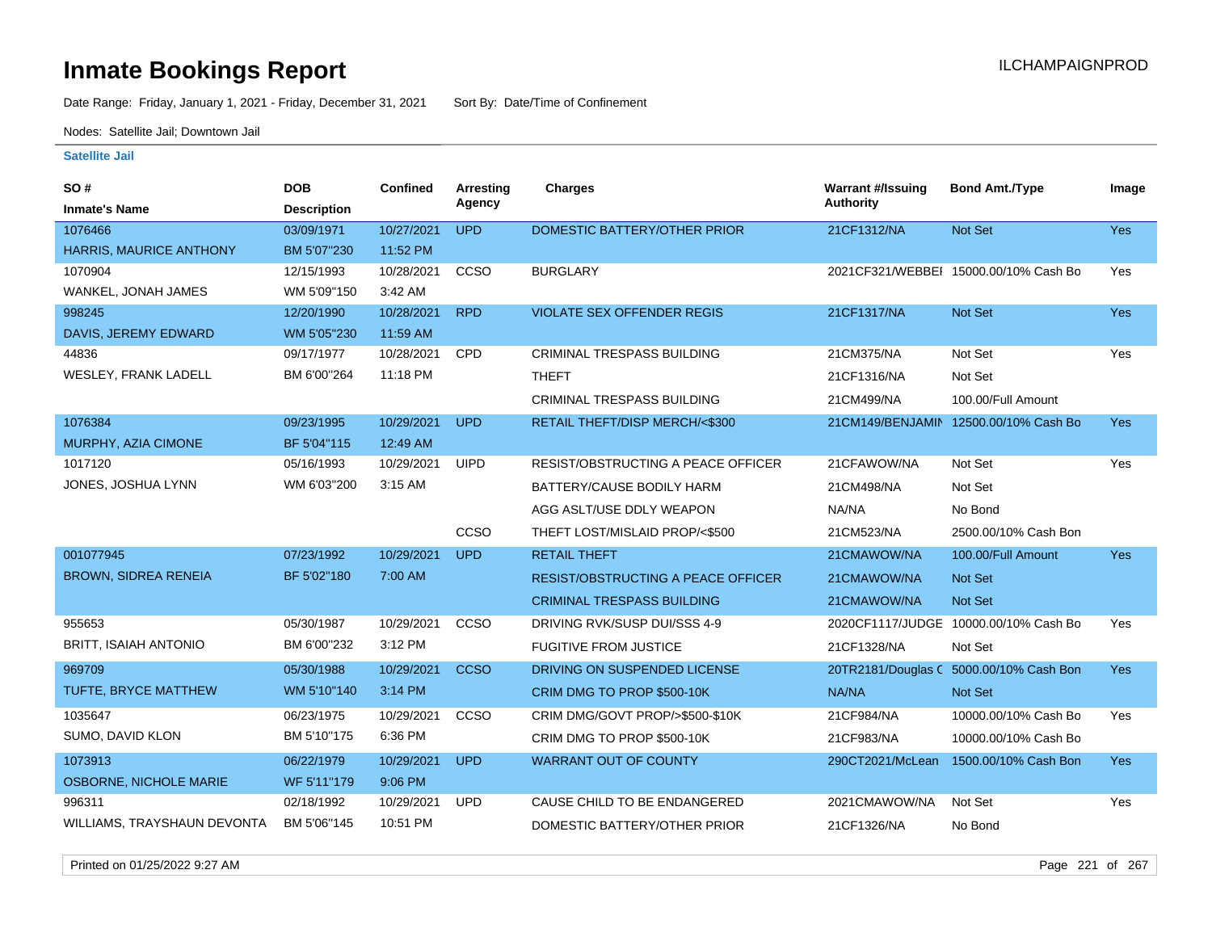# Inmate Bookings Report

ILCHAMPAIGNPROD

Date Range: Friday, January 1, 2021 - Friday, December 31, 2021    Sort By: Date/Time of Confinement

Nodes: Satellite Jail; Downtown Jail

**Satellite Jail**

| SO # / Inmate's Name | DOB / Description | Confined | Arresting Agency | Charges | Warrant #/Issuing Authority | Bond Amt./Type | Image |
|---|---|---|---|---|---|---|---|
| 1076466 | 03/09/1971 | 10/27/2021 | UPD | DOMESTIC BATTERY/OTHER PRIOR | 21CF1312/NA | Not Set | Yes |
| HARRIS, MAURICE ANTHONY | BM 5'07"230 | 11:52 PM | | | | | |
| 1070904 | 12/15/1993 | 10/28/2021 | CCSO | BURGLARY | 2021CF321/WEBBEI | 15000.00/10% Cash Bo | Yes |
| WANKEL, JONAH JAMES | WM 5'09"150 | 3:42 AM | | | | | |
| 998245 | 12/20/1990 | 10/28/2021 | RPD | VIOLATE SEX OFFENDER REGIS | 21CF1317/NA | Not Set | Yes |
| DAVIS, JEREMY EDWARD | WM 5'05"230 | 11:59 AM | | | | | |
| 44836 | 09/17/1977 | 10/28/2021 | CPD | CRIMINAL TRESPASS BUILDING | 21CM375/NA | Not Set | Yes |
| WESLEY, FRANK LADELL | BM 6'00"264 | 11:18 PM | | THEFT | 21CF1316/NA | Not Set | |
| | | | | CRIMINAL TRESPASS BUILDING | 21CM499/NA | 100.00/Full Amount | |
| 1076384 | 09/23/1995 | 10/29/2021 | UPD | RETAIL THEFT/DISP MERCH/<$300 | 21CM149/BENJAMIN | 12500.00/10% Cash Bo | Yes |
| MURPHY, AZIA CIMONE | BF 5'04"115 | 12:49 AM | | | | | |
| 1017120 | 05/16/1993 | 10/29/2021 | UIPD | RESIST/OBSTRUCTING A PEACE OFFICER | 21CFAWOW/NA | Not Set | Yes |
| JONES, JOSHUA LYNN | WM 6'03"200 | 3:15 AM | | BATTERY/CAUSE BODILY HARM | 21CM498/NA | Not Set | |
| | | | | AGG ASLT/USE DDLY WEAPON | NA/NA | No Bond | |
| | | | CCSO | THEFT LOST/MISLAID PROP/<$500 | 21CM523/NA | 2500.00/10% Cash Bon | |
| 001077945 | 07/23/1992 | 10/29/2021 | UPD | RETAIL THEFT | 21CMAWOW/NA | 100.00/Full Amount | Yes |
| BROWN, SIDREA RENEIA | BF 5'02"180 | 7:00 AM | | RESIST/OBSTRUCTING A PEACE OFFICER | 21CMAWOW/NA | Not Set | |
| | | | | CRIMINAL TRESPASS BUILDING | 21CMAWOW/NA | Not Set | |
| 955653 | 05/30/1987 | 10/29/2021 | CCSO | DRIVING RVK/SUSP DUI/SSS 4-9 | 2020CF1117/JUDGE | 10000.00/10% Cash Bo | Yes |
| BRITT, ISAIAH ANTONIO | BM 6'00"232 | 3:12 PM | | FUGITIVE FROM JUSTICE | 21CF1328/NA | Not Set | |
| 969709 | 05/30/1988 | 10/29/2021 | CCSO | DRIVING ON SUSPENDED LICENSE | 20TR2181/Douglas C | 5000.00/10% Cash Bon | Yes |
| TUFTE, BRYCE MATTHEW | WM 5'10"140 | 3:14 PM | | CRIM DMG TO PROP $500-10K | NA/NA | Not Set | |
| 1035647 | 06/23/1975 | 10/29/2021 | CCSO | CRIM DMG/GOVT PROP/>$500-$10K | 21CF984/NA | 10000.00/10% Cash Bo | Yes |
| SUMO, DAVID KLON | BM 5'10"175 | 6:36 PM | | CRIM DMG TO PROP $500-10K | 21CF983/NA | 10000.00/10% Cash Bo | |
| 1073913 | 06/22/1979 | 10/29/2021 | UPD | WARRANT OUT OF COUNTY | 290CT2021/McLean | 1500.00/10% Cash Bon | Yes |
| OSBORNE, NICHOLE MARIE | WF 5'11"179 | 9:06 PM | | | | | |
| 996311 | 02/18/1992 | 10/29/2021 | UPD | CAUSE CHILD TO BE ENDANGERED | 2021CMAWOW/NA | Not Set | Yes |
| WILLIAMS, TRAYSHAUN DEVONTA | BM 5'06"145 | 10:51 PM | | DOMESTIC BATTERY/OTHER PRIOR | 21CF1326/NA | No Bond | |

Printed on 01/25/2022 9:27 AM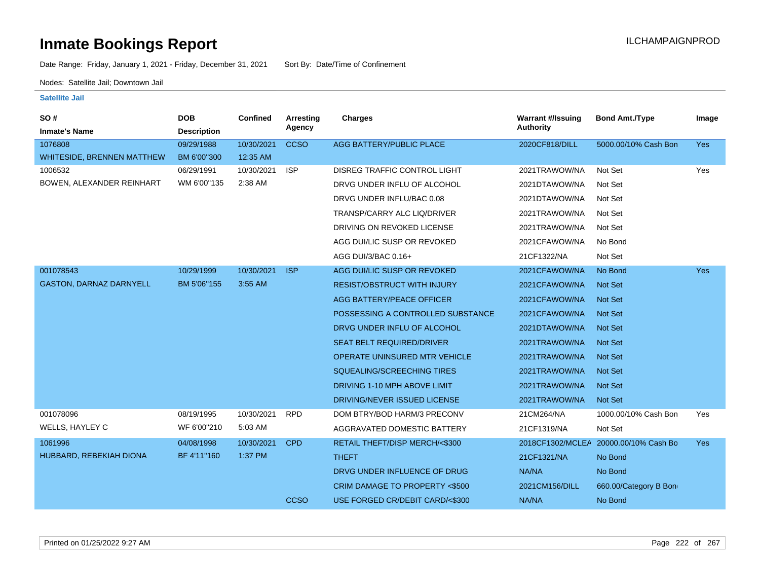# Inmate Bookings Report

ILCHAMPAIGNPROD

Date Range: Friday, January 1, 2021 - Friday, December 31, 2021 Sort By: Date/Time of Confinement

Nodes: Satellite Jail; Downtown Jail

### Satellite Jail

| SO # / Inmate's Name | DOB / Description | Confined | Arresting Agency | Charges | Warrant #/Issuing Authority | Bond Amt./Type | Image |
|---|---|---|---|---|---|---|---|
| 1076808 | 09/29/1988 | 10/30/2021 | CCSO | AGG BATTERY/PUBLIC PLACE | 2020CF818/DILL | 5000.00/10% Cash Bon | Yes |
| WHITESIDE, BRENNEN MATTHEW | BM 6'00"300 | 12:35 AM | | | | | |
| 1006532 | 06/29/1991 | 10/30/2021 | ISP | DISREG TRAFFIC CONTROL LIGHT | 2021TRAWOW/NA | Not Set | Yes |
| BOWEN, ALEXANDER REINHART | WM 6'00"135 | 2:38 AM | | DRVG UNDER INFLU OF ALCOHOL | 2021DTAWOW/NA | Not Set | |
| | | | | DRVG UNDER INFLU/BAC 0.08 | 2021DTAWOW/NA | Not Set | |
| | | | | TRANSP/CARRY ALC LIQ/DRIVER | 2021TRAWOW/NA | Not Set | |
| | | | | DRIVING ON REVOKED LICENSE | 2021TRAWOW/NA | Not Set | |
| | | | | AGG DUI/LIC SUSP OR REVOKED | 2021CFAWOW/NA | No Bond | |
| | | | | AGG DUI/3/BAC 0.16+ | 21CF1322/NA | Not Set | |
| 001078543 | 10/29/1999 | 10/30/2021 | ISP | AGG DUI/LIC SUSP OR REVOKED | 2021CFAWOW/NA | No Bond | Yes |
| GASTON, DARNAZ DARNYELL | BM 5'06"155 | 3:55 AM | | RESIST/OBSTRUCT WITH INJURY | 2021CFAWOW/NA | Not Set | |
| | | | | AGG BATTERY/PEACE OFFICER | 2021CFAWOW/NA | Not Set | |
| | | | | POSSESSING A CONTROLLED SUBSTANCE | 2021CFAWOW/NA | Not Set | |
| | | | | DRVG UNDER INFLU OF ALCOHOL | 2021DTAWOW/NA | Not Set | |
| | | | | SEAT BELT REQUIRED/DRIVER | 2021TRAWOW/NA | Not Set | |
| | | | | OPERATE UNINSURED MTR VEHICLE | 2021TRAWOW/NA | Not Set | |
| | | | | SQUEALING/SCREECHING TIRES | 2021TRAWOW/NA | Not Set | |
| | | | | DRIVING 1-10 MPH ABOVE LIMIT | 2021TRAWOW/NA | Not Set | |
| | | | | DRIVING/NEVER ISSUED LICENSE | 2021TRAWOW/NA | Not Set | |
| 001078096 | 08/19/1995 | 10/30/2021 | RPD | DOM BTRY/BOD HARM/3 PRECONV | 21CM264/NA | 1000.00/10% Cash Bon | Yes |
| WELLS, HAYLEY C | WF 6'00"210 | 5:03 AM | | AGGRAVATED DOMESTIC BATTERY | 21CF1319/NA | Not Set | |
| 1061996 | 04/08/1998 | 10/30/2021 | CPD | RETAIL THEFT/DISP MERCH/<$300 | 2018CF1302/MCLEA | 20000.00/10% Cash Bo | Yes |
| HUBBARD, REBEKIAH DIONA | BF 4'11"160 | 1:37 PM | | THEFT | 21CF1321/NA | No Bond | |
| | | | | DRVG UNDER INFLUENCE OF DRUG | NA/NA | No Bond | |
| | | | | CRIM DAMAGE TO PROPERTY <$500 | 2021CM156/DILL | 660.00/Category B Bon | |
| | | | CCSO | USE FORGED CR/DEBIT CARD/<$300 | NA/NA | No Bond | |

Printed on 01/25/2022 9:27 AM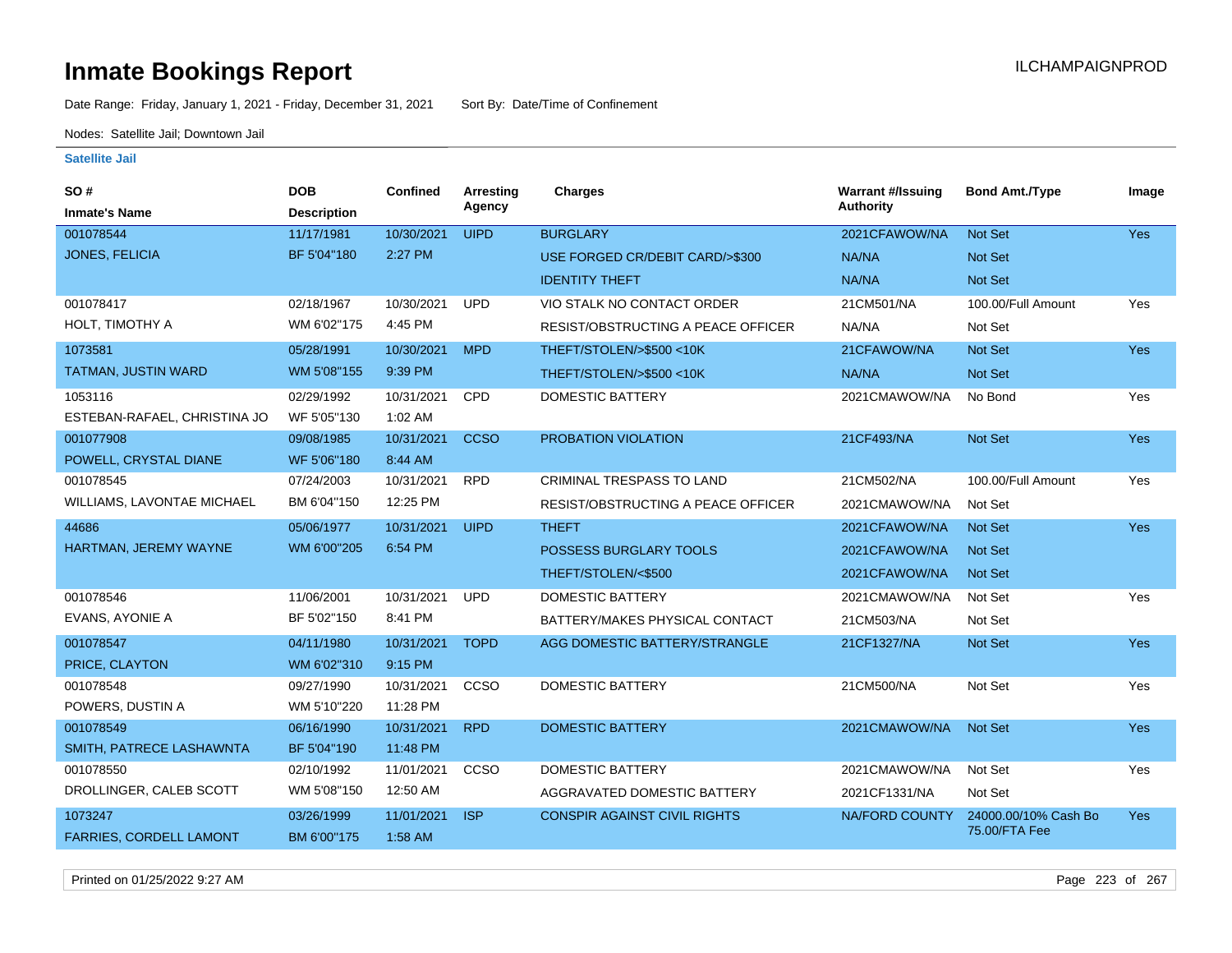# Inmate Bookings Report

ILCHAMPAIGNPROD

Date Range: Friday, January 1, 2021 - Friday, December 31, 2021    Sort By: Date/Time of Confinement

Nodes: Satellite Jail; Downtown Jail

**Satellite Jail**

| SO # / Inmate's Name | DOB / Description | Confined | Arresting Agency | Charges | Warrant #/Issuing Authority | Bond Amt./Type | Image |
|---|---|---|---|---|---|---|---|
| 001078544 | 11/17/1981 | 10/30/2021 | UIPD | BURGLARY | 2021CFAWOW/NA | Not Set | Yes |
| JONES, FELICIA | BF 5'04"180 | 2:27 PM | | USE FORGED CR/DEBIT CARD/>$300 | NA/NA | Not Set | |
| | | | | IDENTITY THEFT | NA/NA | Not Set | |
| 001078417 | 02/18/1967 | 10/30/2021 | UPD | VIO STALK NO CONTACT ORDER | 21CM501/NA | 100.00/Full Amount | Yes |
| HOLT, TIMOTHY A | WM 6'02"175 | 4:45 PM | | RESIST/OBSTRUCTING A PEACE OFFICER | NA/NA | Not Set | |
| 1073581 | 05/28/1991 | 10/30/2021 | MPD | THEFT/STOLEN/>$500 <10K | 21CFAWOW/NA | Not Set | Yes |
| TATMAN, JUSTIN WARD | WM 5'08"155 | 9:39 PM | | THEFT/STOLEN/>$500 <10K | NA/NA | Not Set | |
| 1053116 | 02/29/1992 | 10/31/2021 | CPD | DOMESTIC BATTERY | 2021CMAWOW/NA | No Bond | Yes |
| ESTEBAN-RAFAEL, CHRISTINA JO | WF 5'05"130 | 1:02 AM | | | | | |
| 001077908 | 09/08/1985 | 10/31/2021 | CCSO | PROBATION VIOLATION | 21CF493/NA | Not Set | Yes |
| POWELL, CRYSTAL DIANE | WF 5'06"180 | 8:44 AM | | | | | |
| 001078545 | 07/24/2003 | 10/31/2021 | RPD | CRIMINAL TRESPASS TO LAND | 21CM502/NA | 100.00/Full Amount | Yes |
| WILLIAMS, LAVONTAE MICHAEL | BM 6'04"150 | 12:25 PM | | RESIST/OBSTRUCTING A PEACE OFFICER | 2021CMAWOW/NA | Not Set | |
| 44686 | 05/06/1977 | 10/31/2021 | UIPD | THEFT | 2021CFAWOW/NA | Not Set | Yes |
| HARTMAN, JEREMY WAYNE | WM 6'00"205 | 6:54 PM | | POSSESS BURGLARY TOOLS | 2021CFAWOW/NA | Not Set | |
| | | | | THEFT/STOLEN/<$500 | 2021CFAWOW/NA | Not Set | |
| 001078546 | 11/06/2001 | 10/31/2021 | UPD | DOMESTIC BATTERY | 2021CMAWOW/NA | Not Set | Yes |
| EVANS, AYONIE A | BF 5'02"150 | 8:41 PM | | BATTERY/MAKES PHYSICAL CONTACT | 21CM503/NA | Not Set | |
| 001078547 | 04/11/1980 | 10/31/2021 | TOPD | AGG DOMESTIC BATTERY/STRANGLE | 21CF1327/NA | Not Set | Yes |
| PRICE, CLAYTON | WM 6'02"310 | 9:15 PM | | | | | |
| 001078548 | 09/27/1990 | 10/31/2021 | CCSO | DOMESTIC BATTERY | 21CM500/NA | Not Set | Yes |
| POWERS, DUSTIN A | WM 5'10"220 | 11:28 PM | | | | | |
| 001078549 | 06/16/1990 | 10/31/2021 | RPD | DOMESTIC BATTERY | 2021CMAWOW/NA | Not Set | Yes |
| SMITH, PATRECE LASHAWNTA | BF 5'04"190 | 11:48 PM | | | | | |
| 001078550 | 02/10/1992 | 11/01/2021 | CCSO | DOMESTIC BATTERY | 2021CMAWOW/NA | Not Set | Yes |
| DROLLINGER, CALEB SCOTT | WM 5'08"150 | 12:50 AM | | AGGRAVATED DOMESTIC BATTERY | 2021CF1331/NA | Not Set | |
| 1073247 | 03/26/1999 | 11/01/2021 | ISP | CONSPIR AGAINST CIVIL RIGHTS | NA/FORD COUNTY | 24000.00/10% Cash Bo 75.00/FTA Fee | Yes |
| FARRIES, CORDELL LAMONT | BM 6'00"175 | 1:58 AM | | | | | |

Printed on 01/25/2022 9:27 AM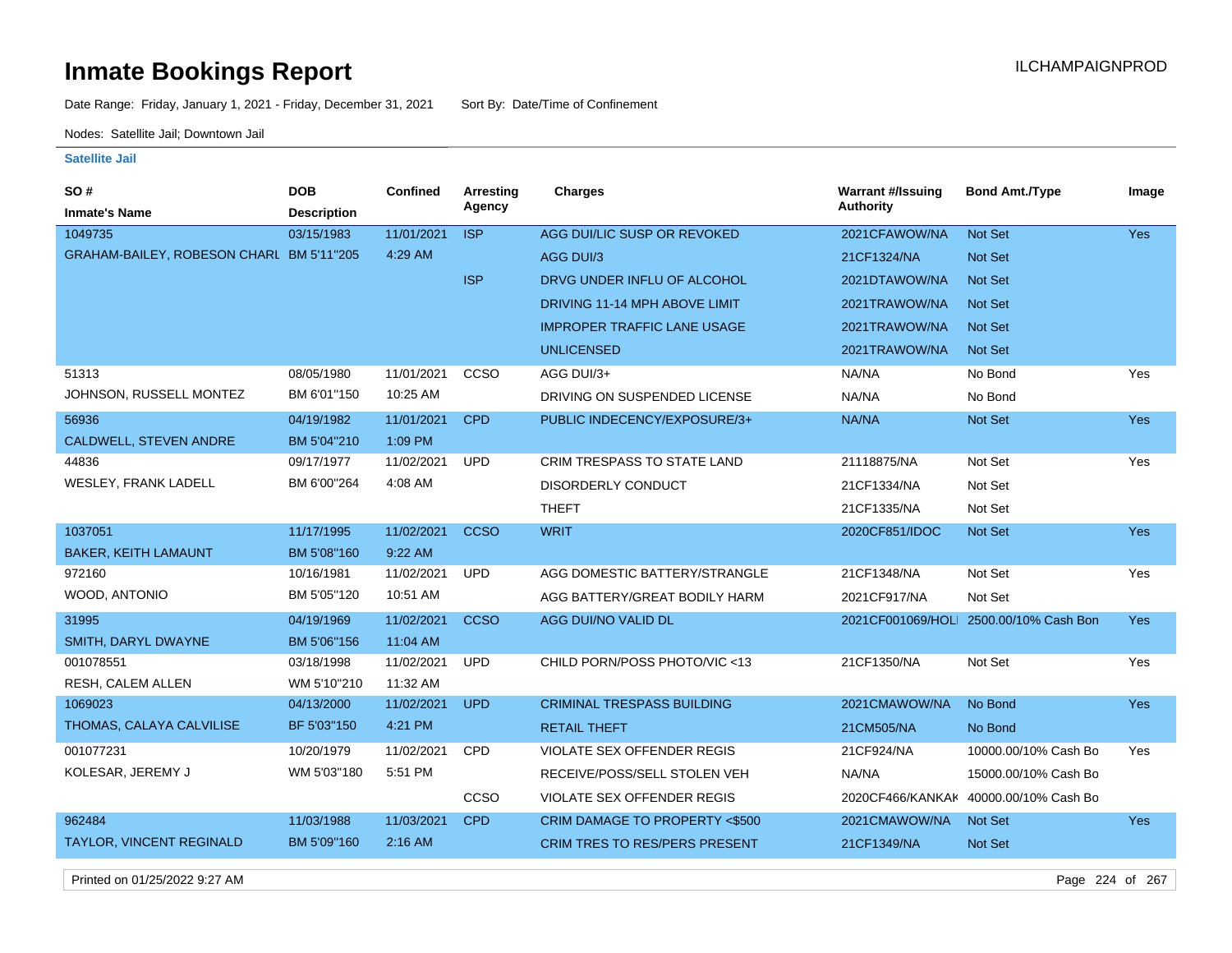# Inmate Bookings Report

ILCHAMPAIGNPROD

Date Range: Friday, January 1, 2021 - Friday, December 31, 2021    Sort By: Date/Time of Confinement

Nodes: Satellite Jail; Downtown Jail

**Satellite Jail**

| SO # / Inmate's Name | DOB / Description | Confined | Arresting Agency | Charges | Warrant #/Issuing Authority | Bond Amt./Type | Image |
|---|---|---|---|---|---|---|---|
| 1049735 | 03/15/1983 | 11/01/2021 | ISP | AGG DUI/LIC SUSP OR REVOKED | 2021CFAWOW/NA | Not Set | Yes |
| GRAHAM-BAILEY, ROBESON CHARL | BM 5'11"205 | 4:29 AM | | AGG DUI/3 | 21CF1324/NA | Not Set | |
| | | | ISP | DRVG UNDER INFLU OF ALCOHOL | 2021DTAWOW/NA | Not Set | |
| | | | | DRIVING 11-14 MPH ABOVE LIMIT | 2021TRAWOW/NA | Not Set | |
| | | | | IMPROPER TRAFFIC LANE USAGE | 2021TRAWOW/NA | Not Set | |
| | | | | UNLICENSED | 2021TRAWOW/NA | Not Set | |
| 51313 | 08/05/1980 | 11/01/2021 | CCSO | AGG DUI/3+ | NA/NA | No Bond | Yes |
| JOHNSON, RUSSELL MONTEZ | BM 6'01"150 | 10:25 AM | | DRIVING ON SUSPENDED LICENSE | NA/NA | No Bond | |
| 56936 | 04/19/1982 | 11/01/2021 | CPD | PUBLIC INDECENCY/EXPOSURE/3+ | NA/NA | Not Set | Yes |
| CALDWELL, STEVEN ANDRE | BM 5'04"210 | 1:09 PM | | | | | |
| 44836 | 09/17/1977 | 11/02/2021 | UPD | CRIM TRESPASS TO STATE LAND | 21118875/NA | Not Set | Yes |
| WESLEY, FRANK LADELL | BM 6'00"264 | 4:08 AM | | DISORDERLY CONDUCT | 21CF1334/NA | Not Set | |
| | | | | THEFT | 21CF1335/NA | Not Set | |
| 1037051 | 11/17/1995 | 11/02/2021 | CCSO | WRIT | 2020CF851/IDOC | Not Set | Yes |
| BAKER, KEITH LAMAUNT | BM 5'08"160 | 9:22 AM | | | | | |
| 972160 | 10/16/1981 | 11/02/2021 | UPD | AGG DOMESTIC BATTERY/STRANGLE | 21CF1348/NA | Not Set | Yes |
| WOOD, ANTONIO | BM 5'05"120 | 10:51 AM | | AGG BATTERY/GREAT BODILY HARM | 2021CF917/NA | Not Set | |
| 31995 | 04/19/1969 | 11/02/2021 | CCSO | AGG DUI/NO VALID DL | 2021CF001069/HOL | 2500.00/10% Cash Bon | Yes |
| SMITH, DARYL DWAYNE | BM 5'06"156 | 11:04 AM | | | | | |
| 001078551 | 03/18/1998 | 11/02/2021 | UPD | CHILD PORN/POSS PHOTO/VIC <13 | 21CF1350/NA | Not Set | Yes |
| RESH, CALEM ALLEN | WM 5'10"210 | 11:32 AM | | | | | |
| 1069023 | 04/13/2000 | 11/02/2021 | UPD | CRIMINAL TRESPASS BUILDING | 2021CMAWOW/NA | No Bond | Yes |
| THOMAS, CALAYA CALVILISE | BF 5'03"150 | 4:21 PM | | RETAIL THEFT | 21CM505/NA | No Bond | |
| 001077231 | 10/20/1979 | 11/02/2021 | CPD | VIOLATE SEX OFFENDER REGIS | 21CF924/NA | 10000.00/10% Cash Bo | Yes |
| KOLESAR, JEREMY J | WM 5'03"180 | 5:51 PM | | RECEIVE/POSS/SELL STOLEN VEH | NA/NA | 15000.00/10% Cash Bo | |
| | | | CCSO | VIOLATE SEX OFFENDER REGIS | 2020CF466/KANKAK | 40000.00/10% Cash Bo | |
| 962484 | 11/03/1988 | 11/03/2021 | CPD | CRIM DAMAGE TO PROPERTY <$500 | 2021CMAWOW/NA | Not Set | Yes |
| TAYLOR, VINCENT REGINALD | BM 5'09"160 | 2:16 AM | | CRIM TRES TO RES/PERS PRESENT | 21CF1349/NA | Not Set | |

Printed on 01/25/2022 9:27 AM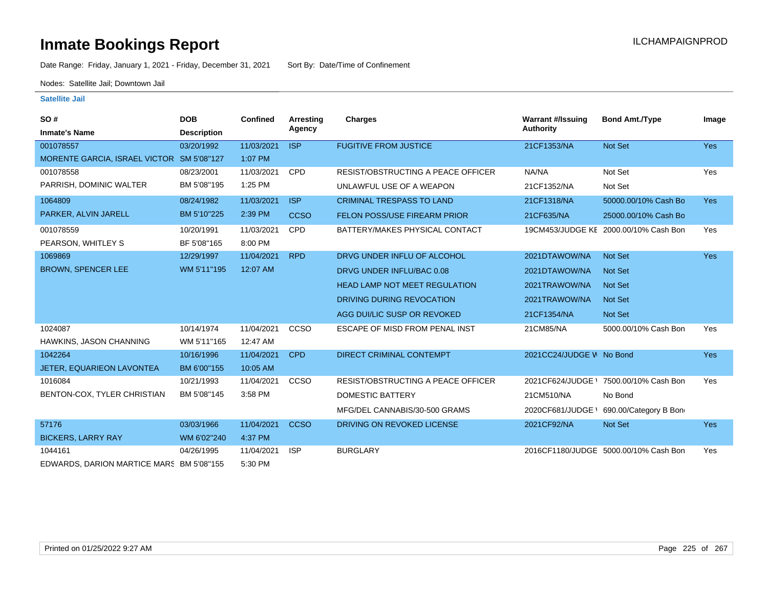# Inmate Bookings Report

ILCHAMPAIGNPROD

Date Range: Friday, January 1, 2021 - Friday, December 31, 2021 Sort By: Date/Time of Confinement

Nodes: Satellite Jail; Downtown Jail

**Satellite Jail**

| SO # / Inmate's Name | DOB / Description | Confined | Arresting Agency | Charges | Warrant #/Issuing Authority | Bond Amt./Type | Image |
|---|---|---|---|---|---|---|---|
| 001078557 | 03/20/1992 | 11/03/2021 | ISP | FUGITIVE FROM JUSTICE | 21CF1353/NA | Not Set | Yes |
| MORENTE GARCIA, ISRAEL VICTOR | SM 5'08''127 | 1:07 PM | | | | | |
| 001078558 | 08/23/2001 | 11/03/2021 | CPD | RESIST/OBSTRUCTING A PEACE OFFICER | NA/NA | Not Set | Yes |
| PARRISH, DOMINIC WALTER | BM 5'08''195 | 1:25 PM | | UNLAWFUL USE OF A WEAPON | 21CF1352/NA | Not Set | |
| 1064809 | 08/24/1982 | 11/03/2021 | ISP | CRIMINAL TRESPASS TO LAND | 21CF1318/NA | 50000.00/10% Cash Bo | Yes |
| PARKER, ALVIN JARELL | BM 5'10''225 | 2:39 PM | CCSO | FELON POSS/USE FIREARM PRIOR | 21CF635/NA | 25000.00/10% Cash Bo | |
| 001078559 | 10/20/1991 | 11/03/2021 | CPD | BATTERY/MAKES PHYSICAL CONTACT | 19CM453/JUDGE KE | 2000.00/10% Cash Bon | Yes |
| PEARSON, WHITLEY S | BF 5'08''165 | 8:00 PM | | | | | |
| 1069869 | 12/29/1997 | 11/04/2021 | RPD | DRVG UNDER INFLU OF ALCOHOL | 2021DTAWOW/NA | Not Set | Yes |
| BROWN, SPENCER LEE | WM 5'11''195 | 12:07 AM | | DRVG UNDER INFLU/BAC 0.08 | 2021DTAWOW/NA | Not Set | |
| | | | | HEAD LAMP NOT MEET REGULATION | 2021TRAWOW/NA | Not Set | |
| | | | | DRIVING DURING REVOCATION | 2021TRAWOW/NA | Not Set | |
| | | | | AGG DUI/LIC SUSP OR REVOKED | 21CF1354/NA | Not Set | |
| 1024087 | 10/14/1974 | 11/04/2021 | CCSO | ESCAPE OF MISD FROM PENAL INST | 21CM85/NA | 5000.00/10% Cash Bon | Yes |
| HAWKINS, JASON CHANNING | WM 5'11''165 | 12:47 AM | | | | | |
| 1042264 | 10/16/1996 | 11/04/2021 | CPD | DIRECT CRIMINAL CONTEMPT | 2021CC24/JUDGE W | No Bond | Yes |
| JETER, EQUARIEON LAVONTEA | BM 6'00''155 | 10:05 AM | | | | | |
| 1016084 | 10/21/1993 | 11/04/2021 | CCSO | RESIST/OBSTRUCTING A PEACE OFFICER | 2021CF624/JUDGE \ | 7500.00/10% Cash Bon | Yes |
| BENTON-COX, TYLER CHRISTIAN | BM 5'08''145 | 3:58 PM | | DOMESTIC BATTERY | 21CM510/NA | No Bond | |
| | | | | MFG/DEL CANNABIS/30-500 GRAMS | 2020CF681/JUDGE \ | 690.00/Category B Bon | |
| 57176 | 03/03/1966 | 11/04/2021 | CCSO | DRIVING ON REVOKED LICENSE | 2021CF92/NA | Not Set | Yes |
| BICKERS, LARRY RAY | WM 6'02''240 | 4:37 PM | | | | | |
| 1044161 | 04/26/1995 | 11/04/2021 | ISP | BURGLARY | 2016CF1180/JUDGE | 5000.00/10% Cash Bon | Yes |
| EDWARDS, DARION MARTICE MARS | BM 5'08''155 | 5:30 PM | | | | | |

Printed on 01/25/2022 9:27 AM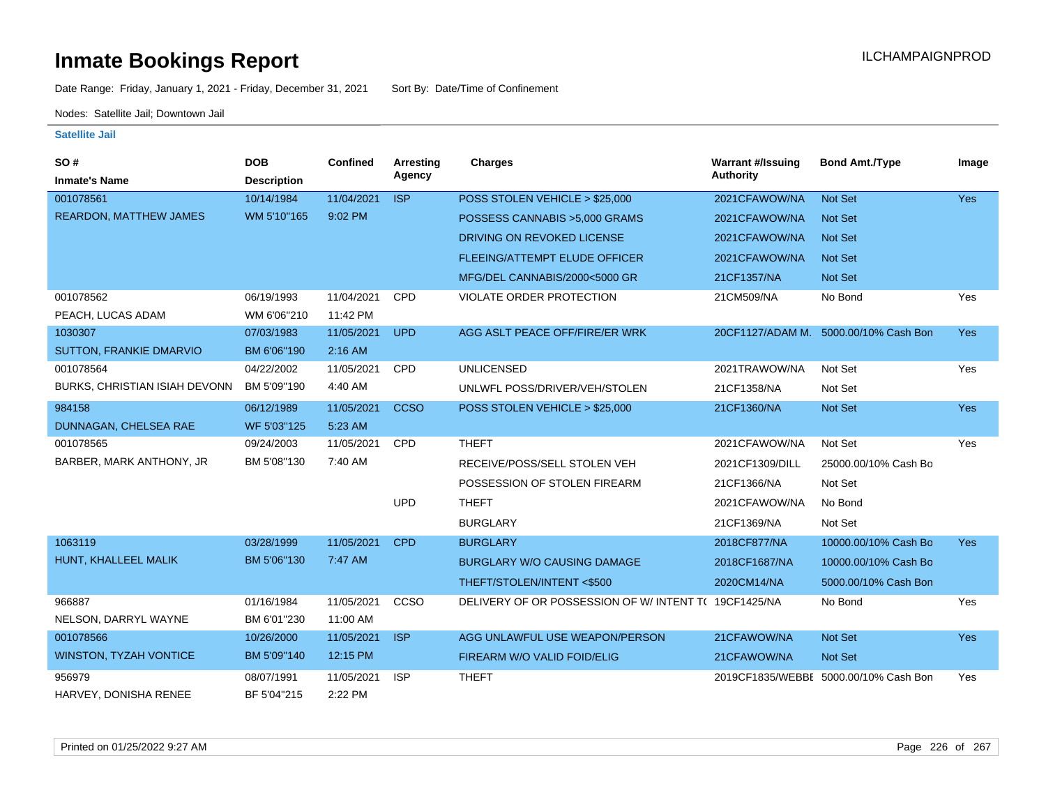# Inmate Bookings Report

ILCHAMPAIGNPROD

Date Range: Friday, January 1, 2021 - Friday, December 31, 2021    Sort By: Date/Time of Confinement

Nodes: Satellite Jail; Downtown Jail

**Satellite Jail**

| SO # / Inmate's Name | DOB / Description | Confined | Arresting Agency | Charges | Warrant #/Issuing Authority | Bond Amt./Type | Image |
|---|---|---|---|---|---|---|---|
| 001078561 | 10/14/1984 | 11/04/2021 | ISP | POSS STOLEN VEHICLE > $25,000 | 2021CFAWOW/NA | Not Set | Yes |
| REARDON, MATTHEW JAMES | WM 5'10"165 | 9:02 PM | | POSSESS CANNABIS >5,000 GRAMS | 2021CFAWOW/NA | Not Set | |
| | | | | DRIVING ON REVOKED LICENSE | 2021CFAWOW/NA | Not Set | |
| | | | | FLEEING/ATTEMPT ELUDE OFFICER | 2021CFAWOW/NA | Not Set | |
| | | | | MFG/DEL CANNABIS/2000<5000 GR | 21CF1357/NA | Not Set | |
| 001078562 | 06/19/1993 | 11/04/2021 | CPD | VIOLATE ORDER PROTECTION | 21CM509/NA | No Bond | Yes |
| PEACH, LUCAS ADAM | WM 6'06"210 | 11:42 PM | | | | | |
| 1030307 | 07/03/1983 | 11/05/2021 | UPD | AGG ASLT PEACE OFF/FIRE/ER WRK | 20CF1127/ADAM M. | 5000.00/10% Cash Bon | Yes |
| SUTTON, FRANKIE DMARVIO | BM 6'06"190 | 2:16 AM | | | | | |
| 001078564 | 04/22/2002 | 11/05/2021 | CPD | UNLICENSED | 2021TRAWOW/NA | Not Set | Yes |
| BURKS, CHRISTIAN ISIAH DEVONN | BM 5'09"190 | 4:40 AM | | UNLWFL POSS/DRIVER/VEH/STOLEN | 21CF1358/NA | Not Set | |
| 984158 | 06/12/1989 | 11/05/2021 | CCSO | POSS STOLEN VEHICLE > $25,000 | 21CF1360/NA | Not Set | Yes |
| DUNNAGAN, CHELSEA RAE | WF 5'03"125 | 5:23 AM | | | | | |
| 001078565 | 09/24/2003 | 11/05/2021 | CPD | THEFT | 2021CFAWOW/NA | Not Set | Yes |
| BARBER, MARK ANTHONY, JR | BM 5'08"130 | 7:40 AM | | RECEIVE/POSS/SELL STOLEN VEH | 2021CF1309/DILL | 25000.00/10% Cash Bo | |
| | | | | POSSESSION OF STOLEN FIREARM | 21CF1366/NA | Not Set | |
| | | | UPD | THEFT | 2021CFAWOW/NA | No Bond | |
| | | | | BURGLARY | 21CF1369/NA | Not Set | |
| 1063119 | 03/28/1999 | 11/05/2021 | CPD | BURGLARY | 2018CF877/NA | 10000.00/10% Cash Bo | Yes |
| HUNT, KHALLEEL MALIK | BM 5'06"130 | 7:47 AM | | BURGLARY W/O CAUSING DAMAGE | 2018CF1687/NA | 10000.00/10% Cash Bo | |
| | | | | THEFT/STOLEN/INTENT <$500 | 2020CM14/NA | 5000.00/10% Cash Bon | |
| 966887 | 01/16/1984 | 11/05/2021 | CCSO | DELIVERY OF OR POSSESSION OF W/ INTENT T( | 19CF1425/NA | No Bond | Yes |
| NELSON, DARRYL WAYNE | BM 6'01"230 | 11:00 AM | | | | | |
| 001078566 | 10/26/2000 | 11/05/2021 | ISP | AGG UNLAWFUL USE WEAPON/PERSON | 21CFAWOW/NA | Not Set | Yes |
| WINSTON, TYZAH VONTICE | BM 5'09"140 | 12:15 PM | | FIREARM W/O VALID FOID/ELIG | 21CFAWOW/NA | Not Set | |
| 956979 | 08/07/1991 | 11/05/2021 | ISP | THEFT | 2019CF1835/WEBBE | 5000.00/10% Cash Bon | Yes |
| HARVEY, DONISHA RENEE | BF 5'04"215 | 2:22 PM | | | | | |

Printed on 01/25/2022 9:27 AM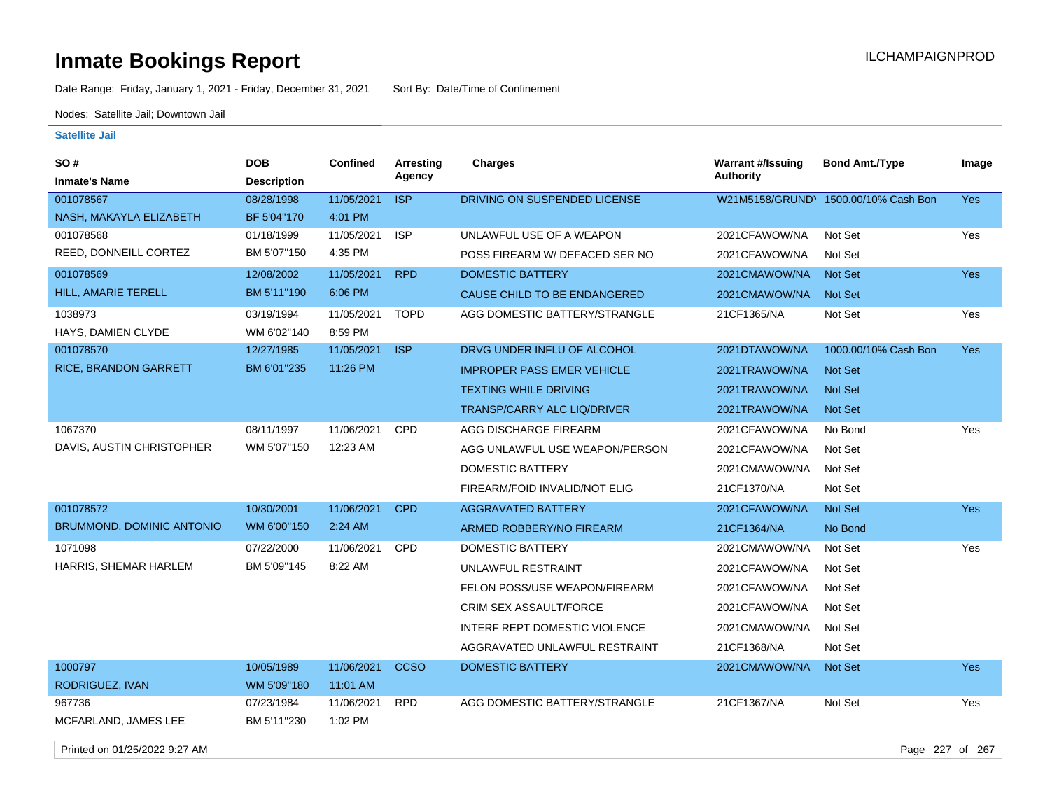# Inmate Bookings Report

Date Range: Friday, January 1, 2021 - Friday, December 31, 2021    Sort By: Date/Time of Confinement

Nodes: Satellite Jail; Downtown Jail

## Satellite Jail

| SO # / Inmate's Name | DOB / Description | Confined | Arresting Agency | Charges | Warrant #/Issuing Authority | Bond Amt./Type | Image |
|---|---|---|---|---|---|---|---|
| 001078567 | 08/28/1998 | 11/05/2021 | ISP | DRIVING ON SUSPENDED LICENSE | W21M5158/GRUNDY | 1500.00/10% Cash Bon | Yes |
| NASH, MAKAYLA ELIZABETH | BF 5'04"170 | 4:01 PM | | | | | |
| 001078568 | 01/18/1999 | 11/05/2021 | ISP | UNLAWFUL USE OF A WEAPON | 2021CFAWOW/NA | Not Set | Yes |
| REED, DONNEILL CORTEZ | BM 5'07"150 | 4:35 PM | | POSS FIREARM W/ DEFACED SER NO | 2021CFAWOW/NA | Not Set | |
| 001078569 | 12/08/2002 | 11/05/2021 | RPD | DOMESTIC BATTERY | 2021CMAWOW/NA | Not Set | Yes |
| HILL, AMARIE TERELL | BM 5'11"190 | 6:06 PM | | CAUSE CHILD TO BE ENDANGERED | 2021CMAWOW/NA | Not Set | |
| 1038973 | 03/19/1994 | 11/05/2021 | TOPD | AGG DOMESTIC BATTERY/STRANGLE | 21CF1365/NA | Not Set | Yes |
| HAYS, DAMIEN CLYDE | WM 6'02"140 | 8:59 PM | | | | | |
| 001078570 | 12/27/1985 | 11/05/2021 | ISP | DRVG UNDER INFLU OF ALCOHOL | 2021DTAWOW/NA | 1000.00/10% Cash Bon | Yes |
| RICE, BRANDON GARRETT | BM 6'01"235 | 11:26 PM | | IMPROPER PASS EMER VEHICLE | 2021TRAWOW/NA | Not Set | |
| | | | | TEXTING WHILE DRIVING | 2021TRAWOW/NA | Not Set | |
| | | | | TRANSP/CARRY ALC LIQ/DRIVER | 2021TRAWOW/NA | Not Set | |
| 1067370 | 08/11/1997 | 11/06/2021 | CPD | AGG DISCHARGE FIREARM | 2021CFAWOW/NA | No Bond | Yes |
| DAVIS, AUSTIN CHRISTOPHER | WM 5'07"150 | 12:23 AM | | AGG UNLAWFUL USE WEAPON/PERSON | 2021CFAWOW/NA | Not Set | |
| | | | | DOMESTIC BATTERY | 2021CMAWOW/NA | Not Set | |
| | | | | FIREARM/FOID INVALID/NOT ELIG | 21CF1370/NA | Not Set | |
| 001078572 | 10/30/2001 | 11/06/2021 | CPD | AGGRAVATED BATTERY | 2021CFAWOW/NA | Not Set | Yes |
| BRUMMOND, DOMINIC ANTONIO | WM 6'00"150 | 2:24 AM | | ARMED ROBBERY/NO FIREARM | 21CF1364/NA | No Bond | |
| 1071098 | 07/22/2000 | 11/06/2021 | CPD | DOMESTIC BATTERY | 2021CMAWOW/NA | Not Set | Yes |
| HARRIS, SHEMAR HARLEM | BM 5'09"145 | 8:22 AM | | UNLAWFUL RESTRAINT | 2021CFAWOW/NA | Not Set | |
| | | | | FELON POSS/USE WEAPON/FIREARM | 2021CFAWOW/NA | Not Set | |
| | | | | CRIM SEX ASSAULT/FORCE | 2021CFAWOW/NA | Not Set | |
| | | | | INTERF REPT DOMESTIC VIOLENCE | 2021CMAWOW/NA | Not Set | |
| | | | | AGGRAVATED UNLAWFUL RESTRAINT | 21CF1368/NA | Not Set | |
| 1000797 | 10/05/1989 | 11/06/2021 | CCSO | DOMESTIC BATTERY | 2021CMAWOW/NA | Not Set | Yes |
| RODRIGUEZ, IVAN | WM 5'09"180 | 11:01 AM | | | | | |
| 967736 | 07/23/1984 | 11/06/2021 | RPD | AGG DOMESTIC BATTERY/STRANGLE | 21CF1367/NA | Not Set | Yes |
| MCFARLAND, JAMES LEE | BM 5'11"230 | 1:02 PM | | | | | |

Printed on 01/25/2022 9:27 AM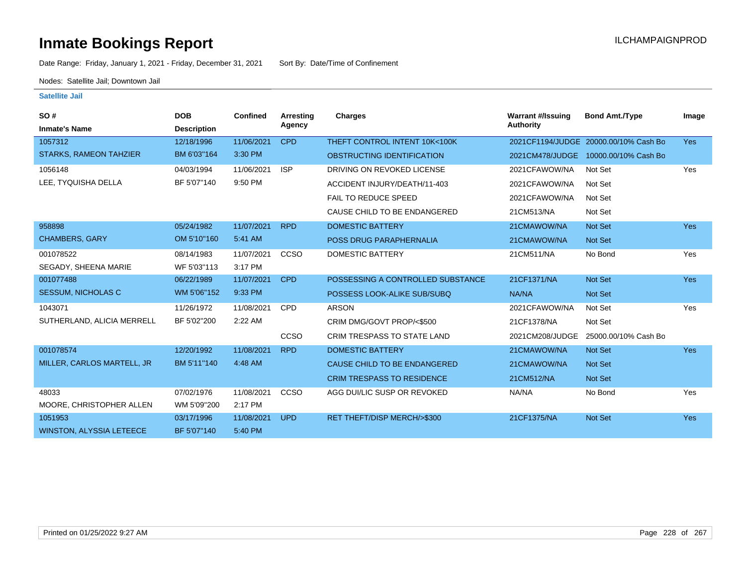# Inmate Bookings Report

ILCHAMPAIGNPROD

Date Range: Friday, January 1, 2021 - Friday, December 31, 2021    Sort By: Date/Time of Confinement

Nodes: Satellite Jail; Downtown Jail

**Satellite Jail**

| SO # / Inmate's Name | DOB / Description | Confined | Arresting Agency | Charges | Warrant #/Issuing Authority | Bond Amt./Type | Image |
|---|---|---|---|---|---|---|---|
| 1057312 | 12/18/1996 | 11/06/2021 | CPD | THEFT CONTROL INTENT 10K<100K | 2021CF1194/JUDGE | 20000.00/10% Cash Bo | Yes |
| STARKS, RAMEON TAHZIER | BM 6'03"164 | 3:30 PM | | OBSTRUCTING IDENTIFICATION | 2021CM478/JUDGE | 10000.00/10% Cash Bo | |
| 1056148 | 04/03/1994 | 11/06/2021 | ISP | DRIVING ON REVOKED LICENSE | 2021CFAWOW/NA | Not Set | Yes |
| LEE, TYQUISHA DELLA | BF 5'07"140 | 9:50 PM | | ACCIDENT INJURY/DEATH/11-403 | 2021CFAWOW/NA | Not Set | |
| | | | | FAIL TO REDUCE SPEED | 2021CFAWOW/NA | Not Set | |
| | | | | CAUSE CHILD TO BE ENDANGERED | 21CM513/NA | Not Set | |
| 958898 | 05/24/1982 | 11/07/2021 | RPD | DOMESTIC BATTERY | 21CMAWOW/NA | Not Set | Yes |
| CHAMBERS, GARY | OM 5'10"160 | 5:41 AM | | POSS DRUG PARAPHERNALIA | 21CMAWOW/NA | Not Set | |
| 001078522 | 08/14/1983 | 11/07/2021 | CCSO | DOMESTIC BATTERY | 21CM511/NA | No Bond | Yes |
| SEGADY, SHEENA MARIE | WF 5'03"113 | 3:17 PM | | | | | |
| 001077488 | 06/22/1989 | 11/07/2021 | CPD | POSSESSING A CONTROLLED SUBSTANCE | 21CF1371/NA | Not Set | Yes |
| SESSUM, NICHOLAS C | WM 5'06"152 | 9:33 PM | | POSSESS LOOK-ALIKE SUB/SUBQ | NA/NA | Not Set | |
| 1043071 | 11/26/1972 | 11/08/2021 | CPD | ARSON | 2021CFAWOW/NA | Not Set | Yes |
| SUTHERLAND, ALICIA MERRELL | BF 5'02"200 | 2:22 AM | | CRIM DMG/GOVT PROP/<$500 | 21CF1378/NA | Not Set | |
| | | | CCSO | CRIM TRESPASS TO STATE LAND | 2021CM208/JUDGE | 25000.00/10% Cash Bo | |
| 001078574 | 12/20/1992 | 11/08/2021 | RPD | DOMESTIC BATTERY | 21CMAWOW/NA | Not Set | Yes |
| MILLER, CARLOS MARTELL, JR | BM 5'11"140 | 4:48 AM | | CAUSE CHILD TO BE ENDANGERED | 21CMAWOW/NA | Not Set | |
| | | | | CRIM TRESPASS TO RESIDENCE | 21CM512/NA | Not Set | |
| 48033 | 07/02/1976 | 11/08/2021 | CCSO | AGG DUI/LIC SUSP OR REVOKED | NA/NA | No Bond | Yes |
| MOORE, CHRISTOPHER ALLEN | WM 5'09"200 | 2:17 PM | | | | | |
| 1051953 | 03/17/1996 | 11/08/2021 | UPD | RET THEFT/DISP MERCH/>$300 | 21CF1375/NA | Not Set | Yes |
| WINSTON, ALYSSIA LETEECE | BF 5'07"140 | 5:40 PM | | | | | |

Printed on 01/25/2022 9:27 AM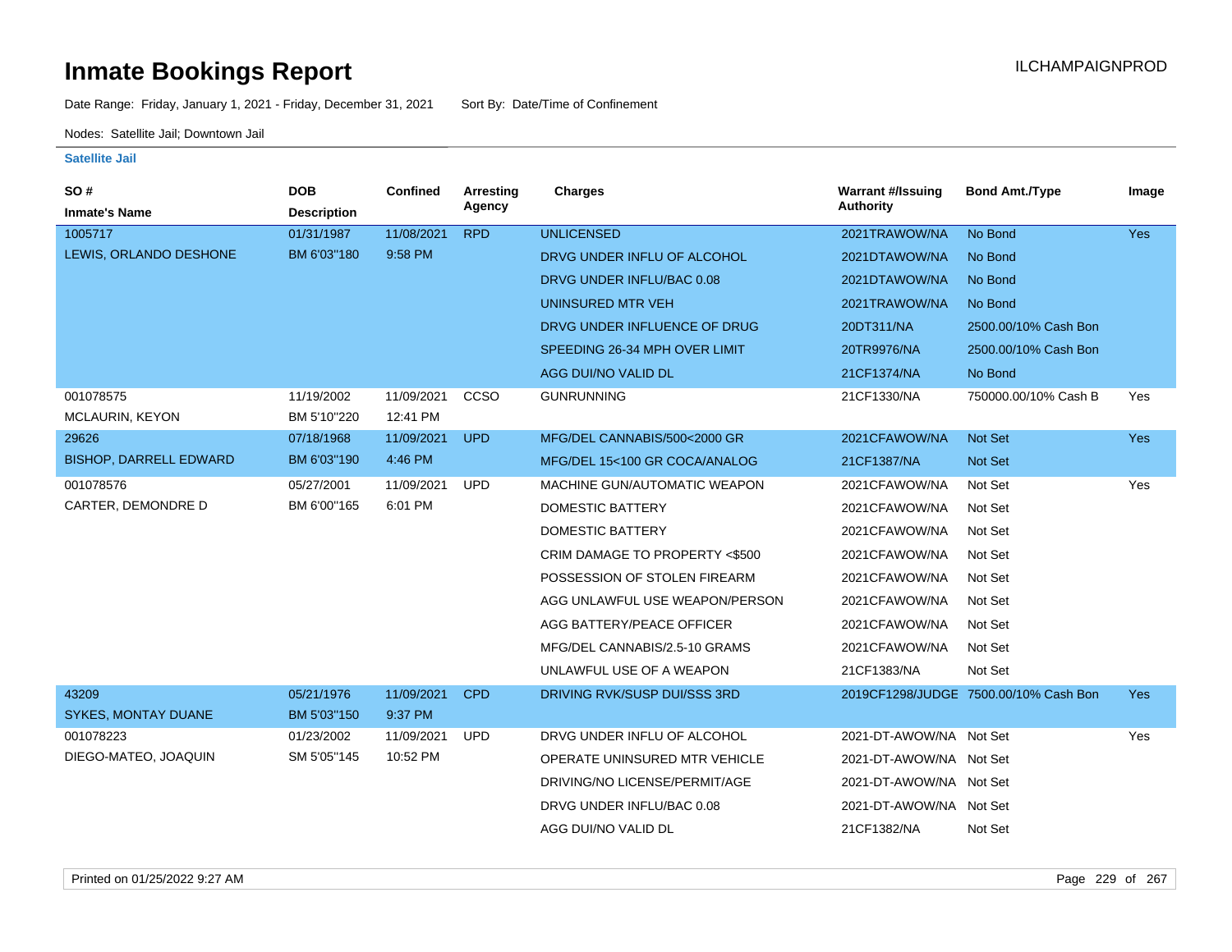# Inmate Bookings Report

ILCHAMPAIGNPROD

Date Range: Friday, January 1, 2021 - Friday, December 31, 2021 Sort By: Date/Time of Confinement

Nodes: Satellite Jail; Downtown Jail

**Satellite Jail**

| SO # / Inmate's Name | DOB / Description | Confined | Arresting Agency | Charges | Warrant #/Issuing Authority | Bond Amt./Type | Image |
|---|---|---|---|---|---|---|---|
| 1005717 | 01/31/1987 | 11/08/2021 | RPD | UNLICENSED | 2021TRAWOW/NA | No Bond | Yes |
| LEWIS, ORLANDO DESHONE | BM 6'03"180 | 9:58 PM | | DRVG UNDER INFLU OF ALCOHOL | 2021DTAWOW/NA | No Bond | |
| | | | | DRVG UNDER INFLU/BAC 0.08 | 2021DTAWOW/NA | No Bond | |
| | | | | UNINSURED MTR VEH | 2021TRAWOW/NA | No Bond | |
| | | | | DRVG UNDER INFLUENCE OF DRUG | 20DT311/NA | 2500.00/10% Cash Bon | |
| | | | | SPEEDING 26-34 MPH OVER LIMIT | 20TR9976/NA | 2500.00/10% Cash Bon | |
| | | | | AGG DUI/NO VALID DL | 21CF1374/NA | No Bond | |
| 001078575 | 11/19/2002 | 11/09/2021 | CCSO | GUNRUNNING | 21CF1330/NA | 750000.00/10% Cash B | Yes |
| MCLAURIN, KEYON | BM 5'10"220 | 12:41 PM | | | | | |
| 29626 | 07/18/1968 | 11/09/2021 | UPD | MFG/DEL CANNABIS/500<2000 GR | 2021CFAWOW/NA | Not Set | Yes |
| BISHOP, DARRELL EDWARD | BM 6'03"190 | 4:46 PM | | MFG/DEL 15<100 GR COCA/ANALOG | 21CF1387/NA | Not Set | |
| 001078576 | 05/27/2001 | 11/09/2021 | UPD | MACHINE GUN/AUTOMATIC WEAPON | 2021CFAWOW/NA | Not Set | Yes |
| CARTER, DEMONDRE D | BM 6'00"165 | 6:01 PM | | DOMESTIC BATTERY | 2021CFAWOW/NA | Not Set | |
| | | | | DOMESTIC BATTERY | 2021CFAWOW/NA | Not Set | |
| | | | | CRIM DAMAGE TO PROPERTY <$500 | 2021CFAWOW/NA | Not Set | |
| | | | | POSSESSION OF STOLEN FIREARM | 2021CFAWOW/NA | Not Set | |
| | | | | AGG UNLAWFUL USE WEAPON/PERSON | 2021CFAWOW/NA | Not Set | |
| | | | | AGG BATTERY/PEACE OFFICER | 2021CFAWOW/NA | Not Set | |
| | | | | MFG/DEL CANNABIS/2.5-10 GRAMS | 2021CFAWOW/NA | Not Set | |
| | | | | UNLAWFUL USE OF A WEAPON | 21CF1383/NA | Not Set | |
| 43209 | 05/21/1976 | 11/09/2021 | CPD | DRIVING RVK/SUSP DUI/SSS 3RD | 2019CF1298/JUDGE | 7500.00/10% Cash Bon | Yes |
| SYKES, MONTAY DUANE | BM 5'03"150 | 9:37 PM | | | | | |
| 001078223 | 01/23/2002 | 11/09/2021 | UPD | DRVG UNDER INFLU OF ALCOHOL | 2021-DT-AWOW/NA | Not Set | Yes |
| DIEGO-MATEO, JOAQUIN | SM 5'05"145 | 10:52 PM | | OPERATE UNINSURED MTR VEHICLE | 2021-DT-AWOW/NA | Not Set | |
| | | | | DRIVING/NO LICENSE/PERMIT/AGE | 2021-DT-AWOW/NA | Not Set | |
| | | | | DRVG UNDER INFLU/BAC 0.08 | 2021-DT-AWOW/NA | Not Set | |
| | | | | AGG DUI/NO VALID DL | 21CF1382/NA | Not Set | |

Printed on 01/25/2022 9:27 AM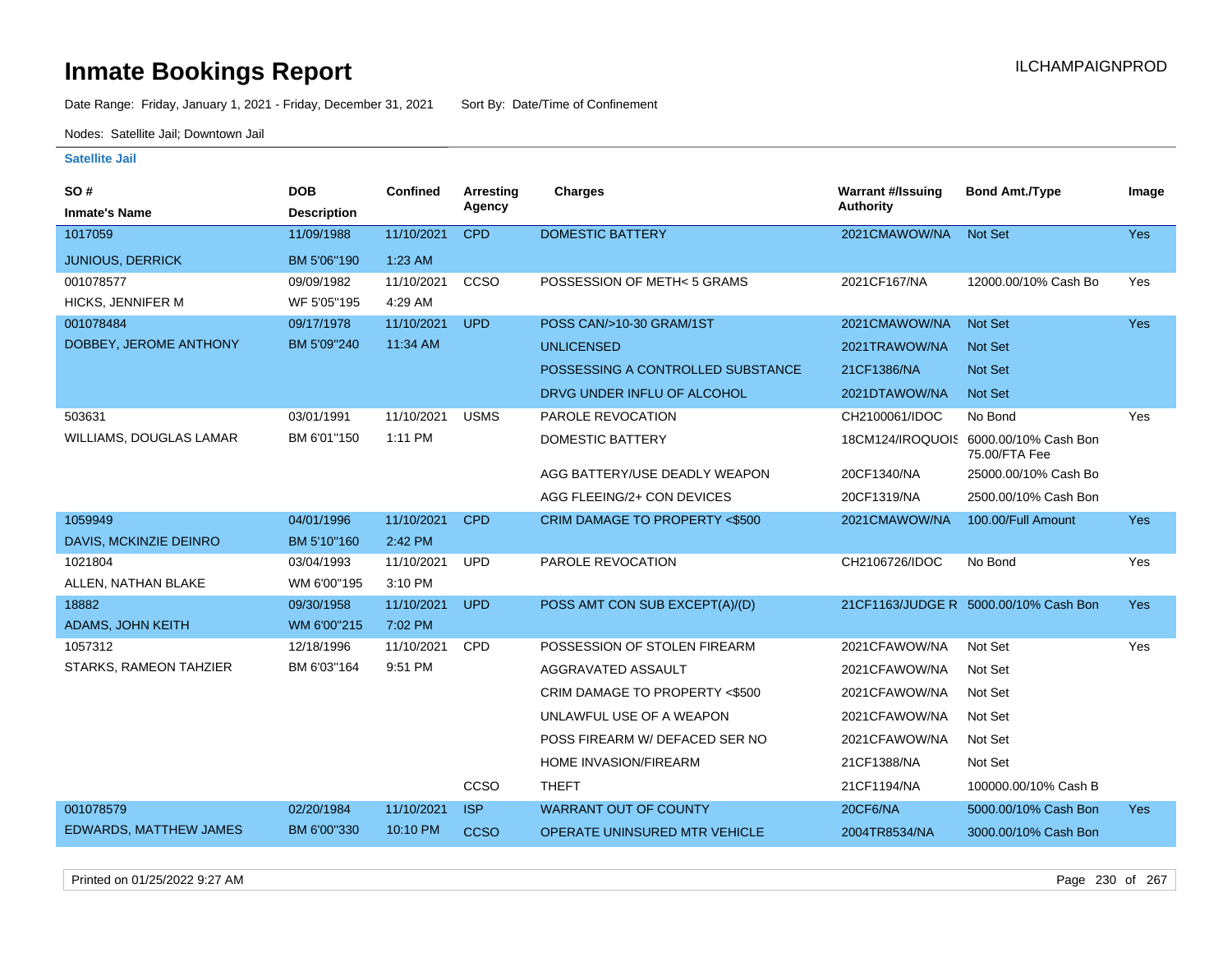# Inmate Bookings Report

ILCHAMPAIGNPROD

Date Range: Friday, January 1, 2021 - Friday, December 31, 2021 Sort By: Date/Time of Confinement

Nodes: Satellite Jail; Downtown Jail

**Satellite Jail**

| SO # / Inmate's Name | DOB / Description | Confined | Arresting Agency | Charges | Warrant #/Issuing Authority | Bond Amt./Type | Image |
|---|---|---|---|---|---|---|---|
| 1017059 | 11/09/1988 | 11/10/2021 | CPD | DOMESTIC BATTERY | 2021CMAWOW/NA | Not Set | Yes |
| JUNIOUS, DERRICK | BM 5'06"190 | 1:23 AM | | | | | |
| 001078577 | 09/09/1982 | 11/10/2021 | CCSO | POSSESSION OF METH< 5 GRAMS | 2021CF167/NA | 12000.00/10% Cash Bo | Yes |
| HICKS, JENNIFER M | WF 5'05"195 | 4:29 AM | | | | | |
| 001078484 | 09/17/1978 | 11/10/2021 | UPD | POSS CAN/>10-30 GRAM/1ST | 2021CMAWOW/NA | Not Set | Yes |
| DOBBEY, JEROME ANTHONY | BM 5'09"240 | 11:34 AM | | UNLICENSED | 2021TRAWOW/NA | Not Set | |
| | | | | POSSESSING A CONTROLLED SUBSTANCE | 21CF1386/NA | Not Set | |
| | | | | DRVG UNDER INFLU OF ALCOHOL | 2021DTAWOW/NA | Not Set | |
| 503631 | 03/01/1991 | 11/10/2021 | USMS | PAROLE REVOCATION | CH2100061/IDOC | No Bond | Yes |
| WILLIAMS, DOUGLAS LAMAR | BM 6'01"150 | 1:11 PM | | DOMESTIC BATTERY | 18CM124/IROQUOIS | 6000.00/10% Cash Bon 75.00/FTA Fee | |
| | | | | AGG BATTERY/USE DEADLY WEAPON | 20CF1340/NA | 25000.00/10% Cash Bo | |
| | | | | AGG FLEEING/2+ CON DEVICES | 20CF1319/NA | 2500.00/10% Cash Bon | |
| 1059949 | 04/01/1996 | 11/10/2021 | CPD | CRIM DAMAGE TO PROPERTY <$500 | 2021CMAWOW/NA | 100.00/Full Amount | Yes |
| DAVIS, MCKINZIE DEINRO | BM 5'10"160 | 2:42 PM | | | | | |
| 1021804 | 03/04/1993 | 11/10/2021 | UPD | PAROLE REVOCATION | CH2106726/IDOC | No Bond | Yes |
| ALLEN, NATHAN BLAKE | WM 6'00"195 | 3:10 PM | | | | | |
| 18882 | 09/30/1958 | 11/10/2021 | UPD | POSS AMT CON SUB EXCEPT(A)/(D) | 21CF1163/JUDGE R | 5000.00/10% Cash Bon | Yes |
| ADAMS, JOHN KEITH | WM 6'00"215 | 7:02 PM | | | | | |
| 1057312 | 12/18/1996 | 11/10/2021 | CPD | POSSESSION OF STOLEN FIREARM | 2021CFAWOW/NA | Not Set | Yes |
| STARKS, RAMEON TAHZIER | BM 6'03"164 | 9:51 PM | | AGGRAVATED ASSAULT | 2021CFAWOW/NA | Not Set | |
| | | | | CRIM DAMAGE TO PROPERTY <$500 | 2021CFAWOW/NA | Not Set | |
| | | | | UNLAWFUL USE OF A WEAPON | 2021CFAWOW/NA | Not Set | |
| | | | | POSS FIREARM W/ DEFACED SER NO | 2021CFAWOW/NA | Not Set | |
| | | | | HOME INVASION/FIREARM | 21CF1388/NA | Not Set | |
| | | | CCSO | THEFT | 21CF1194/NA | 100000.00/10% Cash B | |
| 001078579 | 02/20/1984 | 11/10/2021 | ISP | WARRANT OUT OF COUNTY | 20CF6/NA | 5000.00/10% Cash Bon | Yes |
| EDWARDS, MATTHEW JAMES | BM 6'00"330 | 10:10 PM | CCSO | OPERATE UNINSURED MTR VEHICLE | 2004TR8534/NA | 3000.00/10% Cash Bon | |

Printed on 01/25/2022 9:27 AM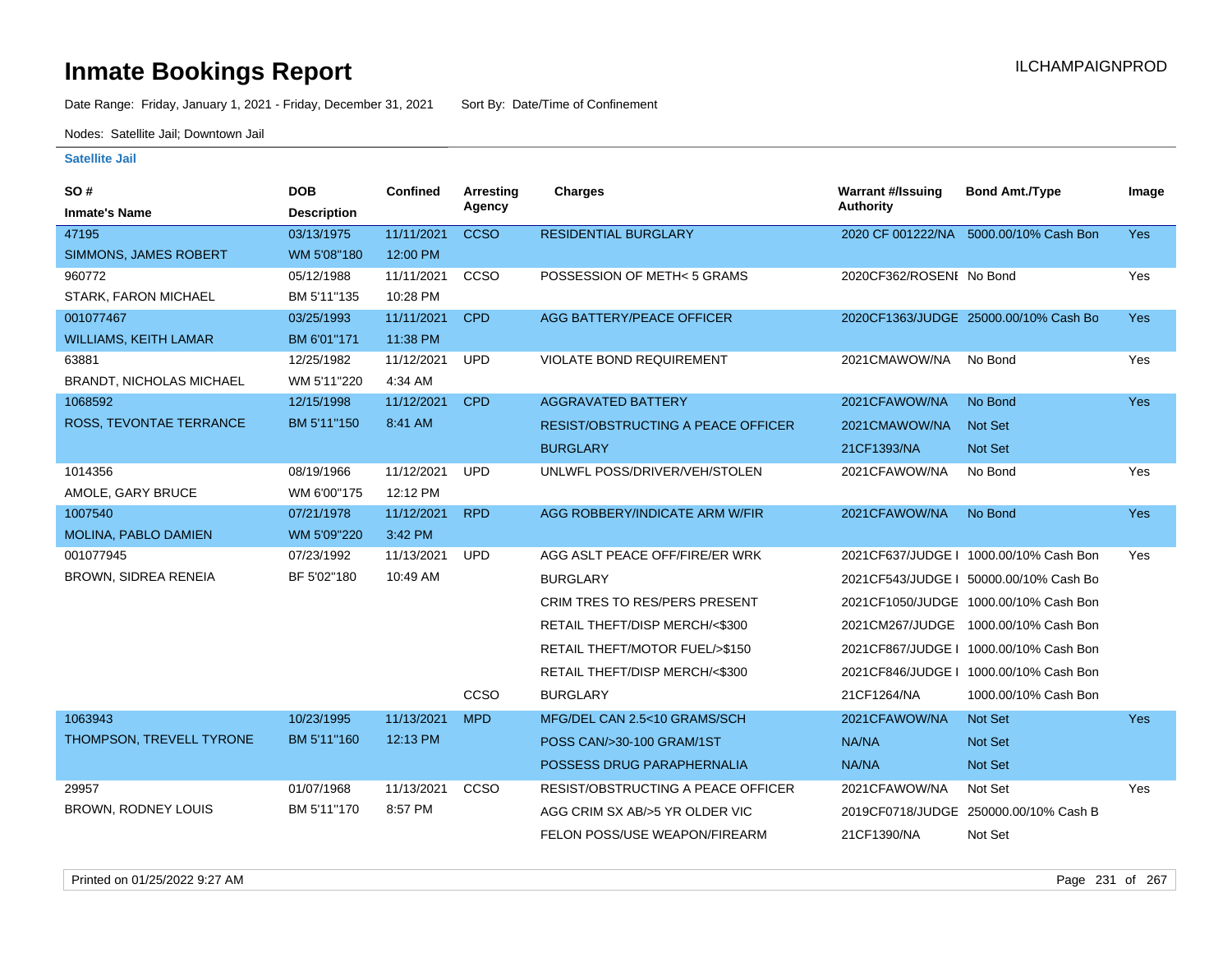# Inmate Bookings Report

ILCHAMPAIGNPROD

Date Range: Friday, January 1, 2021 - Friday, December 31, 2021 Sort By: Date/Time of Confinement

Nodes: Satellite Jail; Downtown Jail

## Satellite Jail

| SO # / Inmate's Name | DOB / Description | Confined | Arresting Agency | Charges | Warrant #/Issuing Authority | Bond Amt./Type | Image |
|---|---|---|---|---|---|---|---|
| 47195 SIMMONS, JAMES ROBERT | 03/13/1975 WM 5'08"180 | 11/11/2021 12:00 PM | CCSO | RESIDENTIAL BURGLARY | 2020 CF 001222/NA | 5000.00/10% Cash Bon | Yes |
| 960772 STARK, FARON MICHAEL | 05/12/1988 BM 5'11"135 | 11/11/2021 10:28 PM | CCSO | POSSESSION OF METH< 5 GRAMS | 2020CF362/ROSENI | No Bond | Yes |
| 001077467 WILLIAMS, KEITH LAMAR | 03/25/1993 BM 6'01"171 | 11/11/2021 11:38 PM | CPD | AGG BATTERY/PEACE OFFICER | 2020CF1363/JUDGE | 25000.00/10% Cash Bo | Yes |
| 63881 BRANDT, NICHOLAS MICHAEL | 12/25/1982 WM 5'11"220 | 11/12/2021 4:34 AM | UPD | VIOLATE BOND REQUIREMENT | 2021CMAWOW/NA | No Bond | Yes |
| 1068592 ROSS, TEVONTAE TERRANCE | 12/15/1998 BM 5'11"150 | 11/12/2021 8:41 AM | CPD | AGGRAVATED BATTERY | 2021CFAWOW/NA | No Bond | Yes |
| | | | | RESIST/OBSTRUCTING A PEACE OFFICER | 2021CMAWOW/NA | Not Set | |
| | | | | BURGLARY | 21CF1393/NA | Not Set | |
| 1014356 AMOLE, GARY BRUCE | 08/19/1966 WM 6'00"175 | 11/12/2021 12:12 PM | UPD | UNLWFL POSS/DRIVER/VEH/STOLEN | 2021CFAWOW/NA | No Bond | Yes |
| 1007540 MOLINA, PABLO DAMIEN | 07/21/1978 WM 5'09"220 | 11/12/2021 3:42 PM | RPD | AGG ROBBERY/INDICATE ARM W/FIR | 2021CFAWOW/NA | No Bond | Yes |
| 001077945 BROWN, SIDREA RENEIA | 07/23/1992 BF 5'02"180 | 11/13/2021 10:49 AM | UPD | AGG ASLT PEACE OFF/FIRE/ER WRK | 2021CF637/JUDGE I | 1000.00/10% Cash Bon | Yes |
| | | | | BURGLARY | 2021CF543/JUDGE I | 50000.00/10% Cash Bo | |
| | | | | CRIM TRES TO RES/PERS PRESENT | 2021CF1050/JUDGE | 1000.00/10% Cash Bon | |
| | | | | RETAIL THEFT/DISP MERCH/<$300 | 2021CM267/JUDGE | 1000.00/10% Cash Bon | |
| | | | | RETAIL THEFT/MOTOR FUEL/>$150 | 2021CF867/JUDGE I | 1000.00/10% Cash Bon | |
| | | | | RETAIL THEFT/DISP MERCH/<$300 | 2021CF846/JUDGE I | 1000.00/10% Cash Bon | |
| | | | CCSO | BURGLARY | 21CF1264/NA | 1000.00/10% Cash Bon | |
| 1063943 THOMPSON, TREVELL TYRONE | 10/23/1995 BM 5'11"160 | 11/13/2021 12:13 PM | MPD | MFG/DEL CAN 2.5<10 GRAMS/SCH | 2021CFAWOW/NA | Not Set | Yes |
| | | | | POSS CAN/>30-100 GRAM/1ST | NA/NA | Not Set | |
| | | | | POSSESS DRUG PARAPHERNALIA | NA/NA | Not Set | |
| 29957 BROWN, RODNEY LOUIS | 01/07/1968 BM 5'11"170 | 11/13/2021 8:57 PM | CCSO | RESIST/OBSTRUCTING A PEACE OFFICER | 2021CFAWOW/NA | Not Set | Yes |
| | | | | AGG CRIM SX AB/>5 YR OLDER VIC | 2019CF0718/JUDGE | 250000.00/10% Cash B | |
| | | | | FELON POSS/USE WEAPON/FIREARM | 21CF1390/NA | Not Set | |

Printed on 01/25/2022 9:27 AM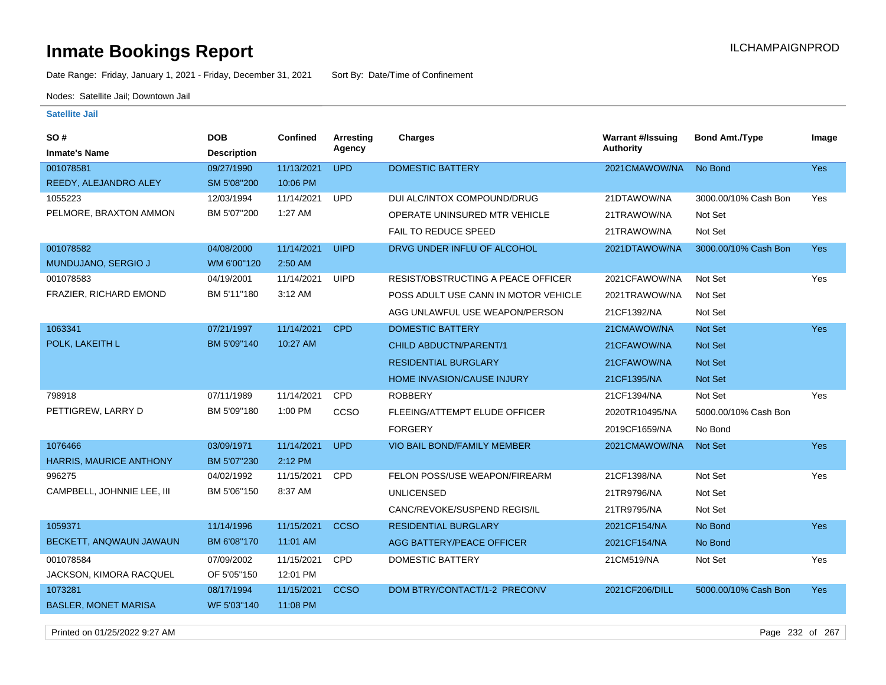# Inmate Bookings Report

ILCHAMPAIGNPROD

Date Range: Friday, January 1, 2021 - Friday, December 31, 2021 Sort By: Date/Time of Confinement

Nodes: Satellite Jail; Downtown Jail

**Satellite Jail**

| SO # / Inmate's Name | DOB / Description | Confined | Arresting Agency | Charges | Warrant #/Issuing Authority | Bond Amt./Type | Image |
|---|---|---|---|---|---|---|---|
| 001078581 REEDY, ALEJANDRO ALEY | 09/27/1990 SM 5'08"200 | 11/13/2021 10:06 PM | UPD | DOMESTIC BATTERY | 2021CMAWOW/NA | No Bond | Yes |
| 1055223 PELMORE, BRAXTON AMMON | 12/03/1994 BM 5'07"200 | 11/14/2021 1:27 AM | UPD | DUI ALC/INTOX COMPOUND/DRUG | 21DTAWOW/NA | 3000.00/10% Cash Bon | Yes |
| | | | | OPERATE UNINSURED MTR VEHICLE | 21TRAWOW/NA | Not Set | |
| | | | | FAIL TO REDUCE SPEED | 21TRAWOW/NA | Not Set | |
| 001078582 MUNDUJANO, SERGIO J | 04/08/2000 WM 6'00"120 | 11/14/2021 2:50 AM | UIPD | DRVG UNDER INFLU OF ALCOHOL | 2021DTAWOW/NA | 3000.00/10% Cash Bon | Yes |
| 001078583 FRAZIER, RICHARD EMOND | 04/19/2001 BM 5'11"180 | 11/14/2021 3:12 AM | UIPD | RESIST/OBSTRUCTING A PEACE OFFICER | 2021CFAWOW/NA | Not Set | Yes |
| | | | | POSS ADULT USE CANN IN MOTOR VEHICLE | 2021TRAWOW/NA | Not Set | |
| | | | | AGG UNLAWFUL USE WEAPON/PERSON | 21CF1392/NA | Not Set | |
| 1063341 POLK, LAKEITH L | 07/21/1997 BM 5'09"140 | 11/14/2021 10:27 AM | CPD | DOMESTIC BATTERY | 21CMAWOW/NA | Not Set | Yes |
| | | | | CHILD ABDUCTN/PARENT/1 | 21CFAWOW/NA | Not Set | |
| | | | | RESIDENTIAL BURGLARY | 21CFAWOW/NA | Not Set | |
| | | | | HOME INVASION/CAUSE INJURY | 21CF1395/NA | Not Set | |
| 798918 PETTIGREW, LARRY D | 07/11/1989 BM 5'09"180 | 11/14/2021 1:00 PM | CPD | ROBBERY | 21CF1394/NA | Not Set | Yes |
| | | | CCSO | FLEEING/ATTEMPT ELUDE OFFICER | 2020TR10495/NA | 5000.00/10% Cash Bon | |
| | | | | FORGERY | 2019CF1659/NA | No Bond | |
| 1076466 HARRIS, MAURICE ANTHONY | 03/09/1971 BM 5'07"230 | 11/14/2021 2:12 PM | UPD | VIO BAIL BOND/FAMILY MEMBER | 2021CMAWOW/NA | Not Set | Yes |
| 996275 CAMPBELL, JOHNNIE LEE, III | 04/02/1992 BM 5'06"150 | 11/15/2021 8:37 AM | CPD | FELON POSS/USE WEAPON/FIREARM | 21CF1398/NA | Not Set | Yes |
| | | | | UNLICENSED | 21TR9796/NA | Not Set | |
| | | | | CANC/REVOKE/SUSPEND REGIS/IL | 21TR9795/NA | Not Set | |
| 1059371 BECKETT, ANQWAUN JAWAUN | 11/14/1996 BM 6'08"170 | 11/15/2021 11:01 AM | CCSO | RESIDENTIAL BURGLARY | 2021CF154/NA | No Bond | Yes |
| | | | | AGG BATTERY/PEACE OFFICER | 2021CF154/NA | No Bond | |
| 001078584 JACKSON, KIMORA RACQUEL | 07/09/2002 OF 5'05"150 | 11/15/2021 12:01 PM | CPD | DOMESTIC BATTERY | 21CM519/NA | Not Set | Yes |
| 1073281 BASLER, MONET MARISA | 08/17/1994 WF 5'03"140 | 11/15/2021 11:08 PM | CCSO | DOM BTRY/CONTACT/1-2 PRECONV | 2021CF206/DILL | 5000.00/10% Cash Bon | Yes |

Printed on 01/25/2022 9:27 AM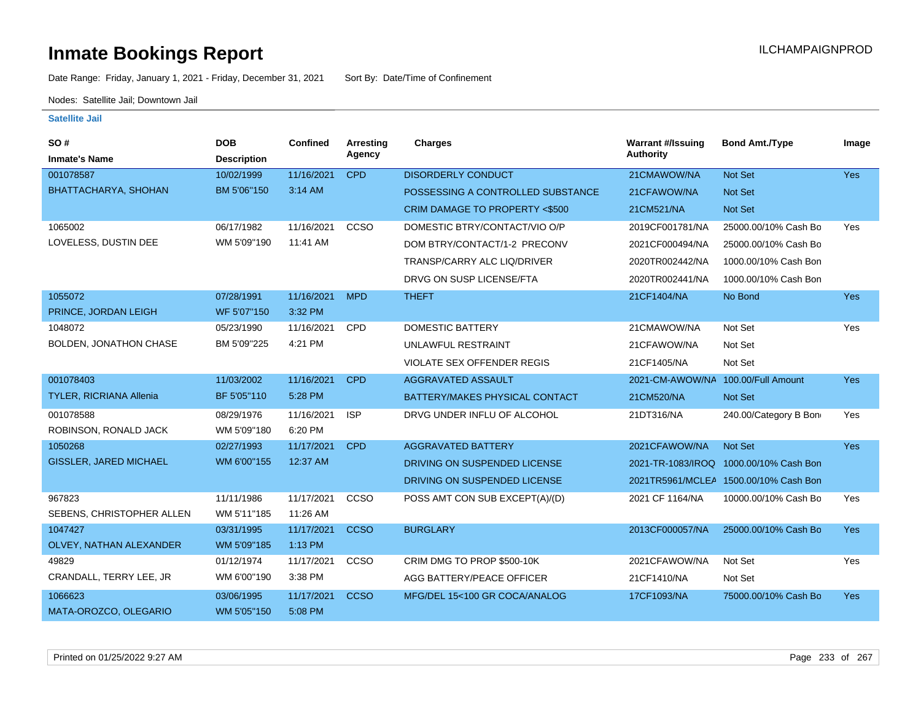# Inmate Bookings Report

ILCHAMPAIGNPROD

Date Range: Friday, January 1, 2021 - Friday, December 31, 2021 Sort By: Date/Time of Confinement

Nodes: Satellite Jail; Downtown Jail

## Satellite Jail

| SO # / Inmate's Name | DOB / Description | Confined | Arresting Agency | Charges | Warrant #/Issuing Authority | Bond Amt./Type | Image |
|---|---|---|---|---|---|---|---|
| 001078587 | 10/02/1999 | 11/16/2021 | CPD | DISORDERLY CONDUCT | 21CMAWOW/NA | Not Set | Yes |
| BHATTACHARYA, SHOHAN | BM 5'06"150 | 3:14 AM | | POSSESSING A CONTROLLED SUBSTANCE | 21CFAWOW/NA | Not Set | |
| | | | | CRIM DAMAGE TO PROPERTY <$500 | 21CM521/NA | Not Set | |
| 1065002 | 06/17/1982 | 11/16/2021 | CCSO | DOMESTIC BTRY/CONTACT/VIO O/P | 2019CF001781/NA | 25000.00/10% Cash Bo | Yes |
| LOVELESS, DUSTIN DEE | WM 5'09"190 | 11:41 AM | | DOM BTRY/CONTACT/1-2 PRECONV | 2021CF000494/NA | 25000.00/10% Cash Bo | |
| | | | | TRANSP/CARRY ALC LIQ/DRIVER | 2020TR002442/NA | 1000.00/10% Cash Bon | |
| | | | | DRVG ON SUSP LICENSE/FTA | 2020TR002441/NA | 1000.00/10% Cash Bon | |
| 1055072 | 07/28/1991 | 11/16/2021 | MPD | THEFT | 21CF1404/NA | No Bond | Yes |
| PRINCE, JORDAN LEIGH | WF 5'07"150 | 3:32 PM | | | | | |
| 1048072 | 05/23/1990 | 11/16/2021 | CPD | DOMESTIC BATTERY | 21CMAWOW/NA | Not Set | Yes |
| BOLDEN, JONATHON CHASE | BM 5'09"225 | 4:21 PM | | UNLAWFUL RESTRAINT | 21CFAWOW/NA | Not Set | |
| | | | | VIOLATE SEX OFFENDER REGIS | 21CF1405/NA | Not Set | |
| 001078403 | 11/03/2002 | 11/16/2021 | CPD | AGGRAVATED ASSAULT | 2021-CM-AWOW/NA | 100.00/Full Amount | Yes |
| TYLER, RICRIANA Allenia | BF 5'05"110 | 5:28 PM | | BATTERY/MAKES PHYSICAL CONTACT | 21CM520/NA | Not Set | |
| 001078588 | 08/29/1976 | 11/16/2021 | ISP | DRVG UNDER INFLU OF ALCOHOL | 21DT316/NA | 240.00/Category B Bon | Yes |
| ROBINSON, RONALD JACK | WM 5'09"180 | 6:20 PM | | | | | |
| 1050268 | 02/27/1993 | 11/17/2021 | CPD | AGGRAVATED BATTERY | 2021CFAWOW/NA | Not Set | Yes |
| GISSLER, JARED MICHAEL | WM 6'00"155 | 12:37 AM | | DRIVING ON SUSPENDED LICENSE | 2021-TR-1083/IROQ | 1000.00/10% Cash Bon | |
| | | | | DRIVING ON SUSPENDED LICENSE | 2021TR5961/MCLEA | 1500.00/10% Cash Bon | |
| 967823 | 11/11/1986 | 11/17/2021 | CCSO | POSS AMT CON SUB EXCEPT(A)/(D) | 2021 CF 1164/NA | 10000.00/10% Cash Bo | Yes |
| SEBENS, CHRISTOPHER ALLEN | WM 5'11"185 | 11:26 AM | | | | | |
| 1047427 | 03/31/1995 | 11/17/2021 | CCSO | BURGLARY | 2013CF000057/NA | 25000.00/10% Cash Bo | Yes |
| OLVEY, NATHAN ALEXANDER | WM 5'09"185 | 1:13 PM | | | | | |
| 49829 | 01/12/1974 | 11/17/2021 | CCSO | CRIM DMG TO PROP $500-10K | 2021CFAWOW/NA | Not Set | Yes |
| CRANDALL, TERRY LEE, JR | WM 6'00"190 | 3:38 PM | | AGG BATTERY/PEACE OFFICER | 21CF1410/NA | Not Set | |
| 1066623 | 03/06/1995 | 11/17/2021 | CCSO | MFG/DEL 15<100 GR COCA/ANALOG | 17CF1093/NA | 75000.00/10% Cash Bo | Yes |
| MATA-OROZCO, OLEGARIO | WM 5'05"150 | 5:08 PM | | | | | |

Printed on 01/25/2022 9:27 AM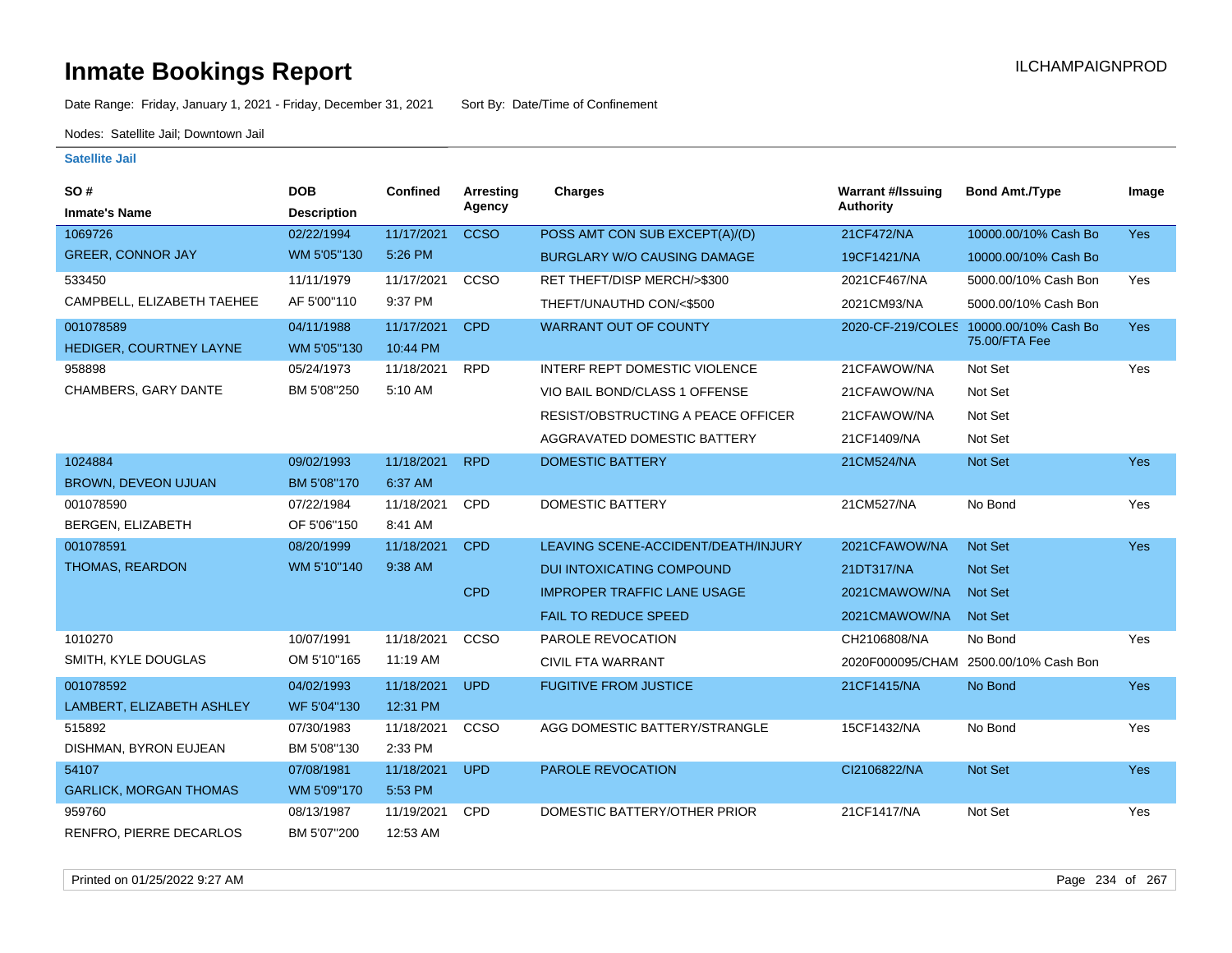# Inmate Bookings Report

ILCHAMPAIGNPROD

Date Range: Friday, January 1, 2021 - Friday, December 31, 2021     Sort By: Date/Time of Confinement

Nodes: Satellite Jail; Downtown Jail

### Satellite Jail

| SO # / Inmate's Name | DOB / Description | Confined | Arresting Agency | Charges | Warrant #/Issuing Authority | Bond Amt./Type | Image |
|---|---|---|---|---|---|---|---|
| 1069726 GREER, CONNOR JAY | 02/22/1994 WM 5'05"130 | 11/17/2021 5:26 PM | CCSO | POSS AMT CON SUB EXCEPT(A)/(D) | 21CF472/NA | 10000.00/10% Cash Bo | Yes |
| | | | | BURGLARY W/O CAUSING DAMAGE | 19CF1421/NA | 10000.00/10% Cash Bo | |
| 533450 CAMPBELL, ELIZABETH TAEHEE | 11/11/1979 AF 5'00"110 | 11/17/2021 9:37 PM | CCSO | RET THEFT/DISP MERCH/>$300 | 2021CF467/NA | 5000.00/10% Cash Bon | Yes |
| | | | | THEFT/UNAUTHD CON/<$500 | 2021CM93/NA | 5000.00/10% Cash Bon | |
| 001078589 HEDIGER, COURTNEY LAYNE | 04/11/1988 WM 5'05"130 | 11/17/2021 10:44 PM | CPD | WARRANT OUT OF COUNTY | 2020-CF-219/COLES | 10000.00/10% Cash Bo 75.00/FTA Fee | Yes |
| 958898 CHAMBERS, GARY DANTE | 05/24/1973 BM 5'08"250 | 11/18/2021 5:10 AM | RPD | INTERF REPT DOMESTIC VIOLENCE | 21CFAWOW/NA | Not Set | Yes |
| | | | | VIO BAIL BOND/CLASS 1 OFFENSE | 21CFAWOW/NA | Not Set | |
| | | | | RESIST/OBSTRUCTING A PEACE OFFICER | 21CFAWOW/NA | Not Set | |
| | | | | AGGRAVATED DOMESTIC BATTERY | 21CF1409/NA | Not Set | |
| 1024884 BROWN, DEVEON UJUAN | 09/02/1993 BM 5'08"170 | 11/18/2021 6:37 AM | RPD | DOMESTIC BATTERY | 21CM524/NA | Not Set | Yes |
| 001078590 BERGEN, ELIZABETH | 07/22/1984 OF 5'06"150 | 11/18/2021 8:41 AM | CPD | DOMESTIC BATTERY | 21CM527/NA | No Bond | Yes |
| 001078591 THOMAS, REARDON | 08/20/1999 WM 5'10"140 | 11/18/2021 9:38 AM | CPD | LEAVING SCENE-ACCIDENT/DEATH/INJURY | 2021CFAWOW/NA | Not Set | Yes |
| | | | | DUI INTOXICATING COMPOUND | 21DT317/NA | Not Set | |
| | | | CPD | IMPROPER TRAFFIC LANE USAGE | 2021CMAWOW/NA | Not Set | |
| | | | | FAIL TO REDUCE SPEED | 2021CMAWOW/NA | Not Set | |
| 1010270 SMITH, KYLE DOUGLAS | 10/07/1991 OM 5'10"165 | 11/18/2021 11:19 AM | CCSO | PAROLE REVOCATION | CH2106808/NA | No Bond | Yes |
| | | | | CIVIL FTA WARRANT | 2020F000095/CHAM | 2500.00/10% Cash Bon | |
| 001078592 LAMBERT, ELIZABETH ASHLEY | 04/02/1993 WF 5'04"130 | 11/18/2021 12:31 PM | UPD | FUGITIVE FROM JUSTICE | 21CF1415/NA | No Bond | Yes |
| 515892 DISHMAN, BYRON EUJEAN | 07/30/1983 BM 5'08"130 | 11/18/2021 2:33 PM | CCSO | AGG DOMESTIC BATTERY/STRANGLE | 15CF1432/NA | No Bond | Yes |
| 54107 GARLICK, MORGAN THOMAS | 07/08/1981 WM 5'09"170 | 11/18/2021 5:53 PM | UPD | PAROLE REVOCATION | CI2106822/NA | Not Set | Yes |
| 959760 RENFRO, PIERRE DECARLOS | 08/13/1987 BM 5'07"200 | 11/19/2021 12:53 AM | CPD | DOMESTIC BATTERY/OTHER PRIOR | 21CF1417/NA | Not Set | Yes |

Printed on 01/25/2022 9:27 AM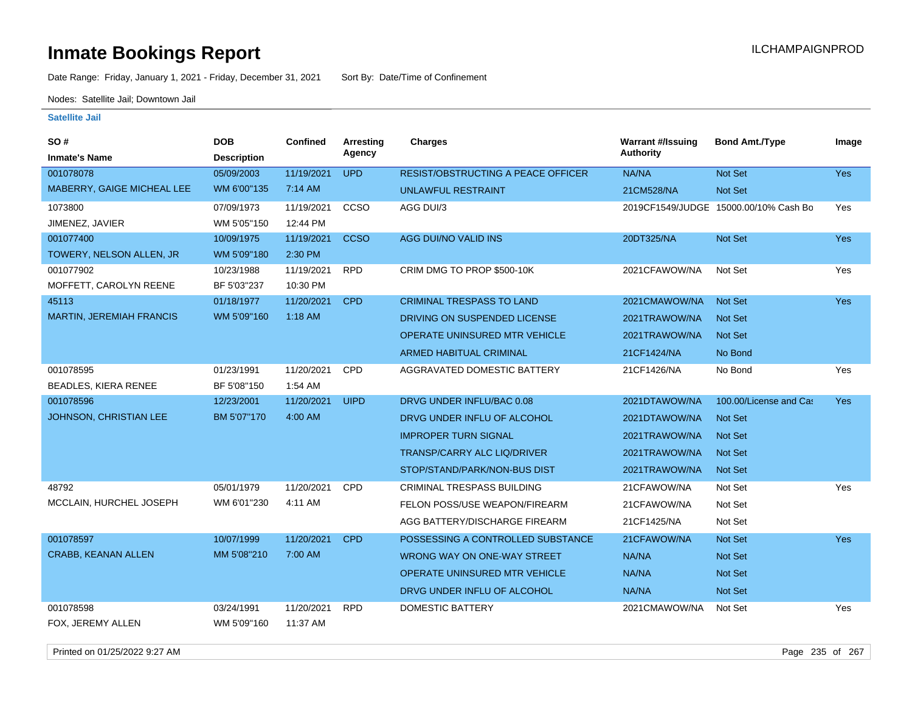# Inmate Bookings Report

ILCHAMPAIGNPROD

Date Range: Friday, January 1, 2021 - Friday, December 31, 2021 Sort By: Date/Time of Confinement

Nodes: Satellite Jail; Downtown Jail

### Satellite Jail

| SO # / Inmate's Name | DOB / Description | Confined | Arresting Agency | Charges | Warrant #/Issuing Authority | Bond Amt./Type | Image |
|---|---|---|---|---|---|---|---|
| 001078078 | 05/09/2003 | 11/19/2021 | UPD | RESIST/OBSTRUCTING A PEACE OFFICER | NA/NA | Not Set | Yes |
| MABERRY, GAIGE MICHEAL LEE | WM 6'00"135 | 7:14 AM | | UNLAWFUL RESTRAINT | 21CM528/NA | Not Set | |
| 1073800 | 07/09/1973 | 11/19/2021 | CCSO | AGG DUI/3 | 2019CF1549/JUDGE | 15000.00/10% Cash Bo | Yes |
| JIMENEZ, JAVIER | WM 5'05"150 | 12:44 PM | | | | | |
| 001077400 | 10/09/1975 | 11/19/2021 | CCSO | AGG DUI/NO VALID INS | 20DT325/NA | Not Set | Yes |
| TOWERY, NELSON ALLEN, JR | WM 5'09"180 | 2:30 PM | | | | | |
| 001077902 | 10/23/1988 | 11/19/2021 | RPD | CRIM DMG TO PROP $500-10K | 2021CFAWOW/NA | Not Set | Yes |
| MOFFETT, CAROLYN REENE | BF 5'03"237 | 10:30 PM | | | | | |
| 45113 | 01/18/1977 | 11/20/2021 | CPD | CRIMINAL TRESPASS TO LAND | 2021CMAWOW/NA | Not Set | Yes |
| MARTIN, JEREMIAH FRANCIS | WM 5'09"160 | 1:18 AM | | DRIVING ON SUSPENDED LICENSE | 2021TRAWOW/NA | Not Set | |
| | | | | OPERATE UNINSURED MTR VEHICLE | 2021TRAWOW/NA | Not Set | |
| | | | | ARMED HABITUAL CRIMINAL | 21CF1424/NA | No Bond | |
| 001078595 | 01/23/1991 | 11/20/2021 | CPD | AGGRAVATED DOMESTIC BATTERY | 21CF1426/NA | No Bond | Yes |
| BEADLES, KIERA RENEE | BF 5'08"150 | 1:54 AM | | | | | |
| 001078596 | 12/23/2001 | 11/20/2021 | UIPD | DRVG UNDER INFLU/BAC 0.08 | 2021DTAWOW/NA | 100.00/License and Ca | Yes |
| JOHNSON, CHRISTIAN LEE | BM 5'07"170 | 4:00 AM | | DRVG UNDER INFLU OF ALCOHOL | 2021DTAWOW/NA | Not Set | |
| | | | | IMPROPER TURN SIGNAL | 2021TRAWOW/NA | Not Set | |
| | | | | TRANSP/CARRY ALC LIQ/DRIVER | 2021TRAWOW/NA | Not Set | |
| | | | | STOP/STAND/PARK/NON-BUS DIST | 2021TRAWOW/NA | Not Set | |
| 48792 | 05/01/1979 | 11/20/2021 | CPD | CRIMINAL TRESPASS BUILDING | 21CFAWOW/NA | Not Set | Yes |
| MCCLAIN, HURCHEL JOSEPH | WM 6'01"230 | 4:11 AM | | FELON POSS/USE WEAPON/FIREARM | 21CFAWOW/NA | Not Set | |
| | | | | AGG BATTERY/DISCHARGE FIREARM | 21CF1425/NA | Not Set | |
| 001078597 | 10/07/1999 | 11/20/2021 | CPD | POSSESSING A CONTROLLED SUBSTANCE | 21CFAWOW/NA | Not Set | Yes |
| CRABB, KEANAN ALLEN | MM 5'08"210 | 7:00 AM | | WRONG WAY ON ONE-WAY STREET | NA/NA | Not Set | |
| | | | | OPERATE UNINSURED MTR VEHICLE | NA/NA | Not Set | |
| | | | | DRVG UNDER INFLU OF ALCOHOL | NA/NA | Not Set | |
| 001078598 | 03/24/1991 | 11/20/2021 | RPD | DOMESTIC BATTERY | 2021CMAWOW/NA | Not Set | Yes |
| FOX, JEREMY ALLEN | WM 5'09"160 | 11:37 AM | | | | | |

Printed on 01/25/2022 9:27 AM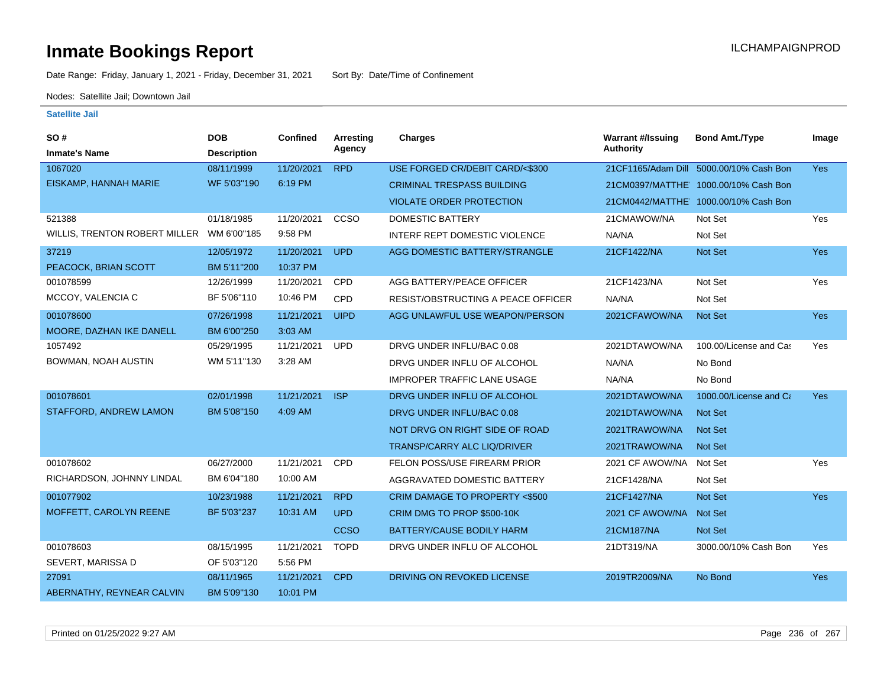# Inmate Bookings Report

ILCHAMPAIGNPROD

Date Range: Friday, January 1, 2021 - Friday, December 31, 2021 Sort By: Date/Time of Confinement

Nodes: Satellite Jail; Downtown Jail

**Satellite Jail**

| SO # / Inmate's Name | DOB / Description | Confined | Arresting Agency | Charges | Warrant #/Issuing Authority | Bond Amt./Type | Image |
|---|---|---|---|---|---|---|---|
| 1067020 | 08/11/1999 | 11/20/2021 | RPD | USE FORGED CR/DEBIT CARD/<$300 | 21CF1165/Adam Dill | 5000.00/10% Cash Bon | Yes |
| EISKAMP, HANNAH MARIE | WF 5'03"190 | 6:19 PM | | CRIMINAL TRESPASS BUILDING | 21CM0397/MATTHE | 1000.00/10% Cash Bon | |
| | | | | VIOLATE ORDER PROTECTION | 21CM0442/MATTHE | 1000.00/10% Cash Bon | |
| 521388 | 01/18/1985 | 11/20/2021 | CCSO | DOMESTIC BATTERY | 21CMAWOW/NA | Not Set | Yes |
| WILLIS, TRENTON ROBERT MILLER | WM 6'00"185 | 9:58 PM | | INTERF REPT DOMESTIC VIOLENCE | NA/NA | Not Set | |
| 37219 | 12/05/1972 | 11/20/2021 | UPD | AGG DOMESTIC BATTERY/STRANGLE | 21CF1422/NA | Not Set | Yes |
| PEACOCK, BRIAN SCOTT | BM 5'11"200 | 10:37 PM | | | | | |
| 001078599 | 12/26/1999 | 11/20/2021 | CPD | AGG BATTERY/PEACE OFFICER | 21CF1423/NA | Not Set | Yes |
| MCCOY, VALENCIA C | BF 5'06"110 | 10:46 PM | CPD | RESIST/OBSTRUCTING A PEACE OFFICER | NA/NA | Not Set | |
| 001078600 | 07/26/1998 | 11/21/2021 | UIPD | AGG UNLAWFUL USE WEAPON/PERSON | 2021CFAWOW/NA | Not Set | Yes |
| MOORE, DAZHAN IKE DANELL | BM 6'00"250 | 3:03 AM | | | | | |
| 1057492 | 05/29/1995 | 11/21/2021 | UPD | DRVG UNDER INFLU/BAC 0.08 | 2021DTAWOW/NA | 100.00/License and Cas | Yes |
| BOWMAN, NOAH AUSTIN | WM 5'11"130 | 3:28 AM | | DRVG UNDER INFLU OF ALCOHOL | NA/NA | No Bond | |
| | | | | IMPROPER TRAFFIC LANE USAGE | NA/NA | No Bond | |
| 001078601 | 02/01/1998 | 11/21/2021 | ISP | DRVG UNDER INFLU OF ALCOHOL | 2021DTAWOW/NA | 1000.00/License and Ca | Yes |
| STAFFORD, ANDREW LAMON | BM 5'08"150 | 4:09 AM | | DRVG UNDER INFLU/BAC 0.08 | 2021DTAWOW/NA | Not Set | |
| | | | | NOT DRVG ON RIGHT SIDE OF ROAD | 2021TRAWOW/NA | Not Set | |
| | | | | TRANSP/CARRY ALC LIQ/DRIVER | 2021TRAWOW/NA | Not Set | |
| 001078602 | 06/27/2000 | 11/21/2021 | CPD | FELON POSS/USE FIREARM PRIOR | 2021 CF AWOW/NA | Not Set | Yes |
| RICHARDSON, JOHNNY LINDAL | BM 6'04"180 | 10:00 AM | | AGGRAVATED DOMESTIC BATTERY | 21CF1428/NA | Not Set | |
| 001077902 | 10/23/1988 | 11/21/2021 | RPD | CRIM DAMAGE TO PROPERTY <$500 | 21CF1427/NA | Not Set | Yes |
| MOFFETT, CAROLYN REENE | BF 5'03"237 | 10:31 AM | UPD | CRIM DMG TO PROP $500-10K | 2021 CF AWOW/NA | Not Set | |
| | | | CCSO | BATTERY/CAUSE BODILY HARM | 21CM187/NA | Not Set | |
| 001078603 | 08/15/1995 | 11/21/2021 | TOPD | DRVG UNDER INFLU OF ALCOHOL | 21DT319/NA | 3000.00/10% Cash Bon | Yes |
| SEVERT, MARISSA D | OF 5'03"120 | 5:56 PM | | | | | |
| 27091 | 08/11/1965 | 11/21/2021 | CPD | DRIVING ON REVOKED LICENSE | 2019TR2009/NA | No Bond | Yes |
| ABERNATHY, REYNEAR CALVIN | BM 5'09"130 | 10:01 PM | | | | | |

Printed on 01/25/2022 9:27 AM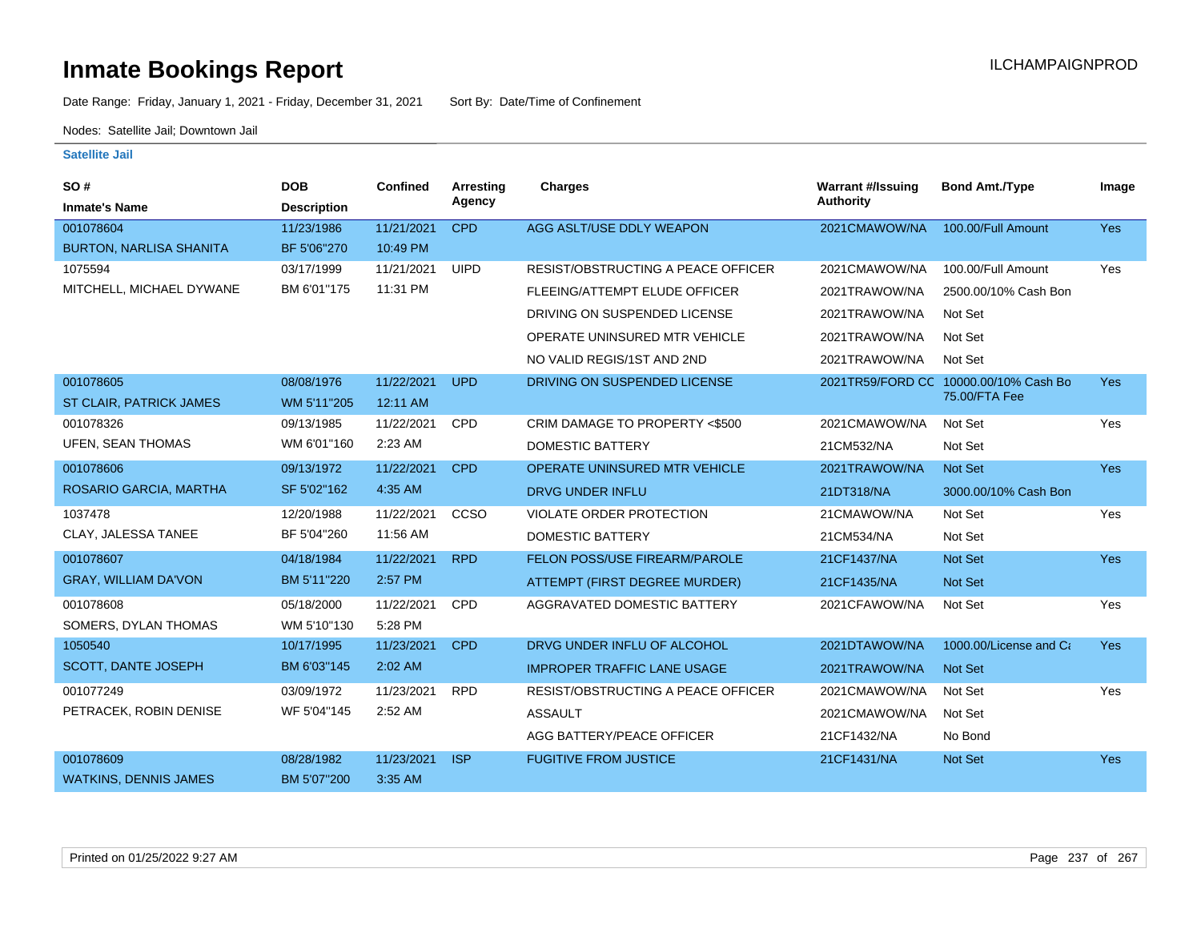# Inmate Bookings Report

ILCHAMPAIGNPROD

Date Range: Friday, January 1, 2021 - Friday, December 31, 2021    Sort By: Date/Time of Confinement

Nodes: Satellite Jail; Downtown Jail

### Satellite Jail

| SO # / Inmate's Name | DOB / Description | Confined | Arresting Agency | Charges | Warrant #/Issuing Authority | Bond Amt./Type | Image |
|---|---|---|---|---|---|---|---|
| 001078604 | 11/23/1986 | 11/21/2021 | CPD | AGG ASLT/USE DDLY WEAPON | 2021CMAWOW/NA | 100.00/Full Amount | Yes |
| BURTON, NARLISA SHANITA | BF 5'06"270 | 10:49 PM | | | | | |
| 1075594 | 03/17/1999 | 11/21/2021 | UIPD | RESIST/OBSTRUCTING A PEACE OFFICER | 2021CMAWOW/NA | 100.00/Full Amount | Yes |
| MITCHELL, MICHAEL DYWANE | BM 6'01"175 | 11:31 PM | | FLEEING/ATTEMPT ELUDE OFFICER | 2021TRAWOW/NA | 2500.00/10% Cash Bon | |
| | | | | DRIVING ON SUSPENDED LICENSE | 2021TRAWOW/NA | Not Set | |
| | | | | OPERATE UNINSURED MTR VEHICLE | 2021TRAWOW/NA | Not Set | |
| | | | | NO VALID REGIS/1ST AND 2ND | 2021TRAWOW/NA | Not Set | |
| 001078605 | 08/08/1976 | 11/22/2021 | UPD | DRIVING ON SUSPENDED LICENSE | 2021TR59/FORD CC | 10000.00/10% Cash Bo 75.00/FTA Fee | Yes |
| ST CLAIR, PATRICK JAMES | WM 5'11"205 | 12:11 AM | | | | | |
| 001078326 | 09/13/1985 | 11/22/2021 | CPD | CRIM DAMAGE TO PROPERTY <$500 | 2021CMAWOW/NA | Not Set | Yes |
| UFEN, SEAN THOMAS | WM 6'01"160 | 2:23 AM | | DOMESTIC BATTERY | 21CM532/NA | Not Set | |
| 001078606 | 09/13/1972 | 11/22/2021 | CPD | OPERATE UNINSURED MTR VEHICLE | 2021TRAWOW/NA | Not Set | Yes |
| ROSARIO GARCIA, MARTHA | SF 5'02"162 | 4:35 AM | | DRVG UNDER INFLU | 21DT318/NA | 3000.00/10% Cash Bon | |
| 1037478 | 12/20/1988 | 11/22/2021 | CCSO | VIOLATE ORDER PROTECTION | 21CMAWOW/NA | Not Set | Yes |
| CLAY, JALESSA TANEE | BF 5'04"260 | 11:56 AM | | DOMESTIC BATTERY | 21CM534/NA | Not Set | |
| 001078607 | 04/18/1984 | 11/22/2021 | RPD | FELON POSS/USE FIREARM/PAROLE | 21CF1437/NA | Not Set | Yes |
| GRAY, WILLIAM DA'VON | BM 5'11"220 | 2:57 PM | | ATTEMPT (FIRST DEGREE MURDER) | 21CF1435/NA | Not Set | |
| 001078608 | 05/18/2000 | 11/22/2021 | CPD | AGGRAVATED DOMESTIC BATTERY | 2021CFAWOW/NA | Not Set | Yes |
| SOMERS, DYLAN THOMAS | WM 5'10"130 | 5:28 PM | | | | | |
| 1050540 | 10/17/1995 | 11/23/2021 | CPD | DRVG UNDER INFLU OF ALCOHOL | 2021DTAWOW/NA | 1000.00/License and Ca | Yes |
| SCOTT, DANTE JOSEPH | BM 6'03"145 | 2:02 AM | | IMPROPER TRAFFIC LANE USAGE | 2021TRAWOW/NA | Not Set | |
| 001077249 | 03/09/1972 | 11/23/2021 | RPD | RESIST/OBSTRUCTING A PEACE OFFICER | 2021CMAWOW/NA | Not Set | Yes |
| PETRACEK, ROBIN DENISE | WF 5'04"145 | 2:52 AM | | ASSAULT | 2021CMAWOW/NA | Not Set | |
| | | | | AGG BATTERY/PEACE OFFICER | 21CF1432/NA | No Bond | |
| 001078609 | 08/28/1982 | 11/23/2021 | ISP | FUGITIVE FROM JUSTICE | 21CF1431/NA | Not Set | Yes |
| WATKINS, DENNIS JAMES | BM 5'07"200 | 3:35 AM | | | | | |

Printed on 01/25/2022 9:27 AM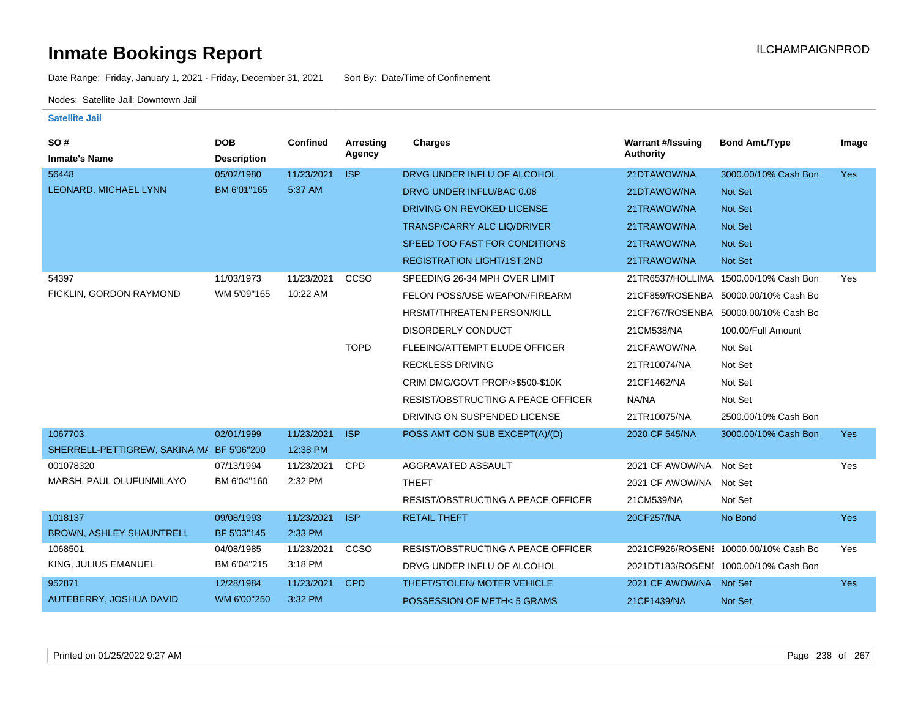# Inmate Bookings Report

ILCHAMPAIGNPROD

Date Range: Friday, January 1, 2021 - Friday, December 31, 2021     Sort By: Date/Time of Confinement

Nodes: Satellite Jail; Downtown Jail

**Satellite Jail**

| SO # / Inmate's Name | DOB / Description | Confined | Arresting Agency | Charges | Warrant #/Issuing Authority | Bond Amt./Type | Image |
|---|---|---|---|---|---|---|---|
| 56448 | 05/02/1980 | 11/23/2021 | ISP | DRVG UNDER INFLU OF ALCOHOL | 21DTAWOW/NA | 3000.00/10% Cash Bon | Yes |
| LEONARD, MICHAEL LYNN | BM 6'01"165 | 5:37 AM | | DRVG UNDER INFLU/BAC 0.08 | 21DTAWOW/NA | Not Set | |
| | | | | DRIVING ON REVOKED LICENSE | 21TRAWOW/NA | Not Set | |
| | | | | TRANSP/CARRY ALC LIQ/DRIVER | 21TRAWOW/NA | Not Set | |
| | | | | SPEED TOO FAST FOR CONDITIONS | 21TRAWOW/NA | Not Set | |
| | | | | REGISTRATION LIGHT/1ST,2ND | 21TRAWOW/NA | Not Set | |
| 54397 | 11/03/1973 | 11/23/2021 | CCSO | SPEEDING 26-34 MPH OVER LIMIT | 21TR6537/HOLLIMA | 1500.00/10% Cash Bon | Yes |
| FICKLIN, GORDON RAYMOND | WM 5'09"165 | 10:22 AM | | FELON POSS/USE WEAPON/FIREARM | 21CF859/ROSENBA | 50000.00/10% Cash Bo | |
| | | | | HRSMT/THREATEN PERSON/KILL | 21CF767/ROSENBA | 50000.00/10% Cash Bo | |
| | | | | DISORDERLY CONDUCT | 21CM538/NA | 100.00/Full Amount | |
| | | | TOPD | FLEEING/ATTEMPT ELUDE OFFICER | 21CFAWOW/NA | Not Set | |
| | | | | RECKLESS DRIVING | 21TR10074/NA | Not Set | |
| | | | | CRIM DMG/GOVT PROP/>$500-$10K | 21CF1462/NA | Not Set | |
| | | | | RESIST/OBSTRUCTING A PEACE OFFICER | NA/NA | Not Set | |
| | | | | DRIVING ON SUSPENDED LICENSE | 21TR10075/NA | 2500.00/10% Cash Bon | |
| 1067703 | 02/01/1999 | 11/23/2021 | ISP | POSS AMT CON SUB EXCEPT(A)/(D) | 2020 CF 545/NA | 3000.00/10% Cash Bon | Yes |
| SHERRELL-PETTIGREW, SAKINA M/ | BF 5'06"200 | 12:38 PM | | | | | |
| 001078320 | 07/13/1994 | 11/23/2021 | CPD | AGGRAVATED ASSAULT | 2021 CF AWOW/NA | Not Set | Yes |
| MARSH, PAUL OLUFUNMILAYO | BM 6'04"160 | 2:32 PM | | THEFT | 2021 CF AWOW/NA | Not Set | |
| | | | | RESIST/OBSTRUCTING A PEACE OFFICER | 21CM539/NA | Not Set | |
| 1018137 | 09/08/1993 | 11/23/2021 | ISP | RETAIL THEFT | 20CF257/NA | No Bond | Yes |
| BROWN, ASHLEY SHAUNTRELL | BF 5'03"145 | 2:33 PM | | | | | |
| 1068501 | 04/08/1985 | 11/23/2021 | CCSO | RESIST/OBSTRUCTING A PEACE OFFICER | 2021CF926/ROSENI | 10000.00/10% Cash Bo | Yes |
| KING, JULIUS EMANUEL | BM 6'04"215 | 3:18 PM | | DRVG UNDER INFLU OF ALCOHOL | 2021DT183/ROSENI | 1000.00/10% Cash Bon | |
| 952871 | 12/28/1984 | 11/23/2021 | CPD | THEFT/STOLEN/ MOTER VEHICLE | 2021 CF AWOW/NA | Not Set | Yes |
| AUTEBERRY, JOSHUA DAVID | WM 6'00"250 | 3:32 PM | | POSSESSION OF METH< 5 GRAMS | 21CF1439/NA | Not Set | |

Printed on 01/25/2022 9:27 AM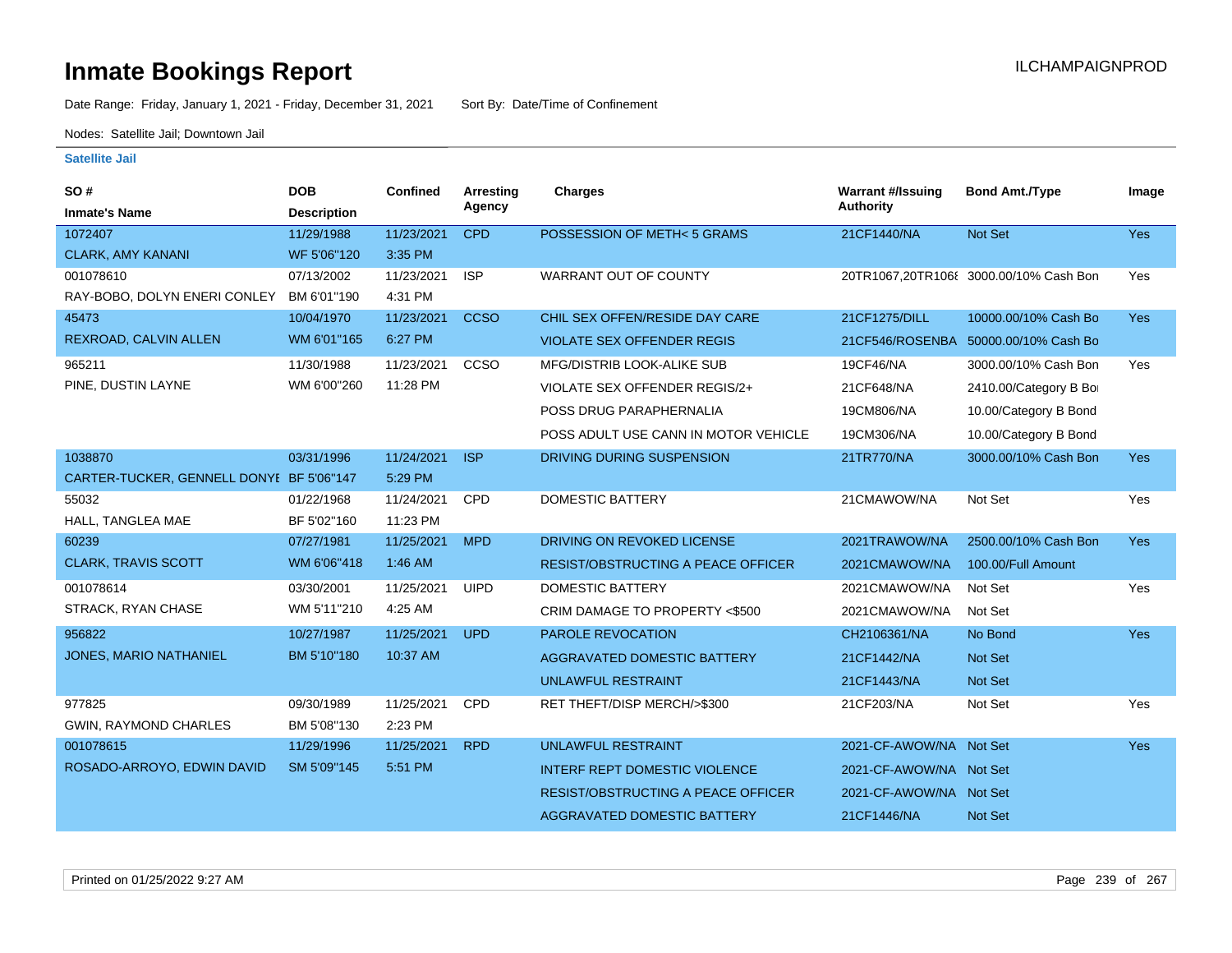# Inmate Bookings Report

ILCHAMPAIGNPROD

Date Range: Friday, January 1, 2021 - Friday, December 31, 2021     Sort By: Date/Time of Confinement

Nodes: Satellite Jail; Downtown Jail

### Satellite Jail

| SO # / Inmate's Name | DOB / Description | Confined | Arresting Agency | Charges | Warrant #/Issuing Authority | Bond Amt./Type | Image |
|---|---|---|---|---|---|---|---|
| 1072407 CLARK, AMY KANANI | 11/29/1988 WF 5'06"120 | 11/23/2021 3:35 PM | CPD | POSSESSION OF METH< 5 GRAMS | 21CF1440/NA | Not Set | Yes |
| 001078610 RAY-BOBO, DOLYN ENERI CONLEY | 07/13/2002 BM 6'01"190 | 11/23/2021 4:31 PM | ISP | WARRANT OUT OF COUNTY | 20TR1067,20TR1068 | 3000.00/10% Cash Bon | Yes |
| 45473 REXROAD, CALVIN ALLEN | 10/04/1970 WM 6'01"165 | 11/23/2021 6:27 PM | CCSO | CHIL SEX OFFEN/RESIDE DAY CARE | 21CF1275/DILL | 10000.00/10% Cash Bo | Yes |
| | | | | VIOLATE SEX OFFENDER REGIS | 21CF546/ROSENBA | 50000.00/10% Cash Bo | |
| 965211 PINE, DUSTIN LAYNE | 11/30/1988 WM 6'00"260 | 11/23/2021 11:28 PM | CCSO | MFG/DISTRIB LOOK-ALIKE SUB | 19CF46/NA | 3000.00/10% Cash Bon | Yes |
| | | | | VIOLATE SEX OFFENDER REGIS/2+ | 21CF648/NA | 2410.00/Category B Bo | |
| | | | | POSS DRUG PARAPHERNALIA | 19CM806/NA | 10.00/Category B Bond | |
| | | | | POSS ADULT USE CANN IN MOTOR VEHICLE | 19CM306/NA | 10.00/Category B Bond | |
| 1038870 CARTER-TUCKER, GENNELL DONYE | 03/31/1996 BF 5'06"147 | 11/24/2021 5:29 PM | ISP | DRIVING DURING SUSPENSION | 21TR770/NA | 3000.00/10% Cash Bon | Yes |
| 55032 HALL, TANGLEA MAE | 01/22/1968 BF 5'02"160 | 11/24/2021 11:23 PM | CPD | DOMESTIC BATTERY | 21CMAWOW/NA | Not Set | Yes |
| 60239 CLARK, TRAVIS SCOTT | 07/27/1981 WM 6'06"418 | 11/25/2021 1:46 AM | MPD | DRIVING ON REVOKED LICENSE | 2021TRAWOW/NA | 2500.00/10% Cash Bon | Yes |
| | | | | RESIST/OBSTRUCTING A PEACE OFFICER | 2021CMAWOW/NA | 100.00/Full Amount | |
| 001078614 STRACK, RYAN CHASE | 03/30/2001 WM 5'11"210 | 11/25/2021 4:25 AM | UIPD | DOMESTIC BATTERY | 2021CMAWOW/NA | Not Set | Yes |
| | | | | CRIM DAMAGE TO PROPERTY <$500 | 2021CMAWOW/NA | Not Set | |
| 956822 JONES, MARIO NATHANIEL | 10/27/1987 BM 5'10"180 | 11/25/2021 10:37 AM | UPD | PAROLE REVOCATION | CH2106361/NA | No Bond | Yes |
| | | | | AGGRAVATED DOMESTIC BATTERY | 21CF1442/NA | Not Set | |
| | | | | UNLAWFUL RESTRAINT | 21CF1443/NA | Not Set | |
| 977825 GWIN, RAYMOND CHARLES | 09/30/1989 BM 5'08"130 | 11/25/2021 2:23 PM | CPD | RET THEFT/DISP MERCH/>$300 | 21CF203/NA | Not Set | Yes |
| 001078615 ROSADO-ARROYO, EDWIN DAVID | 11/29/1996 SM 5'09"145 | 11/25/2021 5:51 PM | RPD | UNLAWFUL RESTRAINT | 2021-CF-AWOW/NA | Not Set | Yes |
| | | | | INTERF REPT DOMESTIC VIOLENCE | 2021-CF-AWOW/NA | Not Set | |
| | | | | RESIST/OBSTRUCTING A PEACE OFFICER | 2021-CF-AWOW/NA | Not Set | |
| | | | | AGGRAVATED DOMESTIC BATTERY | 21CF1446/NA | Not Set | |

Printed on 01/25/2022 9:27 AM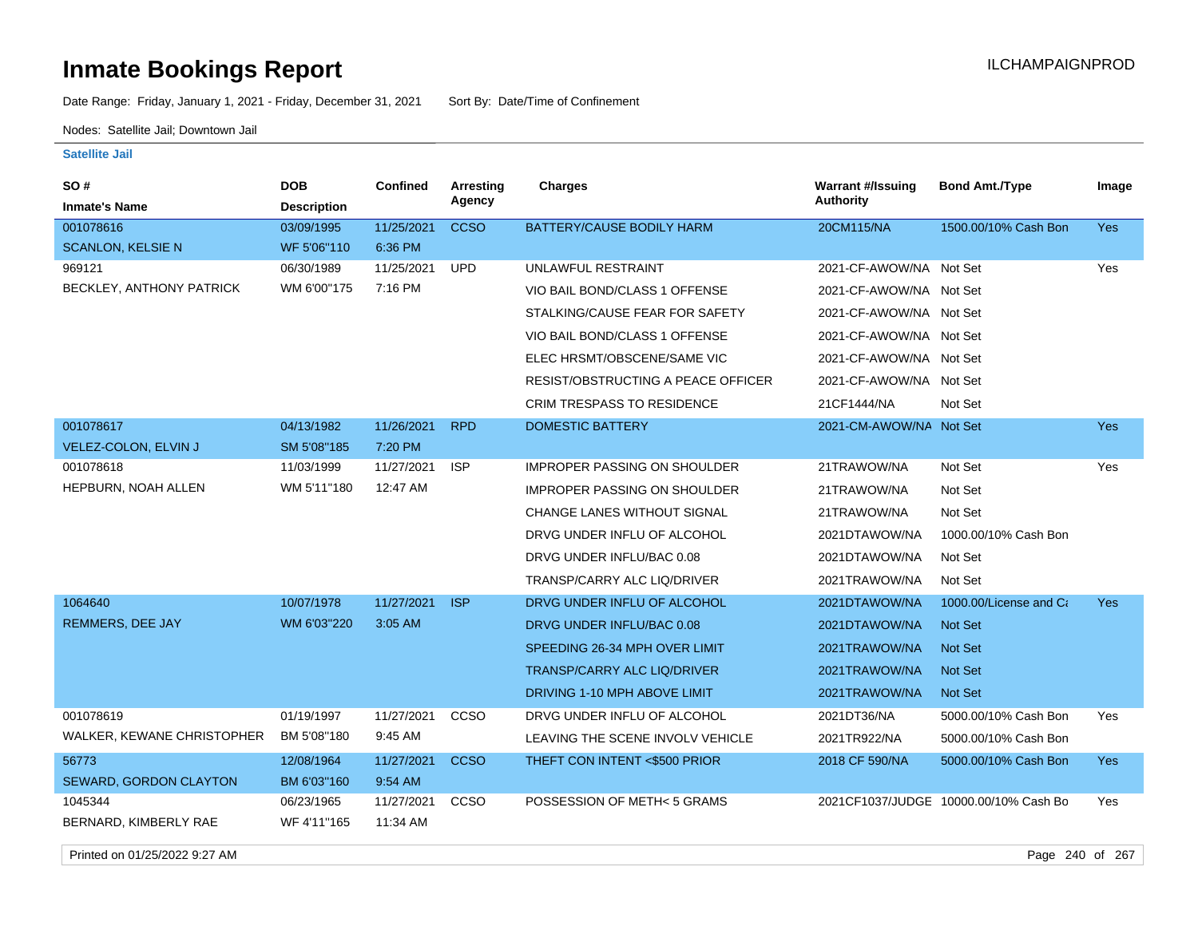# Inmate Bookings Report

ILCHAMPAIGNPROD

Date Range: Friday, January 1, 2021 - Friday, December 31, 2021    Sort By: Date/Time of Confinement

Nodes: Satellite Jail; Downtown Jail

**Satellite Jail**

| SO # / Inmate's Name | DOB / Description | Confined | Arresting Agency | Charges | Warrant #/Issuing Authority | Bond Amt./Type | Image |
|---|---|---|---|---|---|---|---|
| 001078616 SCANLON, KELSIE N | 03/09/1995 WF 5'06''110 | 11/25/2021 6:36 PM | CCSO | BATTERY/CAUSE BODILY HARM | 20CM115/NA | 1500.00/10% Cash Bon | Yes |
| 969121 BECKLEY, ANTHONY PATRICK | 06/30/1989 WM 6'00''175 | 11/25/2021 7:16 PM | UPD | UNLAWFUL RESTRAINT | 2021-CF-AWOW/NA | Not Set | Yes |
| | | | | VIO BAIL BOND/CLASS 1 OFFENSE | 2021-CF-AWOW/NA | Not Set | |
| | | | | STALKING/CAUSE FEAR FOR SAFETY | 2021-CF-AWOW/NA | Not Set | |
| | | | | VIO BAIL BOND/CLASS 1 OFFENSE | 2021-CF-AWOW/NA | Not Set | |
| | | | | ELEC HRSMT/OBSCENE/SAME VIC | 2021-CF-AWOW/NA | Not Set | |
| | | | | RESIST/OBSTRUCTING A PEACE OFFICER | 2021-CF-AWOW/NA | Not Set | |
| | | | | CRIM TRESPASS TO RESIDENCE | 21CF1444/NA | Not Set | |
| 001078617 VELEZ-COLON, ELVIN J | 04/13/1982 SM 5'08''185 | 11/26/2021 7:20 PM | RPD | DOMESTIC BATTERY | 2021-CM-AWOW/NA | Not Set | Yes |
| 001078618 HEPBURN, NOAH ALLEN | 11/03/1999 WM 5'11''180 | 11/27/2021 12:47 AM | ISP | IMPROPER PASSING ON SHOULDER | 21TRAWOW/NA | Not Set | Yes |
| | | | | IMPROPER PASSING ON SHOULDER | 21TRAWOW/NA | Not Set | |
| | | | | CHANGE LANES WITHOUT SIGNAL | 21TRAWOW/NA | Not Set | |
| | | | | DRVG UNDER INFLU OF ALCOHOL | 2021DTAWOW/NA | 1000.00/10% Cash Bon | |
| | | | | DRVG UNDER INFLU/BAC 0.08 | 2021DTAWOW/NA | Not Set | |
| | | | | TRANSP/CARRY ALC LIQ/DRIVER | 2021TRAWOW/NA | Not Set | |
| 1064640 REMMERS, DEE JAY | 10/07/1978 WM 6'03''220 | 11/27/2021 3:05 AM | ISP | DRVG UNDER INFLU OF ALCOHOL | 2021DTAWOW/NA | 1000.00/License and Ca | Yes |
| | | | | DRVG UNDER INFLU/BAC 0.08 | 2021DTAWOW/NA | Not Set | |
| | | | | SPEEDING 26-34 MPH OVER LIMIT | 2021TRAWOW/NA | Not Set | |
| | | | | TRANSP/CARRY ALC LIQ/DRIVER | 2021TRAWOW/NA | Not Set | |
| | | | | DRIVING 1-10 MPH ABOVE LIMIT | 2021TRAWOW/NA | Not Set | |
| 001078619 WALKER, KEWANE CHRISTOPHER | 01/19/1997 BM 5'08''180 | 11/27/2021 9:45 AM | CCSO | DRVG UNDER INFLU OF ALCOHOL | 2021DT36/NA | 5000.00/10% Cash Bon | Yes |
| | | | | LEAVING THE SCENE INVOLV VEHICLE | 2021TR922/NA | 5000.00/10% Cash Bon | |
| 56773 SEWARD, GORDON CLAYTON | 12/08/1964 BM 6'03''160 | 11/27/2021 9:54 AM | CCSO | THEFT CON INTENT <$500 PRIOR | 2018 CF 590/NA | 5000.00/10% Cash Bon | Yes |
| 1045344 BERNARD, KIMBERLY RAE | 06/23/1965 WF 4'11''165 | 11/27/2021 11:34 AM | CCSO | POSSESSION OF METH< 5 GRAMS | 2021CF1037/JUDGE | 10000.00/10% Cash Bo | Yes |

Printed on 01/25/2022 9:27 AM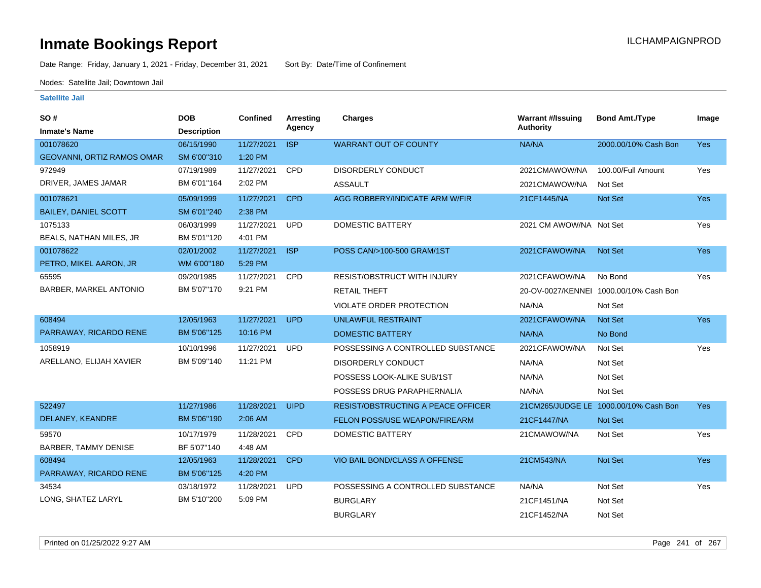# Inmate Bookings Report

ILCHAMPAIGNPROD

Date Range: Friday, January 1, 2021 - Friday, December 31, 2021    Sort By: Date/Time of Confinement

Nodes: Satellite Jail; Downtown Jail

## Satellite Jail

| SO # / Inmate's Name | DOB / Description | Confined | Arresting Agency | Charges | Warrant #/Issuing Authority | Bond Amt./Type | Image |
|---|---|---|---|---|---|---|---|
| 001078620 GEOVANNI, ORTIZ RAMOS OMAR | 06/15/1990 SM 6'00"310 | 11/27/2021 1:20 PM | ISP | WARRANT OUT OF COUNTY | NA/NA | 2000.00/10% Cash Bon | Yes |
| 972949 DRIVER, JAMES JAMAR | 07/19/1989 BM 6'01"164 | 11/27/2021 2:02 PM | CPD | DISORDERLY CONDUCT | 2021CMAWOW/NA | 100.00/Full Amount | Yes |
| | | | | ASSAULT | 2021CMAWOW/NA | Not Set | |
| 001078621 BAILEY, DANIEL SCOTT | 05/09/1999 SM 6'01"240 | 11/27/2021 2:38 PM | CPD | AGG ROBBERY/INDICATE ARM W/FIR | 21CF1445/NA | Not Set | Yes |
| 1075133 BEALS, NATHAN MILES, JR | 06/03/1999 BM 5'01"120 | 11/27/2021 4:01 PM | UPD | DOMESTIC BATTERY | 2021 CM AWOW/NA | Not Set | Yes |
| 001078622 PETRO, MIKEL AARON, JR | 02/01/2002 WM 6'00"180 | 11/27/2021 5:29 PM | ISP | POSS CAN/>100-500 GRAM/1ST | 2021CFAWOW/NA | Not Set | Yes |
| 65595 BARBER, MARKEL ANTONIO | 09/20/1985 BM 5'07"170 | 11/27/2021 9:21 PM | CPD | RESIST/OBSTRUCT WITH INJURY | 2021CFAWOW/NA | No Bond | Yes |
| | | | | RETAIL THEFT | 20-OV-0027/KENNEI | 1000.00/10% Cash Bon | |
| | | | | VIOLATE ORDER PROTECTION | NA/NA | Not Set | |
| 608494 PARRAWAY, RICARDO RENE | 12/05/1963 BM 5'06"125 | 11/27/2021 10:16 PM | UPD | UNLAWFUL RESTRAINT | 2021CFAWOW/NA | Not Set | Yes |
| | | | | DOMESTIC BATTERY | NA/NA | No Bond | |
| 1058919 ARELLANO, ELIJAH XAVIER | 10/10/1996 BM 5'09"140 | 11/27/2021 11:21 PM | UPD | POSSESSING A CONTROLLED SUBSTANCE | 2021CFAWOW/NA | Not Set | Yes |
| | | | | DISORDERLY CONDUCT | NA/NA | Not Set | |
| | | | | POSSESS LOOK-ALIKE SUB/1ST | NA/NA | Not Set | |
| | | | | POSSESS DRUG PARAPHERNALIA | NA/NA | Not Set | |
| 522497 DELANEY, KEANDRE | 11/27/1986 BM 5'06"190 | 11/28/2021 2:06 AM | UIPD | RESIST/OBSTRUCTING A PEACE OFFICER | 21CM265/JUDGE LE | 1000.00/10% Cash Bon | Yes |
| | | | | FELON POSS/USE WEAPON/FIREARM | 21CF1447/NA | Not Set | |
| 59570 BARBER, TAMMY DENISE | 10/17/1979 BF 5'07"140 | 11/28/2021 4:48 AM | CPD | DOMESTIC BATTERY | 21CMAWOW/NA | Not Set | Yes |
| 608494 PARRAWAY, RICARDO RENE | 12/05/1963 BM 5'06"125 | 11/28/2021 4:20 PM | CPD | VIO BAIL BOND/CLASS A OFFENSE | 21CM543/NA | Not Set | Yes |
| 34534 LONG, SHATEZ LARYL | 03/18/1972 BM 5'10"200 | 11/28/2021 5:09 PM | UPD | POSSESSING A CONTROLLED SUBSTANCE | NA/NA | Not Set | Yes |
| | | | | BURGLARY | 21CF1451/NA | Not Set | |
| | | | | BURGLARY | 21CF1452/NA | Not Set | |

Printed on 01/25/2022 9:27 AM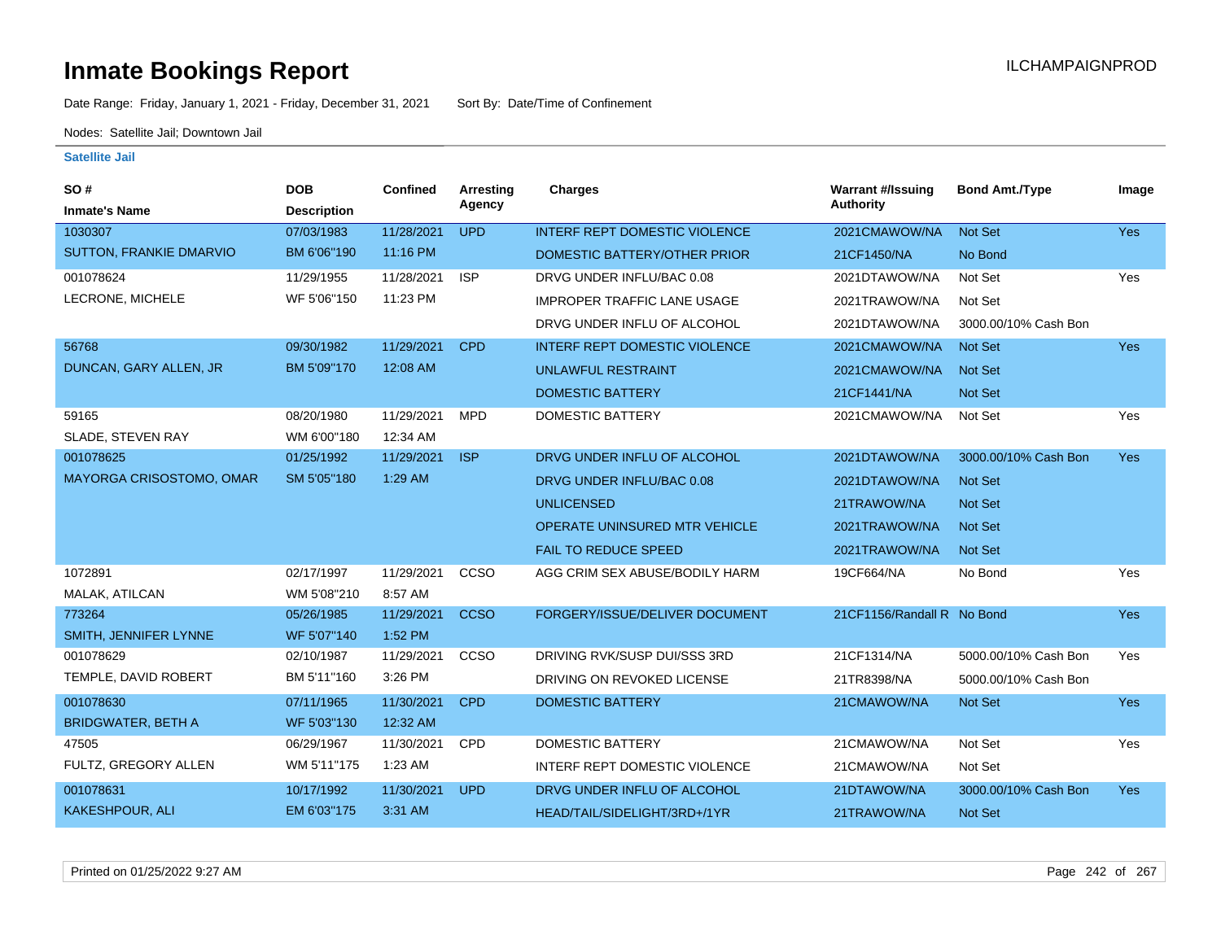# Inmate Bookings Report

ILCHAMPAIGNPROD

Date Range: Friday, January 1, 2021 - Friday, December 31, 2021 Sort By: Date/Time of Confinement

Nodes: Satellite Jail; Downtown Jail

**Satellite Jail**

| SO # / Inmate's Name | DOB / Description | Confined | Arresting Agency | Charges | Warrant #/Issuing Authority | Bond Amt./Type | Image |
|---|---|---|---|---|---|---|---|
| 1030307 | 07/03/1983 | 11/28/2021 | UPD | INTERF REPT DOMESTIC VIOLENCE | 2021CMAWOW/NA | Not Set | Yes |
| SUTTON, FRANKIE DMARVIO | BM 6'06"190 | 11:16 PM | | DOMESTIC BATTERY/OTHER PRIOR | 21CF1450/NA | No Bond | |
| 001078624 | 11/29/1955 | 11/28/2021 | ISP | DRVG UNDER INFLU/BAC 0.08 | 2021DTAWOW/NA | Not Set | Yes |
| LECRONE, MICHELE | WF 5'06"150 | 11:23 PM | | IMPROPER TRAFFIC LANE USAGE | 2021TRAWOW/NA | Not Set | |
| | | | | DRVG UNDER INFLU OF ALCOHOL | 2021DTAWOW/NA | 3000.00/10% Cash Bon | |
| 56768 | 09/30/1982 | 11/29/2021 | CPD | INTERF REPT DOMESTIC VIOLENCE | 2021CMAWOW/NA | Not Set | Yes |
| DUNCAN, GARY ALLEN, JR | BM 5'09"170 | 12:08 AM | | UNLAWFUL RESTRAINT | 2021CMAWOW/NA | Not Set | |
| | | | | DOMESTIC BATTERY | 21CF1441/NA | Not Set | |
| 59165 | 08/20/1980 | 11/29/2021 | MPD | DOMESTIC BATTERY | 2021CMAWOW/NA | Not Set | Yes |
| SLADE, STEVEN RAY | WM 6'00"180 | 12:34 AM | | | | | |
| 001078625 | 01/25/1992 | 11/29/2021 | ISP | DRVG UNDER INFLU OF ALCOHOL | 2021DTAWOW/NA | 3000.00/10% Cash Bon | Yes |
| MAYORGA CRISOSTOMO, OMAR | SM 5'05"180 | 1:29 AM | | DRVG UNDER INFLU/BAC 0.08 | 2021DTAWOW/NA | Not Set | |
| | | | | UNLICENSED | 21TRAWOW/NA | Not Set | |
| | | | | OPERATE UNINSURED MTR VEHICLE | 2021TRAWOW/NA | Not Set | |
| | | | | FAIL TO REDUCE SPEED | 2021TRAWOW/NA | Not Set | |
| 1072891 | 02/17/1997 | 11/29/2021 | CCSO | AGG CRIM SEX ABUSE/BODILY HARM | 19CF664/NA | No Bond | Yes |
| MALAK, ATILCAN | WM 5'08"210 | 8:57 AM | | | | | |
| 773264 | 05/26/1985 | 11/29/2021 | CCSO | FORGERY/ISSUE/DELIVER DOCUMENT | 21CF1156/Randall R | No Bond | Yes |
| SMITH, JENNIFER LYNNE | WF 5'07"140 | 1:52 PM | | | | | |
| 001078629 | 02/10/1987 | 11/29/2021 | CCSO | DRIVING RVK/SUSP DUI/SSS 3RD | 21CF1314/NA | 5000.00/10% Cash Bon | Yes |
| TEMPLE, DAVID ROBERT | BM 5'11"160 | 3:26 PM | | DRIVING ON REVOKED LICENSE | 21TR8398/NA | 5000.00/10% Cash Bon | |
| 001078630 | 07/11/1965 | 11/30/2021 | CPD | DOMESTIC BATTERY | 21CMAWOW/NA | Not Set | Yes |
| BRIDGWATER, BETH A | WF 5'03"130 | 12:32 AM | | | | | |
| 47505 | 06/29/1967 | 11/30/2021 | CPD | DOMESTIC BATTERY | 21CMAWOW/NA | Not Set | Yes |
| FULTZ, GREGORY ALLEN | WM 5'11"175 | 1:23 AM | | INTERF REPT DOMESTIC VIOLENCE | 21CMAWOW/NA | Not Set | |
| 001078631 | 10/17/1992 | 11/30/2021 | UPD | DRVG UNDER INFLU OF ALCOHOL | 21DTAWOW/NA | 3000.00/10% Cash Bon | Yes |
| KAKESHPOUR, ALI | EM 6'03"175 | 3:31 AM | | HEAD/TAIL/SIDELIGHT/3RD+/1YR | 21TRAWOW/NA | Not Set | |

Printed on 01/25/2022 9:27 AM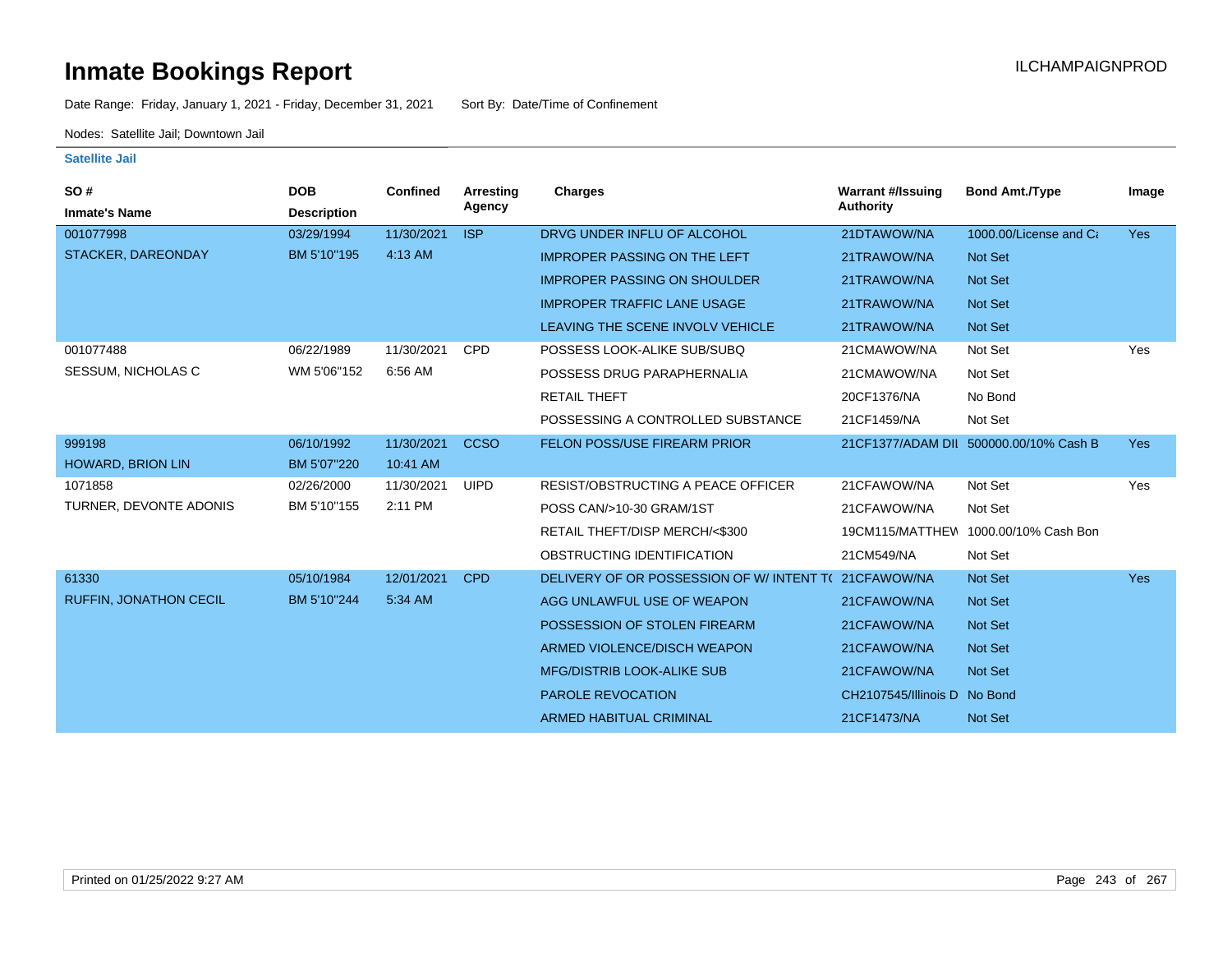# Inmate Bookings Report

ILCHAMPAIGNPROD

Date Range: Friday, January 1, 2021 - Friday, December 31, 2021    Sort By: Date/Time of Confinement

Nodes: Satellite Jail; Downtown Jail

**Satellite Jail**

| SO # / Inmate's Name | DOB / Description | Confined | Arresting Agency | Charges | Warrant #/Issuing Authority | Bond Amt./Type | Image |
|---|---|---|---|---|---|---|---|
| 001077998 | 03/29/1994 | 11/30/2021 | ISP | DRVG UNDER INFLU OF ALCOHOL | 21DTAWOW/NA | 1000.00/License and Ca | Yes |
| STACKER, DAREONDAY | BM 5'10"195 | 4:13 AM | | IMPROPER PASSING ON THE LEFT | 21TRAWOW/NA | Not Set | |
| | | | | IMPROPER PASSING ON SHOULDER | 21TRAWOW/NA | Not Set | |
| | | | | IMPROPER TRAFFIC LANE USAGE | 21TRAWOW/NA | Not Set | |
| | | | | LEAVING THE SCENE INVOLV VEHICLE | 21TRAWOW/NA | Not Set | |
| 001077488 | 06/22/1989 | 11/30/2021 | CPD | POSSESS LOOK-ALIKE SUB/SUBQ | 21CMAWOW/NA | Not Set | Yes |
| SESSUM, NICHOLAS C | WM 5'06"152 | 6:56 AM | | POSSESS DRUG PARAPHERNALIA | 21CMAWOW/NA | Not Set | |
| | | | | RETAIL THEFT | 20CF1376/NA | No Bond | |
| | | | | POSSESSING A CONTROLLED SUBSTANCE | 21CF1459/NA | Not Set | |
| 999198 | 06/10/1992 | 11/30/2021 | CCSO | FELON POSS/USE FIREARM PRIOR | 21CF1377/ADAM DII | 500000.00/10% Cash B | Yes |
| HOWARD, BRION LIN | BM 5'07"220 | 10:41 AM | | | | | |
| 1071858 | 02/26/2000 | 11/30/2021 | UIPD | RESIST/OBSTRUCTING A PEACE OFFICER | 21CFAWOW/NA | Not Set | Yes |
| TURNER, DEVONTE ADONIS | BM 5'10"155 | 2:11 PM | | POSS CAN/>10-30 GRAM/1ST | 21CFAWOW/NA | Not Set | |
| | | | | RETAIL THEFT/DISP MERCH/<$300 | 19CM115/MATTHEW | 1000.00/10% Cash Bon | |
| | | | | OBSTRUCTING IDENTIFICATION | 21CM549/NA | Not Set | |
| 61330 | 05/10/1984 | 12/01/2021 | CPD | DELIVERY OF OR POSSESSION OF W/ INTENT TO | 21CFAWOW/NA | Not Set | Yes |
| RUFFIN, JONATHON CECIL | BM 5'10"244 | 5:34 AM | | AGG UNLAWFUL USE OF WEAPON | 21CFAWOW/NA | Not Set | |
| | | | | POSSESSION OF STOLEN FIREARM | 21CFAWOW/NA | Not Set | |
| | | | | ARMED VIOLENCE/DISCH WEAPON | 21CFAWOW/NA | Not Set | |
| | | | | MFG/DISTRIB LOOK-ALIKE SUB | 21CFAWOW/NA | Not Set | |
| | | | | PAROLE REVOCATION | CH2107545/Illinois D | No Bond | |
| | | | | ARMED HABITUAL CRIMINAL | 21CF1473/NA | Not Set | |

Printed on 01/25/2022 9:27 AM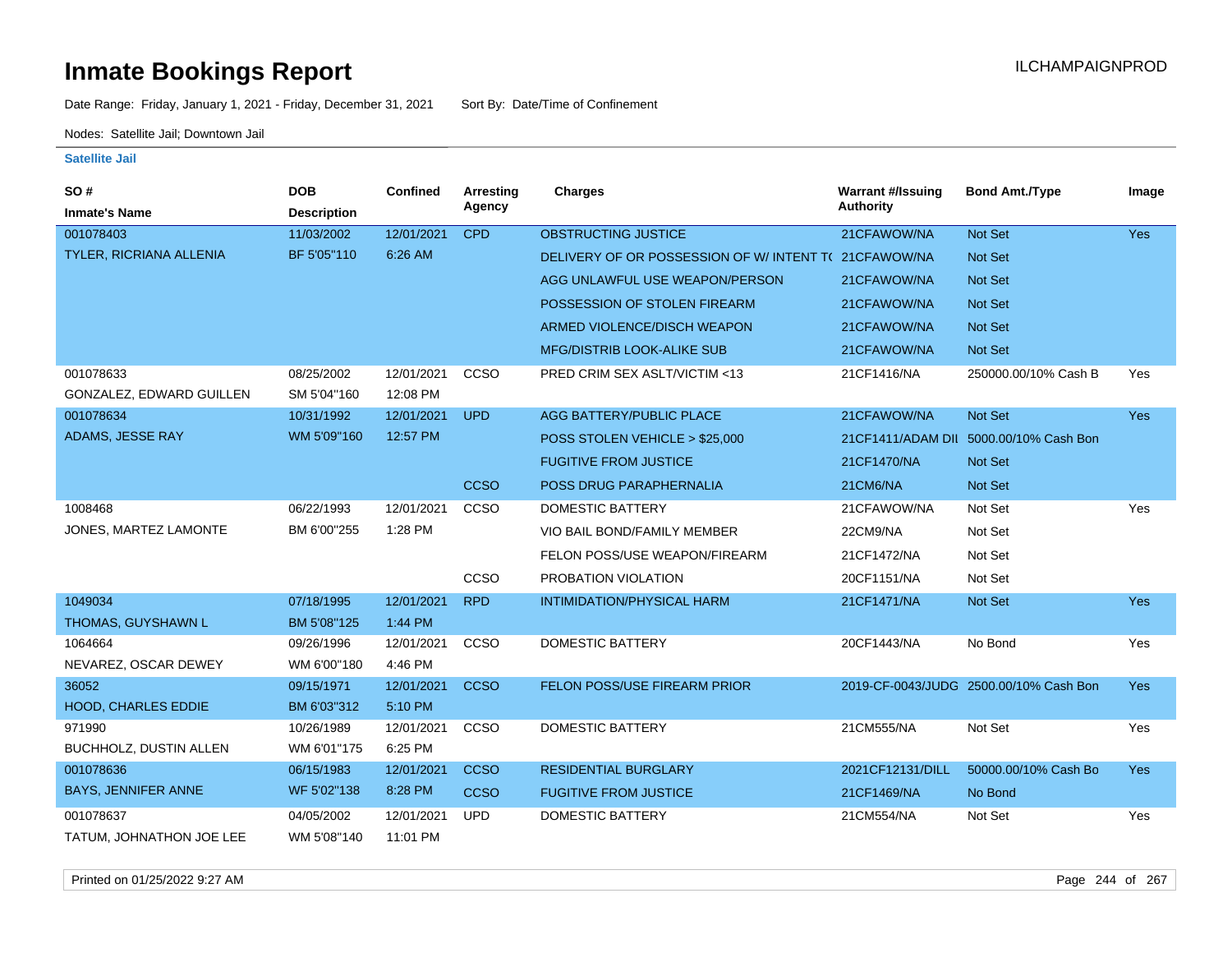# Inmate Bookings Report

Date Range: Friday, January 1, 2021 - Friday, December 31, 2021 Sort By: Date/Time of Confinement

Nodes: Satellite Jail; Downtown Jail

### Satellite Jail

| SO # / Inmate's Name | DOB / Description | Confined | Arresting Agency | Charges | Warrant #/Issuing Authority | Bond Amt./Type | Image |
|---|---|---|---|---|---|---|---|
| 001078403 | 11/03/2002 | 12/01/2021 | CPD | OBSTRUCTING JUSTICE | 21CFAWOW/NA | Not Set | Yes |
| TYLER, RICRIANA ALLENIA | BF 5'05"110 | 6:26 AM | | DELIVERY OF OR POSSESSION OF W/ INTENT T( | 21CFAWOW/NA | Not Set | |
| | | | | AGG UNLAWFUL USE WEAPON/PERSON | 21CFAWOW/NA | Not Set | |
| | | | | POSSESSION OF STOLEN FIREARM | 21CFAWOW/NA | Not Set | |
| | | | | ARMED VIOLENCE/DISCH WEAPON | 21CFAWOW/NA | Not Set | |
| | | | | MFG/DISTRIB LOOK-ALIKE SUB | 21CFAWOW/NA | Not Set | |
| 001078633 | 08/25/2002 | 12/01/2021 | CCSO | PRED CRIM SEX ASLT/VICTIM <13 | 21CF1416/NA | 250000.00/10% Cash B | Yes |
| GONZALEZ, EDWARD GUILLEN | SM 5'04"160 | 12:08 PM | | | | | |
| 001078634 | 10/31/1992 | 12/01/2021 | UPD | AGG BATTERY/PUBLIC PLACE | 21CFAWOW/NA | Not Set | Yes |
| ADAMS, JESSE RAY | WM 5'09"160 | 12:57 PM | | POSS STOLEN VEHICLE > $25,000 | 21CF1411/ADAM DII | 5000.00/10% Cash Bon | |
| | | | | FUGITIVE FROM JUSTICE | 21CF1470/NA | Not Set | |
| | | | CCSO | POSS DRUG PARAPHERNALIA | 21CM6/NA | Not Set | |
| 1008468 | 06/22/1993 | 12/01/2021 | CCSO | DOMESTIC BATTERY | 21CFAWOW/NA | Not Set | Yes |
| JONES, MARTEZ LAMONTE | BM 6'00"255 | 1:28 PM | | VIO BAIL BOND/FAMILY MEMBER | 22CM9/NA | Not Set | |
| | | | | FELON POSS/USE WEAPON/FIREARM | 21CF1472/NA | Not Set | |
| | | | CCSO | PROBATION VIOLATION | 20CF1151/NA | Not Set | |
| 1049034 | 07/18/1995 | 12/01/2021 | RPD | INTIMIDATION/PHYSICAL HARM | 21CF1471/NA | Not Set | Yes |
| THOMAS, GUYSHAWN L | BM 5'08"125 | 1:44 PM | | | | | |
| 1064664 | 09/26/1996 | 12/01/2021 | CCSO | DOMESTIC BATTERY | 20CF1443/NA | No Bond | Yes |
| NEVAREZ, OSCAR DEWEY | WM 6'00"180 | 4:46 PM | | | | | |
| 36052 | 09/15/1971 | 12/01/2021 | CCSO | FELON POSS/USE FIREARM PRIOR | 2019-CF-0043/JUDG | 2500.00/10% Cash Bon | Yes |
| HOOD, CHARLES EDDIE | BM 6'03"312 | 5:10 PM | | | | | |
| 971990 | 10/26/1989 | 12/01/2021 | CCSO | DOMESTIC BATTERY | 21CM555/NA | Not Set | Yes |
| BUCHHOLZ, DUSTIN ALLEN | WM 6'01"175 | 6:25 PM | | | | | |
| 001078636 | 06/15/1983 | 12/01/2021 | CCSO | RESIDENTIAL BURGLARY | 2021CF12131/DILL | 50000.00/10% Cash Bo | Yes |
| BAYS, JENNIFER ANNE | WF 5'02"138 | 8:28 PM | CCSO | FUGITIVE FROM JUSTICE | 21CF1469/NA | No Bond | |
| 001078637 | 04/05/2002 | 12/01/2021 | UPD | DOMESTIC BATTERY | 21CM554/NA | Not Set | Yes |
| TATUM, JOHNATHON JOE LEE | WM 5'08"140 | 11:01 PM | | | | | |

Printed on 01/25/2022 9:27 AM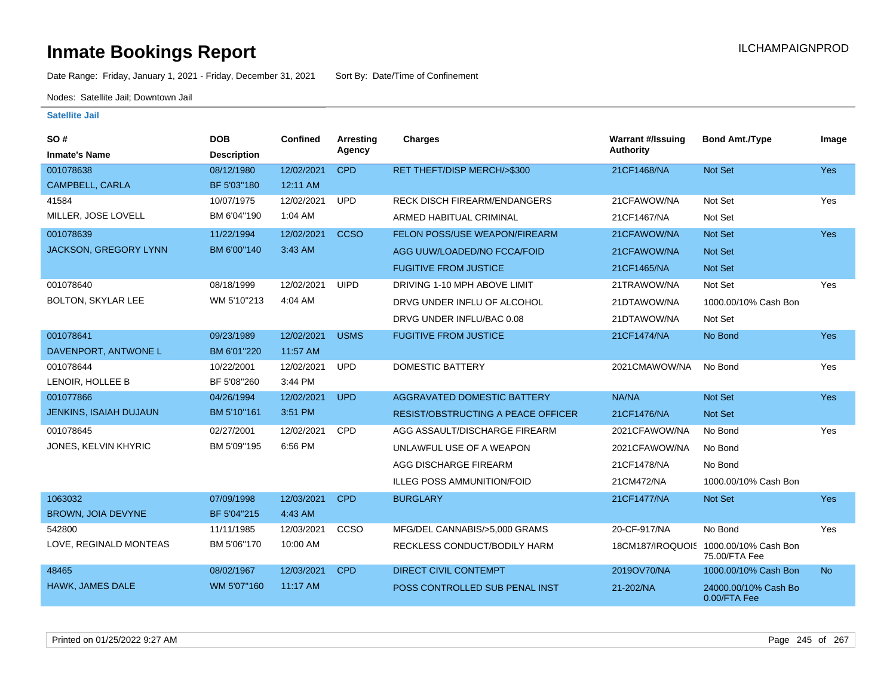# Inmate Bookings Report

ILCHAMPAIGNPROD

Date Range: Friday, January 1, 2021 - Friday, December 31, 2021 Sort By: Date/Time of Confinement

Nodes: Satellite Jail; Downtown Jail

### Satellite Jail

| SO # / Inmate's Name | DOB / Description | Confined | Arresting Agency | Charges | Warrant #/Issuing Authority | Bond Amt./Type | Image |
|---|---|---|---|---|---|---|---|
| 001078638 CAMPBELL, CARLA | 08/12/1980 BF 5'03"180 | 12/02/2021 12:11 AM | CPD | RET THEFT/DISP MERCH/>$300 | 21CF1468/NA | Not Set | Yes |
| 41584 MILLER, JOSE LOVELL | 10/07/1975 BM 6'04"190 | 12/02/2021 1:04 AM | UPD | RECK DISCH FIREARM/ENDANGERS | 21CFAWOW/NA | Not Set | Yes |
| | | | | ARMED HABITUAL CRIMINAL | 21CF1467/NA | Not Set | |
| 001078639 JACKSON, GREGORY LYNN | 11/22/1994 BM 6'00"140 | 12/02/2021 3:43 AM | CCSO | FELON POSS/USE WEAPON/FIREARM | 21CFAWOW/NA | Not Set | Yes |
| | | | | AGG UUW/LOADED/NO FCCA/FOID | 21CFAWOW/NA | Not Set | |
| | | | | FUGITIVE FROM JUSTICE | 21CF1465/NA | Not Set | |
| 001078640 BOLTON, SKYLAR LEE | 08/18/1999 WM 5'10"213 | 12/02/2021 4:04 AM | UIPD | DRIVING 1-10 MPH ABOVE LIMIT | 21TRAWOW/NA | Not Set | Yes |
| | | | | DRVG UNDER INFLU OF ALCOHOL | 21DTAWOW/NA | 1000.00/10% Cash Bon | |
| | | | | DRVG UNDER INFLU/BAC 0.08 | 21DTAWOW/NA | Not Set | |
| 001078641 DAVENPORT, ANTWONE L | 09/23/1989 BM 6'01"220 | 12/02/2021 11:57 AM | USMS | FUGITIVE FROM JUSTICE | 21CF1474/NA | No Bond | Yes |
| 001078644 LENOIR, HOLLEE B | 10/22/2001 BF 5'08"260 | 12/02/2021 3:44 PM | UPD | DOMESTIC BATTERY | 2021CMAWOW/NA | No Bond | Yes |
| 001077866 JENKINS, ISAIAH DUJAUN | 04/26/1994 BM 5'10"161 | 12/02/2021 3:51 PM | UPD | AGGRAVATED DOMESTIC BATTERY | NA/NA | Not Set | Yes |
| | | | | RESIST/OBSTRUCTING A PEACE OFFICER | 21CF1476/NA | Not Set | |
| 001078645 JONES, KELVIN KHYRIC | 02/27/2001 BM 5'09"195 | 12/02/2021 6:56 PM | CPD | AGG ASSAULT/DISCHARGE FIREARM | 2021CFAWOW/NA | No Bond | Yes |
| | | | | UNLAWFUL USE OF A WEAPON | 2021CFAWOW/NA | No Bond | |
| | | | | AGG DISCHARGE FIREARM | 21CF1478/NA | No Bond | |
| | | | | ILLEG POSS AMMUNITION/FOID | 21CM472/NA | 1000.00/10% Cash Bon | |
| 1063032 BROWN, JOIA DEVYNE | 07/09/1998 BF 5'04"215 | 12/03/2021 4:43 AM | CPD | BURGLARY | 21CF1477/NA | Not Set | Yes |
| 542800 LOVE, REGINALD MONTEAS | 11/11/1985 BM 5'06"170 | 12/03/2021 10:00 AM | CCSO | MFG/DEL CANNABIS/>5,000 GRAMS | 20-CF-917/NA | No Bond | Yes |
| | | | | RECKLESS CONDUCT/BODILY HARM | 18CM187/IROQUOIS | 1000.00/10% Cash Bon 75.00/FTA Fee | |
| 48465 HAWK, JAMES DALE | 08/02/1967 WM 5'07"160 | 12/03/2021 11:17 AM | CPD | DIRECT CIVIL CONTEMPT | 2019OV70/NA | 1000.00/10% Cash Bon | No |
| | | | | POSS CONTROLLED SUB PENAL INST | 21-202/NA | 24000.00/10% Cash Bo 0.00/FTA Fee | |

Printed on 01/25/2022 9:27 AM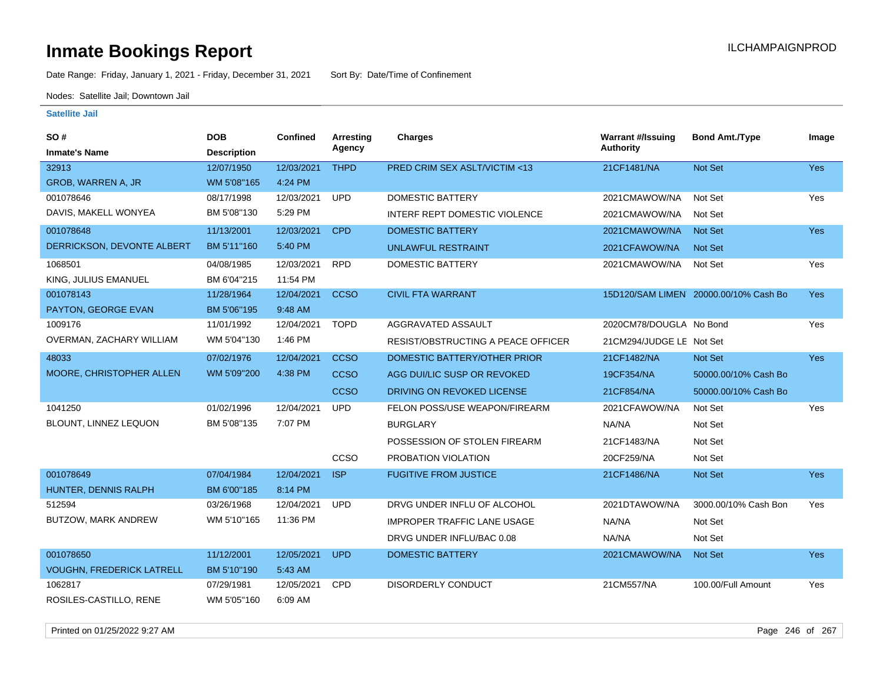# Inmate Bookings Report

ILCHAMPAIGNPROD

Date Range: Friday, January 1, 2021 - Friday, December 31, 2021     Sort By: Date/Time of Confinement

Nodes: Satellite Jail; Downtown Jail

**Satellite Jail**

| SO # / Inmate's Name | DOB / Description | Confined | Arresting Agency | Charges | Warrant #/Issuing Authority | Bond Amt./Type | Image |
|---|---|---|---|---|---|---|---|
| 32913 | 12/07/1950 | 12/03/2021 | THPD | PRED CRIM SEX ASLT/VICTIM <13 | 21CF1481/NA | Not Set | Yes |
| GROB, WARREN A, JR | WM 5'08"165 | 4:24 PM | | | | | |
| 001078646 | 08/17/1998 | 12/03/2021 | UPD | DOMESTIC BATTERY | 2021CMAWOW/NA | Not Set | Yes |
| DAVIS, MAKELL WONYEA | BM 5'08"130 | 5:29 PM | | INTERF REPT DOMESTIC VIOLENCE | 2021CMAWOW/NA | Not Set | |
| 001078648 | 11/13/2001 | 12/03/2021 | CPD | DOMESTIC BATTERY | 2021CMAWOW/NA | Not Set | Yes |
| DERRICKSON, DEVONTE ALBERT | BM 5'11"160 | 5:40 PM | | UNLAWFUL RESTRAINT | 2021CFAWOW/NA | Not Set | |
| 1068501 | 04/08/1985 | 12/03/2021 | RPD | DOMESTIC BATTERY | 2021CMAWOW/NA | Not Set | Yes |
| KING, JULIUS EMANUEL | BM 6'04"215 | 11:54 PM | | | | | |
| 001078143 | 11/28/1964 | 12/04/2021 | CCSO | CIVIL FTA WARRANT | 15D120/SAM LIMEN | 20000.00/10% Cash Bo | Yes |
| PAYTON, GEORGE EVAN | BM 5'06"195 | 9:48 AM | | | | | |
| 1009176 | 11/01/1992 | 12/04/2021 | TOPD | AGGRAVATED ASSAULT | 2020CM78/DOUGLA | No Bond | Yes |
| OVERMAN, ZACHARY WILLIAM | WM 5'04"130 | 1:46 PM | | RESIST/OBSTRUCTING A PEACE OFFICER | 21CM294/JUDGE LE | Not Set | |
| 48033 | 07/02/1976 | 12/04/2021 | CCSO | DOMESTIC BATTERY/OTHER PRIOR | 21CF1482/NA | Not Set | Yes |
| MOORE, CHRISTOPHER ALLEN | WM 5'09"200 | 4:38 PM | CCSO | AGG DUI/LIC SUSP OR REVOKED | 19CF354/NA | 50000.00/10% Cash Bo | |
| | | | CCSO | DRIVING ON REVOKED LICENSE | 21CF854/NA | 50000.00/10% Cash Bo | |
| 1041250 | 01/02/1996 | 12/04/2021 | UPD | FELON POSS/USE WEAPON/FIREARM | 2021CFAWOW/NA | Not Set | Yes |
| BLOUNT, LINNEZ LEQUON | BM 5'08"135 | 7:07 PM | | BURGLARY | NA/NA | Not Set | |
| | | | | POSSESSION OF STOLEN FIREARM | 21CF1483/NA | Not Set | |
| | | | CCSO | PROBATION VIOLATION | 20CF259/NA | Not Set | |
| 001078649 | 07/04/1984 | 12/04/2021 | ISP | FUGITIVE FROM JUSTICE | 21CF1486/NA | Not Set | Yes |
| HUNTER, DENNIS RALPH | BM 6'00"185 | 8:14 PM | | | | | |
| 512594 | 03/26/1968 | 12/04/2021 | UPD | DRVG UNDER INFLU OF ALCOHOL | 2021DTAWOW/NA | 3000.00/10% Cash Bon | Yes |
| BUTZOW, MARK ANDREW | WM 5'10"165 | 11:36 PM | | IMPROPER TRAFFIC LANE USAGE | NA/NA | Not Set | |
| | | | | DRVG UNDER INFLU/BAC 0.08 | NA/NA | Not Set | |
| 001078650 | 11/12/2001 | 12/05/2021 | UPD | DOMESTIC BATTERY | 2021CMAWOW/NA | Not Set | Yes |
| VOUGHN, FREDERICK LATRELL | BM 5'10"190 | 5:43 AM | | | | | |
| 1062817 | 07/29/1981 | 12/05/2021 | CPD | DISORDERLY CONDUCT | 21CM557/NA | 100.00/Full Amount | Yes |
| ROSILES-CASTILLO, RENE | WM 5'05"160 | 6:09 AM | | | | | |

Printed on 01/25/2022 9:27 AM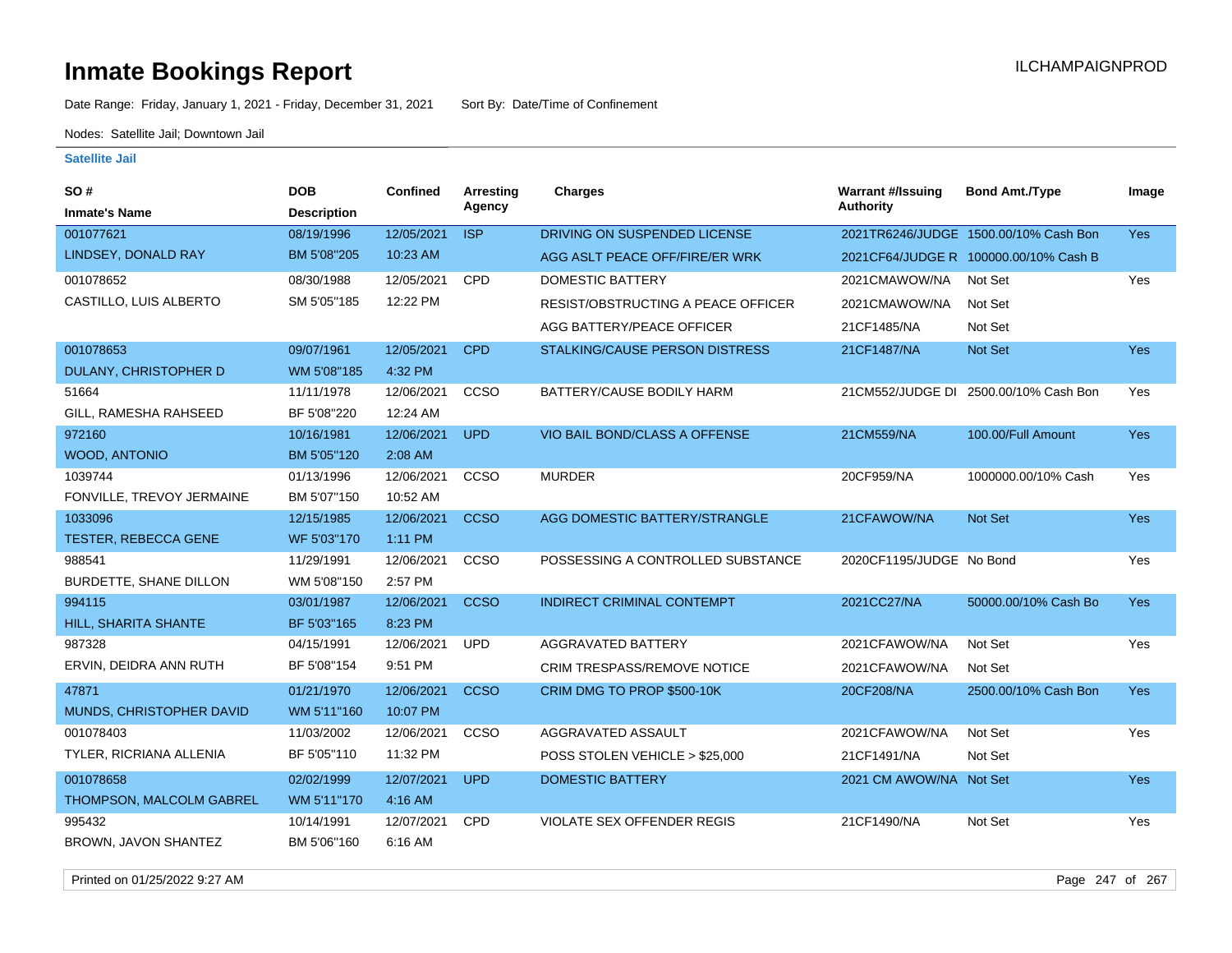# Inmate Bookings Report

ILCHAMPAIGNPROD

Date Range: Friday, January 1, 2021 - Friday, December 31, 2021     Sort By: Date/Time of Confinement

Nodes: Satellite Jail; Downtown Jail

### Satellite Jail

| SO # / Inmate's Name | DOB / Description | Confined | Arresting Agency | Charges | Warrant #/Issuing Authority | Bond Amt./Type | Image |
|---|---|---|---|---|---|---|---|
| 001077621 | 08/19/1996 | 12/05/2021 | ISP | DRIVING ON SUSPENDED LICENSE | 2021TR6246/JUDGE | 1500.00/10% Cash Bon | Yes |
| LINDSEY, DONALD RAY | BM 5'08"205 | 10:23 AM | | AGG ASLT PEACE OFF/FIRE/ER WRK | 2021CF64/JUDGE R | 100000.00/10% Cash B | |
| 001078652 | 08/30/1988 | 12/05/2021 | CPD | DOMESTIC BATTERY | 2021CMAWOW/NA | Not Set | Yes |
| CASTILLO, LUIS ALBERTO | SM 5'05"185 | 12:22 PM | | RESIST/OBSTRUCTING A PEACE OFFICER | 2021CMAWOW/NA | Not Set | |
| | | | | AGG BATTERY/PEACE OFFICER | 21CF1485/NA | Not Set | |
| 001078653 | 09/07/1961 | 12/05/2021 | CPD | STALKING/CAUSE PERSON DISTRESS | 21CF1487/NA | Not Set | Yes |
| DULANY, CHRISTOPHER D | WM 5'08"185 | 4:32 PM | | | | | |
| 51664 | 11/11/1978 | 12/06/2021 | CCSO | BATTERY/CAUSE BODILY HARM | 21CM552/JUDGE DI | 2500.00/10% Cash Bon | Yes |
| GILL, RAMESHA RAHSEED | BF 5'08"220 | 12:24 AM | | | | | |
| 972160 | 10/16/1981 | 12/06/2021 | UPD | VIO BAIL BOND/CLASS A OFFENSE | 21CM559/NA | 100.00/Full Amount | Yes |
| WOOD, ANTONIO | BM 5'05"120 | 2:08 AM | | | | | |
| 1039744 | 01/13/1996 | 12/06/2021 | CCSO | MURDER | 20CF959/NA | 1000000.00/10% Cash | Yes |
| FONVILLE, TREVOY JERMAINE | BM 5'07"150 | 10:52 AM | | | | | |
| 1033096 | 12/15/1985 | 12/06/2021 | CCSO | AGG DOMESTIC BATTERY/STRANGLE | 21CFAWOW/NA | Not Set | Yes |
| TESTER, REBECCA GENE | WF 5'03"170 | 1:11 PM | | | | | |
| 988541 | 11/29/1991 | 12/06/2021 | CCSO | POSSESSING A CONTROLLED SUBSTANCE | 2020CF1195/JUDGE | No Bond | Yes |
| BURDETTE, SHANE DILLON | WM 5'08"150 | 2:57 PM | | | | | |
| 994115 | 03/01/1987 | 12/06/2021 | CCSO | INDIRECT CRIMINAL CONTEMPT | 2021CC27/NA | 50000.00/10% Cash Bo | Yes |
| HILL, SHARITA SHANTE | BF 5'03"165 | 8:23 PM | | | | | |
| 987328 | 04/15/1991 | 12/06/2021 | UPD | AGGRAVATED BATTERY | 2021CFAWOW/NA | Not Set | Yes |
| ERVIN, DEIDRA ANN RUTH | BF 5'08"154 | 9:51 PM | | CRIM TRESPASS/REMOVE NOTICE | 2021CFAWOW/NA | Not Set | |
| 47871 | 01/21/1970 | 12/06/2021 | CCSO | CRIM DMG TO PROP $500-10K | 20CF208/NA | 2500.00/10% Cash Bon | Yes |
| MUNDS, CHRISTOPHER DAVID | WM 5'11"160 | 10:07 PM | | | | | |
| 001078403 | 11/03/2002 | 12/06/2021 | CCSO | AGGRAVATED ASSAULT | 2021CFAWOW/NA | Not Set | Yes |
| TYLER, RICRIANA ALLENIA | BF 5'05"110 | 11:32 PM | | POSS STOLEN VEHICLE > $25,000 | 21CF1491/NA | Not Set | |
| 001078658 | 02/02/1999 | 12/07/2021 | UPD | DOMESTIC BATTERY | 2021 CM AWOW/NA | Not Set | Yes |
| THOMPSON, MALCOLM GABREL | WM 5'11"170 | 4:16 AM | | | | | |
| 995432 | 10/14/1991 | 12/07/2021 | CPD | VIOLATE SEX OFFENDER REGIS | 21CF1490/NA | Not Set | Yes |
| BROWN, JAVON SHANTEZ | BM 5'06"160 | 6:16 AM | | | | | |

Printed on 01/25/2022 9:27 AM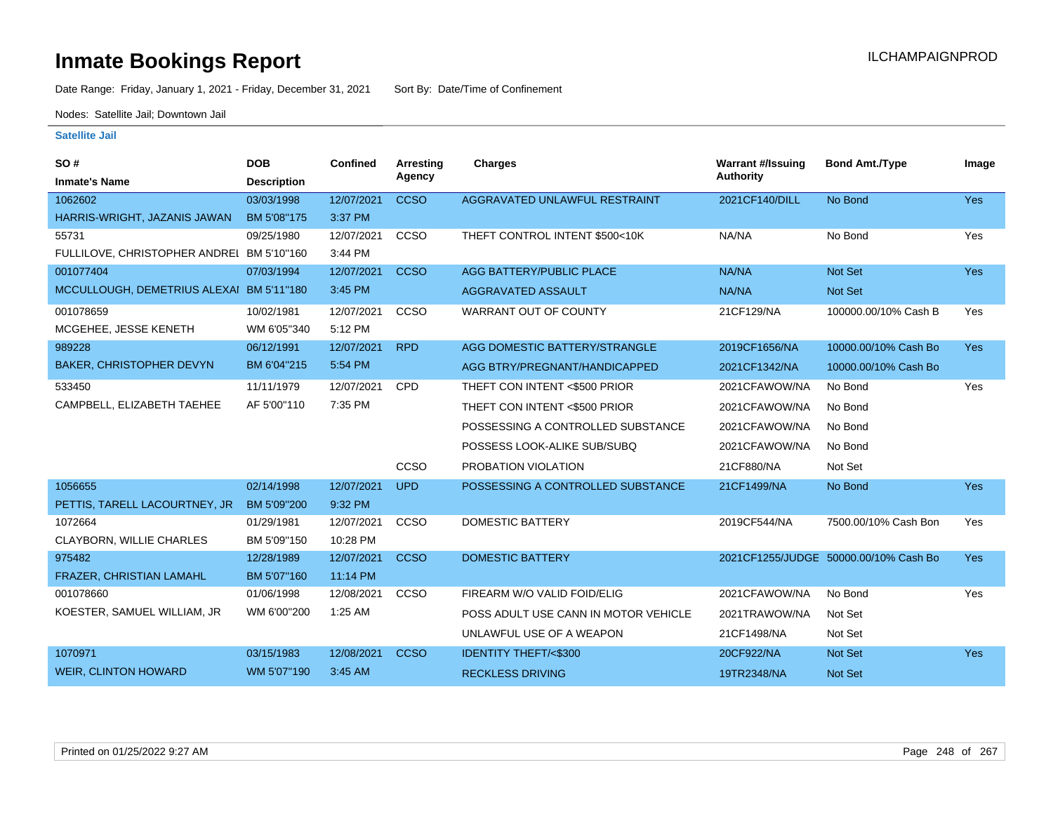# Inmate Bookings Report

ILCHAMPAIGNPROD

Date Range: Friday, January 1, 2021 - Friday, December 31, 2021    Sort By: Date/Time of Confinement

Nodes: Satellite Jail; Downtown Jail

### Satellite Jail

| SO # / Inmate's Name | DOB / Description | Confined | Arresting Agency | Charges | Warrant #/Issuing Authority | Bond Amt./Type | Image |
|---|---|---|---|---|---|---|---|
| 1062602 | 03/03/1998 | 12/07/2021 | CCSO | AGGRAVATED UNLAWFUL RESTRAINT | 2021CF140/DILL | No Bond | Yes |
| HARRIS-WRIGHT, JAZANIS JAWAN | BM 5'08"175 | 3:37 PM | | | | | |
| 55731 | 09/25/1980 | 12/07/2021 | CCSO | THEFT CONTROL INTENT $500<10K | NA/NA | No Bond | Yes |
| FULLILOVE, CHRISTOPHER ANDREI | BM 5'10"160 | 3:44 PM | | | | | |
| 001077404 | 07/03/1994 | 12/07/2021 | CCSO | AGG BATTERY/PUBLIC PLACE | NA/NA | Not Set | Yes |
| MCCULLOUGH, DEMETRIUS ALEXAI | BM 5'11"180 | 3:45 PM | | AGGRAVATED ASSAULT | NA/NA | Not Set | |
| 001078659 | 10/02/1981 | 12/07/2021 | CCSO | WARRANT OUT OF COUNTY | 21CF129/NA | 100000.00/10% Cash B | Yes |
| MCGEHEE, JESSE KENETH | WM 6'05"340 | 5:12 PM | | | | | |
| 989228 | 06/12/1991 | 12/07/2021 | RPD | AGG DOMESTIC BATTERY/STRANGLE | 2019CF1656/NA | 10000.00/10% Cash Bo | Yes |
| BAKER, CHRISTOPHER DEVYN | BM 6'04"215 | 5:54 PM | | AGG BTRY/PREGNANT/HANDICAPPED | 2021CF1342/NA | 10000.00/10% Cash Bo | |
| 533450 | 11/11/1979 | 12/07/2021 | CPD | THEFT CON INTENT <$500 PRIOR | 2021CFAWOW/NA | No Bond | Yes |
| CAMPBELL, ELIZABETH TAEHEE | AF 5'00"110 | 7:35 PM | | THEFT CON INTENT <$500 PRIOR | 2021CFAWOW/NA | No Bond | |
| | | | | POSSESSING A CONTROLLED SUBSTANCE | 2021CFAWOW/NA | No Bond | |
| | | | | POSSESS LOOK-ALIKE SUB/SUBQ | 2021CFAWOW/NA | No Bond | |
| | | | CCSO | PROBATION VIOLATION | 21CF880/NA | Not Set | |
| 1056655 | 02/14/1998 | 12/07/2021 | UPD | POSSESSING A CONTROLLED SUBSTANCE | 21CF1499/NA | No Bond | Yes |
| PETTIS, TARELL LACOURTNEY, JR | BM 5'09"200 | 9:32 PM | | | | | |
| 1072664 | 01/29/1981 | 12/07/2021 | CCSO | DOMESTIC BATTERY | 2019CF544/NA | 7500.00/10% Cash Bon | Yes |
| CLAYBORN, WILLIE CHARLES | BM 5'09"150 | 10:28 PM | | | | | |
| 975482 | 12/28/1989 | 12/07/2021 | CCSO | DOMESTIC BATTERY | 2021CF1255/JUDGE | 50000.00/10% Cash Bo | Yes |
| FRAZER, CHRISTIAN LAMAHL | BM 5'07"160 | 11:14 PM | | | | | |
| 001078660 | 01/06/1998 | 12/08/2021 | CCSO | FIREARM W/O VALID FOID/ELIG | 2021CFAWOW/NA | No Bond | Yes |
| KOESTER, SAMUEL WILLIAM, JR | WM 6'00"200 | 1:25 AM | | POSS ADULT USE CANN IN MOTOR VEHICLE | 2021TRAWOW/NA | Not Set | |
| | | | | UNLAWFUL USE OF A WEAPON | 21CF1498/NA | Not Set | |
| 1070971 | 03/15/1983 | 12/08/2021 | CCSO | IDENTITY THEFT/<$300 | 20CF922/NA | Not Set | Yes |
| WEIR, CLINTON HOWARD | WM 5'07"190 | 3:45 AM | | RECKLESS DRIVING | 19TR2348/NA | Not Set | |

Printed on 01/25/2022 9:27 AM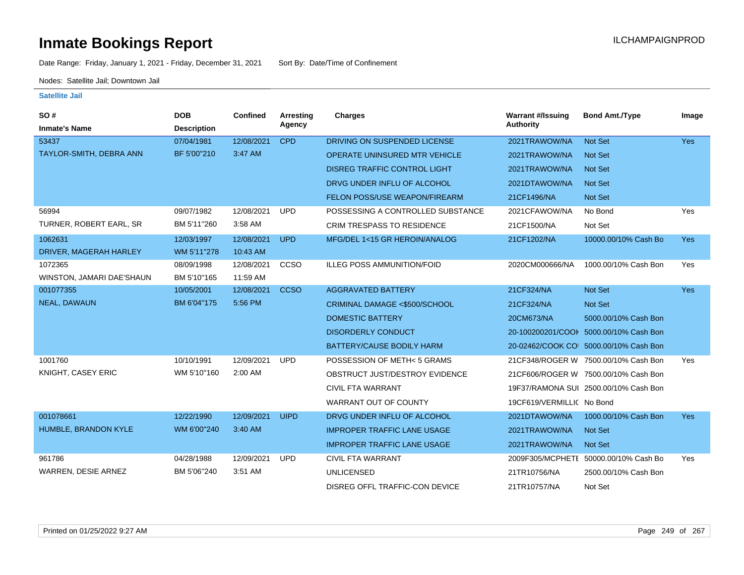# Inmate Bookings Report

ILCHAMPAIGNPROD

Date Range: Friday, January 1, 2021 - Friday, December 31, 2021 Sort By: Date/Time of Confinement

Nodes: Satellite Jail; Downtown Jail

**Satellite Jail**

| SO # / Inmate's Name | DOB / Description | Confined | Arresting Agency | Charges | Warrant #/Issuing Authority | Bond Amt./Type | Image |
|---|---|---|---|---|---|---|---|
| 53437 | 07/04/1981 | 12/08/2021 | CPD | DRIVING ON SUSPENDED LICENSE | 2021TRAWOW/NA | Not Set | Yes |
| TAYLOR-SMITH, DEBRA ANN | BF 5'00"210 | 3:47 AM | | OPERATE UNINSURED MTR VEHICLE | 2021TRAWOW/NA | Not Set | |
| | | | | DISREG TRAFFIC CONTROL LIGHT | 2021TRAWOW/NA | Not Set | |
| | | | | DRVG UNDER INFLU OF ALCOHOL | 2021DTAWOW/NA | Not Set | |
| | | | | FELON POSS/USE WEAPON/FIREARM | 21CF1496/NA | Not Set | |
| 56994 | 09/07/1982 | 12/08/2021 | UPD | POSSESSING A CONTROLLED SUBSTANCE | 2021CFAWOW/NA | No Bond | Yes |
| TURNER, ROBERT EARL, SR | BM 5'11"260 | 3:58 AM | | CRIM TRESPASS TO RESIDENCE | 21CF1500/NA | Not Set | |
| 1062631 | 12/03/1997 | 12/08/2021 | UPD | MFG/DEL 1<15 GR HEROIN/ANALOG | 21CF1202/NA | 10000.00/10% Cash Bo | Yes |
| DRIVER, MAGERAH HARLEY | WM 5'11"278 | 10:43 AM | | | | | |
| 1072365 | 08/09/1998 | 12/08/2021 | CCSO | ILLEG POSS AMMUNITION/FOID | 2020CM000666/NA | 1000.00/10% Cash Bon | Yes |
| WINSTON, JAMARI DAE'SHAUN | BM 5'10"165 | 11:59 AM | | | | | |
| 001077355 | 10/05/2001 | 12/08/2021 | CCSO | AGGRAVATED BATTERY | 21CF324/NA | Not Set | Yes |
| NEAL, DAWAUN | BM 6'04"175 | 5:56 PM | | CRIMINAL DAMAGE <$500/SCHOOL | 21CF324/NA | Not Set | |
| | | | | DOMESTIC BATTERY | 20CM673/NA | 5000.00/10% Cash Bon | |
| | | | | DISORDERLY CONDUCT | 20-100200201/COOK | 5000.00/10% Cash Bon | |
| | | | | BATTERY/CAUSE BODILY HARM | 20-02462/COOK CO | 5000.00/10% Cash Bon | |
| 1001760 | 10/10/1991 | 12/09/2021 | UPD | POSSESSION OF METH< 5 GRAMS | 21CF348/ROGER W | 7500.00/10% Cash Bon | Yes |
| KNIGHT, CASEY ERIC | WM 5'10"160 | 2:00 AM | | OBSTRUCT JUST/DESTROY EVIDENCE | 21CF606/ROGER W | 7500.00/10% Cash Bon | |
| | | | | CIVIL FTA WARRANT | 19F37/RAMONA SUI | 2500.00/10% Cash Bon | |
| | | | | WARRANT OUT OF COUNTY | 19CF619/VERMILLIC | No Bond | |
| 001078661 | 12/22/1990 | 12/09/2021 | UIPD | DRVG UNDER INFLU OF ALCOHOL | 2021DTAWOW/NA | 1000.00/10% Cash Bon | Yes |
| HUMBLE, BRANDON KYLE | WM 6'00"240 | 3:40 AM | | IMPROPER TRAFFIC LANE USAGE | 2021TRAWOW/NA | Not Set | |
| | | | | IMPROPER TRAFFIC LANE USAGE | 2021TRAWOW/NA | Not Set | |
| 961786 | 04/28/1988 | 12/09/2021 | UPD | CIVIL FTA WARRANT | 2009F305/MCPHETE | 50000.00/10% Cash Bo | Yes |
| WARREN, DESIE ARNEZ | BM 5'06"240 | 3:51 AM | | UNLICENSED | 21TR10756/NA | 2500.00/10% Cash Bon | |
| | | | | DISREG OFFL TRAFFIC-CON DEVICE | 21TR10757/NA | Not Set | |

Printed on 01/25/2022 9:27 AM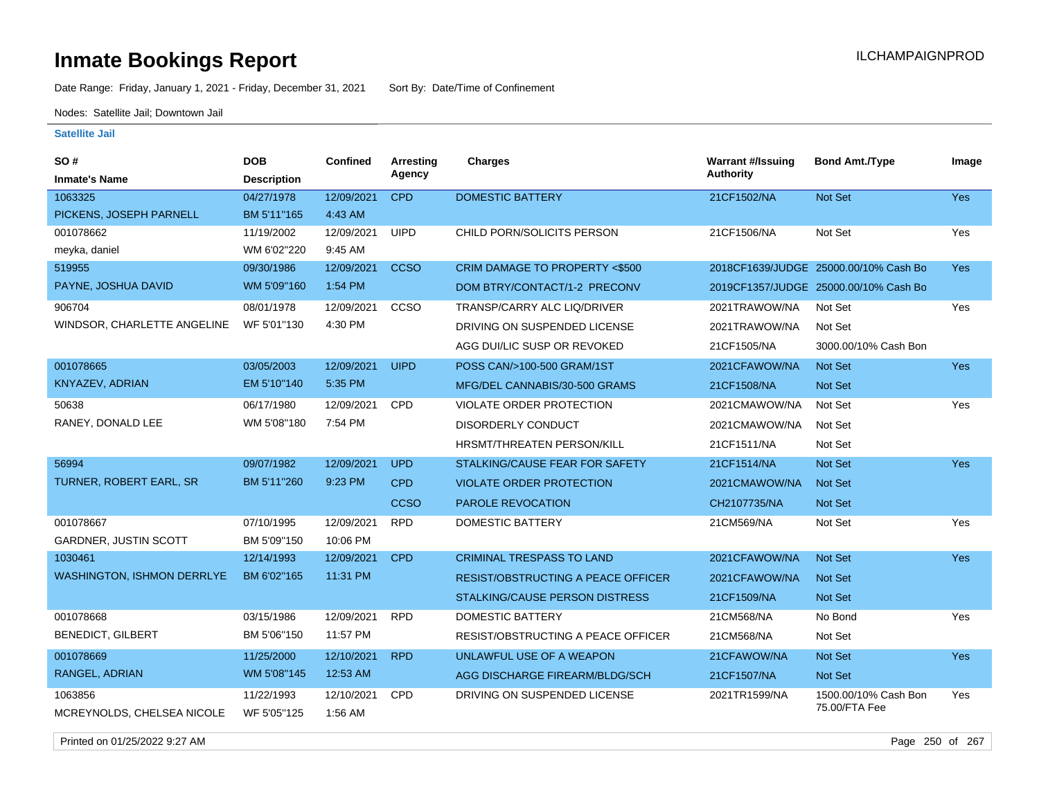# Inmate Bookings Report

Date Range: Friday, January 1, 2021 - Friday, December 31, 2021 Sort By: Date/Time of Confinement

Nodes: Satellite Jail; Downtown Jail

### Satellite Jail

| SO # / Inmate's Name | DOB / Description | Confined | Arresting Agency | Charges | Warrant #/Issuing Authority | Bond Amt./Type | Image |
|---|---|---|---|---|---|---|---|
| 1063325 PICKENS, JOSEPH PARNELL | 04/27/1978 BM 5'11"165 | 12/09/2021 4:43 AM | CPD | DOMESTIC BATTERY | 21CF1502/NA | Not Set | Yes |
| 001078662 meyka, daniel | 11/19/2002 WM 6'02"220 | 12/09/2021 9:45 AM | UIPD | CHILD PORN/SOLICITS PERSON | 21CF1506/NA | Not Set | Yes |
| 519955 PAYNE, JOSHUA DAVID | 09/30/1986 WM 5'09"160 | 12/09/2021 1:54 PM | CCSO | CRIM DAMAGE TO PROPERTY <$500 | 2018CF1639/JUDGE | 25000.00/10% Cash Bo | Yes |
| | | | | DOM BTRY/CONTACT/1-2 PRECONV | 2019CF1357/JUDGE | 25000.00/10% Cash Bo | |
| 906704 WINDSOR, CHARLETTE ANGELINE | 08/01/1978 WF 5'01"130 | 12/09/2021 4:30 PM | CCSO | TRANSP/CARRY ALC LIQ/DRIVER | 2021TRAWOW/NA | Not Set | Yes |
| | | | | DRIVING ON SUSPENDED LICENSE | 2021TRAWOW/NA | Not Set | |
| | | | | AGG DUI/LIC SUSP OR REVOKED | 21CF1505/NA | 3000.00/10% Cash Bon | |
| 001078665 KNYAZEV, ADRIAN | 03/05/2003 EM 5'10"140 | 12/09/2021 5:35 PM | UIPD | POSS CAN/>100-500 GRAM/1ST | 2021CFAWOW/NA | Not Set | Yes |
| | | | | MFG/DEL CANNABIS/30-500 GRAMS | 21CF1508/NA | Not Set | |
| 50638 RANEY, DONALD LEE | 06/17/1980 WM 5'08"180 | 12/09/2021 7:54 PM | CPD | VIOLATE ORDER PROTECTION | 2021CMAWOW/NA | Not Set | Yes |
| | | | | DISORDERLY CONDUCT | 2021CMAWOW/NA | Not Set | |
| | | | | HRSMT/THREATEN PERSON/KILL | 21CF1511/NA | Not Set | |
| 56994 TURNER, ROBERT EARL, SR | 09/07/1982 BM 5'11"260 | 12/09/2021 9:23 PM | UPD | STALKING/CAUSE FEAR FOR SAFETY | 21CF1514/NA | Not Set | Yes |
| | | | CPD | VIOLATE ORDER PROTECTION | 2021CMAWOW/NA | Not Set | |
| | | | CCSO | PAROLE REVOCATION | CH2107735/NA | Not Set | |
| 001078667 GARDNER, JUSTIN SCOTT | 07/10/1995 BM 5'09"150 | 12/09/2021 10:06 PM | RPD | DOMESTIC BATTERY | 21CM569/NA | Not Set | Yes |
| 1030461 WASHINGTON, ISHMON DERRLYE | 12/14/1993 BM 6'02"165 | 12/09/2021 11:31 PM | CPD | CRIMINAL TRESPASS TO LAND | 2021CFAWOW/NA | Not Set | Yes |
| | | | | RESIST/OBSTRUCTING A PEACE OFFICER | 2021CFAWOW/NA | Not Set | |
| | | | | STALKING/CAUSE PERSON DISTRESS | 21CF1509/NA | Not Set | |
| 001078668 BENEDICT, GILBERT | 03/15/1986 BM 5'06"150 | 12/09/2021 11:57 PM | RPD | DOMESTIC BATTERY | 21CM568/NA | No Bond | Yes |
| | | | | RESIST/OBSTRUCTING A PEACE OFFICER | 21CM568/NA | Not Set | |
| 001078669 RANGEL, ADRIAN | 11/25/2000 WM 5'08"145 | 12/10/2021 12:53 AM | RPD | UNLAWFUL USE OF A WEAPON | 21CFAWOW/NA | Not Set | Yes |
| | | | | AGG DISCHARGE FIREARM/BLDG/SCH | 21CF1507/NA | Not Set | |
| 1063856 MCREYNOLDS, CHELSEA NICOLE | 11/22/1993 WF 5'05"125 | 12/10/2021 1:56 AM | CPD | DRIVING ON SUSPENDED LICENSE | 2021TR1599/NA | 1500.00/10% Cash Bon 75.00/FTA Fee | Yes |

Printed on 01/25/2022 9:27 AM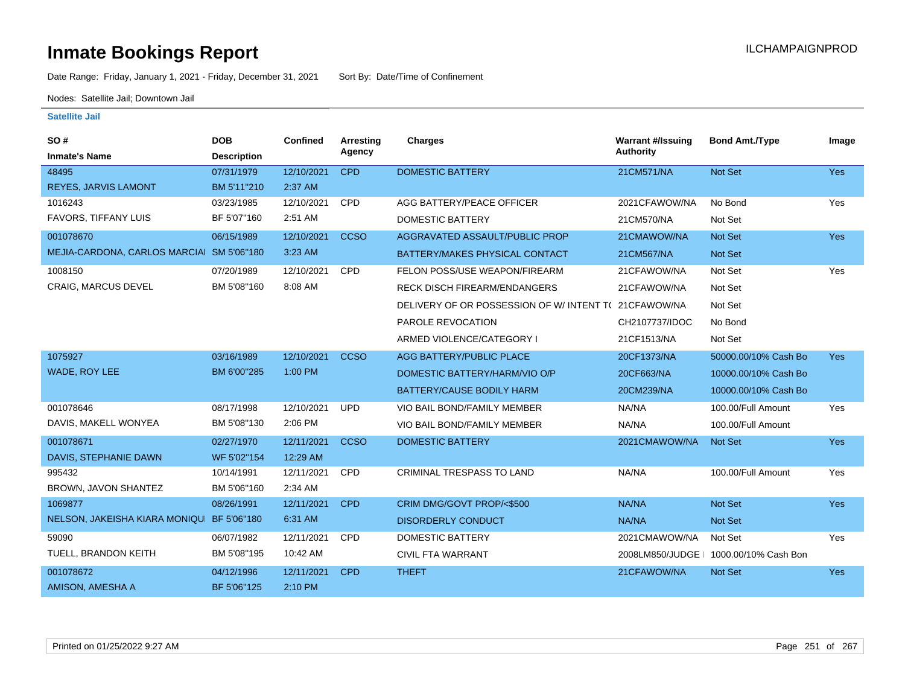# Inmate Bookings Report

ILCHAMPAIGNPROD

Date Range: Friday, January 1, 2021 - Friday, December 31, 2021 Sort By: Date/Time of Confinement

Nodes: Satellite Jail; Downtown Jail

## Satellite Jail

| SO # / Inmate's Name | DOB / Description | Confined | Arresting Agency | Charges | Warrant #/Issuing Authority | Bond Amt./Type | Image |
|---|---|---|---|---|---|---|---|
| 48495 | 07/31/1979 | 12/10/2021 | CPD | DOMESTIC BATTERY | 21CM571/NA | Not Set | Yes |
| REYES, JARVIS LAMONT | BM 5'11"210 | 2:37 AM | | | | | |
| 1016243 | 03/23/1985 | 12/10/2021 | CPD | AGG BATTERY/PEACE OFFICER | 2021CFAWOW/NA | No Bond | Yes |
| FAVORS, TIFFANY LUIS | BF 5'07"160 | 2:51 AM | | DOMESTIC BATTERY | 21CM570/NA | Not Set | |
| 001078670 | 06/15/1989 | 12/10/2021 | CCSO | AGGRAVATED ASSAULT/PUBLIC PROP | 21CMAWOW/NA | Not Set | Yes |
| MEJIA-CARDONA, CARLOS MARCIAI | SM 5'06"180 | 3:23 AM | | BATTERY/MAKES PHYSICAL CONTACT | 21CM567/NA | Not Set | |
| 1008150 | 07/20/1989 | 12/10/2021 | CPD | FELON POSS/USE WEAPON/FIREARM | 21CFAWOW/NA | Not Set | Yes |
| CRAIG, MARCUS DEVEL | BM 5'08"160 | 8:08 AM | | RECK DISCH FIREARM/ENDANGERS | 21CFAWOW/NA | Not Set | |
| | | | | DELIVERY OF OR POSSESSION OF W/ INTENT T( | 21CFAWOW/NA | Not Set | |
| | | | | PAROLE REVOCATION | CH2107737/IDOC | No Bond | |
| | | | | ARMED VIOLENCE/CATEGORY I | 21CF1513/NA | Not Set | |
| 1075927 | 03/16/1989 | 12/10/2021 | CCSO | AGG BATTERY/PUBLIC PLACE | 20CF1373/NA | 50000.00/10% Cash Bo | Yes |
| WADE, ROY LEE | BM 6'00"285 | 1:00 PM | | DOMESTIC BATTERY/HARM/VIO O/P | 20CF663/NA | 10000.00/10% Cash Bo | |
| | | | | BATTERY/CAUSE BODILY HARM | 20CM239/NA | 10000.00/10% Cash Bo | |
| 001078646 | 08/17/1998 | 12/10/2021 | UPD | VIO BAIL BOND/FAMILY MEMBER | NA/NA | 100.00/Full Amount | Yes |
| DAVIS, MAKELL WONYEA | BM 5'08"130 | 2:06 PM | | VIO BAIL BOND/FAMILY MEMBER | NA/NA | 100.00/Full Amount | |
| 001078671 | 02/27/1970 | 12/11/2021 | CCSO | DOMESTIC BATTERY | 2021CMAWOW/NA | Not Set | Yes |
| DAVIS, STEPHANIE DAWN | WF 5'02"154 | 12:29 AM | | | | | |
| 995432 | 10/14/1991 | 12/11/2021 | CPD | CRIMINAL TRESPASS TO LAND | NA/NA | 100.00/Full Amount | Yes |
| BROWN, JAVON SHANTEZ | BM 5'06"160 | 2:34 AM | | | | | |
| 1069877 | 08/26/1991 | 12/11/2021 | CPD | CRIM DMG/GOVT PROP/<$500 | NA/NA | Not Set | Yes |
| NELSON, JAKEISHA KIARA MONIQUI | BF 5'06"180 | 6:31 AM | | DISORDERLY CONDUCT | NA/NA | Not Set | |
| 59090 | 06/07/1982 | 12/11/2021 | CPD | DOMESTIC BATTERY | 2021CMAWOW/NA | Not Set | Yes |
| TUELL, BRANDON KEITH | BM 5'08"195 | 10:42 AM | | CIVIL FTA WARRANT | 2008LM850/JUDGE I | 1000.00/10% Cash Bon | |
| 001078672 | 04/12/1996 | 12/11/2021 | CPD | THEFT | 21CFAWOW/NA | Not Set | Yes |
| AMISON, AMESHA A | BF 5'06"125 | 2:10 PM | | | | | |

Printed on 01/25/2022 9:27 AM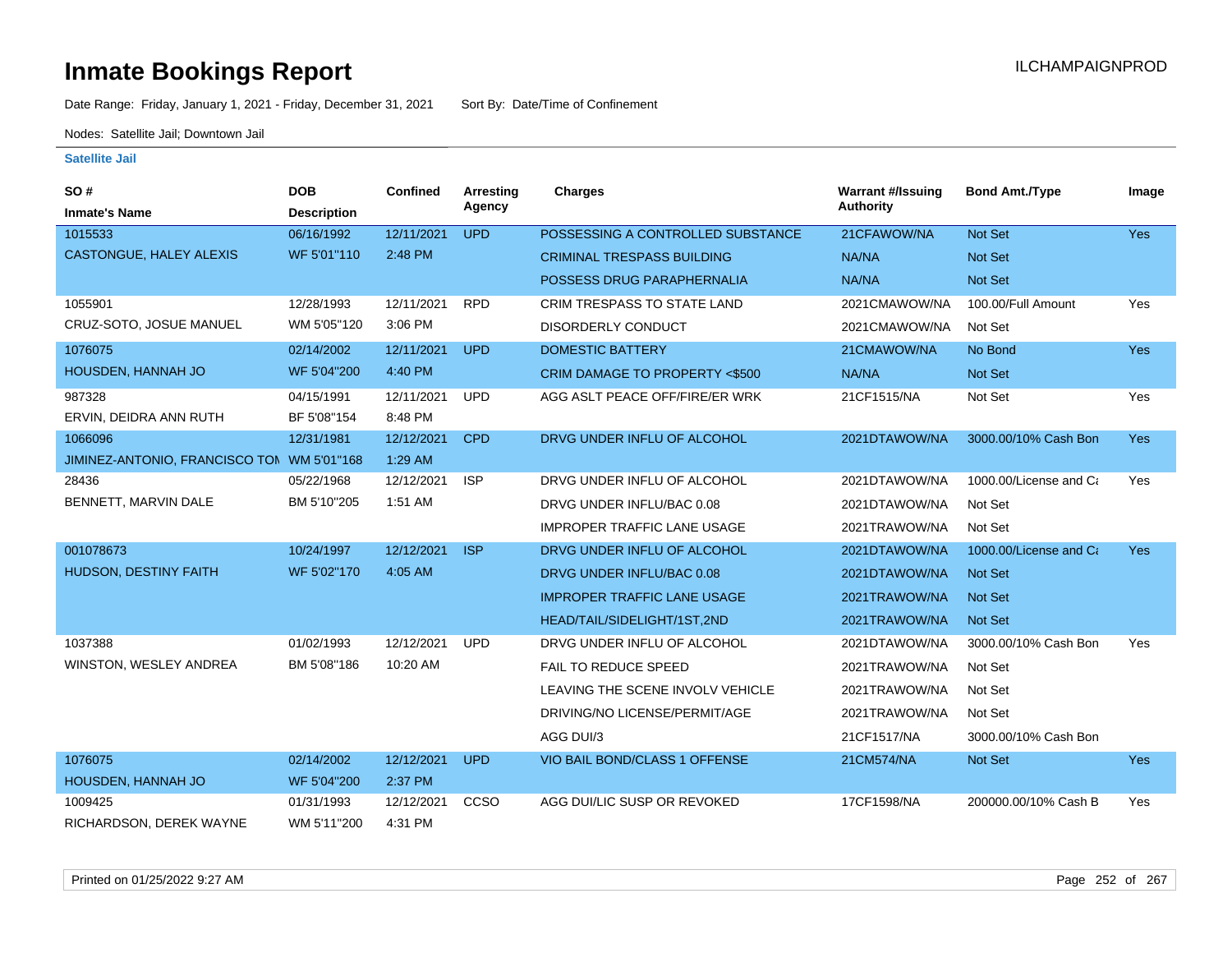# Inmate Bookings Report

ILCHAMPAIGNPROD

Date Range: Friday, January 1, 2021 - Friday, December 31, 2021 Sort By: Date/Time of Confinement

Nodes: Satellite Jail; Downtown Jail

### Satellite Jail

| SO # / Inmate's Name | DOB / Description | Confined | Arresting Agency | Charges | Warrant #/Issuing Authority | Bond Amt./Type | Image |
|---|---|---|---|---|---|---|---|
| 1015533 | 06/16/1992 | 12/11/2021 | UPD | POSSESSING A CONTROLLED SUBSTANCE | 21CFAWOW/NA | Not Set | Yes |
| CASTONGUE, HALEY ALEXIS | WF 5'01"110 | 2:48 PM | | CRIMINAL TRESPASS BUILDING | NA/NA | Not Set | |
| | | | | POSSESS DRUG PARAPHERNALIA | NA/NA | Not Set | |
| 1055901 | 12/28/1993 | 12/11/2021 | RPD | CRIM TRESPASS TO STATE LAND | 2021CMAWOW/NA | 100.00/Full Amount | Yes |
| CRUZ-SOTO, JOSUE MANUEL | WM 5'05"120 | 3:06 PM | | DISORDERLY CONDUCT | 2021CMAWOW/NA | Not Set | |
| 1076075 | 02/14/2002 | 12/11/2021 | UPD | DOMESTIC BATTERY | 21CMAWOW/NA | No Bond | Yes |
| HOUSDEN, HANNAH JO | WF 5'04"200 | 4:40 PM | | CRIM DAMAGE TO PROPERTY <$500 | NA/NA | Not Set | |
| 987328 | 04/15/1991 | 12/11/2021 | UPD | AGG ASLT PEACE OFF/FIRE/ER WRK | 21CF1515/NA | Not Set | Yes |
| ERVIN, DEIDRA ANN RUTH | BF 5'08"154 | 8:48 PM | | | | | |
| 1066096 | 12/31/1981 | 12/12/2021 | CPD | DRVG UNDER INFLU OF ALCOHOL | 2021DTAWOW/NA | 3000.00/10% Cash Bon | Yes |
| JIMINEZ-ANTONIO, FRANCISCO TON | WM 5'01"168 | 1:29 AM | | | | | |
| 28436 | 05/22/1968 | 12/12/2021 | ISP | DRVG UNDER INFLU OF ALCOHOL | 2021DTAWOW/NA | 1000.00/License and Ca | Yes |
| BENNETT, MARVIN DALE | BM 5'10"205 | 1:51 AM | | DRVG UNDER INFLU/BAC 0.08 | 2021DTAWOW/NA | Not Set | |
| | | | | IMPROPER TRAFFIC LANE USAGE | 2021TRAWOW/NA | Not Set | |
| 001078673 | 10/24/1997 | 12/12/2021 | ISP | DRVG UNDER INFLU OF ALCOHOL | 2021DTAWOW/NA | 1000.00/License and Ca | Yes |
| HUDSON, DESTINY FAITH | WF 5'02"170 | 4:05 AM | | DRVG UNDER INFLU/BAC 0.08 | 2021DTAWOW/NA | Not Set | |
| | | | | IMPROPER TRAFFIC LANE USAGE | 2021TRAWOW/NA | Not Set | |
| | | | | HEAD/TAIL/SIDELIGHT/1ST,2ND | 2021TRAWOW/NA | Not Set | |
| 1037388 | 01/02/1993 | 12/12/2021 | UPD | DRVG UNDER INFLU OF ALCOHOL | 2021DTAWOW/NA | 3000.00/10% Cash Bon | Yes |
| WINSTON, WESLEY ANDREA | BM 5'08"186 | 10:20 AM | | FAIL TO REDUCE SPEED | 2021TRAWOW/NA | Not Set | |
| | | | | LEAVING THE SCENE INVOLV VEHICLE | 2021TRAWOW/NA | Not Set | |
| | | | | DRIVING/NO LICENSE/PERMIT/AGE | 2021TRAWOW/NA | Not Set | |
| | | | | AGG DUI/3 | 21CF1517/NA | 3000.00/10% Cash Bon | |
| 1076075 | 02/14/2002 | 12/12/2021 | UPD | VIO BAIL BOND/CLASS 1 OFFENSE | 21CM574/NA | Not Set | Yes |
| HOUSDEN, HANNAH JO | WF 5'04"200 | 2:37 PM | | | | | |
| 1009425 | 01/31/1993 | 12/12/2021 | CCSO | AGG DUI/LIC SUSP OR REVOKED | 17CF1598/NA | 200000.00/10% Cash B | Yes |
| RICHARDSON, DEREK WAYNE | WM 5'11"200 | 4:31 PM | | | | | |

Printed on 01/25/2022 9:27 AM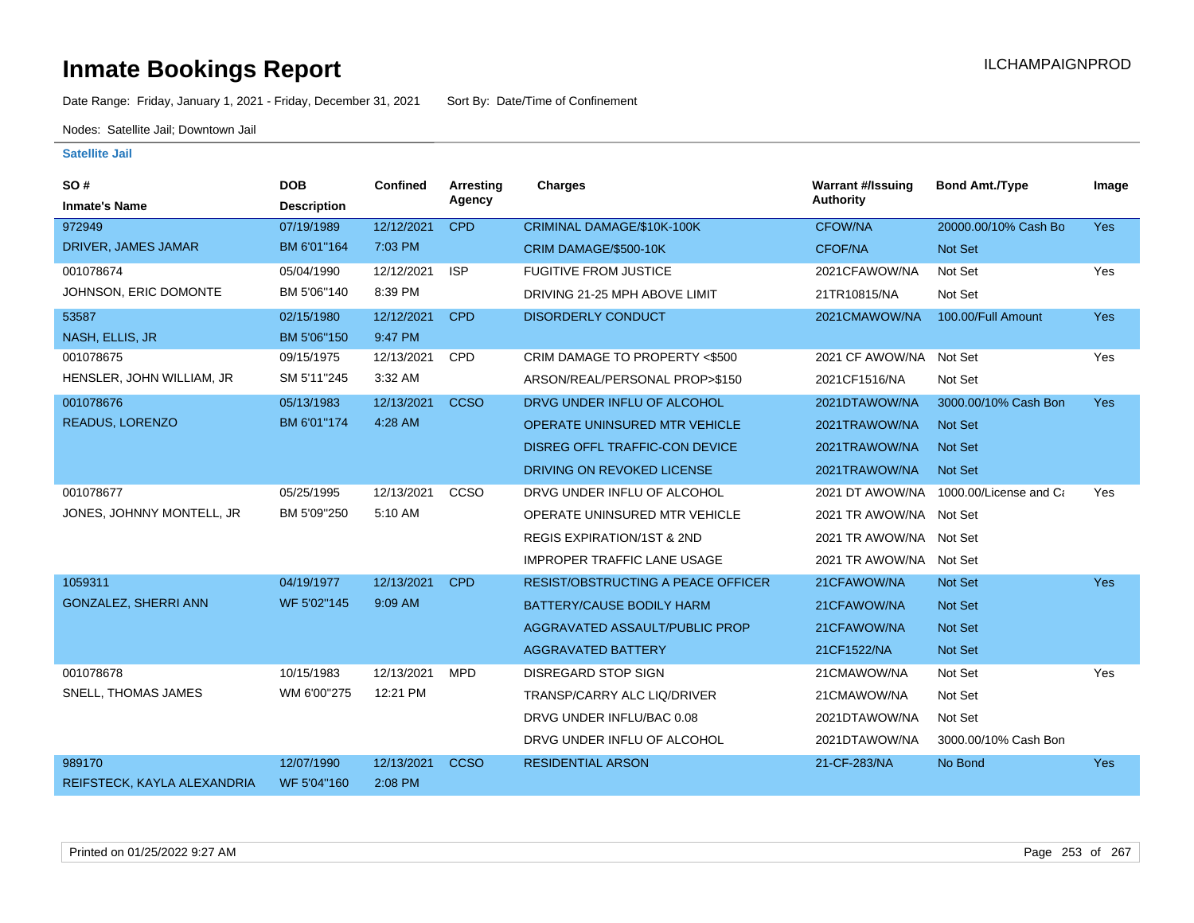# Inmate Bookings Report

ILCHAMPAIGNPROD

Date Range: Friday, January 1, 2021 - Friday, December 31, 2021 Sort By: Date/Time of Confinement

Nodes: Satellite Jail; Downtown Jail

## Satellite Jail

| SO # / Inmate's Name | DOB / Description | Confined | Arresting Agency | Charges | Warrant #/Issuing Authority | Bond Amt./Type | Image |
|---|---|---|---|---|---|---|---|
| 972949 | 07/19/1989 | 12/12/2021 | CPD | CRIMINAL DAMAGE/$10K-100K | CFOW/NA | 20000.00/10% Cash Bo | Yes |
| DRIVER, JAMES JAMAR | BM 6'01"164 | 7:03 PM | | CRIM DAMAGE/$500-10K | CFOF/NA | Not Set | |
| 001078674 | 05/04/1990 | 12/12/2021 | ISP | FUGITIVE FROM JUSTICE | 2021CFAWOW/NA | Not Set | Yes |
| JOHNSON, ERIC DOMONTE | BM 5'06"140 | 8:39 PM | | DRIVING 21-25 MPH ABOVE LIMIT | 21TR10815/NA | Not Set | |
| 53587 | 02/15/1980 | 12/12/2021 | CPD | DISORDERLY CONDUCT | 2021CMAWOW/NA | 100.00/Full Amount | Yes |
| NASH, ELLIS, JR | BM 5'06"150 | 9:47 PM | | | | | |
| 001078675 | 09/15/1975 | 12/13/2021 | CPD | CRIM DAMAGE TO PROPERTY <$500 | 2021 CF AWOW/NA | Not Set | Yes |
| HENSLER, JOHN WILLIAM, JR | SM 5'11"245 | 3:32 AM | | ARSON/REAL/PERSONAL PROP>$150 | 2021CF1516/NA | Not Set | |
| 001078676 | 05/13/1983 | 12/13/2021 | CCSO | DRVG UNDER INFLU OF ALCOHOL | 2021DTAWOW/NA | 3000.00/10% Cash Bon | Yes |
| READUS, LORENZO | BM 6'01"174 | 4:28 AM | | OPERATE UNINSURED MTR VEHICLE | 2021TRAWOW/NA | Not Set | |
| | | | | DISREG OFFL TRAFFIC-CON DEVICE | 2021TRAWOW/NA | Not Set | |
| | | | | DRIVING ON REVOKED LICENSE | 2021TRAWOW/NA | Not Set | |
| 001078677 | 05/25/1995 | 12/13/2021 | CCSO | DRVG UNDER INFLU OF ALCOHOL | 2021 DT AWOW/NA | 1000.00/License and Ca | Yes |
| JONES, JOHNNY MONTELL, JR | BM 5'09"250 | 5:10 AM | | OPERATE UNINSURED MTR VEHICLE | 2021 TR AWOW/NA | Not Set | |
| | | | | REGIS EXPIRATION/1ST & 2ND | 2021 TR AWOW/NA | Not Set | |
| | | | | IMPROPER TRAFFIC LANE USAGE | 2021 TR AWOW/NA | Not Set | |
| 1059311 | 04/19/1977 | 12/13/2021 | CPD | RESIST/OBSTRUCTING A PEACE OFFICER | 21CFAWOW/NA | Not Set | Yes |
| GONZALEZ, SHERRI ANN | WF 5'02"145 | 9:09 AM | | BATTERY/CAUSE BODILY HARM | 21CFAWOW/NA | Not Set | |
| | | | | AGGRAVATED ASSAULT/PUBLIC PROP | 21CFAWOW/NA | Not Set | |
| | | | | AGGRAVATED BATTERY | 21CF1522/NA | Not Set | |
| 001078678 | 10/15/1983 | 12/13/2021 | MPD | DISREGARD STOP SIGN | 21CMAWOW/NA | Not Set | Yes |
| SNELL, THOMAS JAMES | WM 6'00"275 | 12:21 PM | | TRANSP/CARRY ALC LIQ/DRIVER | 21CMAWOW/NA | Not Set | |
| | | | | DRVG UNDER INFLU/BAC 0.08 | 2021DTAWOW/NA | Not Set | |
| | | | | DRVG UNDER INFLU OF ALCOHOL | 2021DTAWOW/NA | 3000.00/10% Cash Bon | |
| 989170 | 12/07/1990 | 12/13/2021 | CCSO | RESIDENTIAL ARSON | 21-CF-283/NA | No Bond | Yes |
| REIFSTECK, KAYLA ALEXANDRIA | WF 5'04"160 | 2:08 PM | | | | | |

Printed on 01/25/2022 9:27 AM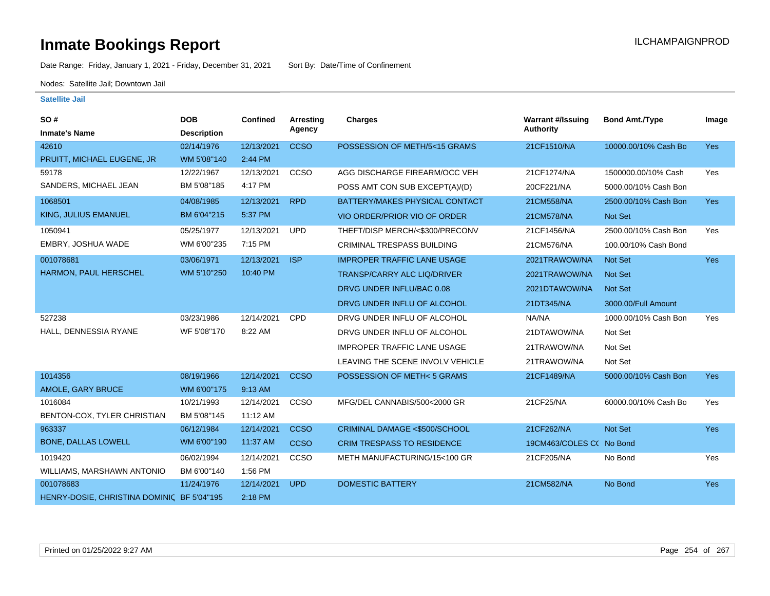# Inmate Bookings Report

ILCHAMPAIGNPROD

Date Range: Friday, January 1, 2021 - Friday, December 31, 2021 Sort By: Date/Time of Confinement

Nodes: Satellite Jail; Downtown Jail

### Satellite Jail

| SO # / Inmate's Name | DOB / Description | Confined | Arresting Agency | Charges | Warrant #/Issuing Authority | Bond Amt./Type | Image |
|---|---|---|---|---|---|---|---|
| 42610 | 02/14/1976 | 12/13/2021 | CCSO | POSSESSION OF METH/5<15 GRAMS | 21CF1510/NA | 10000.00/10% Cash Bo | Yes |
| PRUITT, MICHAEL EUGENE, JR | WM 5'08"140 | 2:44 PM | | | | | |
| 59178 | 12/22/1967 | 12/13/2021 | CCSO | AGG DISCHARGE FIREARM/OCC VEH | 21CF1274/NA | 1500000.00/10% Cash | Yes |
| SANDERS, MICHAEL JEAN | BM 5'08"185 | 4:17 PM | | POSS AMT CON SUB EXCEPT(A)/(D) | 20CF221/NA | 5000.00/10% Cash Bon | |
| 1068501 | 04/08/1985 | 12/13/2021 | RPD | BATTERY/MAKES PHYSICAL CONTACT | 21CM558/NA | 2500.00/10% Cash Bon | Yes |
| KING, JULIUS EMANUEL | BM 6'04"215 | 5:37 PM | | VIO ORDER/PRIOR VIO OF ORDER | 21CM578/NA | Not Set | |
| 1050941 | 05/25/1977 | 12/13/2021 | UPD | THEFT/DISP MERCH/<$300/PRECONV | 21CF1456/NA | 2500.00/10% Cash Bon | Yes |
| EMBRY, JOSHUA WADE | WM 6'00"235 | 7:15 PM | | CRIMINAL TRESPASS BUILDING | 21CM576/NA | 100.00/10% Cash Bond | |
| 001078681 | 03/06/1971 | 12/13/2021 | ISP | IMPROPER TRAFFIC LANE USAGE | 2021TRAWOW/NA | Not Set | Yes |
| HARMON, PAUL HERSCHEL | WM 5'10"250 | 10:40 PM | | TRANSP/CARRY ALC LIQ/DRIVER | 2021TRAWOW/NA | Not Set | |
| | | | | DRVG UNDER INFLU/BAC 0.08 | 2021DTAWOW/NA | Not Set | |
| | | | | DRVG UNDER INFLU OF ALCOHOL | 21DT345/NA | 3000.00/Full Amount | |
| 527238 | 03/23/1986 | 12/14/2021 | CPD | DRVG UNDER INFLU OF ALCOHOL | NA/NA | 1000.00/10% Cash Bon | Yes |
| HALL, DENNESSIA RYANE | WF 5'08"170 | 8:22 AM | | DRVG UNDER INFLU OF ALCOHOL | 21DTAWOW/NA | Not Set | |
| | | | | IMPROPER TRAFFIC LANE USAGE | 21TRAWOW/NA | Not Set | |
| | | | | LEAVING THE SCENE INVOLV VEHICLE | 21TRAWOW/NA | Not Set | |
| 1014356 | 08/19/1966 | 12/14/2021 | CCSO | POSSESSION OF METH< 5 GRAMS | 21CF1489/NA | 5000.00/10% Cash Bon | Yes |
| AMOLE, GARY BRUCE | WM 6'00"175 | 9:13 AM | | | | | |
| 1016084 | 10/21/1993 | 12/14/2021 | CCSO | MFG/DEL CANNABIS/500<2000 GR | 21CF25/NA | 60000.00/10% Cash Bo | Yes |
| BENTON-COX, TYLER CHRISTIAN | BM 5'08"145 | 11:12 AM | | | | | |
| 963337 | 06/12/1984 | 12/14/2021 | CCSO | CRIMINAL DAMAGE <$500/SCHOOL | 21CF262/NA | Not Set | Yes |
| BONE, DALLAS LOWELL | WM 6'00"190 | 11:37 AM | CCSO | CRIM TRESPASS TO RESIDENCE | 19CM463/COLES C( | No Bond | |
| 1019420 | 06/02/1994 | 12/14/2021 | CCSO | METH MANUFACTURING/15<100 GR | 21CF205/NA | No Bond | Yes |
| WILLIAMS, MARSHAWN ANTONIO | BM 6'00"140 | 1:56 PM | | | | | |
| 001078683 | 11/24/1976 | 12/14/2021 | UPD | DOMESTIC BATTERY | 21CM582/NA | No Bond | Yes |
| HENRY-DOSIE, CHRISTINA DOMINIC | BF 5'04"195 | 2:18 PM | | | | | |

Printed on 01/25/2022 9:27 AM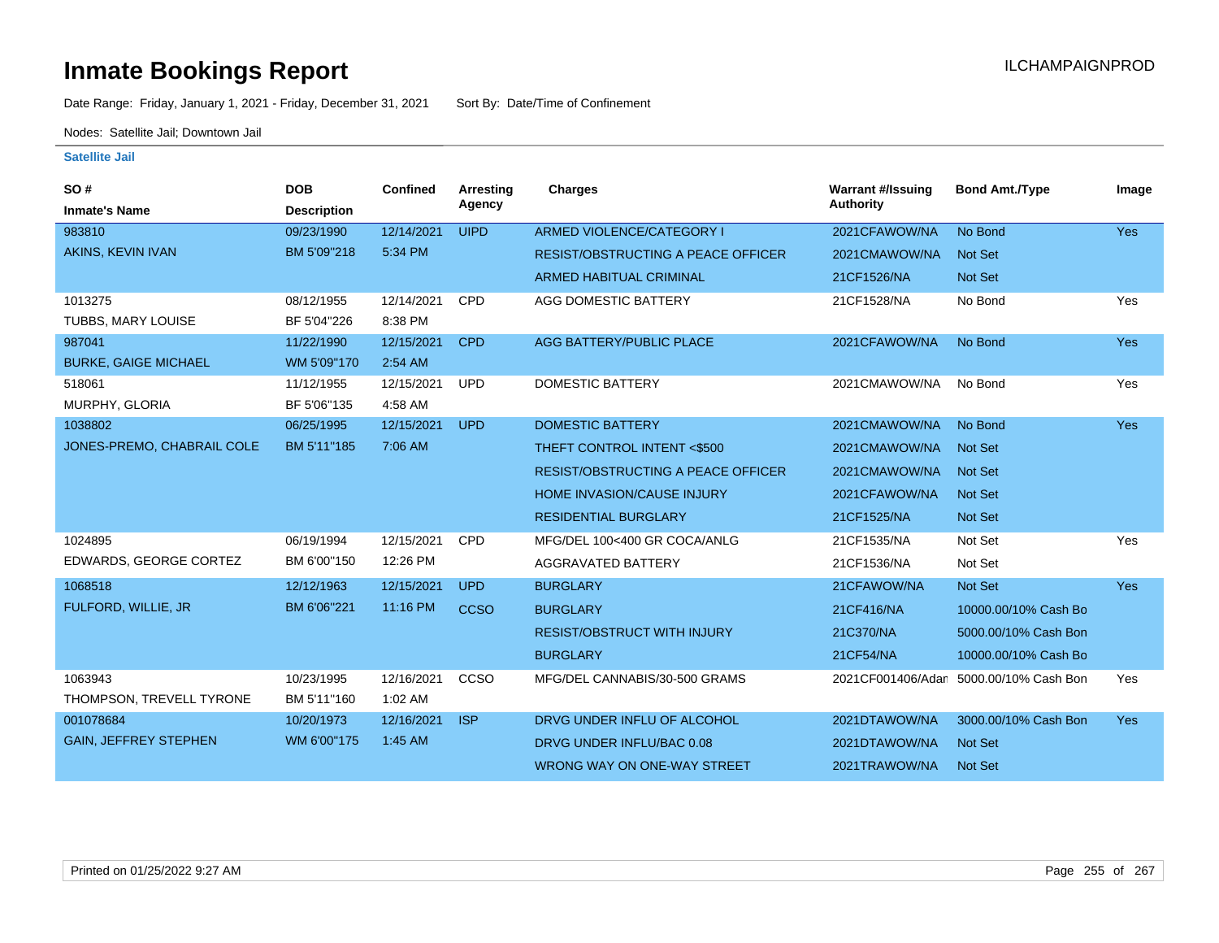# Inmate Bookings Report

ILCHAMPAIGNPROD

Date Range: Friday, January 1, 2021 - Friday, December 31, 2021    Sort By: Date/Time of Confinement

Nodes: Satellite Jail; Downtown Jail

### Satellite Jail

| SO # / Inmate's Name | DOB / Description | Confined | Arresting Agency | Charges | Warrant #/Issuing Authority | Bond Amt./Type | Image |
|---|---|---|---|---|---|---|---|
| 983810 | 09/23/1990 | 12/14/2021 | UIPD | ARMED VIOLENCE/CATEGORY I | 2021CFAWOW/NA | No Bond | Yes |
| AKINS, KEVIN IVAN | BM 5'09"218 | 5:34 PM | | RESIST/OBSTRUCTING A PEACE OFFICER | 2021CMAWOW/NA | Not Set | |
| | | | | ARMED HABITUAL CRIMINAL | 21CF1526/NA | Not Set | |
| 1013275 | 08/12/1955 | 12/14/2021 | CPD | AGG DOMESTIC BATTERY | 21CF1528/NA | No Bond | Yes |
| TUBBS, MARY LOUISE | BF 5'04"226 | 8:38 PM | | | | | |
| 987041 | 11/22/1990 | 12/15/2021 | CPD | AGG BATTERY/PUBLIC PLACE | 2021CFAWOW/NA | No Bond | Yes |
| BURKE, GAIGE MICHAEL | WM 5'09"170 | 2:54 AM | | | | | |
| 518061 | 11/12/1955 | 12/15/2021 | UPD | DOMESTIC BATTERY | 2021CMAWOW/NA | No Bond | Yes |
| MURPHY, GLORIA | BF 5'06"135 | 4:58 AM | | | | | |
| 1038802 | 06/25/1995 | 12/15/2021 | UPD | DOMESTIC BATTERY | 2021CMAWOW/NA | No Bond | Yes |
| JONES-PREMO, CHABRAIL COLE | BM 5'11"185 | 7:06 AM | | THEFT CONTROL INTENT <$500 | 2021CMAWOW/NA | Not Set | |
| | | | | RESIST/OBSTRUCTING A PEACE OFFICER | 2021CMAWOW/NA | Not Set | |
| | | | | HOME INVASION/CAUSE INJURY | 2021CFAWOW/NA | Not Set | |
| | | | | RESIDENTIAL BURGLARY | 21CF1525/NA | Not Set | |
| 1024895 | 06/19/1994 | 12/15/2021 | CPD | MFG/DEL 100<400 GR COCA/ANLG | 21CF1535/NA | Not Set | Yes |
| EDWARDS, GEORGE CORTEZ | BM 6'00"150 | 12:26 PM | | AGGRAVATED BATTERY | 21CF1536/NA | Not Set | |
| 1068518 | 12/12/1963 | 12/15/2021 | UPD | BURGLARY | 21CFAWOW/NA | Not Set | Yes |
| FULFORD, WILLIE, JR | BM 6'06"221 | 11:16 PM | CCSO | BURGLARY | 21CF416/NA | 10000.00/10% Cash Bo | |
| | | | | RESIST/OBSTRUCT WITH INJURY | 21C370/NA | 5000.00/10% Cash Bon | |
| | | | | BURGLARY | 21CF54/NA | 10000.00/10% Cash Bo | |
| 1063943 | 10/23/1995 | 12/16/2021 | CCSO | MFG/DEL CANNABIS/30-500 GRAMS | 2021CF001406/Adan | 5000.00/10% Cash Bon | Yes |
| THOMPSON, TREVELL TYRONE | BM 5'11"160 | 1:02 AM | | | | | |
| 001078684 | 10/20/1973 | 12/16/2021 | ISP | DRVG UNDER INFLU OF ALCOHOL | 2021DTAWOW/NA | 3000.00/10% Cash Bon | Yes |
| GAIN, JEFFREY STEPHEN | WM 6'00"175 | 1:45 AM | | DRVG UNDER INFLU/BAC 0.08 | 2021DTAWOW/NA | Not Set | |
| | | | | WRONG WAY ON ONE-WAY STREET | 2021TRAWOW/NA | Not Set | |

Printed on 01/25/2022 9:27 AM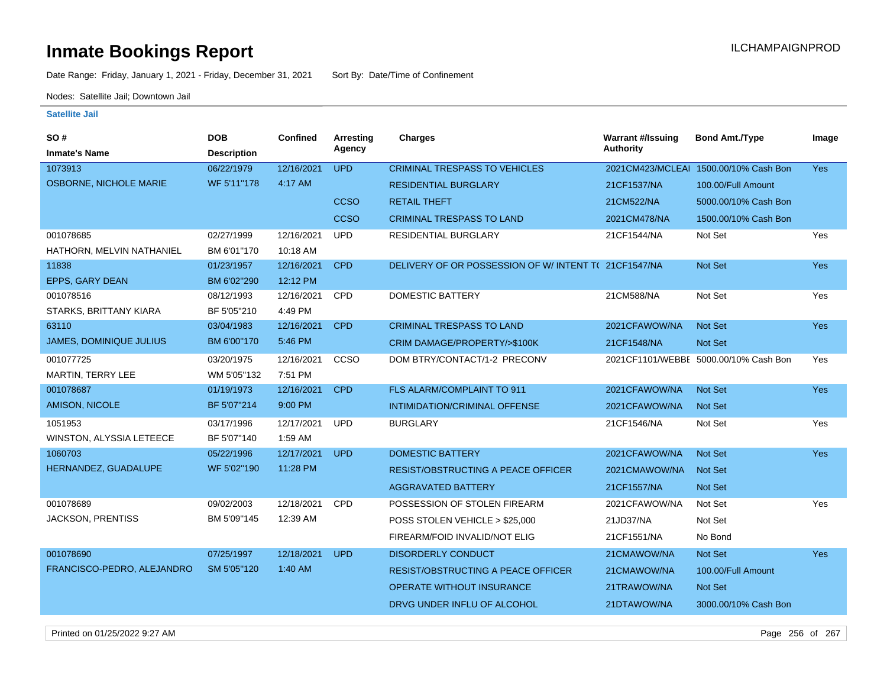# Inmate Bookings Report

ILCHAMPAIGNPROD

Date Range: Friday, January 1, 2021 - Friday, December 31, 2021    Sort By: Date/Time of Confinement

Nodes: Satellite Jail; Downtown Jail

**Satellite Jail**

| SO # / Inmate's Name | DOB / Description | Confined | Arresting Agency | Charges | Warrant #/Issuing Authority | Bond Amt./Type | Image |
|---|---|---|---|---|---|---|---|
| 1073913 | 06/22/1979 | 12/16/2021 | UPD | CRIMINAL TRESPASS TO VEHICLES | 2021CM423/MCLEAI | 1500.00/10% Cash Bon | Yes |
| OSBORNE, NICHOLE MARIE | WF 5'11"178 | 4:17 AM | | RESIDENTIAL BURGLARY | 21CF1537/NA | 100.00/Full Amount | |
| | | | CCSO | RETAIL THEFT | 21CM522/NA | 5000.00/10% Cash Bon | |
| | | | CCSO | CRIMINAL TRESPASS TO LAND | 2021CM478/NA | 1500.00/10% Cash Bon | |
| 001078685 | 02/27/1999 | 12/16/2021 | UPD | RESIDENTIAL BURGLARY | 21CF1544/NA | Not Set | Yes |
| HATHORN, MELVIN NATHANIEL | BM 6'01"170 | 10:18 AM | | | | | |
| 11838 | 01/23/1957 | 12/16/2021 | CPD | DELIVERY OF OR POSSESSION OF W/ INTENT T( | 21CF1547/NA | Not Set | Yes |
| EPPS, GARY DEAN | BM 6'02"290 | 12:12 PM | | | | | |
| 001078516 | 08/12/1993 | 12/16/2021 | CPD | DOMESTIC BATTERY | 21CM588/NA | Not Set | Yes |
| STARKS, BRITTANY KIARA | BF 5'05"210 | 4:49 PM | | | | | |
| 63110 | 03/04/1983 | 12/16/2021 | CPD | CRIMINAL TRESPASS TO LAND | 2021CFAWOW/NA | Not Set | Yes |
| JAMES, DOMINIQUE JULIUS | BM 6'00"170 | 5:46 PM | | CRIM DAMAGE/PROPERTY/>$100K | 21CF1548/NA | Not Set | |
| 001077725 | 03/20/1975 | 12/16/2021 | CCSO | DOM BTRY/CONTACT/1-2 PRECONV | 2021CF1101/WEBBE | 5000.00/10% Cash Bon | Yes |
| MARTIN, TERRY LEE | WM 5'05"132 | 7:51 PM | | | | | |
| 001078687 | 01/19/1973 | 12/16/2021 | CPD | FLS ALARM/COMPLAINT TO 911 | 2021CFAWOW/NA | Not Set | Yes |
| AMISON, NICOLE | BF 5'07"214 | 9:00 PM | | INTIMIDATION/CRIMINAL OFFENSE | 2021CFAWOW/NA | Not Set | |
| 1051953 | 03/17/1996 | 12/17/2021 | UPD | BURGLARY | 21CF1546/NA | Not Set | Yes |
| WINSTON, ALYSSIA LETEECE | BF 5'07"140 | 1:59 AM | | | | | |
| 1060703 | 05/22/1996 | 12/17/2021 | UPD | DOMESTIC BATTERY | 2021CFAWOW/NA | Not Set | Yes |
| HERNANDEZ, GUADALUPE | WF 5'02"190 | 11:28 PM | | RESIST/OBSTRUCTING A PEACE OFFICER | 2021CMAWOW/NA | Not Set | |
| | | | | AGGRAVATED BATTERY | 21CF1557/NA | Not Set | |
| 001078689 | 09/02/2003 | 12/18/2021 | CPD | POSSESSION OF STOLEN FIREARM | 2021CFAWOW/NA | Not Set | Yes |
| JACKSON, PRENTISS | BM 5'09"145 | 12:39 AM | | POSS STOLEN VEHICLE > $25,000 | 21JD37/NA | Not Set | |
| | | | | FIREARM/FOID INVALID/NOT ELIG | 21CF1551/NA | No Bond | |
| 001078690 | 07/25/1997 | 12/18/2021 | UPD | DISORDERLY CONDUCT | 21CMAWOW/NA | Not Set | Yes |
| FRANCISCO-PEDRO, ALEJANDRO | SM 5'05"120 | 1:40 AM | | RESIST/OBSTRUCTING A PEACE OFFICER | 21CMAWOW/NA | 100.00/Full Amount | |
| | | | | OPERATE WITHOUT INSURANCE | 21TRAWOW/NA | Not Set | |
| | | | | DRVG UNDER INFLU OF ALCOHOL | 21DTAWOW/NA | 3000.00/10% Cash Bon | |

Printed on 01/25/2022 9:27 AM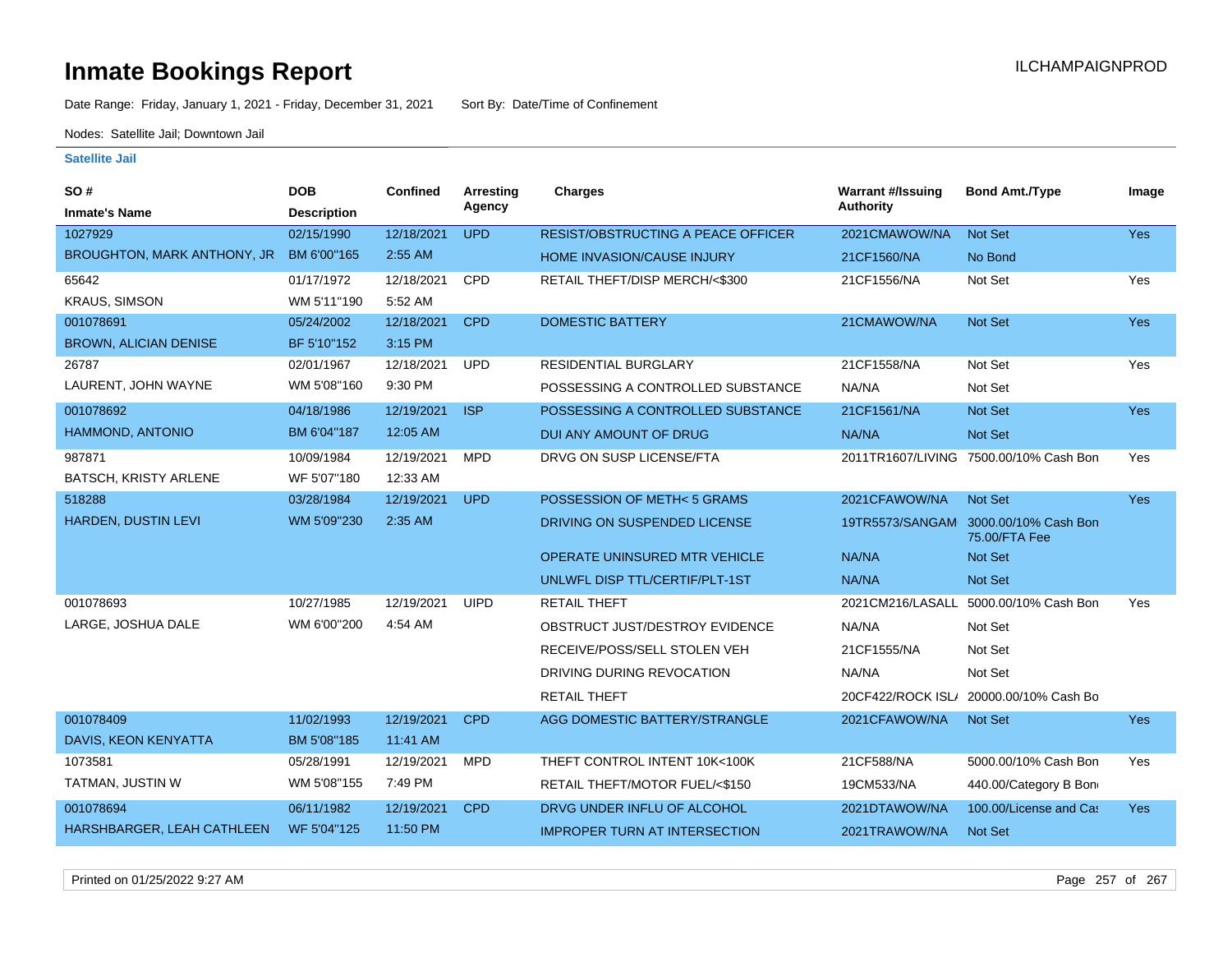# Inmate Bookings Report

ILCHAMPAIGNPROD

Date Range: Friday, January 1, 2021 - Friday, December 31, 2021 Sort By: Date/Time of Confinement

Nodes: Satellite Jail; Downtown Jail

**Satellite Jail**

| SO # / Inmate's Name | DOB / Description | Confined | Arresting Agency | Charges | Warrant #/Issuing Authority | Bond Amt./Type | Image |
|---|---|---|---|---|---|---|---|
| 1027929 | 02/15/1990 | 12/18/2021 | UPD | RESIST/OBSTRUCTING A PEACE OFFICER | 2021CMAWOW/NA | Not Set | Yes |
| BROUGHTON, MARK ANTHONY, JR | BM 6'00"165 | 2:55 AM | | HOME INVASION/CAUSE INJURY | 21CF1560/NA | No Bond | |
| 65642 | 01/17/1972 | 12/18/2021 | CPD | RETAIL THEFT/DISP MERCH/<$300 | 21CF1556/NA | Not Set | Yes |
| KRAUS, SIMSON | WM 5'11"190 | 5:52 AM | | | | | |
| 001078691 | 05/24/2002 | 12/18/2021 | CPD | DOMESTIC BATTERY | 21CMAWOW/NA | Not Set | Yes |
| BROWN, ALICIAN DENISE | BF 5'10"152 | 3:15 PM | | | | | |
| 26787 | 02/01/1967 | 12/18/2021 | UPD | RESIDENTIAL BURGLARY | 21CF1558/NA | Not Set | Yes |
| LAURENT, JOHN WAYNE | WM 5'08"160 | 9:30 PM | | POSSESSING A CONTROLLED SUBSTANCE | NA/NA | Not Set | |
| 001078692 | 04/18/1986 | 12/19/2021 | ISP | POSSESSING A CONTROLLED SUBSTANCE | 21CF1561/NA | Not Set | Yes |
| HAMMOND, ANTONIO | BM 6'04"187 | 12:05 AM | | DUI ANY AMOUNT OF DRUG | NA/NA | Not Set | |
| 987871 | 10/09/1984 | 12/19/2021 | MPD | DRVG ON SUSP LICENSE/FTA | 2011TR1607/LIVING | 7500.00/10% Cash Bon | Yes |
| BATSCH, KRISTY ARLENE | WF 5'07"180 | 12:33 AM | | | | | |
| 518288 | 03/28/1984 | 12/19/2021 | UPD | POSSESSION OF METH< 5 GRAMS | 2021CFAWOW/NA | Not Set | Yes |
| HARDEN, DUSTIN LEVI | WM 5'09"230 | 2:35 AM | | DRIVING ON SUSPENDED LICENSE | 19TR5573/SANGAM | 3000.00/10% Cash Bon 75.00/FTA Fee | |
| | | | | OPERATE UNINSURED MTR VEHICLE | NA/NA | Not Set | |
| | | | | UNLWFL DISP TTL/CERTIF/PLT-1ST | NA/NA | Not Set | |
| 001078693 | 10/27/1985 | 12/19/2021 | UIPD | RETAIL THEFT | 2021CM216/LASALL | 5000.00/10% Cash Bon | Yes |
| LARGE, JOSHUA DALE | WM 6'00"200 | 4:54 AM | | OBSTRUCT JUST/DESTROY EVIDENCE | NA/NA | Not Set | |
| | | | | RECEIVE/POSS/SELL STOLEN VEH | 21CF1555/NA | Not Set | |
| | | | | DRIVING DURING REVOCATION | NA/NA | Not Set | |
| | | | | RETAIL THEFT | 20CF422/ROCK ISL/ | 20000.00/10% Cash Bo | |
| 001078409 | 11/02/1993 | 12/19/2021 | CPD | AGG DOMESTIC BATTERY/STRANGLE | 2021CFAWOW/NA | Not Set | Yes |
| DAVIS, KEON KENYATTA | BM 5'08"185 | 11:41 AM | | | | | |
| 1073581 | 05/28/1991 | 12/19/2021 | MPD | THEFT CONTROL INTENT 10K<100K | 21CF588/NA | 5000.00/10% Cash Bon | Yes |
| TATMAN, JUSTIN W | WM 5'08"155 | 7:49 PM | | RETAIL THEFT/MOTOR FUEL/<$150 | 19CM533/NA | 440.00/Category B Bon | |
| 001078694 | 06/11/1982 | 12/19/2021 | CPD | DRVG UNDER INFLU OF ALCOHOL | 2021DTAWOW/NA | 100.00/License and Ca | Yes |
| HARSHBARGER, LEAH CATHLEEN | WF 5'04"125 | 11:50 PM | | IMPROPER TURN AT INTERSECTION | 2021TRAWOW/NA | Not Set | |

Printed on 01/25/2022 9:27 AM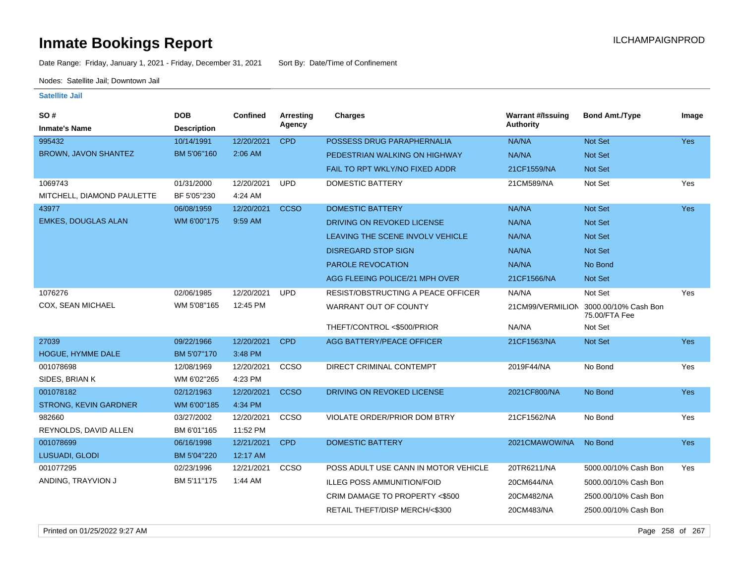# Inmate Bookings Report

ILCHAMPAIGNPROD

Date Range: Friday, January 1, 2021 - Friday, December 31, 2021 Sort By: Date/Time of Confinement

Nodes: Satellite Jail; Downtown Jail

### Satellite Jail

| SO # / Inmate's Name | DOB / Description | Confined | Arresting Agency | Charges | Warrant #/Issuing Authority | Bond Amt./Type | Image |
|---|---|---|---|---|---|---|---|
| 995432 / BROWN, JAVON SHANTEZ | 10/14/1991 / BM 5'06"160 | 12/20/2021 2:06 AM | CPD | POSSESS DRUG PARAPHERNALIA | NA/NA | Not Set | Yes |
| | | | | PEDESTRIAN WALKING ON HIGHWAY | NA/NA | Not Set | |
| | | | | FAIL TO RPT WKLY/NO FIXED ADDR | 21CF1559/NA | Not Set | |
| 1069743 / MITCHELL, DIAMOND PAULETTE | 01/31/2000 / BF 5'05"230 | 12/20/2021 4:24 AM | UPD | DOMESTIC BATTERY | 21CM589/NA | Not Set | Yes |
| 43977 / EMKES, DOUGLAS ALAN | 06/08/1959 / WM 6'00"175 | 12/20/2021 9:59 AM | CCSO | DOMESTIC BATTERY | NA/NA | Not Set | Yes |
| | | | | DRIVING ON REVOKED LICENSE | NA/NA | Not Set | |
| | | | | LEAVING THE SCENE INVOLV VEHICLE | NA/NA | Not Set | |
| | | | | DISREGARD STOP SIGN | NA/NA | Not Set | |
| | | | | PAROLE REVOCATION | NA/NA | No Bond | |
| | | | | AGG FLEEING POLICE/21 MPH OVER | 21CF1566/NA | Not Set | |
| 1076276 / COX, SEAN MICHAEL | 02/06/1985 / WM 5'08"165 | 12/20/2021 12:45 PM | UPD | RESIST/OBSTRUCTING A PEACE OFFICER | NA/NA | Not Set | Yes |
| | | | | WARRANT OUT OF COUNTY | 21CM99/VERMILION | 3000.00/10% Cash Bon 75.00/FTA Fee | |
| | | | | THEFT/CONTROL <$500/PRIOR | NA/NA | Not Set | |
| 27039 / HOGUE, HYMME DALE | 09/22/1966 / BM 5'07"170 | 12/20/2021 3:48 PM | CPD | AGG BATTERY/PEACE OFFICER | 21CF1563/NA | Not Set | Yes |
| 001078698 / SIDES, BRIAN K | 12/08/1969 / WM 6'02"265 | 12/20/2021 4:23 PM | CCSO | DIRECT CRIMINAL CONTEMPT | 2019F44/NA | No Bond | Yes |
| 001078182 / STRONG, KEVIN GARDNER | 02/12/1963 / WM 6'00"185 | 12/20/2021 4:34 PM | CCSO | DRIVING ON REVOKED LICENSE | 2021CF800/NA | No Bond | Yes |
| 982660 / REYNOLDS, DAVID ALLEN | 03/27/2002 / BM 6'01"165 | 12/20/2021 11:52 PM | CCSO | VIOLATE ORDER/PRIOR DOM BTRY | 21CF1562/NA | No Bond | Yes |
| 001078699 / LUSUADI, GLODI | 06/16/1998 / BM 5'04"220 | 12/21/2021 12:17 AM | CPD | DOMESTIC BATTERY | 2021CMAWOW/NA | No Bond | Yes |
| 001077295 / ANDING, TRAYVION J | 02/23/1996 / BM 5'11"175 | 12/21/2021 1:44 AM | CCSO | POSS ADULT USE CANN IN MOTOR VEHICLE | 20TR6211/NA | 5000.00/10% Cash Bon | Yes |
| | | | | ILLEG POSS AMMUNITION/FOID | 20CM644/NA | 5000.00/10% Cash Bon | |
| | | | | CRIM DAMAGE TO PROPERTY <$500 | 20CM482/NA | 2500.00/10% Cash Bon | |
| | | | | RETAIL THEFT/DISP MERCH/<$300 | 20CM483/NA | 2500.00/10% Cash Bon | |

Printed on 01/25/2022 9:27 AM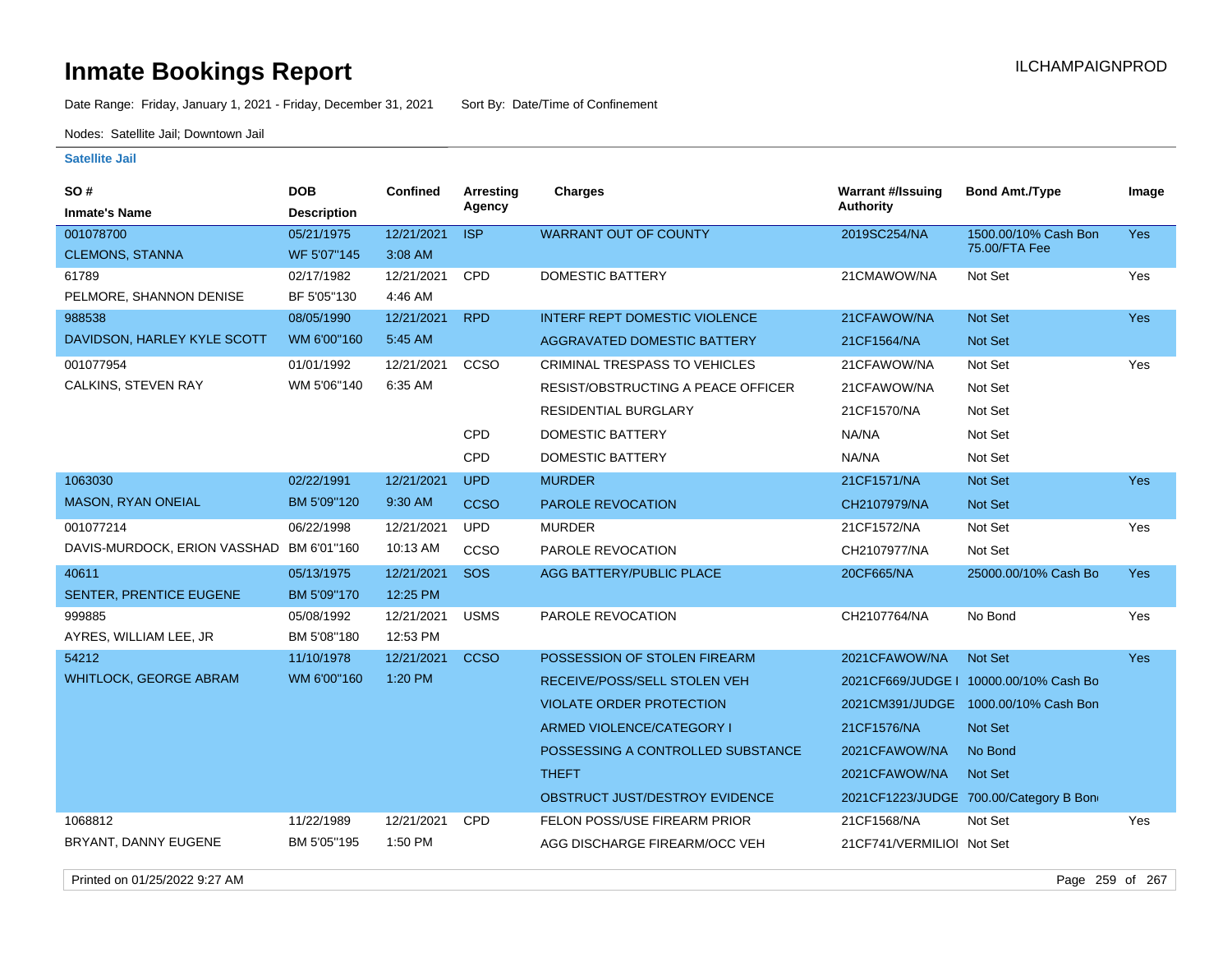# Inmate Bookings Report

ILCHAMPAIGNPROD

Date Range: Friday, January 1, 2021 - Friday, December 31, 2021     Sort By: Date/Time of Confinement

Nodes: Satellite Jail; Downtown Jail

**Satellite Jail**

| SO # / Inmate's Name | DOB / Description | Confined | Arresting Agency | Charges | Warrant #/Issuing Authority | Bond Amt./Type | Image |
|---|---|---|---|---|---|---|---|
| 001078700 CLEMONS, STANNA | 05/21/1975 WF 5'07"145 | 12/21/2021 3:08 AM | ISP | WARRANT OUT OF COUNTY | 2019SC254/NA | 1500.00/10% Cash Bon 75.00/FTA Fee | Yes |
| 61789 PELMORE, SHANNON DENISE | 02/17/1982 BF 5'05"130 | 12/21/2021 4:46 AM | CPD | DOMESTIC BATTERY | 21CMAWOW/NA | Not Set | Yes |
| 988538 DAVIDSON, HARLEY KYLE SCOTT | 08/05/1990 WM 6'00"160 | 12/21/2021 5:45 AM | RPD | INTERF REPT DOMESTIC VIOLENCE | 21CFAWOW/NA | Not Set | Yes |
| | | | | AGGRAVATED DOMESTIC BATTERY | 21CF1564/NA | Not Set | |
| 001077954 CALKINS, STEVEN RAY | 01/01/1992 WM 5'06"140 | 12/21/2021 6:35 AM | CCSO | CRIMINAL TRESPASS TO VEHICLES | 21CFAWOW/NA | Not Set | Yes |
| | | | | RESIST/OBSTRUCTING A PEACE OFFICER | 21CFAWOW/NA | Not Set | |
| | | | | RESIDENTIAL BURGLARY | 21CF1570/NA | Not Set | |
| | | | CPD | DOMESTIC BATTERY | NA/NA | Not Set | |
| | | | CPD | DOMESTIC BATTERY | NA/NA | Not Set | |
| 1063030 MASON, RYAN ONEIAL | 02/22/1991 BM 5'09"120 | 12/21/2021 9:30 AM | UPD | MURDER | 21CF1571/NA | Not Set | Yes |
| | | | CCSO | PAROLE REVOCATION | CH2107979/NA | Not Set | |
| 001077214 DAVIS-MURDOCK, ERION VASSHAD | 06/22/1998 BM 6'01"160 | 12/21/2021 10:13 AM | UPD | MURDER | 21CF1572/NA | Not Set | Yes |
| | | | CCSO | PAROLE REVOCATION | CH2107977/NA | Not Set | |
| 40611 SENTER, PRENTICE EUGENE | 05/13/1975 BM 5'09"170 | 12/21/2021 12:25 PM | SOS | AGG BATTERY/PUBLIC PLACE | 20CF665/NA | 25000.00/10% Cash Bo | Yes |
| 999885 AYRES, WILLIAM LEE, JR | 05/08/1992 BM 5'08"180 | 12/21/2021 12:53 PM | USMS | PAROLE REVOCATION | CH2107764/NA | No Bond | Yes |
| 54212 WHITLOCK, GEORGE ABRAM | 11/10/1978 WM 6'00"160 | 12/21/2021 1:20 PM | CCSO | POSSESSION OF STOLEN FIREARM | 2021CFAWOW/NA | Not Set | Yes |
| | | | | RECEIVE/POSS/SELL STOLEN VEH | 2021CF669/JUDGE I | 10000.00/10% Cash Bo | |
| | | | | VIOLATE ORDER PROTECTION | 2021CM391/JUDGE | 1000.00/10% Cash Bon | |
| | | | | ARMED VIOLENCE/CATEGORY I | 21CF1576/NA | Not Set | |
| | | | | POSSESSING A CONTROLLED SUBSTANCE | 2021CFAWOW/NA | No Bond | |
| | | | | THEFT | 2021CFAWOW/NA | Not Set | |
| | | | | OBSTRUCT JUST/DESTROY EVIDENCE | 2021CF1223/JUDGE | 700.00/Category B Bon | |
| 1068812 BRYANT, DANNY EUGENE | 11/22/1989 BM 5'05"195 | 12/21/2021 1:50 PM | CPD | FELON POSS/USE FIREARM PRIOR | 21CF1568/NA | Not Set | Yes |
| | | | | AGG DISCHARGE FIREARM/OCC VEH | 21CF741/VERMILIOI | Not Set | |

Printed on 01/25/2022 9:27 AM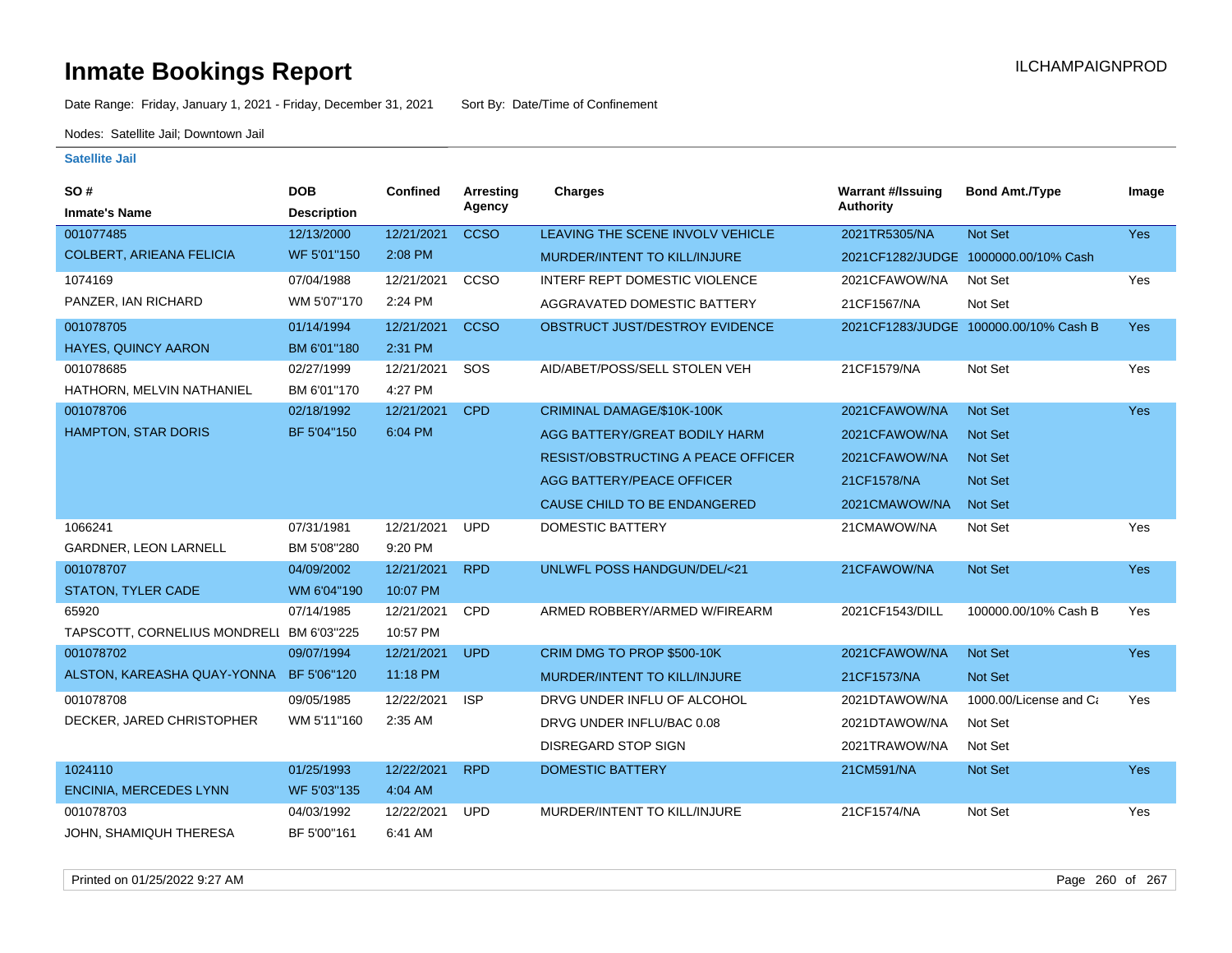# Inmate Bookings Report

ILCHAMPAIGNPROD

Date Range: Friday, January 1, 2021 - Friday, December 31, 2021  Sort By: Date/Time of Confinement

Nodes: Satellite Jail; Downtown Jail

### Satellite Jail

| SO # / Inmate's Name | DOB / Description | Confined | Arresting Agency | Charges | Warrant #/Issuing Authority | Bond Amt./Type | Image |
|---|---|---|---|---|---|---|---|
| 001077485 | 12/13/2000 | 12/21/2021 | CCSO | LEAVING THE SCENE INVOLV VEHICLE | 2021TR5305/NA | Not Set | Yes |
| COLBERT, ARIEANA FELICIA | WF 5'01"150 | 2:08 PM | | MURDER/INTENT TO KILL/INJURE | 2021CF1282/JUDGE | 1000000.00/10% Cash | |
| 1074169 | 07/04/1988 | 12/21/2021 | CCSO | INTERF REPT DOMESTIC VIOLENCE | 2021CFAWOW/NA | Not Set | Yes |
| PANZER, IAN RICHARD | WM 5'07"170 | 2:24 PM | | AGGRAVATED DOMESTIC BATTERY | 21CF1567/NA | Not Set | |
| 001078705 | 01/14/1994 | 12/21/2021 | CCSO | OBSTRUCT JUST/DESTROY EVIDENCE | 2021CF1283/JUDGE | 100000.00/10% Cash B | Yes |
| HAYES, QUINCY AARON | BM 6'01"180 | 2:31 PM | | | | | |
| 001078685 | 02/27/1999 | 12/21/2021 | SOS | AID/ABET/POSS/SELL STOLEN VEH | 21CF1579/NA | Not Set | Yes |
| HATHORN, MELVIN NATHANIEL | BM 6'01"170 | 4:27 PM | | | | | |
| 001078706 | 02/18/1992 | 12/21/2021 | CPD | CRIMINAL DAMAGE/$10K-100K | 2021CFAWOW/NA | Not Set | Yes |
| HAMPTON, STAR DORIS | BF 5'04"150 | 6:04 PM | | AGG BATTERY/GREAT BODILY HARM | 2021CFAWOW/NA | Not Set | |
| | | | | RESIST/OBSTRUCTING A PEACE OFFICER | 2021CFAWOW/NA | Not Set | |
| | | | | AGG BATTERY/PEACE OFFICER | 21CF1578/NA | Not Set | |
| | | | | CAUSE CHILD TO BE ENDANGERED | 2021CMAWOW/NA | Not Set | |
| 1066241 | 07/31/1981 | 12/21/2021 | UPD | DOMESTIC BATTERY | 21CMAWOW/NA | Not Set | Yes |
| GARDNER, LEON LARNELL | BM 5'08"280 | 9:20 PM | | | | | |
| 001078707 | 04/09/2002 | 12/21/2021 | RPD | UNLWFL POSS HANDGUN/DEL/<21 | 21CFAWOW/NA | Not Set | Yes |
| STATON, TYLER CADE | WM 6'04"190 | 10:07 PM | | | | | |
| 65920 | 07/14/1985 | 12/21/2021 | CPD | ARMED ROBBERY/ARMED W/FIREARM | 2021CF1543/DILL | 100000.00/10% Cash B | Yes |
| TAPSCOTT, CORNELIUS MONDRELL | BM 6'03"225 | 10:57 PM | | | | | |
| 001078702 | 09/07/1994 | 12/21/2021 | UPD | CRIM DMG TO PROP $500-10K | 2021CFAWOW/NA | Not Set | Yes |
| ALSTON, KAREASHA QUAY-YONNA | BF 5'06"120 | 11:18 PM | | MURDER/INTENT TO KILL/INJURE | 21CF1573/NA | Not Set | |
| 001078708 | 09/05/1985 | 12/22/2021 | ISP | DRVG UNDER INFLU OF ALCOHOL | 2021DTAWOW/NA | 1000.00/License and Ca | Yes |
| DECKER, JARED CHRISTOPHER | WM 5'11"160 | 2:35 AM | | DRVG UNDER INFLU/BAC 0.08 | 2021DTAWOW/NA | Not Set | |
| | | | | DISREGARD STOP SIGN | 2021TRAWOW/NA | Not Set | |
| 1024110 | 01/25/1993 | 12/22/2021 | RPD | DOMESTIC BATTERY | 21CM591/NA | Not Set | Yes |
| ENCINIA, MERCEDES LYNN | WF 5'03"135 | 4:04 AM | | | | | |
| 001078703 | 04/03/1992 | 12/22/2021 | UPD | MURDER/INTENT TO KILL/INJURE | 21CF1574/NA | Not Set | Yes |
| JOHN, SHAMIQUH THERESA | BF 5'00"161 | 6:41 AM | | | | | |

Printed on 01/25/2022 9:27 AM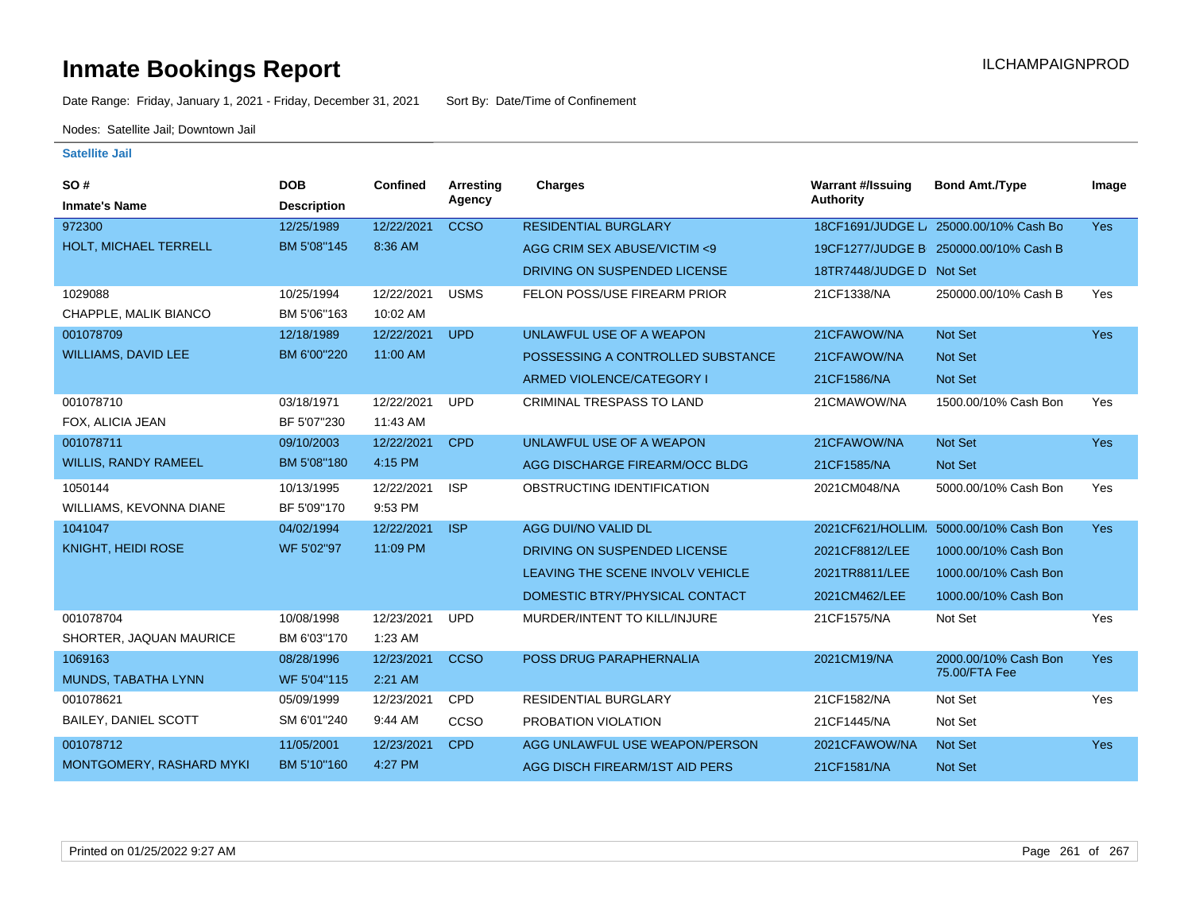# Inmate Bookings Report

ILCHAMPAIGNPROD

Date Range: Friday, January 1, 2021 - Friday, December 31, 2021 Sort By: Date/Time of Confinement

Nodes: Satellite Jail; Downtown Jail

**Satellite Jail**

| SO # / Inmate's Name | DOB / Description | Confined | Arresting Agency | Charges | Warrant #/Issuing Authority | Bond Amt./Type | Image |
|---|---|---|---|---|---|---|---|
| 972300 / HOLT, MICHAEL TERRELL | 12/25/1989 / BM 5'08"145 | 12/22/2021 8:36 AM | CCSO | RESIDENTIAL BURGLARY | 18CF1691/JUDGE L | 25000.00/10% Cash Bo | Yes |
| | | | | AGG CRIM SEX ABUSE/VICTIM <9 | 19CF1277/JUDGE B | 250000.00/10% Cash B | |
| | | | | DRIVING ON SUSPENDED LICENSE | 18TR7448/JUDGE D | Not Set | |
| 1029088 / CHAPPLE, MALIK BIANCO | 10/25/1994 / BM 5'06"163 | 12/22/2021 10:02 AM | USMS | FELON POSS/USE FIREARM PRIOR | 21CF1338/NA | 250000.00/10% Cash B | Yes |
| 001078709 / WILLIAMS, DAVID LEE | 12/18/1989 / BM 6'00"220 | 12/22/2021 11:00 AM | UPD | UNLAWFUL USE OF A WEAPON | 21CFAWOW/NA | Not Set | Yes |
| | | | | POSSESSING A CONTROLLED SUBSTANCE | 21CFAWOW/NA | Not Set | |
| | | | | ARMED VIOLENCE/CATEGORY I | 21CF1586/NA | Not Set | |
| 001078710 / FOX, ALICIA JEAN | 03/18/1971 / BF 5'07"230 | 12/22/2021 11:43 AM | UPD | CRIMINAL TRESPASS TO LAND | 21CMAWOW/NA | 1500.00/10% Cash Bon | Yes |
| 001078711 / WILLIS, RANDY RAMEEL | 09/10/2003 / BM 5'08"180 | 12/22/2021 4:15 PM | CPD | UNLAWFUL USE OF A WEAPON | 21CFAWOW/NA | Not Set | Yes |
| | | | | AGG DISCHARGE FIREARM/OCC BLDG | 21CF1585/NA | Not Set | |
| 1050144 / WILLIAMS, KEVONNA DIANE | 10/13/1995 / BF 5'09"170 | 12/22/2021 9:53 PM | ISP | OBSTRUCTING IDENTIFICATION | 2021CM048/NA | 5000.00/10% Cash Bon | Yes |
| 1041047 / KNIGHT, HEIDI ROSE | 04/02/1994 / WF 5'02"97 | 12/22/2021 11:09 PM | ISP | AGG DUI/NO VALID DL | 2021CF621/HOLLIM | 5000.00/10% Cash Bon | Yes |
| | | | | DRIVING ON SUSPENDED LICENSE | 2021CF8812/LEE | 1000.00/10% Cash Bon | |
| | | | | LEAVING THE SCENE INVOLV VEHICLE | 2021TR8811/LEE | 1000.00/10% Cash Bon | |
| | | | | DOMESTIC BTRY/PHYSICAL CONTACT | 2021CM462/LEE | 1000.00/10% Cash Bon | |
| 001078704 / SHORTER, JAQUAN MAURICE | 10/08/1998 / BM 6'03"170 | 12/23/2021 1:23 AM | UPD | MURDER/INTENT TO KILL/INJURE | 21CF1575/NA | Not Set | Yes |
| 1069163 / MUNDS, TABATHA LYNN | 08/28/1996 / WF 5'04"115 | 12/23/2021 2:21 AM | CCSO | POSS DRUG PARAPHERNALIA | 2021CM19/NA | 2000.00/10% Cash Bon 75.00/FTA Fee | Yes |
| 001078621 / BAILEY, DANIEL SCOTT | 05/09/1999 / SM 6'01"240 | 12/23/2021 9:44 AM | CPD | RESIDENTIAL BURGLARY | 21CF1582/NA | Not Set | Yes |
| | | | CCSO | PROBATION VIOLATION | 21CF1445/NA | Not Set | |
| 001078712 / MONTGOMERY, RASHARD MYKI | 11/05/2001 / BM 5'10"160 | 12/23/2021 4:27 PM | CPD | AGG UNLAWFUL USE WEAPON/PERSON | 2021CFAWOW/NA | Not Set | Yes |
| | | | | AGG DISCH FIREARM/1ST AID PERS | 21CF1581/NA | Not Set | |

Printed on 01/25/2022 9:27 AM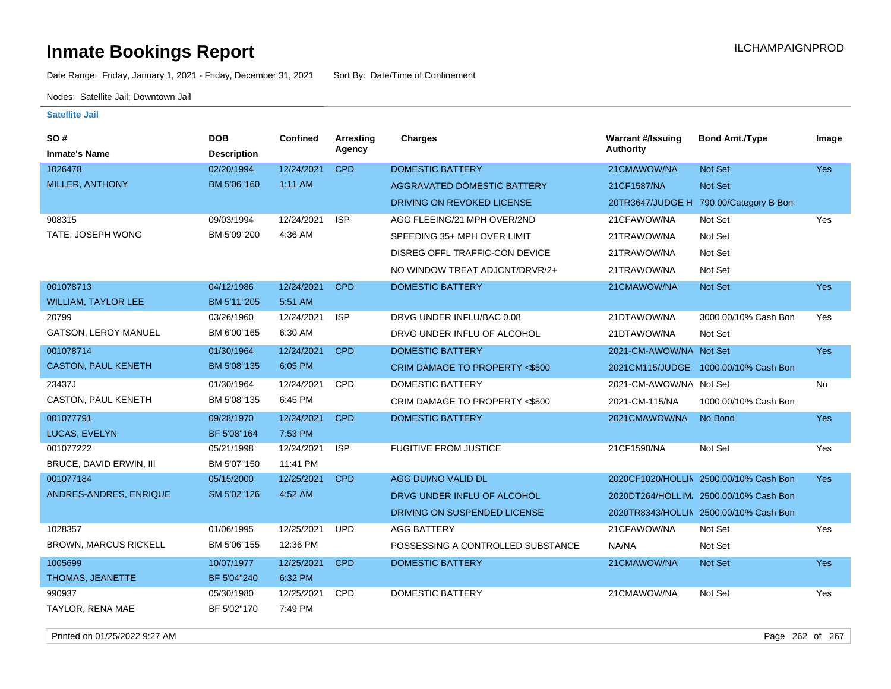# Inmate Bookings Report

Date Range: Friday, January 1, 2021 - Friday, December 31, 2021    Sort By: Date/Time of Confinement

Nodes: Satellite Jail; Downtown Jail

### Satellite Jail

| SO # / Inmate's Name | DOB / Description | Confined | Arresting Agency | Charges | Warrant #/Issuing Authority | Bond Amt./Type | Image |
|---|---|---|---|---|---|---|---|
| 1026478 | 02/20/1994 | 12/24/2021 | CPD | DOMESTIC BATTERY | 21CMAWOW/NA | Not Set | Yes |
| MILLER, ANTHONY | BM 5'06"160 | 1:11 AM | | AGGRAVATED DOMESTIC BATTERY | 21CF1587/NA | Not Set | |
| | | | | DRIVING ON REVOKED LICENSE | 20TR3647/JUDGE H | 790.00/Category B Bon | |
| 908315 | 09/03/1994 | 12/24/2021 | ISP | AGG FLEEING/21 MPH OVER/2ND | 21CFAWOW/NA | Not Set | Yes |
| TATE, JOSEPH WONG | BM 5'09"200 | 4:36 AM | | SPEEDING 35+ MPH OVER LIMIT | 21TRAWOW/NA | Not Set | |
| | | | | DISREG OFFL TRAFFIC-CON DEVICE | 21TRAWOW/NA | Not Set | |
| | | | | NO WINDOW TREAT ADJCNT/DRVR/2+ | 21TRAWOW/NA | Not Set | |
| 001078713 | 04/12/1986 | 12/24/2021 | CPD | DOMESTIC BATTERY | 21CMAWOW/NA | Not Set | Yes |
| WILLIAM, TAYLOR LEE | BM 5'11"205 | 5:51 AM | | | | | |
| 20799 | 03/26/1960 | 12/24/2021 | ISP | DRVG UNDER INFLU/BAC 0.08 | 21DTAWOW/NA | 3000.00/10% Cash Bon | Yes |
| GATSON, LEROY MANUEL | BM 6'00"165 | 6:30 AM | | DRVG UNDER INFLU OF ALCOHOL | 21DTAWOW/NA | Not Set | |
| 001078714 | 01/30/1964 | 12/24/2021 | CPD | DOMESTIC BATTERY | 2021-CM-AWOW/NA | Not Set | Yes |
| CASTON, PAUL KENETH | BM 5'08"135 | 6:05 PM | | CRIM DAMAGE TO PROPERTY <$500 | 2021CM115/JUDGE | 1000.00/10% Cash Bon | |
| 23437J | 01/30/1964 | 12/24/2021 | CPD | DOMESTIC BATTERY | 2021-CM-AWOW/NA | Not Set | No |
| CASTON, PAUL KENETH | BM 5'08"135 | 6:45 PM | | CRIM DAMAGE TO PROPERTY <$500 | 2021-CM-115/NA | 1000.00/10% Cash Bon | |
| 001077791 | 09/28/1970 | 12/24/2021 | CPD | DOMESTIC BATTERY | 2021CMAWOW/NA | No Bond | Yes |
| LUCAS, EVELYN | BF 5'08"164 | 7:53 PM | | | | | |
| 001077222 | 05/21/1998 | 12/24/2021 | ISP | FUGITIVE FROM JUSTICE | 21CF1590/NA | Not Set | Yes |
| BRUCE, DAVID ERWIN, III | BM 5'07"150 | 11:41 PM | | | | | |
| 001077184 | 05/15/2000 | 12/25/2021 | CPD | AGG DUI/NO VALID DL | 2020CF1020/HOLLIN | 2500.00/10% Cash Bon | Yes |
| ANDRES-ANDRES, ENRIQUE | SM 5'02"126 | 4:52 AM | | DRVG UNDER INFLU OF ALCOHOL | 2020DT264/HOLLIM | 2500.00/10% Cash Bon | |
| | | | | DRIVING ON SUSPENDED LICENSE | 2020TR8343/HOLLIN | 2500.00/10% Cash Bon | |
| 1028357 | 01/06/1995 | 12/25/2021 | UPD | AGG BATTERY | 21CFAWOW/NA | Not Set | Yes |
| BROWN, MARCUS RICKELL | BM 5'06"155 | 12:36 PM | | POSSESSING A CONTROLLED SUBSTANCE | NA/NA | Not Set | |
| 1005699 | 10/07/1977 | 12/25/2021 | CPD | DOMESTIC BATTERY | 21CMAWOW/NA | Not Set | Yes |
| THOMAS, JEANETTE | BF 5'04"240 | 6:32 PM | | | | | |
| 990937 | 05/30/1980 | 12/25/2021 | CPD | DOMESTIC BATTERY | 21CMAWOW/NA | Not Set | Yes |
| TAYLOR, RENA MAE | BF 5'02"170 | 7:49 PM | | | | | |

Printed on 01/25/2022 9:27 AM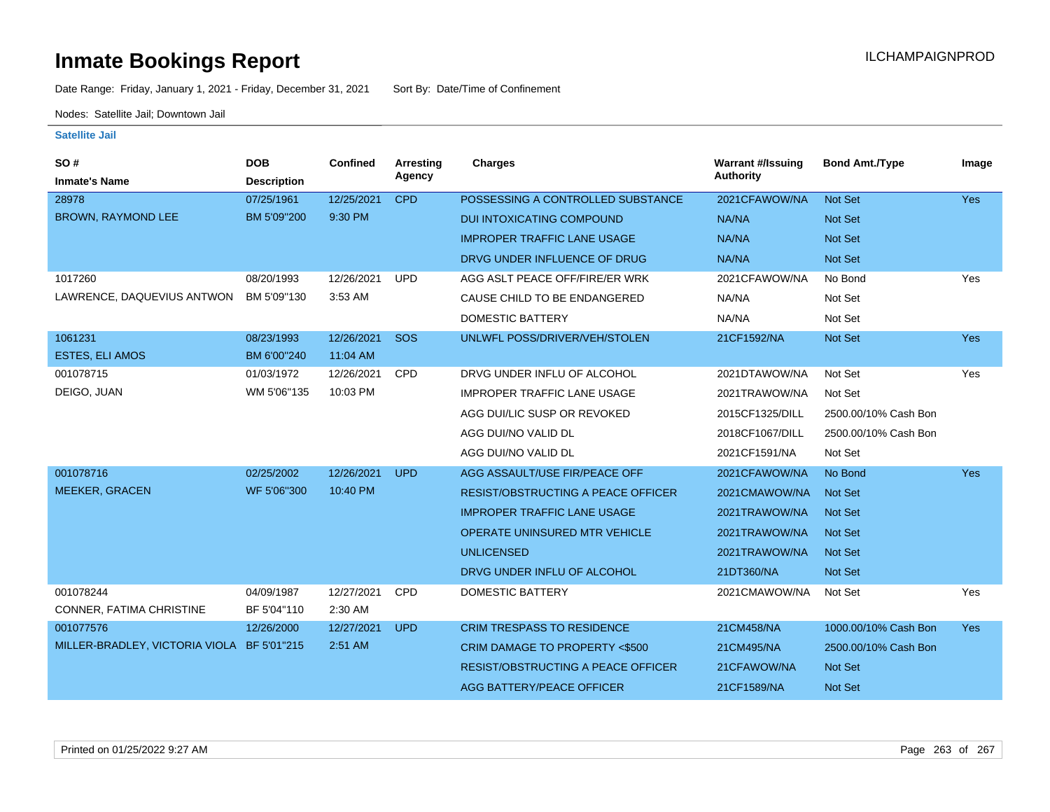# Inmate Bookings Report

ILCHAMPAIGNPROD

Date Range: Friday, January 1, 2021 - Friday, December 31, 2021    Sort By: Date/Time of Confinement

Nodes: Satellite Jail; Downtown Jail

**Satellite Jail**

| SO # / Inmate's Name | DOB / Description | Confined | Arresting Agency | Charges | Warrant #/Issuing Authority | Bond Amt./Type | Image |
|---|---|---|---|---|---|---|---|
| 28978 | 07/25/1961 | 12/25/2021 | CPD | POSSESSING A CONTROLLED SUBSTANCE | 2021CFAWOW/NA | Not Set | Yes |
| BROWN, RAYMOND LEE | BM 5'09"200 | 9:30 PM | | DUI INTOXICATING COMPOUND | NA/NA | Not Set | |
| | | | | IMPROPER TRAFFIC LANE USAGE | NA/NA | Not Set | |
| | | | | DRVG UNDER INFLUENCE OF DRUG | NA/NA | Not Set | |
| 1017260 | 08/20/1993 | 12/26/2021 | UPD | AGG ASLT PEACE OFF/FIRE/ER WRK | 2021CFAWOW/NA | No Bond | Yes |
| LAWRENCE, DAQUEVIUS ANTWON | BM 5'09"130 | 3:53 AM | | CAUSE CHILD TO BE ENDANGERED | NA/NA | Not Set | |
| | | | | DOMESTIC BATTERY | NA/NA | Not Set | |
| 1061231 | 08/23/1993 | 12/26/2021 | SOS | UNLWFL POSS/DRIVER/VEH/STOLEN | 21CF1592/NA | Not Set | Yes |
| ESTES, ELI AMOS | BM 6'00"240 | 11:04 AM | | | | | |
| 001078715 | 01/03/1972 | 12/26/2021 | CPD | DRVG UNDER INFLU OF ALCOHOL | 2021DTAWOW/NA | Not Set | Yes |
| DEIGO, JUAN | WM 5'06"135 | 10:03 PM | | IMPROPER TRAFFIC LANE USAGE | 2021TRAWOW/NA | Not Set | |
| | | | | AGG DUI/LIC SUSP OR REVOKED | 2015CF1325/DILL | 2500.00/10% Cash Bon | |
| | | | | AGG DUI/NO VALID DL | 2018CF1067/DILL | 2500.00/10% Cash Bon | |
| | | | | AGG DUI/NO VALID DL | 2021CF1591/NA | Not Set | |
| 001078716 | 02/25/2002 | 12/26/2021 | UPD | AGG ASSAULT/USE FIR/PEACE OFF | 2021CFAWOW/NA | No Bond | Yes |
| MEEKER, GRACEN | WF 5'06"300 | 10:40 PM | | RESIST/OBSTRUCTING A PEACE OFFICER | 2021CMAWOW/NA | Not Set | |
| | | | | IMPROPER TRAFFIC LANE USAGE | 2021TRAWOW/NA | Not Set | |
| | | | | OPERATE UNINSURED MTR VEHICLE | 2021TRAWOW/NA | Not Set | |
| | | | | UNLICENSED | 2021TRAWOW/NA | Not Set | |
| | | | | DRVG UNDER INFLU OF ALCOHOL | 21DT360/NA | Not Set | |
| 001078244 | 04/09/1987 | 12/27/2021 | CPD | DOMESTIC BATTERY | 2021CMAWOW/NA | Not Set | Yes |
| CONNER, FATIMA CHRISTINE | BF 5'04"110 | 2:30 AM | | | | | |
| 001077576 | 12/26/2000 | 12/27/2021 | UPD | CRIM TRESPASS TO RESIDENCE | 21CM458/NA | 1000.00/10% Cash Bon | Yes |
| MILLER-BRADLEY, VICTORIA VIOLA | BF 5'01"215 | 2:51 AM | | CRIM DAMAGE TO PROPERTY <$500 | 21CM495/NA | 2500.00/10% Cash Bon | |
| | | | | RESIST/OBSTRUCTING A PEACE OFFICER | 21CFAWOW/NA | Not Set | |
| | | | | AGG BATTERY/PEACE OFFICER | 21CF1589/NA | Not Set | |

Printed on 01/25/2022 9:27 AM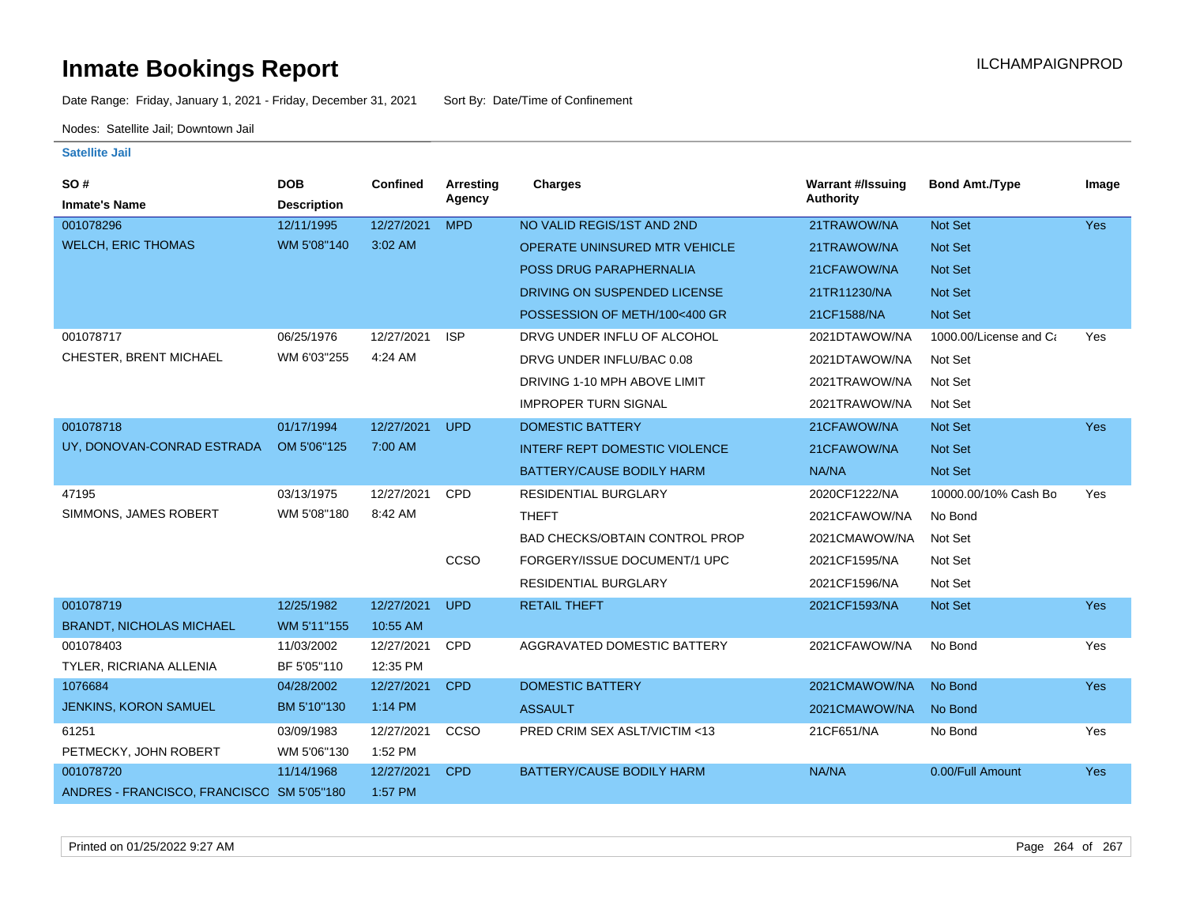# Inmate Bookings Report

ILCHAMPAIGNPROD

Date Range: Friday, January 1, 2021 - Friday, December 31, 2021   Sort By: Date/Time of Confinement

Nodes: Satellite Jail; Downtown Jail

**Satellite Jail**

| SO # / Inmate's Name | DOB / Description | Confined | Arresting Agency | Charges | Warrant #/Issuing Authority | Bond Amt./Type | Image |
|---|---|---|---|---|---|---|---|
| 001078296 | 12/11/1995 | 12/27/2021 | MPD | NO VALID REGIS/1ST AND 2ND | 21TRAWOW/NA | Not Set | Yes |
| WELCH, ERIC THOMAS | WM 5'08"140 | 3:02 AM | | OPERATE UNINSURED MTR VEHICLE | 21TRAWOW/NA | Not Set | |
| | | | | POSS DRUG PARAPHERNALIA | 21CFAWOW/NA | Not Set | |
| | | | | DRIVING ON SUSPENDED LICENSE | 21TR11230/NA | Not Set | |
| | | | | POSSESSION OF METH/100<400 GR | 21CF1588/NA | Not Set | |
| 001078717 | 06/25/1976 | 12/27/2021 | ISP | DRVG UNDER INFLU OF ALCOHOL | 2021DTAWOW/NA | 1000.00/License and Ca | Yes |
| CHESTER, BRENT MICHAEL | WM 6'03"255 | 4:24 AM | | DRVG UNDER INFLU/BAC 0.08 | 2021DTAWOW/NA | Not Set | |
| | | | | DRIVING 1-10 MPH ABOVE LIMIT | 2021TRAWOW/NA | Not Set | |
| | | | | IMPROPER TURN SIGNAL | 2021TRAWOW/NA | Not Set | |
| 001078718 | 01/17/1994 | 12/27/2021 | UPD | DOMESTIC BATTERY | 21CFAWOW/NA | Not Set | Yes |
| UY, DONOVAN-CONRAD ESTRADA | OM 5'06"125 | 7:00 AM | | INTERF REPT DOMESTIC VIOLENCE | 21CFAWOW/NA | Not Set | |
| | | | | BATTERY/CAUSE BODILY HARM | NA/NA | Not Set | |
| 47195 | 03/13/1975 | 12/27/2021 | CPD | RESIDENTIAL BURGLARY | 2020CF1222/NA | 10000.00/10% Cash Bo | Yes |
| SIMMONS, JAMES ROBERT | WM 5'08"180 | 8:42 AM | | THEFT | 2021CFAWOW/NA | No Bond | |
| | | | | BAD CHECKS/OBTAIN CONTROL PROP | 2021CMAWOW/NA | Not Set | |
| | | | CCSO | FORGERY/ISSUE DOCUMENT/1 UPC | 2021CF1595/NA | Not Set | |
| | | | | RESIDENTIAL BURGLARY | 2021CF1596/NA | Not Set | |
| 001078719 | 12/25/1982 | 12/27/2021 | UPD | RETAIL THEFT | 2021CF1593/NA | Not Set | Yes |
| BRANDT, NICHOLAS MICHAEL | WM 5'11"155 | 10:55 AM | | | | | |
| 001078403 | 11/03/2002 | 12/27/2021 | CPD | AGGRAVATED DOMESTIC BATTERY | 2021CFAWOW/NA | No Bond | Yes |
| TYLER, RICRIANA ALLENIA | BF 5'05"110 | 12:35 PM | | | | | |
| 1076684 | 04/28/2002 | 12/27/2021 | CPD | DOMESTIC BATTERY | 2021CMAWOW/NA | No Bond | Yes |
| JENKINS, KORON SAMUEL | BM 5'10"130 | 1:14 PM | | ASSAULT | 2021CMAWOW/NA | No Bond | |
| 61251 | 03/09/1983 | 12/27/2021 | CCSO | PRED CRIM SEX ASLT/VICTIM <13 | 21CF651/NA | No Bond | Yes |
| PETMECKY, JOHN ROBERT | WM 5'06"130 | 1:52 PM | | | | | |
| 001078720 | 11/14/1968 | 12/27/2021 | CPD | BATTERY/CAUSE BODILY HARM | NA/NA | 0.00/Full Amount | Yes |
| ANDRES - FRANCISCO, FRANCISCO | SM 5'05"180 | 1:57 PM | | | | | |

Printed on 01/25/2022 9:27 AM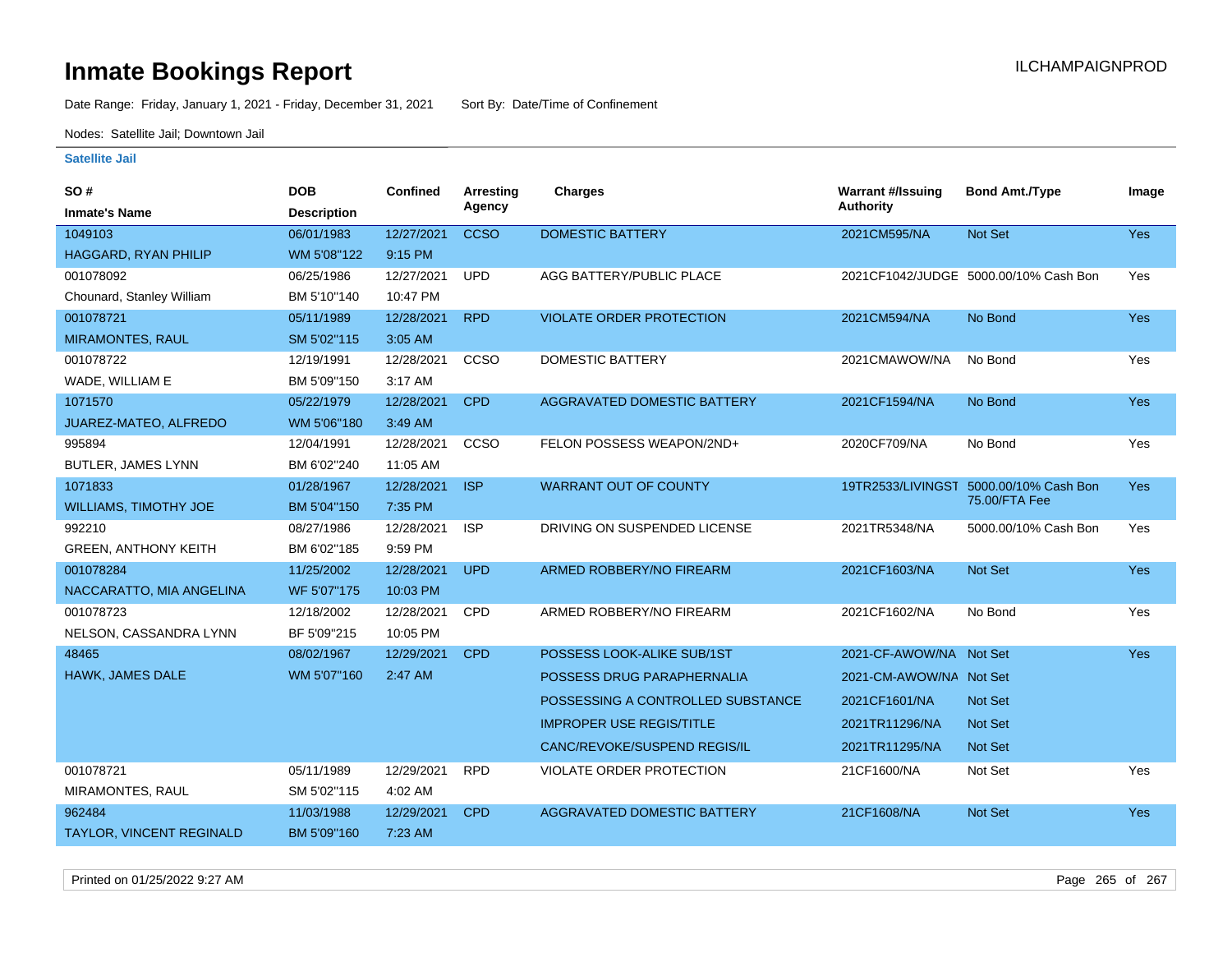# Inmate Bookings Report

ILCHAMPAIGNPROD

Date Range: Friday, January 1, 2021 - Friday, December 31, 2021 Sort By: Date/Time of Confinement

Nodes: Satellite Jail; Downtown Jail

**Satellite Jail**

| SO # / Inmate's Name | DOB / Description | Confined | Arresting Agency | Charges | Warrant #/Issuing Authority | Bond Amt./Type | Image |
|---|---|---|---|---|---|---|---|
| 1049103 HAGGARD, RYAN PHILIP | 06/01/1983 WM 5'08"122 | 12/27/2021 9:15 PM | CCSO | DOMESTIC BATTERY | 2021CM595/NA | Not Set | Yes |
| 001078092 Chounard, Stanley William | 06/25/1986 BM 5'10"140 | 12/27/2021 10:47 PM | UPD | AGG BATTERY/PUBLIC PLACE | 2021CF1042/JUDGE | 5000.00/10% Cash Bon | Yes |
| 001078721 MIRAMONTES, RAUL | 05/11/1989 SM 5'02"115 | 12/28/2021 3:05 AM | RPD | VIOLATE ORDER PROTECTION | 2021CM594/NA | No Bond | Yes |
| 001078722 WADE, WILLIAM E | 12/19/1991 BM 5'09"150 | 12/28/2021 3:17 AM | CCSO | DOMESTIC BATTERY | 2021CMAWOW/NA | No Bond | Yes |
| 1071570 JUAREZ-MATEO, ALFREDO | 05/22/1979 WM 5'06"180 | 12/28/2021 3:49 AM | CPD | AGGRAVATED DOMESTIC BATTERY | 2021CF1594/NA | No Bond | Yes |
| 995894 BUTLER, JAMES LYNN | 12/04/1991 BM 6'02"240 | 12/28/2021 11:05 AM | CCSO | FELON POSSESS WEAPON/2ND+ | 2020CF709/NA | No Bond | Yes |
| 1071833 WILLIAMS, TIMOTHY JOE | 01/28/1967 BM 5'04"150 | 12/28/2021 7:35 PM | ISP | WARRANT OUT OF COUNTY | 19TR2533/LIVINGST | 5000.00/10% Cash Bon 75.00/FTA Fee | Yes |
| 992210 GREEN, ANTHONY KEITH | 08/27/1986 BM 6'02"185 | 12/28/2021 9:59 PM | ISP | DRIVING ON SUSPENDED LICENSE | 2021TR5348/NA | 5000.00/10% Cash Bon | Yes |
| 001078284 NACCARATTO, MIA ANGELINA | 11/25/2002 WF 5'07"175 | 12/28/2021 10:03 PM | UPD | ARMED ROBBERY/NO FIREARM | 2021CF1603/NA | Not Set | Yes |
| 001078723 NELSON, CASSANDRA LYNN | 12/18/2002 BF 5'09"215 | 12/28/2021 10:05 PM | CPD | ARMED ROBBERY/NO FIREARM | 2021CF1602/NA | No Bond | Yes |
| 48465 HAWK, JAMES DALE | 08/02/1967 WM 5'07"160 | 12/29/2021 2:47 AM | CPD | POSSESS LOOK-ALIKE SUB/1ST | 2021-CF-AWOW/NA | Not Set | Yes |
| | | | | POSSESS DRUG PARAPHERNALIA | 2021-CM-AWOW/NA | Not Set | |
| | | | | POSSESSING A CONTROLLED SUBSTANCE | 2021CF1601/NA | Not Set | |
| | | | | IMPROPER USE REGIS/TITLE | 2021TR11296/NA | Not Set | |
| | | | | CANC/REVOKE/SUSPEND REGIS/IL | 2021TR11295/NA | Not Set | |
| 001078721 MIRAMONTES, RAUL | 05/11/1989 SM 5'02"115 | 12/29/2021 4:02 AM | RPD | VIOLATE ORDER PROTECTION | 21CF1600/NA | Not Set | Yes |
| 962484 TAYLOR, VINCENT REGINALD | 11/03/1988 BM 5'09"160 | 12/29/2021 7:23 AM | CPD | AGGRAVATED DOMESTIC BATTERY | 21CF1608/NA | Not Set | Yes |

Printed on 01/25/2022 9:27 AM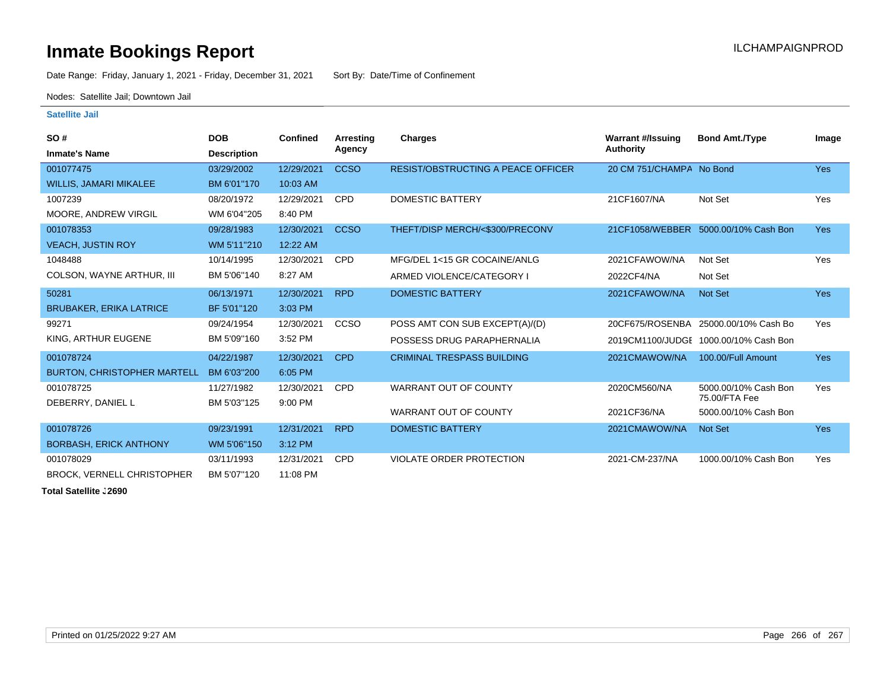# Inmate Bookings Report

ILCHAMPAIGNPROD

Date Range: Friday, January 1, 2021 - Friday, December 31, 2021    Sort By: Date/Time of Confinement

Nodes: Satellite Jail; Downtown Jail

**Satellite Jail**

| SO # / Inmate's Name | DOB / Description | Confined | Arresting Agency | Charges | Warrant #/Issuing Authority | Bond Amt./Type | Image |
|---|---|---|---|---|---|---|---|
| 001077475<br>WILLIS, JAMARI MIKALEE | 03/29/2002<br>BM 6'01"170 | 12/29/2021<br>10:03 AM | CCSO | RESIST/OBSTRUCTING A PEACE OFFICER | 20 CM 751/CHAMPA | No Bond | Yes |
| 1007239<br>MOORE, ANDREW VIRGIL | 08/20/1972<br>WM 6'04"205 | 12/29/2021<br>8:40 PM | CPD | DOMESTIC BATTERY | 21CF1607/NA | Not Set | Yes |
| 001078353<br>VEACH, JUSTIN ROY | 09/28/1983<br>WM 5'11"210 | 12/30/2021<br>12:22 AM | CCSO | THEFT/DISP MERCH/<$300/PRECONV | 21CF1058/WEBBER | 5000.00/10% Cash Bon | Yes |
| 1048488<br>COLSON, WAYNE ARTHUR, III | 10/14/1995<br>BM 5'06"140 | 12/30/2021<br>8:27 AM | CPD | MFG/DEL 1<15 GR COCAINE/ANLG<br>ARMED VIOLENCE/CATEGORY I | 2021CFAWOW/NA<br>2022CF4/NA | Not Set<br>Not Set | Yes |
| 50281<br>BRUBAKER, ERIKA LATRICE | 06/13/1971<br>BF 5'01"120 | 12/30/2021<br>3:03 PM | RPD | DOMESTIC BATTERY | 2021CFAWOW/NA | Not Set | Yes |
| 99271<br>KING, ARTHUR EUGENE | 09/24/1954<br>BM 5'09"160 | 12/30/2021<br>3:52 PM | CCSO | POSS AMT CON SUB EXCEPT(A)/(D)<br>POSSESS DRUG PARAPHERNALIA | 20CF675/ROSENBA<br>2019CM1100/JUDGE | 25000.00/10% Cash Bo<br>1000.00/10% Cash Bon | Yes |
| 001078724<br>BURTON, CHRISTOPHER MARTELL | 04/22/1987<br>BM 6'03"200 | 12/30/2021<br>6:05 PM | CPD | CRIMINAL TRESPASS BUILDING | 2021CMAWOW/NA | 100.00/Full Amount | Yes |
| 001078725<br>DEBERRY, DANIEL L | 11/27/1982<br>BM 5'03"125 | 12/30/2021<br>9:00 PM | CPD | WARRANT OUT OF COUNTY<br>WARRANT OUT OF COUNTY | 2020CM560/NA<br>2021CF36/NA | 5000.00/10% Cash Bon<br>75.00/FTA Fee<br>5000.00/10% Cash Bon | Yes |
| 001078726<br>BORBASH, ERICK ANTHONY | 09/23/1991<br>WM 5'06"150 | 12/31/2021<br>3:12 PM | RPD | DOMESTIC BATTERY | 2021CMAWOW/NA | Not Set | Yes |
| 001078029<br>BROCK, VERNELL CHRISTOPHER | 03/11/1993<br>BM 5'07"120 | 12/31/2021<br>11:08 PM | CPD | VIOLATE ORDER PROTECTION | 2021-CM-237/NA | 1000.00/10% Cash Bon | Yes |

**Total Satellite J2690**

Printed on 01/25/2022 9:27 AM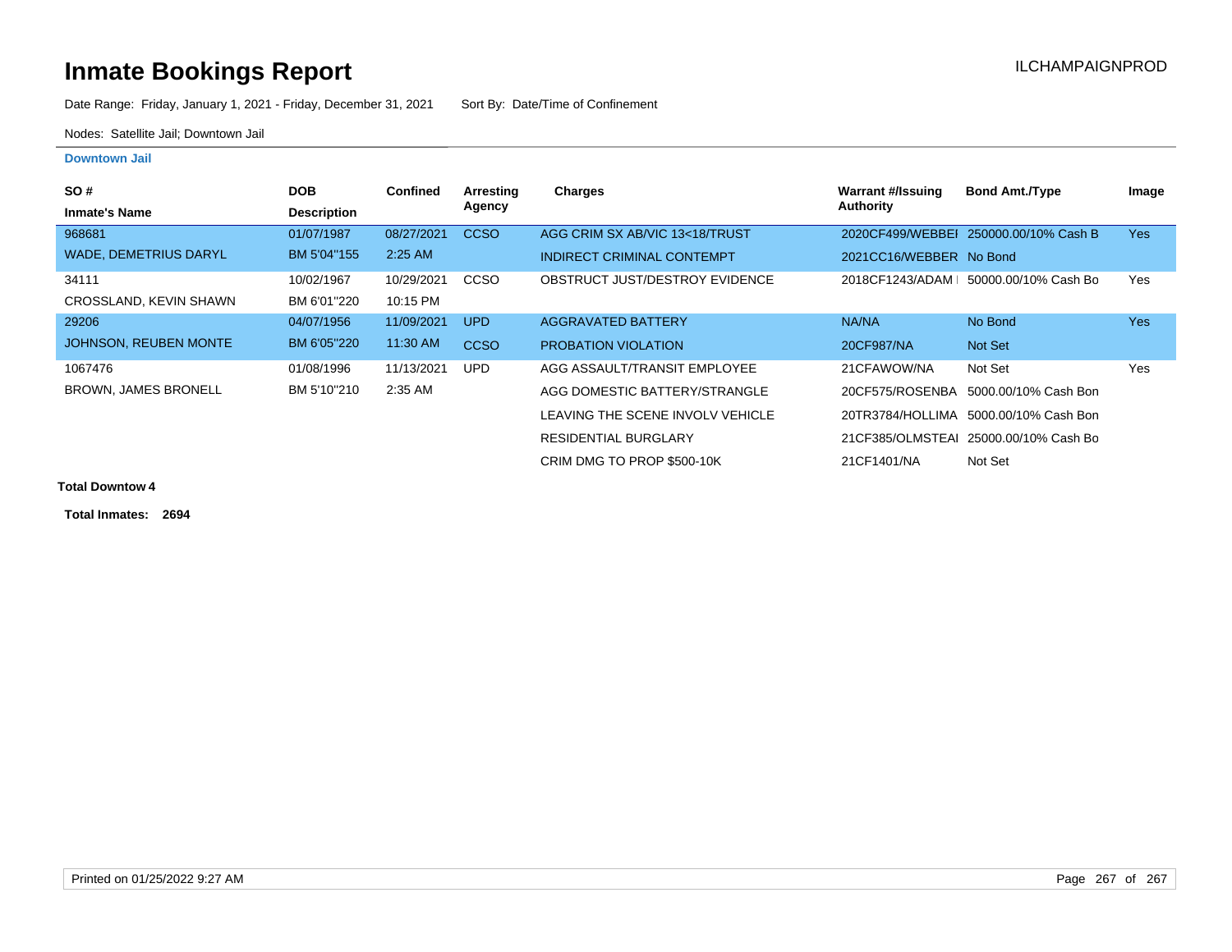# Inmate Bookings Report

ILCHAMPAIGNPROD

Date Range: Friday, January 1, 2021 - Friday, December 31, 2021 Sort By: Date/Time of Confinement

Nodes: Satellite Jail; Downtown Jail

**Downtown Jail**

| SO # / Inmate's Name | DOB / Description | Confined | Arresting Agency | Charges | Warrant #/Issuing Authority | Bond Amt./Type | Image |
|---|---|---|---|---|---|---|---|
| 968681 | 01/07/1987 | 08/27/2021 | CCSO | AGG CRIM SX AB/VIC 13<18/TRUST | 2020CF499/WEBBEI | 250000.00/10% Cash B | Yes |
| WADE, DEMETRIUS DARYL | BM 5'04"155 | 2:25 AM | | INDIRECT CRIMINAL CONTEMPT | 2021CC16/WEBBER | No Bond | |
| 34111 | 10/02/1967 | 10/29/2021 | CCSO | OBSTRUCT JUST/DESTROY EVIDENCE | 2018CF1243/ADAM | 50000.00/10% Cash Bo | Yes |
| CROSSLAND, KEVIN SHAWN | BM 6'01"220 | 10:15 PM | | | | | |
| 29206 | 04/07/1956 | 11/09/2021 | UPD | AGGRAVATED BATTERY | NA/NA | No Bond | Yes |
| JOHNSON, REUBEN MONTE | BM 6'05"220 | 11:30 AM | CCSO | PROBATION VIOLATION | 20CF987/NA | Not Set | |
| 1067476 | 01/08/1996 | 11/13/2021 | UPD | AGG ASSAULT/TRANSIT EMPLOYEE | 21CFAWOW/NA | Not Set | Yes |
| BROWN, JAMES BRONELL | BM 5'10"210 | 2:35 AM | | AGG DOMESTIC BATTERY/STRANGLE | 20CF575/ROSENBA | 5000.00/10% Cash Bon | |
| | | | | LEAVING THE SCENE INVOLV VEHICLE | 20TR3784/HOLLIMA | 5000.00/10% Cash Bon | |
| | | | | RESIDENTIAL BURGLARY | 21CF385/OLMSTEAI | 25000.00/10% Cash Bo | |
| | | | | CRIM DMG TO PROP $500-10K | 21CF1401/NA | Not Set | |

**Total Downtow 4**

**Total Inmates: 2694**

Printed on 01/25/2022 9:27 AM